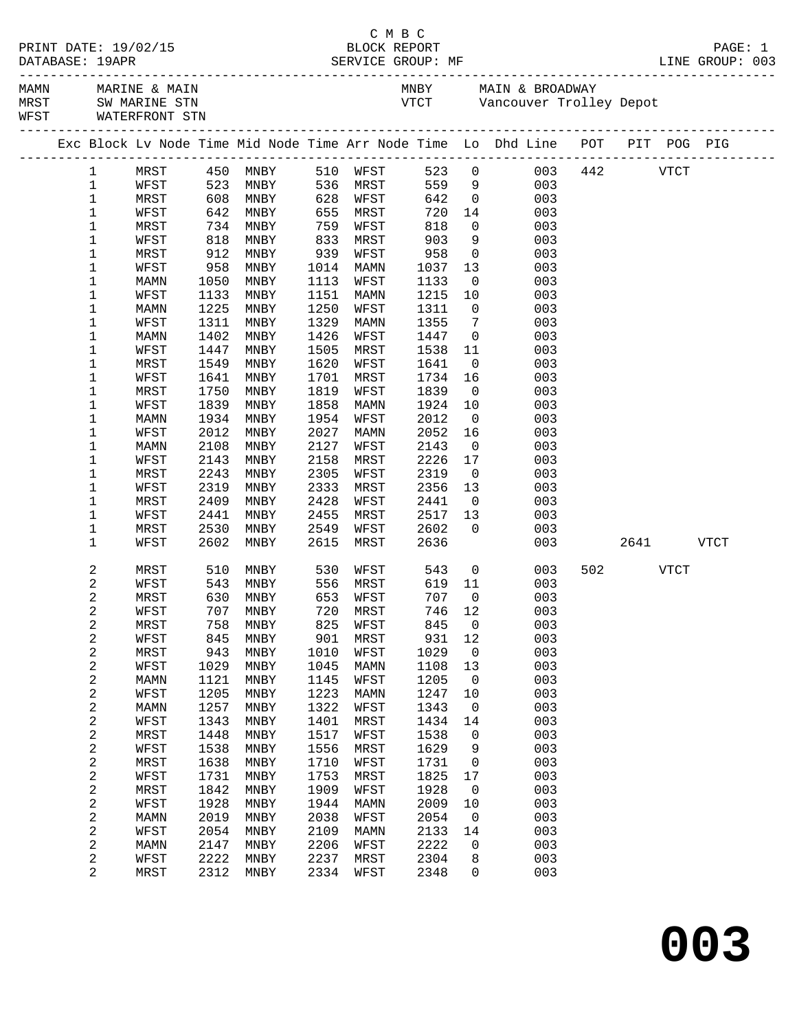C M B C

PRINT DATE: 19/02/15 BLOCK REPORT

DATABASE: 19APR SERVICE GROUP: MF LINE GROUP: 003

| | | | |
|---|---|---|---|
| MAMN | MARINE & MAIN | MNBY | MAIN & BROADWAY |
| MRST | SW MARINE STN | VTCT | Vancouver Trolley Depot |
| WFST | WATERFRONT STN | | |

| Exc | Block | Lv Node | Time | Mid Node | Time | Arr Node | Time | Lo | Dhd Line | POT | PIT | POG | PIG |
|---|---|---|---|---|---|---|---|---|---|---|---|---|---|
| | 1 | MRST | 450 | MNBY | 510 | WFST | 523 | 0 | 003 | 442 | | VTCT | |
| | 1 | WFST | 523 | MNBY | 536 | MRST | 559 | 9 | 003 | | | | |
| | 1 | MRST | 608 | MNBY | 628 | WFST | 642 | 0 | 003 | | | | |
| | 1 | WFST | 642 | MNBY | 655 | MRST | 720 | 14 | 003 | | | | |
| | 1 | MRST | 734 | MNBY | 759 | WFST | 818 | 0 | 003 | | | | |
| | 1 | WFST | 818 | MNBY | 833 | MRST | 903 | 9 | 003 | | | | |
| | 1 | MRST | 912 | MNBY | 939 | WFST | 958 | 0 | 003 | | | | |
| | 1 | WFST | 958 | MNBY | 1014 | MAMN | 1037 | 13 | 003 | | | | |
| | 1 | MAMN | 1050 | MNBY | 1113 | WFST | 1133 | 0 | 003 | | | | |
| | 1 | WFST | 1133 | MNBY | 1151 | MAMN | 1215 | 10 | 003 | | | | |
| | 1 | MAMN | 1225 | MNBY | 1250 | WFST | 1311 | 0 | 003 | | | | |
| | 1 | WFST | 1311 | MNBY | 1329 | MAMN | 1355 | 7 | 003 | | | | |
| | 1 | MAMN | 1402 | MNBY | 1426 | WFST | 1447 | 0 | 003 | | | | |
| | 1 | WFST | 1447 | MNBY | 1505 | MRST | 1538 | 11 | 003 | | | | |
| | 1 | MRST | 1549 | MNBY | 1620 | WFST | 1641 | 0 | 003 | | | | |
| | 1 | WFST | 1641 | MNBY | 1701 | MRST | 1734 | 16 | 003 | | | | |
| | 1 | MRST | 1750 | MNBY | 1819 | WFST | 1839 | 0 | 003 | | | | |
| | 1 | WFST | 1839 | MNBY | 1858 | MAMN | 1924 | 10 | 003 | | | | |
| | 1 | MAMN | 1934 | MNBY | 1954 | WFST | 2012 | 0 | 003 | | | | |
| | 1 | WFST | 2012 | MNBY | 2027 | MAMN | 2052 | 16 | 003 | | | | |
| | 1 | MAMN | 2108 | MNBY | 2127 | WFST | 2143 | 0 | 003 | | | | |
| | 1 | WFST | 2143 | MNBY | 2158 | MRST | 2226 | 17 | 003 | | | | |
| | 1 | MRST | 2243 | MNBY | 2305 | WFST | 2319 | 0 | 003 | | | | |
| | 1 | WFST | 2319 | MNBY | 2333 | MRST | 2356 | 13 | 003 | | | | |
| | 1 | MRST | 2409 | MNBY | 2428 | WFST | 2441 | 0 | 003 | | | | |
| | 1 | WFST | 2441 | MNBY | 2455 | MRST | 2517 | 13 | 003 | | | | |
| | 1 | MRST | 2530 | MNBY | 2549 | WFST | 2602 | 0 | 003 | | | | |
| | 1 | WFST | 2602 | MNBY | 2615 | MRST | 2636 | | 003 | | 2641 | | VTCT |
| | 2 | MRST | 510 | MNBY | 530 | WFST | 543 | 0 | 003 | 502 | | VTCT | |
| | 2 | WFST | 543 | MNBY | 556 | MRST | 619 | 11 | 003 | | | | |
| | 2 | MRST | 630 | MNBY | 653 | WFST | 707 | 0 | 003 | | | | |
| | 2 | WFST | 707 | MNBY | 720 | MRST | 746 | 12 | 003 | | | | |
| | 2 | MRST | 758 | MNBY | 825 | WFST | 845 | 0 | 003 | | | | |
| | 2 | WFST | 845 | MNBY | 901 | MRST | 931 | 12 | 003 | | | | |
| | 2 | MRST | 943 | MNBY | 1010 | WFST | 1029 | 0 | 003 | | | | |
| | 2 | WFST | 1029 | MNBY | 1045 | MAMN | 1108 | 13 | 003 | | | | |
| | 2 | MAMN | 1121 | MNBY | 1145 | WFST | 1205 | 0 | 003 | | | | |
| | 2 | WFST | 1205 | MNBY | 1223 | MAMN | 1247 | 10 | 003 | | | | |
| | 2 | MAMN | 1257 | MNBY | 1322 | WFST | 1343 | 0 | 003 | | | | |
| | 2 | WFST | 1343 | MNBY | 1401 | MRST | 1434 | 14 | 003 | | | | |
| | 2 | MRST | 1448 | MNBY | 1517 | WFST | 1538 | 0 | 003 | | | | |
| | 2 | WFST | 1538 | MNBY | 1556 | MRST | 1629 | 9 | 003 | | | | |
| | 2 | MRST | 1638 | MNBY | 1710 | WFST | 1731 | 0 | 003 | | | | |
| | 2 | WFST | 1731 | MNBY | 1753 | MRST | 1825 | 17 | 003 | | | | |
| | 2 | MRST | 1842 | MNBY | 1909 | WFST | 1928 | 0 | 003 | | | | |
| | 2 | WFST | 1928 | MNBY | 1944 | MAMN | 2009 | 10 | 003 | | | | |
| | 2 | MAMN | 2019 | MNBY | 2038 | WFST | 2054 | 0 | 003 | | | | |
| | 2 | WFST | 2054 | MNBY | 2109 | MAMN | 2133 | 14 | 003 | | | | |
| | 2 | MAMN | 2147 | MNBY | 2206 | WFST | 2222 | 0 | 003 | | | | |
| | 2 | WFST | 2222 | MNBY | 2237 | MRST | 2304 | 8 | 003 | | | | |
| | 2 | MRST | 2312 | MNBY | 2334 | WFST | 2348 | 0 | 003 | | | | |

**003**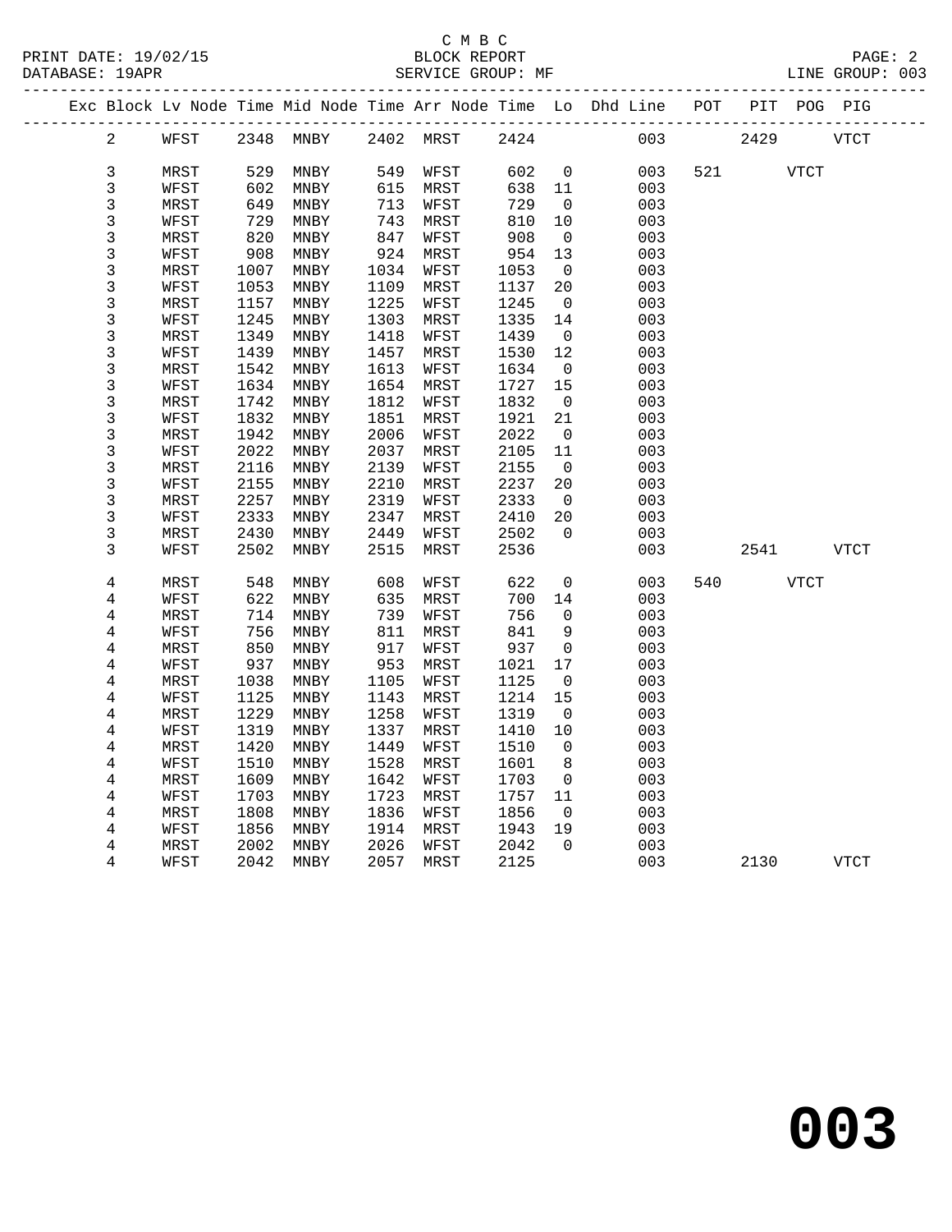C M B C
BLOCK REPORT
SERVICE GROUP: MF

PRINT DATE: 19/02/15
DATABASE: 19APR
LINE GROUP: 003

| Exc | Block | Lv Node | Time | Mid Node | Time | Arr Node | Time | Lo | Dhd Line | POT | PIT | POG | PIG |
|---|---|---|---|---|---|---|---|---|---|---|---|---|---|
| | 2 | WFST | 2348 | MNBY | 2402 | MRST | 2424 | | 003 | | 2429 | | VTCT |
| | 3 | MRST | 529 | MNBY | 549 | WFST | 602 | 0 | 003 | 521 | | VTCT | |
| | 3 | WFST | 602 | MNBY | 615 | MRST | 638 | 11 | 003 | | | | |
| | 3 | MRST | 649 | MNBY | 713 | WFST | 729 | 0 | 003 | | | | |
| | 3 | WFST | 729 | MNBY | 743 | MRST | 810 | 10 | 003 | | | | |
| | 3 | MRST | 820 | MNBY | 847 | WFST | 908 | 0 | 003 | | | | |
| | 3 | WFST | 908 | MNBY | 924 | MRST | 954 | 13 | 003 | | | | |
| | 3 | MRST | 1007 | MNBY | 1034 | WFST | 1053 | 0 | 003 | | | | |
| | 3 | WFST | 1053 | MNBY | 1109 | MRST | 1137 | 20 | 003 | | | | |
| | 3 | MRST | 1157 | MNBY | 1225 | WFST | 1245 | 0 | 003 | | | | |
| | 3 | WFST | 1245 | MNBY | 1303 | MRST | 1335 | 14 | 003 | | | | |
| | 3 | MRST | 1349 | MNBY | 1418 | WFST | 1439 | 0 | 003 | | | | |
| | 3 | WFST | 1439 | MNBY | 1457 | MRST | 1530 | 12 | 003 | | | | |
| | 3 | MRST | 1542 | MNBY | 1613 | WFST | 1634 | 0 | 003 | | | | |
| | 3 | WFST | 1634 | MNBY | 1654 | MRST | 1727 | 15 | 003 | | | | |
| | 3 | MRST | 1742 | MNBY | 1812 | WFST | 1832 | 0 | 003 | | | | |
| | 3 | WFST | 1832 | MNBY | 1851 | MRST | 1921 | 21 | 003 | | | | |
| | 3 | MRST | 1942 | MNBY | 2006 | WFST | 2022 | 0 | 003 | | | | |
| | 3 | WFST | 2022 | MNBY | 2037 | MRST | 2105 | 11 | 003 | | | | |
| | 3 | MRST | 2116 | MNBY | 2139 | WFST | 2155 | 0 | 003 | | | | |
| | 3 | WFST | 2155 | MNBY | 2210 | MRST | 2237 | 20 | 003 | | | | |
| | 3 | MRST | 2257 | MNBY | 2319 | WFST | 2333 | 0 | 003 | | | | |
| | 3 | WFST | 2333 | MNBY | 2347 | MRST | 2410 | 20 | 003 | | | | |
| | 3 | MRST | 2430 | MNBY | 2449 | WFST | 2502 | 0 | 003 | | | | |
| | 3 | WFST | 2502 | MNBY | 2515 | MRST | 2536 | | 003 | | 2541 | | VTCT |
| | 4 | MRST | 548 | MNBY | 608 | WFST | 622 | 0 | 003 | 540 | | VTCT | |
| | 4 | WFST | 622 | MNBY | 635 | MRST | 700 | 14 | 003 | | | | |
| | 4 | MRST | 714 | MNBY | 739 | WFST | 756 | 0 | 003 | | | | |
| | 4 | WFST | 756 | MNBY | 811 | MRST | 841 | 9 | 003 | | | | |
| | 4 | MRST | 850 | MNBY | 917 | WFST | 937 | 0 | 003 | | | | |
| | 4 | WFST | 937 | MNBY | 953 | MRST | 1021 | 17 | 003 | | | | |
| | 4 | MRST | 1038 | MNBY | 1105 | WFST | 1125 | 0 | 003 | | | | |
| | 4 | WFST | 1125 | MNBY | 1143 | MRST | 1214 | 15 | 003 | | | | |
| | 4 | MRST | 1229 | MNBY | 1258 | WFST | 1319 | 0 | 003 | | | | |
| | 4 | WFST | 1319 | MNBY | 1337 | MRST | 1410 | 10 | 003 | | | | |
| | 4 | MRST | 1420 | MNBY | 1449 | WFST | 1510 | 0 | 003 | | | | |
| | 4 | WFST | 1510 | MNBY | 1528 | MRST | 1601 | 8 | 003 | | | | |
| | 4 | MRST | 1609 | MNBY | 1642 | WFST | 1703 | 0 | 003 | | | | |
| | 4 | WFST | 1703 | MNBY | 1723 | MRST | 1757 | 11 | 003 | | | | |
| | 4 | MRST | 1808 | MNBY | 1836 | WFST | 1856 | 0 | 003 | | | | |
| | 4 | WFST | 1856 | MNBY | 1914 | MRST | 1943 | 19 | 003 | | | | |
| | 4 | MRST | 2002 | MNBY | 2026 | WFST | 2042 | 0 | 003 | | | | |
| | 4 | WFST | 2042 | MNBY | 2057 | MRST | 2125 | | 003 | | 2130 | | VTCT |

# 003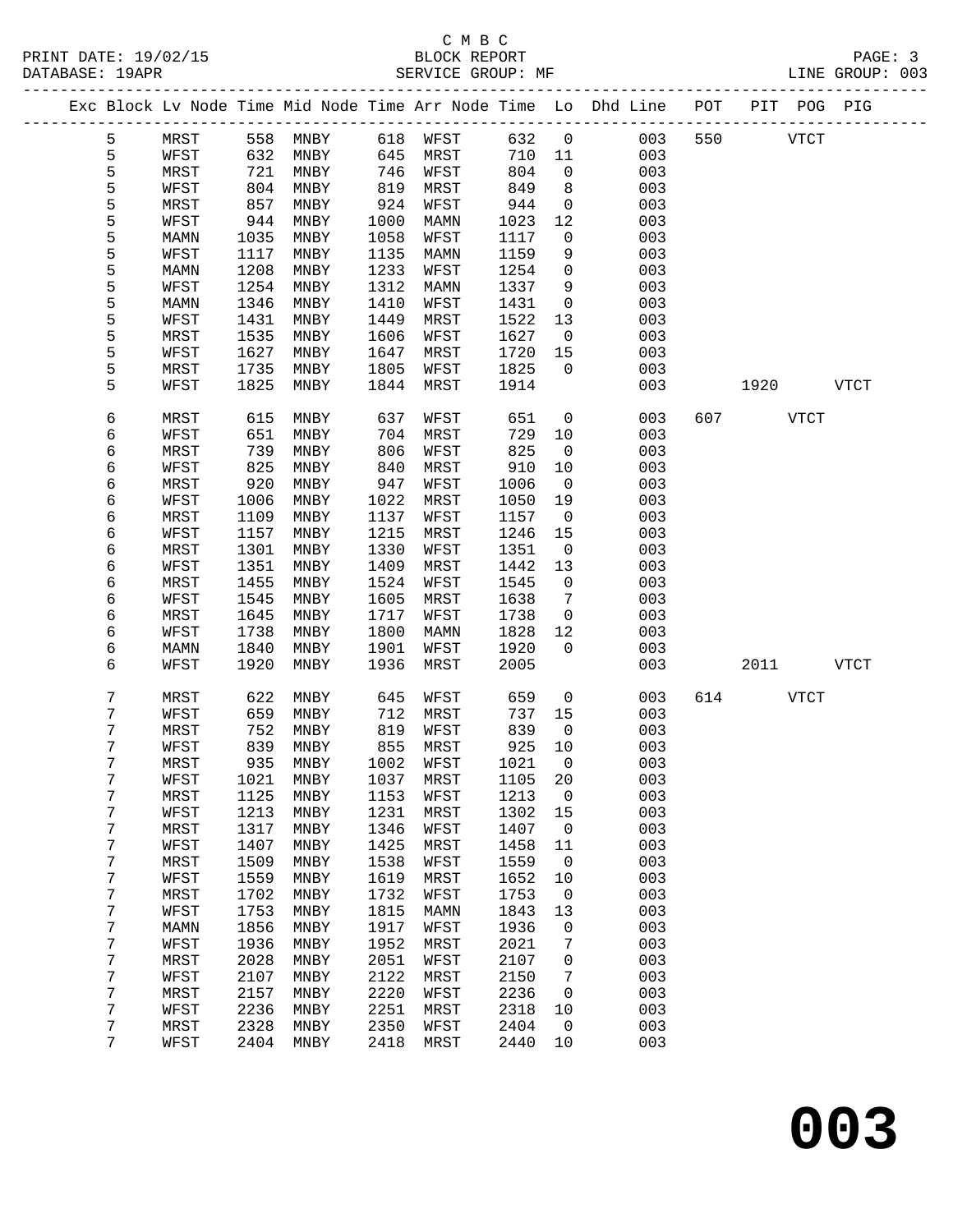C M B C

BLOCK REPORT

SERVICE GROUP: MF

PRINT DATE: 19/02/15
DATABASE: 19APR

LINE GROUP: 003

| Exc | Block | Lv | Node | Time | Mid Node | Time | Arr Node | Time | Lo | Dhd Line | POT | PIT | POG | PIG |
|---|---|---|---|---|---|---|---|---|---|---|---|---|---|---|
| | 5 | | MRST | 558 | MNBY | 618 | WFST | 632 | 0 | 003 | 550 | | VTCT | |
| | 5 | | WFST | 632 | MNBY | 645 | MRST | 710 | 11 | 003 | | | | |
| | 5 | | MRST | 721 | MNBY | 746 | WFST | 804 | 0 | 003 | | | | |
| | 5 | | WFST | 804 | MNBY | 819 | MRST | 849 | 8 | 003 | | | | |
| | 5 | | MRST | 857 | MNBY | 924 | WFST | 944 | 0 | 003 | | | | |
| | 5 | | WFST | 944 | MNBY | 1000 | MAMN | 1023 | 12 | 003 | | | | |
| | 5 | | MAMN | 1035 | MNBY | 1058 | WFST | 1117 | 0 | 003 | | | | |
| | 5 | | WFST | 1117 | MNBY | 1135 | MAMN | 1159 | 9 | 003 | | | | |
| | 5 | | MAMN | 1208 | MNBY | 1233 | WFST | 1254 | 0 | 003 | | | | |
| | 5 | | WFST | 1254 | MNBY | 1312 | MAMN | 1337 | 9 | 003 | | | | |
| | 5 | | MAMN | 1346 | MNBY | 1410 | WFST | 1431 | 0 | 003 | | | | |
| | 5 | | WFST | 1431 | MNBY | 1449 | MRST | 1522 | 13 | 003 | | | | |
| | 5 | | MRST | 1535 | MNBY | 1606 | WFST | 1627 | 0 | 003 | | | | |
| | 5 | | WFST | 1627 | MNBY | 1647 | MRST | 1720 | 15 | 003 | | | | |
| | 5 | | MRST | 1735 | MNBY | 1805 | WFST | 1825 | 0 | 003 | | | | |
| | 5 | | WFST | 1825 | MNBY | 1844 | MRST | 1914 | | 003 | | 1920 | | VTCT |
| | 6 | | MRST | 615 | MNBY | 637 | WFST | 651 | 0 | 003 | 607 | | VTCT | |
| | 6 | | WFST | 651 | MNBY | 704 | MRST | 729 | 10 | 003 | | | | |
| | 6 | | MRST | 739 | MNBY | 806 | WFST | 825 | 0 | 003 | | | | |
| | 6 | | WFST | 825 | MNBY | 840 | MRST | 910 | 10 | 003 | | | | |
| | 6 | | MRST | 920 | MNBY | 947 | WFST | 1006 | 0 | 003 | | | | |
| | 6 | | WFST | 1006 | MNBY | 1022 | MRST | 1050 | 19 | 003 | | | | |
| | 6 | | MRST | 1109 | MNBY | 1137 | WFST | 1157 | 0 | 003 | | | | |
| | 6 | | WFST | 1157 | MNBY | 1215 | MRST | 1246 | 15 | 003 | | | | |
| | 6 | | MRST | 1301 | MNBY | 1330 | WFST | 1351 | 0 | 003 | | | | |
| | 6 | | WFST | 1351 | MNBY | 1409 | MRST | 1442 | 13 | 003 | | | | |
| | 6 | | MRST | 1455 | MNBY | 1524 | WFST | 1545 | 0 | 003 | | | | |
| | 6 | | WFST | 1545 | MNBY | 1605 | MRST | 1638 | 7 | 003 | | | | |
| | 6 | | MRST | 1645 | MNBY | 1717 | WFST | 1738 | 0 | 003 | | | | |
| | 6 | | WFST | 1738 | MNBY | 1800 | MAMN | 1828 | 12 | 003 | | | | |
| | 6 | | MAMN | 1840 | MNBY | 1901 | WFST | 1920 | 0 | 003 | | | | |
| | 6 | | WFST | 1920 | MNBY | 1936 | MRST | 2005 | | 003 | | 2011 | | VTCT |
| | 7 | | MRST | 622 | MNBY | 645 | WFST | 659 | 0 | 003 | 614 | | VTCT | |
| | 7 | | WFST | 659 | MNBY | 712 | MRST | 737 | 15 | 003 | | | | |
| | 7 | | MRST | 752 | MNBY | 819 | WFST | 839 | 0 | 003 | | | | |
| | 7 | | WFST | 839 | MNBY | 855 | MRST | 925 | 10 | 003 | | | | |
| | 7 | | MRST | 935 | MNBY | 1002 | WFST | 1021 | 0 | 003 | | | | |
| | 7 | | WFST | 1021 | MNBY | 1037 | MRST | 1105 | 20 | 003 | | | | |
| | 7 | | MRST | 1125 | MNBY | 1153 | WFST | 1213 | 0 | 003 | | | | |
| | 7 | | WFST | 1213 | MNBY | 1231 | MRST | 1302 | 15 | 003 | | | | |
| | 7 | | MRST | 1317 | MNBY | 1346 | WFST | 1407 | 0 | 003 | | | | |
| | 7 | | WFST | 1407 | MNBY | 1425 | MRST | 1458 | 11 | 003 | | | | |
| | 7 | | MRST | 1509 | MNBY | 1538 | WFST | 1559 | 0 | 003 | | | | |
| | 7 | | WFST | 1559 | MNBY | 1619 | MRST | 1652 | 10 | 003 | | | | |
| | 7 | | MRST | 1702 | MNBY | 1732 | WFST | 1753 | 0 | 003 | | | | |
| | 7 | | WFST | 1753 | MNBY | 1815 | MAMN | 1843 | 13 | 003 | | | | |
| | 7 | | MAMN | 1856 | MNBY | 1917 | WFST | 1936 | 0 | 003 | | | | |
| | 7 | | WFST | 1936 | MNBY | 1952 | MRST | 2021 | 7 | 003 | | | | |
| | 7 | | MRST | 2028 | MNBY | 2051 | WFST | 2107 | 0 | 003 | | | | |
| | 7 | | WFST | 2107 | MNBY | 2122 | MRST | 2150 | 7 | 003 | | | | |
| | 7 | | MRST | 2157 | MNBY | 2220 | WFST | 2236 | 0 | 003 | | | | |
| | 7 | | WFST | 2236 | MNBY | 2251 | MRST | 2318 | 10 | 003 | | | | |
| | 7 | | MRST | 2328 | MNBY | 2350 | WFST | 2404 | 0 | 003 | | | | |
| | 7 | | WFST | 2404 | MNBY | 2418 | MRST | 2440 | 10 | 003 | | | | |

# 003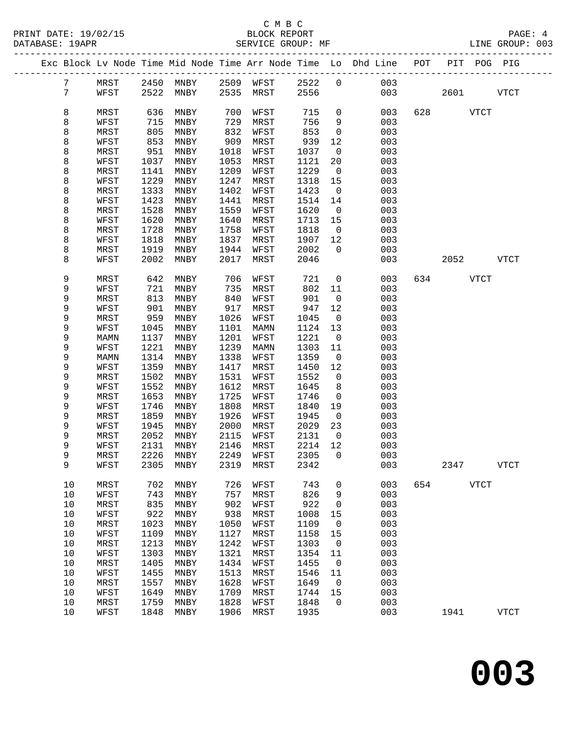C M B C

PRINT DATE: 19/02/15 BLOCK REPORT

DATABASE: 19APR SERVICE GROUP: MF LINE GROUP: 003

| Exc | Block | Lv Node | Time | Mid Node | Time | Arr Node | Time | Lo | Dhd Line | POT | PIT | POG | PIG |
|---|---|---|---|---|---|---|---|---|---|---|---|---|---|
| | 7 | MRST | 2450 | MNBY | 2509 | WFST | 2522 | 0 | 003 | | | | |
| | 7 | WFST | 2522 | MNBY | 2535 | MRST | 2556 | | 003 | | 2601 | | VTCT |
| | 8 | MRST | 636 | MNBY | 700 | WFST | 715 | 0 | 003 | 628 | | VTCT | |
| | 8 | WFST | 715 | MNBY | 729 | MRST | 756 | 9 | 003 | | | | |
| | 8 | MRST | 805 | MNBY | 832 | WFST | 853 | 0 | 003 | | | | |
| | 8 | WFST | 853 | MNBY | 909 | MRST | 939 | 12 | 003 | | | | |
| | 8 | MRST | 951 | MNBY | 1018 | WFST | 1037 | 0 | 003 | | | | |
| | 8 | WFST | 1037 | MNBY | 1053 | MRST | 1121 | 20 | 003 | | | | |
| | 8 | MRST | 1141 | MNBY | 1209 | WFST | 1229 | 0 | 003 | | | | |
| | 8 | WFST | 1229 | MNBY | 1247 | MRST | 1318 | 15 | 003 | | | | |
| | 8 | MRST | 1333 | MNBY | 1402 | WFST | 1423 | 0 | 003 | | | | |
| | 8 | WFST | 1423 | MNBY | 1441 | MRST | 1514 | 14 | 003 | | | | |
| | 8 | MRST | 1528 | MNBY | 1559 | WFST | 1620 | 0 | 003 | | | | |
| | 8 | WFST | 1620 | MNBY | 1640 | MRST | 1713 | 15 | 003 | | | | |
| | 8 | MRST | 1728 | MNBY | 1758 | WFST | 1818 | 0 | 003 | | | | |
| | 8 | WFST | 1818 | MNBY | 1837 | MRST | 1907 | 12 | 003 | | | | |
| | 8 | MRST | 1919 | MNBY | 1944 | WFST | 2002 | 0 | 003 | | | | |
| | 8 | WFST | 2002 | MNBY | 2017 | MRST | 2046 | | 003 | | 2052 | | VTCT |
| | 9 | MRST | 642 | MNBY | 706 | WFST | 721 | 0 | 003 | 634 | | VTCT | |
| | 9 | WFST | 721 | MNBY | 735 | MRST | 802 | 11 | 003 | | | | |
| | 9 | MRST | 813 | MNBY | 840 | WFST | 901 | 0 | 003 | | | | |
| | 9 | WFST | 901 | MNBY | 917 | MRST | 947 | 12 | 003 | | | | |
| | 9 | MRST | 959 | MNBY | 1026 | WFST | 1045 | 0 | 003 | | | | |
| | 9 | WFST | 1045 | MNBY | 1101 | MAMN | 1124 | 13 | 003 | | | | |
| | 9 | MAMN | 1137 | MNBY | 1201 | WFST | 1221 | 0 | 003 | | | | |
| | 9 | WFST | 1221 | MNBY | 1239 | MAMN | 1303 | 11 | 003 | | | | |
| | 9 | MAMN | 1314 | MNBY | 1338 | WFST | 1359 | 0 | 003 | | | | |
| | 9 | WFST | 1359 | MNBY | 1417 | MRST | 1450 | 12 | 003 | | | | |
| | 9 | MRST | 1502 | MNBY | 1531 | WFST | 1552 | 0 | 003 | | | | |
| | 9 | WFST | 1552 | MNBY | 1612 | MRST | 1645 | 8 | 003 | | | | |
| | 9 | MRST | 1653 | MNBY | 1725 | WFST | 1746 | 0 | 003 | | | | |
| | 9 | WFST | 1746 | MNBY | 1808 | MRST | 1840 | 19 | 003 | | | | |
| | 9 | MRST | 1859 | MNBY | 1926 | WFST | 1945 | 0 | 003 | | | | |
| | 9 | WFST | 1945 | MNBY | 2000 | MRST | 2029 | 23 | 003 | | | | |
| | 9 | MRST | 2052 | MNBY | 2115 | WFST | 2131 | 0 | 003 | | | | |
| | 9 | WFST | 2131 | MNBY | 2146 | MRST | 2214 | 12 | 003 | | | | |
| | 9 | MRST | 2226 | MNBY | 2249 | WFST | 2305 | 0 | 003 | | | | |
| | 9 | WFST | 2305 | MNBY | 2319 | MRST | 2342 | | 003 | | 2347 | | VTCT |
| | 10 | MRST | 702 | MNBY | 726 | WFST | 743 | 0 | 003 | 654 | | VTCT | |
| | 10 | WFST | 743 | MNBY | 757 | MRST | 826 | 9 | 003 | | | | |
| | 10 | MRST | 835 | MNBY | 902 | WFST | 922 | 0 | 003 | | | | |
| | 10 | WFST | 922 | MNBY | 938 | MRST | 1008 | 15 | 003 | | | | |
| | 10 | MRST | 1023 | MNBY | 1050 | WFST | 1109 | 0 | 003 | | | | |
| | 10 | WFST | 1109 | MNBY | 1127 | MRST | 1158 | 15 | 003 | | | | |
| | 10 | MRST | 1213 | MNBY | 1242 | WFST | 1303 | 0 | 003 | | | | |
| | 10 | WFST | 1303 | MNBY | 1321 | MRST | 1354 | 11 | 003 | | | | |
| | 10 | MRST | 1405 | MNBY | 1434 | WFST | 1455 | 0 | 003 | | | | |
| | 10 | WFST | 1455 | MNBY | 1513 | MRST | 1546 | 11 | 003 | | | | |
| | 10 | MRST | 1557 | MNBY | 1628 | WFST | 1649 | 0 | 003 | | | | |
| | 10 | WFST | 1649 | MNBY | 1709 | MRST | 1744 | 15 | 003 | | | | |
| | 10 | MRST | 1759 | MNBY | 1828 | WFST | 1848 | 0 | 003 | | | | |
| | 10 | WFST | 1848 | MNBY | 1906 | MRST | 1935 | | 003 | | 1941 | | VTCT |

# 003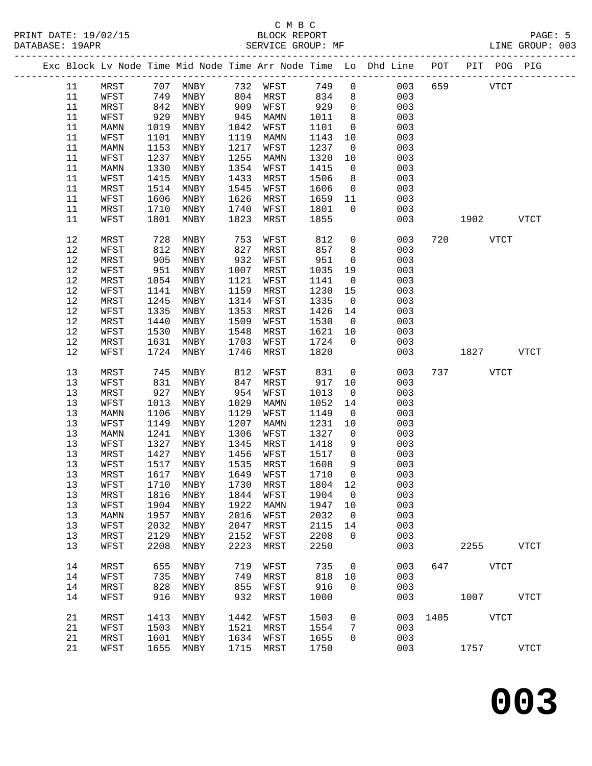C M B C

BLOCK REPORT

SERVICE GROUP: MF

LINE GROUP: 003

| Exc | Block | Lv Node | Time | Mid Node | Time | Arr Node | Time | Lo | Dhd Line | POT | PIT | POG | PIG |
|---|---|---|---|---|---|---|---|---|---|---|---|---|---|
| | 11 | MRST | 707 | MNBY | 732 | WFST | 749 | 0 | 003 | 659 | | VTCT | |
| | 11 | WFST | 749 | MNBY | 804 | MRST | 834 | 8 | 003 | | | | |
| | 11 | MRST | 842 | MNBY | 909 | WFST | 929 | 0 | 003 | | | | |
| | 11 | WFST | 929 | MNBY | 945 | MAMN | 1011 | 8 | 003 | | | | |
| | 11 | MAMN | 1019 | MNBY | 1042 | WFST | 1101 | 0 | 003 | | | | |
| | 11 | WFST | 1101 | MNBY | 1119 | MAMN | 1143 | 10 | 003 | | | | |
| | 11 | MAMN | 1153 | MNBY | 1217 | WFST | 1237 | 0 | 003 | | | | |
| | 11 | WFST | 1237 | MNBY | 1255 | MAMN | 1320 | 10 | 003 | | | | |
| | 11 | MAMN | 1330 | MNBY | 1354 | WFST | 1415 | 0 | 003 | | | | |
| | 11 | WFST | 1415 | MNBY | 1433 | MRST | 1506 | 8 | 003 | | | | |
| | 11 | MRST | 1514 | MNBY | 1545 | WFST | 1606 | 0 | 003 | | | | |
| | 11 | WFST | 1606 | MNBY | 1626 | MRST | 1659 | 11 | 003 | | | | |
| | 11 | MRST | 1710 | MNBY | 1740 | WFST | 1801 | 0 | 003 | | | | |
| | 11 | WFST | 1801 | MNBY | 1823 | MRST | 1855 | | 003 | | 1902 | | VTCT |
| | 12 | MRST | 728 | MNBY | 753 | WFST | 812 | 0 | 003 | 720 | | VTCT | |
| | 12 | WFST | 812 | MNBY | 827 | MRST | 857 | 8 | 003 | | | | |
| | 12 | MRST | 905 | MNBY | 932 | WFST | 951 | 0 | 003 | | | | |
| | 12 | WFST | 951 | MNBY | 1007 | MRST | 1035 | 19 | 003 | | | | |
| | 12 | MRST | 1054 | MNBY | 1121 | WFST | 1141 | 0 | 003 | | | | |
| | 12 | WFST | 1141 | MNBY | 1159 | MRST | 1230 | 15 | 003 | | | | |
| | 12 | MRST | 1245 | MNBY | 1314 | WFST | 1335 | 0 | 003 | | | | |
| | 12 | WFST | 1335 | MNBY | 1353 | MRST | 1426 | 14 | 003 | | | | |
| | 12 | MRST | 1440 | MNBY | 1509 | WFST | 1530 | 0 | 003 | | | | |
| | 12 | WFST | 1530 | MNBY | 1548 | MRST | 1621 | 10 | 003 | | | | |
| | 12 | MRST | 1631 | MNBY | 1703 | WFST | 1724 | 0 | 003 | | | | |
| | 12 | WFST | 1724 | MNBY | 1746 | MRST | 1820 | | 003 | | 1827 | | VTCT |
| | 13 | MRST | 745 | MNBY | 812 | WFST | 831 | 0 | 003 | 737 | | VTCT | |
| | 13 | WFST | 831 | MNBY | 847 | MRST | 917 | 10 | 003 | | | | |
| | 13 | MRST | 927 | MNBY | 954 | WFST | 1013 | 0 | 003 | | | | |
| | 13 | WFST | 1013 | MNBY | 1029 | MAMN | 1052 | 14 | 003 | | | | |
| | 13 | MAMN | 1106 | MNBY | 1129 | WFST | 1149 | 0 | 003 | | | | |
| | 13 | WFST | 1149 | MNBY | 1207 | MAMN | 1231 | 10 | 003 | | | | |
| | 13 | MAMN | 1241 | MNBY | 1306 | WFST | 1327 | 0 | 003 | | | | |
| | 13 | WFST | 1327 | MNBY | 1345 | MRST | 1418 | 9 | 003 | | | | |
| | 13 | MRST | 1427 | MNBY | 1456 | WFST | 1517 | 0 | 003 | | | | |
| | 13 | WFST | 1517 | MNBY | 1535 | MRST | 1608 | 9 | 003 | | | | |
| | 13 | MRST | 1617 | MNBY | 1649 | WFST | 1710 | 0 | 003 | | | | |
| | 13 | WFST | 1710 | MNBY | 1730 | MRST | 1804 | 12 | 003 | | | | |
| | 13 | MRST | 1816 | MNBY | 1844 | WFST | 1904 | 0 | 003 | | | | |
| | 13 | WFST | 1904 | MNBY | 1922 | MAMN | 1947 | 10 | 003 | | | | |
| | 13 | MAMN | 1957 | MNBY | 2016 | WFST | 2032 | 0 | 003 | | | | |
| | 13 | WFST | 2032 | MNBY | 2047 | MRST | 2115 | 14 | 003 | | | | |
| | 13 | MRST | 2129 | MNBY | 2152 | WFST | 2208 | 0 | 003 | | | | |
| | 13 | WFST | 2208 | MNBY | 2223 | MRST | 2250 | | 003 | | 2255 | | VTCT |
| | 14 | MRST | 655 | MNBY | 719 | WFST | 735 | 0 | 003 | 647 | | VTCT | |
| | 14 | WFST | 735 | MNBY | 749 | MRST | 818 | 10 | 003 | | | | |
| | 14 | MRST | 828 | MNBY | 855 | WFST | 916 | 0 | 003 | | | | |
| | 14 | WFST | 916 | MNBY | 932 | MRST | 1000 | | 003 | | 1007 | | VTCT |
| | 21 | MRST | 1413 | MNBY | 1442 | WFST | 1503 | 0 | 003 | 1405 | | VTCT | |
| | 21 | WFST | 1503 | MNBY | 1521 | MRST | 1554 | 7 | 003 | | | | |
| | 21 | MRST | 1601 | MNBY | 1634 | WFST | 1655 | 0 | 003 | | | | |
| | 21 | WFST | 1655 | MNBY | 1715 | MRST | 1750 | | 003 | | 1757 | | VTCT |

# 003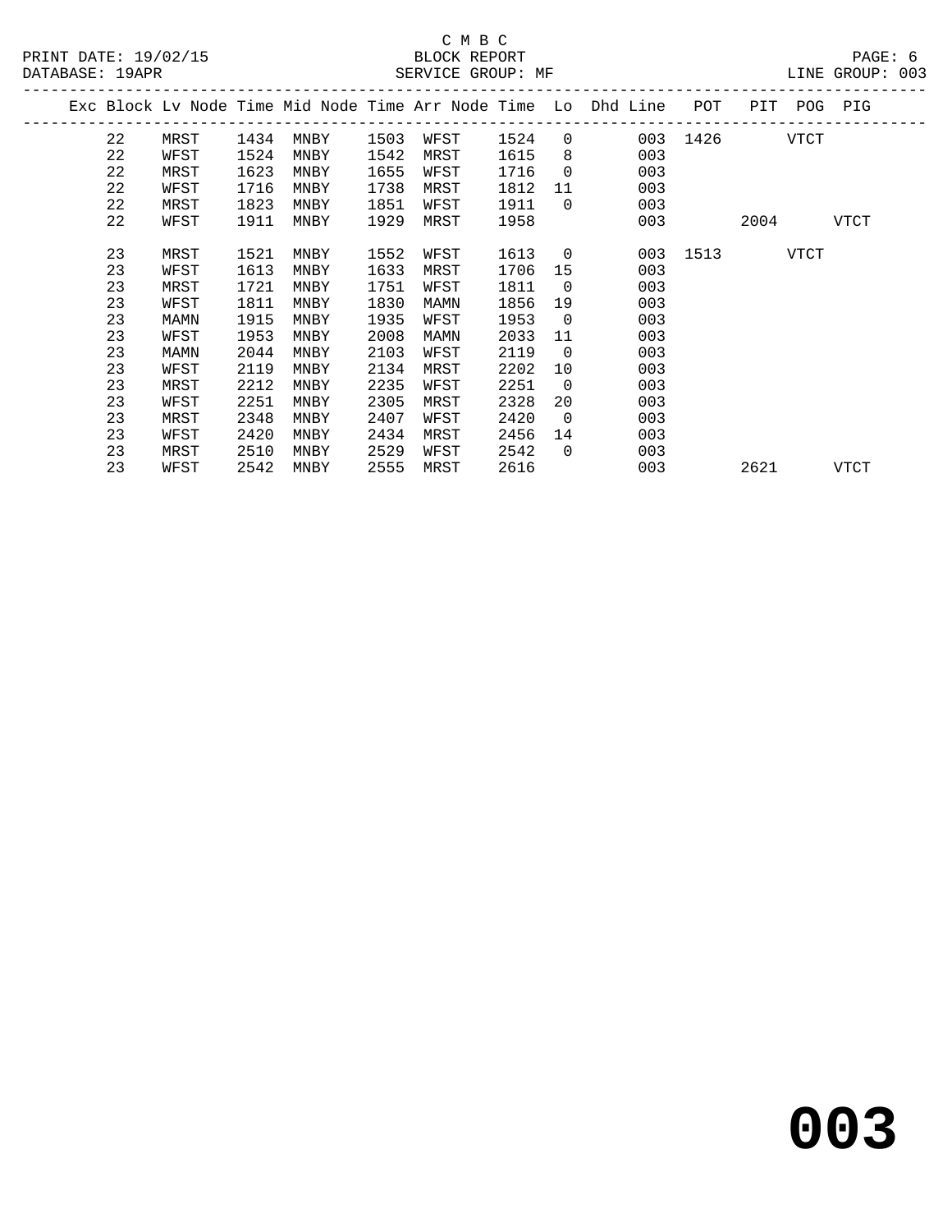C M B C

BLOCK REPORT

SERVICE GROUP: MF

| Exc | Block | Lv Node | Time | Mid Node | Time | Arr Node | Time | Lo | Dhd Line | POT | PIT | POG | PIG |
|---|---|---|---|---|---|---|---|---|---|---|---|---|---|
| | 22 | MRST | 1434 | MNBY | 1503 | WFST | 1524 | 0 | 003 | 1426 | | VTCT | |
| | 22 | WFST | 1524 | MNBY | 1542 | MRST | 1615 | 8 | 003 | | | | |
| | 22 | MRST | 1623 | MNBY | 1655 | WFST | 1716 | 0 | 003 | | | | |
| | 22 | WFST | 1716 | MNBY | 1738 | MRST | 1812 | 11 | 003 | | | | |
| | 22 | MRST | 1823 | MNBY | 1851 | WFST | 1911 | 0 | 003 | | | | |
| | 22 | WFST | 1911 | MNBY | 1929 | MRST | 1958 | | 003 | | 2004 | | VTCT |
| | 23 | MRST | 1521 | MNBY | 1552 | WFST | 1613 | 0 | 003 | 1513 | | VTCT | |
| | 23 | WFST | 1613 | MNBY | 1633 | MRST | 1706 | 15 | 003 | | | | |
| | 23 | MRST | 1721 | MNBY | 1751 | WFST | 1811 | 0 | 003 | | | | |
| | 23 | WFST | 1811 | MNBY | 1830 | MAMN | 1856 | 19 | 003 | | | | |
| | 23 | MAMN | 1915 | MNBY | 1935 | WFST | 1953 | 0 | 003 | | | | |
| | 23 | WFST | 1953 | MNBY | 2008 | MAMN | 2033 | 11 | 003 | | | | |
| | 23 | MAMN | 2044 | MNBY | 2103 | WFST | 2119 | 0 | 003 | | | | |
| | 23 | WFST | 2119 | MNBY | 2134 | MRST | 2202 | 10 | 003 | | | | |
| | 23 | MRST | 2212 | MNBY | 2235 | WFST | 2251 | 0 | 003 | | | | |
| | 23 | WFST | 2251 | MNBY | 2305 | MRST | 2328 | 20 | 003 | | | | |
| | 23 | MRST | 2348 | MNBY | 2407 | WFST | 2420 | 0 | 003 | | | | |
| | 23 | WFST | 2420 | MNBY | 2434 | MRST | 2456 | 14 | 003 | | | | |
| | 23 | MRST | 2510 | MNBY | 2529 | WFST | 2542 | 0 | 003 | | | | |
| | 23 | WFST | 2542 | MNBY | 2555 | MRST | 2616 | | 003 | | 2621 | | VTCT |

# 003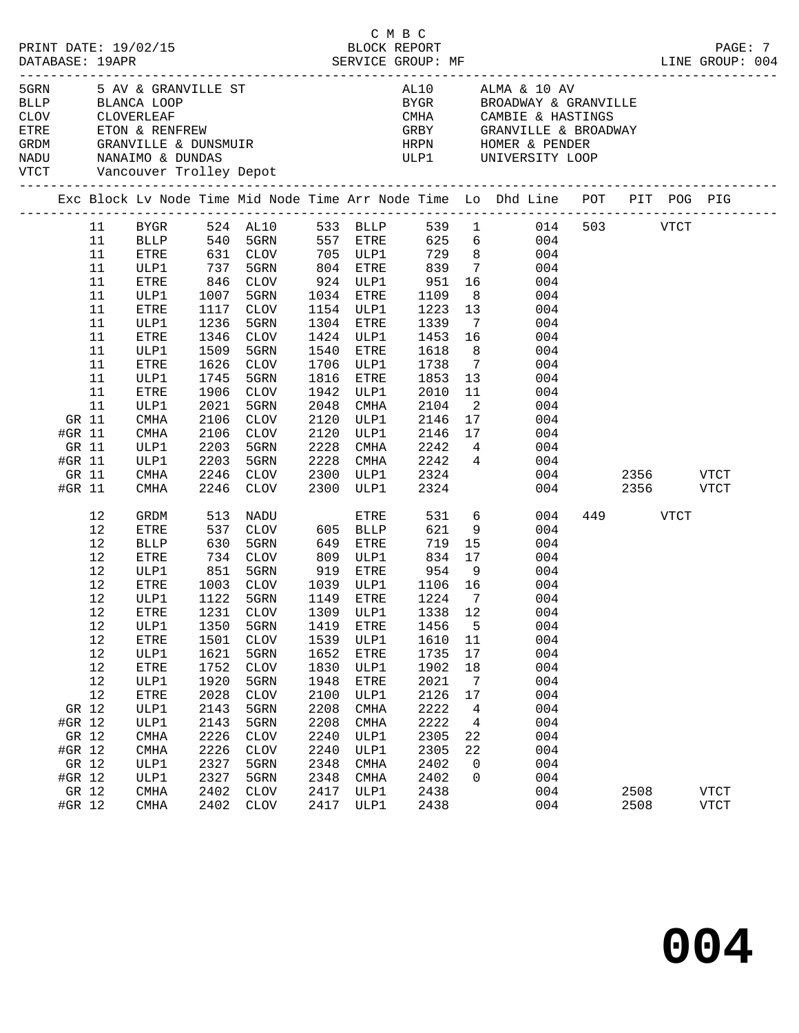C M B C
BLOCK REPORT
SERVICE GROUP: MF

PRINT DATE: 19/02/15
DATABASE: 19APR
LINE GROUP: 004

| Code | Location | Code | Location |
|---|---|---|---|
| 5GRN | 5 AV & GRANVILLE ST | AL10 | ALMA & 10 AV |
| BLLP | BLANCA LOOP | BYGR | BROADWAY & GRANVILLE |
| CLOV | CLOVERLEAF | CMHA | CAMBIE & HASTINGS |
| ETRE | ETON & RENFREW | GRBY | GRANVILLE & BROADWAY |
| GRDM | GRANVILLE & DUNSMUIR | HRPN | HOMER & PENDER |
| NADU | NANAIMO & DUNDAS | ULP1 | UNIVERSITY LOOP |
| VTCT | Vancouver Trolley Depot | | |

| Exc | Block | Lv Node | Time | Mid Node | Time | Arr Node | Time | Lo | Dhd Line | POT | PIT | POG | PIG |
|---|---|---|---|---|---|---|---|---|---|---|---|---|---|
| | 11 | BYGR | 524 | AL10 | 533 | BLLP | 539 | 1 | 014 | 503 | | VTCT | |
| | 11 | BLLP | 540 | 5GRN | 557 | ETRE | 625 | 6 | 004 | | | | |
| | 11 | ETRE | 631 | CLOV | 705 | ULP1 | 729 | 8 | 004 | | | | |
| | 11 | ULP1 | 737 | 5GRN | 804 | ETRE | 839 | 7 | 004 | | | | |
| | 11 | ETRE | 846 | CLOV | 924 | ULP1 | 951 | 16 | 004 | | | | |
| | 11 | ULP1 | 1007 | 5GRN | 1034 | ETRE | 1109 | 8 | 004 | | | | |
| | 11 | ETRE | 1117 | CLOV | 1154 | ULP1 | 1223 | 13 | 004 | | | | |
| | 11 | ULP1 | 1236 | 5GRN | 1304 | ETRE | 1339 | 7 | 004 | | | | |
| | 11 | ETRE | 1346 | CLOV | 1424 | ULP1 | 1453 | 16 | 004 | | | | |
| | 11 | ULP1 | 1509 | 5GRN | 1540 | ETRE | 1618 | 8 | 004 | | | | |
| | 11 | ETRE | 1626 | CLOV | 1706 | ULP1 | 1738 | 7 | 004 | | | | |
| | 11 | ULP1 | 1745 | 5GRN | 1816 | ETRE | 1853 | 13 | 004 | | | | |
| | 11 | ETRE | 1906 | CLOV | 1942 | ULP1 | 2010 | 11 | 004 | | | | |
| | 11 | ULP1 | 2021 | 5GRN | 2048 | CMHA | 2104 | 2 | 004 | | | | |
| GR | 11 | CMHA | 2106 | CLOV | 2120 | ULP1 | 2146 | 17 | 004 | | | | |
| #GR | 11 | CMHA | 2106 | CLOV | 2120 | ULP1 | 2146 | 17 | 004 | | | | |
| GR | 11 | ULP1 | 2203 | 5GRN | 2228 | CMHA | 2242 | 4 | 004 | | | | |
| #GR | 11 | ULP1 | 2203 | 5GRN | 2228 | CMHA | 2242 | 4 | 004 | | | | |
| GR | 11 | CMHA | 2246 | CLOV | 2300 | ULP1 | 2324 | | 004 | | 2356 | | VTCT |
| #GR | 11 | CMHA | 2246 | CLOV | 2300 | ULP1 | 2324 | | 004 | | 2356 | | VTCT |
| | 12 | GRDM | 513 | NADU | | ETRE | 531 | 6 | 004 | 449 | | VTCT | |
| | 12 | ETRE | 537 | CLOV | 605 | BLLP | 621 | 9 | 004 | | | | |
| | 12 | BLLP | 630 | 5GRN | 649 | ETRE | 719 | 15 | 004 | | | | |
| | 12 | ETRE | 734 | CLOV | 809 | ULP1 | 834 | 17 | 004 | | | | |
| | 12 | ULP1 | 851 | 5GRN | 919 | ETRE | 954 | 9 | 004 | | | | |
| | 12 | ETRE | 1003 | CLOV | 1039 | ULP1 | 1106 | 16 | 004 | | | | |
| | 12 | ULP1 | 1122 | 5GRN | 1149 | ETRE | 1224 | 7 | 004 | | | | |
| | 12 | ETRE | 1231 | CLOV | 1309 | ULP1 | 1338 | 12 | 004 | | | | |
| | 12 | ULP1 | 1350 | 5GRN | 1419 | ETRE | 1456 | 5 | 004 | | | | |
| | 12 | ETRE | 1501 | CLOV | 1539 | ULP1 | 1610 | 11 | 004 | | | | |
| | 12 | ULP1 | 1621 | 5GRN | 1652 | ETRE | 1735 | 17 | 004 | | | | |
| | 12 | ETRE | 1752 | CLOV | 1830 | ULP1 | 1902 | 18 | 004 | | | | |
| | 12 | ULP1 | 1920 | 5GRN | 1948 | ETRE | 2021 | 7 | 004 | | | | |
| | 12 | ETRE | 2028 | CLOV | 2100 | ULP1 | 2126 | 17 | 004 | | | | |
| GR | 12 | ULP1 | 2143 | 5GRN | 2208 | CMHA | 2222 | 4 | 004 | | | | |
| #GR | 12 | ULP1 | 2143 | 5GRN | 2208 | CMHA | 2222 | 4 | 004 | | | | |
| GR | 12 | CMHA | 2226 | CLOV | 2240 | ULP1 | 2305 | 22 | 004 | | | | |
| #GR | 12 | CMHA | 2226 | CLOV | 2240 | ULP1 | 2305 | 22 | 004 | | | | |
| GR | 12 | ULP1 | 2327 | 5GRN | 2348 | CMHA | 2402 | 0 | 004 | | | | |
| #GR | 12 | ULP1 | 2327 | 5GRN | 2348 | CMHA | 2402 | 0 | 004 | | | | |
| GR | 12 | CMHA | 2402 | CLOV | 2417 | ULP1 | 2438 | | 004 | | 2508 | | VTCT |
| #GR | 12 | CMHA | 2402 | CLOV | 2417 | ULP1 | 2438 | | 004 | | 2508 | | VTCT |

# 004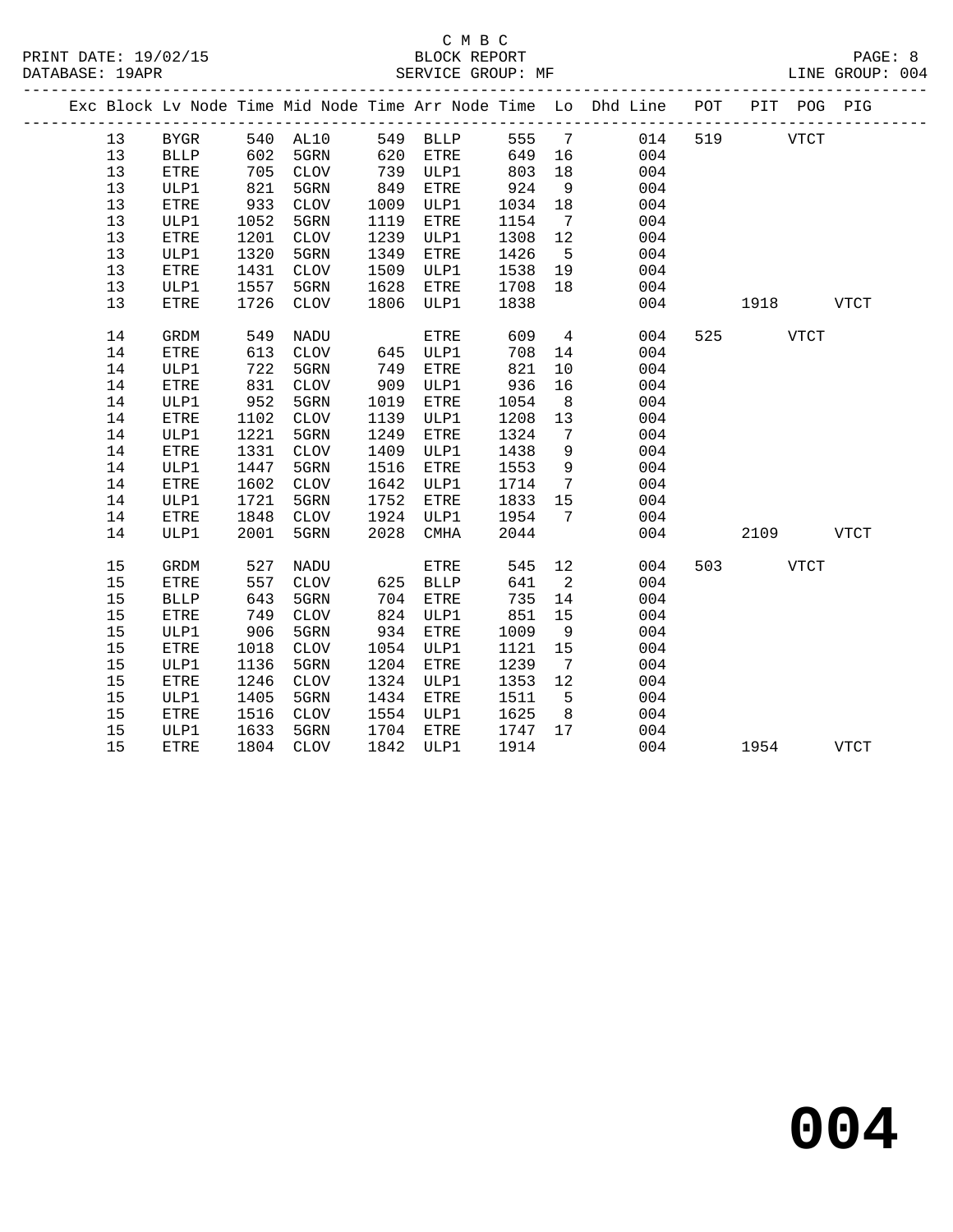C M B C

BLOCK REPORT

SERVICE GROUP: MF

PRINT DATE: 19/02/15
DATABASE: 19APR
LINE GROUP: 004

| Exc | Block | Lv | Node | Time | Mid Node | Time | Arr Node | Time | Lo | Dhd Line | POT | PIT | POG | PIG |
|---|---|---|---|---|---|---|---|---|---|---|---|---|---|---|
| | 13 | | BYGR | 540 | AL10 | 549 | BLLP | 555 | 7 | 014 | 519 | | VTCT | |
| | 13 | | BLLP | 602 | 5GRN | 620 | ETRE | 649 | 16 | 004 | | | | |
| | 13 | | ETRE | 705 | CLOV | 739 | ULP1 | 803 | 18 | 004 | | | | |
| | 13 | | ULP1 | 821 | 5GRN | 849 | ETRE | 924 | 9 | 004 | | | | |
| | 13 | | ETRE | 933 | CLOV | 1009 | ULP1 | 1034 | 18 | 004 | | | | |
| | 13 | | ULP1 | 1052 | 5GRN | 1119 | ETRE | 1154 | 7 | 004 | | | | |
| | 13 | | ETRE | 1201 | CLOV | 1239 | ULP1 | 1308 | 12 | 004 | | | | |
| | 13 | | ULP1 | 1320 | 5GRN | 1349 | ETRE | 1426 | 5 | 004 | | | | |
| | 13 | | ETRE | 1431 | CLOV | 1509 | ULP1 | 1538 | 19 | 004 | | | | |
| | 13 | | ULP1 | 1557 | 5GRN | 1628 | ETRE | 1708 | 18 | 004 | | | | |
| | 13 | | ETRE | 1726 | CLOV | 1806 | ULP1 | 1838 | | 004 | | 1918 | | VTCT |
| | 14 | | GRDM | 549 | NADU | | ETRE | 609 | 4 | 004 | 525 | | VTCT | |
| | 14 | | ETRE | 613 | CLOV | 645 | ULP1 | 708 | 14 | 004 | | | | |
| | 14 | | ULP1 | 722 | 5GRN | 749 | ETRE | 821 | 10 | 004 | | | | |
| | 14 | | ETRE | 831 | CLOV | 909 | ULP1 | 936 | 16 | 004 | | | | |
| | 14 | | ULP1 | 952 | 5GRN | 1019 | ETRE | 1054 | 8 | 004 | | | | |
| | 14 | | ETRE | 1102 | CLOV | 1139 | ULP1 | 1208 | 13 | 004 | | | | |
| | 14 | | ULP1 | 1221 | 5GRN | 1249 | ETRE | 1324 | 7 | 004 | | | | |
| | 14 | | ETRE | 1331 | CLOV | 1409 | ULP1 | 1438 | 9 | 004 | | | | |
| | 14 | | ULP1 | 1447 | 5GRN | 1516 | ETRE | 1553 | 9 | 004 | | | | |
| | 14 | | ETRE | 1602 | CLOV | 1642 | ULP1 | 1714 | 7 | 004 | | | | |
| | 14 | | ULP1 | 1721 | 5GRN | 1752 | ETRE | 1833 | 15 | 004 | | | | |
| | 14 | | ETRE | 1848 | CLOV | 1924 | ULP1 | 1954 | 7 | 004 | | | | |
| | 14 | | ULP1 | 2001 | 5GRN | 2028 | CMHA | 2044 | | 004 | | 2109 | | VTCT |
| | 15 | | GRDM | 527 | NADU | | ETRE | 545 | 12 | 004 | 503 | | VTCT | |
| | 15 | | ETRE | 557 | CLOV | 625 | BLLP | 641 | 2 | 004 | | | | |
| | 15 | | BLLP | 643 | 5GRN | 704 | ETRE | 735 | 14 | 004 | | | | |
| | 15 | | ETRE | 749 | CLOV | 824 | ULP1 | 851 | 15 | 004 | | | | |
| | 15 | | ULP1 | 906 | 5GRN | 934 | ETRE | 1009 | 9 | 004 | | | | |
| | 15 | | ETRE | 1018 | CLOV | 1054 | ULP1 | 1121 | 15 | 004 | | | | |
| | 15 | | ULP1 | 1136 | 5GRN | 1204 | ETRE | 1239 | 7 | 004 | | | | |
| | 15 | | ETRE | 1246 | CLOV | 1324 | ULP1 | 1353 | 12 | 004 | | | | |
| | 15 | | ULP1 | 1405 | 5GRN | 1434 | ETRE | 1511 | 5 | 004 | | | | |
| | 15 | | ETRE | 1516 | CLOV | 1554 | ULP1 | 1625 | 8 | 004 | | | | |
| | 15 | | ULP1 | 1633 | 5GRN | 1704 | ETRE | 1747 | 17 | 004 | | | | |
| | 15 | | ETRE | 1804 | CLOV | 1842 | ULP1 | 1914 | | 004 | | 1954 | | VTCT |

**004**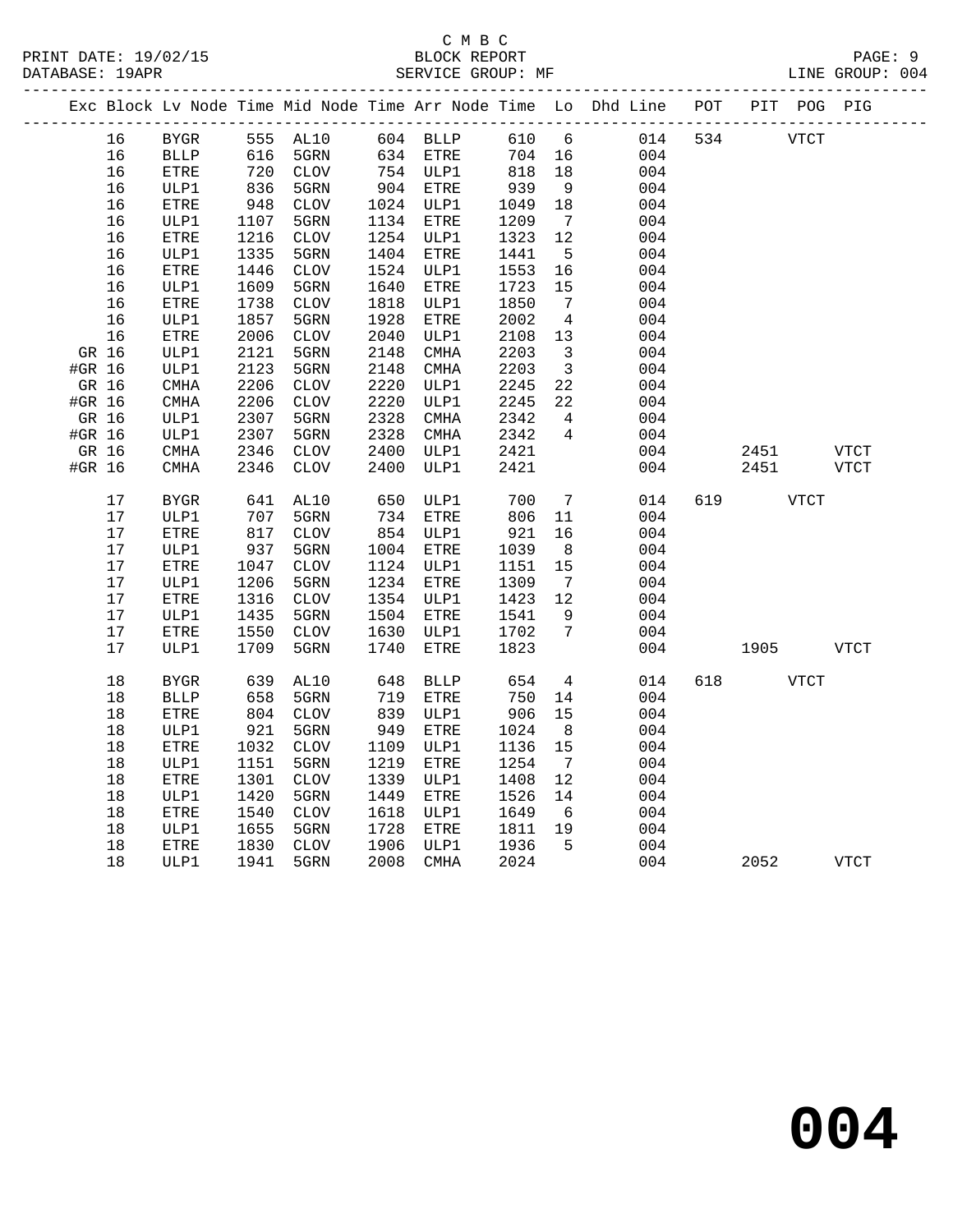C M B C
BLOCK REPORT
SERVICE GROUP: MF

PRINT DATE: 19/02/15
DATABASE: 19APR
LINE GROUP: 004

| Exc | Block | Lv Node | Time | Mid Node | Time | Arr Node | Time | Lo | Dhd Line | POT | PIT | POG | PIG |
|---|---|---|---|---|---|---|---|---|---|---|---|---|---|
| | 16 | BYGR | 555 | AL10 | 604 | BLLP | 610 | 6 | 014 | 534 | | VTCT | |
| | 16 | BLLP | 616 | 5GRN | 634 | ETRE | 704 | 16 | 004 | | | | |
| | 16 | ETRE | 720 | CLOV | 754 | ULP1 | 818 | 18 | 004 | | | | |
| | 16 | ULP1 | 836 | 5GRN | 904 | ETRE | 939 | 9 | 004 | | | | |
| | 16 | ETRE | 948 | CLOV | 1024 | ULP1 | 1049 | 18 | 004 | | | | |
| | 16 | ULP1 | 1107 | 5GRN | 1134 | ETRE | 1209 | 7 | 004 | | | | |
| | 16 | ETRE | 1216 | CLOV | 1254 | ULP1 | 1323 | 12 | 004 | | | | |
| | 16 | ULP1 | 1335 | 5GRN | 1404 | ETRE | 1441 | 5 | 004 | | | | |
| | 16 | ETRE | 1446 | CLOV | 1524 | ULP1 | 1553 | 16 | 004 | | | | |
| | 16 | ULP1 | 1609 | 5GRN | 1640 | ETRE | 1723 | 15 | 004 | | | | |
| | 16 | ETRE | 1738 | CLOV | 1818 | ULP1 | 1850 | 7 | 004 | | | | |
| | 16 | ULP1 | 1857 | 5GRN | 1928 | ETRE | 2002 | 4 | 004 | | | | |
| | 16 | ETRE | 2006 | CLOV | 2040 | ULP1 | 2108 | 13 | 004 | | | | |
| GR | 16 | ULP1 | 2121 | 5GRN | 2148 | CMHA | 2203 | 3 | 004 | | | | |
| #GR | 16 | ULP1 | 2123 | 5GRN | 2148 | CMHA | 2203 | 3 | 004 | | | | |
| GR | 16 | CMHA | 2206 | CLOV | 2220 | ULP1 | 2245 | 22 | 004 | | | | |
| #GR | 16 | CMHA | 2206 | CLOV | 2220 | ULP1 | 2245 | 22 | 004 | | | | |
| GR | 16 | ULP1 | 2307 | 5GRN | 2328 | CMHA | 2342 | 4 | 004 | | | | |
| #GR | 16 | ULP1 | 2307 | 5GRN | 2328 | CMHA | 2342 | 4 | 004 | | | | |
| GR | 16 | CMHA | 2346 | CLOV | 2400 | ULP1 | 2421 | | 004 | | 2451 | | VTCT |
| #GR | 16 | CMHA | 2346 | CLOV | 2400 | ULP1 | 2421 | | 004 | | 2451 | | VTCT |
| | 17 | BYGR | 641 | AL10 | 650 | ULP1 | 700 | 7 | 014 | 619 | | VTCT | |
| | 17 | ULP1 | 707 | 5GRN | 734 | ETRE | 806 | 11 | 004 | | | | |
| | 17 | ETRE | 817 | CLOV | 854 | ULP1 | 921 | 16 | 004 | | | | |
| | 17 | ULP1 | 937 | 5GRN | 1004 | ETRE | 1039 | 8 | 004 | | | | |
| | 17 | ETRE | 1047 | CLOV | 1124 | ULP1 | 1151 | 15 | 004 | | | | |
| | 17 | ULP1 | 1206 | 5GRN | 1234 | ETRE | 1309 | 7 | 004 | | | | |
| | 17 | ETRE | 1316 | CLOV | 1354 | ULP1 | 1423 | 12 | 004 | | | | |
| | 17 | ULP1 | 1435 | 5GRN | 1504 | ETRE | 1541 | 9 | 004 | | | | |
| | 17 | ETRE | 1550 | CLOV | 1630 | ULP1 | 1702 | 7 | 004 | | | | |
| | 17 | ULP1 | 1709 | 5GRN | 1740 | ETRE | 1823 | | 004 | | 1905 | | VTCT |
| | 18 | BYGR | 639 | AL10 | 648 | BLLP | 654 | 4 | 014 | 618 | | VTCT | |
| | 18 | BLLP | 658 | 5GRN | 719 | ETRE | 750 | 14 | 004 | | | | |
| | 18 | ETRE | 804 | CLOV | 839 | ULP1 | 906 | 15 | 004 | | | | |
| | 18 | ULP1 | 921 | 5GRN | 949 | ETRE | 1024 | 8 | 004 | | | | |
| | 18 | ETRE | 1032 | CLOV | 1109 | ULP1 | 1136 | 15 | 004 | | | | |
| | 18 | ULP1 | 1151 | 5GRN | 1219 | ETRE | 1254 | 7 | 004 | | | | |
| | 18 | ETRE | 1301 | CLOV | 1339 | ULP1 | 1408 | 12 | 004 | | | | |
| | 18 | ULP1 | 1420 | 5GRN | 1449 | ETRE | 1526 | 14 | 004 | | | | |
| | 18 | ETRE | 1540 | CLOV | 1618 | ULP1 | 1649 | 6 | 004 | | | | |
| | 18 | ULP1 | 1655 | 5GRN | 1728 | ETRE | 1811 | 19 | 004 | | | | |
| | 18 | ETRE | 1830 | CLOV | 1906 | ULP1 | 1936 | 5 | 004 | | | | |
| | 18 | ULP1 | 1941 | 5GRN | 2008 | CMHA | 2024 | | 004 | | 2052 | | VTCT |

**004**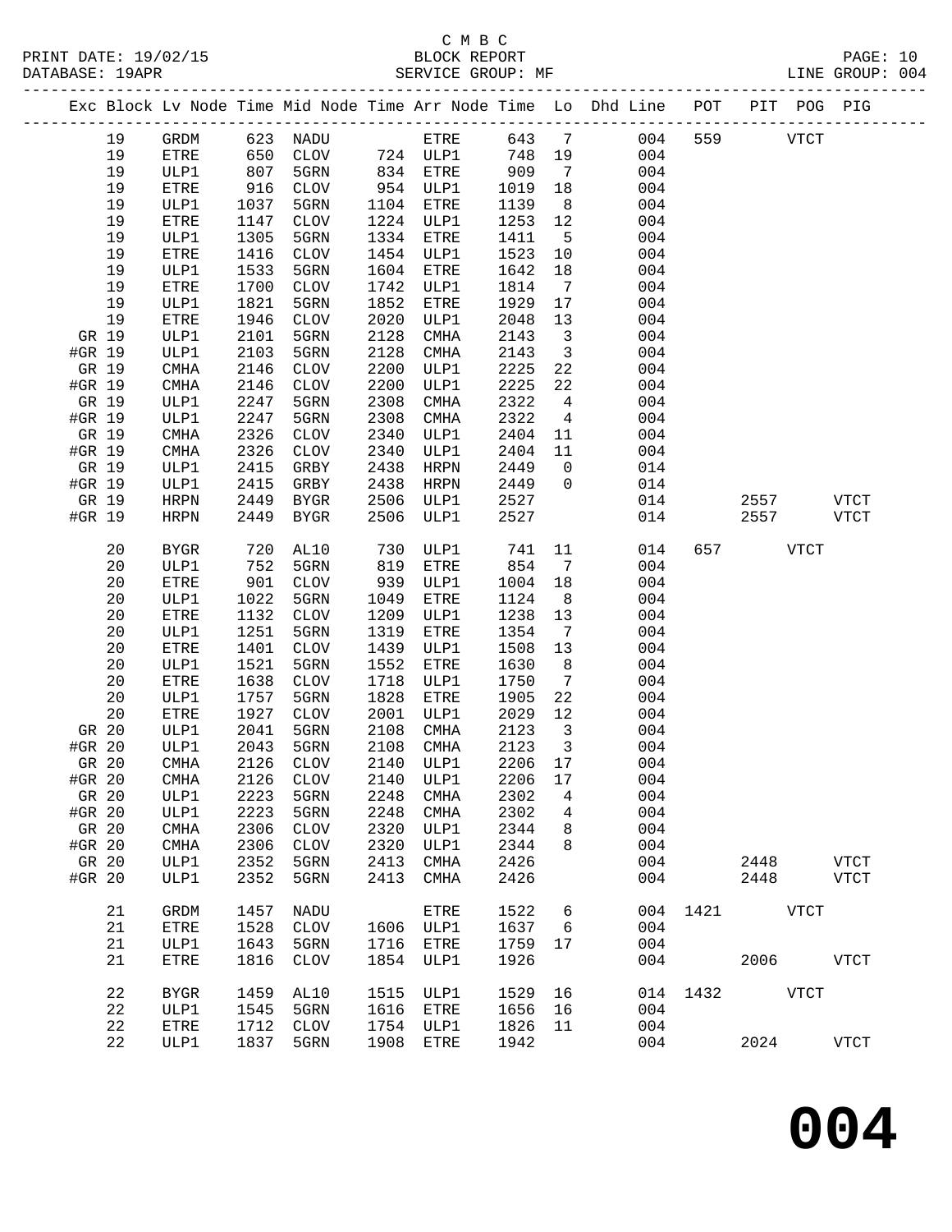C M B C

BLOCK REPORT

SERVICE GROUP: MF

LINE GROUP: 004

| Exc | Block | Lv Node | Time | Mid Node | Time | Arr Node | Time | Lo | Dhd Line | POT | PIT | POG | PIG |
|---|---|---|---|---|---|---|---|---|---|---|---|---|---|
| | 19 | GRDM | 623 | NADU | | ETRE | 643 | 7 | 004 | 559 | | VTCT | |
| | 19 | ETRE | 650 | CLOV | 724 | ULP1 | 748 | 19 | 004 | | | | |
| | 19 | ULP1 | 807 | 5GRN | 834 | ETRE | 909 | 7 | 004 | | | | |
| | 19 | ETRE | 916 | CLOV | 954 | ULP1 | 1019 | 18 | 004 | | | | |
| | 19 | ULP1 | 1037 | 5GRN | 1104 | ETRE | 1139 | 8 | 004 | | | | |
| | 19 | ETRE | 1147 | CLOV | 1224 | ULP1 | 1253 | 12 | 004 | | | | |
| | 19 | ULP1 | 1305 | 5GRN | 1334 | ETRE | 1411 | 5 | 004 | | | | |
| | 19 | ETRE | 1416 | CLOV | 1454 | ULP1 | 1523 | 10 | 004 | | | | |
| | 19 | ULP1 | 1533 | 5GRN | 1604 | ETRE | 1642 | 18 | 004 | | | | |
| | 19 | ETRE | 1700 | CLOV | 1742 | ULP1 | 1814 | 7 | 004 | | | | |
| | 19 | ULP1 | 1821 | 5GRN | 1852 | ETRE | 1929 | 17 | 004 | | | | |
| | 19 | ETRE | 1946 | CLOV | 2020 | ULP1 | 2048 | 13 | 004 | | | | |
| GR | 19 | ULP1 | 2101 | 5GRN | 2128 | CMHA | 2143 | 3 | 004 | | | | |
| #GR | 19 | ULP1 | 2103 | 5GRN | 2128 | CMHA | 2143 | 3 | 004 | | | | |
| GR | 19 | CMHA | 2146 | CLOV | 2200 | ULP1 | 2225 | 22 | 004 | | | | |
| #GR | 19 | CMHA | 2146 | CLOV | 2200 | ULP1 | 2225 | 22 | 004 | | | | |
| GR | 19 | ULP1 | 2247 | 5GRN | 2308 | CMHA | 2322 | 4 | 004 | | | | |
| #GR | 19 | ULP1 | 2247 | 5GRN | 2308 | CMHA | 2322 | 4 | 004 | | | | |
| GR | 19 | CMHA | 2326 | CLOV | 2340 | ULP1 | 2404 | 11 | 004 | | | | |
| #GR | 19 | CMHA | 2326 | CLOV | 2340 | ULP1 | 2404 | 11 | 004 | | | | |
| GR | 19 | ULP1 | 2415 | GRBY | 2438 | HRPN | 2449 | 0 | 014 | | | | |
| #GR | 19 | ULP1 | 2415 | GRBY | 2438 | HRPN | 2449 | 0 | 014 | | | | |
| GR | 19 | HRPN | 2449 | BYGR | 2506 | ULP1 | 2527 | | 014 | | 2557 | | VTCT |
| #GR | 19 | HRPN | 2449 | BYGR | 2506 | ULP1 | 2527 | | 014 | | 2557 | | VTCT |
| | 20 | BYGR | 720 | AL10 | 730 | ULP1 | 741 | 11 | 014 | 657 | | VTCT | |
| | 20 | ULP1 | 752 | 5GRN | 819 | ETRE | 854 | 7 | 004 | | | | |
| | 20 | ETRE | 901 | CLOV | 939 | ULP1 | 1004 | 18 | 004 | | | | |
| | 20 | ULP1 | 1022 | 5GRN | 1049 | ETRE | 1124 | 8 | 004 | | | | |
| | 20 | ETRE | 1132 | CLOV | 1209 | ULP1 | 1238 | 13 | 004 | | | | |
| | 20 | ULP1 | 1251 | 5GRN | 1319 | ETRE | 1354 | 7 | 004 | | | | |
| | 20 | ETRE | 1401 | CLOV | 1439 | ULP1 | 1508 | 13 | 004 | | | | |
| | 20 | ULP1 | 1521 | 5GRN | 1552 | ETRE | 1630 | 8 | 004 | | | | |
| | 20 | ETRE | 1638 | CLOV | 1718 | ULP1 | 1750 | 7 | 004 | | | | |
| | 20 | ULP1 | 1757 | 5GRN | 1828 | ETRE | 1905 | 22 | 004 | | | | |
| | 20 | ETRE | 1927 | CLOV | 2001 | ULP1 | 2029 | 12 | 004 | | | | |
| GR | 20 | ULP1 | 2041 | 5GRN | 2108 | CMHA | 2123 | 3 | 004 | | | | |
| #GR | 20 | ULP1 | 2043 | 5GRN | 2108 | CMHA | 2123 | 3 | 004 | | | | |
| GR | 20 | CMHA | 2126 | CLOV | 2140 | ULP1 | 2206 | 17 | 004 | | | | |
| #GR | 20 | CMHA | 2126 | CLOV | 2140 | ULP1 | 2206 | 17 | 004 | | | | |
| GR | 20 | ULP1 | 2223 | 5GRN | 2248 | CMHA | 2302 | 4 | 004 | | | | |
| #GR | 20 | ULP1 | 2223 | 5GRN | 2248 | CMHA | 2302 | 4 | 004 | | | | |
| GR | 20 | CMHA | 2306 | CLOV | 2320 | ULP1 | 2344 | 8 | 004 | | | | |
| #GR | 20 | CMHA | 2306 | CLOV | 2320 | ULP1 | 2344 | 8 | 004 | | | | |
| GR | 20 | ULP1 | 2352 | 5GRN | 2413 | CMHA | 2426 | | 004 | | 2448 | | VTCT |
| #GR | 20 | ULP1 | 2352 | 5GRN | 2413 | CMHA | 2426 | | 004 | | 2448 | | VTCT |
| | 21 | GRDM | 1457 | NADU | | ETRE | 1522 | 6 | 004 | 1421 | | VTCT | |
| | 21 | ETRE | 1528 | CLOV | 1606 | ULP1 | 1637 | 6 | 004 | | | | |
| | 21 | ULP1 | 1643 | 5GRN | 1716 | ETRE | 1759 | 17 | 004 | | | | |
| | 21 | ETRE | 1816 | CLOV | 1854 | ULP1 | 1926 | | 004 | | 2006 | | VTCT |
| | 22 | BYGR | 1459 | AL10 | 1515 | ULP1 | 1529 | 16 | 014 | 1432 | | VTCT | |
| | 22 | ULP1 | 1545 | 5GRN | 1616 | ETRE | 1656 | 16 | 004 | | | | |
| | 22 | ETRE | 1712 | CLOV | 1754 | ULP1 | 1826 | 11 | 004 | | | | |
| | 22 | ULP1 | 1837 | 5GRN | 1908 | ETRE | 1942 | | 004 | | 2024 | | VTCT |

# 004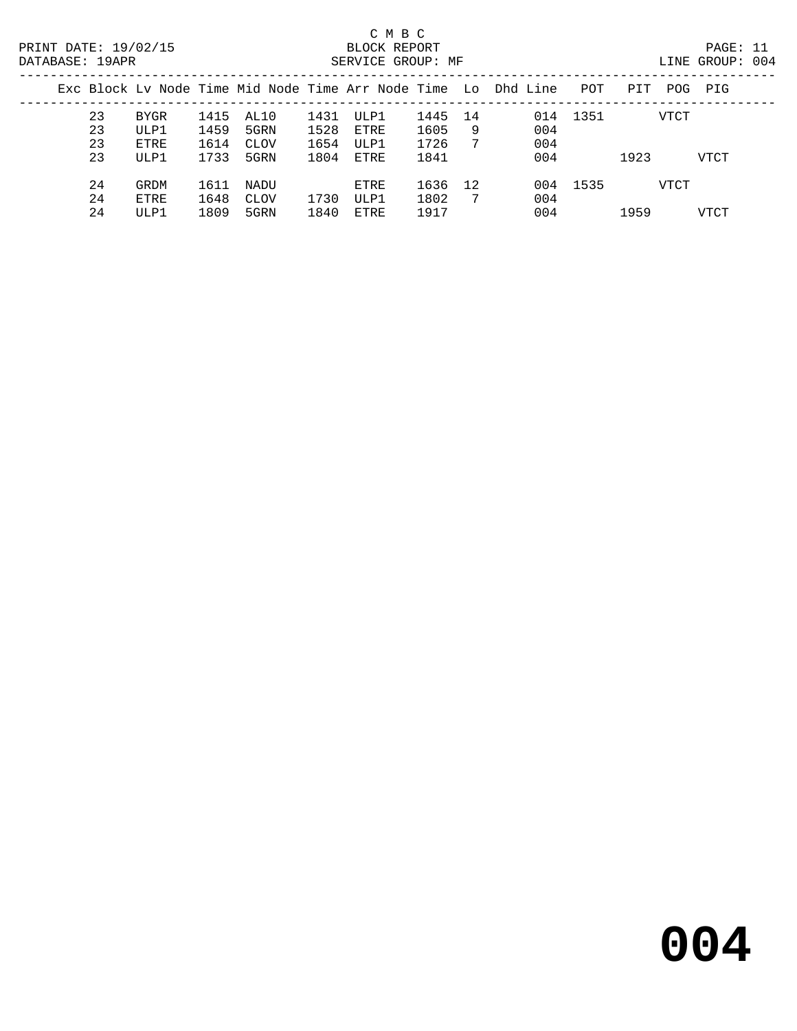C M B C

BLOCK REPORT

SERVICE GROUP: MF

LINE GROUP: 004

PRINT DATE: 19/02/15

DATABASE: 19APR

| Exc | Block | Lv Node | Time | Mid Node | Time | Arr Node | Time | Lo | Dhd | Line | POT | PIT | POG | PIG |
|---|---|---|---|---|---|---|---|---|---|---|---|---|---|---|
| | 23 | BYGR | 1415 | AL10 | 1431 | ULP1 | 1445 | 14 | | 014 | 1351 | | VTCT | |
| | 23 | ULP1 | 1459 | 5GRN | 1528 | ETRE | 1605 | 9 | | 004 | | | | |
| | 23 | ETRE | 1614 | CLOV | 1654 | ULP1 | 1726 | 7 | | 004 | | | | |
| | 23 | ULP1 | 1733 | 5GRN | 1804 | ETRE | 1841 | | | 004 | | 1923 | | VTCT |
| | 24 | GRDM | 1611 | NADU | | ETRE | 1636 | 12 | | 004 | 1535 | | VTCT | |
| | 24 | ETRE | 1648 | CLOV | 1730 | ULP1 | 1802 | 7 | | 004 | | | | |
| | 24 | ULP1 | 1809 | 5GRN | 1840 | ETRE | 1917 | | | 004 | | 1959 | | VTCT |

# 004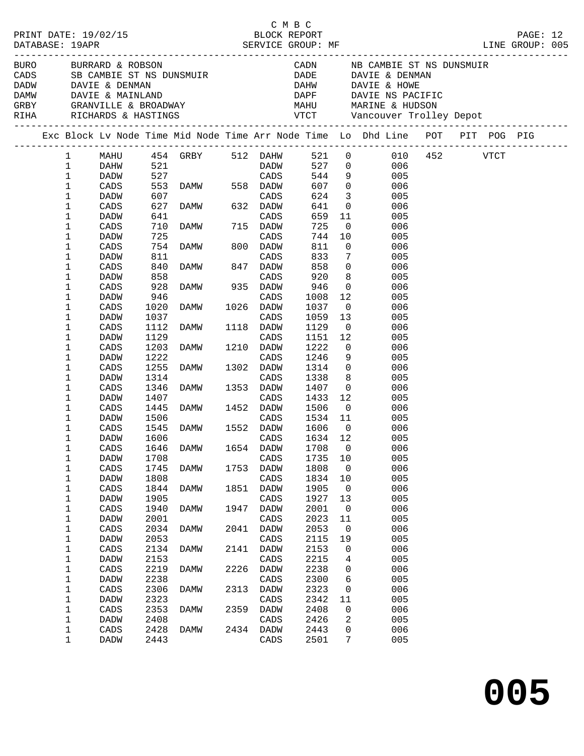C M B C

PRINT DATE: 19/02/15 BLOCK REPORT
DATABASE: 19APR SERVICE GROUP: MF LINE GROUP: 005

| Code | Name | Code | Name |
|---|---|---|---|
| BURO | BURRARD & ROBSON | CADN | NB CAMBIE ST NS DUNSMUIR |
| CADS | SB CAMBIE ST NS DUNSMUIR | DADE | DAVIE & DENMAN |
| DADW | DAVIE & DENMAN | DAHW | DAVIE & HOWE |
| DAMW | DAVIE & MAINLAND | DAPF | DAVIE NS PACIFIC |
| GRBY | GRANVILLE & BROADWAY | MAHU | MARINE & HUDSON |
| RIHA | RICHARDS & HASTINGS | VTCT | Vancouver Trolley Depot |

| Exc | Block | Lv Node | Time | Mid Node | Time | Arr Node | Time | Lo | Dhd Line | POT | PIT | POG | PIG |
|---|---|---|---|---|---|---|---|---|---|---|---|---|---|
| | 1 | MAHU | 454 | GRBY | 512 | DAHW | 521 | 0 | 010 | 452 | | VTCT | |
| | 1 | DAHW | 521 | | | DADW | 527 | 0 | 006 | | | | |
| | 1 | DADW | 527 | | | CADS | 544 | 9 | 005 | | | | |
| | 1 | CADS | 553 | DAMW | 558 | DADW | 607 | 0 | 006 | | | | |
| | 1 | DADW | 607 | | | CADS | 624 | 3 | 005 | | | | |
| | 1 | CADS | 627 | DAMW | 632 | DADW | 641 | 0 | 006 | | | | |
| | 1 | DADW | 641 | | | CADS | 659 | 11 | 005 | | | | |
| | 1 | CADS | 710 | DAMW | 715 | DADW | 725 | 0 | 006 | | | | |
| | 1 | DADW | 725 | | | CADS | 744 | 10 | 005 | | | | |
| | 1 | CADS | 754 | DAMW | 800 | DADW | 811 | 0 | 006 | | | | |
| | 1 | DADW | 811 | | | CADS | 833 | 7 | 005 | | | | |
| | 1 | CADS | 840 | DAMW | 847 | DADW | 858 | 0 | 006 | | | | |
| | 1 | DADW | 858 | | | CADS | 920 | 8 | 005 | | | | |
| | 1 | CADS | 928 | DAMW | 935 | DADW | 946 | 0 | 006 | | | | |
| | 1 | DADW | 946 | | | CADS | 1008 | 12 | 005 | | | | |
| | 1 | CADS | 1020 | DAMW | 1026 | DADW | 1037 | 0 | 006 | | | | |
| | 1 | DADW | 1037 | | | CADS | 1059 | 13 | 005 | | | | |
| | 1 | CADS | 1112 | DAMW | 1118 | DADW | 1129 | 0 | 006 | | | | |
| | 1 | DADW | 1129 | | | CADS | 1151 | 12 | 005 | | | | |
| | 1 | CADS | 1203 | DAMW | 1210 | DADW | 1222 | 0 | 006 | | | | |
| | 1 | DADW | 1222 | | | CADS | 1246 | 9 | 005 | | | | |
| | 1 | CADS | 1255 | DAMW | 1302 | DADW | 1314 | 0 | 006 | | | | |
| | 1 | DADW | 1314 | | | CADS | 1338 | 8 | 005 | | | | |
| | 1 | CADS | 1346 | DAMW | 1353 | DADW | 1407 | 0 | 006 | | | | |
| | 1 | DADW | 1407 | | | CADS | 1433 | 12 | 005 | | | | |
| | 1 | CADS | 1445 | DAMW | 1452 | DADW | 1506 | 0 | 006 | | | | |
| | 1 | DADW | 1506 | | | CADS | 1534 | 11 | 005 | | | | |
| | 1 | CADS | 1545 | DAMW | 1552 | DADW | 1606 | 0 | 006 | | | | |
| | 1 | DADW | 1606 | | | CADS | 1634 | 12 | 005 | | | | |
| | 1 | CADS | 1646 | DAMW | 1654 | DADW | 1708 | 0 | 006 | | | | |
| | 1 | DADW | 1708 | | | CADS | 1735 | 10 | 005 | | | | |
| | 1 | CADS | 1745 | DAMW | 1753 | DADW | 1808 | 0 | 006 | | | | |
| | 1 | DADW | 1808 | | | CADS | 1834 | 10 | 005 | | | | |
| | 1 | CADS | 1844 | DAMW | 1851 | DADW | 1905 | 0 | 006 | | | | |
| | 1 | DADW | 1905 | | | CADS | 1927 | 13 | 005 | | | | |
| | 1 | CADS | 1940 | DAMW | 1947 | DADW | 2001 | 0 | 006 | | | | |
| | 1 | DADW | 2001 | | | CADS | 2023 | 11 | 005 | | | | |
| | 1 | CADS | 2034 | DAMW | 2041 | DADW | 2053 | 0 | 006 | | | | |
| | 1 | DADW | 2053 | | | CADS | 2115 | 19 | 005 | | | | |
| | 1 | CADS | 2134 | DAMW | 2141 | DADW | 2153 | 0 | 006 | | | | |
| | 1 | DADW | 2153 | | | CADS | 2215 | 4 | 005 | | | | |
| | 1 | CADS | 2219 | DAMW | 2226 | DADW | 2238 | 0 | 006 | | | | |
| | 1 | DADW | 2238 | | | CADS | 2300 | 6 | 005 | | | | |
| | 1 | CADS | 2306 | DAMW | 2313 | DADW | 2323 | 0 | 006 | | | | |
| | 1 | DADW | 2323 | | | CADS | 2342 | 11 | 005 | | | | |
| | 1 | CADS | 2353 | DAMW | 2359 | DADW | 2408 | 0 | 006 | | | | |
| | 1 | DADW | 2408 | | | CADS | 2426 | 2 | 005 | | | | |
| | 1 | CADS | 2428 | DAMW | 2434 | DADW | 2443 | 0 | 006 | | | | |
| | 1 | DADW | 2443 | | | CADS | 2501 | 7 | 005 | | | | |

# 005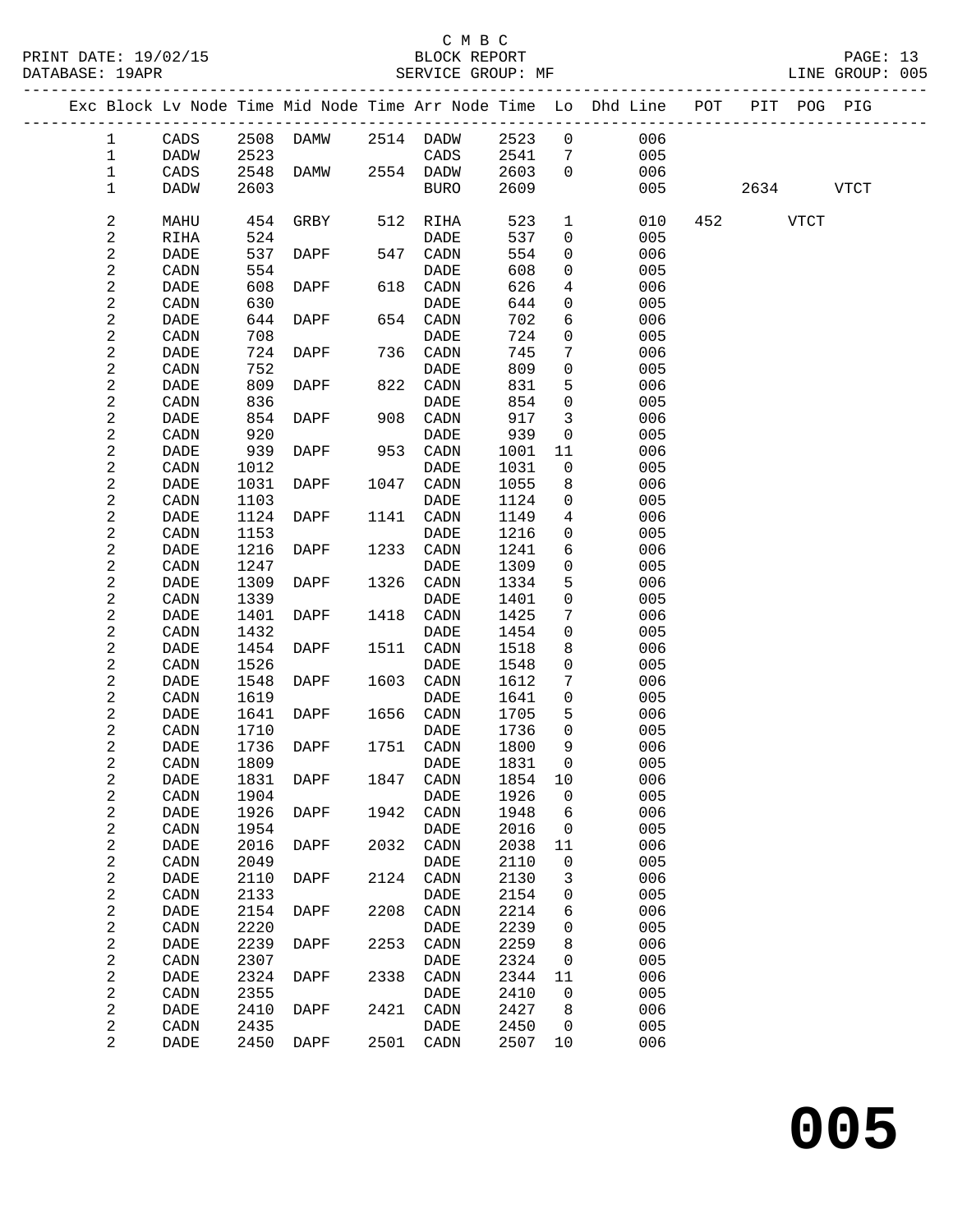C M B C
PRINT DATE: 19/02/15 BLOCK REPORT
DATABASE: 19APR SERVICE GROUP: MF LINE GROUP: 005

| Exc | Block | Lv | Node | Time | Mid Node | Time | Arr Node | Time | Lo | Dhd Line | POT | PIT | POG | PIG |
|---|---|---|---|---|---|---|---|---|---|---|---|---|---|---|
| | 1 | | CADS | 2508 | DAMW | 2514 | DADW | 2523 | 0 | 006 | | | | |
| | 1 | | DADW | 2523 | | | CADS | 2541 | 7 | 005 | | | | |
| | 1 | | CADS | 2548 | DAMW | 2554 | DADW | 2603 | 0 | 006 | | | | |
| | 1 | | DADW | 2603 | | | BURO | 2609 | | 005 | | 2634 | | VTCT |
| | 2 | | MAHU | 454 | GRBY | 512 | RIHA | 523 | 1 | 010 | 452 | | VTCT | |
| | 2 | | RIHA | 524 | | | DADE | 537 | 0 | 005 | | | | |
| | 2 | | DADE | 537 | DAPF | 547 | CADN | 554 | 0 | 006 | | | | |
| | 2 | | CADN | 554 | | | DADE | 608 | 0 | 005 | | | | |
| | 2 | | DADE | 608 | DAPF | 618 | CADN | 626 | 4 | 006 | | | | |
| | 2 | | CADN | 630 | | | DADE | 644 | 0 | 005 | | | | |
| | 2 | | DADE | 644 | DAPF | 654 | CADN | 702 | 6 | 006 | | | | |
| | 2 | | CADN | 708 | | | DADE | 724 | 0 | 005 | | | | |
| | 2 | | DADE | 724 | DAPF | 736 | CADN | 745 | 7 | 006 | | | | |
| | 2 | | CADN | 752 | | | DADE | 809 | 0 | 005 | | | | |
| | 2 | | DADE | 809 | DAPF | 822 | CADN | 831 | 5 | 006 | | | | |
| | 2 | | CADN | 836 | | | DADE | 854 | 0 | 005 | | | | |
| | 2 | | DADE | 854 | DAPF | 908 | CADN | 917 | 3 | 006 | | | | |
| | 2 | | CADN | 920 | | | DADE | 939 | 0 | 005 | | | | |
| | 2 | | DADE | 939 | DAPF | 953 | CADN | 1001 | 11 | 006 | | | | |
| | 2 | | CADN | 1012 | | | DADE | 1031 | 0 | 005 | | | | |
| | 2 | | DADE | 1031 | DAPF | 1047 | CADN | 1055 | 8 | 006 | | | | |
| | 2 | | CADN | 1103 | | | DADE | 1124 | 0 | 005 | | | | |
| | 2 | | DADE | 1124 | DAPF | 1141 | CADN | 1149 | 4 | 006 | | | | |
| | 2 | | CADN | 1153 | | | DADE | 1216 | 0 | 005 | | | | |
| | 2 | | DADE | 1216 | DAPF | 1233 | CADN | 1241 | 6 | 006 | | | | |
| | 2 | | CADN | 1247 | | | DADE | 1309 | 0 | 005 | | | | |
| | 2 | | DADE | 1309 | DAPF | 1326 | CADN | 1334 | 5 | 006 | | | | |
| | 2 | | CADN | 1339 | | | DADE | 1401 | 0 | 005 | | | | |
| | 2 | | DADE | 1401 | DAPF | 1418 | CADN | 1425 | 7 | 006 | | | | |
| | 2 | | CADN | 1432 | | | DADE | 1454 | 0 | 005 | | | | |
| | 2 | | DADE | 1454 | DAPF | 1511 | CADN | 1518 | 8 | 006 | | | | |
| | 2 | | CADN | 1526 | | | DADE | 1548 | 0 | 005 | | | | |
| | 2 | | DADE | 1548 | DAPF | 1603 | CADN | 1612 | 7 | 006 | | | | |
| | 2 | | CADN | 1619 | | | DADE | 1641 | 0 | 005 | | | | |
| | 2 | | DADE | 1641 | DAPF | 1656 | CADN | 1705 | 5 | 006 | | | | |
| | 2 | | CADN | 1710 | | | DADE | 1736 | 0 | 005 | | | | |
| | 2 | | DADE | 1736 | DAPF | 1751 | CADN | 1800 | 9 | 006 | | | | |
| | 2 | | CADN | 1809 | | | DADE | 1831 | 0 | 005 | | | | |
| | 2 | | DADE | 1831 | DAPF | 1847 | CADN | 1854 | 10 | 006 | | | | |
| | 2 | | CADN | 1904 | | | DADE | 1926 | 0 | 005 | | | | |
| | 2 | | DADE | 1926 | DAPF | 1942 | CADN | 1948 | 6 | 006 | | | | |
| | 2 | | CADN | 1954 | | | DADE | 2016 | 0 | 005 | | | | |
| | 2 | | DADE | 2016 | DAPF | 2032 | CADN | 2038 | 11 | 006 | | | | |
| | 2 | | CADN | 2049 | | | DADE | 2110 | 0 | 005 | | | | |
| | 2 | | DADE | 2110 | DAPF | 2124 | CADN | 2130 | 3 | 006 | | | | |
| | 2 | | CADN | 2133 | | | DADE | 2154 | 0 | 005 | | | | |
| | 2 | | DADE | 2154 | DAPF | 2208 | CADN | 2214 | 6 | 006 | | | | |
| | 2 | | CADN | 2220 | | | DADE | 2239 | 0 | 005 | | | | |
| | 2 | | DADE | 2239 | DAPF | 2253 | CADN | 2259 | 8 | 006 | | | | |
| | 2 | | CADN | 2307 | | | DADE | 2324 | 0 | 005 | | | | |
| | 2 | | DADE | 2324 | DAPF | 2338 | CADN | 2344 | 11 | 006 | | | | |
| | 2 | | CADN | 2355 | | | DADE | 2410 | 0 | 005 | | | | |
| | 2 | | DADE | 2410 | DAPF | 2421 | CADN | 2427 | 8 | 006 | | | | |
| | 2 | | CADN | 2435 | | | DADE | 2450 | 0 | 005 | | | | |
| | 2 | | DADE | 2450 | DAPF | 2501 | CADN | 2507 | 10 | 006 | | | | |

# 005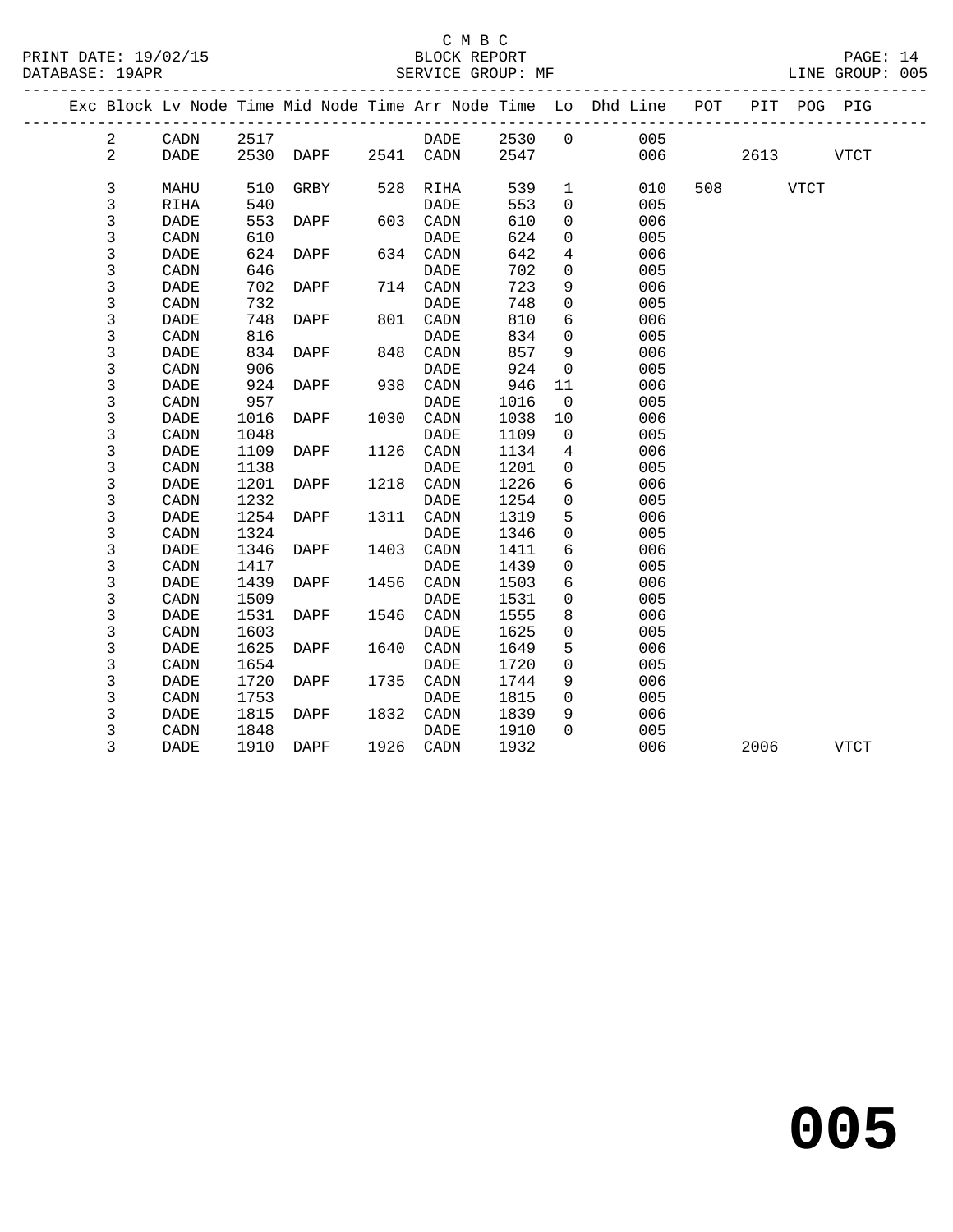C M B C
BLOCK REPORT
SERVICE GROUP: MF

PRINT DATE: 19/02/15
DATABASE: 19APR
LINE GROUP: 005

| Exc | Block | Lv Node | Time | Mid Node | Time | Arr Node | Time | Lo | Dhd Line | POT | PIT | POG | PIG |
|---|---|---|---|---|---|---|---|---|---|---|---|---|---|
| | 2 | CADN | 2517 | | | DADE | 2530 | 0 | 005 | | | | |
| | 2 | DADE | 2530 | DAPF | 2541 | CADN | 2547 | | 006 | | 2613 | | VTCT |
| | 3 | MAHU | 510 | GRBY | 528 | RIHA | 539 | 1 | 010 | 508 | | VTCT | |
| | 3 | RIHA | 540 | | | DADE | 553 | 0 | 005 | | | | |
| | 3 | DADE | 553 | DAPF | 603 | CADN | 610 | 0 | 006 | | | | |
| | 3 | CADN | 610 | | | DADE | 624 | 0 | 005 | | | | |
| | 3 | DADE | 624 | DAPF | 634 | CADN | 642 | 4 | 006 | | | | |
| | 3 | CADN | 646 | | | DADE | 702 | 0 | 005 | | | | |
| | 3 | DADE | 702 | DAPF | 714 | CADN | 723 | 9 | 006 | | | | |
| | 3 | CADN | 732 | | | DADE | 748 | 0 | 005 | | | | |
| | 3 | DADE | 748 | DAPF | 801 | CADN | 810 | 6 | 006 | | | | |
| | 3 | CADN | 816 | | | DADE | 834 | 0 | 005 | | | | |
| | 3 | DADE | 834 | DAPF | 848 | CADN | 857 | 9 | 006 | | | | |
| | 3 | CADN | 906 | | | DADE | 924 | 0 | 005 | | | | |
| | 3 | DADE | 924 | DAPF | 938 | CADN | 946 | 11 | 006 | | | | |
| | 3 | CADN | 957 | | | DADE | 1016 | 0 | 005 | | | | |
| | 3 | DADE | 1016 | DAPF | 1030 | CADN | 1038 | 10 | 006 | | | | |
| | 3 | CADN | 1048 | | | DADE | 1109 | 0 | 005 | | | | |
| | 3 | DADE | 1109 | DAPF | 1126 | CADN | 1134 | 4 | 006 | | | | |
| | 3 | CADN | 1138 | | | DADE | 1201 | 0 | 005 | | | | |
| | 3 | DADE | 1201 | DAPF | 1218 | CADN | 1226 | 6 | 006 | | | | |
| | 3 | CADN | 1232 | | | DADE | 1254 | 0 | 005 | | | | |
| | 3 | DADE | 1254 | DAPF | 1311 | CADN | 1319 | 5 | 006 | | | | |
| | 3 | CADN | 1324 | | | DADE | 1346 | 0 | 005 | | | | |
| | 3 | DADE | 1346 | DAPF | 1403 | CADN | 1411 | 6 | 006 | | | | |
| | 3 | CADN | 1417 | | | DADE | 1439 | 0 | 005 | | | | |
| | 3 | DADE | 1439 | DAPF | 1456 | CADN | 1503 | 6 | 006 | | | | |
| | 3 | CADN | 1509 | | | DADE | 1531 | 0 | 005 | | | | |
| | 3 | DADE | 1531 | DAPF | 1546 | CADN | 1555 | 8 | 006 | | | | |
| | 3 | CADN | 1603 | | | DADE | 1625 | 0 | 005 | | | | |
| | 3 | DADE | 1625 | DAPF | 1640 | CADN | 1649 | 5 | 006 | | | | |
| | 3 | CADN | 1654 | | | DADE | 1720 | 0 | 005 | | | | |
| | 3 | DADE | 1720 | DAPF | 1735 | CADN | 1744 | 9 | 006 | | | | |
| | 3 | CADN | 1753 | | | DADE | 1815 | 0 | 005 | | | | |
| | 3 | DADE | 1815 | DAPF | 1832 | CADN | 1839 | 9 | 006 | | | | |
| | 3 | CADN | 1848 | | | DADE | 1910 | 0 | 005 | | | | |
| | 3 | DADE | 1910 | DAPF | 1926 | CADN | 1932 | | 006 | | 2006 | | VTCT |

**005**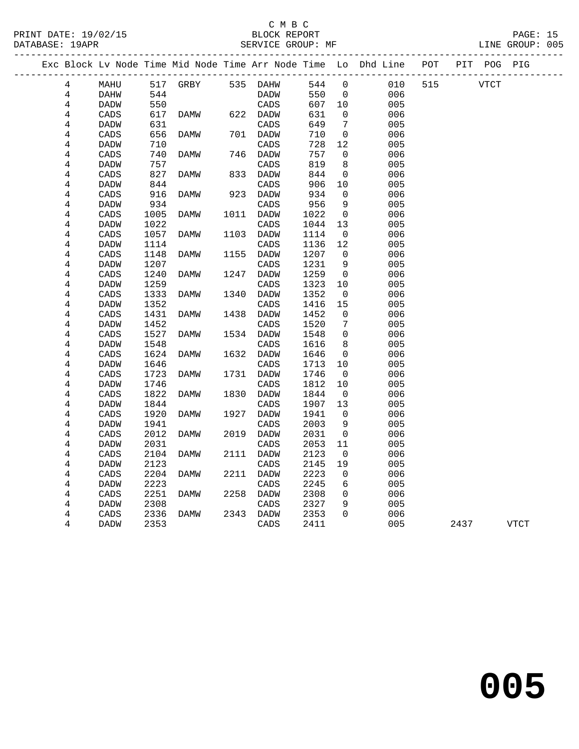C M B C
BLOCK REPORT
SERVICE GROUP: MF

PRINT DATE: 19/02/15
DATABASE: 19APR
LINE GROUP: 005

| Exc | Block | Lv Node | Time | Mid Node | Time | Arr Node | Time | Lo | Dhd Line | POT | PIT | POG | PIG |
|---|---|---|---|---|---|---|---|---|---|---|---|---|---|
| | 4 | MAHU | 517 | GRBY | 535 | DAHW | 544 | 0 | 010 | 515 | | VTCT | |
| | 4 | DAHW | 544 | | | DADW | 550 | 0 | 006 | | | | |
| | 4 | DADW | 550 | | | CADS | 607 | 10 | 005 | | | | |
| | 4 | CADS | 617 | DAMW | 622 | DADW | 631 | 0 | 006 | | | | |
| | 4 | DADW | 631 | | | CADS | 649 | 7 | 005 | | | | |
| | 4 | CADS | 656 | DAMW | 701 | DADW | 710 | 0 | 006 | | | | |
| | 4 | DADW | 710 | | | CADS | 728 | 12 | 005 | | | | |
| | 4 | CADS | 740 | DAMW | 746 | DADW | 757 | 0 | 006 | | | | |
| | 4 | DADW | 757 | | | CADS | 819 | 8 | 005 | | | | |
| | 4 | CADS | 827 | DAMW | 833 | DADW | 844 | 0 | 006 | | | | |
| | 4 | DADW | 844 | | | CADS | 906 | 10 | 005 | | | | |
| | 4 | CADS | 916 | DAMW | 923 | DADW | 934 | 0 | 006 | | | | |
| | 4 | DADW | 934 | | | CADS | 956 | 9 | 005 | | | | |
| | 4 | CADS | 1005 | DAMW | 1011 | DADW | 1022 | 0 | 006 | | | | |
| | 4 | DADW | 1022 | | | CADS | 1044 | 13 | 005 | | | | |
| | 4 | CADS | 1057 | DAMW | 1103 | DADW | 1114 | 0 | 006 | | | | |
| | 4 | DADW | 1114 | | | CADS | 1136 | 12 | 005 | | | | |
| | 4 | CADS | 1148 | DAMW | 1155 | DADW | 1207 | 0 | 006 | | | | |
| | 4 | DADW | 1207 | | | CADS | 1231 | 9 | 005 | | | | |
| | 4 | CADS | 1240 | DAMW | 1247 | DADW | 1259 | 0 | 006 | | | | |
| | 4 | DADW | 1259 | | | CADS | 1323 | 10 | 005 | | | | |
| | 4 | CADS | 1333 | DAMW | 1340 | DADW | 1352 | 0 | 006 | | | | |
| | 4 | DADW | 1352 | | | CADS | 1416 | 15 | 005 | | | | |
| | 4 | CADS | 1431 | DAMW | 1438 | DADW | 1452 | 0 | 006 | | | | |
| | 4 | DADW | 1452 | | | CADS | 1520 | 7 | 005 | | | | |
| | 4 | CADS | 1527 | DAMW | 1534 | DADW | 1548 | 0 | 006 | | | | |
| | 4 | DADW | 1548 | | | CADS | 1616 | 8 | 005 | | | | |
| | 4 | CADS | 1624 | DAMW | 1632 | DADW | 1646 | 0 | 006 | | | | |
| | 4 | DADW | 1646 | | | CADS | 1713 | 10 | 005 | | | | |
| | 4 | CADS | 1723 | DAMW | 1731 | DADW | 1746 | 0 | 006 | | | | |
| | 4 | DADW | 1746 | | | CADS | 1812 | 10 | 005 | | | | |
| | 4 | CADS | 1822 | DAMW | 1830 | DADW | 1844 | 0 | 006 | | | | |
| | 4 | DADW | 1844 | | | CADS | 1907 | 13 | 005 | | | | |
| | 4 | CADS | 1920 | DAMW | 1927 | DADW | 1941 | 0 | 006 | | | | |
| | 4 | DADW | 1941 | | | CADS | 2003 | 9 | 005 | | | | |
| | 4 | CADS | 2012 | DAMW | 2019 | DADW | 2031 | 0 | 006 | | | | |
| | 4 | DADW | 2031 | | | CADS | 2053 | 11 | 005 | | | | |
| | 4 | CADS | 2104 | DAMW | 2111 | DADW | 2123 | 0 | 006 | | | | |
| | 4 | DADW | 2123 | | | CADS | 2145 | 19 | 005 | | | | |
| | 4 | CADS | 2204 | DAMW | 2211 | DADW | 2223 | 0 | 006 | | | | |
| | 4 | DADW | 2223 | | | CADS | 2245 | 6 | 005 | | | | |
| | 4 | CADS | 2251 | DAMW | 2258 | DADW | 2308 | 0 | 006 | | | | |
| | 4 | DADW | 2308 | | | CADS | 2327 | 9 | 005 | | | | |
| | 4 | CADS | 2336 | DAMW | 2343 | DADW | 2353 | 0 | 006 | | | | |
| | 4 | DADW | 2353 | | | CADS | 2411 | | 005 | | 2437 | | VTCT |

# 005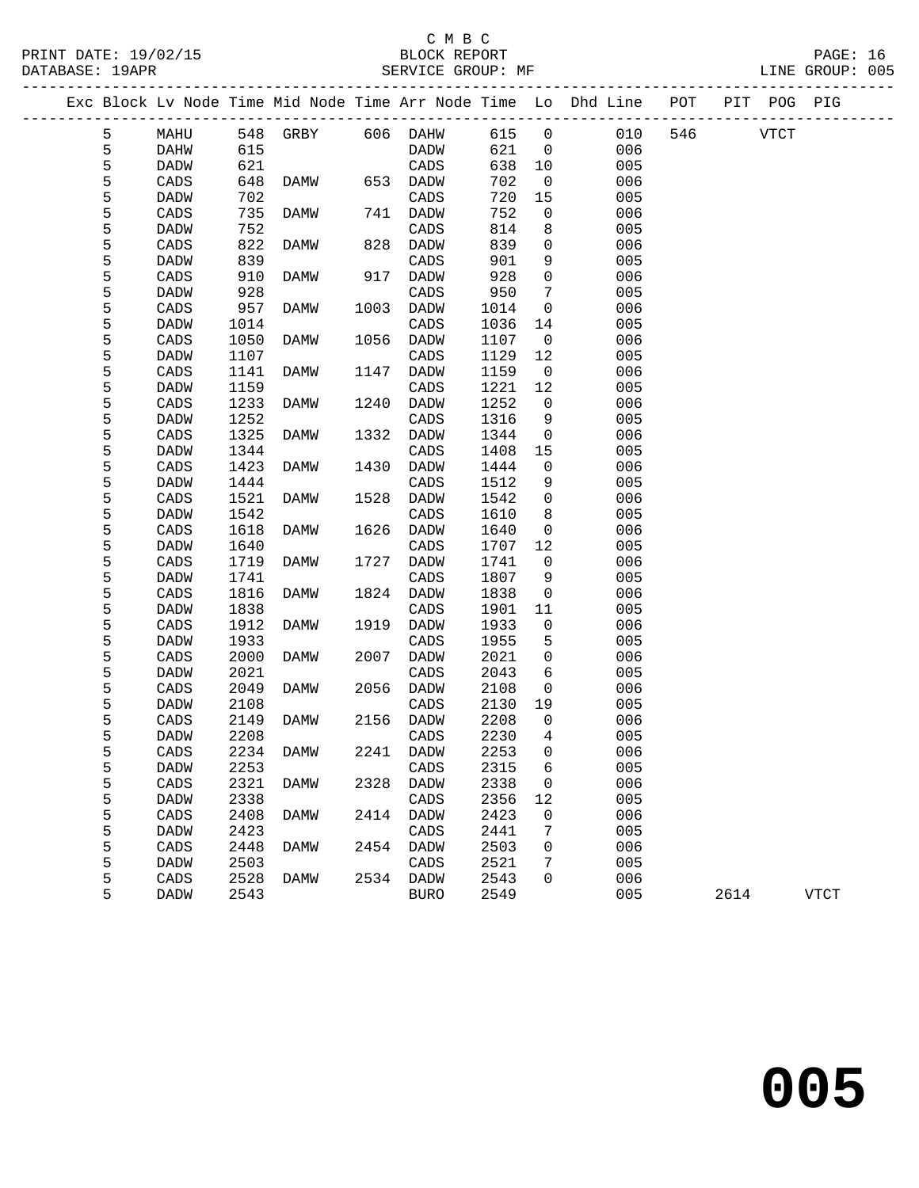C M B C

BLOCK REPORT

SERVICE GROUP: MF

PRINT DATE: 19/02/15

DATABASE: 19APR

LINE GROUP: 005

| Exc | Block | Lv Node | Time | Mid Node | Time | Arr Node | Time | Lo | Dhd Line | POT | PIT | POG | PIG |
|---|---|---|---|---|---|---|---|---|---|---|---|---|---|
| | 5 | MAHU | 548 | GRBY | 606 | DAHW | 615 | 0 | 010 | 546 | | VTCT | |
| | 5 | DAHW | 615 | | | DADW | 621 | 0 | 006 | | | | |
| | 5 | DADW | 621 | | | CADS | 638 | 10 | 005 | | | | |
| | 5 | CADS | 648 | DAMW | 653 | DADW | 702 | 0 | 006 | | | | |
| | 5 | DADW | 702 | | | CADS | 720 | 15 | 005 | | | | |
| | 5 | CADS | 735 | DAMW | 741 | DADW | 752 | 0 | 006 | | | | |
| | 5 | DADW | 752 | | | CADS | 814 | 8 | 005 | | | | |
| | 5 | CADS | 822 | DAMW | 828 | DADW | 839 | 0 | 006 | | | | |
| | 5 | DADW | 839 | | | CADS | 901 | 9 | 005 | | | | |
| | 5 | CADS | 910 | DAMW | 917 | DADW | 928 | 0 | 006 | | | | |
| | 5 | DADW | 928 | | | CADS | 950 | 7 | 005 | | | | |
| | 5 | CADS | 957 | DAMW | 1003 | DADW | 1014 | 0 | 006 | | | | |
| | 5 | DADW | 1014 | | | CADS | 1036 | 14 | 005 | | | | |
| | 5 | CADS | 1050 | DAMW | 1056 | DADW | 1107 | 0 | 006 | | | | |
| | 5 | DADW | 1107 | | | CADS | 1129 | 12 | 005 | | | | |
| | 5 | CADS | 1141 | DAMW | 1147 | DADW | 1159 | 0 | 006 | | | | |
| | 5 | DADW | 1159 | | | CADS | 1221 | 12 | 005 | | | | |
| | 5 | CADS | 1233 | DAMW | 1240 | DADW | 1252 | 0 | 006 | | | | |
| | 5 | DADW | 1252 | | | CADS | 1316 | 9 | 005 | | | | |
| | 5 | CADS | 1325 | DAMW | 1332 | DADW | 1344 | 0 | 006 | | | | |
| | 5 | DADW | 1344 | | | CADS | 1408 | 15 | 005 | | | | |
| | 5 | CADS | 1423 | DAMW | 1430 | DADW | 1444 | 0 | 006 | | | | |
| | 5 | DADW | 1444 | | | CADS | 1512 | 9 | 005 | | | | |
| | 5 | CADS | 1521 | DAMW | 1528 | DADW | 1542 | 0 | 006 | | | | |
| | 5 | DADW | 1542 | | | CADS | 1610 | 8 | 005 | | | | |
| | 5 | CADS | 1618 | DAMW | 1626 | DADW | 1640 | 0 | 006 | | | | |
| | 5 | DADW | 1640 | | | CADS | 1707 | 12 | 005 | | | | |
| | 5 | CADS | 1719 | DAMW | 1727 | DADW | 1741 | 0 | 006 | | | | |
| | 5 | DADW | 1741 | | | CADS | 1807 | 9 | 005 | | | | |
| | 5 | CADS | 1816 | DAMW | 1824 | DADW | 1838 | 0 | 006 | | | | |
| | 5 | DADW | 1838 | | | CADS | 1901 | 11 | 005 | | | | |
| | 5 | CADS | 1912 | DAMW | 1919 | DADW | 1933 | 0 | 006 | | | | |
| | 5 | DADW | 1933 | | | CADS | 1955 | 5 | 005 | | | | |
| | 5 | CADS | 2000 | DAMW | 2007 | DADW | 2021 | 0 | 006 | | | | |
| | 5 | DADW | 2021 | | | CADS | 2043 | 6 | 005 | | | | |
| | 5 | CADS | 2049 | DAMW | 2056 | DADW | 2108 | 0 | 006 | | | | |
| | 5 | DADW | 2108 | | | CADS | 2130 | 19 | 005 | | | | |
| | 5 | CADS | 2149 | DAMW | 2156 | DADW | 2208 | 0 | 006 | | | | |
| | 5 | DADW | 2208 | | | CADS | 2230 | 4 | 005 | | | | |
| | 5 | CADS | 2234 | DAMW | 2241 | DADW | 2253 | 0 | 006 | | | | |
| | 5 | DADW | 2253 | | | CADS | 2315 | 6 | 005 | | | | |
| | 5 | CADS | 2321 | DAMW | 2328 | DADW | 2338 | 0 | 006 | | | | |
| | 5 | DADW | 2338 | | | CADS | 2356 | 12 | 005 | | | | |
| | 5 | CADS | 2408 | DAMW | 2414 | DADW | 2423 | 0 | 006 | | | | |
| | 5 | DADW | 2423 | | | CADS | 2441 | 7 | 005 | | | | |
| | 5 | CADS | 2448 | DAMW | 2454 | DADW | 2503 | 0 | 006 | | | | |
| | 5 | DADW | 2503 | | | CADS | 2521 | 7 | 005 | | | | |
| | 5 | CADS | 2528 | DAMW | 2534 | DADW | 2543 | 0 | 006 | | | | |
| | 5 | DADW | 2543 | | | BURO | 2549 | | 005 | | 2614 | | VTCT |

# 005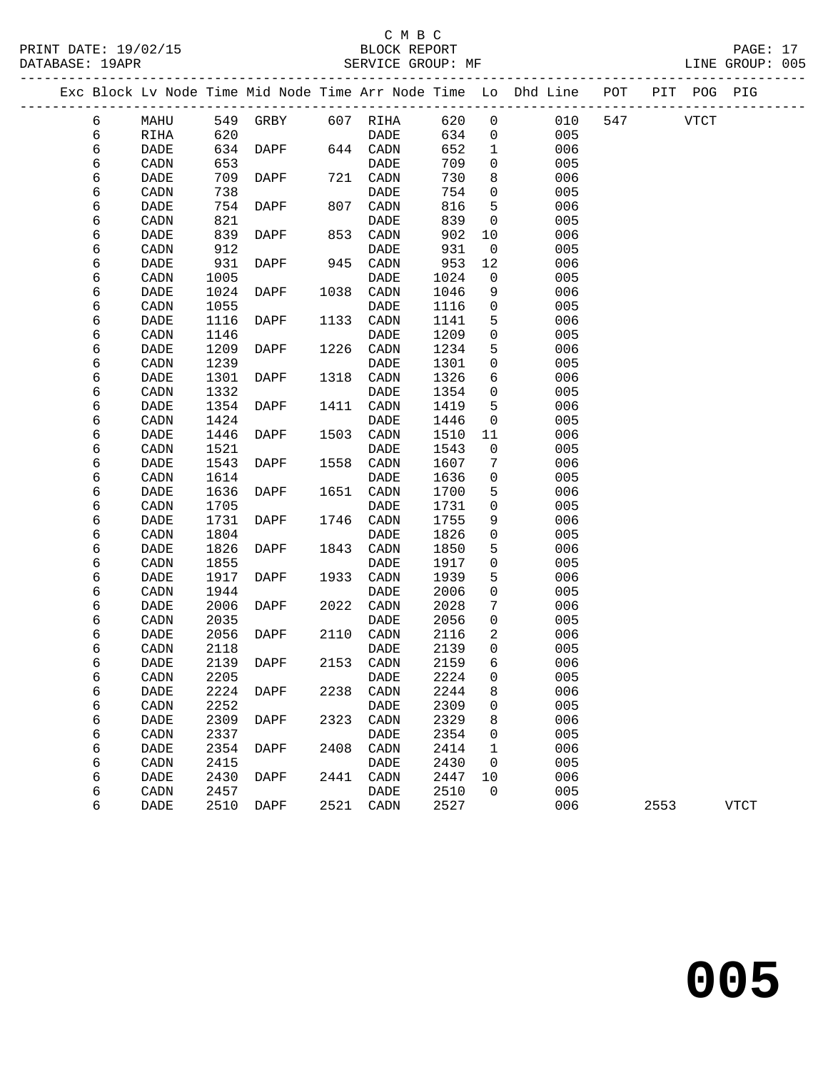C M B C
BLOCK REPORT
SERVICE GROUP: MF

PRINT DATE: 19/02/15
DATABASE: 19APR
LINE GROUP: 005

| Exc | Block | Lv | Node | Time | Mid Node | Time | Arr Node | Time | Lo | Dhd Line | POT | PIT | POG | PIG |
|---|---|---|---|---|---|---|---|---|---|---|---|---|---|---|
| | 6 | | MAHU | 549 | GRBY | 607 | RIHA | 620 | 0 | 010 | 547 | | VTCT | |
| | 6 | | RIHA | 620 | | | DADE | 634 | 0 | 005 | | | | |
| | 6 | | DADE | 634 | DAPF | 644 | CADN | 652 | 1 | 006 | | | | |
| | 6 | | CADN | 653 | | | DADE | 709 | 0 | 005 | | | | |
| | 6 | | DADE | 709 | DAPF | 721 | CADN | 730 | 8 | 006 | | | | |
| | 6 | | CADN | 738 | | | DADE | 754 | 0 | 005 | | | | |
| | 6 | | DADE | 754 | DAPF | 807 | CADN | 816 | 5 | 006 | | | | |
| | 6 | | CADN | 821 | | | DADE | 839 | 0 | 005 | | | | |
| | 6 | | DADE | 839 | DAPF | 853 | CADN | 902 | 10 | 006 | | | | |
| | 6 | | CADN | 912 | | | DADE | 931 | 0 | 005 | | | | |
| | 6 | | DADE | 931 | DAPF | 945 | CADN | 953 | 12 | 006 | | | | |
| | 6 | | CADN | 1005 | | | DADE | 1024 | 0 | 005 | | | | |
| | 6 | | DADE | 1024 | DAPF | 1038 | CADN | 1046 | 9 | 006 | | | | |
| | 6 | | CADN | 1055 | | | DADE | 1116 | 0 | 005 | | | | |
| | 6 | | DADE | 1116 | DAPF | 1133 | CADN | 1141 | 5 | 006 | | | | |
| | 6 | | CADN | 1146 | | | DADE | 1209 | 0 | 005 | | | | |
| | 6 | | DADE | 1209 | DAPF | 1226 | CADN | 1234 | 5 | 006 | | | | |
| | 6 | | CADN | 1239 | | | DADE | 1301 | 0 | 005 | | | | |
| | 6 | | DADE | 1301 | DAPF | 1318 | CADN | 1326 | 6 | 006 | | | | |
| | 6 | | CADN | 1332 | | | DADE | 1354 | 0 | 005 | | | | |
| | 6 | | DADE | 1354 | DAPF | 1411 | CADN | 1419 | 5 | 006 | | | | |
| | 6 | | CADN | 1424 | | | DADE | 1446 | 0 | 005 | | | | |
| | 6 | | DADE | 1446 | DAPF | 1503 | CADN | 1510 | 11 | 006 | | | | |
| | 6 | | CADN | 1521 | | | DADE | 1543 | 0 | 005 | | | | |
| | 6 | | DADE | 1543 | DAPF | 1558 | CADN | 1607 | 7 | 006 | | | | |
| | 6 | | CADN | 1614 | | | DADE | 1636 | 0 | 005 | | | | |
| | 6 | | DADE | 1636 | DAPF | 1651 | CADN | 1700 | 5 | 006 | | | | |
| | 6 | | CADN | 1705 | | | DADE | 1731 | 0 | 005 | | | | |
| | 6 | | DADE | 1731 | DAPF | 1746 | CADN | 1755 | 9 | 006 | | | | |
| | 6 | | CADN | 1804 | | | DADE | 1826 | 0 | 005 | | | | |
| | 6 | | DADE | 1826 | DAPF | 1843 | CADN | 1850 | 5 | 006 | | | | |
| | 6 | | CADN | 1855 | | | DADE | 1917 | 0 | 005 | | | | |
| | 6 | | DADE | 1917 | DAPF | 1933 | CADN | 1939 | 5 | 006 | | | | |
| | 6 | | CADN | 1944 | | | DADE | 2006 | 0 | 005 | | | | |
| | 6 | | DADE | 2006 | DAPF | 2022 | CADN | 2028 | 7 | 006 | | | | |
| | 6 | | CADN | 2035 | | | DADE | 2056 | 0 | 005 | | | | |
| | 6 | | DADE | 2056 | DAPF | 2110 | CADN | 2116 | 2 | 006 | | | | |
| | 6 | | CADN | 2118 | | | DADE | 2139 | 0 | 005 | | | | |
| | 6 | | DADE | 2139 | DAPF | 2153 | CADN | 2159 | 6 | 006 | | | | |
| | 6 | | CADN | 2205 | | | DADE | 2224 | 0 | 005 | | | | |
| | 6 | | DADE | 2224 | DAPF | 2238 | CADN | 2244 | 8 | 006 | | | | |
| | 6 | | CADN | 2252 | | | DADE | 2309 | 0 | 005 | | | | |
| | 6 | | DADE | 2309 | DAPF | 2323 | CADN | 2329 | 8 | 006 | | | | |
| | 6 | | CADN | 2337 | | | DADE | 2354 | 0 | 005 | | | | |
| | 6 | | DADE | 2354 | DAPF | 2408 | CADN | 2414 | 1 | 006 | | | | |
| | 6 | | CADN | 2415 | | | DADE | 2430 | 0 | 005 | | | | |
| | 6 | | DADE | 2430 | DAPF | 2441 | CADN | 2447 | 10 | 006 | | | | |
| | 6 | | CADN | 2457 | | | DADE | 2510 | 0 | 005 | | | | |
| | 6 | | DADE | 2510 | DAPF | 2521 | CADN | 2527 | | 006 | | 2553 | | VTCT |

**005**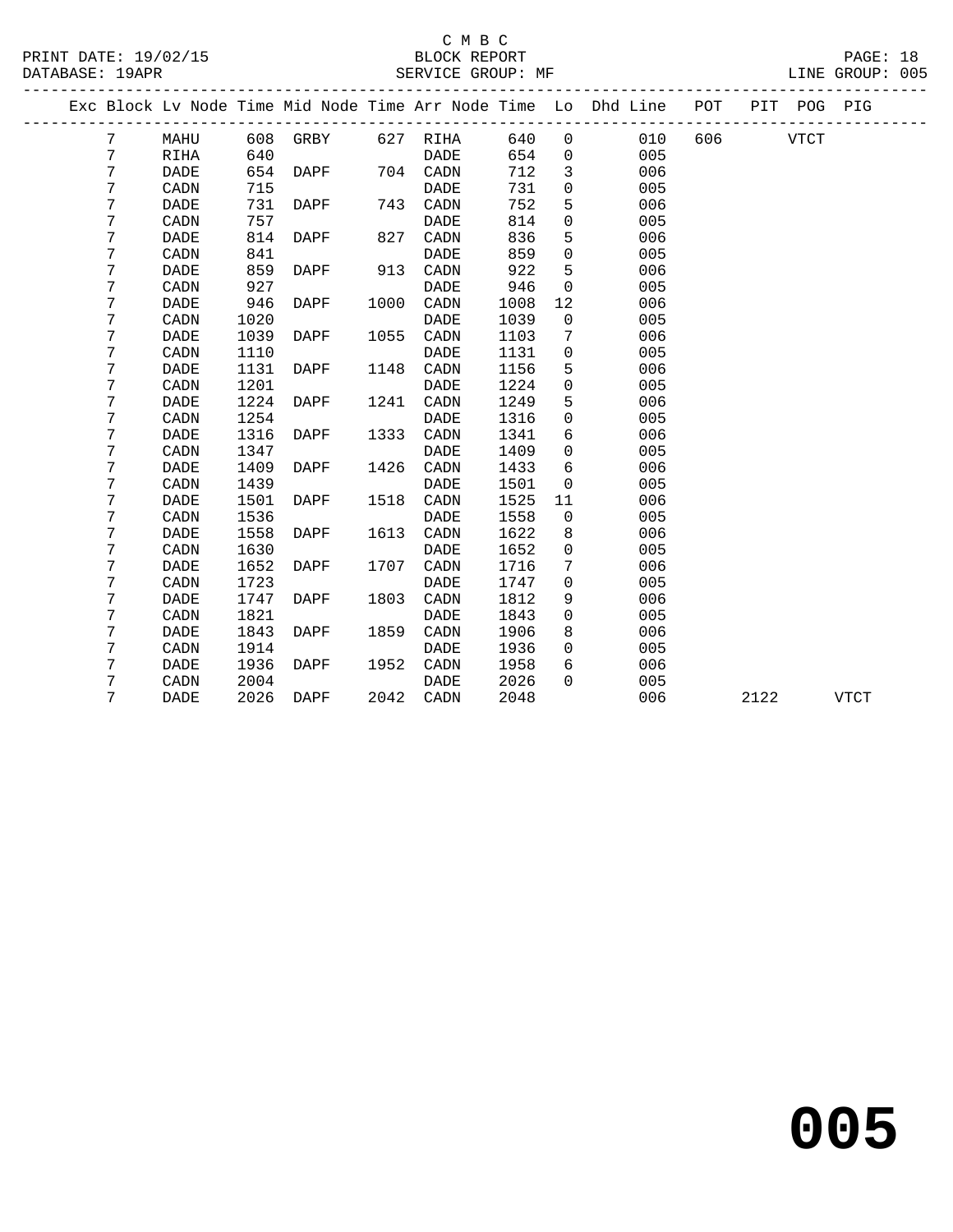C M B C

BLOCK REPORT

SERVICE GROUP: MF

PRINT DATE: 19/02/15

DATABASE: 19APR

LINE GROUP: 005

| Exc | Block | Lv Node | Time | Mid Node | Time | Arr Node | Time | Lo | Dhd Line | POT | PIT | POG | PIG |
|---|---|---|---|---|---|---|---|---|---|---|---|---|---|
| | 7 | MAHU | 608 | GRBY | 627 | RIHA | 640 | 0 | 010 | 606 | | VTCT | |
| | 7 | RIHA | 640 | | | DADE | 654 | 0 | 005 | | | | |
| | 7 | DADE | 654 | DAPF | 704 | CADN | 712 | 3 | 006 | | | | |
| | 7 | CADN | 715 | | | DADE | 731 | 0 | 005 | | | | |
| | 7 | DADE | 731 | DAPF | 743 | CADN | 752 | 5 | 006 | | | | |
| | 7 | CADN | 757 | | | DADE | 814 | 0 | 005 | | | | |
| | 7 | DADE | 814 | DAPF | 827 | CADN | 836 | 5 | 006 | | | | |
| | 7 | CADN | 841 | | | DADE | 859 | 0 | 005 | | | | |
| | 7 | DADE | 859 | DAPF | 913 | CADN | 922 | 5 | 006 | | | | |
| | 7 | CADN | 927 | | | DADE | 946 | 0 | 005 | | | | |
| | 7 | DADE | 946 | DAPF | 1000 | CADN | 1008 | 12 | 006 | | | | |
| | 7 | CADN | 1020 | | | DADE | 1039 | 0 | 005 | | | | |
| | 7 | DADE | 1039 | DAPF | 1055 | CADN | 1103 | 7 | 006 | | | | |
| | 7 | CADN | 1110 | | | DADE | 1131 | 0 | 005 | | | | |
| | 7 | DADE | 1131 | DAPF | 1148 | CADN | 1156 | 5 | 006 | | | | |
| | 7 | CADN | 1201 | | | DADE | 1224 | 0 | 005 | | | | |
| | 7 | DADE | 1224 | DAPF | 1241 | CADN | 1249 | 5 | 006 | | | | |
| | 7 | CADN | 1254 | | | DADE | 1316 | 0 | 005 | | | | |
| | 7 | DADE | 1316 | DAPF | 1333 | CADN | 1341 | 6 | 006 | | | | |
| | 7 | CADN | 1347 | | | DADE | 1409 | 0 | 005 | | | | |
| | 7 | DADE | 1409 | DAPF | 1426 | CADN | 1433 | 6 | 006 | | | | |
| | 7 | CADN | 1439 | | | DADE | 1501 | 0 | 005 | | | | |
| | 7 | DADE | 1501 | DAPF | 1518 | CADN | 1525 | 11 | 006 | | | | |
| | 7 | CADN | 1536 | | | DADE | 1558 | 0 | 005 | | | | |
| | 7 | DADE | 1558 | DAPF | 1613 | CADN | 1622 | 8 | 006 | | | | |
| | 7 | CADN | 1630 | | | DADE | 1652 | 0 | 005 | | | | |
| | 7 | DADE | 1652 | DAPF | 1707 | CADN | 1716 | 7 | 006 | | | | |
| | 7 | CADN | 1723 | | | DADE | 1747 | 0 | 005 | | | | |
| | 7 | DADE | 1747 | DAPF | 1803 | CADN | 1812 | 9 | 006 | | | | |
| | 7 | CADN | 1821 | | | DADE | 1843 | 0 | 005 | | | | |
| | 7 | DADE | 1843 | DAPF | 1859 | CADN | 1906 | 8 | 006 | | | | |
| | 7 | CADN | 1914 | | | DADE | 1936 | 0 | 005 | | | | |
| | 7 | DADE | 1936 | DAPF | 1952 | CADN | 1958 | 6 | 006 | | | | |
| | 7 | CADN | 2004 | | | DADE | 2026 | 0 | 005 | | | | |
| | 7 | DADE | 2026 | DAPF | 2042 | CADN | 2048 | | 006 | | 2122 | | VTCT |

# 005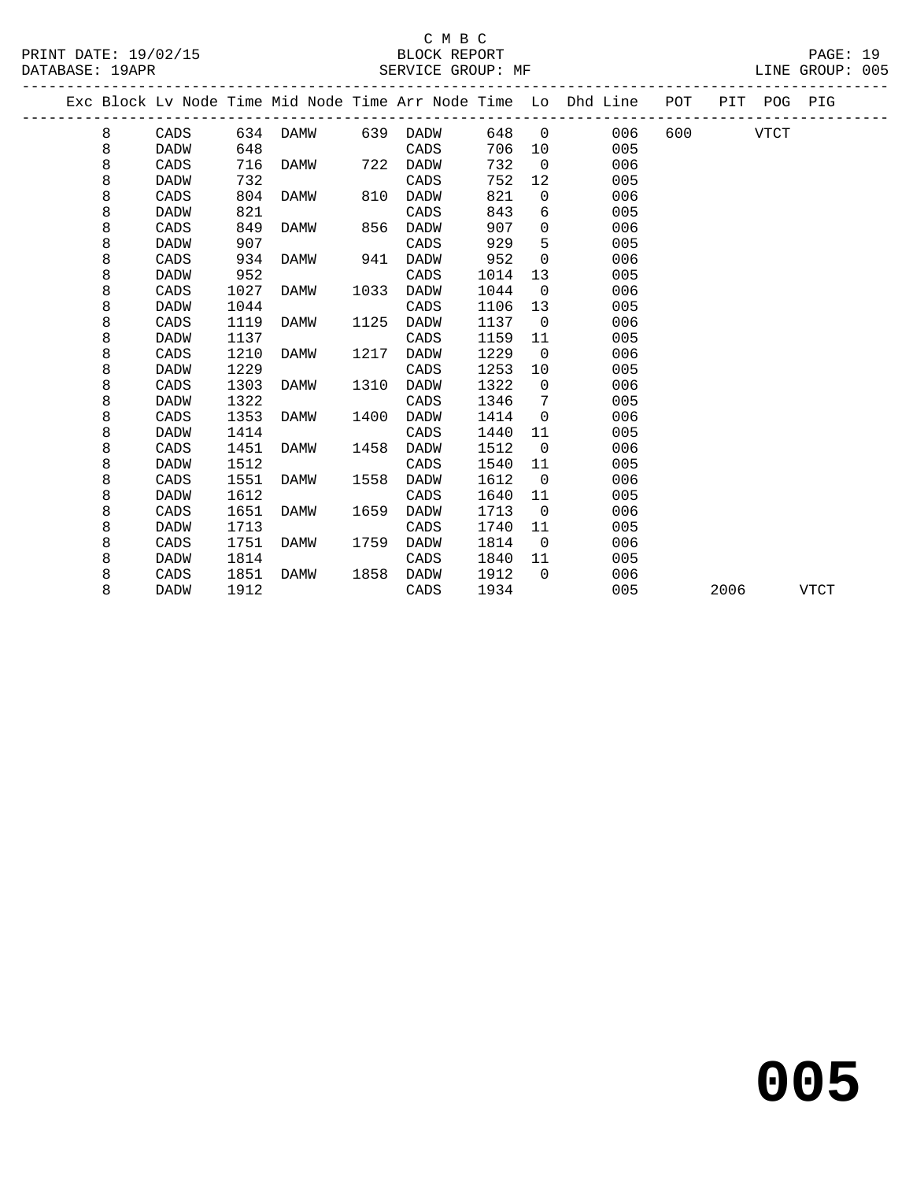C M B C
BLOCK REPORT
SERVICE GROUP: MF

PRINT DATE: 19/02/15
DATABASE: 19APR
LINE GROUP: 005

| Exc | Block | Lv Node | Time | Mid Node | Time | Arr Node | Time | Lo | Dhd Line | POT | PIT | POG | PIG |
|---|---|---|---|---|---|---|---|---|---|---|---|---|---|
| | 8 | CADS | 634 | DAMW | 639 | DADW | 648 | 0 | 006 | 600 | | VTCT | |
| | 8 | DADW | 648 | | | CADS | 706 | 10 | 005 | | | | |
| | 8 | CADS | 716 | DAMW | 722 | DADW | 732 | 0 | 006 | | | | |
| | 8 | DADW | 732 | | | CADS | 752 | 12 | 005 | | | | |
| | 8 | CADS | 804 | DAMW | 810 | DADW | 821 | 0 | 006 | | | | |
| | 8 | DADW | 821 | | | CADS | 843 | 6 | 005 | | | | |
| | 8 | CADS | 849 | DAMW | 856 | DADW | 907 | 0 | 006 | | | | |
| | 8 | DADW | 907 | | | CADS | 929 | 5 | 005 | | | | |
| | 8 | CADS | 934 | DAMW | 941 | DADW | 952 | 0 | 006 | | | | |
| | 8 | DADW | 952 | | | CADS | 1014 | 13 | 005 | | | | |
| | 8 | CADS | 1027 | DAMW | 1033 | DADW | 1044 | 0 | 006 | | | | |
| | 8 | DADW | 1044 | | | CADS | 1106 | 13 | 005 | | | | |
| | 8 | CADS | 1119 | DAMW | 1125 | DADW | 1137 | 0 | 006 | | | | |
| | 8 | DADW | 1137 | | | CADS | 1159 | 11 | 005 | | | | |
| | 8 | CADS | 1210 | DAMW | 1217 | DADW | 1229 | 0 | 006 | | | | |
| | 8 | DADW | 1229 | | | CADS | 1253 | 10 | 005 | | | | |
| | 8 | CADS | 1303 | DAMW | 1310 | DADW | 1322 | 0 | 006 | | | | |
| | 8 | DADW | 1322 | | | CADS | 1346 | 7 | 005 | | | | |
| | 8 | CADS | 1353 | DAMW | 1400 | DADW | 1414 | 0 | 006 | | | | |
| | 8 | DADW | 1414 | | | CADS | 1440 | 11 | 005 | | | | |
| | 8 | CADS | 1451 | DAMW | 1458 | DADW | 1512 | 0 | 006 | | | | |
| | 8 | DADW | 1512 | | | CADS | 1540 | 11 | 005 | | | | |
| | 8 | CADS | 1551 | DAMW | 1558 | DADW | 1612 | 0 | 006 | | | | |
| | 8 | DADW | 1612 | | | CADS | 1640 | 11 | 005 | | | | |
| | 8 | CADS | 1651 | DAMW | 1659 | DADW | 1713 | 0 | 006 | | | | |
| | 8 | DADW | 1713 | | | CADS | 1740 | 11 | 005 | | | | |
| | 8 | CADS | 1751 | DAMW | 1759 | DADW | 1814 | 0 | 006 | | | | |
| | 8 | DADW | 1814 | | | CADS | 1840 | 11 | 005 | | | | |
| | 8 | CADS | 1851 | DAMW | 1858 | DADW | 1912 | 0 | 006 | | | | |
| | 8 | DADW | 1912 | | | CADS | 1934 | | 005 | | 2006 | | VTCT |

**005**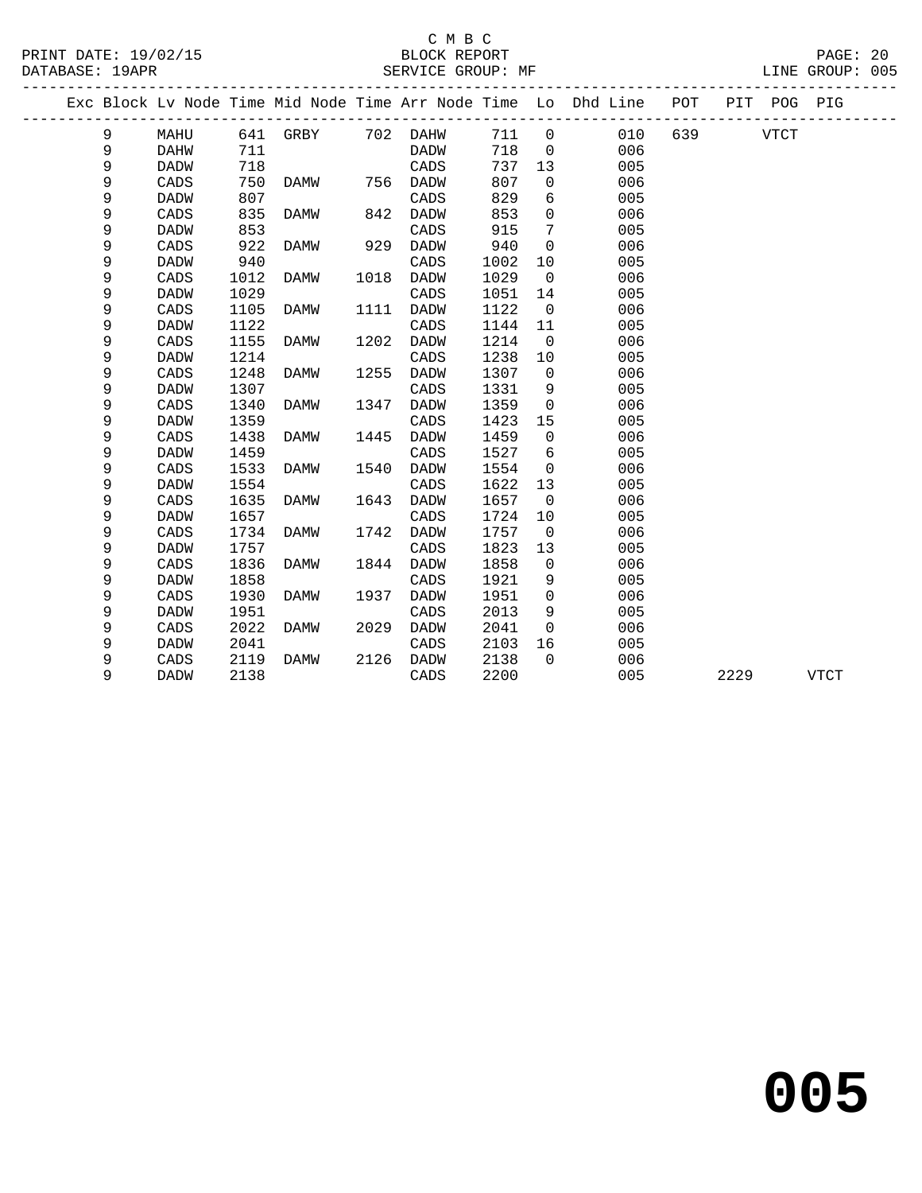C M B C

BLOCK REPORT

SERVICE GROUP: MF

PRINT DATE: 19/02/15
DATABASE: 19APR
LINE GROUP: 005

| Exc | Block | Lv Node | Time | Mid Node | Time | Arr Node | Time | Lo | Dhd Line | POT | PIT | POG | PIG |
|---|---|---|---|---|---|---|---|---|---|---|---|---|---|
| | 9 | MAHU | 641 | GRBY | 702 | DAHW | 711 | 0 | 010 | 639 | | VTCT | |
| | 9 | DAHW | 711 | | | DADW | 718 | 0 | 006 | | | | |
| | 9 | DADW | 718 | | | CADS | 737 | 13 | 005 | | | | |
| | 9 | CADS | 750 | DAMW | 756 | DADW | 807 | 0 | 006 | | | | |
| | 9 | DADW | 807 | | | CADS | 829 | 6 | 005 | | | | |
| | 9 | CADS | 835 | DAMW | 842 | DADW | 853 | 0 | 006 | | | | |
| | 9 | DADW | 853 | | | CADS | 915 | 7 | 005 | | | | |
| | 9 | CADS | 922 | DAMW | 929 | DADW | 940 | 0 | 006 | | | | |
| | 9 | DADW | 940 | | | CADS | 1002 | 10 | 005 | | | | |
| | 9 | CADS | 1012 | DAMW | 1018 | DADW | 1029 | 0 | 006 | | | | |
| | 9 | DADW | 1029 | | | CADS | 1051 | 14 | 005 | | | | |
| | 9 | CADS | 1105 | DAMW | 1111 | DADW | 1122 | 0 | 006 | | | | |
| | 9 | DADW | 1122 | | | CADS | 1144 | 11 | 005 | | | | |
| | 9 | CADS | 1155 | DAMW | 1202 | DADW | 1214 | 0 | 006 | | | | |
| | 9 | DADW | 1214 | | | CADS | 1238 | 10 | 005 | | | | |
| | 9 | CADS | 1248 | DAMW | 1255 | DADW | 1307 | 0 | 006 | | | | |
| | 9 | DADW | 1307 | | | CADS | 1331 | 9 | 005 | | | | |
| | 9 | CADS | 1340 | DAMW | 1347 | DADW | 1359 | 0 | 006 | | | | |
| | 9 | DADW | 1359 | | | CADS | 1423 | 15 | 005 | | | | |
| | 9 | CADS | 1438 | DAMW | 1445 | DADW | 1459 | 0 | 006 | | | | |
| | 9 | DADW | 1459 | | | CADS | 1527 | 6 | 005 | | | | |
| | 9 | CADS | 1533 | DAMW | 1540 | DADW | 1554 | 0 | 006 | | | | |
| | 9 | DADW | 1554 | | | CADS | 1622 | 13 | 005 | | | | |
| | 9 | CADS | 1635 | DAMW | 1643 | DADW | 1657 | 0 | 006 | | | | |
| | 9 | DADW | 1657 | | | CADS | 1724 | 10 | 005 | | | | |
| | 9 | CADS | 1734 | DAMW | 1742 | DADW | 1757 | 0 | 006 | | | | |
| | 9 | DADW | 1757 | | | CADS | 1823 | 13 | 005 | | | | |
| | 9 | CADS | 1836 | DAMW | 1844 | DADW | 1858 | 0 | 006 | | | | |
| | 9 | DADW | 1858 | | | CADS | 1921 | 9 | 005 | | | | |
| | 9 | CADS | 1930 | DAMW | 1937 | DADW | 1951 | 0 | 006 | | | | |
| | 9 | DADW | 1951 | | | CADS | 2013 | 9 | 005 | | | | |
| | 9 | CADS | 2022 | DAMW | 2029 | DADW | 2041 | 0 | 006 | | | | |
| | 9 | DADW | 2041 | | | CADS | 2103 | 16 | 005 | | | | |
| | 9 | CADS | 2119 | DAMW | 2126 | DADW | 2138 | 0 | 006 | | | | |
| | 9 | DADW | 2138 | | | CADS | 2200 | | 005 | | 2229 | | VTCT |

**005**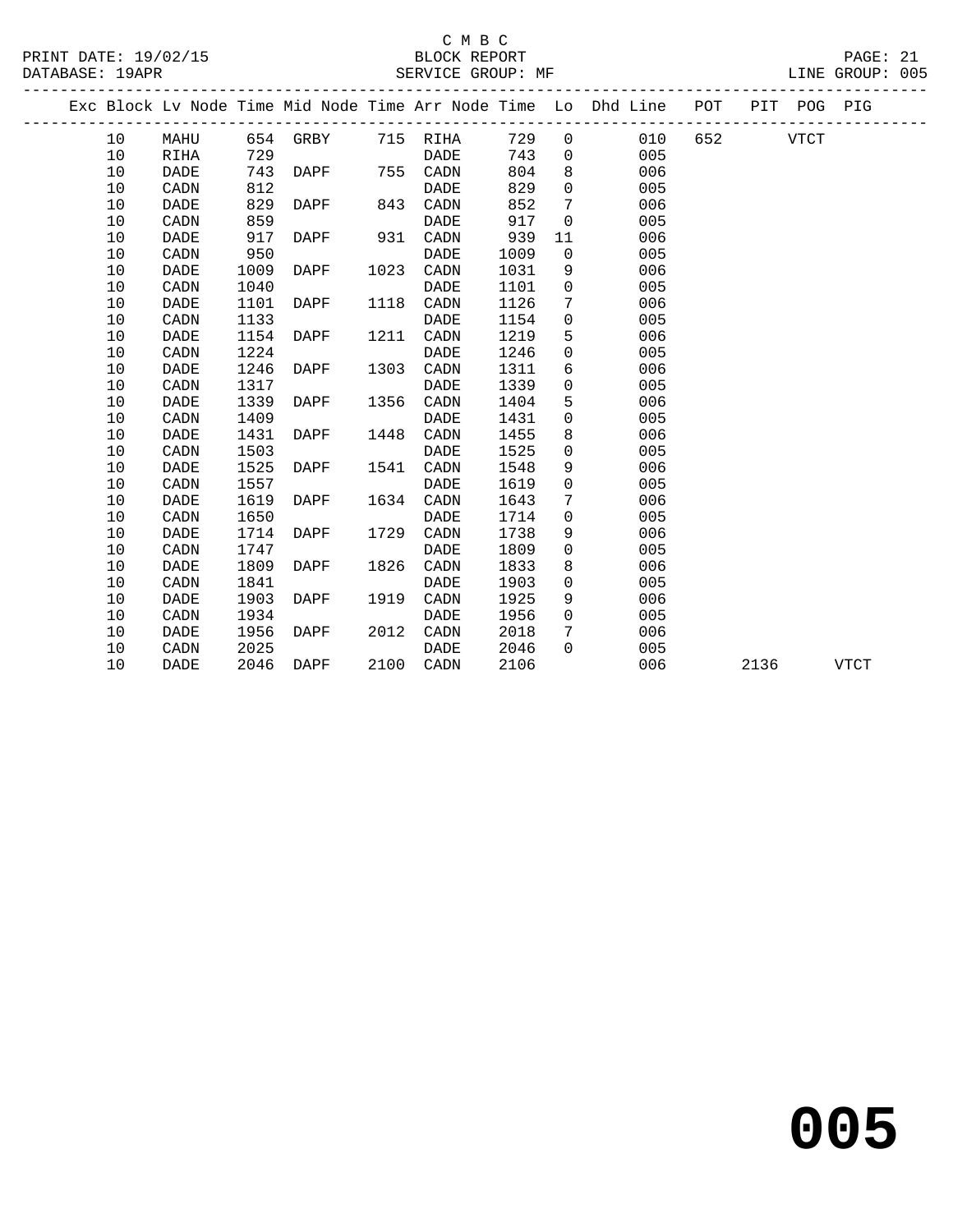C M B C

BLOCK REPORT

SERVICE GROUP: MF

PRINT DATE: 19/02/15
DATABASE: 19APR
LINE GROUP: 005

| Exc | Block | Lv | Node | Time | Mid Node | Time | Arr Node | Time | Lo | Dhd Line | POT | PIT | POG | PIG |
|---|---|---|---|---|---|---|---|---|---|---|---|---|---|---|
| | 10 | | MAHU | 654 | GRBY | 715 | RIHA | 729 | 0 | 010 | 652 | | VTCT | |
| | 10 | | RIHA | 729 | | | DADE | 743 | 0 | 005 | | | | |
| | 10 | | DADE | 743 | DAPF | 755 | CADN | 804 | 8 | 006 | | | | |
| | 10 | | CADN | 812 | | | DADE | 829 | 0 | 005 | | | | |
| | 10 | | DADE | 829 | DAPF | 843 | CADN | 852 | 7 | 006 | | | | |
| | 10 | | CADN | 859 | | | DADE | 917 | 0 | 005 | | | | |
| | 10 | | DADE | 917 | DAPF | 931 | CADN | 939 | 11 | 006 | | | | |
| | 10 | | CADN | 950 | | | DADE | 1009 | 0 | 005 | | | | |
| | 10 | | DADE | 1009 | DAPF | 1023 | CADN | 1031 | 9 | 006 | | | | |
| | 10 | | CADN | 1040 | | | DADE | 1101 | 0 | 005 | | | | |
| | 10 | | DADE | 1101 | DAPF | 1118 | CADN | 1126 | 7 | 006 | | | | |
| | 10 | | CADN | 1133 | | | DADE | 1154 | 0 | 005 | | | | |
| | 10 | | DADE | 1154 | DAPF | 1211 | CADN | 1219 | 5 | 006 | | | | |
| | 10 | | CADN | 1224 | | | DADE | 1246 | 0 | 005 | | | | |
| | 10 | | DADE | 1246 | DAPF | 1303 | CADN | 1311 | 6 | 006 | | | | |
| | 10 | | CADN | 1317 | | | DADE | 1339 | 0 | 005 | | | | |
| | 10 | | DADE | 1339 | DAPF | 1356 | CADN | 1404 | 5 | 006 | | | | |
| | 10 | | CADN | 1409 | | | DADE | 1431 | 0 | 005 | | | | |
| | 10 | | DADE | 1431 | DAPF | 1448 | CADN | 1455 | 8 | 006 | | | | |
| | 10 | | CADN | 1503 | | | DADE | 1525 | 0 | 005 | | | | |
| | 10 | | DADE | 1525 | DAPF | 1541 | CADN | 1548 | 9 | 006 | | | | |
| | 10 | | CADN | 1557 | | | DADE | 1619 | 0 | 005 | | | | |
| | 10 | | DADE | 1619 | DAPF | 1634 | CADN | 1643 | 7 | 006 | | | | |
| | 10 | | CADN | 1650 | | | DADE | 1714 | 0 | 005 | | | | |
| | 10 | | DADE | 1714 | DAPF | 1729 | CADN | 1738 | 9 | 006 | | | | |
| | 10 | | CADN | 1747 | | | DADE | 1809 | 0 | 005 | | | | |
| | 10 | | DADE | 1809 | DAPF | 1826 | CADN | 1833 | 8 | 006 | | | | |
| | 10 | | CADN | 1841 | | | DADE | 1903 | 0 | 005 | | | | |
| | 10 | | DADE | 1903 | DAPF | 1919 | CADN | 1925 | 9 | 006 | | | | |
| | 10 | | CADN | 1934 | | | DADE | 1956 | 0 | 005 | | | | |
| | 10 | | DADE | 1956 | DAPF | 2012 | CADN | 2018 | 7 | 006 | | | | |
| | 10 | | CADN | 2025 | | | DADE | 2046 | 0 | 005 | | | | |
| | 10 | | DADE | 2046 | DAPF | 2100 | CADN | 2106 | | 006 | | 2136 | | VTCT |

**005**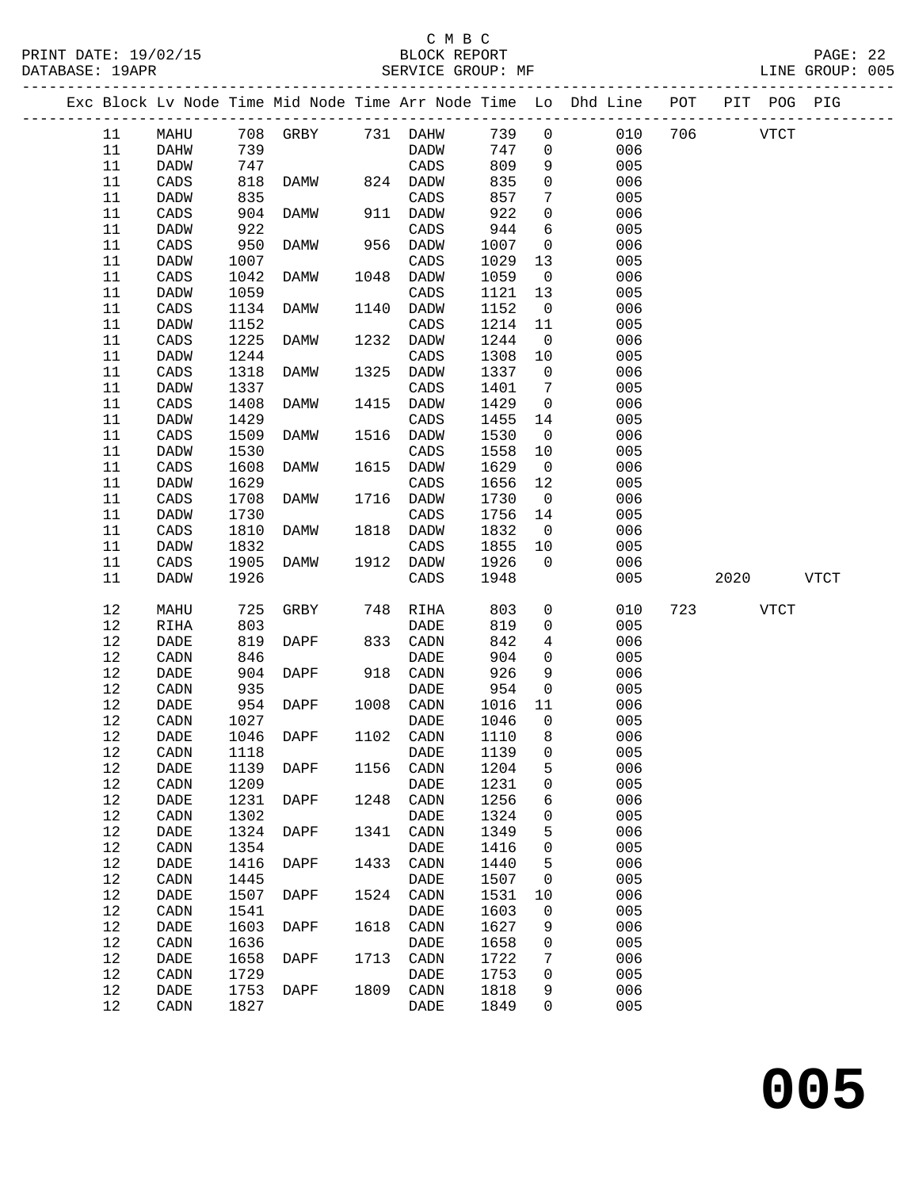C M B C
BLOCK REPORT
SERVICE GROUP: MF

PRINT DATE: 19/02/15
DATABASE: 19APR
LINE GROUP: 005

| Exc | Block | Lv Node | Time | Mid Node | Time | Arr Node | Time | Lo | Dhd Line | POT | PIT | POG | PIG |
|---|---|---|---|---|---|---|---|---|---|---|---|---|---|
| | 11 | MAHU | 708 | GRBY | 731 | DAHW | 739 | 0 | 010 | 706 | | VTCT | |
| | 11 | DAHW | 739 | | | DADW | 747 | 0 | 006 | | | | |
| | 11 | DADW | 747 | | | CADS | 809 | 9 | 005 | | | | |
| | 11 | CADS | 818 | DAMW | 824 | DADW | 835 | 0 | 006 | | | | |
| | 11 | DADW | 835 | | | CADS | 857 | 7 | 005 | | | | |
| | 11 | CADS | 904 | DAMW | 911 | DADW | 922 | 0 | 006 | | | | |
| | 11 | DADW | 922 | | | CADS | 944 | 6 | 005 | | | | |
| | 11 | CADS | 950 | DAMW | 956 | DADW | 1007 | 0 | 006 | | | | |
| | 11 | DADW | 1007 | | | CADS | 1029 | 13 | 005 | | | | |
| | 11 | CADS | 1042 | DAMW | 1048 | DADW | 1059 | 0 | 006 | | | | |
| | 11 | DADW | 1059 | | | CADS | 1121 | 13 | 005 | | | | |
| | 11 | CADS | 1134 | DAMW | 1140 | DADW | 1152 | 0 | 006 | | | | |
| | 11 | DADW | 1152 | | | CADS | 1214 | 11 | 005 | | | | |
| | 11 | CADS | 1225 | DAMW | 1232 | DADW | 1244 | 0 | 006 | | | | |
| | 11 | DADW | 1244 | | | CADS | 1308 | 10 | 005 | | | | |
| | 11 | CADS | 1318 | DAMW | 1325 | DADW | 1337 | 0 | 006 | | | | |
| | 11 | DADW | 1337 | | | CADS | 1401 | 7 | 005 | | | | |
| | 11 | CADS | 1408 | DAMW | 1415 | DADW | 1429 | 0 | 006 | | | | |
| | 11 | DADW | 1429 | | | CADS | 1455 | 14 | 005 | | | | |
| | 11 | CADS | 1509 | DAMW | 1516 | DADW | 1530 | 0 | 006 | | | | |
| | 11 | DADW | 1530 | | | CADS | 1558 | 10 | 005 | | | | |
| | 11 | CADS | 1608 | DAMW | 1615 | DADW | 1629 | 0 | 006 | | | | |
| | 11 | DADW | 1629 | | | CADS | 1656 | 12 | 005 | | | | |
| | 11 | CADS | 1708 | DAMW | 1716 | DADW | 1730 | 0 | 006 | | | | |
| | 11 | DADW | 1730 | | | CADS | 1756 | 14 | 005 | | | | |
| | 11 | CADS | 1810 | DAMW | 1818 | DADW | 1832 | 0 | 006 | | | | |
| | 11 | DADW | 1832 | | | CADS | 1855 | 10 | 005 | | | | |
| | 11 | CADS | 1905 | DAMW | 1912 | DADW | 1926 | 0 | 006 | | | | |
| | 11 | DADW | 1926 | | | CADS | 1948 | | 005 | | 2020 | | VTCT |
| | 12 | MAHU | 725 | GRBY | 748 | RIHA | 803 | 0 | 010 | 723 | | VTCT | |
| | 12 | RIHA | 803 | | | DADE | 819 | 0 | 005 | | | | |
| | 12 | DADE | 819 | DAPF | 833 | CADN | 842 | 4 | 006 | | | | |
| | 12 | CADN | 846 | | | DADE | 904 | 0 | 005 | | | | |
| | 12 | DADE | 904 | DAPF | 918 | CADN | 926 | 9 | 006 | | | | |
| | 12 | CADN | 935 | | | DADE | 954 | 0 | 005 | | | | |
| | 12 | DADE | 954 | DAPF | 1008 | CADN | 1016 | 11 | 006 | | | | |
| | 12 | CADN | 1027 | | | DADE | 1046 | 0 | 005 | | | | |
| | 12 | DADE | 1046 | DAPF | 1102 | CADN | 1110 | 8 | 006 | | | | |
| | 12 | CADN | 1118 | | | DADE | 1139 | 0 | 005 | | | | |
| | 12 | DADE | 1139 | DAPF | 1156 | CADN | 1204 | 5 | 006 | | | | |
| | 12 | CADN | 1209 | | | DADE | 1231 | 0 | 005 | | | | |
| | 12 | DADE | 1231 | DAPF | 1248 | CADN | 1256 | 6 | 006 | | | | |
| | 12 | CADN | 1302 | | | DADE | 1324 | 0 | 005 | | | | |
| | 12 | DADE | 1324 | DAPF | 1341 | CADN | 1349 | 5 | 006 | | | | |
| | 12 | CADN | 1354 | | | DADE | 1416 | 0 | 005 | | | | |
| | 12 | DADE | 1416 | DAPF | 1433 | CADN | 1440 | 5 | 006 | | | | |
| | 12 | CADN | 1445 | | | DADE | 1507 | 0 | 005 | | | | |
| | 12 | DADE | 1507 | DAPF | 1524 | CADN | 1531 | 10 | 006 | | | | |
| | 12 | CADN | 1541 | | | DADE | 1603 | 0 | 005 | | | | |
| | 12 | DADE | 1603 | DAPF | 1618 | CADN | 1627 | 9 | 006 | | | | |
| | 12 | CADN | 1636 | | | DADE | 1658 | 0 | 005 | | | | |
| | 12 | DADE | 1658 | DAPF | 1713 | CADN | 1722 | 7 | 006 | | | | |
| | 12 | CADN | 1729 | | | DADE | 1753 | 0 | 005 | | | | |
| | 12 | DADE | 1753 | DAPF | 1809 | CADN | 1818 | 9 | 006 | | | | |
| | 12 | CADN | 1827 | | | DADE | 1849 | 0 | 005 | | | | |

**005**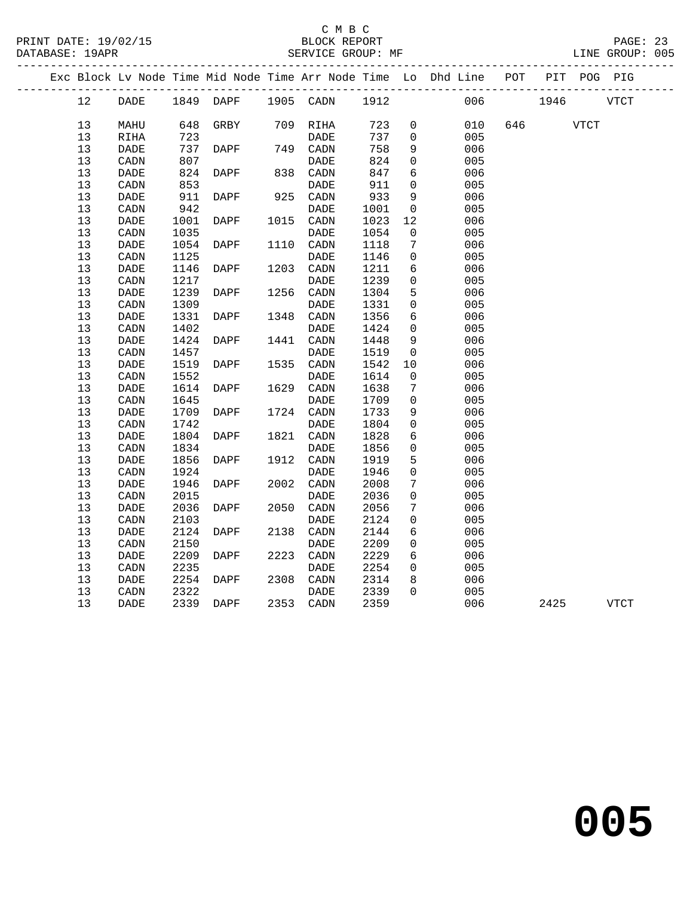C M B C

BLOCK REPORT

SERVICE GROUP: MF

PRINT DATE: 19/02/15
DATABASE: 19APR

LINE GROUP: 005

| Exc | Block | Lv Node | Time | Mid Node | Time | Arr Node | Time | Lo | Dhd Line | POT | PIT | POG | PIG |
|---|---|---|---|---|---|---|---|---|---|---|---|---|---|
| | 12 | DADE | 1849 | DAPF | 1905 | CADN | 1912 | | 006 | | 1946 | | VTCT |
| | 13 | MAHU | 648 | GRBY | 709 | RIHA | 723 | 0 | 010 | 646 | | VTCT | |
| | 13 | RIHA | 723 | | | DADE | 737 | 0 | 005 | | | | |
| | 13 | DADE | 737 | DAPF | 749 | CADN | 758 | 9 | 006 | | | | |
| | 13 | CADN | 807 | | | DADE | 824 | 0 | 005 | | | | |
| | 13 | DADE | 824 | DAPF | 838 | CADN | 847 | 6 | 006 | | | | |
| | 13 | CADN | 853 | | | DADE | 911 | 0 | 005 | | | | |
| | 13 | DADE | 911 | DAPF | 925 | CADN | 933 | 9 | 006 | | | | |
| | 13 | CADN | 942 | | | DADE | 1001 | 0 | 005 | | | | |
| | 13 | DADE | 1001 | DAPF | 1015 | CADN | 1023 | 12 | 006 | | | | |
| | 13 | CADN | 1035 | | | DADE | 1054 | 0 | 005 | | | | |
| | 13 | DADE | 1054 | DAPF | 1110 | CADN | 1118 | 7 | 006 | | | | |
| | 13 | CADN | 1125 | | | DADE | 1146 | 0 | 005 | | | | |
| | 13 | DADE | 1146 | DAPF | 1203 | CADN | 1211 | 6 | 006 | | | | |
| | 13 | CADN | 1217 | | | DADE | 1239 | 0 | 005 | | | | |
| | 13 | DADE | 1239 | DAPF | 1256 | CADN | 1304 | 5 | 006 | | | | |
| | 13 | CADN | 1309 | | | DADE | 1331 | 0 | 005 | | | | |
| | 13 | DADE | 1331 | DAPF | 1348 | CADN | 1356 | 6 | 006 | | | | |
| | 13 | CADN | 1402 | | | DADE | 1424 | 0 | 005 | | | | |
| | 13 | DADE | 1424 | DAPF | 1441 | CADN | 1448 | 9 | 006 | | | | |
| | 13 | CADN | 1457 | | | DADE | 1519 | 0 | 005 | | | | |
| | 13 | DADE | 1519 | DAPF | 1535 | CADN | 1542 | 10 | 006 | | | | |
| | 13 | CADN | 1552 | | | DADE | 1614 | 0 | 005 | | | | |
| | 13 | DADE | 1614 | DAPF | 1629 | CADN | 1638 | 7 | 006 | | | | |
| | 13 | CADN | 1645 | | | DADE | 1709 | 0 | 005 | | | | |
| | 13 | DADE | 1709 | DAPF | 1724 | CADN | 1733 | 9 | 006 | | | | |
| | 13 | CADN | 1742 | | | DADE | 1804 | 0 | 005 | | | | |
| | 13 | DADE | 1804 | DAPF | 1821 | CADN | 1828 | 6 | 006 | | | | |
| | 13 | CADN | 1834 | | | DADE | 1856 | 0 | 005 | | | | |
| | 13 | DADE | 1856 | DAPF | 1912 | CADN | 1919 | 5 | 006 | | | | |
| | 13 | CADN | 1924 | | | DADE | 1946 | 0 | 005 | | | | |
| | 13 | DADE | 1946 | DAPF | 2002 | CADN | 2008 | 7 | 006 | | | | |
| | 13 | CADN | 2015 | | | DADE | 2036 | 0 | 005 | | | | |
| | 13 | DADE | 2036 | DAPF | 2050 | CADN | 2056 | 7 | 006 | | | | |
| | 13 | CADN | 2103 | | | DADE | 2124 | 0 | 005 | | | | |
| | 13 | DADE | 2124 | DAPF | 2138 | CADN | 2144 | 6 | 006 | | | | |
| | 13 | CADN | 2150 | | | DADE | 2209 | 0 | 005 | | | | |
| | 13 | DADE | 2209 | DAPF | 2223 | CADN | 2229 | 6 | 006 | | | | |
| | 13 | CADN | 2235 | | | DADE | 2254 | 0 | 005 | | | | |
| | 13 | DADE | 2254 | DAPF | 2308 | CADN | 2314 | 8 | 006 | | | | |
| | 13 | CADN | 2322 | | | DADE | 2339 | 0 | 005 | | | | |
| | 13 | DADE | 2339 | DAPF | 2353 | CADN | 2359 | | 006 | | 2425 | | VTCT |

**005**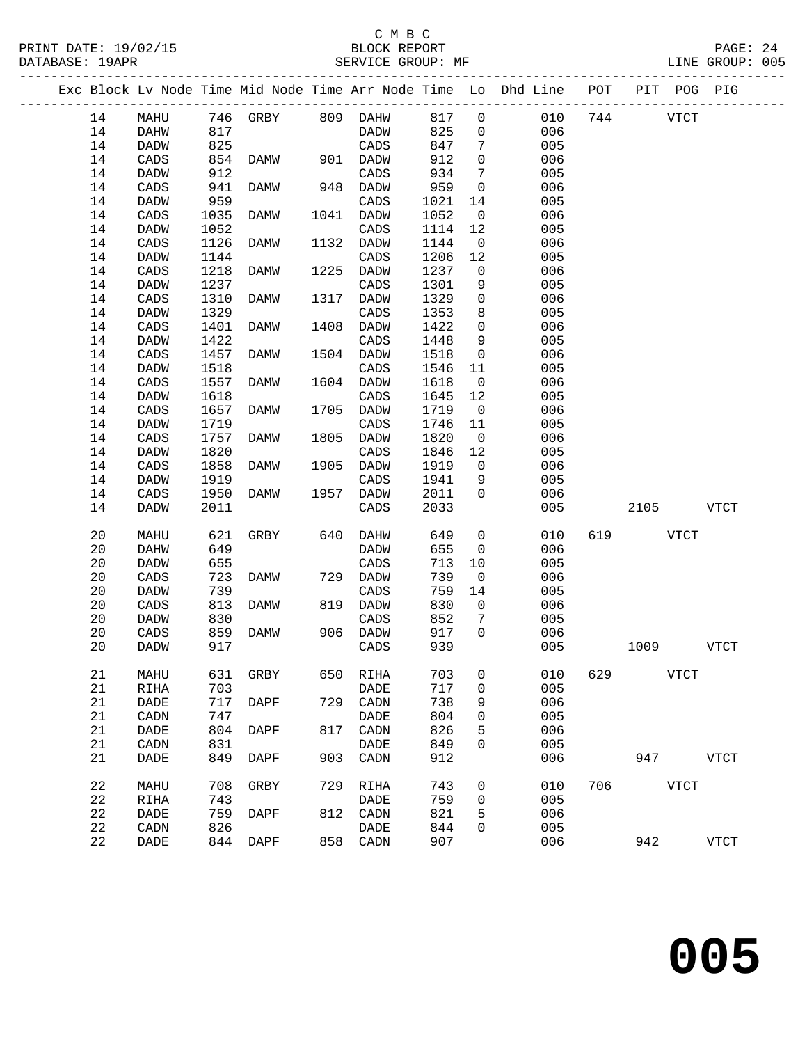C M B C
BLOCK REPORT
SERVICE GROUP: MF

PRINT DATE: 19/02/15
DATABASE: 19APR
LINE GROUP: 005

| Exc | Block | Lv Node | Time | Mid Node | Time | Arr Node | Time | Lo | Dhd Line | POT | PIT | POG | PIG |
|---|---|---|---|---|---|---|---|---|---|---|---|---|---|
| | 14 | MAHU | 746 | GRBY | 809 | DAHW | 817 | 0 | 010 | 744 | | VTCT | |
| | 14 | DAHW | 817 | | | DADW | 825 | 0 | 006 | | | | |
| | 14 | DADW | 825 | | | CADS | 847 | 7 | 005 | | | | |
| | 14 | CADS | 854 | DAMW | 901 | DADW | 912 | 0 | 006 | | | | |
| | 14 | DADW | 912 | | | CADS | 934 | 7 | 005 | | | | |
| | 14 | CADS | 941 | DAMW | 948 | DADW | 959 | 0 | 006 | | | | |
| | 14 | DADW | 959 | | | CADS | 1021 | 14 | 005 | | | | |
| | 14 | CADS | 1035 | DAMW | 1041 | DADW | 1052 | 0 | 006 | | | | |
| | 14 | DADW | 1052 | | | CADS | 1114 | 12 | 005 | | | | |
| | 14 | CADS | 1126 | DAMW | 1132 | DADW | 1144 | 0 | 006 | | | | |
| | 14 | DADW | 1144 | | | CADS | 1206 | 12 | 005 | | | | |
| | 14 | CADS | 1218 | DAMW | 1225 | DADW | 1237 | 0 | 006 | | | | |
| | 14 | DADW | 1237 | | | CADS | 1301 | 9 | 005 | | | | |
| | 14 | CADS | 1310 | DAMW | 1317 | DADW | 1329 | 0 | 006 | | | | |
| | 14 | DADW | 1329 | | | CADS | 1353 | 8 | 005 | | | | |
| | 14 | CADS | 1401 | DAMW | 1408 | DADW | 1422 | 0 | 006 | | | | |
| | 14 | DADW | 1422 | | | CADS | 1448 | 9 | 005 | | | | |
| | 14 | CADS | 1457 | DAMW | 1504 | DADW | 1518 | 0 | 006 | | | | |
| | 14 | DADW | 1518 | | | CADS | 1546 | 11 | 005 | | | | |
| | 14 | CADS | 1557 | DAMW | 1604 | DADW | 1618 | 0 | 006 | | | | |
| | 14 | DADW | 1618 | | | CADS | 1645 | 12 | 005 | | | | |
| | 14 | CADS | 1657 | DAMW | 1705 | DADW | 1719 | 0 | 006 | | | | |
| | 14 | DADW | 1719 | | | CADS | 1746 | 11 | 005 | | | | |
| | 14 | CADS | 1757 | DAMW | 1805 | DADW | 1820 | 0 | 006 | | | | |
| | 14 | DADW | 1820 | | | CADS | 1846 | 12 | 005 | | | | |
| | 14 | CADS | 1858 | DAMW | 1905 | DADW | 1919 | 0 | 006 | | | | |
| | 14 | DADW | 1919 | | | CADS | 1941 | 9 | 005 | | | | |
| | 14 | CADS | 1950 | DAMW | 1957 | DADW | 2011 | 0 | 006 | | | | |
| | 14 | DADW | 2011 | | | CADS | 2033 | | 005 | | 2105 | | VTCT |
| | 20 | MAHU | 621 | GRBY | 640 | DAHW | 649 | 0 | 010 | 619 | | VTCT | |
| | 20 | DAHW | 649 | | | DADW | 655 | 0 | 006 | | | | |
| | 20 | DADW | 655 | | | CADS | 713 | 10 | 005 | | | | |
| | 20 | CADS | 723 | DAMW | 729 | DADW | 739 | 0 | 006 | | | | |
| | 20 | DADW | 739 | | | CADS | 759 | 14 | 005 | | | | |
| | 20 | CADS | 813 | DAMW | 819 | DADW | 830 | 0 | 006 | | | | |
| | 20 | DADW | 830 | | | CADS | 852 | 7 | 005 | | | | |
| | 20 | CADS | 859 | DAMW | 906 | DADW | 917 | 0 | 006 | | | | |
| | 20 | DADW | 917 | | | CADS | 939 | | 005 | | 1009 | | VTCT |
| | 21 | MAHU | 631 | GRBY | 650 | RIHA | 703 | 0 | 010 | 629 | | VTCT | |
| | 21 | RIHA | 703 | | | DADE | 717 | 0 | 005 | | | | |
| | 21 | DADE | 717 | DAPF | 729 | CADN | 738 | 9 | 006 | | | | |
| | 21 | CADN | 747 | | | DADE | 804 | 0 | 005 | | | | |
| | 21 | DADE | 804 | DAPF | 817 | CADN | 826 | 5 | 006 | | | | |
| | 21 | CADN | 831 | | | DADE | 849 | 0 | 005 | | | | |
| | 21 | DADE | 849 | DAPF | 903 | CADN | 912 | | 006 | | 947 | | VTCT |
| | 22 | MAHU | 708 | GRBY | 729 | RIHA | 743 | 0 | 010 | 706 | | VTCT | |
| | 22 | RIHA | 743 | | | DADE | 759 | 0 | 005 | | | | |
| | 22 | DADE | 759 | DAPF | 812 | CADN | 821 | 5 | 006 | | | | |
| | 22 | CADN | 826 | | | DADE | 844 | 0 | 005 | | | | |
| | 22 | DADE | 844 | DAPF | 858 | CADN | 907 | | 006 | | 942 | | VTCT |

**005**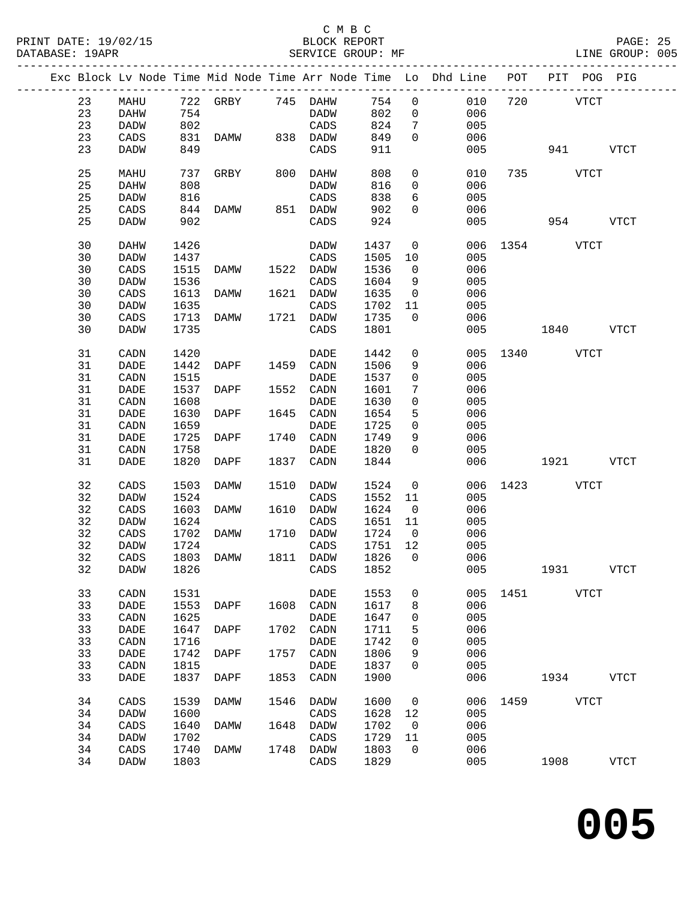C M B C

BLOCK REPORT

SERVICE GROUP: MF

LINE GROUP: 005

| Exc | Block | Lv | Node | Time | Mid Node | Time | Arr Node | Time | Lo | Dhd Line | POT | PIT | POG | PIG |
|---|---|---|---|---|---|---|---|---|---|---|---|---|---|---|
| | 23 | | MAHU | 722 | GRBY | 745 | DAHW | 754 | 0 | 010 | 720 | | VTCT | |
| | 23 | | DAHW | 754 | | | DADW | 802 | 0 | 006 | | | | |
| | 23 | | DADW | 802 | | | CADS | 824 | 7 | 005 | | | | |
| | 23 | | CADS | 831 | DAMW | 838 | DADW | 849 | 0 | 006 | | | | |
| | 23 | | DADW | 849 | | | CADS | 911 | | 005 | | 941 | | VTCT |
| | 25 | | MAHU | 737 | GRBY | 800 | DAHW | 808 | 0 | 010 | 735 | | VTCT | |
| | 25 | | DAHW | 808 | | | DADW | 816 | 0 | 006 | | | | |
| | 25 | | DADW | 816 | | | CADS | 838 | 6 | 005 | | | | |
| | 25 | | CADS | 844 | DAMW | 851 | DADW | 902 | 0 | 006 | | | | |
| | 25 | | DADW | 902 | | | CADS | 924 | | 005 | | 954 | | VTCT |
| | 30 | | DAHW | 1426 | | | DADW | 1437 | 0 | 006 | 1354 | | VTCT | |
| | 30 | | DADW | 1437 | | | CADS | 1505 | 10 | 005 | | | | |
| | 30 | | CADS | 1515 | DAMW | 1522 | DADW | 1536 | 0 | 006 | | | | |
| | 30 | | DADW | 1536 | | | CADS | 1604 | 9 | 005 | | | | |
| | 30 | | CADS | 1613 | DAMW | 1621 | DADW | 1635 | 0 | 006 | | | | |
| | 30 | | DADW | 1635 | | | CADS | 1702 | 11 | 005 | | | | |
| | 30 | | CADS | 1713 | DAMW | 1721 | DADW | 1735 | 0 | 006 | | | | |
| | 30 | | DADW | 1735 | | | CADS | 1801 | | 005 | | 1840 | | VTCT |
| | 31 | | CADN | 1420 | | | DADE | 1442 | 0 | 005 | 1340 | | VTCT | |
| | 31 | | DADE | 1442 | DAPF | 1459 | CADN | 1506 | 9 | 006 | | | | |
| | 31 | | CADN | 1515 | | | DADE | 1537 | 0 | 005 | | | | |
| | 31 | | DADE | 1537 | DAPF | 1552 | CADN | 1601 | 7 | 006 | | | | |
| | 31 | | CADN | 1608 | | | DADE | 1630 | 0 | 005 | | | | |
| | 31 | | DADE | 1630 | DAPF | 1645 | CADN | 1654 | 5 | 006 | | | | |
| | 31 | | CADN | 1659 | | | DADE | 1725 | 0 | 005 | | | | |
| | 31 | | DADE | 1725 | DAPF | 1740 | CADN | 1749 | 9 | 006 | | | | |
| | 31 | | CADN | 1758 | | | DADE | 1820 | 0 | 005 | | | | |
| | 31 | | DADE | 1820 | DAPF | 1837 | CADN | 1844 | | 006 | | 1921 | | VTCT |
| | 32 | | CADS | 1503 | DAMW | 1510 | DADW | 1524 | 0 | 006 | 1423 | | VTCT | |
| | 32 | | DADW | 1524 | | | CADS | 1552 | 11 | 005 | | | | |
| | 32 | | CADS | 1603 | DAMW | 1610 | DADW | 1624 | 0 | 006 | | | | |
| | 32 | | DADW | 1624 | | | CADS | 1651 | 11 | 005 | | | | |
| | 32 | | CADS | 1702 | DAMW | 1710 | DADW | 1724 | 0 | 006 | | | | |
| | 32 | | DADW | 1724 | | | CADS | 1751 | 12 | 005 | | | | |
| | 32 | | CADS | 1803 | DAMW | 1811 | DADW | 1826 | 0 | 006 | | | | |
| | 32 | | DADW | 1826 | | | CADS | 1852 | | 005 | | 1931 | | VTCT |
| | 33 | | CADN | 1531 | | | DADE | 1553 | 0 | 005 | 1451 | | VTCT | |
| | 33 | | DADE | 1553 | DAPF | 1608 | CADN | 1617 | 8 | 006 | | | | |
| | 33 | | CADN | 1625 | | | DADE | 1647 | 0 | 005 | | | | |
| | 33 | | DADE | 1647 | DAPF | 1702 | CADN | 1711 | 5 | 006 | | | | |
| | 33 | | CADN | 1716 | | | DADE | 1742 | 0 | 005 | | | | |
| | 33 | | DADE | 1742 | DAPF | 1757 | CADN | 1806 | 9 | 006 | | | | |
| | 33 | | CADN | 1815 | | | DADE | 1837 | 0 | 005 | | | | |
| | 33 | | DADE | 1837 | DAPF | 1853 | CADN | 1900 | | 006 | | 1934 | | VTCT |
| | 34 | | CADS | 1539 | DAMW | 1546 | DADW | 1600 | 0 | 006 | 1459 | | VTCT | |
| | 34 | | DADW | 1600 | | | CADS | 1628 | 12 | 005 | | | | |
| | 34 | | CADS | 1640 | DAMW | 1648 | DADW | 1702 | 0 | 006 | | | | |
| | 34 | | DADW | 1702 | | | CADS | 1729 | 11 | 005 | | | | |
| | 34 | | CADS | 1740 | DAMW | 1748 | DADW | 1803 | 0 | 006 | | | | |
| | 34 | | DADW | 1803 | | | CADS | 1829 | | 005 | | 1908 | | VTCT |

**005**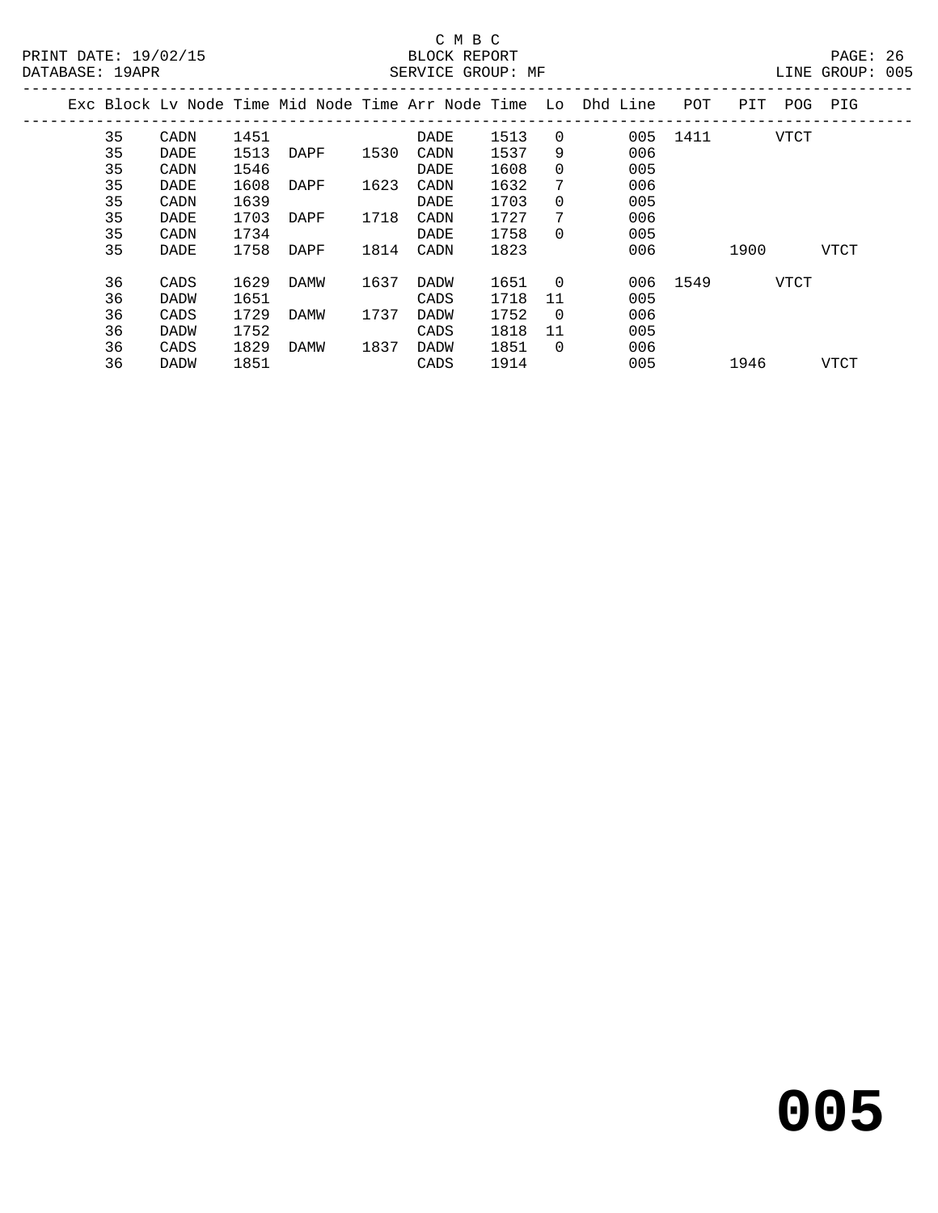C M B C
PRINT DATE: 19/02/15 BLOCK REPORT
DATABASE: 19APR SERVICE GROUP: MF LINE GROUP: 005

| Exc | Block | Lv Node | Time | Mid Node | Time | Arr Node | Time | Lo | Dhd Line | POT | PIT | POG | PIG |
|---|---|---|---|---|---|---|---|---|---|---|---|---|---|
| | 35 | CADN | 1451 | | | DADE | 1513 | 0 | 005 | 1411 | | VTCT | |
| | 35 | DADE | 1513 | DAPF | 1530 | CADN | 1537 | 9 | 006 | | | | |
| | 35 | CADN | 1546 | | | DADE | 1608 | 0 | 005 | | | | |
| | 35 | DADE | 1608 | DAPF | 1623 | CADN | 1632 | 7 | 006 | | | | |
| | 35 | CADN | 1639 | | | DADE | 1703 | 0 | 005 | | | | |
| | 35 | DADE | 1703 | DAPF | 1718 | CADN | 1727 | 7 | 006 | | | | |
| | 35 | CADN | 1734 | | | DADE | 1758 | 0 | 005 | | | | |
| | 35 | DADE | 1758 | DAPF | 1814 | CADN | 1823 | | 006 | | 1900 | | VTCT |
| | 36 | CADS | 1629 | DAMW | 1637 | DADW | 1651 | 0 | 006 | 1549 | | VTCT | |
| | 36 | DADW | 1651 | | | CADS | 1718 | 11 | 005 | | | | |
| | 36 | CADS | 1729 | DAMW | 1737 | DADW | 1752 | 0 | 006 | | | | |
| | 36 | DADW | 1752 | | | CADS | 1818 | 11 | 005 | | | | |
| | 36 | CADS | 1829 | DAMW | 1837 | DADW | 1851 | 0 | 006 | | | | |
| | 36 | DADW | 1851 | | | CADS | 1914 | | 005 | | 1946 | | VTCT |

**005**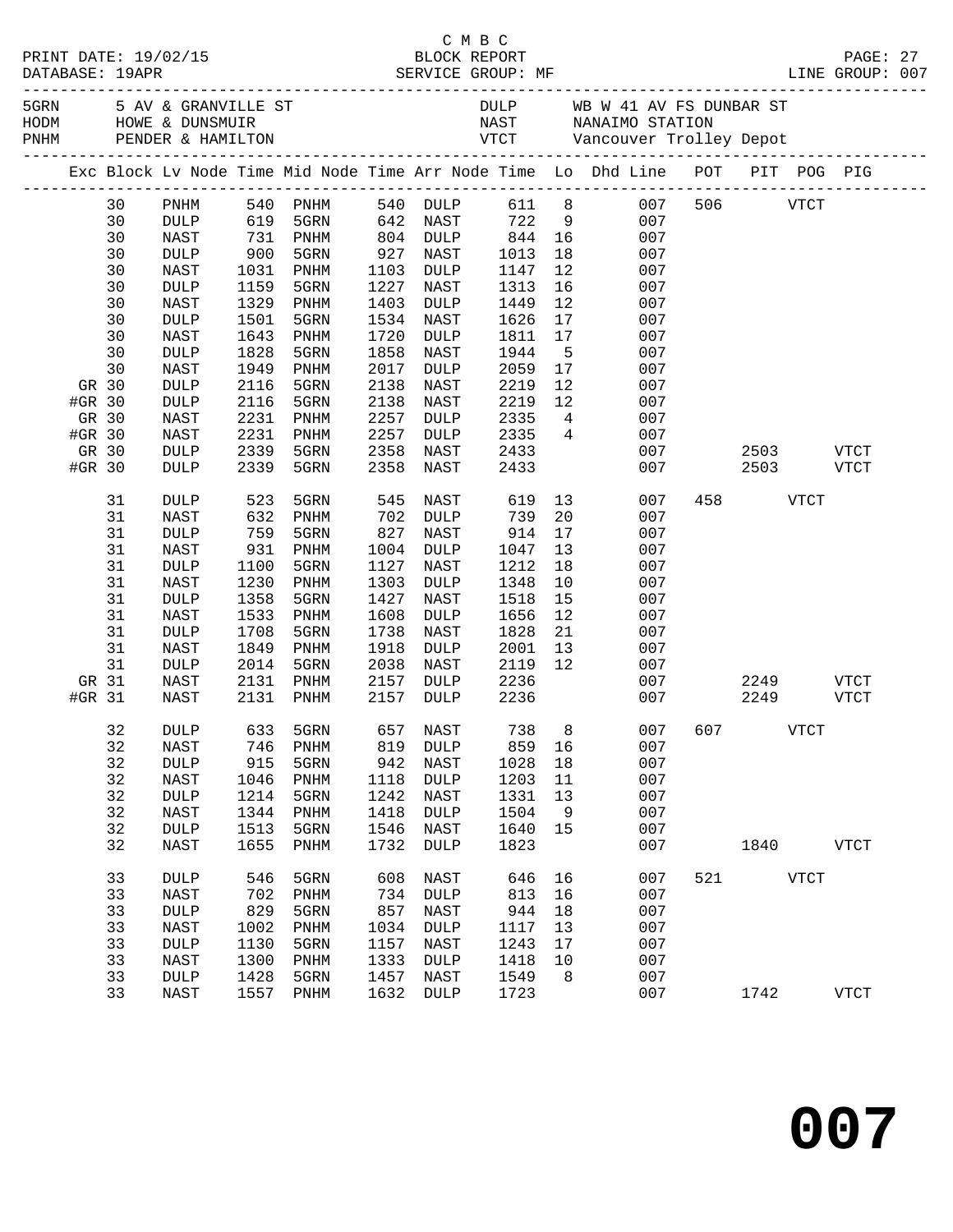C M B C
BLOCK REPORT
SERVICE GROUP: MF

PRINT DATE: 19/02/15
DATABASE: 19APR
LINE GROUP: 007

| | | | | |
|---|---|---|---|---|
| 5GRN | 5 AV & GRANVILLE ST | | DULP | WB W 41 AV FS DUNBAR ST |
| HODM | HOWE & DUNSMUIR | | NAST | NANAIMO STATION |
| PNHM | PENDER & HAMILTON | | VTCT | Vancouver Trolley Depot |

| Exc | Block | Lv Node | Time | Mid Node | Time | Arr Node | Time | Lo | Dhd Line | POT | PIT | POG | PIG |
|---|---|---|---|---|---|---|---|---|---|---|---|---|---|
| | 30 | PNHM | 540 | PNHM | 540 | DULP | 611 | 8 | 007 | 506 | | VTCT | |
| | 30 | DULP | 619 | 5GRN | 642 | NAST | 722 | 9 | 007 | | | | |
| | 30 | NAST | 731 | PNHM | 804 | DULP | 844 | 16 | 007 | | | | |
| | 30 | DULP | 900 | 5GRN | 927 | NAST | 1013 | 18 | 007 | | | | |
| | 30 | NAST | 1031 | PNHM | 1103 | DULP | 1147 | 12 | 007 | | | | |
| | 30 | DULP | 1159 | 5GRN | 1227 | NAST | 1313 | 16 | 007 | | | | |
| | 30 | NAST | 1329 | PNHM | 1403 | DULP | 1449 | 12 | 007 | | | | |
| | 30 | DULP | 1501 | 5GRN | 1534 | NAST | 1626 | 17 | 007 | | | | |
| | 30 | NAST | 1643 | PNHM | 1720 | DULP | 1811 | 17 | 007 | | | | |
| | 30 | DULP | 1828 | 5GRN | 1858 | NAST | 1944 | 5 | 007 | | | | |
| | 30 | NAST | 1949 | PNHM | 2017 | DULP | 2059 | 17 | 007 | | | | |
| GR | 30 | DULP | 2116 | 5GRN | 2138 | NAST | 2219 | 12 | 007 | | | | |
| #GR | 30 | DULP | 2116 | 5GRN | 2138 | NAST | 2219 | 12 | 007 | | | | |
| GR | 30 | NAST | 2231 | PNHM | 2257 | DULP | 2335 | 4 | 007 | | | | |
| #GR | 30 | NAST | 2231 | PNHM | 2257 | DULP | 2335 | 4 | 007 | | | | |
| GR | 30 | DULP | 2339 | 5GRN | 2358 | NAST | 2433 | | 007 | | 2503 | | VTCT |
| #GR | 30 | DULP | 2339 | 5GRN | 2358 | NAST | 2433 | | 007 | | 2503 | | VTCT |
| | 31 | DULP | 523 | 5GRN | 545 | NAST | 619 | 13 | 007 | 458 | | VTCT | |
| | 31 | NAST | 632 | PNHM | 702 | DULP | 739 | 20 | 007 | | | | |
| | 31 | DULP | 759 | 5GRN | 827 | NAST | 914 | 17 | 007 | | | | |
| | 31 | NAST | 931 | PNHM | 1004 | DULP | 1047 | 13 | 007 | | | | |
| | 31 | DULP | 1100 | 5GRN | 1127 | NAST | 1212 | 18 | 007 | | | | |
| | 31 | NAST | 1230 | PNHM | 1303 | DULP | 1348 | 10 | 007 | | | | |
| | 31 | DULP | 1358 | 5GRN | 1427 | NAST | 1518 | 15 | 007 | | | | |
| | 31 | NAST | 1533 | PNHM | 1608 | DULP | 1656 | 12 | 007 | | | | |
| | 31 | DULP | 1708 | 5GRN | 1738 | NAST | 1828 | 21 | 007 | | | | |
| | 31 | NAST | 1849 | PNHM | 1918 | DULP | 2001 | 13 | 007 | | | | |
| | 31 | DULP | 2014 | 5GRN | 2038 | NAST | 2119 | 12 | 007 | | | | |
| GR | 31 | NAST | 2131 | PNHM | 2157 | DULP | 2236 | | 007 | | 2249 | | VTCT |
| #GR | 31 | NAST | 2131 | PNHM | 2157 | DULP | 2236 | | 007 | | 2249 | | VTCT |
| | 32 | DULP | 633 | 5GRN | 657 | NAST | 738 | 8 | 007 | 607 | | VTCT | |
| | 32 | NAST | 746 | PNHM | 819 | DULP | 859 | 16 | 007 | | | | |
| | 32 | DULP | 915 | 5GRN | 942 | NAST | 1028 | 18 | 007 | | | | |
| | 32 | NAST | 1046 | PNHM | 1118 | DULP | 1203 | 11 | 007 | | | | |
| | 32 | DULP | 1214 | 5GRN | 1242 | NAST | 1331 | 13 | 007 | | | | |
| | 32 | NAST | 1344 | PNHM | 1418 | DULP | 1504 | 9 | 007 | | | | |
| | 32 | DULP | 1513 | 5GRN | 1546 | NAST | 1640 | 15 | 007 | | | | |
| | 32 | NAST | 1655 | PNHM | 1732 | DULP | 1823 | | 007 | | 1840 | | VTCT |
| | 33 | DULP | 546 | 5GRN | 608 | NAST | 646 | 16 | 007 | 521 | | VTCT | |
| | 33 | NAST | 702 | PNHM | 734 | DULP | 813 | 16 | 007 | | | | |
| | 33 | DULP | 829 | 5GRN | 857 | NAST | 944 | 18 | 007 | | | | |
| | 33 | NAST | 1002 | PNHM | 1034 | DULP | 1117 | 13 | 007 | | | | |
| | 33 | DULP | 1130 | 5GRN | 1157 | NAST | 1243 | 17 | 007 | | | | |
| | 33 | NAST | 1300 | PNHM | 1333 | DULP | 1418 | 10 | 007 | | | | |
| | 33 | DULP | 1428 | 5GRN | 1457 | NAST | 1549 | 8 | 007 | | | | |
| | 33 | NAST | 1557 | PNHM | 1632 | DULP | 1723 | | 007 | | 1742 | | VTCT |

**007**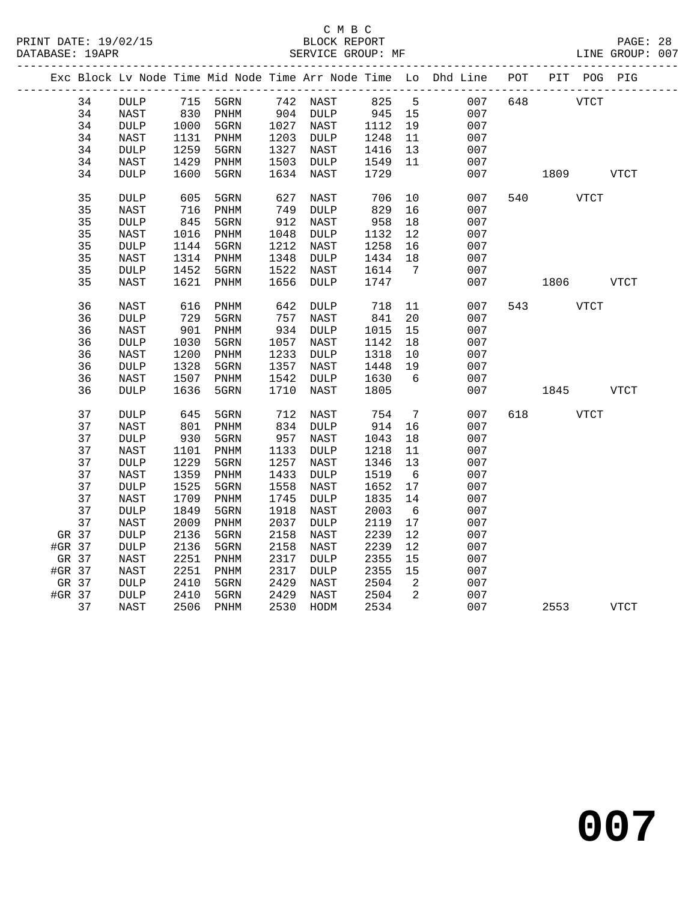C M B C
BLOCK REPORT
SERVICE GROUP: MF

PRINT DATE: 19/02/15
DATABASE: 19APR
LINE GROUP: 007

| Exc | Block | Lv | Node | Time | Mid Node | Time | Arr Node | Time | Lo | Dhd Line | POT | PIT | POG | PIG |
|---|---|---|---|---|---|---|---|---|---|---|---|---|---|---|
| | 34 | | DULP | 715 | 5GRN | 742 | NAST | 825 | 5 | 007 | 648 | | VTCT | |
| | 34 | | NAST | 830 | PNHM | 904 | DULP | 945 | 15 | 007 | | | | |
| | 34 | | DULP | 1000 | 5GRN | 1027 | NAST | 1112 | 19 | 007 | | | | |
| | 34 | | NAST | 1131 | PNHM | 1203 | DULP | 1248 | 11 | 007 | | | | |
| | 34 | | DULP | 1259 | 5GRN | 1327 | NAST | 1416 | 13 | 007 | | | | |
| | 34 | | NAST | 1429 | PNHM | 1503 | DULP | 1549 | 11 | 007 | | | | |
| | 34 | | DULP | 1600 | 5GRN | 1634 | NAST | 1729 | | 007 | | 1809 | | VTCT |
| | 35 | | DULP | 605 | 5GRN | 627 | NAST | 706 | 10 | 007 | 540 | | VTCT | |
| | 35 | | NAST | 716 | PNHM | 749 | DULP | 829 | 16 | 007 | | | | |
| | 35 | | DULP | 845 | 5GRN | 912 | NAST | 958 | 18 | 007 | | | | |
| | 35 | | NAST | 1016 | PNHM | 1048 | DULP | 1132 | 12 | 007 | | | | |
| | 35 | | DULP | 1144 | 5GRN | 1212 | NAST | 1258 | 16 | 007 | | | | |
| | 35 | | NAST | 1314 | PNHM | 1348 | DULP | 1434 | 18 | 007 | | | | |
| | 35 | | DULP | 1452 | 5GRN | 1522 | NAST | 1614 | 7 | 007 | | | | |
| | 35 | | NAST | 1621 | PNHM | 1656 | DULP | 1747 | | 007 | | 1806 | | VTCT |
| | 36 | | NAST | 616 | PNHM | 642 | DULP | 718 | 11 | 007 | 543 | | VTCT | |
| | 36 | | DULP | 729 | 5GRN | 757 | NAST | 841 | 20 | 007 | | | | |
| | 36 | | NAST | 901 | PNHM | 934 | DULP | 1015 | 15 | 007 | | | | |
| | 36 | | DULP | 1030 | 5GRN | 1057 | NAST | 1142 | 18 | 007 | | | | |
| | 36 | | NAST | 1200 | PNHM | 1233 | DULP | 1318 | 10 | 007 | | | | |
| | 36 | | DULP | 1328 | 5GRN | 1357 | NAST | 1448 | 19 | 007 | | | | |
| | 36 | | NAST | 1507 | PNHM | 1542 | DULP | 1630 | 6 | 007 | | | | |
| | 36 | | DULP | 1636 | 5GRN | 1710 | NAST | 1805 | | 007 | | 1845 | | VTCT |
| | 37 | | DULP | 645 | 5GRN | 712 | NAST | 754 | 7 | 007 | 618 | | VTCT | |
| | 37 | | NAST | 801 | PNHM | 834 | DULP | 914 | 16 | 007 | | | | |
| | 37 | | DULP | 930 | 5GRN | 957 | NAST | 1043 | 18 | 007 | | | | |
| | 37 | | NAST | 1101 | PNHM | 1133 | DULP | 1218 | 11 | 007 | | | | |
| | 37 | | DULP | 1229 | 5GRN | 1257 | NAST | 1346 | 13 | 007 | | | | |
| | 37 | | NAST | 1359 | PNHM | 1433 | DULP | 1519 | 6 | 007 | | | | |
| | 37 | | DULP | 1525 | 5GRN | 1558 | NAST | 1652 | 17 | 007 | | | | |
| | 37 | | NAST | 1709 | PNHM | 1745 | DULP | 1835 | 14 | 007 | | | | |
| | 37 | | DULP | 1849 | 5GRN | 1918 | NAST | 2003 | 6 | 007 | | | | |
| | 37 | | NAST | 2009 | PNHM | 2037 | DULP | 2119 | 17 | 007 | | | | |
| GR | 37 | | DULP | 2136 | 5GRN | 2158 | NAST | 2239 | 12 | 007 | | | | |
| #GR | 37 | | DULP | 2136 | 5GRN | 2158 | NAST | 2239 | 12 | 007 | | | | |
| GR | 37 | | NAST | 2251 | PNHM | 2317 | DULP | 2355 | 15 | 007 | | | | |
| #GR | 37 | | NAST | 2251 | PNHM | 2317 | DULP | 2355 | 15 | 007 | | | | |
| GR | 37 | | DULP | 2410 | 5GRN | 2429 | NAST | 2504 | 2 | 007 | | | | |
| #GR | 37 | | DULP | 2410 | 5GRN | 2429 | NAST | 2504 | 2 | 007 | | | | |
| | 37 | | NAST | 2506 | PNHM | 2530 | HODM | 2534 | | 007 | | 2553 | | VTCT |

# 007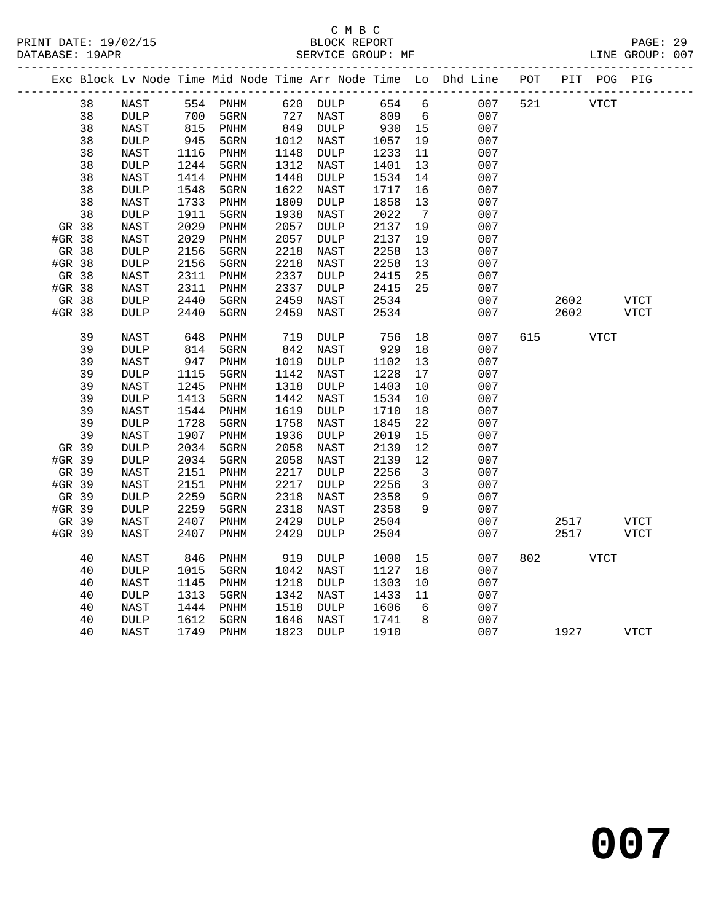C M B C

BLOCK REPORT

SERVICE GROUP: MF

LINE GROUP: 007

| Exc | Block | Lv | Node | Time | Mid Node | Time | Arr Node | Time | Lo | Dhd Line | POT | PIT | POG | PIG |
|---|---|---|---|---|---|---|---|---|---|---|---|---|---|---|
| | 38 | | NAST | 554 | PNHM | 620 | DULP | 654 | 6 | 007 | 521 | | VTCT | |
| | 38 | | DULP | 700 | 5GRN | 727 | NAST | 809 | 6 | 007 | | | | |
| | 38 | | NAST | 815 | PNHM | 849 | DULP | 930 | 15 | 007 | | | | |
| | 38 | | DULP | 945 | 5GRN | 1012 | NAST | 1057 | 19 | 007 | | | | |
| | 38 | | NAST | 1116 | PNHM | 1148 | DULP | 1233 | 11 | 007 | | | | |
| | 38 | | DULP | 1244 | 5GRN | 1312 | NAST | 1401 | 13 | 007 | | | | |
| | 38 | | NAST | 1414 | PNHM | 1448 | DULP | 1534 | 14 | 007 | | | | |
| | 38 | | DULP | 1548 | 5GRN | 1622 | NAST | 1717 | 16 | 007 | | | | |
| | 38 | | NAST | 1733 | PNHM | 1809 | DULP | 1858 | 13 | 007 | | | | |
| | 38 | | DULP | 1911 | 5GRN | 1938 | NAST | 2022 | 7 | 007 | | | | |
| GR | 38 | | NAST | 2029 | PNHM | 2057 | DULP | 2137 | 19 | 007 | | | | |
| #GR | 38 | | NAST | 2029 | PNHM | 2057 | DULP | 2137 | 19 | 007 | | | | |
| GR | 38 | | DULP | 2156 | 5GRN | 2218 | NAST | 2258 | 13 | 007 | | | | |
| #GR | 38 | | DULP | 2156 | 5GRN | 2218 | NAST | 2258 | 13 | 007 | | | | |
| GR | 38 | | NAST | 2311 | PNHM | 2337 | DULP | 2415 | 25 | 007 | | | | |
| #GR | 38 | | NAST | 2311 | PNHM | 2337 | DULP | 2415 | 25 | 007 | | | | |
| GR | 38 | | DULP | 2440 | 5GRN | 2459 | NAST | 2534 | | 007 | | 2602 | | VTCT |
| #GR | 38 | | DULP | 2440 | 5GRN | 2459 | NAST | 2534 | | 007 | | 2602 | | VTCT |
| | 39 | | NAST | 648 | PNHM | 719 | DULP | 756 | 18 | 007 | 615 | | VTCT | |
| | 39 | | DULP | 814 | 5GRN | 842 | NAST | 929 | 18 | 007 | | | | |
| | 39 | | NAST | 947 | PNHM | 1019 | DULP | 1102 | 13 | 007 | | | | |
| | 39 | | DULP | 1115 | 5GRN | 1142 | NAST | 1228 | 17 | 007 | | | | |
| | 39 | | NAST | 1245 | PNHM | 1318 | DULP | 1403 | 10 | 007 | | | | |
| | 39 | | DULP | 1413 | 5GRN | 1442 | NAST | 1534 | 10 | 007 | | | | |
| | 39 | | NAST | 1544 | PNHM | 1619 | DULP | 1710 | 18 | 007 | | | | |
| | 39 | | DULP | 1728 | 5GRN | 1758 | NAST | 1845 | 22 | 007 | | | | |
| | 39 | | NAST | 1907 | PNHM | 1936 | DULP | 2019 | 15 | 007 | | | | |
| GR | 39 | | DULP | 2034 | 5GRN | 2058 | NAST | 2139 | 12 | 007 | | | | |
| #GR | 39 | | DULP | 2034 | 5GRN | 2058 | NAST | 2139 | 12 | 007 | | | | |
| GR | 39 | | NAST | 2151 | PNHM | 2217 | DULP | 2256 | 3 | 007 | | | | |
| #GR | 39 | | NAST | 2151 | PNHM | 2217 | DULP | 2256 | 3 | 007 | | | | |
| GR | 39 | | DULP | 2259 | 5GRN | 2318 | NAST | 2358 | 9 | 007 | | | | |
| #GR | 39 | | DULP | 2259 | 5GRN | 2318 | NAST | 2358 | 9 | 007 | | | | |
| GR | 39 | | NAST | 2407 | PNHM | 2429 | DULP | 2504 | | 007 | | 2517 | | VTCT |
| #GR | 39 | | NAST | 2407 | PNHM | 2429 | DULP | 2504 | | 007 | | 2517 | | VTCT |
| | 40 | | NAST | 846 | PNHM | 919 | DULP | 1000 | 15 | 007 | 802 | | VTCT | |
| | 40 | | DULP | 1015 | 5GRN | 1042 | NAST | 1127 | 18 | 007 | | | | |
| | 40 | | NAST | 1145 | PNHM | 1218 | DULP | 1303 | 10 | 007 | | | | |
| | 40 | | DULP | 1313 | 5GRN | 1342 | NAST | 1433 | 11 | 007 | | | | |
| | 40 | | NAST | 1444 | PNHM | 1518 | DULP | 1606 | 6 | 007 | | | | |
| | 40 | | DULP | 1612 | 5GRN | 1646 | NAST | 1741 | 8 | 007 | | | | |
| | 40 | | NAST | 1749 | PNHM | 1823 | DULP | 1910 | | 007 | | 1927 | | VTCT |

**007**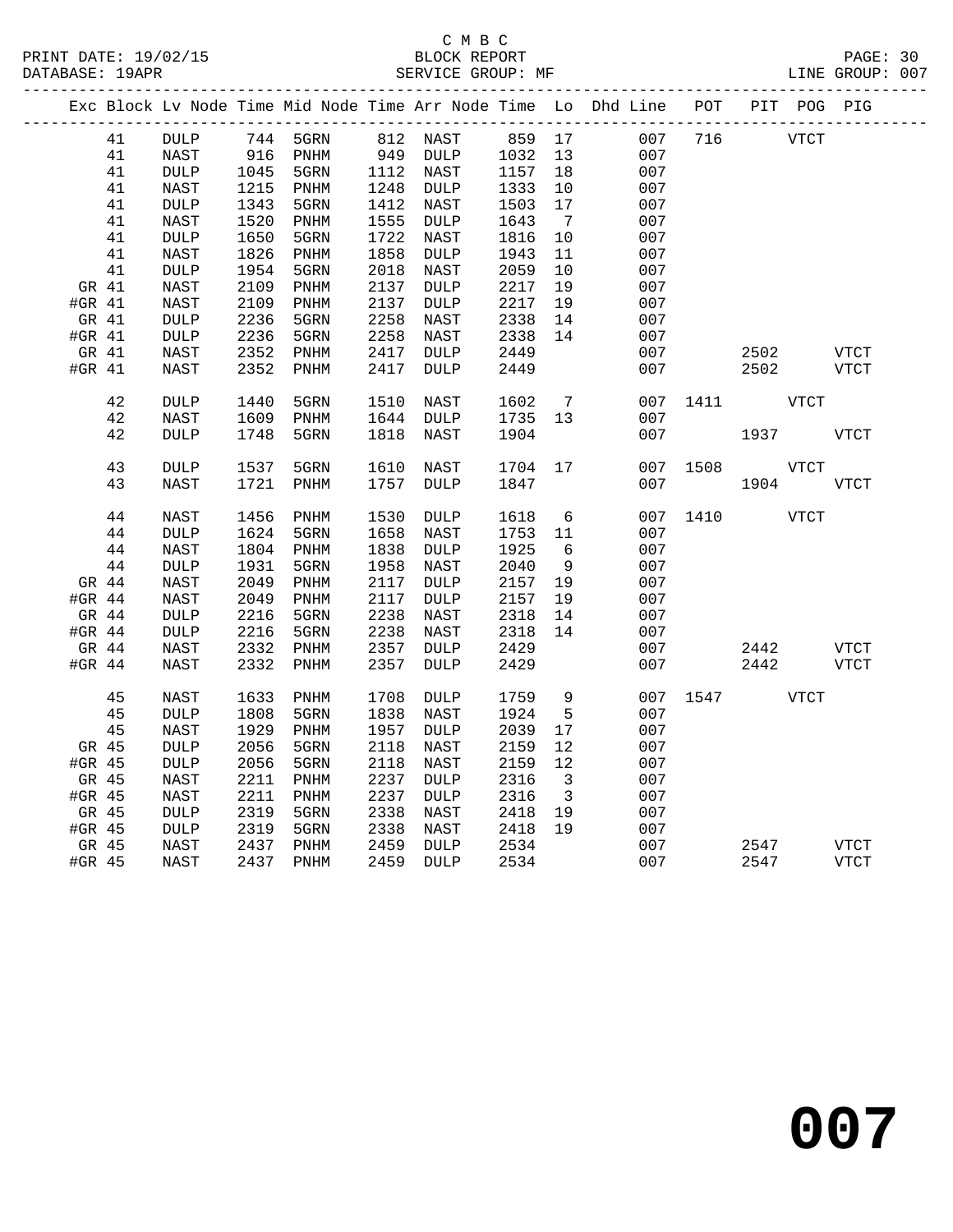C M B C
BLOCK REPORT
SERVICE GROUP: MF

PRINT DATE: 19/02/15
DATABASE: 19APR
LINE GROUP: 007

| Exc | Block | Lv Node | Time | Mid Node | Time | Arr Node | Time | Lo | Dhd Line | POT | PIT | POG | PIG |
|---|---|---|---|---|---|---|---|---|---|---|---|---|---|
| | 41 | DULP | 744 | 5GRN | 812 | NAST | 859 | 17 | 007 | 716 | | VTCT | |
| | 41 | NAST | 916 | PNHM | 949 | DULP | 1032 | 13 | 007 | | | | |
| | 41 | DULP | 1045 | 5GRN | 1112 | NAST | 1157 | 18 | 007 | | | | |
| | 41 | NAST | 1215 | PNHM | 1248 | DULP | 1333 | 10 | 007 | | | | |
| | 41 | DULP | 1343 | 5GRN | 1412 | NAST | 1503 | 17 | 007 | | | | |
| | 41 | NAST | 1520 | PNHM | 1555 | DULP | 1643 | 7 | 007 | | | | |
| | 41 | DULP | 1650 | 5GRN | 1722 | NAST | 1816 | 10 | 007 | | | | |
| | 41 | NAST | 1826 | PNHM | 1858 | DULP | 1943 | 11 | 007 | | | | |
| | 41 | DULP | 1954 | 5GRN | 2018 | NAST | 2059 | 10 | 007 | | | | |
| GR | 41 | NAST | 2109 | PNHM | 2137 | DULP | 2217 | 19 | 007 | | | | |
| #GR | 41 | NAST | 2109 | PNHM | 2137 | DULP | 2217 | 19 | 007 | | | | |
| GR | 41 | DULP | 2236 | 5GRN | 2258 | NAST | 2338 | 14 | 007 | | | | |
| #GR | 41 | DULP | 2236 | 5GRN | 2258 | NAST | 2338 | 14 | 007 | | | | |
| GR | 41 | NAST | 2352 | PNHM | 2417 | DULP | 2449 | | 007 | | 2502 | | VTCT |
| #GR | 41 | NAST | 2352 | PNHM | 2417 | DULP | 2449 | | 007 | | 2502 | | VTCT |
| | 42 | DULP | 1440 | 5GRN | 1510 | NAST | 1602 | 7 | 007 | 1411 | | VTCT | |
| | 42 | NAST | 1609 | PNHM | 1644 | DULP | 1735 | 13 | 007 | | | | |
| | 42 | DULP | 1748 | 5GRN | 1818 | NAST | 1904 | | 007 | | 1937 | | VTCT |
| | 43 | DULP | 1537 | 5GRN | 1610 | NAST | 1704 | 17 | 007 | 1508 | | VTCT | |
| | 43 | NAST | 1721 | PNHM | 1757 | DULP | 1847 | | 007 | | 1904 | | VTCT |
| | 44 | NAST | 1456 | PNHM | 1530 | DULP | 1618 | 6 | 007 | 1410 | | VTCT | |
| | 44 | DULP | 1624 | 5GRN | 1658 | NAST | 1753 | 11 | 007 | | | | |
| | 44 | NAST | 1804 | PNHM | 1838 | DULP | 1925 | 6 | 007 | | | | |
| | 44 | DULP | 1931 | 5GRN | 1958 | NAST | 2040 | 9 | 007 | | | | |
| GR | 44 | NAST | 2049 | PNHM | 2117 | DULP | 2157 | 19 | 007 | | | | |
| #GR | 44 | NAST | 2049 | PNHM | 2117 | DULP | 2157 | 19 | 007 | | | | |
| GR | 44 | DULP | 2216 | 5GRN | 2238 | NAST | 2318 | 14 | 007 | | | | |
| #GR | 44 | DULP | 2216 | 5GRN | 2238 | NAST | 2318 | 14 | 007 | | | | |
| GR | 44 | NAST | 2332 | PNHM | 2357 | DULP | 2429 | | 007 | | 2442 | | VTCT |
| #GR | 44 | NAST | 2332 | PNHM | 2357 | DULP | 2429 | | 007 | | 2442 | | VTCT |
| | 45 | NAST | 1633 | PNHM | 1708 | DULP | 1759 | 9 | 007 | 1547 | | VTCT | |
| | 45 | DULP | 1808 | 5GRN | 1838 | NAST | 1924 | 5 | 007 | | | | |
| | 45 | NAST | 1929 | PNHM | 1957 | DULP | 2039 | 17 | 007 | | | | |
| GR | 45 | DULP | 2056 | 5GRN | 2118 | NAST | 2159 | 12 | 007 | | | | |
| #GR | 45 | DULP | 2056 | 5GRN | 2118 | NAST | 2159 | 12 | 007 | | | | |
| GR | 45 | NAST | 2211 | PNHM | 2237 | DULP | 2316 | 3 | 007 | | | | |
| #GR | 45 | NAST | 2211 | PNHM | 2237 | DULP | 2316 | 3 | 007 | | | | |
| GR | 45 | DULP | 2319 | 5GRN | 2338 | NAST | 2418 | 19 | 007 | | | | |
| #GR | 45 | DULP | 2319 | 5GRN | 2338 | NAST | 2418 | 19 | 007 | | | | |
| GR | 45 | NAST | 2437 | PNHM | 2459 | DULP | 2534 | | 007 | | 2547 | | VTCT |
| #GR | 45 | NAST | 2437 | PNHM | 2459 | DULP | 2534 | | 007 | | 2547 | | VTCT |

# 007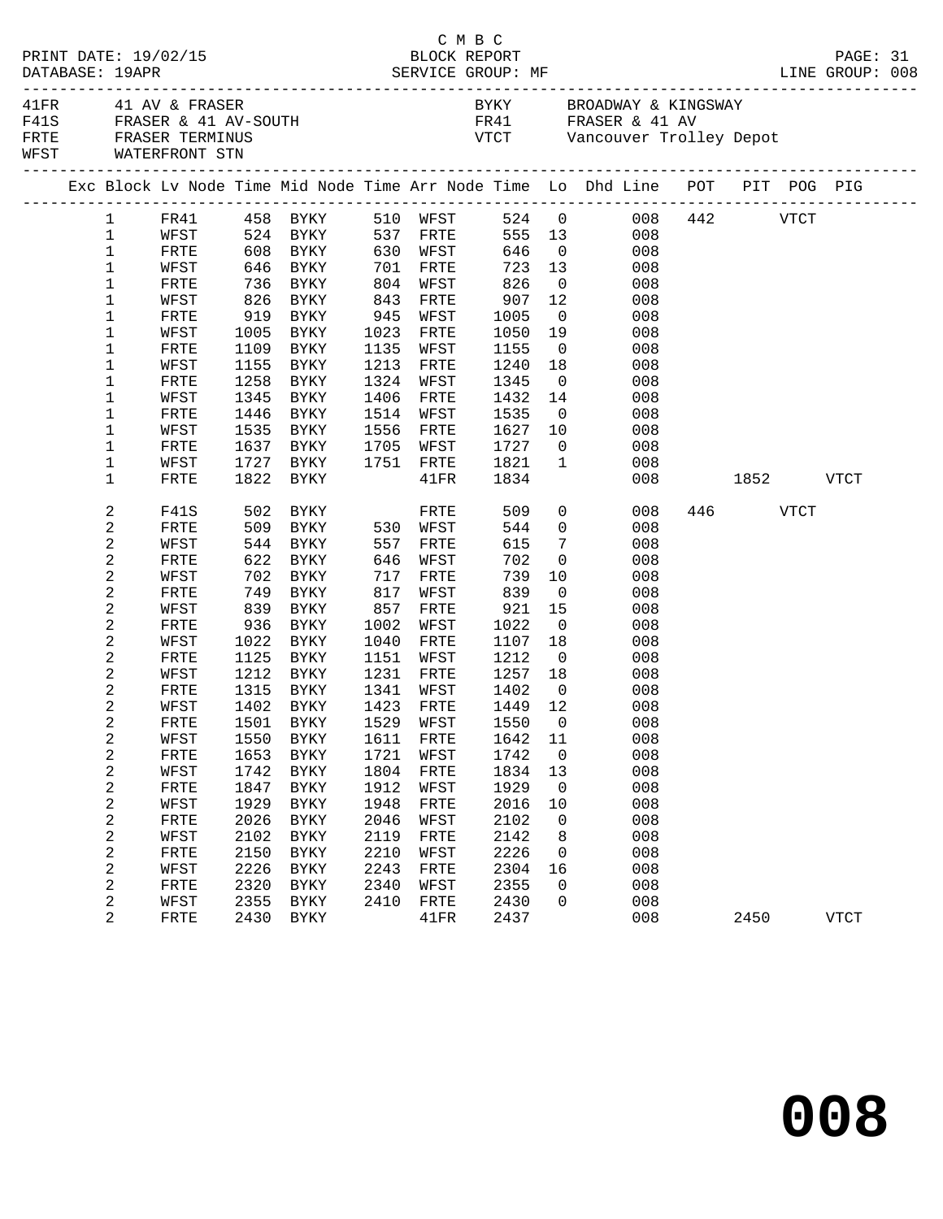C M B C
PRINT DATE: 19/02/15 BLOCK REPORT
DATABASE: 19APR SERVICE GROUP: MF LINE GROUP: 008

| Code | Description | Code | Description |
|---|---|---|---|
| 41FR | 41 AV & FRASER | BYKY | BROADWAY & KINGSWAY |
| F41S | FRASER & 41 AV-SOUTH | FR41 | FRASER & 41 AV |
| FRTE | FRASER TERMINUS | VTCT | Vancouver Trolley Depot |
| WFST | WATERFRONT STN | | |

| Exc | Block | Lv Node | Time | Mid Node | Time | Arr Node | Time | Lo | Dhd | Line | POT | PIT | POG | PIG |
|---|---|---|---|---|---|---|---|---|---|---|---|---|---|---|
| | 1 | FR41 | 458 | BYKY | 510 | WFST | 524 | 0 | | 008 | 442 | | VTCT | |
| | 1 | WFST | 524 | BYKY | 537 | FRTE | 555 | 13 | | 008 | | | | |
| | 1 | FRTE | 608 | BYKY | 630 | WFST | 646 | 0 | | 008 | | | | |
| | 1 | WFST | 646 | BYKY | 701 | FRTE | 723 | 13 | | 008 | | | | |
| | 1 | FRTE | 736 | BYKY | 804 | WFST | 826 | 0 | | 008 | | | | |
| | 1 | WFST | 826 | BYKY | 843 | FRTE | 907 | 12 | | 008 | | | | |
| | 1 | FRTE | 919 | BYKY | 945 | WFST | 1005 | 0 | | 008 | | | | |
| | 1 | WFST | 1005 | BYKY | 1023 | FRTE | 1050 | 19 | | 008 | | | | |
| | 1 | FRTE | 1109 | BYKY | 1135 | WFST | 1155 | 0 | | 008 | | | | |
| | 1 | WFST | 1155 | BYKY | 1213 | FRTE | 1240 | 18 | | 008 | | | | |
| | 1 | FRTE | 1258 | BYKY | 1324 | WFST | 1345 | 0 | | 008 | | | | |
| | 1 | WFST | 1345 | BYKY | 1406 | FRTE | 1432 | 14 | | 008 | | | | |
| | 1 | FRTE | 1446 | BYKY | 1514 | WFST | 1535 | 0 | | 008 | | | | |
| | 1 | WFST | 1535 | BYKY | 1556 | FRTE | 1627 | 10 | | 008 | | | | |
| | 1 | FRTE | 1637 | BYKY | 1705 | WFST | 1727 | 0 | | 008 | | | | |
| | 1 | WFST | 1727 | BYKY | 1751 | FRTE | 1821 | 1 | | 008 | | | | |
| | 1 | FRTE | 1822 | BYKY | | 41FR | 1834 | | | 008 | | 1852 | | VTCT |
| | 2 | F41S | 502 | BYKY | | FRTE | 509 | 0 | | 008 | 446 | | VTCT | |
| | 2 | FRTE | 509 | BYKY | 530 | WFST | 544 | 0 | | 008 | | | | |
| | 2 | WFST | 544 | BYKY | 557 | FRTE | 615 | 7 | | 008 | | | | |
| | 2 | FRTE | 622 | BYKY | 646 | WFST | 702 | 0 | | 008 | | | | |
| | 2 | WFST | 702 | BYKY | 717 | FRTE | 739 | 10 | | 008 | | | | |
| | 2 | FRTE | 749 | BYKY | 817 | WFST | 839 | 0 | | 008 | | | | |
| | 2 | WFST | 839 | BYKY | 857 | FRTE | 921 | 15 | | 008 | | | | |
| | 2 | FRTE | 936 | BYKY | 1002 | WFST | 1022 | 0 | | 008 | | | | |
| | 2 | WFST | 1022 | BYKY | 1040 | FRTE | 1107 | 18 | | 008 | | | | |
| | 2 | FRTE | 1125 | BYKY | 1151 | WFST | 1212 | 0 | | 008 | | | | |
| | 2 | WFST | 1212 | BYKY | 1231 | FRTE | 1257 | 18 | | 008 | | | | |
| | 2 | FRTE | 1315 | BYKY | 1341 | WFST | 1402 | 0 | | 008 | | | | |
| | 2 | WFST | 1402 | BYKY | 1423 | FRTE | 1449 | 12 | | 008 | | | | |
| | 2 | FRTE | 1501 | BYKY | 1529 | WFST | 1550 | 0 | | 008 | | | | |
| | 2 | WFST | 1550 | BYKY | 1611 | FRTE | 1642 | 11 | | 008 | | | | |
| | 2 | FRTE | 1653 | BYKY | 1721 | WFST | 1742 | 0 | | 008 | | | | |
| | 2 | WFST | 1742 | BYKY | 1804 | FRTE | 1834 | 13 | | 008 | | | | |
| | 2 | FRTE | 1847 | BYKY | 1912 | WFST | 1929 | 0 | | 008 | | | | |
| | 2 | WFST | 1929 | BYKY | 1948 | FRTE | 2016 | 10 | | 008 | | | | |
| | 2 | FRTE | 2026 | BYKY | 2046 | WFST | 2102 | 0 | | 008 | | | | |
| | 2 | WFST | 2102 | BYKY | 2119 | FRTE | 2142 | 8 | | 008 | | | | |
| | 2 | FRTE | 2150 | BYKY | 2210 | WFST | 2226 | 0 | | 008 | | | | |
| | 2 | WFST | 2226 | BYKY | 2243 | FRTE | 2304 | 16 | | 008 | | | | |
| | 2 | FRTE | 2320 | BYKY | 2340 | WFST | 2355 | 0 | | 008 | | | | |
| | 2 | WFST | 2355 | BYKY | 2410 | FRTE | 2430 | 0 | | 008 | | | | |
| | 2 | FRTE | 2430 | BYKY | | 41FR | 2437 | | | 008 | | 2450 | | VTCT |

# 008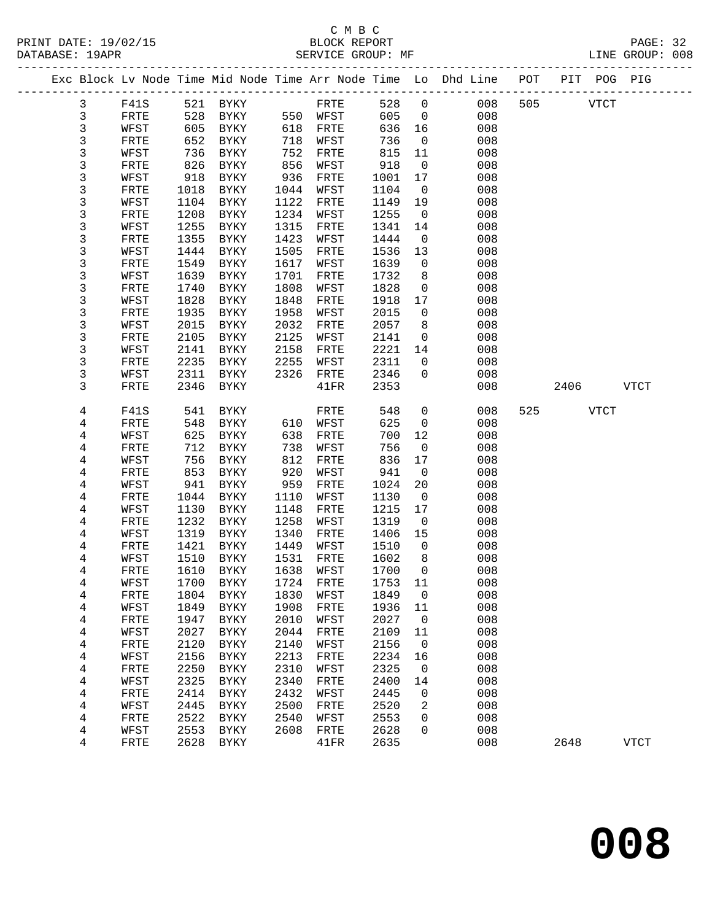C M B C
BLOCK REPORT
SERVICE GROUP: MF

PRINT DATE: 19/02/15
DATABASE: 19APR
LINE GROUP: 008

| Exc | Block | Lv Node | Time | Mid Node | Time | Arr Node | Time | Lo | Dhd Line | POT | PIT | POG | PIG |
|---|---|---|---|---|---|---|---|---|---|---|---|---|---|
| | 3 | F41S | 521 | BYKY | | FRTE | 528 | 0 | 008 | 505 | | VTCT | |
| | 3 | FRTE | 528 | BYKY | 550 | WFST | 605 | 0 | 008 | | | | |
| | 3 | WFST | 605 | BYKY | 618 | FRTE | 636 | 16 | 008 | | | | |
| | 3 | FRTE | 652 | BYKY | 718 | WFST | 736 | 0 | 008 | | | | |
| | 3 | WFST | 736 | BYKY | 752 | FRTE | 815 | 11 | 008 | | | | |
| | 3 | FRTE | 826 | BYKY | 856 | WFST | 918 | 0 | 008 | | | | |
| | 3 | WFST | 918 | BYKY | 936 | FRTE | 1001 | 17 | 008 | | | | |
| | 3 | FRTE | 1018 | BYKY | 1044 | WFST | 1104 | 0 | 008 | | | | |
| | 3 | WFST | 1104 | BYKY | 1122 | FRTE | 1149 | 19 | 008 | | | | |
| | 3 | FRTE | 1208 | BYKY | 1234 | WFST | 1255 | 0 | 008 | | | | |
| | 3 | WFST | 1255 | BYKY | 1315 | FRTE | 1341 | 14 | 008 | | | | |
| | 3 | FRTE | 1355 | BYKY | 1423 | WFST | 1444 | 0 | 008 | | | | |
| | 3 | WFST | 1444 | BYKY | 1505 | FRTE | 1536 | 13 | 008 | | | | |
| | 3 | FRTE | 1549 | BYKY | 1617 | WFST | 1639 | 0 | 008 | | | | |
| | 3 | WFST | 1639 | BYKY | 1701 | FRTE | 1732 | 8 | 008 | | | | |
| | 3 | FRTE | 1740 | BYKY | 1808 | WFST | 1828 | 0 | 008 | | | | |
| | 3 | WFST | 1828 | BYKY | 1848 | FRTE | 1918 | 17 | 008 | | | | |
| | 3 | FRTE | 1935 | BYKY | 1958 | WFST | 2015 | 0 | 008 | | | | |
| | 3 | WFST | 2015 | BYKY | 2032 | FRTE | 2057 | 8 | 008 | | | | |
| | 3 | FRTE | 2105 | BYKY | 2125 | WFST | 2141 | 0 | 008 | | | | |
| | 3 | WFST | 2141 | BYKY | 2158 | FRTE | 2221 | 14 | 008 | | | | |
| | 3 | FRTE | 2235 | BYKY | 2255 | WFST | 2311 | 0 | 008 | | | | |
| | 3 | WFST | 2311 | BYKY | 2326 | FRTE | 2346 | 0 | 008 | | | | |
| | 3 | FRTE | 2346 | BYKY | | 41FR | 2353 | | 008 | | 2406 | | VTCT |
| | 4 | F41S | 541 | BYKY | | FRTE | 548 | 0 | 008 | 525 | | VTCT | |
| | 4 | FRTE | 548 | BYKY | 610 | WFST | 625 | 0 | 008 | | | | |
| | 4 | WFST | 625 | BYKY | 638 | FRTE | 700 | 12 | 008 | | | | |
| | 4 | FRTE | 712 | BYKY | 738 | WFST | 756 | 0 | 008 | | | | |
| | 4 | WFST | 756 | BYKY | 812 | FRTE | 836 | 17 | 008 | | | | |
| | 4 | FRTE | 853 | BYKY | 920 | WFST | 941 | 0 | 008 | | | | |
| | 4 | WFST | 941 | BYKY | 959 | FRTE | 1024 | 20 | 008 | | | | |
| | 4 | FRTE | 1044 | BYKY | 1110 | WFST | 1130 | 0 | 008 | | | | |
| | 4 | WFST | 1130 | BYKY | 1148 | FRTE | 1215 | 17 | 008 | | | | |
| | 4 | FRTE | 1232 | BYKY | 1258 | WFST | 1319 | 0 | 008 | | | | |
| | 4 | WFST | 1319 | BYKY | 1340 | FRTE | 1406 | 15 | 008 | | | | |
| | 4 | FRTE | 1421 | BYKY | 1449 | WFST | 1510 | 0 | 008 | | | | |
| | 4 | WFST | 1510 | BYKY | 1531 | FRTE | 1602 | 8 | 008 | | | | |
| | 4 | FRTE | 1610 | BYKY | 1638 | WFST | 1700 | 0 | 008 | | | | |
| | 4 | WFST | 1700 | BYKY | 1724 | FRTE | 1753 | 11 | 008 | | | | |
| | 4 | FRTE | 1804 | BYKY | 1830 | WFST | 1849 | 0 | 008 | | | | |
| | 4 | WFST | 1849 | BYKY | 1908 | FRTE | 1936 | 11 | 008 | | | | |
| | 4 | FRTE | 1947 | BYKY | 2010 | WFST | 2027 | 0 | 008 | | | | |
| | 4 | WFST | 2027 | BYKY | 2044 | FRTE | 2109 | 11 | 008 | | | | |
| | 4 | FRTE | 2120 | BYKY | 2140 | WFST | 2156 | 0 | 008 | | | | |
| | 4 | WFST | 2156 | BYKY | 2213 | FRTE | 2234 | 16 | 008 | | | | |
| | 4 | FRTE | 2250 | BYKY | 2310 | WFST | 2325 | 0 | 008 | | | | |
| | 4 | WFST | 2325 | BYKY | 2340 | FRTE | 2400 | 14 | 008 | | | | |
| | 4 | FRTE | 2414 | BYKY | 2432 | WFST | 2445 | 0 | 008 | | | | |
| | 4 | WFST | 2445 | BYKY | 2500 | FRTE | 2520 | 2 | 008 | | | | |
| | 4 | FRTE | 2522 | BYKY | 2540 | WFST | 2553 | 0 | 008 | | | | |
| | 4 | WFST | 2553 | BYKY | 2608 | FRTE | 2628 | 0 | 008 | | | | |
| | 4 | FRTE | 2628 | BYKY | | 41FR | 2635 | | 008 | | 2648 | | VTCT |

# 008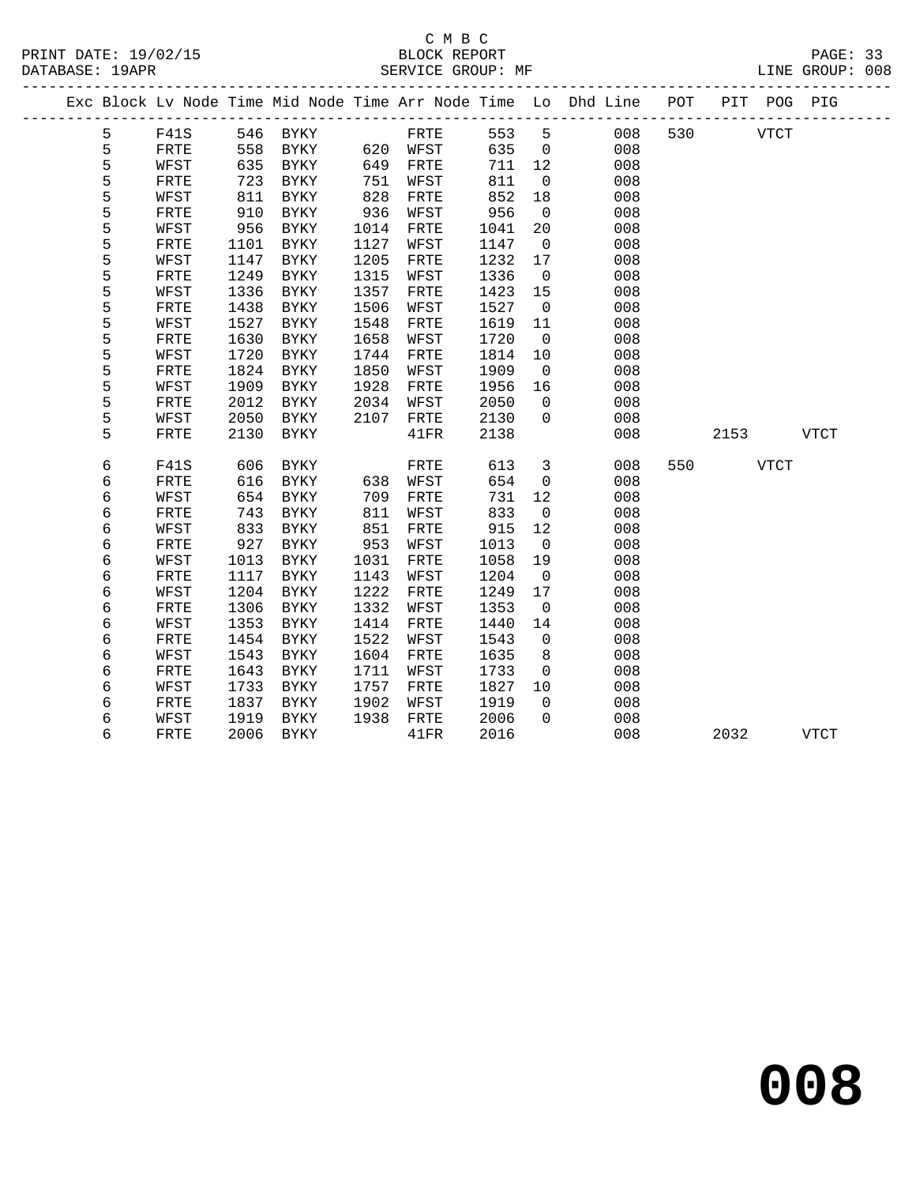C M B C

BLOCK REPORT

SERVICE GROUP: MF

PRINT DATE: 19/02/15
DATABASE: 19APR
LINE GROUP: 008

| Exc | Block | Lv | Node | Time | Mid Node | Time | Arr Node | Time | Lo | Dhd Line | POT | PIT | POG | PIG |
|---|---|---|---|---|---|---|---|---|---|---|---|---|---|---|
| | 5 | | F41S | 546 | BYKY | | FRTE | 553 | 5 | 008 | 530 | | VTCT | |
| | 5 | | FRTE | 558 | BYKY | 620 | WFST | 635 | 0 | 008 | | | | |
| | 5 | | WFST | 635 | BYKY | 649 | FRTE | 711 | 12 | 008 | | | | |
| | 5 | | FRTE | 723 | BYKY | 751 | WFST | 811 | 0 | 008 | | | | |
| | 5 | | WFST | 811 | BYKY | 828 | FRTE | 852 | 18 | 008 | | | | |
| | 5 | | FRTE | 910 | BYKY | 936 | WFST | 956 | 0 | 008 | | | | |
| | 5 | | WFST | 956 | BYKY | 1014 | FRTE | 1041 | 20 | 008 | | | | |
| | 5 | | FRTE | 1101 | BYKY | 1127 | WFST | 1147 | 0 | 008 | | | | |
| | 5 | | WFST | 1147 | BYKY | 1205 | FRTE | 1232 | 17 | 008 | | | | |
| | 5 | | FRTE | 1249 | BYKY | 1315 | WFST | 1336 | 0 | 008 | | | | |
| | 5 | | WFST | 1336 | BYKY | 1357 | FRTE | 1423 | 15 | 008 | | | | |
| | 5 | | FRTE | 1438 | BYKY | 1506 | WFST | 1527 | 0 | 008 | | | | |
| | 5 | | WFST | 1527 | BYKY | 1548 | FRTE | 1619 | 11 | 008 | | | | |
| | 5 | | FRTE | 1630 | BYKY | 1658 | WFST | 1720 | 0 | 008 | | | | |
| | 5 | | WFST | 1720 | BYKY | 1744 | FRTE | 1814 | 10 | 008 | | | | |
| | 5 | | FRTE | 1824 | BYKY | 1850 | WFST | 1909 | 0 | 008 | | | | |
| | 5 | | WFST | 1909 | BYKY | 1928 | FRTE | 1956 | 16 | 008 | | | | |
| | 5 | | FRTE | 2012 | BYKY | 2034 | WFST | 2050 | 0 | 008 | | | | |
| | 5 | | WFST | 2050 | BYKY | 2107 | FRTE | 2130 | 0 | 008 | | | | |
| | 5 | | FRTE | 2130 | BYKY | | 41FR | 2138 | | 008 | | 2153 | | VTCT |
| | 6 | | F41S | 606 | BYKY | | FRTE | 613 | 3 | 008 | 550 | | VTCT | |
| | 6 | | FRTE | 616 | BYKY | 638 | WFST | 654 | 0 | 008 | | | | |
| | 6 | | WFST | 654 | BYKY | 709 | FRTE | 731 | 12 | 008 | | | | |
| | 6 | | FRTE | 743 | BYKY | 811 | WFST | 833 | 0 | 008 | | | | |
| | 6 | | WFST | 833 | BYKY | 851 | FRTE | 915 | 12 | 008 | | | | |
| | 6 | | FRTE | 927 | BYKY | 953 | WFST | 1013 | 0 | 008 | | | | |
| | 6 | | WFST | 1013 | BYKY | 1031 | FRTE | 1058 | 19 | 008 | | | | |
| | 6 | | FRTE | 1117 | BYKY | 1143 | WFST | 1204 | 0 | 008 | | | | |
| | 6 | | WFST | 1204 | BYKY | 1222 | FRTE | 1249 | 17 | 008 | | | | |
| | 6 | | FRTE | 1306 | BYKY | 1332 | WFST | 1353 | 0 | 008 | | | | |
| | 6 | | WFST | 1353 | BYKY | 1414 | FRTE | 1440 | 14 | 008 | | | | |
| | 6 | | FRTE | 1454 | BYKY | 1522 | WFST | 1543 | 0 | 008 | | | | |
| | 6 | | WFST | 1543 | BYKY | 1604 | FRTE | 1635 | 8 | 008 | | | | |
| | 6 | | FRTE | 1643 | BYKY | 1711 | WFST | 1733 | 0 | 008 | | | | |
| | 6 | | WFST | 1733 | BYKY | 1757 | FRTE | 1827 | 10 | 008 | | | | |
| | 6 | | FRTE | 1837 | BYKY | 1902 | WFST | 1919 | 0 | 008 | | | | |
| | 6 | | WFST | 1919 | BYKY | 1938 | FRTE | 2006 | 0 | 008 | | | | |
| | 6 | | FRTE | 2006 | BYKY | | 41FR | 2016 | | 008 | | 2032 | | VTCT |

# 008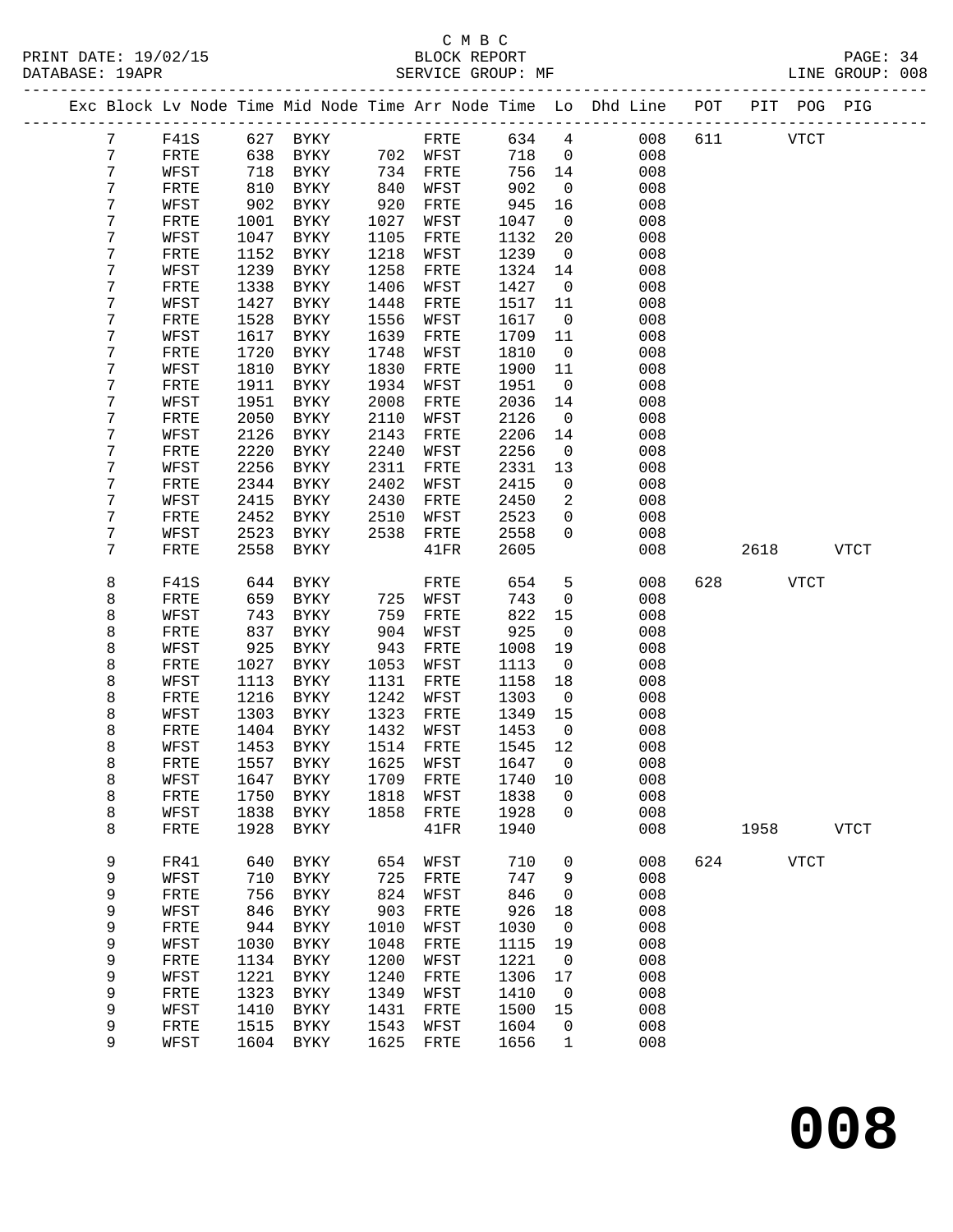C M B C
BLOCK REPORT
SERVICE GROUP: MF

PRINT DATE: 19/02/15
DATABASE: 19APR
LINE GROUP: 008

| Exc | Block | Lv | Node | Time | Mid Node | Time | Arr Node | Time | Lo | Dhd Line | POT | PIT | POG | PIG |
|---|---|---|---|---|---|---|---|---|---|---|---|---|---|---|
| | 7 | | F41S | 627 | BYKY | | FRTE | 634 | 4 | 008 | 611 | | VTCT | |
| | 7 | | FRTE | 638 | BYKY | 702 | WFST | 718 | 0 | 008 | | | | |
| | 7 | | WFST | 718 | BYKY | 734 | FRTE | 756 | 14 | 008 | | | | |
| | 7 | | FRTE | 810 | BYKY | 840 | WFST | 902 | 0 | 008 | | | | |
| | 7 | | WFST | 902 | BYKY | 920 | FRTE | 945 | 16 | 008 | | | | |
| | 7 | | FRTE | 1001 | BYKY | 1027 | WFST | 1047 | 0 | 008 | | | | |
| | 7 | | WFST | 1047 | BYKY | 1105 | FRTE | 1132 | 20 | 008 | | | | |
| | 7 | | FRTE | 1152 | BYKY | 1218 | WFST | 1239 | 0 | 008 | | | | |
| | 7 | | WFST | 1239 | BYKY | 1258 | FRTE | 1324 | 14 | 008 | | | | |
| | 7 | | FRTE | 1338 | BYKY | 1406 | WFST | 1427 | 0 | 008 | | | | |
| | 7 | | WFST | 1427 | BYKY | 1448 | FRTE | 1517 | 11 | 008 | | | | |
| | 7 | | FRTE | 1528 | BYKY | 1556 | WFST | 1617 | 0 | 008 | | | | |
| | 7 | | WFST | 1617 | BYKY | 1639 | FRTE | 1709 | 11 | 008 | | | | |
| | 7 | | FRTE | 1720 | BYKY | 1748 | WFST | 1810 | 0 | 008 | | | | |
| | 7 | | WFST | 1810 | BYKY | 1830 | FRTE | 1900 | 11 | 008 | | | | |
| | 7 | | FRTE | 1911 | BYKY | 1934 | WFST | 1951 | 0 | 008 | | | | |
| | 7 | | WFST | 1951 | BYKY | 2008 | FRTE | 2036 | 14 | 008 | | | | |
| | 7 | | FRTE | 2050 | BYKY | 2110 | WFST | 2126 | 0 | 008 | | | | |
| | 7 | | WFST | 2126 | BYKY | 2143 | FRTE | 2206 | 14 | 008 | | | | |
| | 7 | | FRTE | 2220 | BYKY | 2240 | WFST | 2256 | 0 | 008 | | | | |
| | 7 | | WFST | 2256 | BYKY | 2311 | FRTE | 2331 | 13 | 008 | | | | |
| | 7 | | FRTE | 2344 | BYKY | 2402 | WFST | 2415 | 0 | 008 | | | | |
| | 7 | | WFST | 2415 | BYKY | 2430 | FRTE | 2450 | 2 | 008 | | | | |
| | 7 | | FRTE | 2452 | BYKY | 2510 | WFST | 2523 | 0 | 008 | | | | |
| | 7 | | WFST | 2523 | BYKY | 2538 | FRTE | 2558 | 0 | 008 | | | | |
| | 7 | | FRTE | 2558 | BYKY | | 41FR | 2605 | | 008 | | 2618 | | VTCT |
| | 8 | | F41S | 644 | BYKY | | FRTE | 654 | 5 | 008 | 628 | | VTCT | |
| | 8 | | FRTE | 659 | BYKY | 725 | WFST | 743 | 0 | 008 | | | | |
| | 8 | | WFST | 743 | BYKY | 759 | FRTE | 822 | 15 | 008 | | | | |
| | 8 | | FRTE | 837 | BYKY | 904 | WFST | 925 | 0 | 008 | | | | |
| | 8 | | WFST | 925 | BYKY | 943 | FRTE | 1008 | 19 | 008 | | | | |
| | 8 | | FRTE | 1027 | BYKY | 1053 | WFST | 1113 | 0 | 008 | | | | |
| | 8 | | WFST | 1113 | BYKY | 1131 | FRTE | 1158 | 18 | 008 | | | | |
| | 8 | | FRTE | 1216 | BYKY | 1242 | WFST | 1303 | 0 | 008 | | | | |
| | 8 | | WFST | 1303 | BYKY | 1323 | FRTE | 1349 | 15 | 008 | | | | |
| | 8 | | FRTE | 1404 | BYKY | 1432 | WFST | 1453 | 0 | 008 | | | | |
| | 8 | | WFST | 1453 | BYKY | 1514 | FRTE | 1545 | 12 | 008 | | | | |
| | 8 | | FRTE | 1557 | BYKY | 1625 | WFST | 1647 | 0 | 008 | | | | |
| | 8 | | WFST | 1647 | BYKY | 1709 | FRTE | 1740 | 10 | 008 | | | | |
| | 8 | | FRTE | 1750 | BYKY | 1818 | WFST | 1838 | 0 | 008 | | | | |
| | 8 | | WFST | 1838 | BYKY | 1858 | FRTE | 1928 | 0 | 008 | | | | |
| | 8 | | FRTE | 1928 | BYKY | | 41FR | 1940 | | 008 | | 1958 | | VTCT |
| | 9 | | FR41 | 640 | BYKY | 654 | WFST | 710 | 0 | 008 | 624 | | VTCT | |
| | 9 | | WFST | 710 | BYKY | 725 | FRTE | 747 | 9 | 008 | | | | |
| | 9 | | FRTE | 756 | BYKY | 824 | WFST | 846 | 0 | 008 | | | | |
| | 9 | | WFST | 846 | BYKY | 903 | FRTE | 926 | 18 | 008 | | | | |
| | 9 | | FRTE | 944 | BYKY | 1010 | WFST | 1030 | 0 | 008 | | | | |
| | 9 | | WFST | 1030 | BYKY | 1048 | FRTE | 1115 | 19 | 008 | | | | |
| | 9 | | FRTE | 1134 | BYKY | 1200 | WFST | 1221 | 0 | 008 | | | | |
| | 9 | | WFST | 1221 | BYKY | 1240 | FRTE | 1306 | 17 | 008 | | | | |
| | 9 | | FRTE | 1323 | BYKY | 1349 | WFST | 1410 | 0 | 008 | | | | |
| | 9 | | WFST | 1410 | BYKY | 1431 | FRTE | 1500 | 15 | 008 | | | | |
| | 9 | | FRTE | 1515 | BYKY | 1543 | WFST | 1604 | 0 | 008 | | | | |
| | 9 | | WFST | 1604 | BYKY | 1625 | FRTE | 1656 | 1 | 008 | | | | |

# 008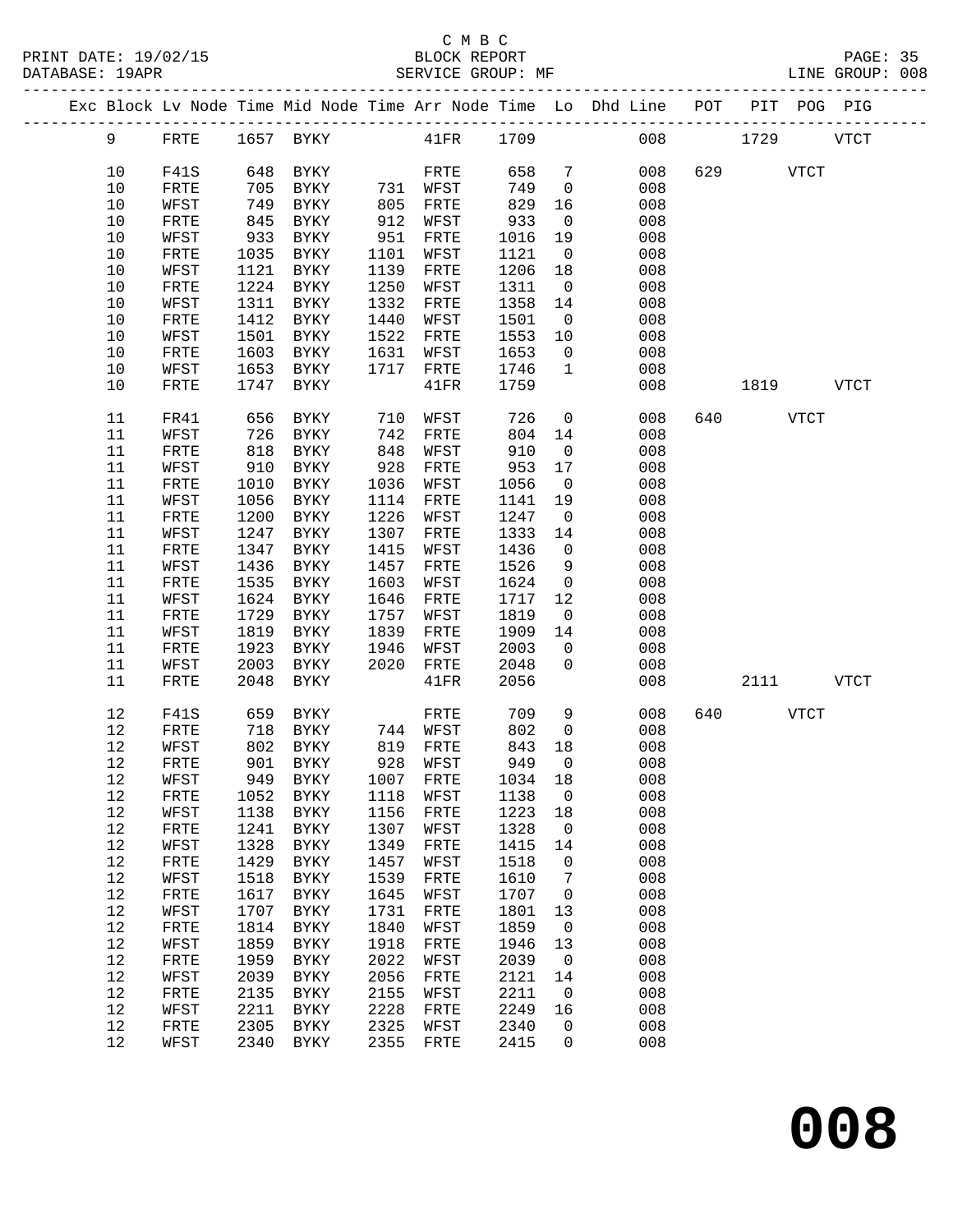C M B C
BLOCK REPORT
SERVICE GROUP: MF

PRINT DATE: 19/02/15
DATABASE: 19APR
LINE GROUP: 008

| Exc | Block | Lv | Node | Time | Mid | Node | Time | Arr | Node | Time | Lo | Dhd Line | POT | PIT | POG | PIG |
|---|---|---|---|---|---|---|---|---|---|---|---|---|---|---|---|---|
| | 9 | | FRTE | 1657 | | BYKY | | | 41FR | 1709 | | 008 | | 1729 | | VTCT |
| | 10 | | F41S | 648 | | BYKY | | | FRTE | 658 | 7 | 008 | 629 | | VTCT | |
| | 10 | | FRTE | 705 | | BYKY | 731 | | WFST | 749 | 0 | 008 | | | | |
| | 10 | | WFST | 749 | | BYKY | 805 | | FRTE | 829 | 16 | 008 | | | | |
| | 10 | | FRTE | 845 | | BYKY | 912 | | WFST | 933 | 0 | 008 | | | | |
| | 10 | | WFST | 933 | | BYKY | 951 | | FRTE | 1016 | 19 | 008 | | | | |
| | 10 | | FRTE | 1035 | | BYKY | 1101 | | WFST | 1121 | 0 | 008 | | | | |
| | 10 | | WFST | 1121 | | BYKY | 1139 | | FRTE | 1206 | 18 | 008 | | | | |
| | 10 | | FRTE | 1224 | | BYKY | 1250 | | WFST | 1311 | 0 | 008 | | | | |
| | 10 | | WFST | 1311 | | BYKY | 1332 | | FRTE | 1358 | 14 | 008 | | | | |
| | 10 | | FRTE | 1412 | | BYKY | 1440 | | WFST | 1501 | 0 | 008 | | | | |
| | 10 | | WFST | 1501 | | BYKY | 1522 | | FRTE | 1553 | 10 | 008 | | | | |
| | 10 | | FRTE | 1603 | | BYKY | 1631 | | WFST | 1653 | 0 | 008 | | | | |
| | 10 | | WFST | 1653 | | BYKY | 1717 | | FRTE | 1746 | 1 | 008 | | | | |
| | 10 | | FRTE | 1747 | | BYKY | | | 41FR | 1759 | | 008 | | 1819 | | VTCT |
| | 11 | | FR41 | 656 | | BYKY | 710 | | WFST | 726 | 0 | 008 | 640 | | VTCT | |
| | 11 | | WFST | 726 | | BYKY | 742 | | FRTE | 804 | 14 | 008 | | | | |
| | 11 | | FRTE | 818 | | BYKY | 848 | | WFST | 910 | 0 | 008 | | | | |
| | 11 | | WFST | 910 | | BYKY | 928 | | FRTE | 953 | 17 | 008 | | | | |
| | 11 | | FRTE | 1010 | | BYKY | 1036 | | WFST | 1056 | 0 | 008 | | | | |
| | 11 | | WFST | 1056 | | BYKY | 1114 | | FRTE | 1141 | 19 | 008 | | | | |
| | 11 | | FRTE | 1200 | | BYKY | 1226 | | WFST | 1247 | 0 | 008 | | | | |
| | 11 | | WFST | 1247 | | BYKY | 1307 | | FRTE | 1333 | 14 | 008 | | | | |
| | 11 | | FRTE | 1347 | | BYKY | 1415 | | WFST | 1436 | 0 | 008 | | | | |
| | 11 | | WFST | 1436 | | BYKY | 1457 | | FRTE | 1526 | 9 | 008 | | | | |
| | 11 | | FRTE | 1535 | | BYKY | 1603 | | WFST | 1624 | 0 | 008 | | | | |
| | 11 | | WFST | 1624 | | BYKY | 1646 | | FRTE | 1717 | 12 | 008 | | | | |
| | 11 | | FRTE | 1729 | | BYKY | 1757 | | WFST | 1819 | 0 | 008 | | | | |
| | 11 | | WFST | 1819 | | BYKY | 1839 | | FRTE | 1909 | 14 | 008 | | | | |
| | 11 | | FRTE | 1923 | | BYKY | 1946 | | WFST | 2003 | 0 | 008 | | | | |
| | 11 | | WFST | 2003 | | BYKY | 2020 | | FRTE | 2048 | 0 | 008 | | | | |
| | 11 | | FRTE | 2048 | | BYKY | | | 41FR | 2056 | | 008 | | 2111 | | VTCT |
| | 12 | | F41S | 659 | | BYKY | | | FRTE | 709 | 9 | 008 | 640 | | VTCT | |
| | 12 | | FRTE | 718 | | BYKY | 744 | | WFST | 802 | 0 | 008 | | | | |
| | 12 | | WFST | 802 | | BYKY | 819 | | FRTE | 843 | 18 | 008 | | | | |
| | 12 | | FRTE | 901 | | BYKY | 928 | | WFST | 949 | 0 | 008 | | | | |
| | 12 | | WFST | 949 | | BYKY | 1007 | | FRTE | 1034 | 18 | 008 | | | | |
| | 12 | | FRTE | 1052 | | BYKY | 1118 | | WFST | 1138 | 0 | 008 | | | | |
| | 12 | | WFST | 1138 | | BYKY | 1156 | | FRTE | 1223 | 18 | 008 | | | | |
| | 12 | | FRTE | 1241 | | BYKY | 1307 | | WFST | 1328 | 0 | 008 | | | | |
| | 12 | | WFST | 1328 | | BYKY | 1349 | | FRTE | 1415 | 14 | 008 | | | | |
| | 12 | | FRTE | 1429 | | BYKY | 1457 | | WFST | 1518 | 0 | 008 | | | | |
| | 12 | | WFST | 1518 | | BYKY | 1539 | | FRTE | 1610 | 7 | 008 | | | | |
| | 12 | | FRTE | 1617 | | BYKY | 1645 | | WFST | 1707 | 0 | 008 | | | | |
| | 12 | | WFST | 1707 | | BYKY | 1731 | | FRTE | 1801 | 13 | 008 | | | | |
| | 12 | | FRTE | 1814 | | BYKY | 1840 | | WFST | 1859 | 0 | 008 | | | | |
| | 12 | | WFST | 1859 | | BYKY | 1918 | | FRTE | 1946 | 13 | 008 | | | | |
| | 12 | | FRTE | 1959 | | BYKY | 2022 | | WFST | 2039 | 0 | 008 | | | | |
| | 12 | | WFST | 2039 | | BYKY | 2056 | | FRTE | 2121 | 14 | 008 | | | | |
| | 12 | | FRTE | 2135 | | BYKY | 2155 | | WFST | 2211 | 0 | 008 | | | | |
| | 12 | | WFST | 2211 | | BYKY | 2228 | | FRTE | 2249 | 16 | 008 | | | | |
| | 12 | | FRTE | 2305 | | BYKY | 2325 | | WFST | 2340 | 0 | 008 | | | | |
| | 12 | | WFST | 2340 | | BYKY | 2355 | | FRTE | 2415 | 0 | 008 | | | | |

# 008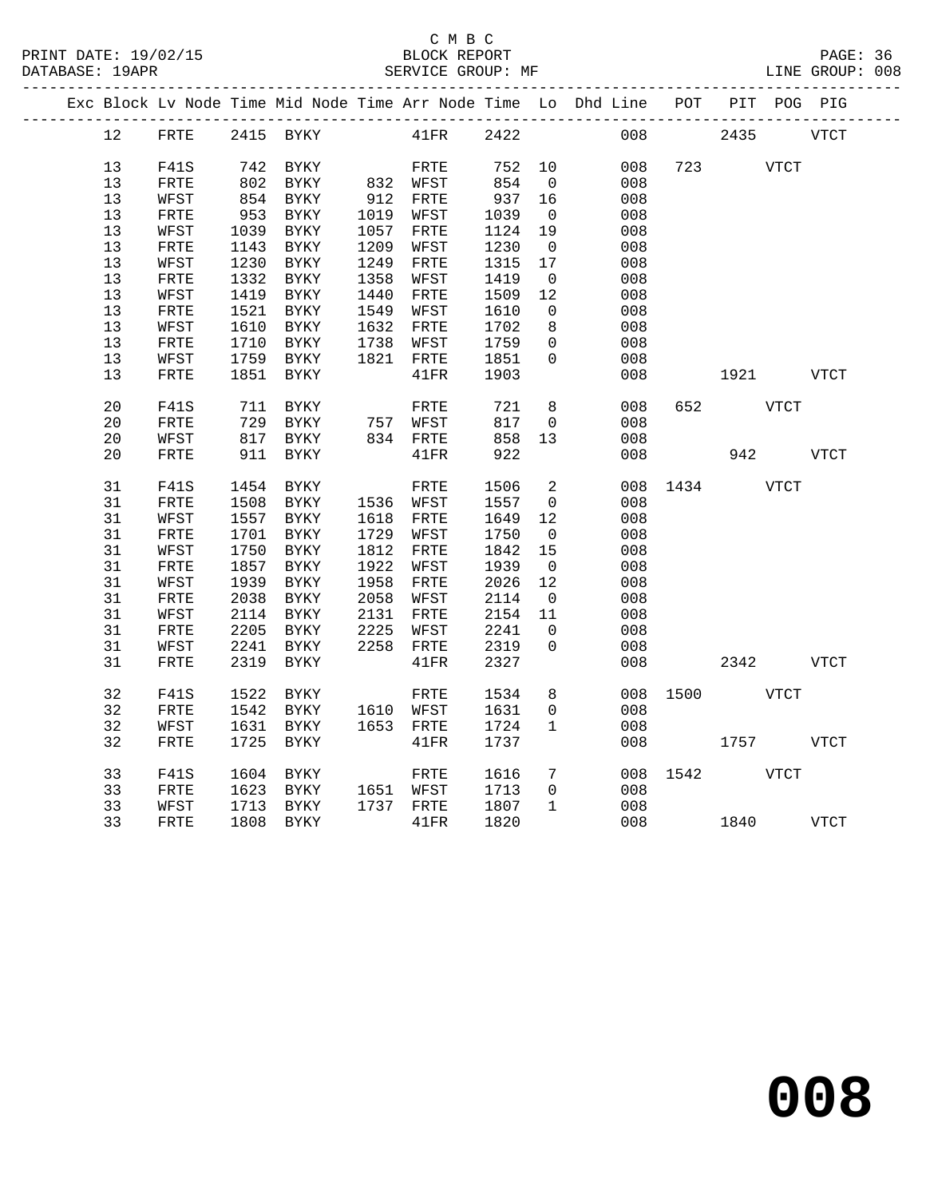C M B C
PRINT DATE: 19/02/15 BLOCK REPORT
DATABASE: 19APR SERVICE GROUP: MF LINE GROUP: 008

| Exc | Block | Lv | Node | Time | Mid Node | Time | Arr Node | Time | Lo | Dhd Line | POT | PIT | POG | PIG |
|---|---|---|---|---|---|---|---|---|---|---|---|---|---|---|
| | 12 | | FRTE | 2415 | BYKY | | 41FR | 2422 | | 008 | | 2435 | | VTCT |
| | 13 | | F41S | 742 | BYKY | | FRTE | 752 | 10 | 008 | 723 | | VTCT | |
| | 13 | | FRTE | 802 | BYKY | 832 | WFST | 854 | 0 | 008 | | | | |
| | 13 | | WFST | 854 | BYKY | 912 | FRTE | 937 | 16 | 008 | | | | |
| | 13 | | FRTE | 953 | BYKY | 1019 | WFST | 1039 | 0 | 008 | | | | |
| | 13 | | WFST | 1039 | BYKY | 1057 | FRTE | 1124 | 19 | 008 | | | | |
| | 13 | | FRTE | 1143 | BYKY | 1209 | WFST | 1230 | 0 | 008 | | | | |
| | 13 | | WFST | 1230 | BYKY | 1249 | FRTE | 1315 | 17 | 008 | | | | |
| | 13 | | FRTE | 1332 | BYKY | 1358 | WFST | 1419 | 0 | 008 | | | | |
| | 13 | | WFST | 1419 | BYKY | 1440 | FRTE | 1509 | 12 | 008 | | | | |
| | 13 | | FRTE | 1521 | BYKY | 1549 | WFST | 1610 | 0 | 008 | | | | |
| | 13 | | WFST | 1610 | BYKY | 1632 | FRTE | 1702 | 8 | 008 | | | | |
| | 13 | | FRTE | 1710 | BYKY | 1738 | WFST | 1759 | 0 | 008 | | | | |
| | 13 | | WFST | 1759 | BYKY | 1821 | FRTE | 1851 | 0 | 008 | | | | |
| | 13 | | FRTE | 1851 | BYKY | | 41FR | 1903 | | 008 | | 1921 | | VTCT |
| | 20 | | F41S | 711 | BYKY | | FRTE | 721 | 8 | 008 | 652 | | VTCT | |
| | 20 | | FRTE | 729 | BYKY | 757 | WFST | 817 | 0 | 008 | | | | |
| | 20 | | WFST | 817 | BYKY | 834 | FRTE | 858 | 13 | 008 | | | | |
| | 20 | | FRTE | 911 | BYKY | | 41FR | 922 | | 008 | | 942 | | VTCT |
| | 31 | | F41S | 1454 | BYKY | | FRTE | 1506 | 2 | 008 | 1434 | | VTCT | |
| | 31 | | FRTE | 1508 | BYKY | 1536 | WFST | 1557 | 0 | 008 | | | | |
| | 31 | | WFST | 1557 | BYKY | 1618 | FRTE | 1649 | 12 | 008 | | | | |
| | 31 | | FRTE | 1701 | BYKY | 1729 | WFST | 1750 | 0 | 008 | | | | |
| | 31 | | WFST | 1750 | BYKY | 1812 | FRTE | 1842 | 15 | 008 | | | | |
| | 31 | | FRTE | 1857 | BYKY | 1922 | WFST | 1939 | 0 | 008 | | | | |
| | 31 | | WFST | 1939 | BYKY | 1958 | FRTE | 2026 | 12 | 008 | | | | |
| | 31 | | FRTE | 2038 | BYKY | 2058 | WFST | 2114 | 0 | 008 | | | | |
| | 31 | | WFST | 2114 | BYKY | 2131 | FRTE | 2154 | 11 | 008 | | | | |
| | 31 | | FRTE | 2205 | BYKY | 2225 | WFST | 2241 | 0 | 008 | | | | |
| | 31 | | WFST | 2241 | BYKY | 2258 | FRTE | 2319 | 0 | 008 | | | | |
| | 31 | | FRTE | 2319 | BYKY | | 41FR | 2327 | | 008 | | 2342 | | VTCT |
| | 32 | | F41S | 1522 | BYKY | | FRTE | 1534 | 8 | 008 | 1500 | | VTCT | |
| | 32 | | FRTE | 1542 | BYKY | 1610 | WFST | 1631 | 0 | 008 | | | | |
| | 32 | | WFST | 1631 | BYKY | 1653 | FRTE | 1724 | 1 | 008 | | | | |
| | 32 | | FRTE | 1725 | BYKY | | 41FR | 1737 | | 008 | | 1757 | | VTCT |
| | 33 | | F41S | 1604 | BYKY | | FRTE | 1616 | 7 | 008 | 1542 | | VTCT | |
| | 33 | | FRTE | 1623 | BYKY | 1651 | WFST | 1713 | 0 | 008 | | | | |
| | 33 | | WFST | 1713 | BYKY | 1737 | FRTE | 1807 | 1 | 008 | | | | |
| | 33 | | FRTE | 1808 | BYKY | | 41FR | 1820 | | 008 | | 1840 | | VTCT |

# 008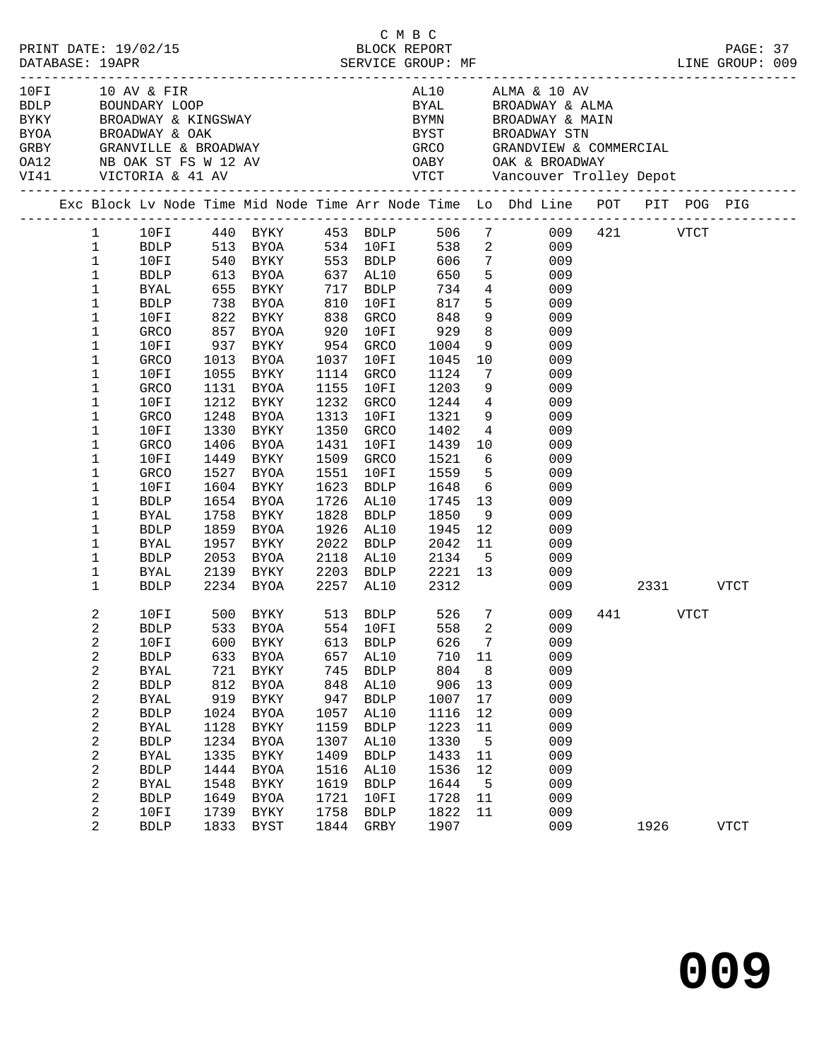C M B C
PRINT DATE: 19/02/15 BLOCK REPORT
DATABASE: 19APR SERVICE GROUP: MF LINE GROUP: 009

| Code | Name | Code | Name |
|---|---|---|---|
| 10FI | 10 AV & FIR | AL10 | ALMA & 10 AV |
| BDLP | BOUNDARY LOOP | BYAL | BROADWAY & ALMA |
| BYKY | BROADWAY & KINGSWAY | BYMN | BROADWAY & MAIN |
| BYOA | BROADWAY & OAK | BYST | BROADWAY STN |
| GRBY | GRANVILLE & BROADWAY | GRCO | GRANDVIEW & COMMERCIAL |
| OA12 | NB OAK ST FS W 12 AV | OABY | OAK & BROADWAY |
| VI41 | VICTORIA & 41 AV | VTCT | Vancouver Trolley Depot |

| Exc | Block | Lv Node | Time | Mid Node | Time | Arr Node | Time | Lo | Dhd Line | POT | PIT | POG | PIG |
|---|---|---|---|---|---|---|---|---|---|---|---|---|---|
| | 1 | 10FI | 440 | BYKY | 453 | BDLP | 506 | 7 | 009 | 421 | | VTCT | |
| | 1 | BDLP | 513 | BYOA | 534 | 10FI | 538 | 2 | 009 | | | | |
| | 1 | 10FI | 540 | BYKY | 553 | BDLP | 606 | 7 | 009 | | | | |
| | 1 | BDLP | 613 | BYOA | 637 | AL10 | 650 | 5 | 009 | | | | |
| | 1 | BYAL | 655 | BYKY | 717 | BDLP | 734 | 4 | 009 | | | | |
| | 1 | BDLP | 738 | BYOA | 810 | 10FI | 817 | 5 | 009 | | | | |
| | 1 | 10FI | 822 | BYKY | 838 | GRCO | 848 | 9 | 009 | | | | |
| | 1 | GRCO | 857 | BYOA | 920 | 10FI | 929 | 8 | 009 | | | | |
| | 1 | 10FI | 937 | BYKY | 954 | GRCO | 1004 | 9 | 009 | | | | |
| | 1 | GRCO | 1013 | BYOA | 1037 | 10FI | 1045 | 10 | 009 | | | | |
| | 1 | 10FI | 1055 | BYKY | 1114 | GRCO | 1124 | 7 | 009 | | | | |
| | 1 | GRCO | 1131 | BYOA | 1155 | 10FI | 1203 | 9 | 009 | | | | |
| | 1 | 10FI | 1212 | BYKY | 1232 | GRCO | 1244 | 4 | 009 | | | | |
| | 1 | GRCO | 1248 | BYOA | 1313 | 10FI | 1321 | 9 | 009 | | | | |
| | 1 | 10FI | 1330 | BYKY | 1350 | GRCO | 1402 | 4 | 009 | | | | |
| | 1 | GRCO | 1406 | BYOA | 1431 | 10FI | 1439 | 10 | 009 | | | | |
| | 1 | 10FI | 1449 | BYKY | 1509 | GRCO | 1521 | 6 | 009 | | | | |
| | 1 | GRCO | 1527 | BYOA | 1551 | 10FI | 1559 | 5 | 009 | | | | |
| | 1 | 10FI | 1604 | BYKY | 1623 | BDLP | 1648 | 6 | 009 | | | | |
| | 1 | BDLP | 1654 | BYOA | 1726 | AL10 | 1745 | 13 | 009 | | | | |
| | 1 | BYAL | 1758 | BYKY | 1828 | BDLP | 1850 | 9 | 009 | | | | |
| | 1 | BDLP | 1859 | BYOA | 1926 | AL10 | 1945 | 12 | 009 | | | | |
| | 1 | BYAL | 1957 | BYKY | 2022 | BDLP | 2042 | 11 | 009 | | | | |
| | 1 | BDLP | 2053 | BYOA | 2118 | AL10 | 2134 | 5 | 009 | | | | |
| | 1 | BYAL | 2139 | BYKY | 2203 | BDLP | 2221 | 13 | 009 | | | | |
| | 1 | BDLP | 2234 | BYOA | 2257 | AL10 | 2312 | | 009 | | 2331 | | VTCT |
| | 2 | 10FI | 500 | BYKY | 513 | BDLP | 526 | 7 | 009 | 441 | | VTCT | |
| | 2 | BDLP | 533 | BYOA | 554 | 10FI | 558 | 2 | 009 | | | | |
| | 2 | 10FI | 600 | BYKY | 613 | BDLP | 626 | 7 | 009 | | | | |
| | 2 | BDLP | 633 | BYOA | 657 | AL10 | 710 | 11 | 009 | | | | |
| | 2 | BYAL | 721 | BYKY | 745 | BDLP | 804 | 8 | 009 | | | | |
| | 2 | BDLP | 812 | BYOA | 848 | AL10 | 906 | 13 | 009 | | | | |
| | 2 | BYAL | 919 | BYKY | 947 | BDLP | 1007 | 17 | 009 | | | | |
| | 2 | BDLP | 1024 | BYOA | 1057 | AL10 | 1116 | 12 | 009 | | | | |
| | 2 | BYAL | 1128 | BYKY | 1159 | BDLP | 1223 | 11 | 009 | | | | |
| | 2 | BDLP | 1234 | BYOA | 1307 | AL10 | 1330 | 5 | 009 | | | | |
| | 2 | BYAL | 1335 | BYKY | 1409 | BDLP | 1433 | 11 | 009 | | | | |
| | 2 | BDLP | 1444 | BYOA | 1516 | AL10 | 1536 | 12 | 009 | | | | |
| | 2 | BYAL | 1548 | BYKY | 1619 | BDLP | 1644 | 5 | 009 | | | | |
| | 2 | BDLP | 1649 | BYOA | 1721 | 10FI | 1728 | 11 | 009 | | | | |
| | 2 | 10FI | 1739 | BYKY | 1758 | BDLP | 1822 | 11 | 009 | | | | |
| | 2 | BDLP | 1833 | BYST | 1844 | GRBY | 1907 | | 009 | | 1926 | | VTCT |

**009**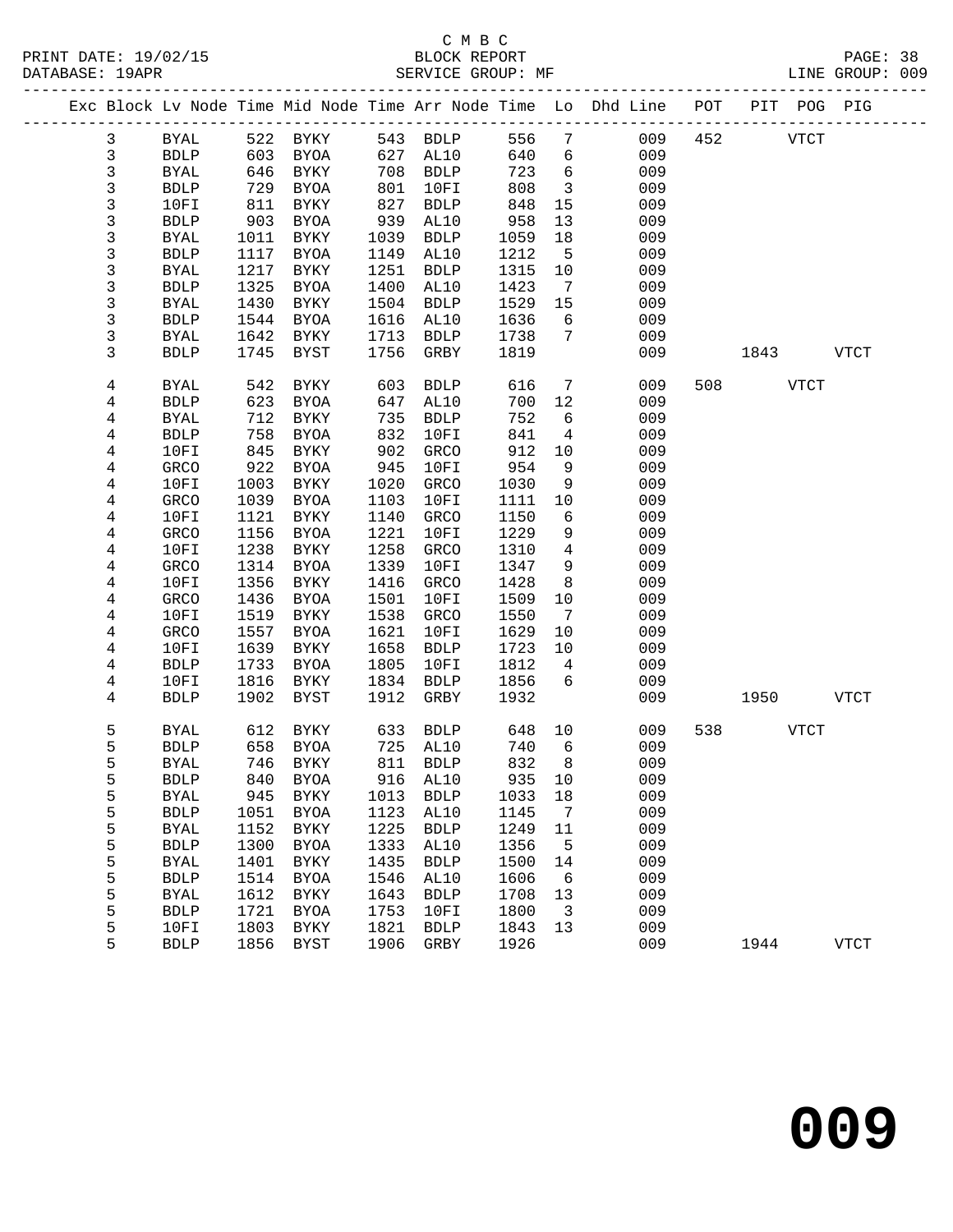C M B C

PRINT DATE: 19/02/15 BLOCK REPORT

DATABASE: 19APR SERVICE GROUP: MF LINE GROUP: 009

| Exc | Block | Lv Node | Time | Mid Node | Time | Arr Node | Time | Lo | Dhd Line | POT | PIT | POG | PIG |
|---|---|---|---|---|---|---|---|---|---|---|---|---|---|
| | 3 | BYAL | 522 | BYKY | 543 | BDLP | 556 | 7 | 009 | 452 | | VTCT | |
| | 3 | BDLP | 603 | BYOA | 627 | AL10 | 640 | 6 | 009 | | | | |
| | 3 | BYAL | 646 | BYKY | 708 | BDLP | 723 | 6 | 009 | | | | |
| | 3 | BDLP | 729 | BYOA | 801 | 10FI | 808 | 3 | 009 | | | | |
| | 3 | 10FI | 811 | BYKY | 827 | BDLP | 848 | 15 | 009 | | | | |
| | 3 | BDLP | 903 | BYOA | 939 | AL10 | 958 | 13 | 009 | | | | |
| | 3 | BYAL | 1011 | BYKY | 1039 | BDLP | 1059 | 18 | 009 | | | | |
| | 3 | BDLP | 1117 | BYOA | 1149 | AL10 | 1212 | 5 | 009 | | | | |
| | 3 | BYAL | 1217 | BYKY | 1251 | BDLP | 1315 | 10 | 009 | | | | |
| | 3 | BDLP | 1325 | BYOA | 1400 | AL10 | 1423 | 7 | 009 | | | | |
| | 3 | BYAL | 1430 | BYKY | 1504 | BDLP | 1529 | 15 | 009 | | | | |
| | 3 | BDLP | 1544 | BYOA | 1616 | AL10 | 1636 | 6 | 009 | | | | |
| | 3 | BYAL | 1642 | BYKY | 1713 | BDLP | 1738 | 7 | 009 | | | | |
| | 3 | BDLP | 1745 | BYST | 1756 | GRBY | 1819 | | 009 | | 1843 | | VTCT |
| | 4 | BYAL | 542 | BYKY | 603 | BDLP | 616 | 7 | 009 | 508 | | VTCT | |
| | 4 | BDLP | 623 | BYOA | 647 | AL10 | 700 | 12 | 009 | | | | |
| | 4 | BYAL | 712 | BYKY | 735 | BDLP | 752 | 6 | 009 | | | | |
| | 4 | BDLP | 758 | BYOA | 832 | 10FI | 841 | 4 | 009 | | | | |
| | 4 | 10FI | 845 | BYKY | 902 | GRCO | 912 | 10 | 009 | | | | |
| | 4 | GRCO | 922 | BYOA | 945 | 10FI | 954 | 9 | 009 | | | | |
| | 4 | 10FI | 1003 | BYKY | 1020 | GRCO | 1030 | 9 | 009 | | | | |
| | 4 | GRCO | 1039 | BYOA | 1103 | 10FI | 1111 | 10 | 009 | | | | |
| | 4 | 10FI | 1121 | BYKY | 1140 | GRCO | 1150 | 6 | 009 | | | | |
| | 4 | GRCO | 1156 | BYOA | 1221 | 10FI | 1229 | 9 | 009 | | | | |
| | 4 | 10FI | 1238 | BYKY | 1258 | GRCO | 1310 | 4 | 009 | | | | |
| | 4 | GRCO | 1314 | BYOA | 1339 | 10FI | 1347 | 9 | 009 | | | | |
| | 4 | 10FI | 1356 | BYKY | 1416 | GRCO | 1428 | 8 | 009 | | | | |
| | 4 | GRCO | 1436 | BYOA | 1501 | 10FI | 1509 | 10 | 009 | | | | |
| | 4 | 10FI | 1519 | BYKY | 1538 | GRCO | 1550 | 7 | 009 | | | | |
| | 4 | GRCO | 1557 | BYOA | 1621 | 10FI | 1629 | 10 | 009 | | | | |
| | 4 | 10FI | 1639 | BYKY | 1658 | BDLP | 1723 | 10 | 009 | | | | |
| | 4 | BDLP | 1733 | BYOA | 1805 | 10FI | 1812 | 4 | 009 | | | | |
| | 4 | 10FI | 1816 | BYKY | 1834 | BDLP | 1856 | 6 | 009 | | | | |
| | 4 | BDLP | 1902 | BYST | 1912 | GRBY | 1932 | | 009 | | 1950 | | VTCT |
| | 5 | BYAL | 612 | BYKY | 633 | BDLP | 648 | 10 | 009 | 538 | | VTCT | |
| | 5 | BDLP | 658 | BYOA | 725 | AL10 | 740 | 6 | 009 | | | | |
| | 5 | BYAL | 746 | BYKY | 811 | BDLP | 832 | 8 | 009 | | | | |
| | 5 | BDLP | 840 | BYOA | 916 | AL10 | 935 | 10 | 009 | | | | |
| | 5 | BYAL | 945 | BYKY | 1013 | BDLP | 1033 | 18 | 009 | | | | |
| | 5 | BDLP | 1051 | BYOA | 1123 | AL10 | 1145 | 7 | 009 | | | | |
| | 5 | BYAL | 1152 | BYKY | 1225 | BDLP | 1249 | 11 | 009 | | | | |
| | 5 | BDLP | 1300 | BYOA | 1333 | AL10 | 1356 | 5 | 009 | | | | |
| | 5 | BYAL | 1401 | BYKY | 1435 | BDLP | 1500 | 14 | 009 | | | | |
| | 5 | BDLP | 1514 | BYOA | 1546 | AL10 | 1606 | 6 | 009 | | | | |
| | 5 | BYAL | 1612 | BYKY | 1643 | BDLP | 1708 | 13 | 009 | | | | |
| | 5 | BDLP | 1721 | BYOA | 1753 | 10FI | 1800 | 3 | 009 | | | | |
| | 5 | 10FI | 1803 | BYKY | 1821 | BDLP | 1843 | 13 | 009 | | | | |
| | 5 | BDLP | 1856 | BYST | 1906 | GRBY | 1926 | | 009 | | 1944 | | VTCT |

# 009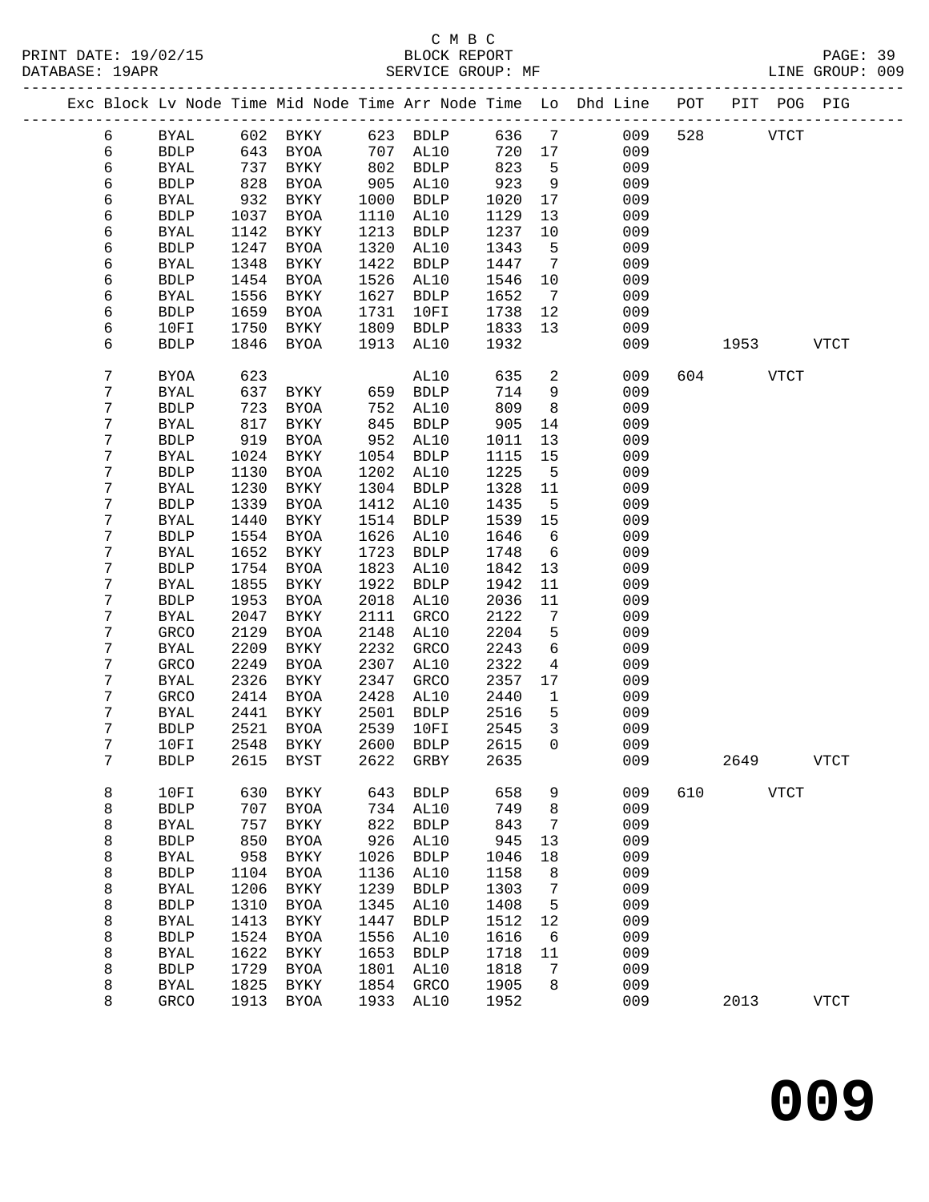C M B C

BLOCK REPORT

SERVICE GROUP: MF

PRINT DATE: 19/02/15
DATABASE: 19APR

LINE GROUP: 009

| Exc | Block | Lv | Node | Time | Mid Node | Time | Arr Node | Time | Lo | Dhd Line | POT | PIT | POG | PIG |
|---|---|---|---|---|---|---|---|---|---|---|---|---|---|---|
| | 6 | | BYAL | 602 | BYKY | 623 | BDLP | 636 | 7 | 009 | 528 | | VTCT | |
| | 6 | | BDLP | 643 | BYOA | 707 | AL10 | 720 | 17 | 009 | | | | |
| | 6 | | BYAL | 737 | BYKY | 802 | BDLP | 823 | 5 | 009 | | | | |
| | 6 | | BDLP | 828 | BYOA | 905 | AL10 | 923 | 9 | 009 | | | | |
| | 6 | | BYAL | 932 | BYKY | 1000 | BDLP | 1020 | 17 | 009 | | | | |
| | 6 | | BDLP | 1037 | BYOA | 1110 | AL10 | 1129 | 13 | 009 | | | | |
| | 6 | | BYAL | 1142 | BYKY | 1213 | BDLP | 1237 | 10 | 009 | | | | |
| | 6 | | BDLP | 1247 | BYOA | 1320 | AL10 | 1343 | 5 | 009 | | | | |
| | 6 | | BYAL | 1348 | BYKY | 1422 | BDLP | 1447 | 7 | 009 | | | | |
| | 6 | | BDLP | 1454 | BYOA | 1526 | AL10 | 1546 | 10 | 009 | | | | |
| | 6 | | BYAL | 1556 | BYKY | 1627 | BDLP | 1652 | 7 | 009 | | | | |
| | 6 | | BDLP | 1659 | BYOA | 1731 | 10FI | 1738 | 12 | 009 | | | | |
| | 6 | | 10FI | 1750 | BYKY | 1809 | BDLP | 1833 | 13 | 009 | | | | |
| | 6 | | BDLP | 1846 | BYOA | 1913 | AL10 | 1932 | | 009 | | 1953 | | VTCT |
| | 7 | | BYOA | 623 | | | AL10 | 635 | 2 | 009 | 604 | | VTCT | |
| | 7 | | BYAL | 637 | BYKY | 659 | BDLP | 714 | 9 | 009 | | | | |
| | 7 | | BDLP | 723 | BYOA | 752 | AL10 | 809 | 8 | 009 | | | | |
| | 7 | | BYAL | 817 | BYKY | 845 | BDLP | 905 | 14 | 009 | | | | |
| | 7 | | BDLP | 919 | BYOA | 952 | AL10 | 1011 | 13 | 009 | | | | |
| | 7 | | BYAL | 1024 | BYKY | 1054 | BDLP | 1115 | 15 | 009 | | | | |
| | 7 | | BDLP | 1130 | BYOA | 1202 | AL10 | 1225 | 5 | 009 | | | | |
| | 7 | | BYAL | 1230 | BYKY | 1304 | BDLP | 1328 | 11 | 009 | | | | |
| | 7 | | BDLP | 1339 | BYOA | 1412 | AL10 | 1435 | 5 | 009 | | | | |
| | 7 | | BYAL | 1440 | BYKY | 1514 | BDLP | 1539 | 15 | 009 | | | | |
| | 7 | | BDLP | 1554 | BYOA | 1626 | AL10 | 1646 | 6 | 009 | | | | |
| | 7 | | BYAL | 1652 | BYKY | 1723 | BDLP | 1748 | 6 | 009 | | | | |
| | 7 | | BDLP | 1754 | BYOA | 1823 | AL10 | 1842 | 13 | 009 | | | | |
| | 7 | | BYAL | 1855 | BYKY | 1922 | BDLP | 1942 | 11 | 009 | | | | |
| | 7 | | BDLP | 1953 | BYOA | 2018 | AL10 | 2036 | 11 | 009 | | | | |
| | 7 | | BYAL | 2047 | BYKY | 2111 | GRCO | 2122 | 7 | 009 | | | | |
| | 7 | | GRCO | 2129 | BYOA | 2148 | AL10 | 2204 | 5 | 009 | | | | |
| | 7 | | BYAL | 2209 | BYKY | 2232 | GRCO | 2243 | 6 | 009 | | | | |
| | 7 | | GRCO | 2249 | BYOA | 2307 | AL10 | 2322 | 4 | 009 | | | | |
| | 7 | | BYAL | 2326 | BYKY | 2347 | GRCO | 2357 | 17 | 009 | | | | |
| | 7 | | GRCO | 2414 | BYOA | 2428 | AL10 | 2440 | 1 | 009 | | | | |
| | 7 | | BYAL | 2441 | BYKY | 2501 | BDLP | 2516 | 5 | 009 | | | | |
| | 7 | | BDLP | 2521 | BYOA | 2539 | 10FI | 2545 | 3 | 009 | | | | |
| | 7 | | 10FI | 2548 | BYKY | 2600 | BDLP | 2615 | 0 | 009 | | | | |
| | 7 | | BDLP | 2615 | BYST | 2622 | GRBY | 2635 | | 009 | | 2649 | | VTCT |
| | 8 | | 10FI | 630 | BYKY | 643 | BDLP | 658 | 9 | 009 | 610 | | VTCT | |
| | 8 | | BDLP | 707 | BYOA | 734 | AL10 | 749 | 8 | 009 | | | | |
| | 8 | | BYAL | 757 | BYKY | 822 | BDLP | 843 | 7 | 009 | | | | |
| | 8 | | BDLP | 850 | BYOA | 926 | AL10 | 945 | 13 | 009 | | | | |
| | 8 | | BYAL | 958 | BYKY | 1026 | BDLP | 1046 | 18 | 009 | | | | |
| | 8 | | BDLP | 1104 | BYOA | 1136 | AL10 | 1158 | 8 | 009 | | | | |
| | 8 | | BYAL | 1206 | BYKY | 1239 | BDLP | 1303 | 7 | 009 | | | | |
| | 8 | | BDLP | 1310 | BYOA | 1345 | AL10 | 1408 | 5 | 009 | | | | |
| | 8 | | BYAL | 1413 | BYKY | 1447 | BDLP | 1512 | 12 | 009 | | | | |
| | 8 | | BDLP | 1524 | BYOA | 1556 | AL10 | 1616 | 6 | 009 | | | | |
| | 8 | | BYAL | 1622 | BYKY | 1653 | BDLP | 1718 | 11 | 009 | | | | |
| | 8 | | BDLP | 1729 | BYOA | 1801 | AL10 | 1818 | 7 | 009 | | | | |
| | 8 | | BYAL | 1825 | BYKY | 1854 | GRCO | 1905 | 8 | 009 | | | | |
| | 8 | | GRCO | 1913 | BYOA | 1933 | AL10 | 1952 | | 009 | | 2013 | | VTCT |

# 009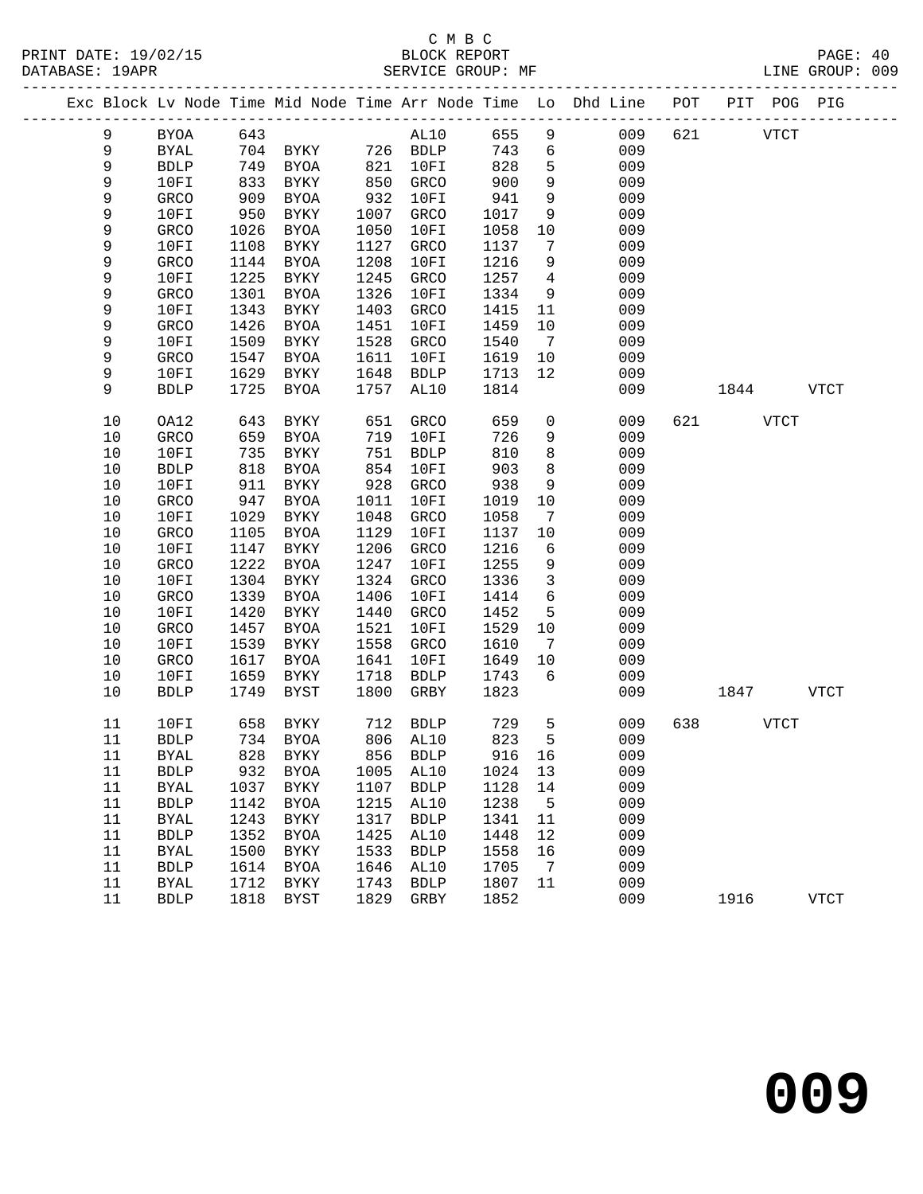C M B C

PRINT DATE: 19/02/15 BLOCK REPORT PAGE: 40
DATABASE: 19APR SERVICE GROUP: MF LINE GROUP: 009

| Exc | Block | Lv | Node | Time | Mid Node | Time | Arr Node | Time | Lo | Dhd Line | POT | PIT | POG | PIG |
|---|---|---|---|---|---|---|---|---|---|---|---|---|---|---|
| | 9 | | BYOA | 643 | | | AL10 | 655 | 9 | 009 | 621 | | VTCT | |
| | 9 | | BYAL | 704 | BYKY | 726 | BDLP | 743 | 6 | 009 | | | | |
| | 9 | | BDLP | 749 | BYOA | 821 | 10FI | 828 | 5 | 009 | | | | |
| | 9 | | 10FI | 833 | BYKY | 850 | GRCO | 900 | 9 | 009 | | | | |
| | 9 | | GRCO | 909 | BYOA | 932 | 10FI | 941 | 9 | 009 | | | | |
| | 9 | | 10FI | 950 | BYKY | 1007 | GRCO | 1017 | 9 | 009 | | | | |
| | 9 | | GRCO | 1026 | BYOA | 1050 | 10FI | 1058 | 10 | 009 | | | | |
| | 9 | | 10FI | 1108 | BYKY | 1127 | GRCO | 1137 | 7 | 009 | | | | |
| | 9 | | GRCO | 1144 | BYOA | 1208 | 10FI | 1216 | 9 | 009 | | | | |
| | 9 | | 10FI | 1225 | BYKY | 1245 | GRCO | 1257 | 4 | 009 | | | | |
| | 9 | | GRCO | 1301 | BYOA | 1326 | 10FI | 1334 | 9 | 009 | | | | |
| | 9 | | 10FI | 1343 | BYKY | 1403 | GRCO | 1415 | 11 | 009 | | | | |
| | 9 | | GRCO | 1426 | BYOA | 1451 | 10FI | 1459 | 10 | 009 | | | | |
| | 9 | | 10FI | 1509 | BYKY | 1528 | GRCO | 1540 | 7 | 009 | | | | |
| | 9 | | GRCO | 1547 | BYOA | 1611 | 10FI | 1619 | 10 | 009 | | | | |
| | 9 | | 10FI | 1629 | BYKY | 1648 | BDLP | 1713 | 12 | 009 | | | | |
| | 9 | | BDLP | 1725 | BYOA | 1757 | AL10 | 1814 | | 009 | | 1844 | | VTCT |
| | 10 | | OA12 | 643 | BYKY | 651 | GRCO | 659 | 0 | 009 | 621 | | VTCT | |
| | 10 | | GRCO | 659 | BYOA | 719 | 10FI | 726 | 9 | 009 | | | | |
| | 10 | | 10FI | 735 | BYKY | 751 | BDLP | 810 | 8 | 009 | | | | |
| | 10 | | BDLP | 818 | BYOA | 854 | 10FI | 903 | 8 | 009 | | | | |
| | 10 | | 10FI | 911 | BYKY | 928 | GRCO | 938 | 9 | 009 | | | | |
| | 10 | | GRCO | 947 | BYOA | 1011 | 10FI | 1019 | 10 | 009 | | | | |
| | 10 | | 10FI | 1029 | BYKY | 1048 | GRCO | 1058 | 7 | 009 | | | | |
| | 10 | | GRCO | 1105 | BYOA | 1129 | 10FI | 1137 | 10 | 009 | | | | |
| | 10 | | 10FI | 1147 | BYKY | 1206 | GRCO | 1216 | 6 | 009 | | | | |
| | 10 | | GRCO | 1222 | BYOA | 1247 | 10FI | 1255 | 9 | 009 | | | | |
| | 10 | | 10FI | 1304 | BYKY | 1324 | GRCO | 1336 | 3 | 009 | | | | |
| | 10 | | GRCO | 1339 | BYOA | 1406 | 10FI | 1414 | 6 | 009 | | | | |
| | 10 | | 10FI | 1420 | BYKY | 1440 | GRCO | 1452 | 5 | 009 | | | | |
| | 10 | | GRCO | 1457 | BYOA | 1521 | 10FI | 1529 | 10 | 009 | | | | |
| | 10 | | 10FI | 1539 | BYKY | 1558 | GRCO | 1610 | 7 | 009 | | | | |
| | 10 | | GRCO | 1617 | BYOA | 1641 | 10FI | 1649 | 10 | 009 | | | | |
| | 10 | | 10FI | 1659 | BYKY | 1718 | BDLP | 1743 | 6 | 009 | | | | |
| | 10 | | BDLP | 1749 | BYST | 1800 | GRBY | 1823 | | 009 | | 1847 | | VTCT |
| | 11 | | 10FI | 658 | BYKY | 712 | BDLP | 729 | 5 | 009 | 638 | | VTCT | |
| | 11 | | BDLP | 734 | BYOA | 806 | AL10 | 823 | 5 | 009 | | | | |
| | 11 | | BYAL | 828 | BYKY | 856 | BDLP | 916 | 16 | 009 | | | | |
| | 11 | | BDLP | 932 | BYOA | 1005 | AL10 | 1024 | 13 | 009 | | | | |
| | 11 | | BYAL | 1037 | BYKY | 1107 | BDLP | 1128 | 14 | 009 | | | | |
| | 11 | | BDLP | 1142 | BYOA | 1215 | AL10 | 1238 | 5 | 009 | | | | |
| | 11 | | BYAL | 1243 | BYKY | 1317 | BDLP | 1341 | 11 | 009 | | | | |
| | 11 | | BDLP | 1352 | BYOA | 1425 | AL10 | 1448 | 12 | 009 | | | | |
| | 11 | | BYAL | 1500 | BYKY | 1533 | BDLP | 1558 | 16 | 009 | | | | |
| | 11 | | BDLP | 1614 | BYOA | 1646 | AL10 | 1705 | 7 | 009 | | | | |
| | 11 | | BYAL | 1712 | BYKY | 1743 | BDLP | 1807 | 11 | 009 | | | | |
| | 11 | | BDLP | 1818 | BYST | 1829 | GRBY | 1852 | | 009 | | 1916 | | VTCT |

# 009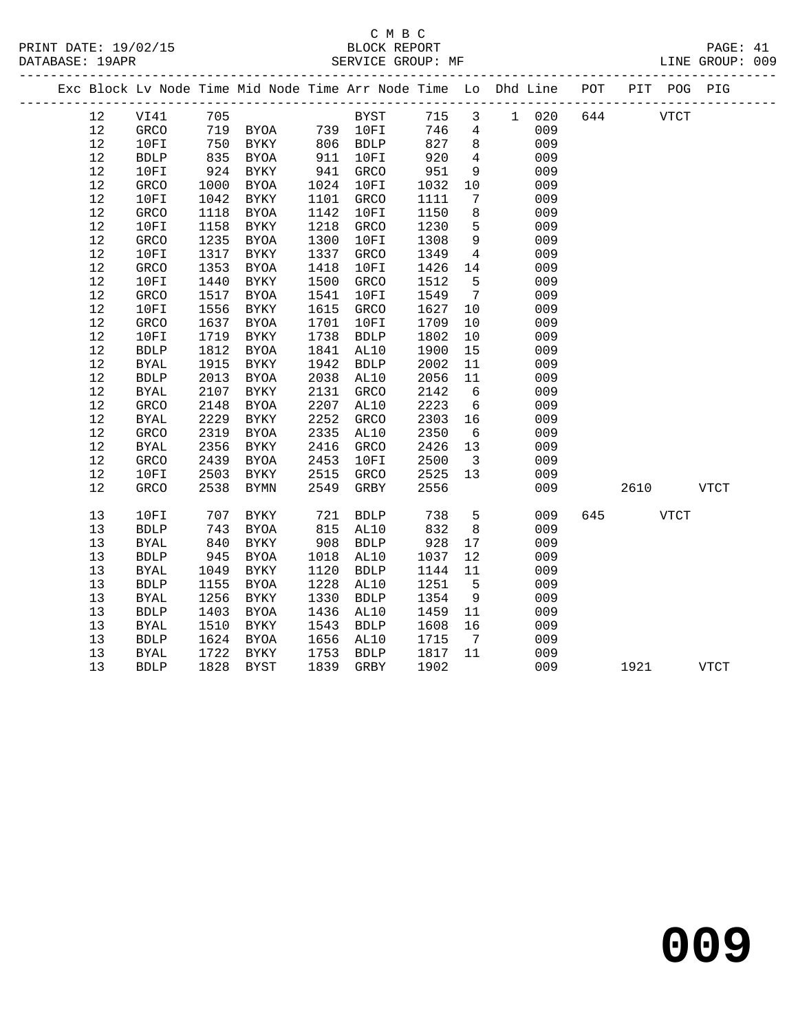C M B C

BLOCK REPORT

SERVICE GROUP: MF

PRINT DATE: 19/02/15
DATABASE: 19APR

LINE GROUP: 009

| Exc | Block | Lv Node | Time | Mid Node | Time | Arr Node | Time | Lo | Dhd | Line | POT | PIT | POG | PIG |
|---|---|---|---|---|---|---|---|---|---|---|---|---|---|---|
| | 12 | VI41 | 705 | | | BYST | 715 | 3 | 1 | 020 | 644 | | VTCT | |
| | 12 | GRCO | 719 | BYOA | 739 | 10FI | 746 | 4 | | 009 | | | | |
| | 12 | 10FI | 750 | BYKY | 806 | BDLP | 827 | 8 | | 009 | | | | |
| | 12 | BDLP | 835 | BYOA | 911 | 10FI | 920 | 4 | | 009 | | | | |
| | 12 | 10FI | 924 | BYKY | 941 | GRCO | 951 | 9 | | 009 | | | | |
| | 12 | GRCO | 1000 | BYOA | 1024 | 10FI | 1032 | 10 | | 009 | | | | |
| | 12 | 10FI | 1042 | BYKY | 1101 | GRCO | 1111 | 7 | | 009 | | | | |
| | 12 | GRCO | 1118 | BYOA | 1142 | 10FI | 1150 | 8 | | 009 | | | | |
| | 12 | 10FI | 1158 | BYKY | 1218 | GRCO | 1230 | 5 | | 009 | | | | |
| | 12 | GRCO | 1235 | BYOA | 1300 | 10FI | 1308 | 9 | | 009 | | | | |
| | 12 | 10FI | 1317 | BYKY | 1337 | GRCO | 1349 | 4 | | 009 | | | | |
| | 12 | GRCO | 1353 | BYOA | 1418 | 10FI | 1426 | 14 | | 009 | | | | |
| | 12 | 10FI | 1440 | BYKY | 1500 | GRCO | 1512 | 5 | | 009 | | | | |
| | 12 | GRCO | 1517 | BYOA | 1541 | 10FI | 1549 | 7 | | 009 | | | | |
| | 12 | 10FI | 1556 | BYKY | 1615 | GRCO | 1627 | 10 | | 009 | | | | |
| | 12 | GRCO | 1637 | BYOA | 1701 | 10FI | 1709 | 10 | | 009 | | | | |
| | 12 | 10FI | 1719 | BYKY | 1738 | BDLP | 1802 | 10 | | 009 | | | | |
| | 12 | BDLP | 1812 | BYOA | 1841 | AL10 | 1900 | 15 | | 009 | | | | |
| | 12 | BYAL | 1915 | BYKY | 1942 | BDLP | 2002 | 11 | | 009 | | | | |
| | 12 | BDLP | 2013 | BYOA | 2038 | AL10 | 2056 | 11 | | 009 | | | | |
| | 12 | BYAL | 2107 | BYKY | 2131 | GRCO | 2142 | 6 | | 009 | | | | |
| | 12 | GRCO | 2148 | BYOA | 2207 | AL10 | 2223 | 6 | | 009 | | | | |
| | 12 | BYAL | 2229 | BYKY | 2252 | GRCO | 2303 | 16 | | 009 | | | | |
| | 12 | GRCO | 2319 | BYOA | 2335 | AL10 | 2350 | 6 | | 009 | | | | |
| | 12 | BYAL | 2356 | BYKY | 2416 | GRCO | 2426 | 13 | | 009 | | | | |
| | 12 | GRCO | 2439 | BYOA | 2453 | 10FI | 2500 | 3 | | 009 | | | | |
| | 12 | 10FI | 2503 | BYKY | 2515 | GRCO | 2525 | 13 | | 009 | | | | |
| | 12 | GRCO | 2538 | BYMN | 2549 | GRBY | 2556 | | | 009 | | 2610 | | VTCT |
| | 13 | 10FI | 707 | BYKY | 721 | BDLP | 738 | 5 | | 009 | 645 | | VTCT | |
| | 13 | BDLP | 743 | BYOA | 815 | AL10 | 832 | 8 | | 009 | | | | |
| | 13 | BYAL | 840 | BYKY | 908 | BDLP | 928 | 17 | | 009 | | | | |
| | 13 | BDLP | 945 | BYOA | 1018 | AL10 | 1037 | 12 | | 009 | | | | |
| | 13 | BYAL | 1049 | BYKY | 1120 | BDLP | 1144 | 11 | | 009 | | | | |
| | 13 | BDLP | 1155 | BYOA | 1228 | AL10 | 1251 | 5 | | 009 | | | | |
| | 13 | BYAL | 1256 | BYKY | 1330 | BDLP | 1354 | 9 | | 009 | | | | |
| | 13 | BDLP | 1403 | BYOA | 1436 | AL10 | 1459 | 11 | | 009 | | | | |
| | 13 | BYAL | 1510 | BYKY | 1543 | BDLP | 1608 | 16 | | 009 | | | | |
| | 13 | BDLP | 1624 | BYOA | 1656 | AL10 | 1715 | 7 | | 009 | | | | |
| | 13 | BYAL | 1722 | BYKY | 1753 | BDLP | 1817 | 11 | | 009 | | | | |
| | 13 | BDLP | 1828 | BYST | 1839 | GRBY | 1902 | | | 009 | | 1921 | | VTCT |

009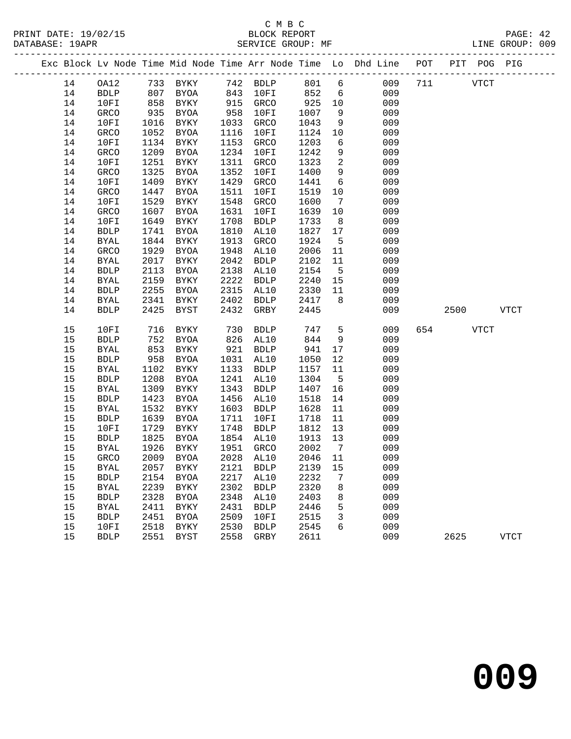C M B C

PRINT DATE: 19/02/15 BLOCK REPORT PAGE: 42
DATABASE: 19APR SERVICE GROUP: MF LINE GROUP: 009

| Exc | Block | Lv | Node | Time | Mid Node | Time | Arr Node | Time | Lo | Dhd Line | POT | PIT | POG | PIG |
|---|---|---|---|---|---|---|---|---|---|---|---|---|---|---|
| | 14 | | OA12 | 733 | BYKY | 742 | BDLP | 801 | 6 | 009 | 711 | | VTCT | |
| | 14 | | BDLP | 807 | BYOA | 843 | 10FI | 852 | 6 | 009 | | | | |
| | 14 | | 10FI | 858 | BYKY | 915 | GRCO | 925 | 10 | 009 | | | | |
| | 14 | | GRCO | 935 | BYOA | 958 | 10FI | 1007 | 9 | 009 | | | | |
| | 14 | | 10FI | 1016 | BYKY | 1033 | GRCO | 1043 | 9 | 009 | | | | |
| | 14 | | GRCO | 1052 | BYOA | 1116 | 10FI | 1124 | 10 | 009 | | | | |
| | 14 | | 10FI | 1134 | BYKY | 1153 | GRCO | 1203 | 6 | 009 | | | | |
| | 14 | | GRCO | 1209 | BYOA | 1234 | 10FI | 1242 | 9 | 009 | | | | |
| | 14 | | 10FI | 1251 | BYKY | 1311 | GRCO | 1323 | 2 | 009 | | | | |
| | 14 | | GRCO | 1325 | BYOA | 1352 | 10FI | 1400 | 9 | 009 | | | | |
| | 14 | | 10FI | 1409 | BYKY | 1429 | GRCO | 1441 | 6 | 009 | | | | |
| | 14 | | GRCO | 1447 | BYOA | 1511 | 10FI | 1519 | 10 | 009 | | | | |
| | 14 | | 10FI | 1529 | BYKY | 1548 | GRCO | 1600 | 7 | 009 | | | | |
| | 14 | | GRCO | 1607 | BYOA | 1631 | 10FI | 1639 | 10 | 009 | | | | |
| | 14 | | 10FI | 1649 | BYKY | 1708 | BDLP | 1733 | 8 | 009 | | | | |
| | 14 | | BDLP | 1741 | BYOA | 1810 | AL10 | 1827 | 17 | 009 | | | | |
| | 14 | | BYAL | 1844 | BYKY | 1913 | GRCO | 1924 | 5 | 009 | | | | |
| | 14 | | GRCO | 1929 | BYOA | 1948 | AL10 | 2006 | 11 | 009 | | | | |
| | 14 | | BYAL | 2017 | BYKY | 2042 | BDLP | 2102 | 11 | 009 | | | | |
| | 14 | | BDLP | 2113 | BYOA | 2138 | AL10 | 2154 | 5 | 009 | | | | |
| | 14 | | BYAL | 2159 | BYKY | 2222 | BDLP | 2240 | 15 | 009 | | | | |
| | 14 | | BDLP | 2255 | BYOA | 2315 | AL10 | 2330 | 11 | 009 | | | | |
| | 14 | | BYAL | 2341 | BYKY | 2402 | BDLP | 2417 | 8 | 009 | | | | |
| | 14 | | BDLP | 2425 | BYST | 2432 | GRBY | 2445 | | 009 | | 2500 | | VTCT |
| | 15 | | 10FI | 716 | BYKY | 730 | BDLP | 747 | 5 | 009 | 654 | | VTCT | |
| | 15 | | BDLP | 752 | BYOA | 826 | AL10 | 844 | 9 | 009 | | | | |
| | 15 | | BYAL | 853 | BYKY | 921 | BDLP | 941 | 17 | 009 | | | | |
| | 15 | | BDLP | 958 | BYOA | 1031 | AL10 | 1050 | 12 | 009 | | | | |
| | 15 | | BYAL | 1102 | BYKY | 1133 | BDLP | 1157 | 11 | 009 | | | | |
| | 15 | | BDLP | 1208 | BYOA | 1241 | AL10 | 1304 | 5 | 009 | | | | |
| | 15 | | BYAL | 1309 | BYKY | 1343 | BDLP | 1407 | 16 | 009 | | | | |
| | 15 | | BDLP | 1423 | BYOA | 1456 | AL10 | 1518 | 14 | 009 | | | | |
| | 15 | | BYAL | 1532 | BYKY | 1603 | BDLP | 1628 | 11 | 009 | | | | |
| | 15 | | BDLP | 1639 | BYOA | 1711 | 10FI | 1718 | 11 | 009 | | | | |
| | 15 | | 10FI | 1729 | BYKY | 1748 | BDLP | 1812 | 13 | 009 | | | | |
| | 15 | | BDLP | 1825 | BYOA | 1854 | AL10 | 1913 | 13 | 009 | | | | |
| | 15 | | BYAL | 1926 | BYKY | 1951 | GRCO | 2002 | 7 | 009 | | | | |
| | 15 | | GRCO | 2009 | BYOA | 2028 | AL10 | 2046 | 11 | 009 | | | | |
| | 15 | | BYAL | 2057 | BYKY | 2121 | BDLP | 2139 | 15 | 009 | | | | |
| | 15 | | BDLP | 2154 | BYOA | 2217 | AL10 | 2232 | 7 | 009 | | | | |
| | 15 | | BYAL | 2239 | BYKY | 2302 | BDLP | 2320 | 8 | 009 | | | | |
| | 15 | | BDLP | 2328 | BYOA | 2348 | AL10 | 2403 | 8 | 009 | | | | |
| | 15 | | BYAL | 2411 | BYKY | 2431 | BDLP | 2446 | 5 | 009 | | | | |
| | 15 | | BDLP | 2451 | BYOA | 2509 | 10FI | 2515 | 3 | 009 | | | | |
| | 15 | | 10FI | 2518 | BYKY | 2530 | BDLP | 2545 | 6 | 009 | | | | |
| | 15 | | BDLP | 2551 | BYST | 2558 | GRBY | 2611 | | 009 | | 2625 | | VTCT |

# 009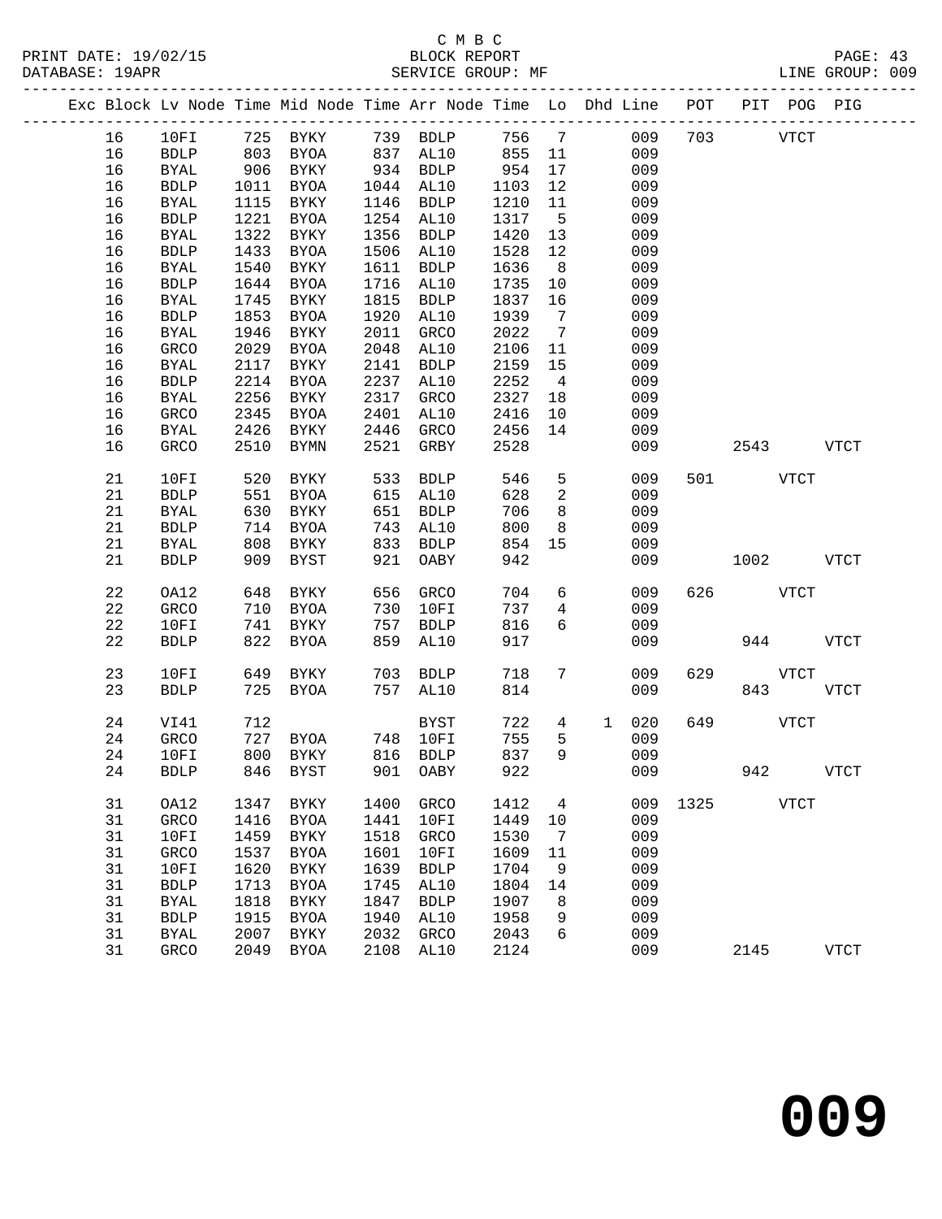C M B C

PRINT DATE: 19/02/15 BLOCK REPORT

DATABASE: 19APR SERVICE GROUP: MF LINE GROUP: 009

| Exc | Block | Lv | Node | Time | Mid Node | Time | Arr Node | Time | Lo | Dhd | Line | POT | PIT | POG | PIG |
|---|---|---|---|---|---|---|---|---|---|---|---|---|---|---|---|
| | 16 | | 10FI | 725 | BYKY | 739 | BDLP | 756 | 7 | | 009 | 703 | | VTCT | |
| | 16 | | BDLP | 803 | BYOA | 837 | AL10 | 855 | 11 | | 009 | | | | |
| | 16 | | BYAL | 906 | BYKY | 934 | BDLP | 954 | 17 | | 009 | | | | |
| | 16 | | BDLP | 1011 | BYOA | 1044 | AL10 | 1103 | 12 | | 009 | | | | |
| | 16 | | BYAL | 1115 | BYKY | 1146 | BDLP | 1210 | 11 | | 009 | | | | |
| | 16 | | BDLP | 1221 | BYOA | 1254 | AL10 | 1317 | 5 | | 009 | | | | |
| | 16 | | BYAL | 1322 | BYKY | 1356 | BDLP | 1420 | 13 | | 009 | | | | |
| | 16 | | BDLP | 1433 | BYOA | 1506 | AL10 | 1528 | 12 | | 009 | | | | |
| | 16 | | BYAL | 1540 | BYKY | 1611 | BDLP | 1636 | 8 | | 009 | | | | |
| | 16 | | BDLP | 1644 | BYOA | 1716 | AL10 | 1735 | 10 | | 009 | | | | |
| | 16 | | BYAL | 1745 | BYKY | 1815 | BDLP | 1837 | 16 | | 009 | | | | |
| | 16 | | BDLP | 1853 | BYOA | 1920 | AL10 | 1939 | 7 | | 009 | | | | |
| | 16 | | BYAL | 1946 | BYKY | 2011 | GRCO | 2022 | 7 | | 009 | | | | |
| | 16 | | GRCO | 2029 | BYOA | 2048 | AL10 | 2106 | 11 | | 009 | | | | |
| | 16 | | BYAL | 2117 | BYKY | 2141 | BDLP | 2159 | 15 | | 009 | | | | |
| | 16 | | BDLP | 2214 | BYOA | 2237 | AL10 | 2252 | 4 | | 009 | | | | |
| | 16 | | BYAL | 2256 | BYKY | 2317 | GRCO | 2327 | 18 | | 009 | | | | |
| | 16 | | GRCO | 2345 | BYOA | 2401 | AL10 | 2416 | 10 | | 009 | | | | |
| | 16 | | BYAL | 2426 | BYKY | 2446 | GRCO | 2456 | 14 | | 009 | | | | |
| | 16 | | GRCO | 2510 | BYMN | 2521 | GRBY | 2528 | | | 009 | | 2543 | | VTCT |
| | 21 | | 10FI | 520 | BYKY | 533 | BDLP | 546 | 5 | | 009 | 501 | | VTCT | |
| | 21 | | BDLP | 551 | BYOA | 615 | AL10 | 628 | 2 | | 009 | | | | |
| | 21 | | BYAL | 630 | BYKY | 651 | BDLP | 706 | 8 | | 009 | | | | |
| | 21 | | BDLP | 714 | BYOA | 743 | AL10 | 800 | 8 | | 009 | | | | |
| | 21 | | BYAL | 808 | BYKY | 833 | BDLP | 854 | 15 | | 009 | | | | |
| | 21 | | BDLP | 909 | BYST | 921 | OABY | 942 | | | 009 | | 1002 | | VTCT |
| | 22 | | OA12 | 648 | BYKY | 656 | GRCO | 704 | 6 | | 009 | 626 | | VTCT | |
| | 22 | | GRCO | 710 | BYOA | 730 | 10FI | 737 | 4 | | 009 | | | | |
| | 22 | | 10FI | 741 | BYKY | 757 | BDLP | 816 | 6 | | 009 | | | | |
| | 22 | | BDLP | 822 | BYOA | 859 | AL10 | 917 | | | 009 | | 944 | | VTCT |
| | 23 | | 10FI | 649 | BYKY | 703 | BDLP | 718 | 7 | | 009 | 629 | | VTCT | |
| | 23 | | BDLP | 725 | BYOA | 757 | AL10 | 814 | | | 009 | | 843 | | VTCT |
| | 24 | | VI41 | 712 | | | BYST | 722 | 4 | 1 | 020 | 649 | | VTCT | |
| | 24 | | GRCO | 727 | BYOA | 748 | 10FI | 755 | 5 | | 009 | | | | |
| | 24 | | 10FI | 800 | BYKY | 816 | BDLP | 837 | 9 | | 009 | | | | |
| | 24 | | BDLP | 846 | BYST | 901 | OABY | 922 | | | 009 | | 942 | | VTCT |
| | 31 | | OA12 | 1347 | BYKY | 1400 | GRCO | 1412 | 4 | | 009 | 1325 | | VTCT | |
| | 31 | | GRCO | 1416 | BYOA | 1441 | 10FI | 1449 | 10 | | 009 | | | | |
| | 31 | | 10FI | 1459 | BYKY | 1518 | GRCO | 1530 | 7 | | 009 | | | | |
| | 31 | | GRCO | 1537 | BYOA | 1601 | 10FI | 1609 | 11 | | 009 | | | | |
| | 31 | | 10FI | 1620 | BYKY | 1639 | BDLP | 1704 | 9 | | 009 | | | | |
| | 31 | | BDLP | 1713 | BYOA | 1745 | AL10 | 1804 | 14 | | 009 | | | | |
| | 31 | | BYAL | 1818 | BYKY | 1847 | BDLP | 1907 | 8 | | 009 | | | | |
| | 31 | | BDLP | 1915 | BYOA | 1940 | AL10 | 1958 | 9 | | 009 | | | | |
| | 31 | | BYAL | 2007 | BYKY | 2032 | GRCO | 2043 | 6 | | 009 | | | | |
| | 31 | | GRCO | 2049 | BYOA | 2108 | AL10 | 2124 | | | 009 | | 2145 | | VTCT |

# 009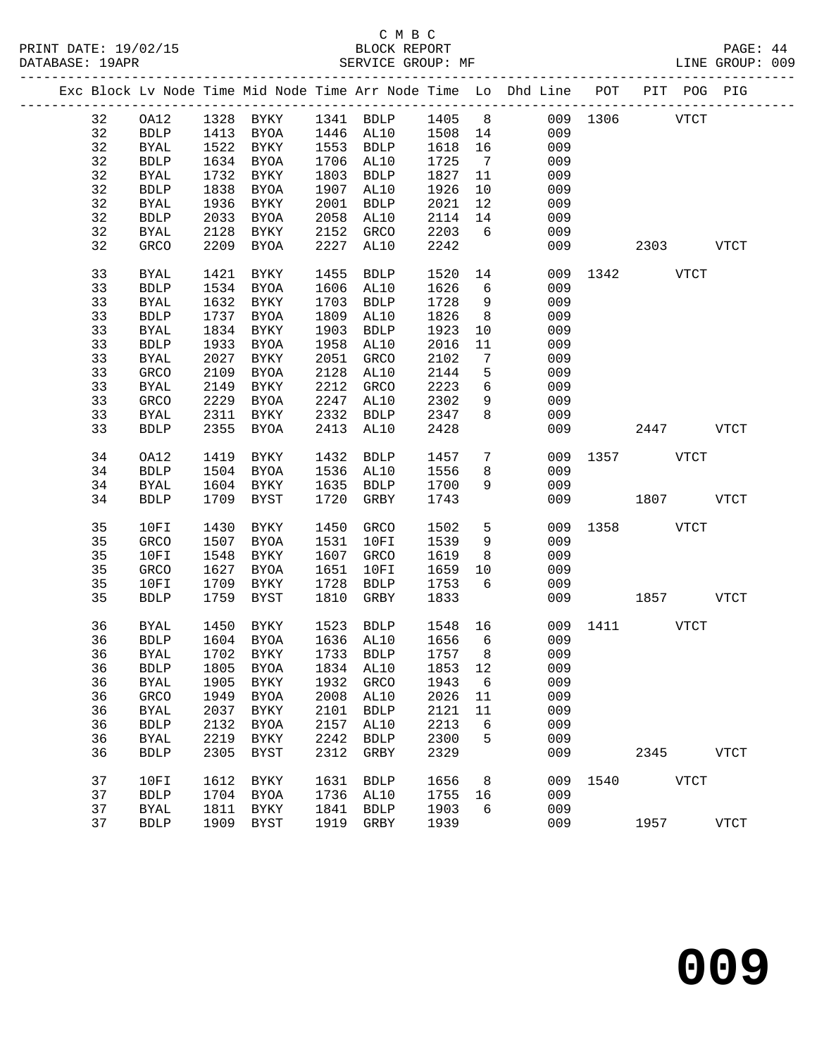C M B C

PRINT DATE: 19/02/15 BLOCK REPORT

DATABASE: 19APR SERVICE GROUP: MF LINE GROUP: 009

| Exc | Block | Lv | Node | Time | Mid Node | Time | Arr Node | Time | Lo | Dhd Line | POT | PIT | POG | PIG |
|---|---|---|---|---|---|---|---|---|---|---|---|---|---|---|
| | 32 | | OA12 | 1328 | BYKY | 1341 | BDLP | 1405 | 8 | 009 | 1306 | | VTCT | |
| | 32 | | BDLP | 1413 | BYOA | 1446 | AL10 | 1508 | 14 | 009 | | | | |
| | 32 | | BYAL | 1522 | BYKY | 1553 | BDLP | 1618 | 16 | 009 | | | | |
| | 32 | | BDLP | 1634 | BYOA | 1706 | AL10 | 1725 | 7 | 009 | | | | |
| | 32 | | BYAL | 1732 | BYKY | 1803 | BDLP | 1827 | 11 | 009 | | | | |
| | 32 | | BDLP | 1838 | BYOA | 1907 | AL10 | 1926 | 10 | 009 | | | | |
| | 32 | | BYAL | 1936 | BYKY | 2001 | BDLP | 2021 | 12 | 009 | | | | |
| | 32 | | BDLP | 2033 | BYOA | 2058 | AL10 | 2114 | 14 | 009 | | | | |
| | 32 | | BYAL | 2128 | BYKY | 2152 | GRCO | 2203 | 6 | 009 | | | | |
| | 32 | | GRCO | 2209 | BYOA | 2227 | AL10 | 2242 | | 009 | | 2303 | | VTCT |
| | 33 | | BYAL | 1421 | BYKY | 1455 | BDLP | 1520 | 14 | 009 | 1342 | | VTCT | |
| | 33 | | BDLP | 1534 | BYOA | 1606 | AL10 | 1626 | 6 | 009 | | | | |
| | 33 | | BYAL | 1632 | BYKY | 1703 | BDLP | 1728 | 9 | 009 | | | | |
| | 33 | | BDLP | 1737 | BYOA | 1809 | AL10 | 1826 | 8 | 009 | | | | |
| | 33 | | BYAL | 1834 | BYKY | 1903 | BDLP | 1923 | 10 | 009 | | | | |
| | 33 | | BDLP | 1933 | BYOA | 1958 | AL10 | 2016 | 11 | 009 | | | | |
| | 33 | | BYAL | 2027 | BYKY | 2051 | GRCO | 2102 | 7 | 009 | | | | |
| | 33 | | GRCO | 2109 | BYOA | 2128 | AL10 | 2144 | 5 | 009 | | | | |
| | 33 | | BYAL | 2149 | BYKY | 2212 | GRCO | 2223 | 6 | 009 | | | | |
| | 33 | | GRCO | 2229 | BYOA | 2247 | AL10 | 2302 | 9 | 009 | | | | |
| | 33 | | BYAL | 2311 | BYKY | 2332 | BDLP | 2347 | 8 | 009 | | | | |
| | 33 | | BDLP | 2355 | BYOA | 2413 | AL10 | 2428 | | 009 | | 2447 | | VTCT |
| | 34 | | OA12 | 1419 | BYKY | 1432 | BDLP | 1457 | 7 | 009 | 1357 | | VTCT | |
| | 34 | | BDLP | 1504 | BYOA | 1536 | AL10 | 1556 | 8 | 009 | | | | |
| | 34 | | BYAL | 1604 | BYKY | 1635 | BDLP | 1700 | 9 | 009 | | | | |
| | 34 | | BDLP | 1709 | BYST | 1720 | GRBY | 1743 | | 009 | | 1807 | | VTCT |
| | 35 | | 10FI | 1430 | BYKY | 1450 | GRCO | 1502 | 5 | 009 | 1358 | | VTCT | |
| | 35 | | GRCO | 1507 | BYOA | 1531 | 10FI | 1539 | 9 | 009 | | | | |
| | 35 | | 10FI | 1548 | BYKY | 1607 | GRCO | 1619 | 8 | 009 | | | | |
| | 35 | | GRCO | 1627 | BYOA | 1651 | 10FI | 1659 | 10 | 009 | | | | |
| | 35 | | 10FI | 1709 | BYKY | 1728 | BDLP | 1753 | 6 | 009 | | | | |
| | 35 | | BDLP | 1759 | BYST | 1810 | GRBY | 1833 | | 009 | | 1857 | | VTCT |
| | 36 | | BYAL | 1450 | BYKY | 1523 | BDLP | 1548 | 16 | 009 | 1411 | | VTCT | |
| | 36 | | BDLP | 1604 | BYOA | 1636 | AL10 | 1656 | 6 | 009 | | | | |
| | 36 | | BYAL | 1702 | BYKY | 1733 | BDLP | 1757 | 8 | 009 | | | | |
| | 36 | | BDLP | 1805 | BYOA | 1834 | AL10 | 1853 | 12 | 009 | | | | |
| | 36 | | BYAL | 1905 | BYKY | 1932 | GRCO | 1943 | 6 | 009 | | | | |
| | 36 | | GRCO | 1949 | BYOA | 2008 | AL10 | 2026 | 11 | 009 | | | | |
| | 36 | | BYAL | 2037 | BYKY | 2101 | BDLP | 2121 | 11 | 009 | | | | |
| | 36 | | BDLP | 2132 | BYOA | 2157 | AL10 | 2213 | 6 | 009 | | | | |
| | 36 | | BYAL | 2219 | BYKY | 2242 | BDLP | 2300 | 5 | 009 | | | | |
| | 36 | | BDLP | 2305 | BYST | 2312 | GRBY | 2329 | | 009 | | 2345 | | VTCT |
| | 37 | | 10FI | 1612 | BYKY | 1631 | BDLP | 1656 | 8 | 009 | 1540 | | VTCT | |
| | 37 | | BDLP | 1704 | BYOA | 1736 | AL10 | 1755 | 16 | 009 | | | | |
| | 37 | | BYAL | 1811 | BYKY | 1841 | BDLP | 1903 | 6 | 009 | | | | |
| | 37 | | BDLP | 1909 | BYST | 1919 | GRBY | 1939 | | 009 | | 1957 | | VTCT |

# 009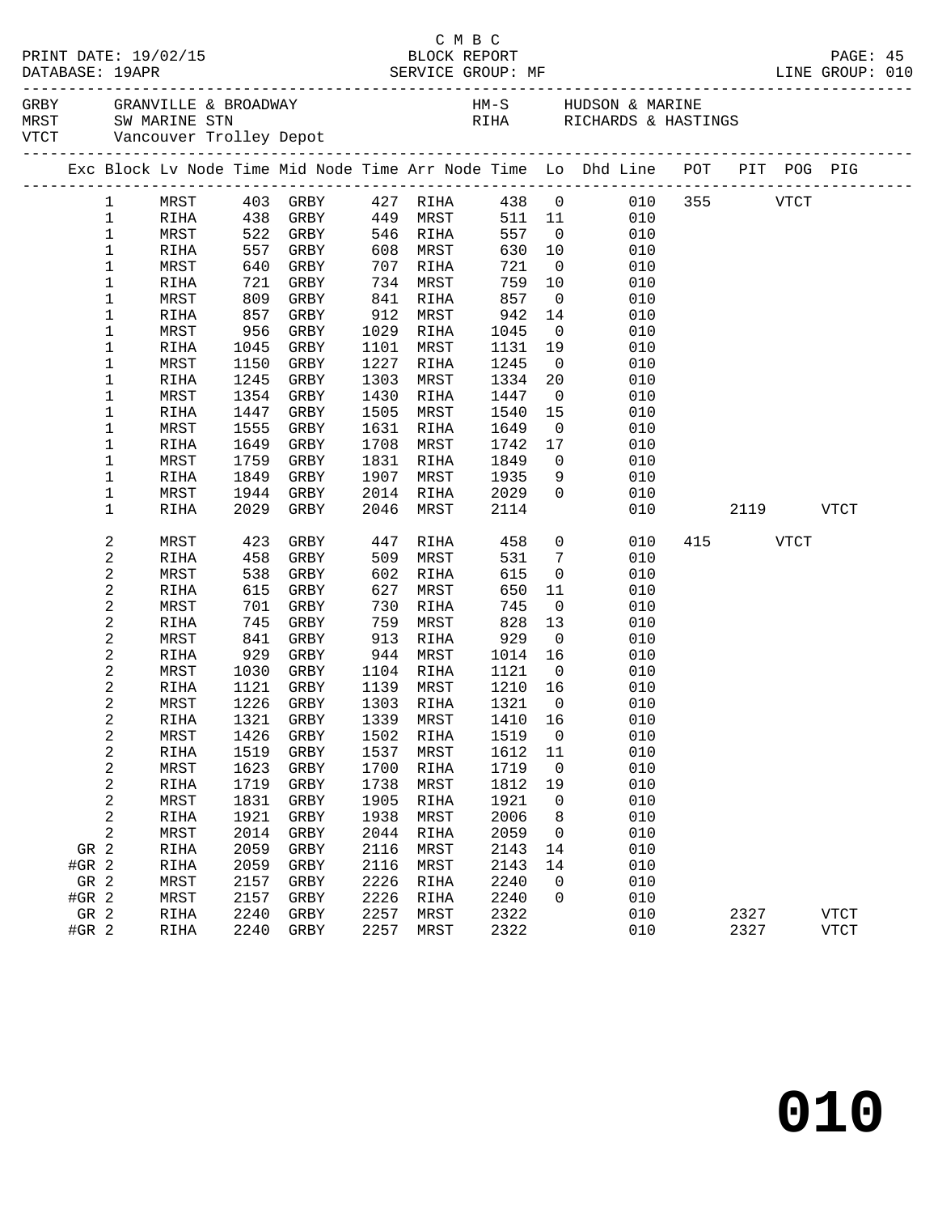C M B C

PRINT DATE: 19/02/15 BLOCK REPORT
DATABASE: 19APR SERVICE GROUP: MF LINE GROUP: 010

GRBY GRANVILLE & BROADWAY HM-S HUDSON & MARINE
MRST SW MARINE STN RIHA RICHARDS & HASTINGS
VTCT Vancouver Trolley Depot

| Exc | Block | Lv Node | Time | Mid Node | Time | Arr Node | Time | Lo | Dhd Line | POT | PIT | POG | PIG |
|---|---|---|---|---|---|---|---|---|---|---|---|---|---|
| | 1 | MRST | 403 | GRBY | 427 | RIHA | 438 | 0 | 010 | 355 | | VTCT | |
| | 1 | RIHA | 438 | GRBY | 449 | MRST | 511 | 11 | 010 | | | | |
| | 1 | MRST | 522 | GRBY | 546 | RIHA | 557 | 0 | 010 | | | | |
| | 1 | RIHA | 557 | GRBY | 608 | MRST | 630 | 10 | 010 | | | | |
| | 1 | MRST | 640 | GRBY | 707 | RIHA | 721 | 0 | 010 | | | | |
| | 1 | RIHA | 721 | GRBY | 734 | MRST | 759 | 10 | 010 | | | | |
| | 1 | MRST | 809 | GRBY | 841 | RIHA | 857 | 0 | 010 | | | | |
| | 1 | RIHA | 857 | GRBY | 912 | MRST | 942 | 14 | 010 | | | | |
| | 1 | MRST | 956 | GRBY | 1029 | RIHA | 1045 | 0 | 010 | | | | |
| | 1 | RIHA | 1045 | GRBY | 1101 | MRST | 1131 | 19 | 010 | | | | |
| | 1 | MRST | 1150 | GRBY | 1227 | RIHA | 1245 | 0 | 010 | | | | |
| | 1 | RIHA | 1245 | GRBY | 1303 | MRST | 1334 | 20 | 010 | | | | |
| | 1 | MRST | 1354 | GRBY | 1430 | RIHA | 1447 | 0 | 010 | | | | |
| | 1 | RIHA | 1447 | GRBY | 1505 | MRST | 1540 | 15 | 010 | | | | |
| | 1 | MRST | 1555 | GRBY | 1631 | RIHA | 1649 | 0 | 010 | | | | |
| | 1 | RIHA | 1649 | GRBY | 1708 | MRST | 1742 | 17 | 010 | | | | |
| | 1 | MRST | 1759 | GRBY | 1831 | RIHA | 1849 | 0 | 010 | | | | |
| | 1 | RIHA | 1849 | GRBY | 1907 | MRST | 1935 | 9 | 010 | | | | |
| | 1 | MRST | 1944 | GRBY | 2014 | RIHA | 2029 | 0 | 010 | | | | |
| | 1 | RIHA | 2029 | GRBY | 2046 | MRST | 2114 | | 010 | | 2119 | | VTCT |
| | 2 | MRST | 423 | GRBY | 447 | RIHA | 458 | 0 | 010 | 415 | | VTCT | |
| | 2 | RIHA | 458 | GRBY | 509 | MRST | 531 | 7 | 010 | | | | |
| | 2 | MRST | 538 | GRBY | 602 | RIHA | 615 | 0 | 010 | | | | |
| | 2 | RIHA | 615 | GRBY | 627 | MRST | 650 | 11 | 010 | | | | |
| | 2 | MRST | 701 | GRBY | 730 | RIHA | 745 | 0 | 010 | | | | |
| | 2 | RIHA | 745 | GRBY | 759 | MRST | 828 | 13 | 010 | | | | |
| | 2 | MRST | 841 | GRBY | 913 | RIHA | 929 | 0 | 010 | | | | |
| | 2 | RIHA | 929 | GRBY | 944 | MRST | 1014 | 16 | 010 | | | | |
| | 2 | MRST | 1030 | GRBY | 1104 | RIHA | 1121 | 0 | 010 | | | | |
| | 2 | RIHA | 1121 | GRBY | 1139 | MRST | 1210 | 16 | 010 | | | | |
| | 2 | MRST | 1226 | GRBY | 1303 | RIHA | 1321 | 0 | 010 | | | | |
| | 2 | RIHA | 1321 | GRBY | 1339 | MRST | 1410 | 16 | 010 | | | | |
| | 2 | MRST | 1426 | GRBY | 1502 | RIHA | 1519 | 0 | 010 | | | | |
| | 2 | RIHA | 1519 | GRBY | 1537 | MRST | 1612 | 11 | 010 | | | | |
| | 2 | MRST | 1623 | GRBY | 1700 | RIHA | 1719 | 0 | 010 | | | | |
| | 2 | RIHA | 1719 | GRBY | 1738 | MRST | 1812 | 19 | 010 | | | | |
| | 2 | MRST | 1831 | GRBY | 1905 | RIHA | 1921 | 0 | 010 | | | | |
| | 2 | RIHA | 1921 | GRBY | 1938 | MRST | 2006 | 8 | 010 | | | | |
| | 2 | MRST | 2014 | GRBY | 2044 | RIHA | 2059 | 0 | 010 | | | | |
| GR | 2 | RIHA | 2059 | GRBY | 2116 | MRST | 2143 | 14 | 010 | | | | |
| #GR | 2 | RIHA | 2059 | GRBY | 2116 | MRST | 2143 | 14 | 010 | | | | |
| GR | 2 | MRST | 2157 | GRBY | 2226 | RIHA | 2240 | 0 | 010 | | | | |
| #GR | 2 | MRST | 2157 | GRBY | 2226 | RIHA | 2240 | 0 | 010 | | | | |
| GR | 2 | RIHA | 2240 | GRBY | 2257 | MRST | 2322 | | 010 | | 2327 | | VTCT |
| #GR | 2 | RIHA | 2240 | GRBY | 2257 | MRST | 2322 | | 010 | | 2327 | | VTCT |

**010**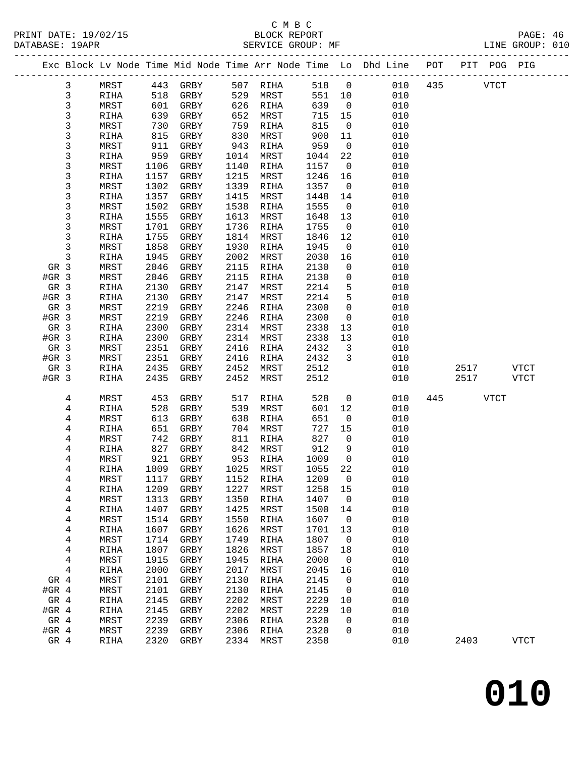C M B C

BLOCK REPORT

SERVICE GROUP: MF

| Exc | Block | Lv | Node | Time | Mid Node | Time | Arr Node | Time | Lo | Dhd Line | POT | PIT | POG | PIG |
|---|---|---|---|---|---|---|---|---|---|---|---|---|---|---|
| | 3 | | MRST | 443 | GRBY | 507 | RIHA | 518 | 0 | 010 | 435 | | VTCT | |
| | 3 | | RIHA | 518 | GRBY | 529 | MRST | 551 | 10 | 010 | | | | |
| | 3 | | MRST | 601 | GRBY | 626 | RIHA | 639 | 0 | 010 | | | | |
| | 3 | | RIHA | 639 | GRBY | 652 | MRST | 715 | 15 | 010 | | | | |
| | 3 | | MRST | 730 | GRBY | 759 | RIHA | 815 | 0 | 010 | | | | |
| | 3 | | RIHA | 815 | GRBY | 830 | MRST | 900 | 11 | 010 | | | | |
| | 3 | | MRST | 911 | GRBY | 943 | RIHA | 959 | 0 | 010 | | | | |
| | 3 | | RIHA | 959 | GRBY | 1014 | MRST | 1044 | 22 | 010 | | | | |
| | 3 | | MRST | 1106 | GRBY | 1140 | RIHA | 1157 | 0 | 010 | | | | |
| | 3 | | RIHA | 1157 | GRBY | 1215 | MRST | 1246 | 16 | 010 | | | | |
| | 3 | | MRST | 1302 | GRBY | 1339 | RIHA | 1357 | 0 | 010 | | | | |
| | 3 | | RIHA | 1357 | GRBY | 1415 | MRST | 1448 | 14 | 010 | | | | |
| | 3 | | MRST | 1502 | GRBY | 1538 | RIHA | 1555 | 0 | 010 | | | | |
| | 3 | | RIHA | 1555 | GRBY | 1613 | MRST | 1648 | 13 | 010 | | | | |
| | 3 | | MRST | 1701 | GRBY | 1736 | RIHA | 1755 | 0 | 010 | | | | |
| | 3 | | RIHA | 1755 | GRBY | 1814 | MRST | 1846 | 12 | 010 | | | | |
| | 3 | | MRST | 1858 | GRBY | 1930 | RIHA | 1945 | 0 | 010 | | | | |
| | 3 | | RIHA | 1945 | GRBY | 2002 | MRST | 2030 | 16 | 010 | | | | |
| GR | 3 | | MRST | 2046 | GRBY | 2115 | RIHA | 2130 | 0 | 010 | | | | |
| #GR | 3 | | MRST | 2046 | GRBY | 2115 | RIHA | 2130 | 0 | 010 | | | | |
| GR | 3 | | RIHA | 2130 | GRBY | 2147 | MRST | 2214 | 5 | 010 | | | | |
| #GR | 3 | | RIHA | 2130 | GRBY | 2147 | MRST | 2214 | 5 | 010 | | | | |
| GR | 3 | | MRST | 2219 | GRBY | 2246 | RIHA | 2300 | 0 | 010 | | | | |
| #GR | 3 | | MRST | 2219 | GRBY | 2246 | RIHA | 2300 | 0 | 010 | | | | |
| GR | 3 | | RIHA | 2300 | GRBY | 2314 | MRST | 2338 | 13 | 010 | | | | |
| #GR | 3 | | RIHA | 2300 | GRBY | 2314 | MRST | 2338 | 13 | 010 | | | | |
| GR | 3 | | MRST | 2351 | GRBY | 2416 | RIHA | 2432 | 3 | 010 | | | | |
| #GR | 3 | | MRST | 2351 | GRBY | 2416 | RIHA | 2432 | 3 | 010 | | | | |
| GR | 3 | | RIHA | 2435 | GRBY | 2452 | MRST | 2512 | | 010 | | 2517 | | VTCT |
| #GR | 3 | | RIHA | 2435 | GRBY | 2452 | MRST | 2512 | | 010 | | 2517 | | VTCT |
| | 4 | | MRST | 453 | GRBY | 517 | RIHA | 528 | 0 | 010 | 445 | | VTCT | |
| | 4 | | RIHA | 528 | GRBY | 539 | MRST | 601 | 12 | 010 | | | | |
| | 4 | | MRST | 613 | GRBY | 638 | RIHA | 651 | 0 | 010 | | | | |
| | 4 | | RIHA | 651 | GRBY | 704 | MRST | 727 | 15 | 010 | | | | |
| | 4 | | MRST | 742 | GRBY | 811 | RIHA | 827 | 0 | 010 | | | | |
| | 4 | | RIHA | 827 | GRBY | 842 | MRST | 912 | 9 | 010 | | | | |
| | 4 | | MRST | 921 | GRBY | 953 | RIHA | 1009 | 0 | 010 | | | | |
| | 4 | | RIHA | 1009 | GRBY | 1025 | MRST | 1055 | 22 | 010 | | | | |
| | 4 | | MRST | 1117 | GRBY | 1152 | RIHA | 1209 | 0 | 010 | | | | |
| | 4 | | RIHA | 1209 | GRBY | 1227 | MRST | 1258 | 15 | 010 | | | | |
| | 4 | | MRST | 1313 | GRBY | 1350 | RIHA | 1407 | 0 | 010 | | | | |
| | 4 | | RIHA | 1407 | GRBY | 1425 | MRST | 1500 | 14 | 010 | | | | |
| | 4 | | MRST | 1514 | GRBY | 1550 | RIHA | 1607 | 0 | 010 | | | | |
| | 4 | | RIHA | 1607 | GRBY | 1626 | MRST | 1701 | 13 | 010 | | | | |
| | 4 | | MRST | 1714 | GRBY | 1749 | RIHA | 1807 | 0 | 010 | | | | |
| | 4 | | RIHA | 1807 | GRBY | 1826 | MRST | 1857 | 18 | 010 | | | | |
| | 4 | | MRST | 1915 | GRBY | 1945 | RIHA | 2000 | 0 | 010 | | | | |
| | 4 | | RIHA | 2000 | GRBY | 2017 | MRST | 2045 | 16 | 010 | | | | |
| GR | 4 | | MRST | 2101 | GRBY | 2130 | RIHA | 2145 | 0 | 010 | | | | |
| #GR | 4 | | MRST | 2101 | GRBY | 2130 | RIHA | 2145 | 0 | 010 | | | | |
| GR | 4 | | RIHA | 2145 | GRBY | 2202 | MRST | 2229 | 10 | 010 | | | | |
| #GR | 4 | | RIHA | 2145 | GRBY | 2202 | MRST | 2229 | 10 | 010 | | | | |
| GR | 4 | | MRST | 2239 | GRBY | 2306 | RIHA | 2320 | 0 | 010 | | | | |
| #GR | 4 | | MRST | 2239 | GRBY | 2306 | RIHA | 2320 | 0 | 010 | | | | |
| GR | 4 | | RIHA | 2320 | GRBY | 2334 | MRST | 2358 | | 010 | | 2403 | | VTCT |

**010**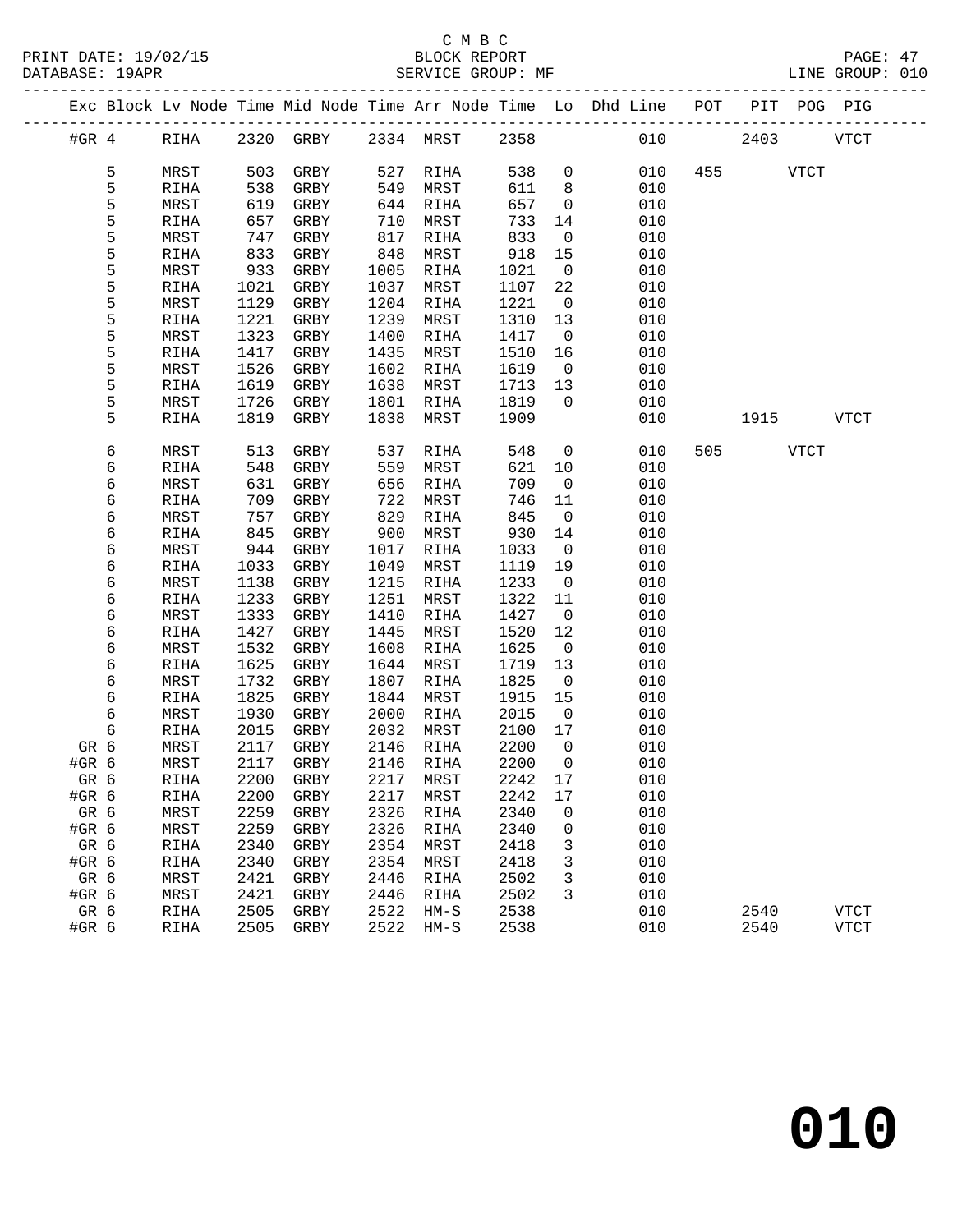C M B C
BLOCK REPORT
SERVICE GROUP: MF

PRINT DATE: 19/02/15
DATABASE: 19APR
LINE GROUP: 010

| Exc | Block | Lv Node | Time | Mid Node | Time | Arr Node | Time | Lo | Dhd Line | POT | PIT | POG | PIG |
|---|---|---|---|---|---|---|---|---|---|---|---|---|---|
| #GR | 4 | RIHA | 2320 | GRBY | 2334 | MRST | 2358 | | 010 | | 2403 | | VTCT |
| | 5 | MRST | 503 | GRBY | 527 | RIHA | 538 | 0 | 010 | 455 | | VTCT | |
| | 5 | RIHA | 538 | GRBY | 549 | MRST | 611 | 8 | 010 | | | | |
| | 5 | MRST | 619 | GRBY | 644 | RIHA | 657 | 0 | 010 | | | | |
| | 5 | RIHA | 657 | GRBY | 710 | MRST | 733 | 14 | 010 | | | | |
| | 5 | MRST | 747 | GRBY | 817 | RIHA | 833 | 0 | 010 | | | | |
| | 5 | RIHA | 833 | GRBY | 848 | MRST | 918 | 15 | 010 | | | | |
| | 5 | MRST | 933 | GRBY | 1005 | RIHA | 1021 | 0 | 010 | | | | |
| | 5 | RIHA | 1021 | GRBY | 1037 | MRST | 1107 | 22 | 010 | | | | |
| | 5 | MRST | 1129 | GRBY | 1204 | RIHA | 1221 | 0 | 010 | | | | |
| | 5 | RIHA | 1221 | GRBY | 1239 | MRST | 1310 | 13 | 010 | | | | |
| | 5 | MRST | 1323 | GRBY | 1400 | RIHA | 1417 | 0 | 010 | | | | |
| | 5 | RIHA | 1417 | GRBY | 1435 | MRST | 1510 | 16 | 010 | | | | |
| | 5 | MRST | 1526 | GRBY | 1602 | RIHA | 1619 | 0 | 010 | | | | |
| | 5 | RIHA | 1619 | GRBY | 1638 | MRST | 1713 | 13 | 010 | | | | |
| | 5 | MRST | 1726 | GRBY | 1801 | RIHA | 1819 | 0 | 010 | | | | |
| | 5 | RIHA | 1819 | GRBY | 1838 | MRST | 1909 | | 010 | | 1915 | | VTCT |
| | 6 | MRST | 513 | GRBY | 537 | RIHA | 548 | 0 | 010 | 505 | | VTCT | |
| | 6 | RIHA | 548 | GRBY | 559 | MRST | 621 | 10 | 010 | | | | |
| | 6 | MRST | 631 | GRBY | 656 | RIHA | 709 | 0 | 010 | | | | |
| | 6 | RIHA | 709 | GRBY | 722 | MRST | 746 | 11 | 010 | | | | |
| | 6 | MRST | 757 | GRBY | 829 | RIHA | 845 | 0 | 010 | | | | |
| | 6 | RIHA | 845 | GRBY | 900 | MRST | 930 | 14 | 010 | | | | |
| | 6 | MRST | 944 | GRBY | 1017 | RIHA | 1033 | 0 | 010 | | | | |
| | 6 | RIHA | 1033 | GRBY | 1049 | MRST | 1119 | 19 | 010 | | | | |
| | 6 | MRST | 1138 | GRBY | 1215 | RIHA | 1233 | 0 | 010 | | | | |
| | 6 | RIHA | 1233 | GRBY | 1251 | MRST | 1322 | 11 | 010 | | | | |
| | 6 | MRST | 1333 | GRBY | 1410 | RIHA | 1427 | 0 | 010 | | | | |
| | 6 | RIHA | 1427 | GRBY | 1445 | MRST | 1520 | 12 | 010 | | | | |
| | 6 | MRST | 1532 | GRBY | 1608 | RIHA | 1625 | 0 | 010 | | | | |
| | 6 | RIHA | 1625 | GRBY | 1644 | MRST | 1719 | 13 | 010 | | | | |
| | 6 | MRST | 1732 | GRBY | 1807 | RIHA | 1825 | 0 | 010 | | | | |
| | 6 | RIHA | 1825 | GRBY | 1844 | MRST | 1915 | 15 | 010 | | | | |
| | 6 | MRST | 1930 | GRBY | 2000 | RIHA | 2015 | 0 | 010 | | | | |
| | 6 | RIHA | 2015 | GRBY | 2032 | MRST | 2100 | 17 | 010 | | | | |
| GR | 6 | MRST | 2117 | GRBY | 2146 | RIHA | 2200 | 0 | 010 | | | | |
| #GR | 6 | MRST | 2117 | GRBY | 2146 | RIHA | 2200 | 0 | 010 | | | | |
| GR | 6 | RIHA | 2200 | GRBY | 2217 | MRST | 2242 | 17 | 010 | | | | |
| #GR | 6 | RIHA | 2200 | GRBY | 2217 | MRST | 2242 | 17 | 010 | | | | |
| GR | 6 | MRST | 2259 | GRBY | 2326 | RIHA | 2340 | 0 | 010 | | | | |
| #GR | 6 | MRST | 2259 | GRBY | 2326 | RIHA | 2340 | 0 | 010 | | | | |
| GR | 6 | RIHA | 2340 | GRBY | 2354 | MRST | 2418 | 3 | 010 | | | | |
| #GR | 6 | RIHA | 2340 | GRBY | 2354 | MRST | 2418 | 3 | 010 | | | | |
| GR | 6 | MRST | 2421 | GRBY | 2446 | RIHA | 2502 | 3 | 010 | | | | |
| #GR | 6 | MRST | 2421 | GRBY | 2446 | RIHA | 2502 | 3 | 010 | | | | |
| GR | 6 | RIHA | 2505 | GRBY | 2522 | HM-S | 2538 | | 010 | | 2540 | | VTCT |
| #GR | 6 | RIHA | 2505 | GRBY | 2522 | HM-S | 2538 | | 010 | | 2540 | | VTCT |

# 010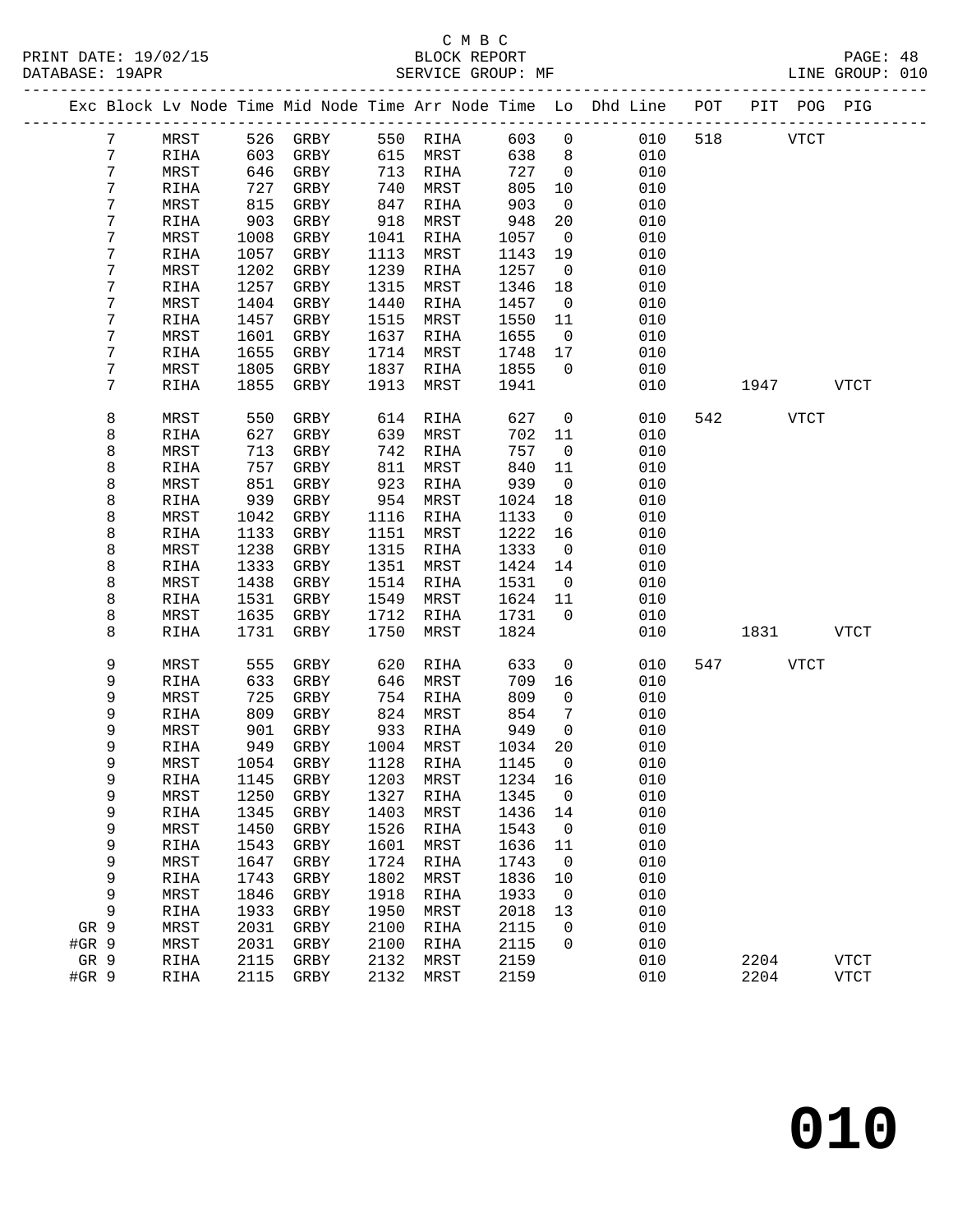C M B C
BLOCK REPORT
SERVICE GROUP: MF

PRINT DATE: 19/02/15
DATABASE: 19APR
LINE GROUP: 010

| Exc | Block | Lv Node | Time | Mid Node | Time | Arr Node | Time | Lo | Dhd Line | POT | PIT | POG | PIG |
|---|---|---|---|---|---|---|---|---|---|---|---|---|---|
| | 7 | MRST | 526 | GRBY | 550 | RIHA | 603 | 0 | 010 | 518 | | VTCT | |
| | 7 | RIHA | 603 | GRBY | 615 | MRST | 638 | 8 | 010 | | | | |
| | 7 | MRST | 646 | GRBY | 713 | RIHA | 727 | 0 | 010 | | | | |
| | 7 | RIHA | 727 | GRBY | 740 | MRST | 805 | 10 | 010 | | | | |
| | 7 | MRST | 815 | GRBY | 847 | RIHA | 903 | 0 | 010 | | | | |
| | 7 | RIHA | 903 | GRBY | 918 | MRST | 948 | 20 | 010 | | | | |
| | 7 | MRST | 1008 | GRBY | 1041 | RIHA | 1057 | 0 | 010 | | | | |
| | 7 | RIHA | 1057 | GRBY | 1113 | MRST | 1143 | 19 | 010 | | | | |
| | 7 | MRST | 1202 | GRBY | 1239 | RIHA | 1257 | 0 | 010 | | | | |
| | 7 | RIHA | 1257 | GRBY | 1315 | MRST | 1346 | 18 | 010 | | | | |
| | 7 | MRST | 1404 | GRBY | 1440 | RIHA | 1457 | 0 | 010 | | | | |
| | 7 | RIHA | 1457 | GRBY | 1515 | MRST | 1550 | 11 | 010 | | | | |
| | 7 | MRST | 1601 | GRBY | 1637 | RIHA | 1655 | 0 | 010 | | | | |
| | 7 | RIHA | 1655 | GRBY | 1714 | MRST | 1748 | 17 | 010 | | | | |
| | 7 | MRST | 1805 | GRBY | 1837 | RIHA | 1855 | 0 | 010 | | | | |
| | 7 | RIHA | 1855 | GRBY | 1913 | MRST | 1941 | | 010 | | 1947 | | VTCT |
| | 8 | MRST | 550 | GRBY | 614 | RIHA | 627 | 0 | 010 | 542 | | VTCT | |
| | 8 | RIHA | 627 | GRBY | 639 | MRST | 702 | 11 | 010 | | | | |
| | 8 | MRST | 713 | GRBY | 742 | RIHA | 757 | 0 | 010 | | | | |
| | 8 | RIHA | 757 | GRBY | 811 | MRST | 840 | 11 | 010 | | | | |
| | 8 | MRST | 851 | GRBY | 923 | RIHA | 939 | 0 | 010 | | | | |
| | 8 | RIHA | 939 | GRBY | 954 | MRST | 1024 | 18 | 010 | | | | |
| | 8 | MRST | 1042 | GRBY | 1116 | RIHA | 1133 | 0 | 010 | | | | |
| | 8 | RIHA | 1133 | GRBY | 1151 | MRST | 1222 | 16 | 010 | | | | |
| | 8 | MRST | 1238 | GRBY | 1315 | RIHA | 1333 | 0 | 010 | | | | |
| | 8 | RIHA | 1333 | GRBY | 1351 | MRST | 1424 | 14 | 010 | | | | |
| | 8 | MRST | 1438 | GRBY | 1514 | RIHA | 1531 | 0 | 010 | | | | |
| | 8 | RIHA | 1531 | GRBY | 1549 | MRST | 1624 | 11 | 010 | | | | |
| | 8 | MRST | 1635 | GRBY | 1712 | RIHA | 1731 | 0 | 010 | | | | |
| | 8 | RIHA | 1731 | GRBY | 1750 | MRST | 1824 | | 010 | | 1831 | | VTCT |
| | 9 | MRST | 555 | GRBY | 620 | RIHA | 633 | 0 | 010 | 547 | | VTCT | |
| | 9 | RIHA | 633 | GRBY | 646 | MRST | 709 | 16 | 010 | | | | |
| | 9 | MRST | 725 | GRBY | 754 | RIHA | 809 | 0 | 010 | | | | |
| | 9 | RIHA | 809 | GRBY | 824 | MRST | 854 | 7 | 010 | | | | |
| | 9 | MRST | 901 | GRBY | 933 | RIHA | 949 | 0 | 010 | | | | |
| | 9 | RIHA | 949 | GRBY | 1004 | MRST | 1034 | 20 | 010 | | | | |
| | 9 | MRST | 1054 | GRBY | 1128 | RIHA | 1145 | 0 | 010 | | | | |
| | 9 | RIHA | 1145 | GRBY | 1203 | MRST | 1234 | 16 | 010 | | | | |
| | 9 | MRST | 1250 | GRBY | 1327 | RIHA | 1345 | 0 | 010 | | | | |
| | 9 | RIHA | 1345 | GRBY | 1403 | MRST | 1436 | 14 | 010 | | | | |
| | 9 | MRST | 1450 | GRBY | 1526 | RIHA | 1543 | 0 | 010 | | | | |
| | 9 | RIHA | 1543 | GRBY | 1601 | MRST | 1636 | 11 | 010 | | | | |
| | 9 | MRST | 1647 | GRBY | 1724 | RIHA | 1743 | 0 | 010 | | | | |
| | 9 | RIHA | 1743 | GRBY | 1802 | MRST | 1836 | 10 | 010 | | | | |
| | 9 | MRST | 1846 | GRBY | 1918 | RIHA | 1933 | 0 | 010 | | | | |
| | 9 | RIHA | 1933 | GRBY | 1950 | MRST | 2018 | 13 | 010 | | | | |
| GR | 9 | MRST | 2031 | GRBY | 2100 | RIHA | 2115 | 0 | 010 | | | | |
| #GR | 9 | MRST | 2031 | GRBY | 2100 | RIHA | 2115 | 0 | 010 | | | | |
| GR | 9 | RIHA | 2115 | GRBY | 2132 | MRST | 2159 | | 010 | | 2204 | | VTCT |
| #GR | 9 | RIHA | 2115 | GRBY | 2132 | MRST | 2159 | | 010 | | 2204 | | VTCT |

# 010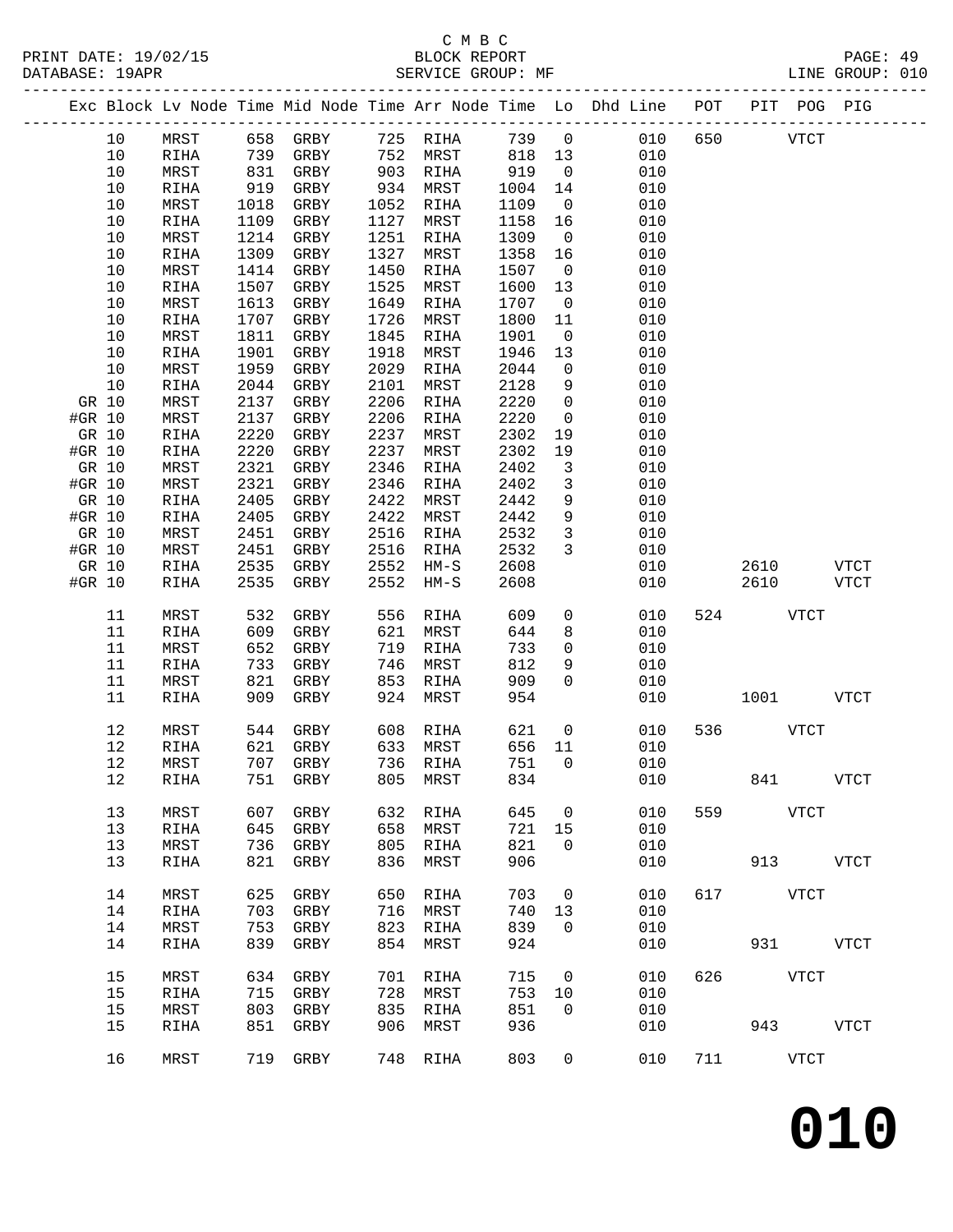C M B C

PRINT DATE: 19/02/15 BLOCK REPORT

DATABASE: 19APR SERVICE GROUP: MF LINE GROUP: 010

| Exc | Block | Lv Node | Time | Mid Node | Time | Arr Node | Time | Lo | Dhd Line | POT | PIT | POG | PIG |
|---|---|---|---|---|---|---|---|---|---|---|---|---|---|
| | 10 | MRST | 658 | GRBY | 725 | RIHA | 739 | 0 | 010 | 650 | | VTCT | |
| | 10 | RIHA | 739 | GRBY | 752 | MRST | 818 | 13 | 010 | | | | |
| | 10 | MRST | 831 | GRBY | 903 | RIHA | 919 | 0 | 010 | | | | |
| | 10 | RIHA | 919 | GRBY | 934 | MRST | 1004 | 14 | 010 | | | | |
| | 10 | MRST | 1018 | GRBY | 1052 | RIHA | 1109 | 0 | 010 | | | | |
| | 10 | RIHA | 1109 | GRBY | 1127 | MRST | 1158 | 16 | 010 | | | | |
| | 10 | MRST | 1214 | GRBY | 1251 | RIHA | 1309 | 0 | 010 | | | | |
| | 10 | RIHA | 1309 | GRBY | 1327 | MRST | 1358 | 16 | 010 | | | | |
| | 10 | MRST | 1414 | GRBY | 1450 | RIHA | 1507 | 0 | 010 | | | | |
| | 10 | RIHA | 1507 | GRBY | 1525 | MRST | 1600 | 13 | 010 | | | | |
| | 10 | MRST | 1613 | GRBY | 1649 | RIHA | 1707 | 0 | 010 | | | | |
| | 10 | RIHA | 1707 | GRBY | 1726 | MRST | 1800 | 11 | 010 | | | | |
| | 10 | MRST | 1811 | GRBY | 1845 | RIHA | 1901 | 0 | 010 | | | | |
| | 10 | RIHA | 1901 | GRBY | 1918 | MRST | 1946 | 13 | 010 | | | | |
| | 10 | MRST | 1959 | GRBY | 2029 | RIHA | 2044 | 0 | 010 | | | | |
| | 10 | RIHA | 2044 | GRBY | 2101 | MRST | 2128 | 9 | 010 | | | | |
| GR | 10 | MRST | 2137 | GRBY | 2206 | RIHA | 2220 | 0 | 010 | | | | |
| #GR | 10 | MRST | 2137 | GRBY | 2206 | RIHA | 2220 | 0 | 010 | | | | |
| GR | 10 | RIHA | 2220 | GRBY | 2237 | MRST | 2302 | 19 | 010 | | | | |
| #GR | 10 | RIHA | 2220 | GRBY | 2237 | MRST | 2302 | 19 | 010 | | | | |
| GR | 10 | MRST | 2321 | GRBY | 2346 | RIHA | 2402 | 3 | 010 | | | | |
| #GR | 10 | MRST | 2321 | GRBY | 2346 | RIHA | 2402 | 3 | 010 | | | | |
| GR | 10 | RIHA | 2405 | GRBY | 2422 | MRST | 2442 | 9 | 010 | | | | |
| #GR | 10 | RIHA | 2405 | GRBY | 2422 | MRST | 2442 | 9 | 010 | | | | |
| GR | 10 | MRST | 2451 | GRBY | 2516 | RIHA | 2532 | 3 | 010 | | | | |
| #GR | 10 | MRST | 2451 | GRBY | 2516 | RIHA | 2532 | 3 | 010 | | | | |
| GR | 10 | RIHA | 2535 | GRBY | 2552 | HM-S | 2608 | | 010 | | 2610 | | VTCT |
| #GR | 10 | RIHA | 2535 | GRBY | 2552 | HM-S | 2608 | | 010 | | 2610 | | VTCT |
| | 11 | MRST | 532 | GRBY | 556 | RIHA | 609 | 0 | 010 | 524 | | VTCT | |
| | 11 | RIHA | 609 | GRBY | 621 | MRST | 644 | 8 | 010 | | | | |
| | 11 | MRST | 652 | GRBY | 719 | RIHA | 733 | 0 | 010 | | | | |
| | 11 | RIHA | 733 | GRBY | 746 | MRST | 812 | 9 | 010 | | | | |
| | 11 | MRST | 821 | GRBY | 853 | RIHA | 909 | 0 | 010 | | | | |
| | 11 | RIHA | 909 | GRBY | 924 | MRST | 954 | | 010 | | 1001 | | VTCT |
| | 12 | MRST | 544 | GRBY | 608 | RIHA | 621 | 0 | 010 | 536 | | VTCT | |
| | 12 | RIHA | 621 | GRBY | 633 | MRST | 656 | 11 | 010 | | | | |
| | 12 | MRST | 707 | GRBY | 736 | RIHA | 751 | 0 | 010 | | | | |
| | 12 | RIHA | 751 | GRBY | 805 | MRST | 834 | | 010 | | 841 | | VTCT |
| | 13 | MRST | 607 | GRBY | 632 | RIHA | 645 | 0 | 010 | 559 | | VTCT | |
| | 13 | RIHA | 645 | GRBY | 658 | MRST | 721 | 15 | 010 | | | | |
| | 13 | MRST | 736 | GRBY | 805 | RIHA | 821 | 0 | 010 | | | | |
| | 13 | RIHA | 821 | GRBY | 836 | MRST | 906 | | 010 | | 913 | | VTCT |
| | 14 | MRST | 625 | GRBY | 650 | RIHA | 703 | 0 | 010 | 617 | | VTCT | |
| | 14 | RIHA | 703 | GRBY | 716 | MRST | 740 | 13 | 010 | | | | |
| | 14 | MRST | 753 | GRBY | 823 | RIHA | 839 | 0 | 010 | | | | |
| | 14 | RIHA | 839 | GRBY | 854 | MRST | 924 | | 010 | | 931 | | VTCT |
| | 15 | MRST | 634 | GRBY | 701 | RIHA | 715 | 0 | 010 | 626 | | VTCT | |
| | 15 | RIHA | 715 | GRBY | 728 | MRST | 753 | 10 | 010 | | | | |
| | 15 | MRST | 803 | GRBY | 835 | RIHA | 851 | 0 | 010 | | | | |
| | 15 | RIHA | 851 | GRBY | 906 | MRST | 936 | | 010 | | 943 | | VTCT |
| | 16 | MRST | 719 | GRBY | 748 | RIHA | 803 | 0 | 010 | 711 | | VTCT | |

# 010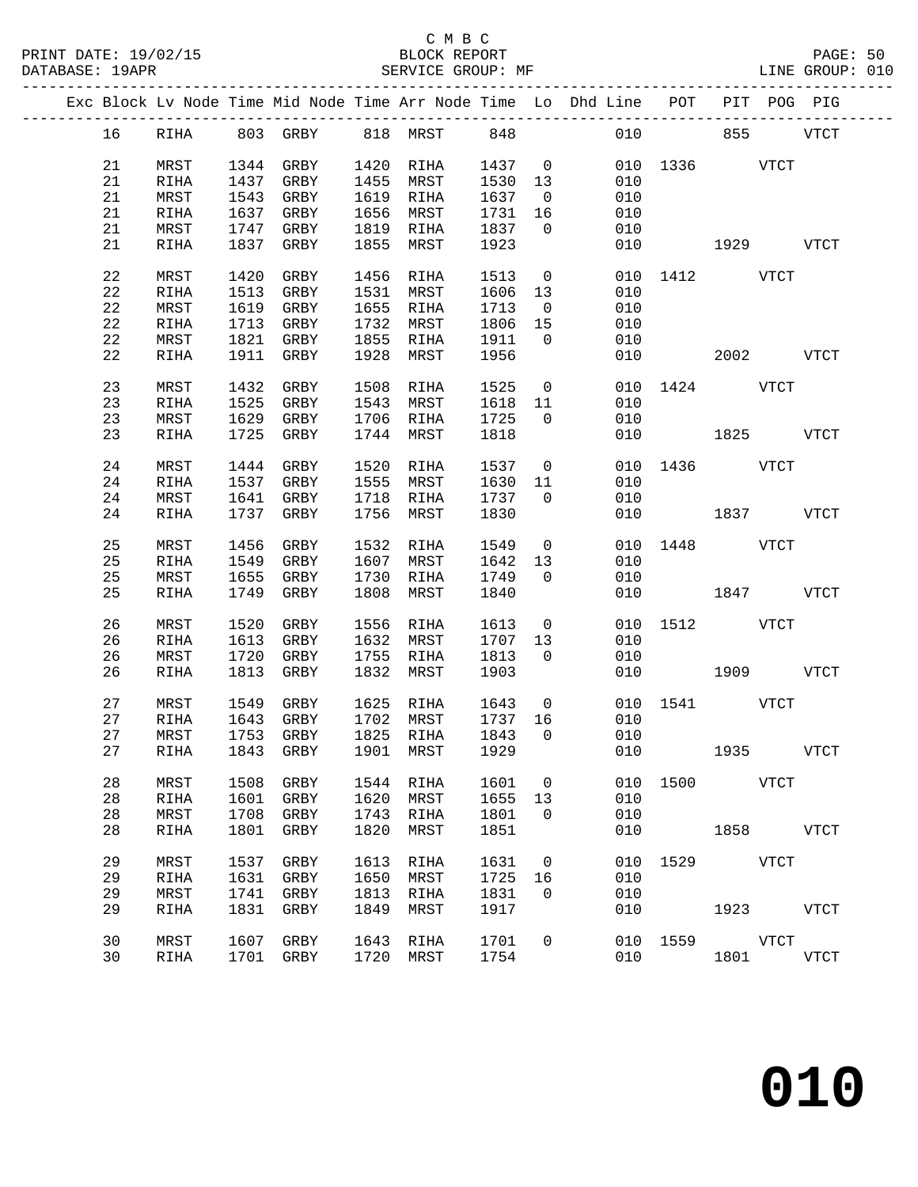C M B C

BLOCK REPORT

SERVICE GROUP: MF

LINE GROUP: 010

| Exc | Block | Lv | Node | Time | Mid Node | Time | Arr Node | Time | Lo | Dhd Line | POT | PIT | POG | PIG |
|---|---|---|---|---|---|---|---|---|---|---|---|---|---|---|
| | 16 | | RIHA | 803 | GRBY | 818 | MRST | 848 | | 010 | | 855 | | VTCT |
| | 21 | | MRST | 1344 | GRBY | 1420 | RIHA | 1437 | 0 | 010 | 1336 | | VTCT | |
| | 21 | | RIHA | 1437 | GRBY | 1455 | MRST | 1530 | 13 | 010 | | | | |
| | 21 | | MRST | 1543 | GRBY | 1619 | RIHA | 1637 | 0 | 010 | | | | |
| | 21 | | RIHA | 1637 | GRBY | 1656 | MRST | 1731 | 16 | 010 | | | | |
| | 21 | | MRST | 1747 | GRBY | 1819 | RIHA | 1837 | 0 | 010 | | | | |
| | 21 | | RIHA | 1837 | GRBY | 1855 | MRST | 1923 | | 010 | | 1929 | | VTCT |
| | 22 | | MRST | 1420 | GRBY | 1456 | RIHA | 1513 | 0 | 010 | 1412 | | VTCT | |
| | 22 | | RIHA | 1513 | GRBY | 1531 | MRST | 1606 | 13 | 010 | | | | |
| | 22 | | MRST | 1619 | GRBY | 1655 | RIHA | 1713 | 0 | 010 | | | | |
| | 22 | | RIHA | 1713 | GRBY | 1732 | MRST | 1806 | 15 | 010 | | | | |
| | 22 | | MRST | 1821 | GRBY | 1855 | RIHA | 1911 | 0 | 010 | | | | |
| | 22 | | RIHA | 1911 | GRBY | 1928 | MRST | 1956 | | 010 | | 2002 | | VTCT |
| | 23 | | MRST | 1432 | GRBY | 1508 | RIHA | 1525 | 0 | 010 | 1424 | | VTCT | |
| | 23 | | RIHA | 1525 | GRBY | 1543 | MRST | 1618 | 11 | 010 | | | | |
| | 23 | | MRST | 1629 | GRBY | 1706 | RIHA | 1725 | 0 | 010 | | | | |
| | 23 | | RIHA | 1725 | GRBY | 1744 | MRST | 1818 | | 010 | | 1825 | | VTCT |
| | 24 | | MRST | 1444 | GRBY | 1520 | RIHA | 1537 | 0 | 010 | 1436 | | VTCT | |
| | 24 | | RIHA | 1537 | GRBY | 1555 | MRST | 1630 | 11 | 010 | | | | |
| | 24 | | MRST | 1641 | GRBY | 1718 | RIHA | 1737 | 0 | 010 | | | | |
| | 24 | | RIHA | 1737 | GRBY | 1756 | MRST | 1830 | | 010 | | 1837 | | VTCT |
| | 25 | | MRST | 1456 | GRBY | 1532 | RIHA | 1549 | 0 | 010 | 1448 | | VTCT | |
| | 25 | | RIHA | 1549 | GRBY | 1607 | MRST | 1642 | 13 | 010 | | | | |
| | 25 | | MRST | 1655 | GRBY | 1730 | RIHA | 1749 | 0 | 010 | | | | |
| | 25 | | RIHA | 1749 | GRBY | 1808 | MRST | 1840 | | 010 | | 1847 | | VTCT |
| | 26 | | MRST | 1520 | GRBY | 1556 | RIHA | 1613 | 0 | 010 | 1512 | | VTCT | |
| | 26 | | RIHA | 1613 | GRBY | 1632 | MRST | 1707 | 13 | 010 | | | | |
| | 26 | | MRST | 1720 | GRBY | 1755 | RIHA | 1813 | 0 | 010 | | | | |
| | 26 | | RIHA | 1813 | GRBY | 1832 | MRST | 1903 | | 010 | | 1909 | | VTCT |
| | 27 | | MRST | 1549 | GRBY | 1625 | RIHA | 1643 | 0 | 010 | 1541 | | VTCT | |
| | 27 | | RIHA | 1643 | GRBY | 1702 | MRST | 1737 | 16 | 010 | | | | |
| | 27 | | MRST | 1753 | GRBY | 1825 | RIHA | 1843 | 0 | 010 | | | | |
| | 27 | | RIHA | 1843 | GRBY | 1901 | MRST | 1929 | | 010 | | 1935 | | VTCT |
| | 28 | | MRST | 1508 | GRBY | 1544 | RIHA | 1601 | 0 | 010 | 1500 | | VTCT | |
| | 28 | | RIHA | 1601 | GRBY | 1620 | MRST | 1655 | 13 | 010 | | | | |
| | 28 | | MRST | 1708 | GRBY | 1743 | RIHA | 1801 | 0 | 010 | | | | |
| | 28 | | RIHA | 1801 | GRBY | 1820 | MRST | 1851 | | 010 | | 1858 | | VTCT |
| | 29 | | MRST | 1537 | GRBY | 1613 | RIHA | 1631 | 0 | 010 | 1529 | | VTCT | |
| | 29 | | RIHA | 1631 | GRBY | 1650 | MRST | 1725 | 16 | 010 | | | | |
| | 29 | | MRST | 1741 | GRBY | 1813 | RIHA | 1831 | 0 | 010 | | | | |
| | 29 | | RIHA | 1831 | GRBY | 1849 | MRST | 1917 | | 010 | | 1923 | | VTCT |
| | 30 | | MRST | 1607 | GRBY | 1643 | RIHA | 1701 | 0 | 010 | 1559 | | VTCT | |
| | 30 | | RIHA | 1701 | GRBY | 1720 | MRST | 1754 | | 010 | | 1801 | | VTCT |

**010**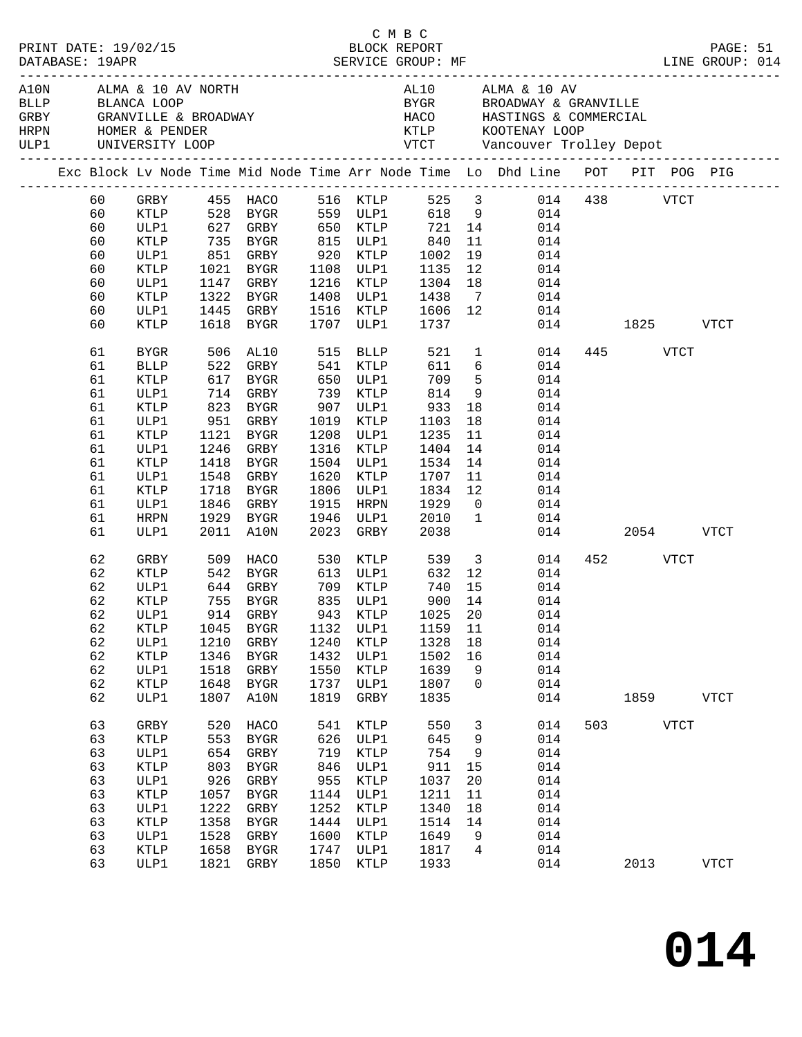C M B C
BLOCK REPORT
SERVICE GROUP: MF

PRINT DATE: 19/02/15
DATABASE: 19APR

LINE GROUP: 014

| Code | Description | Code | Description |
|---|---|---|---|
| A10N | ALMA & 10 AV NORTH | AL10 | ALMA & 10 AV |
| BLLP | BLANCA LOOP | BYGR | BROADWAY & GRANVILLE |
| GRBY | GRANVILLE & BROADWAY | HACO | HASTINGS & COMMERCIAL |
| HRPN | HOMER & PENDER | KTLP | KOOTENAY LOOP |
| ULP1 | UNIVERSITY LOOP | VTCT | Vancouver Trolley Depot |

| Exc | Block | Lv Node | Time | Mid Node | Time | Arr Node | Time | Lo | Dhd Line | POT | PIT | POG | PIG |
|---|---|---|---|---|---|---|---|---|---|---|---|---|---|
| | 60 | GRBY | 455 | HACO | 516 | KTLP | 525 | 3 | 014 | 438 | | VTCT | |
| | 60 | KTLP | 528 | BYGR | 559 | ULP1 | 618 | 9 | 014 | | | | |
| | 60 | ULP1 | 627 | GRBY | 650 | KTLP | 721 | 14 | 014 | | | | |
| | 60 | KTLP | 735 | BYGR | 815 | ULP1 | 840 | 11 | 014 | | | | |
| | 60 | ULP1 | 851 | GRBY | 920 | KTLP | 1002 | 19 | 014 | | | | |
| | 60 | KTLP | 1021 | BYGR | 1108 | ULP1 | 1135 | 12 | 014 | | | | |
| | 60 | ULP1 | 1147 | GRBY | 1216 | KTLP | 1304 | 18 | 014 | | | | |
| | 60 | KTLP | 1322 | BYGR | 1408 | ULP1 | 1438 | 7 | 014 | | | | |
| | 60 | ULP1 | 1445 | GRBY | 1516 | KTLP | 1606 | 12 | 014 | | | | |
| | 60 | KTLP | 1618 | BYGR | 1707 | ULP1 | 1737 | | 014 | | 1825 | | VTCT |
| | 61 | BYGR | 506 | AL10 | 515 | BLLP | 521 | 1 | 014 | 445 | | VTCT | |
| | 61 | BLLP | 522 | GRBY | 541 | KTLP | 611 | 6 | 014 | | | | |
| | 61 | KTLP | 617 | BYGR | 650 | ULP1 | 709 | 5 | 014 | | | | |
| | 61 | ULP1 | 714 | GRBY | 739 | KTLP | 814 | 9 | 014 | | | | |
| | 61 | KTLP | 823 | BYGR | 907 | ULP1 | 933 | 18 | 014 | | | | |
| | 61 | ULP1 | 951 | GRBY | 1019 | KTLP | 1103 | 18 | 014 | | | | |
| | 61 | KTLP | 1121 | BYGR | 1208 | ULP1 | 1235 | 11 | 014 | | | | |
| | 61 | ULP1 | 1246 | GRBY | 1316 | KTLP | 1404 | 14 | 014 | | | | |
| | 61 | KTLP | 1418 | BYGR | 1504 | ULP1 | 1534 | 14 | 014 | | | | |
| | 61 | ULP1 | 1548 | GRBY | 1620 | KTLP | 1707 | 11 | 014 | | | | |
| | 61 | KTLP | 1718 | BYGR | 1806 | ULP1 | 1834 | 12 | 014 | | | | |
| | 61 | ULP1 | 1846 | GRBY | 1915 | HRPN | 1929 | 0 | 014 | | | | |
| | 61 | HRPN | 1929 | BYGR | 1946 | ULP1 | 2010 | 1 | 014 | | | | |
| | 61 | ULP1 | 2011 | A10N | 2023 | GRBY | 2038 | | 014 | | 2054 | | VTCT |
| | 62 | GRBY | 509 | HACO | 530 | KTLP | 539 | 3 | 014 | 452 | | VTCT | |
| | 62 | KTLP | 542 | BYGR | 613 | ULP1 | 632 | 12 | 014 | | | | |
| | 62 | ULP1 | 644 | GRBY | 709 | KTLP | 740 | 15 | 014 | | | | |
| | 62 | KTLP | 755 | BYGR | 835 | ULP1 | 900 | 14 | 014 | | | | |
| | 62 | ULP1 | 914 | GRBY | 943 | KTLP | 1025 | 20 | 014 | | | | |
| | 62 | KTLP | 1045 | BYGR | 1132 | ULP1 | 1159 | 11 | 014 | | | | |
| | 62 | ULP1 | 1210 | GRBY | 1240 | KTLP | 1328 | 18 | 014 | | | | |
| | 62 | KTLP | 1346 | BYGR | 1432 | ULP1 | 1502 | 16 | 014 | | | | |
| | 62 | ULP1 | 1518 | GRBY | 1550 | KTLP | 1639 | 9 | 014 | | | | |
| | 62 | KTLP | 1648 | BYGR | 1737 | ULP1 | 1807 | 0 | 014 | | | | |
| | 62 | ULP1 | 1807 | A10N | 1819 | GRBY | 1835 | | 014 | | 1859 | | VTCT |
| | 63 | GRBY | 520 | HACO | 541 | KTLP | 550 | 3 | 014 | 503 | | VTCT | |
| | 63 | KTLP | 553 | BYGR | 626 | ULP1 | 645 | 9 | 014 | | | | |
| | 63 | ULP1 | 654 | GRBY | 719 | KTLP | 754 | 9 | 014 | | | | |
| | 63 | KTLP | 803 | BYGR | 846 | ULP1 | 911 | 15 | 014 | | | | |
| | 63 | ULP1 | 926 | GRBY | 955 | KTLP | 1037 | 20 | 014 | | | | |
| | 63 | KTLP | 1057 | BYGR | 1144 | ULP1 | 1211 | 11 | 014 | | | | |
| | 63 | ULP1 | 1222 | GRBY | 1252 | KTLP | 1340 | 18 | 014 | | | | |
| | 63 | KTLP | 1358 | BYGR | 1444 | ULP1 | 1514 | 14 | 014 | | | | |
| | 63 | ULP1 | 1528 | GRBY | 1600 | KTLP | 1649 | 9 | 014 | | | | |
| | 63 | KTLP | 1658 | BYGR | 1747 | ULP1 | 1817 | 4 | 014 | | | | |
| | 63 | ULP1 | 1821 | GRBY | 1850 | KTLP | 1933 | | 014 | | 2013 | | VTCT |

**014**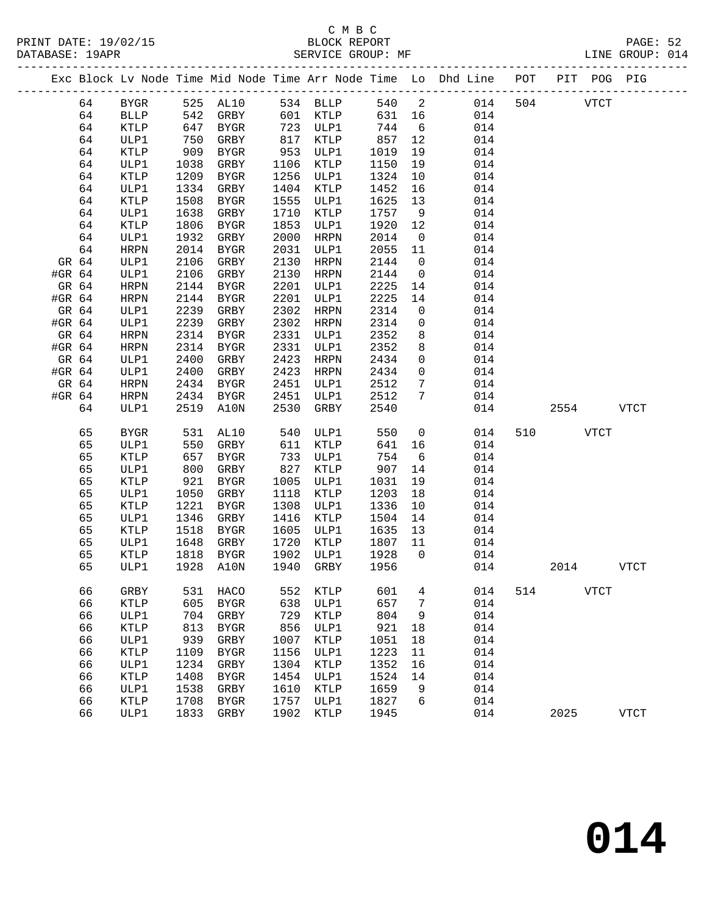C M B C
BLOCK REPORT
SERVICE GROUP: MF

PRINT DATE: 19/02/15
DATABASE: 19APR
LINE GROUP: 014

| Exc | Block | Lv Node | Time | Mid Node | Time | Arr Node | Time | Lo | Dhd Line | POT | PIT | POG | PIG |
|---|---|---|---|---|---|---|---|---|---|---|---|---|---|
| | 64 | BYGR | 525 | AL10 | 534 | BLLP | 540 | 2 | 014 | 504 | | VTCT | |
| | 64 | BLLP | 542 | GRBY | 601 | KTLP | 631 | 16 | 014 | | | | |
| | 64 | KTLP | 647 | BYGR | 723 | ULP1 | 744 | 6 | 014 | | | | |
| | 64 | ULP1 | 750 | GRBY | 817 | KTLP | 857 | 12 | 014 | | | | |
| | 64 | KTLP | 909 | BYGR | 953 | ULP1 | 1019 | 19 | 014 | | | | |
| | 64 | ULP1 | 1038 | GRBY | 1106 | KTLP | 1150 | 19 | 014 | | | | |
| | 64 | KTLP | 1209 | BYGR | 1256 | ULP1 | 1324 | 10 | 014 | | | | |
| | 64 | ULP1 | 1334 | GRBY | 1404 | KTLP | 1452 | 16 | 014 | | | | |
| | 64 | KTLP | 1508 | BYGR | 1555 | ULP1 | 1625 | 13 | 014 | | | | |
| | 64 | ULP1 | 1638 | GRBY | 1710 | KTLP | 1757 | 9 | 014 | | | | |
| | 64 | KTLP | 1806 | BYGR | 1853 | ULP1 | 1920 | 12 | 014 | | | | |
| | 64 | ULP1 | 1932 | GRBY | 2000 | HRPN | 2014 | 0 | 014 | | | | |
| | 64 | HRPN | 2014 | BYGR | 2031 | ULP1 | 2055 | 11 | 014 | | | | |
| GR | 64 | ULP1 | 2106 | GRBY | 2130 | HRPN | 2144 | 0 | 014 | | | | |
| #GR | 64 | ULP1 | 2106 | GRBY | 2130 | HRPN | 2144 | 0 | 014 | | | | |
| GR | 64 | HRPN | 2144 | BYGR | 2201 | ULP1 | 2225 | 14 | 014 | | | | |
| #GR | 64 | HRPN | 2144 | BYGR | 2201 | ULP1 | 2225 | 14 | 014 | | | | |
| GR | 64 | ULP1 | 2239 | GRBY | 2302 | HRPN | 2314 | 0 | 014 | | | | |
| #GR | 64 | ULP1 | 2239 | GRBY | 2302 | HRPN | 2314 | 0 | 014 | | | | |
| GR | 64 | HRPN | 2314 | BYGR | 2331 | ULP1 | 2352 | 8 | 014 | | | | |
| #GR | 64 | HRPN | 2314 | BYGR | 2331 | ULP1 | 2352 | 8 | 014 | | | | |
| GR | 64 | ULP1 | 2400 | GRBY | 2423 | HRPN | 2434 | 0 | 014 | | | | |
| #GR | 64 | ULP1 | 2400 | GRBY | 2423 | HRPN | 2434 | 0 | 014 | | | | |
| GR | 64 | HRPN | 2434 | BYGR | 2451 | ULP1 | 2512 | 7 | 014 | | | | |
| #GR | 64 | HRPN | 2434 | BYGR | 2451 | ULP1 | 2512 | 7 | 014 | | | | |
| | 64 | ULP1 | 2519 | A10N | 2530 | GRBY | 2540 | | 014 | | 2554 | | VTCT |
| | 65 | BYGR | 531 | AL10 | 540 | ULP1 | 550 | 0 | 014 | 510 | | VTCT | |
| | 65 | ULP1 | 550 | GRBY | 611 | KTLP | 641 | 16 | 014 | | | | |
| | 65 | KTLP | 657 | BYGR | 733 | ULP1 | 754 | 6 | 014 | | | | |
| | 65 | ULP1 | 800 | GRBY | 827 | KTLP | 907 | 14 | 014 | | | | |
| | 65 | KTLP | 921 | BYGR | 1005 | ULP1 | 1031 | 19 | 014 | | | | |
| | 65 | ULP1 | 1050 | GRBY | 1118 | KTLP | 1203 | 18 | 014 | | | | |
| | 65 | KTLP | 1221 | BYGR | 1308 | ULP1 | 1336 | 10 | 014 | | | | |
| | 65 | ULP1 | 1346 | GRBY | 1416 | KTLP | 1504 | 14 | 014 | | | | |
| | 65 | KTLP | 1518 | BYGR | 1605 | ULP1 | 1635 | 13 | 014 | | | | |
| | 65 | ULP1 | 1648 | GRBY | 1720 | KTLP | 1807 | 11 | 014 | | | | |
| | 65 | KTLP | 1818 | BYGR | 1902 | ULP1 | 1928 | 0 | 014 | | | | |
| | 65 | ULP1 | 1928 | A10N | 1940 | GRBY | 1956 | | 014 | | 2014 | | VTCT |
| | 66 | GRBY | 531 | HACO | 552 | KTLP | 601 | 4 | 014 | 514 | | VTCT | |
| | 66 | KTLP | 605 | BYGR | 638 | ULP1 | 657 | 7 | 014 | | | | |
| | 66 | ULP1 | 704 | GRBY | 729 | KTLP | 804 | 9 | 014 | | | | |
| | 66 | KTLP | 813 | BYGR | 856 | ULP1 | 921 | 18 | 014 | | | | |
| | 66 | ULP1 | 939 | GRBY | 1007 | KTLP | 1051 | 18 | 014 | | | | |
| | 66 | KTLP | 1109 | BYGR | 1156 | ULP1 | 1223 | 11 | 014 | | | | |
| | 66 | ULP1 | 1234 | GRBY | 1304 | KTLP | 1352 | 16 | 014 | | | | |
| | 66 | KTLP | 1408 | BYGR | 1454 | ULP1 | 1524 | 14 | 014 | | | | |
| | 66 | ULP1 | 1538 | GRBY | 1610 | KTLP | 1659 | 9 | 014 | | | | |
| | 66 | KTLP | 1708 | BYGR | 1757 | ULP1 | 1827 | 6 | 014 | | | | |
| | 66 | ULP1 | 1833 | GRBY | 1902 | KTLP | 1945 | | 014 | | 2025 | | VTCT |

# 014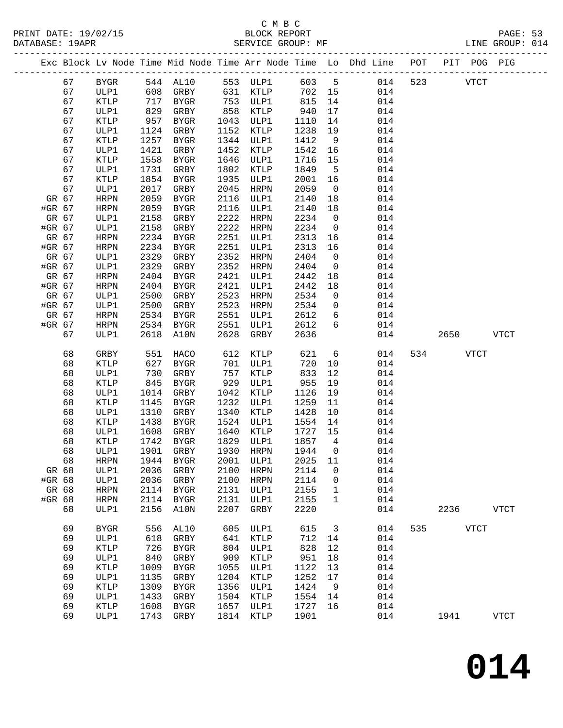C M B C

BLOCK REPORT

SERVICE GROUP: MF

PRINT DATE: 19/02/15
DATABASE: 19APR

LINE GROUP: 014

| Exc | Block | Lv Node | Time | Mid Node | Time | Arr Node | Time | Lo | Dhd Line | POT | PIT | POG | PIG |
|---|---|---|---|---|---|---|---|---|---|---|---|---|---|
| | 67 | BYGR | 544 | AL10 | 553 | ULP1 | 603 | 5 | 014 | 523 | | VTCT | |
| | 67 | ULP1 | 608 | GRBY | 631 | KTLP | 702 | 15 | 014 | | | | |
| | 67 | KTLP | 717 | BYGR | 753 | ULP1 | 815 | 14 | 014 | | | | |
| | 67 | ULP1 | 829 | GRBY | 858 | KTLP | 940 | 17 | 014 | | | | |
| | 67 | KTLP | 957 | BYGR | 1043 | ULP1 | 1110 | 14 | 014 | | | | |
| | 67 | ULP1 | 1124 | GRBY | 1152 | KTLP | 1238 | 19 | 014 | | | | |
| | 67 | KTLP | 1257 | BYGR | 1344 | ULP1 | 1412 | 9 | 014 | | | | |
| | 67 | ULP1 | 1421 | GRBY | 1452 | KTLP | 1542 | 16 | 014 | | | | |
| | 67 | KTLP | 1558 | BYGR | 1646 | ULP1 | 1716 | 15 | 014 | | | | |
| | 67 | ULP1 | 1731 | GRBY | 1802 | KTLP | 1849 | 5 | 014 | | | | |
| | 67 | KTLP | 1854 | BYGR | 1935 | ULP1 | 2001 | 16 | 014 | | | | |
| | 67 | ULP1 | 2017 | GRBY | 2045 | HRPN | 2059 | 0 | 014 | | | | |
| GR | 67 | HRPN | 2059 | BYGR | 2116 | ULP1 | 2140 | 18 | 014 | | | | |
| #GR | 67 | HRPN | 2059 | BYGR | 2116 | ULP1 | 2140 | 18 | 014 | | | | |
| GR | 67 | ULP1 | 2158 | GRBY | 2222 | HRPN | 2234 | 0 | 014 | | | | |
| #GR | 67 | ULP1 | 2158 | GRBY | 2222 | HRPN | 2234 | 0 | 014 | | | | |
| GR | 67 | HRPN | 2234 | BYGR | 2251 | ULP1 | 2313 | 16 | 014 | | | | |
| #GR | 67 | HRPN | 2234 | BYGR | 2251 | ULP1 | 2313 | 16 | 014 | | | | |
| GR | 67 | ULP1 | 2329 | GRBY | 2352 | HRPN | 2404 | 0 | 014 | | | | |
| #GR | 67 | ULP1 | 2329 | GRBY | 2352 | HRPN | 2404 | 0 | 014 | | | | |
| GR | 67 | HRPN | 2404 | BYGR | 2421 | ULP1 | 2442 | 18 | 014 | | | | |
| #GR | 67 | HRPN | 2404 | BYGR | 2421 | ULP1 | 2442 | 18 | 014 | | | | |
| GR | 67 | ULP1 | 2500 | GRBY | 2523 | HRPN | 2534 | 0 | 014 | | | | |
| #GR | 67 | ULP1 | 2500 | GRBY | 2523 | HRPN | 2534 | 0 | 014 | | | | |
| GR | 67 | HRPN | 2534 | BYGR | 2551 | ULP1 | 2612 | 6 | 014 | | | | |
| #GR | 67 | HRPN | 2534 | BYGR | 2551 | ULP1 | 2612 | 6 | 014 | | | | |
| | 67 | ULP1 | 2618 | A10N | 2628 | GRBY | 2636 | | 014 | | 2650 | | VTCT |
| | 68 | GRBY | 551 | HACO | 612 | KTLP | 621 | 6 | 014 | 534 | | VTCT | |
| | 68 | KTLP | 627 | BYGR | 701 | ULP1 | 720 | 10 | 014 | | | | |
| | 68 | ULP1 | 730 | GRBY | 757 | KTLP | 833 | 12 | 014 | | | | |
| | 68 | KTLP | 845 | BYGR | 929 | ULP1 | 955 | 19 | 014 | | | | |
| | 68 | ULP1 | 1014 | GRBY | 1042 | KTLP | 1126 | 19 | 014 | | | | |
| | 68 | KTLP | 1145 | BYGR | 1232 | ULP1 | 1259 | 11 | 014 | | | | |
| | 68 | ULP1 | 1310 | GRBY | 1340 | KTLP | 1428 | 10 | 014 | | | | |
| | 68 | KTLP | 1438 | BYGR | 1524 | ULP1 | 1554 | 14 | 014 | | | | |
| | 68 | ULP1 | 1608 | GRBY | 1640 | KTLP | 1727 | 15 | 014 | | | | |
| | 68 | KTLP | 1742 | BYGR | 1829 | ULP1 | 1857 | 4 | 014 | | | | |
| | 68 | ULP1 | 1901 | GRBY | 1930 | HRPN | 1944 | 0 | 014 | | | | |
| | 68 | HRPN | 1944 | BYGR | 2001 | ULP1 | 2025 | 11 | 014 | | | | |
| GR | 68 | ULP1 | 2036 | GRBY | 2100 | HRPN | 2114 | 0 | 014 | | | | |
| #GR | 68 | ULP1 | 2036 | GRBY | 2100 | HRPN | 2114 | 0 | 014 | | | | |
| GR | 68 | HRPN | 2114 | BYGR | 2131 | ULP1 | 2155 | 1 | 014 | | | | |
| #GR | 68 | HRPN | 2114 | BYGR | 2131 | ULP1 | 2155 | 1 | 014 | | | | |
| | 68 | ULP1 | 2156 | A10N | 2207 | GRBY | 2220 | | 014 | | 2236 | | VTCT |
| | 69 | BYGR | 556 | AL10 | 605 | ULP1 | 615 | 3 | 014 | 535 | | VTCT | |
| | 69 | ULP1 | 618 | GRBY | 641 | KTLP | 712 | 14 | 014 | | | | |
| | 69 | KTLP | 726 | BYGR | 804 | ULP1 | 828 | 12 | 014 | | | | |
| | 69 | ULP1 | 840 | GRBY | 909 | KTLP | 951 | 18 | 014 | | | | |
| | 69 | KTLP | 1009 | BYGR | 1055 | ULP1 | 1122 | 13 | 014 | | | | |
| | 69 | ULP1 | 1135 | GRBY | 1204 | KTLP | 1252 | 17 | 014 | | | | |
| | 69 | KTLP | 1309 | BYGR | 1356 | ULP1 | 1424 | 9 | 014 | | | | |
| | 69 | ULP1 | 1433 | GRBY | 1504 | KTLP | 1554 | 14 | 014 | | | | |
| | 69 | KTLP | 1608 | BYGR | 1657 | ULP1 | 1727 | 16 | 014 | | | | |
| | 69 | ULP1 | 1743 | GRBY | 1814 | KTLP | 1901 | | 014 | | 1941 | | VTCT |

**014**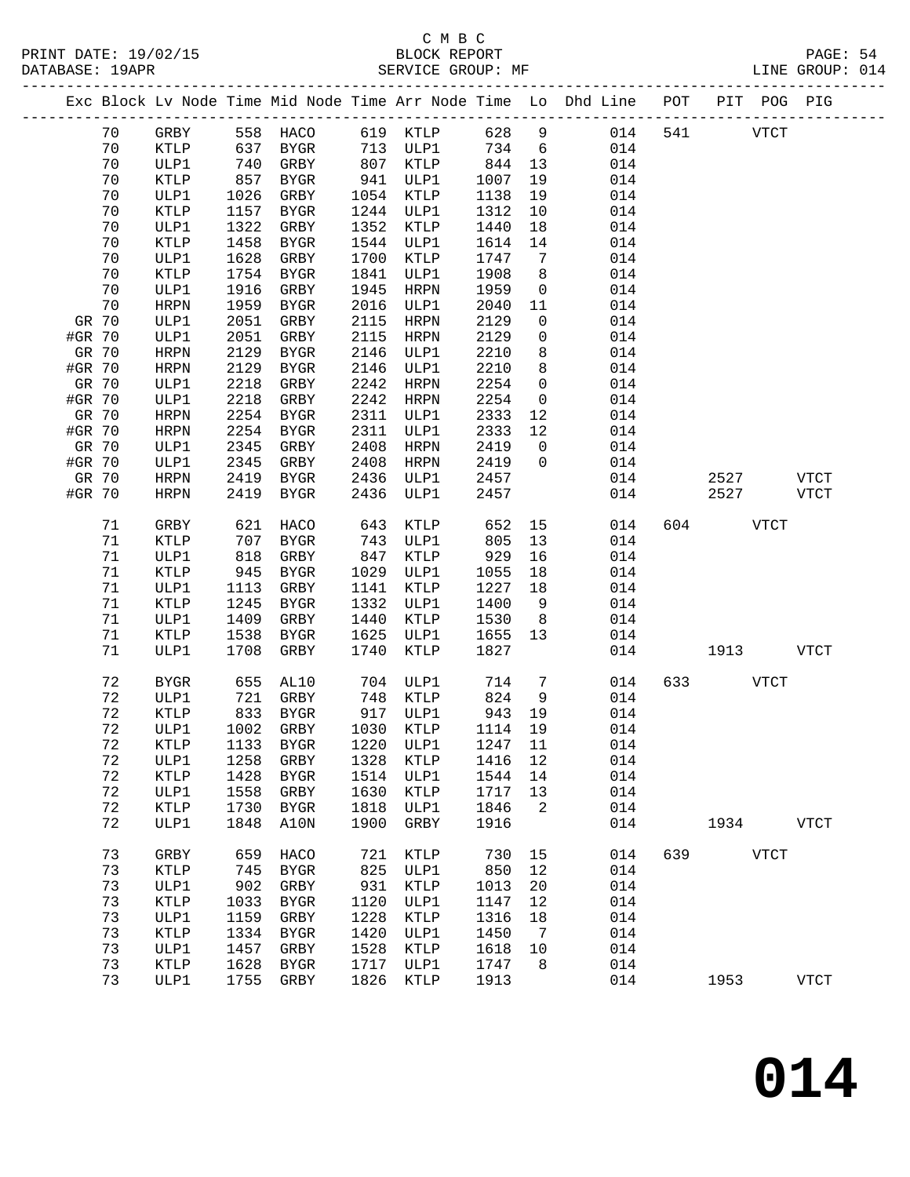C M B C

BLOCK REPORT

SERVICE GROUP: MF

PRINT DATE: 19/02/15
DATABASE: 19APR
LINE GROUP: 014

| Exc | Block | Lv Node | Time | Mid Node | Time | Arr Node | Time | Lo | Dhd Line | POT | PIT | POG | PIG |
|---|---|---|---|---|---|---|---|---|---|---|---|---|---|
| | 70 | GRBY | 558 | HACO | 619 | KTLP | 628 | 9 | 014 | 541 | | VTCT | |
| | 70 | KTLP | 637 | BYGR | 713 | ULP1 | 734 | 6 | 014 | | | | |
| | 70 | ULP1 | 740 | GRBY | 807 | KTLP | 844 | 13 | 014 | | | | |
| | 70 | KTLP | 857 | BYGR | 941 | ULP1 | 1007 | 19 | 014 | | | | |
| | 70 | ULP1 | 1026 | GRBY | 1054 | KTLP | 1138 | 19 | 014 | | | | |
| | 70 | KTLP | 1157 | BYGR | 1244 | ULP1 | 1312 | 10 | 014 | | | | |
| | 70 | ULP1 | 1322 | GRBY | 1352 | KTLP | 1440 | 18 | 014 | | | | |
| | 70 | KTLP | 1458 | BYGR | 1544 | ULP1 | 1614 | 14 | 014 | | | | |
| | 70 | ULP1 | 1628 | GRBY | 1700 | KTLP | 1747 | 7 | 014 | | | | |
| | 70 | KTLP | 1754 | BYGR | 1841 | ULP1 | 1908 | 8 | 014 | | | | |
| | 70 | ULP1 | 1916 | GRBY | 1945 | HRPN | 1959 | 0 | 014 | | | | |
| | 70 | HRPN | 1959 | BYGR | 2016 | ULP1 | 2040 | 11 | 014 | | | | |
| GR | 70 | ULP1 | 2051 | GRBY | 2115 | HRPN | 2129 | 0 | 014 | | | | |
| #GR | 70 | ULP1 | 2051 | GRBY | 2115 | HRPN | 2129 | 0 | 014 | | | | |
| GR | 70 | HRPN | 2129 | BYGR | 2146 | ULP1 | 2210 | 8 | 014 | | | | |
| #GR | 70 | HRPN | 2129 | BYGR | 2146 | ULP1 | 2210 | 8 | 014 | | | | |
| GR | 70 | ULP1 | 2218 | GRBY | 2242 | HRPN | 2254 | 0 | 014 | | | | |
| #GR | 70 | ULP1 | 2218 | GRBY | 2242 | HRPN | 2254 | 0 | 014 | | | | |
| GR | 70 | HRPN | 2254 | BYGR | 2311 | ULP1 | 2333 | 12 | 014 | | | | |
| #GR | 70 | HRPN | 2254 | BYGR | 2311 | ULP1 | 2333 | 12 | 014 | | | | |
| GR | 70 | ULP1 | 2345 | GRBY | 2408 | HRPN | 2419 | 0 | 014 | | | | |
| #GR | 70 | ULP1 | 2345 | GRBY | 2408 | HRPN | 2419 | 0 | 014 | | | | |
| GR | 70 | HRPN | 2419 | BYGR | 2436 | ULP1 | 2457 | | 014 | | 2527 | | VTCT |
| #GR | 70 | HRPN | 2419 | BYGR | 2436 | ULP1 | 2457 | | 014 | | 2527 | | VTCT |
| | 71 | GRBY | 621 | HACO | 643 | KTLP | 652 | 15 | 014 | 604 | | VTCT | |
| | 71 | KTLP | 707 | BYGR | 743 | ULP1 | 805 | 13 | 014 | | | | |
| | 71 | ULP1 | 818 | GRBY | 847 | KTLP | 929 | 16 | 014 | | | | |
| | 71 | KTLP | 945 | BYGR | 1029 | ULP1 | 1055 | 18 | 014 | | | | |
| | 71 | ULP1 | 1113 | GRBY | 1141 | KTLP | 1227 | 18 | 014 | | | | |
| | 71 | KTLP | 1245 | BYGR | 1332 | ULP1 | 1400 | 9 | 014 | | | | |
| | 71 | ULP1 | 1409 | GRBY | 1440 | KTLP | 1530 | 8 | 014 | | | | |
| | 71 | KTLP | 1538 | BYGR | 1625 | ULP1 | 1655 | 13 | 014 | | | | |
| | 71 | ULP1 | 1708 | GRBY | 1740 | KTLP | 1827 | | 014 | | 1913 | | VTCT |
| | 72 | BYGR | 655 | AL10 | 704 | ULP1 | 714 | 7 | 014 | 633 | | VTCT | |
| | 72 | ULP1 | 721 | GRBY | 748 | KTLP | 824 | 9 | 014 | | | | |
| | 72 | KTLP | 833 | BYGR | 917 | ULP1 | 943 | 19 | 014 | | | | |
| | 72 | ULP1 | 1002 | GRBY | 1030 | KTLP | 1114 | 19 | 014 | | | | |
| | 72 | KTLP | 1133 | BYGR | 1220 | ULP1 | 1247 | 11 | 014 | | | | |
| | 72 | ULP1 | 1258 | GRBY | 1328 | KTLP | 1416 | 12 | 014 | | | | |
| | 72 | KTLP | 1428 | BYGR | 1514 | ULP1 | 1544 | 14 | 014 | | | | |
| | 72 | ULP1 | 1558 | GRBY | 1630 | KTLP | 1717 | 13 | 014 | | | | |
| | 72 | KTLP | 1730 | BYGR | 1818 | ULP1 | 1846 | 2 | 014 | | | | |
| | 72 | ULP1 | 1848 | A10N | 1900 | GRBY | 1916 | | 014 | | 1934 | | VTCT |
| | 73 | GRBY | 659 | HACO | 721 | KTLP | 730 | 15 | 014 | 639 | | VTCT | |
| | 73 | KTLP | 745 | BYGR | 825 | ULP1 | 850 | 12 | 014 | | | | |
| | 73 | ULP1 | 902 | GRBY | 931 | KTLP | 1013 | 20 | 014 | | | | |
| | 73 | KTLP | 1033 | BYGR | 1120 | ULP1 | 1147 | 12 | 014 | | | | |
| | 73 | ULP1 | 1159 | GRBY | 1228 | KTLP | 1316 | 18 | 014 | | | | |
| | 73 | KTLP | 1334 | BYGR | 1420 | ULP1 | 1450 | 7 | 014 | | | | |
| | 73 | ULP1 | 1457 | GRBY | 1528 | KTLP | 1618 | 10 | 014 | | | | |
| | 73 | KTLP | 1628 | BYGR | 1717 | ULP1 | 1747 | 8 | 014 | | | | |
| | 73 | ULP1 | 1755 | GRBY | 1826 | KTLP | 1913 | | 014 | | 1953 | | VTCT |

**014**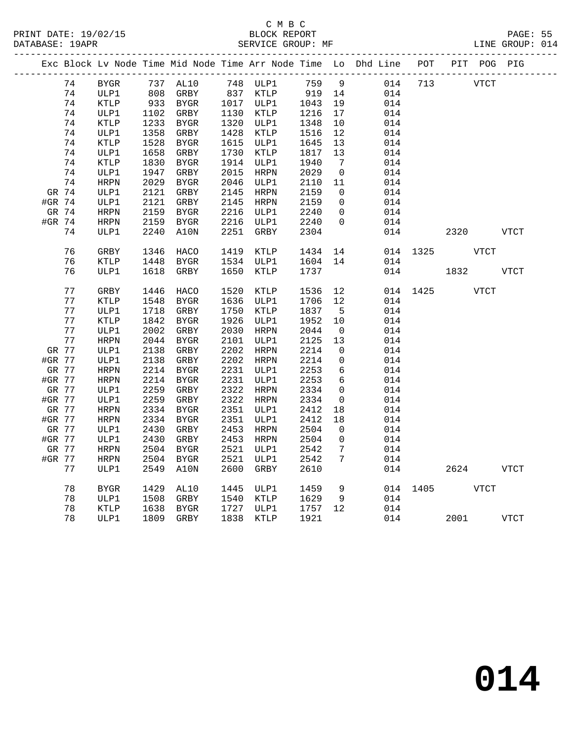C M B C

BLOCK REPORT

SERVICE GROUP: MF

LINE GROUP: 014

PRINT DATE: 19/02/15

DATABASE: 19APR

| Exc | Block | Lv Node | Time | Mid Node | Time | Arr Node | Time | Lo | Dhd Line | POT | PIT | POG | PIG |
|---|---|---|---|---|---|---|---|---|---|---|---|---|---|
| | 74 | BYGR | 737 | AL10 | 748 | ULP1 | 759 | 9 | 014 | 713 | | VTCT | |
| | 74 | ULP1 | 808 | GRBY | 837 | KTLP | 919 | 14 | 014 | | | | |
| | 74 | KTLP | 933 | BYGR | 1017 | ULP1 | 1043 | 19 | 014 | | | | |
| | 74 | ULP1 | 1102 | GRBY | 1130 | KTLP | 1216 | 17 | 014 | | | | |
| | 74 | KTLP | 1233 | BYGR | 1320 | ULP1 | 1348 | 10 | 014 | | | | |
| | 74 | ULP1 | 1358 | GRBY | 1428 | KTLP | 1516 | 12 | 014 | | | | |
| | 74 | KTLP | 1528 | BYGR | 1615 | ULP1 | 1645 | 13 | 014 | | | | |
| | 74 | ULP1 | 1658 | GRBY | 1730 | KTLP | 1817 | 13 | 014 | | | | |
| | 74 | KTLP | 1830 | BYGR | 1914 | ULP1 | 1940 | 7 | 014 | | | | |
| | 74 | ULP1 | 1947 | GRBY | 2015 | HRPN | 2029 | 0 | 014 | | | | |
| | 74 | HRPN | 2029 | BYGR | 2046 | ULP1 | 2110 | 11 | 014 | | | | |
| GR | 74 | ULP1 | 2121 | GRBY | 2145 | HRPN | 2159 | 0 | 014 | | | | |
| #GR | 74 | ULP1 | 2121 | GRBY | 2145 | HRPN | 2159 | 0 | 014 | | | | |
| GR | 74 | HRPN | 2159 | BYGR | 2216 | ULP1 | 2240 | 0 | 014 | | | | |
| #GR | 74 | HRPN | 2159 | BYGR | 2216 | ULP1 | 2240 | 0 | 014 | | | | |
| | 74 | ULP1 | 2240 | A10N | 2251 | GRBY | 2304 | | 014 | | 2320 | | VTCT |
| | 76 | GRBY | 1346 | HACO | 1419 | KTLP | 1434 | 14 | 014 | 1325 | | VTCT | |
| | 76 | KTLP | 1448 | BYGR | 1534 | ULP1 | 1604 | 14 | 014 | | | | |
| | 76 | ULP1 | 1618 | GRBY | 1650 | KTLP | 1737 | | 014 | | 1832 | | VTCT |
| | 77 | GRBY | 1446 | HACO | 1520 | KTLP | 1536 | 12 | 014 | 1425 | | VTCT | |
| | 77 | KTLP | 1548 | BYGR | 1636 | ULP1 | 1706 | 12 | 014 | | | | |
| | 77 | ULP1 | 1718 | GRBY | 1750 | KTLP | 1837 | 5 | 014 | | | | |
| | 77 | KTLP | 1842 | BYGR | 1926 | ULP1 | 1952 | 10 | 014 | | | | |
| | 77 | ULP1 | 2002 | GRBY | 2030 | HRPN | 2044 | 0 | 014 | | | | |
| | 77 | HRPN | 2044 | BYGR | 2101 | ULP1 | 2125 | 13 | 014 | | | | |
| GR | 77 | ULP1 | 2138 | GRBY | 2202 | HRPN | 2214 | 0 | 014 | | | | |
| #GR | 77 | ULP1 | 2138 | GRBY | 2202 | HRPN | 2214 | 0 | 014 | | | | |
| GR | 77 | HRPN | 2214 | BYGR | 2231 | ULP1 | 2253 | 6 | 014 | | | | |
| #GR | 77 | HRPN | 2214 | BYGR | 2231 | ULP1 | 2253 | 6 | 014 | | | | |
| GR | 77 | ULP1 | 2259 | GRBY | 2322 | HRPN | 2334 | 0 | 014 | | | | |
| #GR | 77 | ULP1 | 2259 | GRBY | 2322 | HRPN | 2334 | 0 | 014 | | | | |
| GR | 77 | HRPN | 2334 | BYGR | 2351 | ULP1 | 2412 | 18 | 014 | | | | |
| #GR | 77 | HRPN | 2334 | BYGR | 2351 | ULP1 | 2412 | 18 | 014 | | | | |
| GR | 77 | ULP1 | 2430 | GRBY | 2453 | HRPN | 2504 | 0 | 014 | | | | |
| #GR | 77 | ULP1 | 2430 | GRBY | 2453 | HRPN | 2504 | 0 | 014 | | | | |
| GR | 77 | HRPN | 2504 | BYGR | 2521 | ULP1 | 2542 | 7 | 014 | | | | |
| #GR | 77 | HRPN | 2504 | BYGR | 2521 | ULP1 | 2542 | 7 | 014 | | | | |
| | 77 | ULP1 | 2549 | A10N | 2600 | GRBY | 2610 | | 014 | | 2624 | | VTCT |
| | 78 | BYGR | 1429 | AL10 | 1445 | ULP1 | 1459 | 9 | 014 | 1405 | | VTCT | |
| | 78 | ULP1 | 1508 | GRBY | 1540 | KTLP | 1629 | 9 | 014 | | | | |
| | 78 | KTLP | 1638 | BYGR | 1727 | ULP1 | 1757 | 12 | 014 | | | | |
| | 78 | ULP1 | 1809 | GRBY | 1838 | KTLP | 1921 | | 014 | | 2001 | | VTCT |

**014**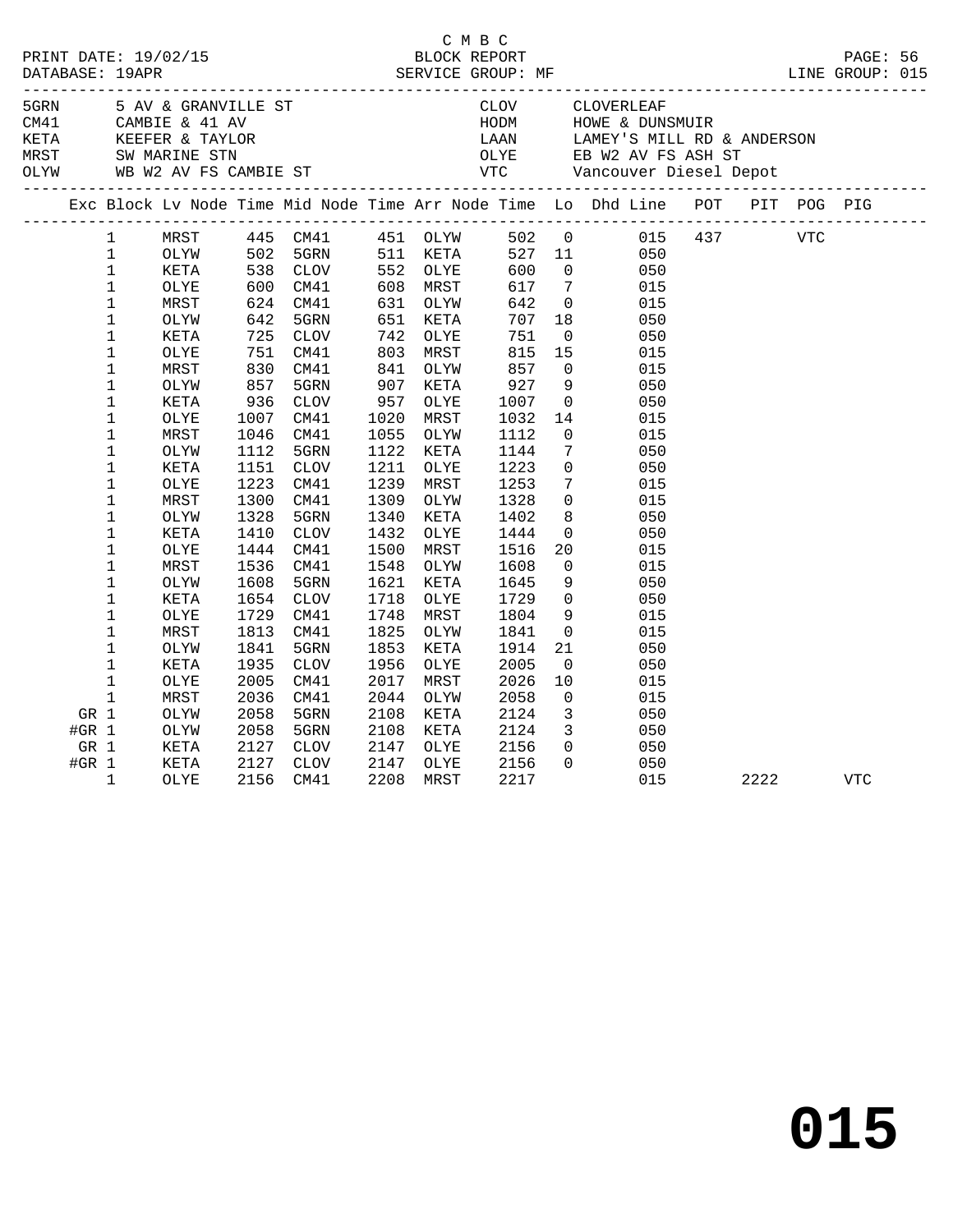C M B C

PRINT DATE: 19/02/15 BLOCK REPORT
DATABASE: 19APR SERVICE GROUP: MF LINE GROUP: 015

| Code | Description | Code | Description |
|---|---|---|---|
| 5GRN | 5 AV & GRANVILLE ST | CLOV | CLOVERLEAF |
| CM41 | CAMBIE & 41 AV | HODM | HOWE & DUNSMUIR |
| KETA | KEEFER & TAYLOR | LAAN | LAMEY'S MILL RD & ANDERSON |
| MRST | SW MARINE STN | OLYE | EB W2 AV FS ASH ST |
| OLYW | WB W2 AV FS CAMBIE ST | VTC | Vancouver Diesel Depot |

| Exc | Block | Lv Node | Time | Mid Node | Time | Arr Node | Time | Lo | Dhd Line | POT | PIT | POG | PIG |
|---|---|---|---|---|---|---|---|---|---|---|---|---|---|
| | 1 | MRST | 445 | CM41 | 451 | OLYW | 502 | 0 | 015 | 437 | | VTC | |
| | 1 | OLYW | 502 | 5GRN | 511 | KETA | 527 | 11 | 050 | | | | |
| | 1 | KETA | 538 | CLOV | 552 | OLYE | 600 | 0 | 050 | | | | |
| | 1 | OLYE | 600 | CM41 | 608 | MRST | 617 | 7 | 015 | | | | |
| | 1 | MRST | 624 | CM41 | 631 | OLYW | 642 | 0 | 015 | | | | |
| | 1 | OLYW | 642 | 5GRN | 651 | KETA | 707 | 18 | 050 | | | | |
| | 1 | KETA | 725 | CLOV | 742 | OLYE | 751 | 0 | 050 | | | | |
| | 1 | OLYE | 751 | CM41 | 803 | MRST | 815 | 15 | 015 | | | | |
| | 1 | MRST | 830 | CM41 | 841 | OLYW | 857 | 0 | 015 | | | | |
| | 1 | OLYW | 857 | 5GRN | 907 | KETA | 927 | 9 | 050 | | | | |
| | 1 | KETA | 936 | CLOV | 957 | OLYE | 1007 | 0 | 050 | | | | |
| | 1 | OLYE | 1007 | CM41 | 1020 | MRST | 1032 | 14 | 015 | | | | |
| | 1 | MRST | 1046 | CM41 | 1055 | OLYW | 1112 | 0 | 015 | | | | |
| | 1 | OLYW | 1112 | 5GRN | 1122 | KETA | 1144 | 7 | 050 | | | | |
| | 1 | KETA | 1151 | CLOV | 1211 | OLYE | 1223 | 0 | 050 | | | | |
| | 1 | OLYE | 1223 | CM41 | 1239 | MRST | 1253 | 7 | 015 | | | | |
| | 1 | MRST | 1300 | CM41 | 1309 | OLYW | 1328 | 0 | 015 | | | | |
| | 1 | OLYW | 1328 | 5GRN | 1340 | KETA | 1402 | 8 | 050 | | | | |
| | 1 | KETA | 1410 | CLOV | 1432 | OLYE | 1444 | 0 | 050 | | | | |
| | 1 | OLYE | 1444 | CM41 | 1500 | MRST | 1516 | 20 | 015 | | | | |
| | 1 | MRST | 1536 | CM41 | 1548 | OLYW | 1608 | 0 | 015 | | | | |
| | 1 | OLYW | 1608 | 5GRN | 1621 | KETA | 1645 | 9 | 050 | | | | |
| | 1 | KETA | 1654 | CLOV | 1718 | OLYE | 1729 | 0 | 050 | | | | |
| | 1 | OLYE | 1729 | CM41 | 1748 | MRST | 1804 | 9 | 015 | | | | |
| | 1 | MRST | 1813 | CM41 | 1825 | OLYW | 1841 | 0 | 015 | | | | |
| | 1 | OLYW | 1841 | 5GRN | 1853 | KETA | 1914 | 21 | 050 | | | | |
| | 1 | KETA | 1935 | CLOV | 1956 | OLYE | 2005 | 0 | 050 | | | | |
| | 1 | OLYE | 2005 | CM41 | 2017 | MRST | 2026 | 10 | 015 | | | | |
| | 1 | MRST | 2036 | CM41 | 2044 | OLYW | 2058 | 0 | 015 | | | | |
| GR | 1 | OLYW | 2058 | 5GRN | 2108 | KETA | 2124 | 3 | 050 | | | | |
| #GR | 1 | OLYW | 2058 | 5GRN | 2108 | KETA | 2124 | 3 | 050 | | | | |
| GR | 1 | KETA | 2127 | CLOV | 2147 | OLYE | 2156 | 0 | 050 | | | | |
| #GR | 1 | KETA | 2127 | CLOV | 2147 | OLYE | 2156 | 0 | 050 | | | | |
| | 1 | OLYE | 2156 | CM41 | 2208 | MRST | 2217 | | 015 | | 2222 | | VTC |

# 015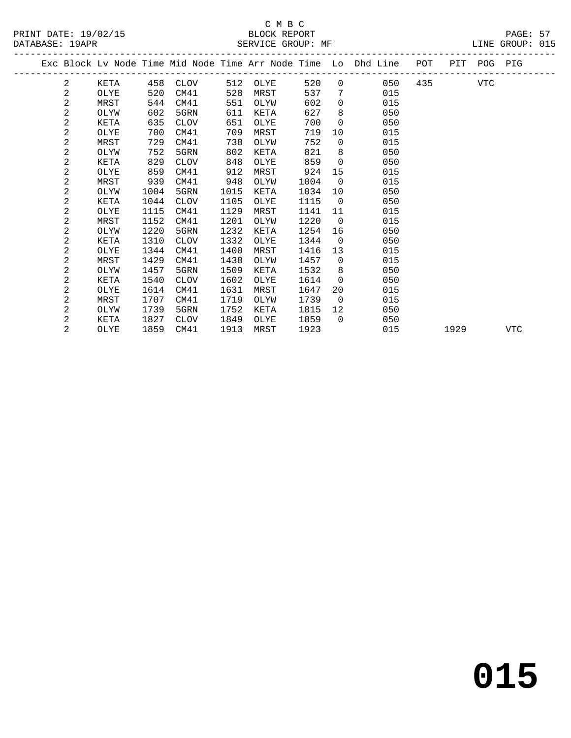C M B C

BLOCK REPORT

SERVICE GROUP: MF

DATABASE: 19APR — LINE GROUP: 015

| Exc | Block | Lv Node | Time | Mid Node | Time | Arr Node | Time | Lo | Dhd Line | POT | PIT | POG | PIG |
|---|---|---|---|---|---|---|---|---|---|---|---|---|---|
| | 2 | KETA | 458 | CLOV | 512 | OLYE | 520 | 0 | 050 | 435 | | VTC | |
| | 2 | OLYE | 520 | CM41 | 528 | MRST | 537 | 7 | 015 | | | | |
| | 2 | MRST | 544 | CM41 | 551 | OLYW | 602 | 0 | 015 | | | | |
| | 2 | OLYW | 602 | 5GRN | 611 | KETA | 627 | 8 | 050 | | | | |
| | 2 | KETA | 635 | CLOV | 651 | OLYE | 700 | 0 | 050 | | | | |
| | 2 | OLYE | 700 | CM41 | 709 | MRST | 719 | 10 | 015 | | | | |
| | 2 | MRST | 729 | CM41 | 738 | OLYW | 752 | 0 | 015 | | | | |
| | 2 | OLYW | 752 | 5GRN | 802 | KETA | 821 | 8 | 050 | | | | |
| | 2 | KETA | 829 | CLOV | 848 | OLYE | 859 | 0 | 050 | | | | |
| | 2 | OLYE | 859 | CM41 | 912 | MRST | 924 | 15 | 015 | | | | |
| | 2 | MRST | 939 | CM41 | 948 | OLYW | 1004 | 0 | 015 | | | | |
| | 2 | OLYW | 1004 | 5GRN | 1015 | KETA | 1034 | 10 | 050 | | | | |
| | 2 | KETA | 1044 | CLOV | 1105 | OLYE | 1115 | 0 | 050 | | | | |
| | 2 | OLYE | 1115 | CM41 | 1129 | MRST | 1141 | 11 | 015 | | | | |
| | 2 | MRST | 1152 | CM41 | 1201 | OLYW | 1220 | 0 | 015 | | | | |
| | 2 | OLYW | 1220 | 5GRN | 1232 | KETA | 1254 | 16 | 050 | | | | |
| | 2 | KETA | 1310 | CLOV | 1332 | OLYE | 1344 | 0 | 050 | | | | |
| | 2 | OLYE | 1344 | CM41 | 1400 | MRST | 1416 | 13 | 015 | | | | |
| | 2 | MRST | 1429 | CM41 | 1438 | OLYW | 1457 | 0 | 015 | | | | |
| | 2 | OLYW | 1457 | 5GRN | 1509 | KETA | 1532 | 8 | 050 | | | | |
| | 2 | KETA | 1540 | CLOV | 1602 | OLYE | 1614 | 0 | 050 | | | | |
| | 2 | OLYE | 1614 | CM41 | 1631 | MRST | 1647 | 20 | 015 | | | | |
| | 2 | MRST | 1707 | CM41 | 1719 | OLYW | 1739 | 0 | 015 | | | | |
| | 2 | OLYW | 1739 | 5GRN | 1752 | KETA | 1815 | 12 | 050 | | | | |
| | 2 | KETA | 1827 | CLOV | 1849 | OLYE | 1859 | 0 | 050 | | | | |
| | 2 | OLYE | 1859 | CM41 | 1913 | MRST | 1923 | | 015 | | 1929 | | VTC |

# 015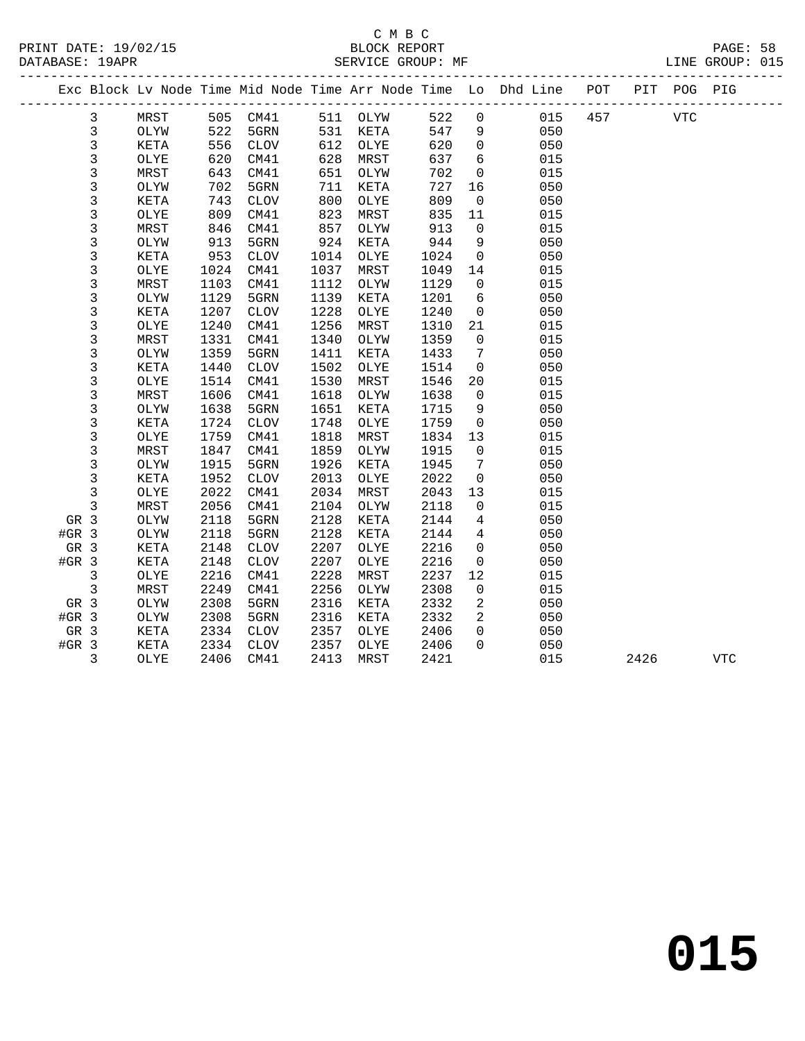C M B C
BLOCK REPORT
SERVICE GROUP: MF

PRINT DATE: 19/02/15
DATABASE: 19APR
LINE GROUP: 015

| Exc | Block | Lv Node | Time | Mid Node | Time | Arr Node | Time | Lo | Dhd Line | POT | PIT | POG | PIG |
|---|---|---|---|---|---|---|---|---|---|---|---|---|---|
| | 3 | MRST | 505 | CM41 | 511 | OLYW | 522 | 0 | 015 | 457 | | VTC | |
| | 3 | OLYW | 522 | 5GRN | 531 | KETA | 547 | 9 | 050 | | | | |
| | 3 | KETA | 556 | CLOV | 612 | OLYE | 620 | 0 | 050 | | | | |
| | 3 | OLYE | 620 | CM41 | 628 | MRST | 637 | 6 | 015 | | | | |
| | 3 | MRST | 643 | CM41 | 651 | OLYW | 702 | 0 | 015 | | | | |
| | 3 | OLYW | 702 | 5GRN | 711 | KETA | 727 | 16 | 050 | | | | |
| | 3 | KETA | 743 | CLOV | 800 | OLYE | 809 | 0 | 050 | | | | |
| | 3 | OLYE | 809 | CM41 | 823 | MRST | 835 | 11 | 015 | | | | |
| | 3 | MRST | 846 | CM41 | 857 | OLYW | 913 | 0 | 015 | | | | |
| | 3 | OLYW | 913 | 5GRN | 924 | KETA | 944 | 9 | 050 | | | | |
| | 3 | KETA | 953 | CLOV | 1014 | OLYE | 1024 | 0 | 050 | | | | |
| | 3 | OLYE | 1024 | CM41 | 1037 | MRST | 1049 | 14 | 015 | | | | |
| | 3 | MRST | 1103 | CM41 | 1112 | OLYW | 1129 | 0 | 015 | | | | |
| | 3 | OLYW | 1129 | 5GRN | 1139 | KETA | 1201 | 6 | 050 | | | | |
| | 3 | KETA | 1207 | CLOV | 1228 | OLYE | 1240 | 0 | 050 | | | | |
| | 3 | OLYE | 1240 | CM41 | 1256 | MRST | 1310 | 21 | 015 | | | | |
| | 3 | MRST | 1331 | CM41 | 1340 | OLYW | 1359 | 0 | 015 | | | | |
| | 3 | OLYW | 1359 | 5GRN | 1411 | KETA | 1433 | 7 | 050 | | | | |
| | 3 | KETA | 1440 | CLOV | 1502 | OLYE | 1514 | 0 | 050 | | | | |
| | 3 | OLYE | 1514 | CM41 | 1530 | MRST | 1546 | 20 | 015 | | | | |
| | 3 | MRST | 1606 | CM41 | 1618 | OLYW | 1638 | 0 | 015 | | | | |
| | 3 | OLYW | 1638 | 5GRN | 1651 | KETA | 1715 | 9 | 050 | | | | |
| | 3 | KETA | 1724 | CLOV | 1748 | OLYE | 1759 | 0 | 050 | | | | |
| | 3 | OLYE | 1759 | CM41 | 1818 | MRST | 1834 | 13 | 015 | | | | |
| | 3 | MRST | 1847 | CM41 | 1859 | OLYW | 1915 | 0 | 015 | | | | |
| | 3 | OLYW | 1915 | 5GRN | 1926 | KETA | 1945 | 7 | 050 | | | | |
| | 3 | KETA | 1952 | CLOV | 2013 | OLYE | 2022 | 0 | 050 | | | | |
| | 3 | OLYE | 2022 | CM41 | 2034 | MRST | 2043 | 13 | 015 | | | | |
| | 3 | MRST | 2056 | CM41 | 2104 | OLYW | 2118 | 0 | 015 | | | | |
| GR | 3 | OLYW | 2118 | 5GRN | 2128 | KETA | 2144 | 4 | 050 | | | | |
| #GR | 3 | OLYW | 2118 | 5GRN | 2128 | KETA | 2144 | 4 | 050 | | | | |
| GR | 3 | KETA | 2148 | CLOV | 2207 | OLYE | 2216 | 0 | 050 | | | | |
| #GR | 3 | KETA | 2148 | CLOV | 2207 | OLYE | 2216 | 0 | 050 | | | | |
| | 3 | OLYE | 2216 | CM41 | 2228 | MRST | 2237 | 12 | 015 | | | | |
| | 3 | MRST | 2249 | CM41 | 2256 | OLYW | 2308 | 0 | 015 | | | | |
| GR | 3 | OLYW | 2308 | 5GRN | 2316 | KETA | 2332 | 2 | 050 | | | | |
| #GR | 3 | OLYW | 2308 | 5GRN | 2316 | KETA | 2332 | 2 | 050 | | | | |
| GR | 3 | KETA | 2334 | CLOV | 2357 | OLYE | 2406 | 0 | 050 | | | | |
| #GR | 3 | KETA | 2334 | CLOV | 2357 | OLYE | 2406 | 0 | 050 | | | | |
| | 3 | OLYE | 2406 | CM41 | 2413 | MRST | 2421 | | 015 | | 2426 | | VTC |

# 015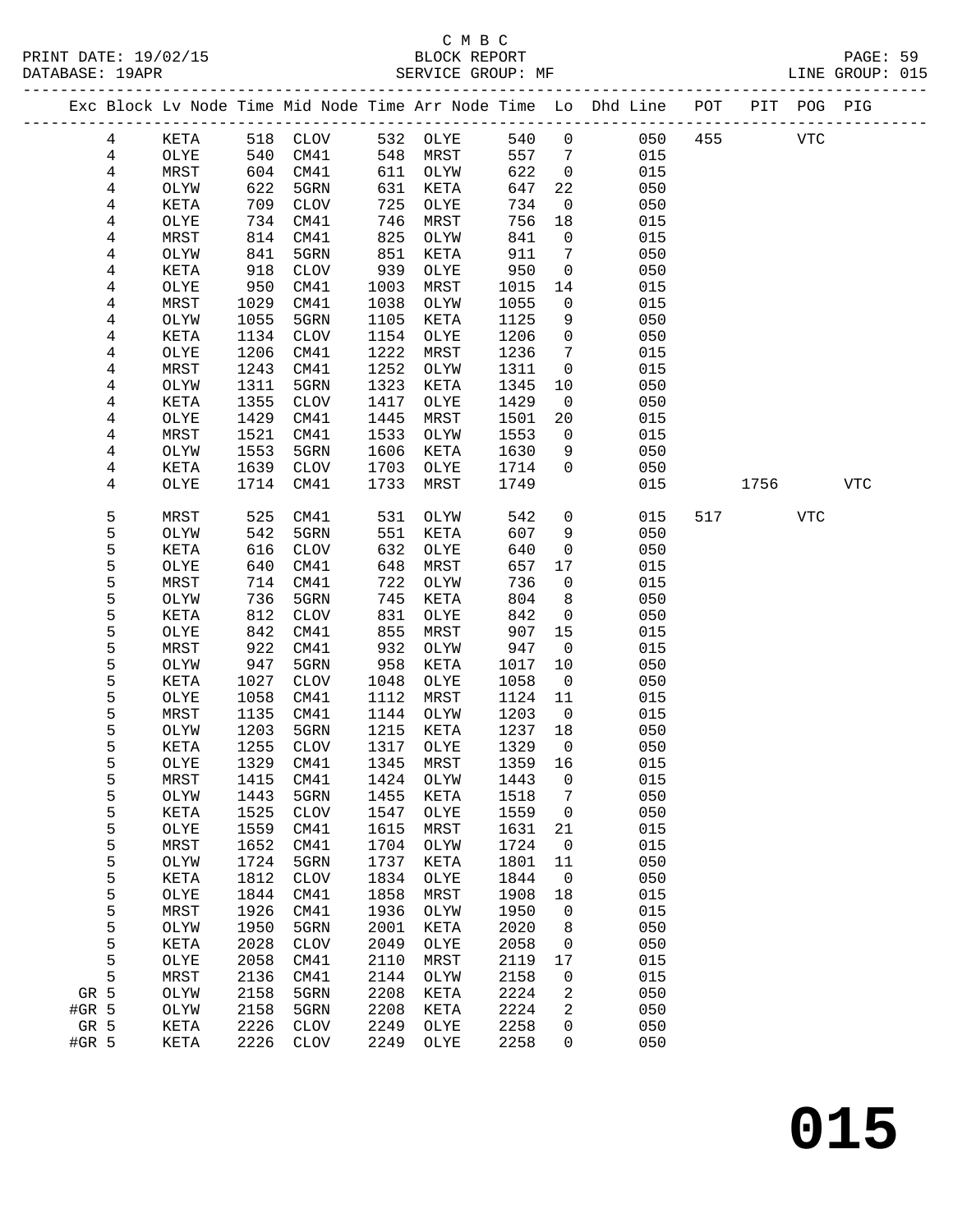C M B C
BLOCK REPORT
SERVICE GROUP: MF

PRINT DATE: 19/02/15
DATABASE: 19APR
LINE GROUP: 015

| Exc | Block | Lv | Node | Time | Mid Node | Time | Arr Node | Time | Lo | Dhd Line | POT | PIT | POG | PIG |
|---|---|---|---|---|---|---|---|---|---|---|---|---|---|---|
| | 4 | | KETA | 518 | CLOV | 532 | OLYE | 540 | 0 | 050 | 455 | | VTC | |
| | 4 | | OLYE | 540 | CM41 | 548 | MRST | 557 | 7 | 015 | | | | |
| | 4 | | MRST | 604 | CM41 | 611 | OLYW | 622 | 0 | 015 | | | | |
| | 4 | | OLYW | 622 | 5GRN | 631 | KETA | 647 | 22 | 050 | | | | |
| | 4 | | KETA | 709 | CLOV | 725 | OLYE | 734 | 0 | 050 | | | | |
| | 4 | | OLYE | 734 | CM41 | 746 | MRST | 756 | 18 | 015 | | | | |
| | 4 | | MRST | 814 | CM41 | 825 | OLYW | 841 | 0 | 015 | | | | |
| | 4 | | OLYW | 841 | 5GRN | 851 | KETA | 911 | 7 | 050 | | | | |
| | 4 | | KETA | 918 | CLOV | 939 | OLYE | 950 | 0 | 050 | | | | |
| | 4 | | OLYE | 950 | CM41 | 1003 | MRST | 1015 | 14 | 015 | | | | |
| | 4 | | MRST | 1029 | CM41 | 1038 | OLYW | 1055 | 0 | 015 | | | | |
| | 4 | | OLYW | 1055 | 5GRN | 1105 | KETA | 1125 | 9 | 050 | | | | |
| | 4 | | KETA | 1134 | CLOV | 1154 | OLYE | 1206 | 0 | 050 | | | | |
| | 4 | | OLYE | 1206 | CM41 | 1222 | MRST | 1236 | 7 | 015 | | | | |
| | 4 | | MRST | 1243 | CM41 | 1252 | OLYW | 1311 | 0 | 015 | | | | |
| | 4 | | OLYW | 1311 | 5GRN | 1323 | KETA | 1345 | 10 | 050 | | | | |
| | 4 | | KETA | 1355 | CLOV | 1417 | OLYE | 1429 | 0 | 050 | | | | |
| | 4 | | OLYE | 1429 | CM41 | 1445 | MRST | 1501 | 20 | 015 | | | | |
| | 4 | | MRST | 1521 | CM41 | 1533 | OLYW | 1553 | 0 | 015 | | | | |
| | 4 | | OLYW | 1553 | 5GRN | 1606 | KETA | 1630 | 9 | 050 | | | | |
| | 4 | | KETA | 1639 | CLOV | 1703 | OLYE | 1714 | 0 | 050 | | | | |
| | 4 | | OLYE | 1714 | CM41 | 1733 | MRST | 1749 | | 015 | | 1756 | | VTC |
| | 5 | | MRST | 525 | CM41 | 531 | OLYW | 542 | 0 | 015 | 517 | | VTC | |
| | 5 | | OLYW | 542 | 5GRN | 551 | KETA | 607 | 9 | 050 | | | | |
| | 5 | | KETA | 616 | CLOV | 632 | OLYE | 640 | 0 | 050 | | | | |
| | 5 | | OLYE | 640 | CM41 | 648 | MRST | 657 | 17 | 015 | | | | |
| | 5 | | MRST | 714 | CM41 | 722 | OLYW | 736 | 0 | 015 | | | | |
| | 5 | | OLYW | 736 | 5GRN | 745 | KETA | 804 | 8 | 050 | | | | |
| | 5 | | KETA | 812 | CLOV | 831 | OLYE | 842 | 0 | 050 | | | | |
| | 5 | | OLYE | 842 | CM41 | 855 | MRST | 907 | 15 | 015 | | | | |
| | 5 | | MRST | 922 | CM41 | 932 | OLYW | 947 | 0 | 015 | | | | |
| | 5 | | OLYW | 947 | 5GRN | 958 | KETA | 1017 | 10 | 050 | | | | |
| | 5 | | KETA | 1027 | CLOV | 1048 | OLYE | 1058 | 0 | 050 | | | | |
| | 5 | | OLYE | 1058 | CM41 | 1112 | MRST | 1124 | 11 | 015 | | | | |
| | 5 | | MRST | 1135 | CM41 | 1144 | OLYW | 1203 | 0 | 015 | | | | |
| | 5 | | OLYW | 1203 | 5GRN | 1215 | KETA | 1237 | 18 | 050 | | | | |
| | 5 | | KETA | 1255 | CLOV | 1317 | OLYE | 1329 | 0 | 050 | | | | |
| | 5 | | OLYE | 1329 | CM41 | 1345 | MRST | 1359 | 16 | 015 | | | | |
| | 5 | | MRST | 1415 | CM41 | 1424 | OLYW | 1443 | 0 | 015 | | | | |
| | 5 | | OLYW | 1443 | 5GRN | 1455 | KETA | 1518 | 7 | 050 | | | | |
| | 5 | | KETA | 1525 | CLOV | 1547 | OLYE | 1559 | 0 | 050 | | | | |
| | 5 | | OLYE | 1559 | CM41 | 1615 | MRST | 1631 | 21 | 015 | | | | |
| | 5 | | MRST | 1652 | CM41 | 1704 | OLYW | 1724 | 0 | 015 | | | | |
| | 5 | | OLYW | 1724 | 5GRN | 1737 | KETA | 1801 | 11 | 050 | | | | |
| | 5 | | KETA | 1812 | CLOV | 1834 | OLYE | 1844 | 0 | 050 | | | | |
| | 5 | | OLYE | 1844 | CM41 | 1858 | MRST | 1908 | 18 | 015 | | | | |
| | 5 | | MRST | 1926 | CM41 | 1936 | OLYW | 1950 | 0 | 015 | | | | |
| | 5 | | OLYW | 1950 | 5GRN | 2001 | KETA | 2020 | 8 | 050 | | | | |
| | 5 | | KETA | 2028 | CLOV | 2049 | OLYE | 2058 | 0 | 050 | | | | |
| | 5 | | OLYE | 2058 | CM41 | 2110 | MRST | 2119 | 17 | 015 | | | | |
| | 5 | | MRST | 2136 | CM41 | 2144 | OLYW | 2158 | 0 | 015 | | | | |
| GR | 5 | | OLYW | 2158 | 5GRN | 2208 | KETA | 2224 | 2 | 050 | | | | |
| #GR | 5 | | OLYW | 2158 | 5GRN | 2208 | KETA | 2224 | 2 | 050 | | | | |
| GR | 5 | | KETA | 2226 | CLOV | 2249 | OLYE | 2258 | 0 | 050 | | | | |
| #GR | 5 | | KETA | 2226 | CLOV | 2249 | OLYE | 2258 | 0 | 050 | | | | |

# 015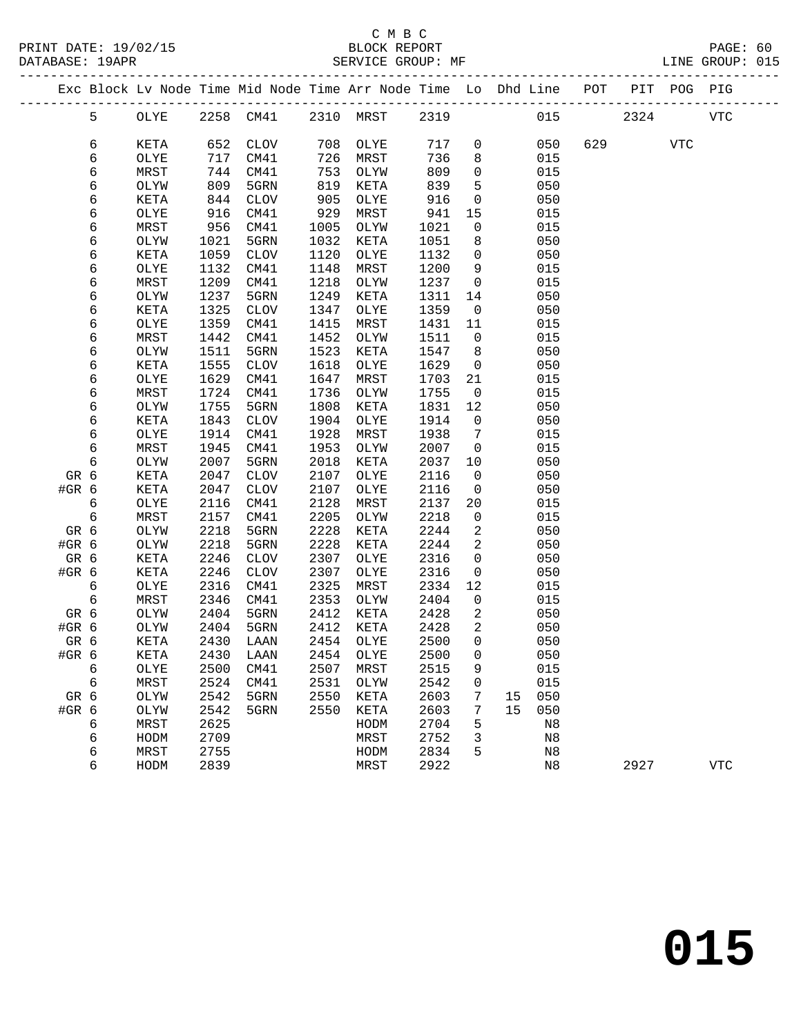C M B C
BLOCK REPORT
SERVICE GROUP: MF

PRINT DATE: 19/02/15
DATABASE: 19APR
LINE GROUP: 015

| Exc | Block | Lv Node | Time | Mid Node | Time | Arr Node | Time | Lo | Dhd | Line | POT | PIT | POG | PIG |
|---|---|---|---|---|---|---|---|---|---|---|---|---|---|---|
| | 5 | OLYE | 2258 | CM41 | 2310 | MRST | 2319 | | | 015 | | 2324 | | VTC |
| | 6 | KETA | 652 | CLOV | 708 | OLYE | 717 | 0 | | 050 | 629 | | VTC | |
| | 6 | OLYE | 717 | CM41 | 726 | MRST | 736 | 8 | | 015 | | | | |
| | 6 | MRST | 744 | CM41 | 753 | OLYW | 809 | 0 | | 015 | | | | |
| | 6 | OLYW | 809 | 5GRN | 819 | KETA | 839 | 5 | | 050 | | | | |
| | 6 | KETA | 844 | CLOV | 905 | OLYE | 916 | 0 | | 050 | | | | |
| | 6 | OLYE | 916 | CM41 | 929 | MRST | 941 | 15 | | 015 | | | | |
| | 6 | MRST | 956 | CM41 | 1005 | OLYW | 1021 | 0 | | 015 | | | | |
| | 6 | OLYW | 1021 | 5GRN | 1032 | KETA | 1051 | 8 | | 050 | | | | |
| | 6 | KETA | 1059 | CLOV | 1120 | OLYE | 1132 | 0 | | 050 | | | | |
| | 6 | OLYE | 1132 | CM41 | 1148 | MRST | 1200 | 9 | | 015 | | | | |
| | 6 | MRST | 1209 | CM41 | 1218 | OLYW | 1237 | 0 | | 015 | | | | |
| | 6 | OLYW | 1237 | 5GRN | 1249 | KETA | 1311 | 14 | | 050 | | | | |
| | 6 | KETA | 1325 | CLOV | 1347 | OLYE | 1359 | 0 | | 050 | | | | |
| | 6 | OLYE | 1359 | CM41 | 1415 | MRST | 1431 | 11 | | 015 | | | | |
| | 6 | MRST | 1442 | CM41 | 1452 | OLYW | 1511 | 0 | | 015 | | | | |
| | 6 | OLYW | 1511 | 5GRN | 1523 | KETA | 1547 | 8 | | 050 | | | | |
| | 6 | KETA | 1555 | CLOV | 1618 | OLYE | 1629 | 0 | | 050 | | | | |
| | 6 | OLYE | 1629 | CM41 | 1647 | MRST | 1703 | 21 | | 015 | | | | |
| | 6 | MRST | 1724 | CM41 | 1736 | OLYW | 1755 | 0 | | 015 | | | | |
| | 6 | OLYW | 1755 | 5GRN | 1808 | KETA | 1831 | 12 | | 050 | | | | |
| | 6 | KETA | 1843 | CLOV | 1904 | OLYE | 1914 | 0 | | 050 | | | | |
| | 6 | OLYE | 1914 | CM41 | 1928 | MRST | 1938 | 7 | | 015 | | | | |
| | 6 | MRST | 1945 | CM41 | 1953 | OLYW | 2007 | 0 | | 015 | | | | |
| | 6 | OLYW | 2007 | 5GRN | 2018 | KETA | 2037 | 10 | | 050 | | | | |
| GR | 6 | KETA | 2047 | CLOV | 2107 | OLYE | 2116 | 0 | | 050 | | | | |
| #GR | 6 | KETA | 2047 | CLOV | 2107 | OLYE | 2116 | 0 | | 050 | | | | |
| | 6 | OLYE | 2116 | CM41 | 2128 | MRST | 2137 | 20 | | 015 | | | | |
| | 6 | MRST | 2157 | CM41 | 2205 | OLYW | 2218 | 0 | | 015 | | | | |
| GR | 6 | OLYW | 2218 | 5GRN | 2228 | KETA | 2244 | 2 | | 050 | | | | |
| #GR | 6 | OLYW | 2218 | 5GRN | 2228 | KETA | 2244 | 2 | | 050 | | | | |
| GR | 6 | KETA | 2246 | CLOV | 2307 | OLYE | 2316 | 0 | | 050 | | | | |
| #GR | 6 | KETA | 2246 | CLOV | 2307 | OLYE | 2316 | 0 | | 050 | | | | |
| | 6 | OLYE | 2316 | CM41 | 2325 | MRST | 2334 | 12 | | 015 | | | | |
| | 6 | MRST | 2346 | CM41 | 2353 | OLYW | 2404 | 0 | | 015 | | | | |
| GR | 6 | OLYW | 2404 | 5GRN | 2412 | KETA | 2428 | 2 | | 050 | | | | |
| #GR | 6 | OLYW | 2404 | 5GRN | 2412 | KETA | 2428 | 2 | | 050 | | | | |
| GR | 6 | KETA | 2430 | LAAN | 2454 | OLYE | 2500 | 0 | | 050 | | | | |
| #GR | 6 | KETA | 2430 | LAAN | 2454 | OLYE | 2500 | 0 | | 050 | | | | |
| | 6 | OLYE | 2500 | CM41 | 2507 | MRST | 2515 | 9 | | 015 | | | | |
| | 6 | MRST | 2524 | CM41 | 2531 | OLYW | 2542 | 0 | | 015 | | | | |
| GR | 6 | OLYW | 2542 | 5GRN | 2550 | KETA | 2603 | 7 | 15 | 050 | | | | |
| #GR | 6 | OLYW | 2542 | 5GRN | 2550 | KETA | 2603 | 7 | 15 | 050 | | | | |
| | 6 | MRST | 2625 | | | HODM | 2704 | 5 | | N8 | | | | |
| | 6 | HODM | 2709 | | | MRST | 2752 | 3 | | N8 | | | | |
| | 6 | MRST | 2755 | | | HODM | 2834 | 5 | | N8 | | | | |
| | 6 | HODM | 2839 | | | MRST | 2922 | | | N8 | | 2927 | | VTC |

015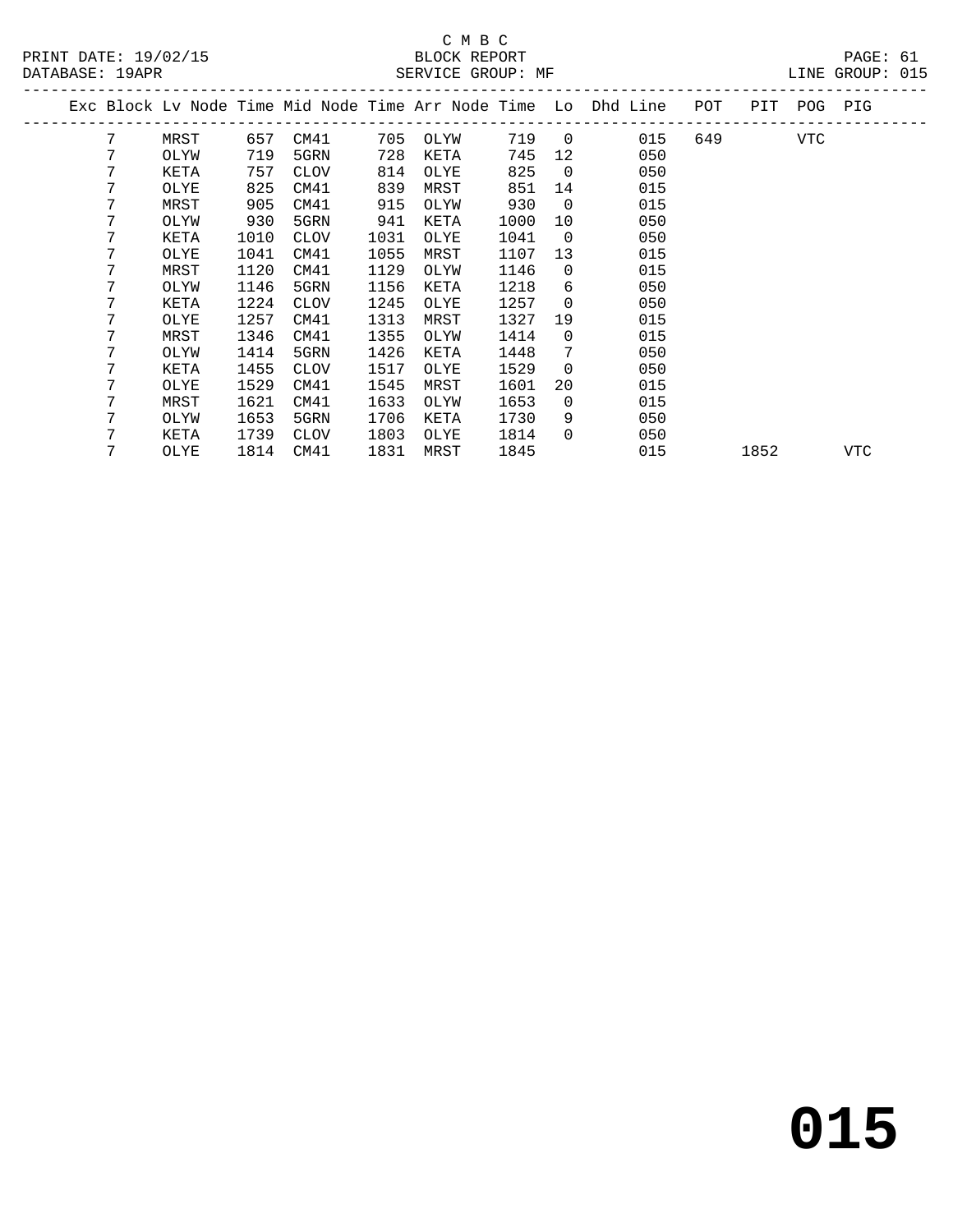C M B C

BLOCK REPORT

SERVICE GROUP: MF

PRINT DATE: 19/02/15
DATABASE: 19APR
LINE GROUP: 015

| Exc | Block | Lv Node | Time | Mid Node | Time | Arr Node | Time | Lo | Dhd Line | POT | PIT | POG | PIG |
|---|---|---|---|---|---|---|---|---|---|---|---|---|---|
| | 7 | MRST | 657 | CM41 | 705 | OLYW | 719 | 0 | 015 | 649 | | VTC | |
| | 7 | OLYW | 719 | 5GRN | 728 | KETA | 745 | 12 | 050 | | | | |
| | 7 | KETA | 757 | CLOV | 814 | OLYE | 825 | 0 | 050 | | | | |
| | 7 | OLYE | 825 | CM41 | 839 | MRST | 851 | 14 | 015 | | | | |
| | 7 | MRST | 905 | CM41 | 915 | OLYW | 930 | 0 | 015 | | | | |
| | 7 | OLYW | 930 | 5GRN | 941 | KETA | 1000 | 10 | 050 | | | | |
| | 7 | KETA | 1010 | CLOV | 1031 | OLYE | 1041 | 0 | 050 | | | | |
| | 7 | OLYE | 1041 | CM41 | 1055 | MRST | 1107 | 13 | 015 | | | | |
| | 7 | MRST | 1120 | CM41 | 1129 | OLYW | 1146 | 0 | 015 | | | | |
| | 7 | OLYW | 1146 | 5GRN | 1156 | KETA | 1218 | 6 | 050 | | | | |
| | 7 | KETA | 1224 | CLOV | 1245 | OLYE | 1257 | 0 | 050 | | | | |
| | 7 | OLYE | 1257 | CM41 | 1313 | MRST | 1327 | 19 | 015 | | | | |
| | 7 | MRST | 1346 | CM41 | 1355 | OLYW | 1414 | 0 | 015 | | | | |
| | 7 | OLYW | 1414 | 5GRN | 1426 | KETA | 1448 | 7 | 050 | | | | |
| | 7 | KETA | 1455 | CLOV | 1517 | OLYE | 1529 | 0 | 050 | | | | |
| | 7 | OLYE | 1529 | CM41 | 1545 | MRST | 1601 | 20 | 015 | | | | |
| | 7 | MRST | 1621 | CM41 | 1633 | OLYW | 1653 | 0 | 015 | | | | |
| | 7 | OLYW | 1653 | 5GRN | 1706 | KETA | 1730 | 9 | 050 | | | | |
| | 7 | KETA | 1739 | CLOV | 1803 | OLYE | 1814 | 0 | 050 | | | | |
| | 7 | OLYE | 1814 | CM41 | 1831 | MRST | 1845 | | 015 | | 1852 | | VTC |

**015**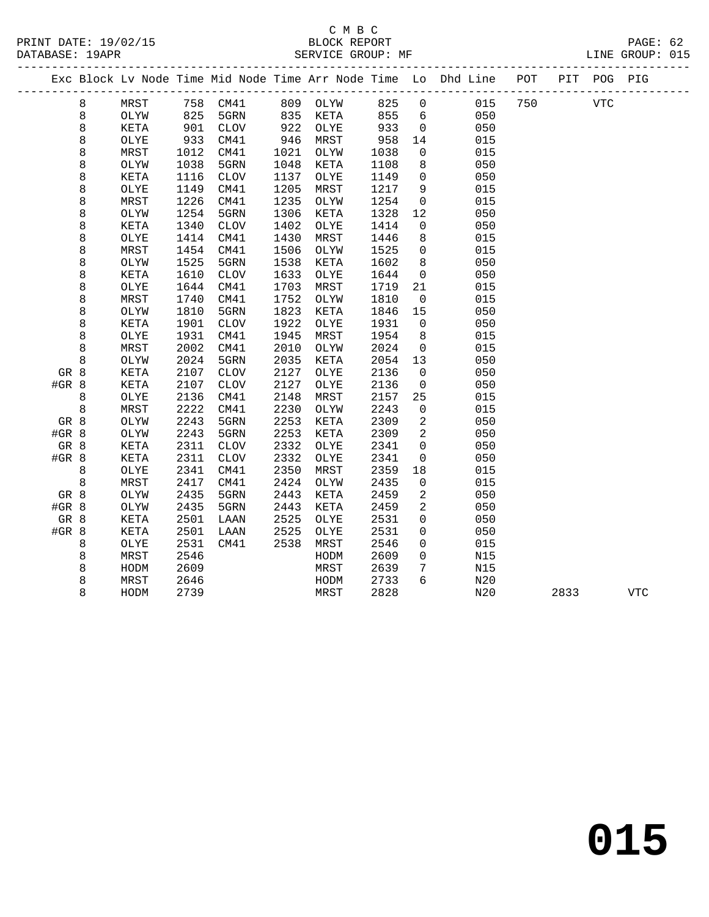C M B C
BLOCK REPORT
SERVICE GROUP: MF

PRINT DATE: 19/02/15
DATABASE: 19APR
LINE GROUP: 015

| Exc | Block | Lv | Node | Time | Mid Node | Time | Arr Node | Time | Lo | Dhd Line | POT | PIT | POG | PIG |
|---|---|---|---|---|---|---|---|---|---|---|---|---|---|---|
| | 8 | | MRST | 758 | CM41 | 809 | OLYW | 825 | 0 | 015 | 750 | | VTC | |
| | 8 | | OLYW | 825 | 5GRN | 835 | KETA | 855 | 6 | 050 | | | | |
| | 8 | | KETA | 901 | CLOV | 922 | OLYE | 933 | 0 | 050 | | | | |
| | 8 | | OLYE | 933 | CM41 | 946 | MRST | 958 | 14 | 015 | | | | |
| | 8 | | MRST | 1012 | CM41 | 1021 | OLYW | 1038 | 0 | 015 | | | | |
| | 8 | | OLYW | 1038 | 5GRN | 1048 | KETA | 1108 | 8 | 050 | | | | |
| | 8 | | KETA | 1116 | CLOV | 1137 | OLYE | 1149 | 0 | 050 | | | | |
| | 8 | | OLYE | 1149 | CM41 | 1205 | MRST | 1217 | 9 | 015 | | | | |
| | 8 | | MRST | 1226 | CM41 | 1235 | OLYW | 1254 | 0 | 015 | | | | |
| | 8 | | OLYW | 1254 | 5GRN | 1306 | KETA | 1328 | 12 | 050 | | | | |
| | 8 | | KETA | 1340 | CLOV | 1402 | OLYE | 1414 | 0 | 050 | | | | |
| | 8 | | OLYE | 1414 | CM41 | 1430 | MRST | 1446 | 8 | 015 | | | | |
| | 8 | | MRST | 1454 | CM41 | 1506 | OLYW | 1525 | 0 | 015 | | | | |
| | 8 | | OLYW | 1525 | 5GRN | 1538 | KETA | 1602 | 8 | 050 | | | | |
| | 8 | | KETA | 1610 | CLOV | 1633 | OLYE | 1644 | 0 | 050 | | | | |
| | 8 | | OLYE | 1644 | CM41 | 1703 | MRST | 1719 | 21 | 015 | | | | |
| | 8 | | MRST | 1740 | CM41 | 1752 | OLYW | 1810 | 0 | 015 | | | | |
| | 8 | | OLYW | 1810 | 5GRN | 1823 | KETA | 1846 | 15 | 050 | | | | |
| | 8 | | KETA | 1901 | CLOV | 1922 | OLYE | 1931 | 0 | 050 | | | | |
| | 8 | | OLYE | 1931 | CM41 | 1945 | MRST | 1954 | 8 | 015 | | | | |
| | 8 | | MRST | 2002 | CM41 | 2010 | OLYW | 2024 | 0 | 015 | | | | |
| | 8 | | OLYW | 2024 | 5GRN | 2035 | KETA | 2054 | 13 | 050 | | | | |
| GR | 8 | | KETA | 2107 | CLOV | 2127 | OLYE | 2136 | 0 | 050 | | | | |
| #GR | 8 | | KETA | 2107 | CLOV | 2127 | OLYE | 2136 | 0 | 050 | | | | |
| | 8 | | OLYE | 2136 | CM41 | 2148 | MRST | 2157 | 25 | 015 | | | | |
| | 8 | | MRST | 2222 | CM41 | 2230 | OLYW | 2243 | 0 | 015 | | | | |
| GR | 8 | | OLYW | 2243 | 5GRN | 2253 | KETA | 2309 | 2 | 050 | | | | |
| #GR | 8 | | OLYW | 2243 | 5GRN | 2253 | KETA | 2309 | 2 | 050 | | | | |
| GR | 8 | | KETA | 2311 | CLOV | 2332 | OLYE | 2341 | 0 | 050 | | | | |
| #GR | 8 | | KETA | 2311 | CLOV | 2332 | OLYE | 2341 | 0 | 050 | | | | |
| | 8 | | OLYE | 2341 | CM41 | 2350 | MRST | 2359 | 18 | 015 | | | | |
| | 8 | | MRST | 2417 | CM41 | 2424 | OLYW | 2435 | 0 | 015 | | | | |
| GR | 8 | | OLYW | 2435 | 5GRN | 2443 | KETA | 2459 | 2 | 050 | | | | |
| #GR | 8 | | OLYW | 2435 | 5GRN | 2443 | KETA | 2459 | 2 | 050 | | | | |
| GR | 8 | | KETA | 2501 | LAAN | 2525 | OLYE | 2531 | 0 | 050 | | | | |
| #GR | 8 | | KETA | 2501 | LAAN | 2525 | OLYE | 2531 | 0 | 050 | | | | |
| | 8 | | OLYE | 2531 | CM41 | 2538 | MRST | 2546 | 0 | 015 | | | | |
| | 8 | | MRST | 2546 | | | HODM | 2609 | 0 | N15 | | | | |
| | 8 | | HODM | 2609 | | | MRST | 2639 | 7 | N15 | | | | |
| | 8 | | MRST | 2646 | | | HODM | 2733 | 6 | N20 | | | | |
| | 8 | | HODM | 2739 | | | MRST | 2828 | | N20 | | 2833 | | VTC |

# 015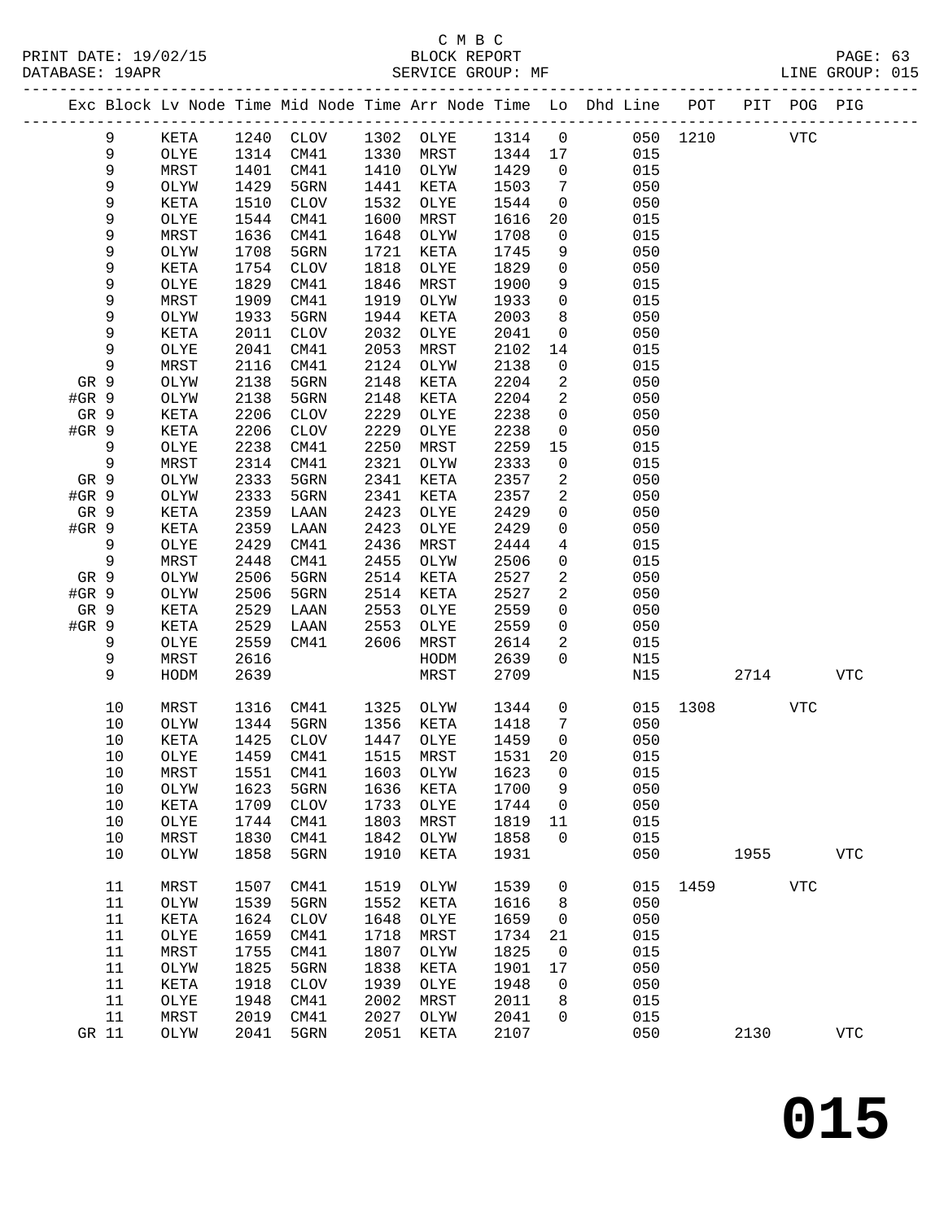C M B C

PRINT DATE: 19/02/15 BLOCK REPORT
DATABASE: 19APR SERVICE GROUP: MF LINE GROUP: 015

| Exc | Block | Lv | Node | Time | Mid Node | Time | Arr Node | Time | Lo | Dhd Line | POT | PIT | POG | PIG |
|---|---|---|---|---|---|---|---|---|---|---|---|---|---|---|
| | 9 | | KETA | 1240 | CLOV | 1302 | OLYE | 1314 | 0 | 050 | 1210 | | VTC | |
| | 9 | | OLYE | 1314 | CM41 | 1330 | MRST | 1344 | 17 | 015 | | | | |
| | 9 | | MRST | 1401 | CM41 | 1410 | OLYW | 1429 | 0 | 015 | | | | |
| | 9 | | OLYW | 1429 | 5GRN | 1441 | KETA | 1503 | 7 | 050 | | | | |
| | 9 | | KETA | 1510 | CLOV | 1532 | OLYE | 1544 | 0 | 050 | | | | |
| | 9 | | OLYE | 1544 | CM41 | 1600 | MRST | 1616 | 20 | 015 | | | | |
| | 9 | | MRST | 1636 | CM41 | 1648 | OLYW | 1708 | 0 | 015 | | | | |
| | 9 | | OLYW | 1708 | 5GRN | 1721 | KETA | 1745 | 9 | 050 | | | | |
| | 9 | | KETA | 1754 | CLOV | 1818 | OLYE | 1829 | 0 | 050 | | | | |
| | 9 | | OLYE | 1829 | CM41 | 1846 | MRST | 1900 | 9 | 015 | | | | |
| | 9 | | MRST | 1909 | CM41 | 1919 | OLYW | 1933 | 0 | 015 | | | | |
| | 9 | | OLYW | 1933 | 5GRN | 1944 | KETA | 2003 | 8 | 050 | | | | |
| | 9 | | KETA | 2011 | CLOV | 2032 | OLYE | 2041 | 0 | 050 | | | | |
| | 9 | | OLYE | 2041 | CM41 | 2053 | MRST | 2102 | 14 | 015 | | | | |
| | 9 | | MRST | 2116 | CM41 | 2124 | OLYW | 2138 | 0 | 015 | | | | |
| GR | 9 | | OLYW | 2138 | 5GRN | 2148 | KETA | 2204 | 2 | 050 | | | | |
| #GR | 9 | | OLYW | 2138 | 5GRN | 2148 | KETA | 2204 | 2 | 050 | | | | |
| GR | 9 | | KETA | 2206 | CLOV | 2229 | OLYE | 2238 | 0 | 050 | | | | |
| #GR | 9 | | KETA | 2206 | CLOV | 2229 | OLYE | 2238 | 0 | 050 | | | | |
| | 9 | | OLYE | 2238 | CM41 | 2250 | MRST | 2259 | 15 | 015 | | | | |
| | 9 | | MRST | 2314 | CM41 | 2321 | OLYW | 2333 | 0 | 015 | | | | |
| GR | 9 | | OLYW | 2333 | 5GRN | 2341 | KETA | 2357 | 2 | 050 | | | | |
| #GR | 9 | | OLYW | 2333 | 5GRN | 2341 | KETA | 2357 | 2 | 050 | | | | |
| GR | 9 | | KETA | 2359 | LAAN | 2423 | OLYE | 2429 | 0 | 050 | | | | |
| #GR | 9 | | KETA | 2359 | LAAN | 2423 | OLYE | 2429 | 0 | 050 | | | | |
| | 9 | | OLYE | 2429 | CM41 | 2436 | MRST | 2444 | 4 | 015 | | | | |
| | 9 | | MRST | 2448 | CM41 | 2455 | OLYW | 2506 | 0 | 015 | | | | |
| GR | 9 | | OLYW | 2506 | 5GRN | 2514 | KETA | 2527 | 2 | 050 | | | | |
| #GR | 9 | | OLYW | 2506 | 5GRN | 2514 | KETA | 2527 | 2 | 050 | | | | |
| GR | 9 | | KETA | 2529 | LAAN | 2553 | OLYE | 2559 | 0 | 050 | | | | |
| #GR | 9 | | KETA | 2529 | LAAN | 2553 | OLYE | 2559 | 0 | 050 | | | | |
| | 9 | | OLYE | 2559 | CM41 | 2606 | MRST | 2614 | 2 | 015 | | | | |
| | 9 | | MRST | 2616 | | | HODM | 2639 | 0 | N15 | | | | |
| | 9 | | HODM | 2639 | | | MRST | 2709 | | N15 | | 2714 | | VTC |
| | 10 | | MRST | 1316 | CM41 | 1325 | OLYW | 1344 | 0 | 015 | 1308 | | VTC | |
| | 10 | | OLYW | 1344 | 5GRN | 1356 | KETA | 1418 | 7 | 050 | | | | |
| | 10 | | KETA | 1425 | CLOV | 1447 | OLYE | 1459 | 0 | 050 | | | | |
| | 10 | | OLYE | 1459 | CM41 | 1515 | MRST | 1531 | 20 | 015 | | | | |
| | 10 | | MRST | 1551 | CM41 | 1603 | OLYW | 1623 | 0 | 015 | | | | |
| | 10 | | OLYW | 1623 | 5GRN | 1636 | KETA | 1700 | 9 | 050 | | | | |
| | 10 | | KETA | 1709 | CLOV | 1733 | OLYE | 1744 | 0 | 050 | | | | |
| | 10 | | OLYE | 1744 | CM41 | 1803 | MRST | 1819 | 11 | 015 | | | | |
| | 10 | | MRST | 1830 | CM41 | 1842 | OLYW | 1858 | 0 | 015 | | | | |
| | 10 | | OLYW | 1858 | 5GRN | 1910 | KETA | 1931 | | 050 | | 1955 | | VTC |
| | 11 | | MRST | 1507 | CM41 | 1519 | OLYW | 1539 | 0 | 015 | 1459 | | VTC | |
| | 11 | | OLYW | 1539 | 5GRN | 1552 | KETA | 1616 | 8 | 050 | | | | |
| | 11 | | KETA | 1624 | CLOV | 1648 | OLYE | 1659 | 0 | 050 | | | | |
| | 11 | | OLYE | 1659 | CM41 | 1718 | MRST | 1734 | 21 | 015 | | | | |
| | 11 | | MRST | 1755 | CM41 | 1807 | OLYW | 1825 | 0 | 015 | | | | |
| | 11 | | OLYW | 1825 | 5GRN | 1838 | KETA | 1901 | 17 | 050 | | | | |
| | 11 | | KETA | 1918 | CLOV | 1939 | OLYE | 1948 | 0 | 050 | | | | |
| | 11 | | OLYE | 1948 | CM41 | 2002 | MRST | 2011 | 8 | 015 | | | | |
| | 11 | | MRST | 2019 | CM41 | 2027 | OLYW | 2041 | 0 | 015 | | | | |
| GR | 11 | | OLYW | 2041 | 5GRN | 2051 | KETA | 2107 | | 050 | | 2130 | | VTC |

# 015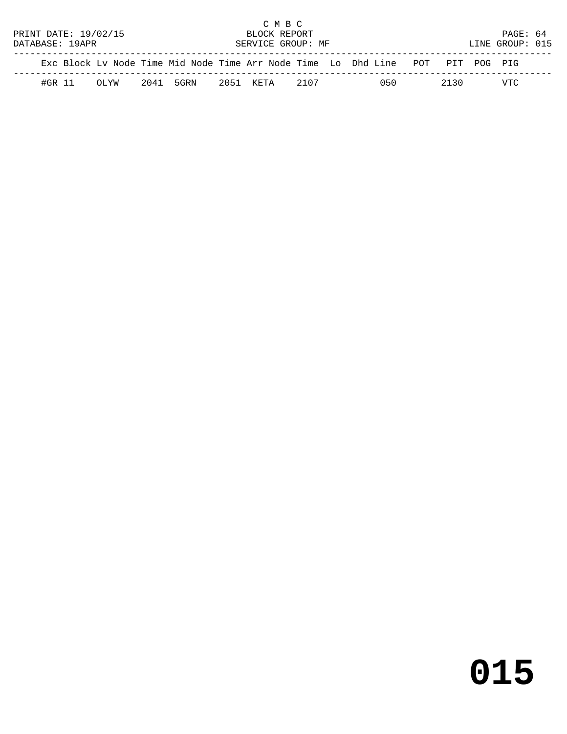C M B C
BLOCK REPORT
SERVICE GROUP: MF

PRINT DATE: 19/02/15
DATABASE: 19APR
LINE GROUP: 015

| Exc | Block | Lv | Node | Time | Mid | Node | Time | Arr | Node | Time | Lo | Dhd | Line | POT | PIT | POG | PIG |
|---|---|---|---|---|---|---|---|---|---|---|---|---|---|---|---|---|---|
| #GR | 11 | | OLYW | 2041 | | 5GRN | 2051 | | KETA | 2107 | | | 050 | | 2130 | | VTC |

# 015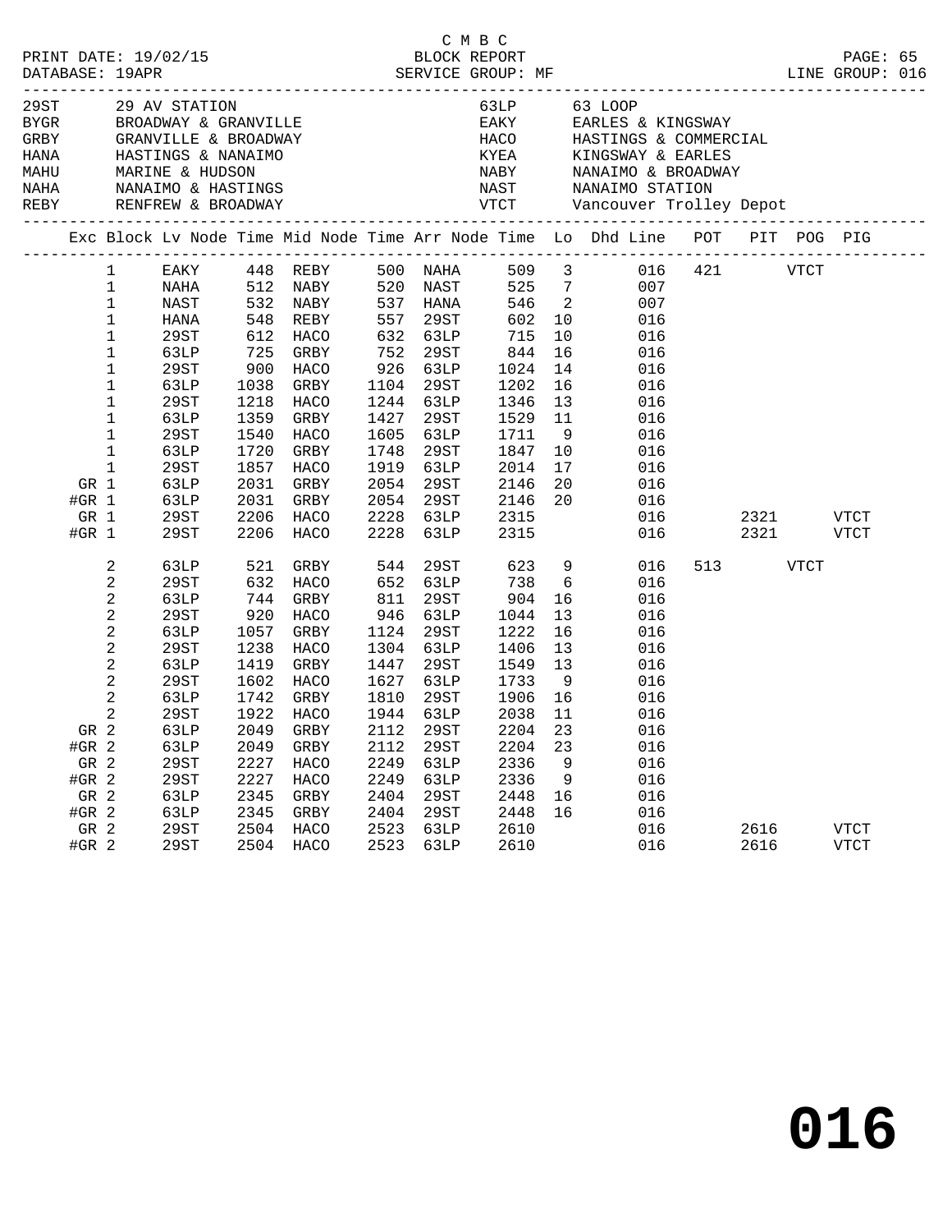C M B C
PRINT DATE: 19/02/15 BLOCK REPORT
DATABASE: 19APR SERVICE GROUP: MF LINE GROUP: 016

| Code | Description | Code | Description |
|---|---|---|---|
| 29ST | 29 AV STATION | 63LP | 63 LOOP |
| BYGR | BROADWAY & GRANVILLE | EAKY | EARLES & KINGSWAY |
| GRBY | GRANVILLE & BROADWAY | HACO | HASTINGS & COMMERCIAL |
| HANA | HASTINGS & NANAIMO | KYEA | KINGSWAY & EARLES |
| MAHU | MARINE & HUDSON | NABY | NANAIMO & BROADWAY |
| NAHA | NANAIMO & HASTINGS | NAST | NANAIMO STATION |
| REBY | RENFREW & BROADWAY | VTCT | Vancouver Trolley Depot |

| Exc | Block | Lv Node | Time | Mid Node | Time | Arr Node | Time | Lo | Dhd Line | POT | PIT | POG | PIG |
|---|---|---|---|---|---|---|---|---|---|---|---|---|---|
| | 1 | EAKY | 448 | REBY | 500 | NAHA | 509 | 3 | 016 | 421 | | VTCT | |
| | 1 | NAHA | 512 | NABY | 520 | NAST | 525 | 7 | 007 | | | | |
| | 1 | NAST | 532 | NABY | 537 | HANA | 546 | 2 | 007 | | | | |
| | 1 | HANA | 548 | REBY | 557 | 29ST | 602 | 10 | 016 | | | | |
| | 1 | 29ST | 612 | HACO | 632 | 63LP | 715 | 10 | 016 | | | | |
| | 1 | 63LP | 725 | GRBY | 752 | 29ST | 844 | 16 | 016 | | | | |
| | 1 | 29ST | 900 | HACO | 926 | 63LP | 1024 | 14 | 016 | | | | |
| | 1 | 63LP | 1038 | GRBY | 1104 | 29ST | 1202 | 16 | 016 | | | | |
| | 1 | 29ST | 1218 | HACO | 1244 | 63LP | 1346 | 13 | 016 | | | | |
| | 1 | 63LP | 1359 | GRBY | 1427 | 29ST | 1529 | 11 | 016 | | | | |
| | 1 | 29ST | 1540 | HACO | 1605 | 63LP | 1711 | 9 | 016 | | | | |
| | 1 | 63LP | 1720 | GRBY | 1748 | 29ST | 1847 | 10 | 016 | | | | |
| | 1 | 29ST | 1857 | HACO | 1919 | 63LP | 2014 | 17 | 016 | | | | |
| GR | 1 | 63LP | 2031 | GRBY | 2054 | 29ST | 2146 | 20 | 016 | | | | |
| #GR | 1 | 63LP | 2031 | GRBY | 2054 | 29ST | 2146 | 20 | 016 | | | | |
| GR | 1 | 29ST | 2206 | HACO | 2228 | 63LP | 2315 | | 016 | | 2321 | | VTCT |
| #GR | 1 | 29ST | 2206 | HACO | 2228 | 63LP | 2315 | | 016 | | 2321 | | VTCT |
| | 2 | 63LP | 521 | GRBY | 544 | 29ST | 623 | 9 | 016 | 513 | | VTCT | |
| | 2 | 29ST | 632 | HACO | 652 | 63LP | 738 | 6 | 016 | | | | |
| | 2 | 63LP | 744 | GRBY | 811 | 29ST | 904 | 16 | 016 | | | | |
| | 2 | 29ST | 920 | HACO | 946 | 63LP | 1044 | 13 | 016 | | | | |
| | 2 | 63LP | 1057 | GRBY | 1124 | 29ST | 1222 | 16 | 016 | | | | |
| | 2 | 29ST | 1238 | HACO | 1304 | 63LP | 1406 | 13 | 016 | | | | |
| | 2 | 63LP | 1419 | GRBY | 1447 | 29ST | 1549 | 13 | 016 | | | | |
| | 2 | 29ST | 1602 | HACO | 1627 | 63LP | 1733 | 9 | 016 | | | | |
| | 2 | 63LP | 1742 | GRBY | 1810 | 29ST | 1906 | 16 | 016 | | | | |
| | 2 | 29ST | 1922 | HACO | 1944 | 63LP | 2038 | 11 | 016 | | | | |
| GR | 2 | 63LP | 2049 | GRBY | 2112 | 29ST | 2204 | 23 | 016 | | | | |
| #GR | 2 | 63LP | 2049 | GRBY | 2112 | 29ST | 2204 | 23 | 016 | | | | |
| GR | 2 | 29ST | 2227 | HACO | 2249 | 63LP | 2336 | 9 | 016 | | | | |
| #GR | 2 | 29ST | 2227 | HACO | 2249 | 63LP | 2336 | 9 | 016 | | | | |
| GR | 2 | 63LP | 2345 | GRBY | 2404 | 29ST | 2448 | 16 | 016 | | | | |
| #GR | 2 | 63LP | 2345 | GRBY | 2404 | 29ST | 2448 | 16 | 016 | | | | |
| GR | 2 | 29ST | 2504 | HACO | 2523 | 63LP | 2610 | | 016 | | 2616 | | VTCT |
| #GR | 2 | 29ST | 2504 | HACO | 2523 | 63LP | 2610 | | 016 | | 2616 | | VTCT |

# 016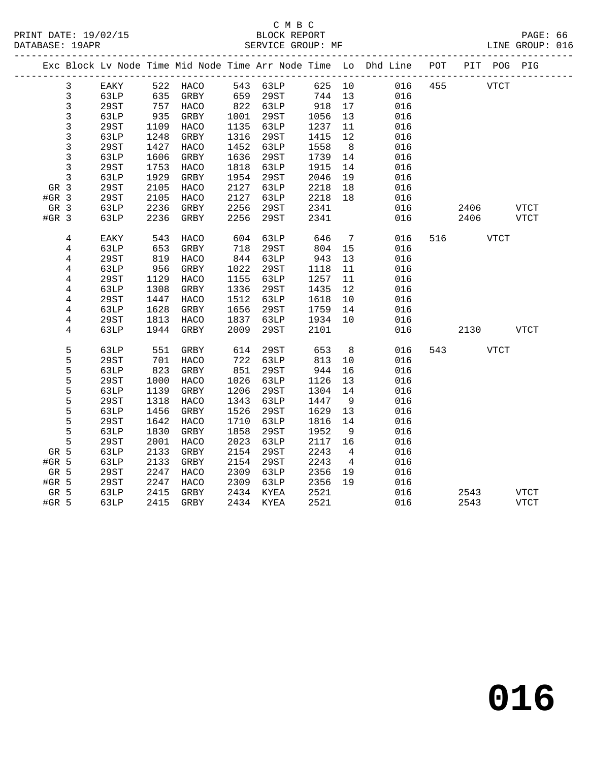C M B C

BLOCK REPORT

SERVICE GROUP: MF

PRINT DATE: 19/02/15
DATABASE: 19APR
LINE GROUP: 016

| Exc | Block | Lv Node | Time | Mid Node | Time | Arr Node | Time | Lo | Dhd Line | POT | PIT | POG | PIG |
|---|---|---|---|---|---|---|---|---|---|---|---|---|---|
| | 3 | EAKY | 522 | HACO | 543 | 63LP | 625 | 10 | 016 | 455 | | VTCT | |
| | 3 | 63LP | 635 | GRBY | 659 | 29ST | 744 | 13 | 016 | | | | |
| | 3 | 29ST | 757 | HACO | 822 | 63LP | 918 | 17 | 016 | | | | |
| | 3 | 63LP | 935 | GRBY | 1001 | 29ST | 1056 | 13 | 016 | | | | |
| | 3 | 29ST | 1109 | HACO | 1135 | 63LP | 1237 | 11 | 016 | | | | |
| | 3 | 63LP | 1248 | GRBY | 1316 | 29ST | 1415 | 12 | 016 | | | | |
| | 3 | 29ST | 1427 | HACO | 1452 | 63LP | 1558 | 8 | 016 | | | | |
| | 3 | 63LP | 1606 | GRBY | 1636 | 29ST | 1739 | 14 | 016 | | | | |
| | 3 | 29ST | 1753 | HACO | 1818 | 63LP | 1915 | 14 | 016 | | | | |
| | 3 | 63LP | 1929 | GRBY | 1954 | 29ST | 2046 | 19 | 016 | | | | |
| GR | 3 | 29ST | 2105 | HACO | 2127 | 63LP | 2218 | 18 | 016 | | | | |
| #GR | 3 | 29ST | 2105 | HACO | 2127 | 63LP | 2218 | 18 | 016 | | | | |
| GR | 3 | 63LP | 2236 | GRBY | 2256 | 29ST | 2341 | | 016 | | 2406 | | VTCT |
| #GR | 3 | 63LP | 2236 | GRBY | 2256 | 29ST | 2341 | | 016 | | 2406 | | VTCT |
| | 4 | EAKY | 543 | HACO | 604 | 63LP | 646 | 7 | 016 | 516 | | VTCT | |
| | 4 | 63LP | 653 | GRBY | 718 | 29ST | 804 | 15 | 016 | | | | |
| | 4 | 29ST | 819 | HACO | 844 | 63LP | 943 | 13 | 016 | | | | |
| | 4 | 63LP | 956 | GRBY | 1022 | 29ST | 1118 | 11 | 016 | | | | |
| | 4 | 29ST | 1129 | HACO | 1155 | 63LP | 1257 | 11 | 016 | | | | |
| | 4 | 63LP | 1308 | GRBY | 1336 | 29ST | 1435 | 12 | 016 | | | | |
| | 4 | 29ST | 1447 | HACO | 1512 | 63LP | 1618 | 10 | 016 | | | | |
| | 4 | 63LP | 1628 | GRBY | 1656 | 29ST | 1759 | 14 | 016 | | | | |
| | 4 | 29ST | 1813 | HACO | 1837 | 63LP | 1934 | 10 | 016 | | | | |
| | 4 | 63LP | 1944 | GRBY | 2009 | 29ST | 2101 | | 016 | | 2130 | | VTCT |
| | 5 | 63LP | 551 | GRBY | 614 | 29ST | 653 | 8 | 016 | 543 | | VTCT | |
| | 5 | 29ST | 701 | HACO | 722 | 63LP | 813 | 10 | 016 | | | | |
| | 5 | 63LP | 823 | GRBY | 851 | 29ST | 944 | 16 | 016 | | | | |
| | 5 | 29ST | 1000 | HACO | 1026 | 63LP | 1126 | 13 | 016 | | | | |
| | 5 | 63LP | 1139 | GRBY | 1206 | 29ST | 1304 | 14 | 016 | | | | |
| | 5 | 29ST | 1318 | HACO | 1343 | 63LP | 1447 | 9 | 016 | | | | |
| | 5 | 63LP | 1456 | GRBY | 1526 | 29ST | 1629 | 13 | 016 | | | | |
| | 5 | 29ST | 1642 | HACO | 1710 | 63LP | 1816 | 14 | 016 | | | | |
| | 5 | 63LP | 1830 | GRBY | 1858 | 29ST | 1952 | 9 | 016 | | | | |
| | 5 | 29ST | 2001 | HACO | 2023 | 63LP | 2117 | 16 | 016 | | | | |
| GR | 5 | 63LP | 2133 | GRBY | 2154 | 29ST | 2243 | 4 | 016 | | | | |
| #GR | 5 | 63LP | 2133 | GRBY | 2154 | 29ST | 2243 | 4 | 016 | | | | |
| GR | 5 | 29ST | 2247 | HACO | 2309 | 63LP | 2356 | 19 | 016 | | | | |
| #GR | 5 | 29ST | 2247 | HACO | 2309 | 63LP | 2356 | 19 | 016 | | | | |
| GR | 5 | 63LP | 2415 | GRBY | 2434 | KYEA | 2521 | | 016 | | 2543 | | VTCT |
| #GR | 5 | 63LP | 2415 | GRBY | 2434 | KYEA | 2521 | | 016 | | 2543 | | VTCT |

# 016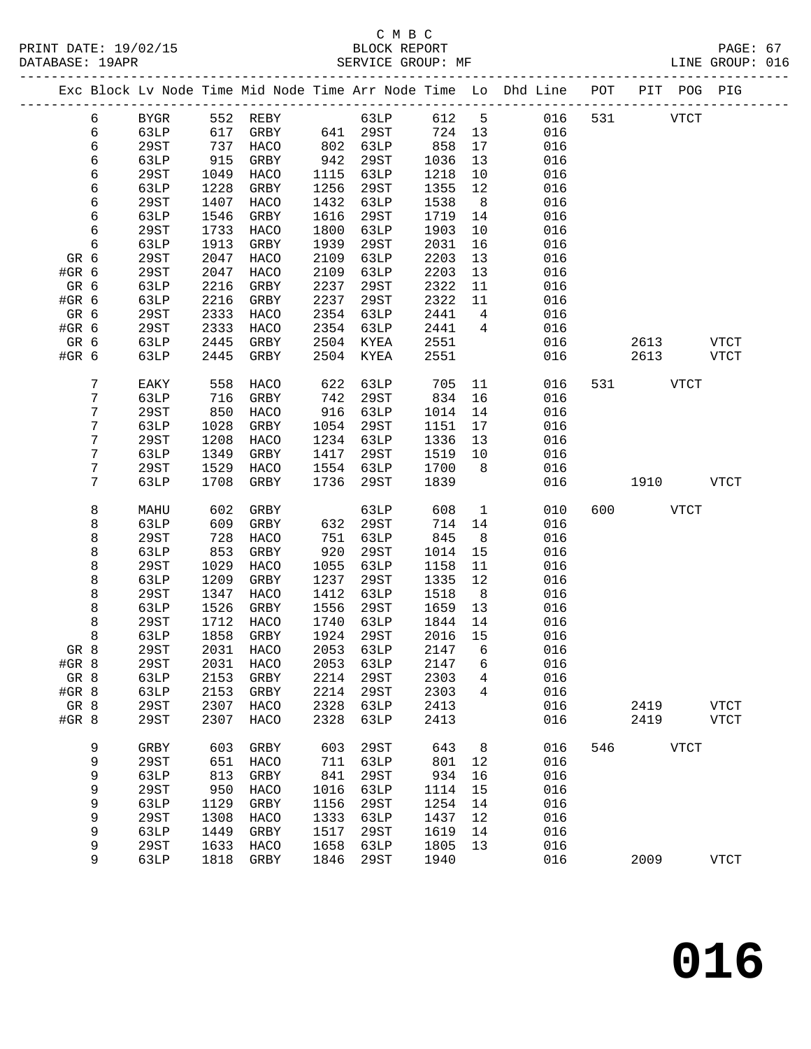C M B C

PRINT DATE: 19/02/15 BLOCK REPORT
DATABASE: 19APR SERVICE GROUP: MF LINE GROUP: 016

| Exc | Block | Lv Node | Time | Mid Node | Time | Arr Node | Time | Lo | Dhd Line | POT | PIT | POG | PIG |
|---|---|---|---|---|---|---|---|---|---|---|---|---|---|
| | 6 | BYGR | 552 | REBY | | 63LP | 612 | 5 | 016 | 531 | | VTCT | |
| | 6 | 63LP | 617 | GRBY | 641 | 29ST | 724 | 13 | 016 | | | | |
| | 6 | 29ST | 737 | HACO | 802 | 63LP | 858 | 17 | 016 | | | | |
| | 6 | 63LP | 915 | GRBY | 942 | 29ST | 1036 | 13 | 016 | | | | |
| | 6 | 29ST | 1049 | HACO | 1115 | 63LP | 1218 | 10 | 016 | | | | |
| | 6 | 63LP | 1228 | GRBY | 1256 | 29ST | 1355 | 12 | 016 | | | | |
| | 6 | 29ST | 1407 | HACO | 1432 | 63LP | 1538 | 8 | 016 | | | | |
| | 6 | 63LP | 1546 | GRBY | 1616 | 29ST | 1719 | 14 | 016 | | | | |
| | 6 | 29ST | 1733 | HACO | 1800 | 63LP | 1903 | 10 | 016 | | | | |
| | 6 | 63LP | 1913 | GRBY | 1939 | 29ST | 2031 | 16 | 016 | | | | |
| GR | 6 | 29ST | 2047 | HACO | 2109 | 63LP | 2203 | 13 | 016 | | | | |
| #GR | 6 | 29ST | 2047 | HACO | 2109 | 63LP | 2203 | 13 | 016 | | | | |
| GR | 6 | 63LP | 2216 | GRBY | 2237 | 29ST | 2322 | 11 | 016 | | | | |
| #GR | 6 | 63LP | 2216 | GRBY | 2237 | 29ST | 2322 | 11 | 016 | | | | |
| GR | 6 | 29ST | 2333 | HACO | 2354 | 63LP | 2441 | 4 | 016 | | | | |
| #GR | 6 | 29ST | 2333 | HACO | 2354 | 63LP | 2441 | 4 | 016 | | | | |
| GR | 6 | 63LP | 2445 | GRBY | 2504 | KYEA | 2551 | | 016 | | 2613 | | VTCT |
| #GR | 6 | 63LP | 2445 | GRBY | 2504 | KYEA | 2551 | | 016 | | 2613 | | VTCT |
| | 7 | EAKY | 558 | HACO | 622 | 63LP | 705 | 11 | 016 | 531 | | VTCT | |
| | 7 | 63LP | 716 | GRBY | 742 | 29ST | 834 | 16 | 016 | | | | |
| | 7 | 29ST | 850 | HACO | 916 | 63LP | 1014 | 14 | 016 | | | | |
| | 7 | 63LP | 1028 | GRBY | 1054 | 29ST | 1151 | 17 | 016 | | | | |
| | 7 | 29ST | 1208 | HACO | 1234 | 63LP | 1336 | 13 | 016 | | | | |
| | 7 | 63LP | 1349 | GRBY | 1417 | 29ST | 1519 | 10 | 016 | | | | |
| | 7 | 29ST | 1529 | HACO | 1554 | 63LP | 1700 | 8 | 016 | | | | |
| | 7 | 63LP | 1708 | GRBY | 1736 | 29ST | 1839 | | 016 | | 1910 | | VTCT |
| | 8 | MAHU | 602 | GRBY | | 63LP | 608 | 1 | 010 | 600 | | VTCT | |
| | 8 | 63LP | 609 | GRBY | 632 | 29ST | 714 | 14 | 016 | | | | |
| | 8 | 29ST | 728 | HACO | 751 | 63LP | 845 | 8 | 016 | | | | |
| | 8 | 63LP | 853 | GRBY | 920 | 29ST | 1014 | 15 | 016 | | | | |
| | 8 | 29ST | 1029 | HACO | 1055 | 63LP | 1158 | 11 | 016 | | | | |
| | 8 | 63LP | 1209 | GRBY | 1237 | 29ST | 1335 | 12 | 016 | | | | |
| | 8 | 29ST | 1347 | HACO | 1412 | 63LP | 1518 | 8 | 016 | | | | |
| | 8 | 63LP | 1526 | GRBY | 1556 | 29ST | 1659 | 13 | 016 | | | | |
| | 8 | 29ST | 1712 | HACO | 1740 | 63LP | 1844 | 14 | 016 | | | | |
| | 8 | 63LP | 1858 | GRBY | 1924 | 29ST | 2016 | 15 | 016 | | | | |
| GR | 8 | 29ST | 2031 | HACO | 2053 | 63LP | 2147 | 6 | 016 | | | | |
| #GR | 8 | 29ST | 2031 | HACO | 2053 | 63LP | 2147 | 6 | 016 | | | | |
| GR | 8 | 63LP | 2153 | GRBY | 2214 | 29ST | 2303 | 4 | 016 | | | | |
| #GR | 8 | 63LP | 2153 | GRBY | 2214 | 29ST | 2303 | 4 | 016 | | | | |
| GR | 8 | 29ST | 2307 | HACO | 2328 | 63LP | 2413 | | 016 | | 2419 | | VTCT |
| #GR | 8 | 29ST | 2307 | HACO | 2328 | 63LP | 2413 | | 016 | | 2419 | | VTCT |
| | 9 | GRBY | 603 | GRBY | 603 | 29ST | 643 | 8 | 016 | 546 | | VTCT | |
| | 9 | 29ST | 651 | HACO | 711 | 63LP | 801 | 12 | 016 | | | | |
| | 9 | 63LP | 813 | GRBY | 841 | 29ST | 934 | 16 | 016 | | | | |
| | 9 | 29ST | 950 | HACO | 1016 | 63LP | 1114 | 15 | 016 | | | | |
| | 9 | 63LP | 1129 | GRBY | 1156 | 29ST | 1254 | 14 | 016 | | | | |
| | 9 | 29ST | 1308 | HACO | 1333 | 63LP | 1437 | 12 | 016 | | | | |
| | 9 | 63LP | 1449 | GRBY | 1517 | 29ST | 1619 | 14 | 016 | | | | |
| | 9 | 29ST | 1633 | HACO | 1658 | 63LP | 1805 | 13 | 016 | | | | |
| | 9 | 63LP | 1818 | GRBY | 1846 | 29ST | 1940 | | 016 | | 2009 | | VTCT |

**016**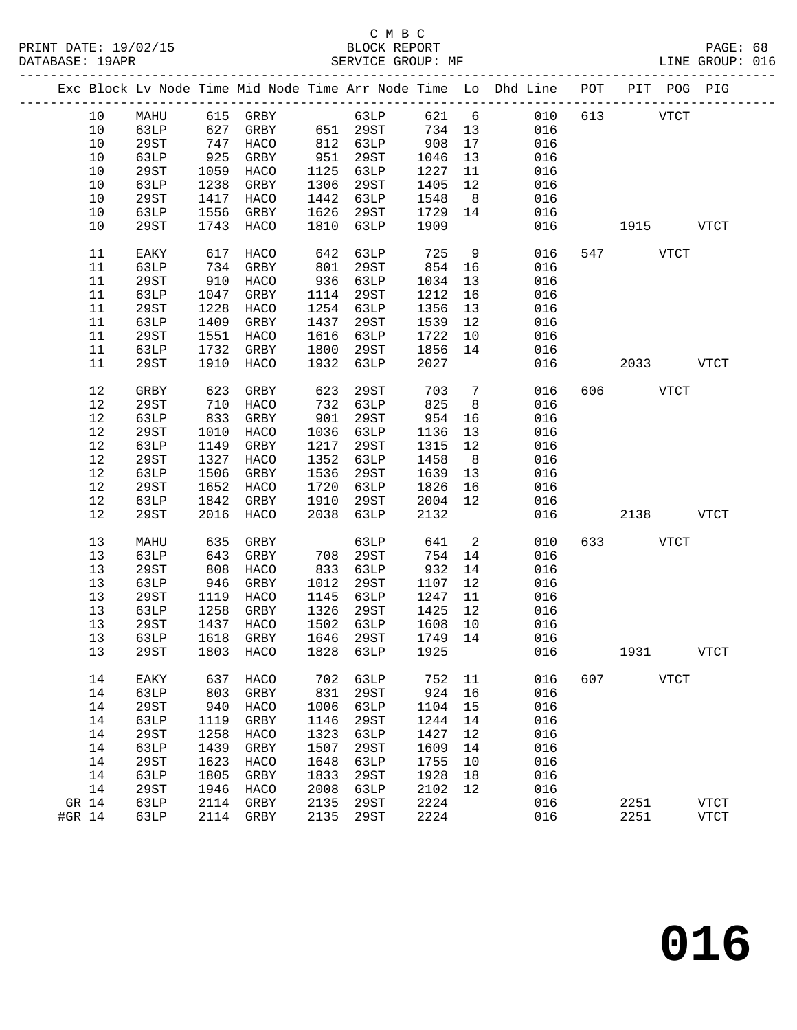C M B C
BLOCK REPORT
SERVICE GROUP: MF

LINE GROUP: 016

| Exc | Block | Lv Node | Time | Mid Node | Time | Arr Node | Time | Lo | Dhd Line | POT | PIT | POG | PIG |
|---|---|---|---|---|---|---|---|---|---|---|---|---|---|
| | 10 | MAHU | 615 | GRBY | | 63LP | 621 | 6 | 010 | 613 | | VTCT | |
| | 10 | 63LP | 627 | GRBY | 651 | 29ST | 734 | 13 | 016 | | | | |
| | 10 | 29ST | 747 | HACO | 812 | 63LP | 908 | 17 | 016 | | | | |
| | 10 | 63LP | 925 | GRBY | 951 | 29ST | 1046 | 13 | 016 | | | | |
| | 10 | 29ST | 1059 | HACO | 1125 | 63LP | 1227 | 11 | 016 | | | | |
| | 10 | 63LP | 1238 | GRBY | 1306 | 29ST | 1405 | 12 | 016 | | | | |
| | 10 | 29ST | 1417 | HACO | 1442 | 63LP | 1548 | 8 | 016 | | | | |
| | 10 | 63LP | 1556 | GRBY | 1626 | 29ST | 1729 | 14 | 016 | | | | |
| | 10 | 29ST | 1743 | HACO | 1810 | 63LP | 1909 | | 016 | | 1915 | | VTCT |
| | 11 | EAKY | 617 | HACO | 642 | 63LP | 725 | 9 | 016 | 547 | | VTCT | |
| | 11 | 63LP | 734 | GRBY | 801 | 29ST | 854 | 16 | 016 | | | | |
| | 11 | 29ST | 910 | HACO | 936 | 63LP | 1034 | 13 | 016 | | | | |
| | 11 | 63LP | 1047 | GRBY | 1114 | 29ST | 1212 | 16 | 016 | | | | |
| | 11 | 29ST | 1228 | HACO | 1254 | 63LP | 1356 | 13 | 016 | | | | |
| | 11 | 63LP | 1409 | GRBY | 1437 | 29ST | 1539 | 12 | 016 | | | | |
| | 11 | 29ST | 1551 | HACO | 1616 | 63LP | 1722 | 10 | 016 | | | | |
| | 11 | 63LP | 1732 | GRBY | 1800 | 29ST | 1856 | 14 | 016 | | | | |
| | 11 | 29ST | 1910 | HACO | 1932 | 63LP | 2027 | | 016 | | 2033 | | VTCT |
| | 12 | GRBY | 623 | GRBY | 623 | 29ST | 703 | 7 | 016 | 606 | | VTCT | |
| | 12 | 29ST | 710 | HACO | 732 | 63LP | 825 | 8 | 016 | | | | |
| | 12 | 63LP | 833 | GRBY | 901 | 29ST | 954 | 16 | 016 | | | | |
| | 12 | 29ST | 1010 | HACO | 1036 | 63LP | 1136 | 13 | 016 | | | | |
| | 12 | 63LP | 1149 | GRBY | 1217 | 29ST | 1315 | 12 | 016 | | | | |
| | 12 | 29ST | 1327 | HACO | 1352 | 63LP | 1458 | 8 | 016 | | | | |
| | 12 | 63LP | 1506 | GRBY | 1536 | 29ST | 1639 | 13 | 016 | | | | |
| | 12 | 29ST | 1652 | HACO | 1720 | 63LP | 1826 | 16 | 016 | | | | |
| | 12 | 63LP | 1842 | GRBY | 1910 | 29ST | 2004 | 12 | 016 | | | | |
| | 12 | 29ST | 2016 | HACO | 2038 | 63LP | 2132 | | 016 | | 2138 | | VTCT |
| | 13 | MAHU | 635 | GRBY | | 63LP | 641 | 2 | 010 | 633 | | VTCT | |
| | 13 | 63LP | 643 | GRBY | 708 | 29ST | 754 | 14 | 016 | | | | |
| | 13 | 29ST | 808 | HACO | 833 | 63LP | 932 | 14 | 016 | | | | |
| | 13 | 63LP | 946 | GRBY | 1012 | 29ST | 1107 | 12 | 016 | | | | |
| | 13 | 29ST | 1119 | HACO | 1145 | 63LP | 1247 | 11 | 016 | | | | |
| | 13 | 63LP | 1258 | GRBY | 1326 | 29ST | 1425 | 12 | 016 | | | | |
| | 13 | 29ST | 1437 | HACO | 1502 | 63LP | 1608 | 10 | 016 | | | | |
| | 13 | 63LP | 1618 | GRBY | 1646 | 29ST | 1749 | 14 | 016 | | | | |
| | 13 | 29ST | 1803 | HACO | 1828 | 63LP | 1925 | | 016 | | 1931 | | VTCT |
| | 14 | EAKY | 637 | HACO | 702 | 63LP | 752 | 11 | 016 | 607 | | VTCT | |
| | 14 | 63LP | 803 | GRBY | 831 | 29ST | 924 | 16 | 016 | | | | |
| | 14 | 29ST | 940 | HACO | 1006 | 63LP | 1104 | 15 | 016 | | | | |
| | 14 | 63LP | 1119 | GRBY | 1146 | 29ST | 1244 | 14 | 016 | | | | |
| | 14 | 29ST | 1258 | HACO | 1323 | 63LP | 1427 | 12 | 016 | | | | |
| | 14 | 63LP | 1439 | GRBY | 1507 | 29ST | 1609 | 14 | 016 | | | | |
| | 14 | 29ST | 1623 | HACO | 1648 | 63LP | 1755 | 10 | 016 | | | | |
| | 14 | 63LP | 1805 | GRBY | 1833 | 29ST | 1928 | 18 | 016 | | | | |
| | 14 | 29ST | 1946 | HACO | 2008 | 63LP | 2102 | 12 | 016 | | | | |
| GR | 14 | 63LP | 2114 | GRBY | 2135 | 29ST | 2224 | | 016 | | 2251 | | VTCT |
| #GR | 14 | 63LP | 2114 | GRBY | 2135 | 29ST | 2224 | | 016 | | 2251 | | VTCT |

# 016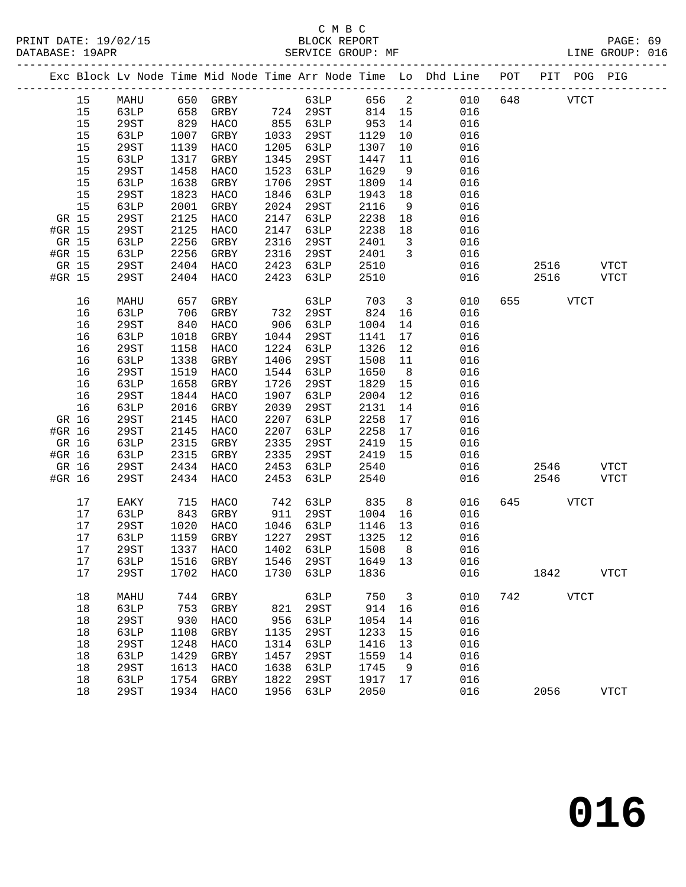C M B C

BLOCK REPORT

SERVICE GROUP: MF

PRINT DATE: 19/02/15
DATABASE: 19APR

LINE GROUP: 016

| Exc | Block | Lv Node | Time | Mid Node | Time | Arr Node | Time | Lo | Dhd Line | POT | PIT | POG | PIG |
|---|---|---|---|---|---|---|---|---|---|---|---|---|---|
| | 15 | MAHU | 650 | GRBY | | 63LP | 656 | 2 | 010 | 648 | | VTCT | |
| | 15 | 63LP | 658 | GRBY | 724 | 29ST | 814 | 15 | 016 | | | | |
| | 15 | 29ST | 829 | HACO | 855 | 63LP | 953 | 14 | 016 | | | | |
| | 15 | 63LP | 1007 | GRBY | 1033 | 29ST | 1129 | 10 | 016 | | | | |
| | 15 | 29ST | 1139 | HACO | 1205 | 63LP | 1307 | 10 | 016 | | | | |
| | 15 | 63LP | 1317 | GRBY | 1345 | 29ST | 1447 | 11 | 016 | | | | |
| | 15 | 29ST | 1458 | HACO | 1523 | 63LP | 1629 | 9 | 016 | | | | |
| | 15 | 63LP | 1638 | GRBY | 1706 | 29ST | 1809 | 14 | 016 | | | | |
| | 15 | 29ST | 1823 | HACO | 1846 | 63LP | 1943 | 18 | 016 | | | | |
| | 15 | 63LP | 2001 | GRBY | 2024 | 29ST | 2116 | 9 | 016 | | | | |
| GR | 15 | 29ST | 2125 | HACO | 2147 | 63LP | 2238 | 18 | 016 | | | | |
| #GR | 15 | 29ST | 2125 | HACO | 2147 | 63LP | 2238 | 18 | 016 | | | | |
| GR | 15 | 63LP | 2256 | GRBY | 2316 | 29ST | 2401 | 3 | 016 | | | | |
| #GR | 15 | 63LP | 2256 | GRBY | 2316 | 29ST | 2401 | 3 | 016 | | | | |
| GR | 15 | 29ST | 2404 | HACO | 2423 | 63LP | 2510 | | 016 | | 2516 | | VTCT |
| #GR | 15 | 29ST | 2404 | HACO | 2423 | 63LP | 2510 | | 016 | | 2516 | | VTCT |
| | 16 | MAHU | 657 | GRBY | | 63LP | 703 | 3 | 010 | 655 | | VTCT | |
| | 16 | 63LP | 706 | GRBY | 732 | 29ST | 824 | 16 | 016 | | | | |
| | 16 | 29ST | 840 | HACO | 906 | 63LP | 1004 | 14 | 016 | | | | |
| | 16 | 63LP | 1018 | GRBY | 1044 | 29ST | 1141 | 17 | 016 | | | | |
| | 16 | 29ST | 1158 | HACO | 1224 | 63LP | 1326 | 12 | 016 | | | | |
| | 16 | 63LP | 1338 | GRBY | 1406 | 29ST | 1508 | 11 | 016 | | | | |
| | 16 | 29ST | 1519 | HACO | 1544 | 63LP | 1650 | 8 | 016 | | | | |
| | 16 | 63LP | 1658 | GRBY | 1726 | 29ST | 1829 | 15 | 016 | | | | |
| | 16 | 29ST | 1844 | HACO | 1907 | 63LP | 2004 | 12 | 016 | | | | |
| | 16 | 63LP | 2016 | GRBY | 2039 | 29ST | 2131 | 14 | 016 | | | | |
| GR | 16 | 29ST | 2145 | HACO | 2207 | 63LP | 2258 | 17 | 016 | | | | |
| #GR | 16 | 29ST | 2145 | HACO | 2207 | 63LP | 2258 | 17 | 016 | | | | |
| GR | 16 | 63LP | 2315 | GRBY | 2335 | 29ST | 2419 | 15 | 016 | | | | |
| #GR | 16 | 63LP | 2315 | GRBY | 2335 | 29ST | 2419 | 15 | 016 | | | | |
| GR | 16 | 29ST | 2434 | HACO | 2453 | 63LP | 2540 | | 016 | | 2546 | | VTCT |
| #GR | 16 | 29ST | 2434 | HACO | 2453 | 63LP | 2540 | | 016 | | 2546 | | VTCT |
| | 17 | EAKY | 715 | HACO | 742 | 63LP | 835 | 8 | 016 | 645 | | VTCT | |
| | 17 | 63LP | 843 | GRBY | 911 | 29ST | 1004 | 16 | 016 | | | | |
| | 17 | 29ST | 1020 | HACO | 1046 | 63LP | 1146 | 13 | 016 | | | | |
| | 17 | 63LP | 1159 | GRBY | 1227 | 29ST | 1325 | 12 | 016 | | | | |
| | 17 | 29ST | 1337 | HACO | 1402 | 63LP | 1508 | 8 | 016 | | | | |
| | 17 | 63LP | 1516 | GRBY | 1546 | 29ST | 1649 | 13 | 016 | | | | |
| | 17 | 29ST | 1702 | HACO | 1730 | 63LP | 1836 | | 016 | | 1842 | | VTCT |
| | 18 | MAHU | 744 | GRBY | | 63LP | 750 | 3 | 010 | 742 | | VTCT | |
| | 18 | 63LP | 753 | GRBY | 821 | 29ST | 914 | 16 | 016 | | | | |
| | 18 | 29ST | 930 | HACO | 956 | 63LP | 1054 | 14 | 016 | | | | |
| | 18 | 63LP | 1108 | GRBY | 1135 | 29ST | 1233 | 15 | 016 | | | | |
| | 18 | 29ST | 1248 | HACO | 1314 | 63LP | 1416 | 13 | 016 | | | | |
| | 18 | 63LP | 1429 | GRBY | 1457 | 29ST | 1559 | 14 | 016 | | | | |
| | 18 | 29ST | 1613 | HACO | 1638 | 63LP | 1745 | 9 | 016 | | | | |
| | 18 | 63LP | 1754 | GRBY | 1822 | 29ST | 1917 | 17 | 016 | | | | |
| | 18 | 29ST | 1934 | HACO | 1956 | 63LP | 2050 | | 016 | | 2056 | | VTCT |

**016**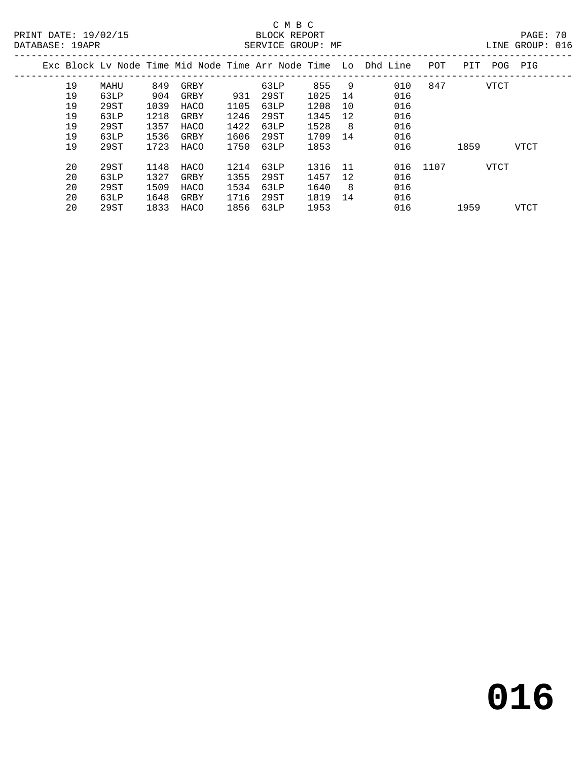C M B C

BLOCK REPORT

SERVICE GROUP: MF

PRINT DATE: 19/02/15

DATABASE: 19APR

LINE GROUP: 016

| Exc | Block | Lv Node | Time | Mid Node | Time | Arr Node | Time | Lo | Dhd Line | POT | PIT | POG | PIG |
|---|---|---|---|---|---|---|---|---|---|---|---|---|---|
| | 19 | MAHU | 849 | GRBY | | 63LP | 855 | 9 | 010 | 847 | | VTCT | |
| | 19 | 63LP | 904 | GRBY | 931 | 29ST | 1025 | 14 | 016 | | | | |
| | 19 | 29ST | 1039 | HACO | 1105 | 63LP | 1208 | 10 | 016 | | | | |
| | 19 | 63LP | 1218 | GRBY | 1246 | 29ST | 1345 | 12 | 016 | | | | |
| | 19 | 29ST | 1357 | HACO | 1422 | 63LP | 1528 | 8 | 016 | | | | |
| | 19 | 63LP | 1536 | GRBY | 1606 | 29ST | 1709 | 14 | 016 | | | | |
| | 19 | 29ST | 1723 | HACO | 1750 | 63LP | 1853 | | 016 | | 1859 | | VTCT |
| | 20 | 29ST | 1148 | HACO | 1214 | 63LP | 1316 | 11 | 016 | 1107 | | VTCT | |
| | 20 | 63LP | 1327 | GRBY | 1355 | 29ST | 1457 | 12 | 016 | | | | |
| | 20 | 29ST | 1509 | HACO | 1534 | 63LP | 1640 | 8 | 016 | | | | |
| | 20 | 63LP | 1648 | GRBY | 1716 | 29ST | 1819 | 14 | 016 | | | | |
| | 20 | 29ST | 1833 | HACO | 1856 | 63LP | 1953 | | 016 | | 1959 | | VTCT |

**016**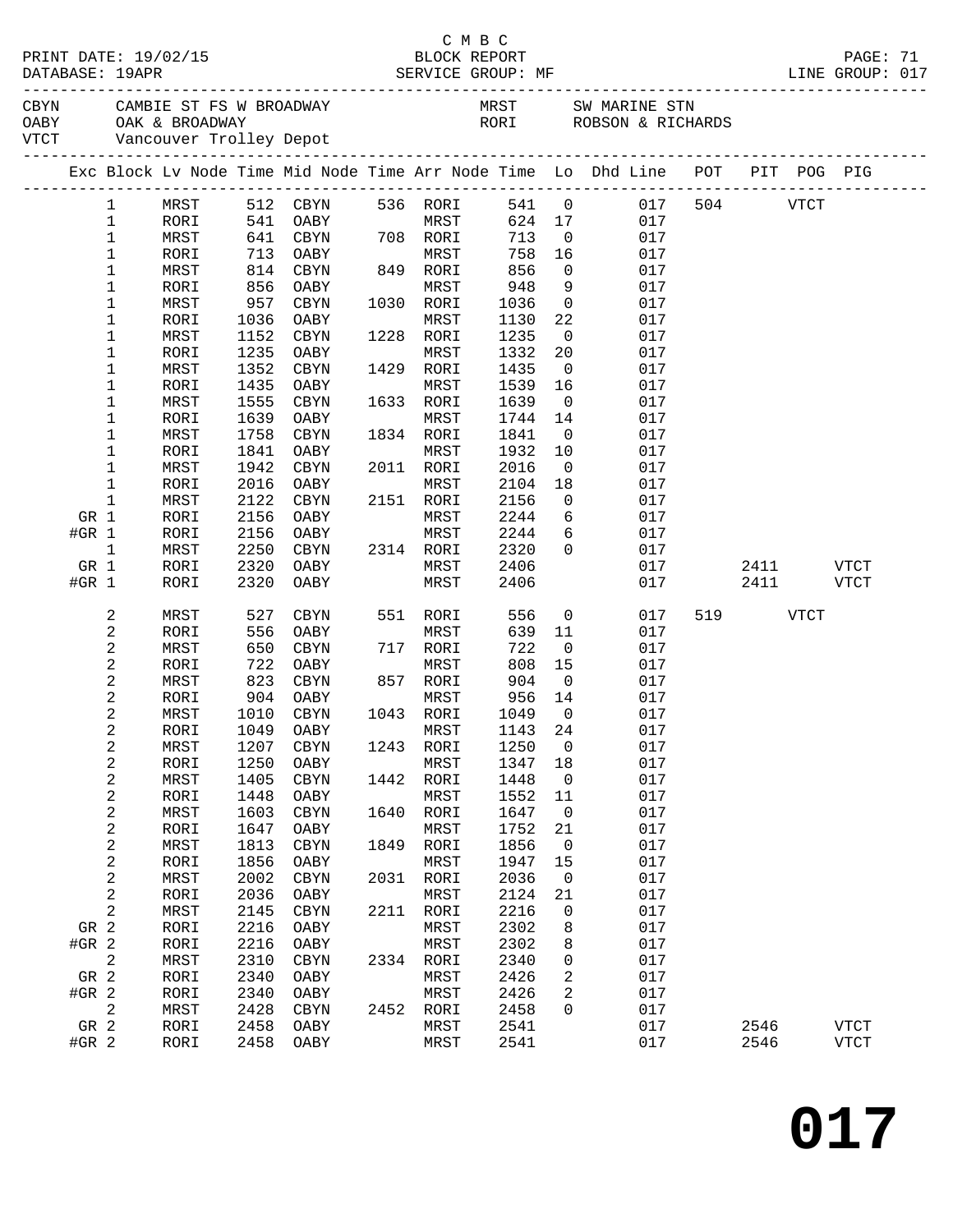C M B C

PRINT DATE: 19/02/15 BLOCK REPORT
DATABASE: 19APR SERVICE GROUP: MF LINE GROUP: 017

| | | | |
|---|---|---|---|
| CBYN | CAMBIE ST FS W BROADWAY | MRST | SW MARINE STN |
| OABY | OAK & BROADWAY | RORI | ROBSON & RICHARDS |
| VTCT | Vancouver Trolley Depot | | |

| Exc | Block | Lv Node | Time | Mid Node | Time | Arr Node | Time | Lo | Dhd Line | POT | PIT | POG | PIG |
|---|---|---|---|---|---|---|---|---|---|---|---|---|---|
| | 1 | MRST | 512 | CBYN | 536 | RORI | 541 | 0 | 017 | 504 | | VTCT | |
| | 1 | RORI | 541 | OABY | | MRST | 624 | 17 | 017 | | | | |
| | 1 | MRST | 641 | CBYN | 708 | RORI | 713 | 0 | 017 | | | | |
| | 1 | RORI | 713 | OABY | | MRST | 758 | 16 | 017 | | | | |
| | 1 | MRST | 814 | CBYN | 849 | RORI | 856 | 0 | 017 | | | | |
| | 1 | RORI | 856 | OABY | | MRST | 948 | 9 | 017 | | | | |
| | 1 | MRST | 957 | CBYN | 1030 | RORI | 1036 | 0 | 017 | | | | |
| | 1 | RORI | 1036 | OABY | | MRST | 1130 | 22 | 017 | | | | |
| | 1 | MRST | 1152 | CBYN | 1228 | RORI | 1235 | 0 | 017 | | | | |
| | 1 | RORI | 1235 | OABY | | MRST | 1332 | 20 | 017 | | | | |
| | 1 | MRST | 1352 | CBYN | 1429 | RORI | 1435 | 0 | 017 | | | | |
| | 1 | RORI | 1435 | OABY | | MRST | 1539 | 16 | 017 | | | | |
| | 1 | MRST | 1555 | CBYN | 1633 | RORI | 1639 | 0 | 017 | | | | |
| | 1 | RORI | 1639 | OABY | | MRST | 1744 | 14 | 017 | | | | |
| | 1 | MRST | 1758 | CBYN | 1834 | RORI | 1841 | 0 | 017 | | | | |
| | 1 | RORI | 1841 | OABY | | MRST | 1932 | 10 | 017 | | | | |
| | 1 | MRST | 1942 | CBYN | 2011 | RORI | 2016 | 0 | 017 | | | | |
| | 1 | RORI | 2016 | OABY | | MRST | 2104 | 18 | 017 | | | | |
| | 1 | MRST | 2122 | CBYN | 2151 | RORI | 2156 | 0 | 017 | | | | |
| GR | 1 | RORI | 2156 | OABY | | MRST | 2244 | 6 | 017 | | | | |
| #GR | 1 | RORI | 2156 | OABY | | MRST | 2244 | 6 | 017 | | | | |
| | 1 | MRST | 2250 | CBYN | 2314 | RORI | 2320 | 0 | 017 | | | | |
| GR | 1 | RORI | 2320 | OABY | | MRST | 2406 | | 017 | | 2411 | | VTCT |
| #GR | 1 | RORI | 2320 | OABY | | MRST | 2406 | | 017 | | 2411 | | VTCT |
| | 2 | MRST | 527 | CBYN | 551 | RORI | 556 | 0 | 017 | 519 | | VTCT | |
| | 2 | RORI | 556 | OABY | | MRST | 639 | 11 | 017 | | | | |
| | 2 | MRST | 650 | CBYN | 717 | RORI | 722 | 0 | 017 | | | | |
| | 2 | RORI | 722 | OABY | | MRST | 808 | 15 | 017 | | | | |
| | 2 | MRST | 823 | CBYN | 857 | RORI | 904 | 0 | 017 | | | | |
| | 2 | RORI | 904 | OABY | | MRST | 956 | 14 | 017 | | | | |
| | 2 | MRST | 1010 | CBYN | 1043 | RORI | 1049 | 0 | 017 | | | | |
| | 2 | RORI | 1049 | OABY | | MRST | 1143 | 24 | 017 | | | | |
| | 2 | MRST | 1207 | CBYN | 1243 | RORI | 1250 | 0 | 017 | | | | |
| | 2 | RORI | 1250 | OABY | | MRST | 1347 | 18 | 017 | | | | |
| | 2 | MRST | 1405 | CBYN | 1442 | RORI | 1448 | 0 | 017 | | | | |
| | 2 | RORI | 1448 | OABY | | MRST | 1552 | 11 | 017 | | | | |
| | 2 | MRST | 1603 | CBYN | 1640 | RORI | 1647 | 0 | 017 | | | | |
| | 2 | RORI | 1647 | OABY | | MRST | 1752 | 21 | 017 | | | | |
| | 2 | MRST | 1813 | CBYN | 1849 | RORI | 1856 | 0 | 017 | | | | |
| | 2 | RORI | 1856 | OABY | | MRST | 1947 | 15 | 017 | | | | |
| | 2 | MRST | 2002 | CBYN | 2031 | RORI | 2036 | 0 | 017 | | | | |
| | 2 | RORI | 2036 | OABY | | MRST | 2124 | 21 | 017 | | | | |
| | 2 | MRST | 2145 | CBYN | 2211 | RORI | 2216 | 0 | 017 | | | | |
| GR | 2 | RORI | 2216 | OABY | | MRST | 2302 | 8 | 017 | | | | |
| #GR | 2 | RORI | 2216 | OABY | | MRST | 2302 | 8 | 017 | | | | |
| | 2 | MRST | 2310 | CBYN | 2334 | RORI | 2340 | 0 | 017 | | | | |
| GR | 2 | RORI | 2340 | OABY | | MRST | 2426 | 2 | 017 | | | | |
| #GR | 2 | RORI | 2340 | OABY | | MRST | 2426 | 2 | 017 | | | | |
| | 2 | MRST | 2428 | CBYN | 2452 | RORI | 2458 | 0 | 017 | | | | |
| GR | 2 | RORI | 2458 | OABY | | MRST | 2541 | | 017 | | 2546 | | VTCT |
| #GR | 2 | RORI | 2458 | OABY | | MRST | 2541 | | 017 | | 2546 | | VTCT |

# 017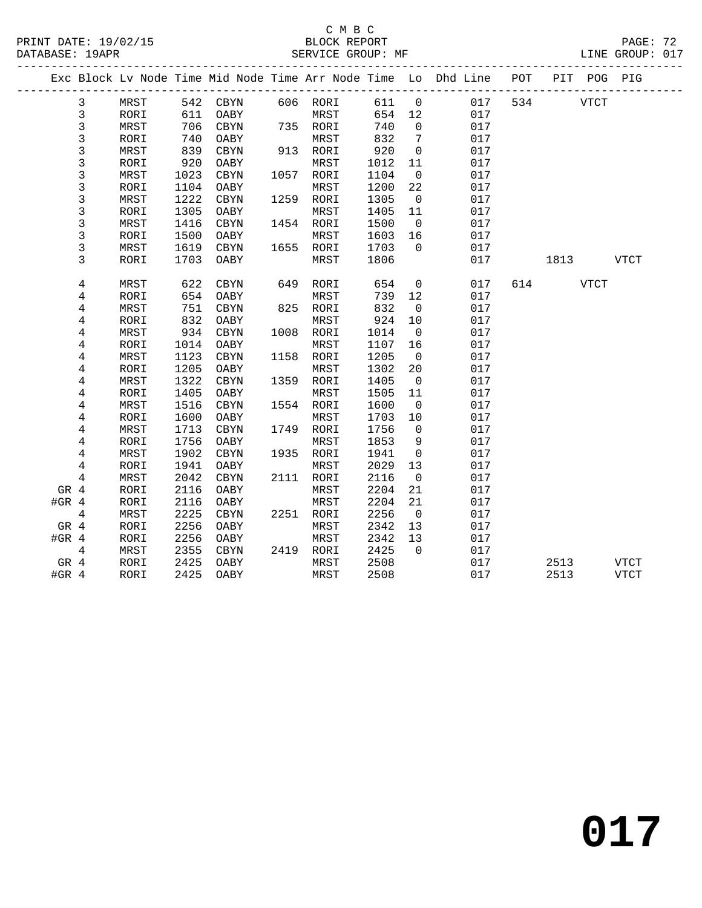C M B C

BLOCK REPORT

SERVICE GROUP: MF

LINE GROUP: 017

| Exc | Block | Lv Node | Time | Mid Node | Time | Arr Node | Time | Lo | Dhd Line | POT | PIT | POG | PIG |
|---|---|---|---|---|---|---|---|---|---|---|---|---|---|
| | 3 | MRST | 542 | CBYN | 606 | RORI | 611 | 0 | 017 | 534 | | VTCT | |
| | 3 | RORI | 611 | OABY | | MRST | 654 | 12 | 017 | | | | |
| | 3 | MRST | 706 | CBYN | 735 | RORI | 740 | 0 | 017 | | | | |
| | 3 | RORI | 740 | OABY | | MRST | 832 | 7 | 017 | | | | |
| | 3 | MRST | 839 | CBYN | 913 | RORI | 920 | 0 | 017 | | | | |
| | 3 | RORI | 920 | OABY | | MRST | 1012 | 11 | 017 | | | | |
| | 3 | MRST | 1023 | CBYN | 1057 | RORI | 1104 | 0 | 017 | | | | |
| | 3 | RORI | 1104 | OABY | | MRST | 1200 | 22 | 017 | | | | |
| | 3 | MRST | 1222 | CBYN | 1259 | RORI | 1305 | 0 | 017 | | | | |
| | 3 | RORI | 1305 | OABY | | MRST | 1405 | 11 | 017 | | | | |
| | 3 | MRST | 1416 | CBYN | 1454 | RORI | 1500 | 0 | 017 | | | | |
| | 3 | RORI | 1500 | OABY | | MRST | 1603 | 16 | 017 | | | | |
| | 3 | MRST | 1619 | CBYN | 1655 | RORI | 1703 | 0 | 017 | | | | |
| | 3 | RORI | 1703 | OABY | | MRST | 1806 | | 017 | | 1813 | | VTCT |
| | 4 | MRST | 622 | CBYN | 649 | RORI | 654 | 0 | 017 | 614 | | VTCT | |
| | 4 | RORI | 654 | OABY | | MRST | 739 | 12 | 017 | | | | |
| | 4 | MRST | 751 | CBYN | 825 | RORI | 832 | 0 | 017 | | | | |
| | 4 | RORI | 832 | OABY | | MRST | 924 | 10 | 017 | | | | |
| | 4 | MRST | 934 | CBYN | 1008 | RORI | 1014 | 0 | 017 | | | | |
| | 4 | RORI | 1014 | OABY | | MRST | 1107 | 16 | 017 | | | | |
| | 4 | MRST | 1123 | CBYN | 1158 | RORI | 1205 | 0 | 017 | | | | |
| | 4 | RORI | 1205 | OABY | | MRST | 1302 | 20 | 017 | | | | |
| | 4 | MRST | 1322 | CBYN | 1359 | RORI | 1405 | 0 | 017 | | | | |
| | 4 | RORI | 1405 | OABY | | MRST | 1505 | 11 | 017 | | | | |
| | 4 | MRST | 1516 | CBYN | 1554 | RORI | 1600 | 0 | 017 | | | | |
| | 4 | RORI | 1600 | OABY | | MRST | 1703 | 10 | 017 | | | | |
| | 4 | MRST | 1713 | CBYN | 1749 | RORI | 1756 | 0 | 017 | | | | |
| | 4 | RORI | 1756 | OABY | | MRST | 1853 | 9 | 017 | | | | |
| | 4 | MRST | 1902 | CBYN | 1935 | RORI | 1941 | 0 | 017 | | | | |
| | 4 | RORI | 1941 | OABY | | MRST | 2029 | 13 | 017 | | | | |
| | 4 | MRST | 2042 | CBYN | 2111 | RORI | 2116 | 0 | 017 | | | | |
| GR | 4 | RORI | 2116 | OABY | | MRST | 2204 | 21 | 017 | | | | |
| #GR | 4 | RORI | 2116 | OABY | | MRST | 2204 | 21 | 017 | | | | |
| | 4 | MRST | 2225 | CBYN | 2251 | RORI | 2256 | 0 | 017 | | | | |
| GR | 4 | RORI | 2256 | OABY | | MRST | 2342 | 13 | 017 | | | | |
| #GR | 4 | RORI | 2256 | OABY | | MRST | 2342 | 13 | 017 | | | | |
| | 4 | MRST | 2355 | CBYN | 2419 | RORI | 2425 | 0 | 017 | | | | |
| GR | 4 | RORI | 2425 | OABY | | MRST | 2508 | | 017 | | 2513 | | VTCT |
| #GR | 4 | RORI | 2425 | OABY | | MRST | 2508 | | 017 | | 2513 | | VTCT |

# 017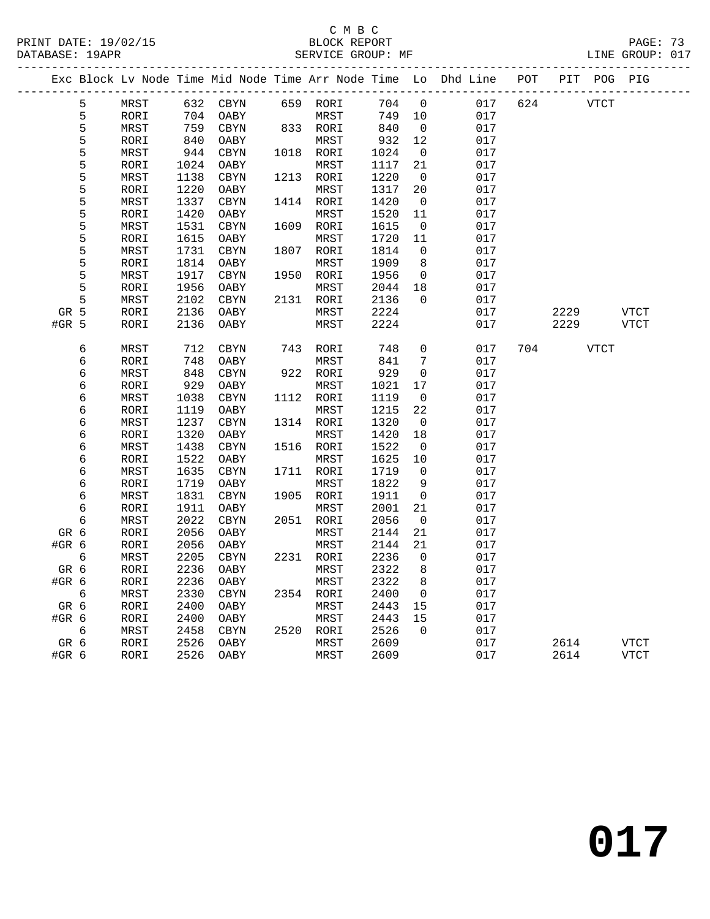C M B C
BLOCK REPORT
SERVICE GROUP: MF

PRINT DATE: 19/02/15
DATABASE: 19APR
LINE GROUP: 017

| Exc | Block | Lv Node | Time | Mid Node | Time | Arr Node | Time | Lo | Dhd Line | POT | PIT | POG | PIG |
|---|---|---|---|---|---|---|---|---|---|---|---|---|---|
| | 5 | MRST | 632 | CBYN | 659 | RORI | 704 | 0 | 017 | 624 | | VTCT | |
| | 5 | RORI | 704 | OABY | | MRST | 749 | 10 | 017 | | | | |
| | 5 | MRST | 759 | CBYN | 833 | RORI | 840 | 0 | 017 | | | | |
| | 5 | RORI | 840 | OABY | | MRST | 932 | 12 | 017 | | | | |
| | 5 | MRST | 944 | CBYN | 1018 | RORI | 1024 | 0 | 017 | | | | |
| | 5 | RORI | 1024 | OABY | | MRST | 1117 | 21 | 017 | | | | |
| | 5 | MRST | 1138 | CBYN | 1213 | RORI | 1220 | 0 | 017 | | | | |
| | 5 | RORI | 1220 | OABY | | MRST | 1317 | 20 | 017 | | | | |
| | 5 | MRST | 1337 | CBYN | 1414 | RORI | 1420 | 0 | 017 | | | | |
| | 5 | RORI | 1420 | OABY | | MRST | 1520 | 11 | 017 | | | | |
| | 5 | MRST | 1531 | CBYN | 1609 | RORI | 1615 | 0 | 017 | | | | |
| | 5 | RORI | 1615 | OABY | | MRST | 1720 | 11 | 017 | | | | |
| | 5 | MRST | 1731 | CBYN | 1807 | RORI | 1814 | 0 | 017 | | | | |
| | 5 | RORI | 1814 | OABY | | MRST | 1909 | 8 | 017 | | | | |
| | 5 | MRST | 1917 | CBYN | 1950 | RORI | 1956 | 0 | 017 | | | | |
| | 5 | RORI | 1956 | OABY | | MRST | 2044 | 18 | 017 | | | | |
| | 5 | MRST | 2102 | CBYN | 2131 | RORI | 2136 | 0 | 017 | | | | |
| GR | 5 | RORI | 2136 | OABY | | MRST | 2224 | | 017 | | 2229 | | VTCT |
| #GR | 5 | RORI | 2136 | OABY | | MRST | 2224 | | 017 | | 2229 | | VTCT |
| | 6 | MRST | 712 | CBYN | 743 | RORI | 748 | 0 | 017 | 704 | | VTCT | |
| | 6 | RORI | 748 | OABY | | MRST | 841 | 7 | 017 | | | | |
| | 6 | MRST | 848 | CBYN | 922 | RORI | 929 | 0 | 017 | | | | |
| | 6 | RORI | 929 | OABY | | MRST | 1021 | 17 | 017 | | | | |
| | 6 | MRST | 1038 | CBYN | 1112 | RORI | 1119 | 0 | 017 | | | | |
| | 6 | RORI | 1119 | OABY | | MRST | 1215 | 22 | 017 | | | | |
| | 6 | MRST | 1237 | CBYN | 1314 | RORI | 1320 | 0 | 017 | | | | |
| | 6 | RORI | 1320 | OABY | | MRST | 1420 | 18 | 017 | | | | |
| | 6 | MRST | 1438 | CBYN | 1516 | RORI | 1522 | 0 | 017 | | | | |
| | 6 | RORI | 1522 | OABY | | MRST | 1625 | 10 | 017 | | | | |
| | 6 | MRST | 1635 | CBYN | 1711 | RORI | 1719 | 0 | 017 | | | | |
| | 6 | RORI | 1719 | OABY | | MRST | 1822 | 9 | 017 | | | | |
| | 6 | MRST | 1831 | CBYN | 1905 | RORI | 1911 | 0 | 017 | | | | |
| | 6 | RORI | 1911 | OABY | | MRST | 2001 | 21 | 017 | | | | |
| | 6 | MRST | 2022 | CBYN | 2051 | RORI | 2056 | 0 | 017 | | | | |
| GR | 6 | RORI | 2056 | OABY | | MRST | 2144 | 21 | 017 | | | | |
| #GR | 6 | RORI | 2056 | OABY | | MRST | 2144 | 21 | 017 | | | | |
| | 6 | MRST | 2205 | CBYN | 2231 | RORI | 2236 | 0 | 017 | | | | |
| GR | 6 | RORI | 2236 | OABY | | MRST | 2322 | 8 | 017 | | | | |
| #GR | 6 | RORI | 2236 | OABY | | MRST | 2322 | 8 | 017 | | | | |
| | 6 | MRST | 2330 | CBYN | 2354 | RORI | 2400 | 0 | 017 | | | | |
| GR | 6 | RORI | 2400 | OABY | | MRST | 2443 | 15 | 017 | | | | |
| #GR | 6 | RORI | 2400 | OABY | | MRST | 2443 | 15 | 017 | | | | |
| | 6 | MRST | 2458 | CBYN | 2520 | RORI | 2526 | 0 | 017 | | | | |
| GR | 6 | RORI | 2526 | OABY | | MRST | 2609 | | 017 | | 2614 | | VTCT |
| #GR | 6 | RORI | 2526 | OABY | | MRST | 2609 | | 017 | | 2614 | | VTCT |

**017**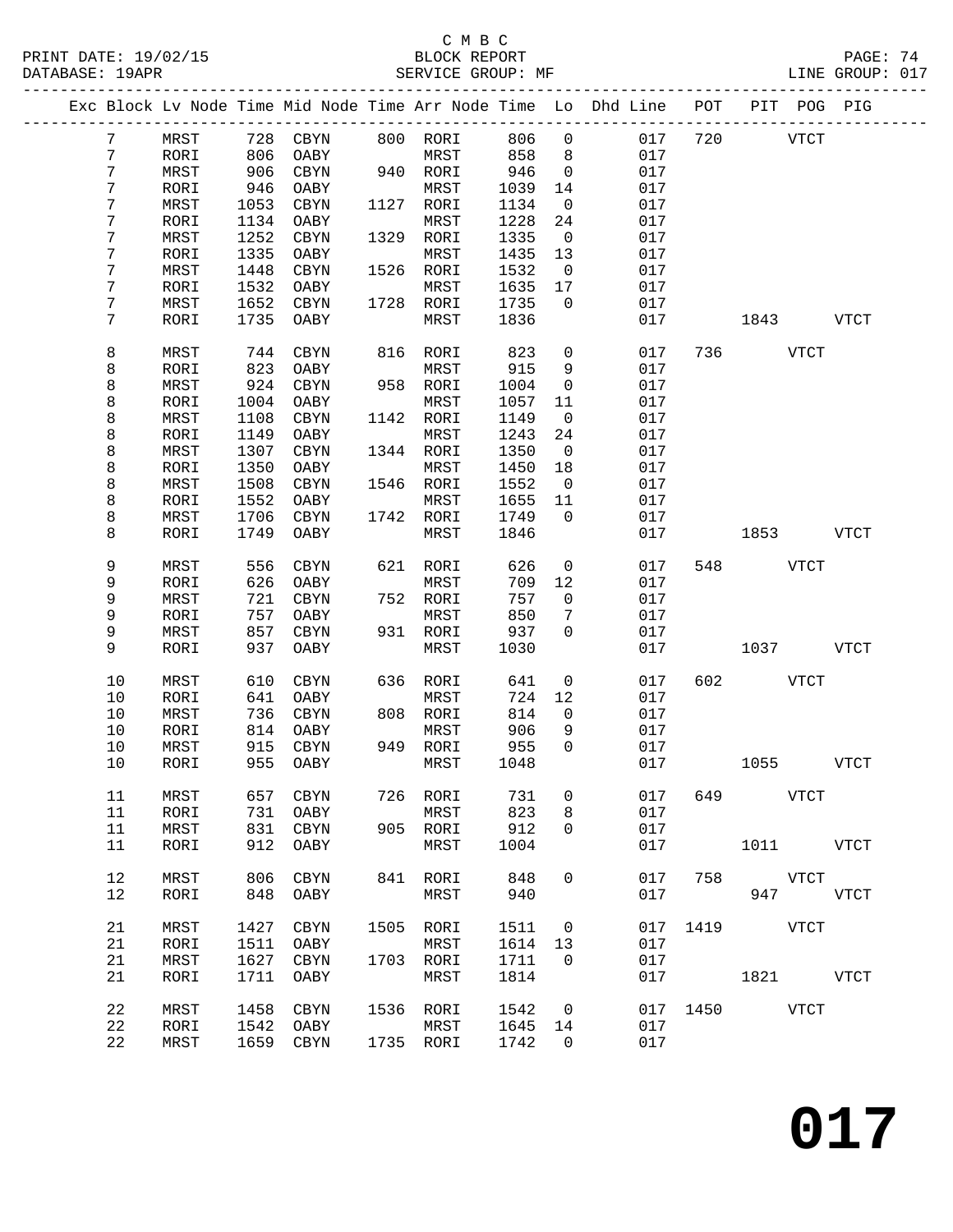C M B C
BLOCK REPORT
SERVICE GROUP: MF

PRINT DATE: 19/02/15
DATABASE: 19APR
LINE GROUP: 017

| Exc | Block | Lv Node | Time | Mid Node | Time | Arr Node | Time | Lo | Dhd Line | POT | PIT | POG | PIG |
|---|---|---|---|---|---|---|---|---|---|---|---|---|---|
| | 7 | MRST | 728 | CBYN | 800 | RORI | 806 | 0 | 017 | 720 | | VTCT | |
| | 7 | RORI | 806 | OABY | | MRST | 858 | 8 | 017 | | | | |
| | 7 | MRST | 906 | CBYN | 940 | RORI | 946 | 0 | 017 | | | | |
| | 7 | RORI | 946 | OABY | | MRST | 1039 | 14 | 017 | | | | |
| | 7 | MRST | 1053 | CBYN | 1127 | RORI | 1134 | 0 | 017 | | | | |
| | 7 | RORI | 1134 | OABY | | MRST | 1228 | 24 | 017 | | | | |
| | 7 | MRST | 1252 | CBYN | 1329 | RORI | 1335 | 0 | 017 | | | | |
| | 7 | RORI | 1335 | OABY | | MRST | 1435 | 13 | 017 | | | | |
| | 7 | MRST | 1448 | CBYN | 1526 | RORI | 1532 | 0 | 017 | | | | |
| | 7 | RORI | 1532 | OABY | | MRST | 1635 | 17 | 017 | | | | |
| | 7 | MRST | 1652 | CBYN | 1728 | RORI | 1735 | 0 | 017 | | | | |
| | 7 | RORI | 1735 | OABY | | MRST | 1836 | | 017 | | 1843 | | VTCT |
| | 8 | MRST | 744 | CBYN | 816 | RORI | 823 | 0 | 017 | 736 | | VTCT | |
| | 8 | RORI | 823 | OABY | | MRST | 915 | 9 | 017 | | | | |
| | 8 | MRST | 924 | CBYN | 958 | RORI | 1004 | 0 | 017 | | | | |
| | 8 | RORI | 1004 | OABY | | MRST | 1057 | 11 | 017 | | | | |
| | 8 | MRST | 1108 | CBYN | 1142 | RORI | 1149 | 0 | 017 | | | | |
| | 8 | RORI | 1149 | OABY | | MRST | 1243 | 24 | 017 | | | | |
| | 8 | MRST | 1307 | CBYN | 1344 | RORI | 1350 | 0 | 017 | | | | |
| | 8 | RORI | 1350 | OABY | | MRST | 1450 | 18 | 017 | | | | |
| | 8 | MRST | 1508 | CBYN | 1546 | RORI | 1552 | 0 | 017 | | | | |
| | 8 | RORI | 1552 | OABY | | MRST | 1655 | 11 | 017 | | | | |
| | 8 | MRST | 1706 | CBYN | 1742 | RORI | 1749 | 0 | 017 | | | | |
| | 8 | RORI | 1749 | OABY | | MRST | 1846 | | 017 | | 1853 | | VTCT |
| | 9 | MRST | 556 | CBYN | 621 | RORI | 626 | 0 | 017 | 548 | | VTCT | |
| | 9 | RORI | 626 | OABY | | MRST | 709 | 12 | 017 | | | | |
| | 9 | MRST | 721 | CBYN | 752 | RORI | 757 | 0 | 017 | | | | |
| | 9 | RORI | 757 | OABY | | MRST | 850 | 7 | 017 | | | | |
| | 9 | MRST | 857 | CBYN | 931 | RORI | 937 | 0 | 017 | | | | |
| | 9 | RORI | 937 | OABY | | MRST | 1030 | | 017 | | 1037 | | VTCT |
| | 10 | MRST | 610 | CBYN | 636 | RORI | 641 | 0 | 017 | 602 | | VTCT | |
| | 10 | RORI | 641 | OABY | | MRST | 724 | 12 | 017 | | | | |
| | 10 | MRST | 736 | CBYN | 808 | RORI | 814 | 0 | 017 | | | | |
| | 10 | RORI | 814 | OABY | | MRST | 906 | 9 | 017 | | | | |
| | 10 | MRST | 915 | CBYN | 949 | RORI | 955 | 0 | 017 | | | | |
| | 10 | RORI | 955 | OABY | | MRST | 1048 | | 017 | | 1055 | | VTCT |
| | 11 | MRST | 657 | CBYN | 726 | RORI | 731 | 0 | 017 | 649 | | VTCT | |
| | 11 | RORI | 731 | OABY | | MRST | 823 | 8 | 017 | | | | |
| | 11 | MRST | 831 | CBYN | 905 | RORI | 912 | 0 | 017 | | | | |
| | 11 | RORI | 912 | OABY | | MRST | 1004 | | 017 | | 1011 | | VTCT |
| | 12 | MRST | 806 | CBYN | 841 | RORI | 848 | 0 | 017 | 758 | | VTCT | |
| | 12 | RORI | 848 | OABY | | MRST | 940 | | 017 | | 947 | | VTCT |
| | 21 | MRST | 1427 | CBYN | 1505 | RORI | 1511 | 0 | 017 | 1419 | | VTCT | |
| | 21 | RORI | 1511 | OABY | | MRST | 1614 | 13 | 017 | | | | |
| | 21 | MRST | 1627 | CBYN | 1703 | RORI | 1711 | 0 | 017 | | | | |
| | 21 | RORI | 1711 | OABY | | MRST | 1814 | | 017 | | 1821 | | VTCT |
| | 22 | MRST | 1458 | CBYN | 1536 | RORI | 1542 | 0 | 017 | 1450 | | VTCT | |
| | 22 | RORI | 1542 | OABY | | MRST | 1645 | 14 | 017 | | | | |
| | 22 | MRST | 1659 | CBYN | 1735 | RORI | 1742 | 0 | 017 | | | | |

# 017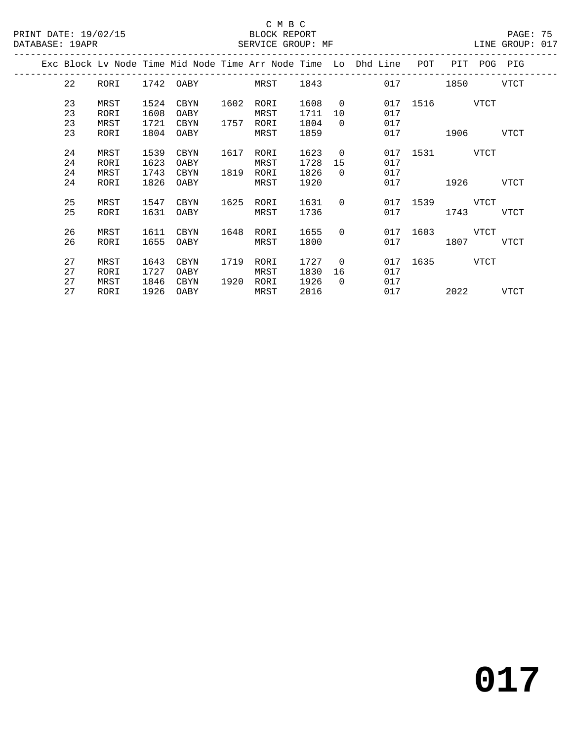C M B C

BLOCK REPORT

SERVICE GROUP: MF

PRINT DATE: 19/02/15
DATABASE: 19APR
LINE GROUP: 017

| Exc | Block | Lv | Node | Time | Mid Node | Time | Arr Node | Time | Lo | Dhd Line | POT | PIT | POG | PIG |
|---|---|---|---|---|---|---|---|---|---|---|---|---|---|---|
| | 22 | | RORI | 1742 | OABY | | MRST | 1843 | | 017 | | 1850 | | VTCT |
| | 23 | | MRST | 1524 | CBYN | 1602 | RORI | 1608 | 0 | 017 | 1516 | | VTCT | |
| | 23 | | RORI | 1608 | OABY | | MRST | 1711 | 10 | 017 | | | | |
| | 23 | | MRST | 1721 | CBYN | 1757 | RORI | 1804 | 0 | 017 | | | | |
| | 23 | | RORI | 1804 | OABY | | MRST | 1859 | | 017 | | 1906 | | VTCT |
| | 24 | | MRST | 1539 | CBYN | 1617 | RORI | 1623 | 0 | 017 | 1531 | | VTCT | |
| | 24 | | RORI | 1623 | OABY | | MRST | 1728 | 15 | 017 | | | | |
| | 24 | | MRST | 1743 | CBYN | 1819 | RORI | 1826 | 0 | 017 | | | | |
| | 24 | | RORI | 1826 | OABY | | MRST | 1920 | | 017 | | 1926 | | VTCT |
| | 25 | | MRST | 1547 | CBYN | 1625 | RORI | 1631 | 0 | 017 | 1539 | | VTCT | |
| | 25 | | RORI | 1631 | OABY | | MRST | 1736 | | 017 | | 1743 | | VTCT |
| | 26 | | MRST | 1611 | CBYN | 1648 | RORI | 1655 | 0 | 017 | 1603 | | VTCT | |
| | 26 | | RORI | 1655 | OABY | | MRST | 1800 | | 017 | | 1807 | | VTCT |
| | 27 | | MRST | 1643 | CBYN | 1719 | RORI | 1727 | 0 | 017 | 1635 | | VTCT | |
| | 27 | | RORI | 1727 | OABY | | MRST | 1830 | 16 | 017 | | | | |
| | 27 | | MRST | 1846 | CBYN | 1920 | RORI | 1926 | 0 | 017 | | | | |
| | 27 | | RORI | 1926 | OABY | | MRST | 2016 | | 017 | | 2022 | | VTCT |

# 017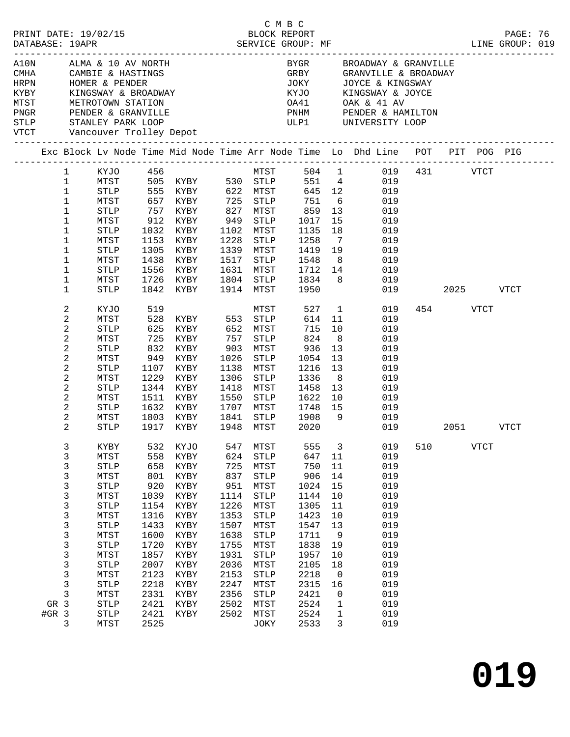C M B C
PRINT DATE: 19/02/15 BLOCK REPORT
DATABASE: 19APR SERVICE GROUP: MF LINE GROUP: 019

| Code | Description | Code | Description |
|---|---|---|---|
| A10N | ALMA & 10 AV NORTH | BYGR | BROADWAY & GRANVILLE |
| CMHA | CAMBIE & HASTINGS | GRBY | GRANVILLE & BROADWAY |
| HRPN | HOMER & PENDER | JOKY | JOYCE & KINGSWAY |
| KYBY | KINGSWAY & BROADWAY | KYJO | KINGSWAY & JOYCE |
| MTST | METROTOWN STATION | OA41 | OAK & 41 AV |
| PNGR | PENDER & GRANVILLE | PNHM | PENDER & HAMILTON |
| STLP | STANLEY PARK LOOP | ULP1 | UNIVERSITY LOOP |
| VTCT | Vancouver Trolley Depot | | |

| Exc | Block | Lv Node | Time | Mid Node | Time | Arr Node | Time | Lo | Dhd Line | POT | PIT | POG | PIG |
|---|---|---|---|---|---|---|---|---|---|---|---|---|---|
| | 1 | KYJO | 456 | | | MTST | 504 | 1 | 019 | 431 | | VTCT | |
| | 1 | MTST | 505 | KYBY | 530 | STLP | 551 | 4 | 019 | | | | |
| | 1 | STLP | 555 | KYBY | 622 | MTST | 645 | 12 | 019 | | | | |
| | 1 | MTST | 657 | KYBY | 725 | STLP | 751 | 6 | 019 | | | | |
| | 1 | STLP | 757 | KYBY | 827 | MTST | 859 | 13 | 019 | | | | |
| | 1 | MTST | 912 | KYBY | 949 | STLP | 1017 | 15 | 019 | | | | |
| | 1 | STLP | 1032 | KYBY | 1102 | MTST | 1135 | 18 | 019 | | | | |
| | 1 | MTST | 1153 | KYBY | 1228 | STLP | 1258 | 7 | 019 | | | | |
| | 1 | STLP | 1305 | KYBY | 1339 | MTST | 1419 | 19 | 019 | | | | |
| | 1 | MTST | 1438 | KYBY | 1517 | STLP | 1548 | 8 | 019 | | | | |
| | 1 | STLP | 1556 | KYBY | 1631 | MTST | 1712 | 14 | 019 | | | | |
| | 1 | MTST | 1726 | KYBY | 1804 | STLP | 1834 | 8 | 019 | | | | |
| | 1 | STLP | 1842 | KYBY | 1914 | MTST | 1950 | | 019 | | 2025 | | VTCT |
| | 2 | KYJO | 519 | | | MTST | 527 | 1 | 019 | 454 | | VTCT | |
| | 2 | MTST | 528 | KYBY | 553 | STLP | 614 | 11 | 019 | | | | |
| | 2 | STLP | 625 | KYBY | 652 | MTST | 715 | 10 | 019 | | | | |
| | 2 | MTST | 725 | KYBY | 757 | STLP | 824 | 8 | 019 | | | | |
| | 2 | STLP | 832 | KYBY | 903 | MTST | 936 | 13 | 019 | | | | |
| | 2 | MTST | 949 | KYBY | 1026 | STLP | 1054 | 13 | 019 | | | | |
| | 2 | STLP | 1107 | KYBY | 1138 | MTST | 1216 | 13 | 019 | | | | |
| | 2 | MTST | 1229 | KYBY | 1306 | STLP | 1336 | 8 | 019 | | | | |
| | 2 | STLP | 1344 | KYBY | 1418 | MTST | 1458 | 13 | 019 | | | | |
| | 2 | MTST | 1511 | KYBY | 1550 | STLP | 1622 | 10 | 019 | | | | |
| | 2 | STLP | 1632 | KYBY | 1707 | MTST | 1748 | 15 | 019 | | | | |
| | 2 | MTST | 1803 | KYBY | 1841 | STLP | 1908 | 9 | 019 | | | | |
| | 2 | STLP | 1917 | KYBY | 1948 | MTST | 2020 | | 019 | | 2051 | | VTCT |
| | 3 | KYBY | 532 | KYJO | 547 | MTST | 555 | 3 | 019 | 510 | | VTCT | |
| | 3 | MTST | 558 | KYBY | 624 | STLP | 647 | 11 | 019 | | | | |
| | 3 | STLP | 658 | KYBY | 725 | MTST | 750 | 11 | 019 | | | | |
| | 3 | MTST | 801 | KYBY | 837 | STLP | 906 | 14 | 019 | | | | |
| | 3 | STLP | 920 | KYBY | 951 | MTST | 1024 | 15 | 019 | | | | |
| | 3 | MTST | 1039 | KYBY | 1114 | STLP | 1144 | 10 | 019 | | | | |
| | 3 | STLP | 1154 | KYBY | 1226 | MTST | 1305 | 11 | 019 | | | | |
| | 3 | MTST | 1316 | KYBY | 1353 | STLP | 1423 | 10 | 019 | | | | |
| | 3 | STLP | 1433 | KYBY | 1507 | MTST | 1547 | 13 | 019 | | | | |
| | 3 | MTST | 1600 | KYBY | 1638 | STLP | 1711 | 9 | 019 | | | | |
| | 3 | STLP | 1720 | KYBY | 1755 | MTST | 1838 | 19 | 019 | | | | |
| | 3 | MTST | 1857 | KYBY | 1931 | STLP | 1957 | 10 | 019 | | | | |
| | 3 | STLP | 2007 | KYBY | 2036 | MTST | 2105 | 18 | 019 | | | | |
| | 3 | MTST | 2123 | KYBY | 2153 | STLP | 2218 | 0 | 019 | | | | |
| | 3 | STLP | 2218 | KYBY | 2247 | MTST | 2315 | 16 | 019 | | | | |
| | 3 | MTST | 2331 | KYBY | 2356 | STLP | 2421 | 0 | 019 | | | | |
| GR | 3 | STLP | 2421 | KYBY | 2502 | MTST | 2524 | 1 | 019 | | | | |
| #GR | 3 | STLP | 2421 | KYBY | 2502 | MTST | 2524 | 1 | 019 | | | | |
| | 3 | MTST | 2525 | | | JOKY | 2533 | 3 | 019 | | | | |

# 019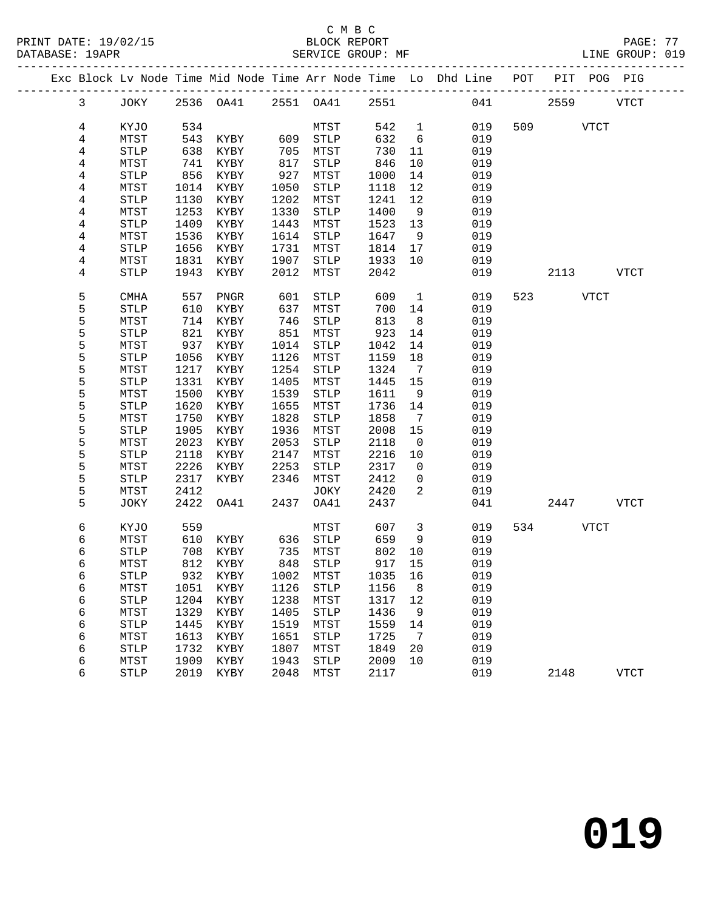C M B C
BLOCK REPORT
SERVICE GROUP: MF

LINE GROUP: 019

| Exc | Block | Lv | Node | Time | Mid Node | Time | Arr Node | Time | Lo | Dhd Line | POT | PIT | POG | PIG |
|---|---|---|---|---|---|---|---|---|---|---|---|---|---|---|
| | 3 | | JOKY | 2536 | OA41 | 2551 | OA41 | 2551 | | 041 | | 2559 | | VTCT |
| | 4 | | KYJO | 534 | | | MTST | 542 | 1 | 019 | 509 | | VTCT | |
| | 4 | | MTST | 543 | KYBY | 609 | STLP | 632 | 6 | 019 | | | | |
| | 4 | | STLP | 638 | KYBY | 705 | MTST | 730 | 11 | 019 | | | | |
| | 4 | | MTST | 741 | KYBY | 817 | STLP | 846 | 10 | 019 | | | | |
| | 4 | | STLP | 856 | KYBY | 927 | MTST | 1000 | 14 | 019 | | | | |
| | 4 | | MTST | 1014 | KYBY | 1050 | STLP | 1118 | 12 | 019 | | | | |
| | 4 | | STLP | 1130 | KYBY | 1202 | MTST | 1241 | 12 | 019 | | | | |
| | 4 | | MTST | 1253 | KYBY | 1330 | STLP | 1400 | 9 | 019 | | | | |
| | 4 | | STLP | 1409 | KYBY | 1443 | MTST | 1523 | 13 | 019 | | | | |
| | 4 | | MTST | 1536 | KYBY | 1614 | STLP | 1647 | 9 | 019 | | | | |
| | 4 | | STLP | 1656 | KYBY | 1731 | MTST | 1814 | 17 | 019 | | | | |
| | 4 | | MTST | 1831 | KYBY | 1907 | STLP | 1933 | 10 | 019 | | | | |
| | 4 | | STLP | 1943 | KYBY | 2012 | MTST | 2042 | | 019 | | 2113 | | VTCT |
| | 5 | | CMHA | 557 | PNGR | 601 | STLP | 609 | 1 | 019 | 523 | | VTCT | |
| | 5 | | STLP | 610 | KYBY | 637 | MTST | 700 | 14 | 019 | | | | |
| | 5 | | MTST | 714 | KYBY | 746 | STLP | 813 | 8 | 019 | | | | |
| | 5 | | STLP | 821 | KYBY | 851 | MTST | 923 | 14 | 019 | | | | |
| | 5 | | MTST | 937 | KYBY | 1014 | STLP | 1042 | 14 | 019 | | | | |
| | 5 | | STLP | 1056 | KYBY | 1126 | MTST | 1159 | 18 | 019 | | | | |
| | 5 | | MTST | 1217 | KYBY | 1254 | STLP | 1324 | 7 | 019 | | | | |
| | 5 | | STLP | 1331 | KYBY | 1405 | MTST | 1445 | 15 | 019 | | | | |
| | 5 | | MTST | 1500 | KYBY | 1539 | STLP | 1611 | 9 | 019 | | | | |
| | 5 | | STLP | 1620 | KYBY | 1655 | MTST | 1736 | 14 | 019 | | | | |
| | 5 | | MTST | 1750 | KYBY | 1828 | STLP | 1858 | 7 | 019 | | | | |
| | 5 | | STLP | 1905 | KYBY | 1936 | MTST | 2008 | 15 | 019 | | | | |
| | 5 | | MTST | 2023 | KYBY | 2053 | STLP | 2118 | 0 | 019 | | | | |
| | 5 | | STLP | 2118 | KYBY | 2147 | MTST | 2216 | 10 | 019 | | | | |
| | 5 | | MTST | 2226 | KYBY | 2253 | STLP | 2317 | 0 | 019 | | | | |
| | 5 | | STLP | 2317 | KYBY | 2346 | MTST | 2412 | 0 | 019 | | | | |
| | 5 | | MTST | 2412 | | | JOKY | 2420 | 2 | 019 | | | | |
| | 5 | | JOKY | 2422 | OA41 | 2437 | OA41 | 2437 | | 041 | | 2447 | | VTCT |
| | 6 | | KYJO | 559 | | | MTST | 607 | 3 | 019 | 534 | | VTCT | |
| | 6 | | MTST | 610 | KYBY | 636 | STLP | 659 | 9 | 019 | | | | |
| | 6 | | STLP | 708 | KYBY | 735 | MTST | 802 | 10 | 019 | | | | |
| | 6 | | MTST | 812 | KYBY | 848 | STLP | 917 | 15 | 019 | | | | |
| | 6 | | STLP | 932 | KYBY | 1002 | MTST | 1035 | 16 | 019 | | | | |
| | 6 | | MTST | 1051 | KYBY | 1126 | STLP | 1156 | 8 | 019 | | | | |
| | 6 | | STLP | 1204 | KYBY | 1238 | MTST | 1317 | 12 | 019 | | | | |
| | 6 | | MTST | 1329 | KYBY | 1405 | STLP | 1436 | 9 | 019 | | | | |
| | 6 | | STLP | 1445 | KYBY | 1519 | MTST | 1559 | 14 | 019 | | | | |
| | 6 | | MTST | 1613 | KYBY | 1651 | STLP | 1725 | 7 | 019 | | | | |
| | 6 | | STLP | 1732 | KYBY | 1807 | MTST | 1849 | 20 | 019 | | | | |
| | 6 | | MTST | 1909 | KYBY | 1943 | STLP | 2009 | 10 | 019 | | | | |
| | 6 | | STLP | 2019 | KYBY | 2048 | MTST | 2117 | | 019 | | 2148 | | VTCT |

# 019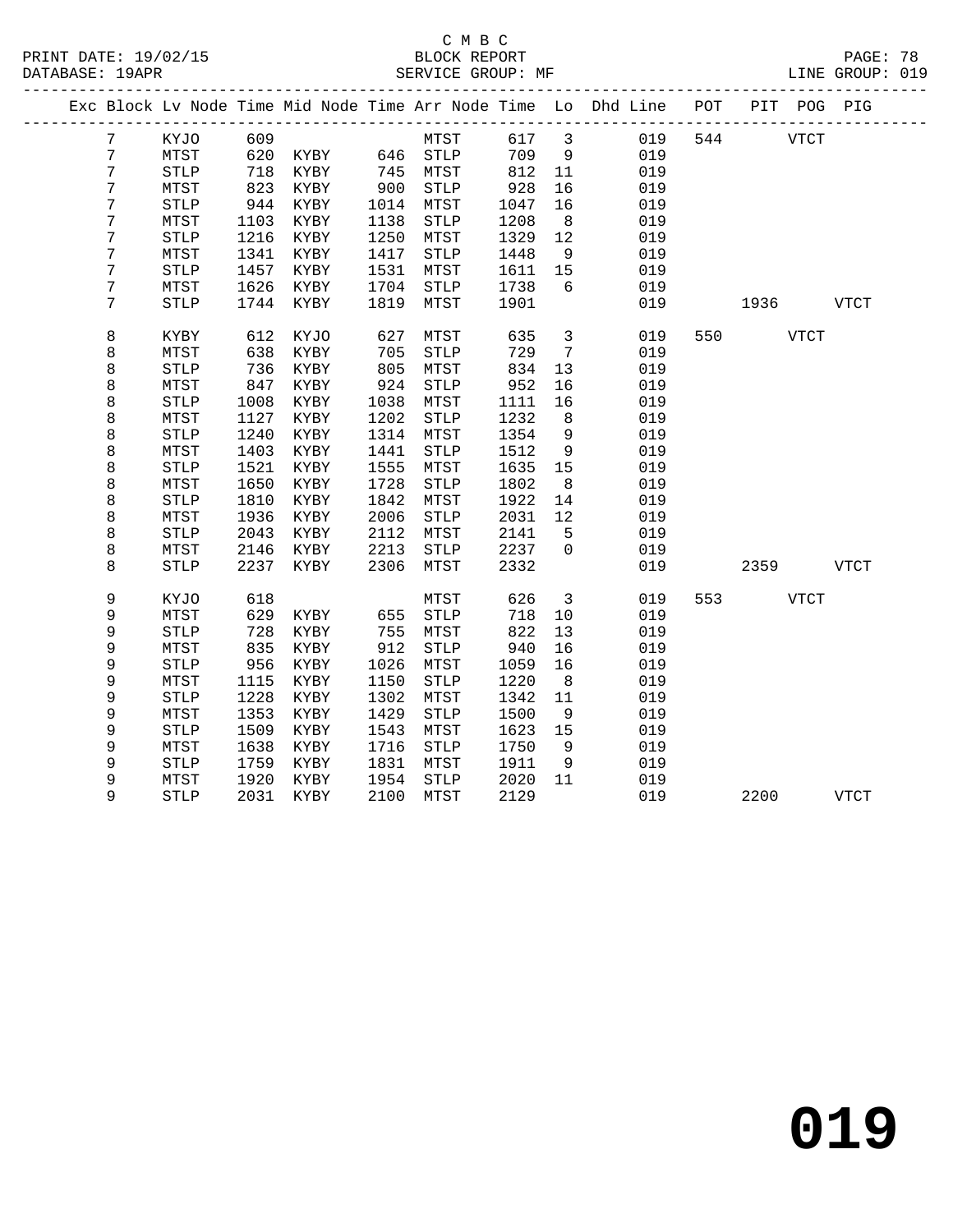C M B C

BLOCK REPORT

SERVICE GROUP: MF

LINE GROUP: 019

| Exc | Block | Lv | Node | Time | Mid Node | Time | Arr Node | Time | Lo | Dhd Line | POT | PIT | POG | PIG |
|---|---|---|---|---|---|---|---|---|---|---|---|---|---|---|
| | 7 | | KYJO | 609 | | | MTST | 617 | 3 | 019 | 544 | | VTCT | |
| | 7 | | MTST | 620 | KYBY | 646 | STLP | 709 | 9 | 019 | | | | |
| | 7 | | STLP | 718 | KYBY | 745 | MTST | 812 | 11 | 019 | | | | |
| | 7 | | MTST | 823 | KYBY | 900 | STLP | 928 | 16 | 019 | | | | |
| | 7 | | STLP | 944 | KYBY | 1014 | MTST | 1047 | 16 | 019 | | | | |
| | 7 | | MTST | 1103 | KYBY | 1138 | STLP | 1208 | 8 | 019 | | | | |
| | 7 | | STLP | 1216 | KYBY | 1250 | MTST | 1329 | 12 | 019 | | | | |
| | 7 | | MTST | 1341 | KYBY | 1417 | STLP | 1448 | 9 | 019 | | | | |
| | 7 | | STLP | 1457 | KYBY | 1531 | MTST | 1611 | 15 | 019 | | | | |
| | 7 | | MTST | 1626 | KYBY | 1704 | STLP | 1738 | 6 | 019 | | | | |
| | 7 | | STLP | 1744 | KYBY | 1819 | MTST | 1901 | | 019 | | 1936 | | VTCT |
| | 8 | | KYBY | 612 | KYJO | 627 | MTST | 635 | 3 | 019 | 550 | | VTCT | |
| | 8 | | MTST | 638 | KYBY | 705 | STLP | 729 | 7 | 019 | | | | |
| | 8 | | STLP | 736 | KYBY | 805 | MTST | 834 | 13 | 019 | | | | |
| | 8 | | MTST | 847 | KYBY | 924 | STLP | 952 | 16 | 019 | | | | |
| | 8 | | STLP | 1008 | KYBY | 1038 | MTST | 1111 | 16 | 019 | | | | |
| | 8 | | MTST | 1127 | KYBY | 1202 | STLP | 1232 | 8 | 019 | | | | |
| | 8 | | STLP | 1240 | KYBY | 1314 | MTST | 1354 | 9 | 019 | | | | |
| | 8 | | MTST | 1403 | KYBY | 1441 | STLP | 1512 | 9 | 019 | | | | |
| | 8 | | STLP | 1521 | KYBY | 1555 | MTST | 1635 | 15 | 019 | | | | |
| | 8 | | MTST | 1650 | KYBY | 1728 | STLP | 1802 | 8 | 019 | | | | |
| | 8 | | STLP | 1810 | KYBY | 1842 | MTST | 1922 | 14 | 019 | | | | |
| | 8 | | MTST | 1936 | KYBY | 2006 | STLP | 2031 | 12 | 019 | | | | |
| | 8 | | STLP | 2043 | KYBY | 2112 | MTST | 2141 | 5 | 019 | | | | |
| | 8 | | MTST | 2146 | KYBY | 2213 | STLP | 2237 | 0 | 019 | | | | |
| | 8 | | STLP | 2237 | KYBY | 2306 | MTST | 2332 | | 019 | | 2359 | | VTCT |
| | 9 | | KYJO | 618 | | | MTST | 626 | 3 | 019 | 553 | | VTCT | |
| | 9 | | MTST | 629 | KYBY | 655 | STLP | 718 | 10 | 019 | | | | |
| | 9 | | STLP | 728 | KYBY | 755 | MTST | 822 | 13 | 019 | | | | |
| | 9 | | MTST | 835 | KYBY | 912 | STLP | 940 | 16 | 019 | | | | |
| | 9 | | STLP | 956 | KYBY | 1026 | MTST | 1059 | 16 | 019 | | | | |
| | 9 | | MTST | 1115 | KYBY | 1150 | STLP | 1220 | 8 | 019 | | | | |
| | 9 | | STLP | 1228 | KYBY | 1302 | MTST | 1342 | 11 | 019 | | | | |
| | 9 | | MTST | 1353 | KYBY | 1429 | STLP | 1500 | 9 | 019 | | | | |
| | 9 | | STLP | 1509 | KYBY | 1543 | MTST | 1623 | 15 | 019 | | | | |
| | 9 | | MTST | 1638 | KYBY | 1716 | STLP | 1750 | 9 | 019 | | | | |
| | 9 | | STLP | 1759 | KYBY | 1831 | MTST | 1911 | 9 | 019 | | | | |
| | 9 | | MTST | 1920 | KYBY | 1954 | STLP | 2020 | 11 | 019 | | | | |
| | 9 | | STLP | 2031 | KYBY | 2100 | MTST | 2129 | | 019 | | 2200 | | VTCT |

**019**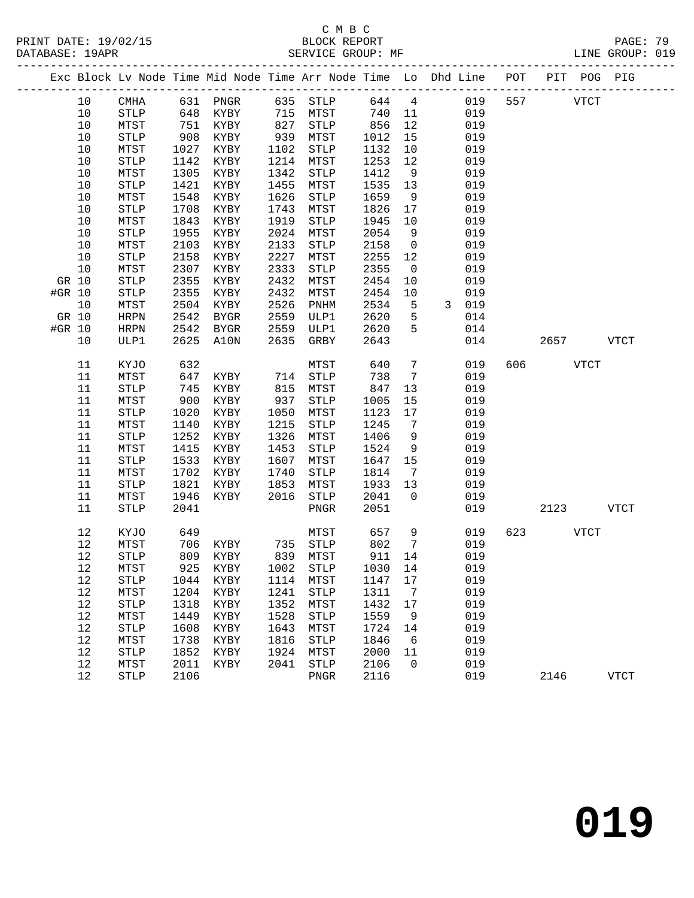C M B C
BLOCK REPORT
SERVICE GROUP: MF

PRINT DATE: 19/02/15
DATABASE: 19APR
LINE GROUP: 019

| Exc | Block | Lv | Node | Time | Mid Node | Time | Arr Node | Time | Lo | Dhd | Line | POT | PIT | POG | PIG |
|---|---|---|---|---|---|---|---|---|---|---|---|---|---|---|---|
| | 10 | | CMHA | 631 | PNGR | 635 | STLP | 644 | 4 | | 019 | 557 | | VTCT | |
| | 10 | | STLP | 648 | KYBY | 715 | MTST | 740 | 11 | | 019 | | | | |
| | 10 | | MTST | 751 | KYBY | 827 | STLP | 856 | 12 | | 019 | | | | |
| | 10 | | STLP | 908 | KYBY | 939 | MTST | 1012 | 15 | | 019 | | | | |
| | 10 | | MTST | 1027 | KYBY | 1102 | STLP | 1132 | 10 | | 019 | | | | |
| | 10 | | STLP | 1142 | KYBY | 1214 | MTST | 1253 | 12 | | 019 | | | | |
| | 10 | | MTST | 1305 | KYBY | 1342 | STLP | 1412 | 9 | | 019 | | | | |
| | 10 | | STLP | 1421 | KYBY | 1455 | MTST | 1535 | 13 | | 019 | | | | |
| | 10 | | MTST | 1548 | KYBY | 1626 | STLP | 1659 | 9 | | 019 | | | | |
| | 10 | | STLP | 1708 | KYBY | 1743 | MTST | 1826 | 17 | | 019 | | | | |
| | 10 | | MTST | 1843 | KYBY | 1919 | STLP | 1945 | 10 | | 019 | | | | |
| | 10 | | STLP | 1955 | KYBY | 2024 | MTST | 2054 | 9 | | 019 | | | | |
| | 10 | | MTST | 2103 | KYBY | 2133 | STLP | 2158 | 0 | | 019 | | | | |
| | 10 | | STLP | 2158 | KYBY | 2227 | MTST | 2255 | 12 | | 019 | | | | |
| | 10 | | MTST | 2307 | KYBY | 2333 | STLP | 2355 | 0 | | 019 | | | | |
| GR | 10 | | STLP | 2355 | KYBY | 2432 | MTST | 2454 | 10 | | 019 | | | | |
| #GR | 10 | | STLP | 2355 | KYBY | 2432 | MTST | 2454 | 10 | | 019 | | | | |
| | 10 | | MTST | 2504 | KYBY | 2526 | PNHM | 2534 | 5 | 3 | 019 | | | | |
| GR | 10 | | HRPN | 2542 | BYGR | 2559 | ULP1 | 2620 | 5 | | 014 | | | | |
| #GR | 10 | | HRPN | 2542 | BYGR | 2559 | ULP1 | 2620 | 5 | | 014 | | | | |
| | 10 | | ULP1 | 2625 | A10N | 2635 | GRBY | 2643 | | | 014 | | 2657 | | VTCT |
| | 11 | | KYJO | 632 | | | MTST | 640 | 7 | | 019 | 606 | | VTCT | |
| | 11 | | MTST | 647 | KYBY | 714 | STLP | 738 | 7 | | 019 | | | | |
| | 11 | | STLP | 745 | KYBY | 815 | MTST | 847 | 13 | | 019 | | | | |
| | 11 | | MTST | 900 | KYBY | 937 | STLP | 1005 | 15 | | 019 | | | | |
| | 11 | | STLP | 1020 | KYBY | 1050 | MTST | 1123 | 17 | | 019 | | | | |
| | 11 | | MTST | 1140 | KYBY | 1215 | STLP | 1245 | 7 | | 019 | | | | |
| | 11 | | STLP | 1252 | KYBY | 1326 | MTST | 1406 | 9 | | 019 | | | | |
| | 11 | | MTST | 1415 | KYBY | 1453 | STLP | 1524 | 9 | | 019 | | | | |
| | 11 | | STLP | 1533 | KYBY | 1607 | MTST | 1647 | 15 | | 019 | | | | |
| | 11 | | MTST | 1702 | KYBY | 1740 | STLP | 1814 | 7 | | 019 | | | | |
| | 11 | | STLP | 1821 | KYBY | 1853 | MTST | 1933 | 13 | | 019 | | | | |
| | 11 | | MTST | 1946 | KYBY | 2016 | STLP | 2041 | 0 | | 019 | | | | |
| | 11 | | STLP | 2041 | | | PNGR | 2051 | | | 019 | | 2123 | | VTCT |
| | 12 | | KYJO | 649 | | | MTST | 657 | 9 | | 019 | 623 | | VTCT | |
| | 12 | | MTST | 706 | KYBY | 735 | STLP | 802 | 7 | | 019 | | | | |
| | 12 | | STLP | 809 | KYBY | 839 | MTST | 911 | 14 | | 019 | | | | |
| | 12 | | MTST | 925 | KYBY | 1002 | STLP | 1030 | 14 | | 019 | | | | |
| | 12 | | STLP | 1044 | KYBY | 1114 | MTST | 1147 | 17 | | 019 | | | | |
| | 12 | | MTST | 1204 | KYBY | 1241 | STLP | 1311 | 7 | | 019 | | | | |
| | 12 | | STLP | 1318 | KYBY | 1352 | MTST | 1432 | 17 | | 019 | | | | |
| | 12 | | MTST | 1449 | KYBY | 1528 | STLP | 1559 | 9 | | 019 | | | | |
| | 12 | | STLP | 1608 | KYBY | 1643 | MTST | 1724 | 14 | | 019 | | | | |
| | 12 | | MTST | 1738 | KYBY | 1816 | STLP | 1846 | 6 | | 019 | | | | |
| | 12 | | STLP | 1852 | KYBY | 1924 | MTST | 2000 | 11 | | 019 | | | | |
| | 12 | | MTST | 2011 | KYBY | 2041 | STLP | 2106 | 0 | | 019 | | | | |
| | 12 | | STLP | 2106 | | | PNGR | 2116 | | | 019 | | 2146 | | VTCT |

# 019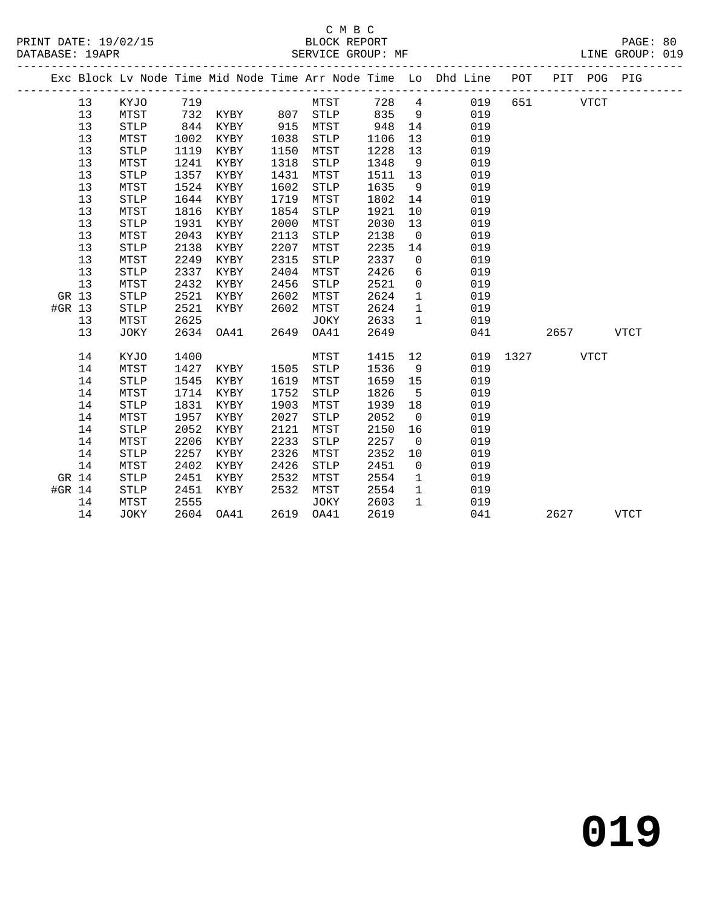C M B C

BLOCK REPORT

SERVICE GROUP: MF

PRINT DATE: 19/02/15
DATABASE: 19APR

LINE GROUP: 019

| Exc | Block | Lv | Node | Time | Mid Node | Time | Arr Node | Time | Lo | Dhd Line | POT | PIT | POG | PIG |
|---|---|---|---|---|---|---|---|---|---|---|---|---|---|---|
| | 13 | | KYJO | 719 | | | MTST | 728 | 4 | 019 | 651 | | VTCT | |
| | 13 | | MTST | 732 | KYBY | 807 | STLP | 835 | 9 | 019 | | | | |
| | 13 | | STLP | 844 | KYBY | 915 | MTST | 948 | 14 | 019 | | | | |
| | 13 | | MTST | 1002 | KYBY | 1038 | STLP | 1106 | 13 | 019 | | | | |
| | 13 | | STLP | 1119 | KYBY | 1150 | MTST | 1228 | 13 | 019 | | | | |
| | 13 | | MTST | 1241 | KYBY | 1318 | STLP | 1348 | 9 | 019 | | | | |
| | 13 | | STLP | 1357 | KYBY | 1431 | MTST | 1511 | 13 | 019 | | | | |
| | 13 | | MTST | 1524 | KYBY | 1602 | STLP | 1635 | 9 | 019 | | | | |
| | 13 | | STLP | 1644 | KYBY | 1719 | MTST | 1802 | 14 | 019 | | | | |
| | 13 | | MTST | 1816 | KYBY | 1854 | STLP | 1921 | 10 | 019 | | | | |
| | 13 | | STLP | 1931 | KYBY | 2000 | MTST | 2030 | 13 | 019 | | | | |
| | 13 | | MTST | 2043 | KYBY | 2113 | STLP | 2138 | 0 | 019 | | | | |
| | 13 | | STLP | 2138 | KYBY | 2207 | MTST | 2235 | 14 | 019 | | | | |
| | 13 | | MTST | 2249 | KYBY | 2315 | STLP | 2337 | 0 | 019 | | | | |
| | 13 | | STLP | 2337 | KYBY | 2404 | MTST | 2426 | 6 | 019 | | | | |
| | 13 | | MTST | 2432 | KYBY | 2456 | STLP | 2521 | 0 | 019 | | | | |
| GR | 13 | | STLP | 2521 | KYBY | 2602 | MTST | 2624 | 1 | 019 | | | | |
| #GR | 13 | | STLP | 2521 | KYBY | 2602 | MTST | 2624 | 1 | 019 | | | | |
| | 13 | | MTST | 2625 | | | JOKY | 2633 | 1 | 019 | | | | |
| | 13 | | JOKY | 2634 | OA41 | 2649 | OA41 | 2649 | | 041 | | 2657 | | VTCT |
| | 14 | | KYJO | 1400 | | | MTST | 1415 | 12 | 019 | 1327 | | VTCT | |
| | 14 | | MTST | 1427 | KYBY | 1505 | STLP | 1536 | 9 | 019 | | | | |
| | 14 | | STLP | 1545 | KYBY | 1619 | MTST | 1659 | 15 | 019 | | | | |
| | 14 | | MTST | 1714 | KYBY | 1752 | STLP | 1826 | 5 | 019 | | | | |
| | 14 | | STLP | 1831 | KYBY | 1903 | MTST | 1939 | 18 | 019 | | | | |
| | 14 | | MTST | 1957 | KYBY | 2027 | STLP | 2052 | 0 | 019 | | | | |
| | 14 | | STLP | 2052 | KYBY | 2121 | MTST | 2150 | 16 | 019 | | | | |
| | 14 | | MTST | 2206 | KYBY | 2233 | STLP | 2257 | 0 | 019 | | | | |
| | 14 | | STLP | 2257 | KYBY | 2326 | MTST | 2352 | 10 | 019 | | | | |
| | 14 | | MTST | 2402 | KYBY | 2426 | STLP | 2451 | 0 | 019 | | | | |
| GR | 14 | | STLP | 2451 | KYBY | 2532 | MTST | 2554 | 1 | 019 | | | | |
| #GR | 14 | | STLP | 2451 | KYBY | 2532 | MTST | 2554 | 1 | 019 | | | | |
| | 14 | | MTST | 2555 | | | JOKY | 2603 | 1 | 019 | | | | |
| | 14 | | JOKY | 2604 | OA41 | 2619 | OA41 | 2619 | | 041 | | 2627 | | VTCT |

# 019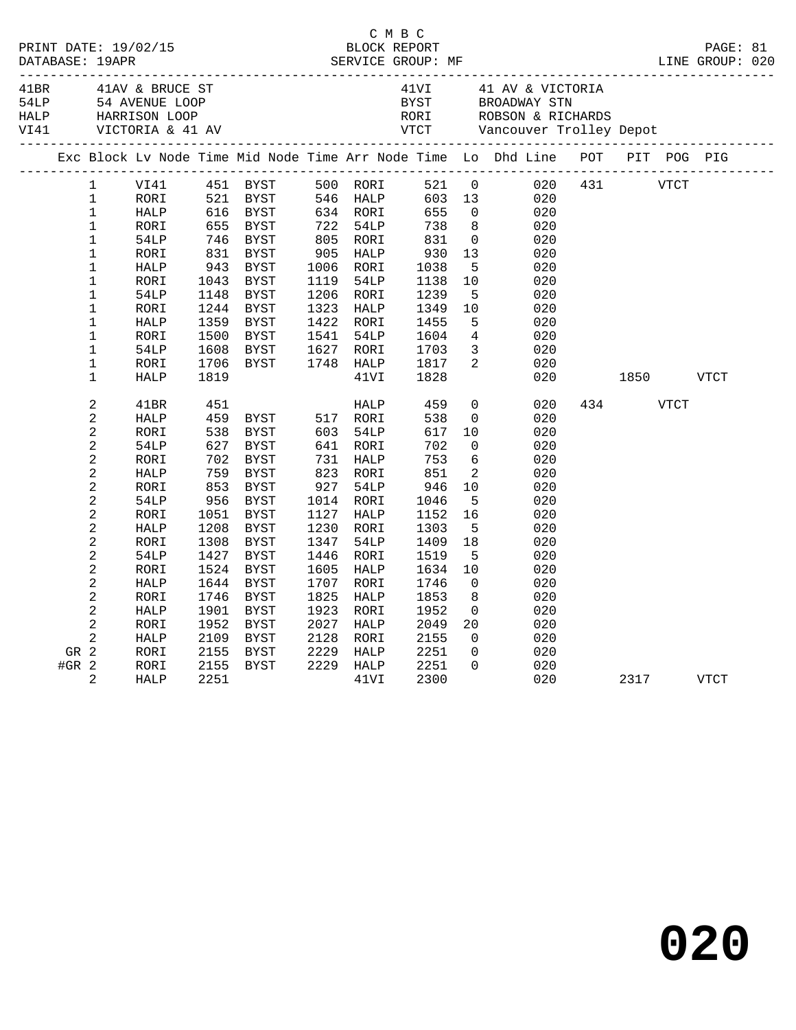C M B C

PRINT DATE: 19/02/15 BLOCK REPORT PAGE: 81
DATABASE: 19APR SERVICE GROUP: MF LINE GROUP: 020

| Code | Description | Code | Description |
|---|---|---|---|
| 41BR | 41AV & BRUCE ST | 41VI | 41 AV & VICTORIA |
| 54LP | 54 AVENUE LOOP | BYST | BROADWAY STN |
| HALP | HARRISON LOOP | RORI | ROBSON & RICHARDS |
| VI41 | VICTORIA & 41 AV | VTCT | Vancouver Trolley Depot |

| Exc | Block | Lv Node | Time | Mid Node | Time | Arr Node | Time | Lo | Dhd Line | POT | PIT | POG | PIG |
|---|---|---|---|---|---|---|---|---|---|---|---|---|---|
| | 1 | VI41 | 451 | BYST | 500 | RORI | 521 | 0 | 020 | 431 | | VTCT | |
| | 1 | RORI | 521 | BYST | 546 | HALP | 603 | 13 | 020 | | | | |
| | 1 | HALP | 616 | BYST | 634 | RORI | 655 | 0 | 020 | | | | |
| | 1 | RORI | 655 | BYST | 722 | 54LP | 738 | 8 | 020 | | | | |
| | 1 | 54LP | 746 | BYST | 805 | RORI | 831 | 0 | 020 | | | | |
| | 1 | RORI | 831 | BYST | 905 | HALP | 930 | 13 | 020 | | | | |
| | 1 | HALP | 943 | BYST | 1006 | RORI | 1038 | 5 | 020 | | | | |
| | 1 | RORI | 1043 | BYST | 1119 | 54LP | 1138 | 10 | 020 | | | | |
| | 1 | 54LP | 1148 | BYST | 1206 | RORI | 1239 | 5 | 020 | | | | |
| | 1 | RORI | 1244 | BYST | 1323 | HALP | 1349 | 10 | 020 | | | | |
| | 1 | HALP | 1359 | BYST | 1422 | RORI | 1455 | 5 | 020 | | | | |
| | 1 | RORI | 1500 | BYST | 1541 | 54LP | 1604 | 4 | 020 | | | | |
| | 1 | 54LP | 1608 | BYST | 1627 | RORI | 1703 | 3 | 020 | | | | |
| | 1 | RORI | 1706 | BYST | 1748 | HALP | 1817 | 2 | 020 | | | | |
| | 1 | HALP | 1819 | | | 41VI | 1828 | | 020 | | 1850 | | VTCT |
| | 2 | 41BR | 451 | | | HALP | 459 | 0 | 020 | 434 | | VTCT | |
| | 2 | HALP | 459 | BYST | 517 | RORI | 538 | 0 | 020 | | | | |
| | 2 | RORI | 538 | BYST | 603 | 54LP | 617 | 10 | 020 | | | | |
| | 2 | 54LP | 627 | BYST | 641 | RORI | 702 | 0 | 020 | | | | |
| | 2 | RORI | 702 | BYST | 731 | HALP | 753 | 6 | 020 | | | | |
| | 2 | HALP | 759 | BYST | 823 | RORI | 851 | 2 | 020 | | | | |
| | 2 | RORI | 853 | BYST | 927 | 54LP | 946 | 10 | 020 | | | | |
| | 2 | 54LP | 956 | BYST | 1014 | RORI | 1046 | 5 | 020 | | | | |
| | 2 | RORI | 1051 | BYST | 1127 | HALP | 1152 | 16 | 020 | | | | |
| | 2 | HALP | 1208 | BYST | 1230 | RORI | 1303 | 5 | 020 | | | | |
| | 2 | RORI | 1308 | BYST | 1347 | 54LP | 1409 | 18 | 020 | | | | |
| | 2 | 54LP | 1427 | BYST | 1446 | RORI | 1519 | 5 | 020 | | | | |
| | 2 | RORI | 1524 | BYST | 1605 | HALP | 1634 | 10 | 020 | | | | |
| | 2 | HALP | 1644 | BYST | 1707 | RORI | 1746 | 0 | 020 | | | | |
| | 2 | RORI | 1746 | BYST | 1825 | HALP | 1853 | 8 | 020 | | | | |
| | 2 | HALP | 1901 | BYST | 1923 | RORI | 1952 | 0 | 020 | | | | |
| | 2 | RORI | 1952 | BYST | 2027 | HALP | 2049 | 20 | 020 | | | | |
| | 2 | HALP | 2109 | BYST | 2128 | RORI | 2155 | 0 | 020 | | | | |
| GR | 2 | RORI | 2155 | BYST | 2229 | HALP | 2251 | 0 | 020 | | | | |
| #GR | 2 | RORI | 2155 | BYST | 2229 | HALP | 2251 | 0 | 020 | | | | |
| | 2 | HALP | 2251 | | | 41VI | 2300 | | 020 | | 2317 | | VTCT |

# 020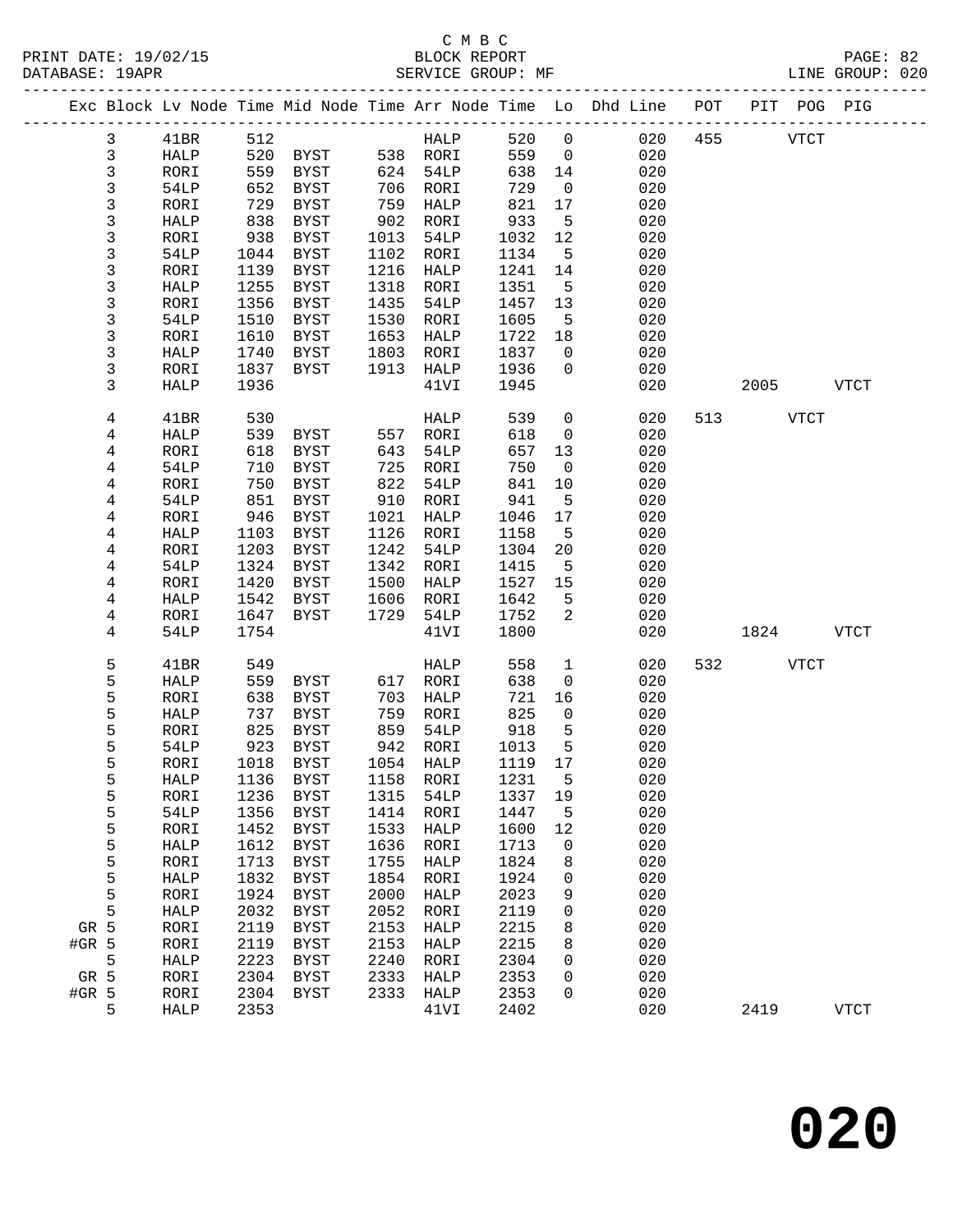C M B C
PRINT DATE: 19/02/15 BLOCK REPORT
DATABASE: 19APR SERVICE GROUP: MF LINE GROUP: 020

| Exc | Block | Lv Node | Time | Mid Node | Time | Arr Node | Time | Lo | Dhd Line | POT | PIT | POG | PIG |
|---|---|---|---|---|---|---|---|---|---|---|---|---|---|
| | 3 | 41BR | 512 | | | HALP | 520 | 0 | 020 | 455 | | VTCT | |
| | 3 | HALP | 520 | BYST | 538 | RORI | 559 | 0 | 020 | | | | |
| | 3 | RORI | 559 | BYST | 624 | 54LP | 638 | 14 | 020 | | | | |
| | 3 | 54LP | 652 | BYST | 706 | RORI | 729 | 0 | 020 | | | | |
| | 3 | RORI | 729 | BYST | 759 | HALP | 821 | 17 | 020 | | | | |
| | 3 | HALP | 838 | BYST | 902 | RORI | 933 | 5 | 020 | | | | |
| | 3 | RORI | 938 | BYST | 1013 | 54LP | 1032 | 12 | 020 | | | | |
| | 3 | 54LP | 1044 | BYST | 1102 | RORI | 1134 | 5 | 020 | | | | |
| | 3 | RORI | 1139 | BYST | 1216 | HALP | 1241 | 14 | 020 | | | | |
| | 3 | HALP | 1255 | BYST | 1318 | RORI | 1351 | 5 | 020 | | | | |
| | 3 | RORI | 1356 | BYST | 1435 | 54LP | 1457 | 13 | 020 | | | | |
| | 3 | 54LP | 1510 | BYST | 1530 | RORI | 1605 | 5 | 020 | | | | |
| | 3 | RORI | 1610 | BYST | 1653 | HALP | 1722 | 18 | 020 | | | | |
| | 3 | HALP | 1740 | BYST | 1803 | RORI | 1837 | 0 | 020 | | | | |
| | 3 | RORI | 1837 | BYST | 1913 | HALP | 1936 | 0 | 020 | | | | |
| | 3 | HALP | 1936 | | | 41VI | 1945 | | 020 | | 2005 | | VTCT |
| | 4 | 41BR | 530 | | | HALP | 539 | 0 | 020 | 513 | | VTCT | |
| | 4 | HALP | 539 | BYST | 557 | RORI | 618 | 0 | 020 | | | | |
| | 4 | RORI | 618 | BYST | 643 | 54LP | 657 | 13 | 020 | | | | |
| | 4 | 54LP | 710 | BYST | 725 | RORI | 750 | 0 | 020 | | | | |
| | 4 | RORI | 750 | BYST | 822 | 54LP | 841 | 10 | 020 | | | | |
| | 4 | 54LP | 851 | BYST | 910 | RORI | 941 | 5 | 020 | | | | |
| | 4 | RORI | 946 | BYST | 1021 | HALP | 1046 | 17 | 020 | | | | |
| | 4 | HALP | 1103 | BYST | 1126 | RORI | 1158 | 5 | 020 | | | | |
| | 4 | RORI | 1203 | BYST | 1242 | 54LP | 1304 | 20 | 020 | | | | |
| | 4 | 54LP | 1324 | BYST | 1342 | RORI | 1415 | 5 | 020 | | | | |
| | 4 | RORI | 1420 | BYST | 1500 | HALP | 1527 | 15 | 020 | | | | |
| | 4 | HALP | 1542 | BYST | 1606 | RORI | 1642 | 5 | 020 | | | | |
| | 4 | RORI | 1647 | BYST | 1729 | 54LP | 1752 | 2 | 020 | | | | |
| | 4 | 54LP | 1754 | | | 41VI | 1800 | | 020 | | 1824 | | VTCT |
| | 5 | 41BR | 549 | | | HALP | 558 | 1 | 020 | 532 | | VTCT | |
| | 5 | HALP | 559 | BYST | 617 | RORI | 638 | 0 | 020 | | | | |
| | 5 | RORI | 638 | BYST | 703 | HALP | 721 | 16 | 020 | | | | |
| | 5 | HALP | 737 | BYST | 759 | RORI | 825 | 0 | 020 | | | | |
| | 5 | RORI | 825 | BYST | 859 | 54LP | 918 | 5 | 020 | | | | |
| | 5 | 54LP | 923 | BYST | 942 | RORI | 1013 | 5 | 020 | | | | |
| | 5 | RORI | 1018 | BYST | 1054 | HALP | 1119 | 17 | 020 | | | | |
| | 5 | HALP | 1136 | BYST | 1158 | RORI | 1231 | 5 | 020 | | | | |
| | 5 | RORI | 1236 | BYST | 1315 | 54LP | 1337 | 19 | 020 | | | | |
| | 5 | 54LP | 1356 | BYST | 1414 | RORI | 1447 | 5 | 020 | | | | |
| | 5 | RORI | 1452 | BYST | 1533 | HALP | 1600 | 12 | 020 | | | | |
| | 5 | HALP | 1612 | BYST | 1636 | RORI | 1713 | 0 | 020 | | | | |
| | 5 | RORI | 1713 | BYST | 1755 | HALP | 1824 | 8 | 020 | | | | |
| | 5 | HALP | 1832 | BYST | 1854 | RORI | 1924 | 0 | 020 | | | | |
| | 5 | RORI | 1924 | BYST | 2000 | HALP | 2023 | 9 | 020 | | | | |
| | 5 | HALP | 2032 | BYST | 2052 | RORI | 2119 | 0 | 020 | | | | |
| GR | 5 | RORI | 2119 | BYST | 2153 | HALP | 2215 | 8 | 020 | | | | |
| #GR | 5 | RORI | 2119 | BYST | 2153 | HALP | 2215 | 8 | 020 | | | | |
| | 5 | HALP | 2223 | BYST | 2240 | RORI | 2304 | 0 | 020 | | | | |
| GR | 5 | RORI | 2304 | BYST | 2333 | HALP | 2353 | 0 | 020 | | | | |
| #GR | 5 | RORI | 2304 | BYST | 2333 | HALP | 2353 | 0 | 020 | | | | |
| | 5 | HALP | 2353 | | | 41VI | 2402 | | 020 | | 2419 | | VTCT |

**020**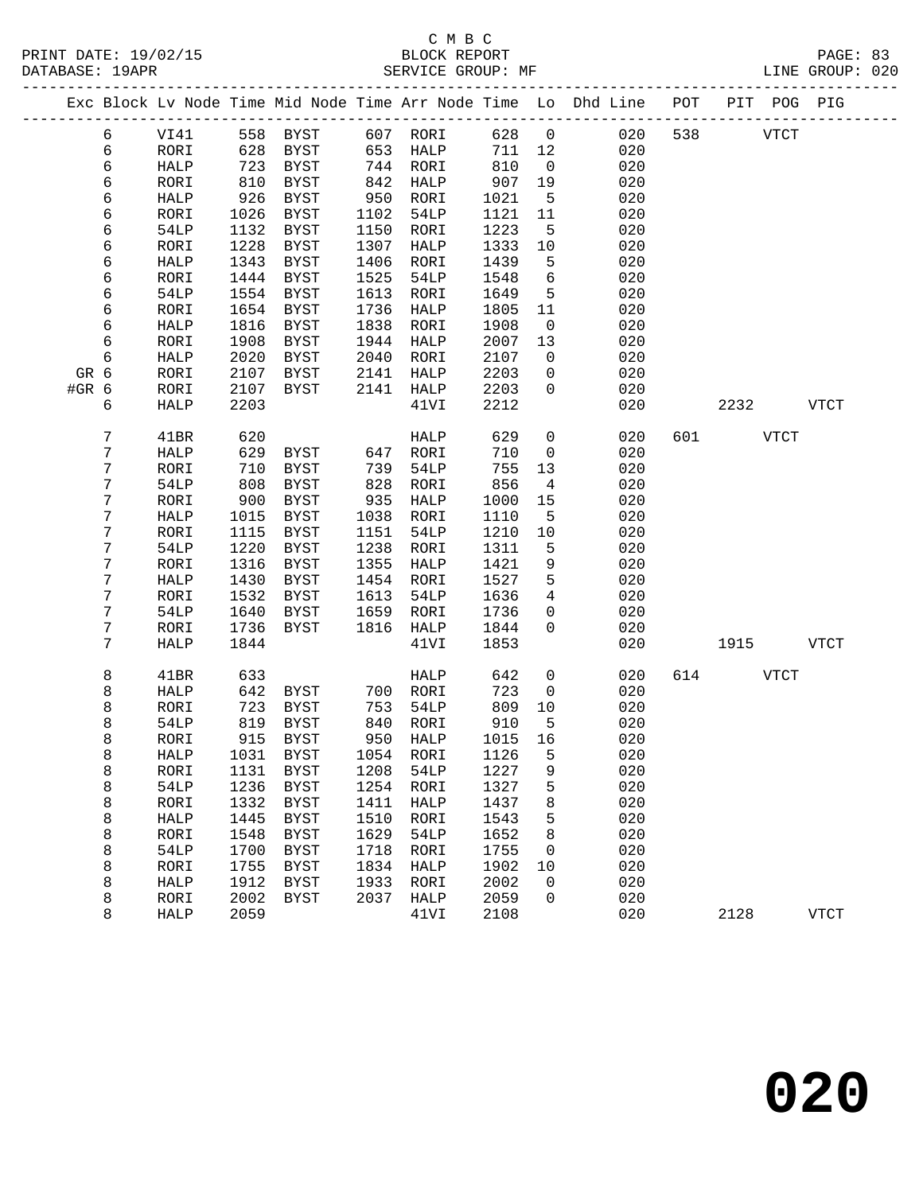C M B C

PRINT DATE: 19/02/15 BLOCK REPORT

DATABASE: 19APR SERVICE GROUP: MF LINE GROUP: 020

| Exc | Block | Lv | Node | Time | Mid Node | Time | Arr Node | Time | Lo | Dhd Line | POT | PIT | POG | PIG |
|---|---|---|---|---|---|---|---|---|---|---|---|---|---|---|
| | 6 | | VI41 | 558 | BYST | 607 | RORI | 628 | 0 | 020 | 538 | | VTCT | |
| | 6 | | RORI | 628 | BYST | 653 | HALP | 711 | 12 | 020 | | | | |
| | 6 | | HALP | 723 | BYST | 744 | RORI | 810 | 0 | 020 | | | | |
| | 6 | | RORI | 810 | BYST | 842 | HALP | 907 | 19 | 020 | | | | |
| | 6 | | HALP | 926 | BYST | 950 | RORI | 1021 | 5 | 020 | | | | |
| | 6 | | RORI | 1026 | BYST | 1102 | 54LP | 1121 | 11 | 020 | | | | |
| | 6 | | 54LP | 1132 | BYST | 1150 | RORI | 1223 | 5 | 020 | | | | |
| | 6 | | RORI | 1228 | BYST | 1307 | HALP | 1333 | 10 | 020 | | | | |
| | 6 | | HALP | 1343 | BYST | 1406 | RORI | 1439 | 5 | 020 | | | | |
| | 6 | | RORI | 1444 | BYST | 1525 | 54LP | 1548 | 6 | 020 | | | | |
| | 6 | | 54LP | 1554 | BYST | 1613 | RORI | 1649 | 5 | 020 | | | | |
| | 6 | | RORI | 1654 | BYST | 1736 | HALP | 1805 | 11 | 020 | | | | |
| | 6 | | HALP | 1816 | BYST | 1838 | RORI | 1908 | 0 | 020 | | | | |
| | 6 | | RORI | 1908 | BYST | 1944 | HALP | 2007 | 13 | 020 | | | | |
| | 6 | | HALP | 2020 | BYST | 2040 | RORI | 2107 | 0 | 020 | | | | |
| GR | 6 | | RORI | 2107 | BYST | 2141 | HALP | 2203 | 0 | 020 | | | | |
| #GR | 6 | | RORI | 2107 | BYST | 2141 | HALP | 2203 | 0 | 020 | | | | |
| | 6 | | HALP | 2203 | | | 41VI | 2212 | | 020 | | 2232 | | VTCT |
| | 7 | | 41BR | 620 | | | HALP | 629 | 0 | 020 | 601 | | VTCT | |
| | 7 | | HALP | 629 | BYST | 647 | RORI | 710 | 0 | 020 | | | | |
| | 7 | | RORI | 710 | BYST | 739 | 54LP | 755 | 13 | 020 | | | | |
| | 7 | | 54LP | 808 | BYST | 828 | RORI | 856 | 4 | 020 | | | | |
| | 7 | | RORI | 900 | BYST | 935 | HALP | 1000 | 15 | 020 | | | | |
| | 7 | | HALP | 1015 | BYST | 1038 | RORI | 1110 | 5 | 020 | | | | |
| | 7 | | RORI | 1115 | BYST | 1151 | 54LP | 1210 | 10 | 020 | | | | |
| | 7 | | 54LP | 1220 | BYST | 1238 | RORI | 1311 | 5 | 020 | | | | |
| | 7 | | RORI | 1316 | BYST | 1355 | HALP | 1421 | 9 | 020 | | | | |
| | 7 | | HALP | 1430 | BYST | 1454 | RORI | 1527 | 5 | 020 | | | | |
| | 7 | | RORI | 1532 | BYST | 1613 | 54LP | 1636 | 4 | 020 | | | | |
| | 7 | | 54LP | 1640 | BYST | 1659 | RORI | 1736 | 0 | 020 | | | | |
| | 7 | | RORI | 1736 | BYST | 1816 | HALP | 1844 | 0 | 020 | | | | |
| | 7 | | HALP | 1844 | | | 41VI | 1853 | | 020 | | 1915 | | VTCT |
| | 8 | | 41BR | 633 | | | HALP | 642 | 0 | 020 | 614 | | VTCT | |
| | 8 | | HALP | 642 | BYST | 700 | RORI | 723 | 0 | 020 | | | | |
| | 8 | | RORI | 723 | BYST | 753 | 54LP | 809 | 10 | 020 | | | | |
| | 8 | | 54LP | 819 | BYST | 840 | RORI | 910 | 5 | 020 | | | | |
| | 8 | | RORI | 915 | BYST | 950 | HALP | 1015 | 16 | 020 | | | | |
| | 8 | | HALP | 1031 | BYST | 1054 | RORI | 1126 | 5 | 020 | | | | |
| | 8 | | RORI | 1131 | BYST | 1208 | 54LP | 1227 | 9 | 020 | | | | |
| | 8 | | 54LP | 1236 | BYST | 1254 | RORI | 1327 | 5 | 020 | | | | |
| | 8 | | RORI | 1332 | BYST | 1411 | HALP | 1437 | 8 | 020 | | | | |
| | 8 | | HALP | 1445 | BYST | 1510 | RORI | 1543 | 5 | 020 | | | | |
| | 8 | | RORI | 1548 | BYST | 1629 | 54LP | 1652 | 8 | 020 | | | | |
| | 8 | | 54LP | 1700 | BYST | 1718 | RORI | 1755 | 0 | 020 | | | | |
| | 8 | | RORI | 1755 | BYST | 1834 | HALP | 1902 | 10 | 020 | | | | |
| | 8 | | HALP | 1912 | BYST | 1933 | RORI | 2002 | 0 | 020 | | | | |
| | 8 | | RORI | 2002 | BYST | 2037 | HALP | 2059 | 0 | 020 | | | | |
| | 8 | | HALP | 2059 | | | 41VI | 2108 | | 020 | | 2128 | | VTCT |

**020**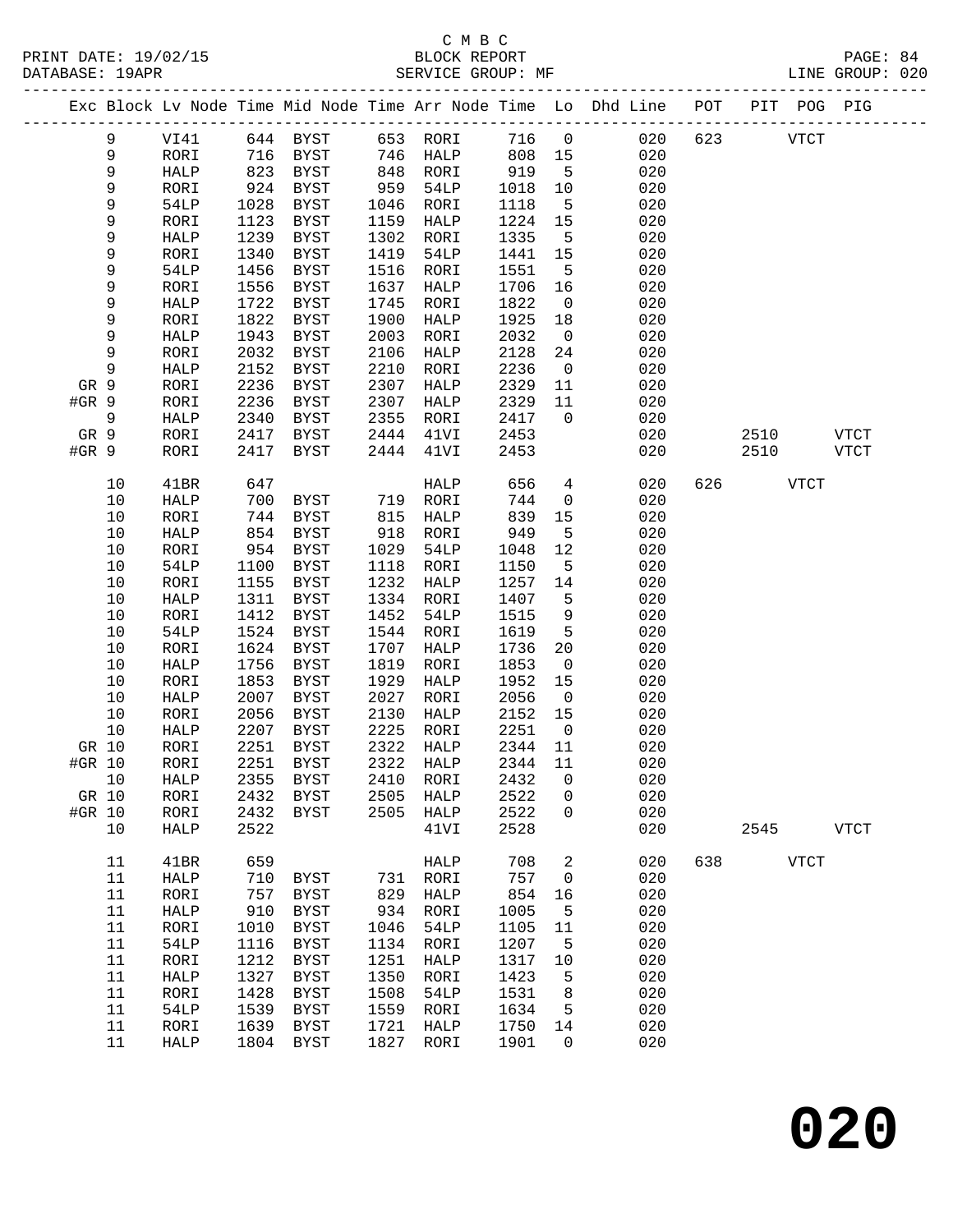C M B C
BLOCK REPORT
SERVICE GROUP: MF

PRINT DATE: 19/02/15
DATABASE: 19APR
LINE GROUP: 020

| Exc | Block | Lv Node | Time | Mid Node | Time | Arr Node | Time | Lo | Dhd Line | POT | PIT | POG | PIG |
|---|---|---|---|---|---|---|---|---|---|---|---|---|---|
| | 9 | VI41 | 644 | BYST | 653 | RORI | 716 | 0 | 020 | 623 | | VTCT | |
| | 9 | RORI | 716 | BYST | 746 | HALP | 808 | 15 | 020 | | | | |
| | 9 | HALP | 823 | BYST | 848 | RORI | 919 | 5 | 020 | | | | |
| | 9 | RORI | 924 | BYST | 959 | 54LP | 1018 | 10 | 020 | | | | |
| | 9 | 54LP | 1028 | BYST | 1046 | RORI | 1118 | 5 | 020 | | | | |
| | 9 | RORI | 1123 | BYST | 1159 | HALP | 1224 | 15 | 020 | | | | |
| | 9 | HALP | 1239 | BYST | 1302 | RORI | 1335 | 5 | 020 | | | | |
| | 9 | RORI | 1340 | BYST | 1419 | 54LP | 1441 | 15 | 020 | | | | |
| | 9 | 54LP | 1456 | BYST | 1516 | RORI | 1551 | 5 | 020 | | | | |
| | 9 | RORI | 1556 | BYST | 1637 | HALP | 1706 | 16 | 020 | | | | |
| | 9 | HALP | 1722 | BYST | 1745 | RORI | 1822 | 0 | 020 | | | | |
| | 9 | RORI | 1822 | BYST | 1900 | HALP | 1925 | 18 | 020 | | | | |
| | 9 | HALP | 1943 | BYST | 2003 | RORI | 2032 | 0 | 020 | | | | |
| | 9 | RORI | 2032 | BYST | 2106 | HALP | 2128 | 24 | 020 | | | | |
| | 9 | HALP | 2152 | BYST | 2210 | RORI | 2236 | 0 | 020 | | | | |
| GR | 9 | RORI | 2236 | BYST | 2307 | HALP | 2329 | 11 | 020 | | | | |
| #GR | 9 | RORI | 2236 | BYST | 2307 | HALP | 2329 | 11 | 020 | | | | |
| | 9 | HALP | 2340 | BYST | 2355 | RORI | 2417 | 0 | 020 | | | | |
| GR | 9 | RORI | 2417 | BYST | 2444 | 41VI | 2453 | | 020 | | 2510 | | VTCT |
| #GR | 9 | RORI | 2417 | BYST | 2444 | 41VI | 2453 | | 020 | | 2510 | | VTCT |
| | 10 | 41BR | 647 | | | HALP | 656 | 4 | 020 | 626 | | VTCT | |
| | 10 | HALP | 700 | BYST | 719 | RORI | 744 | 0 | 020 | | | | |
| | 10 | RORI | 744 | BYST | 815 | HALP | 839 | 15 | 020 | | | | |
| | 10 | HALP | 854 | BYST | 918 | RORI | 949 | 5 | 020 | | | | |
| | 10 | RORI | 954 | BYST | 1029 | 54LP | 1048 | 12 | 020 | | | | |
| | 10 | 54LP | 1100 | BYST | 1118 | RORI | 1150 | 5 | 020 | | | | |
| | 10 | RORI | 1155 | BYST | 1232 | HALP | 1257 | 14 | 020 | | | | |
| | 10 | HALP | 1311 | BYST | 1334 | RORI | 1407 | 5 | 020 | | | | |
| | 10 | RORI | 1412 | BYST | 1452 | 54LP | 1515 | 9 | 020 | | | | |
| | 10 | 54LP | 1524 | BYST | 1544 | RORI | 1619 | 5 | 020 | | | | |
| | 10 | RORI | 1624 | BYST | 1707 | HALP | 1736 | 20 | 020 | | | | |
| | 10 | HALP | 1756 | BYST | 1819 | RORI | 1853 | 0 | 020 | | | | |
| | 10 | RORI | 1853 | BYST | 1929 | HALP | 1952 | 15 | 020 | | | | |
| | 10 | HALP | 2007 | BYST | 2027 | RORI | 2056 | 0 | 020 | | | | |
| | 10 | RORI | 2056 | BYST | 2130 | HALP | 2152 | 15 | 020 | | | | |
| | 10 | HALP | 2207 | BYST | 2225 | RORI | 2251 | 0 | 020 | | | | |
| GR | 10 | RORI | 2251 | BYST | 2322 | HALP | 2344 | 11 | 020 | | | | |
| #GR | 10 | RORI | 2251 | BYST | 2322 | HALP | 2344 | 11 | 020 | | | | |
| | 10 | HALP | 2355 | BYST | 2410 | RORI | 2432 | 0 | 020 | | | | |
| GR | 10 | RORI | 2432 | BYST | 2505 | HALP | 2522 | 0 | 020 | | | | |
| #GR | 10 | RORI | 2432 | BYST | 2505 | HALP | 2522 | 0 | 020 | | | | |
| | 10 | HALP | 2522 | | | 41VI | 2528 | | 020 | | 2545 | | VTCT |
| | 11 | 41BR | 659 | | | HALP | 708 | 2 | 020 | 638 | | VTCT | |
| | 11 | HALP | 710 | BYST | 731 | RORI | 757 | 0 | 020 | | | | |
| | 11 | RORI | 757 | BYST | 829 | HALP | 854 | 16 | 020 | | | | |
| | 11 | HALP | 910 | BYST | 934 | RORI | 1005 | 5 | 020 | | | | |
| | 11 | RORI | 1010 | BYST | 1046 | 54LP | 1105 | 11 | 020 | | | | |
| | 11 | 54LP | 1116 | BYST | 1134 | RORI | 1207 | 5 | 020 | | | | |
| | 11 | RORI | 1212 | BYST | 1251 | HALP | 1317 | 10 | 020 | | | | |
| | 11 | HALP | 1327 | BYST | 1350 | RORI | 1423 | 5 | 020 | | | | |
| | 11 | RORI | 1428 | BYST | 1508 | 54LP | 1531 | 8 | 020 | | | | |
| | 11 | 54LP | 1539 | BYST | 1559 | RORI | 1634 | 5 | 020 | | | | |
| | 11 | RORI | 1639 | BYST | 1721 | HALP | 1750 | 14 | 020 | | | | |
| | 11 | HALP | 1804 | BYST | 1827 | RORI | 1901 | 0 | 020 | | | | |

**020**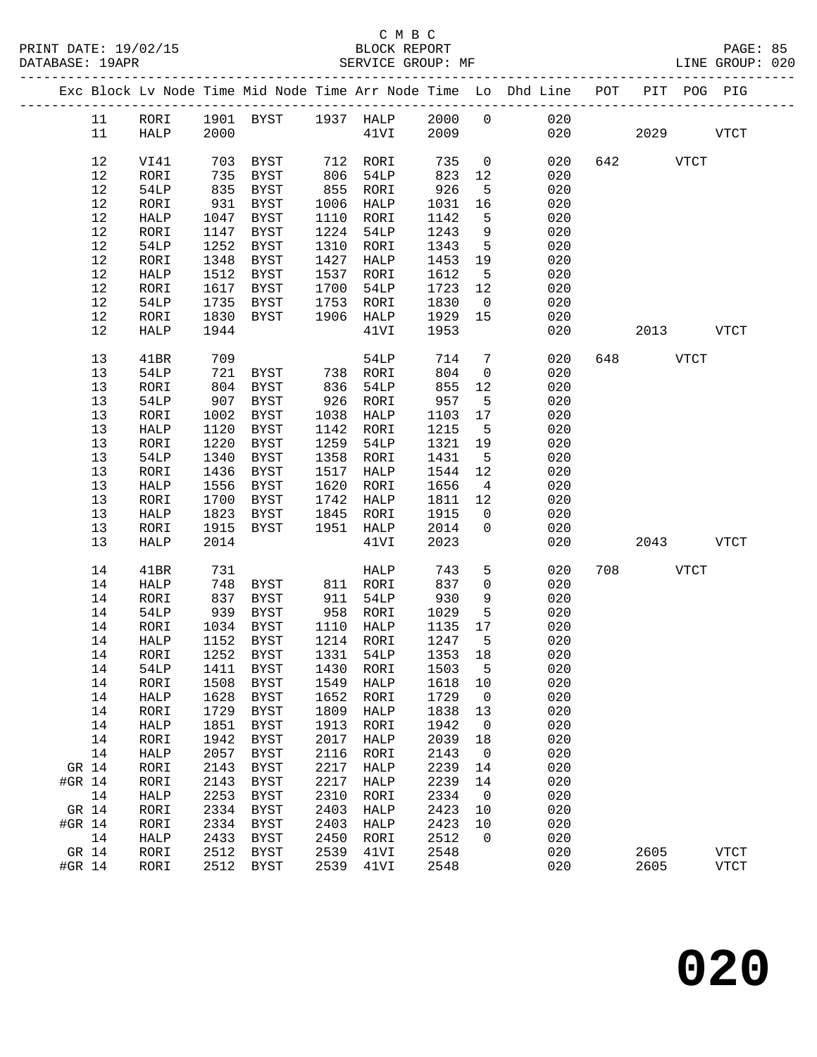C M B C

BLOCK REPORT

SERVICE GROUP: MF

DATABASE: 19APR — LINE GROUP: 020

| Exc | Block | Lv Node | Time | Mid Node | Time | Arr Node | Time | Lo | Dhd Line | POT | PIT | POG | PIG |
|---|---|---|---|---|---|---|---|---|---|---|---|---|---|
| | 11 | RORI | 1901 | BYST | 1937 | HALP | 2000 | 0 | 020 | | | | |
| | 11 | HALP | 2000 | | | 41VI | 2009 | | 020 | | 2029 | | VTCT |
| | 12 | VI41 | 703 | BYST | 712 | RORI | 735 | 0 | 020 | 642 | | VTCT | |
| | 12 | RORI | 735 | BYST | 806 | 54LP | 823 | 12 | 020 | | | | |
| | 12 | 54LP | 835 | BYST | 855 | RORI | 926 | 5 | 020 | | | | |
| | 12 | RORI | 931 | BYST | 1006 | HALP | 1031 | 16 | 020 | | | | |
| | 12 | HALP | 1047 | BYST | 1110 | RORI | 1142 | 5 | 020 | | | | |
| | 12 | RORI | 1147 | BYST | 1224 | 54LP | 1243 | 9 | 020 | | | | |
| | 12 | 54LP | 1252 | BYST | 1310 | RORI | 1343 | 5 | 020 | | | | |
| | 12 | RORI | 1348 | BYST | 1427 | HALP | 1453 | 19 | 020 | | | | |
| | 12 | HALP | 1512 | BYST | 1537 | RORI | 1612 | 5 | 020 | | | | |
| | 12 | RORI | 1617 | BYST | 1700 | 54LP | 1723 | 12 | 020 | | | | |
| | 12 | 54LP | 1735 | BYST | 1753 | RORI | 1830 | 0 | 020 | | | | |
| | 12 | RORI | 1830 | BYST | 1906 | HALP | 1929 | 15 | 020 | | | | |
| | 12 | HALP | 1944 | | | 41VI | 1953 | | 020 | | 2013 | | VTCT |
| | 13 | 41BR | 709 | | | 54LP | 714 | 7 | 020 | 648 | | VTCT | |
| | 13 | 54LP | 721 | BYST | 738 | RORI | 804 | 0 | 020 | | | | |
| | 13 | RORI | 804 | BYST | 836 | 54LP | 855 | 12 | 020 | | | | |
| | 13 | 54LP | 907 | BYST | 926 | RORI | 957 | 5 | 020 | | | | |
| | 13 | RORI | 1002 | BYST | 1038 | HALP | 1103 | 17 | 020 | | | | |
| | 13 | HALP | 1120 | BYST | 1142 | RORI | 1215 | 5 | 020 | | | | |
| | 13 | RORI | 1220 | BYST | 1259 | 54LP | 1321 | 19 | 020 | | | | |
| | 13 | 54LP | 1340 | BYST | 1358 | RORI | 1431 | 5 | 020 | | | | |
| | 13 | RORI | 1436 | BYST | 1517 | HALP | 1544 | 12 | 020 | | | | |
| | 13 | HALP | 1556 | BYST | 1620 | RORI | 1656 | 4 | 020 | | | | |
| | 13 | RORI | 1700 | BYST | 1742 | HALP | 1811 | 12 | 020 | | | | |
| | 13 | HALP | 1823 | BYST | 1845 | RORI | 1915 | 0 | 020 | | | | |
| | 13 | RORI | 1915 | BYST | 1951 | HALP | 2014 | 0 | 020 | | | | |
| | 13 | HALP | 2014 | | | 41VI | 2023 | | 020 | | 2043 | | VTCT |
| | 14 | 41BR | 731 | | | HALP | 743 | 5 | 020 | 708 | | VTCT | |
| | 14 | HALP | 748 | BYST | 811 | RORI | 837 | 0 | 020 | | | | |
| | 14 | RORI | 837 | BYST | 911 | 54LP | 930 | 9 | 020 | | | | |
| | 14 | 54LP | 939 | BYST | 958 | RORI | 1029 | 5 | 020 | | | | |
| | 14 | RORI | 1034 | BYST | 1110 | HALP | 1135 | 17 | 020 | | | | |
| | 14 | HALP | 1152 | BYST | 1214 | RORI | 1247 | 5 | 020 | | | | |
| | 14 | RORI | 1252 | BYST | 1331 | 54LP | 1353 | 18 | 020 | | | | |
| | 14 | 54LP | 1411 | BYST | 1430 | RORI | 1503 | 5 | 020 | | | | |
| | 14 | RORI | 1508 | BYST | 1549 | HALP | 1618 | 10 | 020 | | | | |
| | 14 | HALP | 1628 | BYST | 1652 | RORI | 1729 | 0 | 020 | | | | |
| | 14 | RORI | 1729 | BYST | 1809 | HALP | 1838 | 13 | 020 | | | | |
| | 14 | HALP | 1851 | BYST | 1913 | RORI | 1942 | 0 | 020 | | | | |
| | 14 | RORI | 1942 | BYST | 2017 | HALP | 2039 | 18 | 020 | | | | |
| | 14 | HALP | 2057 | BYST | 2116 | RORI | 2143 | 0 | 020 | | | | |
| GR | 14 | RORI | 2143 | BYST | 2217 | HALP | 2239 | 14 | 020 | | | | |
| #GR | 14 | RORI | 2143 | BYST | 2217 | HALP | 2239 | 14 | 020 | | | | |
| | 14 | HALP | 2253 | BYST | 2310 | RORI | 2334 | 0 | 020 | | | | |
| GR | 14 | RORI | 2334 | BYST | 2403 | HALP | 2423 | 10 | 020 | | | | |
| #GR | 14 | RORI | 2334 | BYST | 2403 | HALP | 2423 | 10 | 020 | | | | |
| | 14 | HALP | 2433 | BYST | 2450 | RORI | 2512 | 0 | 020 | | | | |
| GR | 14 | RORI | 2512 | BYST | 2539 | 41VI | 2548 | | 020 | | 2605 | | VTCT |
| #GR | 14 | RORI | 2512 | BYST | 2539 | 41VI | 2548 | | 020 | | 2605 | | VTCT |

# 020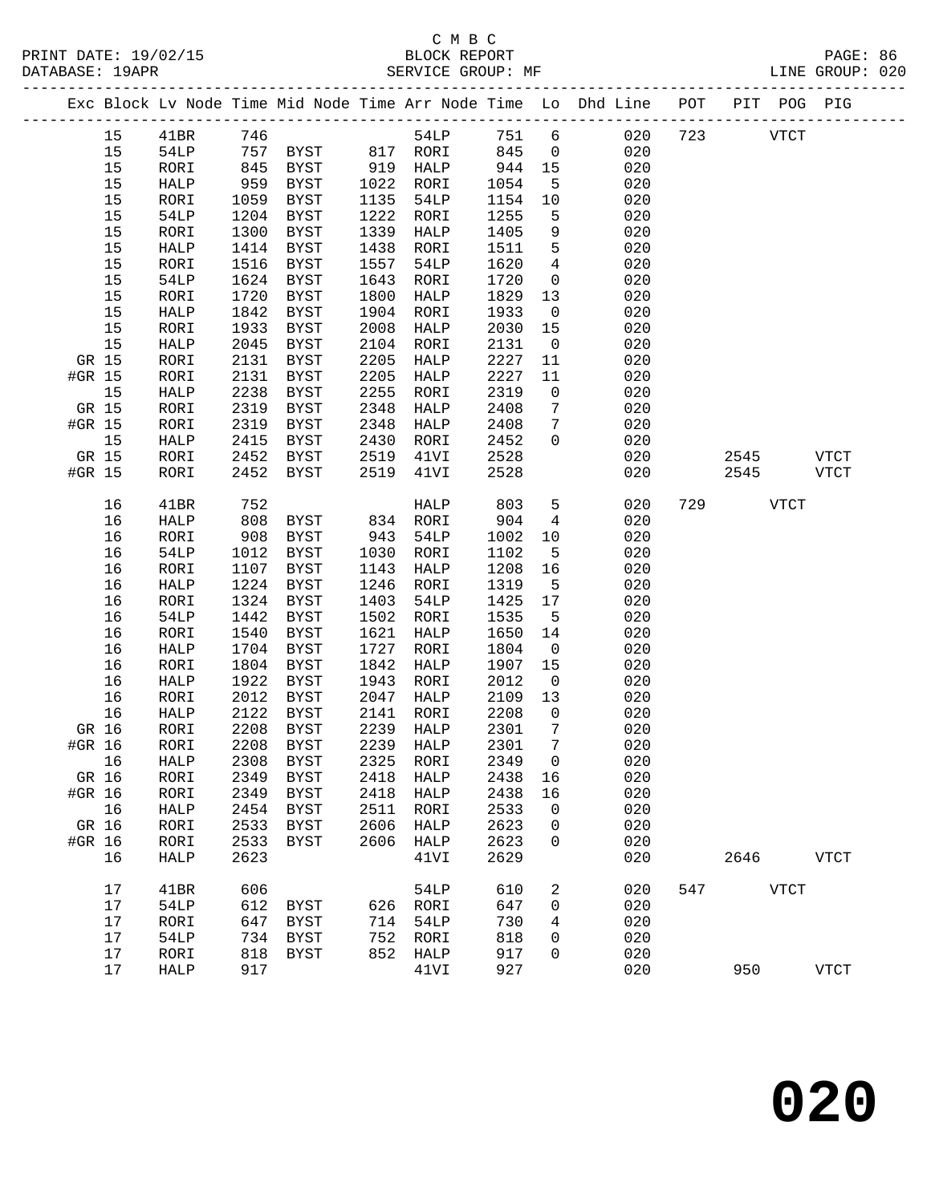C M B C
BLOCK REPORT
SERVICE GROUP: MF

PRINT DATE: 19/02/15
DATABASE: 19APR
LINE GROUP: 020

| Exc | Block | Lv Node | Time | Mid Node | Time | Arr Node | Time | Lo | Dhd Line | POT | PIT | POG | PIG |
|---|---|---|---|---|---|---|---|---|---|---|---|---|---|
| | 15 | 41BR | 746 | | | 54LP | 751 | 6 | 020 | 723 | | VTCT | |
| | 15 | 54LP | 757 | BYST | 817 | RORI | 845 | 0 | 020 | | | | |
| | 15 | RORI | 845 | BYST | 919 | HALP | 944 | 15 | 020 | | | | |
| | 15 | HALP | 959 | BYST | 1022 | RORI | 1054 | 5 | 020 | | | | |
| | 15 | RORI | 1059 | BYST | 1135 | 54LP | 1154 | 10 | 020 | | | | |
| | 15 | 54LP | 1204 | BYST | 1222 | RORI | 1255 | 5 | 020 | | | | |
| | 15 | RORI | 1300 | BYST | 1339 | HALP | 1405 | 9 | 020 | | | | |
| | 15 | HALP | 1414 | BYST | 1438 | RORI | 1511 | 5 | 020 | | | | |
| | 15 | RORI | 1516 | BYST | 1557 | 54LP | 1620 | 4 | 020 | | | | |
| | 15 | 54LP | 1624 | BYST | 1643 | RORI | 1720 | 0 | 020 | | | | |
| | 15 | RORI | 1720 | BYST | 1800 | HALP | 1829 | 13 | 020 | | | | |
| | 15 | HALP | 1842 | BYST | 1904 | RORI | 1933 | 0 | 020 | | | | |
| | 15 | RORI | 1933 | BYST | 2008 | HALP | 2030 | 15 | 020 | | | | |
| | 15 | HALP | 2045 | BYST | 2104 | RORI | 2131 | 0 | 020 | | | | |
| GR | 15 | RORI | 2131 | BYST | 2205 | HALP | 2227 | 11 | 020 | | | | |
| #GR | 15 | RORI | 2131 | BYST | 2205 | HALP | 2227 | 11 | 020 | | | | |
| | 15 | HALP | 2238 | BYST | 2255 | RORI | 2319 | 0 | 020 | | | | |
| GR | 15 | RORI | 2319 | BYST | 2348 | HALP | 2408 | 7 | 020 | | | | |
| #GR | 15 | RORI | 2319 | BYST | 2348 | HALP | 2408 | 7 | 020 | | | | |
| | 15 | HALP | 2415 | BYST | 2430 | RORI | 2452 | 0 | 020 | | | | |
| GR | 15 | RORI | 2452 | BYST | 2519 | 41VI | 2528 | | 020 | | 2545 | | VTCT |
| #GR | 15 | RORI | 2452 | BYST | 2519 | 41VI | 2528 | | 020 | | 2545 | | VTCT |
| | 16 | 41BR | 752 | | | HALP | 803 | 5 | 020 | 729 | | VTCT | |
| | 16 | HALP | 808 | BYST | 834 | RORI | 904 | 4 | 020 | | | | |
| | 16 | RORI | 908 | BYST | 943 | 54LP | 1002 | 10 | 020 | | | | |
| | 16 | 54LP | 1012 | BYST | 1030 | RORI | 1102 | 5 | 020 | | | | |
| | 16 | RORI | 1107 | BYST | 1143 | HALP | 1208 | 16 | 020 | | | | |
| | 16 | HALP | 1224 | BYST | 1246 | RORI | 1319 | 5 | 020 | | | | |
| | 16 | RORI | 1324 | BYST | 1403 | 54LP | 1425 | 17 | 020 | | | | |
| | 16 | 54LP | 1442 | BYST | 1502 | RORI | 1535 | 5 | 020 | | | | |
| | 16 | RORI | 1540 | BYST | 1621 | HALP | 1650 | 14 | 020 | | | | |
| | 16 | HALP | 1704 | BYST | 1727 | RORI | 1804 | 0 | 020 | | | | |
| | 16 | RORI | 1804 | BYST | 1842 | HALP | 1907 | 15 | 020 | | | | |
| | 16 | HALP | 1922 | BYST | 1943 | RORI | 2012 | 0 | 020 | | | | |
| | 16 | RORI | 2012 | BYST | 2047 | HALP | 2109 | 13 | 020 | | | | |
| | 16 | HALP | 2122 | BYST | 2141 | RORI | 2208 | 0 | 020 | | | | |
| GR | 16 | RORI | 2208 | BYST | 2239 | HALP | 2301 | 7 | 020 | | | | |
| #GR | 16 | RORI | 2208 | BYST | 2239 | HALP | 2301 | 7 | 020 | | | | |
| | 16 | HALP | 2308 | BYST | 2325 | RORI | 2349 | 0 | 020 | | | | |
| GR | 16 | RORI | 2349 | BYST | 2418 | HALP | 2438 | 16 | 020 | | | | |
| #GR | 16 | RORI | 2349 | BYST | 2418 | HALP | 2438 | 16 | 020 | | | | |
| | 16 | HALP | 2454 | BYST | 2511 | RORI | 2533 | 0 | 020 | | | | |
| GR | 16 | RORI | 2533 | BYST | 2606 | HALP | 2623 | 0 | 020 | | | | |
| #GR | 16 | RORI | 2533 | BYST | 2606 | HALP | 2623 | 0 | 020 | | | | |
| | 16 | HALP | 2623 | | | 41VI | 2629 | | 020 | | 2646 | | VTCT |
| | 17 | 41BR | 606 | | | 54LP | 610 | 2 | 020 | 547 | | VTCT | |
| | 17 | 54LP | 612 | BYST | 626 | RORI | 647 | 0 | 020 | | | | |
| | 17 | RORI | 647 | BYST | 714 | 54LP | 730 | 4 | 020 | | | | |
| | 17 | 54LP | 734 | BYST | 752 | RORI | 818 | 0 | 020 | | | | |
| | 17 | RORI | 818 | BYST | 852 | HALP | 917 | 0 | 020 | | | | |
| | 17 | HALP | 917 | | | 41VI | 927 | | 020 | | 950 | | VTCT |

# 020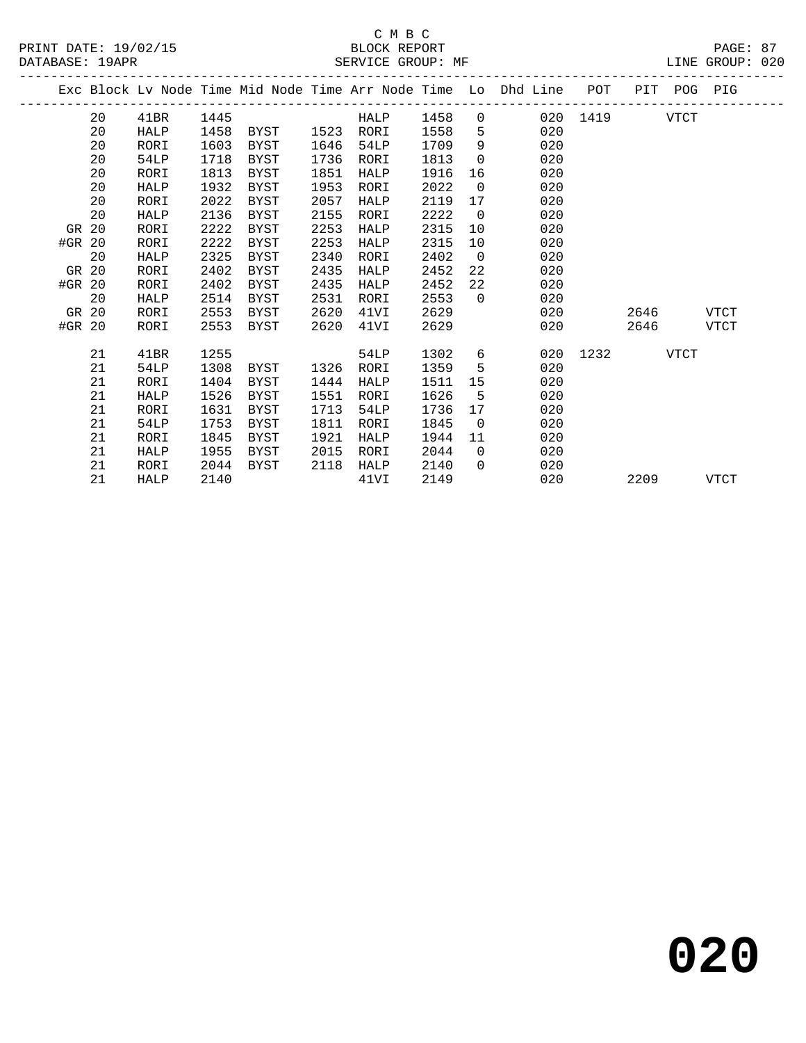C M B C

BLOCK REPORT

SERVICE GROUP: MF

| Exc | Block | Lv Node | Time | Mid Node | Time | Arr Node | Time | Lo | Dhd Line | POT | PIT | POG | PIG |
|---|---|---|---|---|---|---|---|---|---|---|---|---|---|
| | 20 | 41BR | 1445 | | | HALP | 1458 | 0 | 020 | 1419 | | VTCT | |
| | 20 | HALP | 1458 | BYST | 1523 | RORI | 1558 | 5 | 020 | | | | |
| | 20 | RORI | 1603 | BYST | 1646 | 54LP | 1709 | 9 | 020 | | | | |
| | 20 | 54LP | 1718 | BYST | 1736 | RORI | 1813 | 0 | 020 | | | | |
| | 20 | RORI | 1813 | BYST | 1851 | HALP | 1916 | 16 | 020 | | | | |
| | 20 | HALP | 1932 | BYST | 1953 | RORI | 2022 | 0 | 020 | | | | |
| | 20 | RORI | 2022 | BYST | 2057 | HALP | 2119 | 17 | 020 | | | | |
| | 20 | HALP | 2136 | BYST | 2155 | RORI | 2222 | 0 | 020 | | | | |
| GR | 20 | RORI | 2222 | BYST | 2253 | HALP | 2315 | 10 | 020 | | | | |
| #GR | 20 | RORI | 2222 | BYST | 2253 | HALP | 2315 | 10 | 020 | | | | |
| | 20 | HALP | 2325 | BYST | 2340 | RORI | 2402 | 0 | 020 | | | | |
| GR | 20 | RORI | 2402 | BYST | 2435 | HALP | 2452 | 22 | 020 | | | | |
| #GR | 20 | RORI | 2402 | BYST | 2435 | HALP | 2452 | 22 | 020 | | | | |
| | 20 | HALP | 2514 | BYST | 2531 | RORI | 2553 | 0 | 020 | | | | |
| GR | 20 | RORI | 2553 | BYST | 2620 | 41VI | 2629 | | 020 | | 2646 | | VTCT |
| #GR | 20 | RORI | 2553 | BYST | 2620 | 41VI | 2629 | | 020 | | 2646 | | VTCT |
| | 21 | 41BR | 1255 | | | 54LP | 1302 | 6 | 020 | 1232 | | VTCT | |
| | 21 | 54LP | 1308 | BYST | 1326 | RORI | 1359 | 5 | 020 | | | | |
| | 21 | RORI | 1404 | BYST | 1444 | HALP | 1511 | 15 | 020 | | | | |
| | 21 | HALP | 1526 | BYST | 1551 | RORI | 1626 | 5 | 020 | | | | |
| | 21 | RORI | 1631 | BYST | 1713 | 54LP | 1736 | 17 | 020 | | | | |
| | 21 | 54LP | 1753 | BYST | 1811 | RORI | 1845 | 0 | 020 | | | | |
| | 21 | RORI | 1845 | BYST | 1921 | HALP | 1944 | 11 | 020 | | | | |
| | 21 | HALP | 1955 | BYST | 2015 | RORI | 2044 | 0 | 020 | | | | |
| | 21 | RORI | 2044 | BYST | 2118 | HALP | 2140 | 0 | 020 | | | | |
| | 21 | HALP | 2140 | | | 41VI | 2149 | | 020 | | 2209 | | VTCT |

**020**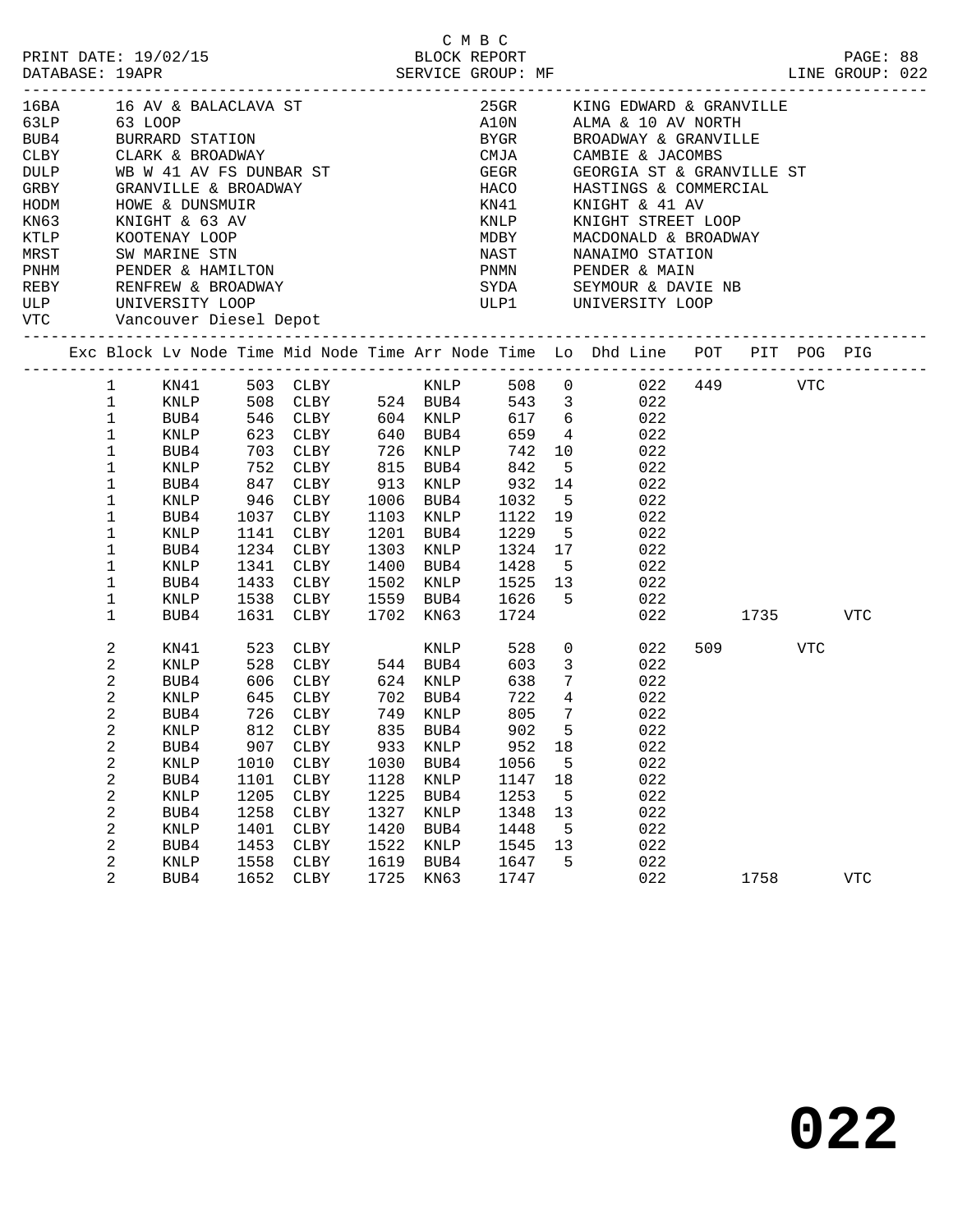C M B C

PRINT DATE: 19/02/15 — BLOCK REPORT — PAGE: 88
DATABASE: 19APR — SERVICE GROUP: MF — LINE GROUP: 022

| Code | Description | Code | Description |
|---|---|---|---|
| 16BA | 16 AV & BALACLAVA ST | 25GR | KING EDWARD & GRANVILLE |
| 63LP | 63 LOOP | A10N | ALMA & 10 AV NORTH |
| BUB4 | BURRARD STATION | BYGR | BROADWAY & GRANVILLE |
| CLBY | CLARK & BROADWAY | CMJA | CAMBIE & JACOMBS |
| DULP | WB W 41 AV FS DUNBAR ST | GEGR | GEORGIA ST & GRANVILLE ST |
| GRBY | GRANVILLE & BROADWAY | HACO | HASTINGS & COMMERCIAL |
| HODM | HOWE & DUNSMUIR | KN41 | KNIGHT & 41 AV |
| KN63 | KNIGHT & 63 AV | KNLP | KNIGHT STREET LOOP |
| KTLP | KOOTENAY LOOP | MDBY | MACDONALD & BROADWAY |
| MRST | SW MARINE STN | NAST | NANAIMO STATION |
| PNHM | PENDER & HAMILTON | PNMN | PENDER & MAIN |
| REBY | RENFREW & BROADWAY | SYDA | SEYMOUR & DAVIE NB |
| ULP | UNIVERSITY LOOP | ULP1 | UNIVERSITY LOOP |
| VTC | Vancouver Diesel Depot | | |

| Exc | Block | Lv Node | Time | Mid Node | Time | Arr Node | Time | Lo | Dhd Line | POT | PIT | POG | PIG |
|---|---|---|---|---|---|---|---|---|---|---|---|---|---|
| | 1 | KN41 | 503 | CLBY | | KNLP | 508 | 0 | 022 | 449 | | VTC | |
| | 1 | KNLP | 508 | CLBY | 524 | BUB4 | 543 | 3 | 022 | | | | |
| | 1 | BUB4 | 546 | CLBY | 604 | KNLP | 617 | 6 | 022 | | | | |
| | 1 | KNLP | 623 | CLBY | 640 | BUB4 | 659 | 4 | 022 | | | | |
| | 1 | BUB4 | 703 | CLBY | 726 | KNLP | 742 | 10 | 022 | | | | |
| | 1 | KNLP | 752 | CLBY | 815 | BUB4 | 842 | 5 | 022 | | | | |
| | 1 | BUB4 | 847 | CLBY | 913 | KNLP | 932 | 14 | 022 | | | | |
| | 1 | KNLP | 946 | CLBY | 1006 | BUB4 | 1032 | 5 | 022 | | | | |
| | 1 | BUB4 | 1037 | CLBY | 1103 | KNLP | 1122 | 19 | 022 | | | | |
| | 1 | KNLP | 1141 | CLBY | 1201 | BUB4 | 1229 | 5 | 022 | | | | |
| | 1 | BUB4 | 1234 | CLBY | 1303 | KNLP | 1324 | 17 | 022 | | | | |
| | 1 | KNLP | 1341 | CLBY | 1400 | BUB4 | 1428 | 5 | 022 | | | | |
| | 1 | BUB4 | 1433 | CLBY | 1502 | KNLP | 1525 | 13 | 022 | | | | |
| | 1 | KNLP | 1538 | CLBY | 1559 | BUB4 | 1626 | 5 | 022 | | | | |
| | 1 | BUB4 | 1631 | CLBY | 1702 | KN63 | 1724 | | 022 | | 1735 | | VTC |
| | 2 | KN41 | 523 | CLBY | | KNLP | 528 | 0 | 022 | 509 | | VTC | |
| | 2 | KNLP | 528 | CLBY | 544 | BUB4 | 603 | 3 | 022 | | | | |
| | 2 | BUB4 | 606 | CLBY | 624 | KNLP | 638 | 7 | 022 | | | | |
| | 2 | KNLP | 645 | CLBY | 702 | BUB4 | 722 | 4 | 022 | | | | |
| | 2 | BUB4 | 726 | CLBY | 749 | KNLP | 805 | 7 | 022 | | | | |
| | 2 | KNLP | 812 | CLBY | 835 | BUB4 | 902 | 5 | 022 | | | | |
| | 2 | BUB4 | 907 | CLBY | 933 | KNLP | 952 | 18 | 022 | | | | |
| | 2 | KNLP | 1010 | CLBY | 1030 | BUB4 | 1056 | 5 | 022 | | | | |
| | 2 | BUB4 | 1101 | CLBY | 1128 | KNLP | 1147 | 18 | 022 | | | | |
| | 2 | KNLP | 1205 | CLBY | 1225 | BUB4 | 1253 | 5 | 022 | | | | |
| | 2 | BUB4 | 1258 | CLBY | 1327 | KNLP | 1348 | 13 | 022 | | | | |
| | 2 | KNLP | 1401 | CLBY | 1420 | BUB4 | 1448 | 5 | 022 | | | | |
| | 2 | BUB4 | 1453 | CLBY | 1522 | KNLP | 1545 | 13 | 022 | | | | |
| | 2 | KNLP | 1558 | CLBY | 1619 | BUB4 | 1647 | 5 | 022 | | | | |
| | 2 | BUB4 | 1652 | CLBY | 1725 | KN63 | 1747 | | 022 | | 1758 | | VTC |

**022**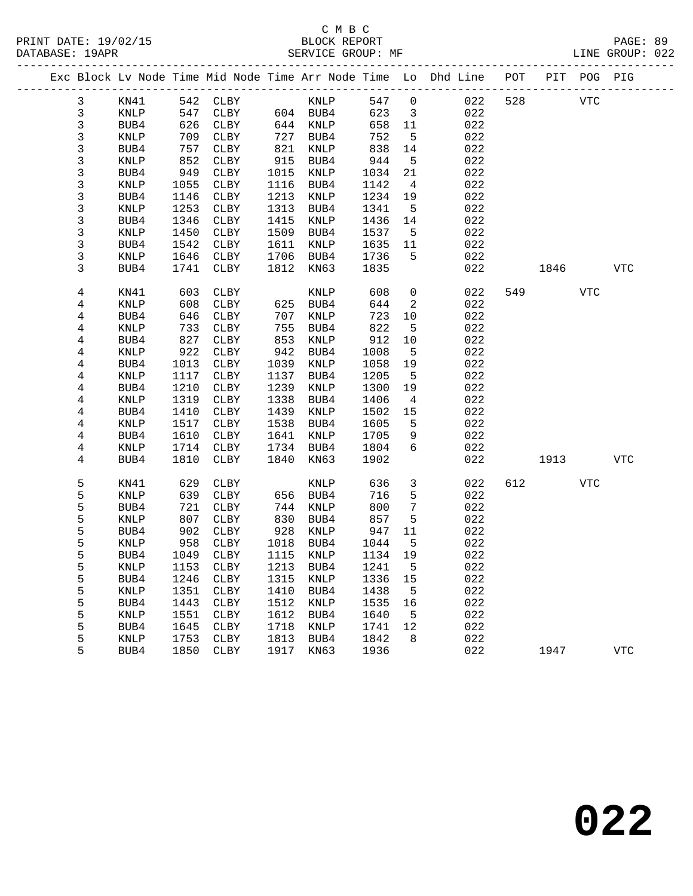C M B C
BLOCK REPORT
SERVICE GROUP: MF

PRINT DATE: 19/02/15
DATABASE: 19APR
LINE GROUP: 022

| Exc | Block | Lv Node | Time | Mid Node | Time | Arr Node | Time | Lo | Dhd Line | POT | PIT | POG | PIG |
|---|---|---|---|---|---|---|---|---|---|---|---|---|---|
| | 3 | KN41 | 542 | CLBY | | KNLP | 547 | 0 | 022 | 528 | | VTC | |
| | 3 | KNLP | 547 | CLBY | 604 | BUB4 | 623 | 3 | 022 | | | | |
| | 3 | BUB4 | 626 | CLBY | 644 | KNLP | 658 | 11 | 022 | | | | |
| | 3 | KNLP | 709 | CLBY | 727 | BUB4 | 752 | 5 | 022 | | | | |
| | 3 | BUB4 | 757 | CLBY | 821 | KNLP | 838 | 14 | 022 | | | | |
| | 3 | KNLP | 852 | CLBY | 915 | BUB4 | 944 | 5 | 022 | | | | |
| | 3 | BUB4 | 949 | CLBY | 1015 | KNLP | 1034 | 21 | 022 | | | | |
| | 3 | KNLP | 1055 | CLBY | 1116 | BUB4 | 1142 | 4 | 022 | | | | |
| | 3 | BUB4 | 1146 | CLBY | 1213 | KNLP | 1234 | 19 | 022 | | | | |
| | 3 | KNLP | 1253 | CLBY | 1313 | BUB4 | 1341 | 5 | 022 | | | | |
| | 3 | BUB4 | 1346 | CLBY | 1415 | KNLP | 1436 | 14 | 022 | | | | |
| | 3 | KNLP | 1450 | CLBY | 1509 | BUB4 | 1537 | 5 | 022 | | | | |
| | 3 | BUB4 | 1542 | CLBY | 1611 | KNLP | 1635 | 11 | 022 | | | | |
| | 3 | KNLP | 1646 | CLBY | 1706 | BUB4 | 1736 | 5 | 022 | | | | |
| | 3 | BUB4 | 1741 | CLBY | 1812 | KN63 | 1835 | | 022 | | 1846 | | VTC |
| | 4 | KN41 | 603 | CLBY | | KNLP | 608 | 0 | 022 | 549 | | VTC | |
| | 4 | KNLP | 608 | CLBY | 625 | BUB4 | 644 | 2 | 022 | | | | |
| | 4 | BUB4 | 646 | CLBY | 707 | KNLP | 723 | 10 | 022 | | | | |
| | 4 | KNLP | 733 | CLBY | 755 | BUB4 | 822 | 5 | 022 | | | | |
| | 4 | BUB4 | 827 | CLBY | 853 | KNLP | 912 | 10 | 022 | | | | |
| | 4 | KNLP | 922 | CLBY | 942 | BUB4 | 1008 | 5 | 022 | | | | |
| | 4 | BUB4 | 1013 | CLBY | 1039 | KNLP | 1058 | 19 | 022 | | | | |
| | 4 | KNLP | 1117 | CLBY | 1137 | BUB4 | 1205 | 5 | 022 | | | | |
| | 4 | BUB4 | 1210 | CLBY | 1239 | KNLP | 1300 | 19 | 022 | | | | |
| | 4 | KNLP | 1319 | CLBY | 1338 | BUB4 | 1406 | 4 | 022 | | | | |
| | 4 | BUB4 | 1410 | CLBY | 1439 | KNLP | 1502 | 15 | 022 | | | | |
| | 4 | KNLP | 1517 | CLBY | 1538 | BUB4 | 1605 | 5 | 022 | | | | |
| | 4 | BUB4 | 1610 | CLBY | 1641 | KNLP | 1705 | 9 | 022 | | | | |
| | 4 | KNLP | 1714 | CLBY | 1734 | BUB4 | 1804 | 6 | 022 | | | | |
| | 4 | BUB4 | 1810 | CLBY | 1840 | KN63 | 1902 | | 022 | | 1913 | | VTC |
| | 5 | KN41 | 629 | CLBY | | KNLP | 636 | 3 | 022 | 612 | | VTC | |
| | 5 | KNLP | 639 | CLBY | 656 | BUB4 | 716 | 5 | 022 | | | | |
| | 5 | BUB4 | 721 | CLBY | 744 | KNLP | 800 | 7 | 022 | | | | |
| | 5 | KNLP | 807 | CLBY | 830 | BUB4 | 857 | 5 | 022 | | | | |
| | 5 | BUB4 | 902 | CLBY | 928 | KNLP | 947 | 11 | 022 | | | | |
| | 5 | KNLP | 958 | CLBY | 1018 | BUB4 | 1044 | 5 | 022 | | | | |
| | 5 | BUB4 | 1049 | CLBY | 1115 | KNLP | 1134 | 19 | 022 | | | | |
| | 5 | KNLP | 1153 | CLBY | 1213 | BUB4 | 1241 | 5 | 022 | | | | |
| | 5 | BUB4 | 1246 | CLBY | 1315 | KNLP | 1336 | 15 | 022 | | | | |
| | 5 | KNLP | 1351 | CLBY | 1410 | BUB4 | 1438 | 5 | 022 | | | | |
| | 5 | BUB4 | 1443 | CLBY | 1512 | KNLP | 1535 | 16 | 022 | | | | |
| | 5 | KNLP | 1551 | CLBY | 1612 | BUB4 | 1640 | 5 | 022 | | | | |
| | 5 | BUB4 | 1645 | CLBY | 1718 | KNLP | 1741 | 12 | 022 | | | | |
| | 5 | KNLP | 1753 | CLBY | 1813 | BUB4 | 1842 | 8 | 022 | | | | |
| | 5 | BUB4 | 1850 | CLBY | 1917 | KN63 | 1936 | | 022 | | 1947 | | VTC |

# 022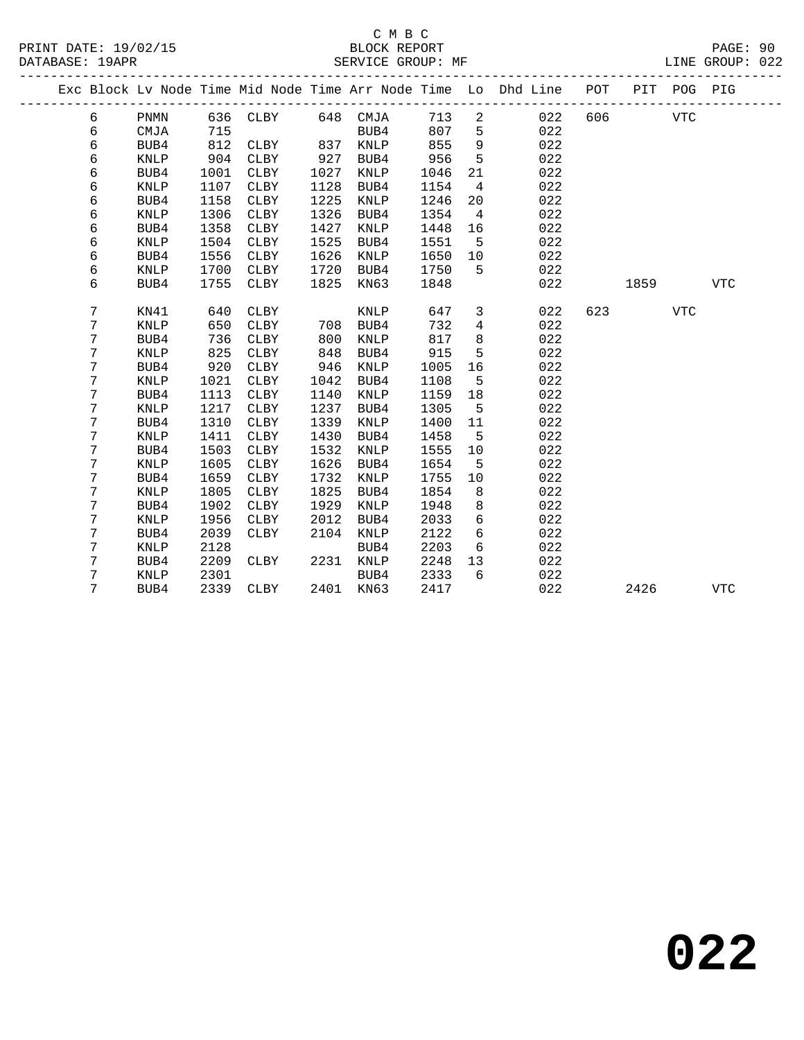C M B C
BLOCK REPORT
SERVICE GROUP: MF

PRINT DATE: 19/02/15
DATABASE: 19APR
LINE GROUP: 022

| Exc | Block | Lv | Node | Time | Mid Node | Time | Arr Node | Time | Lo | Dhd Line | POT | PIT | POG | PIG |
|---|---|---|---|---|---|---|---|---|---|---|---|---|---|---|
| | 6 | | PNMN | 636 | CLBY | 648 | CMJA | 713 | 2 | 022 | 606 | | VTC | |
| | 6 | | CMJA | 715 | | | BUB4 | 807 | 5 | 022 | | | | |
| | 6 | | BUB4 | 812 | CLBY | 837 | KNLP | 855 | 9 | 022 | | | | |
| | 6 | | KNLP | 904 | CLBY | 927 | BUB4 | 956 | 5 | 022 | | | | |
| | 6 | | BUB4 | 1001 | CLBY | 1027 | KNLP | 1046 | 21 | 022 | | | | |
| | 6 | | KNLP | 1107 | CLBY | 1128 | BUB4 | 1154 | 4 | 022 | | | | |
| | 6 | | BUB4 | 1158 | CLBY | 1225 | KNLP | 1246 | 20 | 022 | | | | |
| | 6 | | KNLP | 1306 | CLBY | 1326 | BUB4 | 1354 | 4 | 022 | | | | |
| | 6 | | BUB4 | 1358 | CLBY | 1427 | KNLP | 1448 | 16 | 022 | | | | |
| | 6 | | KNLP | 1504 | CLBY | 1525 | BUB4 | 1551 | 5 | 022 | | | | |
| | 6 | | BUB4 | 1556 | CLBY | 1626 | KNLP | 1650 | 10 | 022 | | | | |
| | 6 | | KNLP | 1700 | CLBY | 1720 | BUB4 | 1750 | 5 | 022 | | | | |
| | 6 | | BUB4 | 1755 | CLBY | 1825 | KN63 | 1848 | | 022 | | 1859 | | VTC |
| | 7 | | KN41 | 640 | CLBY | | KNLP | 647 | 3 | 022 | 623 | | VTC | |
| | 7 | | KNLP | 650 | CLBY | 708 | BUB4 | 732 | 4 | 022 | | | | |
| | 7 | | BUB4 | 736 | CLBY | 800 | KNLP | 817 | 8 | 022 | | | | |
| | 7 | | KNLP | 825 | CLBY | 848 | BUB4 | 915 | 5 | 022 | | | | |
| | 7 | | BUB4 | 920 | CLBY | 946 | KNLP | 1005 | 16 | 022 | | | | |
| | 7 | | KNLP | 1021 | CLBY | 1042 | BUB4 | 1108 | 5 | 022 | | | | |
| | 7 | | BUB4 | 1113 | CLBY | 1140 | KNLP | 1159 | 18 | 022 | | | | |
| | 7 | | KNLP | 1217 | CLBY | 1237 | BUB4 | 1305 | 5 | 022 | | | | |
| | 7 | | BUB4 | 1310 | CLBY | 1339 | KNLP | 1400 | 11 | 022 | | | | |
| | 7 | | KNLP | 1411 | CLBY | 1430 | BUB4 | 1458 | 5 | 022 | | | | |
| | 7 | | BUB4 | 1503 | CLBY | 1532 | KNLP | 1555 | 10 | 022 | | | | |
| | 7 | | KNLP | 1605 | CLBY | 1626 | BUB4 | 1654 | 5 | 022 | | | | |
| | 7 | | BUB4 | 1659 | CLBY | 1732 | KNLP | 1755 | 10 | 022 | | | | |
| | 7 | | KNLP | 1805 | CLBY | 1825 | BUB4 | 1854 | 8 | 022 | | | | |
| | 7 | | BUB4 | 1902 | CLBY | 1929 | KNLP | 1948 | 8 | 022 | | | | |
| | 7 | | KNLP | 1956 | CLBY | 2012 | BUB4 | 2033 | 6 | 022 | | | | |
| | 7 | | BUB4 | 2039 | CLBY | 2104 | KNLP | 2122 | 6 | 022 | | | | |
| | 7 | | KNLP | 2128 | | | BUB4 | 2203 | 6 | 022 | | | | |
| | 7 | | BUB4 | 2209 | CLBY | 2231 | KNLP | 2248 | 13 | 022 | | | | |
| | 7 | | KNLP | 2301 | | | BUB4 | 2333 | 6 | 022 | | | | |
| | 7 | | BUB4 | 2339 | CLBY | 2401 | KN63 | 2417 | | 022 | | 2426 | | VTC |

# 022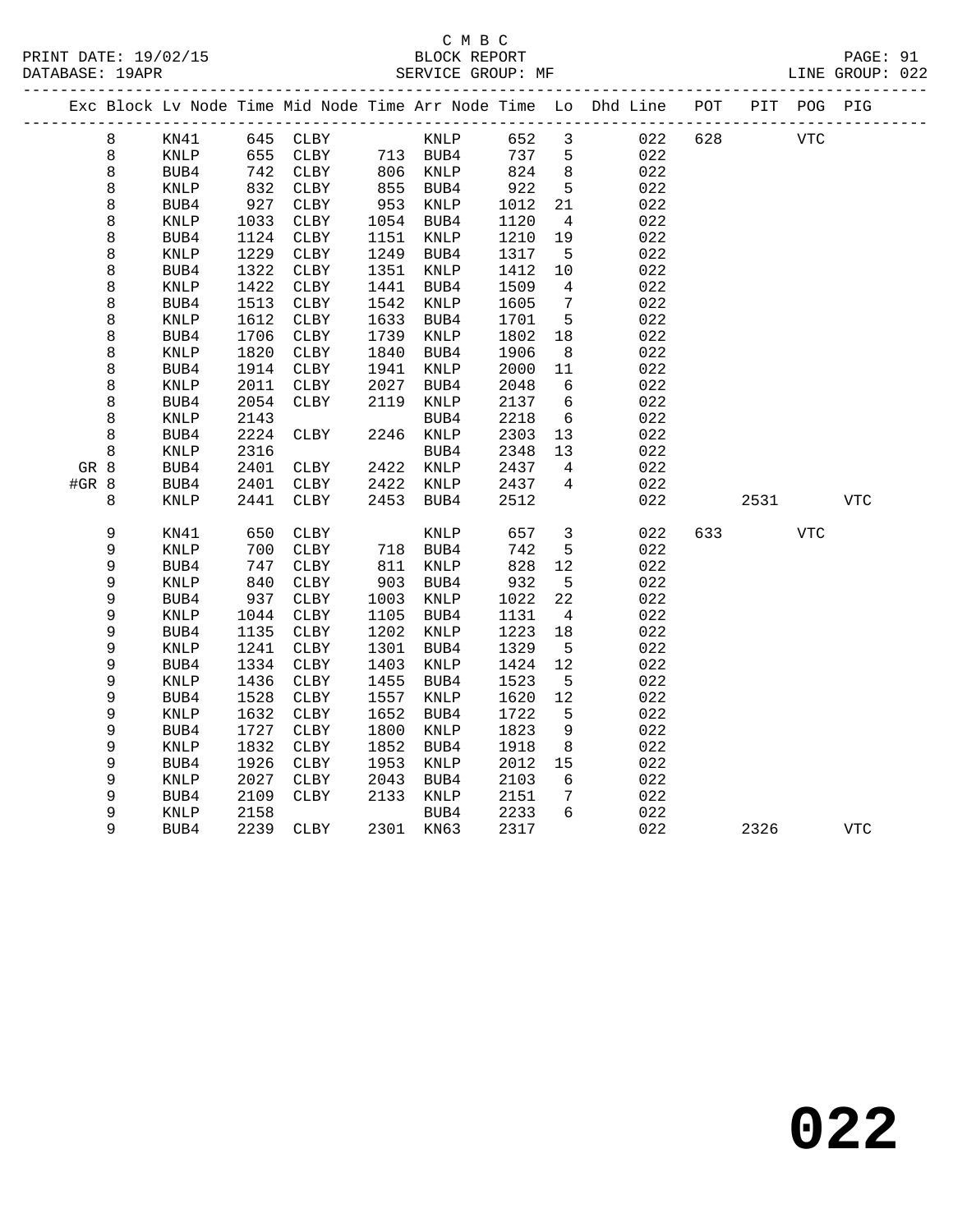C M B C
BLOCK REPORT
SERVICE GROUP: MF

PRINT DATE: 19/02/15
DATABASE: 19APR
LINE GROUP: 022

| Exc | Block | Lv Node | Time | Mid Node | Time | Arr Node | Time | Lo | Dhd Line | POT | PIT | POG | PIG |
|---|---|---|---|---|---|---|---|---|---|---|---|---|---|
| | 8 | KN41 | 645 | CLBY | | KNLP | 652 | 3 | 022 | 628 | | VTC | |
| | 8 | KNLP | 655 | CLBY | 713 | BUB4 | 737 | 5 | 022 | | | | |
| | 8 | BUB4 | 742 | CLBY | 806 | KNLP | 824 | 8 | 022 | | | | |
| | 8 | KNLP | 832 | CLBY | 855 | BUB4 | 922 | 5 | 022 | | | | |
| | 8 | BUB4 | 927 | CLBY | 953 | KNLP | 1012 | 21 | 022 | | | | |
| | 8 | KNLP | 1033 | CLBY | 1054 | BUB4 | 1120 | 4 | 022 | | | | |
| | 8 | BUB4 | 1124 | CLBY | 1151 | KNLP | 1210 | 19 | 022 | | | | |
| | 8 | KNLP | 1229 | CLBY | 1249 | BUB4 | 1317 | 5 | 022 | | | | |
| | 8 | BUB4 | 1322 | CLBY | 1351 | KNLP | 1412 | 10 | 022 | | | | |
| | 8 | KNLP | 1422 | CLBY | 1441 | BUB4 | 1509 | 4 | 022 | | | | |
| | 8 | BUB4 | 1513 | CLBY | 1542 | KNLP | 1605 | 7 | 022 | | | | |
| | 8 | KNLP | 1612 | CLBY | 1633 | BUB4 | 1701 | 5 | 022 | | | | |
| | 8 | BUB4 | 1706 | CLBY | 1739 | KNLP | 1802 | 18 | 022 | | | | |
| | 8 | KNLP | 1820 | CLBY | 1840 | BUB4 | 1906 | 8 | 022 | | | | |
| | 8 | BUB4 | 1914 | CLBY | 1941 | KNLP | 2000 | 11 | 022 | | | | |
| | 8 | KNLP | 2011 | CLBY | 2027 | BUB4 | 2048 | 6 | 022 | | | | |
| | 8 | BUB4 | 2054 | CLBY | 2119 | KNLP | 2137 | 6 | 022 | | | | |
| | 8 | KNLP | 2143 | | | BUB4 | 2218 | 6 | 022 | | | | |
| | 8 | BUB4 | 2224 | CLBY | 2246 | KNLP | 2303 | 13 | 022 | | | | |
| | 8 | KNLP | 2316 | | | BUB4 | 2348 | 13 | 022 | | | | |
| GR | 8 | BUB4 | 2401 | CLBY | 2422 | KNLP | 2437 | 4 | 022 | | | | |
| #GR | 8 | BUB4 | 2401 | CLBY | 2422 | KNLP | 2437 | 4 | 022 | | | | |
| | 8 | KNLP | 2441 | CLBY | 2453 | BUB4 | 2512 | | 022 | | 2531 | | VTC |
| | 9 | KN41 | 650 | CLBY | | KNLP | 657 | 3 | 022 | 633 | | VTC | |
| | 9 | KNLP | 700 | CLBY | 718 | BUB4 | 742 | 5 | 022 | | | | |
| | 9 | BUB4 | 747 | CLBY | 811 | KNLP | 828 | 12 | 022 | | | | |
| | 9 | KNLP | 840 | CLBY | 903 | BUB4 | 932 | 5 | 022 | | | | |
| | 9 | BUB4 | 937 | CLBY | 1003 | KNLP | 1022 | 22 | 022 | | | | |
| | 9 | KNLP | 1044 | CLBY | 1105 | BUB4 | 1131 | 4 | 022 | | | | |
| | 9 | BUB4 | 1135 | CLBY | 1202 | KNLP | 1223 | 18 | 022 | | | | |
| | 9 | KNLP | 1241 | CLBY | 1301 | BUB4 | 1329 | 5 | 022 | | | | |
| | 9 | BUB4 | 1334 | CLBY | 1403 | KNLP | 1424 | 12 | 022 | | | | |
| | 9 | KNLP | 1436 | CLBY | 1455 | BUB4 | 1523 | 5 | 022 | | | | |
| | 9 | BUB4 | 1528 | CLBY | 1557 | KNLP | 1620 | 12 | 022 | | | | |
| | 9 | KNLP | 1632 | CLBY | 1652 | BUB4 | 1722 | 5 | 022 | | | | |
| | 9 | BUB4 | 1727 | CLBY | 1800 | KNLP | 1823 | 9 | 022 | | | | |
| | 9 | KNLP | 1832 | CLBY | 1852 | BUB4 | 1918 | 8 | 022 | | | | |
| | 9 | BUB4 | 1926 | CLBY | 1953 | KNLP | 2012 | 15 | 022 | | | | |
| | 9 | KNLP | 2027 | CLBY | 2043 | BUB4 | 2103 | 6 | 022 | | | | |
| | 9 | BUB4 | 2109 | CLBY | 2133 | KNLP | 2151 | 7 | 022 | | | | |
| | 9 | KNLP | 2158 | | | BUB4 | 2233 | 6 | 022 | | | | |
| | 9 | BUB4 | 2239 | CLBY | 2301 | KN63 | 2317 | | 022 | | 2326 | | VTC |

# 022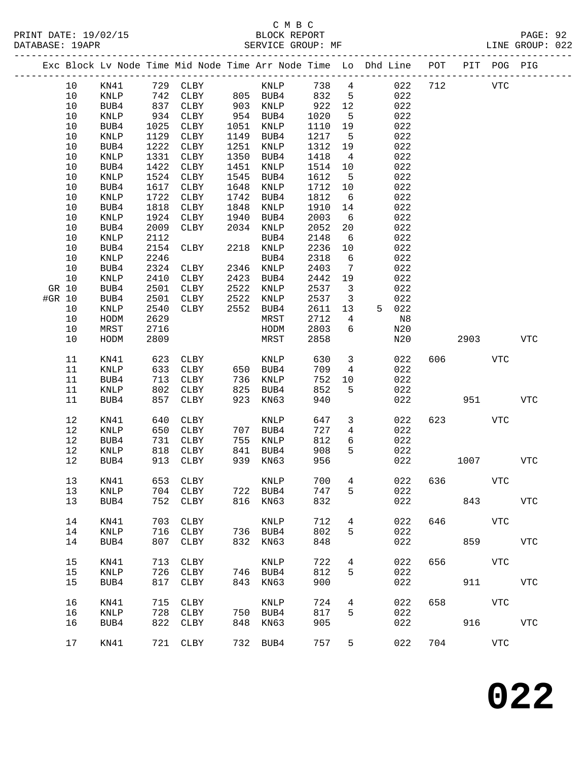C M B C
PRINT DATE: 19/02/15 BLOCK REPORT
DATABASE: 19APR SERVICE GROUP: MF LINE GROUP: 022

| Exc | Block | Lv Node | Time | Mid Node | Time | Arr Node | Time | Lo | Dhd Line | POT | PIT | POG | PIG |
|---|---|---|---|---|---|---|---|---|---|---|---|---|---|
| | 10 | KN41 | 729 | CLBY | | KNLP | 738 | 4 | 022 | 712 | | VTC | |
| | 10 | KNLP | 742 | CLBY | 805 | BUB4 | 832 | 5 | 022 | | | | |
| | 10 | BUB4 | 837 | CLBY | 903 | KNLP | 922 | 12 | 022 | | | | |
| | 10 | KNLP | 934 | CLBY | 954 | BUB4 | 1020 | 5 | 022 | | | | |
| | 10 | BUB4 | 1025 | CLBY | 1051 | KNLP | 1110 | 19 | 022 | | | | |
| | 10 | KNLP | 1129 | CLBY | 1149 | BUB4 | 1217 | 5 | 022 | | | | |
| | 10 | BUB4 | 1222 | CLBY | 1251 | KNLP | 1312 | 19 | 022 | | | | |
| | 10 | KNLP | 1331 | CLBY | 1350 | BUB4 | 1418 | 4 | 022 | | | | |
| | 10 | BUB4 | 1422 | CLBY | 1451 | KNLP | 1514 | 10 | 022 | | | | |
| | 10 | KNLP | 1524 | CLBY | 1545 | BUB4 | 1612 | 5 | 022 | | | | |
| | 10 | BUB4 | 1617 | CLBY | 1648 | KNLP | 1712 | 10 | 022 | | | | |
| | 10 | KNLP | 1722 | CLBY | 1742 | BUB4 | 1812 | 6 | 022 | | | | |
| | 10 | BUB4 | 1818 | CLBY | 1848 | KNLP | 1910 | 14 | 022 | | | | |
| | 10 | KNLP | 1924 | CLBY | 1940 | BUB4 | 2003 | 6 | 022 | | | | |
| | 10 | BUB4 | 2009 | CLBY | 2034 | KNLP | 2052 | 20 | 022 | | | | |
| | 10 | KNLP | 2112 | | | BUB4 | 2148 | 6 | 022 | | | | |
| | 10 | BUB4 | 2154 | CLBY | 2218 | KNLP | 2236 | 10 | 022 | | | | |
| | 10 | KNLP | 2246 | | | BUB4 | 2318 | 6 | 022 | | | | |
| | 10 | BUB4 | 2324 | CLBY | 2346 | KNLP | 2403 | 7 | 022 | | | | |
| | 10 | KNLP | 2410 | CLBY | 2423 | BUB4 | 2442 | 19 | 022 | | | | |
| GR | 10 | BUB4 | 2501 | CLBY | 2522 | KNLP | 2537 | 3 | 022 | | | | |
| #GR | 10 | BUB4 | 2501 | CLBY | 2522 | KNLP | 2537 | 3 | 022 | | | | |
| | 10 | KNLP | 2540 | CLBY | 2552 | BUB4 | 2611 | 13 | 5 022 | | | | |
| | 10 | HODM | 2629 | | | MRST | 2712 | 4 | N8 | | | | |
| | 10 | MRST | 2716 | | | HODM | 2803 | 6 | N20 | | | | |
| | 10 | HODM | 2809 | | | MRST | 2858 | | N20 | | 2903 | | VTC |
| | 11 | KN41 | 623 | CLBY | | KNLP | 630 | 3 | 022 | 606 | | VTC | |
| | 11 | KNLP | 633 | CLBY | 650 | BUB4 | 709 | 4 | 022 | | | | |
| | 11 | BUB4 | 713 | CLBY | 736 | KNLP | 752 | 10 | 022 | | | | |
| | 11 | KNLP | 802 | CLBY | 825 | BUB4 | 852 | 5 | 022 | | | | |
| | 11 | BUB4 | 857 | CLBY | 923 | KN63 | 940 | | 022 | | 951 | | VTC |
| | 12 | KN41 | 640 | CLBY | | KNLP | 647 | 3 | 022 | 623 | | VTC | |
| | 12 | KNLP | 650 | CLBY | 707 | BUB4 | 727 | 4 | 022 | | | | |
| | 12 | BUB4 | 731 | CLBY | 755 | KNLP | 812 | 6 | 022 | | | | |
| | 12 | KNLP | 818 | CLBY | 841 | BUB4 | 908 | 5 | 022 | | | | |
| | 12 | BUB4 | 913 | CLBY | 939 | KN63 | 956 | | 022 | | 1007 | | VTC |
| | 13 | KN41 | 653 | CLBY | | KNLP | 700 | 4 | 022 | 636 | | VTC | |
| | 13 | KNLP | 704 | CLBY | 722 | BUB4 | 747 | 5 | 022 | | | | |
| | 13 | BUB4 | 752 | CLBY | 816 | KN63 | 832 | | 022 | | 843 | | VTC |
| | 14 | KN41 | 703 | CLBY | | KNLP | 712 | 4 | 022 | 646 | | VTC | |
| | 14 | KNLP | 716 | CLBY | 736 | BUB4 | 802 | 5 | 022 | | | | |
| | 14 | BUB4 | 807 | CLBY | 832 | KN63 | 848 | | 022 | | 859 | | VTC |
| | 15 | KN41 | 713 | CLBY | | KNLP | 722 | 4 | 022 | 656 | | VTC | |
| | 15 | KNLP | 726 | CLBY | 746 | BUB4 | 812 | 5 | 022 | | | | |
| | 15 | BUB4 | 817 | CLBY | 843 | KN63 | 900 | | 022 | | 911 | | VTC |
| | 16 | KN41 | 715 | CLBY | | KNLP | 724 | 4 | 022 | 658 | | VTC | |
| | 16 | KNLP | 728 | CLBY | 750 | BUB4 | 817 | 5 | 022 | | | | |
| | 16 | BUB4 | 822 | CLBY | 848 | KN63 | 905 | | 022 | | 916 | | VTC |
| | 17 | KN41 | 721 | CLBY | 732 | BUB4 | 757 | 5 | 022 | 704 | | VTC | |

# 022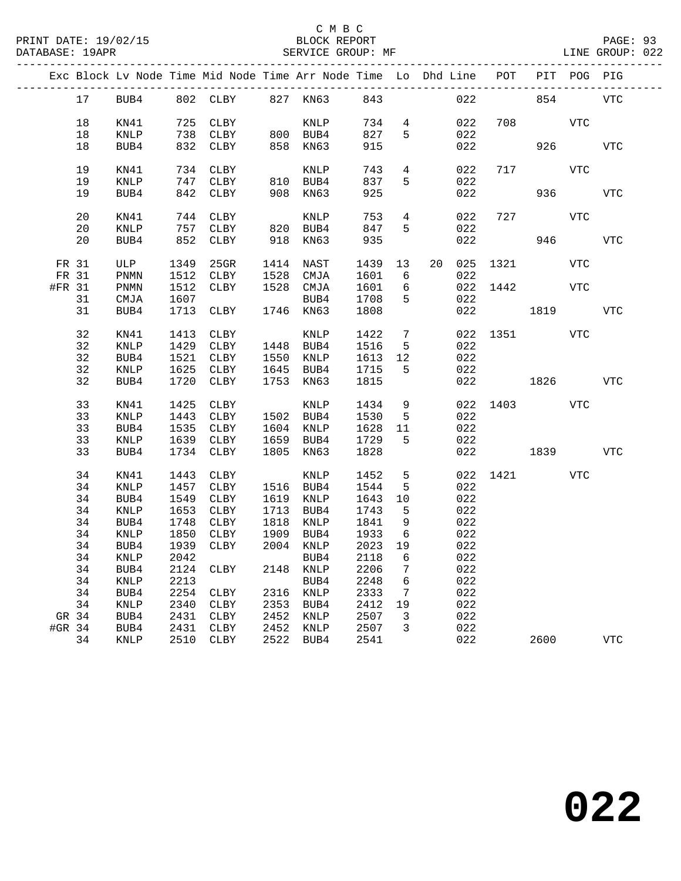| Exc | Block | Lv | Node | Time | Mid Node | Time | Arr Node | Time | Lo | Dhd | Line | POT | PIT | POG | PIG |
|---|---|---|---|---|---|---|---|---|---|---|---|---|---|---|---|
| | 17 | | BUB4 | 802 | CLBY | 827 | KN63 | 843 | | | 022 | | 854 | | VTC |
| | 18 | | KN41 | 725 | CLBY | | KNLP | 734 | 4 | | 022 | 708 | | VTC | |
| | 18 | | KNLP | 738 | CLBY | 800 | BUB4 | 827 | 5 | | 022 | | | | |
| | 18 | | BUB4 | 832 | CLBY | 858 | KN63 | 915 | | | 022 | | 926 | | VTC |
| | 19 | | KN41 | 734 | CLBY | | KNLP | 743 | 4 | | 022 | 717 | | VTC | |
| | 19 | | KNLP | 747 | CLBY | 810 | BUB4 | 837 | 5 | | 022 | | | | |
| | 19 | | BUB4 | 842 | CLBY | 908 | KN63 | 925 | | | 022 | | 936 | | VTC |
| | 20 | | KN41 | 744 | CLBY | | KNLP | 753 | 4 | | 022 | 727 | | VTC | |
| | 20 | | KNLP | 757 | CLBY | 820 | BUB4 | 847 | 5 | | 022 | | | | |
| | 20 | | BUB4 | 852 | CLBY | 918 | KN63 | 935 | | | 022 | | 946 | | VTC |
| FR | 31 | | ULP | 1349 | 25GR | 1414 | NAST | 1439 | 13 | 20 | 025 | 1321 | | VTC | |
| FR | 31 | | PNMN | 1512 | CLBY | 1528 | CMJA | 1601 | 6 | | 022 | | | | |
| #FR | 31 | | PNMN | 1512 | CLBY | 1528 | CMJA | 1601 | 6 | | 022 | 1442 | | VTC | |
| | 31 | | CMJA | 1607 | | | BUB4 | 1708 | 5 | | 022 | | | | |
| | 31 | | BUB4 | 1713 | CLBY | 1746 | KN63 | 1808 | | | 022 | | 1819 | | VTC |
| | 32 | | KN41 | 1413 | CLBY | | KNLP | 1422 | 7 | | 022 | 1351 | | VTC | |
| | 32 | | KNLP | 1429 | CLBY | 1448 | BUB4 | 1516 | 5 | | 022 | | | | |
| | 32 | | BUB4 | 1521 | CLBY | 1550 | KNLP | 1613 | 12 | | 022 | | | | |
| | 32 | | KNLP | 1625 | CLBY | 1645 | BUB4 | 1715 | 5 | | 022 | | | | |
| | 32 | | BUB4 | 1720 | CLBY | 1753 | KN63 | 1815 | | | 022 | | 1826 | | VTC |
| | 33 | | KN41 | 1425 | CLBY | | KNLP | 1434 | 9 | | 022 | 1403 | | VTC | |
| | 33 | | KNLP | 1443 | CLBY | 1502 | BUB4 | 1530 | 5 | | 022 | | | | |
| | 33 | | BUB4 | 1535 | CLBY | 1604 | KNLP | 1628 | 11 | | 022 | | | | |
| | 33 | | KNLP | 1639 | CLBY | 1659 | BUB4 | 1729 | 5 | | 022 | | | | |
| | 33 | | BUB4 | 1734 | CLBY | 1805 | KN63 | 1828 | | | 022 | | 1839 | | VTC |
| | 34 | | KN41 | 1443 | CLBY | | KNLP | 1452 | 5 | | 022 | 1421 | | VTC | |
| | 34 | | KNLP | 1457 | CLBY | 1516 | BUB4 | 1544 | 5 | | 022 | | | | |
| | 34 | | BUB4 | 1549 | CLBY | 1619 | KNLP | 1643 | 10 | | 022 | | | | |
| | 34 | | KNLP | 1653 | CLBY | 1713 | BUB4 | 1743 | 5 | | 022 | | | | |
| | 34 | | BUB4 | 1748 | CLBY | 1818 | KNLP | 1841 | 9 | | 022 | | | | |
| | 34 | | KNLP | 1850 | CLBY | 1909 | BUB4 | 1933 | 6 | | 022 | | | | |
| | 34 | | BUB4 | 1939 | CLBY | 2004 | KNLP | 2023 | 19 | | 022 | | | | |
| | 34 | | KNLP | 2042 | | | BUB4 | 2118 | 6 | | 022 | | | | |
| | 34 | | BUB4 | 2124 | CLBY | 2148 | KNLP | 2206 | 7 | | 022 | | | | |
| | 34 | | KNLP | 2213 | | | BUB4 | 2248 | 6 | | 022 | | | | |
| | 34 | | BUB4 | 2254 | CLBY | 2316 | KNLP | 2333 | 7 | | 022 | | | | |
| | 34 | | KNLP | 2340 | CLBY | 2353 | BUB4 | 2412 | 19 | | 022 | | | | |
| GR | 34 | | BUB4 | 2431 | CLBY | 2452 | KNLP | 2507 | 3 | | 022 | | | | |
| #GR | 34 | | BUB4 | 2431 | CLBY | 2452 | KNLP | 2507 | 3 | | 022 | | | | |
| | 34 | | KNLP | 2510 | CLBY | 2522 | BUB4 | 2541 | | | 022 | | 2600 | | VTC |

# 022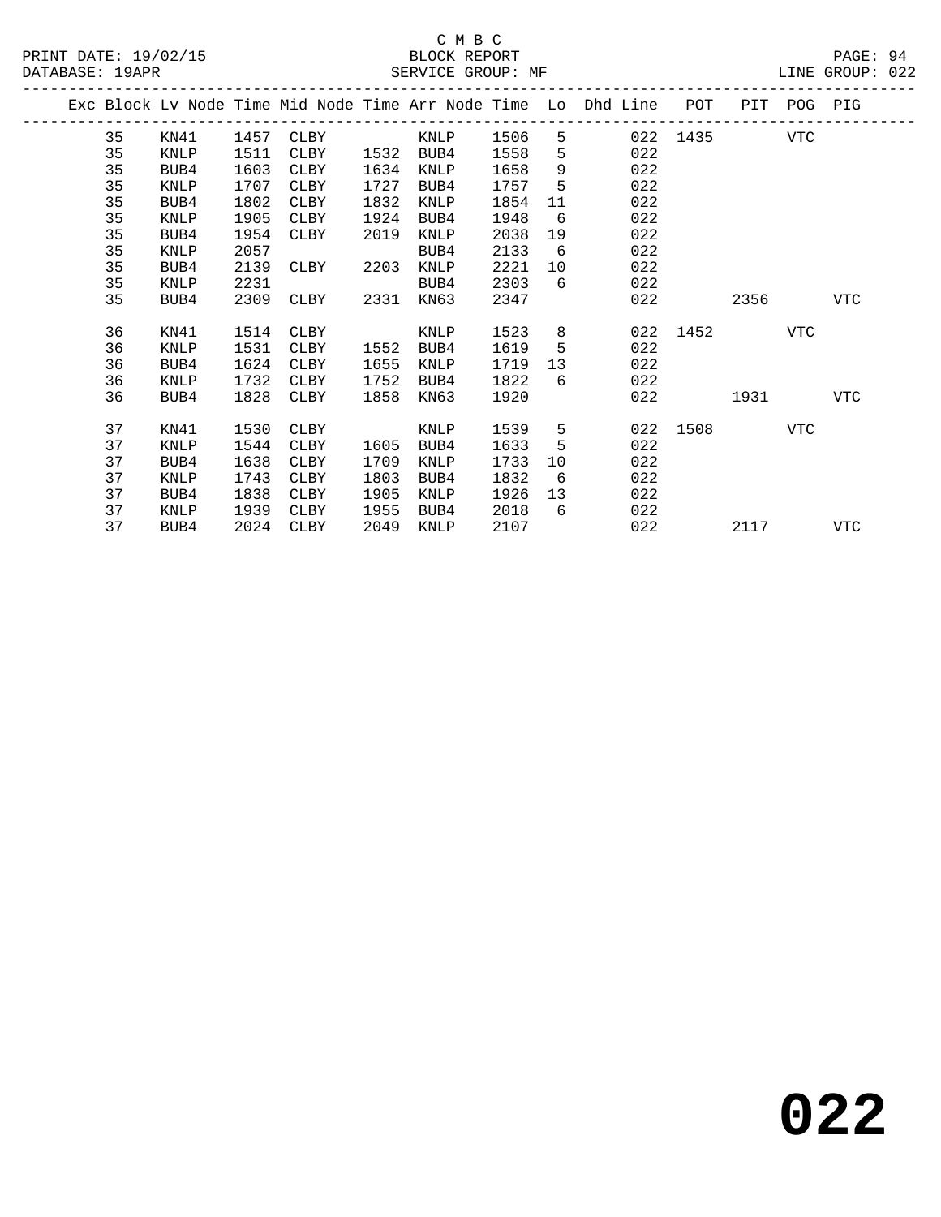C M B C

BLOCK REPORT

SERVICE GROUP: MF

LINE GROUP: 022

| Exc | Block | Lv Node | Time | Mid Node | Time | Arr Node | Time | Lo | Dhd Line | POT | PIT | POG | PIG |
|---|---|---|---|---|---|---|---|---|---|---|---|---|---|
| | 35 | KN41 | 1457 | CLBY | | KNLP | 1506 | 5 | 022 | 1435 | | VTC | |
| | 35 | KNLP | 1511 | CLBY | 1532 | BUB4 | 1558 | 5 | 022 | | | | |
| | 35 | BUB4 | 1603 | CLBY | 1634 | KNLP | 1658 | 9 | 022 | | | | |
| | 35 | KNLP | 1707 | CLBY | 1727 | BUB4 | 1757 | 5 | 022 | | | | |
| | 35 | BUB4 | 1802 | CLBY | 1832 | KNLP | 1854 | 11 | 022 | | | | |
| | 35 | KNLP | 1905 | CLBY | 1924 | BUB4 | 1948 | 6 | 022 | | | | |
| | 35 | BUB4 | 1954 | CLBY | 2019 | KNLP | 2038 | 19 | 022 | | | | |
| | 35 | KNLP | 2057 | | | BUB4 | 2133 | 6 | 022 | | | | |
| | 35 | BUB4 | 2139 | CLBY | 2203 | KNLP | 2221 | 10 | 022 | | | | |
| | 35 | KNLP | 2231 | | | BUB4 | 2303 | 6 | 022 | | | | |
| | 35 | BUB4 | 2309 | CLBY | 2331 | KN63 | 2347 | | 022 | | 2356 | | VTC |
| | 36 | KN41 | 1514 | CLBY | | KNLP | 1523 | 8 | 022 | 1452 | | VTC | |
| | 36 | KNLP | 1531 | CLBY | 1552 | BUB4 | 1619 | 5 | 022 | | | | |
| | 36 | BUB4 | 1624 | CLBY | 1655 | KNLP | 1719 | 13 | 022 | | | | |
| | 36 | KNLP | 1732 | CLBY | 1752 | BUB4 | 1822 | 6 | 022 | | | | |
| | 36 | BUB4 | 1828 | CLBY | 1858 | KN63 | 1920 | | 022 | | 1931 | | VTC |
| | 37 | KN41 | 1530 | CLBY | | KNLP | 1539 | 5 | 022 | 1508 | | VTC | |
| | 37 | KNLP | 1544 | CLBY | 1605 | BUB4 | 1633 | 5 | 022 | | | | |
| | 37 | BUB4 | 1638 | CLBY | 1709 | KNLP | 1733 | 10 | 022 | | | | |
| | 37 | KNLP | 1743 | CLBY | 1803 | BUB4 | 1832 | 6 | 022 | | | | |
| | 37 | BUB4 | 1838 | CLBY | 1905 | KNLP | 1926 | 13 | 022 | | | | |
| | 37 | KNLP | 1939 | CLBY | 1955 | BUB4 | 2018 | 6 | 022 | | | | |
| | 37 | BUB4 | 2024 | CLBY | 2049 | KNLP | 2107 | | 022 | | 2117 | | VTC |

# 022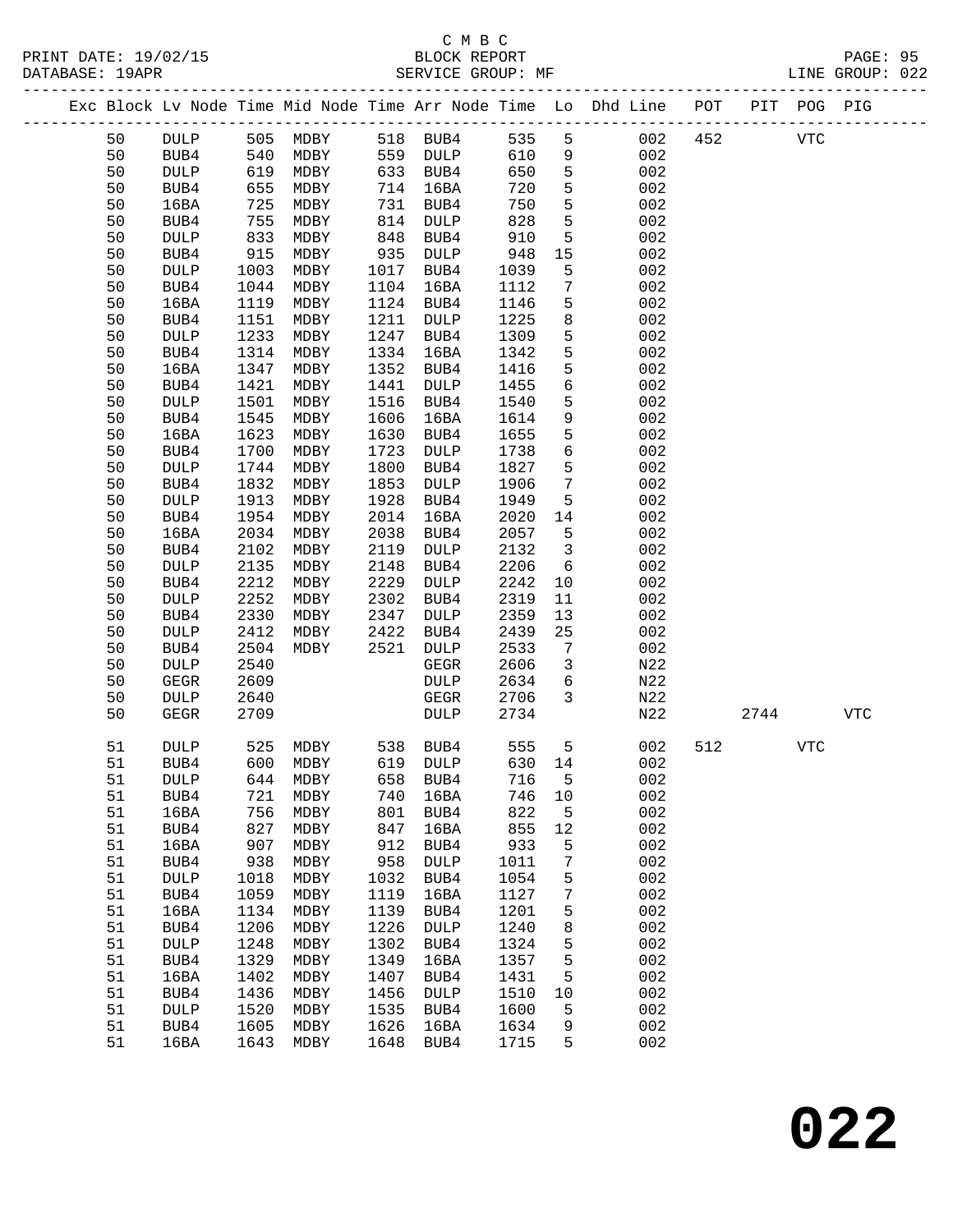C M B C
BLOCK REPORT
SERVICE GROUP: MF

PRINT DATE: 19/02/15
DATABASE: 19APR
LINE GROUP: 022

| Exc | Block | Lv | Node | Time | Mid Node | Time | Arr Node | Time | Lo | Dhd Line | POT | PIT | POG | PIG |
|---|---|---|---|---|---|---|---|---|---|---|---|---|---|---|
| | 50 | | DULP | 505 | MDBY | 518 | BUB4 | 535 | 5 | 002 | 452 | | VTC | |
| | 50 | | BUB4 | 540 | MDBY | 559 | DULP | 610 | 9 | 002 | | | | |
| | 50 | | DULP | 619 | MDBY | 633 | BUB4 | 650 | 5 | 002 | | | | |
| | 50 | | BUB4 | 655 | MDBY | 714 | 16BA | 720 | 5 | 002 | | | | |
| | 50 | | 16BA | 725 | MDBY | 731 | BUB4 | 750 | 5 | 002 | | | | |
| | 50 | | BUB4 | 755 | MDBY | 814 | DULP | 828 | 5 | 002 | | | | |
| | 50 | | DULP | 833 | MDBY | 848 | BUB4 | 910 | 5 | 002 | | | | |
| | 50 | | BUB4 | 915 | MDBY | 935 | DULP | 948 | 15 | 002 | | | | |
| | 50 | | DULP | 1003 | MDBY | 1017 | BUB4 | 1039 | 5 | 002 | | | | |
| | 50 | | BUB4 | 1044 | MDBY | 1104 | 16BA | 1112 | 7 | 002 | | | | |
| | 50 | | 16BA | 1119 | MDBY | 1124 | BUB4 | 1146 | 5 | 002 | | | | |
| | 50 | | BUB4 | 1151 | MDBY | 1211 | DULP | 1225 | 8 | 002 | | | | |
| | 50 | | DULP | 1233 | MDBY | 1247 | BUB4 | 1309 | 5 | 002 | | | | |
| | 50 | | BUB4 | 1314 | MDBY | 1334 | 16BA | 1342 | 5 | 002 | | | | |
| | 50 | | 16BA | 1347 | MDBY | 1352 | BUB4 | 1416 | 5 | 002 | | | | |
| | 50 | | BUB4 | 1421 | MDBY | 1441 | DULP | 1455 | 6 | 002 | | | | |
| | 50 | | DULP | 1501 | MDBY | 1516 | BUB4 | 1540 | 5 | 002 | | | | |
| | 50 | | BUB4 | 1545 | MDBY | 1606 | 16BA | 1614 | 9 | 002 | | | | |
| | 50 | | 16BA | 1623 | MDBY | 1630 | BUB4 | 1655 | 5 | 002 | | | | |
| | 50 | | BUB4 | 1700 | MDBY | 1723 | DULP | 1738 | 6 | 002 | | | | |
| | 50 | | DULP | 1744 | MDBY | 1800 | BUB4 | 1827 | 5 | 002 | | | | |
| | 50 | | BUB4 | 1832 | MDBY | 1853 | DULP | 1906 | 7 | 002 | | | | |
| | 50 | | DULP | 1913 | MDBY | 1928 | BUB4 | 1949 | 5 | 002 | | | | |
| | 50 | | BUB4 | 1954 | MDBY | 2014 | 16BA | 2020 | 14 | 002 | | | | |
| | 50 | | 16BA | 2034 | MDBY | 2038 | BUB4 | 2057 | 5 | 002 | | | | |
| | 50 | | BUB4 | 2102 | MDBY | 2119 | DULP | 2132 | 3 | 002 | | | | |
| | 50 | | DULP | 2135 | MDBY | 2148 | BUB4 | 2206 | 6 | 002 | | | | |
| | 50 | | BUB4 | 2212 | MDBY | 2229 | DULP | 2242 | 10 | 002 | | | | |
| | 50 | | DULP | 2252 | MDBY | 2302 | BUB4 | 2319 | 11 | 002 | | | | |
| | 50 | | BUB4 | 2330 | MDBY | 2347 | DULP | 2359 | 13 | 002 | | | | |
| | 50 | | DULP | 2412 | MDBY | 2422 | BUB4 | 2439 | 25 | 002 | | | | |
| | 50 | | BUB4 | 2504 | MDBY | 2521 | DULP | 2533 | 7 | 002 | | | | |
| | 50 | | DULP | 2540 | | | GEGR | 2606 | 3 | N22 | | | | |
| | 50 | | GEGR | 2609 | | | DULP | 2634 | 6 | N22 | | | | |
| | 50 | | DULP | 2640 | | | GEGR | 2706 | 3 | N22 | | | | |
| | 50 | | GEGR | 2709 | | | DULP | 2734 | | N22 | | 2744 | | VTC |
| | 51 | | DULP | 525 | MDBY | 538 | BUB4 | 555 | 5 | 002 | 512 | | VTC | |
| | 51 | | BUB4 | 600 | MDBY | 619 | DULP | 630 | 14 | 002 | | | | |
| | 51 | | DULP | 644 | MDBY | 658 | BUB4 | 716 | 5 | 002 | | | | |
| | 51 | | BUB4 | 721 | MDBY | 740 | 16BA | 746 | 10 | 002 | | | | |
| | 51 | | 16BA | 756 | MDBY | 801 | BUB4 | 822 | 5 | 002 | | | | |
| | 51 | | BUB4 | 827 | MDBY | 847 | 16BA | 855 | 12 | 002 | | | | |
| | 51 | | 16BA | 907 | MDBY | 912 | BUB4 | 933 | 5 | 002 | | | | |
| | 51 | | BUB4 | 938 | MDBY | 958 | DULP | 1011 | 7 | 002 | | | | |
| | 51 | | DULP | 1018 | MDBY | 1032 | BUB4 | 1054 | 5 | 002 | | | | |
| | 51 | | BUB4 | 1059 | MDBY | 1119 | 16BA | 1127 | 7 | 002 | | | | |
| | 51 | | 16BA | 1134 | MDBY | 1139 | BUB4 | 1201 | 5 | 002 | | | | |
| | 51 | | BUB4 | 1206 | MDBY | 1226 | DULP | 1240 | 8 | 002 | | | | |
| | 51 | | DULP | 1248 | MDBY | 1302 | BUB4 | 1324 | 5 | 002 | | | | |
| | 51 | | BUB4 | 1329 | MDBY | 1349 | 16BA | 1357 | 5 | 002 | | | | |
| | 51 | | 16BA | 1402 | MDBY | 1407 | BUB4 | 1431 | 5 | 002 | | | | |
| | 51 | | BUB4 | 1436 | MDBY | 1456 | DULP | 1510 | 10 | 002 | | | | |
| | 51 | | DULP | 1520 | MDBY | 1535 | BUB4 | 1600 | 5 | 002 | | | | |
| | 51 | | BUB4 | 1605 | MDBY | 1626 | 16BA | 1634 | 9 | 002 | | | | |
| | 51 | | 16BA | 1643 | MDBY | 1648 | BUB4 | 1715 | 5 | 002 | | | | |

# 022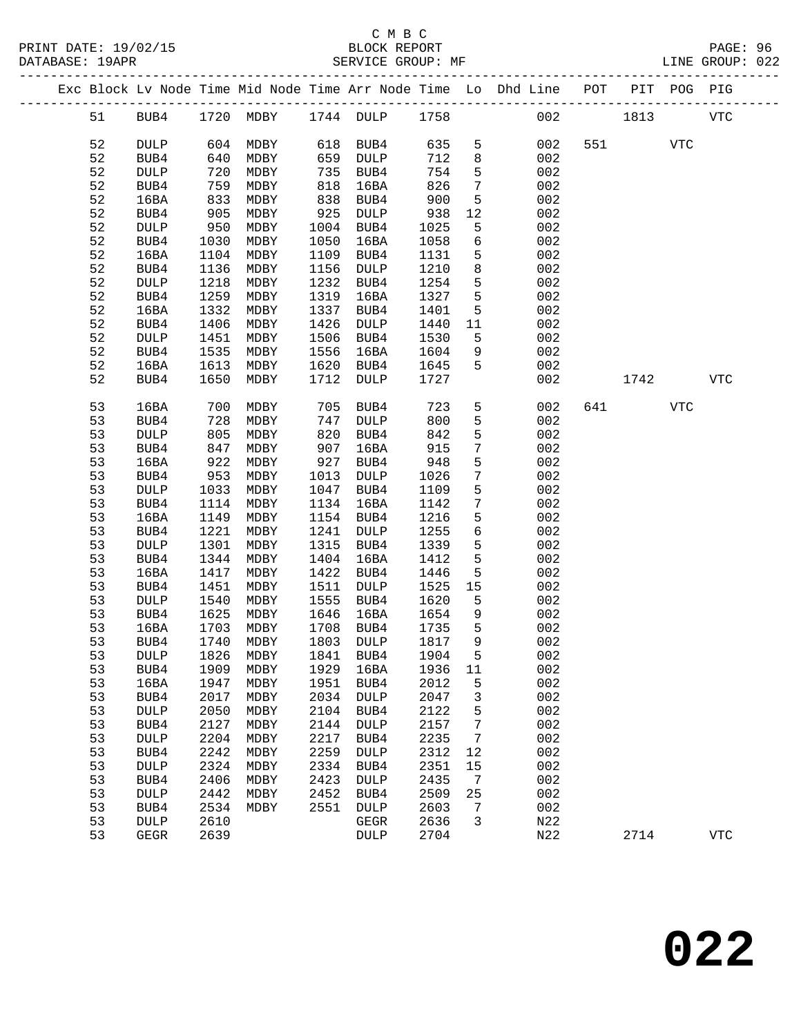C M B C
BLOCK REPORT
SERVICE GROUP: MF

PRINT DATE: 19/02/15
DATABASE: 19APR
LINE GROUP: 022

| Exc | Block | Lv Node | Time | Mid Node | Time | Arr Node | Time | Lo | Dhd Line | POT | PIT | POG | PIG |
|---|---|---|---|---|---|---|---|---|---|---|---|---|---|
| | 51 | BUB4 | 1720 | MDBY | 1744 | DULP | 1758 | | 002 | | 1813 | | VTC |
| | 52 | DULP | 604 | MDBY | 618 | BUB4 | 635 | 5 | 002 | 551 | | VTC | |
| | 52 | BUB4 | 640 | MDBY | 659 | DULP | 712 | 8 | 002 | | | | |
| | 52 | DULP | 720 | MDBY | 735 | BUB4 | 754 | 5 | 002 | | | | |
| | 52 | BUB4 | 759 | MDBY | 818 | 16BA | 826 | 7 | 002 | | | | |
| | 52 | 16BA | 833 | MDBY | 838 | BUB4 | 900 | 5 | 002 | | | | |
| | 52 | BUB4 | 905 | MDBY | 925 | DULP | 938 | 12 | 002 | | | | |
| | 52 | DULP | 950 | MDBY | 1004 | BUB4 | 1025 | 5 | 002 | | | | |
| | 52 | BUB4 | 1030 | MDBY | 1050 | 16BA | 1058 | 6 | 002 | | | | |
| | 52 | 16BA | 1104 | MDBY | 1109 | BUB4 | 1131 | 5 | 002 | | | | |
| | 52 | BUB4 | 1136 | MDBY | 1156 | DULP | 1210 | 8 | 002 | | | | |
| | 52 | DULP | 1218 | MDBY | 1232 | BUB4 | 1254 | 5 | 002 | | | | |
| | 52 | BUB4 | 1259 | MDBY | 1319 | 16BA | 1327 | 5 | 002 | | | | |
| | 52 | 16BA | 1332 | MDBY | 1337 | BUB4 | 1401 | 5 | 002 | | | | |
| | 52 | BUB4 | 1406 | MDBY | 1426 | DULP | 1440 | 11 | 002 | | | | |
| | 52 | DULP | 1451 | MDBY | 1506 | BUB4 | 1530 | 5 | 002 | | | | |
| | 52 | BUB4 | 1535 | MDBY | 1556 | 16BA | 1604 | 9 | 002 | | | | |
| | 52 | 16BA | 1613 | MDBY | 1620 | BUB4 | 1645 | 5 | 002 | | | | |
| | 52 | BUB4 | 1650 | MDBY | 1712 | DULP | 1727 | | 002 | | 1742 | | VTC |
| | 53 | 16BA | 700 | MDBY | 705 | BUB4 | 723 | 5 | 002 | 641 | | VTC | |
| | 53 | BUB4 | 728 | MDBY | 747 | DULP | 800 | 5 | 002 | | | | |
| | 53 | DULP | 805 | MDBY | 820 | BUB4 | 842 | 5 | 002 | | | | |
| | 53 | BUB4 | 847 | MDBY | 907 | 16BA | 915 | 7 | 002 | | | | |
| | 53 | 16BA | 922 | MDBY | 927 | BUB4 | 948 | 5 | 002 | | | | |
| | 53 | BUB4 | 953 | MDBY | 1013 | DULP | 1026 | 7 | 002 | | | | |
| | 53 | DULP | 1033 | MDBY | 1047 | BUB4 | 1109 | 5 | 002 | | | | |
| | 53 | BUB4 | 1114 | MDBY | 1134 | 16BA | 1142 | 7 | 002 | | | | |
| | 53 | 16BA | 1149 | MDBY | 1154 | BUB4 | 1216 | 5 | 002 | | | | |
| | 53 | BUB4 | 1221 | MDBY | 1241 | DULP | 1255 | 6 | 002 | | | | |
| | 53 | DULP | 1301 | MDBY | 1315 | BUB4 | 1339 | 5 | 002 | | | | |
| | 53 | BUB4 | 1344 | MDBY | 1404 | 16BA | 1412 | 5 | 002 | | | | |
| | 53 | 16BA | 1417 | MDBY | 1422 | BUB4 | 1446 | 5 | 002 | | | | |
| | 53 | BUB4 | 1451 | MDBY | 1511 | DULP | 1525 | 15 | 002 | | | | |
| | 53 | DULP | 1540 | MDBY | 1555 | BUB4 | 1620 | 5 | 002 | | | | |
| | 53 | BUB4 | 1625 | MDBY | 1646 | 16BA | 1654 | 9 | 002 | | | | |
| | 53 | 16BA | 1703 | MDBY | 1708 | BUB4 | 1735 | 5 | 002 | | | | |
| | 53 | BUB4 | 1740 | MDBY | 1803 | DULP | 1817 | 9 | 002 | | | | |
| | 53 | DULP | 1826 | MDBY | 1841 | BUB4 | 1904 | 5 | 002 | | | | |
| | 53 | BUB4 | 1909 | MDBY | 1929 | 16BA | 1936 | 11 | 002 | | | | |
| | 53 | 16BA | 1947 | MDBY | 1951 | BUB4 | 2012 | 5 | 002 | | | | |
| | 53 | BUB4 | 2017 | MDBY | 2034 | DULP | 2047 | 3 | 002 | | | | |
| | 53 | DULP | 2050 | MDBY | 2104 | BUB4 | 2122 | 5 | 002 | | | | |
| | 53 | BUB4 | 2127 | MDBY | 2144 | DULP | 2157 | 7 | 002 | | | | |
| | 53 | DULP | 2204 | MDBY | 2217 | BUB4 | 2235 | 7 | 002 | | | | |
| | 53 | BUB4 | 2242 | MDBY | 2259 | DULP | 2312 | 12 | 002 | | | | |
| | 53 | DULP | 2324 | MDBY | 2334 | BUB4 | 2351 | 15 | 002 | | | | |
| | 53 | BUB4 | 2406 | MDBY | 2423 | DULP | 2435 | 7 | 002 | | | | |
| | 53 | DULP | 2442 | MDBY | 2452 | BUB4 | 2509 | 25 | 002 | | | | |
| | 53 | BUB4 | 2534 | MDBY | 2551 | DULP | 2603 | 7 | 002 | | | | |
| | 53 | DULP | 2610 | | | GEGR | 2636 | 3 | N22 | | | | |
| | 53 | GEGR | 2639 | | | DULP | 2704 | | N22 | | 2714 | | VTC |

# 022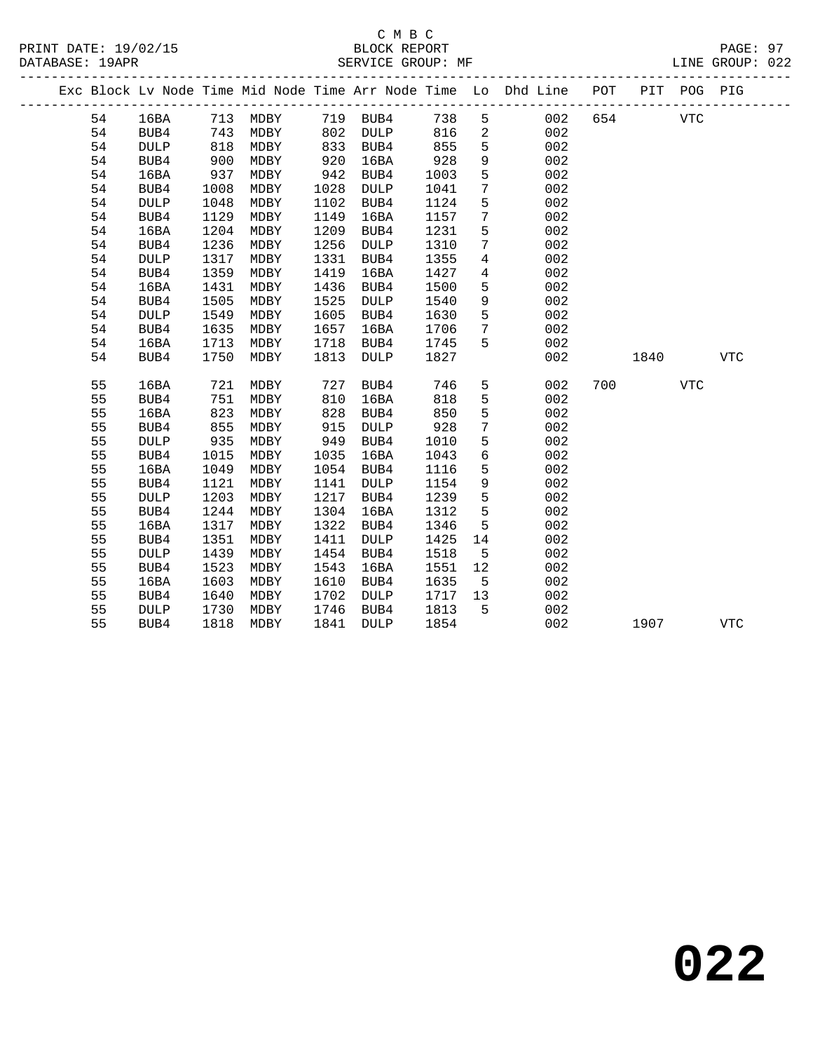C M B C
BLOCK REPORT
SERVICE GROUP: MF

PRINT DATE: 19/02/15
DATABASE: 19APR
LINE GROUP: 022

| Exc | Block | Lv | Node | Time | Mid Node | Time | Arr Node | Time | Lo | Dhd Line | POT | PIT | POG | PIG |
|---|---|---|---|---|---|---|---|---|---|---|---|---|---|---|
| | 54 | | 16BA | 713 | MDBY | 719 | BUB4 | 738 | 5 | 002 | 654 | | VTC | |
| | 54 | | BUB4 | 743 | MDBY | 802 | DULP | 816 | 2 | 002 | | | | |
| | 54 | | DULP | 818 | MDBY | 833 | BUB4 | 855 | 5 | 002 | | | | |
| | 54 | | BUB4 | 900 | MDBY | 920 | 16BA | 928 | 9 | 002 | | | | |
| | 54 | | 16BA | 937 | MDBY | 942 | BUB4 | 1003 | 5 | 002 | | | | |
| | 54 | | BUB4 | 1008 | MDBY | 1028 | DULP | 1041 | 7 | 002 | | | | |
| | 54 | | DULP | 1048 | MDBY | 1102 | BUB4 | 1124 | 5 | 002 | | | | |
| | 54 | | BUB4 | 1129 | MDBY | 1149 | 16BA | 1157 | 7 | 002 | | | | |
| | 54 | | 16BA | 1204 | MDBY | 1209 | BUB4 | 1231 | 5 | 002 | | | | |
| | 54 | | BUB4 | 1236 | MDBY | 1256 | DULP | 1310 | 7 | 002 | | | | |
| | 54 | | DULP | 1317 | MDBY | 1331 | BUB4 | 1355 | 4 | 002 | | | | |
| | 54 | | BUB4 | 1359 | MDBY | 1419 | 16BA | 1427 | 4 | 002 | | | | |
| | 54 | | 16BA | 1431 | MDBY | 1436 | BUB4 | 1500 | 5 | 002 | | | | |
| | 54 | | BUB4 | 1505 | MDBY | 1525 | DULP | 1540 | 9 | 002 | | | | |
| | 54 | | DULP | 1549 | MDBY | 1605 | BUB4 | 1630 | 5 | 002 | | | | |
| | 54 | | BUB4 | 1635 | MDBY | 1657 | 16BA | 1706 | 7 | 002 | | | | |
| | 54 | | 16BA | 1713 | MDBY | 1718 | BUB4 | 1745 | 5 | 002 | | | | |
| | 54 | | BUB4 | 1750 | MDBY | 1813 | DULP | 1827 | | 002 | | 1840 | | VTC |
| | 55 | | 16BA | 721 | MDBY | 727 | BUB4 | 746 | 5 | 002 | 700 | | VTC | |
| | 55 | | BUB4 | 751 | MDBY | 810 | 16BA | 818 | 5 | 002 | | | | |
| | 55 | | 16BA | 823 | MDBY | 828 | BUB4 | 850 | 5 | 002 | | | | |
| | 55 | | BUB4 | 855 | MDBY | 915 | DULP | 928 | 7 | 002 | | | | |
| | 55 | | DULP | 935 | MDBY | 949 | BUB4 | 1010 | 5 | 002 | | | | |
| | 55 | | BUB4 | 1015 | MDBY | 1035 | 16BA | 1043 | 6 | 002 | | | | |
| | 55 | | 16BA | 1049 | MDBY | 1054 | BUB4 | 1116 | 5 | 002 | | | | |
| | 55 | | BUB4 | 1121 | MDBY | 1141 | DULP | 1154 | 9 | 002 | | | | |
| | 55 | | DULP | 1203 | MDBY | 1217 | BUB4 | 1239 | 5 | 002 | | | | |
| | 55 | | BUB4 | 1244 | MDBY | 1304 | 16BA | 1312 | 5 | 002 | | | | |
| | 55 | | 16BA | 1317 | MDBY | 1322 | BUB4 | 1346 | 5 | 002 | | | | |
| | 55 | | BUB4 | 1351 | MDBY | 1411 | DULP | 1425 | 14 | 002 | | | | |
| | 55 | | DULP | 1439 | MDBY | 1454 | BUB4 | 1518 | 5 | 002 | | | | |
| | 55 | | BUB4 | 1523 | MDBY | 1543 | 16BA | 1551 | 12 | 002 | | | | |
| | 55 | | 16BA | 1603 | MDBY | 1610 | BUB4 | 1635 | 5 | 002 | | | | |
| | 55 | | BUB4 | 1640 | MDBY | 1702 | DULP | 1717 | 13 | 002 | | | | |
| | 55 | | DULP | 1730 | MDBY | 1746 | BUB4 | 1813 | 5 | 002 | | | | |
| | 55 | | BUB4 | 1818 | MDBY | 1841 | DULP | 1854 | | 002 | | 1907 | | VTC |

# 022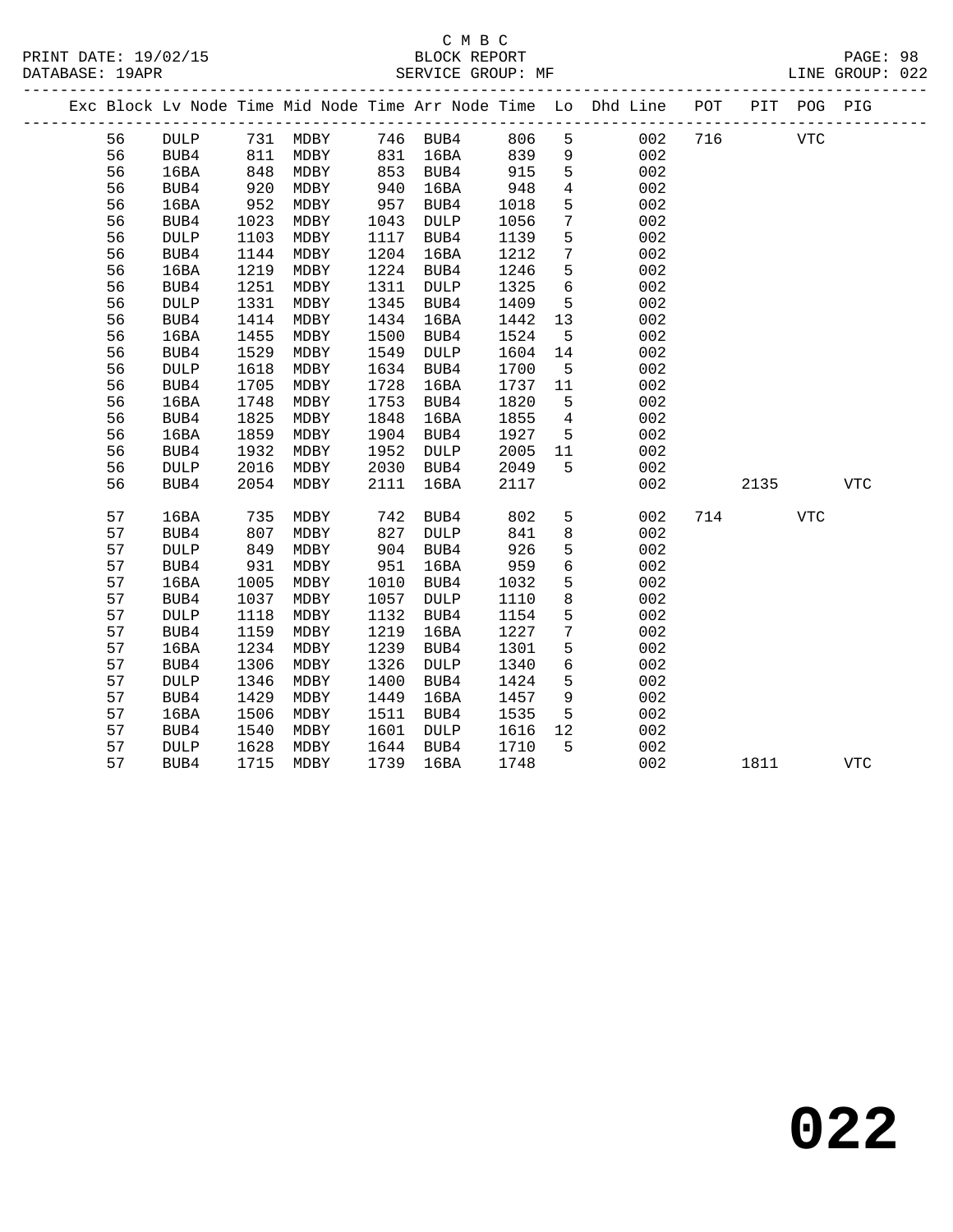C M B C
BLOCK REPORT
SERVICE GROUP: MF

PRINT DATE: 19/02/15
DATABASE: 19APR
LINE GROUP: 022

| Exc | Block | Lv | Node | Time | Mid Node | Time | Arr Node | Time | Lo | Dhd Line | POT | PIT | POG | PIG |
|---|---|---|---|---|---|---|---|---|---|---|---|---|---|---|
| | 56 | | DULP | 731 | MDBY | 746 | BUB4 | 806 | 5 | 002 | 716 | | VTC | |
| | 56 | | BUB4 | 811 | MDBY | 831 | 16BA | 839 | 9 | 002 | | | | |
| | 56 | | 16BA | 848 | MDBY | 853 | BUB4 | 915 | 5 | 002 | | | | |
| | 56 | | BUB4 | 920 | MDBY | 940 | 16BA | 948 | 4 | 002 | | | | |
| | 56 | | 16BA | 952 | MDBY | 957 | BUB4 | 1018 | 5 | 002 | | | | |
| | 56 | | BUB4 | 1023 | MDBY | 1043 | DULP | 1056 | 7 | 002 | | | | |
| | 56 | | DULP | 1103 | MDBY | 1117 | BUB4 | 1139 | 5 | 002 | | | | |
| | 56 | | BUB4 | 1144 | MDBY | 1204 | 16BA | 1212 | 7 | 002 | | | | |
| | 56 | | 16BA | 1219 | MDBY | 1224 | BUB4 | 1246 | 5 | 002 | | | | |
| | 56 | | BUB4 | 1251 | MDBY | 1311 | DULP | 1325 | 6 | 002 | | | | |
| | 56 | | DULP | 1331 | MDBY | 1345 | BUB4 | 1409 | 5 | 002 | | | | |
| | 56 | | BUB4 | 1414 | MDBY | 1434 | 16BA | 1442 | 13 | 002 | | | | |
| | 56 | | 16BA | 1455 | MDBY | 1500 | BUB4 | 1524 | 5 | 002 | | | | |
| | 56 | | BUB4 | 1529 | MDBY | 1549 | DULP | 1604 | 14 | 002 | | | | |
| | 56 | | DULP | 1618 | MDBY | 1634 | BUB4 | 1700 | 5 | 002 | | | | |
| | 56 | | BUB4 | 1705 | MDBY | 1728 | 16BA | 1737 | 11 | 002 | | | | |
| | 56 | | 16BA | 1748 | MDBY | 1753 | BUB4 | 1820 | 5 | 002 | | | | |
| | 56 | | BUB4 | 1825 | MDBY | 1848 | 16BA | 1855 | 4 | 002 | | | | |
| | 56 | | 16BA | 1859 | MDBY | 1904 | BUB4 | 1927 | 5 | 002 | | | | |
| | 56 | | BUB4 | 1932 | MDBY | 1952 | DULP | 2005 | 11 | 002 | | | | |
| | 56 | | DULP | 2016 | MDBY | 2030 | BUB4 | 2049 | 5 | 002 | | | | |
| | 56 | | BUB4 | 2054 | MDBY | 2111 | 16BA | 2117 | | 002 | | 2135 | | VTC |
| | 57 | | 16BA | 735 | MDBY | 742 | BUB4 | 802 | 5 | 002 | 714 | | VTC | |
| | 57 | | BUB4 | 807 | MDBY | 827 | DULP | 841 | 8 | 002 | | | | |
| | 57 | | DULP | 849 | MDBY | 904 | BUB4 | 926 | 5 | 002 | | | | |
| | 57 | | BUB4 | 931 | MDBY | 951 | 16BA | 959 | 6 | 002 | | | | |
| | 57 | | 16BA | 1005 | MDBY | 1010 | BUB4 | 1032 | 5 | 002 | | | | |
| | 57 | | BUB4 | 1037 | MDBY | 1057 | DULP | 1110 | 8 | 002 | | | | |
| | 57 | | DULP | 1118 | MDBY | 1132 | BUB4 | 1154 | 5 | 002 | | | | |
| | 57 | | BUB4 | 1159 | MDBY | 1219 | 16BA | 1227 | 7 | 002 | | | | |
| | 57 | | 16BA | 1234 | MDBY | 1239 | BUB4 | 1301 | 5 | 002 | | | | |
| | 57 | | BUB4 | 1306 | MDBY | 1326 | DULP | 1340 | 6 | 002 | | | | |
| | 57 | | DULP | 1346 | MDBY | 1400 | BUB4 | 1424 | 5 | 002 | | | | |
| | 57 | | BUB4 | 1429 | MDBY | 1449 | 16BA | 1457 | 9 | 002 | | | | |
| | 57 | | 16BA | 1506 | MDBY | 1511 | BUB4 | 1535 | 5 | 002 | | | | |
| | 57 | | BUB4 | 1540 | MDBY | 1601 | DULP | 1616 | 12 | 002 | | | | |
| | 57 | | DULP | 1628 | MDBY | 1644 | BUB4 | 1710 | 5 | 002 | | | | |
| | 57 | | BUB4 | 1715 | MDBY | 1739 | 16BA | 1748 | | 002 | | 1811 | | VTC |

# 022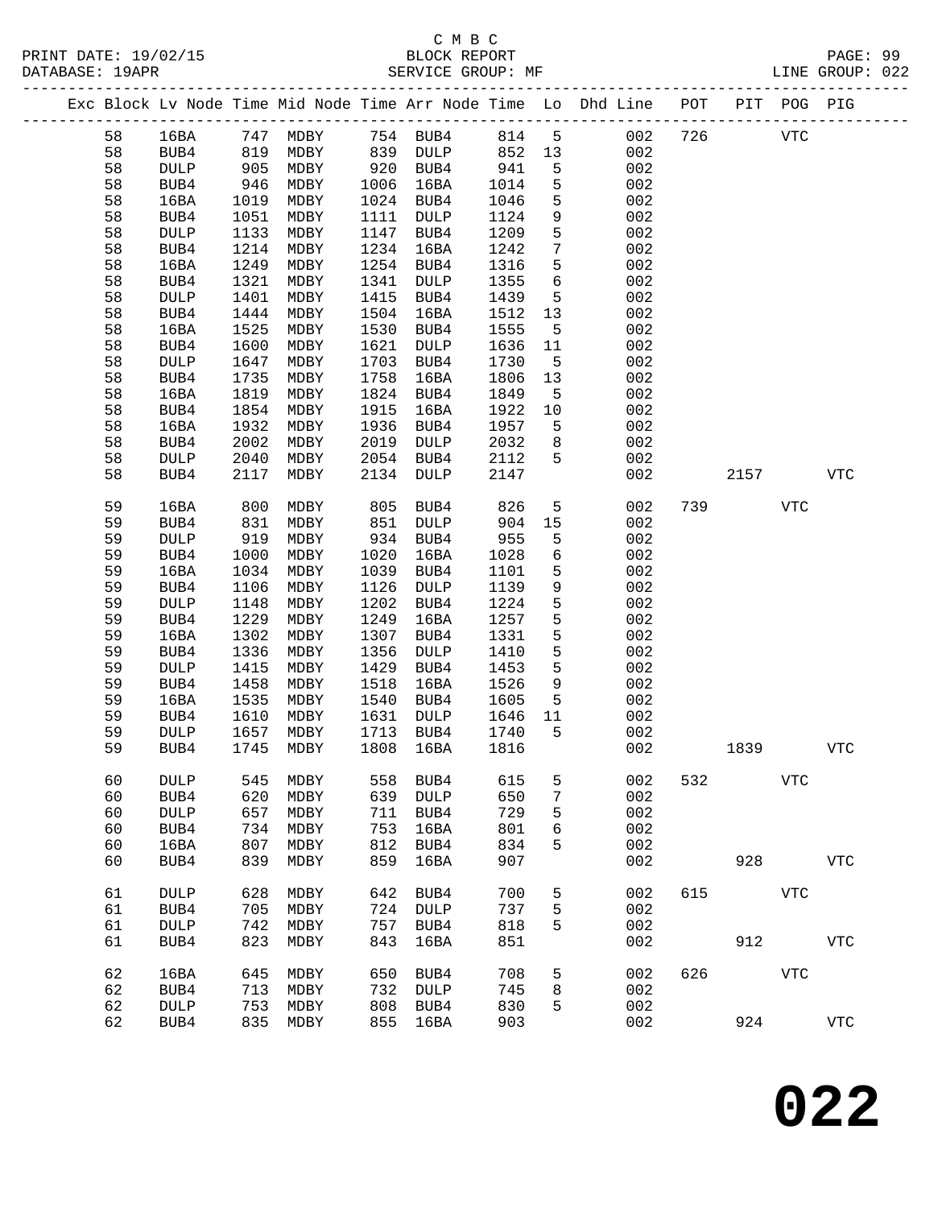C M B C
BLOCK REPORT
SERVICE GROUP: MF

PRINT DATE: 19/02/15
DATABASE: 19APR
LINE GROUP: 022

| Exc | Block | Lv Node | Time | Mid Node | Time | Arr Node | Time | Lo | Dhd Line | POT | PIT | POG | PIG |
|---|---|---|---|---|---|---|---|---|---|---|---|---|---|
| | 58 | 16BA | 747 | MDBY | 754 | BUB4 | 814 | 5 | 002 | 726 | | VTC | |
| | 58 | BUB4 | 819 | MDBY | 839 | DULP | 852 | 13 | 002 | | | | |
| | 58 | DULP | 905 | MDBY | 920 | BUB4 | 941 | 5 | 002 | | | | |
| | 58 | BUB4 | 946 | MDBY | 1006 | 16BA | 1014 | 5 | 002 | | | | |
| | 58 | 16BA | 1019 | MDBY | 1024 | BUB4 | 1046 | 5 | 002 | | | | |
| | 58 | BUB4 | 1051 | MDBY | 1111 | DULP | 1124 | 9 | 002 | | | | |
| | 58 | DULP | 1133 | MDBY | 1147 | BUB4 | 1209 | 5 | 002 | | | | |
| | 58 | BUB4 | 1214 | MDBY | 1234 | 16BA | 1242 | 7 | 002 | | | | |
| | 58 | 16BA | 1249 | MDBY | 1254 | BUB4 | 1316 | 5 | 002 | | | | |
| | 58 | BUB4 | 1321 | MDBY | 1341 | DULP | 1355 | 6 | 002 | | | | |
| | 58 | DULP | 1401 | MDBY | 1415 | BUB4 | 1439 | 5 | 002 | | | | |
| | 58 | BUB4 | 1444 | MDBY | 1504 | 16BA | 1512 | 13 | 002 | | | | |
| | 58 | 16BA | 1525 | MDBY | 1530 | BUB4 | 1555 | 5 | 002 | | | | |
| | 58 | BUB4 | 1600 | MDBY | 1621 | DULP | 1636 | 11 | 002 | | | | |
| | 58 | DULP | 1647 | MDBY | 1703 | BUB4 | 1730 | 5 | 002 | | | | |
| | 58 | BUB4 | 1735 | MDBY | 1758 | 16BA | 1806 | 13 | 002 | | | | |
| | 58 | 16BA | 1819 | MDBY | 1824 | BUB4 | 1849 | 5 | 002 | | | | |
| | 58 | BUB4 | 1854 | MDBY | 1915 | 16BA | 1922 | 10 | 002 | | | | |
| | 58 | 16BA | 1932 | MDBY | 1936 | BUB4 | 1957 | 5 | 002 | | | | |
| | 58 | BUB4 | 2002 | MDBY | 2019 | DULP | 2032 | 8 | 002 | | | | |
| | 58 | DULP | 2040 | MDBY | 2054 | BUB4 | 2112 | 5 | 002 | | | | |
| | 58 | BUB4 | 2117 | MDBY | 2134 | DULP | 2147 | | 002 | | 2157 | | VTC |
| | 59 | 16BA | 800 | MDBY | 805 | BUB4 | 826 | 5 | 002 | 739 | | VTC | |
| | 59 | BUB4 | 831 | MDBY | 851 | DULP | 904 | 15 | 002 | | | | |
| | 59 | DULP | 919 | MDBY | 934 | BUB4 | 955 | 5 | 002 | | | | |
| | 59 | BUB4 | 1000 | MDBY | 1020 | 16BA | 1028 | 6 | 002 | | | | |
| | 59 | 16BA | 1034 | MDBY | 1039 | BUB4 | 1101 | 5 | 002 | | | | |
| | 59 | BUB4 | 1106 | MDBY | 1126 | DULP | 1139 | 9 | 002 | | | | |
| | 59 | DULP | 1148 | MDBY | 1202 | BUB4 | 1224 | 5 | 002 | | | | |
| | 59 | BUB4 | 1229 | MDBY | 1249 | 16BA | 1257 | 5 | 002 | | | | |
| | 59 | 16BA | 1302 | MDBY | 1307 | BUB4 | 1331 | 5 | 002 | | | | |
| | 59 | BUB4 | 1336 | MDBY | 1356 | DULP | 1410 | 5 | 002 | | | | |
| | 59 | DULP | 1415 | MDBY | 1429 | BUB4 | 1453 | 5 | 002 | | | | |
| | 59 | BUB4 | 1458 | MDBY | 1518 | 16BA | 1526 | 9 | 002 | | | | |
| | 59 | 16BA | 1535 | MDBY | 1540 | BUB4 | 1605 | 5 | 002 | | | | |
| | 59 | BUB4 | 1610 | MDBY | 1631 | DULP | 1646 | 11 | 002 | | | | |
| | 59 | DULP | 1657 | MDBY | 1713 | BUB4 | 1740 | 5 | 002 | | | | |
| | 59 | BUB4 | 1745 | MDBY | 1808 | 16BA | 1816 | | 002 | | 1839 | | VTC |
| | 60 | DULP | 545 | MDBY | 558 | BUB4 | 615 | 5 | 002 | 532 | | VTC | |
| | 60 | BUB4 | 620 | MDBY | 639 | DULP | 650 | 7 | 002 | | | | |
| | 60 | DULP | 657 | MDBY | 711 | BUB4 | 729 | 5 | 002 | | | | |
| | 60 | BUB4 | 734 | MDBY | 753 | 16BA | 801 | 6 | 002 | | | | |
| | 60 | 16BA | 807 | MDBY | 812 | BUB4 | 834 | 5 | 002 | | | | |
| | 60 | BUB4 | 839 | MDBY | 859 | 16BA | 907 | | 002 | | 928 | | VTC |
| | 61 | DULP | 628 | MDBY | 642 | BUB4 | 700 | 5 | 002 | 615 | | VTC | |
| | 61 | BUB4 | 705 | MDBY | 724 | DULP | 737 | 5 | 002 | | | | |
| | 61 | DULP | 742 | MDBY | 757 | BUB4 | 818 | 5 | 002 | | | | |
| | 61 | BUB4 | 823 | MDBY | 843 | 16BA | 851 | | 002 | | 912 | | VTC |
| | 62 | 16BA | 645 | MDBY | 650 | BUB4 | 708 | 5 | 002 | 626 | | VTC | |
| | 62 | BUB4 | 713 | MDBY | 732 | DULP | 745 | 8 | 002 | | | | |
| | 62 | DULP | 753 | MDBY | 808 | BUB4 | 830 | 5 | 002 | | | | |
| | 62 | BUB4 | 835 | MDBY | 855 | 16BA | 903 | | 002 | | 924 | | VTC |

**022**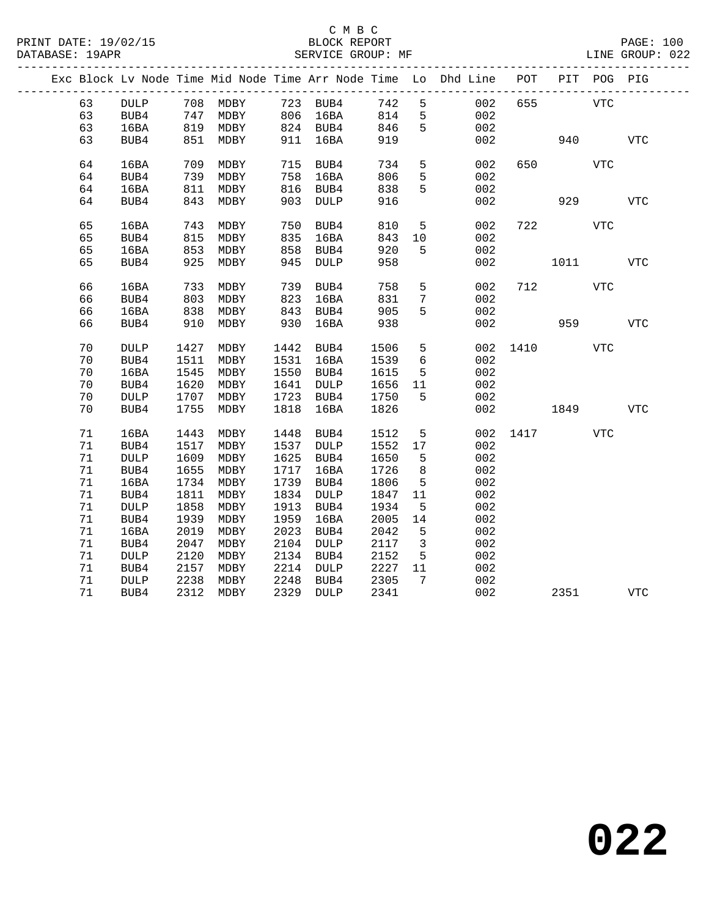C M B C

BLOCK REPORT

SERVICE GROUP: MF

PRINT DATE: 19/02/15
DATABASE: 19APR
LINE GROUP: 022

| Exc | Block | Lv | Node | Time | Mid Node | Time | Arr Node | Time | Lo | Dhd Line | POT | PIT | POG | PIG |
|---|---|---|---|---|---|---|---|---|---|---|---|---|---|---|
| | 63 | | DULP | 708 | MDBY | 723 | BUB4 | 742 | 5 | 002 | 655 | | VTC | |
| | 63 | | BUB4 | 747 | MDBY | 806 | 16BA | 814 | 5 | 002 | | | | |
| | 63 | | 16BA | 819 | MDBY | 824 | BUB4 | 846 | 5 | 002 | | | | |
| | 63 | | BUB4 | 851 | MDBY | 911 | 16BA | 919 | | 002 | | 940 | | VTC |
| | 64 | | 16BA | 709 | MDBY | 715 | BUB4 | 734 | 5 | 002 | 650 | | VTC | |
| | 64 | | BUB4 | 739 | MDBY | 758 | 16BA | 806 | 5 | 002 | | | | |
| | 64 | | 16BA | 811 | MDBY | 816 | BUB4 | 838 | 5 | 002 | | | | |
| | 64 | | BUB4 | 843 | MDBY | 903 | DULP | 916 | | 002 | | 929 | | VTC |
| | 65 | | 16BA | 743 | MDBY | 750 | BUB4 | 810 | 5 | 002 | 722 | | VTC | |
| | 65 | | BUB4 | 815 | MDBY | 835 | 16BA | 843 | 10 | 002 | | | | |
| | 65 | | 16BA | 853 | MDBY | 858 | BUB4 | 920 | 5 | 002 | | | | |
| | 65 | | BUB4 | 925 | MDBY | 945 | DULP | 958 | | 002 | | 1011 | | VTC |
| | 66 | | 16BA | 733 | MDBY | 739 | BUB4 | 758 | 5 | 002 | 712 | | VTC | |
| | 66 | | BUB4 | 803 | MDBY | 823 | 16BA | 831 | 7 | 002 | | | | |
| | 66 | | 16BA | 838 | MDBY | 843 | BUB4 | 905 | 5 | 002 | | | | |
| | 66 | | BUB4 | 910 | MDBY | 930 | 16BA | 938 | | 002 | | 959 | | VTC |
| | 70 | | DULP | 1427 | MDBY | 1442 | BUB4 | 1506 | 5 | 002 | 1410 | | VTC | |
| | 70 | | BUB4 | 1511 | MDBY | 1531 | 16BA | 1539 | 6 | 002 | | | | |
| | 70 | | 16BA | 1545 | MDBY | 1550 | BUB4 | 1615 | 5 | 002 | | | | |
| | 70 | | BUB4 | 1620 | MDBY | 1641 | DULP | 1656 | 11 | 002 | | | | |
| | 70 | | DULP | 1707 | MDBY | 1723 | BUB4 | 1750 | 5 | 002 | | | | |
| | 70 | | BUB4 | 1755 | MDBY | 1818 | 16BA | 1826 | | 002 | | 1849 | | VTC |
| | 71 | | 16BA | 1443 | MDBY | 1448 | BUB4 | 1512 | 5 | 002 | 1417 | | VTC | |
| | 71 | | BUB4 | 1517 | MDBY | 1537 | DULP | 1552 | 17 | 002 | | | | |
| | 71 | | DULP | 1609 | MDBY | 1625 | BUB4 | 1650 | 5 | 002 | | | | |
| | 71 | | BUB4 | 1655 | MDBY | 1717 | 16BA | 1726 | 8 | 002 | | | | |
| | 71 | | 16BA | 1734 | MDBY | 1739 | BUB4 | 1806 | 5 | 002 | | | | |
| | 71 | | BUB4 | 1811 | MDBY | 1834 | DULP | 1847 | 11 | 002 | | | | |
| | 71 | | DULP | 1858 | MDBY | 1913 | BUB4 | 1934 | 5 | 002 | | | | |
| | 71 | | BUB4 | 1939 | MDBY | 1959 | 16BA | 2005 | 14 | 002 | | | | |
| | 71 | | 16BA | 2019 | MDBY | 2023 | BUB4 | 2042 | 5 | 002 | | | | |
| | 71 | | BUB4 | 2047 | MDBY | 2104 | DULP | 2117 | 3 | 002 | | | | |
| | 71 | | DULP | 2120 | MDBY | 2134 | BUB4 | 2152 | 5 | 002 | | | | |
| | 71 | | BUB4 | 2157 | MDBY | 2214 | DULP | 2227 | 11 | 002 | | | | |
| | 71 | | DULP | 2238 | MDBY | 2248 | BUB4 | 2305 | 7 | 002 | | | | |
| | 71 | | BUB4 | 2312 | MDBY | 2329 | DULP | 2341 | | 002 | | 2351 | | VTC |

**022**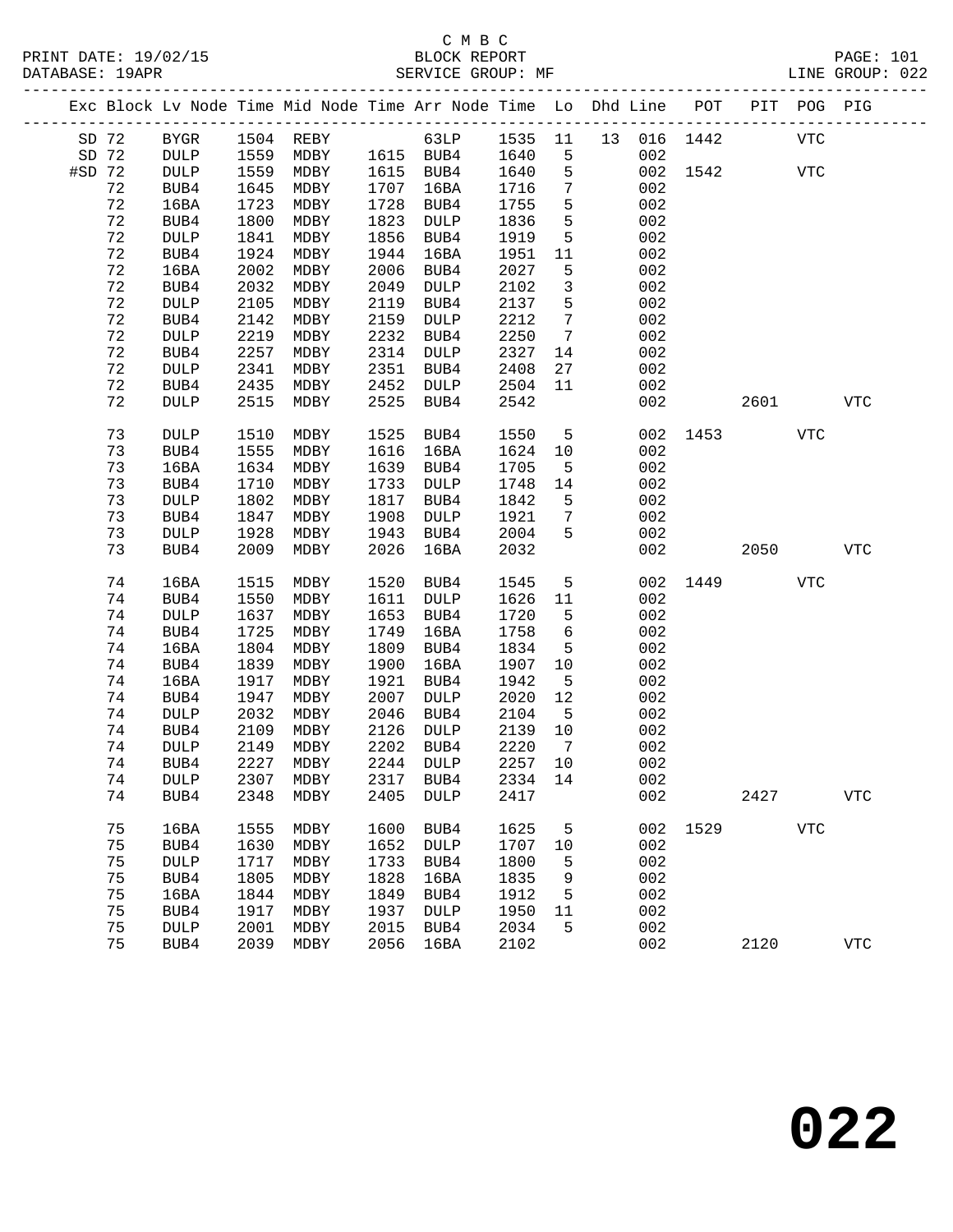C M B C
BLOCK REPORT
SERVICE GROUP: MF

PRINT DATE: 19/02/15
DATABASE: 19APR
LINE GROUP: 022

| Exc | Block | Lv Node | Time | Mid Node | Time | Arr Node | Time | Lo | Dhd | Line | POT | PIT | POG | PIG |
|---|---|---|---|---|---|---|---|---|---|---|---|---|---|---|
| SD | 72 | BYGR | 1504 | REBY | | 63LP | 1535 | 11 | 13 | 016 | 1442 | | VTC | |
| SD | 72 | DULP | 1559 | MDBY | 1615 | BUB4 | 1640 | 5 | | 002 | | | | |
| #SD | 72 | DULP | 1559 | MDBY | 1615 | BUB4 | 1640 | 5 | | 002 | 1542 | | VTC | |
| | 72 | BUB4 | 1645 | MDBY | 1707 | 16BA | 1716 | 7 | | 002 | | | | |
| | 72 | 16BA | 1723 | MDBY | 1728 | BUB4 | 1755 | 5 | | 002 | | | | |
| | 72 | BUB4 | 1800 | MDBY | 1823 | DULP | 1836 | 5 | | 002 | | | | |
| | 72 | DULP | 1841 | MDBY | 1856 | BUB4 | 1919 | 5 | | 002 | | | | |
| | 72 | BUB4 | 1924 | MDBY | 1944 | 16BA | 1951 | 11 | | 002 | | | | |
| | 72 | 16BA | 2002 | MDBY | 2006 | BUB4 | 2027 | 5 | | 002 | | | | |
| | 72 | BUB4 | 2032 | MDBY | 2049 | DULP | 2102 | 3 | | 002 | | | | |
| | 72 | DULP | 2105 | MDBY | 2119 | BUB4 | 2137 | 5 | | 002 | | | | |
| | 72 | BUB4 | 2142 | MDBY | 2159 | DULP | 2212 | 7 | | 002 | | | | |
| | 72 | DULP | 2219 | MDBY | 2232 | BUB4 | 2250 | 7 | | 002 | | | | |
| | 72 | BUB4 | 2257 | MDBY | 2314 | DULP | 2327 | 14 | | 002 | | | | |
| | 72 | DULP | 2341 | MDBY | 2351 | BUB4 | 2408 | 27 | | 002 | | | | |
| | 72 | BUB4 | 2435 | MDBY | 2452 | DULP | 2504 | 11 | | 002 | | | | |
| | 72 | DULP | 2515 | MDBY | 2525 | BUB4 | 2542 | | | 002 | | 2601 | | VTC |
| | 73 | DULP | 1510 | MDBY | 1525 | BUB4 | 1550 | 5 | | 002 | 1453 | | VTC | |
| | 73 | BUB4 | 1555 | MDBY | 1616 | 16BA | 1624 | 10 | | 002 | | | | |
| | 73 | 16BA | 1634 | MDBY | 1639 | BUB4 | 1705 | 5 | | 002 | | | | |
| | 73 | BUB4 | 1710 | MDBY | 1733 | DULP | 1748 | 14 | | 002 | | | | |
| | 73 | DULP | 1802 | MDBY | 1817 | BUB4 | 1842 | 5 | | 002 | | | | |
| | 73 | BUB4 | 1847 | MDBY | 1908 | DULP | 1921 | 7 | | 002 | | | | |
| | 73 | DULP | 1928 | MDBY | 1943 | BUB4 | 2004 | 5 | | 002 | | | | |
| | 73 | BUB4 | 2009 | MDBY | 2026 | 16BA | 2032 | | | 002 | | 2050 | | VTC |
| | 74 | 16BA | 1515 | MDBY | 1520 | BUB4 | 1545 | 5 | | 002 | 1449 | | VTC | |
| | 74 | BUB4 | 1550 | MDBY | 1611 | DULP | 1626 | 11 | | 002 | | | | |
| | 74 | DULP | 1637 | MDBY | 1653 | BUB4 | 1720 | 5 | | 002 | | | | |
| | 74 | BUB4 | 1725 | MDBY | 1749 | 16BA | 1758 | 6 | | 002 | | | | |
| | 74 | 16BA | 1804 | MDBY | 1809 | BUB4 | 1834 | 5 | | 002 | | | | |
| | 74 | BUB4 | 1839 | MDBY | 1900 | 16BA | 1907 | 10 | | 002 | | | | |
| | 74 | 16BA | 1917 | MDBY | 1921 | BUB4 | 1942 | 5 | | 002 | | | | |
| | 74 | BUB4 | 1947 | MDBY | 2007 | DULP | 2020 | 12 | | 002 | | | | |
| | 74 | DULP | 2032 | MDBY | 2046 | BUB4 | 2104 | 5 | | 002 | | | | |
| | 74 | BUB4 | 2109 | MDBY | 2126 | DULP | 2139 | 10 | | 002 | | | | |
| | 74 | DULP | 2149 | MDBY | 2202 | BUB4 | 2220 | 7 | | 002 | | | | |
| | 74 | BUB4 | 2227 | MDBY | 2244 | DULP | 2257 | 10 | | 002 | | | | |
| | 74 | DULP | 2307 | MDBY | 2317 | BUB4 | 2334 | 14 | | 002 | | | | |
| | 74 | BUB4 | 2348 | MDBY | 2405 | DULP | 2417 | | | 002 | | 2427 | | VTC |
| | 75 | 16BA | 1555 | MDBY | 1600 | BUB4 | 1625 | 5 | | 002 | 1529 | | VTC | |
| | 75 | BUB4 | 1630 | MDBY | 1652 | DULP | 1707 | 10 | | 002 | | | | |
| | 75 | DULP | 1717 | MDBY | 1733 | BUB4 | 1800 | 5 | | 002 | | | | |
| | 75 | BUB4 | 1805 | MDBY | 1828 | 16BA | 1835 | 9 | | 002 | | | | |
| | 75 | 16BA | 1844 | MDBY | 1849 | BUB4 | 1912 | 5 | | 002 | | | | |
| | 75 | BUB4 | 1917 | MDBY | 1937 | DULP | 1950 | 11 | | 002 | | | | |
| | 75 | DULP | 2001 | MDBY | 2015 | BUB4 | 2034 | 5 | | 002 | | | | |
| | 75 | BUB4 | 2039 | MDBY | 2056 | 16BA | 2102 | | | 002 | | 2120 | | VTC |

# 022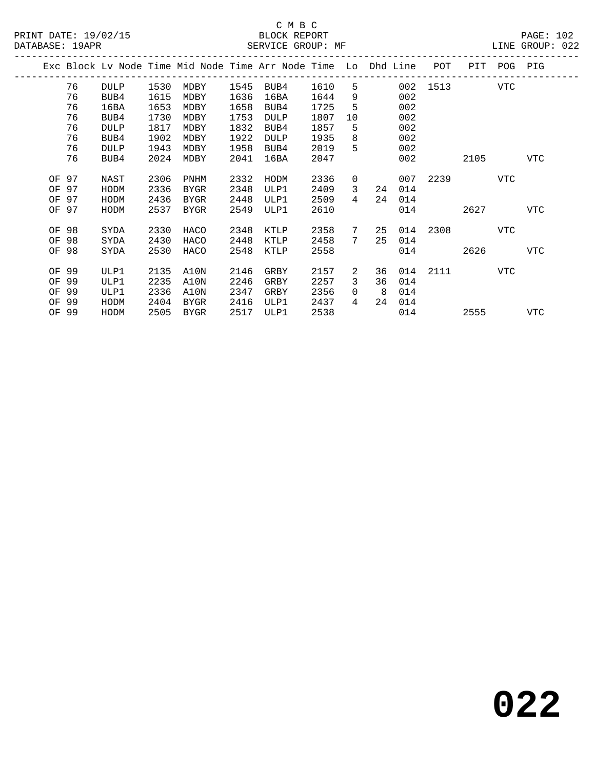C M B C

BLOCK REPORT

SERVICE GROUP: MF

PRINT DATE: 19/02/15
DATABASE: 19APR
LINE GROUP: 022

| Exc | Block | Lv | Node | Time | Mid Node | Time | Arr Node | Time | Lo | Dhd | Line | POT | PIT | POG | PIG |
|---|---|---|---|---|---|---|---|---|---|---|---|---|---|---|---|
| | 76 | | DULP | 1530 | MDBY | 1545 | BUB4 | 1610 | 5 | | 002 | 1513 | | VTC | |
| | 76 | | BUB4 | 1615 | MDBY | 1636 | 16BA | 1644 | 9 | | 002 | | | | |
| | 76 | | 16BA | 1653 | MDBY | 1658 | BUB4 | 1725 | 5 | | 002 | | | | |
| | 76 | | BUB4 | 1730 | MDBY | 1753 | DULP | 1807 | 10 | | 002 | | | | |
| | 76 | | DULP | 1817 | MDBY | 1832 | BUB4 | 1857 | 5 | | 002 | | | | |
| | 76 | | BUB4 | 1902 | MDBY | 1922 | DULP | 1935 | 8 | | 002 | | | | |
| | 76 | | DULP | 1943 | MDBY | 1958 | BUB4 | 2019 | 5 | | 002 | | | | |
| | 76 | | BUB4 | 2024 | MDBY | 2041 | 16BA | 2047 | | | 002 | | 2105 | | VTC |
| OF | 97 | | NAST | 2306 | PNHM | 2332 | HODM | 2336 | 0 | | 007 | 2239 | | VTC | |
| OF | 97 | | HODM | 2336 | BYGR | 2348 | ULP1 | 2409 | 3 | 24 | 014 | | | | |
| OF | 97 | | HODM | 2436 | BYGR | 2448 | ULP1 | 2509 | 4 | 24 | 014 | | | | |
| OF | 97 | | HODM | 2537 | BYGR | 2549 | ULP1 | 2610 | | | 014 | | 2627 | | VTC |
| OF | 98 | | SYDA | 2330 | HACO | 2348 | KTLP | 2358 | 7 | 25 | 014 | 2308 | | VTC | |
| OF | 98 | | SYDA | 2430 | HACO | 2448 | KTLP | 2458 | 7 | 25 | 014 | | | | |
| OF | 98 | | SYDA | 2530 | HACO | 2548 | KTLP | 2558 | | | 014 | | 2626 | | VTC |
| OF | 99 | | ULP1 | 2135 | A10N | 2146 | GRBY | 2157 | 2 | 36 | 014 | 2111 | | VTC | |
| OF | 99 | | ULP1 | 2235 | A10N | 2246 | GRBY | 2257 | 3 | 36 | 014 | | | | |
| OF | 99 | | ULP1 | 2336 | A10N | 2347 | GRBY | 2356 | 0 | 8 | 014 | | | | |
| OF | 99 | | HODM | 2404 | BYGR | 2416 | ULP1 | 2437 | 4 | 24 | 014 | | | | |
| OF | 99 | | HODM | 2505 | BYGR | 2517 | ULP1 | 2538 | | | 014 | | 2555 | | VTC |

**022**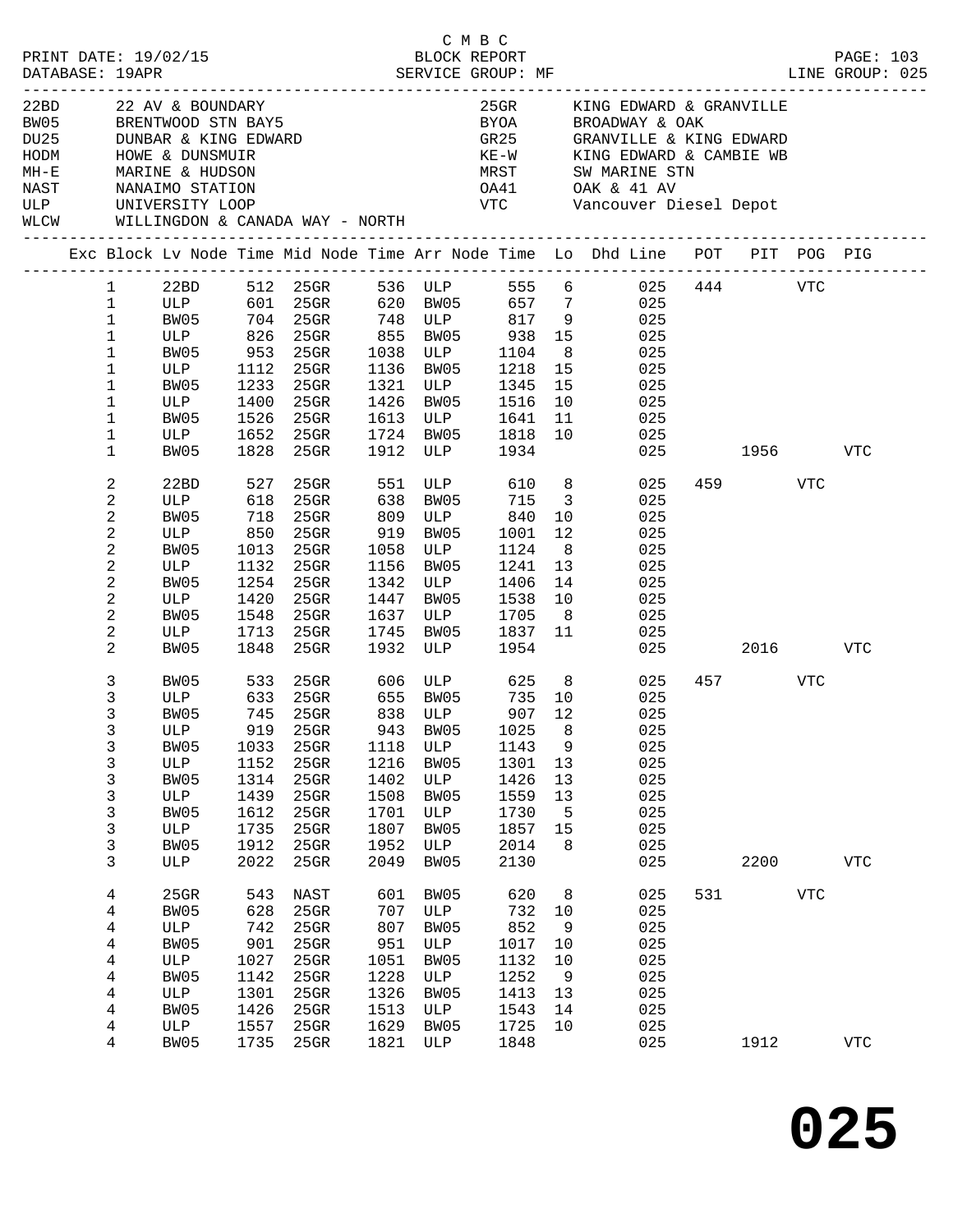C M B C

PRINT DATE: 19/02/15 BLOCK REPORT
DATABASE: 19APR SERVICE GROUP: MF LINE GROUP: 025

| Code | Description | Code | Description |
|---|---|---|---|
| 22BD | 22 AV & BOUNDARY | 25GR | KING EDWARD & GRANVILLE |
| BW05 | BRENTWOOD STN BAY5 | BYOA | BROADWAY & OAK |
| DU25 | DUNBAR & KING EDWARD | GR25 | GRANVILLE & KING EDWARD |
| HODM | HOWE & DUNSMUIR | KE-W | KING EDWARD & CAMBIE WB |
| MH-E | MARINE & HUDSON | MRST | SW MARINE STN |
| NAST | NANAIMO STATION | OA41 | OAK & 41 AV |
| ULP | UNIVERSITY LOOP | VTC | Vancouver Diesel Depot |
| WLCW | WILLINGDON & CANADA WAY - NORTH | | |

| Exc | Block | Lv Node | Time | Mid Node | Time | Arr Node | Time | Lo | Dhd Line | POT | PIT | POG | PIG |
|---|---|---|---|---|---|---|---|---|---|---|---|---|---|
| | 1 | 22BD | 512 | 25GR | 536 | ULP | 555 | 6 | 025 | 444 | | VTC | |
| | 1 | ULP | 601 | 25GR | 620 | BW05 | 657 | 7 | 025 | | | | |
| | 1 | BW05 | 704 | 25GR | 748 | ULP | 817 | 9 | 025 | | | | |
| | 1 | ULP | 826 | 25GR | 855 | BW05 | 938 | 15 | 025 | | | | |
| | 1 | BW05 | 953 | 25GR | 1038 | ULP | 1104 | 8 | 025 | | | | |
| | 1 | ULP | 1112 | 25GR | 1136 | BW05 | 1218 | 15 | 025 | | | | |
| | 1 | BW05 | 1233 | 25GR | 1321 | ULP | 1345 | 15 | 025 | | | | |
| | 1 | ULP | 1400 | 25GR | 1426 | BW05 | 1516 | 10 | 025 | | | | |
| | 1 | BW05 | 1526 | 25GR | 1613 | ULP | 1641 | 11 | 025 | | | | |
| | 1 | ULP | 1652 | 25GR | 1724 | BW05 | 1818 | 10 | 025 | | | | |
| | 1 | BW05 | 1828 | 25GR | 1912 | ULP | 1934 | | 025 | | 1956 | | VTC |
| | 2 | 22BD | 527 | 25GR | 551 | ULP | 610 | 8 | 025 | 459 | | VTC | |
| | 2 | ULP | 618 | 25GR | 638 | BW05 | 715 | 3 | 025 | | | | |
| | 2 | BW05 | 718 | 25GR | 809 | ULP | 840 | 10 | 025 | | | | |
| | 2 | ULP | 850 | 25GR | 919 | BW05 | 1001 | 12 | 025 | | | | |
| | 2 | BW05 | 1013 | 25GR | 1058 | ULP | 1124 | 8 | 025 | | | | |
| | 2 | ULP | 1132 | 25GR | 1156 | BW05 | 1241 | 13 | 025 | | | | |
| | 2 | BW05 | 1254 | 25GR | 1342 | ULP | 1406 | 14 | 025 | | | | |
| | 2 | ULP | 1420 | 25GR | 1447 | BW05 | 1538 | 10 | 025 | | | | |
| | 2 | BW05 | 1548 | 25GR | 1637 | ULP | 1705 | 8 | 025 | | | | |
| | 2 | ULP | 1713 | 25GR | 1745 | BW05 | 1837 | 11 | 025 | | | | |
| | 2 | BW05 | 1848 | 25GR | 1932 | ULP | 1954 | | 025 | | 2016 | | VTC |
| | 3 | BW05 | 533 | 25GR | 606 | ULP | 625 | 8 | 025 | 457 | | VTC | |
| | 3 | ULP | 633 | 25GR | 655 | BW05 | 735 | 10 | 025 | | | | |
| | 3 | BW05 | 745 | 25GR | 838 | ULP | 907 | 12 | 025 | | | | |
| | 3 | ULP | 919 | 25GR | 943 | BW05 | 1025 | 8 | 025 | | | | |
| | 3 | BW05 | 1033 | 25GR | 1118 | ULP | 1143 | 9 | 025 | | | | |
| | 3 | ULP | 1152 | 25GR | 1216 | BW05 | 1301 | 13 | 025 | | | | |
| | 3 | BW05 | 1314 | 25GR | 1402 | ULP | 1426 | 13 | 025 | | | | |
| | 3 | ULP | 1439 | 25GR | 1508 | BW05 | 1559 | 13 | 025 | | | | |
| | 3 | BW05 | 1612 | 25GR | 1701 | ULP | 1730 | 5 | 025 | | | | |
| | 3 | ULP | 1735 | 25GR | 1807 | BW05 | 1857 | 15 | 025 | | | | |
| | 3 | BW05 | 1912 | 25GR | 1952 | ULP | 2014 | 8 | 025 | | | | |
| | 3 | ULP | 2022 | 25GR | 2049 | BW05 | 2130 | | 025 | | 2200 | | VTC |
| | 4 | 25GR | 543 | NAST | 601 | BW05 | 620 | 8 | 025 | 531 | | VTC | |
| | 4 | BW05 | 628 | 25GR | 707 | ULP | 732 | 10 | 025 | | | | |
| | 4 | ULP | 742 | 25GR | 807 | BW05 | 852 | 9 | 025 | | | | |
| | 4 | BW05 | 901 | 25GR | 951 | ULP | 1017 | 10 | 025 | | | | |
| | 4 | ULP | 1027 | 25GR | 1051 | BW05 | 1132 | 10 | 025 | | | | |
| | 4 | BW05 | 1142 | 25GR | 1228 | ULP | 1252 | 9 | 025 | | | | |
| | 4 | ULP | 1301 | 25GR | 1326 | BW05 | 1413 | 13 | 025 | | | | |
| | 4 | BW05 | 1426 | 25GR | 1513 | ULP | 1543 | 14 | 025 | | | | |
| | 4 | ULP | 1557 | 25GR | 1629 | BW05 | 1725 | 10 | 025 | | | | |
| | 4 | BW05 | 1735 | 25GR | 1821 | ULP | 1848 | | 025 | | 1912 | | VTC |

**025**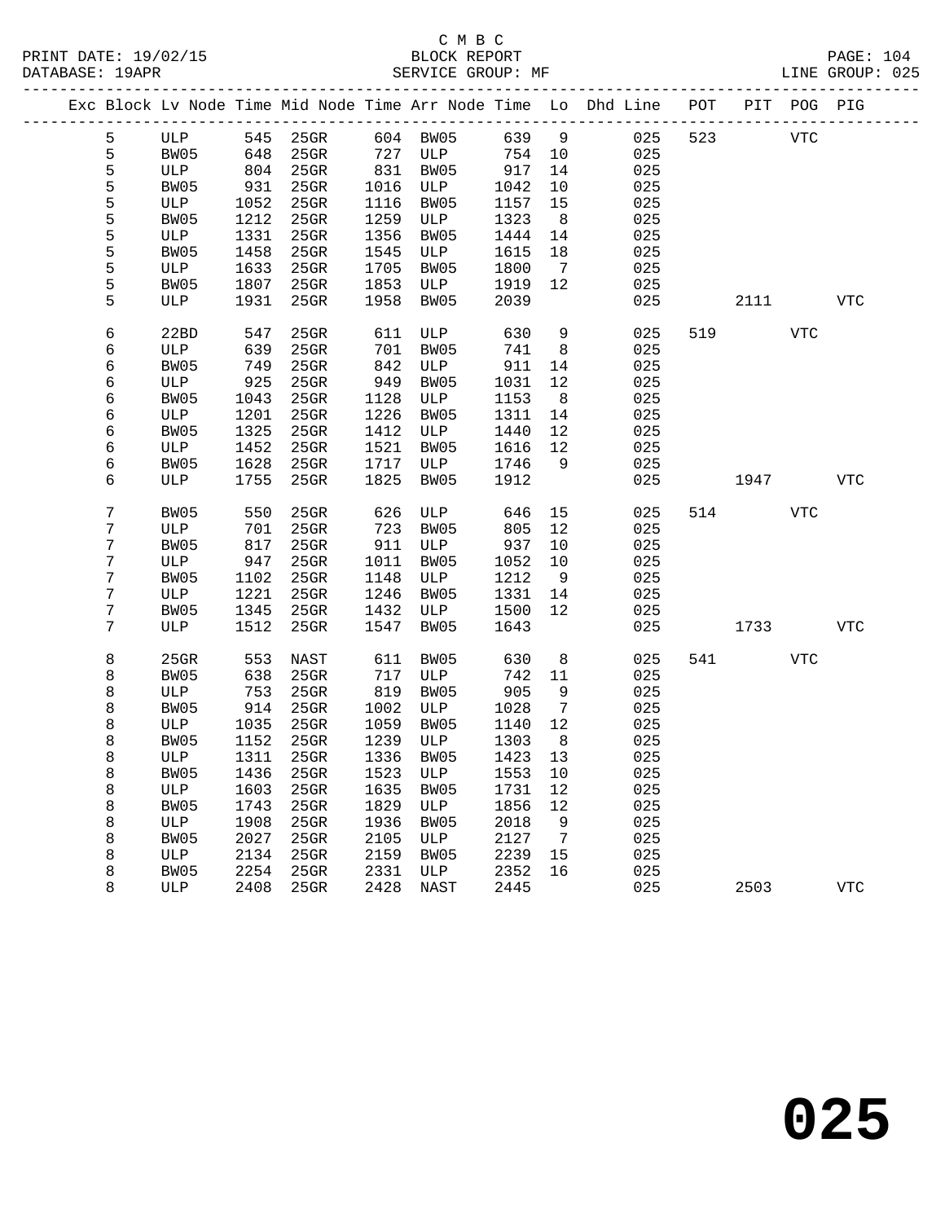C M B C

BLOCK REPORT

SERVICE GROUP: MF

LINE GROUP: 025

| Exc | Block | Lv | Node | Time | Mid Node | Time | Arr Node | Time | Lo | Dhd Line | POT | PIT | POG | PIG |
|---|---|---|---|---|---|---|---|---|---|---|---|---|---|---|
| | 5 | | ULP | 545 | 25GR | 604 | BW05 | 639 | 9 | 025 | 523 | | VTC | |
| | 5 | | BW05 | 648 | 25GR | 727 | ULP | 754 | 10 | 025 | | | | |
| | 5 | | ULP | 804 | 25GR | 831 | BW05 | 917 | 14 | 025 | | | | |
| | 5 | | BW05 | 931 | 25GR | 1016 | ULP | 1042 | 10 | 025 | | | | |
| | 5 | | ULP | 1052 | 25GR | 1116 | BW05 | 1157 | 15 | 025 | | | | |
| | 5 | | BW05 | 1212 | 25GR | 1259 | ULP | 1323 | 8 | 025 | | | | |
| | 5 | | ULP | 1331 | 25GR | 1356 | BW05 | 1444 | 14 | 025 | | | | |
| | 5 | | BW05 | 1458 | 25GR | 1545 | ULP | 1615 | 18 | 025 | | | | |
| | 5 | | ULP | 1633 | 25GR | 1705 | BW05 | 1800 | 7 | 025 | | | | |
| | 5 | | BW05 | 1807 | 25GR | 1853 | ULP | 1919 | 12 | 025 | | | | |
| | 5 | | ULP | 1931 | 25GR | 1958 | BW05 | 2039 | | 025 | | 2111 | | VTC |
| | 6 | | 22BD | 547 | 25GR | 611 | ULP | 630 | 9 | 025 | 519 | | VTC | |
| | 6 | | ULP | 639 | 25GR | 701 | BW05 | 741 | 8 | 025 | | | | |
| | 6 | | BW05 | 749 | 25GR | 842 | ULP | 911 | 14 | 025 | | | | |
| | 6 | | ULP | 925 | 25GR | 949 | BW05 | 1031 | 12 | 025 | | | | |
| | 6 | | BW05 | 1043 | 25GR | 1128 | ULP | 1153 | 8 | 025 | | | | |
| | 6 | | ULP | 1201 | 25GR | 1226 | BW05 | 1311 | 14 | 025 | | | | |
| | 6 | | BW05 | 1325 | 25GR | 1412 | ULP | 1440 | 12 | 025 | | | | |
| | 6 | | ULP | 1452 | 25GR | 1521 | BW05 | 1616 | 12 | 025 | | | | |
| | 6 | | BW05 | 1628 | 25GR | 1717 | ULP | 1746 | 9 | 025 | | | | |
| | 6 | | ULP | 1755 | 25GR | 1825 | BW05 | 1912 | | 025 | | 1947 | | VTC |
| | 7 | | BW05 | 550 | 25GR | 626 | ULP | 646 | 15 | 025 | 514 | | VTC | |
| | 7 | | ULP | 701 | 25GR | 723 | BW05 | 805 | 12 | 025 | | | | |
| | 7 | | BW05 | 817 | 25GR | 911 | ULP | 937 | 10 | 025 | | | | |
| | 7 | | ULP | 947 | 25GR | 1011 | BW05 | 1052 | 10 | 025 | | | | |
| | 7 | | BW05 | 1102 | 25GR | 1148 | ULP | 1212 | 9 | 025 | | | | |
| | 7 | | ULP | 1221 | 25GR | 1246 | BW05 | 1331 | 14 | 025 | | | | |
| | 7 | | BW05 | 1345 | 25GR | 1432 | ULP | 1500 | 12 | 025 | | | | |
| | 7 | | ULP | 1512 | 25GR | 1547 | BW05 | 1643 | | 025 | | 1733 | | VTC |
| | 8 | | 25GR | 553 | NAST | 611 | BW05 | 630 | 8 | 025 | 541 | | VTC | |
| | 8 | | BW05 | 638 | 25GR | 717 | ULP | 742 | 11 | 025 | | | | |
| | 8 | | ULP | 753 | 25GR | 819 | BW05 | 905 | 9 | 025 | | | | |
| | 8 | | BW05 | 914 | 25GR | 1002 | ULP | 1028 | 7 | 025 | | | | |
| | 8 | | ULP | 1035 | 25GR | 1059 | BW05 | 1140 | 12 | 025 | | | | |
| | 8 | | BW05 | 1152 | 25GR | 1239 | ULP | 1303 | 8 | 025 | | | | |
| | 8 | | ULP | 1311 | 25GR | 1336 | BW05 | 1423 | 13 | 025 | | | | |
| | 8 | | BW05 | 1436 | 25GR | 1523 | ULP | 1553 | 10 | 025 | | | | |
| | 8 | | ULP | 1603 | 25GR | 1635 | BW05 | 1731 | 12 | 025 | | | | |
| | 8 | | BW05 | 1743 | 25GR | 1829 | ULP | 1856 | 12 | 025 | | | | |
| | 8 | | ULP | 1908 | 25GR | 1936 | BW05 | 2018 | 9 | 025 | | | | |
| | 8 | | BW05 | 2027 | 25GR | 2105 | ULP | 2127 | 7 | 025 | | | | |
| | 8 | | ULP | 2134 | 25GR | 2159 | BW05 | 2239 | 15 | 025 | | | | |
| | 8 | | BW05 | 2254 | 25GR | 2331 | ULP | 2352 | 16 | 025 | | | | |
| | 8 | | ULP | 2408 | 25GR | 2428 | NAST | 2445 | | 025 | | 2503 | | VTC |

**025**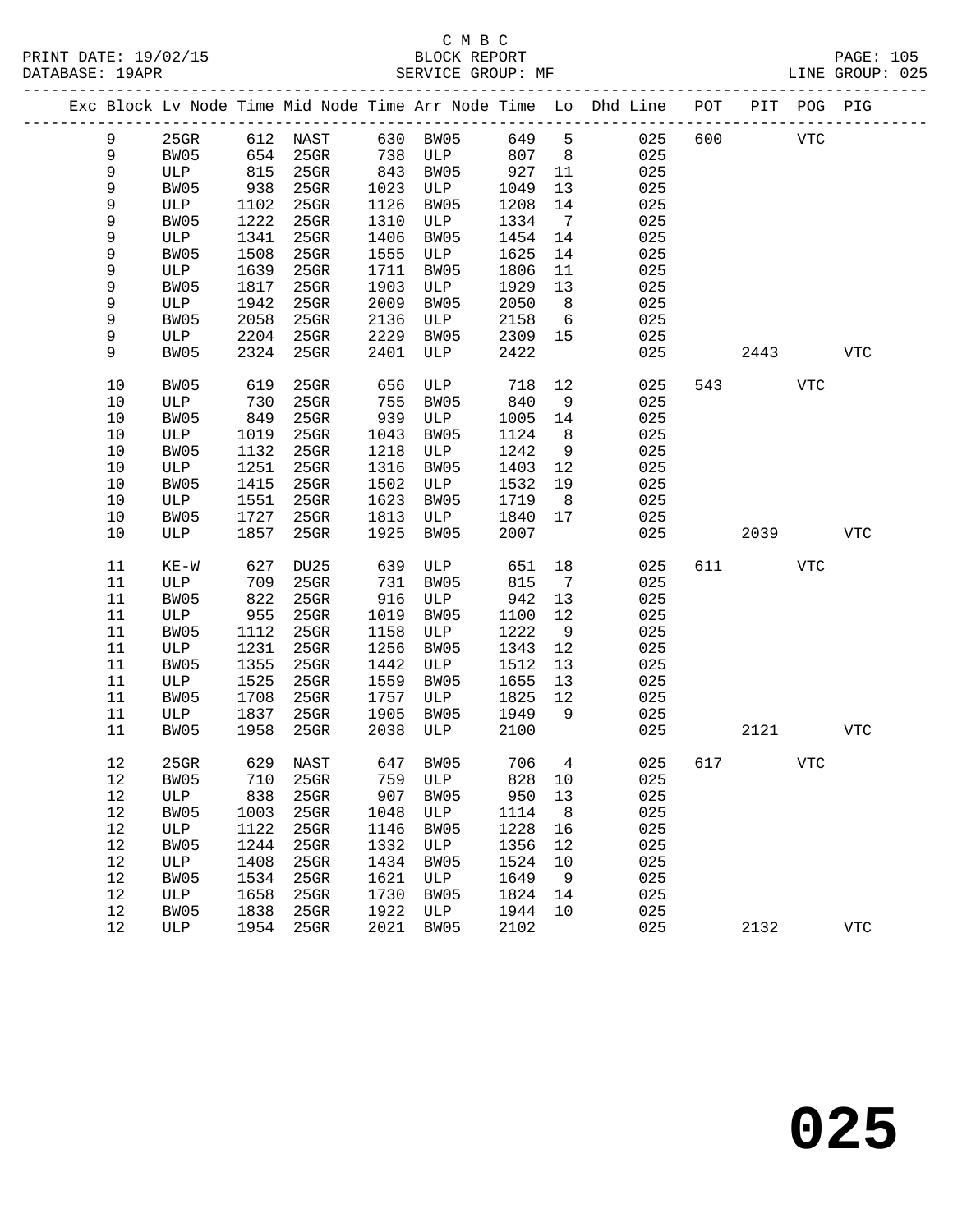C M B C
BLOCK REPORT
SERVICE GROUP: MF

PRINT DATE: 19/02/15
DATABASE: 19APR
LINE GROUP: 025

| Exc | Block | Lv | Node | Time | Mid Node | Time | Arr Node | Time | Lo | Dhd Line | POT | PIT | POG | PIG |
|---|---|---|---|---|---|---|---|---|---|---|---|---|---|---|
| | 9 | | 25GR | 612 | NAST | 630 | BW05 | 649 | 5 | 025 | 600 | | VTC | |
| | 9 | | BW05 | 654 | 25GR | 738 | ULP | 807 | 8 | 025 | | | | |
| | 9 | | ULP | 815 | 25GR | 843 | BW05 | 927 | 11 | 025 | | | | |
| | 9 | | BW05 | 938 | 25GR | 1023 | ULP | 1049 | 13 | 025 | | | | |
| | 9 | | ULP | 1102 | 25GR | 1126 | BW05 | 1208 | 14 | 025 | | | | |
| | 9 | | BW05 | 1222 | 25GR | 1310 | ULP | 1334 | 7 | 025 | | | | |
| | 9 | | ULP | 1341 | 25GR | 1406 | BW05 | 1454 | 14 | 025 | | | | |
| | 9 | | BW05 | 1508 | 25GR | 1555 | ULP | 1625 | 14 | 025 | | | | |
| | 9 | | ULP | 1639 | 25GR | 1711 | BW05 | 1806 | 11 | 025 | | | | |
| | 9 | | BW05 | 1817 | 25GR | 1903 | ULP | 1929 | 13 | 025 | | | | |
| | 9 | | ULP | 1942 | 25GR | 2009 | BW05 | 2050 | 8 | 025 | | | | |
| | 9 | | BW05 | 2058 | 25GR | 2136 | ULP | 2158 | 6 | 025 | | | | |
| | 9 | | ULP | 2204 | 25GR | 2229 | BW05 | 2309 | 15 | 025 | | | | |
| | 9 | | BW05 | 2324 | 25GR | 2401 | ULP | 2422 | | 025 | | 2443 | | VTC |
| | 10 | | BW05 | 619 | 25GR | 656 | ULP | 718 | 12 | 025 | 543 | | VTC | |
| | 10 | | ULP | 730 | 25GR | 755 | BW05 | 840 | 9 | 025 | | | | |
| | 10 | | BW05 | 849 | 25GR | 939 | ULP | 1005 | 14 | 025 | | | | |
| | 10 | | ULP | 1019 | 25GR | 1043 | BW05 | 1124 | 8 | 025 | | | | |
| | 10 | | BW05 | 1132 | 25GR | 1218 | ULP | 1242 | 9 | 025 | | | | |
| | 10 | | ULP | 1251 | 25GR | 1316 | BW05 | 1403 | 12 | 025 | | | | |
| | 10 | | BW05 | 1415 | 25GR | 1502 | ULP | 1532 | 19 | 025 | | | | |
| | 10 | | ULP | 1551 | 25GR | 1623 | BW05 | 1719 | 8 | 025 | | | | |
| | 10 | | BW05 | 1727 | 25GR | 1813 | ULP | 1840 | 17 | 025 | | | | |
| | 10 | | ULP | 1857 | 25GR | 1925 | BW05 | 2007 | | 025 | | 2039 | | VTC |
| | 11 | | KE-W | 627 | DU25 | 639 | ULP | 651 | 18 | 025 | 611 | | VTC | |
| | 11 | | ULP | 709 | 25GR | 731 | BW05 | 815 | 7 | 025 | | | | |
| | 11 | | BW05 | 822 | 25GR | 916 | ULP | 942 | 13 | 025 | | | | |
| | 11 | | ULP | 955 | 25GR | 1019 | BW05 | 1100 | 12 | 025 | | | | |
| | 11 | | BW05 | 1112 | 25GR | 1158 | ULP | 1222 | 9 | 025 | | | | |
| | 11 | | ULP | 1231 | 25GR | 1256 | BW05 | 1343 | 12 | 025 | | | | |
| | 11 | | BW05 | 1355 | 25GR | 1442 | ULP | 1512 | 13 | 025 | | | | |
| | 11 | | ULP | 1525 | 25GR | 1559 | BW05 | 1655 | 13 | 025 | | | | |
| | 11 | | BW05 | 1708 | 25GR | 1757 | ULP | 1825 | 12 | 025 | | | | |
| | 11 | | ULP | 1837 | 25GR | 1905 | BW05 | 1949 | 9 | 025 | | | | |
| | 11 | | BW05 | 1958 | 25GR | 2038 | ULP | 2100 | | 025 | | 2121 | | VTC |
| | 12 | | 25GR | 629 | NAST | 647 | BW05 | 706 | 4 | 025 | 617 | | VTC | |
| | 12 | | BW05 | 710 | 25GR | 759 | ULP | 828 | 10 | 025 | | | | |
| | 12 | | ULP | 838 | 25GR | 907 | BW05 | 950 | 13 | 025 | | | | |
| | 12 | | BW05 | 1003 | 25GR | 1048 | ULP | 1114 | 8 | 025 | | | | |
| | 12 | | ULP | 1122 | 25GR | 1146 | BW05 | 1228 | 16 | 025 | | | | |
| | 12 | | BW05 | 1244 | 25GR | 1332 | ULP | 1356 | 12 | 025 | | | | |
| | 12 | | ULP | 1408 | 25GR | 1434 | BW05 | 1524 | 10 | 025 | | | | |
| | 12 | | BW05 | 1534 | 25GR | 1621 | ULP | 1649 | 9 | 025 | | | | |
| | 12 | | ULP | 1658 | 25GR | 1730 | BW05 | 1824 | 14 | 025 | | | | |
| | 12 | | BW05 | 1838 | 25GR | 1922 | ULP | 1944 | 10 | 025 | | | | |
| | 12 | | ULP | 1954 | 25GR | 2021 | BW05 | 2102 | | 025 | | 2132 | | VTC |

# 025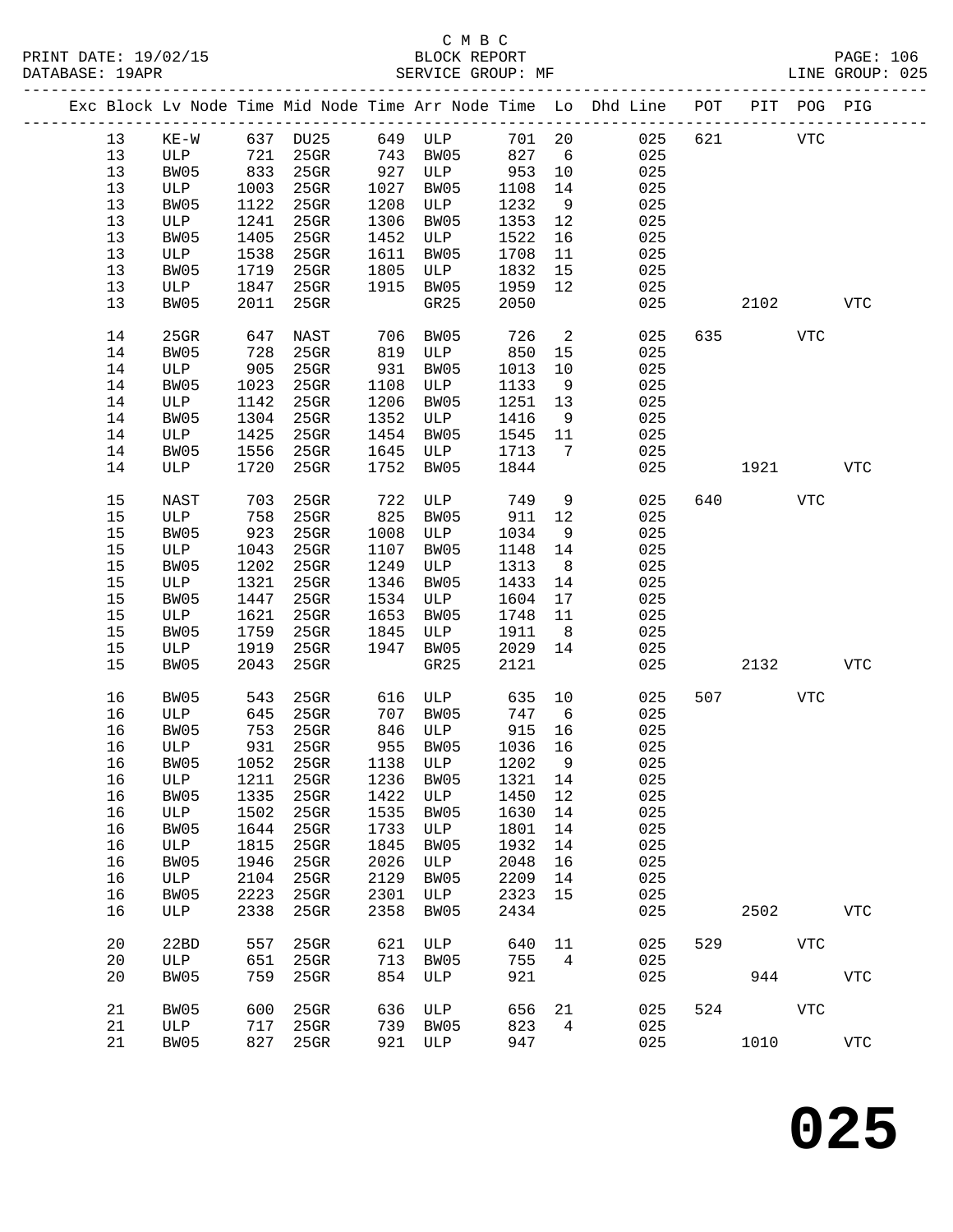C M B C
PRINT DATE: 19/02/15 BLOCK REPORT
DATABASE: 19APR SERVICE GROUP: MF LINE GROUP: 025

| Exc | Block | Lv Node | Time | Mid Node | Time | Arr Node | Time | Lo | Dhd Line | POT | PIT | POG | PIG |
|---|---|---|---|---|---|---|---|---|---|---|---|---|---|
| | 13 | KE-W | 637 | DU25 | 649 | ULP | 701 | 20 | 025 | 621 | | VTC | |
| | 13 | ULP | 721 | 25GR | 743 | BW05 | 827 | 6 | 025 | | | | |
| | 13 | BW05 | 833 | 25GR | 927 | ULP | 953 | 10 | 025 | | | | |
| | 13 | ULP | 1003 | 25GR | 1027 | BW05 | 1108 | 14 | 025 | | | | |
| | 13 | BW05 | 1122 | 25GR | 1208 | ULP | 1232 | 9 | 025 | | | | |
| | 13 | ULP | 1241 | 25GR | 1306 | BW05 | 1353 | 12 | 025 | | | | |
| | 13 | BW05 | 1405 | 25GR | 1452 | ULP | 1522 | 16 | 025 | | | | |
| | 13 | ULP | 1538 | 25GR | 1611 | BW05 | 1708 | 11 | 025 | | | | |
| | 13 | BW05 | 1719 | 25GR | 1805 | ULP | 1832 | 15 | 025 | | | | |
| | 13 | ULP | 1847 | 25GR | 1915 | BW05 | 1959 | 12 | 025 | | | | |
| | 13 | BW05 | 2011 | 25GR | | GR25 | 2050 | | 025 | | 2102 | | VTC |
| | 14 | 25GR | 647 | NAST | 706 | BW05 | 726 | 2 | 025 | 635 | | VTC | |
| | 14 | BW05 | 728 | 25GR | 819 | ULP | 850 | 15 | 025 | | | | |
| | 14 | ULP | 905 | 25GR | 931 | BW05 | 1013 | 10 | 025 | | | | |
| | 14 | BW05 | 1023 | 25GR | 1108 | ULP | 1133 | 9 | 025 | | | | |
| | 14 | ULP | 1142 | 25GR | 1206 | BW05 | 1251 | 13 | 025 | | | | |
| | 14 | BW05 | 1304 | 25GR | 1352 | ULP | 1416 | 9 | 025 | | | | |
| | 14 | ULP | 1425 | 25GR | 1454 | BW05 | 1545 | 11 | 025 | | | | |
| | 14 | BW05 | 1556 | 25GR | 1645 | ULP | 1713 | 7 | 025 | | | | |
| | 14 | ULP | 1720 | 25GR | 1752 | BW05 | 1844 | | 025 | | 1921 | | VTC |
| | 15 | NAST | 703 | 25GR | 722 | ULP | 749 | 9 | 025 | 640 | | VTC | |
| | 15 | ULP | 758 | 25GR | 825 | BW05 | 911 | 12 | 025 | | | | |
| | 15 | BW05 | 923 | 25GR | 1008 | ULP | 1034 | 9 | 025 | | | | |
| | 15 | ULP | 1043 | 25GR | 1107 | BW05 | 1148 | 14 | 025 | | | | |
| | 15 | BW05 | 1202 | 25GR | 1249 | ULP | 1313 | 8 | 025 | | | | |
| | 15 | ULP | 1321 | 25GR | 1346 | BW05 | 1433 | 14 | 025 | | | | |
| | 15 | BW05 | 1447 | 25GR | 1534 | ULP | 1604 | 17 | 025 | | | | |
| | 15 | ULP | 1621 | 25GR | 1653 | BW05 | 1748 | 11 | 025 | | | | |
| | 15 | BW05 | 1759 | 25GR | 1845 | ULP | 1911 | 8 | 025 | | | | |
| | 15 | ULP | 1919 | 25GR | 1947 | BW05 | 2029 | 14 | 025 | | | | |
| | 15 | BW05 | 2043 | 25GR | | GR25 | 2121 | | 025 | | 2132 | | VTC |
| | 16 | BW05 | 543 | 25GR | 616 | ULP | 635 | 10 | 025 | 507 | | VTC | |
| | 16 | ULP | 645 | 25GR | 707 | BW05 | 747 | 6 | 025 | | | | |
| | 16 | BW05 | 753 | 25GR | 846 | ULP | 915 | 16 | 025 | | | | |
| | 16 | ULP | 931 | 25GR | 955 | BW05 | 1036 | 16 | 025 | | | | |
| | 16 | BW05 | 1052 | 25GR | 1138 | ULP | 1202 | 9 | 025 | | | | |
| | 16 | ULP | 1211 | 25GR | 1236 | BW05 | 1321 | 14 | 025 | | | | |
| | 16 | BW05 | 1335 | 25GR | 1422 | ULP | 1450 | 12 | 025 | | | | |
| | 16 | ULP | 1502 | 25GR | 1535 | BW05 | 1630 | 14 | 025 | | | | |
| | 16 | BW05 | 1644 | 25GR | 1733 | ULP | 1801 | 14 | 025 | | | | |
| | 16 | ULP | 1815 | 25GR | 1845 | BW05 | 1932 | 14 | 025 | | | | |
| | 16 | BW05 | 1946 | 25GR | 2026 | ULP | 2048 | 16 | 025 | | | | |
| | 16 | ULP | 2104 | 25GR | 2129 | BW05 | 2209 | 14 | 025 | | | | |
| | 16 | BW05 | 2223 | 25GR | 2301 | ULP | 2323 | 15 | 025 | | | | |
| | 16 | ULP | 2338 | 25GR | 2358 | BW05 | 2434 | | 025 | | 2502 | | VTC |
| | 20 | 22BD | 557 | 25GR | 621 | ULP | 640 | 11 | 025 | 529 | | VTC | |
| | 20 | ULP | 651 | 25GR | 713 | BW05 | 755 | 4 | 025 | | | | |
| | 20 | BW05 | 759 | 25GR | 854 | ULP | 921 | | 025 | | 944 | | VTC |
| | 21 | BW05 | 600 | 25GR | 636 | ULP | 656 | 21 | 025 | 524 | | VTC | |
| | 21 | ULP | 717 | 25GR | 739 | BW05 | 823 | 4 | 025 | | | | |
| | 21 | BW05 | 827 | 25GR | 921 | ULP | 947 | | 025 | | 1010 | | VTC |

**025**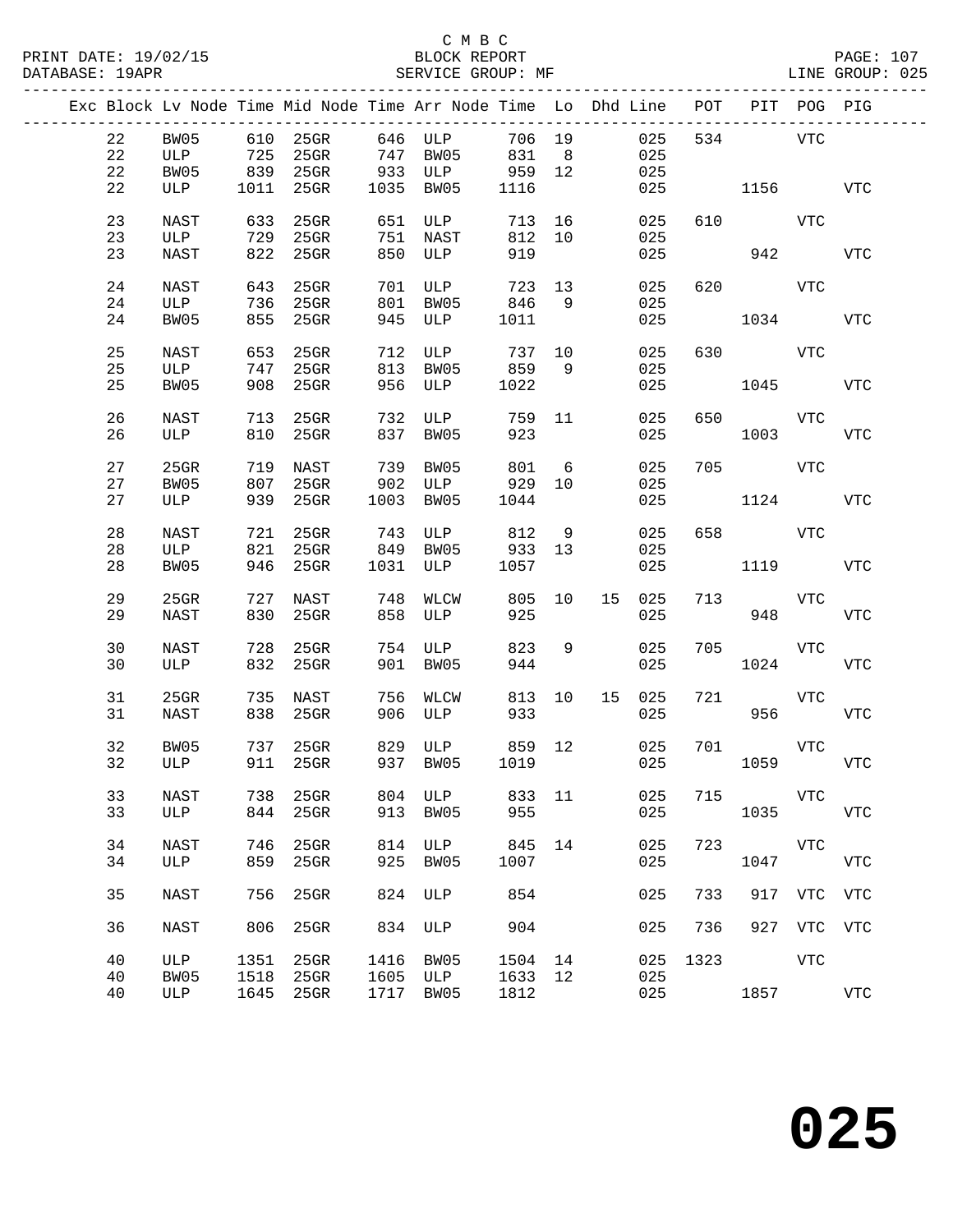C M B C
BLOCK REPORT
SERVICE GROUP: MF
LINE GROUP: 025

| Exc | Block | Lv | Node | Time | Mid Node | Time | Arr Node | Time | Lo | Dhd | Line | POT | PIT | POG | PIG |
|---|---|---|---|---|---|---|---|---|---|---|---|---|---|---|---|
| | 22 | | BW05 | 610 | 25GR | 646 | ULP | 706 | 19 | | 025 | 534 | | VTC | |
| | 22 | | ULP | 725 | 25GR | 747 | BW05 | 831 | 8 | | 025 | | | | |
| | 22 | | BW05 | 839 | 25GR | 933 | ULP | 959 | 12 | | 025 | | | | |
| | 22 | | ULP | 1011 | 25GR | 1035 | BW05 | 1116 | | | 025 | | 1156 | | VTC |
| | 23 | | NAST | 633 | 25GR | 651 | ULP | 713 | 16 | | 025 | 610 | | VTC | |
| | 23 | | ULP | 729 | 25GR | 751 | NAST | 812 | 10 | | 025 | | | | |
| | 23 | | NAST | 822 | 25GR | 850 | ULP | 919 | | | 025 | | 942 | | VTC |
| | 24 | | NAST | 643 | 25GR | 701 | ULP | 723 | 13 | | 025 | 620 | | VTC | |
| | 24 | | ULP | 736 | 25GR | 801 | BW05 | 846 | 9 | | 025 | | | | |
| | 24 | | BW05 | 855 | 25GR | 945 | ULP | 1011 | | | 025 | | 1034 | | VTC |
| | 25 | | NAST | 653 | 25GR | 712 | ULP | 737 | 10 | | 025 | 630 | | VTC | |
| | 25 | | ULP | 747 | 25GR | 813 | BW05 | 859 | 9 | | 025 | | | | |
| | 25 | | BW05 | 908 | 25GR | 956 | ULP | 1022 | | | 025 | | 1045 | | VTC |
| | 26 | | NAST | 713 | 25GR | 732 | ULP | 759 | 11 | | 025 | 650 | | VTC | |
| | 26 | | ULP | 810 | 25GR | 837 | BW05 | 923 | | | 025 | | 1003 | | VTC |
| | 27 | | 25GR | 719 | NAST | 739 | BW05 | 801 | 6 | | 025 | 705 | | VTC | |
| | 27 | | BW05 | 807 | 25GR | 902 | ULP | 929 | 10 | | 025 | | | | |
| | 27 | | ULP | 939 | 25GR | 1003 | BW05 | 1044 | | | 025 | | 1124 | | VTC |
| | 28 | | NAST | 721 | 25GR | 743 | ULP | 812 | 9 | | 025 | 658 | | VTC | |
| | 28 | | ULP | 821 | 25GR | 849 | BW05 | 933 | 13 | | 025 | | | | |
| | 28 | | BW05 | 946 | 25GR | 1031 | ULP | 1057 | | | 025 | | 1119 | | VTC |
| | 29 | | 25GR | 727 | NAST | 748 | WLCW | 805 | 10 | 15 | 025 | 713 | | VTC | |
| | 29 | | NAST | 830 | 25GR | 858 | ULP | 925 | | | 025 | | 948 | | VTC |
| | 30 | | NAST | 728 | 25GR | 754 | ULP | 823 | 9 | | 025 | 705 | | VTC | |
| | 30 | | ULP | 832 | 25GR | 901 | BW05 | 944 | | | 025 | | 1024 | | VTC |
| | 31 | | 25GR | 735 | NAST | 756 | WLCW | 813 | 10 | 15 | 025 | 721 | | VTC | |
| | 31 | | NAST | 838 | 25GR | 906 | ULP | 933 | | | 025 | | 956 | | VTC |
| | 32 | | BW05 | 737 | 25GR | 829 | ULP | 859 | 12 | | 025 | 701 | | VTC | |
| | 32 | | ULP | 911 | 25GR | 937 | BW05 | 1019 | | | 025 | | 1059 | | VTC |
| | 33 | | NAST | 738 | 25GR | 804 | ULP | 833 | 11 | | 025 | 715 | | VTC | |
| | 33 | | ULP | 844 | 25GR | 913 | BW05 | 955 | | | 025 | | 1035 | | VTC |
| | 34 | | NAST | 746 | 25GR | 814 | ULP | 845 | 14 | | 025 | 723 | | VTC | |
| | 34 | | ULP | 859 | 25GR | 925 | BW05 | 1007 | | | 025 | | 1047 | | VTC |
| | 35 | | NAST | 756 | 25GR | 824 | ULP | 854 | | | 025 | 733 | 917 | VTC | VTC |
| | 36 | | NAST | 806 | 25GR | 834 | ULP | 904 | | | 025 | 736 | 927 | VTC | VTC |
| | 40 | | ULP | 1351 | 25GR | 1416 | BW05 | 1504 | 14 | | 025 | 1323 | | VTC | |
| | 40 | | BW05 | 1518 | 25GR | 1605 | ULP | 1633 | 12 | | 025 | | | | |
| | 40 | | ULP | 1645 | 25GR | 1717 | BW05 | 1812 | | | 025 | | 1857 | | VTC |

# 025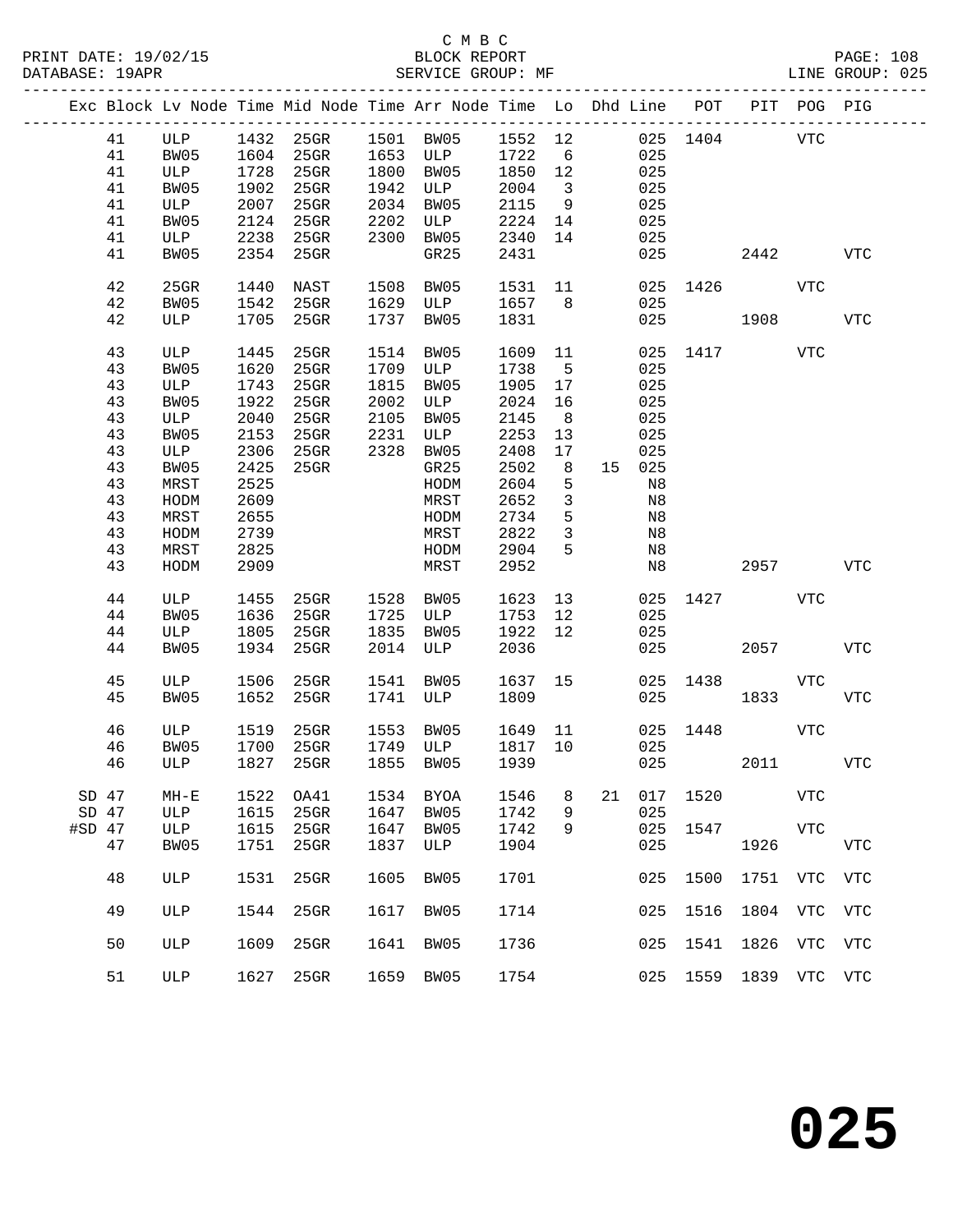C M B C

BLOCK REPORT

SERVICE GROUP: MF

PRINT DATE: 19/02/15
DATABASE: 19APR
LINE GROUP: 025

| Exc | Block | Lv Node | Time | Mid Node | Time | Arr Node | Time | Lo | Dhd | Line | POT | PIT | POG | PIG |
|---|---|---|---|---|---|---|---|---|---|---|---|---|---|---|
| | 41 | ULP | 1432 | 25GR | 1501 | BW05 | 1552 | 12 | | 025 | 1404 | | VTC | |
| | 41 | BW05 | 1604 | 25GR | 1653 | ULP | 1722 | 6 | | 025 | | | | |
| | 41 | ULP | 1728 | 25GR | 1800 | BW05 | 1850 | 12 | | 025 | | | | |
| | 41 | BW05 | 1902 | 25GR | 1942 | ULP | 2004 | 3 | | 025 | | | | |
| | 41 | ULP | 2007 | 25GR | 2034 | BW05 | 2115 | 9 | | 025 | | | | |
| | 41 | BW05 | 2124 | 25GR | 2202 | ULP | 2224 | 14 | | 025 | | | | |
| | 41 | ULP | 2238 | 25GR | 2300 | BW05 | 2340 | 14 | | 025 | | | | |
| | 41 | BW05 | 2354 | 25GR | | GR25 | 2431 | | | 025 | | 2442 | | VTC |
| | 42 | 25GR | 1440 | NAST | 1508 | BW05 | 1531 | 11 | | 025 | 1426 | | VTC | |
| | 42 | BW05 | 1542 | 25GR | 1629 | ULP | 1657 | 8 | | 025 | | | | |
| | 42 | ULP | 1705 | 25GR | 1737 | BW05 | 1831 | | | 025 | | 1908 | | VTC |
| | 43 | ULP | 1445 | 25GR | 1514 | BW05 | 1609 | 11 | | 025 | 1417 | | VTC | |
| | 43 | BW05 | 1620 | 25GR | 1709 | ULP | 1738 | 5 | | 025 | | | | |
| | 43 | ULP | 1743 | 25GR | 1815 | BW05 | 1905 | 17 | | 025 | | | | |
| | 43 | BW05 | 1922 | 25GR | 2002 | ULP | 2024 | 16 | | 025 | | | | |
| | 43 | ULP | 2040 | 25GR | 2105 | BW05 | 2145 | 8 | | 025 | | | | |
| | 43 | BW05 | 2153 | 25GR | 2231 | ULP | 2253 | 13 | | 025 | | | | |
| | 43 | ULP | 2306 | 25GR | 2328 | BW05 | 2408 | 17 | | 025 | | | | |
| | 43 | BW05 | 2425 | 25GR | | GR25 | 2502 | 8 | 15 | 025 | | | | |
| | 43 | MRST | 2525 | | | HODM | 2604 | 5 | | N8 | | | | |
| | 43 | HODM | 2609 | | | MRST | 2652 | 3 | | N8 | | | | |
| | 43 | MRST | 2655 | | | HODM | 2734 | 5 | | N8 | | | | |
| | 43 | HODM | 2739 | | | MRST | 2822 | 3 | | N8 | | | | |
| | 43 | MRST | 2825 | | | HODM | 2904 | 5 | | N8 | | | | |
| | 43 | HODM | 2909 | | | MRST | 2952 | | | N8 | | 2957 | | VTC |
| | 44 | ULP | 1455 | 25GR | 1528 | BW05 | 1623 | 13 | | 025 | 1427 | | VTC | |
| | 44 | BW05 | 1636 | 25GR | 1725 | ULP | 1753 | 12 | | 025 | | | | |
| | 44 | ULP | 1805 | 25GR | 1835 | BW05 | 1922 | 12 | | 025 | | | | |
| | 44 | BW05 | 1934 | 25GR | 2014 | ULP | 2036 | | | 025 | | 2057 | | VTC |
| | 45 | ULP | 1506 | 25GR | 1541 | BW05 | 1637 | 15 | | 025 | 1438 | | VTC | |
| | 45 | BW05 | 1652 | 25GR | 1741 | ULP | 1809 | | | 025 | | 1833 | | VTC |
| | 46 | ULP | 1519 | 25GR | 1553 | BW05 | 1649 | 11 | | 025 | 1448 | | VTC | |
| | 46 | BW05 | 1700 | 25GR | 1749 | ULP | 1817 | 10 | | 025 | | | | |
| | 46 | ULP | 1827 | 25GR | 1855 | BW05 | 1939 | | | 025 | | 2011 | | VTC |
| SD | 47 | MH-E | 1522 | OA41 | 1534 | BYOA | 1546 | 8 | 21 | 017 | 1520 | | VTC | |
| SD | 47 | ULP | 1615 | 25GR | 1647 | BW05 | 1742 | 9 | | 025 | | | | |
| #SD | 47 | ULP | 1615 | 25GR | 1647 | BW05 | 1742 | 9 | | 025 | 1547 | | VTC | |
| | 47 | BW05 | 1751 | 25GR | 1837 | ULP | 1904 | | | 025 | | 1926 | | VTC |
| | 48 | ULP | 1531 | 25GR | 1605 | BW05 | 1701 | | | 025 | 1500 | 1751 | VTC | VTC |
| | 49 | ULP | 1544 | 25GR | 1617 | BW05 | 1714 | | | 025 | 1516 | 1804 | VTC | VTC |
| | 50 | ULP | 1609 | 25GR | 1641 | BW05 | 1736 | | | 025 | 1541 | 1826 | VTC | VTC |
| | 51 | ULP | 1627 | 25GR | 1659 | BW05 | 1754 | | | 025 | 1559 | 1839 | VTC | VTC |

# 025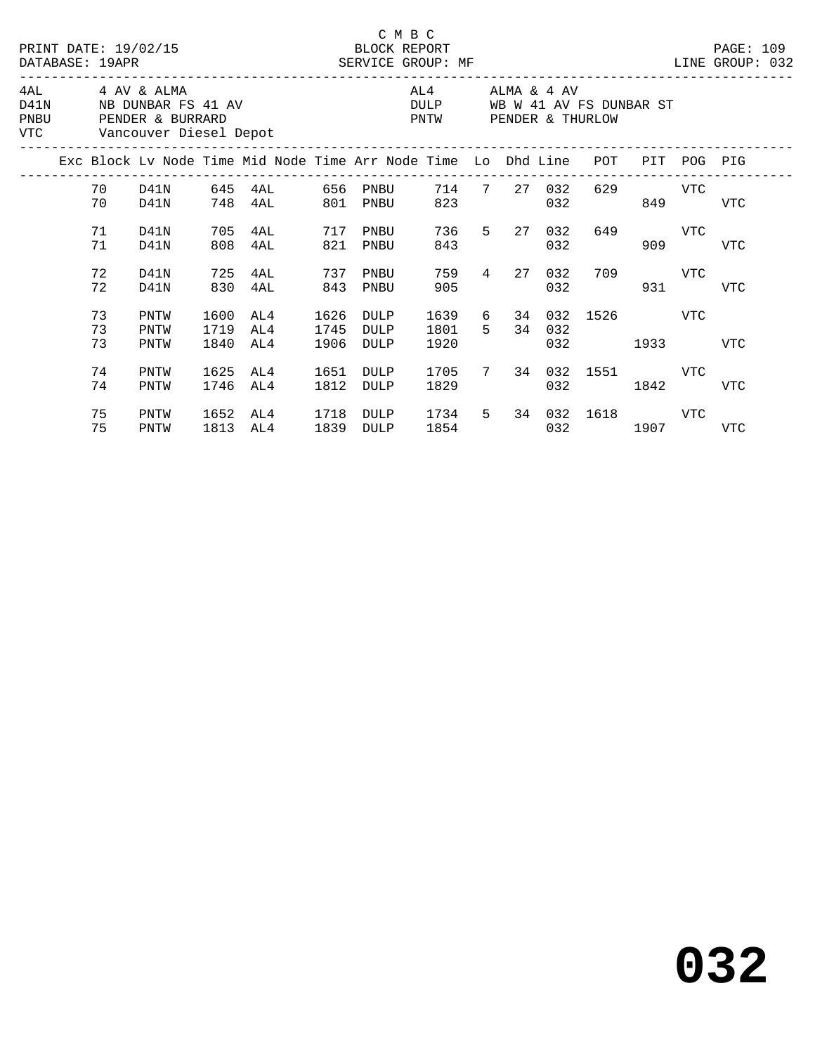C M B C

PRINT DATE: 19/02/15 BLOCK REPORT

DATABASE: 19APR SERVICE GROUP: MF LINE GROUP: 032

| Code | Description | Code | Description |
|---|---|---|---|
| 4AL | 4 AV & ALMA | AL4 | ALMA & 4 AV |
| D41N | NB DUNBAR FS 41 AV | DULP | WB W 41 AV FS DUNBAR ST |
| PNBU | PENDER & BURRARD | PNTW | PENDER & THURLOW |
| VTC | Vancouver Diesel Depot | | |

| Exc | Block | Lv Node | Time | Mid Node | Time | Arr Node | Time | Lo | Dhd | Line | POT | PIT | POG | PIG |
|---|---|---|---|---|---|---|---|---|---|---|---|---|---|---|
| | 70 | D41N | 645 | 4AL | 656 | PNBU | 714 | 7 | 27 | 032 | 629 | | VTC | |
| | 70 | D41N | 748 | 4AL | 801 | PNBU | 823 | | | 032 | | 849 | | VTC |
| | 71 | D41N | 705 | 4AL | 717 | PNBU | 736 | 5 | 27 | 032 | 649 | | VTC | |
| | 71 | D41N | 808 | 4AL | 821 | PNBU | 843 | | | 032 | | 909 | | VTC |
| | 72 | D41N | 725 | 4AL | 737 | PNBU | 759 | 4 | 27 | 032 | 709 | | VTC | |
| | 72 | D41N | 830 | 4AL | 843 | PNBU | 905 | | | 032 | | 931 | | VTC |
| | 73 | PNTW | 1600 | AL4 | 1626 | DULP | 1639 | 6 | 34 | 032 | 1526 | | VTC | |
| | 73 | PNTW | 1719 | AL4 | 1745 | DULP | 1801 | 5 | 34 | 032 | | | | |
| | 73 | PNTW | 1840 | AL4 | 1906 | DULP | 1920 | | | 032 | | 1933 | | VTC |
| | 74 | PNTW | 1625 | AL4 | 1651 | DULP | 1705 | 7 | 34 | 032 | 1551 | | VTC | |
| | 74 | PNTW | 1746 | AL4 | 1812 | DULP | 1829 | | | 032 | | 1842 | | VTC |
| | 75 | PNTW | 1652 | AL4 | 1718 | DULP | 1734 | 5 | 34 | 032 | 1618 | | VTC | |
| | 75 | PNTW | 1813 | AL4 | 1839 | DULP | 1854 | | | 032 | | 1907 | | VTC |

**032**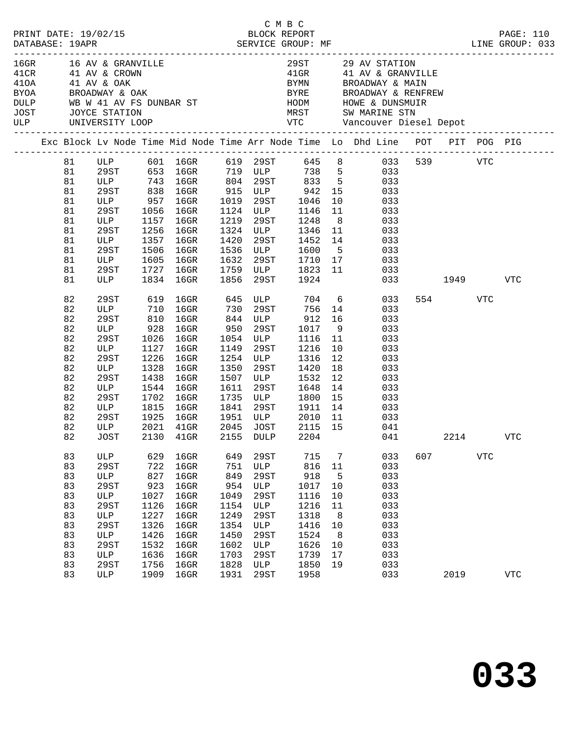C M B C
PRINT DATE: 19/02/15 BLOCK REPORT
DATABASE: 19APR SERVICE GROUP: MF LINE GROUP: 033

| Code | Description | Code | Description |
|---|---|---|---|
| 16GR | 16 AV & GRANVILLE | 29ST | 29 AV STATION |
| 41CR | 41 AV & CROWN | 41GR | 41 AV & GRANVILLE |
| 41OA | 41 AV & OAK | BYMN | BROADWAY & MAIN |
| BYOA | BROADWAY & OAK | BYRE | BROADWAY & RENFREW |
| DULP | WB W 41 AV FS DUNBAR ST | HODM | HOWE & DUNSMUIR |
| JOST | JOYCE STATION | MRST | SW MARINE STN |
| ULP | UNIVERSITY LOOP | VTC | Vancouver Diesel Depot |

| Exc | Block | Lv Node | Time | Mid Node | Time | Arr Node | Time | Lo | Dhd Line | POT | PIT | POG | PIG |
|---|---|---|---|---|---|---|---|---|---|---|---|---|---|
| | 81 | ULP | 601 | 16GR | 619 | 29ST | 645 | 8 | 033 | 539 | | VTC | |
| | 81 | 29ST | 653 | 16GR | 719 | ULP | 738 | 5 | 033 | | | | |
| | 81 | ULP | 743 | 16GR | 804 | 29ST | 833 | 5 | 033 | | | | |
| | 81 | 29ST | 838 | 16GR | 915 | ULP | 942 | 15 | 033 | | | | |
| | 81 | ULP | 957 | 16GR | 1019 | 29ST | 1046 | 10 | 033 | | | | |
| | 81 | 29ST | 1056 | 16GR | 1124 | ULP | 1146 | 11 | 033 | | | | |
| | 81 | ULP | 1157 | 16GR | 1219 | 29ST | 1248 | 8 | 033 | | | | |
| | 81 | 29ST | 1256 | 16GR | 1324 | ULP | 1346 | 11 | 033 | | | | |
| | 81 | ULP | 1357 | 16GR | 1420 | 29ST | 1452 | 14 | 033 | | | | |
| | 81 | 29ST | 1506 | 16GR | 1536 | ULP | 1600 | 5 | 033 | | | | |
| | 81 | ULP | 1605 | 16GR | 1632 | 29ST | 1710 | 17 | 033 | | | | |
| | 81 | 29ST | 1727 | 16GR | 1759 | ULP | 1823 | 11 | 033 | | | | |
| | 81 | ULP | 1834 | 16GR | 1856 | 29ST | 1924 | | 033 | | 1949 | | VTC |
| | 82 | 29ST | 619 | 16GR | 645 | ULP | 704 | 6 | 033 | 554 | | VTC | |
| | 82 | ULP | 710 | 16GR | 730 | 29ST | 756 | 14 | 033 | | | | |
| | 82 | 29ST | 810 | 16GR | 844 | ULP | 912 | 16 | 033 | | | | |
| | 82 | ULP | 928 | 16GR | 950 | 29ST | 1017 | 9 | 033 | | | | |
| | 82 | 29ST | 1026 | 16GR | 1054 | ULP | 1116 | 11 | 033 | | | | |
| | 82 | ULP | 1127 | 16GR | 1149 | 29ST | 1216 | 10 | 033 | | | | |
| | 82 | 29ST | 1226 | 16GR | 1254 | ULP | 1316 | 12 | 033 | | | | |
| | 82 | ULP | 1328 | 16GR | 1350 | 29ST | 1420 | 18 | 033 | | | | |
| | 82 | 29ST | 1438 | 16GR | 1507 | ULP | 1532 | 12 | 033 | | | | |
| | 82 | ULP | 1544 | 16GR | 1611 | 29ST | 1648 | 14 | 033 | | | | |
| | 82 | 29ST | 1702 | 16GR | 1735 | ULP | 1800 | 15 | 033 | | | | |
| | 82 | ULP | 1815 | 16GR | 1841 | 29ST | 1911 | 14 | 033 | | | | |
| | 82 | 29ST | 1925 | 16GR | 1951 | ULP | 2010 | 11 | 033 | | | | |
| | 82 | ULP | 2021 | 41GR | 2045 | JOST | 2115 | 15 | 041 | | | | |
| | 82 | JOST | 2130 | 41GR | 2155 | DULP | 2204 | | 041 | | 2214 | | VTC |
| | 83 | ULP | 629 | 16GR | 649 | 29ST | 715 | 7 | 033 | 607 | | VTC | |
| | 83 | 29ST | 722 | 16GR | 751 | ULP | 816 | 11 | 033 | | | | |
| | 83 | ULP | 827 | 16GR | 849 | 29ST | 918 | 5 | 033 | | | | |
| | 83 | 29ST | 923 | 16GR | 954 | ULP | 1017 | 10 | 033 | | | | |
| | 83 | ULP | 1027 | 16GR | 1049 | 29ST | 1116 | 10 | 033 | | | | |
| | 83 | 29ST | 1126 | 16GR | 1154 | ULP | 1216 | 11 | 033 | | | | |
| | 83 | ULP | 1227 | 16GR | 1249 | 29ST | 1318 | 8 | 033 | | | | |
| | 83 | 29ST | 1326 | 16GR | 1354 | ULP | 1416 | 10 | 033 | | | | |
| | 83 | ULP | 1426 | 16GR | 1450 | 29ST | 1524 | 8 | 033 | | | | |
| | 83 | 29ST | 1532 | 16GR | 1602 | ULP | 1626 | 10 | 033 | | | | |
| | 83 | ULP | 1636 | 16GR | 1703 | 29ST | 1739 | 17 | 033 | | | | |
| | 83 | 29ST | 1756 | 16GR | 1828 | ULP | 1850 | 19 | 033 | | | | |
| | 83 | ULP | 1909 | 16GR | 1931 | 29ST | 1958 | | 033 | | 2019 | | VTC |

# 033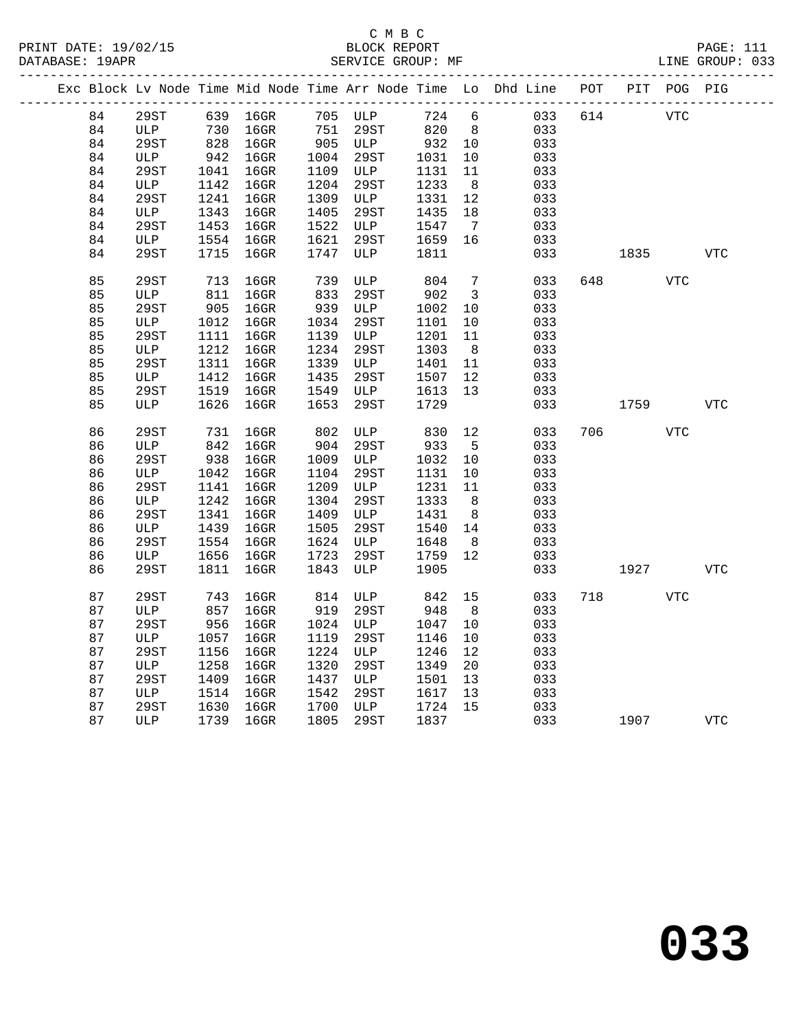C M B C
BLOCK REPORT
SERVICE GROUP: MF

PRINT DATE: 19/02/15
DATABASE: 19APR
LINE GROUP: 033

| Exc | Block | Lv Node | Time | Mid Node | Time | Arr Node | Time | Lo | Dhd Line | POT | PIT | POG | PIG |
|---|---|---|---|---|---|---|---|---|---|---|---|---|---|
| | 84 | 29ST | 639 | 16GR | 705 | ULP | 724 | 6 | 033 | 614 | | VTC | |
| | 84 | ULP | 730 | 16GR | 751 | 29ST | 820 | 8 | 033 | | | | |
| | 84 | 29ST | 828 | 16GR | 905 | ULP | 932 | 10 | 033 | | | | |
| | 84 | ULP | 942 | 16GR | 1004 | 29ST | 1031 | 10 | 033 | | | | |
| | 84 | 29ST | 1041 | 16GR | 1109 | ULP | 1131 | 11 | 033 | | | | |
| | 84 | ULP | 1142 | 16GR | 1204 | 29ST | 1233 | 8 | 033 | | | | |
| | 84 | 29ST | 1241 | 16GR | 1309 | ULP | 1331 | 12 | 033 | | | | |
| | 84 | ULP | 1343 | 16GR | 1405 | 29ST | 1435 | 18 | 033 | | | | |
| | 84 | 29ST | 1453 | 16GR | 1522 | ULP | 1547 | 7 | 033 | | | | |
| | 84 | ULP | 1554 | 16GR | 1621 | 29ST | 1659 | 16 | 033 | | | | |
| | 84 | 29ST | 1715 | 16GR | 1747 | ULP | 1811 | | 033 | | 1835 | | VTC |
| | 85 | 29ST | 713 | 16GR | 739 | ULP | 804 | 7 | 033 | 648 | | VTC | |
| | 85 | ULP | 811 | 16GR | 833 | 29ST | 902 | 3 | 033 | | | | |
| | 85 | 29ST | 905 | 16GR | 939 | ULP | 1002 | 10 | 033 | | | | |
| | 85 | ULP | 1012 | 16GR | 1034 | 29ST | 1101 | 10 | 033 | | | | |
| | 85 | 29ST | 1111 | 16GR | 1139 | ULP | 1201 | 11 | 033 | | | | |
| | 85 | ULP | 1212 | 16GR | 1234 | 29ST | 1303 | 8 | 033 | | | | |
| | 85 | 29ST | 1311 | 16GR | 1339 | ULP | 1401 | 11 | 033 | | | | |
| | 85 | ULP | 1412 | 16GR | 1435 | 29ST | 1507 | 12 | 033 | | | | |
| | 85 | 29ST | 1519 | 16GR | 1549 | ULP | 1613 | 13 | 033 | | | | |
| | 85 | ULP | 1626 | 16GR | 1653 | 29ST | 1729 | | 033 | | 1759 | | VTC |
| | 86 | 29ST | 731 | 16GR | 802 | ULP | 830 | 12 | 033 | 706 | | VTC | |
| | 86 | ULP | 842 | 16GR | 904 | 29ST | 933 | 5 | 033 | | | | |
| | 86 | 29ST | 938 | 16GR | 1009 | ULP | 1032 | 10 | 033 | | | | |
| | 86 | ULP | 1042 | 16GR | 1104 | 29ST | 1131 | 10 | 033 | | | | |
| | 86 | 29ST | 1141 | 16GR | 1209 | ULP | 1231 | 11 | 033 | | | | |
| | 86 | ULP | 1242 | 16GR | 1304 | 29ST | 1333 | 8 | 033 | | | | |
| | 86 | 29ST | 1341 | 16GR | 1409 | ULP | 1431 | 8 | 033 | | | | |
| | 86 | ULP | 1439 | 16GR | 1505 | 29ST | 1540 | 14 | 033 | | | | |
| | 86 | 29ST | 1554 | 16GR | 1624 | ULP | 1648 | 8 | 033 | | | | |
| | 86 | ULP | 1656 | 16GR | 1723 | 29ST | 1759 | 12 | 033 | | | | |
| | 86 | 29ST | 1811 | 16GR | 1843 | ULP | 1905 | | 033 | | 1927 | | VTC |
| | 87 | 29ST | 743 | 16GR | 814 | ULP | 842 | 15 | 033 | 718 | | VTC | |
| | 87 | ULP | 857 | 16GR | 919 | 29ST | 948 | 8 | 033 | | | | |
| | 87 | 29ST | 956 | 16GR | 1024 | ULP | 1047 | 10 | 033 | | | | |
| | 87 | ULP | 1057 | 16GR | 1119 | 29ST | 1146 | 10 | 033 | | | | |
| | 87 | 29ST | 1156 | 16GR | 1224 | ULP | 1246 | 12 | 033 | | | | |
| | 87 | ULP | 1258 | 16GR | 1320 | 29ST | 1349 | 20 | 033 | | | | |
| | 87 | 29ST | 1409 | 16GR | 1437 | ULP | 1501 | 13 | 033 | | | | |
| | 87 | ULP | 1514 | 16GR | 1542 | 29ST | 1617 | 13 | 033 | | | | |
| | 87 | 29ST | 1630 | 16GR | 1700 | ULP | 1724 | 15 | 033 | | | | |
| | 87 | ULP | 1739 | 16GR | 1805 | 29ST | 1837 | | 033 | | 1907 | | VTC |

# 033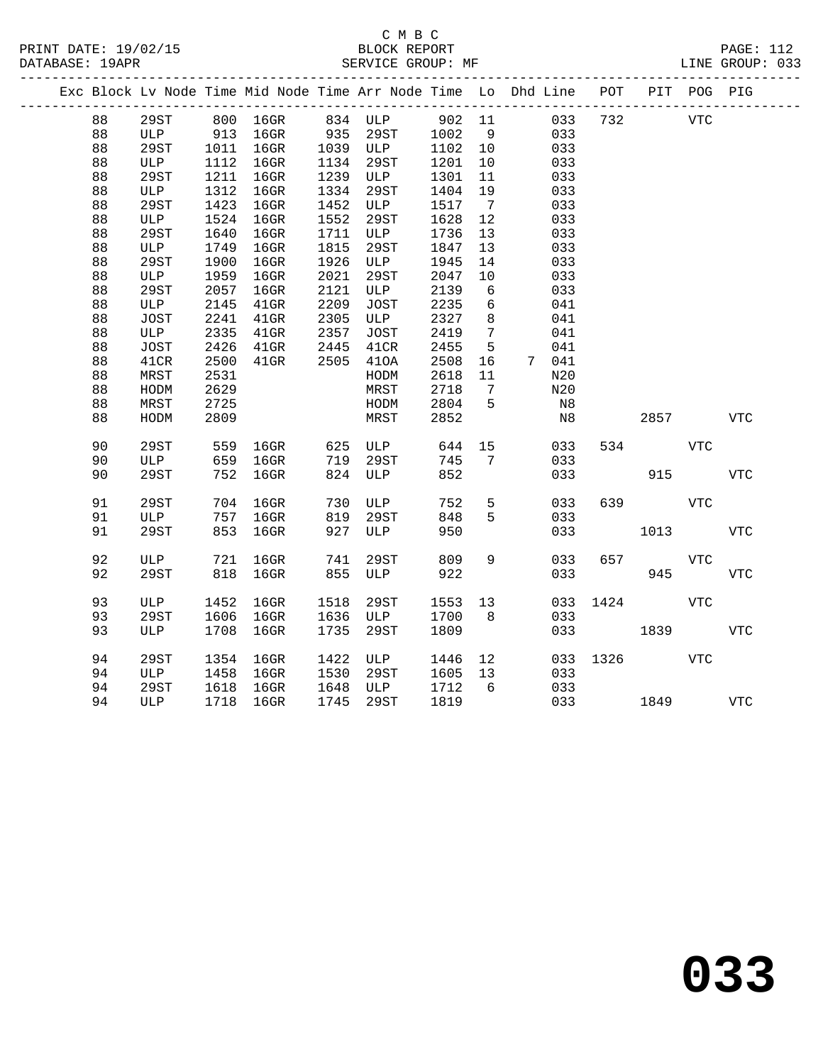C M B C

PRINT DATE: 19/02/15 BLOCK REPORT

DATABASE: 19APR SERVICE GROUP: MF LINE GROUP: 033

| Exc | Block | Lv | Node | Time | Mid Node | Time | Arr Node | Time | Lo | Dhd | Line | POT | PIT | POG | PIG |
|---|---|---|---|---|---|---|---|---|---|---|---|---|---|---|---|
| | 88 | | 29ST | 800 | 16GR | 834 | ULP | 902 | 11 | | 033 | 732 | | VTC | |
| | 88 | | ULP | 913 | 16GR | 935 | 29ST | 1002 | 9 | | 033 | | | | |
| | 88 | | 29ST | 1011 | 16GR | 1039 | ULP | 1102 | 10 | | 033 | | | | |
| | 88 | | ULP | 1112 | 16GR | 1134 | 29ST | 1201 | 10 | | 033 | | | | |
| | 88 | | 29ST | 1211 | 16GR | 1239 | ULP | 1301 | 11 | | 033 | | | | |
| | 88 | | ULP | 1312 | 16GR | 1334 | 29ST | 1404 | 19 | | 033 | | | | |
| | 88 | | 29ST | 1423 | 16GR | 1452 | ULP | 1517 | 7 | | 033 | | | | |
| | 88 | | ULP | 1524 | 16GR | 1552 | 29ST | 1628 | 12 | | 033 | | | | |
| | 88 | | 29ST | 1640 | 16GR | 1711 | ULP | 1736 | 13 | | 033 | | | | |
| | 88 | | ULP | 1749 | 16GR | 1815 | 29ST | 1847 | 13 | | 033 | | | | |
| | 88 | | 29ST | 1900 | 16GR | 1926 | ULP | 1945 | 14 | | 033 | | | | |
| | 88 | | ULP | 1959 | 16GR | 2021 | 29ST | 2047 | 10 | | 033 | | | | |
| | 88 | | 29ST | 2057 | 16GR | 2121 | ULP | 2139 | 6 | | 033 | | | | |
| | 88 | | ULP | 2145 | 41GR | 2209 | JOST | 2235 | 6 | | 041 | | | | |
| | 88 | | JOST | 2241 | 41GR | 2305 | ULP | 2327 | 8 | | 041 | | | | |
| | 88 | | ULP | 2335 | 41GR | 2357 | JOST | 2419 | 7 | | 041 | | | | |
| | 88 | | JOST | 2426 | 41GR | 2445 | 41CR | 2455 | 5 | | 041 | | | | |
| | 88 | | 41CR | 2500 | 41GR | 2505 | 41OA | 2508 | 16 | 7 | 041 | | | | |
| | 88 | | MRST | 2531 | | | HODM | 2618 | 11 | | N20 | | | | |
| | 88 | | HODM | 2629 | | | MRST | 2718 | 7 | | N20 | | | | |
| | 88 | | MRST | 2725 | | | HODM | 2804 | 5 | | N8 | | | | |
| | 88 | | HODM | 2809 | | | MRST | 2852 | | | N8 | | 2857 | | VTC |
| | 90 | | 29ST | 559 | 16GR | 625 | ULP | 644 | 15 | | 033 | 534 | | VTC | |
| | 90 | | ULP | 659 | 16GR | 719 | 29ST | 745 | 7 | | 033 | | | | |
| | 90 | | 29ST | 752 | 16GR | 824 | ULP | 852 | | | 033 | | 915 | | VTC |
| | 91 | | 29ST | 704 | 16GR | 730 | ULP | 752 | 5 | | 033 | 639 | | VTC | |
| | 91 | | ULP | 757 | 16GR | 819 | 29ST | 848 | 5 | | 033 | | | | |
| | 91 | | 29ST | 853 | 16GR | 927 | ULP | 950 | | | 033 | | 1013 | | VTC |
| | 92 | | ULP | 721 | 16GR | 741 | 29ST | 809 | 9 | | 033 | 657 | | VTC | |
| | 92 | | 29ST | 818 | 16GR | 855 | ULP | 922 | | | 033 | | 945 | | VTC |
| | 93 | | ULP | 1452 | 16GR | 1518 | 29ST | 1553 | 13 | | 033 | 1424 | | VTC | |
| | 93 | | 29ST | 1606 | 16GR | 1636 | ULP | 1700 | 8 | | 033 | | | | |
| | 93 | | ULP | 1708 | 16GR | 1735 | 29ST | 1809 | | | 033 | | 1839 | | VTC |
| | 94 | | 29ST | 1354 | 16GR | 1422 | ULP | 1446 | 12 | | 033 | 1326 | | VTC | |
| | 94 | | ULP | 1458 | 16GR | 1530 | 29ST | 1605 | 13 | | 033 | | | | |
| | 94 | | 29ST | 1618 | 16GR | 1648 | ULP | 1712 | 6 | | 033 | | | | |
| | 94 | | ULP | 1718 | 16GR | 1745 | 29ST | 1819 | | | 033 | | 1849 | | VTC |

# 033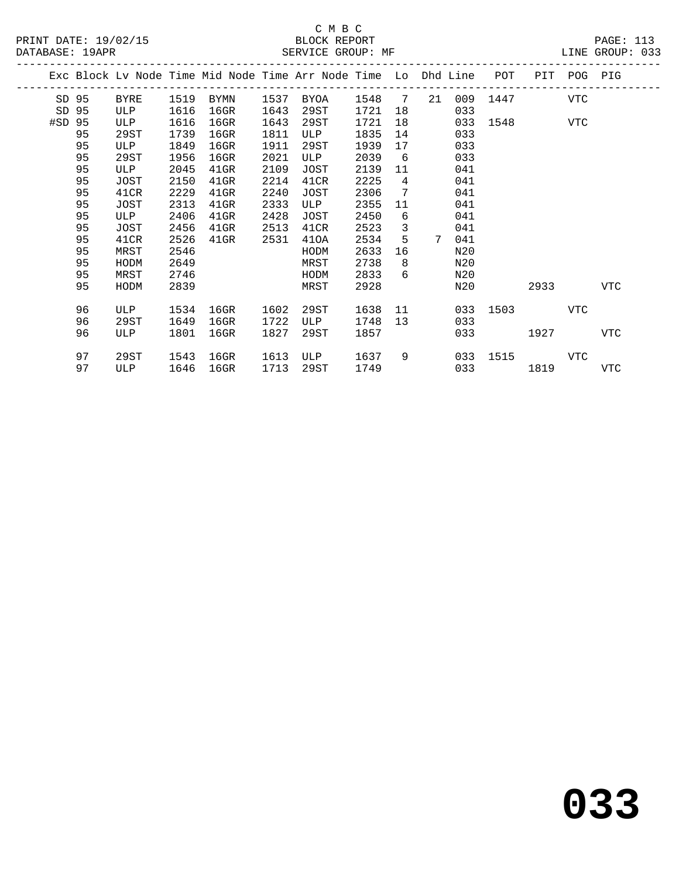C M B C
BLOCK REPORT
SERVICE GROUP: MF

PRINT DATE: 19/02/15
DATABASE: 19APR
LINE GROUP: 033

| Exc | Block | Lv Node | Time | Mid Node | Time | Arr Node | Time | Lo | Dhd | Line | POT | PIT | POG | PIG |
|---|---|---|---|---|---|---|---|---|---|---|---|---|---|---|
| SD | 95 | BYRE | 1519 | BYMN | 1537 | BYOA | 1548 | 7 | 21 | 009 | 1447 | | VTC | |
| SD | 95 | ULP | 1616 | 16GR | 1643 | 29ST | 1721 | 18 | | 033 | | | | |
| #SD | 95 | ULP | 1616 | 16GR | 1643 | 29ST | 1721 | 18 | | 033 | 1548 | | VTC | |
| | 95 | 29ST | 1739 | 16GR | 1811 | ULP | 1835 | 14 | | 033 | | | | |
| | 95 | ULP | 1849 | 16GR | 1911 | 29ST | 1939 | 17 | | 033 | | | | |
| | 95 | 29ST | 1956 | 16GR | 2021 | ULP | 2039 | 6 | | 033 | | | | |
| | 95 | ULP | 2045 | 41GR | 2109 | JOST | 2139 | 11 | | 041 | | | | |
| | 95 | JOST | 2150 | 41GR | 2214 | 41CR | 2225 | 4 | | 041 | | | | |
| | 95 | 41CR | 2229 | 41GR | 2240 | JOST | 2306 | 7 | | 041 | | | | |
| | 95 | JOST | 2313 | 41GR | 2333 | ULP | 2355 | 11 | | 041 | | | | |
| | 95 | ULP | 2406 | 41GR | 2428 | JOST | 2450 | 6 | | 041 | | | | |
| | 95 | JOST | 2456 | 41GR | 2513 | 41CR | 2523 | 3 | | 041 | | | | |
| | 95 | 41CR | 2526 | 41GR | 2531 | 41OA | 2534 | 5 | 7 | 041 | | | | |
| | 95 | MRST | 2546 | | | HODM | 2633 | 16 | | N20 | | | | |
| | 95 | HODM | 2649 | | | MRST | 2738 | 8 | | N20 | | | | |
| | 95 | MRST | 2746 | | | HODM | 2833 | 6 | | N20 | | | | |
| | 95 | HODM | 2839 | | | MRST | 2928 | | | N20 | | 2933 | | VTC |
| | 96 | ULP | 1534 | 16GR | 1602 | 29ST | 1638 | 11 | | 033 | 1503 | | VTC | |
| | 96 | 29ST | 1649 | 16GR | 1722 | ULP | 1748 | 13 | | 033 | | | | |
| | 96 | ULP | 1801 | 16GR | 1827 | 29ST | 1857 | | | 033 | | 1927 | | VTC |
| | 97 | 29ST | 1543 | 16GR | 1613 | ULP | 1637 | 9 | | 033 | 1515 | | VTC | |
| | 97 | ULP | 1646 | 16GR | 1713 | 29ST | 1749 | | | 033 | | 1819 | | VTC |

033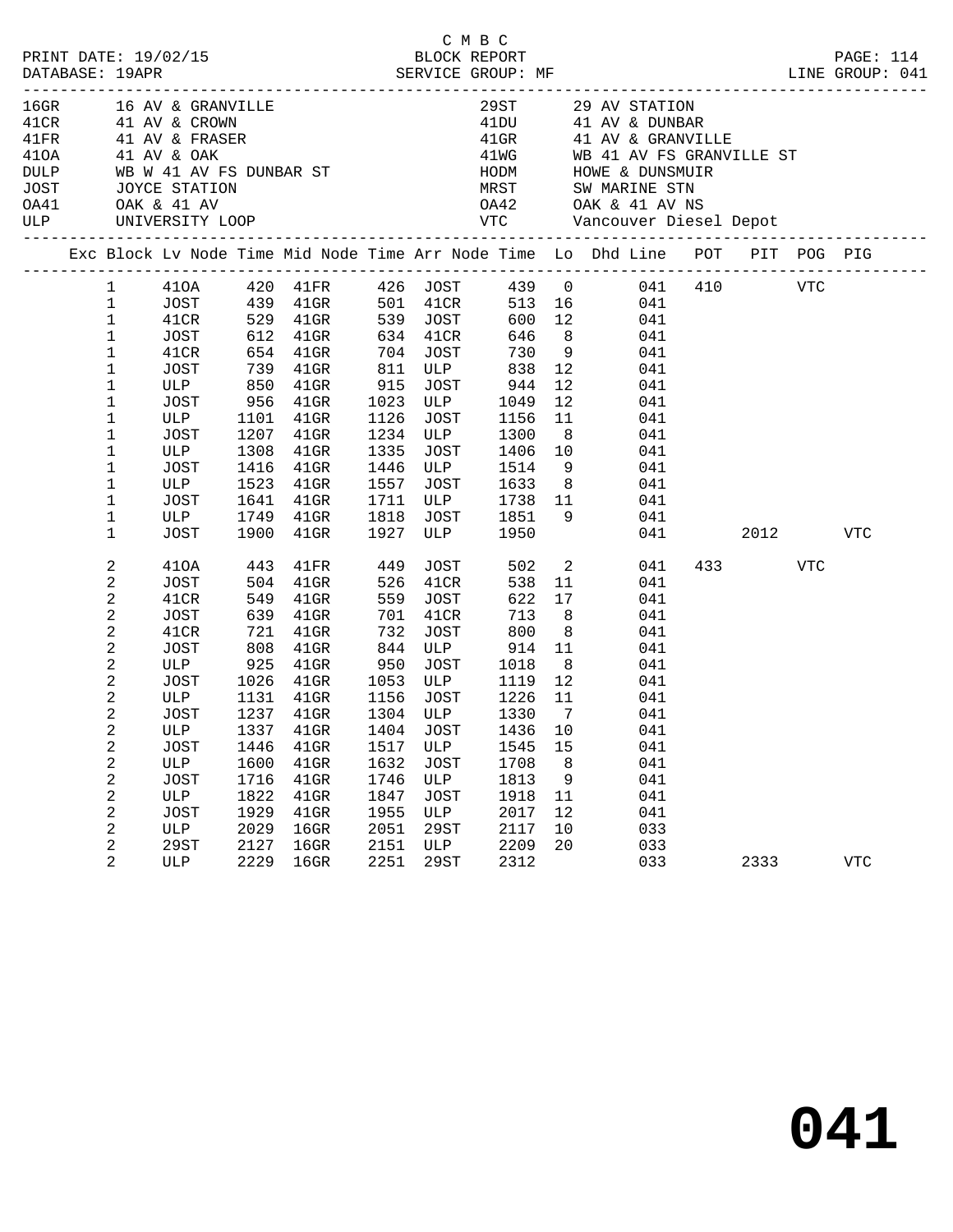C M B C

PRINT DATE: 19/02/15 BLOCK REPORT
DATABASE: 19APR SERVICE GROUP: MF LINE GROUP: 041

| Code | Location | Code | Location |
|---|---|---|---|
| 16GR | 16 AV & GRANVILLE | 29ST | 29 AV STATION |
| 41CR | 41 AV & CROWN | 41DU | 41 AV & DUNBAR |
| 41FR | 41 AV & FRASER | 41GR | 41 AV & GRANVILLE |
| 41OA | 41 AV & OAK | 41WG | WB 41 AV FS GRANVILLE ST |
| DULP | WB W 41 AV FS DUNBAR ST | HODM | HOWE & DUNSMUIR |
| JOST | JOYCE STATION | MRST | SW MARINE STN |
| OA41 | OAK & 41 AV | OA42 | OAK & 41 AV NS |
| ULP | UNIVERSITY LOOP | VTC | Vancouver Diesel Depot |

| Exc | Block | Lv Node | Time | Mid Node | Time | Arr Node | Time | Lo | Dhd Line | POT | PIT | POG | PIG |
|---|---|---|---|---|---|---|---|---|---|---|---|---|---|
| | 1 | 41OA | 420 | 41FR | 426 | JOST | 439 | 0 | 041 | 410 | | VTC | |
| | 1 | JOST | 439 | 41GR | 501 | 41CR | 513 | 16 | 041 | | | | |
| | 1 | 41CR | 529 | 41GR | 539 | JOST | 600 | 12 | 041 | | | | |
| | 1 | JOST | 612 | 41GR | 634 | 41CR | 646 | 8 | 041 | | | | |
| | 1 | 41CR | 654 | 41GR | 704 | JOST | 730 | 9 | 041 | | | | |
| | 1 | JOST | 739 | 41GR | 811 | ULP | 838 | 12 | 041 | | | | |
| | 1 | ULP | 850 | 41GR | 915 | JOST | 944 | 12 | 041 | | | | |
| | 1 | JOST | 956 | 41GR | 1023 | ULP | 1049 | 12 | 041 | | | | |
| | 1 | ULP | 1101 | 41GR | 1126 | JOST | 1156 | 11 | 041 | | | | |
| | 1 | JOST | 1207 | 41GR | 1234 | ULP | 1300 | 8 | 041 | | | | |
| | 1 | ULP | 1308 | 41GR | 1335 | JOST | 1406 | 10 | 041 | | | | |
| | 1 | JOST | 1416 | 41GR | 1446 | ULP | 1514 | 9 | 041 | | | | |
| | 1 | ULP | 1523 | 41GR | 1557 | JOST | 1633 | 8 | 041 | | | | |
| | 1 | JOST | 1641 | 41GR | 1711 | ULP | 1738 | 11 | 041 | | | | |
| | 1 | ULP | 1749 | 41GR | 1818 | JOST | 1851 | 9 | 041 | | | | |
| | 1 | JOST | 1900 | 41GR | 1927 | ULP | 1950 | | 041 | | 2012 | | VTC |
| | 2 | 41OA | 443 | 41FR | 449 | JOST | 502 | 2 | 041 | 433 | | VTC | |
| | 2 | JOST | 504 | 41GR | 526 | 41CR | 538 | 11 | 041 | | | | |
| | 2 | 41CR | 549 | 41GR | 559 | JOST | 622 | 17 | 041 | | | | |
| | 2 | JOST | 639 | 41GR | 701 | 41CR | 713 | 8 | 041 | | | | |
| | 2 | 41CR | 721 | 41GR | 732 | JOST | 800 | 8 | 041 | | | | |
| | 2 | JOST | 808 | 41GR | 844 | ULP | 914 | 11 | 041 | | | | |
| | 2 | ULP | 925 | 41GR | 950 | JOST | 1018 | 8 | 041 | | | | |
| | 2 | JOST | 1026 | 41GR | 1053 | ULP | 1119 | 12 | 041 | | | | |
| | 2 | ULP | 1131 | 41GR | 1156 | JOST | 1226 | 11 | 041 | | | | |
| | 2 | JOST | 1237 | 41GR | 1304 | ULP | 1330 | 7 | 041 | | | | |
| | 2 | ULP | 1337 | 41GR | 1404 | JOST | 1436 | 10 | 041 | | | | |
| | 2 | JOST | 1446 | 41GR | 1517 | ULP | 1545 | 15 | 041 | | | | |
| | 2 | ULP | 1600 | 41GR | 1632 | JOST | 1708 | 8 | 041 | | | | |
| | 2 | JOST | 1716 | 41GR | 1746 | ULP | 1813 | 9 | 041 | | | | |
| | 2 | ULP | 1822 | 41GR | 1847 | JOST | 1918 | 11 | 041 | | | | |
| | 2 | JOST | 1929 | 41GR | 1955 | ULP | 2017 | 12 | 041 | | | | |
| | 2 | ULP | 2029 | 16GR | 2051 | 29ST | 2117 | 10 | 033 | | | | |
| | 2 | 29ST | 2127 | 16GR | 2151 | ULP | 2209 | 20 | 033 | | | | |
| | 2 | ULP | 2229 | 16GR | 2251 | 29ST | 2312 | | 033 | | 2333 | | VTC |

# 041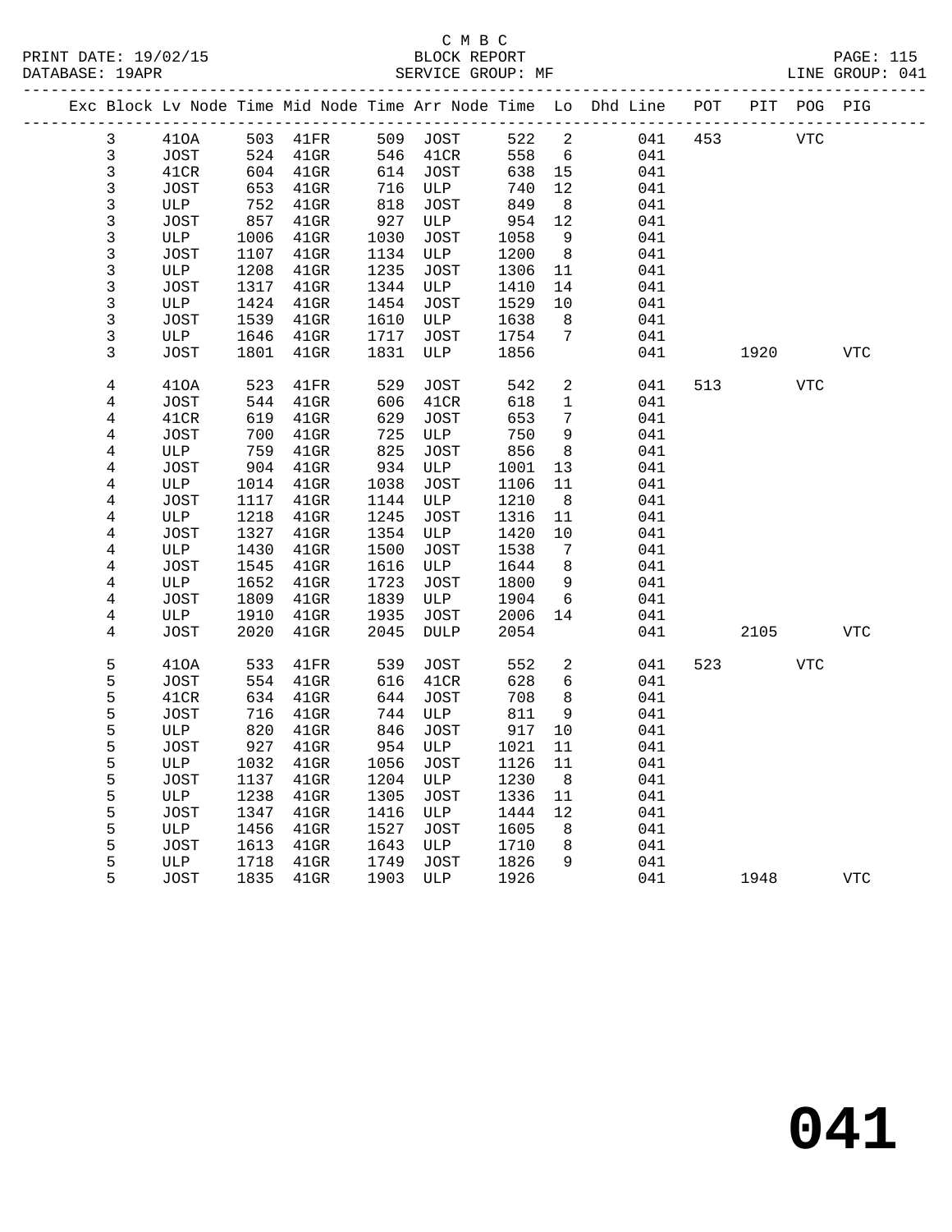C M B C

BLOCK REPORT

SERVICE GROUP: MF

PRINT DATE: 19/02/15
DATABASE: 19APR

LINE GROUP: 041

| Exc | Block | Lv Node | Time | Mid Node | Time | Arr Node | Time | Lo | Dhd Line | POT | PIT | POG | PIG |
|---|---|---|---|---|---|---|---|---|---|---|---|---|---|
| | 3 | 41OA | 503 | 41FR | 509 | JOST | 522 | 2 | 041 | 453 | | VTC | |
| | 3 | JOST | 524 | 41GR | 546 | 41CR | 558 | 6 | 041 | | | | |
| | 3 | 41CR | 604 | 41GR | 614 | JOST | 638 | 15 | 041 | | | | |
| | 3 | JOST | 653 | 41GR | 716 | ULP | 740 | 12 | 041 | | | | |
| | 3 | ULP | 752 | 41GR | 818 | JOST | 849 | 8 | 041 | | | | |
| | 3 | JOST | 857 | 41GR | 927 | ULP | 954 | 12 | 041 | | | | |
| | 3 | ULP | 1006 | 41GR | 1030 | JOST | 1058 | 9 | 041 | | | | |
| | 3 | JOST | 1107 | 41GR | 1134 | ULP | 1200 | 8 | 041 | | | | |
| | 3 | ULP | 1208 | 41GR | 1235 | JOST | 1306 | 11 | 041 | | | | |
| | 3 | JOST | 1317 | 41GR | 1344 | ULP | 1410 | 14 | 041 | | | | |
| | 3 | ULP | 1424 | 41GR | 1454 | JOST | 1529 | 10 | 041 | | | | |
| | 3 | JOST | 1539 | 41GR | 1610 | ULP | 1638 | 8 | 041 | | | | |
| | 3 | ULP | 1646 | 41GR | 1717 | JOST | 1754 | 7 | 041 | | | | |
| | 3 | JOST | 1801 | 41GR | 1831 | ULP | 1856 | | 041 | | 1920 | | VTC |
| | 4 | 41OA | 523 | 41FR | 529 | JOST | 542 | 2 | 041 | 513 | | VTC | |
| | 4 | JOST | 544 | 41GR | 606 | 41CR | 618 | 1 | 041 | | | | |
| | 4 | 41CR | 619 | 41GR | 629 | JOST | 653 | 7 | 041 | | | | |
| | 4 | JOST | 700 | 41GR | 725 | ULP | 750 | 9 | 041 | | | | |
| | 4 | ULP | 759 | 41GR | 825 | JOST | 856 | 8 | 041 | | | | |
| | 4 | JOST | 904 | 41GR | 934 | ULP | 1001 | 13 | 041 | | | | |
| | 4 | ULP | 1014 | 41GR | 1038 | JOST | 1106 | 11 | 041 | | | | |
| | 4 | JOST | 1117 | 41GR | 1144 | ULP | 1210 | 8 | 041 | | | | |
| | 4 | ULP | 1218 | 41GR | 1245 | JOST | 1316 | 11 | 041 | | | | |
| | 4 | JOST | 1327 | 41GR | 1354 | ULP | 1420 | 10 | 041 | | | | |
| | 4 | ULP | 1430 | 41GR | 1500 | JOST | 1538 | 7 | 041 | | | | |
| | 4 | JOST | 1545 | 41GR | 1616 | ULP | 1644 | 8 | 041 | | | | |
| | 4 | ULP | 1652 | 41GR | 1723 | JOST | 1800 | 9 | 041 | | | | |
| | 4 | JOST | 1809 | 41GR | 1839 | ULP | 1904 | 6 | 041 | | | | |
| | 4 | ULP | 1910 | 41GR | 1935 | JOST | 2006 | 14 | 041 | | | | |
| | 4 | JOST | 2020 | 41GR | 2045 | DULP | 2054 | | 041 | | 2105 | | VTC |
| | 5 | 41OA | 533 | 41FR | 539 | JOST | 552 | 2 | 041 | 523 | | VTC | |
| | 5 | JOST | 554 | 41GR | 616 | 41CR | 628 | 6 | 041 | | | | |
| | 5 | 41CR | 634 | 41GR | 644 | JOST | 708 | 8 | 041 | | | | |
| | 5 | JOST | 716 | 41GR | 744 | ULP | 811 | 9 | 041 | | | | |
| | 5 | ULP | 820 | 41GR | 846 | JOST | 917 | 10 | 041 | | | | |
| | 5 | JOST | 927 | 41GR | 954 | ULP | 1021 | 11 | 041 | | | | |
| | 5 | ULP | 1032 | 41GR | 1056 | JOST | 1126 | 11 | 041 | | | | |
| | 5 | JOST | 1137 | 41GR | 1204 | ULP | 1230 | 8 | 041 | | | | |
| | 5 | ULP | 1238 | 41GR | 1305 | JOST | 1336 | 11 | 041 | | | | |
| | 5 | JOST | 1347 | 41GR | 1416 | ULP | 1444 | 12 | 041 | | | | |
| | 5 | ULP | 1456 | 41GR | 1527 | JOST | 1605 | 8 | 041 | | | | |
| | 5 | JOST | 1613 | 41GR | 1643 | ULP | 1710 | 8 | 041 | | | | |
| | 5 | ULP | 1718 | 41GR | 1749 | JOST | 1826 | 9 | 041 | | | | |
| | 5 | JOST | 1835 | 41GR | 1903 | ULP | 1926 | | 041 | | 1948 | | VTC |

**041**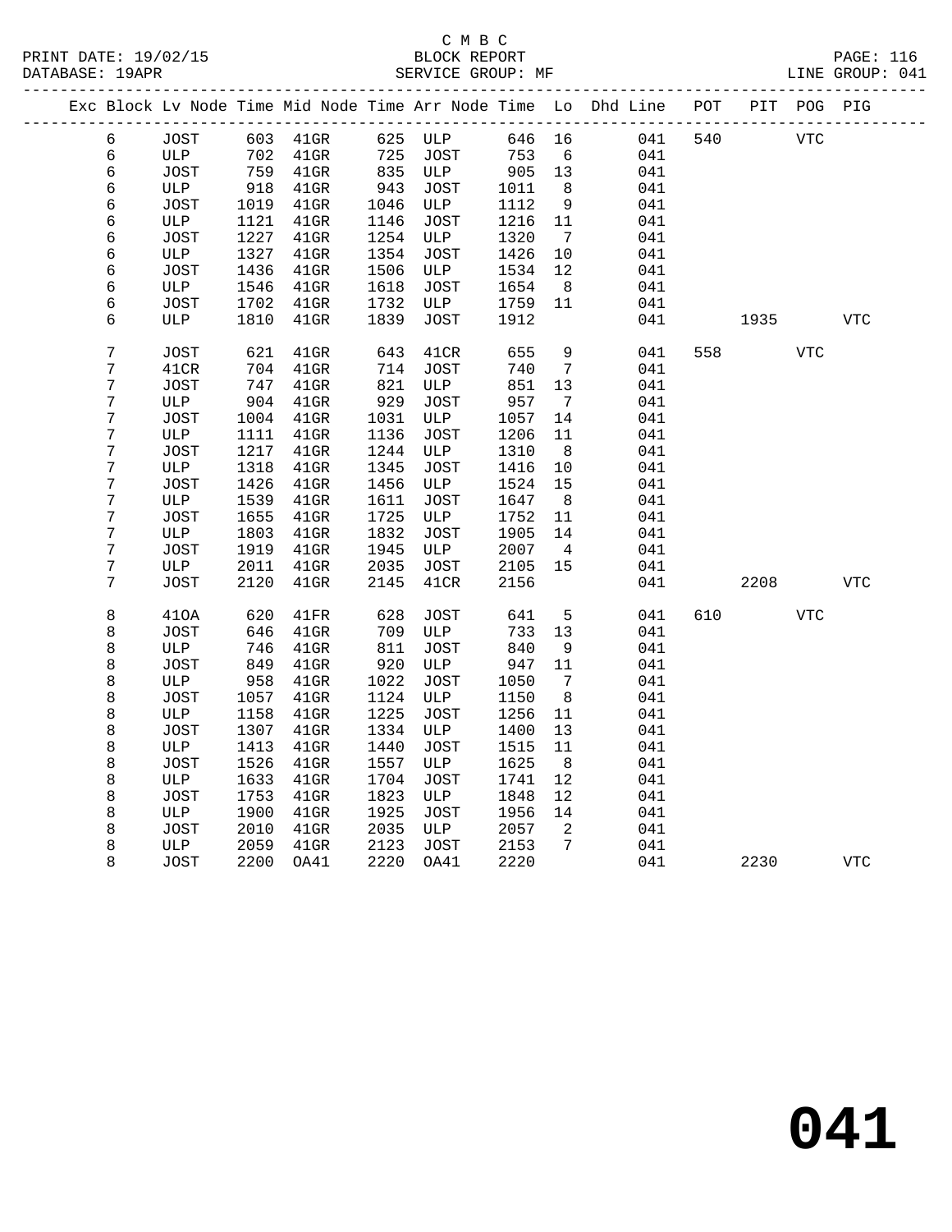C M B C

BLOCK REPORT

SERVICE GROUP: MF

LINE GROUP: 041

| Exc | Block | Lv Node | Time | Mid Node | Time | Arr Node | Time | Lo | Dhd Line | POT | PIT | POG | PIG |
|---|---|---|---|---|---|---|---|---|---|---|---|---|---|
| | 6 | JOST | 603 | 41GR | 625 | ULP | 646 | 16 | 041 | 540 | | VTC | |
| | 6 | ULP | 702 | 41GR | 725 | JOST | 753 | 6 | 041 | | | | |
| | 6 | JOST | 759 | 41GR | 835 | ULP | 905 | 13 | 041 | | | | |
| | 6 | ULP | 918 | 41GR | 943 | JOST | 1011 | 8 | 041 | | | | |
| | 6 | JOST | 1019 | 41GR | 1046 | ULP | 1112 | 9 | 041 | | | | |
| | 6 | ULP | 1121 | 41GR | 1146 | JOST | 1216 | 11 | 041 | | | | |
| | 6 | JOST | 1227 | 41GR | 1254 | ULP | 1320 | 7 | 041 | | | | |
| | 6 | ULP | 1327 | 41GR | 1354 | JOST | 1426 | 10 | 041 | | | | |
| | 6 | JOST | 1436 | 41GR | 1506 | ULP | 1534 | 12 | 041 | | | | |
| | 6 | ULP | 1546 | 41GR | 1618 | JOST | 1654 | 8 | 041 | | | | |
| | 6 | JOST | 1702 | 41GR | 1732 | ULP | 1759 | 11 | 041 | | | | |
| | 6 | ULP | 1810 | 41GR | 1839 | JOST | 1912 | | 041 | | 1935 | | VTC |
| | 7 | JOST | 621 | 41GR | 643 | 41CR | 655 | 9 | 041 | 558 | | VTC | |
| | 7 | 41CR | 704 | 41GR | 714 | JOST | 740 | 7 | 041 | | | | |
| | 7 | JOST | 747 | 41GR | 821 | ULP | 851 | 13 | 041 | | | | |
| | 7 | ULP | 904 | 41GR | 929 | JOST | 957 | 7 | 041 | | | | |
| | 7 | JOST | 1004 | 41GR | 1031 | ULP | 1057 | 14 | 041 | | | | |
| | 7 | ULP | 1111 | 41GR | 1136 | JOST | 1206 | 11 | 041 | | | | |
| | 7 | JOST | 1217 | 41GR | 1244 | ULP | 1310 | 8 | 041 | | | | |
| | 7 | ULP | 1318 | 41GR | 1345 | JOST | 1416 | 10 | 041 | | | | |
| | 7 | JOST | 1426 | 41GR | 1456 | ULP | 1524 | 15 | 041 | | | | |
| | 7 | ULP | 1539 | 41GR | 1611 | JOST | 1647 | 8 | 041 | | | | |
| | 7 | JOST | 1655 | 41GR | 1725 | ULP | 1752 | 11 | 041 | | | | |
| | 7 | ULP | 1803 | 41GR | 1832 | JOST | 1905 | 14 | 041 | | | | |
| | 7 | JOST | 1919 | 41GR | 1945 | ULP | 2007 | 4 | 041 | | | | |
| | 7 | ULP | 2011 | 41GR | 2035 | JOST | 2105 | 15 | 041 | | | | |
| | 7 | JOST | 2120 | 41GR | 2145 | 41CR | 2156 | | 041 | | 2208 | | VTC |
| | 8 | 41OA | 620 | 41FR | 628 | JOST | 641 | 5 | 041 | 610 | | VTC | |
| | 8 | JOST | 646 | 41GR | 709 | ULP | 733 | 13 | 041 | | | | |
| | 8 | ULP | 746 | 41GR | 811 | JOST | 840 | 9 | 041 | | | | |
| | 8 | JOST | 849 | 41GR | 920 | ULP | 947 | 11 | 041 | | | | |
| | 8 | ULP | 958 | 41GR | 1022 | JOST | 1050 | 7 | 041 | | | | |
| | 8 | JOST | 1057 | 41GR | 1124 | ULP | 1150 | 8 | 041 | | | | |
| | 8 | ULP | 1158 | 41GR | 1225 | JOST | 1256 | 11 | 041 | | | | |
| | 8 | JOST | 1307 | 41GR | 1334 | ULP | 1400 | 13 | 041 | | | | |
| | 8 | ULP | 1413 | 41GR | 1440 | JOST | 1515 | 11 | 041 | | | | |
| | 8 | JOST | 1526 | 41GR | 1557 | ULP | 1625 | 8 | 041 | | | | |
| | 8 | ULP | 1633 | 41GR | 1704 | JOST | 1741 | 12 | 041 | | | | |
| | 8 | JOST | 1753 | 41GR | 1823 | ULP | 1848 | 12 | 041 | | | | |
| | 8 | ULP | 1900 | 41GR | 1925 | JOST | 1956 | 14 | 041 | | | | |
| | 8 | JOST | 2010 | 41GR | 2035 | ULP | 2057 | 2 | 041 | | | | |
| | 8 | ULP | 2059 | 41GR | 2123 | JOST | 2153 | 7 | 041 | | | | |
| | 8 | JOST | 2200 | OA41 | 2220 | OA41 | 2220 | | 041 | | 2230 | | VTC |

# 041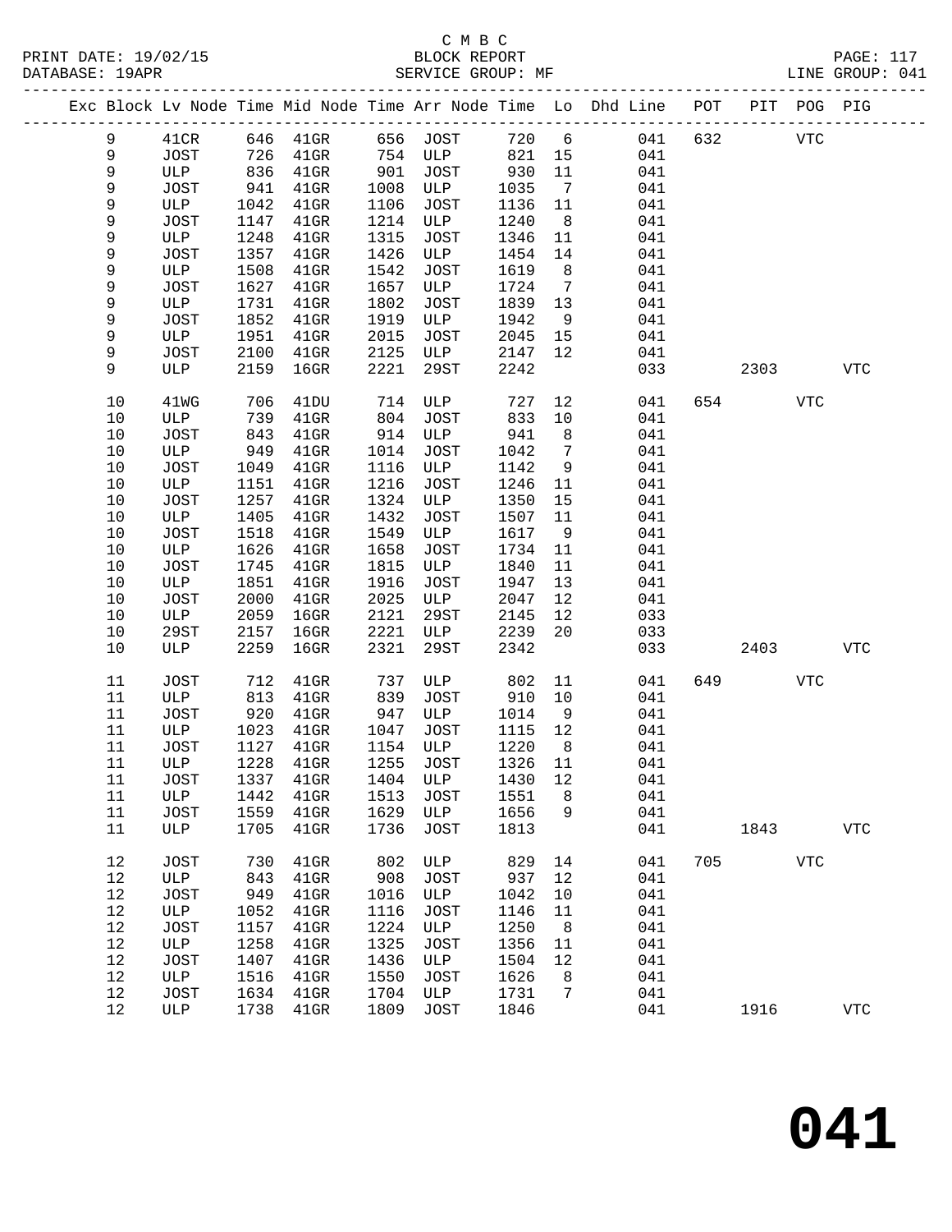C M B C
BLOCK REPORT
SERVICE GROUP: MF

PRINT DATE: 19/02/15
DATABASE: 19APR

PAGE: 117
LINE GROUP: 041

| Exc | Block | Lv Node | Time | Mid Node | Time | Arr Node | Time | Lo | Dhd Line | POT | PIT | POG | PIG |
|---|---|---|---|---|---|---|---|---|---|---|---|---|---|
| | 9 | 41CR | 646 | 41GR | 656 | JOST | 720 | 6 | 041 | 632 | | VTC | |
| | 9 | JOST | 726 | 41GR | 754 | ULP | 821 | 15 | 041 | | | | |
| | 9 | ULP | 836 | 41GR | 901 | JOST | 930 | 11 | 041 | | | | |
| | 9 | JOST | 941 | 41GR | 1008 | ULP | 1035 | 7 | 041 | | | | |
| | 9 | ULP | 1042 | 41GR | 1106 | JOST | 1136 | 11 | 041 | | | | |
| | 9 | JOST | 1147 | 41GR | 1214 | ULP | 1240 | 8 | 041 | | | | |
| | 9 | ULP | 1248 | 41GR | 1315 | JOST | 1346 | 11 | 041 | | | | |
| | 9 | JOST | 1357 | 41GR | 1426 | ULP | 1454 | 14 | 041 | | | | |
| | 9 | ULP | 1508 | 41GR | 1542 | JOST | 1619 | 8 | 041 | | | | |
| | 9 | JOST | 1627 | 41GR | 1657 | ULP | 1724 | 7 | 041 | | | | |
| | 9 | ULP | 1731 | 41GR | 1802 | JOST | 1839 | 13 | 041 | | | | |
| | 9 | JOST | 1852 | 41GR | 1919 | ULP | 1942 | 9 | 041 | | | | |
| | 9 | ULP | 1951 | 41GR | 2015 | JOST | 2045 | 15 | 041 | | | | |
| | 9 | JOST | 2100 | 41GR | 2125 | ULP | 2147 | 12 | 041 | | | | |
| | 9 | ULP | 2159 | 16GR | 2221 | 29ST | 2242 | | 033 | | 2303 | | VTC |
| | 10 | 41WG | 706 | 41DU | 714 | ULP | 727 | 12 | 041 | 654 | | VTC | |
| | 10 | ULP | 739 | 41GR | 804 | JOST | 833 | 10 | 041 | | | | |
| | 10 | JOST | 843 | 41GR | 914 | ULP | 941 | 8 | 041 | | | | |
| | 10 | ULP | 949 | 41GR | 1014 | JOST | 1042 | 7 | 041 | | | | |
| | 10 | JOST | 1049 | 41GR | 1116 | ULP | 1142 | 9 | 041 | | | | |
| | 10 | ULP | 1151 | 41GR | 1216 | JOST | 1246 | 11 | 041 | | | | |
| | 10 | JOST | 1257 | 41GR | 1324 | ULP | 1350 | 15 | 041 | | | | |
| | 10 | ULP | 1405 | 41GR | 1432 | JOST | 1507 | 11 | 041 | | | | |
| | 10 | JOST | 1518 | 41GR | 1549 | ULP | 1617 | 9 | 041 | | | | |
| | 10 | ULP | 1626 | 41GR | 1658 | JOST | 1734 | 11 | 041 | | | | |
| | 10 | JOST | 1745 | 41GR | 1815 | ULP | 1840 | 11 | 041 | | | | |
| | 10 | ULP | 1851 | 41GR | 1916 | JOST | 1947 | 13 | 041 | | | | |
| | 10 | JOST | 2000 | 41GR | 2025 | ULP | 2047 | 12 | 041 | | | | |
| | 10 | ULP | 2059 | 16GR | 2121 | 29ST | 2145 | 12 | 033 | | | | |
| | 10 | 29ST | 2157 | 16GR | 2221 | ULP | 2239 | 20 | 033 | | | | |
| | 10 | ULP | 2259 | 16GR | 2321 | 29ST | 2342 | | 033 | | 2403 | | VTC |
| | 11 | JOST | 712 | 41GR | 737 | ULP | 802 | 11 | 041 | 649 | | VTC | |
| | 11 | ULP | 813 | 41GR | 839 | JOST | 910 | 10 | 041 | | | | |
| | 11 | JOST | 920 | 41GR | 947 | ULP | 1014 | 9 | 041 | | | | |
| | 11 | ULP | 1023 | 41GR | 1047 | JOST | 1115 | 12 | 041 | | | | |
| | 11 | JOST | 1127 | 41GR | 1154 | ULP | 1220 | 8 | 041 | | | | |
| | 11 | ULP | 1228 | 41GR | 1255 | JOST | 1326 | 11 | 041 | | | | |
| | 11 | JOST | 1337 | 41GR | 1404 | ULP | 1430 | 12 | 041 | | | | |
| | 11 | ULP | 1442 | 41GR | 1513 | JOST | 1551 | 8 | 041 | | | | |
| | 11 | JOST | 1559 | 41GR | 1629 | ULP | 1656 | 9 | 041 | | | | |
| | 11 | ULP | 1705 | 41GR | 1736 | JOST | 1813 | | 041 | | 1843 | | VTC |
| | 12 | JOST | 730 | 41GR | 802 | ULP | 829 | 14 | 041 | 705 | | VTC | |
| | 12 | ULP | 843 | 41GR | 908 | JOST | 937 | 12 | 041 | | | | |
| | 12 | JOST | 949 | 41GR | 1016 | ULP | 1042 | 10 | 041 | | | | |
| | 12 | ULP | 1052 | 41GR | 1116 | JOST | 1146 | 11 | 041 | | | | |
| | 12 | JOST | 1157 | 41GR | 1224 | ULP | 1250 | 8 | 041 | | | | |
| | 12 | ULP | 1258 | 41GR | 1325 | JOST | 1356 | 11 | 041 | | | | |
| | 12 | JOST | 1407 | 41GR | 1436 | ULP | 1504 | 12 | 041 | | | | |
| | 12 | ULP | 1516 | 41GR | 1550 | JOST | 1626 | 8 | 041 | | | | |
| | 12 | JOST | 1634 | 41GR | 1704 | ULP | 1731 | 7 | 041 | | | | |
| | 12 | ULP | 1738 | 41GR | 1809 | JOST | 1846 | | 041 | | 1916 | | VTC |

# 041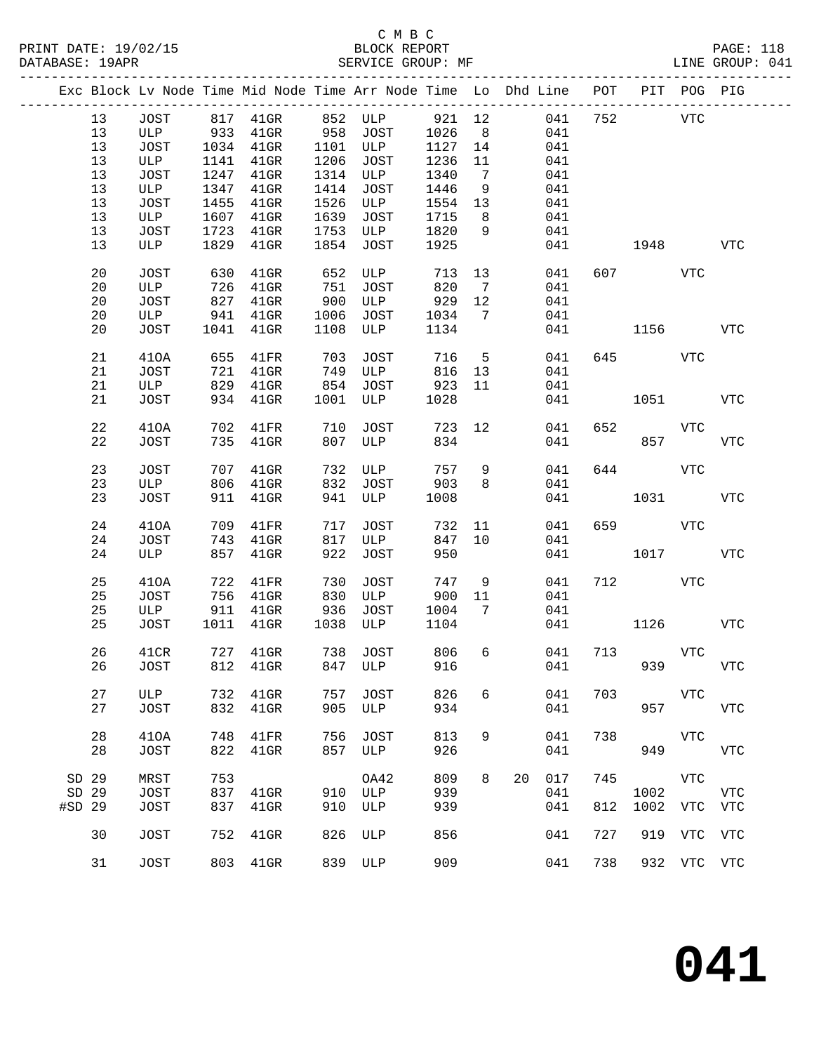C M B C
PRINT DATE: 19/02/15 BLOCK REPORT PAGE: 118
DATABASE: 19APR SERVICE GROUP: MF LINE GROUP: 041

| Exc | Block | Lv Node | Time | Mid Node | Time | Arr Node | Time | Lo | Dhd | Line | POT | PIT | POG | PIG |
|---|---|---|---|---|---|---|---|---|---|---|---|---|---|---|
| | 13 | JOST | 817 | 41GR | 852 | ULP | 921 | 12 | | 041 | 752 | | VTC | |
| | 13 | ULP | 933 | 41GR | 958 | JOST | 1026 | 8 | | 041 | | | | |
| | 13 | JOST | 1034 | 41GR | 1101 | ULP | 1127 | 14 | | 041 | | | | |
| | 13 | ULP | 1141 | 41GR | 1206 | JOST | 1236 | 11 | | 041 | | | | |
| | 13 | JOST | 1247 | 41GR | 1314 | ULP | 1340 | 7 | | 041 | | | | |
| | 13 | ULP | 1347 | 41GR | 1414 | JOST | 1446 | 9 | | 041 | | | | |
| | 13 | JOST | 1455 | 41GR | 1526 | ULP | 1554 | 13 | | 041 | | | | |
| | 13 | ULP | 1607 | 41GR | 1639 | JOST | 1715 | 8 | | 041 | | | | |
| | 13 | JOST | 1723 | 41GR | 1753 | ULP | 1820 | 9 | | 041 | | | | |
| | 13 | ULP | 1829 | 41GR | 1854 | JOST | 1925 | | | 041 | | 1948 | | VTC |
| | 20 | JOST | 630 | 41GR | 652 | ULP | 713 | 13 | | 041 | 607 | | VTC | |
| | 20 | ULP | 726 | 41GR | 751 | JOST | 820 | 7 | | 041 | | | | |
| | 20 | JOST | 827 | 41GR | 900 | ULP | 929 | 12 | | 041 | | | | |
| | 20 | ULP | 941 | 41GR | 1006 | JOST | 1034 | 7 | | 041 | | | | |
| | 20 | JOST | 1041 | 41GR | 1108 | ULP | 1134 | | | 041 | | 1156 | | VTC |
| | 21 | 41OA | 655 | 41FR | 703 | JOST | 716 | 5 | | 041 | 645 | | VTC | |
| | 21 | JOST | 721 | 41GR | 749 | ULP | 816 | 13 | | 041 | | | | |
| | 21 | ULP | 829 | 41GR | 854 | JOST | 923 | 11 | | 041 | | | | |
| | 21 | JOST | 934 | 41GR | 1001 | ULP | 1028 | | | 041 | | 1051 | | VTC |
| | 22 | 41OA | 702 | 41FR | 710 | JOST | 723 | 12 | | 041 | 652 | | VTC | |
| | 22 | JOST | 735 | 41GR | 807 | ULP | 834 | | | 041 | | 857 | | VTC |
| | 23 | JOST | 707 | 41GR | 732 | ULP | 757 | 9 | | 041 | 644 | | VTC | |
| | 23 | ULP | 806 | 41GR | 832 | JOST | 903 | 8 | | 041 | | | | |
| | 23 | JOST | 911 | 41GR | 941 | ULP | 1008 | | | 041 | | 1031 | | VTC |
| | 24 | 41OA | 709 | 41FR | 717 | JOST | 732 | 11 | | 041 | 659 | | VTC | |
| | 24 | JOST | 743 | 41GR | 817 | ULP | 847 | 10 | | 041 | | | | |
| | 24 | ULP | 857 | 41GR | 922 | JOST | 950 | | | 041 | | 1017 | | VTC |
| | 25 | 41OA | 722 | 41FR | 730 | JOST | 747 | 9 | | 041 | 712 | | VTC | |
| | 25 | JOST | 756 | 41GR | 830 | ULP | 900 | 11 | | 041 | | | | |
| | 25 | ULP | 911 | 41GR | 936 | JOST | 1004 | 7 | | 041 | | | | |
| | 25 | JOST | 1011 | 41GR | 1038 | ULP | 1104 | | | 041 | | 1126 | | VTC |
| | 26 | 41CR | 727 | 41GR | 738 | JOST | 806 | 6 | | 041 | 713 | | VTC | |
| | 26 | JOST | 812 | 41GR | 847 | ULP | 916 | | | 041 | | 939 | | VTC |
| | 27 | ULP | 732 | 41GR | 757 | JOST | 826 | 6 | | 041 | 703 | | VTC | |
| | 27 | JOST | 832 | 41GR | 905 | ULP | 934 | | | 041 | | 957 | | VTC |
| | 28 | 41OA | 748 | 41FR | 756 | JOST | 813 | 9 | | 041 | 738 | | VTC | |
| | 28 | JOST | 822 | 41GR | 857 | ULP | 926 | | | 041 | | 949 | | VTC |
| SD | 29 | MRST | 753 | | | OA42 | 809 | 8 | 20 | 017 | 745 | | VTC | |
| SD | 29 | JOST | 837 | 41GR | 910 | ULP | 939 | | | 041 | | 1002 | | VTC |
| #SD | 29 | JOST | 837 | 41GR | 910 | ULP | 939 | | | 041 | 812 | 1002 | VTC | VTC |
| | 30 | JOST | 752 | 41GR | 826 | ULP | 856 | | | 041 | 727 | 919 | VTC | VTC |
| | 31 | JOST | 803 | 41GR | 839 | ULP | 909 | | | 041 | 738 | 932 | VTC | VTC |

# 041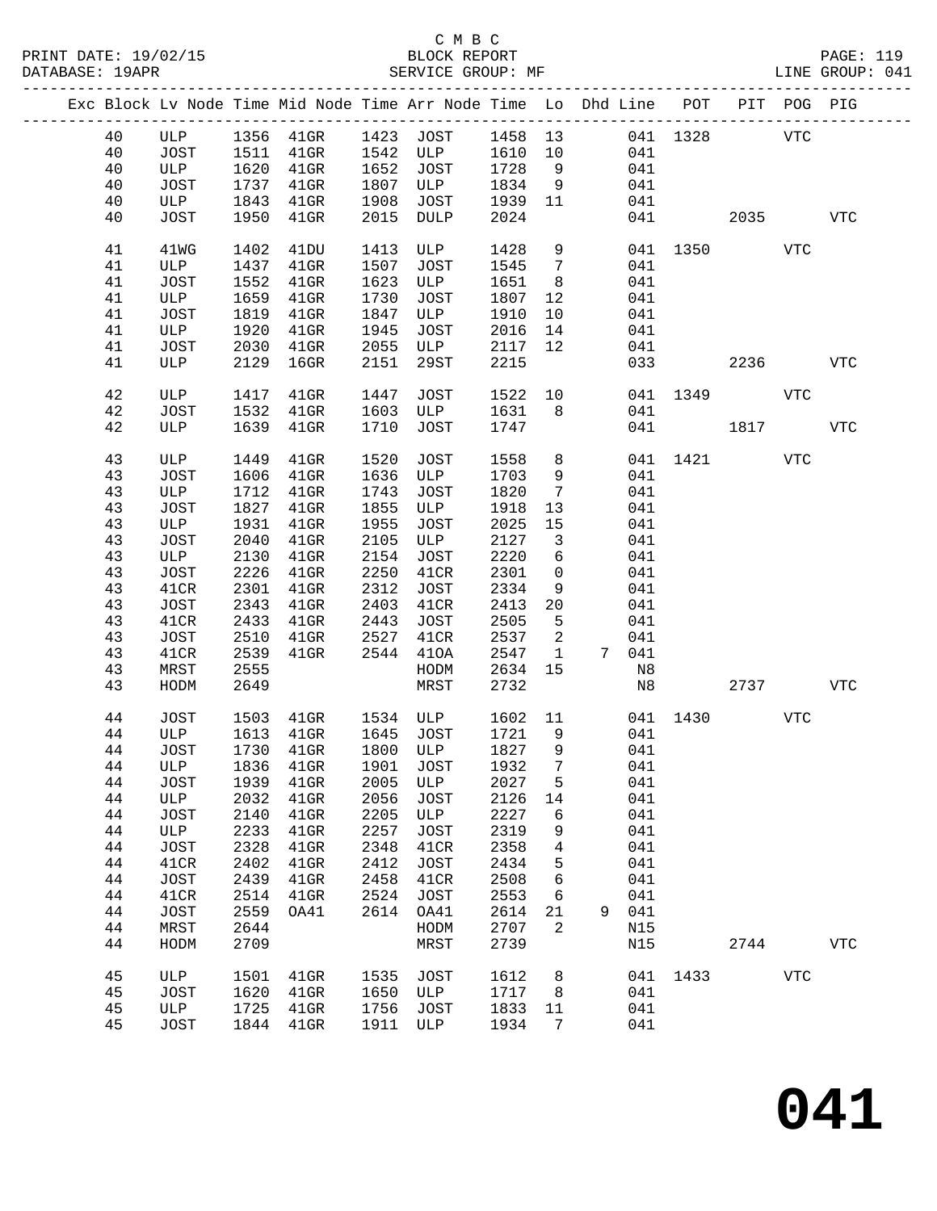C M B C
BLOCK REPORT
SERVICE GROUP: MF

PRINT DATE: 19/02/15
DATABASE: 19APR
LINE GROUP: 041

| Exc | Block | Lv | Node | Time | Mid Node | Time | Arr Node | Time | Lo | Dhd | Line | POT | PIT | POG | PIG |
|---|---|---|---|---|---|---|---|---|---|---|---|---|---|---|---|
| | 40 | | ULP | 1356 | 41GR | 1423 | JOST | 1458 | 13 | | 041 | 1328 | | VTC | |
| | 40 | | JOST | 1511 | 41GR | 1542 | ULP | 1610 | 10 | | 041 | | | | |
| | 40 | | ULP | 1620 | 41GR | 1652 | JOST | 1728 | 9 | | 041 | | | | |
| | 40 | | JOST | 1737 | 41GR | 1807 | ULP | 1834 | 9 | | 041 | | | | |
| | 40 | | ULP | 1843 | 41GR | 1908 | JOST | 1939 | 11 | | 041 | | | | |
| | 40 | | JOST | 1950 | 41GR | 2015 | DULP | 2024 | | | 041 | | 2035 | | VTC |
| | 41 | | 41WG | 1402 | 41DU | 1413 | ULP | 1428 | 9 | | 041 | 1350 | | VTC | |
| | 41 | | ULP | 1437 | 41GR | 1507 | JOST | 1545 | 7 | | 041 | | | | |
| | 41 | | JOST | 1552 | 41GR | 1623 | ULP | 1651 | 8 | | 041 | | | | |
| | 41 | | ULP | 1659 | 41GR | 1730 | JOST | 1807 | 12 | | 041 | | | | |
| | 41 | | JOST | 1819 | 41GR | 1847 | ULP | 1910 | 10 | | 041 | | | | |
| | 41 | | ULP | 1920 | 41GR | 1945 | JOST | 2016 | 14 | | 041 | | | | |
| | 41 | | JOST | 2030 | 41GR | 2055 | ULP | 2117 | 12 | | 041 | | | | |
| | 41 | | ULP | 2129 | 16GR | 2151 | 29ST | 2215 | | | 033 | | 2236 | | VTC |
| | 42 | | ULP | 1417 | 41GR | 1447 | JOST | 1522 | 10 | | 041 | 1349 | | VTC | |
| | 42 | | JOST | 1532 | 41GR | 1603 | ULP | 1631 | 8 | | 041 | | | | |
| | 42 | | ULP | 1639 | 41GR | 1710 | JOST | 1747 | | | 041 | | 1817 | | VTC |
| | 43 | | ULP | 1449 | 41GR | 1520 | JOST | 1558 | 8 | | 041 | 1421 | | VTC | |
| | 43 | | JOST | 1606 | 41GR | 1636 | ULP | 1703 | 9 | | 041 | | | | |
| | 43 | | ULP | 1712 | 41GR | 1743 | JOST | 1820 | 7 | | 041 | | | | |
| | 43 | | JOST | 1827 | 41GR | 1855 | ULP | 1918 | 13 | | 041 | | | | |
| | 43 | | ULP | 1931 | 41GR | 1955 | JOST | 2025 | 15 | | 041 | | | | |
| | 43 | | JOST | 2040 | 41GR | 2105 | ULP | 2127 | 3 | | 041 | | | | |
| | 43 | | ULP | 2130 | 41GR | 2154 | JOST | 2220 | 6 | | 041 | | | | |
| | 43 | | JOST | 2226 | 41GR | 2250 | 41CR | 2301 | 0 | | 041 | | | | |
| | 43 | | 41CR | 2301 | 41GR | 2312 | JOST | 2334 | 9 | | 041 | | | | |
| | 43 | | JOST | 2343 | 41GR | 2403 | 41CR | 2413 | 20 | | 041 | | | | |
| | 43 | | 41CR | 2433 | 41GR | 2443 | JOST | 2505 | 5 | | 041 | | | | |
| | 43 | | JOST | 2510 | 41GR | 2527 | 41CR | 2537 | 2 | | 041 | | | | |
| | 43 | | 41CR | 2539 | 41GR | 2544 | 41OA | 2547 | 1 | 7 | 041 | | | | |
| | 43 | | MRST | 2555 | | | HODM | 2634 | 15 | | N8 | | | | |
| | 43 | | HODM | 2649 | | | MRST | 2732 | | | N8 | | 2737 | | VTC |
| | 44 | | JOST | 1503 | 41GR | 1534 | ULP | 1602 | 11 | | 041 | 1430 | | VTC | |
| | 44 | | ULP | 1613 | 41GR | 1645 | JOST | 1721 | 9 | | 041 | | | | |
| | 44 | | JOST | 1730 | 41GR | 1800 | ULP | 1827 | 9 | | 041 | | | | |
| | 44 | | ULP | 1836 | 41GR | 1901 | JOST | 1932 | 7 | | 041 | | | | |
| | 44 | | JOST | 1939 | 41GR | 2005 | ULP | 2027 | 5 | | 041 | | | | |
| | 44 | | ULP | 2032 | 41GR | 2056 | JOST | 2126 | 14 | | 041 | | | | |
| | 44 | | JOST | 2140 | 41GR | 2205 | ULP | 2227 | 6 | | 041 | | | | |
| | 44 | | ULP | 2233 | 41GR | 2257 | JOST | 2319 | 9 | | 041 | | | | |
| | 44 | | JOST | 2328 | 41GR | 2348 | 41CR | 2358 | 4 | | 041 | | | | |
| | 44 | | 41CR | 2402 | 41GR | 2412 | JOST | 2434 | 5 | | 041 | | | | |
| | 44 | | JOST | 2439 | 41GR | 2458 | 41CR | 2508 | 6 | | 041 | | | | |
| | 44 | | 41CR | 2514 | 41GR | 2524 | JOST | 2553 | 6 | | 041 | | | | |
| | 44 | | JOST | 2559 | OA41 | 2614 | OA41 | 2614 | 21 | 9 | 041 | | | | |
| | 44 | | MRST | 2644 | | | HODM | 2707 | 2 | | N15 | | | | |
| | 44 | | HODM | 2709 | | | MRST | 2739 | | | N15 | | 2744 | | VTC |
| | 45 | | ULP | 1501 | 41GR | 1535 | JOST | 1612 | 8 | | 041 | 1433 | | VTC | |
| | 45 | | JOST | 1620 | 41GR | 1650 | ULP | 1717 | 8 | | 041 | | | | |
| | 45 | | ULP | 1725 | 41GR | 1756 | JOST | 1833 | 11 | | 041 | | | | |
| | 45 | | JOST | 1844 | 41GR | 1911 | ULP | 1934 | 7 | | 041 | | | | |

**041**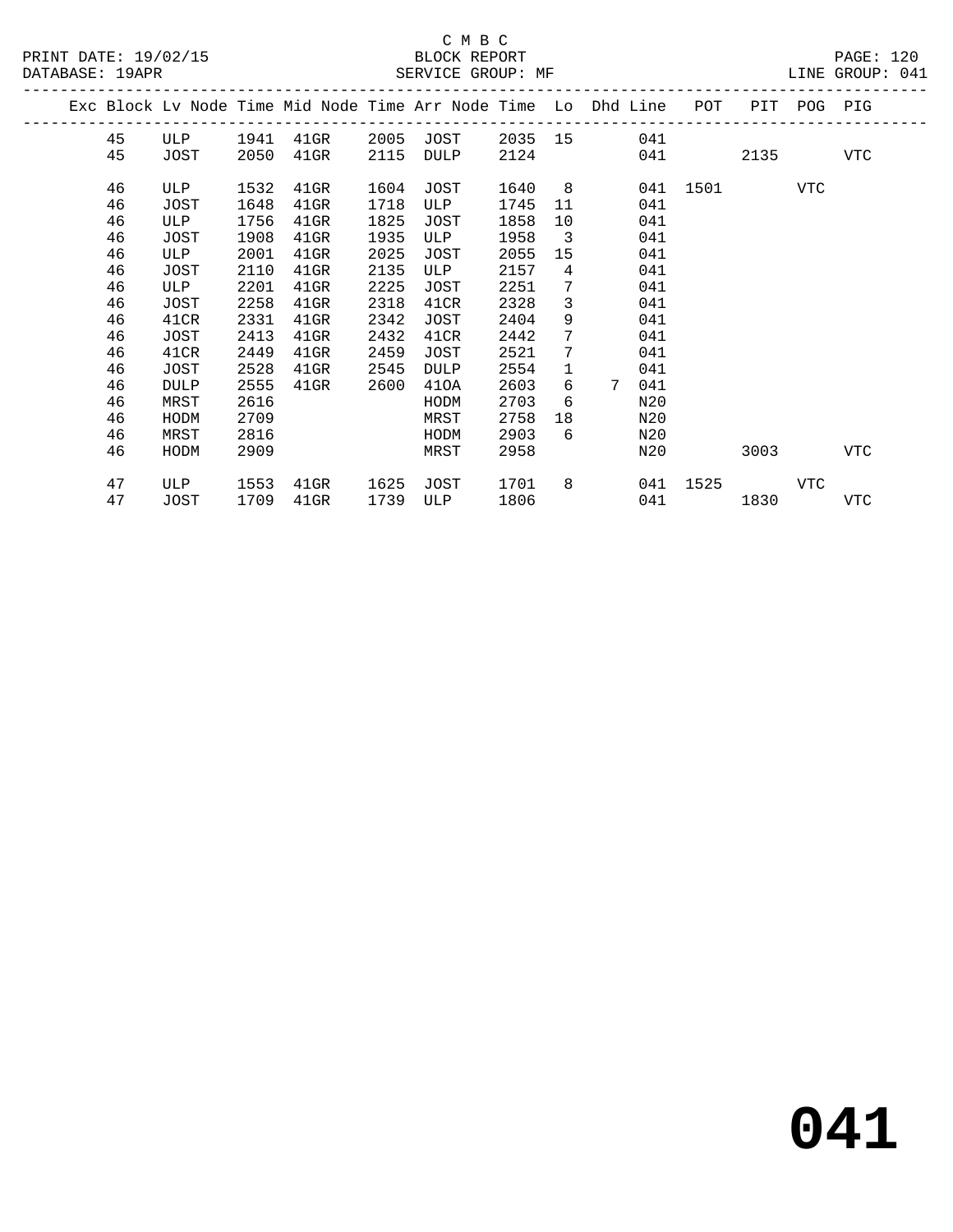C M B C

BLOCK REPORT

SERVICE GROUP: MF

PRINT DATE: 19/02/15
DATABASE: 19APR
LINE GROUP: 041

| Exc | Block | Lv | Node | Time | Mid Node | Time | Arr Node | Time | Lo | Dhd | Line | POT | PIT | POG | PIG |
|---|---|---|---|---|---|---|---|---|---|---|---|---|---|---|---|
| | 45 | | ULP | 1941 | 41GR | 2005 | JOST | 2035 | 15 | | 041 | | | | |
| | 45 | | JOST | 2050 | 41GR | 2115 | DULP | 2124 | | | 041 | | 2135 | | VTC |
| | 46 | | ULP | 1532 | 41GR | 1604 | JOST | 1640 | 8 | | 041 | 1501 | | VTC | |
| | 46 | | JOST | 1648 | 41GR | 1718 | ULP | 1745 | 11 | | 041 | | | | |
| | 46 | | ULP | 1756 | 41GR | 1825 | JOST | 1858 | 10 | | 041 | | | | |
| | 46 | | JOST | 1908 | 41GR | 1935 | ULP | 1958 | 3 | | 041 | | | | |
| | 46 | | ULP | 2001 | 41GR | 2025 | JOST | 2055 | 15 | | 041 | | | | |
| | 46 | | JOST | 2110 | 41GR | 2135 | ULP | 2157 | 4 | | 041 | | | | |
| | 46 | | ULP | 2201 | 41GR | 2225 | JOST | 2251 | 7 | | 041 | | | | |
| | 46 | | JOST | 2258 | 41GR | 2318 | 41CR | 2328 | 3 | | 041 | | | | |
| | 46 | | 41CR | 2331 | 41GR | 2342 | JOST | 2404 | 9 | | 041 | | | | |
| | 46 | | JOST | 2413 | 41GR | 2432 | 41CR | 2442 | 7 | | 041 | | | | |
| | 46 | | 41CR | 2449 | 41GR | 2459 | JOST | 2521 | 7 | | 041 | | | | |
| | 46 | | JOST | 2528 | 41GR | 2545 | DULP | 2554 | 1 | | 041 | | | | |
| | 46 | | DULP | 2555 | 41GR | 2600 | 41OA | 2603 | 6 | 7 | 041 | | | | |
| | 46 | | MRST | 2616 | | | HODM | 2703 | 6 | | N20 | | | | |
| | 46 | | HODM | 2709 | | | MRST | 2758 | 18 | | N20 | | | | |
| | 46 | | MRST | 2816 | | | HODM | 2903 | 6 | | N20 | | | | |
| | 46 | | HODM | 2909 | | | MRST | 2958 | | | N20 | | 3003 | | VTC |
| | 47 | | ULP | 1553 | 41GR | 1625 | JOST | 1701 | 8 | | 041 | 1525 | | VTC | |
| | 47 | | JOST | 1709 | 41GR | 1739 | ULP | 1806 | | | 041 | | 1830 | | VTC |

# 041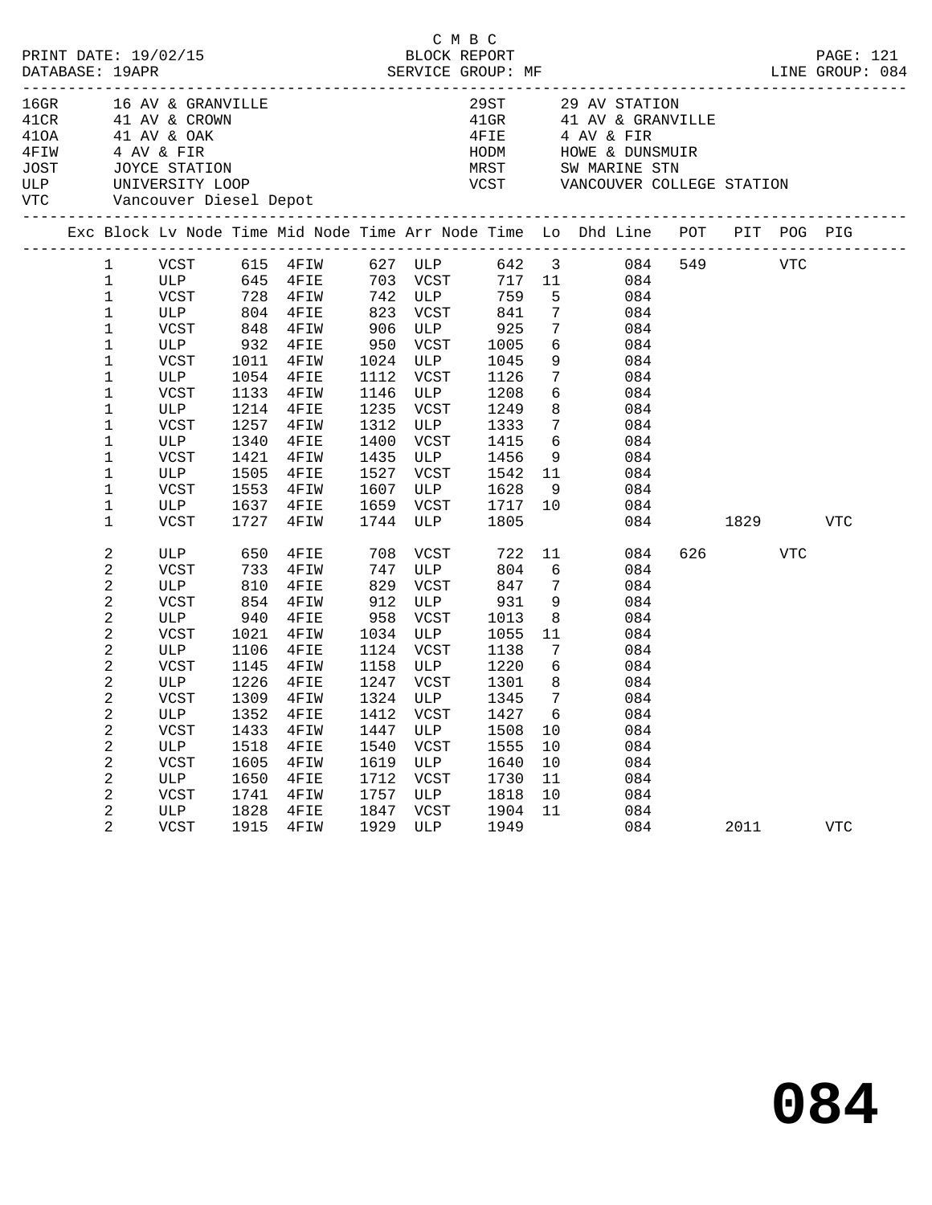C M B C

PRINT DATE: 19/02/15 BLOCK REPORT

DATABASE: 19APR SERVICE GROUP: MF LINE GROUP: 084

| Code | Description | Code | Description |
|---|---|---|---|
| 16GR | 16 AV & GRANVILLE | 29ST | 29 AV STATION |
| 41CR | 41 AV & CROWN | 41GR | 41 AV & GRANVILLE |
| 41OA | 41 AV & OAK | 4FIE | 4 AV & FIR |
| 4FIW | 4 AV & FIR | HODM | HOWE & DUNSMUIR |
| JOST | JOYCE STATION | MRST | SW MARINE STN |
| ULP | UNIVERSITY LOOP | VCST | VANCOUVER COLLEGE STATION |
| VTC | Vancouver Diesel Depot | | |

| Exc | Block | Lv Node | Time | Mid Node | Time | Arr Node | Time | Lo | Dhd Line | POT | PIT | POG | PIG |
|---|---|---|---|---|---|---|---|---|---|---|---|---|---|
| | 1 | VCST | 615 | 4FIW | 627 | ULP | 642 | 3 | 084 | 549 | | VTC | |
| | 1 | ULP | 645 | 4FIE | 703 | VCST | 717 | 11 | 084 | | | | |
| | 1 | VCST | 728 | 4FIW | 742 | ULP | 759 | 5 | 084 | | | | |
| | 1 | ULP | 804 | 4FIE | 823 | VCST | 841 | 7 | 084 | | | | |
| | 1 | VCST | 848 | 4FIW | 906 | ULP | 925 | 7 | 084 | | | | |
| | 1 | ULP | 932 | 4FIE | 950 | VCST | 1005 | 6 | 084 | | | | |
| | 1 | VCST | 1011 | 4FIW | 1024 | ULP | 1045 | 9 | 084 | | | | |
| | 1 | ULP | 1054 | 4FIE | 1112 | VCST | 1126 | 7 | 084 | | | | |
| | 1 | VCST | 1133 | 4FIW | 1146 | ULP | 1208 | 6 | 084 | | | | |
| | 1 | ULP | 1214 | 4FIE | 1235 | VCST | 1249 | 8 | 084 | | | | |
| | 1 | VCST | 1257 | 4FIW | 1312 | ULP | 1333 | 7 | 084 | | | | |
| | 1 | ULP | 1340 | 4FIE | 1400 | VCST | 1415 | 6 | 084 | | | | |
| | 1 | VCST | 1421 | 4FIW | 1435 | ULP | 1456 | 9 | 084 | | | | |
| | 1 | ULP | 1505 | 4FIE | 1527 | VCST | 1542 | 11 | 084 | | | | |
| | 1 | VCST | 1553 | 4FIW | 1607 | ULP | 1628 | 9 | 084 | | | | |
| | 1 | ULP | 1637 | 4FIE | 1659 | VCST | 1717 | 10 | 084 | | | | |
| | 1 | VCST | 1727 | 4FIW | 1744 | ULP | 1805 | | 084 | | 1829 | | VTC |
| | 2 | ULP | 650 | 4FIE | 708 | VCST | 722 | 11 | 084 | 626 | | VTC | |
| | 2 | VCST | 733 | 4FIW | 747 | ULP | 804 | 6 | 084 | | | | |
| | 2 | ULP | 810 | 4FIE | 829 | VCST | 847 | 7 | 084 | | | | |
| | 2 | VCST | 854 | 4FIW | 912 | ULP | 931 | 9 | 084 | | | | |
| | 2 | ULP | 940 | 4FIE | 958 | VCST | 1013 | 8 | 084 | | | | |
| | 2 | VCST | 1021 | 4FIW | 1034 | ULP | 1055 | 11 | 084 | | | | |
| | 2 | ULP | 1106 | 4FIE | 1124 | VCST | 1138 | 7 | 084 | | | | |
| | 2 | VCST | 1145 | 4FIW | 1158 | ULP | 1220 | 6 | 084 | | | | |
| | 2 | ULP | 1226 | 4FIE | 1247 | VCST | 1301 | 8 | 084 | | | | |
| | 2 | VCST | 1309 | 4FIW | 1324 | ULP | 1345 | 7 | 084 | | | | |
| | 2 | ULP | 1352 | 4FIE | 1412 | VCST | 1427 | 6 | 084 | | | | |
| | 2 | VCST | 1433 | 4FIW | 1447 | ULP | 1508 | 10 | 084 | | | | |
| | 2 | ULP | 1518 | 4FIE | 1540 | VCST | 1555 | 10 | 084 | | | | |
| | 2 | VCST | 1605 | 4FIW | 1619 | ULP | 1640 | 10 | 084 | | | | |
| | 2 | ULP | 1650 | 4FIE | 1712 | VCST | 1730 | 11 | 084 | | | | |
| | 2 | VCST | 1741 | 4FIW | 1757 | ULP | 1818 | 10 | 084 | | | | |
| | 2 | ULP | 1828 | 4FIE | 1847 | VCST | 1904 | 11 | 084 | | | | |
| | 2 | VCST | 1915 | 4FIW | 1929 | ULP | 1949 | | 084 | | 2011 | | VTC |

# 084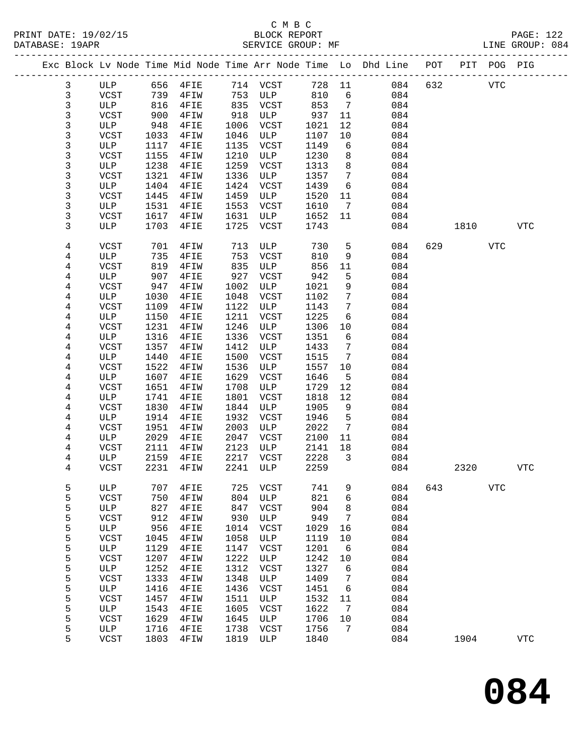C M B C

BLOCK REPORT

SERVICE GROUP: MF

PRINT DATE: 19/02/15
DATABASE: 19APR
LINE GROUP: 084

| Exc | Block | Lv | Node | Time | Mid Node | Time | Arr Node | Time | Lo | Dhd Line | POT | PIT | POG | PIG |
|---|---|---|---|---|---|---|---|---|---|---|---|---|---|---|
| | 3 | | ULP | 656 | 4FIE | 714 | VCST | 728 | 11 | 084 | 632 | | VTC | |
| | 3 | | VCST | 739 | 4FIW | 753 | ULP | 810 | 6 | 084 | | | | |
| | 3 | | ULP | 816 | 4FIE | 835 | VCST | 853 | 7 | 084 | | | | |
| | 3 | | VCST | 900 | 4FIW | 918 | ULP | 937 | 11 | 084 | | | | |
| | 3 | | ULP | 948 | 4FIE | 1006 | VCST | 1021 | 12 | 084 | | | | |
| | 3 | | VCST | 1033 | 4FIW | 1046 | ULP | 1107 | 10 | 084 | | | | |
| | 3 | | ULP | 1117 | 4FIE | 1135 | VCST | 1149 | 6 | 084 | | | | |
| | 3 | | VCST | 1155 | 4FIW | 1210 | ULP | 1230 | 8 | 084 | | | | |
| | 3 | | ULP | 1238 | 4FIE | 1259 | VCST | 1313 | 8 | 084 | | | | |
| | 3 | | VCST | 1321 | 4FIW | 1336 | ULP | 1357 | 7 | 084 | | | | |
| | 3 | | ULP | 1404 | 4FIE | 1424 | VCST | 1439 | 6 | 084 | | | | |
| | 3 | | VCST | 1445 | 4FIW | 1459 | ULP | 1520 | 11 | 084 | | | | |
| | 3 | | ULP | 1531 | 4FIE | 1553 | VCST | 1610 | 7 | 084 | | | | |
| | 3 | | VCST | 1617 | 4FIW | 1631 | ULP | 1652 | 11 | 084 | | | | |
| | 3 | | ULP | 1703 | 4FIE | 1725 | VCST | 1743 | | 084 | | 1810 | | VTC |
| | 4 | | VCST | 701 | 4FIW | 713 | ULP | 730 | 5 | 084 | 629 | | VTC | |
| | 4 | | ULP | 735 | 4FIE | 753 | VCST | 810 | 9 | 084 | | | | |
| | 4 | | VCST | 819 | 4FIW | 835 | ULP | 856 | 11 | 084 | | | | |
| | 4 | | ULP | 907 | 4FIE | 927 | VCST | 942 | 5 | 084 | | | | |
| | 4 | | VCST | 947 | 4FIW | 1002 | ULP | 1021 | 9 | 084 | | | | |
| | 4 | | ULP | 1030 | 4FIE | 1048 | VCST | 1102 | 7 | 084 | | | | |
| | 4 | | VCST | 1109 | 4FIW | 1122 | ULP | 1143 | 7 | 084 | | | | |
| | 4 | | ULP | 1150 | 4FIE | 1211 | VCST | 1225 | 6 | 084 | | | | |
| | 4 | | VCST | 1231 | 4FIW | 1246 | ULP | 1306 | 10 | 084 | | | | |
| | 4 | | ULP | 1316 | 4FIE | 1336 | VCST | 1351 | 6 | 084 | | | | |
| | 4 | | VCST | 1357 | 4FIW | 1412 | ULP | 1433 | 7 | 084 | | | | |
| | 4 | | ULP | 1440 | 4FIE | 1500 | VCST | 1515 | 7 | 084 | | | | |
| | 4 | | VCST | 1522 | 4FIW | 1536 | ULP | 1557 | 10 | 084 | | | | |
| | 4 | | ULP | 1607 | 4FIE | 1629 | VCST | 1646 | 5 | 084 | | | | |
| | 4 | | VCST | 1651 | 4FIW | 1708 | ULP | 1729 | 12 | 084 | | | | |
| | 4 | | ULP | 1741 | 4FIE | 1801 | VCST | 1818 | 12 | 084 | | | | |
| | 4 | | VCST | 1830 | 4FIW | 1844 | ULP | 1905 | 9 | 084 | | | | |
| | 4 | | ULP | 1914 | 4FIE | 1932 | VCST | 1946 | 5 | 084 | | | | |
| | 4 | | VCST | 1951 | 4FIW | 2003 | ULP | 2022 | 7 | 084 | | | | |
| | 4 | | ULP | 2029 | 4FIE | 2047 | VCST | 2100 | 11 | 084 | | | | |
| | 4 | | VCST | 2111 | 4FIW | 2123 | ULP | 2141 | 18 | 084 | | | | |
| | 4 | | ULP | 2159 | 4FIE | 2217 | VCST | 2228 | 3 | 084 | | | | |
| | 4 | | VCST | 2231 | 4FIW | 2241 | ULP | 2259 | | 084 | | 2320 | | VTC |
| | 5 | | ULP | 707 | 4FIE | 725 | VCST | 741 | 9 | 084 | 643 | | VTC | |
| | 5 | | VCST | 750 | 4FIW | 804 | ULP | 821 | 6 | 084 | | | | |
| | 5 | | ULP | 827 | 4FIE | 847 | VCST | 904 | 8 | 084 | | | | |
| | 5 | | VCST | 912 | 4FIW | 930 | ULP | 949 | 7 | 084 | | | | |
| | 5 | | ULP | 956 | 4FIE | 1014 | VCST | 1029 | 16 | 084 | | | | |
| | 5 | | VCST | 1045 | 4FIW | 1058 | ULP | 1119 | 10 | 084 | | | | |
| | 5 | | ULP | 1129 | 4FIE | 1147 | VCST | 1201 | 6 | 084 | | | | |
| | 5 | | VCST | 1207 | 4FIW | 1222 | ULP | 1242 | 10 | 084 | | | | |
| | 5 | | ULP | 1252 | 4FIE | 1312 | VCST | 1327 | 6 | 084 | | | | |
| | 5 | | VCST | 1333 | 4FIW | 1348 | ULP | 1409 | 7 | 084 | | | | |
| | 5 | | ULP | 1416 | 4FIE | 1436 | VCST | 1451 | 6 | 084 | | | | |
| | 5 | | VCST | 1457 | 4FIW | 1511 | ULP | 1532 | 11 | 084 | | | | |
| | 5 | | ULP | 1543 | 4FIE | 1605 | VCST | 1622 | 7 | 084 | | | | |
| | 5 | | VCST | 1629 | 4FIW | 1645 | ULP | 1706 | 10 | 084 | | | | |
| | 5 | | ULP | 1716 | 4FIE | 1738 | VCST | 1756 | 7 | 084 | | | | |
| | 5 | | VCST | 1803 | 4FIW | 1819 | ULP | 1840 | | 084 | | 1904 | | VTC |

# 084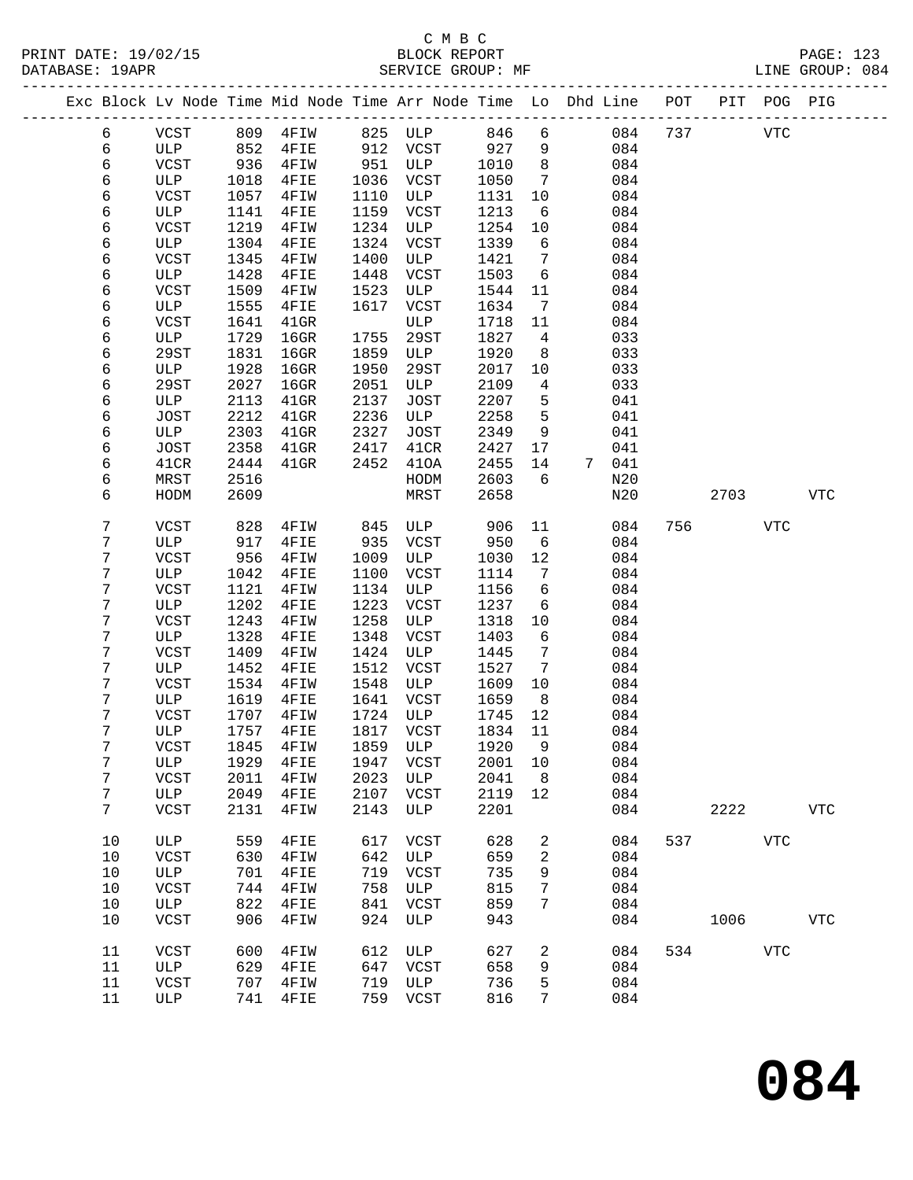C M B C

PRINT DATE: 19/02/15 BLOCK REPORT

DATABASE: 19APR SERVICE GROUP: MF LINE GROUP: 084

| Exc | Block | Lv Node | Time | Mid Node | Time | Arr Node | Time | Lo | Dhd Line | POT | PIT | POG | PIG |
|---|---|---|---|---|---|---|---|---|---|---|---|---|---|
| | 6 | VCST | 809 | 4FIW | 825 | ULP | 846 | 6 | 084 | 737 | | VTC | |
| | 6 | ULP | 852 | 4FIE | 912 | VCST | 927 | 9 | 084 | | | | |
| | 6 | VCST | 936 | 4FIW | 951 | ULP | 1010 | 8 | 084 | | | | |
| | 6 | ULP | 1018 | 4FIE | 1036 | VCST | 1050 | 7 | 084 | | | | |
| | 6 | VCST | 1057 | 4FIW | 1110 | ULP | 1131 | 10 | 084 | | | | |
| | 6 | ULP | 1141 | 4FIE | 1159 | VCST | 1213 | 6 | 084 | | | | |
| | 6 | VCST | 1219 | 4FIW | 1234 | ULP | 1254 | 10 | 084 | | | | |
| | 6 | ULP | 1304 | 4FIE | 1324 | VCST | 1339 | 6 | 084 | | | | |
| | 6 | VCST | 1345 | 4FIW | 1400 | ULP | 1421 | 7 | 084 | | | | |
| | 6 | ULP | 1428 | 4FIE | 1448 | VCST | 1503 | 6 | 084 | | | | |
| | 6 | VCST | 1509 | 4FIW | 1523 | ULP | 1544 | 11 | 084 | | | | |
| | 6 | ULP | 1555 | 4FIE | 1617 | VCST | 1634 | 7 | 084 | | | | |
| | 6 | VCST | 1641 | 41GR | | ULP | 1718 | 11 | 084 | | | | |
| | 6 | ULP | 1729 | 16GR | 1755 | 29ST | 1827 | 4 | 033 | | | | |
| | 6 | 29ST | 1831 | 16GR | 1859 | ULP | 1920 | 8 | 033 | | | | |
| | 6 | ULP | 1928 | 16GR | 1950 | 29ST | 2017 | 10 | 033 | | | | |
| | 6 | 29ST | 2027 | 16GR | 2051 | ULP | 2109 | 4 | 033 | | | | |
| | 6 | ULP | 2113 | 41GR | 2137 | JOST | 2207 | 5 | 041 | | | | |
| | 6 | JOST | 2212 | 41GR | 2236 | ULP | 2258 | 5 | 041 | | | | |
| | 6 | ULP | 2303 | 41GR | 2327 | JOST | 2349 | 9 | 041 | | | | |
| | 6 | JOST | 2358 | 41GR | 2417 | 41CR | 2427 | 17 | 041 | | | | |
| | 6 | 41CR | 2444 | 41GR | 2452 | 41OA | 2455 | 14 | 7 041 | | | | |
| | 6 | MRST | 2516 | | | HODM | 2603 | 6 | N20 | | | | |
| | 6 | HODM | 2609 | | | MRST | 2658 | | N20 | | 2703 | | VTC |
| | 7 | VCST | 828 | 4FIW | 845 | ULP | 906 | 11 | 084 | 756 | | VTC | |
| | 7 | ULP | 917 | 4FIE | 935 | VCST | 950 | 6 | 084 | | | | |
| | 7 | VCST | 956 | 4FIW | 1009 | ULP | 1030 | 12 | 084 | | | | |
| | 7 | ULP | 1042 | 4FIE | 1100 | VCST | 1114 | 7 | 084 | | | | |
| | 7 | VCST | 1121 | 4FIW | 1134 | ULP | 1156 | 6 | 084 | | | | |
| | 7 | ULP | 1202 | 4FIE | 1223 | VCST | 1237 | 6 | 084 | | | | |
| | 7 | VCST | 1243 | 4FIW | 1258 | ULP | 1318 | 10 | 084 | | | | |
| | 7 | ULP | 1328 | 4FIE | 1348 | VCST | 1403 | 6 | 084 | | | | |
| | 7 | VCST | 1409 | 4FIW | 1424 | ULP | 1445 | 7 | 084 | | | | |
| | 7 | ULP | 1452 | 4FIE | 1512 | VCST | 1527 | 7 | 084 | | | | |
| | 7 | VCST | 1534 | 4FIW | 1548 | ULP | 1609 | 10 | 084 | | | | |
| | 7 | ULP | 1619 | 4FIE | 1641 | VCST | 1659 | 8 | 084 | | | | |
| | 7 | VCST | 1707 | 4FIW | 1724 | ULP | 1745 | 12 | 084 | | | | |
| | 7 | ULP | 1757 | 4FIE | 1817 | VCST | 1834 | 11 | 084 | | | | |
| | 7 | VCST | 1845 | 4FIW | 1859 | ULP | 1920 | 9 | 084 | | | | |
| | 7 | ULP | 1929 | 4FIE | 1947 | VCST | 2001 | 10 | 084 | | | | |
| | 7 | VCST | 2011 | 4FIW | 2023 | ULP | 2041 | 8 | 084 | | | | |
| | 7 | ULP | 2049 | 4FIE | 2107 | VCST | 2119 | 12 | 084 | | | | |
| | 7 | VCST | 2131 | 4FIW | 2143 | ULP | 2201 | | 084 | | 2222 | | VTC |
| | 10 | ULP | 559 | 4FIE | 617 | VCST | 628 | 2 | 084 | 537 | | VTC | |
| | 10 | VCST | 630 | 4FIW | 642 | ULP | 659 | 2 | 084 | | | | |
| | 10 | ULP | 701 | 4FIE | 719 | VCST | 735 | 9 | 084 | | | | |
| | 10 | VCST | 744 | 4FIW | 758 | ULP | 815 | 7 | 084 | | | | |
| | 10 | ULP | 822 | 4FIE | 841 | VCST | 859 | 7 | 084 | | | | |
| | 10 | VCST | 906 | 4FIW | 924 | ULP | 943 | | 084 | | 1006 | | VTC |
| | 11 | VCST | 600 | 4FIW | 612 | ULP | 627 | 2 | 084 | 534 | | VTC | |
| | 11 | ULP | 629 | 4FIE | 647 | VCST | 658 | 9 | 084 | | | | |
| | 11 | VCST | 707 | 4FIW | 719 | ULP | 736 | 5 | 084 | | | | |
| | 11 | ULP | 741 | 4FIE | 759 | VCST | 816 | 7 | 084 | | | | |

**084**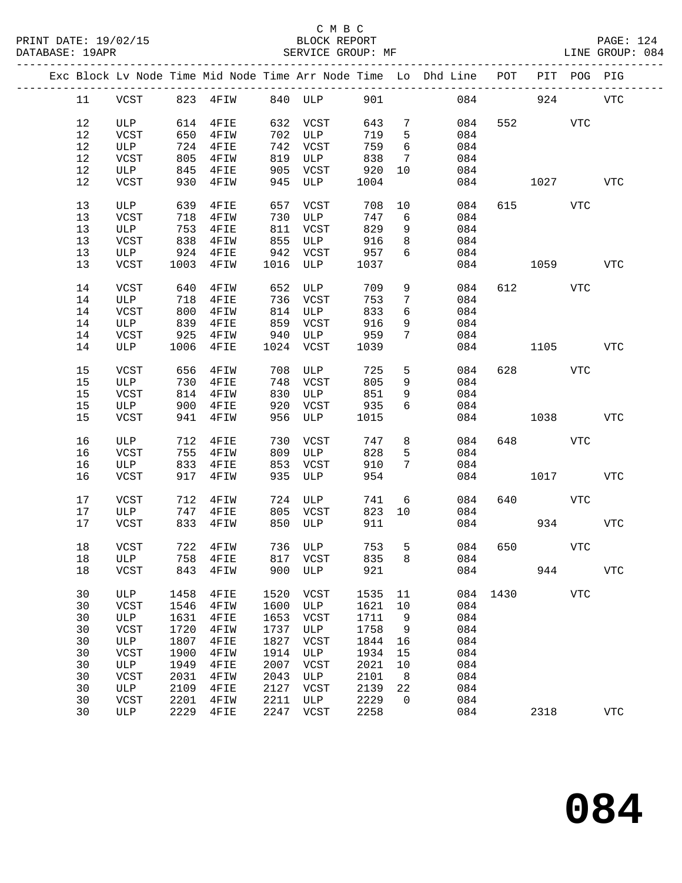C M B C

BLOCK REPORT

SERVICE GROUP: MF

LINE GROUP: 084

| Exc | Block | Lv | Node | Time | Mid Node | Time | Arr Node | Time | Lo | Dhd Line | POT | PIT | POG | PIG |
|---|---|---|---|---|---|---|---|---|---|---|---|---|---|---|
| | 11 | VCST | 823 | 4FIW | 840 | ULP | 901 | | | 084 | | 924 | | VTC |
| | 12 | ULP | 614 | 4FIE | 632 | VCST | 643 | 7 | | 084 | 552 | | VTC | |
| | 12 | VCST | 650 | 4FIW | 702 | ULP | 719 | 5 | | 084 | | | | |
| | 12 | ULP | 724 | 4FIE | 742 | VCST | 759 | 6 | | 084 | | | | |
| | 12 | VCST | 805 | 4FIW | 819 | ULP | 838 | 7 | | 084 | | | | |
| | 12 | ULP | 845 | 4FIE | 905 | VCST | 920 | 10 | | 084 | | | | |
| | 12 | VCST | 930 | 4FIW | 945 | ULP | 1004 | | | 084 | | 1027 | | VTC |
| | 13 | ULP | 639 | 4FIE | 657 | VCST | 708 | 10 | | 084 | 615 | | VTC | |
| | 13 | VCST | 718 | 4FIW | 730 | ULP | 747 | 6 | | 084 | | | | |
| | 13 | ULP | 753 | 4FIE | 811 | VCST | 829 | 9 | | 084 | | | | |
| | 13 | VCST | 838 | 4FIW | 855 | ULP | 916 | 8 | | 084 | | | | |
| | 13 | ULP | 924 | 4FIE | 942 | VCST | 957 | 6 | | 084 | | | | |
| | 13 | VCST | 1003 | 4FIW | 1016 | ULP | 1037 | | | 084 | | 1059 | | VTC |
| | 14 | VCST | 640 | 4FIW | 652 | ULP | 709 | 9 | | 084 | 612 | | VTC | |
| | 14 | ULP | 718 | 4FIE | 736 | VCST | 753 | 7 | | 084 | | | | |
| | 14 | VCST | 800 | 4FIW | 814 | ULP | 833 | 6 | | 084 | | | | |
| | 14 | ULP | 839 | 4FIE | 859 | VCST | 916 | 9 | | 084 | | | | |
| | 14 | VCST | 925 | 4FIW | 940 | ULP | 959 | 7 | | 084 | | | | |
| | 14 | ULP | 1006 | 4FIE | 1024 | VCST | 1039 | | | 084 | | 1105 | | VTC |
| | 15 | VCST | 656 | 4FIW | 708 | ULP | 725 | 5 | | 084 | 628 | | VTC | |
| | 15 | ULP | 730 | 4FIE | 748 | VCST | 805 | 9 | | 084 | | | | |
| | 15 | VCST | 814 | 4FIW | 830 | ULP | 851 | 9 | | 084 | | | | |
| | 15 | ULP | 900 | 4FIE | 920 | VCST | 935 | 6 | | 084 | | | | |
| | 15 | VCST | 941 | 4FIW | 956 | ULP | 1015 | | | 084 | | 1038 | | VTC |
| | 16 | ULP | 712 | 4FIE | 730 | VCST | 747 | 8 | | 084 | 648 | | VTC | |
| | 16 | VCST | 755 | 4FIW | 809 | ULP | 828 | 5 | | 084 | | | | |
| | 16 | ULP | 833 | 4FIE | 853 | VCST | 910 | 7 | | 084 | | | | |
| | 16 | VCST | 917 | 4FIW | 935 | ULP | 954 | | | 084 | | 1017 | | VTC |
| | 17 | VCST | 712 | 4FIW | 724 | ULP | 741 | 6 | | 084 | 640 | | VTC | |
| | 17 | ULP | 747 | 4FIE | 805 | VCST | 823 | 10 | | 084 | | | | |
| | 17 | VCST | 833 | 4FIW | 850 | ULP | 911 | | | 084 | | 934 | | VTC |
| | 18 | VCST | 722 | 4FIW | 736 | ULP | 753 | 5 | | 084 | 650 | | VTC | |
| | 18 | ULP | 758 | 4FIE | 817 | VCST | 835 | 8 | | 084 | | | | |
| | 18 | VCST | 843 | 4FIW | 900 | ULP | 921 | | | 084 | | 944 | | VTC |
| | 30 | ULP | 1458 | 4FIE | 1520 | VCST | 1535 | 11 | | 084 | 1430 | | VTC | |
| | 30 | VCST | 1546 | 4FIW | 1600 | ULP | 1621 | 10 | | 084 | | | | |
| | 30 | ULP | 1631 | 4FIE | 1653 | VCST | 1711 | 9 | | 084 | | | | |
| | 30 | VCST | 1720 | 4FIW | 1737 | ULP | 1758 | 9 | | 084 | | | | |
| | 30 | ULP | 1807 | 4FIE | 1827 | VCST | 1844 | 16 | | 084 | | | | |
| | 30 | VCST | 1900 | 4FIW | 1914 | ULP | 1934 | 15 | | 084 | | | | |
| | 30 | ULP | 1949 | 4FIE | 2007 | VCST | 2021 | 10 | | 084 | | | | |
| | 30 | VCST | 2031 | 4FIW | 2043 | ULP | 2101 | 8 | | 084 | | | | |
| | 30 | ULP | 2109 | 4FIE | 2127 | VCST | 2139 | 22 | | 084 | | | | |
| | 30 | VCST | 2201 | 4FIW | 2211 | ULP | 2229 | 0 | | 084 | | | | |
| | 30 | ULP | 2229 | 4FIE | 2247 | VCST | 2258 | | | 084 | | 2318 | | VTC |

084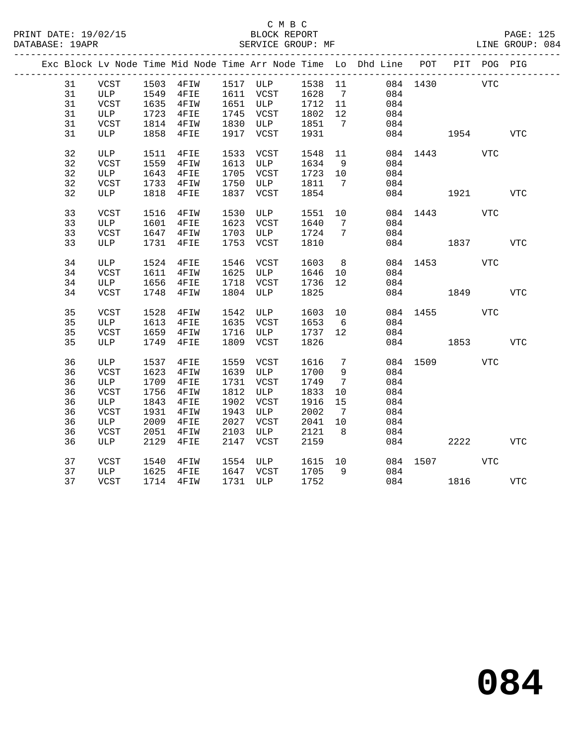C M B C

PRINT DATE: 19/02/15 BLOCK REPORT

DATABASE: 19APR SERVICE GROUP: MF LINE GROUP: 084

| Exc | Block | Lv Node | Time | Mid Node | Time | Arr Node | Time | Lo | Dhd Line | POT | PIT | POG | PIG |
|---|---|---|---|---|---|---|---|---|---|---|---|---|---|
| | 31 | VCST | 1503 | 4FIW | 1517 | ULP | 1538 | 11 | 084 | 1430 | | VTC | |
| | 31 | ULP | 1549 | 4FIE | 1611 | VCST | 1628 | 7 | 084 | | | | |
| | 31 | VCST | 1635 | 4FIW | 1651 | ULP | 1712 | 11 | 084 | | | | |
| | 31 | ULP | 1723 | 4FIE | 1745 | VCST | 1802 | 12 | 084 | | | | |
| | 31 | VCST | 1814 | 4FIW | 1830 | ULP | 1851 | 7 | 084 | | | | |
| | 31 | ULP | 1858 | 4FIE | 1917 | VCST | 1931 | | 084 | | 1954 | | VTC |
| | 32 | ULP | 1511 | 4FIE | 1533 | VCST | 1548 | 11 | 084 | 1443 | | VTC | |
| | 32 | VCST | 1559 | 4FIW | 1613 | ULP | 1634 | 9 | 084 | | | | |
| | 32 | ULP | 1643 | 4FIE | 1705 | VCST | 1723 | 10 | 084 | | | | |
| | 32 | VCST | 1733 | 4FIW | 1750 | ULP | 1811 | 7 | 084 | | | | |
| | 32 | ULP | 1818 | 4FIE | 1837 | VCST | 1854 | | 084 | | 1921 | | VTC |
| | 33 | VCST | 1516 | 4FIW | 1530 | ULP | 1551 | 10 | 084 | 1443 | | VTC | |
| | 33 | ULP | 1601 | 4FIE | 1623 | VCST | 1640 | 7 | 084 | | | | |
| | 33 | VCST | 1647 | 4FIW | 1703 | ULP | 1724 | 7 | 084 | | | | |
| | 33 | ULP | 1731 | 4FIE | 1753 | VCST | 1810 | | 084 | | 1837 | | VTC |
| | 34 | ULP | 1524 | 4FIE | 1546 | VCST | 1603 | 8 | 084 | 1453 | | VTC | |
| | 34 | VCST | 1611 | 4FIW | 1625 | ULP | 1646 | 10 | 084 | | | | |
| | 34 | ULP | 1656 | 4FIE | 1718 | VCST | 1736 | 12 | 084 | | | | |
| | 34 | VCST | 1748 | 4FIW | 1804 | ULP | 1825 | | 084 | | 1849 | | VTC |
| | 35 | VCST | 1528 | 4FIW | 1542 | ULP | 1603 | 10 | 084 | 1455 | | VTC | |
| | 35 | ULP | 1613 | 4FIE | 1635 | VCST | 1653 | 6 | 084 | | | | |
| | 35 | VCST | 1659 | 4FIW | 1716 | ULP | 1737 | 12 | 084 | | | | |
| | 35 | ULP | 1749 | 4FIE | 1809 | VCST | 1826 | | 084 | | 1853 | | VTC |
| | 36 | ULP | 1537 | 4FIE | 1559 | VCST | 1616 | 7 | 084 | 1509 | | VTC | |
| | 36 | VCST | 1623 | 4FIW | 1639 | ULP | 1700 | 9 | 084 | | | | |
| | 36 | ULP | 1709 | 4FIE | 1731 | VCST | 1749 | 7 | 084 | | | | |
| | 36 | VCST | 1756 | 4FIW | 1812 | ULP | 1833 | 10 | 084 | | | | |
| | 36 | ULP | 1843 | 4FIE | 1902 | VCST | 1916 | 15 | 084 | | | | |
| | 36 | VCST | 1931 | 4FIW | 1943 | ULP | 2002 | 7 | 084 | | | | |
| | 36 | ULP | 2009 | 4FIE | 2027 | VCST | 2041 | 10 | 084 | | | | |
| | 36 | VCST | 2051 | 4FIW | 2103 | ULP | 2121 | 8 | 084 | | | | |
| | 36 | ULP | 2129 | 4FIE | 2147 | VCST | 2159 | | 084 | | 2222 | | VTC |
| | 37 | VCST | 1540 | 4FIW | 1554 | ULP | 1615 | 10 | 084 | 1507 | | VTC | |
| | 37 | ULP | 1625 | 4FIE | 1647 | VCST | 1705 | 9 | 084 | | | | |
| | 37 | VCST | 1714 | 4FIW | 1731 | ULP | 1752 | | 084 | | 1816 | | VTC |

# 084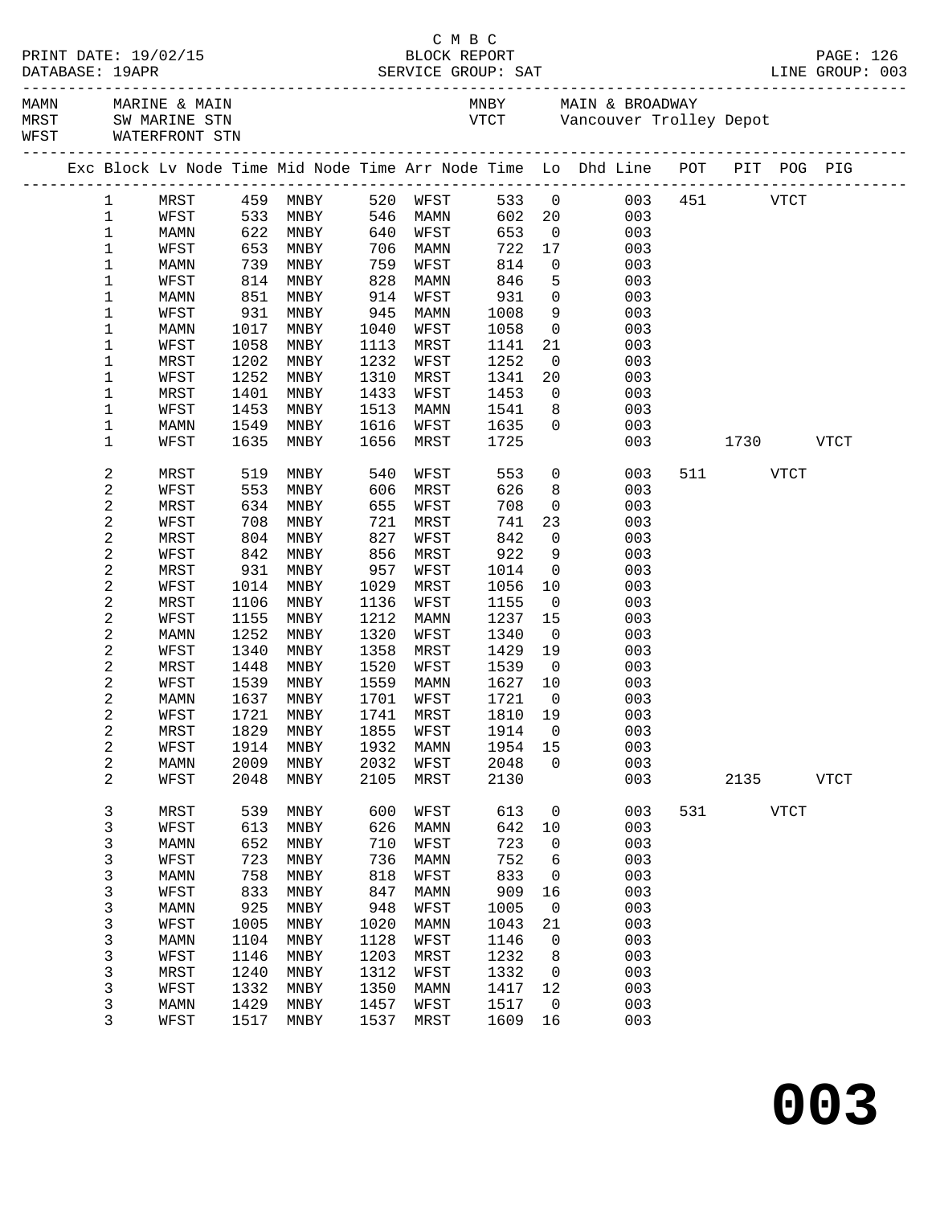C M B C

PRINT DATE: 19/02/15 BLOCK REPORT
DATABASE: 19APR SERVICE GROUP: SAT LINE GROUP: 003

| Code | Location | Code | Location |
|---|---|---|---|
| MAMN | MARINE & MAIN | MNBY | MAIN & BROADWAY |
| MRST | SW MARINE STN | VTCT | Vancouver Trolley Depot |
| WFST | WATERFRONT STN | | |

| Exc | Block | Lv Node | Time | Mid Node | Time | Arr Node | Time | Lo | Dhd Line | POT | PIT | POG | PIG |
|---|---|---|---|---|---|---|---|---|---|---|---|---|---|
| | 1 | MRST | 459 | MNBY | 520 | WFST | 533 | 0 | 003 | 451 | | VTCT | |
| | 1 | WFST | 533 | MNBY | 546 | MAMN | 602 | 20 | 003 | | | | |
| | 1 | MAMN | 622 | MNBY | 640 | WFST | 653 | 0 | 003 | | | | |
| | 1 | WFST | 653 | MNBY | 706 | MAMN | 722 | 17 | 003 | | | | |
| | 1 | MAMN | 739 | MNBY | 759 | WFST | 814 | 0 | 003 | | | | |
| | 1 | WFST | 814 | MNBY | 828 | MAMN | 846 | 5 | 003 | | | | |
| | 1 | MAMN | 851 | MNBY | 914 | WFST | 931 | 0 | 003 | | | | |
| | 1 | WFST | 931 | MNBY | 945 | MAMN | 1008 | 9 | 003 | | | | |
| | 1 | MAMN | 1017 | MNBY | 1040 | WFST | 1058 | 0 | 003 | | | | |
| | 1 | WFST | 1058 | MNBY | 1113 | MRST | 1141 | 21 | 003 | | | | |
| | 1 | MRST | 1202 | MNBY | 1232 | WFST | 1252 | 0 | 003 | | | | |
| | 1 | WFST | 1252 | MNBY | 1310 | MRST | 1341 | 20 | 003 | | | | |
| | 1 | MRST | 1401 | MNBY | 1433 | WFST | 1453 | 0 | 003 | | | | |
| | 1 | WFST | 1453 | MNBY | 1513 | MAMN | 1541 | 8 | 003 | | | | |
| | 1 | MAMN | 1549 | MNBY | 1616 | WFST | 1635 | 0 | 003 | | | | |
| | 1 | WFST | 1635 | MNBY | 1656 | MRST | 1725 | | 003 | | 1730 | | VTCT |
| | 2 | MRST | 519 | MNBY | 540 | WFST | 553 | 0 | 003 | 511 | | VTCT | |
| | 2 | WFST | 553 | MNBY | 606 | MRST | 626 | 8 | 003 | | | | |
| | 2 | MRST | 634 | MNBY | 655 | WFST | 708 | 0 | 003 | | | | |
| | 2 | WFST | 708 | MNBY | 721 | MRST | 741 | 23 | 003 | | | | |
| | 2 | MRST | 804 | MNBY | 827 | WFST | 842 | 0 | 003 | | | | |
| | 2 | WFST | 842 | MNBY | 856 | MRST | 922 | 9 | 003 | | | | |
| | 2 | MRST | 931 | MNBY | 957 | WFST | 1014 | 0 | 003 | | | | |
| | 2 | WFST | 1014 | MNBY | 1029 | MRST | 1056 | 10 | 003 | | | | |
| | 2 | MRST | 1106 | MNBY | 1136 | WFST | 1155 | 0 | 003 | | | | |
| | 2 | WFST | 1155 | MNBY | 1212 | MAMN | 1237 | 15 | 003 | | | | |
| | 2 | MAMN | 1252 | MNBY | 1320 | WFST | 1340 | 0 | 003 | | | | |
| | 2 | WFST | 1340 | MNBY | 1358 | MRST | 1429 | 19 | 003 | | | | |
| | 2 | MRST | 1448 | MNBY | 1520 | WFST | 1539 | 0 | 003 | | | | |
| | 2 | WFST | 1539 | MNBY | 1559 | MAMN | 1627 | 10 | 003 | | | | |
| | 2 | MAMN | 1637 | MNBY | 1701 | WFST | 1721 | 0 | 003 | | | | |
| | 2 | WFST | 1721 | MNBY | 1741 | MRST | 1810 | 19 | 003 | | | | |
| | 2 | MRST | 1829 | MNBY | 1855 | WFST | 1914 | 0 | 003 | | | | |
| | 2 | WFST | 1914 | MNBY | 1932 | MAMN | 1954 | 15 | 003 | | | | |
| | 2 | MAMN | 2009 | MNBY | 2032 | WFST | 2048 | 0 | 003 | | | | |
| | 2 | WFST | 2048 | MNBY | 2105 | MRST | 2130 | | 003 | | 2135 | | VTCT |
| | 3 | MRST | 539 | MNBY | 600 | WFST | 613 | 0 | 003 | 531 | | VTCT | |
| | 3 | WFST | 613 | MNBY | 626 | MAMN | 642 | 10 | 003 | | | | |
| | 3 | MAMN | 652 | MNBY | 710 | WFST | 723 | 0 | 003 | | | | |
| | 3 | WFST | 723 | MNBY | 736 | MAMN | 752 | 6 | 003 | | | | |
| | 3 | MAMN | 758 | MNBY | 818 | WFST | 833 | 0 | 003 | | | | |
| | 3 | WFST | 833 | MNBY | 847 | MAMN | 909 | 16 | 003 | | | | |
| | 3 | MAMN | 925 | MNBY | 948 | WFST | 1005 | 0 | 003 | | | | |
| | 3 | WFST | 1005 | MNBY | 1020 | MAMN | 1043 | 21 | 003 | | | | |
| | 3 | MAMN | 1104 | MNBY | 1128 | WFST | 1146 | 0 | 003 | | | | |
| | 3 | WFST | 1146 | MNBY | 1203 | MRST | 1232 | 8 | 003 | | | | |
| | 3 | MRST | 1240 | MNBY | 1312 | WFST | 1332 | 0 | 003 | | | | |
| | 3 | WFST | 1332 | MNBY | 1350 | MAMN | 1417 | 12 | 003 | | | | |
| | 3 | MAMN | 1429 | MNBY | 1457 | WFST | 1517 | 0 | 003 | | | | |
| | 3 | WFST | 1517 | MNBY | 1537 | MRST | 1609 | 16 | 003 | | | | |

**003**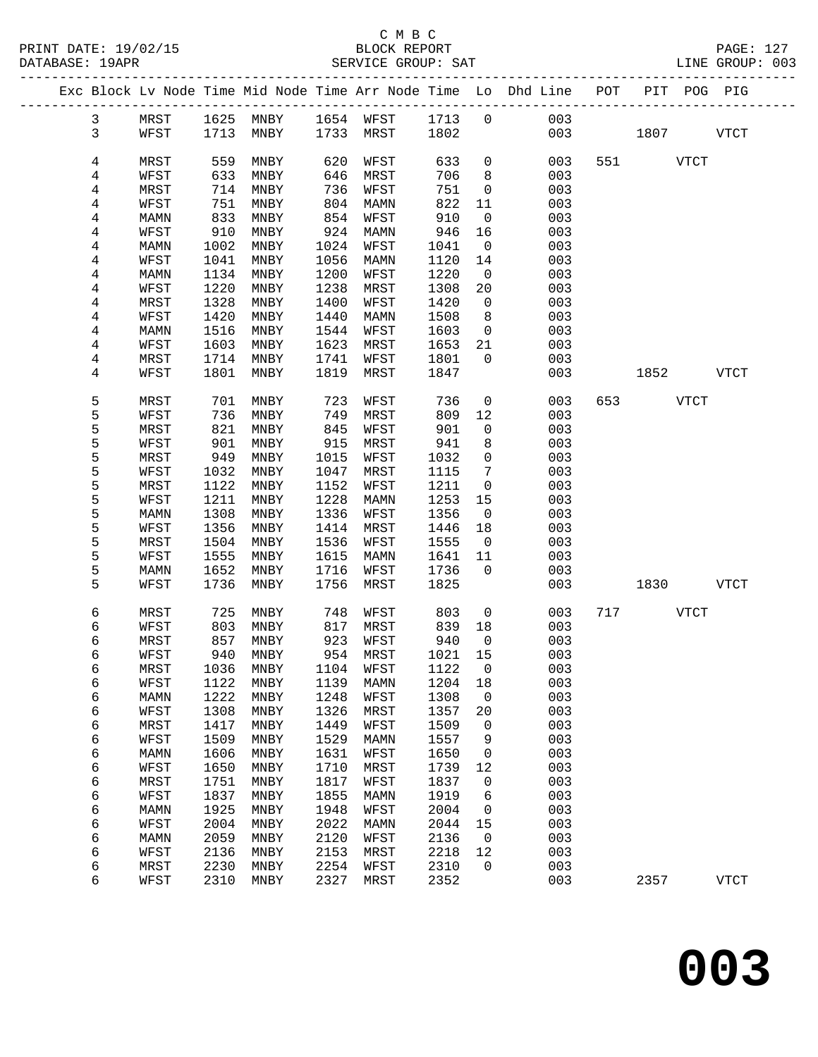C M B C
BLOCK REPORT
SERVICE GROUP: SAT

PRINT DATE: 19/02/15
DATABASE: 19APR
LINE GROUP: 003

| Exc | Block | Lv | Node | Time | Mid Node | Time | Arr Node | Time | Lo | Dhd Line | POT | PIT | POG | PIG |
|---|---|---|---|---|---|---|---|---|---|---|---|---|---|---|
| | 3 | | MRST | 1625 | MNBY | 1654 | WFST | 1713 | 0 | 003 | | | | |
| | 3 | | WFST | 1713 | MNBY | 1733 | MRST | 1802 | | 003 | | 1807 | | VTCT |
| | 4 | | MRST | 559 | MNBY | 620 | WFST | 633 | 0 | 003 | 551 | | VTCT | |
| | 4 | | WFST | 633 | MNBY | 646 | MRST | 706 | 8 | 003 | | | | |
| | 4 | | MRST | 714 | MNBY | 736 | WFST | 751 | 0 | 003 | | | | |
| | 4 | | WFST | 751 | MNBY | 804 | MAMN | 822 | 11 | 003 | | | | |
| | 4 | | MAMN | 833 | MNBY | 854 | WFST | 910 | 0 | 003 | | | | |
| | 4 | | WFST | 910 | MNBY | 924 | MAMN | 946 | 16 | 003 | | | | |
| | 4 | | MAMN | 1002 | MNBY | 1024 | WFST | 1041 | 0 | 003 | | | | |
| | 4 | | WFST | 1041 | MNBY | 1056 | MAMN | 1120 | 14 | 003 | | | | |
| | 4 | | MAMN | 1134 | MNBY | 1200 | WFST | 1220 | 0 | 003 | | | | |
| | 4 | | WFST | 1220 | MNBY | 1238 | MRST | 1308 | 20 | 003 | | | | |
| | 4 | | MRST | 1328 | MNBY | 1400 | WFST | 1420 | 0 | 003 | | | | |
| | 4 | | WFST | 1420 | MNBY | 1440 | MAMN | 1508 | 8 | 003 | | | | |
| | 4 | | MAMN | 1516 | MNBY | 1544 | WFST | 1603 | 0 | 003 | | | | |
| | 4 | | WFST | 1603 | MNBY | 1623 | MRST | 1653 | 21 | 003 | | | | |
| | 4 | | MRST | 1714 | MNBY | 1741 | WFST | 1801 | 0 | 003 | | | | |
| | 4 | | WFST | 1801 | MNBY | 1819 | MRST | 1847 | | 003 | | 1852 | | VTCT |
| | 5 | | MRST | 701 | MNBY | 723 | WFST | 736 | 0 | 003 | 653 | | VTCT | |
| | 5 | | WFST | 736 | MNBY | 749 | MRST | 809 | 12 | 003 | | | | |
| | 5 | | MRST | 821 | MNBY | 845 | WFST | 901 | 0 | 003 | | | | |
| | 5 | | WFST | 901 | MNBY | 915 | MRST | 941 | 8 | 003 | | | | |
| | 5 | | MRST | 949 | MNBY | 1015 | WFST | 1032 | 0 | 003 | | | | |
| | 5 | | WFST | 1032 | MNBY | 1047 | MRST | 1115 | 7 | 003 | | | | |
| | 5 | | MRST | 1122 | MNBY | 1152 | WFST | 1211 | 0 | 003 | | | | |
| | 5 | | WFST | 1211 | MNBY | 1228 | MAMN | 1253 | 15 | 003 | | | | |
| | 5 | | MAMN | 1308 | MNBY | 1336 | WFST | 1356 | 0 | 003 | | | | |
| | 5 | | WFST | 1356 | MNBY | 1414 | MRST | 1446 | 18 | 003 | | | | |
| | 5 | | MRST | 1504 | MNBY | 1536 | WFST | 1555 | 0 | 003 | | | | |
| | 5 | | WFST | 1555 | MNBY | 1615 | MAMN | 1641 | 11 | 003 | | | | |
| | 5 | | MAMN | 1652 | MNBY | 1716 | WFST | 1736 | 0 | 003 | | | | |
| | 5 | | WFST | 1736 | MNBY | 1756 | MRST | 1825 | | 003 | | 1830 | | VTCT |
| | 6 | | MRST | 725 | MNBY | 748 | WFST | 803 | 0 | 003 | 717 | | VTCT | |
| | 6 | | WFST | 803 | MNBY | 817 | MRST | 839 | 18 | 003 | | | | |
| | 6 | | MRST | 857 | MNBY | 923 | WFST | 940 | 0 | 003 | | | | |
| | 6 | | WFST | 940 | MNBY | 954 | MRST | 1021 | 15 | 003 | | | | |
| | 6 | | MRST | 1036 | MNBY | 1104 | WFST | 1122 | 0 | 003 | | | | |
| | 6 | | WFST | 1122 | MNBY | 1139 | MAMN | 1204 | 18 | 003 | | | | |
| | 6 | | MAMN | 1222 | MNBY | 1248 | WFST | 1308 | 0 | 003 | | | | |
| | 6 | | WFST | 1308 | MNBY | 1326 | MRST | 1357 | 20 | 003 | | | | |
| | 6 | | MRST | 1417 | MNBY | 1449 | WFST | 1509 | 0 | 003 | | | | |
| | 6 | | WFST | 1509 | MNBY | 1529 | MAMN | 1557 | 9 | 003 | | | | |
| | 6 | | MAMN | 1606 | MNBY | 1631 | WFST | 1650 | 0 | 003 | | | | |
| | 6 | | WFST | 1650 | MNBY | 1710 | MRST | 1739 | 12 | 003 | | | | |
| | 6 | | MRST | 1751 | MNBY | 1817 | WFST | 1837 | 0 | 003 | | | | |
| | 6 | | WFST | 1837 | MNBY | 1855 | MAMN | 1919 | 6 | 003 | | | | |
| | 6 | | MAMN | 1925 | MNBY | 1948 | WFST | 2004 | 0 | 003 | | | | |
| | 6 | | WFST | 2004 | MNBY | 2022 | MAMN | 2044 | 15 | 003 | | | | |
| | 6 | | MAMN | 2059 | MNBY | 2120 | WFST | 2136 | 0 | 003 | | | | |
| | 6 | | WFST | 2136 | MNBY | 2153 | MRST | 2218 | 12 | 003 | | | | |
| | 6 | | MRST | 2230 | MNBY | 2254 | WFST | 2310 | 0 | 003 | | | | |
| | 6 | | WFST | 2310 | MNBY | 2327 | MRST | 2352 | | 003 | | 2357 | | VTCT |

# 003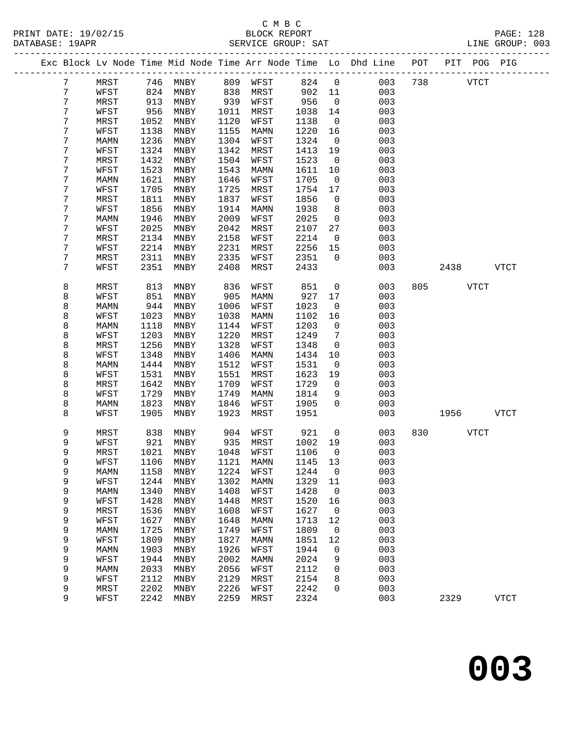C M B C
BLOCK REPORT
SERVICE GROUP: SAT

PRINT DATE: 19/02/15
DATABASE: 19APR
LINE GROUP: 003

| Exc | Block | Lv | Node | Time | Mid Node | Time | Arr Node | Time | Lo | Dhd Line | POT | PIT | POG | PIG |
|---|---|---|---|---|---|---|---|---|---|---|---|---|---|---|
| | 7 | | MRST | 746 | MNBY | 809 | WFST | 824 | 0 | 003 | 738 | | VTCT | |
| | 7 | | WFST | 824 | MNBY | 838 | MRST | 902 | 11 | 003 | | | | |
| | 7 | | MRST | 913 | MNBY | 939 | WFST | 956 | 0 | 003 | | | | |
| | 7 | | WFST | 956 | MNBY | 1011 | MRST | 1038 | 14 | 003 | | | | |
| | 7 | | MRST | 1052 | MNBY | 1120 | WFST | 1138 | 0 | 003 | | | | |
| | 7 | | WFST | 1138 | MNBY | 1155 | MAMN | 1220 | 16 | 003 | | | | |
| | 7 | | MAMN | 1236 | MNBY | 1304 | WFST | 1324 | 0 | 003 | | | | |
| | 7 | | WFST | 1324 | MNBY | 1342 | MRST | 1413 | 19 | 003 | | | | |
| | 7 | | MRST | 1432 | MNBY | 1504 | WFST | 1523 | 0 | 003 | | | | |
| | 7 | | WFST | 1523 | MNBY | 1543 | MAMN | 1611 | 10 | 003 | | | | |
| | 7 | | MAMN | 1621 | MNBY | 1646 | WFST | 1705 | 0 | 003 | | | | |
| | 7 | | WFST | 1705 | MNBY | 1725 | MRST | 1754 | 17 | 003 | | | | |
| | 7 | | MRST | 1811 | MNBY | 1837 | WFST | 1856 | 0 | 003 | | | | |
| | 7 | | WFST | 1856 | MNBY | 1914 | MAMN | 1938 | 8 | 003 | | | | |
| | 7 | | MAMN | 1946 | MNBY | 2009 | WFST | 2025 | 0 | 003 | | | | |
| | 7 | | WFST | 2025 | MNBY | 2042 | MRST | 2107 | 27 | 003 | | | | |
| | 7 | | MRST | 2134 | MNBY | 2158 | WFST | 2214 | 0 | 003 | | | | |
| | 7 | | WFST | 2214 | MNBY | 2231 | MRST | 2256 | 15 | 003 | | | | |
| | 7 | | MRST | 2311 | MNBY | 2335 | WFST | 2351 | 0 | 003 | | | | |
| | 7 | | WFST | 2351 | MNBY | 2408 | MRST | 2433 | | 003 | | 2438 | | VTCT |
| | 8 | | MRST | 813 | MNBY | 836 | WFST | 851 | 0 | 003 | 805 | | VTCT | |
| | 8 | | WFST | 851 | MNBY | 905 | MAMN | 927 | 17 | 003 | | | | |
| | 8 | | MAMN | 944 | MNBY | 1006 | WFST | 1023 | 0 | 003 | | | | |
| | 8 | | WFST | 1023 | MNBY | 1038 | MAMN | 1102 | 16 | 003 | | | | |
| | 8 | | MAMN | 1118 | MNBY | 1144 | WFST | 1203 | 0 | 003 | | | | |
| | 8 | | WFST | 1203 | MNBY | 1220 | MRST | 1249 | 7 | 003 | | | | |
| | 8 | | MRST | 1256 | MNBY | 1328 | WFST | 1348 | 0 | 003 | | | | |
| | 8 | | WFST | 1348 | MNBY | 1406 | MAMN | 1434 | 10 | 003 | | | | |
| | 8 | | MAMN | 1444 | MNBY | 1512 | WFST | 1531 | 0 | 003 | | | | |
| | 8 | | WFST | 1531 | MNBY | 1551 | MRST | 1623 | 19 | 003 | | | | |
| | 8 | | MRST | 1642 | MNBY | 1709 | WFST | 1729 | 0 | 003 | | | | |
| | 8 | | WFST | 1729 | MNBY | 1749 | MAMN | 1814 | 9 | 003 | | | | |
| | 8 | | MAMN | 1823 | MNBY | 1846 | WFST | 1905 | 0 | 003 | | | | |
| | 8 | | WFST | 1905 | MNBY | 1923 | MRST | 1951 | | 003 | | 1956 | | VTCT |
| | 9 | | MRST | 838 | MNBY | 904 | WFST | 921 | 0 | 003 | 830 | | VTCT | |
| | 9 | | WFST | 921 | MNBY | 935 | MRST | 1002 | 19 | 003 | | | | |
| | 9 | | MRST | 1021 | MNBY | 1048 | WFST | 1106 | 0 | 003 | | | | |
| | 9 | | WFST | 1106 | MNBY | 1121 | MAMN | 1145 | 13 | 003 | | | | |
| | 9 | | MAMN | 1158 | MNBY | 1224 | WFST | 1244 | 0 | 003 | | | | |
| | 9 | | WFST | 1244 | MNBY | 1302 | MAMN | 1329 | 11 | 003 | | | | |
| | 9 | | MAMN | 1340 | MNBY | 1408 | WFST | 1428 | 0 | 003 | | | | |
| | 9 | | WFST | 1428 | MNBY | 1448 | MRST | 1520 | 16 | 003 | | | | |
| | 9 | | MRST | 1536 | MNBY | 1608 | WFST | 1627 | 0 | 003 | | | | |
| | 9 | | WFST | 1627 | MNBY | 1648 | MAMN | 1713 | 12 | 003 | | | | |
| | 9 | | MAMN | 1725 | MNBY | 1749 | WFST | 1809 | 0 | 003 | | | | |
| | 9 | | WFST | 1809 | MNBY | 1827 | MAMN | 1851 | 12 | 003 | | | | |
| | 9 | | MAMN | 1903 | MNBY | 1926 | WFST | 1944 | 0 | 003 | | | | |
| | 9 | | WFST | 1944 | MNBY | 2002 | MAMN | 2024 | 9 | 003 | | | | |
| | 9 | | MAMN | 2033 | MNBY | 2056 | WFST | 2112 | 0 | 003 | | | | |
| | 9 | | WFST | 2112 | MNBY | 2129 | MRST | 2154 | 8 | 003 | | | | |
| | 9 | | MRST | 2202 | MNBY | 2226 | WFST | 2242 | 0 | 003 | | | | |
| | 9 | | WFST | 2242 | MNBY | 2259 | MRST | 2324 | | 003 | | 2329 | | VTCT |

# 003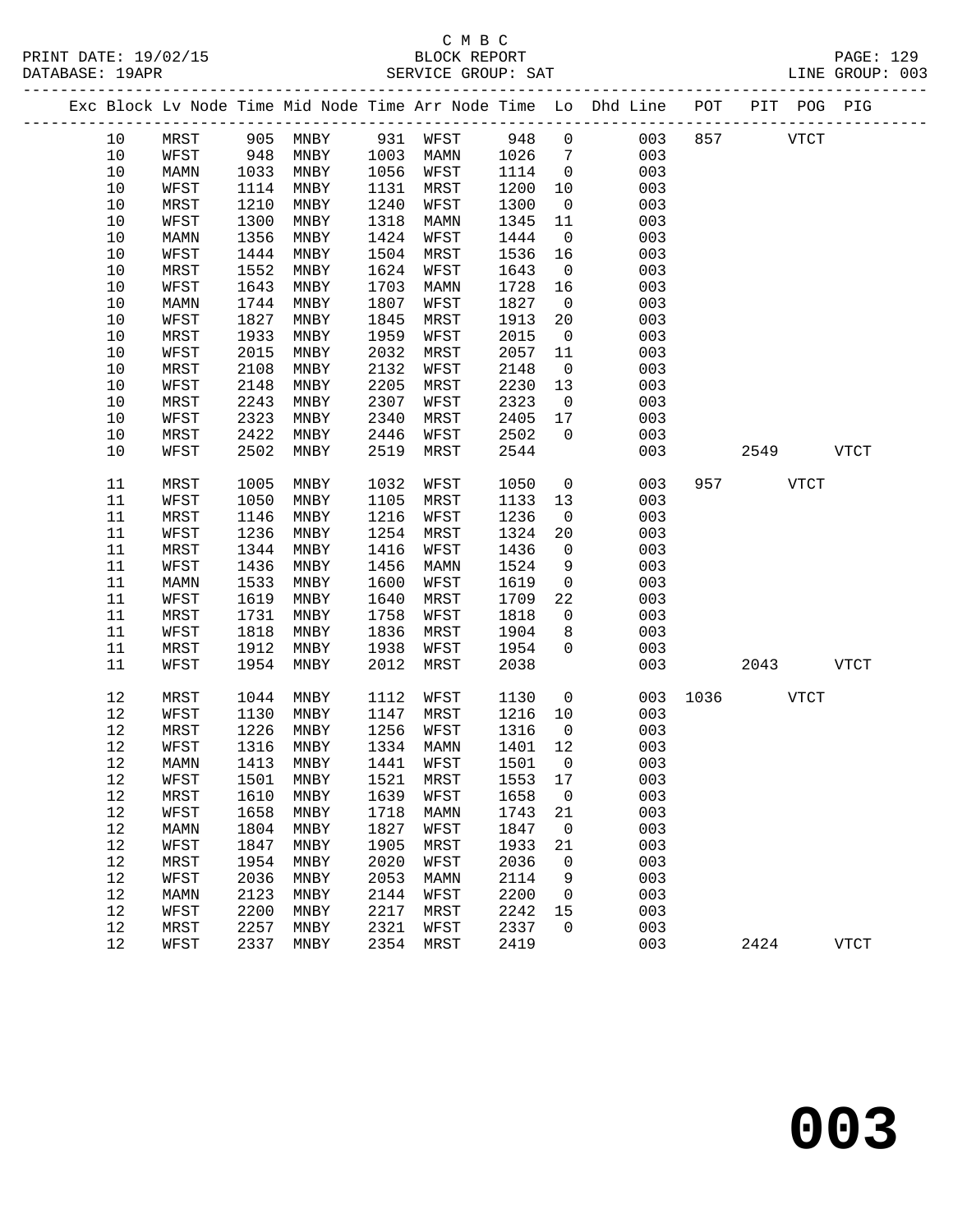C M B C
BLOCK REPORT
SERVICE GROUP: SAT

PRINT DATE: 19/02/15
DATABASE: 19APR
LINE GROUP: 003

| Exc | Block | Lv | Node | Time | Mid Node | Time | Arr Node | Time | Lo | Dhd Line | POT | PIT | POG | PIG |
|---|---|---|---|---|---|---|---|---|---|---|---|---|---|---|
| | 10 | | MRST | 905 | MNBY | 931 | WFST | 948 | 0 | 003 | 857 | | VTCT | |
| | 10 | | WFST | 948 | MNBY | 1003 | MAMN | 1026 | 7 | 003 | | | | |
| | 10 | | MAMN | 1033 | MNBY | 1056 | WFST | 1114 | 0 | 003 | | | | |
| | 10 | | WFST | 1114 | MNBY | 1131 | MRST | 1200 | 10 | 003 | | | | |
| | 10 | | MRST | 1210 | MNBY | 1240 | WFST | 1300 | 0 | 003 | | | | |
| | 10 | | WFST | 1300 | MNBY | 1318 | MAMN | 1345 | 11 | 003 | | | | |
| | 10 | | MAMN | 1356 | MNBY | 1424 | WFST | 1444 | 0 | 003 | | | | |
| | 10 | | WFST | 1444 | MNBY | 1504 | MRST | 1536 | 16 | 003 | | | | |
| | 10 | | MRST | 1552 | MNBY | 1624 | WFST | 1643 | 0 | 003 | | | | |
| | 10 | | WFST | 1643 | MNBY | 1703 | MAMN | 1728 | 16 | 003 | | | | |
| | 10 | | MAMN | 1744 | MNBY | 1807 | WFST | 1827 | 0 | 003 | | | | |
| | 10 | | WFST | 1827 | MNBY | 1845 | MRST | 1913 | 20 | 003 | | | | |
| | 10 | | MRST | 1933 | MNBY | 1959 | WFST | 2015 | 0 | 003 | | | | |
| | 10 | | WFST | 2015 | MNBY | 2032 | MRST | 2057 | 11 | 003 | | | | |
| | 10 | | MRST | 2108 | MNBY | 2132 | WFST | 2148 | 0 | 003 | | | | |
| | 10 | | WFST | 2148 | MNBY | 2205 | MRST | 2230 | 13 | 003 | | | | |
| | 10 | | MRST | 2243 | MNBY | 2307 | WFST | 2323 | 0 | 003 | | | | |
| | 10 | | WFST | 2323 | MNBY | 2340 | MRST | 2405 | 17 | 003 | | | | |
| | 10 | | MRST | 2422 | MNBY | 2446 | WFST | 2502 | 0 | 003 | | | | |
| | 10 | | WFST | 2502 | MNBY | 2519 | MRST | 2544 | | 003 | | 2549 | | VTCT |
| | 11 | | MRST | 1005 | MNBY | 1032 | WFST | 1050 | 0 | 003 | 957 | | VTCT | |
| | 11 | | WFST | 1050 | MNBY | 1105 | MRST | 1133 | 13 | 003 | | | | |
| | 11 | | MRST | 1146 | MNBY | 1216 | WFST | 1236 | 0 | 003 | | | | |
| | 11 | | WFST | 1236 | MNBY | 1254 | MRST | 1324 | 20 | 003 | | | | |
| | 11 | | MRST | 1344 | MNBY | 1416 | WFST | 1436 | 0 | 003 | | | | |
| | 11 | | WFST | 1436 | MNBY | 1456 | MAMN | 1524 | 9 | 003 | | | | |
| | 11 | | MAMN | 1533 | MNBY | 1600 | WFST | 1619 | 0 | 003 | | | | |
| | 11 | | WFST | 1619 | MNBY | 1640 | MRST | 1709 | 22 | 003 | | | | |
| | 11 | | MRST | 1731 | MNBY | 1758 | WFST | 1818 | 0 | 003 | | | | |
| | 11 | | WFST | 1818 | MNBY | 1836 | MRST | 1904 | 8 | 003 | | | | |
| | 11 | | MRST | 1912 | MNBY | 1938 | WFST | 1954 | 0 | 003 | | | | |
| | 11 | | WFST | 1954 | MNBY | 2012 | MRST | 2038 | | 003 | | 2043 | | VTCT |
| | 12 | | MRST | 1044 | MNBY | 1112 | WFST | 1130 | 0 | 003 | 1036 | | VTCT | |
| | 12 | | WFST | 1130 | MNBY | 1147 | MRST | 1216 | 10 | 003 | | | | |
| | 12 | | MRST | 1226 | MNBY | 1256 | WFST | 1316 | 0 | 003 | | | | |
| | 12 | | WFST | 1316 | MNBY | 1334 | MAMN | 1401 | 12 | 003 | | | | |
| | 12 | | MAMN | 1413 | MNBY | 1441 | WFST | 1501 | 0 | 003 | | | | |
| | 12 | | WFST | 1501 | MNBY | 1521 | MRST | 1553 | 17 | 003 | | | | |
| | 12 | | MRST | 1610 | MNBY | 1639 | WFST | 1658 | 0 | 003 | | | | |
| | 12 | | WFST | 1658 | MNBY | 1718 | MAMN | 1743 | 21 | 003 | | | | |
| | 12 | | MAMN | 1804 | MNBY | 1827 | WFST | 1847 | 0 | 003 | | | | |
| | 12 | | WFST | 1847 | MNBY | 1905 | MRST | 1933 | 21 | 003 | | | | |
| | 12 | | MRST | 1954 | MNBY | 2020 | WFST | 2036 | 0 | 003 | | | | |
| | 12 | | WFST | 2036 | MNBY | 2053 | MAMN | 2114 | 9 | 003 | | | | |
| | 12 | | MAMN | 2123 | MNBY | 2144 | WFST | 2200 | 0 | 003 | | | | |
| | 12 | | WFST | 2200 | MNBY | 2217 | MRST | 2242 | 15 | 003 | | | | |
| | 12 | | MRST | 2257 | MNBY | 2321 | WFST | 2337 | 0 | 003 | | | | |
| | 12 | | WFST | 2337 | MNBY | 2354 | MRST | 2419 | | 003 | | 2424 | | VTCT |

# 003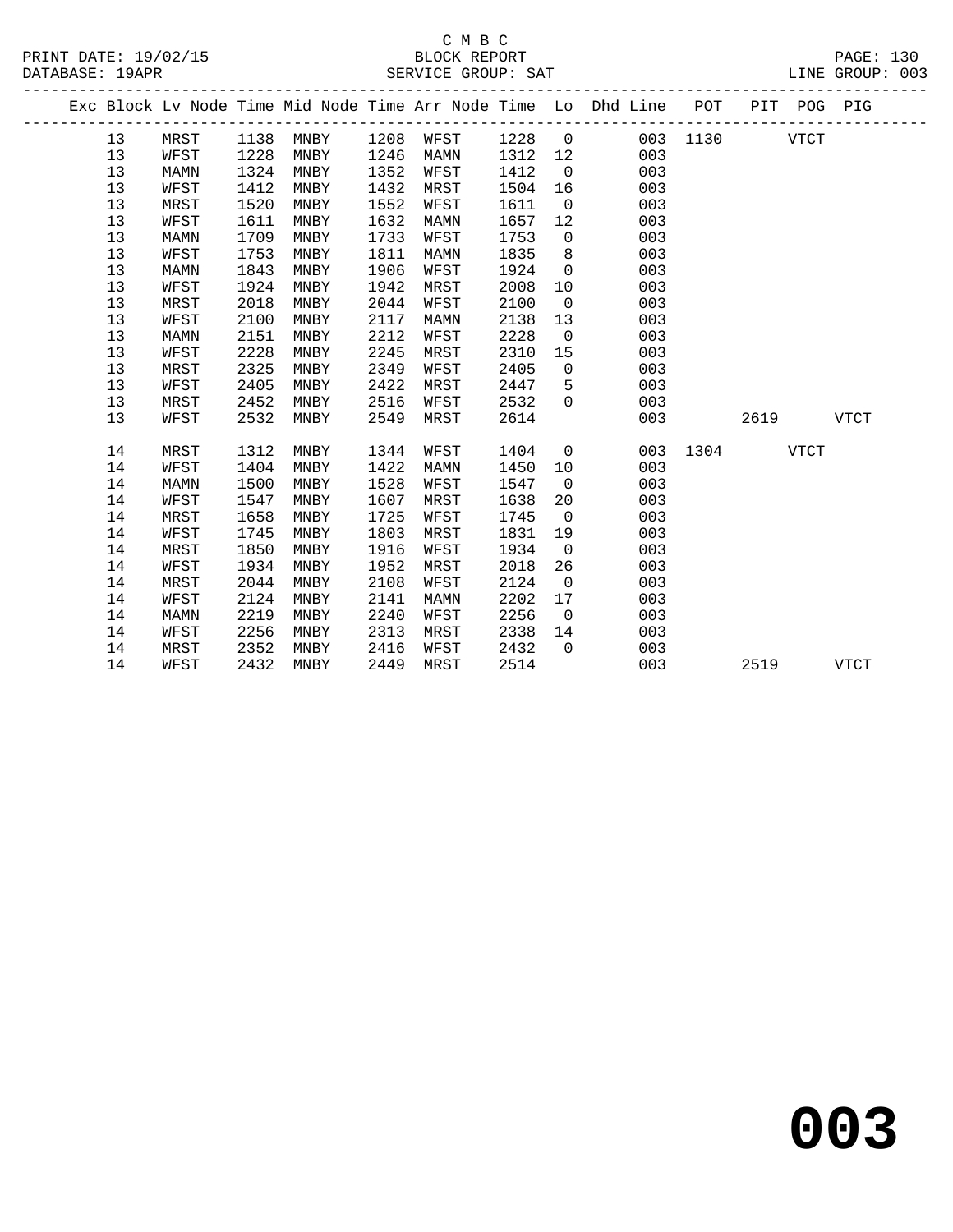C M B C
BLOCK REPORT
SERVICE GROUP: SAT

PRINT DATE: 19/02/15
DATABASE: 19APR
LINE GROUP: 003

| Exc | Block | Lv Node | Time | Mid Node | Time | Arr Node | Time | Lo | Dhd Line | POT | PIT | POG | PIG |
|---|---|---|---|---|---|---|---|---|---|---|---|---|---|
| | 13 | MRST | 1138 | MNBY | 1208 | WFST | 1228 | 0 | 003 | 1130 | | VTCT | |
| | 13 | WFST | 1228 | MNBY | 1246 | MAMN | 1312 | 12 | 003 | | | | |
| | 13 | MAMN | 1324 | MNBY | 1352 | WFST | 1412 | 0 | 003 | | | | |
| | 13 | WFST | 1412 | MNBY | 1432 | MRST | 1504 | 16 | 003 | | | | |
| | 13 | MRST | 1520 | MNBY | 1552 | WFST | 1611 | 0 | 003 | | | | |
| | 13 | WFST | 1611 | MNBY | 1632 | MAMN | 1657 | 12 | 003 | | | | |
| | 13 | MAMN | 1709 | MNBY | 1733 | WFST | 1753 | 0 | 003 | | | | |
| | 13 | WFST | 1753 | MNBY | 1811 | MAMN | 1835 | 8 | 003 | | | | |
| | 13 | MAMN | 1843 | MNBY | 1906 | WFST | 1924 | 0 | 003 | | | | |
| | 13 | WFST | 1924 | MNBY | 1942 | MRST | 2008 | 10 | 003 | | | | |
| | 13 | MRST | 2018 | MNBY | 2044 | WFST | 2100 | 0 | 003 | | | | |
| | 13 | WFST | 2100 | MNBY | 2117 | MAMN | 2138 | 13 | 003 | | | | |
| | 13 | MAMN | 2151 | MNBY | 2212 | WFST | 2228 | 0 | 003 | | | | |
| | 13 | WFST | 2228 | MNBY | 2245 | MRST | 2310 | 15 | 003 | | | | |
| | 13 | MRST | 2325 | MNBY | 2349 | WFST | 2405 | 0 | 003 | | | | |
| | 13 | WFST | 2405 | MNBY | 2422 | MRST | 2447 | 5 | 003 | | | | |
| | 13 | MRST | 2452 | MNBY | 2516 | WFST | 2532 | 0 | 003 | | | | |
| | 13 | WFST | 2532 | MNBY | 2549 | MRST | 2614 | | 003 | | 2619 | | VTCT |
| | 14 | MRST | 1312 | MNBY | 1344 | WFST | 1404 | 0 | 003 | 1304 | | VTCT | |
| | 14 | WFST | 1404 | MNBY | 1422 | MAMN | 1450 | 10 | 003 | | | | |
| | 14 | MAMN | 1500 | MNBY | 1528 | WFST | 1547 | 0 | 003 | | | | |
| | 14 | WFST | 1547 | MNBY | 1607 | MRST | 1638 | 20 | 003 | | | | |
| | 14 | MRST | 1658 | MNBY | 1725 | WFST | 1745 | 0 | 003 | | | | |
| | 14 | WFST | 1745 | MNBY | 1803 | MRST | 1831 | 19 | 003 | | | | |
| | 14 | MRST | 1850 | MNBY | 1916 | WFST | 1934 | 0 | 003 | | | | |
| | 14 | WFST | 1934 | MNBY | 1952 | MRST | 2018 | 26 | 003 | | | | |
| | 14 | MRST | 2044 | MNBY | 2108 | WFST | 2124 | 0 | 003 | | | | |
| | 14 | WFST | 2124 | MNBY | 2141 | MAMN | 2202 | 17 | 003 | | | | |
| | 14 | MAMN | 2219 | MNBY | 2240 | WFST | 2256 | 0 | 003 | | | | |
| | 14 | WFST | 2256 | MNBY | 2313 | MRST | 2338 | 14 | 003 | | | | |
| | 14 | MRST | 2352 | MNBY | 2416 | WFST | 2432 | 0 | 003 | | | | |
| | 14 | WFST | 2432 | MNBY | 2449 | MRST | 2514 | | 003 | | 2519 | | VTCT |

# 003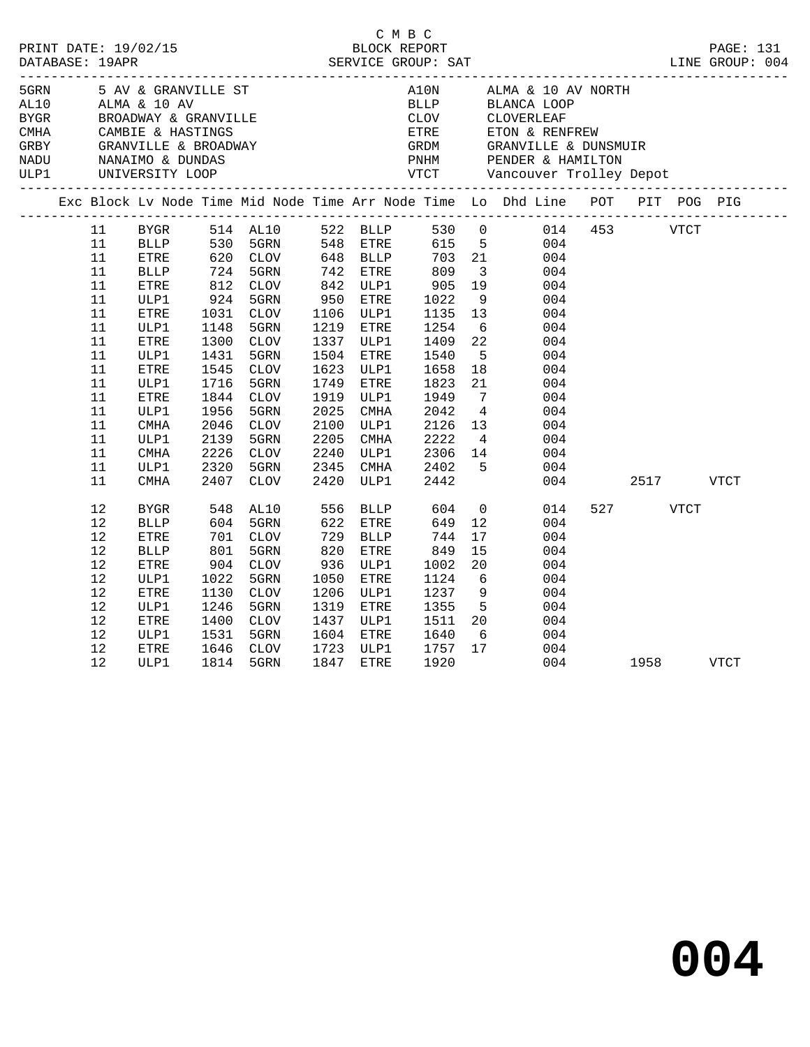C M B C
BLOCK REPORT
SERVICE GROUP: SAT

PRINT DATE: 19/02/15
DATABASE: 19APR
LINE GROUP: 004

| Code | Description | Code | Description |
|---|---|---|---|
| 5GRN | 5 AV & GRANVILLE ST | A10N | ALMA & 10 AV NORTH |
| AL10 | ALMA & 10 AV | BLLP | BLANCA LOOP |
| BYGR | BROADWAY & GRANVILLE | CLOV | CLOVERLEAF |
| CMHA | CAMBIE & HASTINGS | ETRE | ETON & RENFREW |
| GRBY | GRANVILLE & BROADWAY | GRDM | GRANVILLE & DUNSMUIR |
| NADU | NANAIMO & DUNDAS | PNHM | PENDER & HAMILTON |
| ULP1 | UNIVERSITY LOOP | VTCT | Vancouver Trolley Depot |

| Exc | Block | Lv Node | Time | Mid Node | Time | Arr Node | Time | Lo | Dhd Line | POT | PIT | POG | PIG |
|---|---|---|---|---|---|---|---|---|---|---|---|---|---|
| | 11 | BYGR | 514 | AL10 | 522 | BLLP | 530 | 0 | 014 | 453 | | VTCT | |
| | 11 | BLLP | 530 | 5GRN | 548 | ETRE | 615 | 5 | 004 | | | | |
| | 11 | ETRE | 620 | CLOV | 648 | BLLP | 703 | 21 | 004 | | | | |
| | 11 | BLLP | 724 | 5GRN | 742 | ETRE | 809 | 3 | 004 | | | | |
| | 11 | ETRE | 812 | CLOV | 842 | ULP1 | 905 | 19 | 004 | | | | |
| | 11 | ULP1 | 924 | 5GRN | 950 | ETRE | 1022 | 9 | 004 | | | | |
| | 11 | ETRE | 1031 | CLOV | 1106 | ULP1 | 1135 | 13 | 004 | | | | |
| | 11 | ULP1 | 1148 | 5GRN | 1219 | ETRE | 1254 | 6 | 004 | | | | |
| | 11 | ETRE | 1300 | CLOV | 1337 | ULP1 | 1409 | 22 | 004 | | | | |
| | 11 | ULP1 | 1431 | 5GRN | 1504 | ETRE | 1540 | 5 | 004 | | | | |
| | 11 | ETRE | 1545 | CLOV | 1623 | ULP1 | 1658 | 18 | 004 | | | | |
| | 11 | ULP1 | 1716 | 5GRN | 1749 | ETRE | 1823 | 21 | 004 | | | | |
| | 11 | ETRE | 1844 | CLOV | 1919 | ULP1 | 1949 | 7 | 004 | | | | |
| | 11 | ULP1 | 1956 | 5GRN | 2025 | CMHA | 2042 | 4 | 004 | | | | |
| | 11 | CMHA | 2046 | CLOV | 2100 | ULP1 | 2126 | 13 | 004 | | | | |
| | 11 | ULP1 | 2139 | 5GRN | 2205 | CMHA | 2222 | 4 | 004 | | | | |
| | 11 | CMHA | 2226 | CLOV | 2240 | ULP1 | 2306 | 14 | 004 | | | | |
| | 11 | ULP1 | 2320 | 5GRN | 2345 | CMHA | 2402 | 5 | 004 | | | | |
| | 11 | CMHA | 2407 | CLOV | 2420 | ULP1 | 2442 | | 004 | | 2517 | | VTCT |
| | 12 | BYGR | 548 | AL10 | 556 | BLLP | 604 | 0 | 014 | 527 | | VTCT | |
| | 12 | BLLP | 604 | 5GRN | 622 | ETRE | 649 | 12 | 004 | | | | |
| | 12 | ETRE | 701 | CLOV | 729 | BLLP | 744 | 17 | 004 | | | | |
| | 12 | BLLP | 801 | 5GRN | 820 | ETRE | 849 | 15 | 004 | | | | |
| | 12 | ETRE | 904 | CLOV | 936 | ULP1 | 1002 | 20 | 004 | | | | |
| | 12 | ULP1 | 1022 | 5GRN | 1050 | ETRE | 1124 | 6 | 004 | | | | |
| | 12 | ETRE | 1130 | CLOV | 1206 | ULP1 | 1237 | 9 | 004 | | | | |
| | 12 | ULP1 | 1246 | 5GRN | 1319 | ETRE | 1355 | 5 | 004 | | | | |
| | 12 | ETRE | 1400 | CLOV | 1437 | ULP1 | 1511 | 20 | 004 | | | | |
| | 12 | ULP1 | 1531 | 5GRN | 1604 | ETRE | 1640 | 6 | 004 | | | | |
| | 12 | ETRE | 1646 | CLOV | 1723 | ULP1 | 1757 | 17 | 004 | | | | |
| | 12 | ULP1 | 1814 | 5GRN | 1847 | ETRE | 1920 | | 004 | | 1958 | | VTCT |

**004**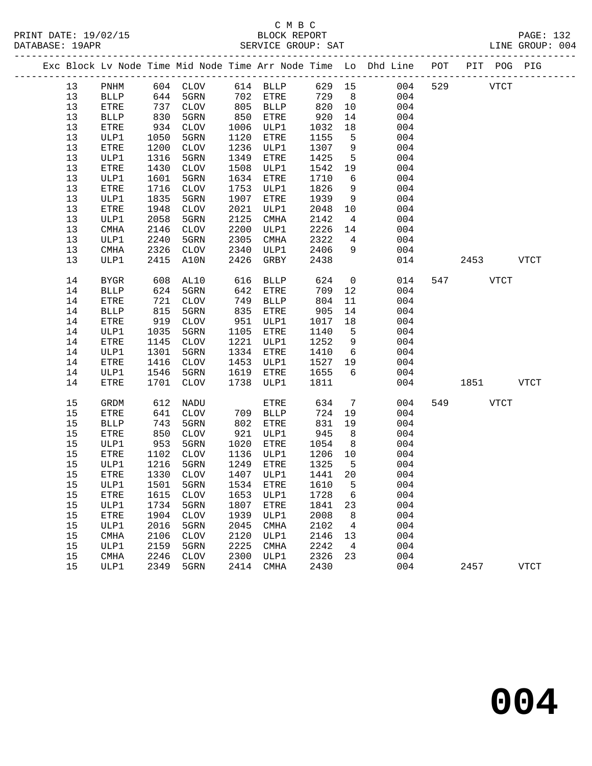C M B C

BLOCK REPORT

SERVICE GROUP: SAT

PRINT DATE: 19/02/15
DATABASE: 19APR
LINE GROUP: 004

| Exc | Block | Lv | Node | Time | Mid Node | Time | Arr Node | Time | Lo | Dhd Line | POT | PIT | POG | PIG |
|---|---|---|---|---|---|---|---|---|---|---|---|---|---|---|
| | 13 | | PNHM | 604 | CLOV | 614 | BLLP | 629 | 15 | 004 | 529 | | VTCT | |
| | 13 | | BLLP | 644 | 5GRN | 702 | ETRE | 729 | 8 | 004 | | | | |
| | 13 | | ETRE | 737 | CLOV | 805 | BLLP | 820 | 10 | 004 | | | | |
| | 13 | | BLLP | 830 | 5GRN | 850 | ETRE | 920 | 14 | 004 | | | | |
| | 13 | | ETRE | 934 | CLOV | 1006 | ULP1 | 1032 | 18 | 004 | | | | |
| | 13 | | ULP1 | 1050 | 5GRN | 1120 | ETRE | 1155 | 5 | 004 | | | | |
| | 13 | | ETRE | 1200 | CLOV | 1236 | ULP1 | 1307 | 9 | 004 | | | | |
| | 13 | | ULP1 | 1316 | 5GRN | 1349 | ETRE | 1425 | 5 | 004 | | | | |
| | 13 | | ETRE | 1430 | CLOV | 1508 | ULP1 | 1542 | 19 | 004 | | | | |
| | 13 | | ULP1 | 1601 | 5GRN | 1634 | ETRE | 1710 | 6 | 004 | | | | |
| | 13 | | ETRE | 1716 | CLOV | 1753 | ULP1 | 1826 | 9 | 004 | | | | |
| | 13 | | ULP1 | 1835 | 5GRN | 1907 | ETRE | 1939 | 9 | 004 | | | | |
| | 13 | | ETRE | 1948 | CLOV | 2021 | ULP1 | 2048 | 10 | 004 | | | | |
| | 13 | | ULP1 | 2058 | 5GRN | 2125 | CMHA | 2142 | 4 | 004 | | | | |
| | 13 | | CMHA | 2146 | CLOV | 2200 | ULP1 | 2226 | 14 | 004 | | | | |
| | 13 | | ULP1 | 2240 | 5GRN | 2305 | CMHA | 2322 | 4 | 004 | | | | |
| | 13 | | CMHA | 2326 | CLOV | 2340 | ULP1 | 2406 | 9 | 004 | | | | |
| | 13 | | ULP1 | 2415 | A10N | 2426 | GRBY | 2438 | | 014 | | 2453 | | VTCT |
| | 14 | | BYGR | 608 | AL10 | 616 | BLLP | 624 | 0 | 014 | 547 | | VTCT | |
| | 14 | | BLLP | 624 | 5GRN | 642 | ETRE | 709 | 12 | 004 | | | | |
| | 14 | | ETRE | 721 | CLOV | 749 | BLLP | 804 | 11 | 004 | | | | |
| | 14 | | BLLP | 815 | 5GRN | 835 | ETRE | 905 | 14 | 004 | | | | |
| | 14 | | ETRE | 919 | CLOV | 951 | ULP1 | 1017 | 18 | 004 | | | | |
| | 14 | | ULP1 | 1035 | 5GRN | 1105 | ETRE | 1140 | 5 | 004 | | | | |
| | 14 | | ETRE | 1145 | CLOV | 1221 | ULP1 | 1252 | 9 | 004 | | | | |
| | 14 | | ULP1 | 1301 | 5GRN | 1334 | ETRE | 1410 | 6 | 004 | | | | |
| | 14 | | ETRE | 1416 | CLOV | 1453 | ULP1 | 1527 | 19 | 004 | | | | |
| | 14 | | ULP1 | 1546 | 5GRN | 1619 | ETRE | 1655 | 6 | 004 | | | | |
| | 14 | | ETRE | 1701 | CLOV | 1738 | ULP1 | 1811 | | 004 | | 1851 | | VTCT |
| | 15 | | GRDM | 612 | NADU | | ETRE | 634 | 7 | 004 | 549 | | VTCT | |
| | 15 | | ETRE | 641 | CLOV | 709 | BLLP | 724 | 19 | 004 | | | | |
| | 15 | | BLLP | 743 | 5GRN | 802 | ETRE | 831 | 19 | 004 | | | | |
| | 15 | | ETRE | 850 | CLOV | 921 | ULP1 | 945 | 8 | 004 | | | | |
| | 15 | | ULP1 | 953 | 5GRN | 1020 | ETRE | 1054 | 8 | 004 | | | | |
| | 15 | | ETRE | 1102 | CLOV | 1136 | ULP1 | 1206 | 10 | 004 | | | | |
| | 15 | | ULP1 | 1216 | 5GRN | 1249 | ETRE | 1325 | 5 | 004 | | | | |
| | 15 | | ETRE | 1330 | CLOV | 1407 | ULP1 | 1441 | 20 | 004 | | | | |
| | 15 | | ULP1 | 1501 | 5GRN | 1534 | ETRE | 1610 | 5 | 004 | | | | |
| | 15 | | ETRE | 1615 | CLOV | 1653 | ULP1 | 1728 | 6 | 004 | | | | |
| | 15 | | ULP1 | 1734 | 5GRN | 1807 | ETRE | 1841 | 23 | 004 | | | | |
| | 15 | | ETRE | 1904 | CLOV | 1939 | ULP1 | 2008 | 8 | 004 | | | | |
| | 15 | | ULP1 | 2016 | 5GRN | 2045 | CMHA | 2102 | 4 | 004 | | | | |
| | 15 | | CMHA | 2106 | CLOV | 2120 | ULP1 | 2146 | 13 | 004 | | | | |
| | 15 | | ULP1 | 2159 | 5GRN | 2225 | CMHA | 2242 | 4 | 004 | | | | |
| | 15 | | CMHA | 2246 | CLOV | 2300 | ULP1 | 2326 | 23 | 004 | | | | |
| | 15 | | ULP1 | 2349 | 5GRN | 2414 | CMHA | 2430 | | 004 | | 2457 | | VTCT |

# 004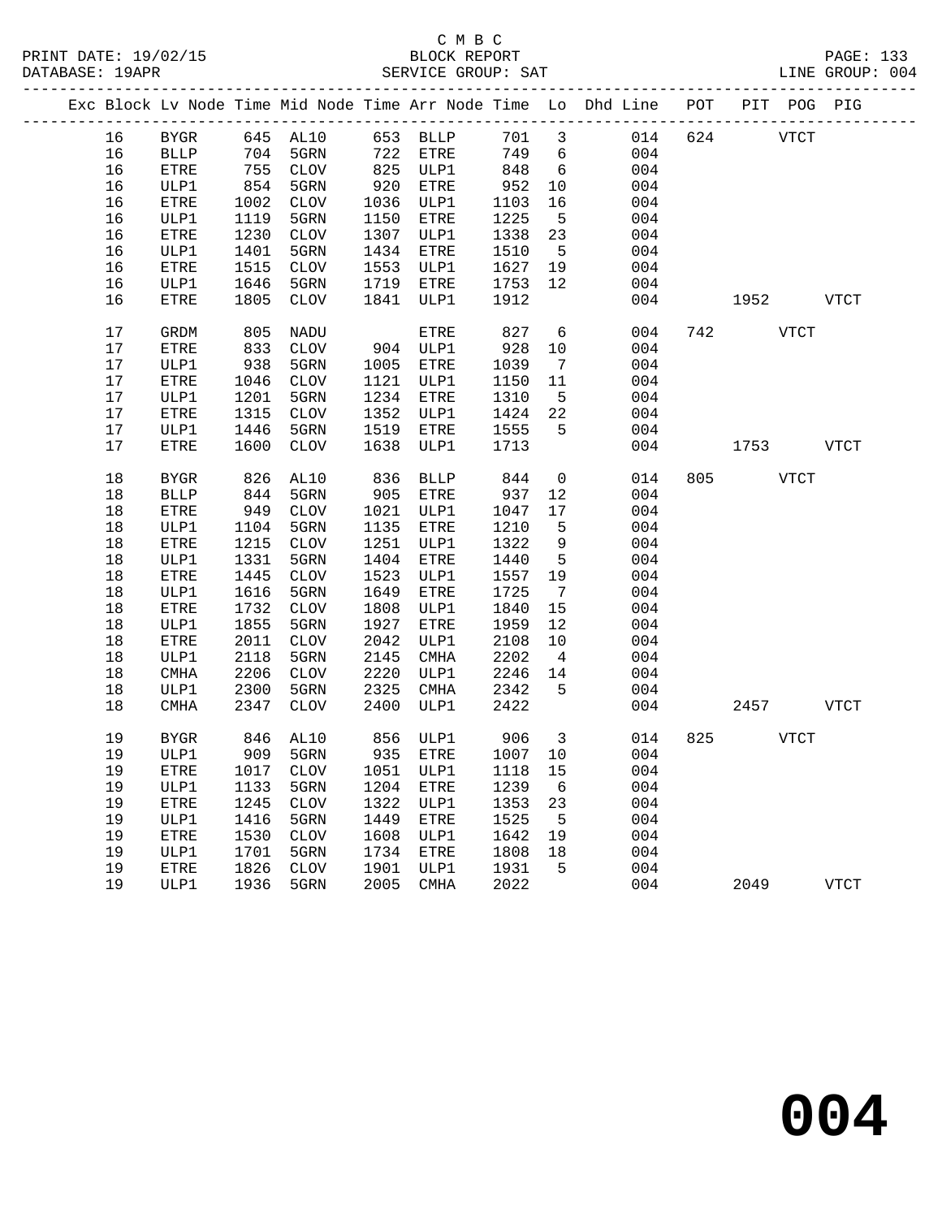C M B C
BLOCK REPORT
SERVICE GROUP: SAT

PRINT DATE: 19/02/15
DATABASE: 19APR
LINE GROUP: 004

| Exc | Block | Lv | Node | Time | Mid Node | Time | Arr Node | Time | Lo | Dhd Line | POT | PIT | POG | PIG |
|---|---|---|---|---|---|---|---|---|---|---|---|---|---|---|
| | 16 | | BYGR | 645 | AL10 | 653 | BLLP | 701 | 3 | 014 | 624 | | VTCT | |
| | 16 | | BLLP | 704 | 5GRN | 722 | ETRE | 749 | 6 | 004 | | | | |
| | 16 | | ETRE | 755 | CLOV | 825 | ULP1 | 848 | 6 | 004 | | | | |
| | 16 | | ULP1 | 854 | 5GRN | 920 | ETRE | 952 | 10 | 004 | | | | |
| | 16 | | ETRE | 1002 | CLOV | 1036 | ULP1 | 1103 | 16 | 004 | | | | |
| | 16 | | ULP1 | 1119 | 5GRN | 1150 | ETRE | 1225 | 5 | 004 | | | | |
| | 16 | | ETRE | 1230 | CLOV | 1307 | ULP1 | 1338 | 23 | 004 | | | | |
| | 16 | | ULP1 | 1401 | 5GRN | 1434 | ETRE | 1510 | 5 | 004 | | | | |
| | 16 | | ETRE | 1515 | CLOV | 1553 | ULP1 | 1627 | 19 | 004 | | | | |
| | 16 | | ULP1 | 1646 | 5GRN | 1719 | ETRE | 1753 | 12 | 004 | | | | |
| | 16 | | ETRE | 1805 | CLOV | 1841 | ULP1 | 1912 | | 004 | | 1952 | | VTCT |
| | 17 | | GRDM | 805 | NADU | | ETRE | 827 | 6 | 004 | 742 | | VTCT | |
| | 17 | | ETRE | 833 | CLOV | 904 | ULP1 | 928 | 10 | 004 | | | | |
| | 17 | | ULP1 | 938 | 5GRN | 1005 | ETRE | 1039 | 7 | 004 | | | | |
| | 17 | | ETRE | 1046 | CLOV | 1121 | ULP1 | 1150 | 11 | 004 | | | | |
| | 17 | | ULP1 | 1201 | 5GRN | 1234 | ETRE | 1310 | 5 | 004 | | | | |
| | 17 | | ETRE | 1315 | CLOV | 1352 | ULP1 | 1424 | 22 | 004 | | | | |
| | 17 | | ULP1 | 1446 | 5GRN | 1519 | ETRE | 1555 | 5 | 004 | | | | |
| | 17 | | ETRE | 1600 | CLOV | 1638 | ULP1 | 1713 | | 004 | | 1753 | | VTCT |
| | 18 | | BYGR | 826 | AL10 | 836 | BLLP | 844 | 0 | 014 | 805 | | VTCT | |
| | 18 | | BLLP | 844 | 5GRN | 905 | ETRE | 937 | 12 | 004 | | | | |
| | 18 | | ETRE | 949 | CLOV | 1021 | ULP1 | 1047 | 17 | 004 | | | | |
| | 18 | | ULP1 | 1104 | 5GRN | 1135 | ETRE | 1210 | 5 | 004 | | | | |
| | 18 | | ETRE | 1215 | CLOV | 1251 | ULP1 | 1322 | 9 | 004 | | | | |
| | 18 | | ULP1 | 1331 | 5GRN | 1404 | ETRE | 1440 | 5 | 004 | | | | |
| | 18 | | ETRE | 1445 | CLOV | 1523 | ULP1 | 1557 | 19 | 004 | | | | |
| | 18 | | ULP1 | 1616 | 5GRN | 1649 | ETRE | 1725 | 7 | 004 | | | | |
| | 18 | | ETRE | 1732 | CLOV | 1808 | ULP1 | 1840 | 15 | 004 | | | | |
| | 18 | | ULP1 | 1855 | 5GRN | 1927 | ETRE | 1959 | 12 | 004 | | | | |
| | 18 | | ETRE | 2011 | CLOV | 2042 | ULP1 | 2108 | 10 | 004 | | | | |
| | 18 | | ULP1 | 2118 | 5GRN | 2145 | CMHA | 2202 | 4 | 004 | | | | |
| | 18 | | CMHA | 2206 | CLOV | 2220 | ULP1 | 2246 | 14 | 004 | | | | |
| | 18 | | ULP1 | 2300 | 5GRN | 2325 | CMHA | 2342 | 5 | 004 | | | | |
| | 18 | | CMHA | 2347 | CLOV | 2400 | ULP1 | 2422 | | 004 | | 2457 | | VTCT |
| | 19 | | BYGR | 846 | AL10 | 856 | ULP1 | 906 | 3 | 014 | 825 | | VTCT | |
| | 19 | | ULP1 | 909 | 5GRN | 935 | ETRE | 1007 | 10 | 004 | | | | |
| | 19 | | ETRE | 1017 | CLOV | 1051 | ULP1 | 1118 | 15 | 004 | | | | |
| | 19 | | ULP1 | 1133 | 5GRN | 1204 | ETRE | 1239 | 6 | 004 | | | | |
| | 19 | | ETRE | 1245 | CLOV | 1322 | ULP1 | 1353 | 23 | 004 | | | | |
| | 19 | | ULP1 | 1416 | 5GRN | 1449 | ETRE | 1525 | 5 | 004 | | | | |
| | 19 | | ETRE | 1530 | CLOV | 1608 | ULP1 | 1642 | 19 | 004 | | | | |
| | 19 | | ULP1 | 1701 | 5GRN | 1734 | ETRE | 1808 | 18 | 004 | | | | |
| | 19 | | ETRE | 1826 | CLOV | 1901 | ULP1 | 1931 | 5 | 004 | | | | |
| | 19 | | ULP1 | 1936 | 5GRN | 2005 | CMHA | 2022 | | 004 | | 2049 | | VTCT |

# 004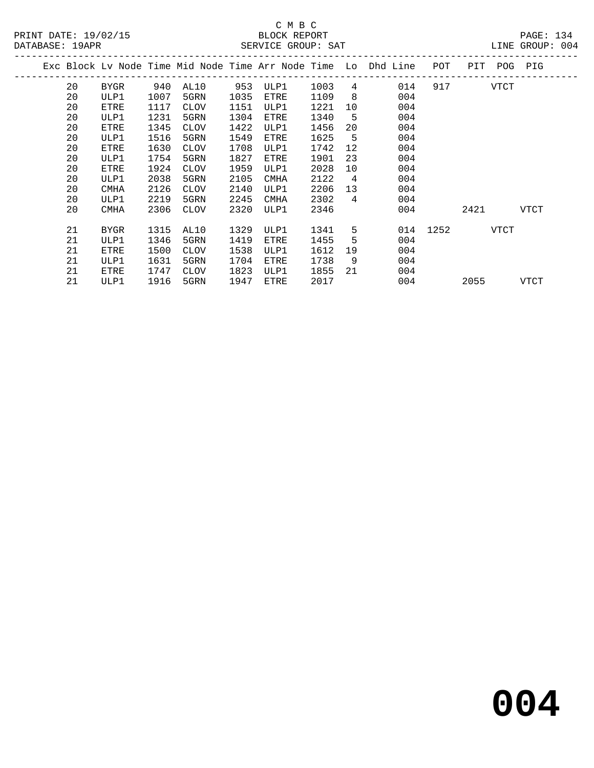C M B C

BLOCK REPORT

SERVICE GROUP: SAT

LINE GROUP: 004

| Exc | Block | Lv Node | Time | Mid Node | Time | Arr Node | Time | Lo | Dhd Line | POT | PIT | POG | PIG |
|---|---|---|---|---|---|---|---|---|---|---|---|---|---|
| | 20 | BYGR | 940 | AL10 | 953 | ULP1 | 1003 | 4 | 014 | 917 | | VTCT | |
| | 20 | ULP1 | 1007 | 5GRN | 1035 | ETRE | 1109 | 8 | 004 | | | | |
| | 20 | ETRE | 1117 | CLOV | 1151 | ULP1 | 1221 | 10 | 004 | | | | |
| | 20 | ULP1 | 1231 | 5GRN | 1304 | ETRE | 1340 | 5 | 004 | | | | |
| | 20 | ETRE | 1345 | CLOV | 1422 | ULP1 | 1456 | 20 | 004 | | | | |
| | 20 | ULP1 | 1516 | 5GRN | 1549 | ETRE | 1625 | 5 | 004 | | | | |
| | 20 | ETRE | 1630 | CLOV | 1708 | ULP1 | 1742 | 12 | 004 | | | | |
| | 20 | ULP1 | 1754 | 5GRN | 1827 | ETRE | 1901 | 23 | 004 | | | | |
| | 20 | ETRE | 1924 | CLOV | 1959 | ULP1 | 2028 | 10 | 004 | | | | |
| | 20 | ULP1 | 2038 | 5GRN | 2105 | CMHA | 2122 | 4 | 004 | | | | |
| | 20 | CMHA | 2126 | CLOV | 2140 | ULP1 | 2206 | 13 | 004 | | | | |
| | 20 | ULP1 | 2219 | 5GRN | 2245 | CMHA | 2302 | 4 | 004 | | | | |
| | 20 | CMHA | 2306 | CLOV | 2320 | ULP1 | 2346 | | 004 | | 2421 | | VTCT |
| | 21 | BYGR | 1315 | AL10 | 1329 | ULP1 | 1341 | 5 | 014 | 1252 | | VTCT | |
| | 21 | ULP1 | 1346 | 5GRN | 1419 | ETRE | 1455 | 5 | 004 | | | | |
| | 21 | ETRE | 1500 | CLOV | 1538 | ULP1 | 1612 | 19 | 004 | | | | |
| | 21 | ULP1 | 1631 | 5GRN | 1704 | ETRE | 1738 | 9 | 004 | | | | |
| | 21 | ETRE | 1747 | CLOV | 1823 | ULP1 | 1855 | 21 | 004 | | | | |
| | 21 | ULP1 | 1916 | 5GRN | 1947 | ETRE | 2017 | | 004 | | 2055 | | VTCT |

# 004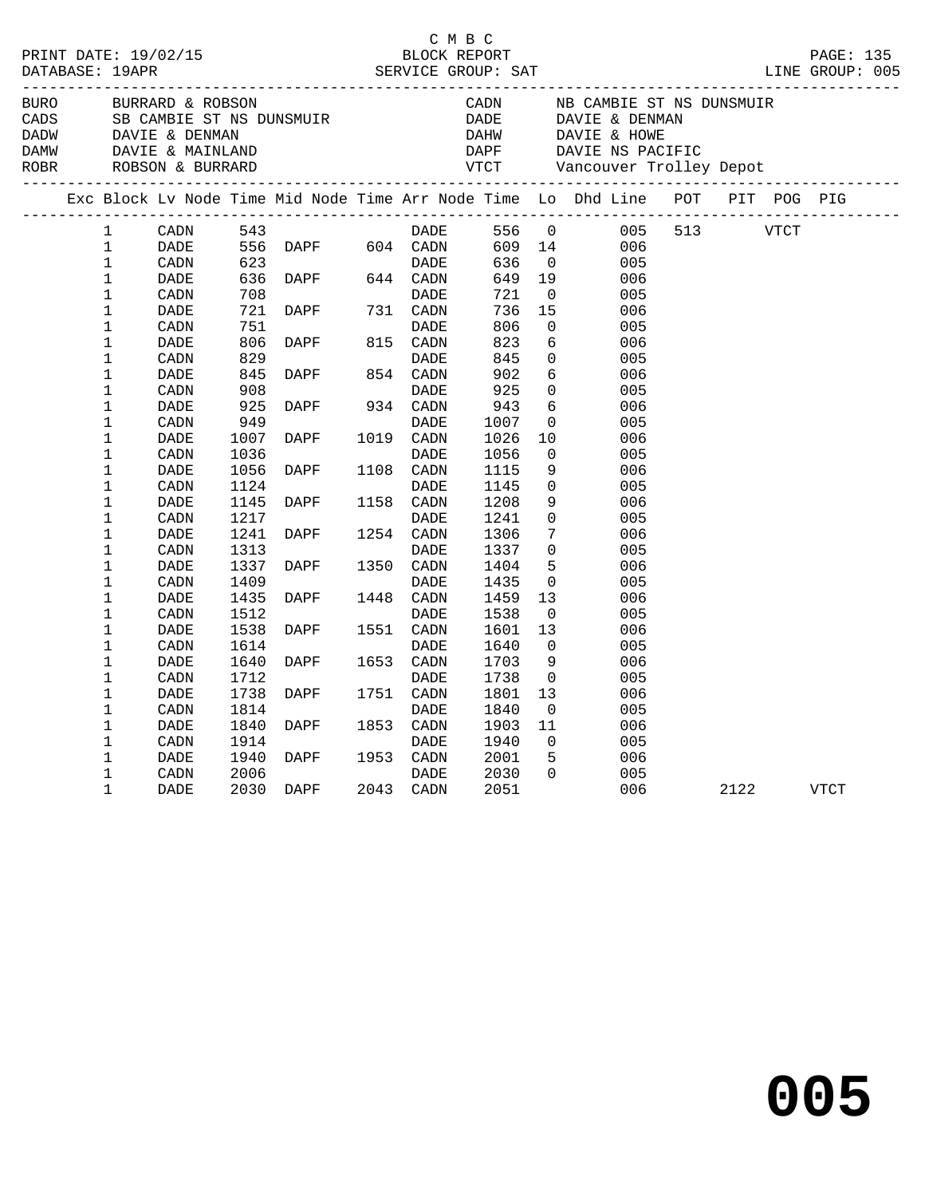C M B C

PRINT DATE: 19/02/15 BLOCK REPORT
DATABASE: 19APR SERVICE GROUP: SAT LINE GROUP: 005

| Code | Description | Code | Description |
|---|---|---|---|
| BURO | BURRARD & ROBSON | CADN | NB CAMBIE ST NS DUNSMUIR |
| CADS | SB CAMBIE ST NS DUNSMUIR | DADE | DAVIE & DENMAN |
| DADW | DAVIE & DENMAN | DAHW | DAVIE & HOWE |
| DAMW | DAVIE & MAINLAND | DAPF | DAVIE NS PACIFIC |
| ROBR | ROBSON & BURRARD | VTCT | Vancouver Trolley Depot |

| Exc | Block | Lv Node | Time | Mid Node | Time | Arr Node | Time | Lo | Dhd Line | POT | PIT | POG | PIG |
|---|---|---|---|---|---|---|---|---|---|---|---|---|---|
| | 1 | CADN | 543 | | | DADE | 556 | 0 | 005 | 513 | | VTCT | |
| | 1 | DADE | 556 | DAPF | 604 | CADN | 609 | 14 | 006 | | | | |
| | 1 | CADN | 623 | | | DADE | 636 | 0 | 005 | | | | |
| | 1 | DADE | 636 | DAPF | 644 | CADN | 649 | 19 | 006 | | | | |
| | 1 | CADN | 708 | | | DADE | 721 | 0 | 005 | | | | |
| | 1 | DADE | 721 | DAPF | 731 | CADN | 736 | 15 | 006 | | | | |
| | 1 | CADN | 751 | | | DADE | 806 | 0 | 005 | | | | |
| | 1 | DADE | 806 | DAPF | 815 | CADN | 823 | 6 | 006 | | | | |
| | 1 | CADN | 829 | | | DADE | 845 | 0 | 005 | | | | |
| | 1 | DADE | 845 | DAPF | 854 | CADN | 902 | 6 | 006 | | | | |
| | 1 | CADN | 908 | | | DADE | 925 | 0 | 005 | | | | |
| | 1 | DADE | 925 | DAPF | 934 | CADN | 943 | 6 | 006 | | | | |
| | 1 | CADN | 949 | | | DADE | 1007 | 0 | 005 | | | | |
| | 1 | DADE | 1007 | DAPF | 1019 | CADN | 1026 | 10 | 006 | | | | |
| | 1 | CADN | 1036 | | | DADE | 1056 | 0 | 005 | | | | |
| | 1 | DADE | 1056 | DAPF | 1108 | CADN | 1115 | 9 | 006 | | | | |
| | 1 | CADN | 1124 | | | DADE | 1145 | 0 | 005 | | | | |
| | 1 | DADE | 1145 | DAPF | 1158 | CADN | 1208 | 9 | 006 | | | | |
| | 1 | CADN | 1217 | | | DADE | 1241 | 0 | 005 | | | | |
| | 1 | DADE | 1241 | DAPF | 1254 | CADN | 1306 | 7 | 006 | | | | |
| | 1 | CADN | 1313 | | | DADE | 1337 | 0 | 005 | | | | |
| | 1 | DADE | 1337 | DAPF | 1350 | CADN | 1404 | 5 | 006 | | | | |
| | 1 | CADN | 1409 | | | DADE | 1435 | 0 | 005 | | | | |
| | 1 | DADE | 1435 | DAPF | 1448 | CADN | 1459 | 13 | 006 | | | | |
| | 1 | CADN | 1512 | | | DADE | 1538 | 0 | 005 | | | | |
| | 1 | DADE | 1538 | DAPF | 1551 | CADN | 1601 | 13 | 006 | | | | |
| | 1 | CADN | 1614 | | | DADE | 1640 | 0 | 005 | | | | |
| | 1 | DADE | 1640 | DAPF | 1653 | CADN | 1703 | 9 | 006 | | | | |
| | 1 | CADN | 1712 | | | DADE | 1738 | 0 | 005 | | | | |
| | 1 | DADE | 1738 | DAPF | 1751 | CADN | 1801 | 13 | 006 | | | | |
| | 1 | CADN | 1814 | | | DADE | 1840 | 0 | 005 | | | | |
| | 1 | DADE | 1840 | DAPF | 1853 | CADN | 1903 | 11 | 006 | | | | |
| | 1 | CADN | 1914 | | | DADE | 1940 | 0 | 005 | | | | |
| | 1 | DADE | 1940 | DAPF | 1953 | CADN | 2001 | 5 | 006 | | | | |
| | 1 | CADN | 2006 | | | DADE | 2030 | 0 | 005 | | | | |
| | 1 | DADE | 2030 | DAPF | 2043 | CADN | 2051 | | 006 | | 2122 | | VTCT |

# 005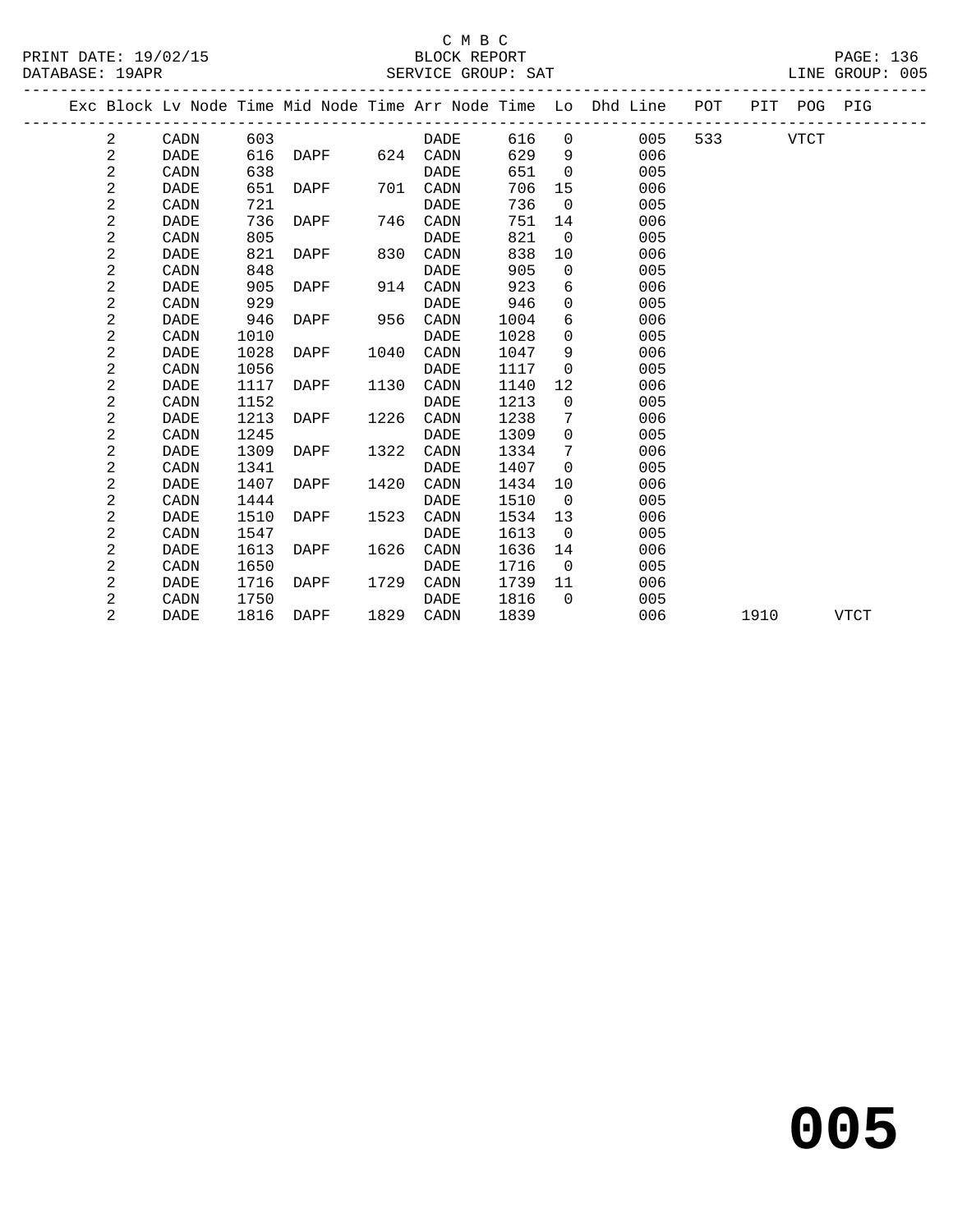C M B C

BLOCK REPORT

SERVICE GROUP: SAT

PRINT DATE: 19/02/15
DATABASE: 19APR
LINE GROUP: 005

| Exc | Block | Lv Node | Time | Mid Node | Time | Arr Node | Time | Lo | Dhd Line | POT | PIT | POG | PIG |
|---|---|---|---|---|---|---|---|---|---|---|---|---|---|
| | 2 | CADN | 603 | | | DADE | 616 | 0 | 005 | 533 | | VTCT | |
| | 2 | DADE | 616 | DAPF | 624 | CADN | 629 | 9 | 006 | | | | |
| | 2 | CADN | 638 | | | DADE | 651 | 0 | 005 | | | | |
| | 2 | DADE | 651 | DAPF | 701 | CADN | 706 | 15 | 006 | | | | |
| | 2 | CADN | 721 | | | DADE | 736 | 0 | 005 | | | | |
| | 2 | DADE | 736 | DAPF | 746 | CADN | 751 | 14 | 006 | | | | |
| | 2 | CADN | 805 | | | DADE | 821 | 0 | 005 | | | | |
| | 2 | DADE | 821 | DAPF | 830 | CADN | 838 | 10 | 006 | | | | |
| | 2 | CADN | 848 | | | DADE | 905 | 0 | 005 | | | | |
| | 2 | DADE | 905 | DAPF | 914 | CADN | 923 | 6 | 006 | | | | |
| | 2 | CADN | 929 | | | DADE | 946 | 0 | 005 | | | | |
| | 2 | DADE | 946 | DAPF | 956 | CADN | 1004 | 6 | 006 | | | | |
| | 2 | CADN | 1010 | | | DADE | 1028 | 0 | 005 | | | | |
| | 2 | DADE | 1028 | DAPF | 1040 | CADN | 1047 | 9 | 006 | | | | |
| | 2 | CADN | 1056 | | | DADE | 1117 | 0 | 005 | | | | |
| | 2 | DADE | 1117 | DAPF | 1130 | CADN | 1140 | 12 | 006 | | | | |
| | 2 | CADN | 1152 | | | DADE | 1213 | 0 | 005 | | | | |
| | 2 | DADE | 1213 | DAPF | 1226 | CADN | 1238 | 7 | 006 | | | | |
| | 2 | CADN | 1245 | | | DADE | 1309 | 0 | 005 | | | | |
| | 2 | DADE | 1309 | DAPF | 1322 | CADN | 1334 | 7 | 006 | | | | |
| | 2 | CADN | 1341 | | | DADE | 1407 | 0 | 005 | | | | |
| | 2 | DADE | 1407 | DAPF | 1420 | CADN | 1434 | 10 | 006 | | | | |
| | 2 | CADN | 1444 | | | DADE | 1510 | 0 | 005 | | | | |
| | 2 | DADE | 1510 | DAPF | 1523 | CADN | 1534 | 13 | 006 | | | | |
| | 2 | CADN | 1547 | | | DADE | 1613 | 0 | 005 | | | | |
| | 2 | DADE | 1613 | DAPF | 1626 | CADN | 1636 | 14 | 006 | | | | |
| | 2 | CADN | 1650 | | | DADE | 1716 | 0 | 005 | | | | |
| | 2 | DADE | 1716 | DAPF | 1729 | CADN | 1739 | 11 | 006 | | | | |
| | 2 | CADN | 1750 | | | DADE | 1816 | 0 | 005 | | | | |
| | 2 | DADE | 1816 | DAPF | 1829 | CADN | 1839 | | 006 | | 1910 | | VTCT |

# 005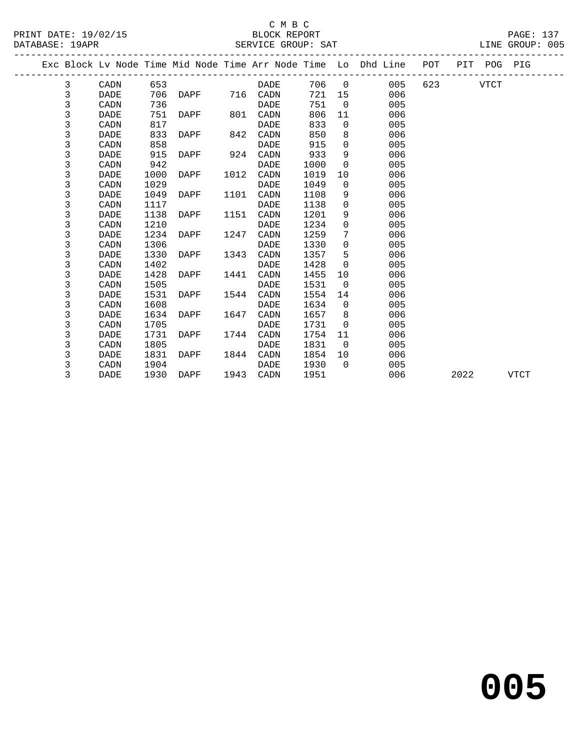C M B C

BLOCK REPORT

SERVICE GROUP: SAT

PRINT DATE: 19/02/15
DATABASE: 19APR
LINE GROUP: 005

| Exc | Block | Lv Node | Time | Mid Node | Time | Arr Node | Time | Lo | Dhd Line | POT | PIT | POG | PIG |
|---|---|---|---|---|---|---|---|---|---|---|---|---|---|
| | 3 | CADN | 653 | | | DADE | 706 | 0 | 005 | 623 | | VTCT | |
| | 3 | DADE | 706 | DAPF | 716 | CADN | 721 | 15 | 006 | | | | |
| | 3 | CADN | 736 | | | DADE | 751 | 0 | 005 | | | | |
| | 3 | DADE | 751 | DAPF | 801 | CADN | 806 | 11 | 006 | | | | |
| | 3 | CADN | 817 | | | DADE | 833 | 0 | 005 | | | | |
| | 3 | DADE | 833 | DAPF | 842 | CADN | 850 | 8 | 006 | | | | |
| | 3 | CADN | 858 | | | DADE | 915 | 0 | 005 | | | | |
| | 3 | DADE | 915 | DAPF | 924 | CADN | 933 | 9 | 006 | | | | |
| | 3 | CADN | 942 | | | DADE | 1000 | 0 | 005 | | | | |
| | 3 | DADE | 1000 | DAPF | 1012 | CADN | 1019 | 10 | 006 | | | | |
| | 3 | CADN | 1029 | | | DADE | 1049 | 0 | 005 | | | | |
| | 3 | DADE | 1049 | DAPF | 1101 | CADN | 1108 | 9 | 006 | | | | |
| | 3 | CADN | 1117 | | | DADE | 1138 | 0 | 005 | | | | |
| | 3 | DADE | 1138 | DAPF | 1151 | CADN | 1201 | 9 | 006 | | | | |
| | 3 | CADN | 1210 | | | DADE | 1234 | 0 | 005 | | | | |
| | 3 | DADE | 1234 | DAPF | 1247 | CADN | 1259 | 7 | 006 | | | | |
| | 3 | CADN | 1306 | | | DADE | 1330 | 0 | 005 | | | | |
| | 3 | DADE | 1330 | DAPF | 1343 | CADN | 1357 | 5 | 006 | | | | |
| | 3 | CADN | 1402 | | | DADE | 1428 | 0 | 005 | | | | |
| | 3 | DADE | 1428 | DAPF | 1441 | CADN | 1455 | 10 | 006 | | | | |
| | 3 | CADN | 1505 | | | DADE | 1531 | 0 | 005 | | | | |
| | 3 | DADE | 1531 | DAPF | 1544 | CADN | 1554 | 14 | 006 | | | | |
| | 3 | CADN | 1608 | | | DADE | 1634 | 0 | 005 | | | | |
| | 3 | DADE | 1634 | DAPF | 1647 | CADN | 1657 | 8 | 006 | | | | |
| | 3 | CADN | 1705 | | | DADE | 1731 | 0 | 005 | | | | |
| | 3 | DADE | 1731 | DAPF | 1744 | CADN | 1754 | 11 | 006 | | | | |
| | 3 | CADN | 1805 | | | DADE | 1831 | 0 | 005 | | | | |
| | 3 | DADE | 1831 | DAPF | 1844 | CADN | 1854 | 10 | 006 | | | | |
| | 3 | CADN | 1904 | | | DADE | 1930 | 0 | 005 | | | | |
| | 3 | DADE | 1930 | DAPF | 1943 | CADN | 1951 | | 006 | | 2022 | | VTCT |

# 005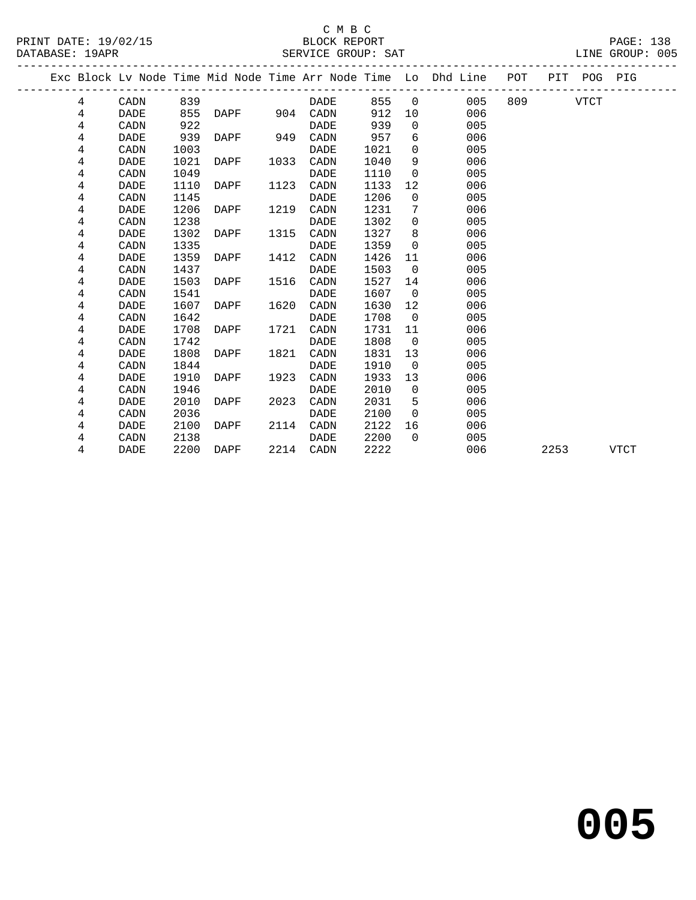C M B C

BLOCK REPORT

PRINT DATE: 19/02/15 · DATABASE: 19APR · SERVICE GROUP: SAT · LINE GROUP: 005

| Exc | Block | Lv Node | Time | Mid Node | Time | Arr Node | Time | Lo | Dhd Line | POT | PIT | POG | PIG |
|---|---|---|---|---|---|---|---|---|---|---|---|---|---|
| | 4 | CADN | 839 | | | DADE | 855 | 0 | 005 | 809 | | VTCT | |
| | 4 | DADE | 855 | DAPF | 904 | CADN | 912 | 10 | 006 | | | | |
| | 4 | CADN | 922 | | | DADE | 939 | 0 | 005 | | | | |
| | 4 | DADE | 939 | DAPF | 949 | CADN | 957 | 6 | 006 | | | | |
| | 4 | CADN | 1003 | | | DADE | 1021 | 0 | 005 | | | | |
| | 4 | DADE | 1021 | DAPF | 1033 | CADN | 1040 | 9 | 006 | | | | |
| | 4 | CADN | 1049 | | | DADE | 1110 | 0 | 005 | | | | |
| | 4 | DADE | 1110 | DAPF | 1123 | CADN | 1133 | 12 | 006 | | | | |
| | 4 | CADN | 1145 | | | DADE | 1206 | 0 | 005 | | | | |
| | 4 | DADE | 1206 | DAPF | 1219 | CADN | 1231 | 7 | 006 | | | | |
| | 4 | CADN | 1238 | | | DADE | 1302 | 0 | 005 | | | | |
| | 4 | DADE | 1302 | DAPF | 1315 | CADN | 1327 | 8 | 006 | | | | |
| | 4 | CADN | 1335 | | | DADE | 1359 | 0 | 005 | | | | |
| | 4 | DADE | 1359 | DAPF | 1412 | CADN | 1426 | 11 | 006 | | | | |
| | 4 | CADN | 1437 | | | DADE | 1503 | 0 | 005 | | | | |
| | 4 | DADE | 1503 | DAPF | 1516 | CADN | 1527 | 14 | 006 | | | | |
| | 4 | CADN | 1541 | | | DADE | 1607 | 0 | 005 | | | | |
| | 4 | DADE | 1607 | DAPF | 1620 | CADN | 1630 | 12 | 006 | | | | |
| | 4 | CADN | 1642 | | | DADE | 1708 | 0 | 005 | | | | |
| | 4 | DADE | 1708 | DAPF | 1721 | CADN | 1731 | 11 | 006 | | | | |
| | 4 | CADN | 1742 | | | DADE | 1808 | 0 | 005 | | | | |
| | 4 | DADE | 1808 | DAPF | 1821 | CADN | 1831 | 13 | 006 | | | | |
| | 4 | CADN | 1844 | | | DADE | 1910 | 0 | 005 | | | | |
| | 4 | DADE | 1910 | DAPF | 1923 | CADN | 1933 | 13 | 006 | | | | |
| | 4 | CADN | 1946 | | | DADE | 2010 | 0 | 005 | | | | |
| | 4 | DADE | 2010 | DAPF | 2023 | CADN | 2031 | 5 | 006 | | | | |
| | 4 | CADN | 2036 | | | DADE | 2100 | 0 | 005 | | | | |
| | 4 | DADE | 2100 | DAPF | 2114 | CADN | 2122 | 16 | 006 | | | | |
| | 4 | CADN | 2138 | | | DADE | 2200 | 0 | 005 | | | | |
| | 4 | DADE | 2200 | DAPF | 2214 | CADN | 2222 | | 006 | | 2253 | | VTCT |

**005**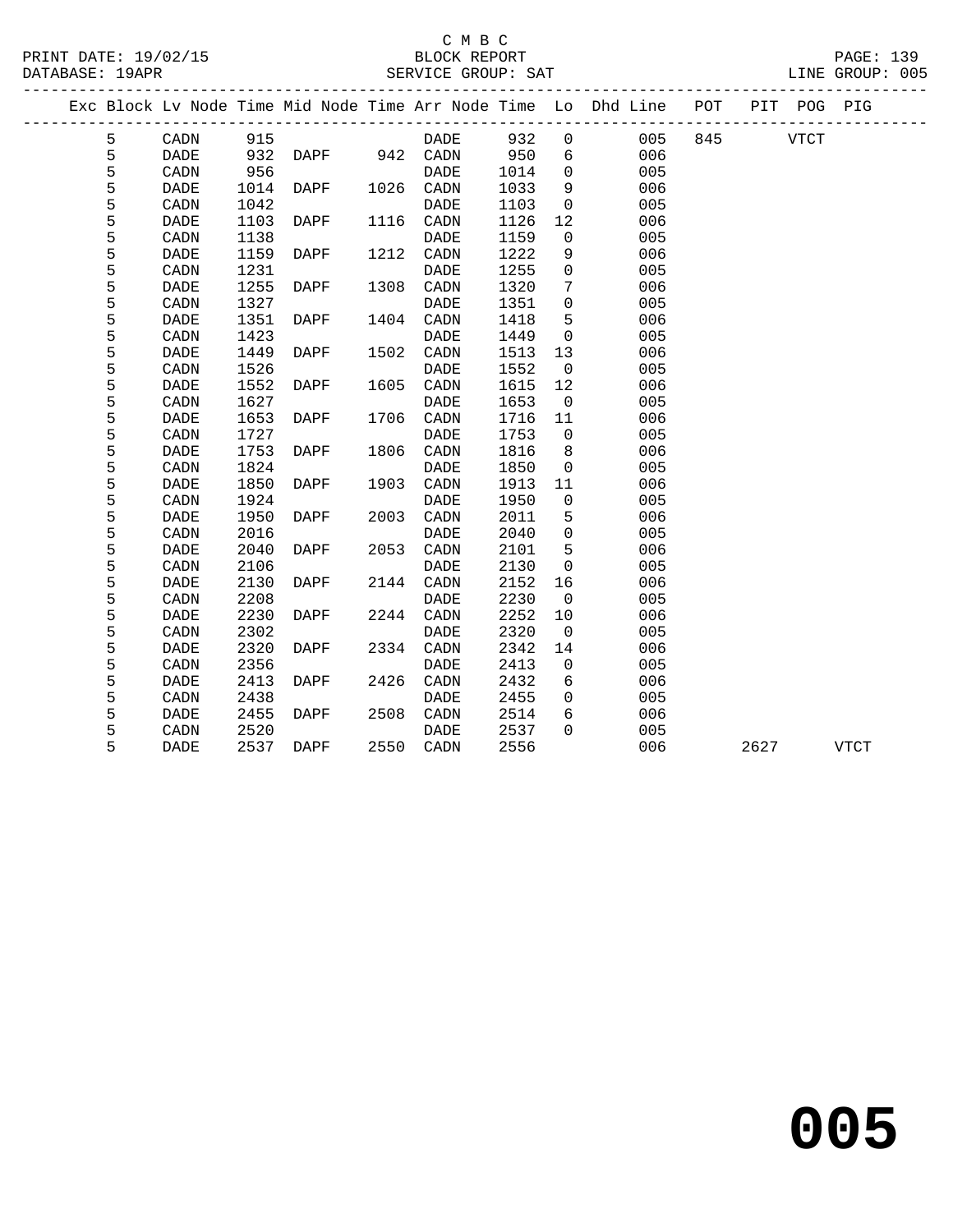C M B C
BLOCK REPORT
SERVICE GROUP: SAT

PRINT DATE: 19/02/15
DATABASE: 19APR
LINE GROUP: 005

| Exc | Block | Lv Node | Time | Mid Node | Time | Arr Node | Time | Lo | Dhd Line | POT | PIT | POG | PIG |
|---|---|---|---|---|---|---|---|---|---|---|---|---|---|
| | 5 | CADN | 915 | | | DADE | 932 | 0 | 005 | 845 | | VTCT | |
| | 5 | DADE | 932 | DAPF | 942 | CADN | 950 | 6 | 006 | | | | |
| | 5 | CADN | 956 | | | DADE | 1014 | 0 | 005 | | | | |
| | 5 | DADE | 1014 | DAPF | 1026 | CADN | 1033 | 9 | 006 | | | | |
| | 5 | CADN | 1042 | | | DADE | 1103 | 0 | 005 | | | | |
| | 5 | DADE | 1103 | DAPF | 1116 | CADN | 1126 | 12 | 006 | | | | |
| | 5 | CADN | 1138 | | | DADE | 1159 | 0 | 005 | | | | |
| | 5 | DADE | 1159 | DAPF | 1212 | CADN | 1222 | 9 | 006 | | | | |
| | 5 | CADN | 1231 | | | DADE | 1255 | 0 | 005 | | | | |
| | 5 | DADE | 1255 | DAPF | 1308 | CADN | 1320 | 7 | 006 | | | | |
| | 5 | CADN | 1327 | | | DADE | 1351 | 0 | 005 | | | | |
| | 5 | DADE | 1351 | DAPF | 1404 | CADN | 1418 | 5 | 006 | | | | |
| | 5 | CADN | 1423 | | | DADE | 1449 | 0 | 005 | | | | |
| | 5 | DADE | 1449 | DAPF | 1502 | CADN | 1513 | 13 | 006 | | | | |
| | 5 | CADN | 1526 | | | DADE | 1552 | 0 | 005 | | | | |
| | 5 | DADE | 1552 | DAPF | 1605 | CADN | 1615 | 12 | 006 | | | | |
| | 5 | CADN | 1627 | | | DADE | 1653 | 0 | 005 | | | | |
| | 5 | DADE | 1653 | DAPF | 1706 | CADN | 1716 | 11 | 006 | | | | |
| | 5 | CADN | 1727 | | | DADE | 1753 | 0 | 005 | | | | |
| | 5 | DADE | 1753 | DAPF | 1806 | CADN | 1816 | 8 | 006 | | | | |
| | 5 | CADN | 1824 | | | DADE | 1850 | 0 | 005 | | | | |
| | 5 | DADE | 1850 | DAPF | 1903 | CADN | 1913 | 11 | 006 | | | | |
| | 5 | CADN | 1924 | | | DADE | 1950 | 0 | 005 | | | | |
| | 5 | DADE | 1950 | DAPF | 2003 | CADN | 2011 | 5 | 006 | | | | |
| | 5 | CADN | 2016 | | | DADE | 2040 | 0 | 005 | | | | |
| | 5 | DADE | 2040 | DAPF | 2053 | CADN | 2101 | 5 | 006 | | | | |
| | 5 | CADN | 2106 | | | DADE | 2130 | 0 | 005 | | | | |
| | 5 | DADE | 2130 | DAPF | 2144 | CADN | 2152 | 16 | 006 | | | | |
| | 5 | CADN | 2208 | | | DADE | 2230 | 0 | 005 | | | | |
| | 5 | DADE | 2230 | DAPF | 2244 | CADN | 2252 | 10 | 006 | | | | |
| | 5 | CADN | 2302 | | | DADE | 2320 | 0 | 005 | | | | |
| | 5 | DADE | 2320 | DAPF | 2334 | CADN | 2342 | 14 | 006 | | | | |
| | 5 | CADN | 2356 | | | DADE | 2413 | 0 | 005 | | | | |
| | 5 | DADE | 2413 | DAPF | 2426 | CADN | 2432 | 6 | 006 | | | | |
| | 5 | CADN | 2438 | | | DADE | 2455 | 0 | 005 | | | | |
| | 5 | DADE | 2455 | DAPF | 2508 | CADN | 2514 | 6 | 006 | | | | |
| | 5 | CADN | 2520 | | | DADE | 2537 | 0 | 005 | | | | |
| | 5 | DADE | 2537 | DAPF | 2550 | CADN | 2556 | | 006 | | 2627 | | VTCT |

# 005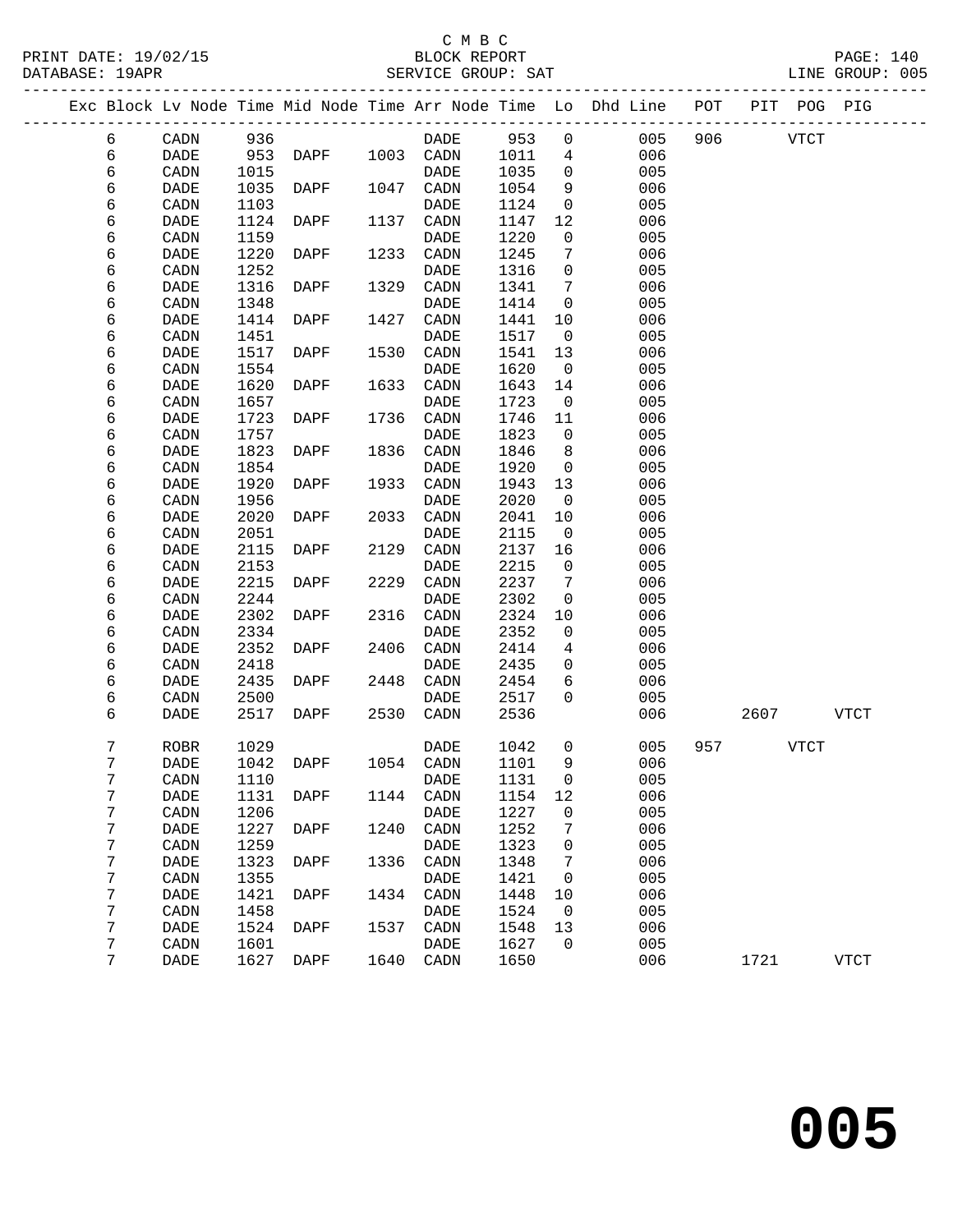C M B C

BLOCK REPORT

SERVICE GROUP: SAT

PRINT DATE: 19/02/15
DATABASE: 19APR

LINE GROUP: 005

| Exc | Block | Lv | Node | Time | Mid | Node | Time | Arr | Node | Time | Lo | Dhd | Line | POT | PIT | POG | PIG |
|---|---|---|---|---|---|---|---|---|---|---|---|---|---|---|---|---|---|
| | 6 | | CADN | 936 | | | | | DADE | 953 | 0 | | 005 | 906 | | VTCT | |
| | 6 | | DADE | 953 | | DAPF | 1003 | | CADN | 1011 | 4 | | 006 | | | | |
| | 6 | | CADN | 1015 | | | | | DADE | 1035 | 0 | | 005 | | | | |
| | 6 | | DADE | 1035 | | DAPF | 1047 | | CADN | 1054 | 9 | | 006 | | | | |
| | 6 | | CADN | 1103 | | | | | DADE | 1124 | 0 | | 005 | | | | |
| | 6 | | DADE | 1124 | | DAPF | 1137 | | CADN | 1147 | 12 | | 006 | | | | |
| | 6 | | CADN | 1159 | | | | | DADE | 1220 | 0 | | 005 | | | | |
| | 6 | | DADE | 1220 | | DAPF | 1233 | | CADN | 1245 | 7 | | 006 | | | | |
| | 6 | | CADN | 1252 | | | | | DADE | 1316 | 0 | | 005 | | | | |
| | 6 | | DADE | 1316 | | DAPF | 1329 | | CADN | 1341 | 7 | | 006 | | | | |
| | 6 | | CADN | 1348 | | | | | DADE | 1414 | 0 | | 005 | | | | |
| | 6 | | DADE | 1414 | | DAPF | 1427 | | CADN | 1441 | 10 | | 006 | | | | |
| | 6 | | CADN | 1451 | | | | | DADE | 1517 | 0 | | 005 | | | | |
| | 6 | | DADE | 1517 | | DAPF | 1530 | | CADN | 1541 | 13 | | 006 | | | | |
| | 6 | | CADN | 1554 | | | | | DADE | 1620 | 0 | | 005 | | | | |
| | 6 | | DADE | 1620 | | DAPF | 1633 | | CADN | 1643 | 14 | | 006 | | | | |
| | 6 | | CADN | 1657 | | | | | DADE | 1723 | 0 | | 005 | | | | |
| | 6 | | DADE | 1723 | | DAPF | 1736 | | CADN | 1746 | 11 | | 006 | | | | |
| | 6 | | CADN | 1757 | | | | | DADE | 1823 | 0 | | 005 | | | | |
| | 6 | | DADE | 1823 | | DAPF | 1836 | | CADN | 1846 | 8 | | 006 | | | | |
| | 6 | | CADN | 1854 | | | | | DADE | 1920 | 0 | | 005 | | | | |
| | 6 | | DADE | 1920 | | DAPF | 1933 | | CADN | 1943 | 13 | | 006 | | | | |
| | 6 | | CADN | 1956 | | | | | DADE | 2020 | 0 | | 005 | | | | |
| | 6 | | DADE | 2020 | | DAPF | 2033 | | CADN | 2041 | 10 | | 006 | | | | |
| | 6 | | CADN | 2051 | | | | | DADE | 2115 | 0 | | 005 | | | | |
| | 6 | | DADE | 2115 | | DAPF | 2129 | | CADN | 2137 | 16 | | 006 | | | | |
| | 6 | | CADN | 2153 | | | | | DADE | 2215 | 0 | | 005 | | | | |
| | 6 | | DADE | 2215 | | DAPF | 2229 | | CADN | 2237 | 7 | | 006 | | | | |
| | 6 | | CADN | 2244 | | | | | DADE | 2302 | 0 | | 005 | | | | |
| | 6 | | DADE | 2302 | | DAPF | 2316 | | CADN | 2324 | 10 | | 006 | | | | |
| | 6 | | CADN | 2334 | | | | | DADE | 2352 | 0 | | 005 | | | | |
| | 6 | | DADE | 2352 | | DAPF | 2406 | | CADN | 2414 | 4 | | 006 | | | | |
| | 6 | | CADN | 2418 | | | | | DADE | 2435 | 0 | | 005 | | | | |
| | 6 | | DADE | 2435 | | DAPF | 2448 | | CADN | 2454 | 6 | | 006 | | | | |
| | 6 | | CADN | 2500 | | | | | DADE | 2517 | 0 | | 005 | | | | |
| | 6 | | DADE | 2517 | | DAPF | 2530 | | CADN | 2536 | | | 006 | | 2607 | | VTCT |
| | 7 | | ROBR | 1029 | | | | | DADE | 1042 | 0 | | 005 | 957 | | VTCT | |
| | 7 | | DADE | 1042 | | DAPF | 1054 | | CADN | 1101 | 9 | | 006 | | | | |
| | 7 | | CADN | 1110 | | | | | DADE | 1131 | 0 | | 005 | | | | |
| | 7 | | DADE | 1131 | | DAPF | 1144 | | CADN | 1154 | 12 | | 006 | | | | |
| | 7 | | CADN | 1206 | | | | | DADE | 1227 | 0 | | 005 | | | | |
| | 7 | | DADE | 1227 | | DAPF | 1240 | | CADN | 1252 | 7 | | 006 | | | | |
| | 7 | | CADN | 1259 | | | | | DADE | 1323 | 0 | | 005 | | | | |
| | 7 | | DADE | 1323 | | DAPF | 1336 | | CADN | 1348 | 7 | | 006 | | | | |
| | 7 | | CADN | 1355 | | | | | DADE | 1421 | 0 | | 005 | | | | |
| | 7 | | DADE | 1421 | | DAPF | 1434 | | CADN | 1448 | 10 | | 006 | | | | |
| | 7 | | CADN | 1458 | | | | | DADE | 1524 | 0 | | 005 | | | | |
| | 7 | | DADE | 1524 | | DAPF | 1537 | | CADN | 1548 | 13 | | 006 | | | | |
| | 7 | | CADN | 1601 | | | | | DADE | 1627 | 0 | | 005 | | | | |
| | 7 | | DADE | 1627 | | DAPF | 1640 | | CADN | 1650 | | | 006 | | 1721 | | VTCT |

# 005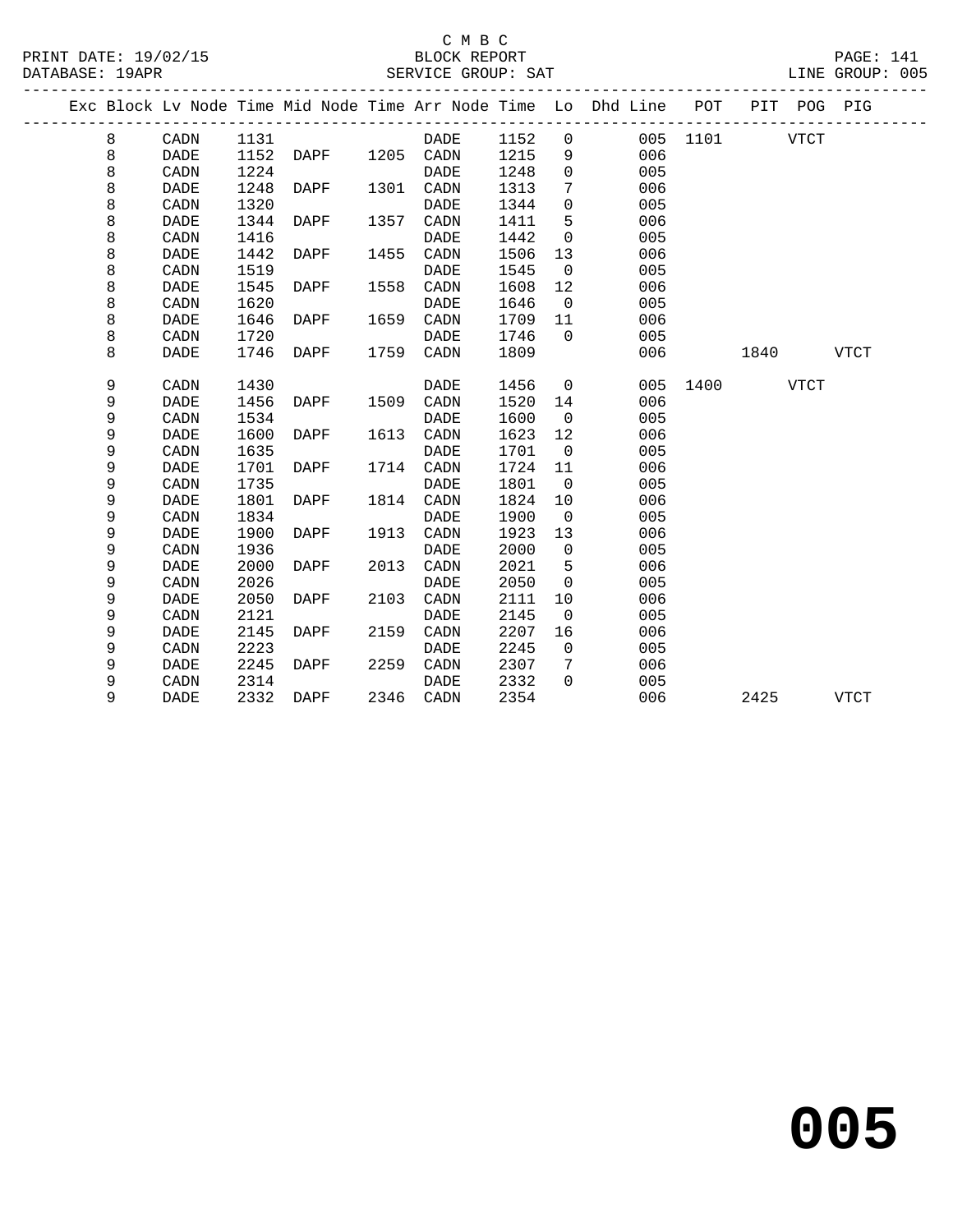C M B C

BLOCK REPORT

SERVICE GROUP: SAT

PRINT DATE: 19/02/15
DATABASE: 19APR
LINE GROUP: 005

| Exc | Block | Lv Node | Time | Mid Node | Time | Arr Node | Time | Lo | Dhd Line | POT | PIT | POG | PIG |
|---|---|---|---|---|---|---|---|---|---|---|---|---|---|
| | 8 | CADN | 1131 | | | DADE | 1152 | 0 | 005 | 1101 | | VTCT | |
| | 8 | DADE | 1152 | DAPF | 1205 | CADN | 1215 | 9 | 006 | | | | |
| | 8 | CADN | 1224 | | | DADE | 1248 | 0 | 005 | | | | |
| | 8 | DADE | 1248 | DAPF | 1301 | CADN | 1313 | 7 | 006 | | | | |
| | 8 | CADN | 1320 | | | DADE | 1344 | 0 | 005 | | | | |
| | 8 | DADE | 1344 | DAPF | 1357 | CADN | 1411 | 5 | 006 | | | | |
| | 8 | CADN | 1416 | | | DADE | 1442 | 0 | 005 | | | | |
| | 8 | DADE | 1442 | DAPF | 1455 | CADN | 1506 | 13 | 006 | | | | |
| | 8 | CADN | 1519 | | | DADE | 1545 | 0 | 005 | | | | |
| | 8 | DADE | 1545 | DAPF | 1558 | CADN | 1608 | 12 | 006 | | | | |
| | 8 | CADN | 1620 | | | DADE | 1646 | 0 | 005 | | | | |
| | 8 | DADE | 1646 | DAPF | 1659 | CADN | 1709 | 11 | 006 | | | | |
| | 8 | CADN | 1720 | | | DADE | 1746 | 0 | 005 | | | | |
| | 8 | DADE | 1746 | DAPF | 1759 | CADN | 1809 | | 006 | | 1840 | | VTCT |
| | 9 | CADN | 1430 | | | DADE | 1456 | 0 | 005 | 1400 | | VTCT | |
| | 9 | DADE | 1456 | DAPF | 1509 | CADN | 1520 | 14 | 006 | | | | |
| | 9 | CADN | 1534 | | | DADE | 1600 | 0 | 005 | | | | |
| | 9 | DADE | 1600 | DAPF | 1613 | CADN | 1623 | 12 | 006 | | | | |
| | 9 | CADN | 1635 | | | DADE | 1701 | 0 | 005 | | | | |
| | 9 | DADE | 1701 | DAPF | 1714 | CADN | 1724 | 11 | 006 | | | | |
| | 9 | CADN | 1735 | | | DADE | 1801 | 0 | 005 | | | | |
| | 9 | DADE | 1801 | DAPF | 1814 | CADN | 1824 | 10 | 006 | | | | |
| | 9 | CADN | 1834 | | | DADE | 1900 | 0 | 005 | | | | |
| | 9 | DADE | 1900 | DAPF | 1913 | CADN | 1923 | 13 | 006 | | | | |
| | 9 | CADN | 1936 | | | DADE | 2000 | 0 | 005 | | | | |
| | 9 | DADE | 2000 | DAPF | 2013 | CADN | 2021 | 5 | 006 | | | | |
| | 9 | CADN | 2026 | | | DADE | 2050 | 0 | 005 | | | | |
| | 9 | DADE | 2050 | DAPF | 2103 | CADN | 2111 | 10 | 006 | | | | |
| | 9 | CADN | 2121 | | | DADE | 2145 | 0 | 005 | | | | |
| | 9 | DADE | 2145 | DAPF | 2159 | CADN | 2207 | 16 | 006 | | | | |
| | 9 | CADN | 2223 | | | DADE | 2245 | 0 | 005 | | | | |
| | 9 | DADE | 2245 | DAPF | 2259 | CADN | 2307 | 7 | 006 | | | | |
| | 9 | CADN | 2314 | | | DADE | 2332 | 0 | 005 | | | | |
| | 9 | DADE | 2332 | DAPF | 2346 | CADN | 2354 | | 006 | | 2425 | | VTCT |

# 005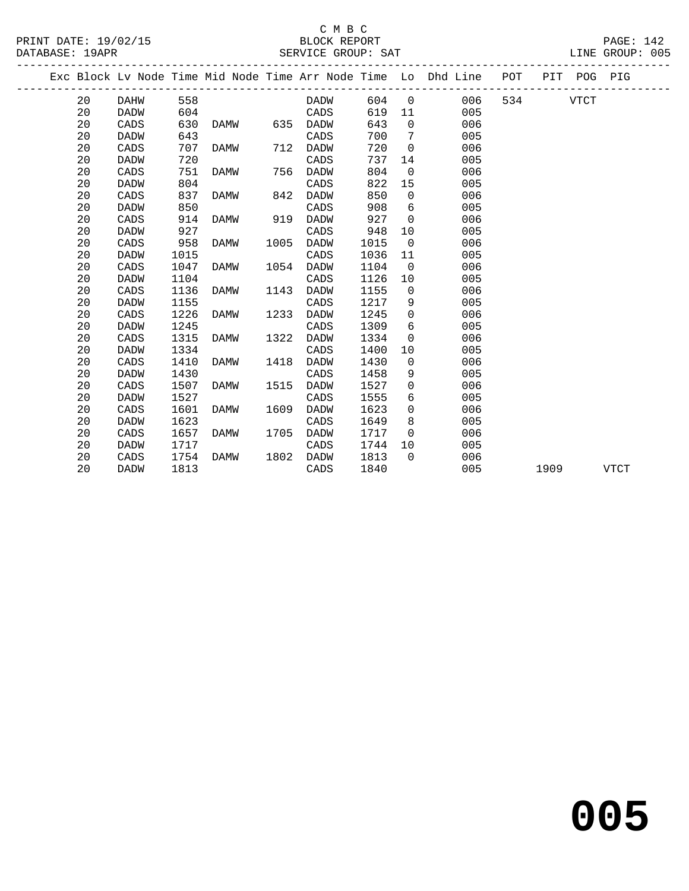C M B C

BLOCK REPORT

SERVICE GROUP: SAT

PRINT DATE: 19/02/15
DATABASE: 19APR

LINE GROUP: 005

| Exc | Block | Lv Node | Time | Mid Node | Time | Arr Node | Time | Lo | Dhd Line | POT | PIT | POG | PIG |
|---|---|---|---|---|---|---|---|---|---|---|---|---|---|
| | 20 | DAHW | 558 | | | DADW | 604 | 0 | 006 | 534 | | VTCT | |
| | 20 | DADW | 604 | | | CADS | 619 | 11 | 005 | | | | |
| | 20 | CADS | 630 | DAMW | 635 | DADW | 643 | 0 | 006 | | | | |
| | 20 | DADW | 643 | | | CADS | 700 | 7 | 005 | | | | |
| | 20 | CADS | 707 | DAMW | 712 | DADW | 720 | 0 | 006 | | | | |
| | 20 | DADW | 720 | | | CADS | 737 | 14 | 005 | | | | |
| | 20 | CADS | 751 | DAMW | 756 | DADW | 804 | 0 | 006 | | | | |
| | 20 | DADW | 804 | | | CADS | 822 | 15 | 005 | | | | |
| | 20 | CADS | 837 | DAMW | 842 | DADW | 850 | 0 | 006 | | | | |
| | 20 | DADW | 850 | | | CADS | 908 | 6 | 005 | | | | |
| | 20 | CADS | 914 | DAMW | 919 | DADW | 927 | 0 | 006 | | | | |
| | 20 | DADW | 927 | | | CADS | 948 | 10 | 005 | | | | |
| | 20 | CADS | 958 | DAMW | 1005 | DADW | 1015 | 0 | 006 | | | | |
| | 20 | DADW | 1015 | | | CADS | 1036 | 11 | 005 | | | | |
| | 20 | CADS | 1047 | DAMW | 1054 | DADW | 1104 | 0 | 006 | | | | |
| | 20 | DADW | 1104 | | | CADS | 1126 | 10 | 005 | | | | |
| | 20 | CADS | 1136 | DAMW | 1143 | DADW | 1155 | 0 | 006 | | | | |
| | 20 | DADW | 1155 | | | CADS | 1217 | 9 | 005 | | | | |
| | 20 | CADS | 1226 | DAMW | 1233 | DADW | 1245 | 0 | 006 | | | | |
| | 20 | DADW | 1245 | | | CADS | 1309 | 6 | 005 | | | | |
| | 20 | CADS | 1315 | DAMW | 1322 | DADW | 1334 | 0 | 006 | | | | |
| | 20 | DADW | 1334 | | | CADS | 1400 | 10 | 005 | | | | |
| | 20 | CADS | 1410 | DAMW | 1418 | DADW | 1430 | 0 | 006 | | | | |
| | 20 | DADW | 1430 | | | CADS | 1458 | 9 | 005 | | | | |
| | 20 | CADS | 1507 | DAMW | 1515 | DADW | 1527 | 0 | 006 | | | | |
| | 20 | DADW | 1527 | | | CADS | 1555 | 6 | 005 | | | | |
| | 20 | CADS | 1601 | DAMW | 1609 | DADW | 1623 | 0 | 006 | | | | |
| | 20 | DADW | 1623 | | | CADS | 1649 | 8 | 005 | | | | |
| | 20 | CADS | 1657 | DAMW | 1705 | DADW | 1717 | 0 | 006 | | | | |
| | 20 | DADW | 1717 | | | CADS | 1744 | 10 | 005 | | | | |
| | 20 | CADS | 1754 | DAMW | 1802 | DADW | 1813 | 0 | 006 | | | | |
| | 20 | DADW | 1813 | | | CADS | 1840 | | 005 | | 1909 | | VTCT |

**005**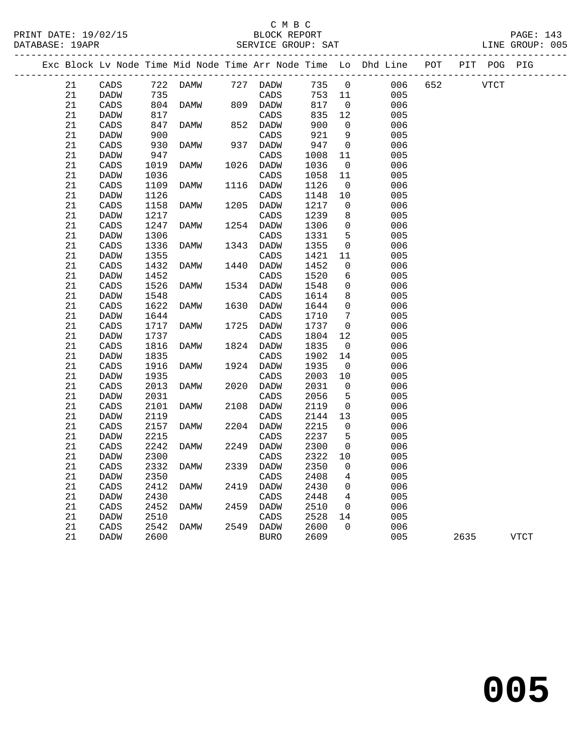C M B C

BLOCK REPORT

SERVICE GROUP: SAT

LINE GROUP: 005

| Exc | Block | Lv | Node | Time | Mid Node | Time | Arr Node | Time | Lo | Dhd Line | POT | PIT | POG | PIG |
|---|---|---|---|---|---|---|---|---|---|---|---|---|---|---|
| | 21 | | CADS | 722 | DAMW | 727 | DADW | 735 | 0 | 006 | 652 | | VTCT | |
| | 21 | | DADW | 735 | | | CADS | 753 | 11 | 005 | | | | |
| | 21 | | CADS | 804 | DAMW | 809 | DADW | 817 | 0 | 006 | | | | |
| | 21 | | DADW | 817 | | | CADS | 835 | 12 | 005 | | | | |
| | 21 | | CADS | 847 | DAMW | 852 | DADW | 900 | 0 | 006 | | | | |
| | 21 | | DADW | 900 | | | CADS | 921 | 9 | 005 | | | | |
| | 21 | | CADS | 930 | DAMW | 937 | DADW | 947 | 0 | 006 | | | | |
| | 21 | | DADW | 947 | | | CADS | 1008 | 11 | 005 | | | | |
| | 21 | | CADS | 1019 | DAMW | 1026 | DADW | 1036 | 0 | 006 | | | | |
| | 21 | | DADW | 1036 | | | CADS | 1058 | 11 | 005 | | | | |
| | 21 | | CADS | 1109 | DAMW | 1116 | DADW | 1126 | 0 | 006 | | | | |
| | 21 | | DADW | 1126 | | | CADS | 1148 | 10 | 005 | | | | |
| | 21 | | CADS | 1158 | DAMW | 1205 | DADW | 1217 | 0 | 006 | | | | |
| | 21 | | DADW | 1217 | | | CADS | 1239 | 8 | 005 | | | | |
| | 21 | | CADS | 1247 | DAMW | 1254 | DADW | 1306 | 0 | 006 | | | | |
| | 21 | | DADW | 1306 | | | CADS | 1331 | 5 | 005 | | | | |
| | 21 | | CADS | 1336 | DAMW | 1343 | DADW | 1355 | 0 | 006 | | | | |
| | 21 | | DADW | 1355 | | | CADS | 1421 | 11 | 005 | | | | |
| | 21 | | CADS | 1432 | DAMW | 1440 | DADW | 1452 | 0 | 006 | | | | |
| | 21 | | DADW | 1452 | | | CADS | 1520 | 6 | 005 | | | | |
| | 21 | | CADS | 1526 | DAMW | 1534 | DADW | 1548 | 0 | 006 | | | | |
| | 21 | | DADW | 1548 | | | CADS | 1614 | 8 | 005 | | | | |
| | 21 | | CADS | 1622 | DAMW | 1630 | DADW | 1644 | 0 | 006 | | | | |
| | 21 | | DADW | 1644 | | | CADS | 1710 | 7 | 005 | | | | |
| | 21 | | CADS | 1717 | DAMW | 1725 | DADW | 1737 | 0 | 006 | | | | |
| | 21 | | DADW | 1737 | | | CADS | 1804 | 12 | 005 | | | | |
| | 21 | | CADS | 1816 | DAMW | 1824 | DADW | 1835 | 0 | 006 | | | | |
| | 21 | | DADW | 1835 | | | CADS | 1902 | 14 | 005 | | | | |
| | 21 | | CADS | 1916 | DAMW | 1924 | DADW | 1935 | 0 | 006 | | | | |
| | 21 | | DADW | 1935 | | | CADS | 2003 | 10 | 005 | | | | |
| | 21 | | CADS | 2013 | DAMW | 2020 | DADW | 2031 | 0 | 006 | | | | |
| | 21 | | DADW | 2031 | | | CADS | 2056 | 5 | 005 | | | | |
| | 21 | | CADS | 2101 | DAMW | 2108 | DADW | 2119 | 0 | 006 | | | | |
| | 21 | | DADW | 2119 | | | CADS | 2144 | 13 | 005 | | | | |
| | 21 | | CADS | 2157 | DAMW | 2204 | DADW | 2215 | 0 | 006 | | | | |
| | 21 | | DADW | 2215 | | | CADS | 2237 | 5 | 005 | | | | |
| | 21 | | CADS | 2242 | DAMW | 2249 | DADW | 2300 | 0 | 006 | | | | |
| | 21 | | DADW | 2300 | | | CADS | 2322 | 10 | 005 | | | | |
| | 21 | | CADS | 2332 | DAMW | 2339 | DADW | 2350 | 0 | 006 | | | | |
| | 21 | | DADW | 2350 | | | CADS | 2408 | 4 | 005 | | | | |
| | 21 | | CADS | 2412 | DAMW | 2419 | DADW | 2430 | 0 | 006 | | | | |
| | 21 | | DADW | 2430 | | | CADS | 2448 | 4 | 005 | | | | |
| | 21 | | CADS | 2452 | DAMW | 2459 | DADW | 2510 | 0 | 006 | | | | |
| | 21 | | DADW | 2510 | | | CADS | 2528 | 14 | 005 | | | | |
| | 21 | | CADS | 2542 | DAMW | 2549 | DADW | 2600 | 0 | 006 | | | | |
| | 21 | | DADW | 2600 | | | BURO | 2609 | | 005 | | 2635 | | VTCT |

# 005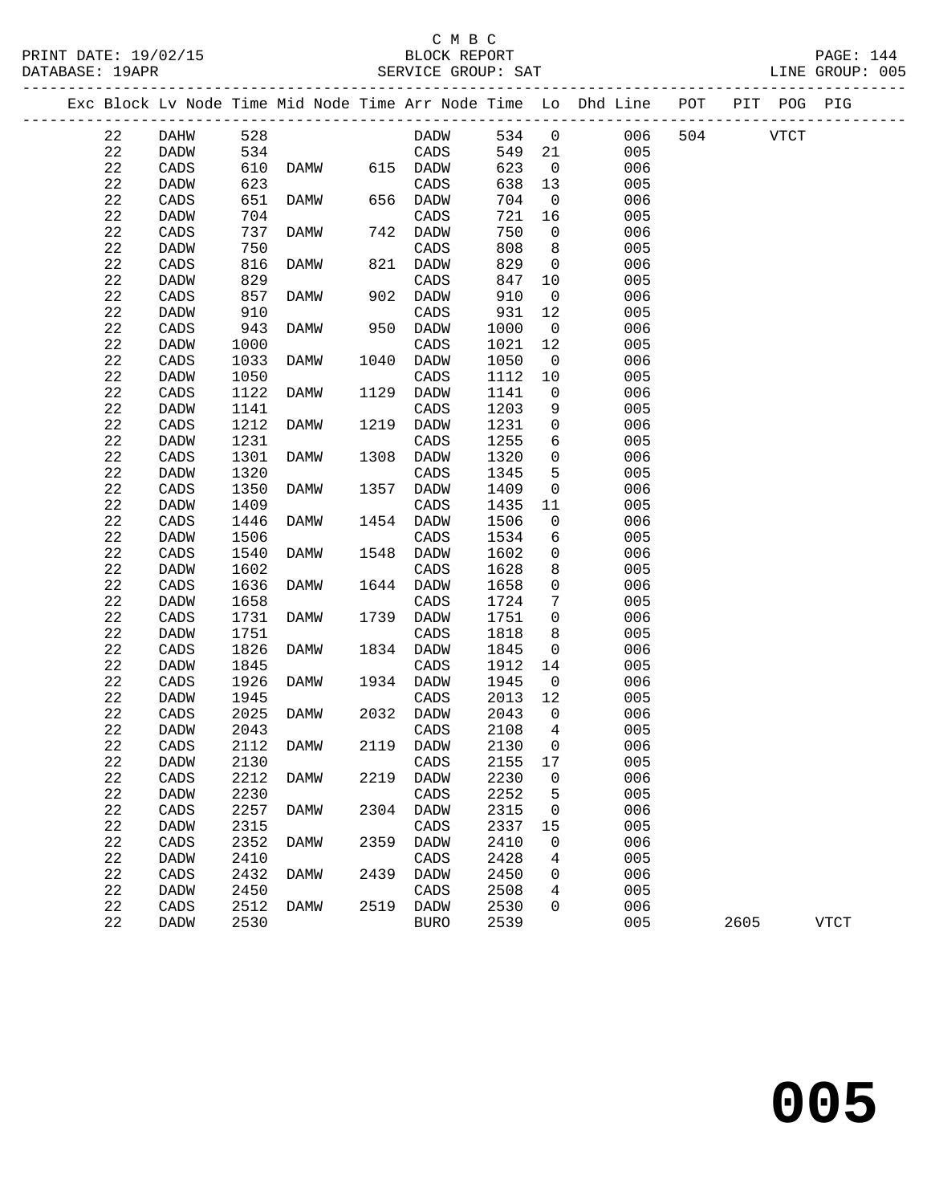C M B C
PRINT DATE: 19/02/15 BLOCK REPORT PAGE: 144
DATABASE: 19APR SERVICE GROUP: SAT LINE GROUP: 005

| Exc | Block | Lv | Node | Time | Mid Node | Time | Arr Node | Time | Lo | Dhd Line | POT | PIT | POG | PIG |
|---|---|---|---|---|---|---|---|---|---|---|---|---|---|---|
| | 22 | | DAHW | 528 | | | DADW | 534 | 0 | 006 | 504 | | VTCT | |
| | 22 | | DADW | 534 | | | CADS | 549 | 21 | 005 | | | | |
| | 22 | | CADS | 610 | DAMW | 615 | DADW | 623 | 0 | 006 | | | | |
| | 22 | | DADW | 623 | | | CADS | 638 | 13 | 005 | | | | |
| | 22 | | CADS | 651 | DAMW | 656 | DADW | 704 | 0 | 006 | | | | |
| | 22 | | DADW | 704 | | | CADS | 721 | 16 | 005 | | | | |
| | 22 | | CADS | 737 | DAMW | 742 | DADW | 750 | 0 | 006 | | | | |
| | 22 | | DADW | 750 | | | CADS | 808 | 8 | 005 | | | | |
| | 22 | | CADS | 816 | DAMW | 821 | DADW | 829 | 0 | 006 | | | | |
| | 22 | | DADW | 829 | | | CADS | 847 | 10 | 005 | | | | |
| | 22 | | CADS | 857 | DAMW | 902 | DADW | 910 | 0 | 006 | | | | |
| | 22 | | DADW | 910 | | | CADS | 931 | 12 | 005 | | | | |
| | 22 | | CADS | 943 | DAMW | 950 | DADW | 1000 | 0 | 006 | | | | |
| | 22 | | DADW | 1000 | | | CADS | 1021 | 12 | 005 | | | | |
| | 22 | | CADS | 1033 | DAMW | 1040 | DADW | 1050 | 0 | 006 | | | | |
| | 22 | | DADW | 1050 | | | CADS | 1112 | 10 | 005 | | | | |
| | 22 | | CADS | 1122 | DAMW | 1129 | DADW | 1141 | 0 | 006 | | | | |
| | 22 | | DADW | 1141 | | | CADS | 1203 | 9 | 005 | | | | |
| | 22 | | CADS | 1212 | DAMW | 1219 | DADW | 1231 | 0 | 006 | | | | |
| | 22 | | DADW | 1231 | | | CADS | 1255 | 6 | 005 | | | | |
| | 22 | | CADS | 1301 | DAMW | 1308 | DADW | 1320 | 0 | 006 | | | | |
| | 22 | | DADW | 1320 | | | CADS | 1345 | 5 | 005 | | | | |
| | 22 | | CADS | 1350 | DAMW | 1357 | DADW | 1409 | 0 | 006 | | | | |
| | 22 | | DADW | 1409 | | | CADS | 1435 | 11 | 005 | | | | |
| | 22 | | CADS | 1446 | DAMW | 1454 | DADW | 1506 | 0 | 006 | | | | |
| | 22 | | DADW | 1506 | | | CADS | 1534 | 6 | 005 | | | | |
| | 22 | | CADS | 1540 | DAMW | 1548 | DADW | 1602 | 0 | 006 | | | | |
| | 22 | | DADW | 1602 | | | CADS | 1628 | 8 | 005 | | | | |
| | 22 | | CADS | 1636 | DAMW | 1644 | DADW | 1658 | 0 | 006 | | | | |
| | 22 | | DADW | 1658 | | | CADS | 1724 | 7 | 005 | | | | |
| | 22 | | CADS | 1731 | DAMW | 1739 | DADW | 1751 | 0 | 006 | | | | |
| | 22 | | DADW | 1751 | | | CADS | 1818 | 8 | 005 | | | | |
| | 22 | | CADS | 1826 | DAMW | 1834 | DADW | 1845 | 0 | 006 | | | | |
| | 22 | | DADW | 1845 | | | CADS | 1912 | 14 | 005 | | | | |
| | 22 | | CADS | 1926 | DAMW | 1934 | DADW | 1945 | 0 | 006 | | | | |
| | 22 | | DADW | 1945 | | | CADS | 2013 | 12 | 005 | | | | |
| | 22 | | CADS | 2025 | DAMW | 2032 | DADW | 2043 | 0 | 006 | | | | |
| | 22 | | DADW | 2043 | | | CADS | 2108 | 4 | 005 | | | | |
| | 22 | | CADS | 2112 | DAMW | 2119 | DADW | 2130 | 0 | 006 | | | | |
| | 22 | | DADW | 2130 | | | CADS | 2155 | 17 | 005 | | | | |
| | 22 | | CADS | 2212 | DAMW | 2219 | DADW | 2230 | 0 | 006 | | | | |
| | 22 | | DADW | 2230 | | | CADS | 2252 | 5 | 005 | | | | |
| | 22 | | CADS | 2257 | DAMW | 2304 | DADW | 2315 | 0 | 006 | | | | |
| | 22 | | DADW | 2315 | | | CADS | 2337 | 15 | 005 | | | | |
| | 22 | | CADS | 2352 | DAMW | 2359 | DADW | 2410 | 0 | 006 | | | | |
| | 22 | | DADW | 2410 | | | CADS | 2428 | 4 | 005 | | | | |
| | 22 | | CADS | 2432 | DAMW | 2439 | DADW | 2450 | 0 | 006 | | | | |
| | 22 | | DADW | 2450 | | | CADS | 2508 | 4 | 005 | | | | |
| | 22 | | CADS | 2512 | DAMW | 2519 | DADW | 2530 | 0 | 006 | | | | |
| | 22 | | DADW | 2530 | | | BURO | 2539 | | 005 | | 2605 | | VTCT |

# 005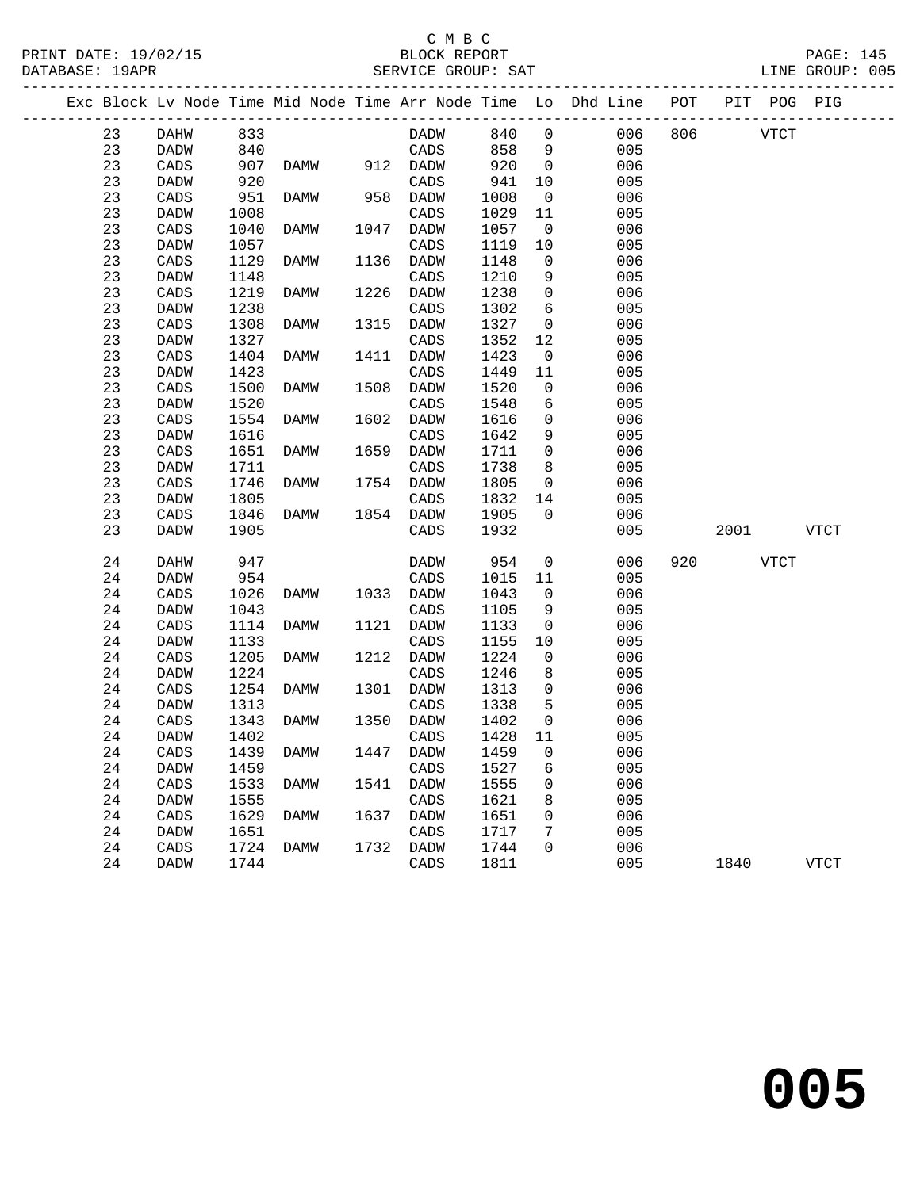C M B C

BLOCK REPORT

SERVICE GROUP: SAT

LINE GROUP: 005

| Exc | Block | Lv | Node | Time | Mid Node | Time | Arr Node | Time | Lo | Dhd Line | POT | PIT | POG | PIG |
|---|---|---|---|---|---|---|---|---|---|---|---|---|---|---|
| | 23 | | DAHW | 833 | | | DADW | 840 | 0 | 006 | 806 | | VTCT | |
| | 23 | | DADW | 840 | | | CADS | 858 | 9 | 005 | | | | |
| | 23 | | CADS | 907 | DAMW | 912 | DADW | 920 | 0 | 006 | | | | |
| | 23 | | DADW | 920 | | | CADS | 941 | 10 | 005 | | | | |
| | 23 | | CADS | 951 | DAMW | 958 | DADW | 1008 | 0 | 006 | | | | |
| | 23 | | DADW | 1008 | | | CADS | 1029 | 11 | 005 | | | | |
| | 23 | | CADS | 1040 | DAMW | 1047 | DADW | 1057 | 0 | 006 | | | | |
| | 23 | | DADW | 1057 | | | CADS | 1119 | 10 | 005 | | | | |
| | 23 | | CADS | 1129 | DAMW | 1136 | DADW | 1148 | 0 | 006 | | | | |
| | 23 | | DADW | 1148 | | | CADS | 1210 | 9 | 005 | | | | |
| | 23 | | CADS | 1219 | DAMW | 1226 | DADW | 1238 | 0 | 006 | | | | |
| | 23 | | DADW | 1238 | | | CADS | 1302 | 6 | 005 | | | | |
| | 23 | | CADS | 1308 | DAMW | 1315 | DADW | 1327 | 0 | 006 | | | | |
| | 23 | | DADW | 1327 | | | CADS | 1352 | 12 | 005 | | | | |
| | 23 | | CADS | 1404 | DAMW | 1411 | DADW | 1423 | 0 | 006 | | | | |
| | 23 | | DADW | 1423 | | | CADS | 1449 | 11 | 005 | | | | |
| | 23 | | CADS | 1500 | DAMW | 1508 | DADW | 1520 | 0 | 006 | | | | |
| | 23 | | DADW | 1520 | | | CADS | 1548 | 6 | 005 | | | | |
| | 23 | | CADS | 1554 | DAMW | 1602 | DADW | 1616 | 0 | 006 | | | | |
| | 23 | | DADW | 1616 | | | CADS | 1642 | 9 | 005 | | | | |
| | 23 | | CADS | 1651 | DAMW | 1659 | DADW | 1711 | 0 | 006 | | | | |
| | 23 | | DADW | 1711 | | | CADS | 1738 | 8 | 005 | | | | |
| | 23 | | CADS | 1746 | DAMW | 1754 | DADW | 1805 | 0 | 006 | | | | |
| | 23 | | DADW | 1805 | | | CADS | 1832 | 14 | 005 | | | | |
| | 23 | | CADS | 1846 | DAMW | 1854 | DADW | 1905 | 0 | 006 | | | | |
| | 23 | | DADW | 1905 | | | CADS | 1932 | | 005 | | 2001 | | VTCT |
| | 24 | | DAHW | 947 | | | DADW | 954 | 0 | 006 | 920 | | VTCT | |
| | 24 | | DADW | 954 | | | CADS | 1015 | 11 | 005 | | | | |
| | 24 | | CADS | 1026 | DAMW | 1033 | DADW | 1043 | 0 | 006 | | | | |
| | 24 | | DADW | 1043 | | | CADS | 1105 | 9 | 005 | | | | |
| | 24 | | CADS | 1114 | DAMW | 1121 | DADW | 1133 | 0 | 006 | | | | |
| | 24 | | DADW | 1133 | | | CADS | 1155 | 10 | 005 | | | | |
| | 24 | | CADS | 1205 | DAMW | 1212 | DADW | 1224 | 0 | 006 | | | | |
| | 24 | | DADW | 1224 | | | CADS | 1246 | 8 | 005 | | | | |
| | 24 | | CADS | 1254 | DAMW | 1301 | DADW | 1313 | 0 | 006 | | | | |
| | 24 | | DADW | 1313 | | | CADS | 1338 | 5 | 005 | | | | |
| | 24 | | CADS | 1343 | DAMW | 1350 | DADW | 1402 | 0 | 006 | | | | |
| | 24 | | DADW | 1402 | | | CADS | 1428 | 11 | 005 | | | | |
| | 24 | | CADS | 1439 | DAMW | 1447 | DADW | 1459 | 0 | 006 | | | | |
| | 24 | | DADW | 1459 | | | CADS | 1527 | 6 | 005 | | | | |
| | 24 | | CADS | 1533 | DAMW | 1541 | DADW | 1555 | 0 | 006 | | | | |
| | 24 | | DADW | 1555 | | | CADS | 1621 | 8 | 005 | | | | |
| | 24 | | CADS | 1629 | DAMW | 1637 | DADW | 1651 | 0 | 006 | | | | |
| | 24 | | DADW | 1651 | | | CADS | 1717 | 7 | 005 | | | | |
| | 24 | | CADS | 1724 | DAMW | 1732 | DADW | 1744 | 0 | 006 | | | | |
| | 24 | | DADW | 1744 | | | CADS | 1811 | | 005 | | 1840 | | VTCT |

# 005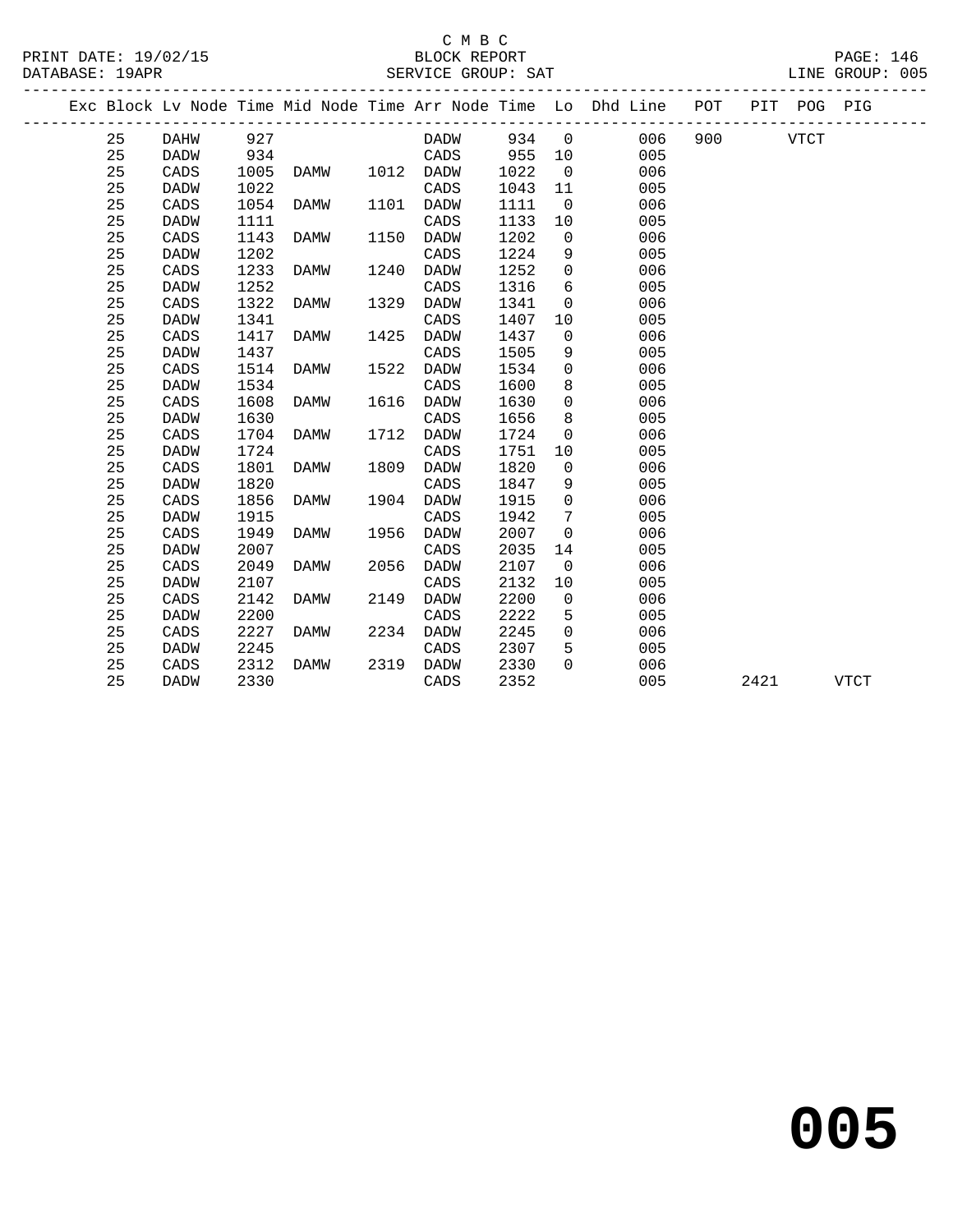C M B C

BLOCK REPORT

SERVICE GROUP: SAT

PRINT DATE: 19/02/15
DATABASE: 19APR

LINE GROUP: 005

| Exc | Block | Lv | Node | Time | Mid Node | Time | Arr Node | Time | Lo | Dhd Line | POT | PIT | POG | PIG |
|---|---|---|---|---|---|---|---|---|---|---|---|---|---|---|
| | 25 | | DAHW | 927 | | | DADW | 934 | 0 | 006 | 900 | | VTCT | |
| | 25 | | DADW | 934 | | | CADS | 955 | 10 | 005 | | | | |
| | 25 | | CADS | 1005 | DAMW | 1012 | DADW | 1022 | 0 | 006 | | | | |
| | 25 | | DADW | 1022 | | | CADS | 1043 | 11 | 005 | | | | |
| | 25 | | CADS | 1054 | DAMW | 1101 | DADW | 1111 | 0 | 006 | | | | |
| | 25 | | DADW | 1111 | | | CADS | 1133 | 10 | 005 | | | | |
| | 25 | | CADS | 1143 | DAMW | 1150 | DADW | 1202 | 0 | 006 | | | | |
| | 25 | | DADW | 1202 | | | CADS | 1224 | 9 | 005 | | | | |
| | 25 | | CADS | 1233 | DAMW | 1240 | DADW | 1252 | 0 | 006 | | | | |
| | 25 | | DADW | 1252 | | | CADS | 1316 | 6 | 005 | | | | |
| | 25 | | CADS | 1322 | DAMW | 1329 | DADW | 1341 | 0 | 006 | | | | |
| | 25 | | DADW | 1341 | | | CADS | 1407 | 10 | 005 | | | | |
| | 25 | | CADS | 1417 | DAMW | 1425 | DADW | 1437 | 0 | 006 | | | | |
| | 25 | | DADW | 1437 | | | CADS | 1505 | 9 | 005 | | | | |
| | 25 | | CADS | 1514 | DAMW | 1522 | DADW | 1534 | 0 | 006 | | | | |
| | 25 | | DADW | 1534 | | | CADS | 1600 | 8 | 005 | | | | |
| | 25 | | CADS | 1608 | DAMW | 1616 | DADW | 1630 | 0 | 006 | | | | |
| | 25 | | DADW | 1630 | | | CADS | 1656 | 8 | 005 | | | | |
| | 25 | | CADS | 1704 | DAMW | 1712 | DADW | 1724 | 0 | 006 | | | | |
| | 25 | | DADW | 1724 | | | CADS | 1751 | 10 | 005 | | | | |
| | 25 | | CADS | 1801 | DAMW | 1809 | DADW | 1820 | 0 | 006 | | | | |
| | 25 | | DADW | 1820 | | | CADS | 1847 | 9 | 005 | | | | |
| | 25 | | CADS | 1856 | DAMW | 1904 | DADW | 1915 | 0 | 006 | | | | |
| | 25 | | DADW | 1915 | | | CADS | 1942 | 7 | 005 | | | | |
| | 25 | | CADS | 1949 | DAMW | 1956 | DADW | 2007 | 0 | 006 | | | | |
| | 25 | | DADW | 2007 | | | CADS | 2035 | 14 | 005 | | | | |
| | 25 | | CADS | 2049 | DAMW | 2056 | DADW | 2107 | 0 | 006 | | | | |
| | 25 | | DADW | 2107 | | | CADS | 2132 | 10 | 005 | | | | |
| | 25 | | CADS | 2142 | DAMW | 2149 | DADW | 2200 | 0 | 006 | | | | |
| | 25 | | DADW | 2200 | | | CADS | 2222 | 5 | 005 | | | | |
| | 25 | | CADS | 2227 | DAMW | 2234 | DADW | 2245 | 0 | 006 | | | | |
| | 25 | | DADW | 2245 | | | CADS | 2307 | 5 | 005 | | | | |
| | 25 | | CADS | 2312 | DAMW | 2319 | DADW | 2330 | 0 | 006 | | | | |
| | 25 | | DADW | 2330 | | | CADS | 2352 | | 005 | | 2421 | | VTCT |

**005**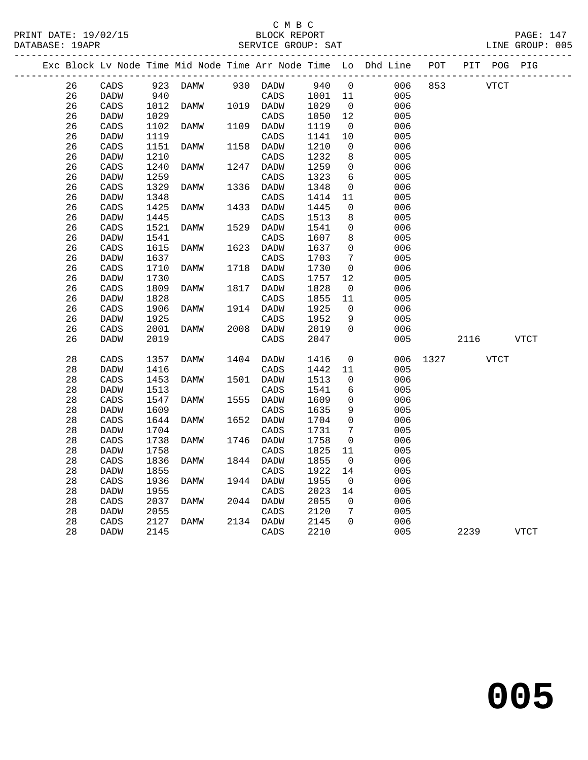C M B C

BLOCK REPORT

SERVICE GROUP: SAT

LINE GROUP: 005

| Exc | Block | Lv | Node | Time | Mid Node | Time | Arr Node | Time | Lo | Dhd Line | POT | PIT | POG | PIG |
|---|---|---|---|---|---|---|---|---|---|---|---|---|---|---|
| | 26 | | CADS | 923 | DAMW | 930 | DADW | 940 | 0 | 006 | 853 | | VTCT | |
| | 26 | | DADW | 940 | | | CADS | 1001 | 11 | 005 | | | | |
| | 26 | | CADS | 1012 | DAMW | 1019 | DADW | 1029 | 0 | 006 | | | | |
| | 26 | | DADW | 1029 | | | CADS | 1050 | 12 | 005 | | | | |
| | 26 | | CADS | 1102 | DAMW | 1109 | DADW | 1119 | 0 | 006 | | | | |
| | 26 | | DADW | 1119 | | | CADS | 1141 | 10 | 005 | | | | |
| | 26 | | CADS | 1151 | DAMW | 1158 | DADW | 1210 | 0 | 006 | | | | |
| | 26 | | DADW | 1210 | | | CADS | 1232 | 8 | 005 | | | | |
| | 26 | | CADS | 1240 | DAMW | 1247 | DADW | 1259 | 0 | 006 | | | | |
| | 26 | | DADW | 1259 | | | CADS | 1323 | 6 | 005 | | | | |
| | 26 | | CADS | 1329 | DAMW | 1336 | DADW | 1348 | 0 | 006 | | | | |
| | 26 | | DADW | 1348 | | | CADS | 1414 | 11 | 005 | | | | |
| | 26 | | CADS | 1425 | DAMW | 1433 | DADW | 1445 | 0 | 006 | | | | |
| | 26 | | DADW | 1445 | | | CADS | 1513 | 8 | 005 | | | | |
| | 26 | | CADS | 1521 | DAMW | 1529 | DADW | 1541 | 0 | 006 | | | | |
| | 26 | | DADW | 1541 | | | CADS | 1607 | 8 | 005 | | | | |
| | 26 | | CADS | 1615 | DAMW | 1623 | DADW | 1637 | 0 | 006 | | | | |
| | 26 | | DADW | 1637 | | | CADS | 1703 | 7 | 005 | | | | |
| | 26 | | CADS | 1710 | DAMW | 1718 | DADW | 1730 | 0 | 006 | | | | |
| | 26 | | DADW | 1730 | | | CADS | 1757 | 12 | 005 | | | | |
| | 26 | | CADS | 1809 | DAMW | 1817 | DADW | 1828 | 0 | 006 | | | | |
| | 26 | | DADW | 1828 | | | CADS | 1855 | 11 | 005 | | | | |
| | 26 | | CADS | 1906 | DAMW | 1914 | DADW | 1925 | 0 | 006 | | | | |
| | 26 | | DADW | 1925 | | | CADS | 1952 | 9 | 005 | | | | |
| | 26 | | CADS | 2001 | DAMW | 2008 | DADW | 2019 | 0 | 006 | | | | |
| | 26 | | DADW | 2019 | | | CADS | 2047 | | 005 | | 2116 | | VTCT |
| | 28 | | CADS | 1357 | DAMW | 1404 | DADW | 1416 | 0 | 006 | 1327 | | VTCT | |
| | 28 | | DADW | 1416 | | | CADS | 1442 | 11 | 005 | | | | |
| | 28 | | CADS | 1453 | DAMW | 1501 | DADW | 1513 | 0 | 006 | | | | |
| | 28 | | DADW | 1513 | | | CADS | 1541 | 6 | 005 | | | | |
| | 28 | | CADS | 1547 | DAMW | 1555 | DADW | 1609 | 0 | 006 | | | | |
| | 28 | | DADW | 1609 | | | CADS | 1635 | 9 | 005 | | | | |
| | 28 | | CADS | 1644 | DAMW | 1652 | DADW | 1704 | 0 | 006 | | | | |
| | 28 | | DADW | 1704 | | | CADS | 1731 | 7 | 005 | | | | |
| | 28 | | CADS | 1738 | DAMW | 1746 | DADW | 1758 | 0 | 006 | | | | |
| | 28 | | DADW | 1758 | | | CADS | 1825 | 11 | 005 | | | | |
| | 28 | | CADS | 1836 | DAMW | 1844 | DADW | 1855 | 0 | 006 | | | | |
| | 28 | | DADW | 1855 | | | CADS | 1922 | 14 | 005 | | | | |
| | 28 | | CADS | 1936 | DAMW | 1944 | DADW | 1955 | 0 | 006 | | | | |
| | 28 | | DADW | 1955 | | | CADS | 2023 | 14 | 005 | | | | |
| | 28 | | CADS | 2037 | DAMW | 2044 | DADW | 2055 | 0 | 006 | | | | |
| | 28 | | DADW | 2055 | | | CADS | 2120 | 7 | 005 | | | | |
| | 28 | | CADS | 2127 | DAMW | 2134 | DADW | 2145 | 0 | 006 | | | | |
| | 28 | | DADW | 2145 | | | CADS | 2210 | | 005 | | 2239 | | VTCT |

# 005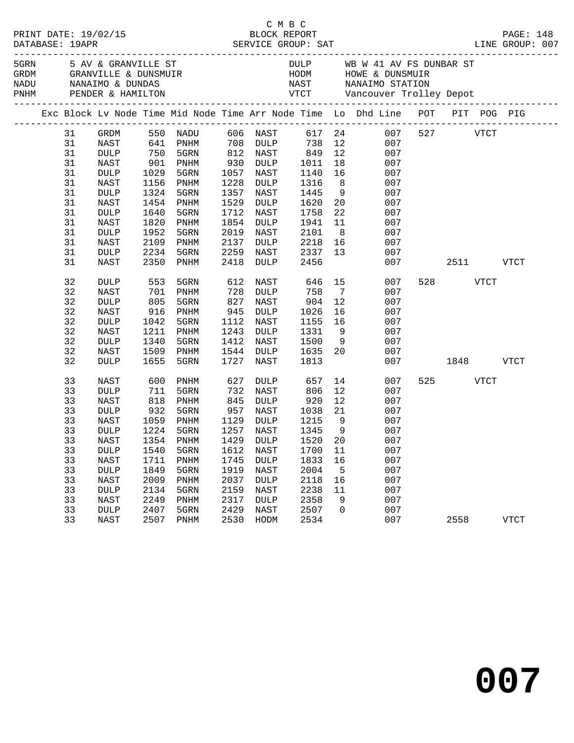C M B C
BLOCK REPORT
SERVICE GROUP: SAT
PRINT DATE: 19/02/15
DATABASE: 19APR
LINE GROUP: 007

| Code | Description | Code | Description |
|---|---|---|---|
| 5GRN | 5 AV & GRANVILLE ST | DULP | WB W 41 AV FS DUNBAR ST |
| GRDM | GRANVILLE & DUNSMUIR | HODM | HOWE & DUNSMUIR |
| NADU | NANAIMO & DUNDAS | NAST | NANAIMO STATION |
| PNHM | PENDER & HAMILTON | VTCT | Vancouver Trolley Depot |

| Exc | Block | Lv Node | Time | Mid Node | Time | Arr Node | Time | Lo | Dhd Line | POT | PIT | POG | PIG |
|---|---|---|---|---|---|---|---|---|---|---|---|---|---|
| | 31 | GRDM | 550 | NADU | 606 | NAST | 617 | 24 | 007 | 527 | | VTCT | |
| | 31 | NAST | 641 | PNHM | 708 | DULP | 738 | 12 | 007 | | | | |
| | 31 | DULP | 750 | 5GRN | 812 | NAST | 849 | 12 | 007 | | | | |
| | 31 | NAST | 901 | PNHM | 930 | DULP | 1011 | 18 | 007 | | | | |
| | 31 | DULP | 1029 | 5GRN | 1057 | NAST | 1140 | 16 | 007 | | | | |
| | 31 | NAST | 1156 | PNHM | 1228 | DULP | 1316 | 8 | 007 | | | | |
| | 31 | DULP | 1324 | 5GRN | 1357 | NAST | 1445 | 9 | 007 | | | | |
| | 31 | NAST | 1454 | PNHM | 1529 | DULP | 1620 | 20 | 007 | | | | |
| | 31 | DULP | 1640 | 5GRN | 1712 | NAST | 1758 | 22 | 007 | | | | |
| | 31 | NAST | 1820 | PNHM | 1854 | DULP | 1941 | 11 | 007 | | | | |
| | 31 | DULP | 1952 | 5GRN | 2019 | NAST | 2101 | 8 | 007 | | | | |
| | 31 | NAST | 2109 | PNHM | 2137 | DULP | 2218 | 16 | 007 | | | | |
| | 31 | DULP | 2234 | 5GRN | 2259 | NAST | 2337 | 13 | 007 | | | | |
| | 31 | NAST | 2350 | PNHM | 2418 | DULP | 2456 | | 007 | | 2511 | | VTCT |
| | 32 | DULP | 553 | 5GRN | 612 | NAST | 646 | 15 | 007 | 528 | | VTCT | |
| | 32 | NAST | 701 | PNHM | 728 | DULP | 758 | 7 | 007 | | | | |
| | 32 | DULP | 805 | 5GRN | 827 | NAST | 904 | 12 | 007 | | | | |
| | 32 | NAST | 916 | PNHM | 945 | DULP | 1026 | 16 | 007 | | | | |
| | 32 | DULP | 1042 | 5GRN | 1112 | NAST | 1155 | 16 | 007 | | | | |
| | 32 | NAST | 1211 | PNHM | 1243 | DULP | 1331 | 9 | 007 | | | | |
| | 32 | DULP | 1340 | 5GRN | 1412 | NAST | 1500 | 9 | 007 | | | | |
| | 32 | NAST | 1509 | PNHM | 1544 | DULP | 1635 | 20 | 007 | | | | |
| | 32 | DULP | 1655 | 5GRN | 1727 | NAST | 1813 | | 007 | | 1848 | | VTCT |
| | 33 | NAST | 600 | PNHM | 627 | DULP | 657 | 14 | 007 | 525 | | VTCT | |
| | 33 | DULP | 711 | 5GRN | 732 | NAST | 806 | 12 | 007 | | | | |
| | 33 | NAST | 818 | PNHM | 845 | DULP | 920 | 12 | 007 | | | | |
| | 33 | DULP | 932 | 5GRN | 957 | NAST | 1038 | 21 | 007 | | | | |
| | 33 | NAST | 1059 | PNHM | 1129 | DULP | 1215 | 9 | 007 | | | | |
| | 33 | DULP | 1224 | 5GRN | 1257 | NAST | 1345 | 9 | 007 | | | | |
| | 33 | NAST | 1354 | PNHM | 1429 | DULP | 1520 | 20 | 007 | | | | |
| | 33 | DULP | 1540 | 5GRN | 1612 | NAST | 1700 | 11 | 007 | | | | |
| | 33 | NAST | 1711 | PNHM | 1745 | DULP | 1833 | 16 | 007 | | | | |
| | 33 | DULP | 1849 | 5GRN | 1919 | NAST | 2004 | 5 | 007 | | | | |
| | 33 | NAST | 2009 | PNHM | 2037 | DULP | 2118 | 16 | 007 | | | | |
| | 33 | DULP | 2134 | 5GRN | 2159 | NAST | 2238 | 11 | 007 | | | | |
| | 33 | NAST | 2249 | PNHM | 2317 | DULP | 2358 | 9 | 007 | | | | |
| | 33 | DULP | 2407 | 5GRN | 2429 | NAST | 2507 | 0 | 007 | | | | |
| | 33 | NAST | 2507 | PNHM | 2530 | HODM | 2534 | | 007 | | 2558 | | VTCT |

# 007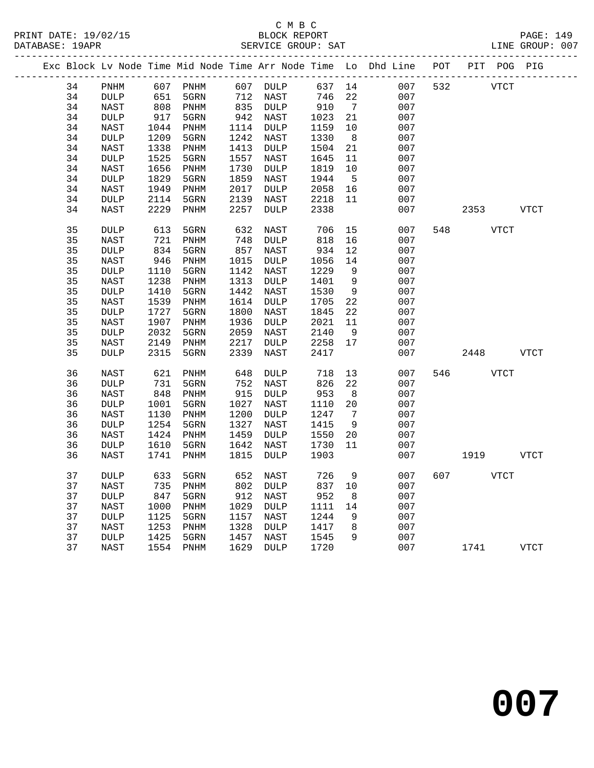C M B C
BLOCK REPORT
SERVICE GROUP: SAT

PRINT DATE: 19/02/15
DATABASE: 19APR
LINE GROUP: 007

| Exc | Block | Lv Node | Time | Mid Node | Time | Arr Node | Time | Lo | Dhd Line | POT | PIT | POG | PIG |
|---|---|---|---|---|---|---|---|---|---|---|---|---|---|
| | 34 | PNHM | 607 | PNHM | 607 | DULP | 637 | 14 | 007 | 532 | | VTCT | |
| | 34 | DULP | 651 | 5GRN | 712 | NAST | 746 | 22 | 007 | | | | |
| | 34 | NAST | 808 | PNHM | 835 | DULP | 910 | 7 | 007 | | | | |
| | 34 | DULP | 917 | 5GRN | 942 | NAST | 1023 | 21 | 007 | | | | |
| | 34 | NAST | 1044 | PNHM | 1114 | DULP | 1159 | 10 | 007 | | | | |
| | 34 | DULP | 1209 | 5GRN | 1242 | NAST | 1330 | 8 | 007 | | | | |
| | 34 | NAST | 1338 | PNHM | 1413 | DULP | 1504 | 21 | 007 | | | | |
| | 34 | DULP | 1525 | 5GRN | 1557 | NAST | 1645 | 11 | 007 | | | | |
| | 34 | NAST | 1656 | PNHM | 1730 | DULP | 1819 | 10 | 007 | | | | |
| | 34 | DULP | 1829 | 5GRN | 1859 | NAST | 1944 | 5 | 007 | | | | |
| | 34 | NAST | 1949 | PNHM | 2017 | DULP | 2058 | 16 | 007 | | | | |
| | 34 | DULP | 2114 | 5GRN | 2139 | NAST | 2218 | 11 | 007 | | | | |
| | 34 | NAST | 2229 | PNHM | 2257 | DULP | 2338 | | 007 | | 2353 | | VTCT |
| | 35 | DULP | 613 | 5GRN | 632 | NAST | 706 | 15 | 007 | 548 | | VTCT | |
| | 35 | NAST | 721 | PNHM | 748 | DULP | 818 | 16 | 007 | | | | |
| | 35 | DULP | 834 | 5GRN | 857 | NAST | 934 | 12 | 007 | | | | |
| | 35 | NAST | 946 | PNHM | 1015 | DULP | 1056 | 14 | 007 | | | | |
| | 35 | DULP | 1110 | 5GRN | 1142 | NAST | 1229 | 9 | 007 | | | | |
| | 35 | NAST | 1238 | PNHM | 1313 | DULP | 1401 | 9 | 007 | | | | |
| | 35 | DULP | 1410 | 5GRN | 1442 | NAST | 1530 | 9 | 007 | | | | |
| | 35 | NAST | 1539 | PNHM | 1614 | DULP | 1705 | 22 | 007 | | | | |
| | 35 | DULP | 1727 | 5GRN | 1800 | NAST | 1845 | 22 | 007 | | | | |
| | 35 | NAST | 1907 | PNHM | 1936 | DULP | 2021 | 11 | 007 | | | | |
| | 35 | DULP | 2032 | 5GRN | 2059 | NAST | 2140 | 9 | 007 | | | | |
| | 35 | NAST | 2149 | PNHM | 2217 | DULP | 2258 | 17 | 007 | | | | |
| | 35 | DULP | 2315 | 5GRN | 2339 | NAST | 2417 | | 007 | | 2448 | | VTCT |
| | 36 | NAST | 621 | PNHM | 648 | DULP | 718 | 13 | 007 | 546 | | VTCT | |
| | 36 | DULP | 731 | 5GRN | 752 | NAST | 826 | 22 | 007 | | | | |
| | 36 | NAST | 848 | PNHM | 915 | DULP | 953 | 8 | 007 | | | | |
| | 36 | DULP | 1001 | 5GRN | 1027 | NAST | 1110 | 20 | 007 | | | | |
| | 36 | NAST | 1130 | PNHM | 1200 | DULP | 1247 | 7 | 007 | | | | |
| | 36 | DULP | 1254 | 5GRN | 1327 | NAST | 1415 | 9 | 007 | | | | |
| | 36 | NAST | 1424 | PNHM | 1459 | DULP | 1550 | 20 | 007 | | | | |
| | 36 | DULP | 1610 | 5GRN | 1642 | NAST | 1730 | 11 | 007 | | | | |
| | 36 | NAST | 1741 | PNHM | 1815 | DULP | 1903 | | 007 | | 1919 | | VTCT |
| | 37 | DULP | 633 | 5GRN | 652 | NAST | 726 | 9 | 007 | 607 | | VTCT | |
| | 37 | NAST | 735 | PNHM | 802 | DULP | 837 | 10 | 007 | | | | |
| | 37 | DULP | 847 | 5GRN | 912 | NAST | 952 | 8 | 007 | | | | |
| | 37 | NAST | 1000 | PNHM | 1029 | DULP | 1111 | 14 | 007 | | | | |
| | 37 | DULP | 1125 | 5GRN | 1157 | NAST | 1244 | 9 | 007 | | | | |
| | 37 | NAST | 1253 | PNHM | 1328 | DULP | 1417 | 8 | 007 | | | | |
| | 37 | DULP | 1425 | 5GRN | 1457 | NAST | 1545 | 9 | 007 | | | | |
| | 37 | NAST | 1554 | PNHM | 1629 | DULP | 1720 | | 007 | | 1741 | | VTCT |

# 007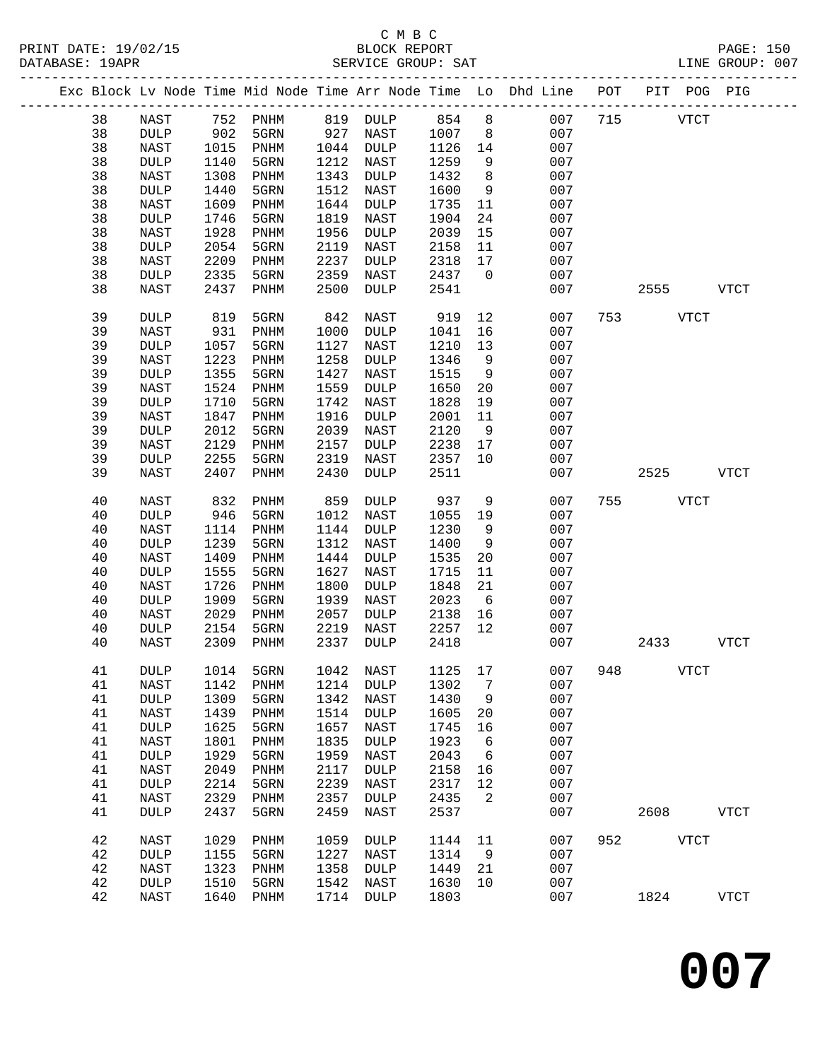C M B C
PRINT DATE: 19/02/15 BLOCK REPORT
DATABASE: 19APR SERVICE GROUP: SAT LINE GROUP: 007

| Exc | Block | Lv Node | Time | Mid Node | Time | Arr Node | Time | Lo | Dhd Line | POT | PIT | POG | PIG |
|---|---|---|---|---|---|---|---|---|---|---|---|---|---|
| | 38 | NAST | 752 | PNHM | 819 | DULP | 854 | 8 | 007 | 715 | | VTCT | |
| | 38 | DULP | 902 | 5GRN | 927 | NAST | 1007 | 8 | 007 | | | | |
| | 38 | NAST | 1015 | PNHM | 1044 | DULP | 1126 | 14 | 007 | | | | |
| | 38 | DULP | 1140 | 5GRN | 1212 | NAST | 1259 | 9 | 007 | | | | |
| | 38 | NAST | 1308 | PNHM | 1343 | DULP | 1432 | 8 | 007 | | | | |
| | 38 | DULP | 1440 | 5GRN | 1512 | NAST | 1600 | 9 | 007 | | | | |
| | 38 | NAST | 1609 | PNHM | 1644 | DULP | 1735 | 11 | 007 | | | | |
| | 38 | DULP | 1746 | 5GRN | 1819 | NAST | 1904 | 24 | 007 | | | | |
| | 38 | NAST | 1928 | PNHM | 1956 | DULP | 2039 | 15 | 007 | | | | |
| | 38 | DULP | 2054 | 5GRN | 2119 | NAST | 2158 | 11 | 007 | | | | |
| | 38 | NAST | 2209 | PNHM | 2237 | DULP | 2318 | 17 | 007 | | | | |
| | 38 | DULP | 2335 | 5GRN | 2359 | NAST | 2437 | 0 | 007 | | | | |
| | 38 | NAST | 2437 | PNHM | 2500 | DULP | 2541 | | 007 | | 2555 | | VTCT |
| | 39 | DULP | 819 | 5GRN | 842 | NAST | 919 | 12 | 007 | 753 | | VTCT | |
| | 39 | NAST | 931 | PNHM | 1000 | DULP | 1041 | 16 | 007 | | | | |
| | 39 | DULP | 1057 | 5GRN | 1127 | NAST | 1210 | 13 | 007 | | | | |
| | 39 | NAST | 1223 | PNHM | 1258 | DULP | 1346 | 9 | 007 | | | | |
| | 39 | DULP | 1355 | 5GRN | 1427 | NAST | 1515 | 9 | 007 | | | | |
| | 39 | NAST | 1524 | PNHM | 1559 | DULP | 1650 | 20 | 007 | | | | |
| | 39 | DULP | 1710 | 5GRN | 1742 | NAST | 1828 | 19 | 007 | | | | |
| | 39 | NAST | 1847 | PNHM | 1916 | DULP | 2001 | 11 | 007 | | | | |
| | 39 | DULP | 2012 | 5GRN | 2039 | NAST | 2120 | 9 | 007 | | | | |
| | 39 | NAST | 2129 | PNHM | 2157 | DULP | 2238 | 17 | 007 | | | | |
| | 39 | DULP | 2255 | 5GRN | 2319 | NAST | 2357 | 10 | 007 | | | | |
| | 39 | NAST | 2407 | PNHM | 2430 | DULP | 2511 | | 007 | | 2525 | | VTCT |
| | 40 | NAST | 832 | PNHM | 859 | DULP | 937 | 9 | 007 | 755 | | VTCT | |
| | 40 | DULP | 946 | 5GRN | 1012 | NAST | 1055 | 19 | 007 | | | | |
| | 40 | NAST | 1114 | PNHM | 1144 | DULP | 1230 | 9 | 007 | | | | |
| | 40 | DULP | 1239 | 5GRN | 1312 | NAST | 1400 | 9 | 007 | | | | |
| | 40 | NAST | 1409 | PNHM | 1444 | DULP | 1535 | 20 | 007 | | | | |
| | 40 | DULP | 1555 | 5GRN | 1627 | NAST | 1715 | 11 | 007 | | | | |
| | 40 | NAST | 1726 | PNHM | 1800 | DULP | 1848 | 21 | 007 | | | | |
| | 40 | DULP | 1909 | 5GRN | 1939 | NAST | 2023 | 6 | 007 | | | | |
| | 40 | NAST | 2029 | PNHM | 2057 | DULP | 2138 | 16 | 007 | | | | |
| | 40 | DULP | 2154 | 5GRN | 2219 | NAST | 2257 | 12 | 007 | | | | |
| | 40 | NAST | 2309 | PNHM | 2337 | DULP | 2418 | | 007 | | 2433 | | VTCT |
| | 41 | DULP | 1014 | 5GRN | 1042 | NAST | 1125 | 17 | 007 | 948 | | VTCT | |
| | 41 | NAST | 1142 | PNHM | 1214 | DULP | 1302 | 7 | 007 | | | | |
| | 41 | DULP | 1309 | 5GRN | 1342 | NAST | 1430 | 9 | 007 | | | | |
| | 41 | NAST | 1439 | PNHM | 1514 | DULP | 1605 | 20 | 007 | | | | |
| | 41 | DULP | 1625 | 5GRN | 1657 | NAST | 1745 | 16 | 007 | | | | |
| | 41 | NAST | 1801 | PNHM | 1835 | DULP | 1923 | 6 | 007 | | | | |
| | 41 | DULP | 1929 | 5GRN | 1959 | NAST | 2043 | 6 | 007 | | | | |
| | 41 | NAST | 2049 | PNHM | 2117 | DULP | 2158 | 16 | 007 | | | | |
| | 41 | DULP | 2214 | 5GRN | 2239 | NAST | 2317 | 12 | 007 | | | | |
| | 41 | NAST | 2329 | PNHM | 2357 | DULP | 2435 | 2 | 007 | | | | |
| | 41 | DULP | 2437 | 5GRN | 2459 | NAST | 2537 | | 007 | | 2608 | | VTCT |
| | 42 | NAST | 1029 | PNHM | 1059 | DULP | 1144 | 11 | 007 | 952 | | VTCT | |
| | 42 | DULP | 1155 | 5GRN | 1227 | NAST | 1314 | 9 | 007 | | | | |
| | 42 | NAST | 1323 | PNHM | 1358 | DULP | 1449 | 21 | 007 | | | | |
| | 42 | DULP | 1510 | 5GRN | 1542 | NAST | 1630 | 10 | 007 | | | | |
| | 42 | NAST | 1640 | PNHM | 1714 | DULP | 1803 | | 007 | | 1824 | | VTCT |

# 007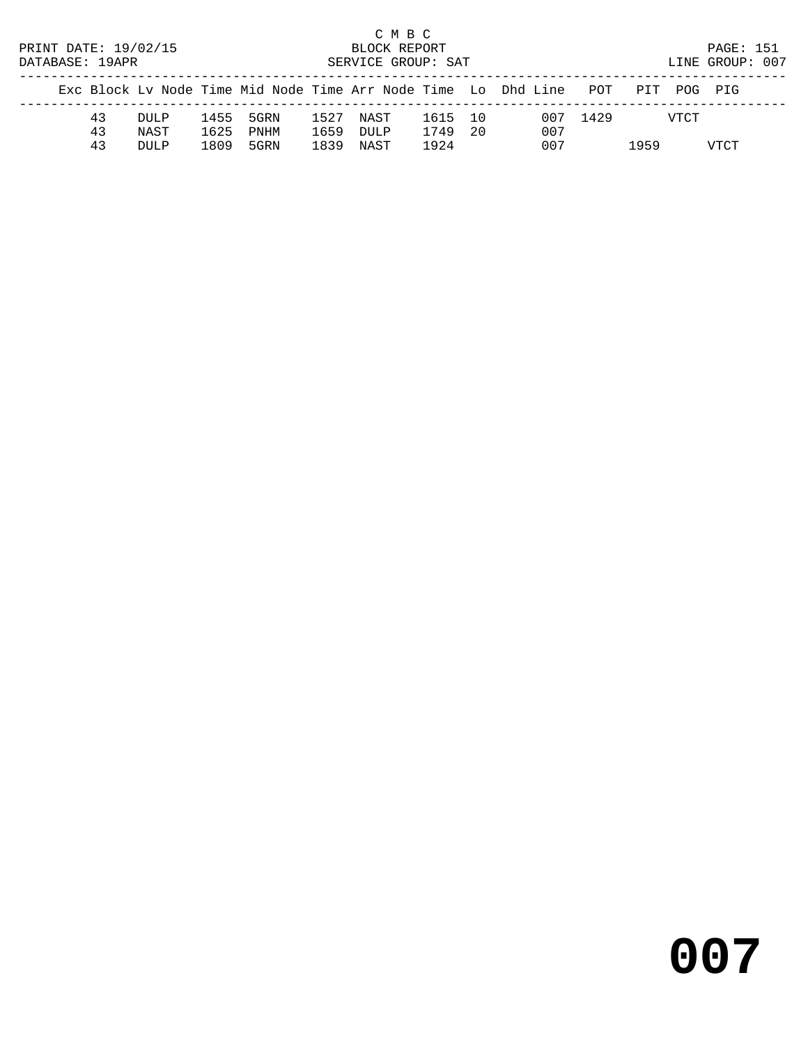C M B C
BLOCK REPORT
SERVICE GROUP: SAT

PRINT DATE: 19/02/15
DATABASE: 19APR

LINE GROUP: 007

| Exc | Block | Lv Node | Time | Mid Node | Time | Arr Node | Time | Lo | Dhd | Line | POT | PIT | POG | PIG |
|---|---|---|---|---|---|---|---|---|---|---|---|---|---|---|
| | 43 | DULP | 1455 | 5GRN | 1527 | NAST | 1615 | 10 | | 007 | 1429 | | VTCT | |
| | 43 | NAST | 1625 | PNHM | 1659 | DULP | 1749 | 20 | | 007 | | | | |
| | 43 | DULP | 1809 | 5GRN | 1839 | NAST | 1924 | | | 007 | | 1959 | | VTCT |

# 007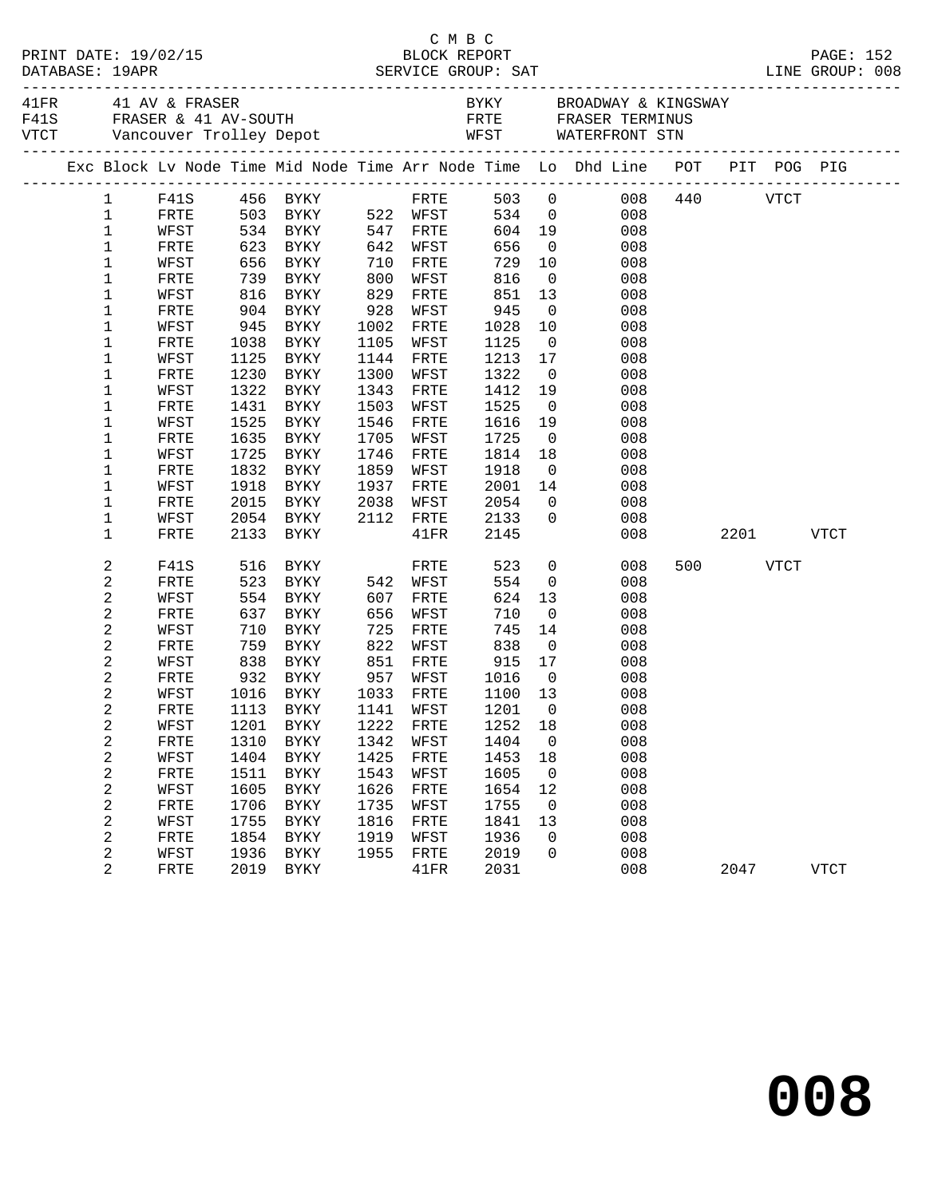C M B C

BLOCK REPORT

SERVICE GROUP: SAT

LINE GROUP: 008

PRINT DATE: 19/02/15

DATABASE: 19APR

| Code | Description | Code | Description |
|---|---|---|---|
| 41FR | 41 AV & FRASER | BYKY | BROADWAY & KINGSWAY |
| F41S | FRASER & 41 AV-SOUTH | FRTE | FRASER TERMINUS |
| VTCT | Vancouver Trolley Depot | WFST | WATERFRONT STN |

| Exc | Block | Lv Node | Time | Mid Node | Time | Arr Node | Time | Lo | Dhd Line | POT | PIT | POG | PIG |
|---|---|---|---|---|---|---|---|---|---|---|---|---|---|
| | 1 | F41S | 456 | BYKY | | FRTE | 503 | 0 | 008 | 440 | | VTCT | |
| | 1 | FRTE | 503 | BYKY | 522 | WFST | 534 | 0 | 008 | | | | |
| | 1 | WFST | 534 | BYKY | 547 | FRTE | 604 | 19 | 008 | | | | |
| | 1 | FRTE | 623 | BYKY | 642 | WFST | 656 | 0 | 008 | | | | |
| | 1 | WFST | 656 | BYKY | 710 | FRTE | 729 | 10 | 008 | | | | |
| | 1 | FRTE | 739 | BYKY | 800 | WFST | 816 | 0 | 008 | | | | |
| | 1 | WFST | 816 | BYKY | 829 | FRTE | 851 | 13 | 008 | | | | |
| | 1 | FRTE | 904 | BYKY | 928 | WFST | 945 | 0 | 008 | | | | |
| | 1 | WFST | 945 | BYKY | 1002 | FRTE | 1028 | 10 | 008 | | | | |
| | 1 | FRTE | 1038 | BYKY | 1105 | WFST | 1125 | 0 | 008 | | | | |
| | 1 | WFST | 1125 | BYKY | 1144 | FRTE | 1213 | 17 | 008 | | | | |
| | 1 | FRTE | 1230 | BYKY | 1300 | WFST | 1322 | 0 | 008 | | | | |
| | 1 | WFST | 1322 | BYKY | 1343 | FRTE | 1412 | 19 | 008 | | | | |
| | 1 | FRTE | 1431 | BYKY | 1503 | WFST | 1525 | 0 | 008 | | | | |
| | 1 | WFST | 1525 | BYKY | 1546 | FRTE | 1616 | 19 | 008 | | | | |
| | 1 | FRTE | 1635 | BYKY | 1705 | WFST | 1725 | 0 | 008 | | | | |
| | 1 | WFST | 1725 | BYKY | 1746 | FRTE | 1814 | 18 | 008 | | | | |
| | 1 | FRTE | 1832 | BYKY | 1859 | WFST | 1918 | 0 | 008 | | | | |
| | 1 | WFST | 1918 | BYKY | 1937 | FRTE | 2001 | 14 | 008 | | | | |
| | 1 | FRTE | 2015 | BYKY | 2038 | WFST | 2054 | 0 | 008 | | | | |
| | 1 | WFST | 2054 | BYKY | 2112 | FRTE | 2133 | 0 | 008 | | | | |
| | 1 | FRTE | 2133 | BYKY | | 41FR | 2145 | | 008 | | 2201 | | VTCT |
| | 2 | F41S | 516 | BYKY | | FRTE | 523 | 0 | 008 | 500 | | VTCT | |
| | 2 | FRTE | 523 | BYKY | 542 | WFST | 554 | 0 | 008 | | | | |
| | 2 | WFST | 554 | BYKY | 607 | FRTE | 624 | 13 | 008 | | | | |
| | 2 | FRTE | 637 | BYKY | 656 | WFST | 710 | 0 | 008 | | | | |
| | 2 | WFST | 710 | BYKY | 725 | FRTE | 745 | 14 | 008 | | | | |
| | 2 | FRTE | 759 | BYKY | 822 | WFST | 838 | 0 | 008 | | | | |
| | 2 | WFST | 838 | BYKY | 851 | FRTE | 915 | 17 | 008 | | | | |
| | 2 | FRTE | 932 | BYKY | 957 | WFST | 1016 | 0 | 008 | | | | |
| | 2 | WFST | 1016 | BYKY | 1033 | FRTE | 1100 | 13 | 008 | | | | |
| | 2 | FRTE | 1113 | BYKY | 1141 | WFST | 1201 | 0 | 008 | | | | |
| | 2 | WFST | 1201 | BYKY | 1222 | FRTE | 1252 | 18 | 008 | | | | |
| | 2 | FRTE | 1310 | BYKY | 1342 | WFST | 1404 | 0 | 008 | | | | |
| | 2 | WFST | 1404 | BYKY | 1425 | FRTE | 1453 | 18 | 008 | | | | |
| | 2 | FRTE | 1511 | BYKY | 1543 | WFST | 1605 | 0 | 008 | | | | |
| | 2 | WFST | 1605 | BYKY | 1626 | FRTE | 1654 | 12 | 008 | | | | |
| | 2 | FRTE | 1706 | BYKY | 1735 | WFST | 1755 | 0 | 008 | | | | |
| | 2 | WFST | 1755 | BYKY | 1816 | FRTE | 1841 | 13 | 008 | | | | |
| | 2 | FRTE | 1854 | BYKY | 1919 | WFST | 1936 | 0 | 008 | | | | |
| | 2 | WFST | 1936 | BYKY | 1955 | FRTE | 2019 | 0 | 008 | | | | |
| | 2 | FRTE | 2019 | BYKY | | 41FR | 2031 | | 008 | | 2047 | | VTCT |

# 008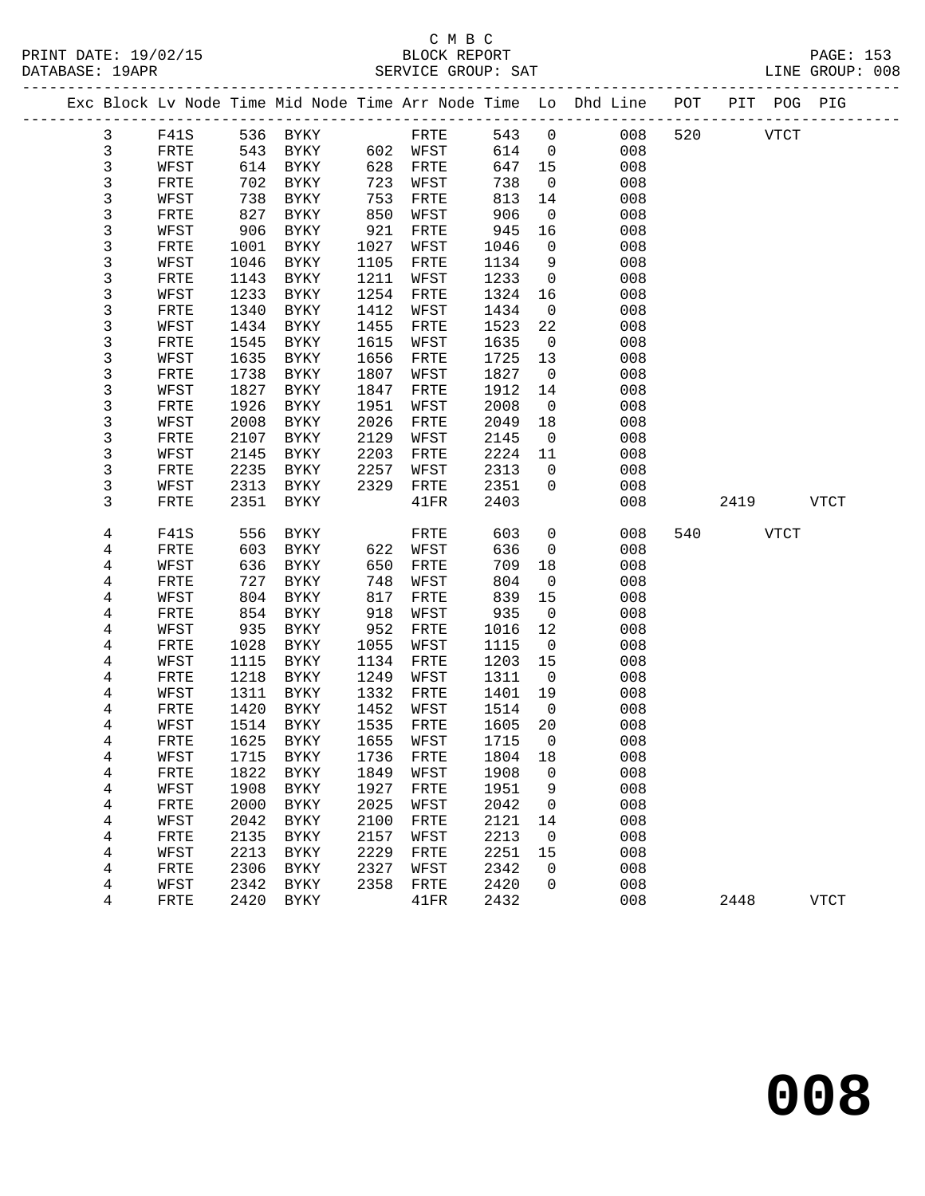C M B C
BLOCK REPORT
SERVICE GROUP: SAT

PRINT DATE: 19/02/15
DATABASE: 19APR
LINE GROUP: 008

| Exc | Block | Lv | Node | Time | Mid Node | Time | Arr Node | Time | Lo | Dhd Line | POT | PIT | POG | PIG |
|---|---|---|---|---|---|---|---|---|---|---|---|---|---|---|
| | 3 | F41S | 536 | BYKY | | FRTE | 543 | 0 | | 008 | 520 | | VTCT | |
| | 3 | FRTE | 543 | BYKY | 602 | WFST | 614 | 0 | | 008 | | | | |
| | 3 | WFST | 614 | BYKY | 628 | FRTE | 647 | 15 | | 008 | | | | |
| | 3 | FRTE | 702 | BYKY | 723 | WFST | 738 | 0 | | 008 | | | | |
| | 3 | WFST | 738 | BYKY | 753 | FRTE | 813 | 14 | | 008 | | | | |
| | 3 | FRTE | 827 | BYKY | 850 | WFST | 906 | 0 | | 008 | | | | |
| | 3 | WFST | 906 | BYKY | 921 | FRTE | 945 | 16 | | 008 | | | | |
| | 3 | FRTE | 1001 | BYKY | 1027 | WFST | 1046 | 0 | | 008 | | | | |
| | 3 | WFST | 1046 | BYKY | 1105 | FRTE | 1134 | 9 | | 008 | | | | |
| | 3 | FRTE | 1143 | BYKY | 1211 | WFST | 1233 | 0 | | 008 | | | | |
| | 3 | WFST | 1233 | BYKY | 1254 | FRTE | 1324 | 16 | | 008 | | | | |
| | 3 | FRTE | 1340 | BYKY | 1412 | WFST | 1434 | 0 | | 008 | | | | |
| | 3 | WFST | 1434 | BYKY | 1455 | FRTE | 1523 | 22 | | 008 | | | | |
| | 3 | FRTE | 1545 | BYKY | 1615 | WFST | 1635 | 0 | | 008 | | | | |
| | 3 | WFST | 1635 | BYKY | 1656 | FRTE | 1725 | 13 | | 008 | | | | |
| | 3 | FRTE | 1738 | BYKY | 1807 | WFST | 1827 | 0 | | 008 | | | | |
| | 3 | WFST | 1827 | BYKY | 1847 | FRTE | 1912 | 14 | | 008 | | | | |
| | 3 | FRTE | 1926 | BYKY | 1951 | WFST | 2008 | 0 | | 008 | | | | |
| | 3 | WFST | 2008 | BYKY | 2026 | FRTE | 2049 | 18 | | 008 | | | | |
| | 3 | FRTE | 2107 | BYKY | 2129 | WFST | 2145 | 0 | | 008 | | | | |
| | 3 | WFST | 2145 | BYKY | 2203 | FRTE | 2224 | 11 | | 008 | | | | |
| | 3 | FRTE | 2235 | BYKY | 2257 | WFST | 2313 | 0 | | 008 | | | | |
| | 3 | WFST | 2313 | BYKY | 2329 | FRTE | 2351 | 0 | | 008 | | | | |
| | 3 | FRTE | 2351 | BYKY | | 41FR | 2403 | | | 008 | | 2419 | | VTCT |
| | 4 | F41S | 556 | BYKY | | FRTE | 603 | 0 | | 008 | 540 | | VTCT | |
| | 4 | FRTE | 603 | BYKY | 622 | WFST | 636 | 0 | | 008 | | | | |
| | 4 | WFST | 636 | BYKY | 650 | FRTE | 709 | 18 | | 008 | | | | |
| | 4 | FRTE | 727 | BYKY | 748 | WFST | 804 | 0 | | 008 | | | | |
| | 4 | WFST | 804 | BYKY | 817 | FRTE | 839 | 15 | | 008 | | | | |
| | 4 | FRTE | 854 | BYKY | 918 | WFST | 935 | 0 | | 008 | | | | |
| | 4 | WFST | 935 | BYKY | 952 | FRTE | 1016 | 12 | | 008 | | | | |
| | 4 | FRTE | 1028 | BYKY | 1055 | WFST | 1115 | 0 | | 008 | | | | |
| | 4 | WFST | 1115 | BYKY | 1134 | FRTE | 1203 | 15 | | 008 | | | | |
| | 4 | FRTE | 1218 | BYKY | 1249 | WFST | 1311 | 0 | | 008 | | | | |
| | 4 | WFST | 1311 | BYKY | 1332 | FRTE | 1401 | 19 | | 008 | | | | |
| | 4 | FRTE | 1420 | BYKY | 1452 | WFST | 1514 | 0 | | 008 | | | | |
| | 4 | WFST | 1514 | BYKY | 1535 | FRTE | 1605 | 20 | | 008 | | | | |
| | 4 | FRTE | 1625 | BYKY | 1655 | WFST | 1715 | 0 | | 008 | | | | |
| | 4 | WFST | 1715 | BYKY | 1736 | FRTE | 1804 | 18 | | 008 | | | | |
| | 4 | FRTE | 1822 | BYKY | 1849 | WFST | 1908 | 0 | | 008 | | | | |
| | 4 | WFST | 1908 | BYKY | 1927 | FRTE | 1951 | 9 | | 008 | | | | |
| | 4 | FRTE | 2000 | BYKY | 2025 | WFST | 2042 | 0 | | 008 | | | | |
| | 4 | WFST | 2042 | BYKY | 2100 | FRTE | 2121 | 14 | | 008 | | | | |
| | 4 | FRTE | 2135 | BYKY | 2157 | WFST | 2213 | 0 | | 008 | | | | |
| | 4 | WFST | 2213 | BYKY | 2229 | FRTE | 2251 | 15 | | 008 | | | | |
| | 4 | FRTE | 2306 | BYKY | 2327 | WFST | 2342 | 0 | | 008 | | | | |
| | 4 | WFST | 2342 | BYKY | 2358 | FRTE | 2420 | 0 | | 008 | | | | |
| | 4 | FRTE | 2420 | BYKY | | 41FR | 2432 | | | 008 | | 2448 | | VTCT |

# 008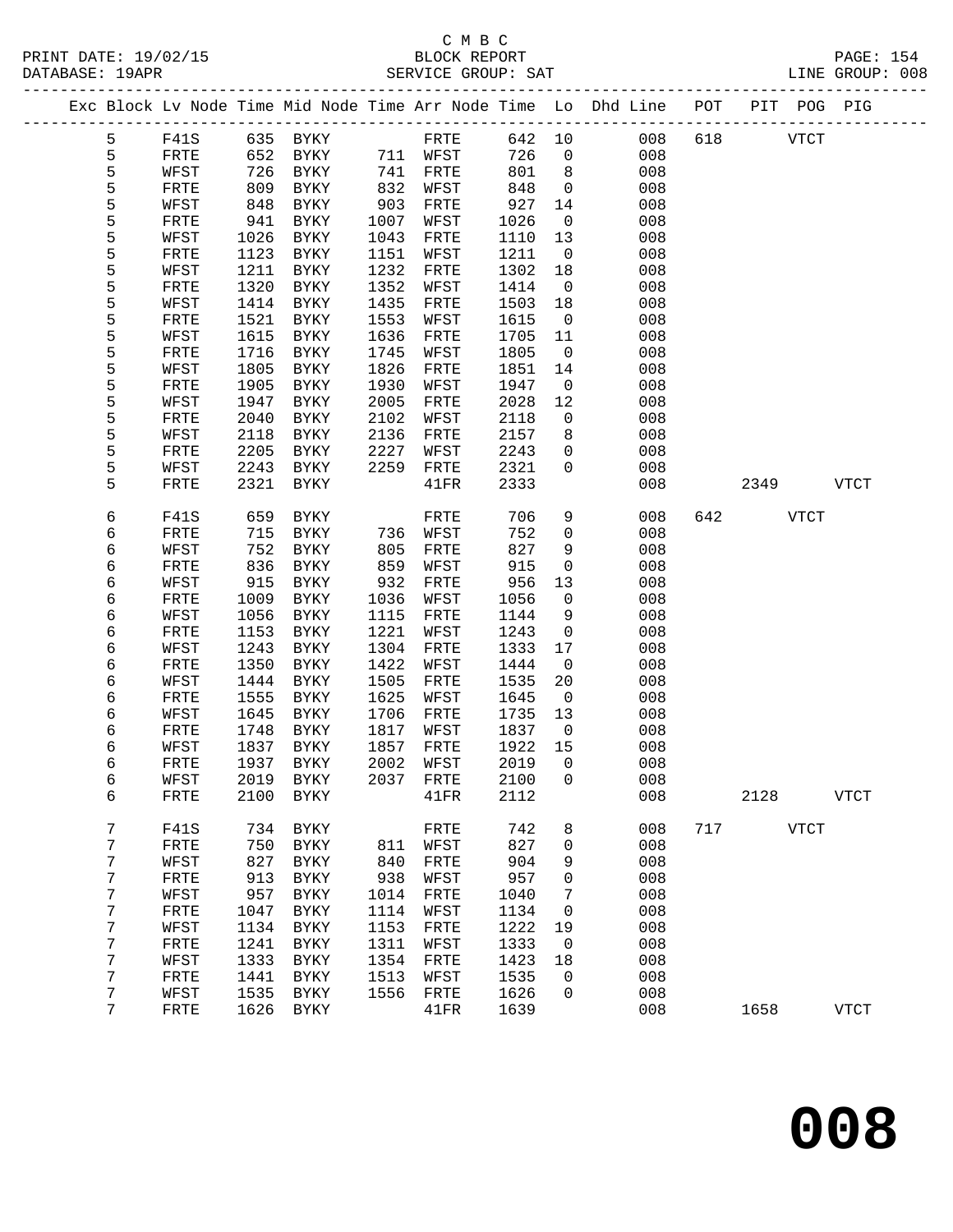C M B C

BLOCK REPORT

SERVICE GROUP: SAT

LINE GROUP: 008

| Exc | Block | Lv | Node | Time | Mid Node | Time | Arr Node | Time | Lo | Dhd Line | POT | PIT | POG | PIG |
|---|---|---|---|---|---|---|---|---|---|---|---|---|---|---|
| | 5 | | F41S | 635 | BYKY | | FRTE | 642 | 10 | 008 | 618 | | VTCT | |
| | 5 | | FRTE | 652 | BYKY | 711 | WFST | 726 | 0 | 008 | | | | |
| | 5 | | WFST | 726 | BYKY | 741 | FRTE | 801 | 8 | 008 | | | | |
| | 5 | | FRTE | 809 | BYKY | 832 | WFST | 848 | 0 | 008 | | | | |
| | 5 | | WFST | 848 | BYKY | 903 | FRTE | 927 | 14 | 008 | | | | |
| | 5 | | FRTE | 941 | BYKY | 1007 | WFST | 1026 | 0 | 008 | | | | |
| | 5 | | WFST | 1026 | BYKY | 1043 | FRTE | 1110 | 13 | 008 | | | | |
| | 5 | | FRTE | 1123 | BYKY | 1151 | WFST | 1211 | 0 | 008 | | | | |
| | 5 | | WFST | 1211 | BYKY | 1232 | FRTE | 1302 | 18 | 008 | | | | |
| | 5 | | FRTE | 1320 | BYKY | 1352 | WFST | 1414 | 0 | 008 | | | | |
| | 5 | | WFST | 1414 | BYKY | 1435 | FRTE | 1503 | 18 | 008 | | | | |
| | 5 | | FRTE | 1521 | BYKY | 1553 | WFST | 1615 | 0 | 008 | | | | |
| | 5 | | WFST | 1615 | BYKY | 1636 | FRTE | 1705 | 11 | 008 | | | | |
| | 5 | | FRTE | 1716 | BYKY | 1745 | WFST | 1805 | 0 | 008 | | | | |
| | 5 | | WFST | 1805 | BYKY | 1826 | FRTE | 1851 | 14 | 008 | | | | |
| | 5 | | FRTE | 1905 | BYKY | 1930 | WFST | 1947 | 0 | 008 | | | | |
| | 5 | | WFST | 1947 | BYKY | 2005 | FRTE | 2028 | 12 | 008 | | | | |
| | 5 | | FRTE | 2040 | BYKY | 2102 | WFST | 2118 | 0 | 008 | | | | |
| | 5 | | WFST | 2118 | BYKY | 2136 | FRTE | 2157 | 8 | 008 | | | | |
| | 5 | | FRTE | 2205 | BYKY | 2227 | WFST | 2243 | 0 | 008 | | | | |
| | 5 | | WFST | 2243 | BYKY | 2259 | FRTE | 2321 | 0 | 008 | | | | |
| | 5 | | FRTE | 2321 | BYKY | | 41FR | 2333 | | 008 | | 2349 | | VTCT |
| | 6 | | F41S | 659 | BYKY | | FRTE | 706 | 9 | 008 | 642 | | VTCT | |
| | 6 | | FRTE | 715 | BYKY | 736 | WFST | 752 | 0 | 008 | | | | |
| | 6 | | WFST | 752 | BYKY | 805 | FRTE | 827 | 9 | 008 | | | | |
| | 6 | | FRTE | 836 | BYKY | 859 | WFST | 915 | 0 | 008 | | | | |
| | 6 | | WFST | 915 | BYKY | 932 | FRTE | 956 | 13 | 008 | | | | |
| | 6 | | FRTE | 1009 | BYKY | 1036 | WFST | 1056 | 0 | 008 | | | | |
| | 6 | | WFST | 1056 | BYKY | 1115 | FRTE | 1144 | 9 | 008 | | | | |
| | 6 | | FRTE | 1153 | BYKY | 1221 | WFST | 1243 | 0 | 008 | | | | |
| | 6 | | WFST | 1243 | BYKY | 1304 | FRTE | 1333 | 17 | 008 | | | | |
| | 6 | | FRTE | 1350 | BYKY | 1422 | WFST | 1444 | 0 | 008 | | | | |
| | 6 | | WFST | 1444 | BYKY | 1505 | FRTE | 1535 | 20 | 008 | | | | |
| | 6 | | FRTE | 1555 | BYKY | 1625 | WFST | 1645 | 0 | 008 | | | | |
| | 6 | | WFST | 1645 | BYKY | 1706 | FRTE | 1735 | 13 | 008 | | | | |
| | 6 | | FRTE | 1748 | BYKY | 1817 | WFST | 1837 | 0 | 008 | | | | |
| | 6 | | WFST | 1837 | BYKY | 1857 | FRTE | 1922 | 15 | 008 | | | | |
| | 6 | | FRTE | 1937 | BYKY | 2002 | WFST | 2019 | 0 | 008 | | | | |
| | 6 | | WFST | 2019 | BYKY | 2037 | FRTE | 2100 | 0 | 008 | | | | |
| | 6 | | FRTE | 2100 | BYKY | | 41FR | 2112 | | 008 | | 2128 | | VTCT |
| | 7 | | F41S | 734 | BYKY | | FRTE | 742 | 8 | 008 | 717 | | VTCT | |
| | 7 | | FRTE | 750 | BYKY | 811 | WFST | 827 | 0 | 008 | | | | |
| | 7 | | WFST | 827 | BYKY | 840 | FRTE | 904 | 9 | 008 | | | | |
| | 7 | | FRTE | 913 | BYKY | 938 | WFST | 957 | 0 | 008 | | | | |
| | 7 | | WFST | 957 | BYKY | 1014 | FRTE | 1040 | 7 | 008 | | | | |
| | 7 | | FRTE | 1047 | BYKY | 1114 | WFST | 1134 | 0 | 008 | | | | |
| | 7 | | WFST | 1134 | BYKY | 1153 | FRTE | 1222 | 19 | 008 | | | | |
| | 7 | | FRTE | 1241 | BYKY | 1311 | WFST | 1333 | 0 | 008 | | | | |
| | 7 | | WFST | 1333 | BYKY | 1354 | FRTE | 1423 | 18 | 008 | | | | |
| | 7 | | FRTE | 1441 | BYKY | 1513 | WFST | 1535 | 0 | 008 | | | | |
| | 7 | | WFST | 1535 | BYKY | 1556 | FRTE | 1626 | 0 | 008 | | | | |
| | 7 | | FRTE | 1626 | BYKY | | 41FR | 1639 | | 008 | | 1658 | | VTCT |

**008**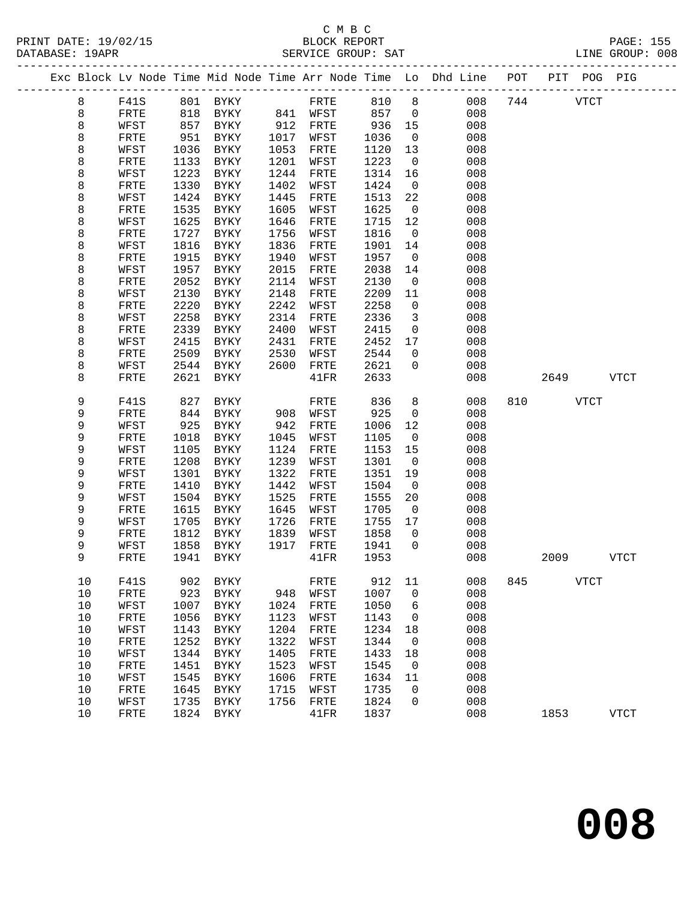C M B C
BLOCK REPORT
SERVICE GROUP: SAT

PRINT DATE: 19/02/15
DATABASE: 19APR
LINE GROUP: 008

| Exc | Block | Lv | Node | Time | Mid Node | Time | Arr Node | Time | Lo | Dhd Line | POT | PIT | POG | PIG |
|---|---|---|---|---|---|---|---|---|---|---|---|---|---|---|
| | 8 | | F41S | 801 | BYKY | | FRTE | 810 | 8 | 008 | 744 | | VTCT | |
| | 8 | | FRTE | 818 | BYKY | 841 | WFST | 857 | 0 | 008 | | | | |
| | 8 | | WFST | 857 | BYKY | 912 | FRTE | 936 | 15 | 008 | | | | |
| | 8 | | FRTE | 951 | BYKY | 1017 | WFST | 1036 | 0 | 008 | | | | |
| | 8 | | WFST | 1036 | BYKY | 1053 | FRTE | 1120 | 13 | 008 | | | | |
| | 8 | | FRTE | 1133 | BYKY | 1201 | WFST | 1223 | 0 | 008 | | | | |
| | 8 | | WFST | 1223 | BYKY | 1244 | FRTE | 1314 | 16 | 008 | | | | |
| | 8 | | FRTE | 1330 | BYKY | 1402 | WFST | 1424 | 0 | 008 | | | | |
| | 8 | | WFST | 1424 | BYKY | 1445 | FRTE | 1513 | 22 | 008 | | | | |
| | 8 | | FRTE | 1535 | BYKY | 1605 | WFST | 1625 | 0 | 008 | | | | |
| | 8 | | WFST | 1625 | BYKY | 1646 | FRTE | 1715 | 12 | 008 | | | | |
| | 8 | | FRTE | 1727 | BYKY | 1756 | WFST | 1816 | 0 | 008 | | | | |
| | 8 | | WFST | 1816 | BYKY | 1836 | FRTE | 1901 | 14 | 008 | | | | |
| | 8 | | FRTE | 1915 | BYKY | 1940 | WFST | 1957 | 0 | 008 | | | | |
| | 8 | | WFST | 1957 | BYKY | 2015 | FRTE | 2038 | 14 | 008 | | | | |
| | 8 | | FRTE | 2052 | BYKY | 2114 | WFST | 2130 | 0 | 008 | | | | |
| | 8 | | WFST | 2130 | BYKY | 2148 | FRTE | 2209 | 11 | 008 | | | | |
| | 8 | | FRTE | 2220 | BYKY | 2242 | WFST | 2258 | 0 | 008 | | | | |
| | 8 | | WFST | 2258 | BYKY | 2314 | FRTE | 2336 | 3 | 008 | | | | |
| | 8 | | FRTE | 2339 | BYKY | 2400 | WFST | 2415 | 0 | 008 | | | | |
| | 8 | | WFST | 2415 | BYKY | 2431 | FRTE | 2452 | 17 | 008 | | | | |
| | 8 | | FRTE | 2509 | BYKY | 2530 | WFST | 2544 | 0 | 008 | | | | |
| | 8 | | WFST | 2544 | BYKY | 2600 | FRTE | 2621 | 0 | 008 | | | | |
| | 8 | | FRTE | 2621 | BYKY | | 41FR | 2633 | | 008 | | 2649 | | VTCT |
| | 9 | | F41S | 827 | BYKY | | FRTE | 836 | 8 | 008 | 810 | | VTCT | |
| | 9 | | FRTE | 844 | BYKY | 908 | WFST | 925 | 0 | 008 | | | | |
| | 9 | | WFST | 925 | BYKY | 942 | FRTE | 1006 | 12 | 008 | | | | |
| | 9 | | FRTE | 1018 | BYKY | 1045 | WFST | 1105 | 0 | 008 | | | | |
| | 9 | | WFST | 1105 | BYKY | 1124 | FRTE | 1153 | 15 | 008 | | | | |
| | 9 | | FRTE | 1208 | BYKY | 1239 | WFST | 1301 | 0 | 008 | | | | |
| | 9 | | WFST | 1301 | BYKY | 1322 | FRTE | 1351 | 19 | 008 | | | | |
| | 9 | | FRTE | 1410 | BYKY | 1442 | WFST | 1504 | 0 | 008 | | | | |
| | 9 | | WFST | 1504 | BYKY | 1525 | FRTE | 1555 | 20 | 008 | | | | |
| | 9 | | FRTE | 1615 | BYKY | 1645 | WFST | 1705 | 0 | 008 | | | | |
| | 9 | | WFST | 1705 | BYKY | 1726 | FRTE | 1755 | 17 | 008 | | | | |
| | 9 | | FRTE | 1812 | BYKY | 1839 | WFST | 1858 | 0 | 008 | | | | |
| | 9 | | WFST | 1858 | BYKY | 1917 | FRTE | 1941 | 0 | 008 | | | | |
| | 9 | | FRTE | 1941 | BYKY | | 41FR | 1953 | | 008 | | 2009 | | VTCT |
| | 10 | | F41S | 902 | BYKY | | FRTE | 912 | 11 | 008 | 845 | | VTCT | |
| | 10 | | FRTE | 923 | BYKY | 948 | WFST | 1007 | 0 | 008 | | | | |
| | 10 | | WFST | 1007 | BYKY | 1024 | FRTE | 1050 | 6 | 008 | | | | |
| | 10 | | FRTE | 1056 | BYKY | 1123 | WFST | 1143 | 0 | 008 | | | | |
| | 10 | | WFST | 1143 | BYKY | 1204 | FRTE | 1234 | 18 | 008 | | | | |
| | 10 | | FRTE | 1252 | BYKY | 1322 | WFST | 1344 | 0 | 008 | | | | |
| | 10 | | WFST | 1344 | BYKY | 1405 | FRTE | 1433 | 18 | 008 | | | | |
| | 10 | | FRTE | 1451 | BYKY | 1523 | WFST | 1545 | 0 | 008 | | | | |
| | 10 | | WFST | 1545 | BYKY | 1606 | FRTE | 1634 | 11 | 008 | | | | |
| | 10 | | FRTE | 1645 | BYKY | 1715 | WFST | 1735 | 0 | 008 | | | | |
| | 10 | | WFST | 1735 | BYKY | 1756 | FRTE | 1824 | 0 | 008 | | | | |
| | 10 | | FRTE | 1824 | BYKY | | 41FR | 1837 | | 008 | | 1853 | | VTCT |

**008**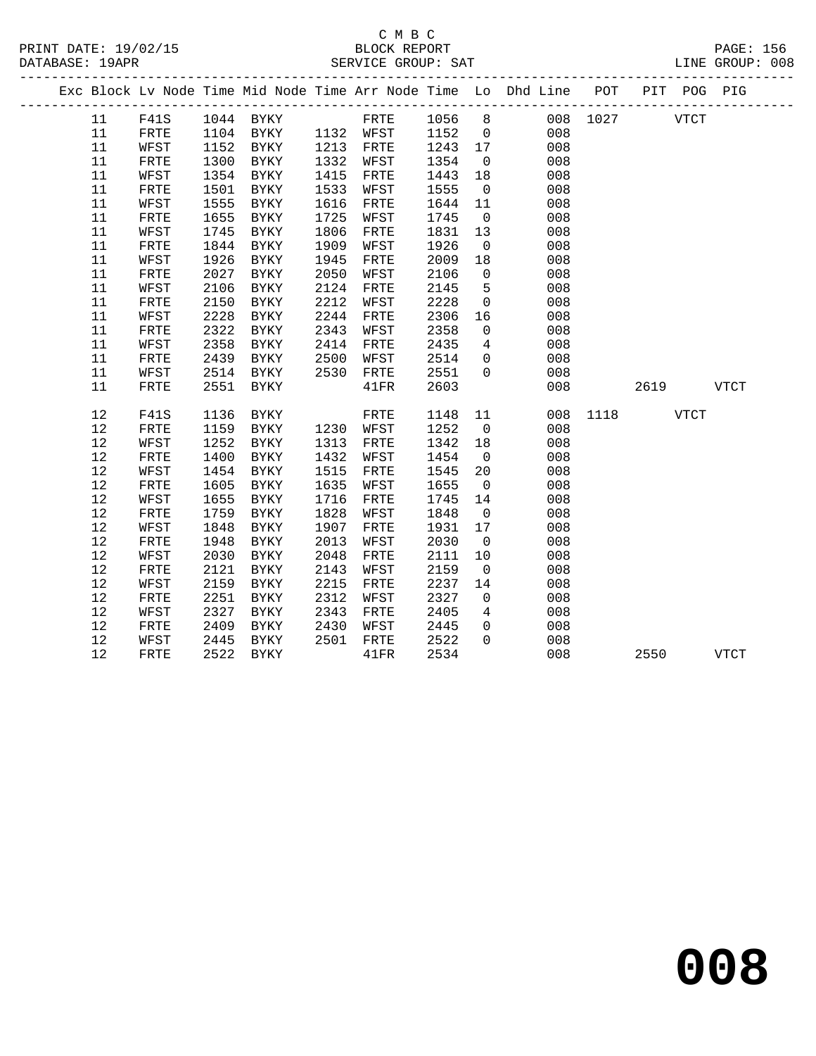C M B C

BLOCK REPORT

SERVICE GROUP: SAT

LINE GROUP: 008

| Exc | Block | Lv Node | Time | Mid Node | Time | Arr Node | Time | Lo | Dhd Line | POT | PIT | POG | PIG |
|---|---|---|---|---|---|---|---|---|---|---|---|---|---|
| | 11 | F41S | 1044 | BYKY | | FRTE | 1056 | 8 | 008 | 1027 | | VTCT | |
| | 11 | FRTE | 1104 | BYKY | 1132 | WFST | 1152 | 0 | 008 | | | | |
| | 11 | WFST | 1152 | BYKY | 1213 | FRTE | 1243 | 17 | 008 | | | | |
| | 11 | FRTE | 1300 | BYKY | 1332 | WFST | 1354 | 0 | 008 | | | | |
| | 11 | WFST | 1354 | BYKY | 1415 | FRTE | 1443 | 18 | 008 | | | | |
| | 11 | FRTE | 1501 | BYKY | 1533 | WFST | 1555 | 0 | 008 | | | | |
| | 11 | WFST | 1555 | BYKY | 1616 | FRTE | 1644 | 11 | 008 | | | | |
| | 11 | FRTE | 1655 | BYKY | 1725 | WFST | 1745 | 0 | 008 | | | | |
| | 11 | WFST | 1745 | BYKY | 1806 | FRTE | 1831 | 13 | 008 | | | | |
| | 11 | FRTE | 1844 | BYKY | 1909 | WFST | 1926 | 0 | 008 | | | | |
| | 11 | WFST | 1926 | BYKY | 1945 | FRTE | 2009 | 18 | 008 | | | | |
| | 11 | FRTE | 2027 | BYKY | 2050 | WFST | 2106 | 0 | 008 | | | | |
| | 11 | WFST | 2106 | BYKY | 2124 | FRTE | 2145 | 5 | 008 | | | | |
| | 11 | FRTE | 2150 | BYKY | 2212 | WFST | 2228 | 0 | 008 | | | | |
| | 11 | WFST | 2228 | BYKY | 2244 | FRTE | 2306 | 16 | 008 | | | | |
| | 11 | FRTE | 2322 | BYKY | 2343 | WFST | 2358 | 0 | 008 | | | | |
| | 11 | WFST | 2358 | BYKY | 2414 | FRTE | 2435 | 4 | 008 | | | | |
| | 11 | FRTE | 2439 | BYKY | 2500 | WFST | 2514 | 0 | 008 | | | | |
| | 11 | WFST | 2514 | BYKY | 2530 | FRTE | 2551 | 0 | 008 | | | | |
| | 11 | FRTE | 2551 | BYKY | | 41FR | 2603 | | 008 | | 2619 | | VTCT |
| | 12 | F41S | 1136 | BYKY | | FRTE | 1148 | 11 | 008 | 1118 | | VTCT | |
| | 12 | FRTE | 1159 | BYKY | 1230 | WFST | 1252 | 0 | 008 | | | | |
| | 12 | WFST | 1252 | BYKY | 1313 | FRTE | 1342 | 18 | 008 | | | | |
| | 12 | FRTE | 1400 | BYKY | 1432 | WFST | 1454 | 0 | 008 | | | | |
| | 12 | WFST | 1454 | BYKY | 1515 | FRTE | 1545 | 20 | 008 | | | | |
| | 12 | FRTE | 1605 | BYKY | 1635 | WFST | 1655 | 0 | 008 | | | | |
| | 12 | WFST | 1655 | BYKY | 1716 | FRTE | 1745 | 14 | 008 | | | | |
| | 12 | FRTE | 1759 | BYKY | 1828 | WFST | 1848 | 0 | 008 | | | | |
| | 12 | WFST | 1848 | BYKY | 1907 | FRTE | 1931 | 17 | 008 | | | | |
| | 12 | FRTE | 1948 | BYKY | 2013 | WFST | 2030 | 0 | 008 | | | | |
| | 12 | WFST | 2030 | BYKY | 2048 | FRTE | 2111 | 10 | 008 | | | | |
| | 12 | FRTE | 2121 | BYKY | 2143 | WFST | 2159 | 0 | 008 | | | | |
| | 12 | WFST | 2159 | BYKY | 2215 | FRTE | 2237 | 14 | 008 | | | | |
| | 12 | FRTE | 2251 | BYKY | 2312 | WFST | 2327 | 0 | 008 | | | | |
| | 12 | WFST | 2327 | BYKY | 2343 | FRTE | 2405 | 4 | 008 | | | | |
| | 12 | FRTE | 2409 | BYKY | 2430 | WFST | 2445 | 0 | 008 | | | | |
| | 12 | WFST | 2445 | BYKY | 2501 | FRTE | 2522 | 0 | 008 | | | | |
| | 12 | FRTE | 2522 | BYKY | | 41FR | 2534 | | 008 | | 2550 | | VTCT |

# 008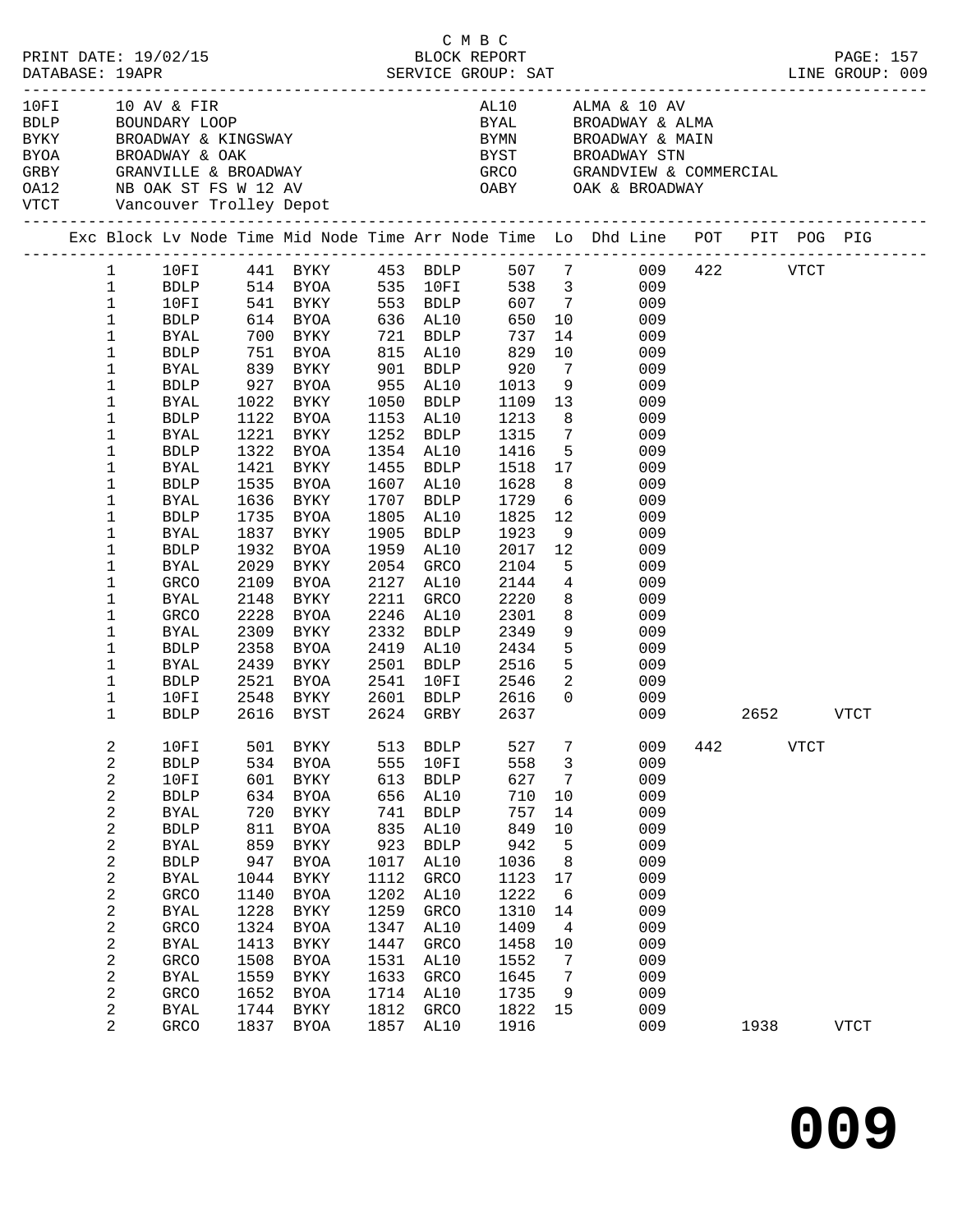C M B C

PRINT DATE: 19/02/15 BLOCK REPORT PAGE: 157
DATABASE: 19APR SERVICE GROUP: SAT LINE GROUP: 009

| Code | Description | Code | Description |
|---|---|---|---|
| 10FI | 10 AV & FIR | AL10 | ALMA & 10 AV |
| BDLP | BOUNDARY LOOP | BYAL | BROADWAY & ALMA |
| BYKY | BROADWAY & KINGSWAY | BYMN | BROADWAY & MAIN |
| BYOA | BROADWAY & OAK | BYST | BROADWAY STN |
| GRBY | GRANVILLE & BROADWAY | GRCO | GRANDVIEW & COMMERCIAL |
| OA12 | NB OAK ST FS W 12 AV | OABY | OAK & BROADWAY |
| VTCT | Vancouver Trolley Depot | | |

| Exc | Block | Lv Node | Time | Mid Node | Time | Arr Node | Time | Lo | Dhd Line | POT | PIT | POG | PIG |
|---|---|---|---|---|---|---|---|---|---|---|---|---|---|
| | 1 | 10FI | 441 | BYKY | 453 | BDLP | 507 | 7 | 009 | 422 | | VTCT | |
| | 1 | BDLP | 514 | BYOA | 535 | 10FI | 538 | 3 | 009 | | | | |
| | 1 | 10FI | 541 | BYKY | 553 | BDLP | 607 | 7 | 009 | | | | |
| | 1 | BDLP | 614 | BYOA | 636 | AL10 | 650 | 10 | 009 | | | | |
| | 1 | BYAL | 700 | BYKY | 721 | BDLP | 737 | 14 | 009 | | | | |
| | 1 | BDLP | 751 | BYOA | 815 | AL10 | 829 | 10 | 009 | | | | |
| | 1 | BYAL | 839 | BYKY | 901 | BDLP | 920 | 7 | 009 | | | | |
| | 1 | BDLP | 927 | BYOA | 955 | AL10 | 1013 | 9 | 009 | | | | |
| | 1 | BYAL | 1022 | BYKY | 1050 | BDLP | 1109 | 13 | 009 | | | | |
| | 1 | BDLP | 1122 | BYOA | 1153 | AL10 | 1213 | 8 | 009 | | | | |
| | 1 | BYAL | 1221 | BYKY | 1252 | BDLP | 1315 | 7 | 009 | | | | |
| | 1 | BDLP | 1322 | BYOA | 1354 | AL10 | 1416 | 5 | 009 | | | | |
| | 1 | BYAL | 1421 | BYKY | 1455 | BDLP | 1518 | 17 | 009 | | | | |
| | 1 | BDLP | 1535 | BYOA | 1607 | AL10 | 1628 | 8 | 009 | | | | |
| | 1 | BYAL | 1636 | BYKY | 1707 | BDLP | 1729 | 6 | 009 | | | | |
| | 1 | BDLP | 1735 | BYOA | 1805 | AL10 | 1825 | 12 | 009 | | | | |
| | 1 | BYAL | 1837 | BYKY | 1905 | BDLP | 1923 | 9 | 009 | | | | |
| | 1 | BDLP | 1932 | BYOA | 1959 | AL10 | 2017 | 12 | 009 | | | | |
| | 1 | BYAL | 2029 | BYKY | 2054 | GRCO | 2104 | 5 | 009 | | | | |
| | 1 | GRCO | 2109 | BYOA | 2127 | AL10 | 2144 | 4 | 009 | | | | |
| | 1 | BYAL | 2148 | BYKY | 2211 | GRCO | 2220 | 8 | 009 | | | | |
| | 1 | GRCO | 2228 | BYOA | 2246 | AL10 | 2301 | 8 | 009 | | | | |
| | 1 | BYAL | 2309 | BYKY | 2332 | BDLP | 2349 | 9 | 009 | | | | |
| | 1 | BDLP | 2358 | BYOA | 2419 | AL10 | 2434 | 5 | 009 | | | | |
| | 1 | BYAL | 2439 | BYKY | 2501 | BDLP | 2516 | 5 | 009 | | | | |
| | 1 | BDLP | 2521 | BYOA | 2541 | 10FI | 2546 | 2 | 009 | | | | |
| | 1 | 10FI | 2548 | BYKY | 2601 | BDLP | 2616 | 0 | 009 | | | | |
| | 1 | BDLP | 2616 | BYST | 2624 | GRBY | 2637 | | 009 | | 2652 | | VTCT |
| | 2 | 10FI | 501 | BYKY | 513 | BDLP | 527 | 7 | 009 | 442 | | VTCT | |
| | 2 | BDLP | 534 | BYOA | 555 | 10FI | 558 | 3 | 009 | | | | |
| | 2 | 10FI | 601 | BYKY | 613 | BDLP | 627 | 7 | 009 | | | | |
| | 2 | BDLP | 634 | BYOA | 656 | AL10 | 710 | 10 | 009 | | | | |
| | 2 | BYAL | 720 | BYKY | 741 | BDLP | 757 | 14 | 009 | | | | |
| | 2 | BDLP | 811 | BYOA | 835 | AL10 | 849 | 10 | 009 | | | | |
| | 2 | BYAL | 859 | BYKY | 923 | BDLP | 942 | 5 | 009 | | | | |
| | 2 | BDLP | 947 | BYOA | 1017 | AL10 | 1036 | 8 | 009 | | | | |
| | 2 | BYAL | 1044 | BYKY | 1112 | GRCO | 1123 | 17 | 009 | | | | |
| | 2 | GRCO | 1140 | BYOA | 1202 | AL10 | 1222 | 6 | 009 | | | | |
| | 2 | BYAL | 1228 | BYKY | 1259 | GRCO | 1310 | 14 | 009 | | | | |
| | 2 | GRCO | 1324 | BYOA | 1347 | AL10 | 1409 | 4 | 009 | | | | |
| | 2 | BYAL | 1413 | BYKY | 1447 | GRCO | 1458 | 10 | 009 | | | | |
| | 2 | GRCO | 1508 | BYOA | 1531 | AL10 | 1552 | 7 | 009 | | | | |
| | 2 | BYAL | 1559 | BYKY | 1633 | GRCO | 1645 | 7 | 009 | | | | |
| | 2 | GRCO | 1652 | BYOA | 1714 | AL10 | 1735 | 9 | 009 | | | | |
| | 2 | BYAL | 1744 | BYKY | 1812 | GRCO | 1822 | 15 | 009 | | | | |
| | 2 | GRCO | 1837 | BYOA | 1857 | AL10 | 1916 | | 009 | | 1938 | | VTCT |

# 009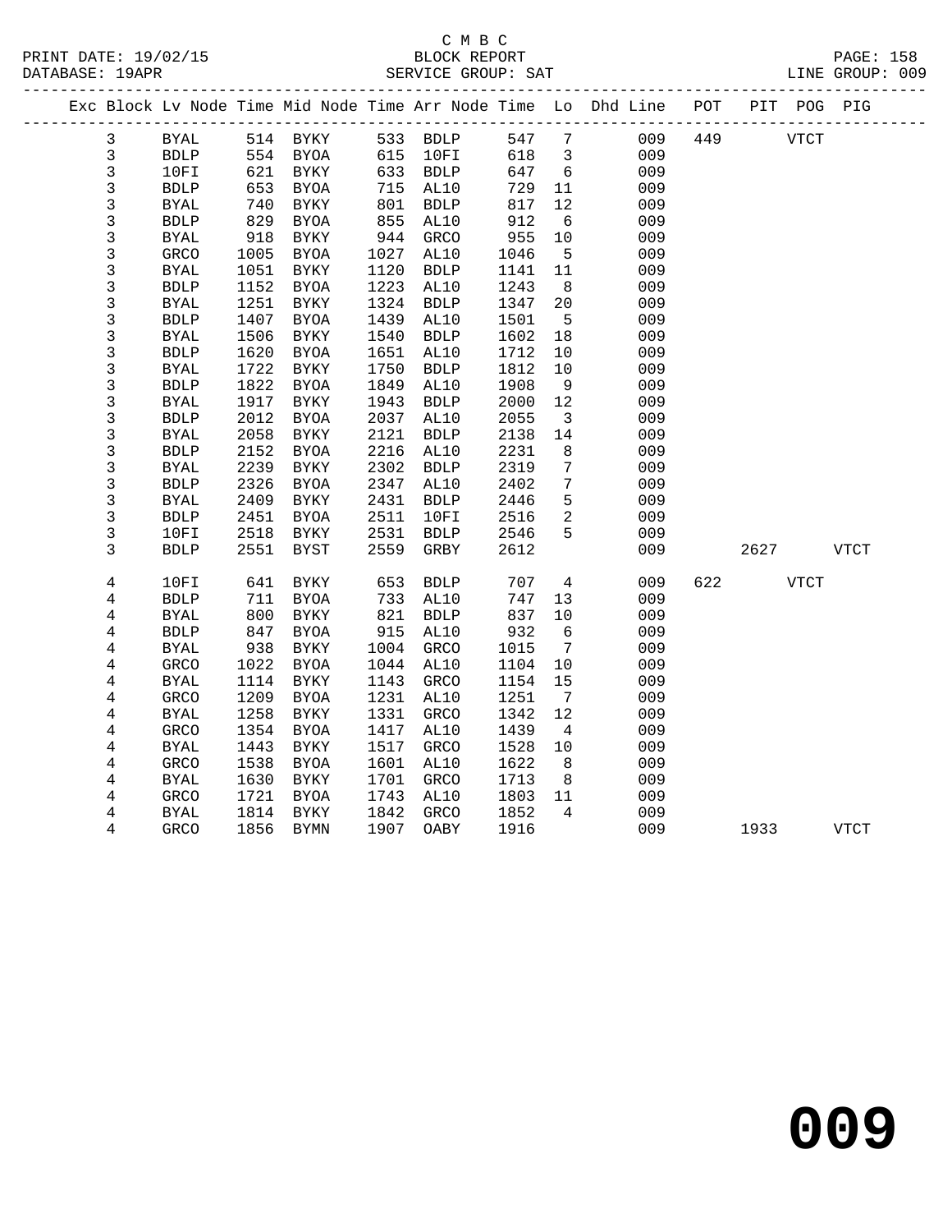C M B C

BLOCK REPORT

SERVICE GROUP: SAT

| Exc | Block | Lv | Node | Time | Mid Node | Time | Arr Node | Time | Lo | Dhd Line | POT | PIT | POG | PIG |
|---|---|---|---|---|---|---|---|---|---|---|---|---|---|---|
| | 3 | | BYAL | 514 | BYKY | 533 | BDLP | 547 | 7 | 009 | 449 | | VTCT | |
| | 3 | | BDLP | 554 | BYOA | 615 | 10FI | 618 | 3 | 009 | | | | |
| | 3 | | 10FI | 621 | BYKY | 633 | BDLP | 647 | 6 | 009 | | | | |
| | 3 | | BDLP | 653 | BYOA | 715 | AL10 | 729 | 11 | 009 | | | | |
| | 3 | | BYAL | 740 | BYKY | 801 | BDLP | 817 | 12 | 009 | | | | |
| | 3 | | BDLP | 829 | BYOA | 855 | AL10 | 912 | 6 | 009 | | | | |
| | 3 | | BYAL | 918 | BYKY | 944 | GRCO | 955 | 10 | 009 | | | | |
| | 3 | | GRCO | 1005 | BYOA | 1027 | AL10 | 1046 | 5 | 009 | | | | |
| | 3 | | BYAL | 1051 | BYKY | 1120 | BDLP | 1141 | 11 | 009 | | | | |
| | 3 | | BDLP | 1152 | BYOA | 1223 | AL10 | 1243 | 8 | 009 | | | | |
| | 3 | | BYAL | 1251 | BYKY | 1324 | BDLP | 1347 | 20 | 009 | | | | |
| | 3 | | BDLP | 1407 | BYOA | 1439 | AL10 | 1501 | 5 | 009 | | | | |
| | 3 | | BYAL | 1506 | BYKY | 1540 | BDLP | 1602 | 18 | 009 | | | | |
| | 3 | | BDLP | 1620 | BYOA | 1651 | AL10 | 1712 | 10 | 009 | | | | |
| | 3 | | BYAL | 1722 | BYKY | 1750 | BDLP | 1812 | 10 | 009 | | | | |
| | 3 | | BDLP | 1822 | BYOA | 1849 | AL10 | 1908 | 9 | 009 | | | | |
| | 3 | | BYAL | 1917 | BYKY | 1943 | BDLP | 2000 | 12 | 009 | | | | |
| | 3 | | BDLP | 2012 | BYOA | 2037 | AL10 | 2055 | 3 | 009 | | | | |
| | 3 | | BYAL | 2058 | BYKY | 2121 | BDLP | 2138 | 14 | 009 | | | | |
| | 3 | | BDLP | 2152 | BYOA | 2216 | AL10 | 2231 | 8 | 009 | | | | |
| | 3 | | BYAL | 2239 | BYKY | 2302 | BDLP | 2319 | 7 | 009 | | | | |
| | 3 | | BDLP | 2326 | BYOA | 2347 | AL10 | 2402 | 7 | 009 | | | | |
| | 3 | | BYAL | 2409 | BYKY | 2431 | BDLP | 2446 | 5 | 009 | | | | |
| | 3 | | BDLP | 2451 | BYOA | 2511 | 10FI | 2516 | 2 | 009 | | | | |
| | 3 | | 10FI | 2518 | BYKY | 2531 | BDLP | 2546 | 5 | 009 | | | | |
| | 3 | | BDLP | 2551 | BYST | 2559 | GRBY | 2612 | | 009 | | 2627 | | VTCT |
| | 4 | | 10FI | 641 | BYKY | 653 | BDLP | 707 | 4 | 009 | 622 | | VTCT | |
| | 4 | | BDLP | 711 | BYOA | 733 | AL10 | 747 | 13 | 009 | | | | |
| | 4 | | BYAL | 800 | BYKY | 821 | BDLP | 837 | 10 | 009 | | | | |
| | 4 | | BDLP | 847 | BYOA | 915 | AL10 | 932 | 6 | 009 | | | | |
| | 4 | | BYAL | 938 | BYKY | 1004 | GRCO | 1015 | 7 | 009 | | | | |
| | 4 | | GRCO | 1022 | BYOA | 1044 | AL10 | 1104 | 10 | 009 | | | | |
| | 4 | | BYAL | 1114 | BYKY | 1143 | GRCO | 1154 | 15 | 009 | | | | |
| | 4 | | GRCO | 1209 | BYOA | 1231 | AL10 | 1251 | 7 | 009 | | | | |
| | 4 | | BYAL | 1258 | BYKY | 1331 | GRCO | 1342 | 12 | 009 | | | | |
| | 4 | | GRCO | 1354 | BYOA | 1417 | AL10 | 1439 | 4 | 009 | | | | |
| | 4 | | BYAL | 1443 | BYKY | 1517 | GRCO | 1528 | 10 | 009 | | | | |
| | 4 | | GRCO | 1538 | BYOA | 1601 | AL10 | 1622 | 8 | 009 | | | | |
| | 4 | | BYAL | 1630 | BYKY | 1701 | GRCO | 1713 | 8 | 009 | | | | |
| | 4 | | GRCO | 1721 | BYOA | 1743 | AL10 | 1803 | 11 | 009 | | | | |
| | 4 | | BYAL | 1814 | BYKY | 1842 | GRCO | 1852 | 4 | 009 | | | | |
| | 4 | | GRCO | 1856 | BYMN | 1907 | OABY | 1916 | | 009 | | 1933 | | VTCT |

009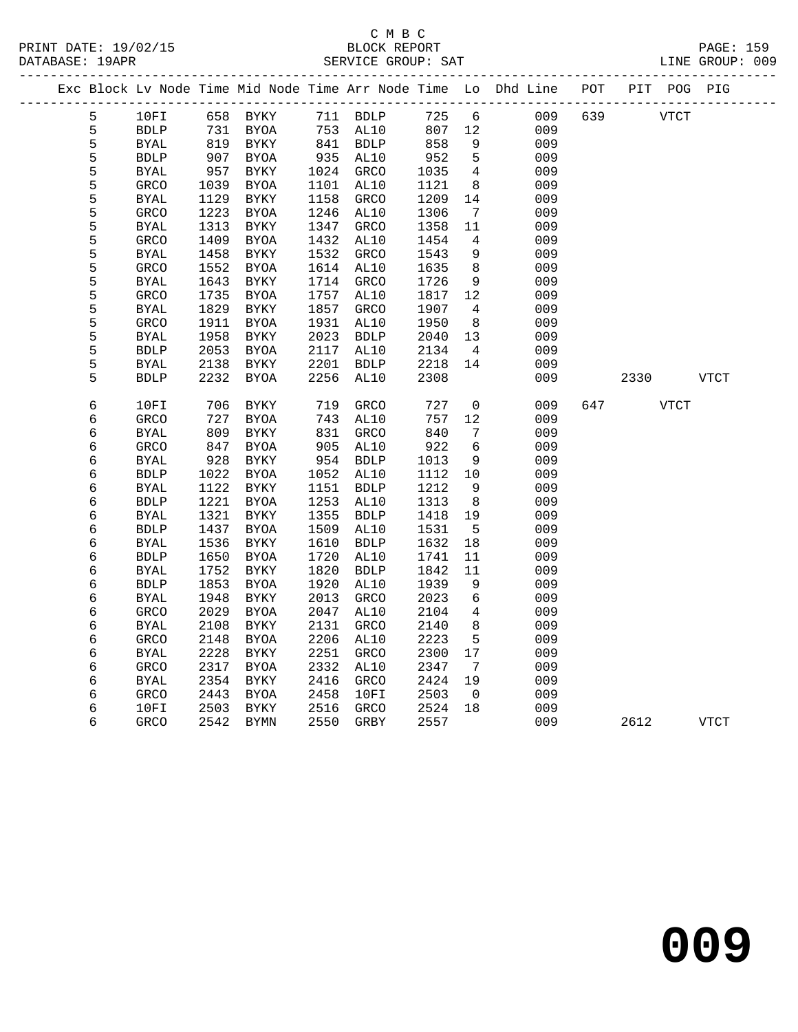C M B C
BLOCK REPORT
SERVICE GROUP: SAT

PRINT DATE: 19/02/15
DATABASE: 19APR
LINE GROUP: 009

| Exc | Block | Lv | Node | Time | Mid Node | Time | Arr Node | Time | Lo | Dhd Line | POT | PIT | POG | PIG |
|---|---|---|---|---|---|---|---|---|---|---|---|---|---|---|
| | 5 | | 10FI | 658 | BYKY | 711 | BDLP | 725 | 6 | 009 | 639 | | VTCT | |
| | 5 | | BDLP | 731 | BYOA | 753 | AL10 | 807 | 12 | 009 | | | | |
| | 5 | | BYAL | 819 | BYKY | 841 | BDLP | 858 | 9 | 009 | | | | |
| | 5 | | BDLP | 907 | BYOA | 935 | AL10 | 952 | 5 | 009 | | | | |
| | 5 | | BYAL | 957 | BYKY | 1024 | GRCO | 1035 | 4 | 009 | | | | |
| | 5 | | GRCO | 1039 | BYOA | 1101 | AL10 | 1121 | 8 | 009 | | | | |
| | 5 | | BYAL | 1129 | BYKY | 1158 | GRCO | 1209 | 14 | 009 | | | | |
| | 5 | | GRCO | 1223 | BYOA | 1246 | AL10 | 1306 | 7 | 009 | | | | |
| | 5 | | BYAL | 1313 | BYKY | 1347 | GRCO | 1358 | 11 | 009 | | | | |
| | 5 | | GRCO | 1409 | BYOA | 1432 | AL10 | 1454 | 4 | 009 | | | | |
| | 5 | | BYAL | 1458 | BYKY | 1532 | GRCO | 1543 | 9 | 009 | | | | |
| | 5 | | GRCO | 1552 | BYOA | 1614 | AL10 | 1635 | 8 | 009 | | | | |
| | 5 | | BYAL | 1643 | BYKY | 1714 | GRCO | 1726 | 9 | 009 | | | | |
| | 5 | | GRCO | 1735 | BYOA | 1757 | AL10 | 1817 | 12 | 009 | | | | |
| | 5 | | BYAL | 1829 | BYKY | 1857 | GRCO | 1907 | 4 | 009 | | | | |
| | 5 | | GRCO | 1911 | BYOA | 1931 | AL10 | 1950 | 8 | 009 | | | | |
| | 5 | | BYAL | 1958 | BYKY | 2023 | BDLP | 2040 | 13 | 009 | | | | |
| | 5 | | BDLP | 2053 | BYOA | 2117 | AL10 | 2134 | 4 | 009 | | | | |
| | 5 | | BYAL | 2138 | BYKY | 2201 | BDLP | 2218 | 14 | 009 | | | | |
| | 5 | | BDLP | 2232 | BYOA | 2256 | AL10 | 2308 | | 009 | | 2330 | | VTCT |
| | 6 | | 10FI | 706 | BYKY | 719 | GRCO | 727 | 0 | 009 | 647 | | VTCT | |
| | 6 | | GRCO | 727 | BYOA | 743 | AL10 | 757 | 12 | 009 | | | | |
| | 6 | | BYAL | 809 | BYKY | 831 | GRCO | 840 | 7 | 009 | | | | |
| | 6 | | GRCO | 847 | BYOA | 905 | AL10 | 922 | 6 | 009 | | | | |
| | 6 | | BYAL | 928 | BYKY | 954 | BDLP | 1013 | 9 | 009 | | | | |
| | 6 | | BDLP | 1022 | BYOA | 1052 | AL10 | 1112 | 10 | 009 | | | | |
| | 6 | | BYAL | 1122 | BYKY | 1151 | BDLP | 1212 | 9 | 009 | | | | |
| | 6 | | BDLP | 1221 | BYOA | 1253 | AL10 | 1313 | 8 | 009 | | | | |
| | 6 | | BYAL | 1321 | BYKY | 1355 | BDLP | 1418 | 19 | 009 | | | | |
| | 6 | | BDLP | 1437 | BYOA | 1509 | AL10 | 1531 | 5 | 009 | | | | |
| | 6 | | BYAL | 1536 | BYKY | 1610 | BDLP | 1632 | 18 | 009 | | | | |
| | 6 | | BDLP | 1650 | BYOA | 1720 | AL10 | 1741 | 11 | 009 | | | | |
| | 6 | | BYAL | 1752 | BYKY | 1820 | BDLP | 1842 | 11 | 009 | | | | |
| | 6 | | BDLP | 1853 | BYOA | 1920 | AL10 | 1939 | 9 | 009 | | | | |
| | 6 | | BYAL | 1948 | BYKY | 2013 | GRCO | 2023 | 6 | 009 | | | | |
| | 6 | | GRCO | 2029 | BYOA | 2047 | AL10 | 2104 | 4 | 009 | | | | |
| | 6 | | BYAL | 2108 | BYKY | 2131 | GRCO | 2140 | 8 | 009 | | | | |
| | 6 | | GRCO | 2148 | BYOA | 2206 | AL10 | 2223 | 5 | 009 | | | | |
| | 6 | | BYAL | 2228 | BYKY | 2251 | GRCO | 2300 | 17 | 009 | | | | |
| | 6 | | GRCO | 2317 | BYOA | 2332 | AL10 | 2347 | 7 | 009 | | | | |
| | 6 | | BYAL | 2354 | BYKY | 2416 | GRCO | 2424 | 19 | 009 | | | | |
| | 6 | | GRCO | 2443 | BYOA | 2458 | 10FI | 2503 | 0 | 009 | | | | |
| | 6 | | 10FI | 2503 | BYKY | 2516 | GRCO | 2524 | 18 | 009 | | | | |
| | 6 | | GRCO | 2542 | BYMN | 2550 | GRBY | 2557 | | 009 | | 2612 | | VTCT |

009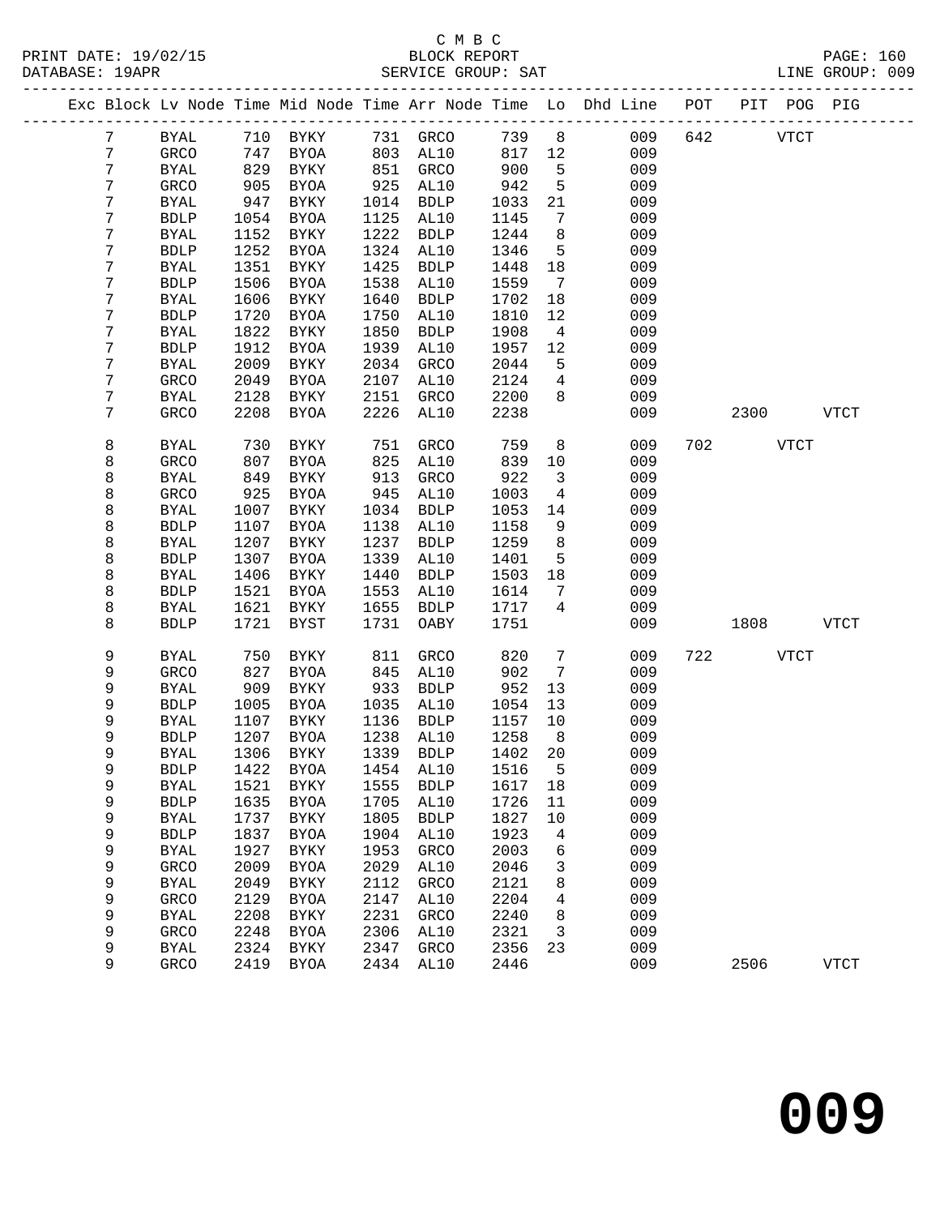C M B C

PRINT DATE: 19/02/15 BLOCK REPORT

DATABASE: 19APR SERVICE GROUP: SAT LINE GROUP: 009

| Exc | Block | Lv | Node | Time | Mid Node | Time | Arr Node | Time | Lo | Dhd Line | POT | PIT | POG | PIG |
|---|---|---|---|---|---|---|---|---|---|---|---|---|---|---|
| | 7 | | BYAL | 710 | BYKY | 731 | GRCO | 739 | 8 | 009 | 642 | | VTCT | |
| | 7 | | GRCO | 747 | BYOA | 803 | AL10 | 817 | 12 | 009 | | | | |
| | 7 | | BYAL | 829 | BYKY | 851 | GRCO | 900 | 5 | 009 | | | | |
| | 7 | | GRCO | 905 | BYOA | 925 | AL10 | 942 | 5 | 009 | | | | |
| | 7 | | BYAL | 947 | BYKY | 1014 | BDLP | 1033 | 21 | 009 | | | | |
| | 7 | | BDLP | 1054 | BYOA | 1125 | AL10 | 1145 | 7 | 009 | | | | |
| | 7 | | BYAL | 1152 | BYKY | 1222 | BDLP | 1244 | 8 | 009 | | | | |
| | 7 | | BDLP | 1252 | BYOA | 1324 | AL10 | 1346 | 5 | 009 | | | | |
| | 7 | | BYAL | 1351 | BYKY | 1425 | BDLP | 1448 | 18 | 009 | | | | |
| | 7 | | BDLP | 1506 | BYOA | 1538 | AL10 | 1559 | 7 | 009 | | | | |
| | 7 | | BYAL | 1606 | BYKY | 1640 | BDLP | 1702 | 18 | 009 | | | | |
| | 7 | | BDLP | 1720 | BYOA | 1750 | AL10 | 1810 | 12 | 009 | | | | |
| | 7 | | BYAL | 1822 | BYKY | 1850 | BDLP | 1908 | 4 | 009 | | | | |
| | 7 | | BDLP | 1912 | BYOA | 1939 | AL10 | 1957 | 12 | 009 | | | | |
| | 7 | | BYAL | 2009 | BYKY | 2034 | GRCO | 2044 | 5 | 009 | | | | |
| | 7 | | GRCO | 2049 | BYOA | 2107 | AL10 | 2124 | 4 | 009 | | | | |
| | 7 | | BYAL | 2128 | BYKY | 2151 | GRCO | 2200 | 8 | 009 | | | | |
| | 7 | | GRCO | 2208 | BYOA | 2226 | AL10 | 2238 | | 009 | | 2300 | | VTCT |
| | 8 | | BYAL | 730 | BYKY | 751 | GRCO | 759 | 8 | 009 | 702 | | VTCT | |
| | 8 | | GRCO | 807 | BYOA | 825 | AL10 | 839 | 10 | 009 | | | | |
| | 8 | | BYAL | 849 | BYKY | 913 | GRCO | 922 | 3 | 009 | | | | |
| | 8 | | GRCO | 925 | BYOA | 945 | AL10 | 1003 | 4 | 009 | | | | |
| | 8 | | BYAL | 1007 | BYKY | 1034 | BDLP | 1053 | 14 | 009 | | | | |
| | 8 | | BDLP | 1107 | BYOA | 1138 | AL10 | 1158 | 9 | 009 | | | | |
| | 8 | | BYAL | 1207 | BYKY | 1237 | BDLP | 1259 | 8 | 009 | | | | |
| | 8 | | BDLP | 1307 | BYOA | 1339 | AL10 | 1401 | 5 | 009 | | | | |
| | 8 | | BYAL | 1406 | BYKY | 1440 | BDLP | 1503 | 18 | 009 | | | | |
| | 8 | | BDLP | 1521 | BYOA | 1553 | AL10 | 1614 | 7 | 009 | | | | |
| | 8 | | BYAL | 1621 | BYKY | 1655 | BDLP | 1717 | 4 | 009 | | | | |
| | 8 | | BDLP | 1721 | BYST | 1731 | OABY | 1751 | | 009 | | 1808 | | VTCT |
| | 9 | | BYAL | 750 | BYKY | 811 | GRCO | 820 | 7 | 009 | 722 | | VTCT | |
| | 9 | | GRCO | 827 | BYOA | 845 | AL10 | 902 | 7 | 009 | | | | |
| | 9 | | BYAL | 909 | BYKY | 933 | BDLP | 952 | 13 | 009 | | | | |
| | 9 | | BDLP | 1005 | BYOA | 1035 | AL10 | 1054 | 13 | 009 | | | | |
| | 9 | | BYAL | 1107 | BYKY | 1136 | BDLP | 1157 | 10 | 009 | | | | |
| | 9 | | BDLP | 1207 | BYOA | 1238 | AL10 | 1258 | 8 | 009 | | | | |
| | 9 | | BYAL | 1306 | BYKY | 1339 | BDLP | 1402 | 20 | 009 | | | | |
| | 9 | | BDLP | 1422 | BYOA | 1454 | AL10 | 1516 | 5 | 009 | | | | |
| | 9 | | BYAL | 1521 | BYKY | 1555 | BDLP | 1617 | 18 | 009 | | | | |
| | 9 | | BDLP | 1635 | BYOA | 1705 | AL10 | 1726 | 11 | 009 | | | | |
| | 9 | | BYAL | 1737 | BYKY | 1805 | BDLP | 1827 | 10 | 009 | | | | |
| | 9 | | BDLP | 1837 | BYOA | 1904 | AL10 | 1923 | 4 | 009 | | | | |
| | 9 | | BYAL | 1927 | BYKY | 1953 | GRCO | 2003 | 6 | 009 | | | | |
| | 9 | | GRCO | 2009 | BYOA | 2029 | AL10 | 2046 | 3 | 009 | | | | |
| | 9 | | BYAL | 2049 | BYKY | 2112 | GRCO | 2121 | 8 | 009 | | | | |
| | 9 | | GRCO | 2129 | BYOA | 2147 | AL10 | 2204 | 4 | 009 | | | | |
| | 9 | | BYAL | 2208 | BYKY | 2231 | GRCO | 2240 | 8 | 009 | | | | |
| | 9 | | GRCO | 2248 | BYOA | 2306 | AL10 | 2321 | 3 | 009 | | | | |
| | 9 | | BYAL | 2324 | BYKY | 2347 | GRCO | 2356 | 23 | 009 | | | | |
| | 9 | | GRCO | 2419 | BYOA | 2434 | AL10 | 2446 | | 009 | | 2506 | | VTCT |

# 009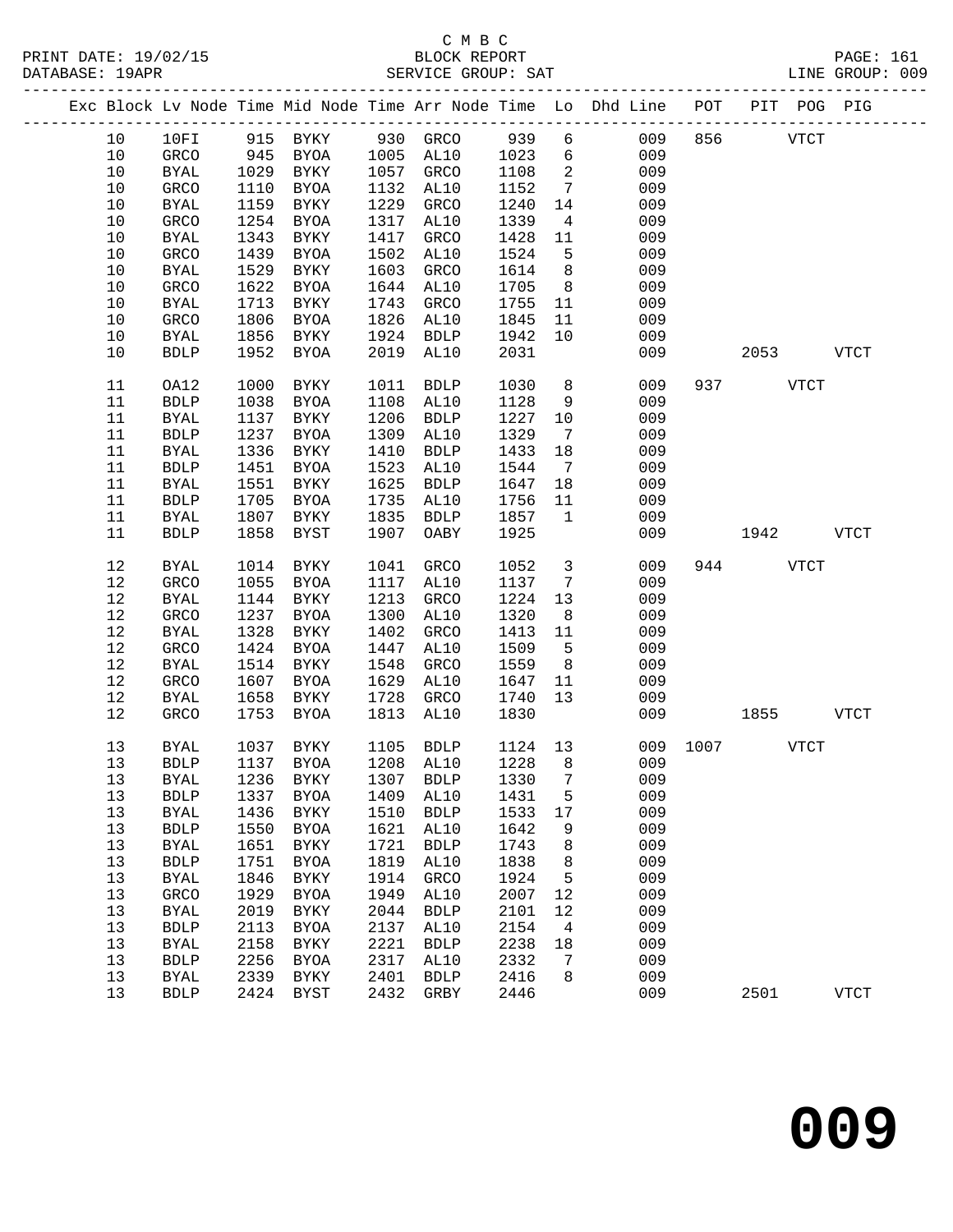C M B C

BLOCK REPORT

SERVICE GROUP: SAT

PRINT DATE: 19/02/15
DATABASE: 19APR
LINE GROUP: 009

| Exc | Block | Lv | Node | Time | Mid Node | Time | Arr Node | Time | Lo | Dhd Line | POT | PIT | POG | PIG |
|---|---|---|---|---|---|---|---|---|---|---|---|---|---|---|
| | 10 | | 10FI | 915 | BYKY | 930 | GRCO | 939 | 6 | 009 | 856 | | VTCT | |
| | 10 | | GRCO | 945 | BYOA | 1005 | AL10 | 1023 | 6 | 009 | | | | |
| | 10 | | BYAL | 1029 | BYKY | 1057 | GRCO | 1108 | 2 | 009 | | | | |
| | 10 | | GRCO | 1110 | BYOA | 1132 | AL10 | 1152 | 7 | 009 | | | | |
| | 10 | | BYAL | 1159 | BYKY | 1229 | GRCO | 1240 | 14 | 009 | | | | |
| | 10 | | GRCO | 1254 | BYOA | 1317 | AL10 | 1339 | 4 | 009 | | | | |
| | 10 | | BYAL | 1343 | BYKY | 1417 | GRCO | 1428 | 11 | 009 | | | | |
| | 10 | | GRCO | 1439 | BYOA | 1502 | AL10 | 1524 | 5 | 009 | | | | |
| | 10 | | BYAL | 1529 | BYKY | 1603 | GRCO | 1614 | 8 | 009 | | | | |
| | 10 | | GRCO | 1622 | BYOA | 1644 | AL10 | 1705 | 8 | 009 | | | | |
| | 10 | | BYAL | 1713 | BYKY | 1743 | GRCO | 1755 | 11 | 009 | | | | |
| | 10 | | GRCO | 1806 | BYOA | 1826 | AL10 | 1845 | 11 | 009 | | | | |
| | 10 | | BYAL | 1856 | BYKY | 1924 | BDLP | 1942 | 10 | 009 | | | | |
| | 10 | | BDLP | 1952 | BYOA | 2019 | AL10 | 2031 | | 009 | | 2053 | | VTCT |
| | 11 | | OA12 | 1000 | BYKY | 1011 | BDLP | 1030 | 8 | 009 | 937 | | VTCT | |
| | 11 | | BDLP | 1038 | BYOA | 1108 | AL10 | 1128 | 9 | 009 | | | | |
| | 11 | | BYAL | 1137 | BYKY | 1206 | BDLP | 1227 | 10 | 009 | | | | |
| | 11 | | BDLP | 1237 | BYOA | 1309 | AL10 | 1329 | 7 | 009 | | | | |
| | 11 | | BYAL | 1336 | BYKY | 1410 | BDLP | 1433 | 18 | 009 | | | | |
| | 11 | | BDLP | 1451 | BYOA | 1523 | AL10 | 1544 | 7 | 009 | | | | |
| | 11 | | BYAL | 1551 | BYKY | 1625 | BDLP | 1647 | 18 | 009 | | | | |
| | 11 | | BDLP | 1705 | BYOA | 1735 | AL10 | 1756 | 11 | 009 | | | | |
| | 11 | | BYAL | 1807 | BYKY | 1835 | BDLP | 1857 | 1 | 009 | | | | |
| | 11 | | BDLP | 1858 | BYST | 1907 | OABY | 1925 | | 009 | | 1942 | | VTCT |
| | 12 | | BYAL | 1014 | BYKY | 1041 | GRCO | 1052 | 3 | 009 | 944 | | VTCT | |
| | 12 | | GRCO | 1055 | BYOA | 1117 | AL10 | 1137 | 7 | 009 | | | | |
| | 12 | | BYAL | 1144 | BYKY | 1213 | GRCO | 1224 | 13 | 009 | | | | |
| | 12 | | GRCO | 1237 | BYOA | 1300 | AL10 | 1320 | 8 | 009 | | | | |
| | 12 | | BYAL | 1328 | BYKY | 1402 | GRCO | 1413 | 11 | 009 | | | | |
| | 12 | | GRCO | 1424 | BYOA | 1447 | AL10 | 1509 | 5 | 009 | | | | |
| | 12 | | BYAL | 1514 | BYKY | 1548 | GRCO | 1559 | 8 | 009 | | | | |
| | 12 | | GRCO | 1607 | BYOA | 1629 | AL10 | 1647 | 11 | 009 | | | | |
| | 12 | | BYAL | 1658 | BYKY | 1728 | GRCO | 1740 | 13 | 009 | | | | |
| | 12 | | GRCO | 1753 | BYOA | 1813 | AL10 | 1830 | | 009 | | 1855 | | VTCT |
| | 13 | | BYAL | 1037 | BYKY | 1105 | BDLP | 1124 | 13 | 009 | 1007 | | VTCT | |
| | 13 | | BDLP | 1137 | BYOA | 1208 | AL10 | 1228 | 8 | 009 | | | | |
| | 13 | | BYAL | 1236 | BYKY | 1307 | BDLP | 1330 | 7 | 009 | | | | |
| | 13 | | BDLP | 1337 | BYOA | 1409 | AL10 | 1431 | 5 | 009 | | | | |
| | 13 | | BYAL | 1436 | BYKY | 1510 | BDLP | 1533 | 17 | 009 | | | | |
| | 13 | | BDLP | 1550 | BYOA | 1621 | AL10 | 1642 | 9 | 009 | | | | |
| | 13 | | BYAL | 1651 | BYKY | 1721 | BDLP | 1743 | 8 | 009 | | | | |
| | 13 | | BDLP | 1751 | BYOA | 1819 | AL10 | 1838 | 8 | 009 | | | | |
| | 13 | | BYAL | 1846 | BYKY | 1914 | GRCO | 1924 | 5 | 009 | | | | |
| | 13 | | GRCO | 1929 | BYOA | 1949 | AL10 | 2007 | 12 | 009 | | | | |
| | 13 | | BYAL | 2019 | BYKY | 2044 | BDLP | 2101 | 12 | 009 | | | | |
| | 13 | | BDLP | 2113 | BYOA | 2137 | AL10 | 2154 | 4 | 009 | | | | |
| | 13 | | BYAL | 2158 | BYKY | 2221 | BDLP | 2238 | 18 | 009 | | | | |
| | 13 | | BDLP | 2256 | BYOA | 2317 | AL10 | 2332 | 7 | 009 | | | | |
| | 13 | | BYAL | 2339 | BYKY | 2401 | BDLP | 2416 | 8 | 009 | | | | |
| | 13 | | BDLP | 2424 | BYST | 2432 | GRBY | 2446 | | 009 | | 2501 | | VTCT |

# 009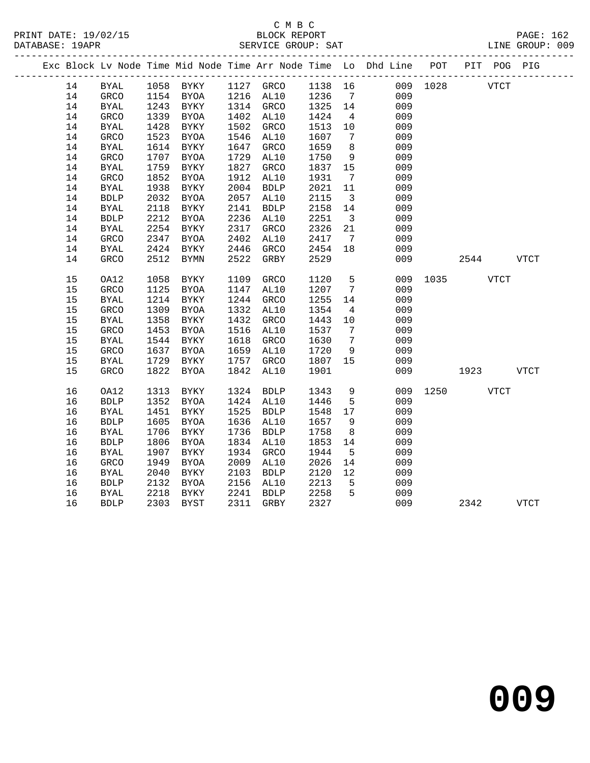C M B C

BLOCK REPORT

SERVICE GROUP: SAT

PRINT DATE: 19/02/15
DATABASE: 19APR
LINE GROUP: 009

| Exc | Block | Lv | Node | Time | Mid Node | Time | Arr Node | Time | Lo | Dhd Line | POT | PIT | POG | PIG |
|---|---|---|---|---|---|---|---|---|---|---|---|---|---|---|
| | 14 | | BYAL | 1058 | BYKY | 1127 | GRCO | 1138 | 16 | 009 | 1028 | | VTCT | |
| | 14 | | GRCO | 1154 | BYOA | 1216 | AL10 | 1236 | 7 | 009 | | | | |
| | 14 | | BYAL | 1243 | BYKY | 1314 | GRCO | 1325 | 14 | 009 | | | | |
| | 14 | | GRCO | 1339 | BYOA | 1402 | AL10 | 1424 | 4 | 009 | | | | |
| | 14 | | BYAL | 1428 | BYKY | 1502 | GRCO | 1513 | 10 | 009 | | | | |
| | 14 | | GRCO | 1523 | BYOA | 1546 | AL10 | 1607 | 7 | 009 | | | | |
| | 14 | | BYAL | 1614 | BYKY | 1647 | GRCO | 1659 | 8 | 009 | | | | |
| | 14 | | GRCO | 1707 | BYOA | 1729 | AL10 | 1750 | 9 | 009 | | | | |
| | 14 | | BYAL | 1759 | BYKY | 1827 | GRCO | 1837 | 15 | 009 | | | | |
| | 14 | | GRCO | 1852 | BYOA | 1912 | AL10 | 1931 | 7 | 009 | | | | |
| | 14 | | BYAL | 1938 | BYKY | 2004 | BDLP | 2021 | 11 | 009 | | | | |
| | 14 | | BDLP | 2032 | BYOA | 2057 | AL10 | 2115 | 3 | 009 | | | | |
| | 14 | | BYAL | 2118 | BYKY | 2141 | BDLP | 2158 | 14 | 009 | | | | |
| | 14 | | BDLP | 2212 | BYOA | 2236 | AL10 | 2251 | 3 | 009 | | | | |
| | 14 | | BYAL | 2254 | BYKY | 2317 | GRCO | 2326 | 21 | 009 | | | | |
| | 14 | | GRCO | 2347 | BYOA | 2402 | AL10 | 2417 | 7 | 009 | | | | |
| | 14 | | BYAL | 2424 | BYKY | 2446 | GRCO | 2454 | 18 | 009 | | | | |
| | 14 | | GRCO | 2512 | BYMN | 2522 | GRBY | 2529 | | 009 | | 2544 | | VTCT |
| | 15 | | OA12 | 1058 | BYKY | 1109 | GRCO | 1120 | 5 | 009 | 1035 | | VTCT | |
| | 15 | | GRCO | 1125 | BYOA | 1147 | AL10 | 1207 | 7 | 009 | | | | |
| | 15 | | BYAL | 1214 | BYKY | 1244 | GRCO | 1255 | 14 | 009 | | | | |
| | 15 | | GRCO | 1309 | BYOA | 1332 | AL10 | 1354 | 4 | 009 | | | | |
| | 15 | | BYAL | 1358 | BYKY | 1432 | GRCO | 1443 | 10 | 009 | | | | |
| | 15 | | GRCO | 1453 | BYOA | 1516 | AL10 | 1537 | 7 | 009 | | | | |
| | 15 | | BYAL | 1544 | BYKY | 1618 | GRCO | 1630 | 7 | 009 | | | | |
| | 15 | | GRCO | 1637 | BYOA | 1659 | AL10 | 1720 | 9 | 009 | | | | |
| | 15 | | BYAL | 1729 | BYKY | 1757 | GRCO | 1807 | 15 | 009 | | | | |
| | 15 | | GRCO | 1822 | BYOA | 1842 | AL10 | 1901 | | 009 | | 1923 | | VTCT |
| | 16 | | OA12 | 1313 | BYKY | 1324 | BDLP | 1343 | 9 | 009 | 1250 | | VTCT | |
| | 16 | | BDLP | 1352 | BYOA | 1424 | AL10 | 1446 | 5 | 009 | | | | |
| | 16 | | BYAL | 1451 | BYKY | 1525 | BDLP | 1548 | 17 | 009 | | | | |
| | 16 | | BDLP | 1605 | BYOA | 1636 | AL10 | 1657 | 9 | 009 | | | | |
| | 16 | | BYAL | 1706 | BYKY | 1736 | BDLP | 1758 | 8 | 009 | | | | |
| | 16 | | BDLP | 1806 | BYOA | 1834 | AL10 | 1853 | 14 | 009 | | | | |
| | 16 | | BYAL | 1907 | BYKY | 1934 | GRCO | 1944 | 5 | 009 | | | | |
| | 16 | | GRCO | 1949 | BYOA | 2009 | AL10 | 2026 | 14 | 009 | | | | |
| | 16 | | BYAL | 2040 | BYKY | 2103 | BDLP | 2120 | 12 | 009 | | | | |
| | 16 | | BDLP | 2132 | BYOA | 2156 | AL10 | 2213 | 5 | 009 | | | | |
| | 16 | | BYAL | 2218 | BYKY | 2241 | BDLP | 2258 | 5 | 009 | | | | |
| | 16 | | BDLP | 2303 | BYST | 2311 | GRBY | 2327 | | 009 | | 2342 | | VTCT |

# 009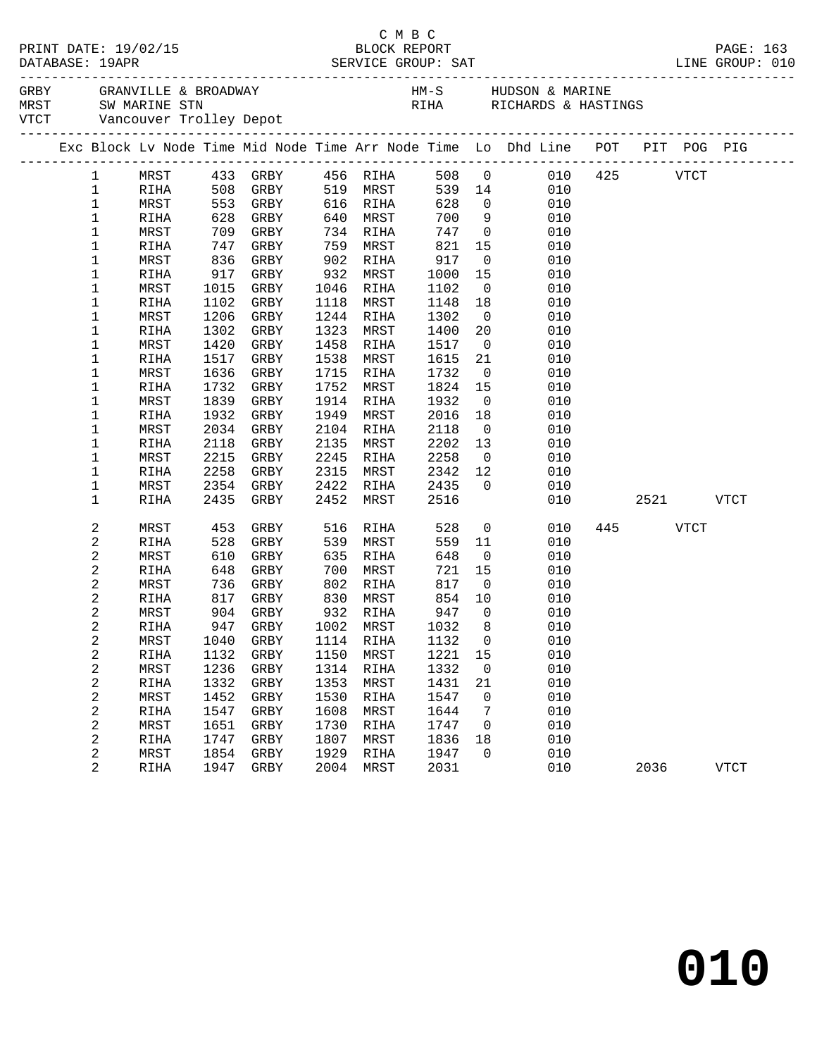C M B C

PRINT DATE: 19/02/15 BLOCK REPORT
DATABASE: 19APR SERVICE GROUP: SAT LINE GROUP: 010

| | | | |
|---|---|---|---|
| GRBY | GRANVILLE & BROADWAY | HM-S | HUDSON & MARINE |
| MRST | SW MARINE STN | RIHA | RICHARDS & HASTINGS |
| VTCT | Vancouver Trolley Depot | | |

| Exc | Block | Lv Node | Time | Mid Node | Time | Arr Node | Time | Lo | Dhd Line | POT | PIT | POG | PIG |
|---|---|---|---|---|---|---|---|---|---|---|---|---|---|
| | 1 | MRST | 433 | GRBY | 456 | RIHA | 508 | 0 | 010 | 425 | | VTCT | |
| | 1 | RIHA | 508 | GRBY | 519 | MRST | 539 | 14 | 010 | | | | |
| | 1 | MRST | 553 | GRBY | 616 | RIHA | 628 | 0 | 010 | | | | |
| | 1 | RIHA | 628 | GRBY | 640 | MRST | 700 | 9 | 010 | | | | |
| | 1 | MRST | 709 | GRBY | 734 | RIHA | 747 | 0 | 010 | | | | |
| | 1 | RIHA | 747 | GRBY | 759 | MRST | 821 | 15 | 010 | | | | |
| | 1 | MRST | 836 | GRBY | 902 | RIHA | 917 | 0 | 010 | | | | |
| | 1 | RIHA | 917 | GRBY | 932 | MRST | 1000 | 15 | 010 | | | | |
| | 1 | MRST | 1015 | GRBY | 1046 | RIHA | 1102 | 0 | 010 | | | | |
| | 1 | RIHA | 1102 | GRBY | 1118 | MRST | 1148 | 18 | 010 | | | | |
| | 1 | MRST | 1206 | GRBY | 1244 | RIHA | 1302 | 0 | 010 | | | | |
| | 1 | RIHA | 1302 | GRBY | 1323 | MRST | 1400 | 20 | 010 | | | | |
| | 1 | MRST | 1420 | GRBY | 1458 | RIHA | 1517 | 0 | 010 | | | | |
| | 1 | RIHA | 1517 | GRBY | 1538 | MRST | 1615 | 21 | 010 | | | | |
| | 1 | MRST | 1636 | GRBY | 1715 | RIHA | 1732 | 0 | 010 | | | | |
| | 1 | RIHA | 1732 | GRBY | 1752 | MRST | 1824 | 15 | 010 | | | | |
| | 1 | MRST | 1839 | GRBY | 1914 | RIHA | 1932 | 0 | 010 | | | | |
| | 1 | RIHA | 1932 | GRBY | 1949 | MRST | 2016 | 18 | 010 | | | | |
| | 1 | MRST | 2034 | GRBY | 2104 | RIHA | 2118 | 0 | 010 | | | | |
| | 1 | RIHA | 2118 | GRBY | 2135 | MRST | 2202 | 13 | 010 | | | | |
| | 1 | MRST | 2215 | GRBY | 2245 | RIHA | 2258 | 0 | 010 | | | | |
| | 1 | RIHA | 2258 | GRBY | 2315 | MRST | 2342 | 12 | 010 | | | | |
| | 1 | MRST | 2354 | GRBY | 2422 | RIHA | 2435 | 0 | 010 | | | | |
| | 1 | RIHA | 2435 | GRBY | 2452 | MRST | 2516 | | 010 | | 2521 | | VTCT |
| | 2 | MRST | 453 | GRBY | 516 | RIHA | 528 | 0 | 010 | 445 | | VTCT | |
| | 2 | RIHA | 528 | GRBY | 539 | MRST | 559 | 11 | 010 | | | | |
| | 2 | MRST | 610 | GRBY | 635 | RIHA | 648 | 0 | 010 | | | | |
| | 2 | RIHA | 648 | GRBY | 700 | MRST | 721 | 15 | 010 | | | | |
| | 2 | MRST | 736 | GRBY | 802 | RIHA | 817 | 0 | 010 | | | | |
| | 2 | RIHA | 817 | GRBY | 830 | MRST | 854 | 10 | 010 | | | | |
| | 2 | MRST | 904 | GRBY | 932 | RIHA | 947 | 0 | 010 | | | | |
| | 2 | RIHA | 947 | GRBY | 1002 | MRST | 1032 | 8 | 010 | | | | |
| | 2 | MRST | 1040 | GRBY | 1114 | RIHA | 1132 | 0 | 010 | | | | |
| | 2 | RIHA | 1132 | GRBY | 1150 | MRST | 1221 | 15 | 010 | | | | |
| | 2 | MRST | 1236 | GRBY | 1314 | RIHA | 1332 | 0 | 010 | | | | |
| | 2 | RIHA | 1332 | GRBY | 1353 | MRST | 1431 | 21 | 010 | | | | |
| | 2 | MRST | 1452 | GRBY | 1530 | RIHA | 1547 | 0 | 010 | | | | |
| | 2 | RIHA | 1547 | GRBY | 1608 | MRST | 1644 | 7 | 010 | | | | |
| | 2 | MRST | 1651 | GRBY | 1730 | RIHA | 1747 | 0 | 010 | | | | |
| | 2 | RIHA | 1747 | GRBY | 1807 | MRST | 1836 | 18 | 010 | | | | |
| | 2 | MRST | 1854 | GRBY | 1929 | RIHA | 1947 | 0 | 010 | | | | |
| | 2 | RIHA | 1947 | GRBY | 2004 | MRST | 2031 | | 010 | | 2036 | | VTCT |

# 010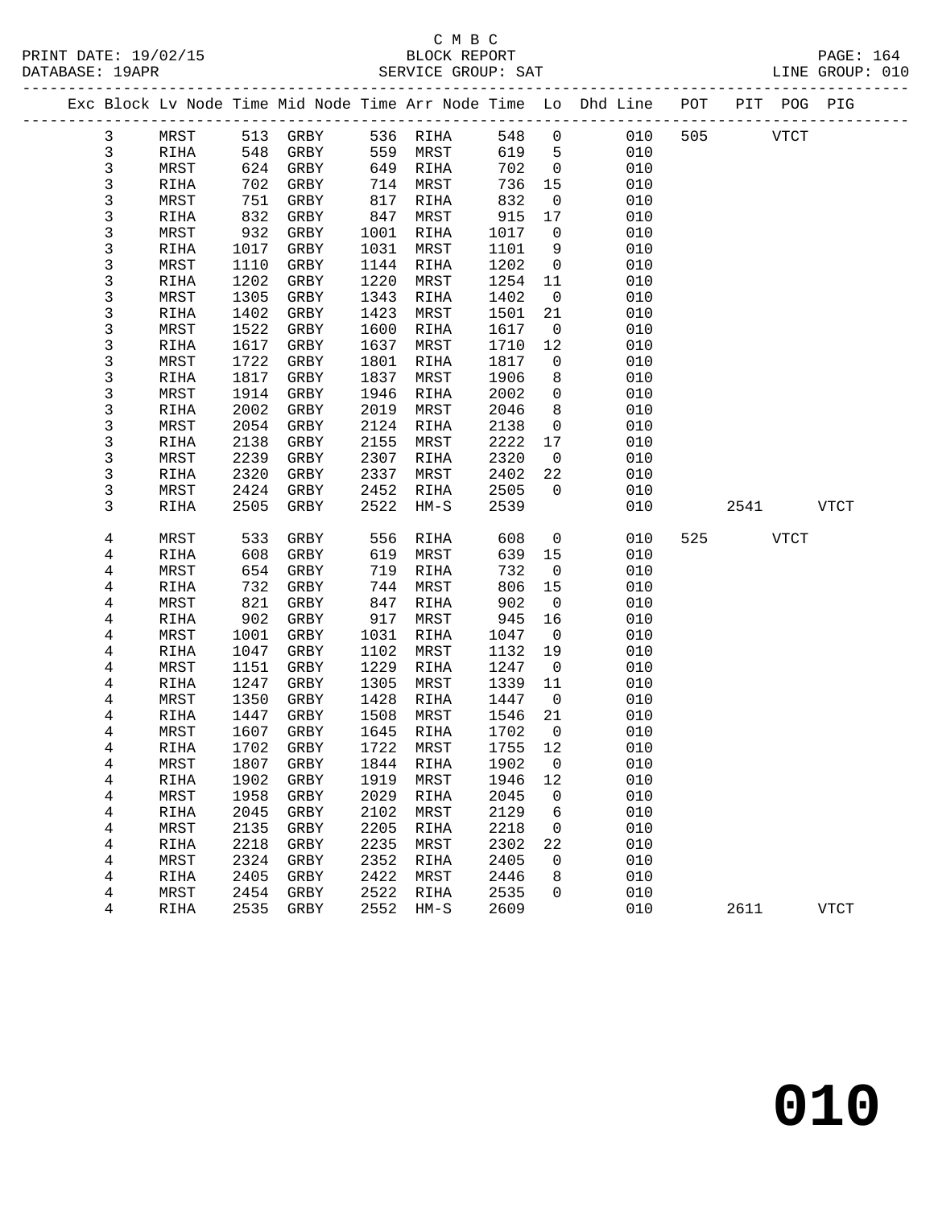C M B C

BLOCK REPORT

SERVICE GROUP: SAT

LINE GROUP: 010

| Exc | Block | Lv Node | Time | Mid Node | Time | Arr Node | Time | Lo | Dhd Line | POT | PIT | POG | PIG |
|---|---|---|---|---|---|---|---|---|---|---|---|---|---|
| | 3 | MRST | 513 | GRBY | 536 | RIHA | 548 | 0 | 010 | 505 | | VTCT | |
| | 3 | RIHA | 548 | GRBY | 559 | MRST | 619 | 5 | 010 | | | | |
| | 3 | MRST | 624 | GRBY | 649 | RIHA | 702 | 0 | 010 | | | | |
| | 3 | RIHA | 702 | GRBY | 714 | MRST | 736 | 15 | 010 | | | | |
| | 3 | MRST | 751 | GRBY | 817 | RIHA | 832 | 0 | 010 | | | | |
| | 3 | RIHA | 832 | GRBY | 847 | MRST | 915 | 17 | 010 | | | | |
| | 3 | MRST | 932 | GRBY | 1001 | RIHA | 1017 | 0 | 010 | | | | |
| | 3 | RIHA | 1017 | GRBY | 1031 | MRST | 1101 | 9 | 010 | | | | |
| | 3 | MRST | 1110 | GRBY | 1144 | RIHA | 1202 | 0 | 010 | | | | |
| | 3 | RIHA | 1202 | GRBY | 1220 | MRST | 1254 | 11 | 010 | | | | |
| | 3 | MRST | 1305 | GRBY | 1343 | RIHA | 1402 | 0 | 010 | | | | |
| | 3 | RIHA | 1402 | GRBY | 1423 | MRST | 1501 | 21 | 010 | | | | |
| | 3 | MRST | 1522 | GRBY | 1600 | RIHA | 1617 | 0 | 010 | | | | |
| | 3 | RIHA | 1617 | GRBY | 1637 | MRST | 1710 | 12 | 010 | | | | |
| | 3 | MRST | 1722 | GRBY | 1801 | RIHA | 1817 | 0 | 010 | | | | |
| | 3 | RIHA | 1817 | GRBY | 1837 | MRST | 1906 | 8 | 010 | | | | |
| | 3 | MRST | 1914 | GRBY | 1946 | RIHA | 2002 | 0 | 010 | | | | |
| | 3 | RIHA | 2002 | GRBY | 2019 | MRST | 2046 | 8 | 010 | | | | |
| | 3 | MRST | 2054 | GRBY | 2124 | RIHA | 2138 | 0 | 010 | | | | |
| | 3 | RIHA | 2138 | GRBY | 2155 | MRST | 2222 | 17 | 010 | | | | |
| | 3 | MRST | 2239 | GRBY | 2307 | RIHA | 2320 | 0 | 010 | | | | |
| | 3 | RIHA | 2320 | GRBY | 2337 | MRST | 2402 | 22 | 010 | | | | |
| | 3 | MRST | 2424 | GRBY | 2452 | RIHA | 2505 | 0 | 010 | | | | |
| | 3 | RIHA | 2505 | GRBY | 2522 | HM-S | 2539 | | 010 | | 2541 | | VTCT |
| | 4 | MRST | 533 | GRBY | 556 | RIHA | 608 | 0 | 010 | 525 | | VTCT | |
| | 4 | RIHA | 608 | GRBY | 619 | MRST | 639 | 15 | 010 | | | | |
| | 4 | MRST | 654 | GRBY | 719 | RIHA | 732 | 0 | 010 | | | | |
| | 4 | RIHA | 732 | GRBY | 744 | MRST | 806 | 15 | 010 | | | | |
| | 4 | MRST | 821 | GRBY | 847 | RIHA | 902 | 0 | 010 | | | | |
| | 4 | RIHA | 902 | GRBY | 917 | MRST | 945 | 16 | 010 | | | | |
| | 4 | MRST | 1001 | GRBY | 1031 | RIHA | 1047 | 0 | 010 | | | | |
| | 4 | RIHA | 1047 | GRBY | 1102 | MRST | 1132 | 19 | 010 | | | | |
| | 4 | MRST | 1151 | GRBY | 1229 | RIHA | 1247 | 0 | 010 | | | | |
| | 4 | RIHA | 1247 | GRBY | 1305 | MRST | 1339 | 11 | 010 | | | | |
| | 4 | MRST | 1350 | GRBY | 1428 | RIHA | 1447 | 0 | 010 | | | | |
| | 4 | RIHA | 1447 | GRBY | 1508 | MRST | 1546 | 21 | 010 | | | | |
| | 4 | MRST | 1607 | GRBY | 1645 | RIHA | 1702 | 0 | 010 | | | | |
| | 4 | RIHA | 1702 | GRBY | 1722 | MRST | 1755 | 12 | 010 | | | | |
| | 4 | MRST | 1807 | GRBY | 1844 | RIHA | 1902 | 0 | 010 | | | | |
| | 4 | RIHA | 1902 | GRBY | 1919 | MRST | 1946 | 12 | 010 | | | | |
| | 4 | MRST | 1958 | GRBY | 2029 | RIHA | 2045 | 0 | 010 | | | | |
| | 4 | RIHA | 2045 | GRBY | 2102 | MRST | 2129 | 6 | 010 | | | | |
| | 4 | MRST | 2135 | GRBY | 2205 | RIHA | 2218 | 0 | 010 | | | | |
| | 4 | RIHA | 2218 | GRBY | 2235 | MRST | 2302 | 22 | 010 | | | | |
| | 4 | MRST | 2324 | GRBY | 2352 | RIHA | 2405 | 0 | 010 | | | | |
| | 4 | RIHA | 2405 | GRBY | 2422 | MRST | 2446 | 8 | 010 | | | | |
| | 4 | MRST | 2454 | GRBY | 2522 | RIHA | 2535 | 0 | 010 | | | | |
| | 4 | RIHA | 2535 | GRBY | 2552 | HM-S | 2609 | | 010 | | 2611 | | VTCT |

# 010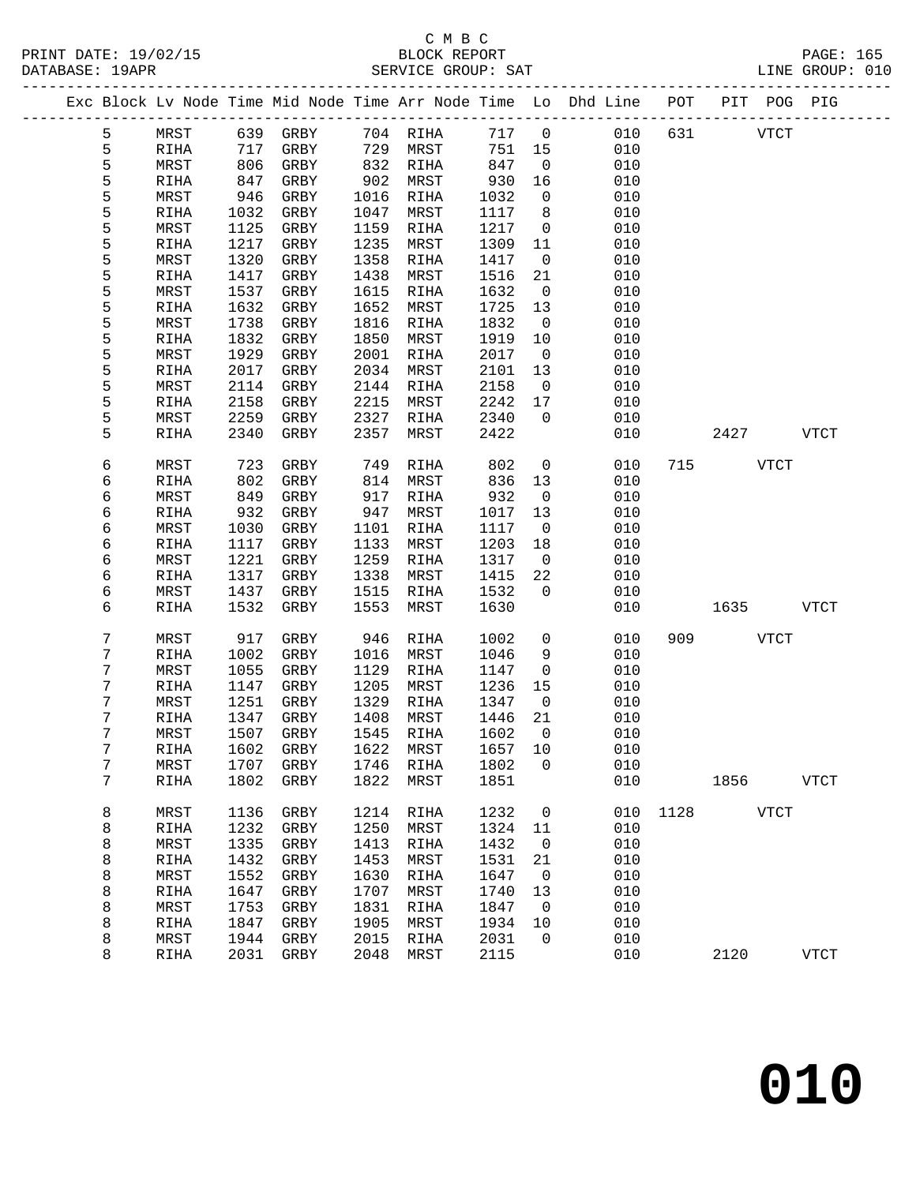C M B C
BLOCK REPORT
SERVICE GROUP: SAT

PRINT DATE: 19/02/15
DATABASE: 19APR
LINE GROUP: 010

| Exc | Block | Lv Node | Time | Mid Node | Time | Arr Node | Time | Lo | Dhd Line | POT | PIT | POG | PIG |
|---|---|---|---|---|---|---|---|---|---|---|---|---|---|
| | 5 | MRST | 639 | GRBY | 704 | RIHA | 717 | 0 | 010 | 631 | | VTCT | |
| | 5 | RIHA | 717 | GRBY | 729 | MRST | 751 | 15 | 010 | | | | |
| | 5 | MRST | 806 | GRBY | 832 | RIHA | 847 | 0 | 010 | | | | |
| | 5 | RIHA | 847 | GRBY | 902 | MRST | 930 | 16 | 010 | | | | |
| | 5 | MRST | 946 | GRBY | 1016 | RIHA | 1032 | 0 | 010 | | | | |
| | 5 | RIHA | 1032 | GRBY | 1047 | MRST | 1117 | 8 | 010 | | | | |
| | 5 | MRST | 1125 | GRBY | 1159 | RIHA | 1217 | 0 | 010 | | | | |
| | 5 | RIHA | 1217 | GRBY | 1235 | MRST | 1309 | 11 | 010 | | | | |
| | 5 | MRST | 1320 | GRBY | 1358 | RIHA | 1417 | 0 | 010 | | | | |
| | 5 | RIHA | 1417 | GRBY | 1438 | MRST | 1516 | 21 | 010 | | | | |
| | 5 | MRST | 1537 | GRBY | 1615 | RIHA | 1632 | 0 | 010 | | | | |
| | 5 | RIHA | 1632 | GRBY | 1652 | MRST | 1725 | 13 | 010 | | | | |
| | 5 | MRST | 1738 | GRBY | 1816 | RIHA | 1832 | 0 | 010 | | | | |
| | 5 | RIHA | 1832 | GRBY | 1850 | MRST | 1919 | 10 | 010 | | | | |
| | 5 | MRST | 1929 | GRBY | 2001 | RIHA | 2017 | 0 | 010 | | | | |
| | 5 | RIHA | 2017 | GRBY | 2034 | MRST | 2101 | 13 | 010 | | | | |
| | 5 | MRST | 2114 | GRBY | 2144 | RIHA | 2158 | 0 | 010 | | | | |
| | 5 | RIHA | 2158 | GRBY | 2215 | MRST | 2242 | 17 | 010 | | | | |
| | 5 | MRST | 2259 | GRBY | 2327 | RIHA | 2340 | 0 | 010 | | | | |
| | 5 | RIHA | 2340 | GRBY | 2357 | MRST | 2422 | | 010 | | 2427 | | VTCT |
| | 6 | MRST | 723 | GRBY | 749 | RIHA | 802 | 0 | 010 | 715 | | VTCT | |
| | 6 | RIHA | 802 | GRBY | 814 | MRST | 836 | 13 | 010 | | | | |
| | 6 | MRST | 849 | GRBY | 917 | RIHA | 932 | 0 | 010 | | | | |
| | 6 | RIHA | 932 | GRBY | 947 | MRST | 1017 | 13 | 010 | | | | |
| | 6 | MRST | 1030 | GRBY | 1101 | RIHA | 1117 | 0 | 010 | | | | |
| | 6 | RIHA | 1117 | GRBY | 1133 | MRST | 1203 | 18 | 010 | | | | |
| | 6 | MRST | 1221 | GRBY | 1259 | RIHA | 1317 | 0 | 010 | | | | |
| | 6 | RIHA | 1317 | GRBY | 1338 | MRST | 1415 | 22 | 010 | | | | |
| | 6 | MRST | 1437 | GRBY | 1515 | RIHA | 1532 | 0 | 010 | | | | |
| | 6 | RIHA | 1532 | GRBY | 1553 | MRST | 1630 | | 010 | | 1635 | | VTCT |
| | 7 | MRST | 917 | GRBY | 946 | RIHA | 1002 | 0 | 010 | 909 | | VTCT | |
| | 7 | RIHA | 1002 | GRBY | 1016 | MRST | 1046 | 9 | 010 | | | | |
| | 7 | MRST | 1055 | GRBY | 1129 | RIHA | 1147 | 0 | 010 | | | | |
| | 7 | RIHA | 1147 | GRBY | 1205 | MRST | 1236 | 15 | 010 | | | | |
| | 7 | MRST | 1251 | GRBY | 1329 | RIHA | 1347 | 0 | 010 | | | | |
| | 7 | RIHA | 1347 | GRBY | 1408 | MRST | 1446 | 21 | 010 | | | | |
| | 7 | MRST | 1507 | GRBY | 1545 | RIHA | 1602 | 0 | 010 | | | | |
| | 7 | RIHA | 1602 | GRBY | 1622 | MRST | 1657 | 10 | 010 | | | | |
| | 7 | MRST | 1707 | GRBY | 1746 | RIHA | 1802 | 0 | 010 | | | | |
| | 7 | RIHA | 1802 | GRBY | 1822 | MRST | 1851 | | 010 | | 1856 | | VTCT |
| | 8 | MRST | 1136 | GRBY | 1214 | RIHA | 1232 | 0 | 010 | 1128 | | VTCT | |
| | 8 | RIHA | 1232 | GRBY | 1250 | MRST | 1324 | 11 | 010 | | | | |
| | 8 | MRST | 1335 | GRBY | 1413 | RIHA | 1432 | 0 | 010 | | | | |
| | 8 | RIHA | 1432 | GRBY | 1453 | MRST | 1531 | 21 | 010 | | | | |
| | 8 | MRST | 1552 | GRBY | 1630 | RIHA | 1647 | 0 | 010 | | | | |
| | 8 | RIHA | 1647 | GRBY | 1707 | MRST | 1740 | 13 | 010 | | | | |
| | 8 | MRST | 1753 | GRBY | 1831 | RIHA | 1847 | 0 | 010 | | | | |
| | 8 | RIHA | 1847 | GRBY | 1905 | MRST | 1934 | 10 | 010 | | | | |
| | 8 | MRST | 1944 | GRBY | 2015 | RIHA | 2031 | 0 | 010 | | | | |
| | 8 | RIHA | 2031 | GRBY | 2048 | MRST | 2115 | | 010 | | 2120 | | VTCT |

**010**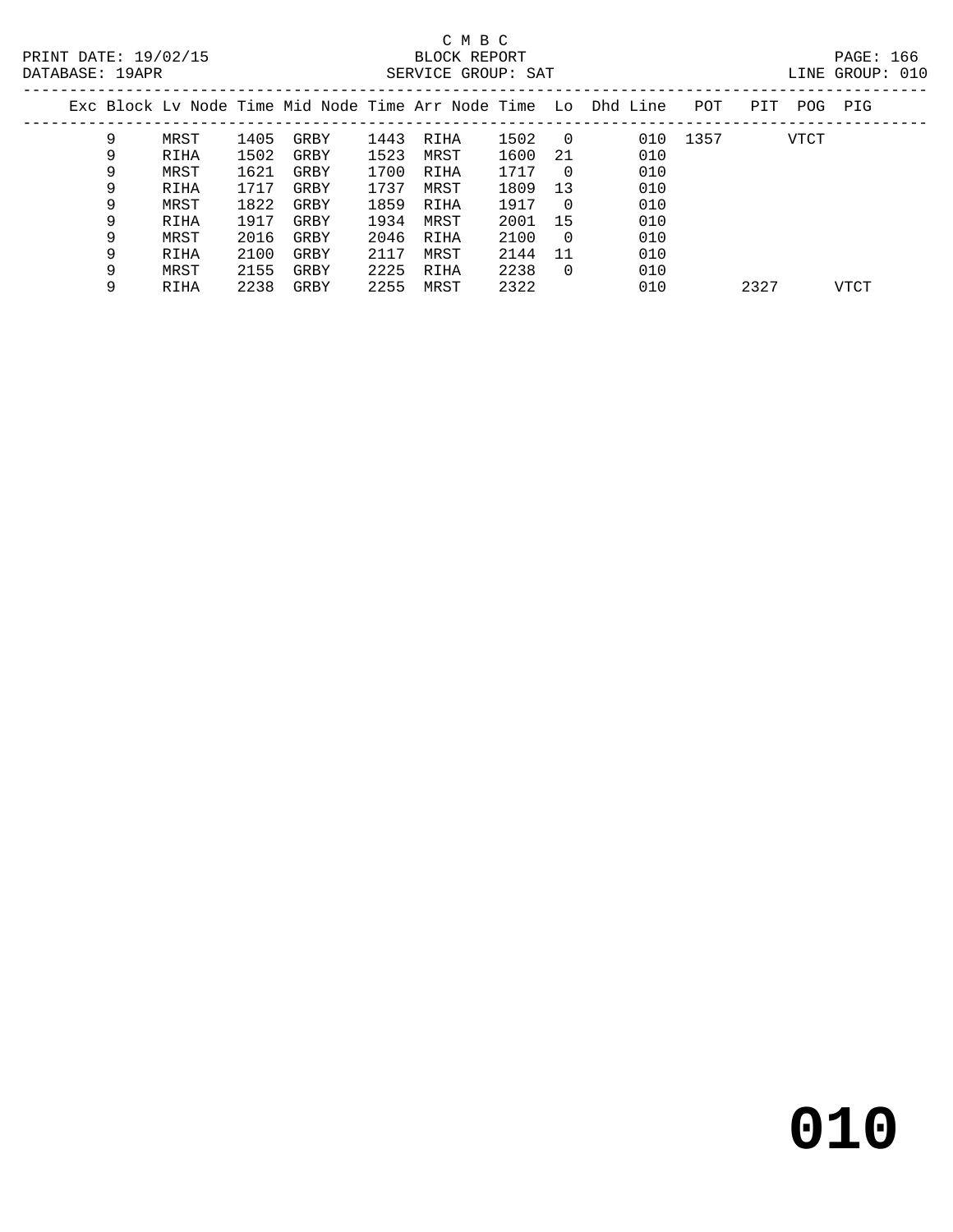C M B C

PRINT DATE: 19/02/15 BLOCK REPORT

DATABASE: 19APR SERVICE GROUP: SAT LINE GROUP: 010

| Exc | Block | Lv | Node | Time | Mid Node | Time | Arr Node | Time | Lo | Dhd Line | POT | PIT | POG | PIG |
|---|---|---|---|---|---|---|---|---|---|---|---|---|---|---|
| | 9 | | MRST | 1405 | GRBY | 1443 | RIHA | 1502 | 0 | 010 | 1357 | | VTCT | |
| | 9 | | RIHA | 1502 | GRBY | 1523 | MRST | 1600 | 21 | 010 | | | | |
| | 9 | | MRST | 1621 | GRBY | 1700 | RIHA | 1717 | 0 | 010 | | | | |
| | 9 | | RIHA | 1717 | GRBY | 1737 | MRST | 1809 | 13 | 010 | | | | |
| | 9 | | MRST | 1822 | GRBY | 1859 | RIHA | 1917 | 0 | 010 | | | | |
| | 9 | | RIHA | 1917 | GRBY | 1934 | MRST | 2001 | 15 | 010 | | | | |
| | 9 | | MRST | 2016 | GRBY | 2046 | RIHA | 2100 | 0 | 010 | | | | |
| | 9 | | RIHA | 2100 | GRBY | 2117 | MRST | 2144 | 11 | 010 | | | | |
| | 9 | | MRST | 2155 | GRBY | 2225 | RIHA | 2238 | 0 | 010 | | | | |
| | 9 | | RIHA | 2238 | GRBY | 2255 | MRST | 2322 | | 010 | | 2327 | | VTCT |

# 010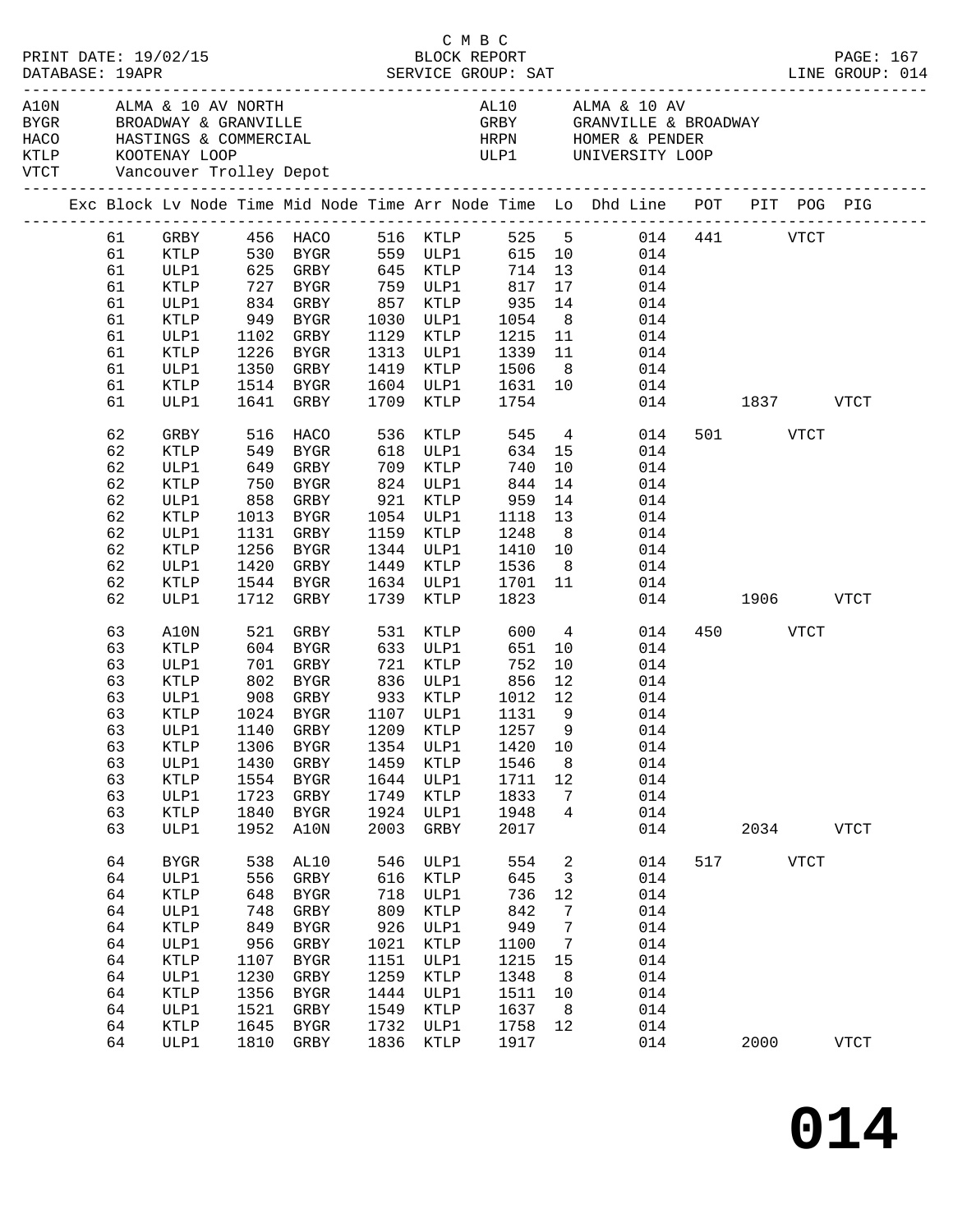C M B C
PRINT DATE: 19/02/15 BLOCK REPORT
DATABASE: 19APR SERVICE GROUP: SAT LINE GROUP: 014

| Code | Description | Code | Description |
|---|---|---|---|
| A10N | ALMA & 10 AV NORTH | AL10 | ALMA & 10 AV |
| BYGR | BROADWAY & GRANVILLE | GRBY | GRANVILLE & BROADWAY |
| HACO | HASTINGS & COMMERCIAL | HRPN | HOMER & PENDER |
| KTLP | KOOTENAY LOOP | ULP1 | UNIVERSITY LOOP |
| VTCT | Vancouver Trolley Depot | | |

| Exc | Block | Lv Node | Time | Mid Node | Time | Arr Node | Time | Lo | Dhd Line | POT | PIT | POG | PIG |
|---|---|---|---|---|---|---|---|---|---|---|---|---|---|
| | 61 | GRBY | 456 | HACO | 516 | KTLP | 525 | 5 | 014 | 441 | | VTCT | |
| | 61 | KTLP | 530 | BYGR | 559 | ULP1 | 615 | 10 | 014 | | | | |
| | 61 | ULP1 | 625 | GRBY | 645 | KTLP | 714 | 13 | 014 | | | | |
| | 61 | KTLP | 727 | BYGR | 759 | ULP1 | 817 | 17 | 014 | | | | |
| | 61 | ULP1 | 834 | GRBY | 857 | KTLP | 935 | 14 | 014 | | | | |
| | 61 | KTLP | 949 | BYGR | 1030 | ULP1 | 1054 | 8 | 014 | | | | |
| | 61 | ULP1 | 1102 | GRBY | 1129 | KTLP | 1215 | 11 | 014 | | | | |
| | 61 | KTLP | 1226 | BYGR | 1313 | ULP1 | 1339 | 11 | 014 | | | | |
| | 61 | ULP1 | 1350 | GRBY | 1419 | KTLP | 1506 | 8 | 014 | | | | |
| | 61 | KTLP | 1514 | BYGR | 1604 | ULP1 | 1631 | 10 | 014 | | | | |
| | 61 | ULP1 | 1641 | GRBY | 1709 | KTLP | 1754 | | 014 | | 1837 | | VTCT |
| | 62 | GRBY | 516 | HACO | 536 | KTLP | 545 | 4 | 014 | 501 | | VTCT | |
| | 62 | KTLP | 549 | BYGR | 618 | ULP1 | 634 | 15 | 014 | | | | |
| | 62 | ULP1 | 649 | GRBY | 709 | KTLP | 740 | 10 | 014 | | | | |
| | 62 | KTLP | 750 | BYGR | 824 | ULP1 | 844 | 14 | 014 | | | | |
| | 62 | ULP1 | 858 | GRBY | 921 | KTLP | 959 | 14 | 014 | | | | |
| | 62 | KTLP | 1013 | BYGR | 1054 | ULP1 | 1118 | 13 | 014 | | | | |
| | 62 | ULP1 | 1131 | GRBY | 1159 | KTLP | 1248 | 8 | 014 | | | | |
| | 62 | KTLP | 1256 | BYGR | 1344 | ULP1 | 1410 | 10 | 014 | | | | |
| | 62 | ULP1 | 1420 | GRBY | 1449 | KTLP | 1536 | 8 | 014 | | | | |
| | 62 | KTLP | 1544 | BYGR | 1634 | ULP1 | 1701 | 11 | 014 | | | | |
| | 62 | ULP1 | 1712 | GRBY | 1739 | KTLP | 1823 | | 014 | | 1906 | | VTCT |
| | 63 | A10N | 521 | GRBY | 531 | KTLP | 600 | 4 | 014 | 450 | | VTCT | |
| | 63 | KTLP | 604 | BYGR | 633 | ULP1 | 651 | 10 | 014 | | | | |
| | 63 | ULP1 | 701 | GRBY | 721 | KTLP | 752 | 10 | 014 | | | | |
| | 63 | KTLP | 802 | BYGR | 836 | ULP1 | 856 | 12 | 014 | | | | |
| | 63 | ULP1 | 908 | GRBY | 933 | KTLP | 1012 | 12 | 014 | | | | |
| | 63 | KTLP | 1024 | BYGR | 1107 | ULP1 | 1131 | 9 | 014 | | | | |
| | 63 | ULP1 | 1140 | GRBY | 1209 | KTLP | 1257 | 9 | 014 | | | | |
| | 63 | KTLP | 1306 | BYGR | 1354 | ULP1 | 1420 | 10 | 014 | | | | |
| | 63 | ULP1 | 1430 | GRBY | 1459 | KTLP | 1546 | 8 | 014 | | | | |
| | 63 | KTLP | 1554 | BYGR | 1644 | ULP1 | 1711 | 12 | 014 | | | | |
| | 63 | ULP1 | 1723 | GRBY | 1749 | KTLP | 1833 | 7 | 014 | | | | |
| | 63 | KTLP | 1840 | BYGR | 1924 | ULP1 | 1948 | 4 | 014 | | | | |
| | 63 | ULP1 | 1952 | A10N | 2003 | GRBY | 2017 | | 014 | | 2034 | | VTCT |
| | 64 | BYGR | 538 | AL10 | 546 | ULP1 | 554 | 2 | 014 | 517 | | VTCT | |
| | 64 | ULP1 | 556 | GRBY | 616 | KTLP | 645 | 3 | 014 | | | | |
| | 64 | KTLP | 648 | BYGR | 718 | ULP1 | 736 | 12 | 014 | | | | |
| | 64 | ULP1 | 748 | GRBY | 809 | KTLP | 842 | 7 | 014 | | | | |
| | 64 | KTLP | 849 | BYGR | 926 | ULP1 | 949 | 7 | 014 | | | | |
| | 64 | ULP1 | 956 | GRBY | 1021 | KTLP | 1100 | 7 | 014 | | | | |
| | 64 | KTLP | 1107 | BYGR | 1151 | ULP1 | 1215 | 15 | 014 | | | | |
| | 64 | ULP1 | 1230 | GRBY | 1259 | KTLP | 1348 | 8 | 014 | | | | |
| | 64 | KTLP | 1356 | BYGR | 1444 | ULP1 | 1511 | 10 | 014 | | | | |
| | 64 | ULP1 | 1521 | GRBY | 1549 | KTLP | 1637 | 8 | 014 | | | | |
| | 64 | KTLP | 1645 | BYGR | 1732 | ULP1 | 1758 | 12 | 014 | | | | |
| | 64 | ULP1 | 1810 | GRBY | 1836 | KTLP | 1917 | | 014 | | 2000 | | VTCT |

# 014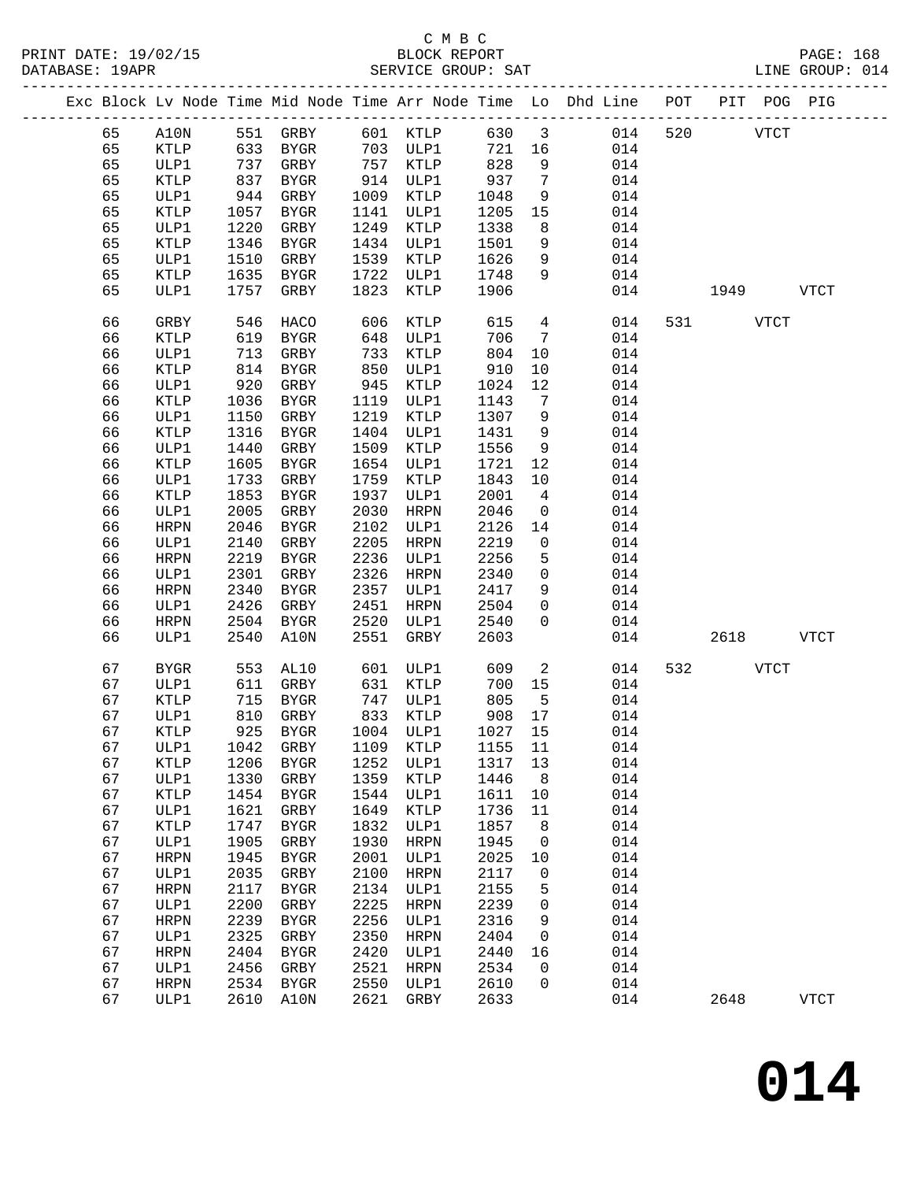C M B C

BLOCK REPORT

SERVICE GROUP: SAT

PRINT DATE: 19/02/15
DATABASE: 19APR
LINE GROUP: 014

| Exc | Block | Lv | Node | Time | Mid Node | Time | Arr Node | Time | Lo | Dhd Line | POT | PIT | POG | PIG |
|---|---|---|---|---|---|---|---|---|---|---|---|---|---|---|
| | 65 | | A10N | 551 | GRBY | 601 | KTLP | 630 | 3 | 014 | 520 | | VTCT | |
| | 65 | | KTLP | 633 | BYGR | 703 | ULP1 | 721 | 16 | 014 | | | | |
| | 65 | | ULP1 | 737 | GRBY | 757 | KTLP | 828 | 9 | 014 | | | | |
| | 65 | | KTLP | 837 | BYGR | 914 | ULP1 | 937 | 7 | 014 | | | | |
| | 65 | | ULP1 | 944 | GRBY | 1009 | KTLP | 1048 | 9 | 014 | | | | |
| | 65 | | KTLP | 1057 | BYGR | 1141 | ULP1 | 1205 | 15 | 014 | | | | |
| | 65 | | ULP1 | 1220 | GRBY | 1249 | KTLP | 1338 | 8 | 014 | | | | |
| | 65 | | KTLP | 1346 | BYGR | 1434 | ULP1 | 1501 | 9 | 014 | | | | |
| | 65 | | ULP1 | 1510 | GRBY | 1539 | KTLP | 1626 | 9 | 014 | | | | |
| | 65 | | KTLP | 1635 | BYGR | 1722 | ULP1 | 1748 | 9 | 014 | | | | |
| | 65 | | ULP1 | 1757 | GRBY | 1823 | KTLP | 1906 | | 014 | | 1949 | | VTCT |
| | 66 | | GRBY | 546 | HACO | 606 | KTLP | 615 | 4 | 014 | 531 | | VTCT | |
| | 66 | | KTLP | 619 | BYGR | 648 | ULP1 | 706 | 7 | 014 | | | | |
| | 66 | | ULP1 | 713 | GRBY | 733 | KTLP | 804 | 10 | 014 | | | | |
| | 66 | | KTLP | 814 | BYGR | 850 | ULP1 | 910 | 10 | 014 | | | | |
| | 66 | | ULP1 | 920 | GRBY | 945 | KTLP | 1024 | 12 | 014 | | | | |
| | 66 | | KTLP | 1036 | BYGR | 1119 | ULP1 | 1143 | 7 | 014 | | | | |
| | 66 | | ULP1 | 1150 | GRBY | 1219 | KTLP | 1307 | 9 | 014 | | | | |
| | 66 | | KTLP | 1316 | BYGR | 1404 | ULP1 | 1431 | 9 | 014 | | | | |
| | 66 | | ULP1 | 1440 | GRBY | 1509 | KTLP | 1556 | 9 | 014 | | | | |
| | 66 | | KTLP | 1605 | BYGR | 1654 | ULP1 | 1721 | 12 | 014 | | | | |
| | 66 | | ULP1 | 1733 | GRBY | 1759 | KTLP | 1843 | 10 | 014 | | | | |
| | 66 | | KTLP | 1853 | BYGR | 1937 | ULP1 | 2001 | 4 | 014 | | | | |
| | 66 | | ULP1 | 2005 | GRBY | 2030 | HRPN | 2046 | 0 | 014 | | | | |
| | 66 | | HRPN | 2046 | BYGR | 2102 | ULP1 | 2126 | 14 | 014 | | | | |
| | 66 | | ULP1 | 2140 | GRBY | 2205 | HRPN | 2219 | 0 | 014 | | | | |
| | 66 | | HRPN | 2219 | BYGR | 2236 | ULP1 | 2256 | 5 | 014 | | | | |
| | 66 | | ULP1 | 2301 | GRBY | 2326 | HRPN | 2340 | 0 | 014 | | | | |
| | 66 | | HRPN | 2340 | BYGR | 2357 | ULP1 | 2417 | 9 | 014 | | | | |
| | 66 | | ULP1 | 2426 | GRBY | 2451 | HRPN | 2504 | 0 | 014 | | | | |
| | 66 | | HRPN | 2504 | BYGR | 2520 | ULP1 | 2540 | 0 | 014 | | | | |
| | 66 | | ULP1 | 2540 | A10N | 2551 | GRBY | 2603 | | 014 | | 2618 | | VTCT |
| | 67 | | BYGR | 553 | AL10 | 601 | ULP1 | 609 | 2 | 014 | 532 | | VTCT | |
| | 67 | | ULP1 | 611 | GRBY | 631 | KTLP | 700 | 15 | 014 | | | | |
| | 67 | | KTLP | 715 | BYGR | 747 | ULP1 | 805 | 5 | 014 | | | | |
| | 67 | | ULP1 | 810 | GRBY | 833 | KTLP | 908 | 17 | 014 | | | | |
| | 67 | | KTLP | 925 | BYGR | 1004 | ULP1 | 1027 | 15 | 014 | | | | |
| | 67 | | ULP1 | 1042 | GRBY | 1109 | KTLP | 1155 | 11 | 014 | | | | |
| | 67 | | KTLP | 1206 | BYGR | 1252 | ULP1 | 1317 | 13 | 014 | | | | |
| | 67 | | ULP1 | 1330 | GRBY | 1359 | KTLP | 1446 | 8 | 014 | | | | |
| | 67 | | KTLP | 1454 | BYGR | 1544 | ULP1 | 1611 | 10 | 014 | | | | |
| | 67 | | ULP1 | 1621 | GRBY | 1649 | KTLP | 1736 | 11 | 014 | | | | |
| | 67 | | KTLP | 1747 | BYGR | 1832 | ULP1 | 1857 | 8 | 014 | | | | |
| | 67 | | ULP1 | 1905 | GRBY | 1930 | HRPN | 1945 | 0 | 014 | | | | |
| | 67 | | HRPN | 1945 | BYGR | 2001 | ULP1 | 2025 | 10 | 014 | | | | |
| | 67 | | ULP1 | 2035 | GRBY | 2100 | HRPN | 2117 | 0 | 014 | | | | |
| | 67 | | HRPN | 2117 | BYGR | 2134 | ULP1 | 2155 | 5 | 014 | | | | |
| | 67 | | ULP1 | 2200 | GRBY | 2225 | HRPN | 2239 | 0 | 014 | | | | |
| | 67 | | HRPN | 2239 | BYGR | 2256 | ULP1 | 2316 | 9 | 014 | | | | |
| | 67 | | ULP1 | 2325 | GRBY | 2350 | HRPN | 2404 | 0 | 014 | | | | |
| | 67 | | HRPN | 2404 | BYGR | 2420 | ULP1 | 2440 | 16 | 014 | | | | |
| | 67 | | ULP1 | 2456 | GRBY | 2521 | HRPN | 2534 | 0 | 014 | | | | |
| | 67 | | HRPN | 2534 | BYGR | 2550 | ULP1 | 2610 | 0 | 014 | | | | |
| | 67 | | ULP1 | 2610 | A10N | 2621 | GRBY | 2633 | | 014 | | 2648 | | VTCT |

**014**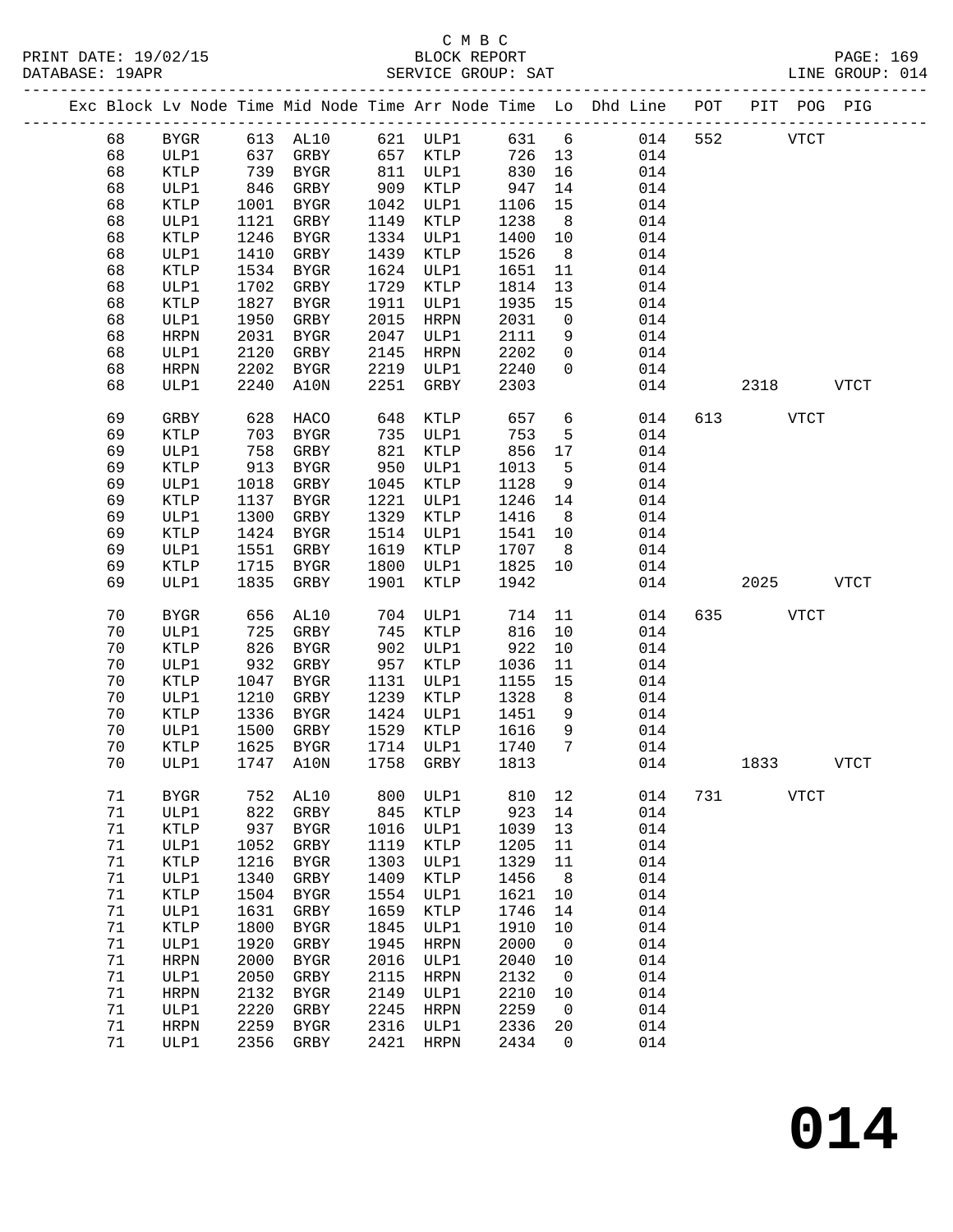C M B C
BLOCK REPORT
SERVICE GROUP: SAT

PRINT DATE: 19/02/15
DATABASE: 19APR
LINE GROUP: 014

| Exc | Block | Lv Node | Time | Mid Node | Time | Arr Node | Time | Lo | Dhd Line | POT | PIT | POG | PIG |
|---|---|---|---|---|---|---|---|---|---|---|---|---|---|
| | 68 | BYGR | 613 | AL10 | 621 | ULP1 | 631 | 6 | 014 | 552 | | VTCT | |
| | 68 | ULP1 | 637 | GRBY | 657 | KTLP | 726 | 13 | 014 | | | | |
| | 68 | KTLP | 739 | BYGR | 811 | ULP1 | 830 | 16 | 014 | | | | |
| | 68 | ULP1 | 846 | GRBY | 909 | KTLP | 947 | 14 | 014 | | | | |
| | 68 | KTLP | 1001 | BYGR | 1042 | ULP1 | 1106 | 15 | 014 | | | | |
| | 68 | ULP1 | 1121 | GRBY | 1149 | KTLP | 1238 | 8 | 014 | | | | |
| | 68 | KTLP | 1246 | BYGR | 1334 | ULP1 | 1400 | 10 | 014 | | | | |
| | 68 | ULP1 | 1410 | GRBY | 1439 | KTLP | 1526 | 8 | 014 | | | | |
| | 68 | KTLP | 1534 | BYGR | 1624 | ULP1 | 1651 | 11 | 014 | | | | |
| | 68 | ULP1 | 1702 | GRBY | 1729 | KTLP | 1814 | 13 | 014 | | | | |
| | 68 | KTLP | 1827 | BYGR | 1911 | ULP1 | 1935 | 15 | 014 | | | | |
| | 68 | ULP1 | 1950 | GRBY | 2015 | HRPN | 2031 | 0 | 014 | | | | |
| | 68 | HRPN | 2031 | BYGR | 2047 | ULP1 | 2111 | 9 | 014 | | | | |
| | 68 | ULP1 | 2120 | GRBY | 2145 | HRPN | 2202 | 0 | 014 | | | | |
| | 68 | HRPN | 2202 | BYGR | 2219 | ULP1 | 2240 | 0 | 014 | | | | |
| | 68 | ULP1 | 2240 | A10N | 2251 | GRBY | 2303 | | 014 | | 2318 | | VTCT |
| | 69 | GRBY | 628 | HACO | 648 | KTLP | 657 | 6 | 014 | 613 | | VTCT | |
| | 69 | KTLP | 703 | BYGR | 735 | ULP1 | 753 | 5 | 014 | | | | |
| | 69 | ULP1 | 758 | GRBY | 821 | KTLP | 856 | 17 | 014 | | | | |
| | 69 | KTLP | 913 | BYGR | 950 | ULP1 | 1013 | 5 | 014 | | | | |
| | 69 | ULP1 | 1018 | GRBY | 1045 | KTLP | 1128 | 9 | 014 | | | | |
| | 69 | KTLP | 1137 | BYGR | 1221 | ULP1 | 1246 | 14 | 014 | | | | |
| | 69 | ULP1 | 1300 | GRBY | 1329 | KTLP | 1416 | 8 | 014 | | | | |
| | 69 | KTLP | 1424 | BYGR | 1514 | ULP1 | 1541 | 10 | 014 | | | | |
| | 69 | ULP1 | 1551 | GRBY | 1619 | KTLP | 1707 | 8 | 014 | | | | |
| | 69 | KTLP | 1715 | BYGR | 1800 | ULP1 | 1825 | 10 | 014 | | | | |
| | 69 | ULP1 | 1835 | GRBY | 1901 | KTLP | 1942 | | 014 | | 2025 | | VTCT |
| | 70 | BYGR | 656 | AL10 | 704 | ULP1 | 714 | 11 | 014 | 635 | | VTCT | |
| | 70 | ULP1 | 725 | GRBY | 745 | KTLP | 816 | 10 | 014 | | | | |
| | 70 | KTLP | 826 | BYGR | 902 | ULP1 | 922 | 10 | 014 | | | | |
| | 70 | ULP1 | 932 | GRBY | 957 | KTLP | 1036 | 11 | 014 | | | | |
| | 70 | KTLP | 1047 | BYGR | 1131 | ULP1 | 1155 | 15 | 014 | | | | |
| | 70 | ULP1 | 1210 | GRBY | 1239 | KTLP | 1328 | 8 | 014 | | | | |
| | 70 | KTLP | 1336 | BYGR | 1424 | ULP1 | 1451 | 9 | 014 | | | | |
| | 70 | ULP1 | 1500 | GRBY | 1529 | KTLP | 1616 | 9 | 014 | | | | |
| | 70 | KTLP | 1625 | BYGR | 1714 | ULP1 | 1740 | 7 | 014 | | | | |
| | 70 | ULP1 | 1747 | A10N | 1758 | GRBY | 1813 | | 014 | | 1833 | | VTCT |
| | 71 | BYGR | 752 | AL10 | 800 | ULP1 | 810 | 12 | 014 | 731 | | VTCT | |
| | 71 | ULP1 | 822 | GRBY | 845 | KTLP | 923 | 14 | 014 | | | | |
| | 71 | KTLP | 937 | BYGR | 1016 | ULP1 | 1039 | 13 | 014 | | | | |
| | 71 | ULP1 | 1052 | GRBY | 1119 | KTLP | 1205 | 11 | 014 | | | | |
| | 71 | KTLP | 1216 | BYGR | 1303 | ULP1 | 1329 | 11 | 014 | | | | |
| | 71 | ULP1 | 1340 | GRBY | 1409 | KTLP | 1456 | 8 | 014 | | | | |
| | 71 | KTLP | 1504 | BYGR | 1554 | ULP1 | 1621 | 10 | 014 | | | | |
| | 71 | ULP1 | 1631 | GRBY | 1659 | KTLP | 1746 | 14 | 014 | | | | |
| | 71 | KTLP | 1800 | BYGR | 1845 | ULP1 | 1910 | 10 | 014 | | | | |
| | 71 | ULP1 | 1920 | GRBY | 1945 | HRPN | 2000 | 0 | 014 | | | | |
| | 71 | HRPN | 2000 | BYGR | 2016 | ULP1 | 2040 | 10 | 014 | | | | |
| | 71 | ULP1 | 2050 | GRBY | 2115 | HRPN | 2132 | 0 | 014 | | | | |
| | 71 | HRPN | 2132 | BYGR | 2149 | ULP1 | 2210 | 10 | 014 | | | | |
| | 71 | ULP1 | 2220 | GRBY | 2245 | HRPN | 2259 | 0 | 014 | | | | |
| | 71 | HRPN | 2259 | BYGR | 2316 | ULP1 | 2336 | 20 | 014 | | | | |
| | 71 | ULP1 | 2356 | GRBY | 2421 | HRPN | 2434 | 0 | 014 | | | | |

# 014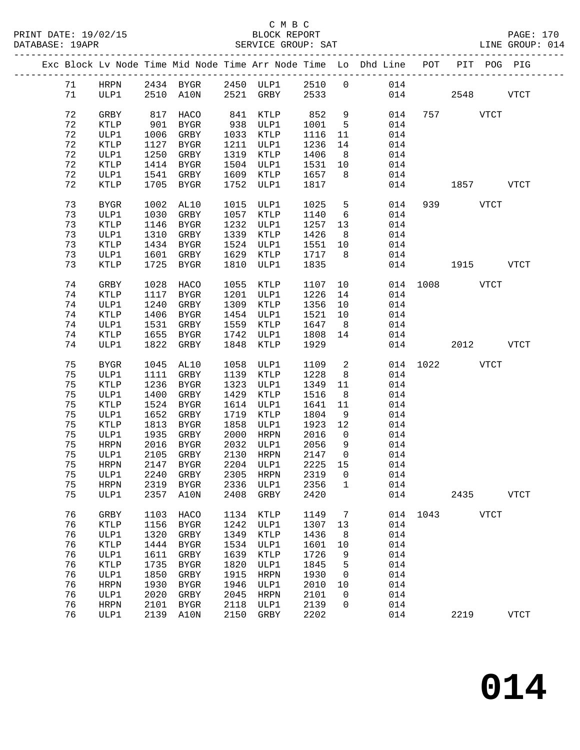C M B C
BLOCK REPORT
SERVICE GROUP: SAT

PRINT DATE: 19/02/15
DATABASE: 19APR
LINE GROUP: 014

| Exc | Block | Lv Node | Time | Mid Node | Time | Arr Node | Time | Lo | Dhd Line | POT | PIT | POG | PIG |
|---|---|---|---|---|---|---|---|---|---|---|---|---|---|
| | 71 | HRPN | 2434 | BYGR | 2450 | ULP1 | 2510 | 0 | 014 | | | | |
| | 71 | ULP1 | 2510 | A10N | 2521 | GRBY | 2533 | | 014 | | 2548 | | VTCT |
| | 72 | GRBY | 817 | HACO | 841 | KTLP | 852 | 9 | 014 | 757 | | VTCT | |
| | 72 | KTLP | 901 | BYGR | 938 | ULP1 | 1001 | 5 | 014 | | | | |
| | 72 | ULP1 | 1006 | GRBY | 1033 | KTLP | 1116 | 11 | 014 | | | | |
| | 72 | KTLP | 1127 | BYGR | 1211 | ULP1 | 1236 | 14 | 014 | | | | |
| | 72 | ULP1 | 1250 | GRBY | 1319 | KTLP | 1406 | 8 | 014 | | | | |
| | 72 | KTLP | 1414 | BYGR | 1504 | ULP1 | 1531 | 10 | 014 | | | | |
| | 72 | ULP1 | 1541 | GRBY | 1609 | KTLP | 1657 | 8 | 014 | | | | |
| | 72 | KTLP | 1705 | BYGR | 1752 | ULP1 | 1817 | | 014 | | 1857 | | VTCT |
| | 73 | BYGR | 1002 | AL10 | 1015 | ULP1 | 1025 | 5 | 014 | 939 | | VTCT | |
| | 73 | ULP1 | 1030 | GRBY | 1057 | KTLP | 1140 | 6 | 014 | | | | |
| | 73 | KTLP | 1146 | BYGR | 1232 | ULP1 | 1257 | 13 | 014 | | | | |
| | 73 | ULP1 | 1310 | GRBY | 1339 | KTLP | 1426 | 8 | 014 | | | | |
| | 73 | KTLP | 1434 | BYGR | 1524 | ULP1 | 1551 | 10 | 014 | | | | |
| | 73 | ULP1 | 1601 | GRBY | 1629 | KTLP | 1717 | 8 | 014 | | | | |
| | 73 | KTLP | 1725 | BYGR | 1810 | ULP1 | 1835 | | 014 | | 1915 | | VTCT |
| | 74 | GRBY | 1028 | HACO | 1055 | KTLP | 1107 | 10 | 014 | 1008 | | VTCT | |
| | 74 | KTLP | 1117 | BYGR | 1201 | ULP1 | 1226 | 14 | 014 | | | | |
| | 74 | ULP1 | 1240 | GRBY | 1309 | KTLP | 1356 | 10 | 014 | | | | |
| | 74 | KTLP | 1406 | BYGR | 1454 | ULP1 | 1521 | 10 | 014 | | | | |
| | 74 | ULP1 | 1531 | GRBY | 1559 | KTLP | 1647 | 8 | 014 | | | | |
| | 74 | KTLP | 1655 | BYGR | 1742 | ULP1 | 1808 | 14 | 014 | | | | |
| | 74 | ULP1 | 1822 | GRBY | 1848 | KTLP | 1929 | | 014 | | 2012 | | VTCT |
| | 75 | BYGR | 1045 | AL10 | 1058 | ULP1 | 1109 | 2 | 014 | 1022 | | VTCT | |
| | 75 | ULP1 | 1111 | GRBY | 1139 | KTLP | 1228 | 8 | 014 | | | | |
| | 75 | KTLP | 1236 | BYGR | 1323 | ULP1 | 1349 | 11 | 014 | | | | |
| | 75 | ULP1 | 1400 | GRBY | 1429 | KTLP | 1516 | 8 | 014 | | | | |
| | 75 | KTLP | 1524 | BYGR | 1614 | ULP1 | 1641 | 11 | 014 | | | | |
| | 75 | ULP1 | 1652 | GRBY | 1719 | KTLP | 1804 | 9 | 014 | | | | |
| | 75 | KTLP | 1813 | BYGR | 1858 | ULP1 | 1923 | 12 | 014 | | | | |
| | 75 | ULP1 | 1935 | GRBY | 2000 | HRPN | 2016 | 0 | 014 | | | | |
| | 75 | HRPN | 2016 | BYGR | 2032 | ULP1 | 2056 | 9 | 014 | | | | |
| | 75 | ULP1 | 2105 | GRBY | 2130 | HRPN | 2147 | 0 | 014 | | | | |
| | 75 | HRPN | 2147 | BYGR | 2204 | ULP1 | 2225 | 15 | 014 | | | | |
| | 75 | ULP1 | 2240 | GRBY | 2305 | HRPN | 2319 | 0 | 014 | | | | |
| | 75 | HRPN | 2319 | BYGR | 2336 | ULP1 | 2356 | 1 | 014 | | | | |
| | 75 | ULP1 | 2357 | A10N | 2408 | GRBY | 2420 | | 014 | | 2435 | | VTCT |
| | 76 | GRBY | 1103 | HACO | 1134 | KTLP | 1149 | 7 | 014 | 1043 | | VTCT | |
| | 76 | KTLP | 1156 | BYGR | 1242 | ULP1 | 1307 | 13 | 014 | | | | |
| | 76 | ULP1 | 1320 | GRBY | 1349 | KTLP | 1436 | 8 | 014 | | | | |
| | 76 | KTLP | 1444 | BYGR | 1534 | ULP1 | 1601 | 10 | 014 | | | | |
| | 76 | ULP1 | 1611 | GRBY | 1639 | KTLP | 1726 | 9 | 014 | | | | |
| | 76 | KTLP | 1735 | BYGR | 1820 | ULP1 | 1845 | 5 | 014 | | | | |
| | 76 | ULP1 | 1850 | GRBY | 1915 | HRPN | 1930 | 0 | 014 | | | | |
| | 76 | HRPN | 1930 | BYGR | 1946 | ULP1 | 2010 | 10 | 014 | | | | |
| | 76 | ULP1 | 2020 | GRBY | 2045 | HRPN | 2101 | 0 | 014 | | | | |
| | 76 | HRPN | 2101 | BYGR | 2118 | ULP1 | 2139 | 0 | 014 | | | | |
| | 76 | ULP1 | 2139 | A10N | 2150 | GRBY | 2202 | | 014 | | 2219 | | VTCT |

# 014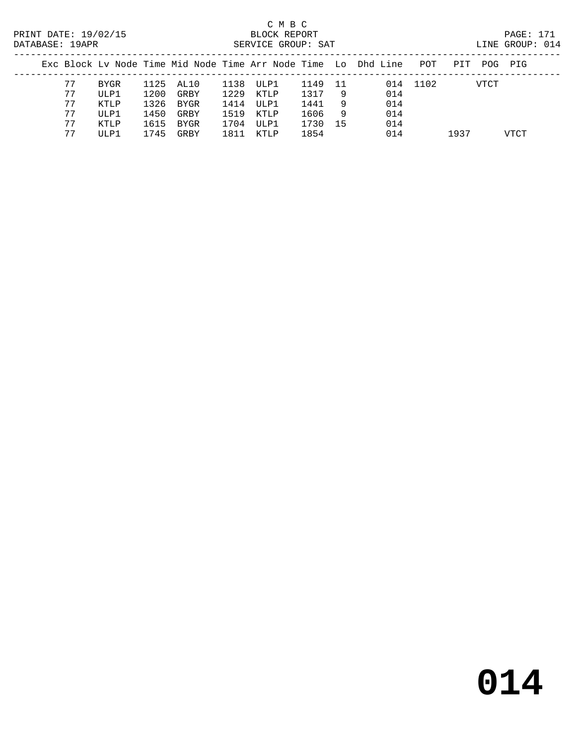C M B C

PRINT DATE: 19/02/15 BLOCK REPORT PAGE: 171
DATABASE: 19APR SERVICE GROUP: SAT LINE GROUP: 014

| Exc | Block | Lv Node | Time | Mid Node | Time | Arr Node | Time | Lo | Dhd | Line | POT | PIT | POG | PIG |
|---|---|---|---|---|---|---|---|---|---|---|---|---|---|---|
| | 77 | BYGR | 1125 | AL10 | 1138 | ULP1 | 1149 | 11 | | 014 | 1102 | | VTCT | |
| | 77 | ULP1 | 1200 | GRBY | 1229 | KTLP | 1317 | 9 | | 014 | | | | |
| | 77 | KTLP | 1326 | BYGR | 1414 | ULP1 | 1441 | 9 | | 014 | | | | |
| | 77 | ULP1 | 1450 | GRBY | 1519 | KTLP | 1606 | 9 | | 014 | | | | |
| | 77 | KTLP | 1615 | BYGR | 1704 | ULP1 | 1730 | 15 | | 014 | | | | |
| | 77 | ULP1 | 1745 | GRBY | 1811 | KTLP | 1854 | | | 014 | | 1937 | | VTCT |

# 014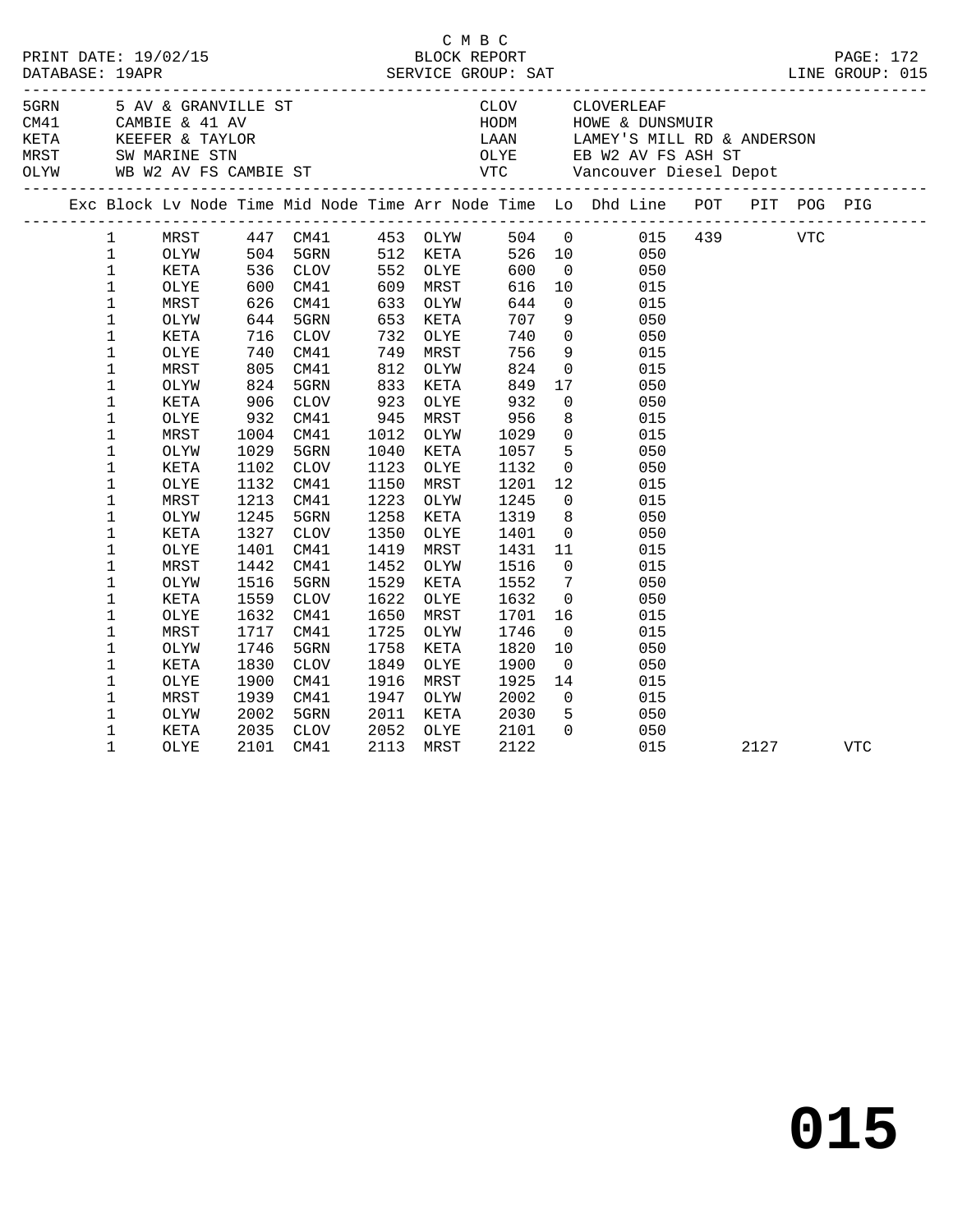C M B C
BLOCK REPORT
PRINT DATE: 19/02/15
DATABASE: 19APR
SERVICE GROUP: SAT
LINE GROUP: 015

| Code | Description | Code | Description |
|---|---|---|---|
| 5GRN | 5 AV & GRANVILLE ST | CLOV | CLOVERLEAF |
| CM41 | CAMBIE & 41 AV | HODM | HOWE & DUNSMUIR |
| KETA | KEEFER & TAYLOR | LAAN | LAMEY'S MILL RD & ANDERSON |
| MRST | SW MARINE STN | OLYE | EB W2 AV FS ASH ST |
| OLYW | WB W2 AV FS CAMBIE ST | VTC | Vancouver Diesel Depot |

| Exc | Block | Lv Node | Time | Mid Node | Time | Arr Node | Time | Lo | Dhd Line | POT | PIT | POG | PIG |
|---|---|---|---|---|---|---|---|---|---|---|---|---|---|
| | 1 | MRST | 447 | CM41 | 453 | OLYW | 504 | 0 | 015 | 439 | | VTC | |
| | 1 | OLYW | 504 | 5GRN | 512 | KETA | 526 | 10 | 050 | | | | |
| | 1 | KETA | 536 | CLOV | 552 | OLYE | 600 | 0 | 050 | | | | |
| | 1 | OLYE | 600 | CM41 | 609 | MRST | 616 | 10 | 015 | | | | |
| | 1 | MRST | 626 | CM41 | 633 | OLYW | 644 | 0 | 015 | | | | |
| | 1 | OLYW | 644 | 5GRN | 653 | KETA | 707 | 9 | 050 | | | | |
| | 1 | KETA | 716 | CLOV | 732 | OLYE | 740 | 0 | 050 | | | | |
| | 1 | OLYE | 740 | CM41 | 749 | MRST | 756 | 9 | 015 | | | | |
| | 1 | MRST | 805 | CM41 | 812 | OLYW | 824 | 0 | 015 | | | | |
| | 1 | OLYW | 824 | 5GRN | 833 | KETA | 849 | 17 | 050 | | | | |
| | 1 | KETA | 906 | CLOV | 923 | OLYE | 932 | 0 | 050 | | | | |
| | 1 | OLYE | 932 | CM41 | 945 | MRST | 956 | 8 | 015 | | | | |
| | 1 | MRST | 1004 | CM41 | 1012 | OLYW | 1029 | 0 | 015 | | | | |
| | 1 | OLYW | 1029 | 5GRN | 1040 | KETA | 1057 | 5 | 050 | | | | |
| | 1 | KETA | 1102 | CLOV | 1123 | OLYE | 1132 | 0 | 050 | | | | |
| | 1 | OLYE | 1132 | CM41 | 1150 | MRST | 1201 | 12 | 015 | | | | |
| | 1 | MRST | 1213 | CM41 | 1223 | OLYW | 1245 | 0 | 015 | | | | |
| | 1 | OLYW | 1245 | 5GRN | 1258 | KETA | 1319 | 8 | 050 | | | | |
| | 1 | KETA | 1327 | CLOV | 1350 | OLYE | 1401 | 0 | 050 | | | | |
| | 1 | OLYE | 1401 | CM41 | 1419 | MRST | 1431 | 11 | 015 | | | | |
| | 1 | MRST | 1442 | CM41 | 1452 | OLYW | 1516 | 0 | 015 | | | | |
| | 1 | OLYW | 1516 | 5GRN | 1529 | KETA | 1552 | 7 | 050 | | | | |
| | 1 | KETA | 1559 | CLOV | 1622 | OLYE | 1632 | 0 | 050 | | | | |
| | 1 | OLYE | 1632 | CM41 | 1650 | MRST | 1701 | 16 | 015 | | | | |
| | 1 | MRST | 1717 | CM41 | 1725 | OLYW | 1746 | 0 | 015 | | | | |
| | 1 | OLYW | 1746 | 5GRN | 1758 | KETA | 1820 | 10 | 050 | | | | |
| | 1 | KETA | 1830 | CLOV | 1849 | OLYE | 1900 | 0 | 050 | | | | |
| | 1 | OLYE | 1900 | CM41 | 1916 | MRST | 1925 | 14 | 015 | | | | |
| | 1 | MRST | 1939 | CM41 | 1947 | OLYW | 2002 | 0 | 015 | | | | |
| | 1 | OLYW | 2002 | 5GRN | 2011 | KETA | 2030 | 5 | 050 | | | | |
| | 1 | KETA | 2035 | CLOV | 2052 | OLYE | 2101 | 0 | 050 | | | | |
| | 1 | OLYE | 2101 | CM41 | 2113 | MRST | 2122 | | 015 | | 2127 | | VTC |

**015**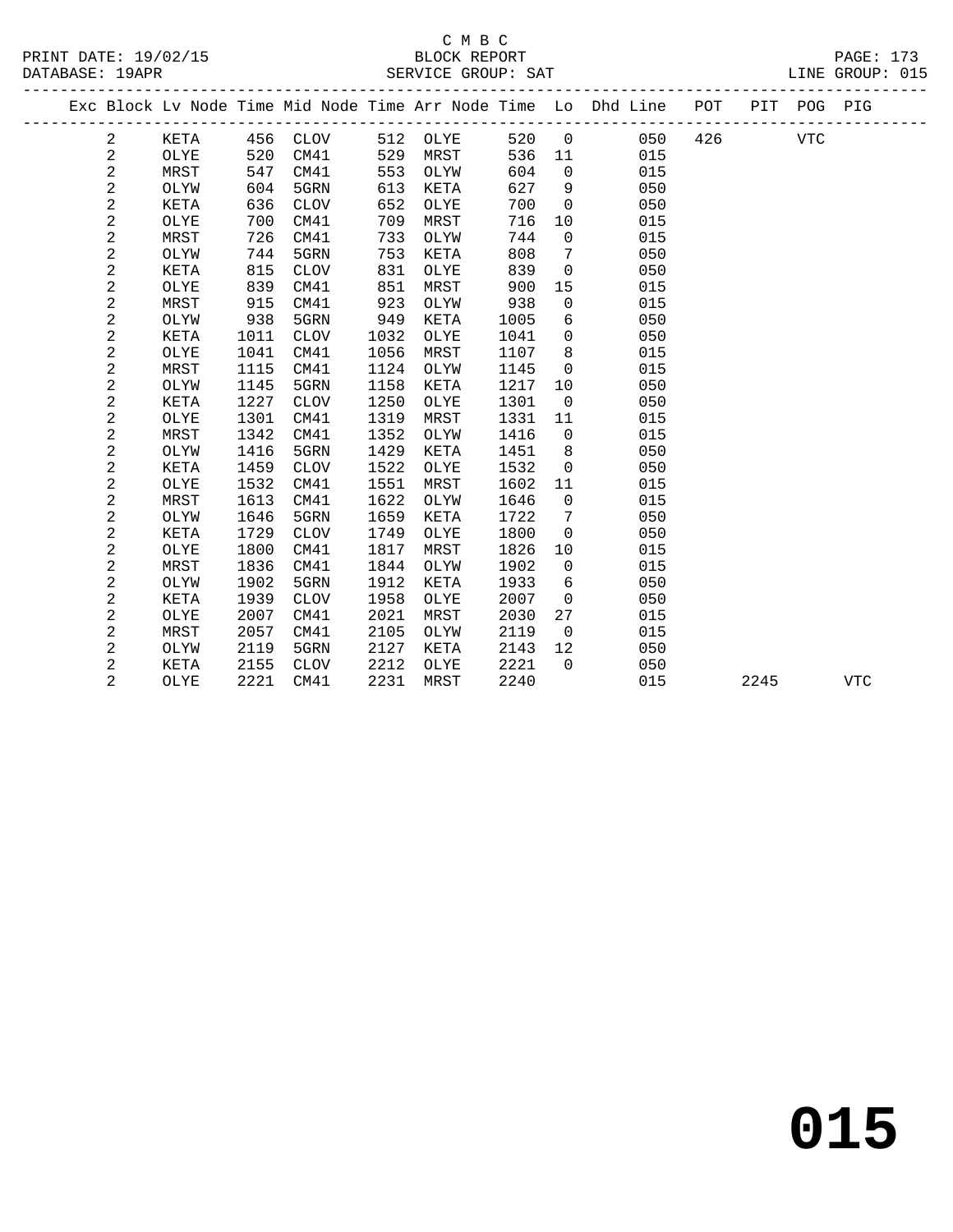C M B C
BLOCK REPORT
SERVICE GROUP: SAT

PRINT DATE: 19/02/15
DATABASE: 19APR
LINE GROUP: 015

| Exc | Block | Lv Node | Time | Mid Node | Time | Arr Node | Time | Lo | Dhd Line | POT | PIT | POG | PIG |
|---|---|---|---|---|---|---|---|---|---|---|---|---|---|
| | 2 | KETA | 456 | CLOV | 512 | OLYE | 520 | 0 | 050 | 426 | | VTC | |
| | 2 | OLYE | 520 | CM41 | 529 | MRST | 536 | 11 | 015 | | | | |
| | 2 | MRST | 547 | CM41 | 553 | OLYW | 604 | 0 | 015 | | | | |
| | 2 | OLYW | 604 | 5GRN | 613 | KETA | 627 | 9 | 050 | | | | |
| | 2 | KETA | 636 | CLOV | 652 | OLYE | 700 | 0 | 050 | | | | |
| | 2 | OLYE | 700 | CM41 | 709 | MRST | 716 | 10 | 015 | | | | |
| | 2 | MRST | 726 | CM41 | 733 | OLYW | 744 | 0 | 015 | | | | |
| | 2 | OLYW | 744 | 5GRN | 753 | KETA | 808 | 7 | 050 | | | | |
| | 2 | KETA | 815 | CLOV | 831 | OLYE | 839 | 0 | 050 | | | | |
| | 2 | OLYE | 839 | CM41 | 851 | MRST | 900 | 15 | 015 | | | | |
| | 2 | MRST | 915 | CM41 | 923 | OLYW | 938 | 0 | 015 | | | | |
| | 2 | OLYW | 938 | 5GRN | 949 | KETA | 1005 | 6 | 050 | | | | |
| | 2 | KETA | 1011 | CLOV | 1032 | OLYE | 1041 | 0 | 050 | | | | |
| | 2 | OLYE | 1041 | CM41 | 1056 | MRST | 1107 | 8 | 015 | | | | |
| | 2 | MRST | 1115 | CM41 | 1124 | OLYW | 1145 | 0 | 015 | | | | |
| | 2 | OLYW | 1145 | 5GRN | 1158 | KETA | 1217 | 10 | 050 | | | | |
| | 2 | KETA | 1227 | CLOV | 1250 | OLYE | 1301 | 0 | 050 | | | | |
| | 2 | OLYE | 1301 | CM41 | 1319 | MRST | 1331 | 11 | 015 | | | | |
| | 2 | MRST | 1342 | CM41 | 1352 | OLYW | 1416 | 0 | 015 | | | | |
| | 2 | OLYW | 1416 | 5GRN | 1429 | KETA | 1451 | 8 | 050 | | | | |
| | 2 | KETA | 1459 | CLOV | 1522 | OLYE | 1532 | 0 | 050 | | | | |
| | 2 | OLYE | 1532 | CM41 | 1551 | MRST | 1602 | 11 | 015 | | | | |
| | 2 | MRST | 1613 | CM41 | 1622 | OLYW | 1646 | 0 | 015 | | | | |
| | 2 | OLYW | 1646 | 5GRN | 1659 | KETA | 1722 | 7 | 050 | | | | |
| | 2 | KETA | 1729 | CLOV | 1749 | OLYE | 1800 | 0 | 050 | | | | |
| | 2 | OLYE | 1800 | CM41 | 1817 | MRST | 1826 | 10 | 015 | | | | |
| | 2 | MRST | 1836 | CM41 | 1844 | OLYW | 1902 | 0 | 015 | | | | |
| | 2 | OLYW | 1902 | 5GRN | 1912 | KETA | 1933 | 6 | 050 | | | | |
| | 2 | KETA | 1939 | CLOV | 1958 | OLYE | 2007 | 0 | 050 | | | | |
| | 2 | OLYE | 2007 | CM41 | 2021 | MRST | 2030 | 27 | 015 | | | | |
| | 2 | MRST | 2057 | CM41 | 2105 | OLYW | 2119 | 0 | 015 | | | | |
| | 2 | OLYW | 2119 | 5GRN | 2127 | KETA | 2143 | 12 | 050 | | | | |
| | 2 | KETA | 2155 | CLOV | 2212 | OLYE | 2221 | 0 | 050 | | | | |
| | 2 | OLYE | 2221 | CM41 | 2231 | MRST | 2240 | | 015 | | 2245 | | VTC |

# 015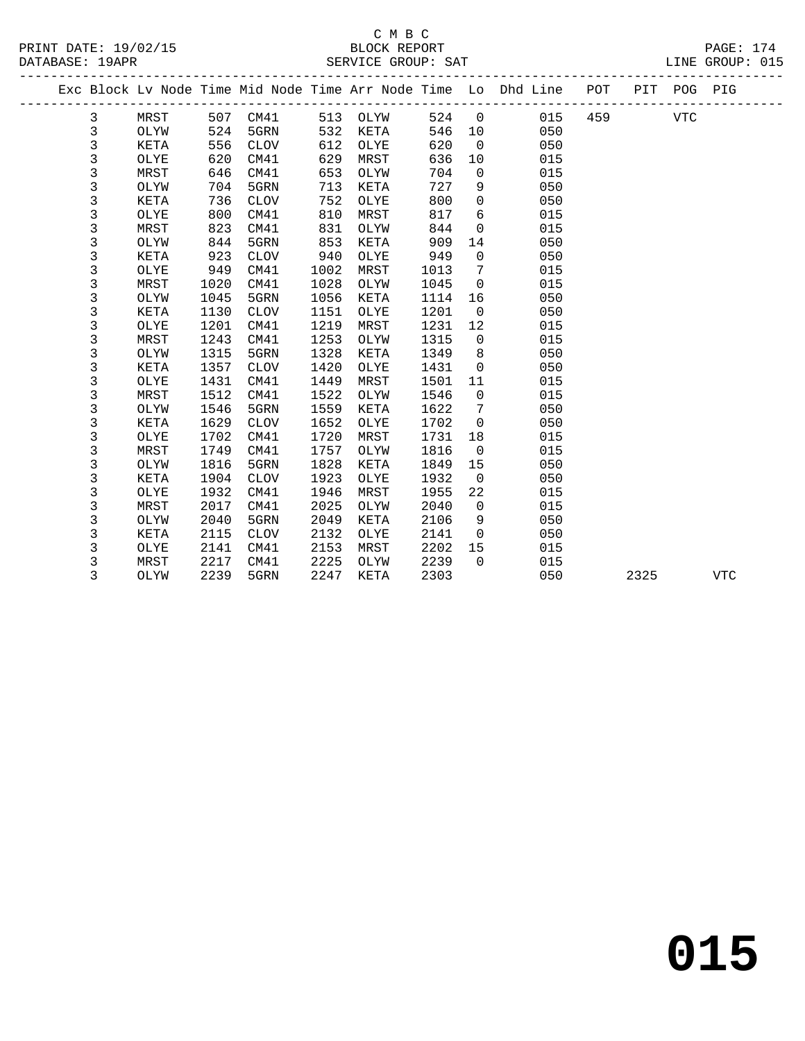C M B C

BLOCK REPORT

SERVICE GROUP: SAT

PRINT DATE: 19/02/15
DATABASE: 19APR

LINE GROUP: 015

| Exc | Block | Lv Node | Time | Mid Node | Time | Arr Node | Time | Lo | Dhd Line | POT | PIT | POG | PIG |
|---|---|---|---|---|---|---|---|---|---|---|---|---|---|
| | 3 | MRST | 507 | CM41 | 513 | OLYW | 524 | 0 | 015 | 459 | | VTC | |
| | 3 | OLYW | 524 | 5GRN | 532 | KETA | 546 | 10 | 050 | | | | |
| | 3 | KETA | 556 | CLOV | 612 | OLYE | 620 | 0 | 050 | | | | |
| | 3 | OLYE | 620 | CM41 | 629 | MRST | 636 | 10 | 015 | | | | |
| | 3 | MRST | 646 | CM41 | 653 | OLYW | 704 | 0 | 015 | | | | |
| | 3 | OLYW | 704 | 5GRN | 713 | KETA | 727 | 9 | 050 | | | | |
| | 3 | KETA | 736 | CLOV | 752 | OLYE | 800 | 0 | 050 | | | | |
| | 3 | OLYE | 800 | CM41 | 810 | MRST | 817 | 6 | 015 | | | | |
| | 3 | MRST | 823 | CM41 | 831 | OLYW | 844 | 0 | 015 | | | | |
| | 3 | OLYW | 844 | 5GRN | 853 | KETA | 909 | 14 | 050 | | | | |
| | 3 | KETA | 923 | CLOV | 940 | OLYE | 949 | 0 | 050 | | | | |
| | 3 | OLYE | 949 | CM41 | 1002 | MRST | 1013 | 7 | 015 | | | | |
| | 3 | MRST | 1020 | CM41 | 1028 | OLYW | 1045 | 0 | 015 | | | | |
| | 3 | OLYW | 1045 | 5GRN | 1056 | KETA | 1114 | 16 | 050 | | | | |
| | 3 | KETA | 1130 | CLOV | 1151 | OLYE | 1201 | 0 | 050 | | | | |
| | 3 | OLYE | 1201 | CM41 | 1219 | MRST | 1231 | 12 | 015 | | | | |
| | 3 | MRST | 1243 | CM41 | 1253 | OLYW | 1315 | 0 | 015 | | | | |
| | 3 | OLYW | 1315 | 5GRN | 1328 | KETA | 1349 | 8 | 050 | | | | |
| | 3 | KETA | 1357 | CLOV | 1420 | OLYE | 1431 | 0 | 050 | | | | |
| | 3 | OLYE | 1431 | CM41 | 1449 | MRST | 1501 | 11 | 015 | | | | |
| | 3 | MRST | 1512 | CM41 | 1522 | OLYW | 1546 | 0 | 015 | | | | |
| | 3 | OLYW | 1546 | 5GRN | 1559 | KETA | 1622 | 7 | 050 | | | | |
| | 3 | KETA | 1629 | CLOV | 1652 | OLYE | 1702 | 0 | 050 | | | | |
| | 3 | OLYE | 1702 | CM41 | 1720 | MRST | 1731 | 18 | 015 | | | | |
| | 3 | MRST | 1749 | CM41 | 1757 | OLYW | 1816 | 0 | 015 | | | | |
| | 3 | OLYW | 1816 | 5GRN | 1828 | KETA | 1849 | 15 | 050 | | | | |
| | 3 | KETA | 1904 | CLOV | 1923 | OLYE | 1932 | 0 | 050 | | | | |
| | 3 | OLYE | 1932 | CM41 | 1946 | MRST | 1955 | 22 | 015 | | | | |
| | 3 | MRST | 2017 | CM41 | 2025 | OLYW | 2040 | 0 | 015 | | | | |
| | 3 | OLYW | 2040 | 5GRN | 2049 | KETA | 2106 | 9 | 050 | | | | |
| | 3 | KETA | 2115 | CLOV | 2132 | OLYE | 2141 | 0 | 050 | | | | |
| | 3 | OLYE | 2141 | CM41 | 2153 | MRST | 2202 | 15 | 015 | | | | |
| | 3 | MRST | 2217 | CM41 | 2225 | OLYW | 2239 | 0 | 015 | | | | |
| | 3 | OLYW | 2239 | 5GRN | 2247 | KETA | 2303 | | 050 | | 2325 | | VTC |

# 015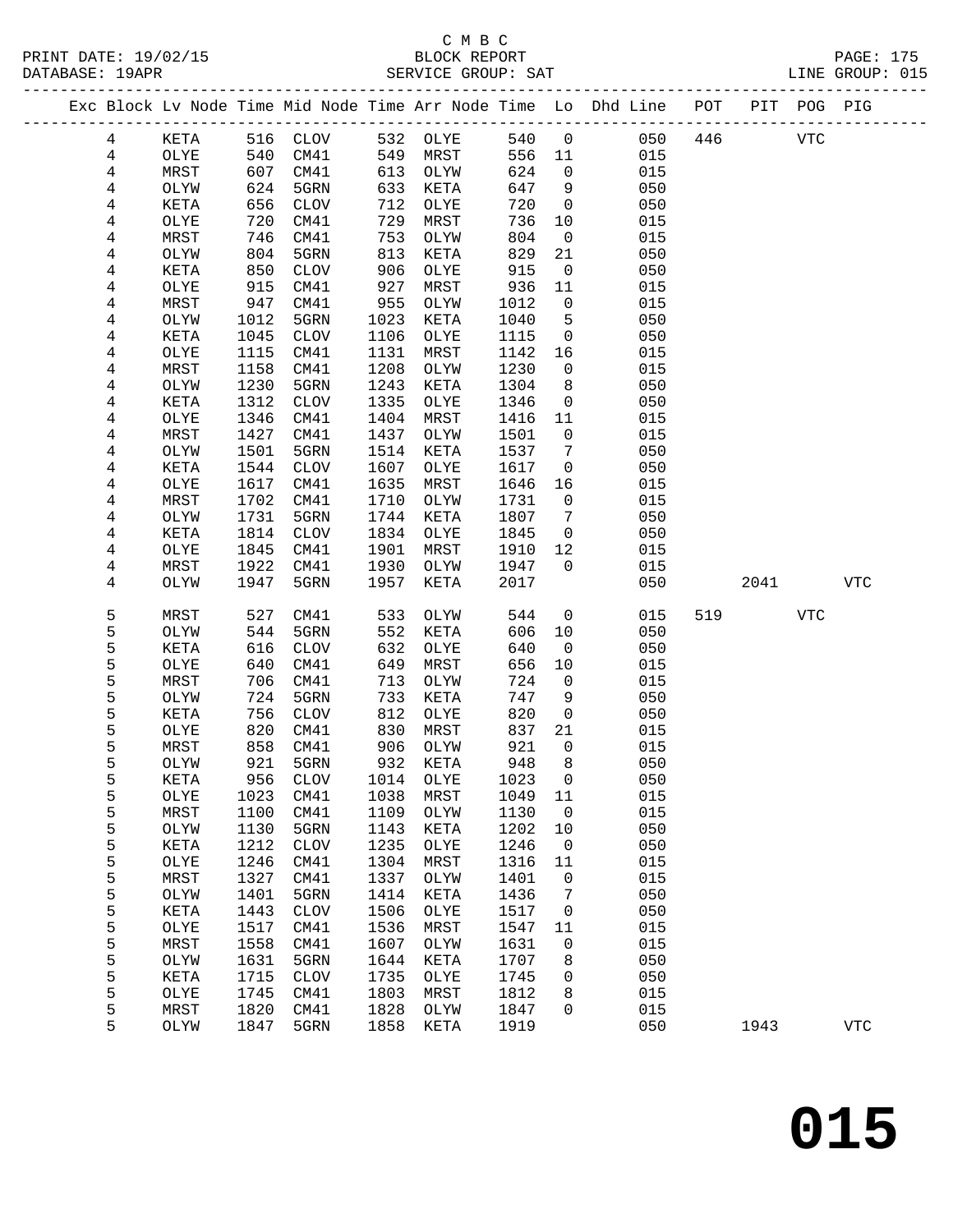C M B C

PRINT DATE: 19/02/15 BLOCK REPORT PAGE: 175
DATABASE: 19APR SERVICE GROUP: SAT LINE GROUP: 015

| Exc | Block | Lv | Node | Time | Mid Node | Time | Arr Node | Time | Lo | Dhd Line | POT | PIT | POG | PIG |
|---|---|---|---|---|---|---|---|---|---|---|---|---|---|---|
| | 4 | | KETA | 516 | CLOV | 532 | OLYE | 540 | 0 | 050 | 446 | | VTC | |
| | 4 | | OLYE | 540 | CM41 | 549 | MRST | 556 | 11 | 015 | | | | |
| | 4 | | MRST | 607 | CM41 | 613 | OLYW | 624 | 0 | 015 | | | | |
| | 4 | | OLYW | 624 | 5GRN | 633 | KETA | 647 | 9 | 050 | | | | |
| | 4 | | KETA | 656 | CLOV | 712 | OLYE | 720 | 0 | 050 | | | | |
| | 4 | | OLYE | 720 | CM41 | 729 | MRST | 736 | 10 | 015 | | | | |
| | 4 | | MRST | 746 | CM41 | 753 | OLYW | 804 | 0 | 015 | | | | |
| | 4 | | OLYW | 804 | 5GRN | 813 | KETA | 829 | 21 | 050 | | | | |
| | 4 | | KETA | 850 | CLOV | 906 | OLYE | 915 | 0 | 050 | | | | |
| | 4 | | OLYE | 915 | CM41 | 927 | MRST | 936 | 11 | 015 | | | | |
| | 4 | | MRST | 947 | CM41 | 955 | OLYW | 1012 | 0 | 015 | | | | |
| | 4 | | OLYW | 1012 | 5GRN | 1023 | KETA | 1040 | 5 | 050 | | | | |
| | 4 | | KETA | 1045 | CLOV | 1106 | OLYE | 1115 | 0 | 050 | | | | |
| | 4 | | OLYE | 1115 | CM41 | 1131 | MRST | 1142 | 16 | 015 | | | | |
| | 4 | | MRST | 1158 | CM41 | 1208 | OLYW | 1230 | 0 | 015 | | | | |
| | 4 | | OLYW | 1230 | 5GRN | 1243 | KETA | 1304 | 8 | 050 | | | | |
| | 4 | | KETA | 1312 | CLOV | 1335 | OLYE | 1346 | 0 | 050 | | | | |
| | 4 | | OLYE | 1346 | CM41 | 1404 | MRST | 1416 | 11 | 015 | | | | |
| | 4 | | MRST | 1427 | CM41 | 1437 | OLYW | 1501 | 0 | 015 | | | | |
| | 4 | | OLYW | 1501 | 5GRN | 1514 | KETA | 1537 | 7 | 050 | | | | |
| | 4 | | KETA | 1544 | CLOV | 1607 | OLYE | 1617 | 0 | 050 | | | | |
| | 4 | | OLYE | 1617 | CM41 | 1635 | MRST | 1646 | 16 | 015 | | | | |
| | 4 | | MRST | 1702 | CM41 | 1710 | OLYW | 1731 | 0 | 015 | | | | |
| | 4 | | OLYW | 1731 | 5GRN | 1744 | KETA | 1807 | 7 | 050 | | | | |
| | 4 | | KETA | 1814 | CLOV | 1834 | OLYE | 1845 | 0 | 050 | | | | |
| | 4 | | OLYE | 1845 | CM41 | 1901 | MRST | 1910 | 12 | 015 | | | | |
| | 4 | | MRST | 1922 | CM41 | 1930 | OLYW | 1947 | 0 | 015 | | | | |
| | 4 | | OLYW | 1947 | 5GRN | 1957 | KETA | 2017 | | 050 | | 2041 | | VTC |
| | 5 | | MRST | 527 | CM41 | 533 | OLYW | 544 | 0 | 015 | 519 | | VTC | |
| | 5 | | OLYW | 544 | 5GRN | 552 | KETA | 606 | 10 | 050 | | | | |
| | 5 | | KETA | 616 | CLOV | 632 | OLYE | 640 | 0 | 050 | | | | |
| | 5 | | OLYE | 640 | CM41 | 649 | MRST | 656 | 10 | 015 | | | | |
| | 5 | | MRST | 706 | CM41 | 713 | OLYW | 724 | 0 | 015 | | | | |
| | 5 | | OLYW | 724 | 5GRN | 733 | KETA | 747 | 9 | 050 | | | | |
| | 5 | | KETA | 756 | CLOV | 812 | OLYE | 820 | 0 | 050 | | | | |
| | 5 | | OLYE | 820 | CM41 | 830 | MRST | 837 | 21 | 015 | | | | |
| | 5 | | MRST | 858 | CM41 | 906 | OLYW | 921 | 0 | 015 | | | | |
| | 5 | | OLYW | 921 | 5GRN | 932 | KETA | 948 | 8 | 050 | | | | |
| | 5 | | KETA | 956 | CLOV | 1014 | OLYE | 1023 | 0 | 050 | | | | |
| | 5 | | OLYE | 1023 | CM41 | 1038 | MRST | 1049 | 11 | 015 | | | | |
| | 5 | | MRST | 1100 | CM41 | 1109 | OLYW | 1130 | 0 | 015 | | | | |
| | 5 | | OLYW | 1130 | 5GRN | 1143 | KETA | 1202 | 10 | 050 | | | | |
| | 5 | | KETA | 1212 | CLOV | 1235 | OLYE | 1246 | 0 | 050 | | | | |
| | 5 | | OLYE | 1246 | CM41 | 1304 | MRST | 1316 | 11 | 015 | | | | |
| | 5 | | MRST | 1327 | CM41 | 1337 | OLYW | 1401 | 0 | 015 | | | | |
| | 5 | | OLYW | 1401 | 5GRN | 1414 | KETA | 1436 | 7 | 050 | | | | |
| | 5 | | KETA | 1443 | CLOV | 1506 | OLYE | 1517 | 0 | 050 | | | | |
| | 5 | | OLYE | 1517 | CM41 | 1536 | MRST | 1547 | 11 | 015 | | | | |
| | 5 | | MRST | 1558 | CM41 | 1607 | OLYW | 1631 | 0 | 015 | | | | |
| | 5 | | OLYW | 1631 | 5GRN | 1644 | KETA | 1707 | 8 | 050 | | | | |
| | 5 | | KETA | 1715 | CLOV | 1735 | OLYE | 1745 | 0 | 050 | | | | |
| | 5 | | OLYE | 1745 | CM41 | 1803 | MRST | 1812 | 8 | 015 | | | | |
| | 5 | | MRST | 1820 | CM41 | 1828 | OLYW | 1847 | 0 | 015 | | | | |
| | 5 | | OLYW | 1847 | 5GRN | 1858 | KETA | 1919 | | 050 | | 1943 | | VTC |

# 015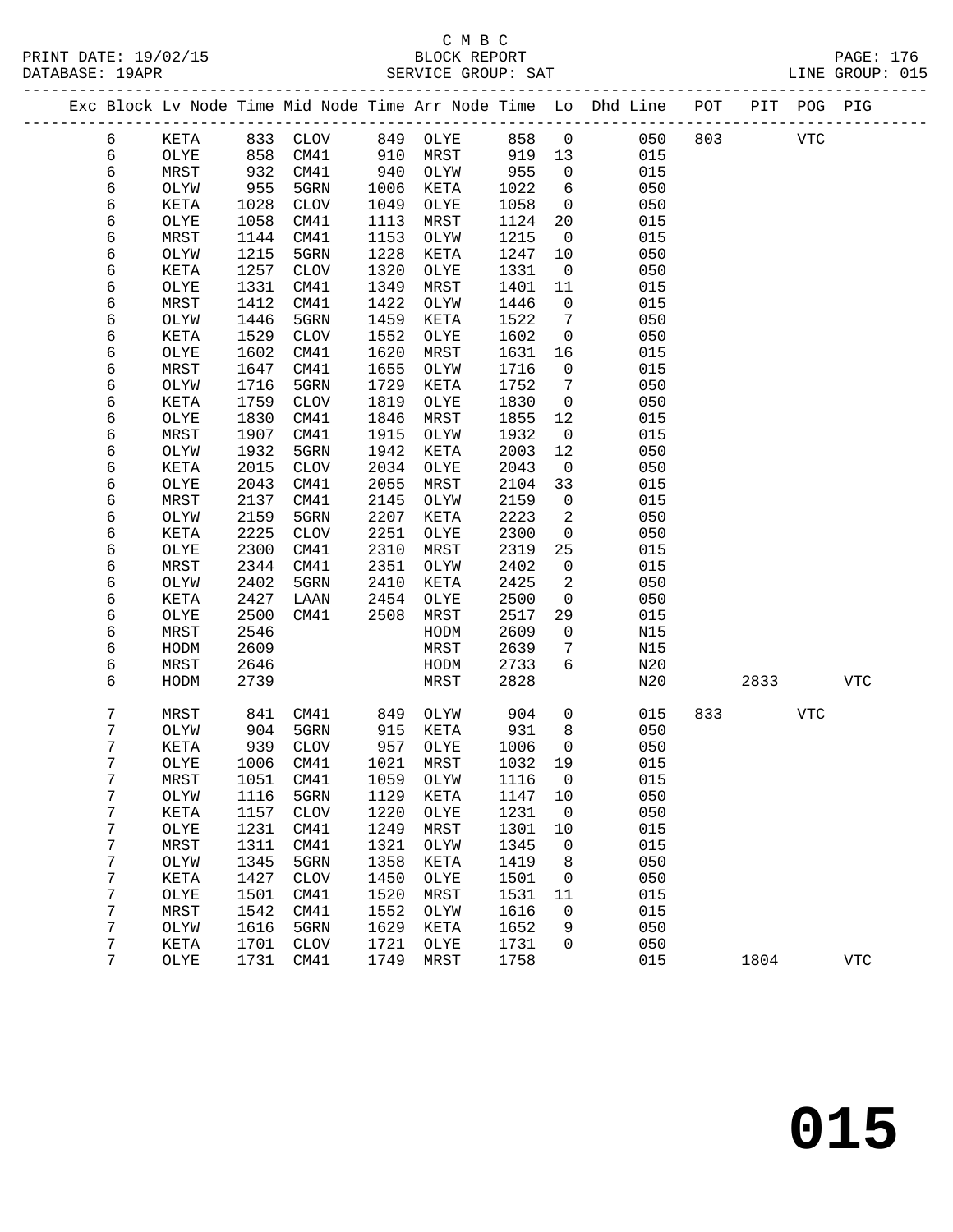C M B C

BLOCK REPORT

SERVICE GROUP: SAT

LINE GROUP: 015

PRINT DATE: 19/02/15

DATABASE: 19APR

| Exc | Block | Lv | Node | Time | Mid Node | Time | Arr Node | Time | Lo | Dhd Line | POT | PIT | POG | PIG |
|---|---|---|---|---|---|---|---|---|---|---|---|---|---|---|
| | 6 | | KETA | 833 | CLOV | 849 | OLYE | 858 | 0 | 050 | 803 | | VTC | |
| | 6 | | OLYE | 858 | CM41 | 910 | MRST | 919 | 13 | 015 | | | | |
| | 6 | | MRST | 932 | CM41 | 940 | OLYW | 955 | 0 | 015 | | | | |
| | 6 | | OLYW | 955 | 5GRN | 1006 | KETA | 1022 | 6 | 050 | | | | |
| | 6 | | KETA | 1028 | CLOV | 1049 | OLYE | 1058 | 0 | 050 | | | | |
| | 6 | | OLYE | 1058 | CM41 | 1113 | MRST | 1124 | 20 | 015 | | | | |
| | 6 | | MRST | 1144 | CM41 | 1153 | OLYW | 1215 | 0 | 015 | | | | |
| | 6 | | OLYW | 1215 | 5GRN | 1228 | KETA | 1247 | 10 | 050 | | | | |
| | 6 | | KETA | 1257 | CLOV | 1320 | OLYE | 1331 | 0 | 050 | | | | |
| | 6 | | OLYE | 1331 | CM41 | 1349 | MRST | 1401 | 11 | 015 | | | | |
| | 6 | | MRST | 1412 | CM41 | 1422 | OLYW | 1446 | 0 | 015 | | | | |
| | 6 | | OLYW | 1446 | 5GRN | 1459 | KETA | 1522 | 7 | 050 | | | | |
| | 6 | | KETA | 1529 | CLOV | 1552 | OLYE | 1602 | 0 | 050 | | | | |
| | 6 | | OLYE | 1602 | CM41 | 1620 | MRST | 1631 | 16 | 015 | | | | |
| | 6 | | MRST | 1647 | CM41 | 1655 | OLYW | 1716 | 0 | 015 | | | | |
| | 6 | | OLYW | 1716 | 5GRN | 1729 | KETA | 1752 | 7 | 050 | | | | |
| | 6 | | KETA | 1759 | CLOV | 1819 | OLYE | 1830 | 0 | 050 | | | | |
| | 6 | | OLYE | 1830 | CM41 | 1846 | MRST | 1855 | 12 | 015 | | | | |
| | 6 | | MRST | 1907 | CM41 | 1915 | OLYW | 1932 | 0 | 015 | | | | |
| | 6 | | OLYW | 1932 | 5GRN | 1942 | KETA | 2003 | 12 | 050 | | | | |
| | 6 | | KETA | 2015 | CLOV | 2034 | OLYE | 2043 | 0 | 050 | | | | |
| | 6 | | OLYE | 2043 | CM41 | 2055 | MRST | 2104 | 33 | 015 | | | | |
| | 6 | | MRST | 2137 | CM41 | 2145 | OLYW | 2159 | 0 | 015 | | | | |
| | 6 | | OLYW | 2159 | 5GRN | 2207 | KETA | 2223 | 2 | 050 | | | | |
| | 6 | | KETA | 2225 | CLOV | 2251 | OLYE | 2300 | 0 | 050 | | | | |
| | 6 | | OLYE | 2300 | CM41 | 2310 | MRST | 2319 | 25 | 015 | | | | |
| | 6 | | MRST | 2344 | CM41 | 2351 | OLYW | 2402 | 0 | 015 | | | | |
| | 6 | | OLYW | 2402 | 5GRN | 2410 | KETA | 2425 | 2 | 050 | | | | |
| | 6 | | KETA | 2427 | LAAN | 2454 | OLYE | 2500 | 0 | 050 | | | | |
| | 6 | | OLYE | 2500 | CM41 | 2508 | MRST | 2517 | 29 | 015 | | | | |
| | 6 | | MRST | 2546 | | | HODM | 2609 | 0 | N15 | | | | |
| | 6 | | HODM | 2609 | | | MRST | 2639 | 7 | N15 | | | | |
| | 6 | | MRST | 2646 | | | HODM | 2733 | 6 | N20 | | | | |
| | 6 | | HODM | 2739 | | | MRST | 2828 | | N20 | | 2833 | | VTC |
| | 7 | | MRST | 841 | CM41 | 849 | OLYW | 904 | 0 | 015 | 833 | | VTC | |
| | 7 | | OLYW | 904 | 5GRN | 915 | KETA | 931 | 8 | 050 | | | | |
| | 7 | | KETA | 939 | CLOV | 957 | OLYE | 1006 | 0 | 050 | | | | |
| | 7 | | OLYE | 1006 | CM41 | 1021 | MRST | 1032 | 19 | 015 | | | | |
| | 7 | | MRST | 1051 | CM41 | 1059 | OLYW | 1116 | 0 | 015 | | | | |
| | 7 | | OLYW | 1116 | 5GRN | 1129 | KETA | 1147 | 10 | 050 | | | | |
| | 7 | | KETA | 1157 | CLOV | 1220 | OLYE | 1231 | 0 | 050 | | | | |
| | 7 | | OLYE | 1231 | CM41 | 1249 | MRST | 1301 | 10 | 015 | | | | |
| | 7 | | MRST | 1311 | CM41 | 1321 | OLYW | 1345 | 0 | 015 | | | | |
| | 7 | | OLYW | 1345 | 5GRN | 1358 | KETA | 1419 | 8 | 050 | | | | |
| | 7 | | KETA | 1427 | CLOV | 1450 | OLYE | 1501 | 0 | 050 | | | | |
| | 7 | | OLYE | 1501 | CM41 | 1520 | MRST | 1531 | 11 | 015 | | | | |
| | 7 | | MRST | 1542 | CM41 | 1552 | OLYW | 1616 | 0 | 015 | | | | |
| | 7 | | OLYW | 1616 | 5GRN | 1629 | KETA | 1652 | 9 | 050 | | | | |
| | 7 | | KETA | 1701 | CLOV | 1721 | OLYE | 1731 | 0 | 050 | | | | |
| | 7 | | OLYE | 1731 | CM41 | 1749 | MRST | 1758 | | 015 | | 1804 | | VTC |

# 015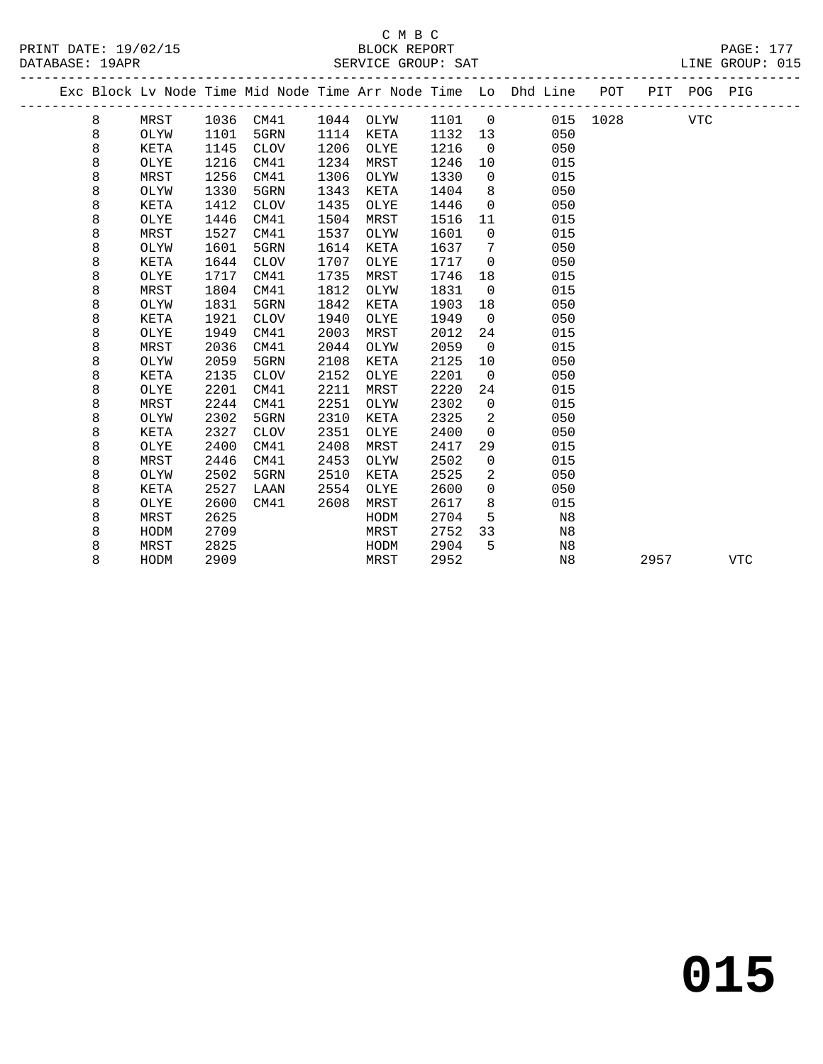C M B C
BLOCK REPORT
SERVICE GROUP: SAT

PRINT DATE: 19/02/15
DATABASE: 19APR
LINE GROUP: 015

| Exc | Block | Lv Node | Time | Mid Node | Time | Arr Node | Time | Lo | Dhd Line | POT | PIT | POG | PIG |
|---|---|---|---|---|---|---|---|---|---|---|---|---|---|
| | 8 | MRST | 1036 | CM41 | 1044 | OLYW | 1101 | 0 | 015 | 1028 | | VTC | |
| | 8 | OLYW | 1101 | 5GRN | 1114 | KETA | 1132 | 13 | 050 | | | | |
| | 8 | KETA | 1145 | CLOV | 1206 | OLYE | 1216 | 0 | 050 | | | | |
| | 8 | OLYE | 1216 | CM41 | 1234 | MRST | 1246 | 10 | 015 | | | | |
| | 8 | MRST | 1256 | CM41 | 1306 | OLYW | 1330 | 0 | 015 | | | | |
| | 8 | OLYW | 1330 | 5GRN | 1343 | KETA | 1404 | 8 | 050 | | | | |
| | 8 | KETA | 1412 | CLOV | 1435 | OLYE | 1446 | 0 | 050 | | | | |
| | 8 | OLYE | 1446 | CM41 | 1504 | MRST | 1516 | 11 | 015 | | | | |
| | 8 | MRST | 1527 | CM41 | 1537 | OLYW | 1601 | 0 | 015 | | | | |
| | 8 | OLYW | 1601 | 5GRN | 1614 | KETA | 1637 | 7 | 050 | | | | |
| | 8 | KETA | 1644 | CLOV | 1707 | OLYE | 1717 | 0 | 050 | | | | |
| | 8 | OLYE | 1717 | CM41 | 1735 | MRST | 1746 | 18 | 015 | | | | |
| | 8 | MRST | 1804 | CM41 | 1812 | OLYW | 1831 | 0 | 015 | | | | |
| | 8 | OLYW | 1831 | 5GRN | 1842 | KETA | 1903 | 18 | 050 | | | | |
| | 8 | KETA | 1921 | CLOV | 1940 | OLYE | 1949 | 0 | 050 | | | | |
| | 8 | OLYE | 1949 | CM41 | 2003 | MRST | 2012 | 24 | 015 | | | | |
| | 8 | MRST | 2036 | CM41 | 2044 | OLYW | 2059 | 0 | 015 | | | | |
| | 8 | OLYW | 2059 | 5GRN | 2108 | KETA | 2125 | 10 | 050 | | | | |
| | 8 | KETA | 2135 | CLOV | 2152 | OLYE | 2201 | 0 | 050 | | | | |
| | 8 | OLYE | 2201 | CM41 | 2211 | MRST | 2220 | 24 | 015 | | | | |
| | 8 | MRST | 2244 | CM41 | 2251 | OLYW | 2302 | 0 | 015 | | | | |
| | 8 | OLYW | 2302 | 5GRN | 2310 | KETA | 2325 | 2 | 050 | | | | |
| | 8 | KETA | 2327 | CLOV | 2351 | OLYE | 2400 | 0 | 050 | | | | |
| | 8 | OLYE | 2400 | CM41 | 2408 | MRST | 2417 | 29 | 015 | | | | |
| | 8 | MRST | 2446 | CM41 | 2453 | OLYW | 2502 | 0 | 015 | | | | |
| | 8 | OLYW | 2502 | 5GRN | 2510 | KETA | 2525 | 2 | 050 | | | | |
| | 8 | KETA | 2527 | LAAN | 2554 | OLYE | 2600 | 0 | 050 | | | | |
| | 8 | OLYE | 2600 | CM41 | 2608 | MRST | 2617 | 8 | 015 | | | | |
| | 8 | MRST | 2625 | | | HODM | 2704 | 5 | N8 | | | | |
| | 8 | HODM | 2709 | | | MRST | 2752 | 33 | N8 | | | | |
| | 8 | MRST | 2825 | | | HODM | 2904 | 5 | N8 | | | | |
| | 8 | HODM | 2909 | | | MRST | 2952 | | N8 | | 2957 | | VTC |

**015**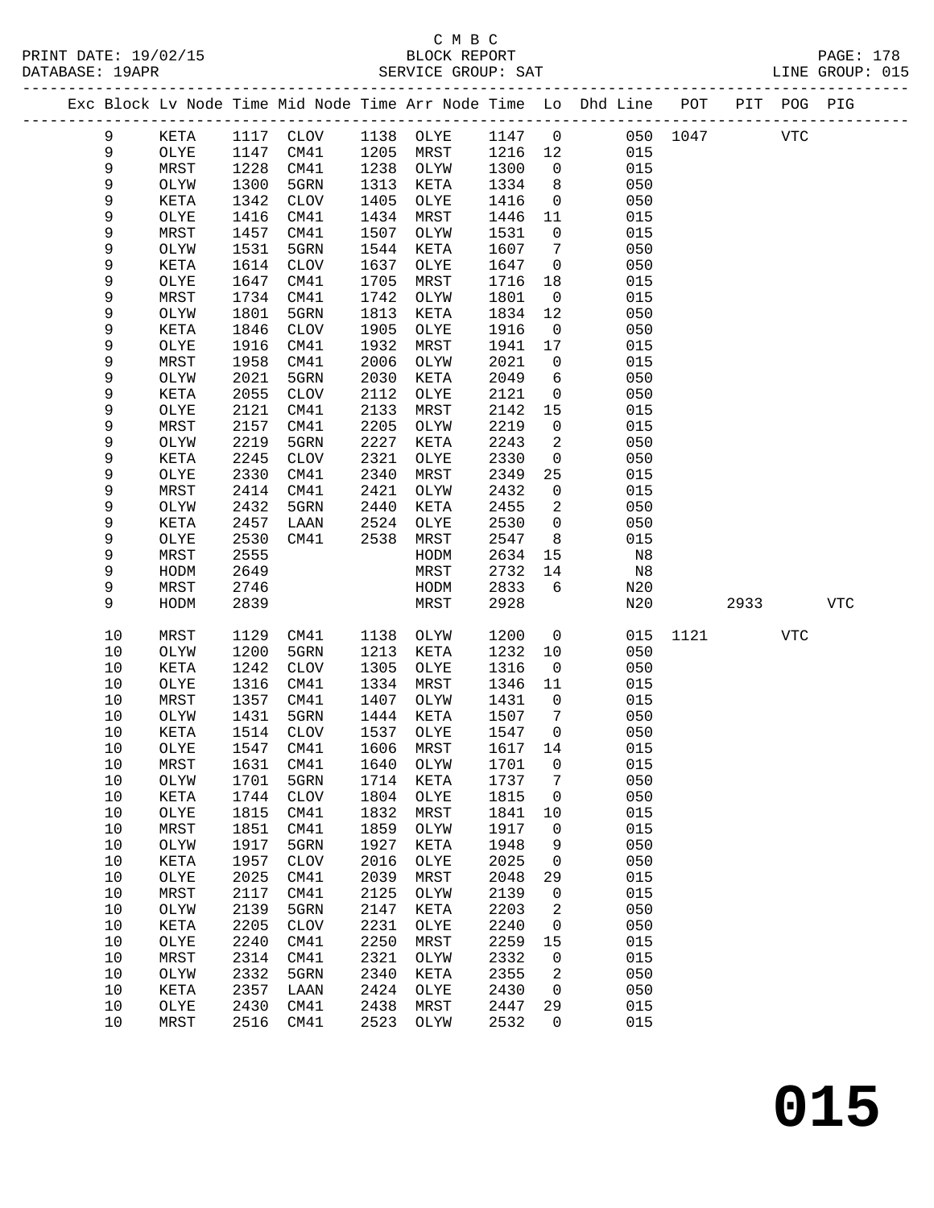C M B C

BLOCK REPORT

SERVICE GROUP: SAT

| Exc | Block | Lv | Node | Time | Mid Node | Time | Arr Node | Time | Lo | Dhd Line | POT | PIT | POG | PIG |
|---|---|---|---|---|---|---|---|---|---|---|---|---|---|---|
| | 9 | | KETA | 1117 | CLOV | 1138 | OLYE | 1147 | 0 | 050 | 1047 | | VTC | |
| | 9 | | OLYE | 1147 | CM41 | 1205 | MRST | 1216 | 12 | 015 | | | | |
| | 9 | | MRST | 1228 | CM41 | 1238 | OLYW | 1300 | 0 | 015 | | | | |
| | 9 | | OLYW | 1300 | 5GRN | 1313 | KETA | 1334 | 8 | 050 | | | | |
| | 9 | | KETA | 1342 | CLOV | 1405 | OLYE | 1416 | 0 | 050 | | | | |
| | 9 | | OLYE | 1416 | CM41 | 1434 | MRST | 1446 | 11 | 015 | | | | |
| | 9 | | MRST | 1457 | CM41 | 1507 | OLYW | 1531 | 0 | 015 | | | | |
| | 9 | | OLYW | 1531 | 5GRN | 1544 | KETA | 1607 | 7 | 050 | | | | |
| | 9 | | KETA | 1614 | CLOV | 1637 | OLYE | 1647 | 0 | 050 | | | | |
| | 9 | | OLYE | 1647 | CM41 | 1705 | MRST | 1716 | 18 | 015 | | | | |
| | 9 | | MRST | 1734 | CM41 | 1742 | OLYW | 1801 | 0 | 015 | | | | |
| | 9 | | OLYW | 1801 | 5GRN | 1813 | KETA | 1834 | 12 | 050 | | | | |
| | 9 | | KETA | 1846 | CLOV | 1905 | OLYE | 1916 | 0 | 050 | | | | |
| | 9 | | OLYE | 1916 | CM41 | 1932 | MRST | 1941 | 17 | 015 | | | | |
| | 9 | | MRST | 1958 | CM41 | 2006 | OLYW | 2021 | 0 | 015 | | | | |
| | 9 | | OLYW | 2021 | 5GRN | 2030 | KETA | 2049 | 6 | 050 | | | | |
| | 9 | | KETA | 2055 | CLOV | 2112 | OLYE | 2121 | 0 | 050 | | | | |
| | 9 | | OLYE | 2121 | CM41 | 2133 | MRST | 2142 | 15 | 015 | | | | |
| | 9 | | MRST | 2157 | CM41 | 2205 | OLYW | 2219 | 0 | 015 | | | | |
| | 9 | | OLYW | 2219 | 5GRN | 2227 | KETA | 2243 | 2 | 050 | | | | |
| | 9 | | KETA | 2245 | CLOV | 2321 | OLYE | 2330 | 0 | 050 | | | | |
| | 9 | | OLYE | 2330 | CM41 | 2340 | MRST | 2349 | 25 | 015 | | | | |
| | 9 | | MRST | 2414 | CM41 | 2421 | OLYW | 2432 | 0 | 015 | | | | |
| | 9 | | OLYW | 2432 | 5GRN | 2440 | KETA | 2455 | 2 | 050 | | | | |
| | 9 | | KETA | 2457 | LAAN | 2524 | OLYE | 2530 | 0 | 050 | | | | |
| | 9 | | OLYE | 2530 | CM41 | 2538 | MRST | 2547 | 8 | 015 | | | | |
| | 9 | | MRST | 2555 | | | HODM | 2634 | 15 | N8 | | | | |
| | 9 | | HODM | 2649 | | | MRST | 2732 | 14 | N8 | | | | |
| | 9 | | MRST | 2746 | | | HODM | 2833 | 6 | N20 | | | | |
| | 9 | | HODM | 2839 | | | MRST | 2928 | | N20 | | 2933 | | VTC |
| | 10 | | MRST | 1129 | CM41 | 1138 | OLYW | 1200 | 0 | 015 | 1121 | | VTC | |
| | 10 | | OLYW | 1200 | 5GRN | 1213 | KETA | 1232 | 10 | 050 | | | | |
| | 10 | | KETA | 1242 | CLOV | 1305 | OLYE | 1316 | 0 | 050 | | | | |
| | 10 | | OLYE | 1316 | CM41 | 1334 | MRST | 1346 | 11 | 015 | | | | |
| | 10 | | MRST | 1357 | CM41 | 1407 | OLYW | 1431 | 0 | 015 | | | | |
| | 10 | | OLYW | 1431 | 5GRN | 1444 | KETA | 1507 | 7 | 050 | | | | |
| | 10 | | KETA | 1514 | CLOV | 1537 | OLYE | 1547 | 0 | 050 | | | | |
| | 10 | | OLYE | 1547 | CM41 | 1606 | MRST | 1617 | 14 | 015 | | | | |
| | 10 | | MRST | 1631 | CM41 | 1640 | OLYW | 1701 | 0 | 015 | | | | |
| | 10 | | OLYW | 1701 | 5GRN | 1714 | KETA | 1737 | 7 | 050 | | | | |
| | 10 | | KETA | 1744 | CLOV | 1804 | OLYE | 1815 | 0 | 050 | | | | |
| | 10 | | OLYE | 1815 | CM41 | 1832 | MRST | 1841 | 10 | 015 | | | | |
| | 10 | | MRST | 1851 | CM41 | 1859 | OLYW | 1917 | 0 | 015 | | | | |
| | 10 | | OLYW | 1917 | 5GRN | 1927 | KETA | 1948 | 9 | 050 | | | | |
| | 10 | | KETA | 1957 | CLOV | 2016 | OLYE | 2025 | 0 | 050 | | | | |
| | 10 | | OLYE | 2025 | CM41 | 2039 | MRST | 2048 | 29 | 015 | | | | |
| | 10 | | MRST | 2117 | CM41 | 2125 | OLYW | 2139 | 0 | 015 | | | | |
| | 10 | | OLYW | 2139 | 5GRN | 2147 | KETA | 2203 | 2 | 050 | | | | |
| | 10 | | KETA | 2205 | CLOV | 2231 | OLYE | 2240 | 0 | 050 | | | | |
| | 10 | | OLYE | 2240 | CM41 | 2250 | MRST | 2259 | 15 | 015 | | | | |
| | 10 | | MRST | 2314 | CM41 | 2321 | OLYW | 2332 | 0 | 015 | | | | |
| | 10 | | OLYW | 2332 | 5GRN | 2340 | KETA | 2355 | 2 | 050 | | | | |
| | 10 | | KETA | 2357 | LAAN | 2424 | OLYE | 2430 | 0 | 050 | | | | |
| | 10 | | OLYE | 2430 | CM41 | 2438 | MRST | 2447 | 29 | 015 | | | | |
| | 10 | | MRST | 2516 | CM41 | 2523 | OLYW | 2532 | 0 | 015 | | | | |

# 015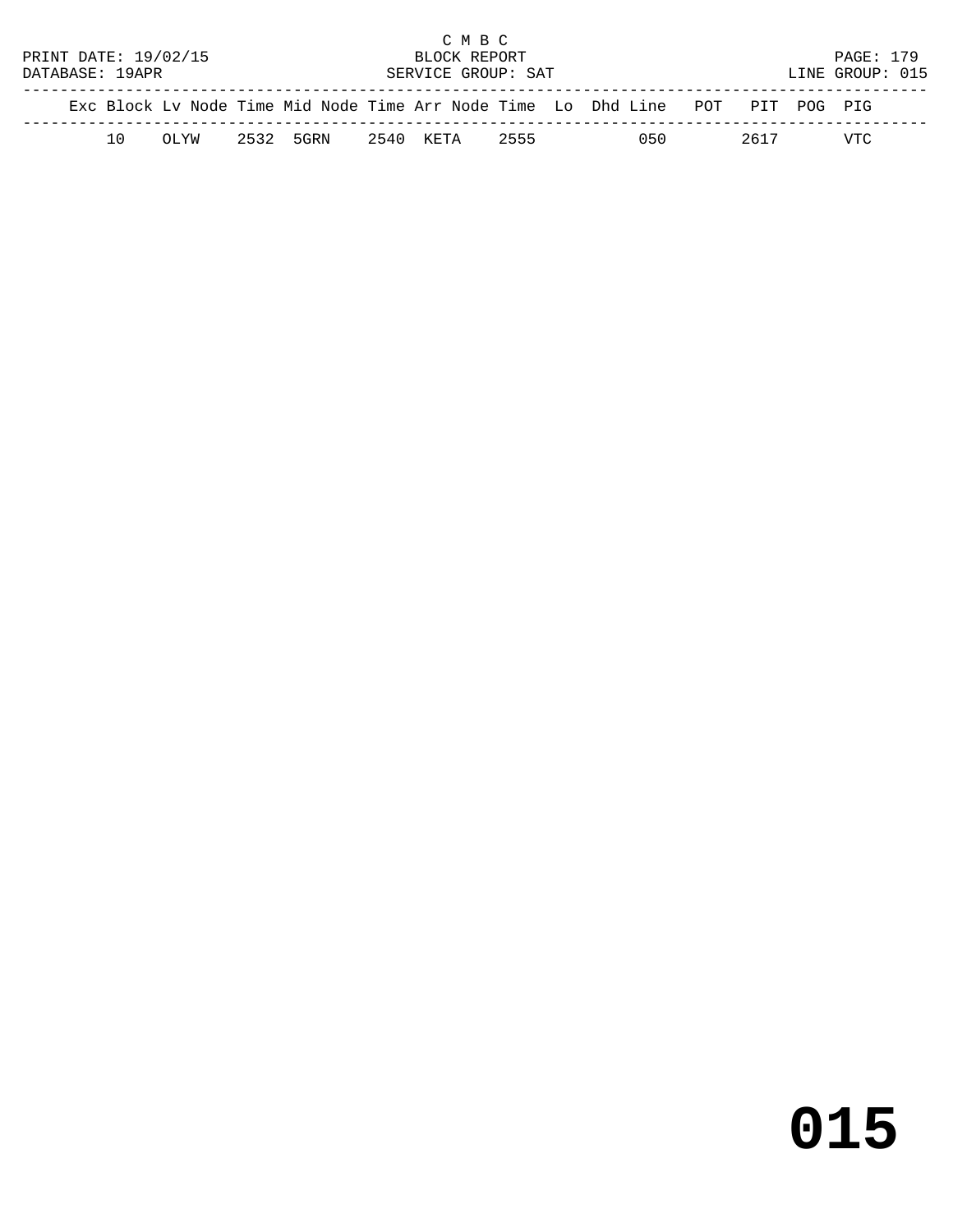C M B C
BLOCK REPORT
SERVICE GROUP: SAT

PRINT DATE: 19/02/15
DATABASE: 19APR
LINE GROUP: 015

| Exc | Block | Lv | Node | Time | Mid | Node | Time | Arr | Node | Time | Lo | Dhd | Line | POT | PIT | POG | PIG |
|---|---|---|---|---|---|---|---|---|---|---|---|---|---|---|---|---|---|
| | 10 | | OLYW | 2532 | | 5GRN | 2540 | | KETA | 2555 | | | 050 | | 2617 | | VTC |

**015**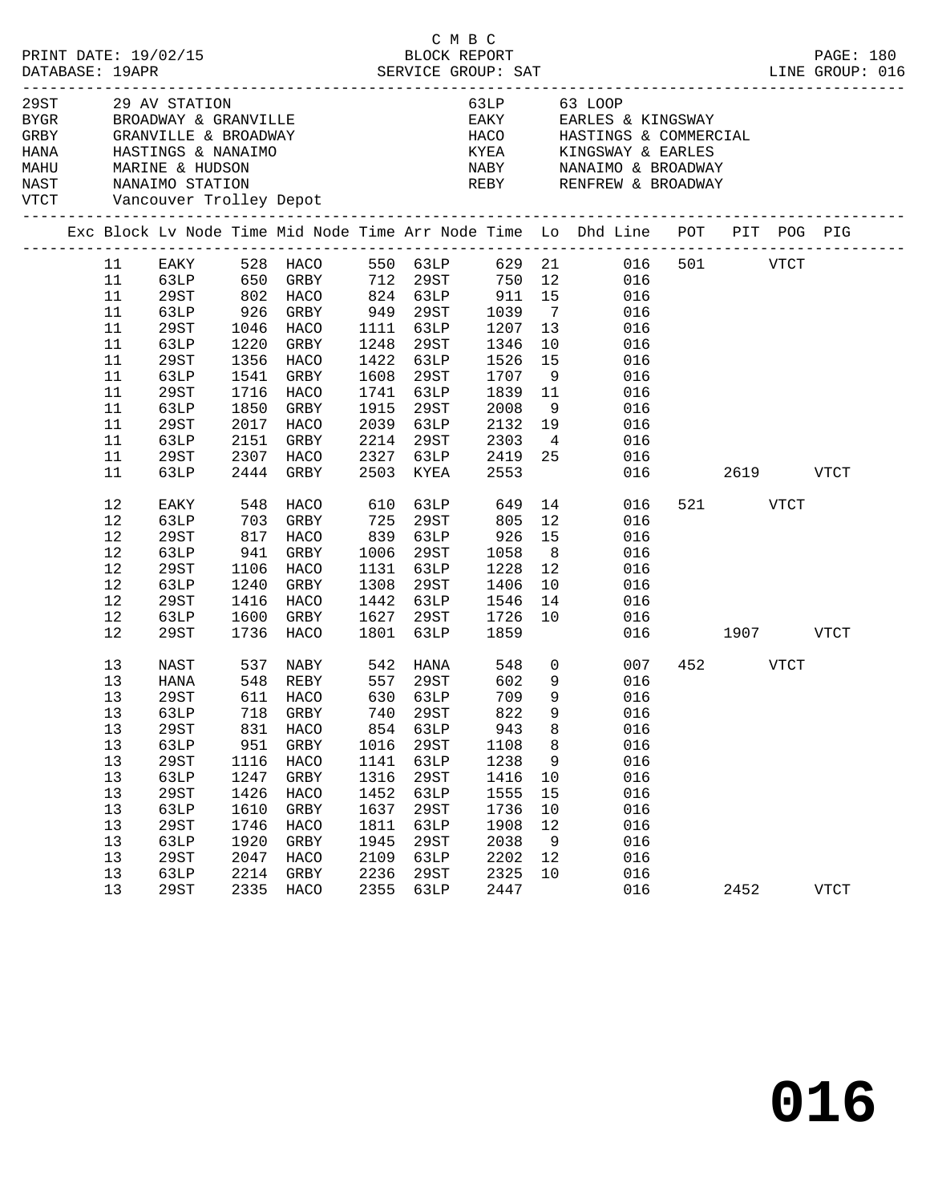C M B C

PRINT DATE: 19/02/15 BLOCK REPORT
DATABASE: 19APR SERVICE GROUP: SAT LINE GROUP: 016

| Code | Location | Code | Location |
|---|---|---|---|
| 29ST | 29 AV STATION | 63LP | 63 LOOP |
| BYGR | BROADWAY & GRANVILLE | EAKY | EARLES & KINGSWAY |
| GRBY | GRANVILLE & BROADWAY | HACO | HASTINGS & COMMERCIAL |
| HANA | HASTINGS & NANAIMO | KYEA | KINGSWAY & EARLES |
| MAHU | MARINE & HUDSON | NABY | NANAIMO & BROADWAY |
| NAST | NANAIMO STATION | REBY | RENFREW & BROADWAY |
| VTCT | Vancouver Trolley Depot | | |

| Exc | Block | Lv Node | Time | Mid Node | Time | Arr Node | Time | Lo | Dhd Line | POT | PIT | POG | PIG |
|---|---|---|---|---|---|---|---|---|---|---|---|---|---|
| | 11 | EAKY | 528 | HACO | 550 | 63LP | 629 | 21 | 016 | 501 | | VTCT | |
| | 11 | 63LP | 650 | GRBY | 712 | 29ST | 750 | 12 | 016 | | | | |
| | 11 | 29ST | 802 | HACO | 824 | 63LP | 911 | 15 | 016 | | | | |
| | 11 | 63LP | 926 | GRBY | 949 | 29ST | 1039 | 7 | 016 | | | | |
| | 11 | 29ST | 1046 | HACO | 1111 | 63LP | 1207 | 13 | 016 | | | | |
| | 11 | 63LP | 1220 | GRBY | 1248 | 29ST | 1346 | 10 | 016 | | | | |
| | 11 | 29ST | 1356 | HACO | 1422 | 63LP | 1526 | 15 | 016 | | | | |
| | 11 | 63LP | 1541 | GRBY | 1608 | 29ST | 1707 | 9 | 016 | | | | |
| | 11 | 29ST | 1716 | HACO | 1741 | 63LP | 1839 | 11 | 016 | | | | |
| | 11 | 63LP | 1850 | GRBY | 1915 | 29ST | 2008 | 9 | 016 | | | | |
| | 11 | 29ST | 2017 | HACO | 2039 | 63LP | 2132 | 19 | 016 | | | | |
| | 11 | 63LP | 2151 | GRBY | 2214 | 29ST | 2303 | 4 | 016 | | | | |
| | 11 | 29ST | 2307 | HACO | 2327 | 63LP | 2419 | 25 | 016 | | | | |
| | 11 | 63LP | 2444 | GRBY | 2503 | KYEA | 2553 | | 016 | | 2619 | | VTCT |
| | 12 | EAKY | 548 | HACO | 610 | 63LP | 649 | 14 | 016 | 521 | | VTCT | |
| | 12 | 63LP | 703 | GRBY | 725 | 29ST | 805 | 12 | 016 | | | | |
| | 12 | 29ST | 817 | HACO | 839 | 63LP | 926 | 15 | 016 | | | | |
| | 12 | 63LP | 941 | GRBY | 1006 | 29ST | 1058 | 8 | 016 | | | | |
| | 12 | 29ST | 1106 | HACO | 1131 | 63LP | 1228 | 12 | 016 | | | | |
| | 12 | 63LP | 1240 | GRBY | 1308 | 29ST | 1406 | 10 | 016 | | | | |
| | 12 | 29ST | 1416 | HACO | 1442 | 63LP | 1546 | 14 | 016 | | | | |
| | 12 | 63LP | 1600 | GRBY | 1627 | 29ST | 1726 | 10 | 016 | | | | |
| | 12 | 29ST | 1736 | HACO | 1801 | 63LP | 1859 | | 016 | | 1907 | | VTCT |
| | 13 | NAST | 537 | NABY | 542 | HANA | 548 | 0 | 007 | 452 | | VTCT | |
| | 13 | HANA | 548 | REBY | 557 | 29ST | 602 | 9 | 016 | | | | |
| | 13 | 29ST | 611 | HACO | 630 | 63LP | 709 | 9 | 016 | | | | |
| | 13 | 63LP | 718 | GRBY | 740 | 29ST | 822 | 9 | 016 | | | | |
| | 13 | 29ST | 831 | HACO | 854 | 63LP | 943 | 8 | 016 | | | | |
| | 13 | 63LP | 951 | GRBY | 1016 | 29ST | 1108 | 8 | 016 | | | | |
| | 13 | 29ST | 1116 | HACO | 1141 | 63LP | 1238 | 9 | 016 | | | | |
| | 13 | 63LP | 1247 | GRBY | 1316 | 29ST | 1416 | 10 | 016 | | | | |
| | 13 | 29ST | 1426 | HACO | 1452 | 63LP | 1555 | 15 | 016 | | | | |
| | 13 | 63LP | 1610 | GRBY | 1637 | 29ST | 1736 | 10 | 016 | | | | |
| | 13 | 29ST | 1746 | HACO | 1811 | 63LP | 1908 | 12 | 016 | | | | |
| | 13 | 63LP | 1920 | GRBY | 1945 | 29ST | 2038 | 9 | 016 | | | | |
| | 13 | 29ST | 2047 | HACO | 2109 | 63LP | 2202 | 12 | 016 | | | | |
| | 13 | 63LP | 2214 | GRBY | 2236 | 29ST | 2325 | 10 | 016 | | | | |
| | 13 | 29ST | 2335 | HACO | 2355 | 63LP | 2447 | | 016 | | 2452 | | VTCT |

016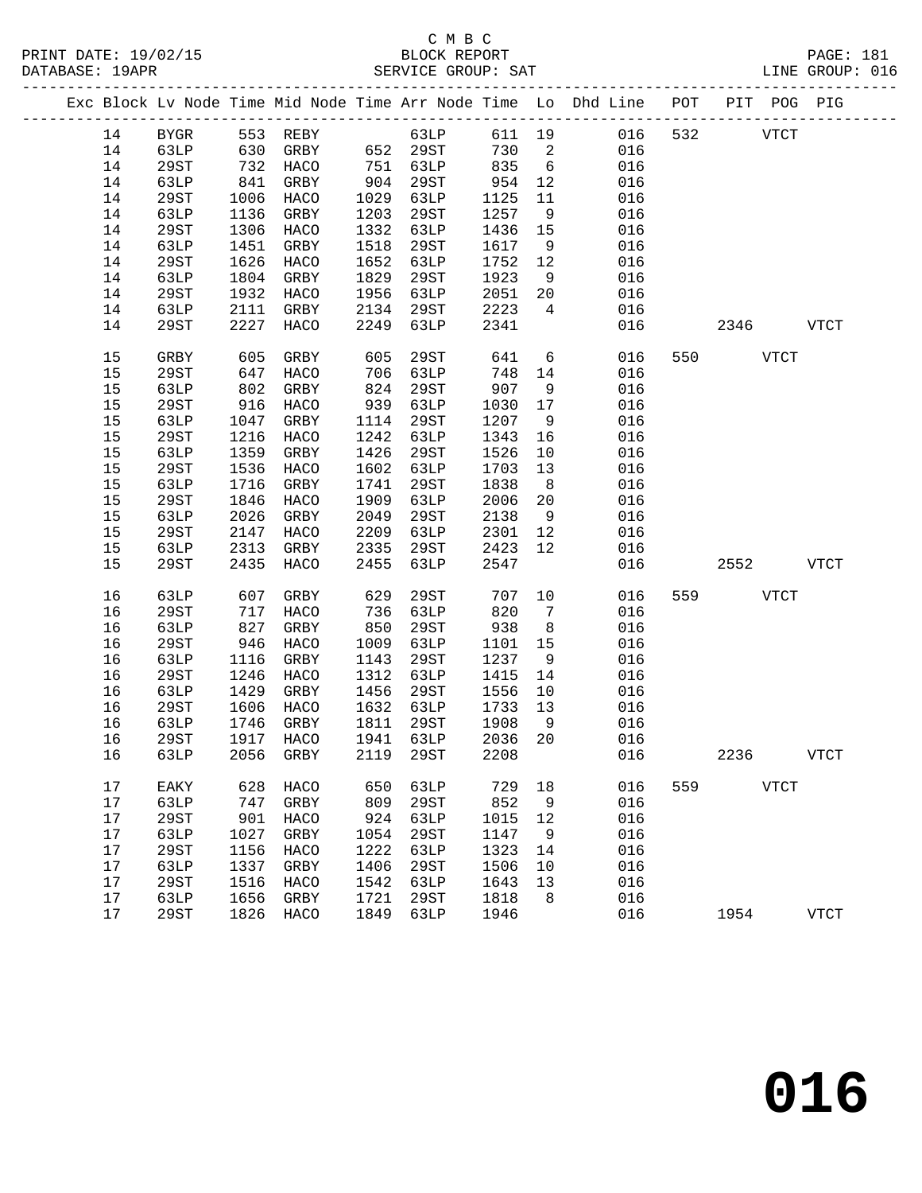C M B C
BLOCK REPORT
SERVICE GROUP: SAT

PRINT DATE: 19/02/15
DATABASE: 19APR
LINE GROUP: 016

| Exc | Block | Lv | Node | Time | Mid Node | Time | Arr Node | Time | Lo | Dhd Line | POT | PIT | POG | PIG |
|---|---|---|---|---|---|---|---|---|---|---|---|---|---|---|
| | 14 | | BYGR | 553 | REBY | | 63LP | 611 | 19 | 016 | 532 | | VTCT | |
| | 14 | | 63LP | 630 | GRBY | 652 | 29ST | 730 | 2 | 016 | | | | |
| | 14 | | 29ST | 732 | HACO | 751 | 63LP | 835 | 6 | 016 | | | | |
| | 14 | | 63LP | 841 | GRBY | 904 | 29ST | 954 | 12 | 016 | | | | |
| | 14 | | 29ST | 1006 | HACO | 1029 | 63LP | 1125 | 11 | 016 | | | | |
| | 14 | | 63LP | 1136 | GRBY | 1203 | 29ST | 1257 | 9 | 016 | | | | |
| | 14 | | 29ST | 1306 | HACO | 1332 | 63LP | 1436 | 15 | 016 | | | | |
| | 14 | | 63LP | 1451 | GRBY | 1518 | 29ST | 1617 | 9 | 016 | | | | |
| | 14 | | 29ST | 1626 | HACO | 1652 | 63LP | 1752 | 12 | 016 | | | | |
| | 14 | | 63LP | 1804 | GRBY | 1829 | 29ST | 1923 | 9 | 016 | | | | |
| | 14 | | 29ST | 1932 | HACO | 1956 | 63LP | 2051 | 20 | 016 | | | | |
| | 14 | | 63LP | 2111 | GRBY | 2134 | 29ST | 2223 | 4 | 016 | | | | |
| | 14 | | 29ST | 2227 | HACO | 2249 | 63LP | 2341 | | 016 | | 2346 | | VTCT |
| | 15 | | GRBY | 605 | GRBY | 605 | 29ST | 641 | 6 | 016 | 550 | | VTCT | |
| | 15 | | 29ST | 647 | HACO | 706 | 63LP | 748 | 14 | 016 | | | | |
| | 15 | | 63LP | 802 | GRBY | 824 | 29ST | 907 | 9 | 016 | | | | |
| | 15 | | 29ST | 916 | HACO | 939 | 63LP | 1030 | 17 | 016 | | | | |
| | 15 | | 63LP | 1047 | GRBY | 1114 | 29ST | 1207 | 9 | 016 | | | | |
| | 15 | | 29ST | 1216 | HACO | 1242 | 63LP | 1343 | 16 | 016 | | | | |
| | 15 | | 63LP | 1359 | GRBY | 1426 | 29ST | 1526 | 10 | 016 | | | | |
| | 15 | | 29ST | 1536 | HACO | 1602 | 63LP | 1703 | 13 | 016 | | | | |
| | 15 | | 63LP | 1716 | GRBY | 1741 | 29ST | 1838 | 8 | 016 | | | | |
| | 15 | | 29ST | 1846 | HACO | 1909 | 63LP | 2006 | 20 | 016 | | | | |
| | 15 | | 63LP | 2026 | GRBY | 2049 | 29ST | 2138 | 9 | 016 | | | | |
| | 15 | | 29ST | 2147 | HACO | 2209 | 63LP | 2301 | 12 | 016 | | | | |
| | 15 | | 63LP | 2313 | GRBY | 2335 | 29ST | 2423 | 12 | 016 | | | | |
| | 15 | | 29ST | 2435 | HACO | 2455 | 63LP | 2547 | | 016 | | 2552 | | VTCT |
| | 16 | | 63LP | 607 | GRBY | 629 | 29ST | 707 | 10 | 016 | 559 | | VTCT | |
| | 16 | | 29ST | 717 | HACO | 736 | 63LP | 820 | 7 | 016 | | | | |
| | 16 | | 63LP | 827 | GRBY | 850 | 29ST | 938 | 8 | 016 | | | | |
| | 16 | | 29ST | 946 | HACO | 1009 | 63LP | 1101 | 15 | 016 | | | | |
| | 16 | | 63LP | 1116 | GRBY | 1143 | 29ST | 1237 | 9 | 016 | | | | |
| | 16 | | 29ST | 1246 | HACO | 1312 | 63LP | 1415 | 14 | 016 | | | | |
| | 16 | | 63LP | 1429 | GRBY | 1456 | 29ST | 1556 | 10 | 016 | | | | |
| | 16 | | 29ST | 1606 | HACO | 1632 | 63LP | 1733 | 13 | 016 | | | | |
| | 16 | | 63LP | 1746 | GRBY | 1811 | 29ST | 1908 | 9 | 016 | | | | |
| | 16 | | 29ST | 1917 | HACO | 1941 | 63LP | 2036 | 20 | 016 | | | | |
| | 16 | | 63LP | 2056 | GRBY | 2119 | 29ST | 2208 | | 016 | | 2236 | | VTCT |
| | 17 | | EAKY | 628 | HACO | 650 | 63LP | 729 | 18 | 016 | 559 | | VTCT | |
| | 17 | | 63LP | 747 | GRBY | 809 | 29ST | 852 | 9 | 016 | | | | |
| | 17 | | 29ST | 901 | HACO | 924 | 63LP | 1015 | 12 | 016 | | | | |
| | 17 | | 63LP | 1027 | GRBY | 1054 | 29ST | 1147 | 9 | 016 | | | | |
| | 17 | | 29ST | 1156 | HACO | 1222 | 63LP | 1323 | 14 | 016 | | | | |
| | 17 | | 63LP | 1337 | GRBY | 1406 | 29ST | 1506 | 10 | 016 | | | | |
| | 17 | | 29ST | 1516 | HACO | 1542 | 63LP | 1643 | 13 | 016 | | | | |
| | 17 | | 63LP | 1656 | GRBY | 1721 | 29ST | 1818 | 8 | 016 | | | | |
| | 17 | | 29ST | 1826 | HACO | 1849 | 63LP | 1946 | | 016 | | 1954 | | VTCT |

**016**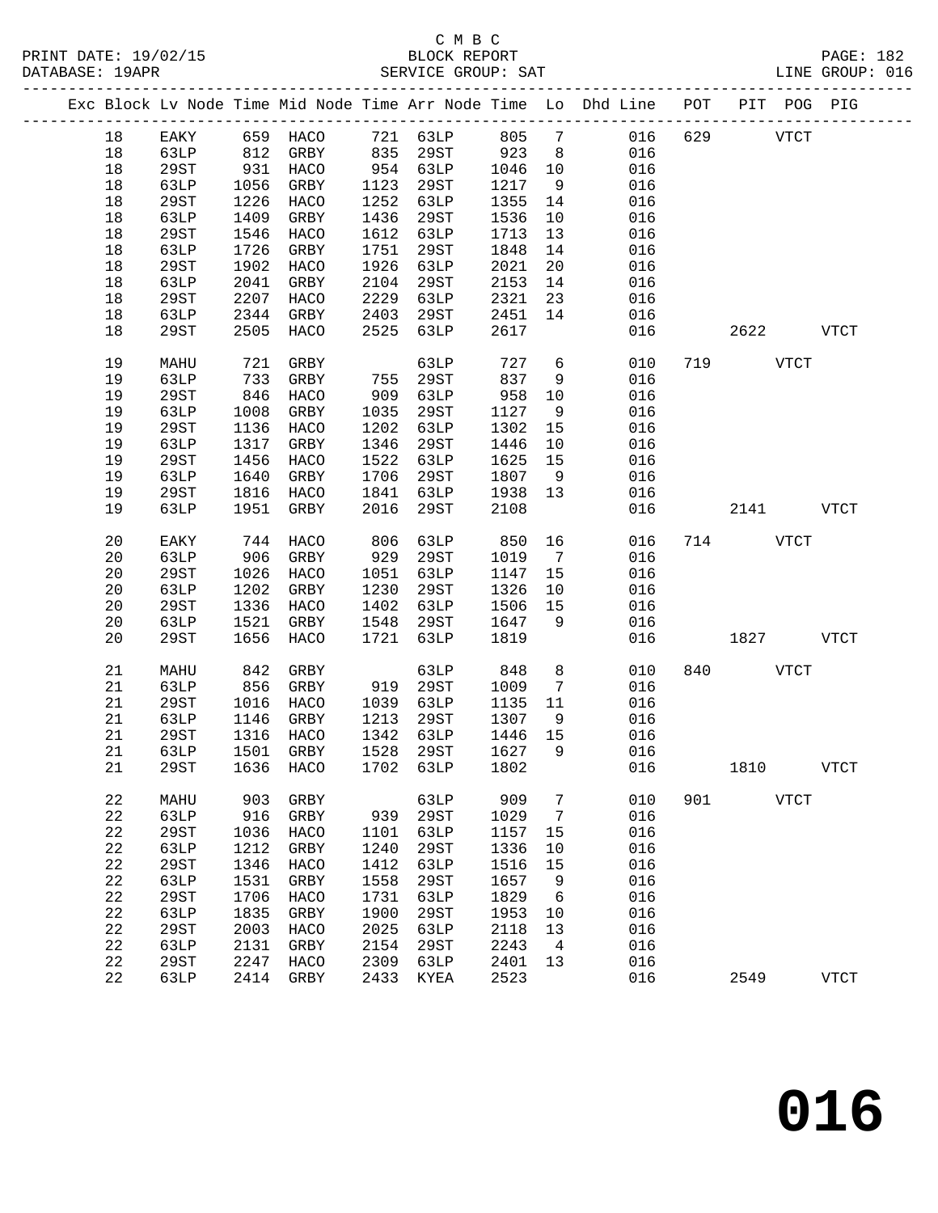C M B C
BLOCK REPORT
SERVICE GROUP: SAT

PRINT DATE: 19/02/15
DATABASE: 19APR
LINE GROUP: 016

| Exc | Block | Lv Node | Time | Mid Node | Time | Arr Node | Time | Lo | Dhd Line | POT | PIT | POG | PIG |
|---|---|---|---|---|---|---|---|---|---|---|---|---|---|
| | 18 | EAKY | 659 | HACO | 721 | 63LP | 805 | 7 | 016 | 629 | | VTCT | |
| | 18 | 63LP | 812 | GRBY | 835 | 29ST | 923 | 8 | 016 | | | | |
| | 18 | 29ST | 931 | HACO | 954 | 63LP | 1046 | 10 | 016 | | | | |
| | 18 | 63LP | 1056 | GRBY | 1123 | 29ST | 1217 | 9 | 016 | | | | |
| | 18 | 29ST | 1226 | HACO | 1252 | 63LP | 1355 | 14 | 016 | | | | |
| | 18 | 63LP | 1409 | GRBY | 1436 | 29ST | 1536 | 10 | 016 | | | | |
| | 18 | 29ST | 1546 | HACO | 1612 | 63LP | 1713 | 13 | 016 | | | | |
| | 18 | 63LP | 1726 | GRBY | 1751 | 29ST | 1848 | 14 | 016 | | | | |
| | 18 | 29ST | 1902 | HACO | 1926 | 63LP | 2021 | 20 | 016 | | | | |
| | 18 | 63LP | 2041 | GRBY | 2104 | 29ST | 2153 | 14 | 016 | | | | |
| | 18 | 29ST | 2207 | HACO | 2229 | 63LP | 2321 | 23 | 016 | | | | |
| | 18 | 63LP | 2344 | GRBY | 2403 | 29ST | 2451 | 14 | 016 | | | | |
| | 18 | 29ST | 2505 | HACO | 2525 | 63LP | 2617 | | 016 | | 2622 | | VTCT |
| | 19 | MAHU | 721 | GRBY | | 63LP | 727 | 6 | 010 | 719 | | VTCT | |
| | 19 | 63LP | 733 | GRBY | 755 | 29ST | 837 | 9 | 016 | | | | |
| | 19 | 29ST | 846 | HACO | 909 | 63LP | 958 | 10 | 016 | | | | |
| | 19 | 63LP | 1008 | GRBY | 1035 | 29ST | 1127 | 9 | 016 | | | | |
| | 19 | 29ST | 1136 | HACO | 1202 | 63LP | 1302 | 15 | 016 | | | | |
| | 19 | 63LP | 1317 | GRBY | 1346 | 29ST | 1446 | 10 | 016 | | | | |
| | 19 | 29ST | 1456 | HACO | 1522 | 63LP | 1625 | 15 | 016 | | | | |
| | 19 | 63LP | 1640 | GRBY | 1706 | 29ST | 1807 | 9 | 016 | | | | |
| | 19 | 29ST | 1816 | HACO | 1841 | 63LP | 1938 | 13 | 016 | | | | |
| | 19 | 63LP | 1951 | GRBY | 2016 | 29ST | 2108 | | 016 | | 2141 | | VTCT |
| | 20 | EAKY | 744 | HACO | 806 | 63LP | 850 | 16 | 016 | 714 | | VTCT | |
| | 20 | 63LP | 906 | GRBY | 929 | 29ST | 1019 | 7 | 016 | | | | |
| | 20 | 29ST | 1026 | HACO | 1051 | 63LP | 1147 | 15 | 016 | | | | |
| | 20 | 63LP | 1202 | GRBY | 1230 | 29ST | 1326 | 10 | 016 | | | | |
| | 20 | 29ST | 1336 | HACO | 1402 | 63LP | 1506 | 15 | 016 | | | | |
| | 20 | 63LP | 1521 | GRBY | 1548 | 29ST | 1647 | 9 | 016 | | | | |
| | 20 | 29ST | 1656 | HACO | 1721 | 63LP | 1819 | | 016 | | 1827 | | VTCT |
| | 21 | MAHU | 842 | GRBY | | 63LP | 848 | 8 | 010 | 840 | | VTCT | |
| | 21 | 63LP | 856 | GRBY | 919 | 29ST | 1009 | 7 | 016 | | | | |
| | 21 | 29ST | 1016 | HACO | 1039 | 63LP | 1135 | 11 | 016 | | | | |
| | 21 | 63LP | 1146 | GRBY | 1213 | 29ST | 1307 | 9 | 016 | | | | |
| | 21 | 29ST | 1316 | HACO | 1342 | 63LP | 1446 | 15 | 016 | | | | |
| | 21 | 63LP | 1501 | GRBY | 1528 | 29ST | 1627 | 9 | 016 | | | | |
| | 21 | 29ST | 1636 | HACO | 1702 | 63LP | 1802 | | 016 | | 1810 | | VTCT |
| | 22 | MAHU | 903 | GRBY | | 63LP | 909 | 7 | 010 | 901 | | VTCT | |
| | 22 | 63LP | 916 | GRBY | 939 | 29ST | 1029 | 7 | 016 | | | | |
| | 22 | 29ST | 1036 | HACO | 1101 | 63LP | 1157 | 15 | 016 | | | | |
| | 22 | 63LP | 1212 | GRBY | 1240 | 29ST | 1336 | 10 | 016 | | | | |
| | 22 | 29ST | 1346 | HACO | 1412 | 63LP | 1516 | 15 | 016 | | | | |
| | 22 | 63LP | 1531 | GRBY | 1558 | 29ST | 1657 | 9 | 016 | | | | |
| | 22 | 29ST | 1706 | HACO | 1731 | 63LP | 1829 | 6 | 016 | | | | |
| | 22 | 63LP | 1835 | GRBY | 1900 | 29ST | 1953 | 10 | 016 | | | | |
| | 22 | 29ST | 2003 | HACO | 2025 | 63LP | 2118 | 13 | 016 | | | | |
| | 22 | 63LP | 2131 | GRBY | 2154 | 29ST | 2243 | 4 | 016 | | | | |
| | 22 | 29ST | 2247 | HACO | 2309 | 63LP | 2401 | 13 | 016 | | | | |
| | 22 | 63LP | 2414 | GRBY | 2433 | KYEA | 2523 | | 016 | | 2549 | | VTCT |

# 016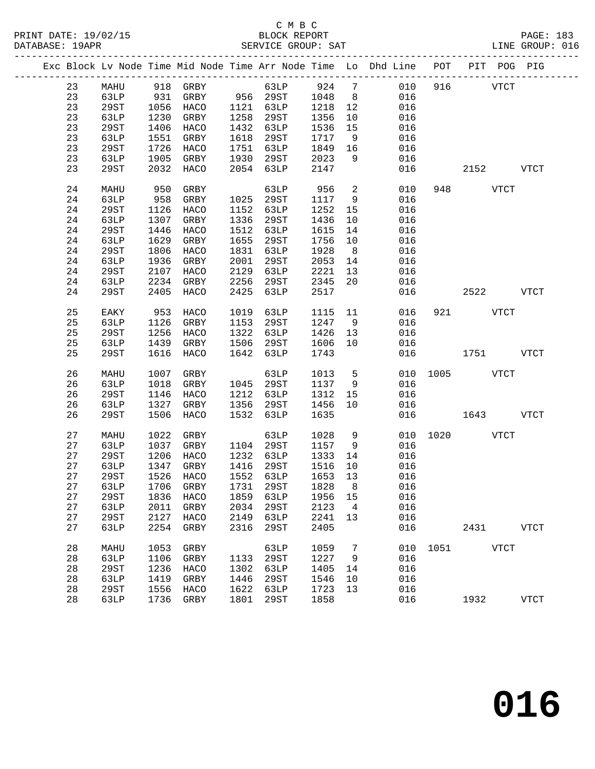C M B C
BLOCK REPORT
SERVICE GROUP: SAT

PRINT DATE: 19/02/15
DATABASE: 19APR
LINE GROUP: 016

| Exc | Block | Lv Node | Time | Mid Node | Time | Arr Node | Time | Lo | Dhd Line | POT | PIT | POG | PIG |
|---|---|---|---|---|---|---|---|---|---|---|---|---|---|
| | 23 | MAHU | 918 | GRBY | | 63LP | 924 | 7 | 010 | 916 | | VTCT | |
| | 23 | 63LP | 931 | GRBY | 956 | 29ST | 1048 | 8 | 016 | | | | |
| | 23 | 29ST | 1056 | HACO | 1121 | 63LP | 1218 | 12 | 016 | | | | |
| | 23 | 63LP | 1230 | GRBY | 1258 | 29ST | 1356 | 10 | 016 | | | | |
| | 23 | 29ST | 1406 | HACO | 1432 | 63LP | 1536 | 15 | 016 | | | | |
| | 23 | 63LP | 1551 | GRBY | 1618 | 29ST | 1717 | 9 | 016 | | | | |
| | 23 | 29ST | 1726 | HACO | 1751 | 63LP | 1849 | 16 | 016 | | | | |
| | 23 | 63LP | 1905 | GRBY | 1930 | 29ST | 2023 | 9 | 016 | | | | |
| | 23 | 29ST | 2032 | HACO | 2054 | 63LP | 2147 | | 016 | | 2152 | | VTCT |
| | 24 | MAHU | 950 | GRBY | | 63LP | 956 | 2 | 010 | 948 | | VTCT | |
| | 24 | 63LP | 958 | GRBY | 1025 | 29ST | 1117 | 9 | 016 | | | | |
| | 24 | 29ST | 1126 | HACO | 1152 | 63LP | 1252 | 15 | 016 | | | | |
| | 24 | 63LP | 1307 | GRBY | 1336 | 29ST | 1436 | 10 | 016 | | | | |
| | 24 | 29ST | 1446 | HACO | 1512 | 63LP | 1615 | 14 | 016 | | | | |
| | 24 | 63LP | 1629 | GRBY | 1655 | 29ST | 1756 | 10 | 016 | | | | |
| | 24 | 29ST | 1806 | HACO | 1831 | 63LP | 1928 | 8 | 016 | | | | |
| | 24 | 63LP | 1936 | GRBY | 2001 | 29ST | 2053 | 14 | 016 | | | | |
| | 24 | 29ST | 2107 | HACO | 2129 | 63LP | 2221 | 13 | 016 | | | | |
| | 24 | 63LP | 2234 | GRBY | 2256 | 29ST | 2345 | 20 | 016 | | | | |
| | 24 | 29ST | 2405 | HACO | 2425 | 63LP | 2517 | | 016 | | 2522 | | VTCT |
| | 25 | EAKY | 953 | HACO | 1019 | 63LP | 1115 | 11 | 016 | 921 | | VTCT | |
| | 25 | 63LP | 1126 | GRBY | 1153 | 29ST | 1247 | 9 | 016 | | | | |
| | 25 | 29ST | 1256 | HACO | 1322 | 63LP | 1426 | 13 | 016 | | | | |
| | 25 | 63LP | 1439 | GRBY | 1506 | 29ST | 1606 | 10 | 016 | | | | |
| | 25 | 29ST | 1616 | HACO | 1642 | 63LP | 1743 | | 016 | | 1751 | | VTCT |
| | 26 | MAHU | 1007 | GRBY | | 63LP | 1013 | 5 | 010 | 1005 | | VTCT | |
| | 26 | 63LP | 1018 | GRBY | 1045 | 29ST | 1137 | 9 | 016 | | | | |
| | 26 | 29ST | 1146 | HACO | 1212 | 63LP | 1312 | 15 | 016 | | | | |
| | 26 | 63LP | 1327 | GRBY | 1356 | 29ST | 1456 | 10 | 016 | | | | |
| | 26 | 29ST | 1506 | HACO | 1532 | 63LP | 1635 | | 016 | | 1643 | | VTCT |
| | 27 | MAHU | 1022 | GRBY | | 63LP | 1028 | 9 | 010 | 1020 | | VTCT | |
| | 27 | 63LP | 1037 | GRBY | 1104 | 29ST | 1157 | 9 | 016 | | | | |
| | 27 | 29ST | 1206 | HACO | 1232 | 63LP | 1333 | 14 | 016 | | | | |
| | 27 | 63LP | 1347 | GRBY | 1416 | 29ST | 1516 | 10 | 016 | | | | |
| | 27 | 29ST | 1526 | HACO | 1552 | 63LP | 1653 | 13 | 016 | | | | |
| | 27 | 63LP | 1706 | GRBY | 1731 | 29ST | 1828 | 8 | 016 | | | | |
| | 27 | 29ST | 1836 | HACO | 1859 | 63LP | 1956 | 15 | 016 | | | | |
| | 27 | 63LP | 2011 | GRBY | 2034 | 29ST | 2123 | 4 | 016 | | | | |
| | 27 | 29ST | 2127 | HACO | 2149 | 63LP | 2241 | 13 | 016 | | | | |
| | 27 | 63LP | 2254 | GRBY | 2316 | 29ST | 2405 | | 016 | | 2431 | | VTCT |
| | 28 | MAHU | 1053 | GRBY | | 63LP | 1059 | 7 | 010 | 1051 | | VTCT | |
| | 28 | 63LP | 1106 | GRBY | 1133 | 29ST | 1227 | 9 | 016 | | | | |
| | 28 | 29ST | 1236 | HACO | 1302 | 63LP | 1405 | 14 | 016 | | | | |
| | 28 | 63LP | 1419 | GRBY | 1446 | 29ST | 1546 | 10 | 016 | | | | |
| | 28 | 29ST | 1556 | HACO | 1622 | 63LP | 1723 | 13 | 016 | | | | |
| | 28 | 63LP | 1736 | GRBY | 1801 | 29ST | 1858 | | 016 | | 1932 | | VTCT |

# 016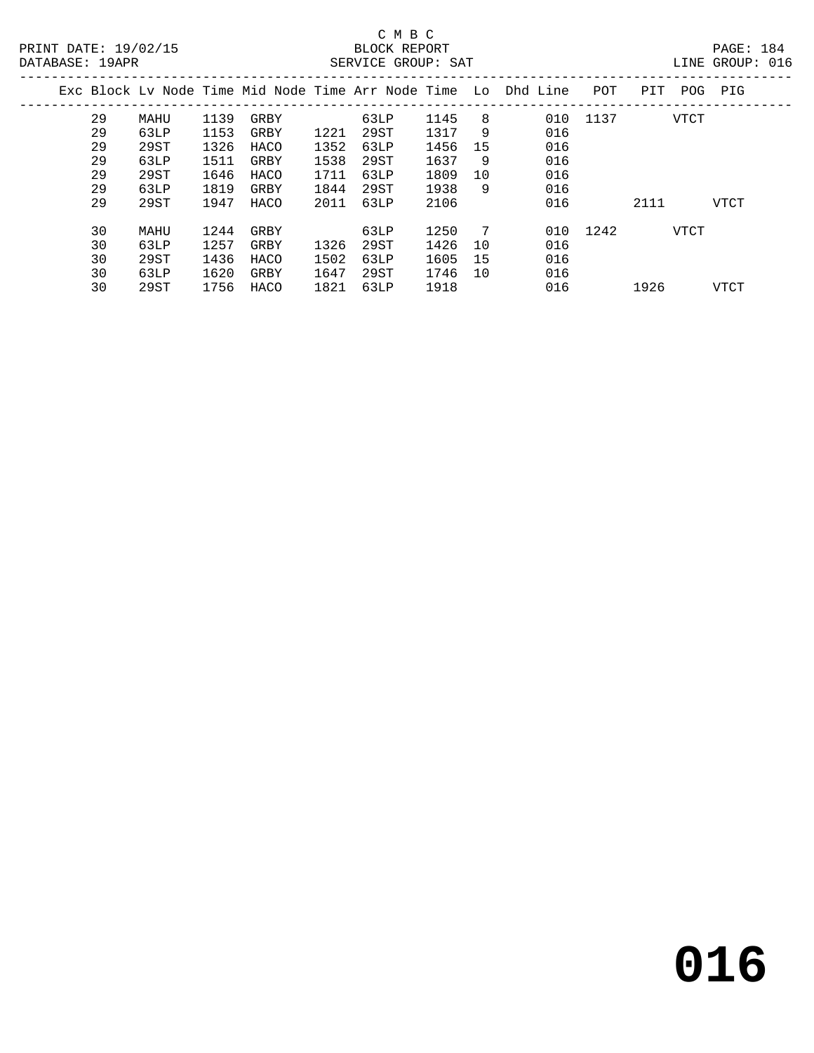C M B C
BLOCK REPORT
SERVICE GROUP: SAT

PRINT DATE: 19/02/15
DATABASE: 19APR
LINE GROUP: 016

| Exc | Block | Lv Node | Time | Mid Node | Time | Arr Node | Time | Lo | Dhd Line | POT | PIT | POG | PIG |
|---|---|---|---|---|---|---|---|---|---|---|---|---|---|
| | 29 | MAHU | 1139 | GRBY | | 63LP | 1145 | 8 | 010 | 1137 | | VTCT | |
| | 29 | 63LP | 1153 | GRBY | 1221 | 29ST | 1317 | 9 | 016 | | | | |
| | 29 | 29ST | 1326 | HACO | 1352 | 63LP | 1456 | 15 | 016 | | | | |
| | 29 | 63LP | 1511 | GRBY | 1538 | 29ST | 1637 | 9 | 016 | | | | |
| | 29 | 29ST | 1646 | HACO | 1711 | 63LP | 1809 | 10 | 016 | | | | |
| | 29 | 63LP | 1819 | GRBY | 1844 | 29ST | 1938 | 9 | 016 | | | | |
| | 29 | 29ST | 1947 | HACO | 2011 | 63LP | 2106 | | 016 | | 2111 | | VTCT |
| | 30 | MAHU | 1244 | GRBY | | 63LP | 1250 | 7 | 010 | 1242 | | VTCT | |
| | 30 | 63LP | 1257 | GRBY | 1326 | 29ST | 1426 | 10 | 016 | | | | |
| | 30 | 29ST | 1436 | HACO | 1502 | 63LP | 1605 | 15 | 016 | | | | |
| | 30 | 63LP | 1620 | GRBY | 1647 | 29ST | 1746 | 10 | 016 | | | | |
| | 30 | 29ST | 1756 | HACO | 1821 | 63LP | 1918 | | 016 | | 1926 | | VTCT |

# 016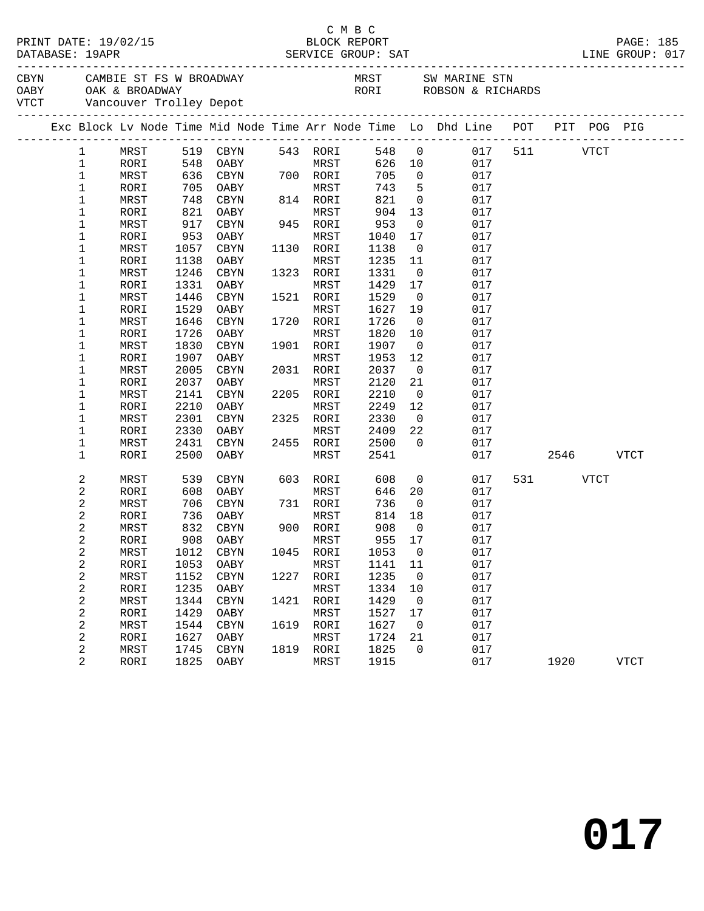C M B C

PRINT DATE: 19/02/15 BLOCK REPORT PAGE: 185
DATABASE: 19APR SERVICE GROUP: SAT LINE GROUP: 017

| Code | Location | Code | Location |
|---|---|---|---|
| CBYN | CAMBIE ST FS W BROADWAY | MRST | SW MARINE STN |
| OABY | OAK & BROADWAY | RORI | ROBSON & RICHARDS |
| VTCT | Vancouver Trolley Depot | | |

| Exc | Block | Lv Node | Time | Mid Node | Time | Arr Node | Time | Lo | Dhd Line | POT | PIT | POG | PIG |
|---|---|---|---|---|---|---|---|---|---|---|---|---|---|
| | 1 | MRST | 519 | CBYN | 543 | RORI | 548 | 0 | 017 | 511 | | VTCT | |
| | 1 | RORI | 548 | OABY | | MRST | 626 | 10 | 017 | | | | |
| | 1 | MRST | 636 | CBYN | 700 | RORI | 705 | 0 | 017 | | | | |
| | 1 | RORI | 705 | OABY | | MRST | 743 | 5 | 017 | | | | |
| | 1 | MRST | 748 | CBYN | 814 | RORI | 821 | 0 | 017 | | | | |
| | 1 | RORI | 821 | OABY | | MRST | 904 | 13 | 017 | | | | |
| | 1 | MRST | 917 | CBYN | 945 | RORI | 953 | 0 | 017 | | | | |
| | 1 | RORI | 953 | OABY | | MRST | 1040 | 17 | 017 | | | | |
| | 1 | MRST | 1057 | CBYN | 1130 | RORI | 1138 | 0 | 017 | | | | |
| | 1 | RORI | 1138 | OABY | | MRST | 1235 | 11 | 017 | | | | |
| | 1 | MRST | 1246 | CBYN | 1323 | RORI | 1331 | 0 | 017 | | | | |
| | 1 | RORI | 1331 | OABY | | MRST | 1429 | 17 | 017 | | | | |
| | 1 | MRST | 1446 | CBYN | 1521 | RORI | 1529 | 0 | 017 | | | | |
| | 1 | RORI | 1529 | OABY | | MRST | 1627 | 19 | 017 | | | | |
| | 1 | MRST | 1646 | CBYN | 1720 | RORI | 1726 | 0 | 017 | | | | |
| | 1 | RORI | 1726 | OABY | | MRST | 1820 | 10 | 017 | | | | |
| | 1 | MRST | 1830 | CBYN | 1901 | RORI | 1907 | 0 | 017 | | | | |
| | 1 | RORI | 1907 | OABY | | MRST | 1953 | 12 | 017 | | | | |
| | 1 | MRST | 2005 | CBYN | 2031 | RORI | 2037 | 0 | 017 | | | | |
| | 1 | RORI | 2037 | OABY | | MRST | 2120 | 21 | 017 | | | | |
| | 1 | MRST | 2141 | CBYN | 2205 | RORI | 2210 | 0 | 017 | | | | |
| | 1 | RORI | 2210 | OABY | | MRST | 2249 | 12 | 017 | | | | |
| | 1 | MRST | 2301 | CBYN | 2325 | RORI | 2330 | 0 | 017 | | | | |
| | 1 | RORI | 2330 | OABY | | MRST | 2409 | 22 | 017 | | | | |
| | 1 | MRST | 2431 | CBYN | 2455 | RORI | 2500 | 0 | 017 | | | | |
| | 1 | RORI | 2500 | OABY | | MRST | 2541 | | 017 | | 2546 | | VTCT |
| | 2 | MRST | 539 | CBYN | 603 | RORI | 608 | 0 | 017 | 531 | | VTCT | |
| | 2 | RORI | 608 | OABY | | MRST | 646 | 20 | 017 | | | | |
| | 2 | MRST | 706 | CBYN | 731 | RORI | 736 | 0 | 017 | | | | |
| | 2 | RORI | 736 | OABY | | MRST | 814 | 18 | 017 | | | | |
| | 2 | MRST | 832 | CBYN | 900 | RORI | 908 | 0 | 017 | | | | |
| | 2 | RORI | 908 | OABY | | MRST | 955 | 17 | 017 | | | | |
| | 2 | MRST | 1012 | CBYN | 1045 | RORI | 1053 | 0 | 017 | | | | |
| | 2 | RORI | 1053 | OABY | | MRST | 1141 | 11 | 017 | | | | |
| | 2 | MRST | 1152 | CBYN | 1227 | RORI | 1235 | 0 | 017 | | | | |
| | 2 | RORI | 1235 | OABY | | MRST | 1334 | 10 | 017 | | | | |
| | 2 | MRST | 1344 | CBYN | 1421 | RORI | 1429 | 0 | 017 | | | | |
| | 2 | RORI | 1429 | OABY | | MRST | 1527 | 17 | 017 | | | | |
| | 2 | MRST | 1544 | CBYN | 1619 | RORI | 1627 | 0 | 017 | | | | |
| | 2 | RORI | 1627 | OABY | | MRST | 1724 | 21 | 017 | | | | |
| | 2 | MRST | 1745 | CBYN | 1819 | RORI | 1825 | 0 | 017 | | | | |
| | 2 | RORI | 1825 | OABY | | MRST | 1915 | | 017 | | 1920 | | VTCT |

# 017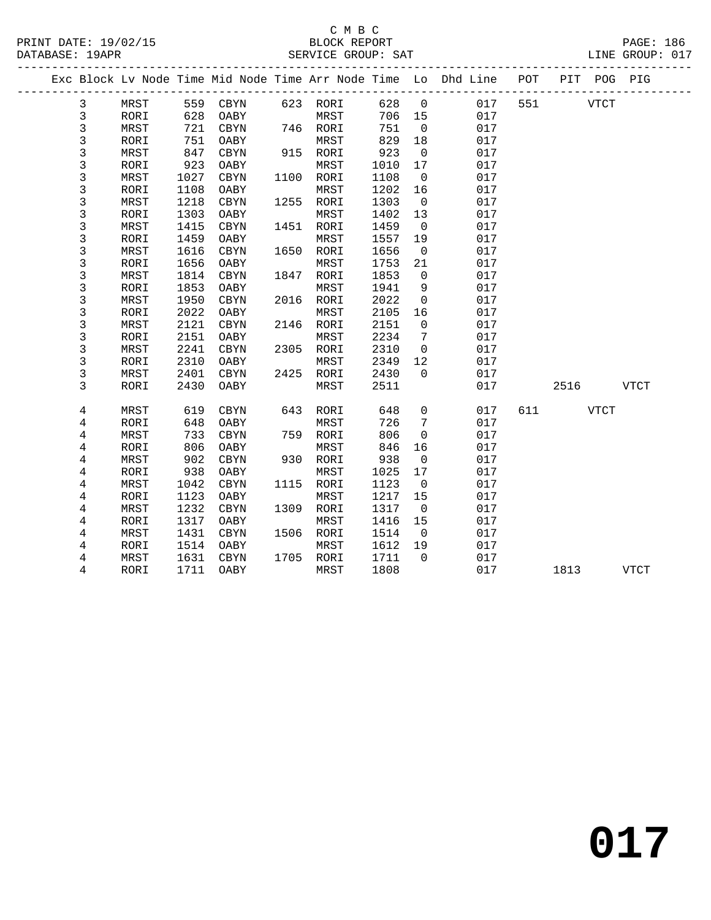C M B C

BLOCK REPORT

SERVICE GROUP: SAT

LINE GROUP: 017

| Exc | Block | Lv | Node | Time | Mid Node | Time | Arr Node | Time | Lo | Dhd Line | POT | PIT | POG | PIG |
|---|---|---|---|---|---|---|---|---|---|---|---|---|---|---|
| | 3 | | MRST | 559 | CBYN | 623 | RORI | 628 | 0 | 017 | 551 | | VTCT | |
| | 3 | | RORI | 628 | OABY | | MRST | 706 | 15 | 017 | | | | |
| | 3 | | MRST | 721 | CBYN | 746 | RORI | 751 | 0 | 017 | | | | |
| | 3 | | RORI | 751 | OABY | | MRST | 829 | 18 | 017 | | | | |
| | 3 | | MRST | 847 | CBYN | 915 | RORI | 923 | 0 | 017 | | | | |
| | 3 | | RORI | 923 | OABY | | MRST | 1010 | 17 | 017 | | | | |
| | 3 | | MRST | 1027 | CBYN | 1100 | RORI | 1108 | 0 | 017 | | | | |
| | 3 | | RORI | 1108 | OABY | | MRST | 1202 | 16 | 017 | | | | |
| | 3 | | MRST | 1218 | CBYN | 1255 | RORI | 1303 | 0 | 017 | | | | |
| | 3 | | RORI | 1303 | OABY | | MRST | 1402 | 13 | 017 | | | | |
| | 3 | | MRST | 1415 | CBYN | 1451 | RORI | 1459 | 0 | 017 | | | | |
| | 3 | | RORI | 1459 | OABY | | MRST | 1557 | 19 | 017 | | | | |
| | 3 | | MRST | 1616 | CBYN | 1650 | RORI | 1656 | 0 | 017 | | | | |
| | 3 | | RORI | 1656 | OABY | | MRST | 1753 | 21 | 017 | | | | |
| | 3 | | MRST | 1814 | CBYN | 1847 | RORI | 1853 | 0 | 017 | | | | |
| | 3 | | RORI | 1853 | OABY | | MRST | 1941 | 9 | 017 | | | | |
| | 3 | | MRST | 1950 | CBYN | 2016 | RORI | 2022 | 0 | 017 | | | | |
| | 3 | | RORI | 2022 | OABY | | MRST | 2105 | 16 | 017 | | | | |
| | 3 | | MRST | 2121 | CBYN | 2146 | RORI | 2151 | 0 | 017 | | | | |
| | 3 | | RORI | 2151 | OABY | | MRST | 2234 | 7 | 017 | | | | |
| | 3 | | MRST | 2241 | CBYN | 2305 | RORI | 2310 | 0 | 017 | | | | |
| | 3 | | RORI | 2310 | OABY | | MRST | 2349 | 12 | 017 | | | | |
| | 3 | | MRST | 2401 | CBYN | 2425 | RORI | 2430 | 0 | 017 | | | | |
| | 3 | | RORI | 2430 | OABY | | MRST | 2511 | | 017 | | 2516 | | VTCT |
| | 4 | | MRST | 619 | CBYN | 643 | RORI | 648 | 0 | 017 | 611 | | VTCT | |
| | 4 | | RORI | 648 | OABY | | MRST | 726 | 7 | 017 | | | | |
| | 4 | | MRST | 733 | CBYN | 759 | RORI | 806 | 0 | 017 | | | | |
| | 4 | | RORI | 806 | OABY | | MRST | 846 | 16 | 017 | | | | |
| | 4 | | MRST | 902 | CBYN | 930 | RORI | 938 | 0 | 017 | | | | |
| | 4 | | RORI | 938 | OABY | | MRST | 1025 | 17 | 017 | | | | |
| | 4 | | MRST | 1042 | CBYN | 1115 | RORI | 1123 | 0 | 017 | | | | |
| | 4 | | RORI | 1123 | OABY | | MRST | 1217 | 15 | 017 | | | | |
| | 4 | | MRST | 1232 | CBYN | 1309 | RORI | 1317 | 0 | 017 | | | | |
| | 4 | | RORI | 1317 | OABY | | MRST | 1416 | 15 | 017 | | | | |
| | 4 | | MRST | 1431 | CBYN | 1506 | RORI | 1514 | 0 | 017 | | | | |
| | 4 | | RORI | 1514 | OABY | | MRST | 1612 | 19 | 017 | | | | |
| | 4 | | MRST | 1631 | CBYN | 1705 | RORI | 1711 | 0 | 017 | | | | |
| | 4 | | RORI | 1711 | OABY | | MRST | 1808 | | 017 | | 1813 | | VTCT |

# 017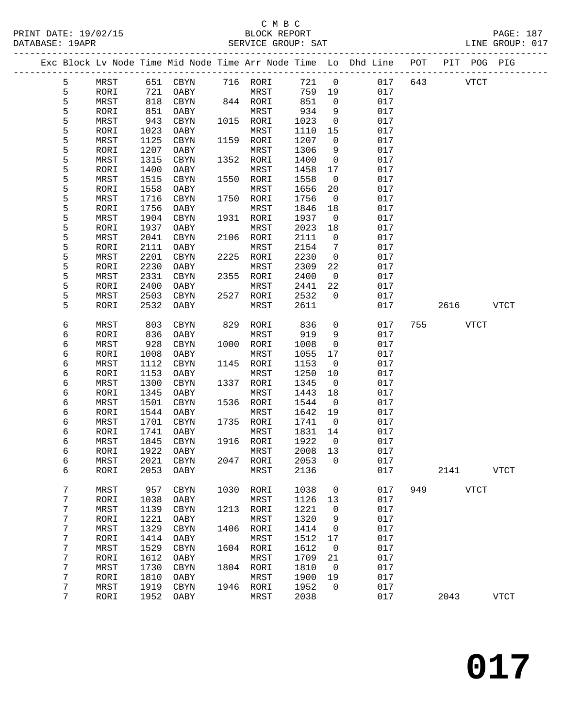C M B C

PRINT DATE: 19/02/15 BLOCK REPORT

DATABASE: 19APR SERVICE GROUP: SAT LINE GROUP: 017

| Exc | Block | Lv Node | Time | Mid Node | Time | Arr Node | Time | Lo | Dhd Line | POT | PIT | POG | PIG |
|---|---|---|---|---|---|---|---|---|---|---|---|---|---|
| | 5 | MRST | 651 | CBYN | 716 | RORI | 721 | 0 | 017 | 643 | | VTCT | |
| | 5 | RORI | 721 | OABY | | MRST | 759 | 19 | 017 | | | | |
| | 5 | MRST | 818 | CBYN | 844 | RORI | 851 | 0 | 017 | | | | |
| | 5 | RORI | 851 | OABY | | MRST | 934 | 9 | 017 | | | | |
| | 5 | MRST | 943 | CBYN | 1015 | RORI | 1023 | 0 | 017 | | | | |
| | 5 | RORI | 1023 | OABY | | MRST | 1110 | 15 | 017 | | | | |
| | 5 | MRST | 1125 | CBYN | 1159 | RORI | 1207 | 0 | 017 | | | | |
| | 5 | RORI | 1207 | OABY | | MRST | 1306 | 9 | 017 | | | | |
| | 5 | MRST | 1315 | CBYN | 1352 | RORI | 1400 | 0 | 017 | | | | |
| | 5 | RORI | 1400 | OABY | | MRST | 1458 | 17 | 017 | | | | |
| | 5 | MRST | 1515 | CBYN | 1550 | RORI | 1558 | 0 | 017 | | | | |
| | 5 | RORI | 1558 | OABY | | MRST | 1656 | 20 | 017 | | | | |
| | 5 | MRST | 1716 | CBYN | 1750 | RORI | 1756 | 0 | 017 | | | | |
| | 5 | RORI | 1756 | OABY | | MRST | 1846 | 18 | 017 | | | | |
| | 5 | MRST | 1904 | CBYN | 1931 | RORI | 1937 | 0 | 017 | | | | |
| | 5 | RORI | 1937 | OABY | | MRST | 2023 | 18 | 017 | | | | |
| | 5 | MRST | 2041 | CBYN | 2106 | RORI | 2111 | 0 | 017 | | | | |
| | 5 | RORI | 2111 | OABY | | MRST | 2154 | 7 | 017 | | | | |
| | 5 | MRST | 2201 | CBYN | 2225 | RORI | 2230 | 0 | 017 | | | | |
| | 5 | RORI | 2230 | OABY | | MRST | 2309 | 22 | 017 | | | | |
| | 5 | MRST | 2331 | CBYN | 2355 | RORI | 2400 | 0 | 017 | | | | |
| | 5 | RORI | 2400 | OABY | | MRST | 2441 | 22 | 017 | | | | |
| | 5 | MRST | 2503 | CBYN | 2527 | RORI | 2532 | 0 | 017 | | | | |
| | 5 | RORI | 2532 | OABY | | MRST | 2611 | | 017 | | 2616 | | VTCT |
| | 6 | MRST | 803 | CBYN | 829 | RORI | 836 | 0 | 017 | 755 | | VTCT | |
| | 6 | RORI | 836 | OABY | | MRST | 919 | 9 | 017 | | | | |
| | 6 | MRST | 928 | CBYN | 1000 | RORI | 1008 | 0 | 017 | | | | |
| | 6 | RORI | 1008 | OABY | | MRST | 1055 | 17 | 017 | | | | |
| | 6 | MRST | 1112 | CBYN | 1145 | RORI | 1153 | 0 | 017 | | | | |
| | 6 | RORI | 1153 | OABY | | MRST | 1250 | 10 | 017 | | | | |
| | 6 | MRST | 1300 | CBYN | 1337 | RORI | 1345 | 0 | 017 | | | | |
| | 6 | RORI | 1345 | OABY | | MRST | 1443 | 18 | 017 | | | | |
| | 6 | MRST | 1501 | CBYN | 1536 | RORI | 1544 | 0 | 017 | | | | |
| | 6 | RORI | 1544 | OABY | | MRST | 1642 | 19 | 017 | | | | |
| | 6 | MRST | 1701 | CBYN | 1735 | RORI | 1741 | 0 | 017 | | | | |
| | 6 | RORI | 1741 | OABY | | MRST | 1831 | 14 | 017 | | | | |
| | 6 | MRST | 1845 | CBYN | 1916 | RORI | 1922 | 0 | 017 | | | | |
| | 6 | RORI | 1922 | OABY | | MRST | 2008 | 13 | 017 | | | | |
| | 6 | MRST | 2021 | CBYN | 2047 | RORI | 2053 | 0 | 017 | | | | |
| | 6 | RORI | 2053 | OABY | | MRST | 2136 | | 017 | | 2141 | | VTCT |
| | 7 | MRST | 957 | CBYN | 1030 | RORI | 1038 | 0 | 017 | 949 | | VTCT | |
| | 7 | RORI | 1038 | OABY | | MRST | 1126 | 13 | 017 | | | | |
| | 7 | MRST | 1139 | CBYN | 1213 | RORI | 1221 | 0 | 017 | | | | |
| | 7 | RORI | 1221 | OABY | | MRST | 1320 | 9 | 017 | | | | |
| | 7 | MRST | 1329 | CBYN | 1406 | RORI | 1414 | 0 | 017 | | | | |
| | 7 | RORI | 1414 | OABY | | MRST | 1512 | 17 | 017 | | | | |
| | 7 | MRST | 1529 | CBYN | 1604 | RORI | 1612 | 0 | 017 | | | | |
| | 7 | RORI | 1612 | OABY | | MRST | 1709 | 21 | 017 | | | | |
| | 7 | MRST | 1730 | CBYN | 1804 | RORI | 1810 | 0 | 017 | | | | |
| | 7 | RORI | 1810 | OABY | | MRST | 1900 | 19 | 017 | | | | |
| | 7 | MRST | 1919 | CBYN | 1946 | RORI | 1952 | 0 | 017 | | | | |
| | 7 | RORI | 1952 | OABY | | MRST | 2038 | | 017 | | 2043 | | VTCT |

**017**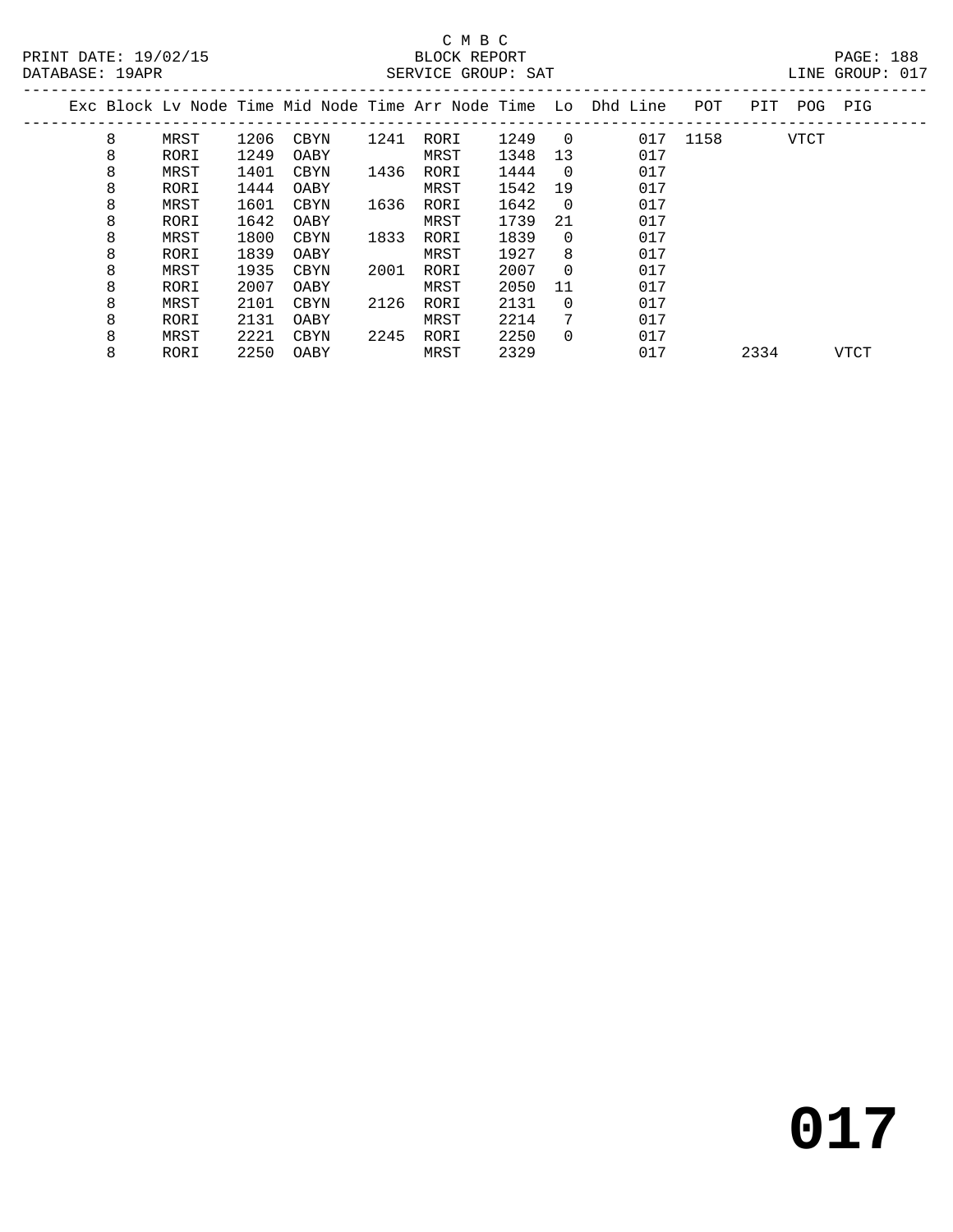C M B C
BLOCK REPORT
SERVICE GROUP: SAT

PRINT DATE: 19/02/15
DATABASE: 19APR
LINE GROUP: 017

| Exc | Block | Lv | Node | Time | Mid Node | Time | Arr Node | Time | Lo | Dhd | Line | POT | PIT | POG | PIG |
|---|---|---|---|---|---|---|---|---|---|---|---|---|---|---|---|
| | 8 | | MRST | 1206 | CBYN | 1241 | RORI | 1249 | 0 | | 017 | 1158 | | VTCT | |
| | 8 | | RORI | 1249 | OABY | | MRST | 1348 | 13 | | 017 | | | | |
| | 8 | | MRST | 1401 | CBYN | 1436 | RORI | 1444 | 0 | | 017 | | | | |
| | 8 | | RORI | 1444 | OABY | | MRST | 1542 | 19 | | 017 | | | | |
| | 8 | | MRST | 1601 | CBYN | 1636 | RORI | 1642 | 0 | | 017 | | | | |
| | 8 | | RORI | 1642 | OABY | | MRST | 1739 | 21 | | 017 | | | | |
| | 8 | | MRST | 1800 | CBYN | 1833 | RORI | 1839 | 0 | | 017 | | | | |
| | 8 | | RORI | 1839 | OABY | | MRST | 1927 | 8 | | 017 | | | | |
| | 8 | | MRST | 1935 | CBYN | 2001 | RORI | 2007 | 0 | | 017 | | | | |
| | 8 | | RORI | 2007 | OABY | | MRST | 2050 | 11 | | 017 | | | | |
| | 8 | | MRST | 2101 | CBYN | 2126 | RORI | 2131 | 0 | | 017 | | | | |
| | 8 | | RORI | 2131 | OABY | | MRST | 2214 | 7 | | 017 | | | | |
| | 8 | | MRST | 2221 | CBYN | 2245 | RORI | 2250 | 0 | | 017 | | | | |
| | 8 | | RORI | 2250 | OABY | | MRST | 2329 | | | 017 | | 2334 | | VTCT |

# 017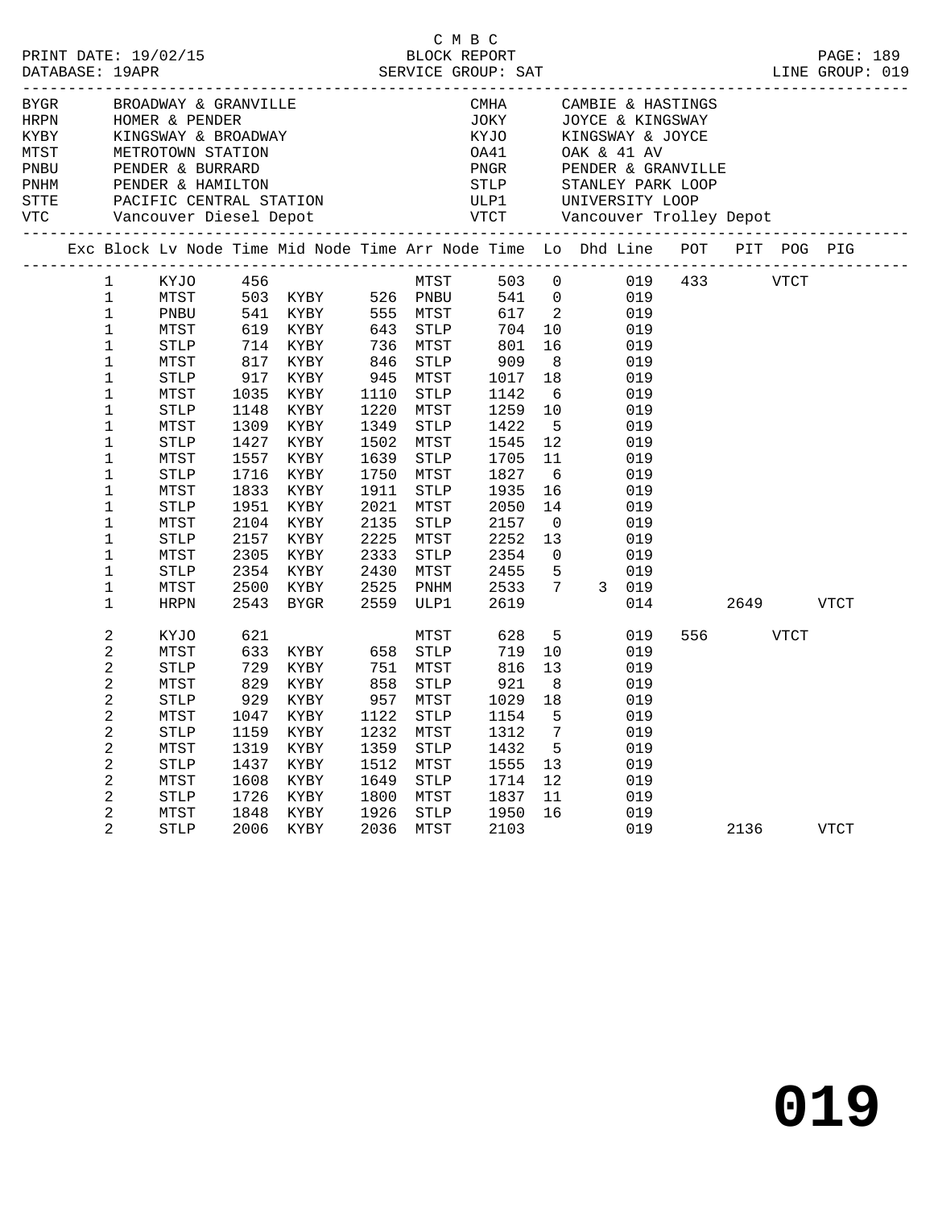C M B C

PRINT DATE: 19/02/15 BLOCK REPORT PAGE: 189
DATABASE: 19APR SERVICE GROUP: SAT LINE GROUP: 019

| Code | Name | Code | Name |
|---|---|---|---|
| BYGR | BROADWAY & GRANVILLE | CMHA | CAMBIE & HASTINGS |
| HRPN | HOMER & PENDER | JOKY | JOYCE & KINGSWAY |
| KYBY | KINGSWAY & BROADWAY | KYJO | KINGSWAY & JOYCE |
| MTST | METROTOWN STATION | OA41 | OAK & 41 AV |
| PNBU | PENDER & BURRARD | PNGR | PENDER & GRANVILLE |
| PNHM | PENDER & HAMILTON | STLP | STANLEY PARK LOOP |
| STTE | PACIFIC CENTRAL STATION | ULP1 | UNIVERSITY LOOP |
| VTC | Vancouver Diesel Depot | VTCT | Vancouver Trolley Depot |

| Exc | Block | Lv Node | Time | Mid Node | Time | Arr Node | Time | Lo | Dhd | Line | POT | PIT | POG | PIG |
|---|---|---|---|---|---|---|---|---|---|---|---|---|---|---|
| | 1 | KYJO | 456 | | | MTST | 503 | 0 | | 019 | 433 | | VTCT | |
| | 1 | MTST | 503 | KYBY | 526 | PNBU | 541 | 0 | | 019 | | | | |
| | 1 | PNBU | 541 | KYBY | 555 | MTST | 617 | 2 | | 019 | | | | |
| | 1 | MTST | 619 | KYBY | 643 | STLP | 704 | 10 | | 019 | | | | |
| | 1 | STLP | 714 | KYBY | 736 | MTST | 801 | 16 | | 019 | | | | |
| | 1 | MTST | 817 | KYBY | 846 | STLP | 909 | 8 | | 019 | | | | |
| | 1 | STLP | 917 | KYBY | 945 | MTST | 1017 | 18 | | 019 | | | | |
| | 1 | MTST | 1035 | KYBY | 1110 | STLP | 1142 | 6 | | 019 | | | | |
| | 1 | STLP | 1148 | KYBY | 1220 | MTST | 1259 | 10 | | 019 | | | | |
| | 1 | MTST | 1309 | KYBY | 1349 | STLP | 1422 | 5 | | 019 | | | | |
| | 1 | STLP | 1427 | KYBY | 1502 | MTST | 1545 | 12 | | 019 | | | | |
| | 1 | MTST | 1557 | KYBY | 1639 | STLP | 1705 | 11 | | 019 | | | | |
| | 1 | STLP | 1716 | KYBY | 1750 | MTST | 1827 | 6 | | 019 | | | | |
| | 1 | MTST | 1833 | KYBY | 1911 | STLP | 1935 | 16 | | 019 | | | | |
| | 1 | STLP | 1951 | KYBY | 2021 | MTST | 2050 | 14 | | 019 | | | | |
| | 1 | MTST | 2104 | KYBY | 2135 | STLP | 2157 | 0 | | 019 | | | | |
| | 1 | STLP | 2157 | KYBY | 2225 | MTST | 2252 | 13 | | 019 | | | | |
| | 1 | MTST | 2305 | KYBY | 2333 | STLP | 2354 | 0 | | 019 | | | | |
| | 1 | STLP | 2354 | KYBY | 2430 | MTST | 2455 | 5 | | 019 | | | | |
| | 1 | MTST | 2500 | KYBY | 2525 | PNHM | 2533 | 7 | 3 | 019 | | | | |
| | 1 | HRPN | 2543 | BYGR | 2559 | ULP1 | 2619 | | | 014 | | 2649 | | VTCT |
| | 2 | KYJO | 621 | | | MTST | 628 | 5 | | 019 | 556 | | VTCT | |
| | 2 | MTST | 633 | KYBY | 658 | STLP | 719 | 10 | | 019 | | | | |
| | 2 | STLP | 729 | KYBY | 751 | MTST | 816 | 13 | | 019 | | | | |
| | 2 | MTST | 829 | KYBY | 858 | STLP | 921 | 8 | | 019 | | | | |
| | 2 | STLP | 929 | KYBY | 957 | MTST | 1029 | 18 | | 019 | | | | |
| | 2 | MTST | 1047 | KYBY | 1122 | STLP | 1154 | 5 | | 019 | | | | |
| | 2 | STLP | 1159 | KYBY | 1232 | MTST | 1312 | 7 | | 019 | | | | |
| | 2 | MTST | 1319 | KYBY | 1359 | STLP | 1432 | 5 | | 019 | | | | |
| | 2 | STLP | 1437 | KYBY | 1512 | MTST | 1555 | 13 | | 019 | | | | |
| | 2 | MTST | 1608 | KYBY | 1649 | STLP | 1714 | 12 | | 019 | | | | |
| | 2 | STLP | 1726 | KYBY | 1800 | MTST | 1837 | 11 | | 019 | | | | |
| | 2 | MTST | 1848 | KYBY | 1926 | STLP | 1950 | 16 | | 019 | | | | |
| | 2 | STLP | 2006 | KYBY | 2036 | MTST | 2103 | | | 019 | | 2136 | | VTCT |

# 019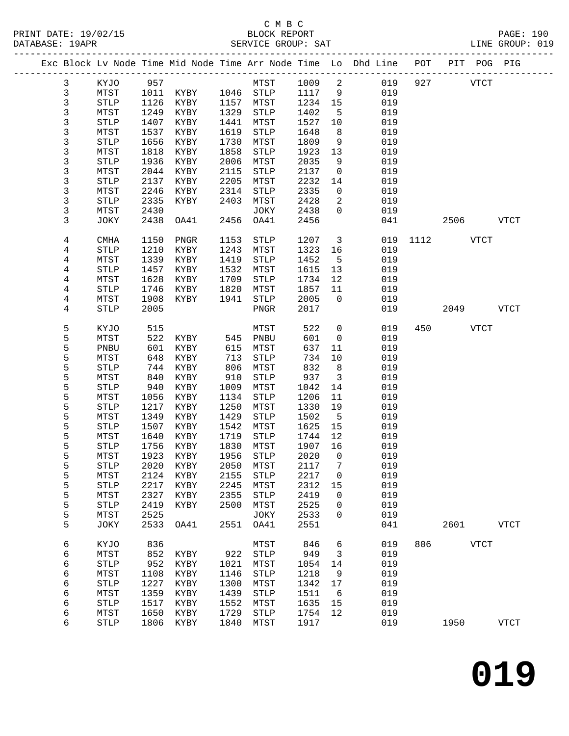C M B C

BLOCK REPORT

PRINT DATE: 19/02/15 DATABASE: 19APR SERVICE GROUP: SAT LINE GROUP: 019

| Exc | Block | Lv | Node | Time | Mid Node | Time | Arr Node | Time | Lo | Dhd Line | POT | PIT | POG | PIG |
|---|---|---|---|---|---|---|---|---|---|---|---|---|---|---|
| | 3 | | KYJO | 957 | | | MTST | 1009 | 2 | 019 | 927 | | VTCT | |
| | 3 | | MTST | 1011 | KYBY | 1046 | STLP | 1117 | 9 | 019 | | | | |
| | 3 | | STLP | 1126 | KYBY | 1157 | MTST | 1234 | 15 | 019 | | | | |
| | 3 | | MTST | 1249 | KYBY | 1329 | STLP | 1402 | 5 | 019 | | | | |
| | 3 | | STLP | 1407 | KYBY | 1441 | MTST | 1527 | 10 | 019 | | | | |
| | 3 | | MTST | 1537 | KYBY | 1619 | STLP | 1648 | 8 | 019 | | | | |
| | 3 | | STLP | 1656 | KYBY | 1730 | MTST | 1809 | 9 | 019 | | | | |
| | 3 | | MTST | 1818 | KYBY | 1858 | STLP | 1923 | 13 | 019 | | | | |
| | 3 | | STLP | 1936 | KYBY | 2006 | MTST | 2035 | 9 | 019 | | | | |
| | 3 | | MTST | 2044 | KYBY | 2115 | STLP | 2137 | 0 | 019 | | | | |
| | 3 | | STLP | 2137 | KYBY | 2205 | MTST | 2232 | 14 | 019 | | | | |
| | 3 | | MTST | 2246 | KYBY | 2314 | STLP | 2335 | 0 | 019 | | | | |
| | 3 | | STLP | 2335 | KYBY | 2403 | MTST | 2428 | 2 | 019 | | | | |
| | 3 | | MTST | 2430 | | | JOKY | 2438 | 0 | 019 | | | | |
| | 3 | | JOKY | 2438 | OA41 | 2456 | OA41 | 2456 | | 041 | | 2506 | | VTCT |
| | 4 | | CMHA | 1150 | PNGR | 1153 | STLP | 1207 | 3 | 019 | 1112 | | VTCT | |
| | 4 | | STLP | 1210 | KYBY | 1243 | MTST | 1323 | 16 | 019 | | | | |
| | 4 | | MTST | 1339 | KYBY | 1419 | STLP | 1452 | 5 | 019 | | | | |
| | 4 | | STLP | 1457 | KYBY | 1532 | MTST | 1615 | 13 | 019 | | | | |
| | 4 | | MTST | 1628 | KYBY | 1709 | STLP | 1734 | 12 | 019 | | | | |
| | 4 | | STLP | 1746 | KYBY | 1820 | MTST | 1857 | 11 | 019 | | | | |
| | 4 | | MTST | 1908 | KYBY | 1941 | STLP | 2005 | 0 | 019 | | | | |
| | 4 | | STLP | 2005 | | | PNGR | 2017 | | 019 | | 2049 | | VTCT |
| | 5 | | KYJO | 515 | | | MTST | 522 | 0 | 019 | 450 | | VTCT | |
| | 5 | | MTST | 522 | KYBY | 545 | PNBU | 601 | 0 | 019 | | | | |
| | 5 | | PNBU | 601 | KYBY | 615 | MTST | 637 | 11 | 019 | | | | |
| | 5 | | MTST | 648 | KYBY | 713 | STLP | 734 | 10 | 019 | | | | |
| | 5 | | STLP | 744 | KYBY | 806 | MTST | 832 | 8 | 019 | | | | |
| | 5 | | MTST | 840 | KYBY | 910 | STLP | 937 | 3 | 019 | | | | |
| | 5 | | STLP | 940 | KYBY | 1009 | MTST | 1042 | 14 | 019 | | | | |
| | 5 | | MTST | 1056 | KYBY | 1134 | STLP | 1206 | 11 | 019 | | | | |
| | 5 | | STLP | 1217 | KYBY | 1250 | MTST | 1330 | 19 | 019 | | | | |
| | 5 | | MTST | 1349 | KYBY | 1429 | STLP | 1502 | 5 | 019 | | | | |
| | 5 | | STLP | 1507 | KYBY | 1542 | MTST | 1625 | 15 | 019 | | | | |
| | 5 | | MTST | 1640 | KYBY | 1719 | STLP | 1744 | 12 | 019 | | | | |
| | 5 | | STLP | 1756 | KYBY | 1830 | MTST | 1907 | 16 | 019 | | | | |
| | 5 | | MTST | 1923 | KYBY | 1956 | STLP | 2020 | 0 | 019 | | | | |
| | 5 | | STLP | 2020 | KYBY | 2050 | MTST | 2117 | 7 | 019 | | | | |
| | 5 | | MTST | 2124 | KYBY | 2155 | STLP | 2217 | 0 | 019 | | | | |
| | 5 | | STLP | 2217 | KYBY | 2245 | MTST | 2312 | 15 | 019 | | | | |
| | 5 | | MTST | 2327 | KYBY | 2355 | STLP | 2419 | 0 | 019 | | | | |
| | 5 | | STLP | 2419 | KYBY | 2500 | MTST | 2525 | 0 | 019 | | | | |
| | 5 | | MTST | 2525 | | | JOKY | 2533 | 0 | 019 | | | | |
| | 5 | | JOKY | 2533 | OA41 | 2551 | OA41 | 2551 | | 041 | | 2601 | | VTCT |
| | 6 | | KYJO | 836 | | | MTST | 846 | 6 | 019 | 806 | | VTCT | |
| | 6 | | MTST | 852 | KYBY | 922 | STLP | 949 | 3 | 019 | | | | |
| | 6 | | STLP | 952 | KYBY | 1021 | MTST | 1054 | 14 | 019 | | | | |
| | 6 | | MTST | 1108 | KYBY | 1146 | STLP | 1218 | 9 | 019 | | | | |
| | 6 | | STLP | 1227 | KYBY | 1300 | MTST | 1342 | 17 | 019 | | | | |
| | 6 | | MTST | 1359 | KYBY | 1439 | STLP | 1511 | 6 | 019 | | | | |
| | 6 | | STLP | 1517 | KYBY | 1552 | MTST | 1635 | 15 | 019 | | | | |
| | 6 | | MTST | 1650 | KYBY | 1729 | STLP | 1754 | 12 | 019 | | | | |
| | 6 | | STLP | 1806 | KYBY | 1840 | MTST | 1917 | | 019 | | 1950 | | VTCT |

# 019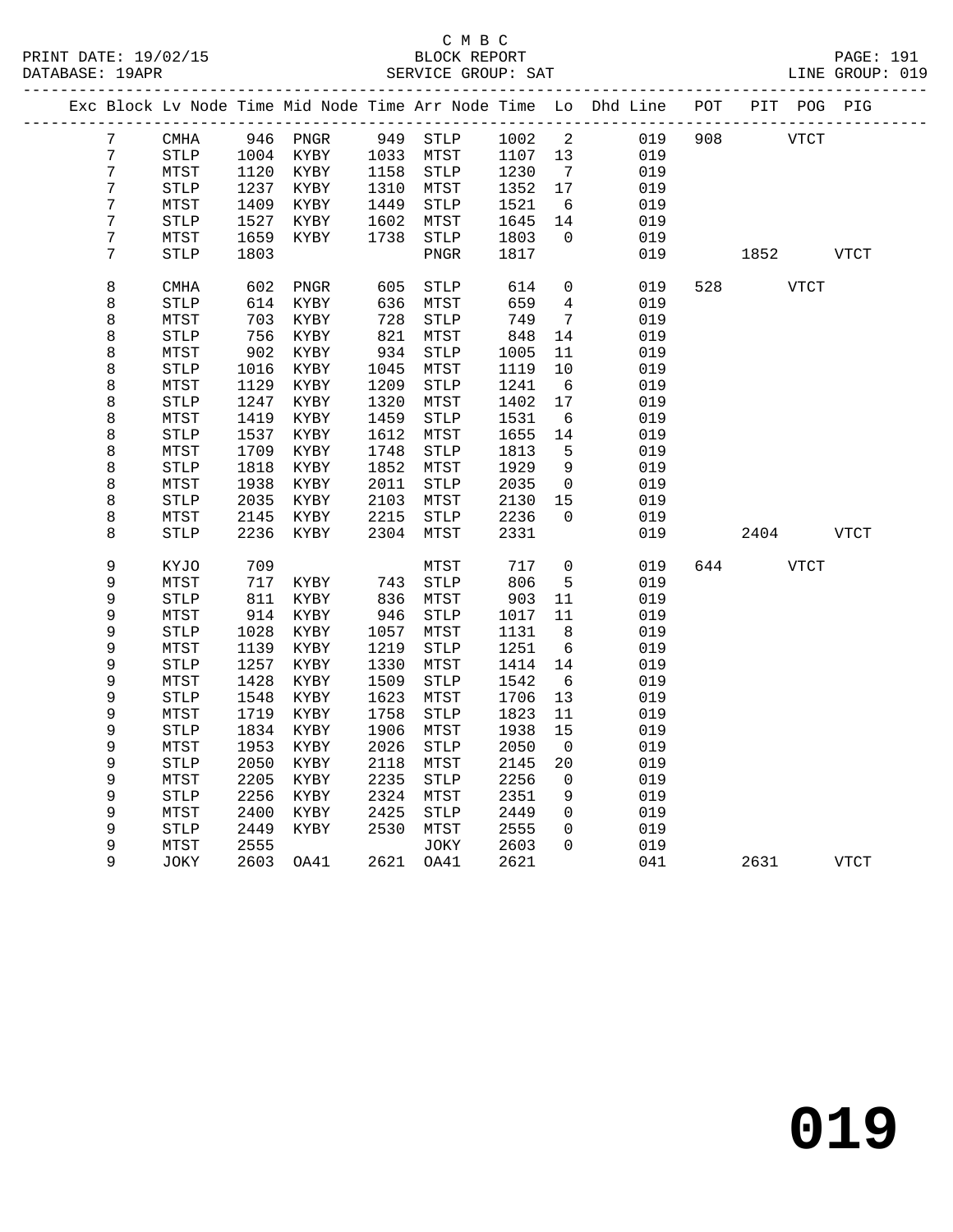C M B C
BLOCK REPORT
SERVICE GROUP: SAT

PRINT DATE: 19/02/15
DATABASE: 19APR
LINE GROUP: 019

| Exc | Block | Lv | Node | Time | Mid Node | Time | Arr Node | Time | Lo | Dhd Line | POT | PIT | POG | PIG |
|---|---|---|---|---|---|---|---|---|---|---|---|---|---|---|
| | 7 | | CMHA | 946 | PNGR | 949 | STLP | 1002 | 2 | 019 | 908 | | VTCT | |
| | 7 | | STLP | 1004 | KYBY | 1033 | MTST | 1107 | 13 | 019 | | | | |
| | 7 | | MTST | 1120 | KYBY | 1158 | STLP | 1230 | 7 | 019 | | | | |
| | 7 | | STLP | 1237 | KYBY | 1310 | MTST | 1352 | 17 | 019 | | | | |
| | 7 | | MTST | 1409 | KYBY | 1449 | STLP | 1521 | 6 | 019 | | | | |
| | 7 | | STLP | 1527 | KYBY | 1602 | MTST | 1645 | 14 | 019 | | | | |
| | 7 | | MTST | 1659 | KYBY | 1738 | STLP | 1803 | 0 | 019 | | | | |
| | 7 | | STLP | 1803 | | | PNGR | 1817 | | 019 | | 1852 | | VTCT |
| | 8 | | CMHA | 602 | PNGR | 605 | STLP | 614 | 0 | 019 | 528 | | VTCT | |
| | 8 | | STLP | 614 | KYBY | 636 | MTST | 659 | 4 | 019 | | | | |
| | 8 | | MTST | 703 | KYBY | 728 | STLP | 749 | 7 | 019 | | | | |
| | 8 | | STLP | 756 | KYBY | 821 | MTST | 848 | 14 | 019 | | | | |
| | 8 | | MTST | 902 | KYBY | 934 | STLP | 1005 | 11 | 019 | | | | |
| | 8 | | STLP | 1016 | KYBY | 1045 | MTST | 1119 | 10 | 019 | | | | |
| | 8 | | MTST | 1129 | KYBY | 1209 | STLP | 1241 | 6 | 019 | | | | |
| | 8 | | STLP | 1247 | KYBY | 1320 | MTST | 1402 | 17 | 019 | | | | |
| | 8 | | MTST | 1419 | KYBY | 1459 | STLP | 1531 | 6 | 019 | | | | |
| | 8 | | STLP | 1537 | KYBY | 1612 | MTST | 1655 | 14 | 019 | | | | |
| | 8 | | MTST | 1709 | KYBY | 1748 | STLP | 1813 | 5 | 019 | | | | |
| | 8 | | STLP | 1818 | KYBY | 1852 | MTST | 1929 | 9 | 019 | | | | |
| | 8 | | MTST | 1938 | KYBY | 2011 | STLP | 2035 | 0 | 019 | | | | |
| | 8 | | STLP | 2035 | KYBY | 2103 | MTST | 2130 | 15 | 019 | | | | |
| | 8 | | MTST | 2145 | KYBY | 2215 | STLP | 2236 | 0 | 019 | | | | |
| | 8 | | STLP | 2236 | KYBY | 2304 | MTST | 2331 | | 019 | | 2404 | | VTCT |
| | 9 | | KYJO | 709 | | | MTST | 717 | 0 | 019 | 644 | | VTCT | |
| | 9 | | MTST | 717 | KYBY | 743 | STLP | 806 | 5 | 019 | | | | |
| | 9 | | STLP | 811 | KYBY | 836 | MTST | 903 | 11 | 019 | | | | |
| | 9 | | MTST | 914 | KYBY | 946 | STLP | 1017 | 11 | 019 | | | | |
| | 9 | | STLP | 1028 | KYBY | 1057 | MTST | 1131 | 8 | 019 | | | | |
| | 9 | | MTST | 1139 | KYBY | 1219 | STLP | 1251 | 6 | 019 | | | | |
| | 9 | | STLP | 1257 | KYBY | 1330 | MTST | 1414 | 14 | 019 | | | | |
| | 9 | | MTST | 1428 | KYBY | 1509 | STLP | 1542 | 6 | 019 | | | | |
| | 9 | | STLP | 1548 | KYBY | 1623 | MTST | 1706 | 13 | 019 | | | | |
| | 9 | | MTST | 1719 | KYBY | 1758 | STLP | 1823 | 11 | 019 | | | | |
| | 9 | | STLP | 1834 | KYBY | 1906 | MTST | 1938 | 15 | 019 | | | | |
| | 9 | | MTST | 1953 | KYBY | 2026 | STLP | 2050 | 0 | 019 | | | | |
| | 9 | | STLP | 2050 | KYBY | 2118 | MTST | 2145 | 20 | 019 | | | | |
| | 9 | | MTST | 2205 | KYBY | 2235 | STLP | 2256 | 0 | 019 | | | | |
| | 9 | | STLP | 2256 | KYBY | 2324 | MTST | 2351 | 9 | 019 | | | | |
| | 9 | | MTST | 2400 | KYBY | 2425 | STLP | 2449 | 0 | 019 | | | | |
| | 9 | | STLP | 2449 | KYBY | 2530 | MTST | 2555 | 0 | 019 | | | | |
| | 9 | | MTST | 2555 | | | JOKY | 2603 | 0 | 019 | | | | |
| | 9 | | JOKY | 2603 | OA41 | 2621 | OA41 | 2621 | | 041 | | 2631 | | VTCT |

# 019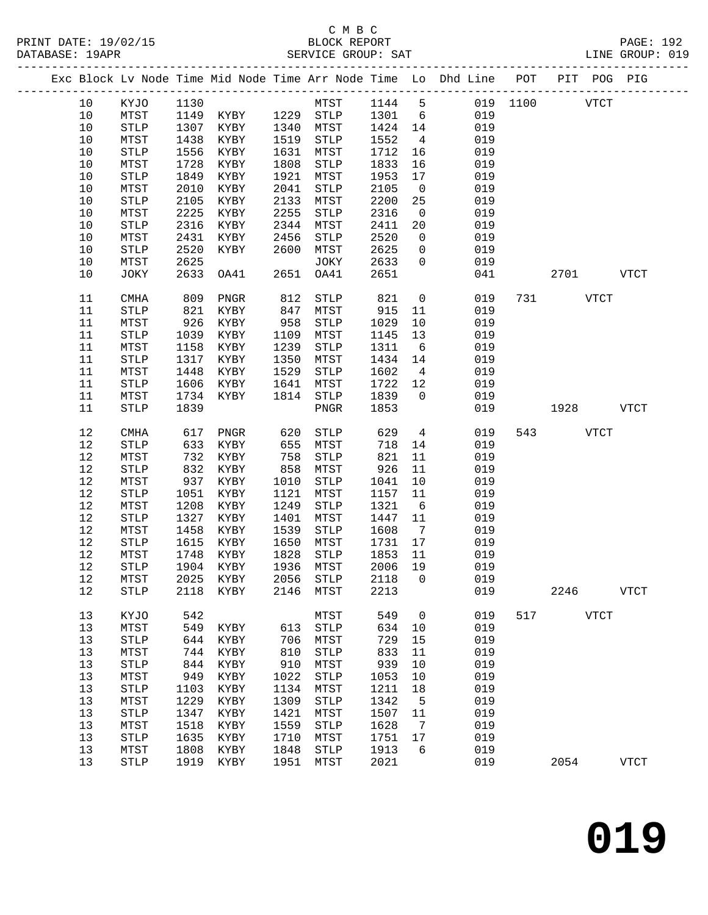C M B C

PRINT DATE: 19/02/15 BLOCK REPORT
DATABASE: 19APR SERVICE GROUP: SAT LINE GROUP: 019

| Exc | Block | Lv | Node | Time | Mid Node | Time | Arr Node | Time | Lo | Dhd Line | POT | PIT | POG | PIG |
|---|---|---|---|---|---|---|---|---|---|---|---|---|---|---|
| | 10 | | KYJO | 1130 | | | MTST | 1144 | 5 | 019 | 1100 | | VTCT | |
| | 10 | | MTST | 1149 | KYBY | 1229 | STLP | 1301 | 6 | 019 | | | | |
| | 10 | | STLP | 1307 | KYBY | 1340 | MTST | 1424 | 14 | 019 | | | | |
| | 10 | | MTST | 1438 | KYBY | 1519 | STLP | 1552 | 4 | 019 | | | | |
| | 10 | | STLP | 1556 | KYBY | 1631 | MTST | 1712 | 16 | 019 | | | | |
| | 10 | | MTST | 1728 | KYBY | 1808 | STLP | 1833 | 16 | 019 | | | | |
| | 10 | | STLP | 1849 | KYBY | 1921 | MTST | 1953 | 17 | 019 | | | | |
| | 10 | | MTST | 2010 | KYBY | 2041 | STLP | 2105 | 0 | 019 | | | | |
| | 10 | | STLP | 2105 | KYBY | 2133 | MTST | 2200 | 25 | 019 | | | | |
| | 10 | | MTST | 2225 | KYBY | 2255 | STLP | 2316 | 0 | 019 | | | | |
| | 10 | | STLP | 2316 | KYBY | 2344 | MTST | 2411 | 20 | 019 | | | | |
| | 10 | | MTST | 2431 | KYBY | 2456 | STLP | 2520 | 0 | 019 | | | | |
| | 10 | | STLP | 2520 | KYBY | 2600 | MTST | 2625 | 0 | 019 | | | | |
| | 10 | | MTST | 2625 | | | JOKY | 2633 | 0 | 019 | | | | |
| | 10 | | JOKY | 2633 | OA41 | 2651 | OA41 | 2651 | | 041 | | 2701 | | VTCT |
| | 11 | | CMHA | 809 | PNGR | 812 | STLP | 821 | 0 | 019 | 731 | | VTCT | |
| | 11 | | STLP | 821 | KYBY | 847 | MTST | 915 | 11 | 019 | | | | |
| | 11 | | MTST | 926 | KYBY | 958 | STLP | 1029 | 10 | 019 | | | | |
| | 11 | | STLP | 1039 | KYBY | 1109 | MTST | 1145 | 13 | 019 | | | | |
| | 11 | | MTST | 1158 | KYBY | 1239 | STLP | 1311 | 6 | 019 | | | | |
| | 11 | | STLP | 1317 | KYBY | 1350 | MTST | 1434 | 14 | 019 | | | | |
| | 11 | | MTST | 1448 | KYBY | 1529 | STLP | 1602 | 4 | 019 | | | | |
| | 11 | | STLP | 1606 | KYBY | 1641 | MTST | 1722 | 12 | 019 | | | | |
| | 11 | | MTST | 1734 | KYBY | 1814 | STLP | 1839 | 0 | 019 | | | | |
| | 11 | | STLP | 1839 | | | PNGR | 1853 | | 019 | | 1928 | | VTCT |
| | 12 | | CMHA | 617 | PNGR | 620 | STLP | 629 | 4 | 019 | 543 | | VTCT | |
| | 12 | | STLP | 633 | KYBY | 655 | MTST | 718 | 14 | 019 | | | | |
| | 12 | | MTST | 732 | KYBY | 758 | STLP | 821 | 11 | 019 | | | | |
| | 12 | | STLP | 832 | KYBY | 858 | MTST | 926 | 11 | 019 | | | | |
| | 12 | | MTST | 937 | KYBY | 1010 | STLP | 1041 | 10 | 019 | | | | |
| | 12 | | STLP | 1051 | KYBY | 1121 | MTST | 1157 | 11 | 019 | | | | |
| | 12 | | MTST | 1208 | KYBY | 1249 | STLP | 1321 | 6 | 019 | | | | |
| | 12 | | STLP | 1327 | KYBY | 1401 | MTST | 1447 | 11 | 019 | | | | |
| | 12 | | MTST | 1458 | KYBY | 1539 | STLP | 1608 | 7 | 019 | | | | |
| | 12 | | STLP | 1615 | KYBY | 1650 | MTST | 1731 | 17 | 019 | | | | |
| | 12 | | MTST | 1748 | KYBY | 1828 | STLP | 1853 | 11 | 019 | | | | |
| | 12 | | STLP | 1904 | KYBY | 1936 | MTST | 2006 | 19 | 019 | | | | |
| | 12 | | MTST | 2025 | KYBY | 2056 | STLP | 2118 | 0 | 019 | | | | |
| | 12 | | STLP | 2118 | KYBY | 2146 | MTST | 2213 | | 019 | | 2246 | | VTCT |
| | 13 | | KYJO | 542 | | | MTST | 549 | 0 | 019 | 517 | | VTCT | |
| | 13 | | MTST | 549 | KYBY | 613 | STLP | 634 | 10 | 019 | | | | |
| | 13 | | STLP | 644 | KYBY | 706 | MTST | 729 | 15 | 019 | | | | |
| | 13 | | MTST | 744 | KYBY | 810 | STLP | 833 | 11 | 019 | | | | |
| | 13 | | STLP | 844 | KYBY | 910 | MTST | 939 | 10 | 019 | | | | |
| | 13 | | MTST | 949 | KYBY | 1022 | STLP | 1053 | 10 | 019 | | | | |
| | 13 | | STLP | 1103 | KYBY | 1134 | MTST | 1211 | 18 | 019 | | | | |
| | 13 | | MTST | 1229 | KYBY | 1309 | STLP | 1342 | 5 | 019 | | | | |
| | 13 | | STLP | 1347 | KYBY | 1421 | MTST | 1507 | 11 | 019 | | | | |
| | 13 | | MTST | 1518 | KYBY | 1559 | STLP | 1628 | 7 | 019 | | | | |
| | 13 | | STLP | 1635 | KYBY | 1710 | MTST | 1751 | 17 | 019 | | | | |
| | 13 | | MTST | 1808 | KYBY | 1848 | STLP | 1913 | 6 | 019 | | | | |
| | 13 | | STLP | 1919 | KYBY | 1951 | MTST | 2021 | | 019 | | 2054 | | VTCT |

**019**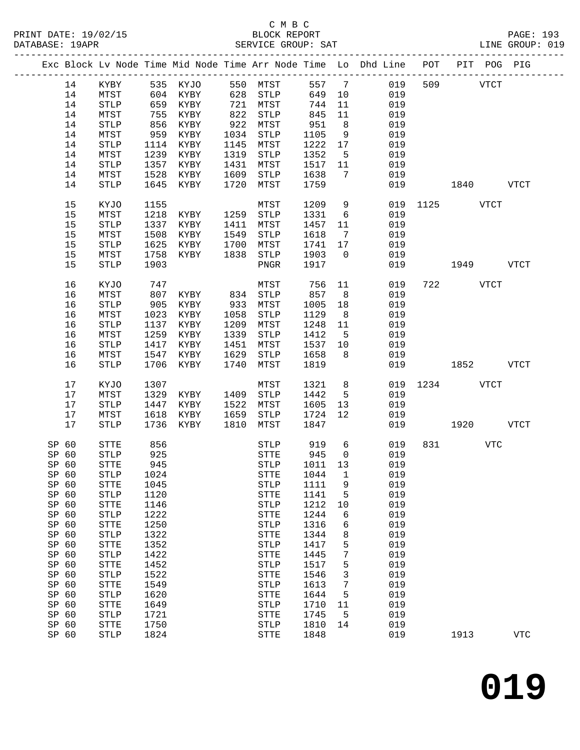C M B C
BLOCK REPORT
SERVICE GROUP: SAT

PRINT DATE: 19/02/15
DATABASE: 19APR
LINE GROUP: 019

| Exc | Block | Lv Node | Time | Mid Node | Time | Arr Node | Time | Lo | Dhd Line | POT | PIT | POG | PIG |
|---|---|---|---|---|---|---|---|---|---|---|---|---|---|
| | 14 | KYBY | 535 | KYJO | 550 | MTST | 557 | 7 | 019 | 509 | | VTCT | |
| | 14 | MTST | 604 | KYBY | 628 | STLP | 649 | 10 | 019 | | | | |
| | 14 | STLP | 659 | KYBY | 721 | MTST | 744 | 11 | 019 | | | | |
| | 14 | MTST | 755 | KYBY | 822 | STLP | 845 | 11 | 019 | | | | |
| | 14 | STLP | 856 | KYBY | 922 | MTST | 951 | 8 | 019 | | | | |
| | 14 | MTST | 959 | KYBY | 1034 | STLP | 1105 | 9 | 019 | | | | |
| | 14 | STLP | 1114 | KYBY | 1145 | MTST | 1222 | 17 | 019 | | | | |
| | 14 | MTST | 1239 | KYBY | 1319 | STLP | 1352 | 5 | 019 | | | | |
| | 14 | STLP | 1357 | KYBY | 1431 | MTST | 1517 | 11 | 019 | | | | |
| | 14 | MTST | 1528 | KYBY | 1609 | STLP | 1638 | 7 | 019 | | | | |
| | 14 | STLP | 1645 | KYBY | 1720 | MTST | 1759 | | 019 | | 1840 | | VTCT |
| | 15 | KYJO | 1155 | | | MTST | 1209 | 9 | 019 | 1125 | | VTCT | |
| | 15 | MTST | 1218 | KYBY | 1259 | STLP | 1331 | 6 | 019 | | | | |
| | 15 | STLP | 1337 | KYBY | 1411 | MTST | 1457 | 11 | 019 | | | | |
| | 15 | MTST | 1508 | KYBY | 1549 | STLP | 1618 | 7 | 019 | | | | |
| | 15 | STLP | 1625 | KYBY | 1700 | MTST | 1741 | 17 | 019 | | | | |
| | 15 | MTST | 1758 | KYBY | 1838 | STLP | 1903 | 0 | 019 | | | | |
| | 15 | STLP | 1903 | | | PNGR | 1917 | | 019 | | 1949 | | VTCT |
| | 16 | KYJO | 747 | | | MTST | 756 | 11 | 019 | 722 | | VTCT | |
| | 16 | MTST | 807 | KYBY | 834 | STLP | 857 | 8 | 019 | | | | |
| | 16 | STLP | 905 | KYBY | 933 | MTST | 1005 | 18 | 019 | | | | |
| | 16 | MTST | 1023 | KYBY | 1058 | STLP | 1129 | 8 | 019 | | | | |
| | 16 | STLP | 1137 | KYBY | 1209 | MTST | 1248 | 11 | 019 | | | | |
| | 16 | MTST | 1259 | KYBY | 1339 | STLP | 1412 | 5 | 019 | | | | |
| | 16 | STLP | 1417 | KYBY | 1451 | MTST | 1537 | 10 | 019 | | | | |
| | 16 | MTST | 1547 | KYBY | 1629 | STLP | 1658 | 8 | 019 | | | | |
| | 16 | STLP | 1706 | KYBY | 1740 | MTST | 1819 | | 019 | | 1852 | | VTCT |
| | 17 | KYJO | 1307 | | | MTST | 1321 | 8 | 019 | 1234 | | VTCT | |
| | 17 | MTST | 1329 | KYBY | 1409 | STLP | 1442 | 5 | 019 | | | | |
| | 17 | STLP | 1447 | KYBY | 1522 | MTST | 1605 | 13 | 019 | | | | |
| | 17 | MTST | 1618 | KYBY | 1659 | STLP | 1724 | 12 | 019 | | | | |
| | 17 | STLP | 1736 | KYBY | 1810 | MTST | 1847 | | 019 | | 1920 | | VTCT |
| SP | 60 | STTE | 856 | | | STLP | 919 | 6 | 019 | 831 | | VTC | |
| SP | 60 | STLP | 925 | | | STTE | 945 | 0 | 019 | | | | |
| SP | 60 | STTE | 945 | | | STLP | 1011 | 13 | 019 | | | | |
| SP | 60 | STLP | 1024 | | | STTE | 1044 | 1 | 019 | | | | |
| SP | 60 | STTE | 1045 | | | STLP | 1111 | 9 | 019 | | | | |
| SP | 60 | STLP | 1120 | | | STTE | 1141 | 5 | 019 | | | | |
| SP | 60 | STTE | 1146 | | | STLP | 1212 | 10 | 019 | | | | |
| SP | 60 | STLP | 1222 | | | STTE | 1244 | 6 | 019 | | | | |
| SP | 60 | STTE | 1250 | | | STLP | 1316 | 6 | 019 | | | | |
| SP | 60 | STLP | 1322 | | | STTE | 1344 | 8 | 019 | | | | |
| SP | 60 | STTE | 1352 | | | STLP | 1417 | 5 | 019 | | | | |
| SP | 60 | STLP | 1422 | | | STTE | 1445 | 7 | 019 | | | | |
| SP | 60 | STTE | 1452 | | | STLP | 1517 | 5 | 019 | | | | |
| SP | 60 | STLP | 1522 | | | STTE | 1546 | 3 | 019 | | | | |
| SP | 60 | STTE | 1549 | | | STLP | 1613 | 7 | 019 | | | | |
| SP | 60 | STLP | 1620 | | | STTE | 1644 | 5 | 019 | | | | |
| SP | 60 | STTE | 1649 | | | STLP | 1710 | 11 | 019 | | | | |
| SP | 60 | STLP | 1721 | | | STTE | 1745 | 5 | 019 | | | | |
| SP | 60 | STTE | 1750 | | | STLP | 1810 | 14 | 019 | | | | |
| SP | 60 | STLP | 1824 | | | STTE | 1848 | | 019 | | 1913 | | VTC |

# 019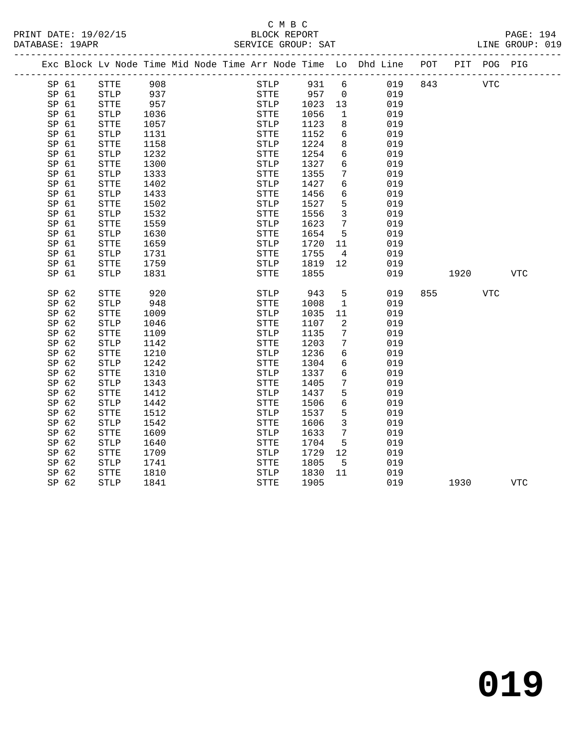C M B C

BLOCK REPORT

SERVICE GROUP: SAT

PRINT DATE: 19/02/15
DATABASE: 19APR

LINE GROUP: 019

| Exc | Block | Lv | Node | Time | Mid | Node | Time | Arr | Node | Time | Lo | Dhd | Line | POT | PIT | POG | PIG |
|---|---|---|---|---|---|---|---|---|---|---|---|---|---|---|---|---|---|
| SP | 61 | | STTE | 908 | | | | | STLP | 931 | 6 | | 019 | 843 | | VTC | |
| SP | 61 | | STLP | 937 | | | | | STTE | 957 | 0 | | 019 | | | | |
| SP | 61 | | STTE | 957 | | | | | STLP | 1023 | 13 | | 019 | | | | |
| SP | 61 | | STLP | 1036 | | | | | STTE | 1056 | 1 | | 019 | | | | |
| SP | 61 | | STTE | 1057 | | | | | STLP | 1123 | 8 | | 019 | | | | |
| SP | 61 | | STLP | 1131 | | | | | STTE | 1152 | 6 | | 019 | | | | |
| SP | 61 | | STTE | 1158 | | | | | STLP | 1224 | 8 | | 019 | | | | |
| SP | 61 | | STLP | 1232 | | | | | STTE | 1254 | 6 | | 019 | | | | |
| SP | 61 | | STTE | 1300 | | | | | STLP | 1327 | 6 | | 019 | | | | |
| SP | 61 | | STLP | 1333 | | | | | STTE | 1355 | 7 | | 019 | | | | |
| SP | 61 | | STTE | 1402 | | | | | STLP | 1427 | 6 | | 019 | | | | |
| SP | 61 | | STLP | 1433 | | | | | STTE | 1456 | 6 | | 019 | | | | |
| SP | 61 | | STTE | 1502 | | | | | STLP | 1527 | 5 | | 019 | | | | |
| SP | 61 | | STLP | 1532 | | | | | STTE | 1556 | 3 | | 019 | | | | |
| SP | 61 | | STTE | 1559 | | | | | STLP | 1623 | 7 | | 019 | | | | |
| SP | 61 | | STLP | 1630 | | | | | STTE | 1654 | 5 | | 019 | | | | |
| SP | 61 | | STTE | 1659 | | | | | STLP | 1720 | 11 | | 019 | | | | |
| SP | 61 | | STLP | 1731 | | | | | STTE | 1755 | 4 | | 019 | | | | |
| SP | 61 | | STTE | 1759 | | | | | STLP | 1819 | 12 | | 019 | | | | |
| SP | 61 | | STLP | 1831 | | | | | STTE | 1855 | | | 019 | | 1920 | | VTC |
| SP | 62 | | STTE | 920 | | | | | STLP | 943 | 5 | | 019 | 855 | | VTC | |
| SP | 62 | | STLP | 948 | | | | | STTE | 1008 | 1 | | 019 | | | | |
| SP | 62 | | STTE | 1009 | | | | | STLP | 1035 | 11 | | 019 | | | | |
| SP | 62 | | STLP | 1046 | | | | | STTE | 1107 | 2 | | 019 | | | | |
| SP | 62 | | STTE | 1109 | | | | | STLP | 1135 | 7 | | 019 | | | | |
| SP | 62 | | STLP | 1142 | | | | | STTE | 1203 | 7 | | 019 | | | | |
| SP | 62 | | STTE | 1210 | | | | | STLP | 1236 | 6 | | 019 | | | | |
| SP | 62 | | STLP | 1242 | | | | | STTE | 1304 | 6 | | 019 | | | | |
| SP | 62 | | STTE | 1310 | | | | | STLP | 1337 | 6 | | 019 | | | | |
| SP | 62 | | STLP | 1343 | | | | | STTE | 1405 | 7 | | 019 | | | | |
| SP | 62 | | STTE | 1412 | | | | | STLP | 1437 | 5 | | 019 | | | | |
| SP | 62 | | STLP | 1442 | | | | | STTE | 1506 | 6 | | 019 | | | | |
| SP | 62 | | STTE | 1512 | | | | | STLP | 1537 | 5 | | 019 | | | | |
| SP | 62 | | STLP | 1542 | | | | | STTE | 1606 | 3 | | 019 | | | | |
| SP | 62 | | STTE | 1609 | | | | | STLP | 1633 | 7 | | 019 | | | | |
| SP | 62 | | STLP | 1640 | | | | | STTE | 1704 | 5 | | 019 | | | | |
| SP | 62 | | STTE | 1709 | | | | | STLP | 1729 | 12 | | 019 | | | | |
| SP | 62 | | STLP | 1741 | | | | | STTE | 1805 | 5 | | 019 | | | | |
| SP | 62 | | STTE | 1810 | | | | | STLP | 1830 | 11 | | 019 | | | | |
| SP | 62 | | STLP | 1841 | | | | | STTE | 1905 | | | 019 | | 1930 | | VTC |

**019**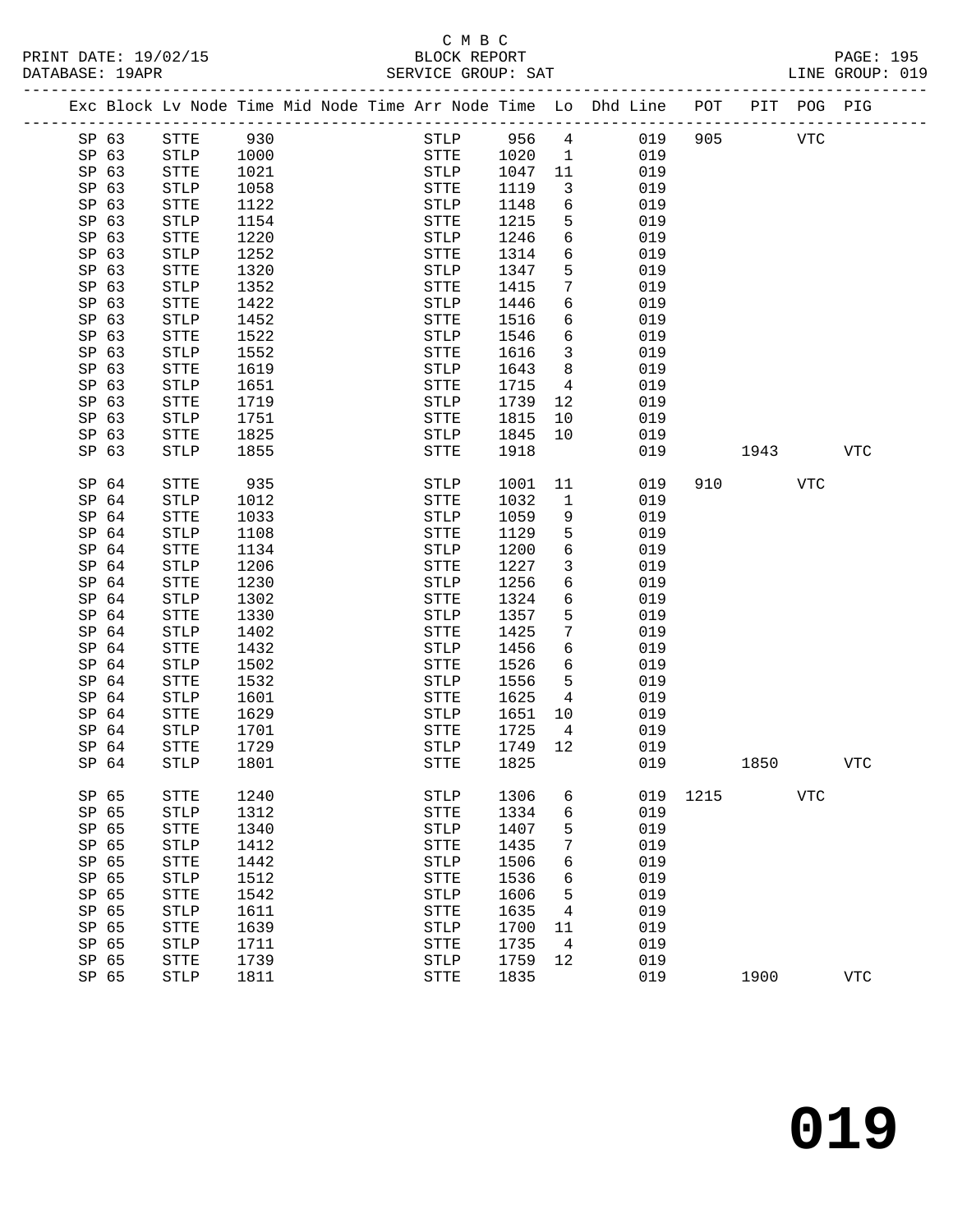C M B C
BLOCK REPORT
SERVICE GROUP: SAT
LINE GROUP: 019

| Exc | Block | Lv | Node | Time | Mid | Node | Time | Arr | Node | Time | Lo | Dhd | Line | POT | PIT | POG | PIG |
|---|---|---|---|---|---|---|---|---|---|---|---|---|---|---|---|---|---|
| | SP 63 | | STTE | 930 | | | | | STLP | 956 | 4 | | 019 | 905 | | VTC | |
| | SP 63 | | STLP | 1000 | | | | | STTE | 1020 | 1 | | 019 | | | | |
| | SP 63 | | STTE | 1021 | | | | | STLP | 1047 | 11 | | 019 | | | | |
| | SP 63 | | STLP | 1058 | | | | | STTE | 1119 | 3 | | 019 | | | | |
| | SP 63 | | STTE | 1122 | | | | | STLP | 1148 | 6 | | 019 | | | | |
| | SP 63 | | STLP | 1154 | | | | | STTE | 1215 | 5 | | 019 | | | | |
| | SP 63 | | STTE | 1220 | | | | | STLP | 1246 | 6 | | 019 | | | | |
| | SP 63 | | STLP | 1252 | | | | | STTE | 1314 | 6 | | 019 | | | | |
| | SP 63 | | STTE | 1320 | | | | | STLP | 1347 | 5 | | 019 | | | | |
| | SP 63 | | STLP | 1352 | | | | | STTE | 1415 | 7 | | 019 | | | | |
| | SP 63 | | STTE | 1422 | | | | | STLP | 1446 | 6 | | 019 | | | | |
| | SP 63 | | STLP | 1452 | | | | | STTE | 1516 | 6 | | 019 | | | | |
| | SP 63 | | STTE | 1522 | | | | | STLP | 1546 | 6 | | 019 | | | | |
| | SP 63 | | STLP | 1552 | | | | | STTE | 1616 | 3 | | 019 | | | | |
| | SP 63 | | STTE | 1619 | | | | | STLP | 1643 | 8 | | 019 | | | | |
| | SP 63 | | STLP | 1651 | | | | | STTE | 1715 | 4 | | 019 | | | | |
| | SP 63 | | STTE | 1719 | | | | | STLP | 1739 | 12 | | 019 | | | | |
| | SP 63 | | STLP | 1751 | | | | | STTE | 1815 | 10 | | 019 | | | | |
| | SP 63 | | STTE | 1825 | | | | | STLP | 1845 | 10 | | 019 | | | | |
| | SP 63 | | STLP | 1855 | | | | | STTE | 1918 | | | 019 | | 1943 | | VTC |
| | SP 64 | | STTE | 935 | | | | | STLP | 1001 | 11 | | 019 | 910 | | VTC | |
| | SP 64 | | STLP | 1012 | | | | | STTE | 1032 | 1 | | 019 | | | | |
| | SP 64 | | STTE | 1033 | | | | | STLP | 1059 | 9 | | 019 | | | | |
| | SP 64 | | STLP | 1108 | | | | | STTE | 1129 | 5 | | 019 | | | | |
| | SP 64 | | STTE | 1134 | | | | | STLP | 1200 | 6 | | 019 | | | | |
| | SP 64 | | STLP | 1206 | | | | | STTE | 1227 | 3 | | 019 | | | | |
| | SP 64 | | STTE | 1230 | | | | | STLP | 1256 | 6 | | 019 | | | | |
| | SP 64 | | STLP | 1302 | | | | | STTE | 1324 | 6 | | 019 | | | | |
| | SP 64 | | STTE | 1330 | | | | | STLP | 1357 | 5 | | 019 | | | | |
| | SP 64 | | STLP | 1402 | | | | | STTE | 1425 | 7 | | 019 | | | | |
| | SP 64 | | STTE | 1432 | | | | | STLP | 1456 | 6 | | 019 | | | | |
| | SP 64 | | STLP | 1502 | | | | | STTE | 1526 | 6 | | 019 | | | | |
| | SP 64 | | STTE | 1532 | | | | | STLP | 1556 | 5 | | 019 | | | | |
| | SP 64 | | STLP | 1601 | | | | | STTE | 1625 | 4 | | 019 | | | | |
| | SP 64 | | STTE | 1629 | | | | | STLP | 1651 | 10 | | 019 | | | | |
| | SP 64 | | STLP | 1701 | | | | | STTE | 1725 | 4 | | 019 | | | | |
| | SP 64 | | STTE | 1729 | | | | | STLP | 1749 | 12 | | 019 | | | | |
| | SP 64 | | STLP | 1801 | | | | | STTE | 1825 | | | 019 | | 1850 | | VTC |
| | SP 65 | | STTE | 1240 | | | | | STLP | 1306 | 6 | | 019 | 1215 | | VTC | |
| | SP 65 | | STLP | 1312 | | | | | STTE | 1334 | 6 | | 019 | | | | |
| | SP 65 | | STTE | 1340 | | | | | STLP | 1407 | 5 | | 019 | | | | |
| | SP 65 | | STLP | 1412 | | | | | STTE | 1435 | 7 | | 019 | | | | |
| | SP 65 | | STTE | 1442 | | | | | STLP | 1506 | 6 | | 019 | | | | |
| | SP 65 | | STLP | 1512 | | | | | STTE | 1536 | 6 | | 019 | | | | |
| | SP 65 | | STTE | 1542 | | | | | STLP | 1606 | 5 | | 019 | | | | |
| | SP 65 | | STLP | 1611 | | | | | STTE | 1635 | 4 | | 019 | | | | |
| | SP 65 | | STTE | 1639 | | | | | STLP | 1700 | 11 | | 019 | | | | |
| | SP 65 | | STLP | 1711 | | | | | STTE | 1735 | 4 | | 019 | | | | |
| | SP 65 | | STTE | 1739 | | | | | STLP | 1759 | 12 | | 019 | | | | |
| | SP 65 | | STLP | 1811 | | | | | STTE | 1835 | | | 019 | | 1900 | | VTC |

# 019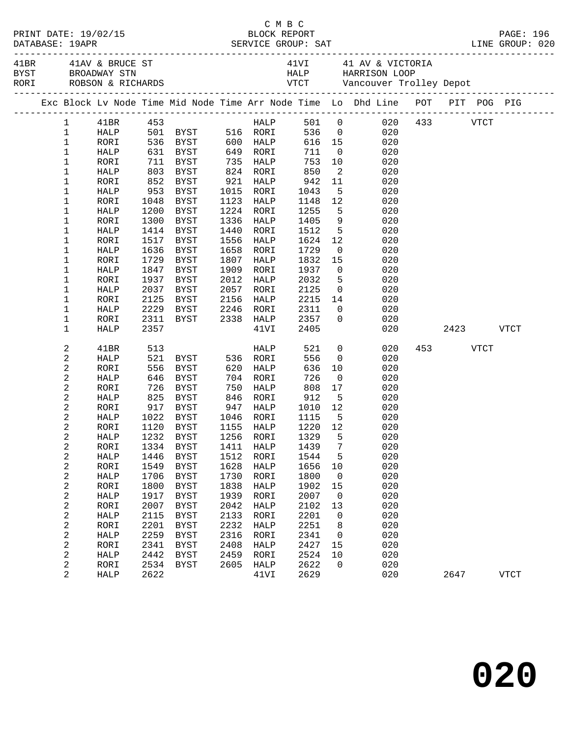C M B C

PRINT DATE: 19/02/15 BLOCK REPORT PAGE: 196
DATABASE: 19APR SERVICE GROUP: SAT LINE GROUP: 020

| Code | Location | Code | Location |
|---|---|---|---|
| 41BR | 41AV & BRUCE ST | 41VI | 41 AV & VICTORIA |
| BYST | BROADWAY STN | HALP | HARRISON LOOP |
| RORI | ROBSON & RICHARDS | VTCT | Vancouver Trolley Depot |

| Exc | Block | Lv Node | Time | Mid Node | Time | Arr Node | Time | Lo | Dhd Line | POT | PIT | POG | PIG |
|---|---|---|---|---|---|---|---|---|---|---|---|---|---|
| | 1 | 41BR | 453 | | | HALP | 501 | 0 | 020 | 433 | | VTCT | |
| | 1 | HALP | 501 | BYST | 516 | RORI | 536 | 0 | 020 | | | | |
| | 1 | RORI | 536 | BYST | 600 | HALP | 616 | 15 | 020 | | | | |
| | 1 | HALP | 631 | BYST | 649 | RORI | 711 | 0 | 020 | | | | |
| | 1 | RORI | 711 | BYST | 735 | HALP | 753 | 10 | 020 | | | | |
| | 1 | HALP | 803 | BYST | 824 | RORI | 850 | 2 | 020 | | | | |
| | 1 | RORI | 852 | BYST | 921 | HALP | 942 | 11 | 020 | | | | |
| | 1 | HALP | 953 | BYST | 1015 | RORI | 1043 | 5 | 020 | | | | |
| | 1 | RORI | 1048 | BYST | 1123 | HALP | 1148 | 12 | 020 | | | | |
| | 1 | HALP | 1200 | BYST | 1224 | RORI | 1255 | 5 | 020 | | | | |
| | 1 | RORI | 1300 | BYST | 1336 | HALP | 1405 | 9 | 020 | | | | |
| | 1 | HALP | 1414 | BYST | 1440 | RORI | 1512 | 5 | 020 | | | | |
| | 1 | RORI | 1517 | BYST | 1556 | HALP | 1624 | 12 | 020 | | | | |
| | 1 | HALP | 1636 | BYST | 1658 | RORI | 1729 | 0 | 020 | | | | |
| | 1 | RORI | 1729 | BYST | 1807 | HALP | 1832 | 15 | 020 | | | | |
| | 1 | HALP | 1847 | BYST | 1909 | RORI | 1937 | 0 | 020 | | | | |
| | 1 | RORI | 1937 | BYST | 2012 | HALP | 2032 | 5 | 020 | | | | |
| | 1 | HALP | 2037 | BYST | 2057 | RORI | 2125 | 0 | 020 | | | | |
| | 1 | RORI | 2125 | BYST | 2156 | HALP | 2215 | 14 | 020 | | | | |
| | 1 | HALP | 2229 | BYST | 2246 | RORI | 2311 | 0 | 020 | | | | |
| | 1 | RORI | 2311 | BYST | 2338 | HALP | 2357 | 0 | 020 | | | | |
| | 1 | HALP | 2357 | | | 41VI | 2405 | | 020 | | 2423 | | VTCT |
| | 2 | 41BR | 513 | | | HALP | 521 | 0 | 020 | 453 | | VTCT | |
| | 2 | HALP | 521 | BYST | 536 | RORI | 556 | 0 | 020 | | | | |
| | 2 | RORI | 556 | BYST | 620 | HALP | 636 | 10 | 020 | | | | |
| | 2 | HALP | 646 | BYST | 704 | RORI | 726 | 0 | 020 | | | | |
| | 2 | RORI | 726 | BYST | 750 | HALP | 808 | 17 | 020 | | | | |
| | 2 | HALP | 825 | BYST | 846 | RORI | 912 | 5 | 020 | | | | |
| | 2 | RORI | 917 | BYST | 947 | HALP | 1010 | 12 | 020 | | | | |
| | 2 | HALP | 1022 | BYST | 1046 | RORI | 1115 | 5 | 020 | | | | |
| | 2 | RORI | 1120 | BYST | 1155 | HALP | 1220 | 12 | 020 | | | | |
| | 2 | HALP | 1232 | BYST | 1256 | RORI | 1329 | 5 | 020 | | | | |
| | 2 | RORI | 1334 | BYST | 1411 | HALP | 1439 | 7 | 020 | | | | |
| | 2 | HALP | 1446 | BYST | 1512 | RORI | 1544 | 5 | 020 | | | | |
| | 2 | RORI | 1549 | BYST | 1628 | HALP | 1656 | 10 | 020 | | | | |
| | 2 | HALP | 1706 | BYST | 1730 | RORI | 1800 | 0 | 020 | | | | |
| | 2 | RORI | 1800 | BYST | 1838 | HALP | 1902 | 15 | 020 | | | | |
| | 2 | HALP | 1917 | BYST | 1939 | RORI | 2007 | 0 | 020 | | | | |
| | 2 | RORI | 2007 | BYST | 2042 | HALP | 2102 | 13 | 020 | | | | |
| | 2 | HALP | 2115 | BYST | 2133 | RORI | 2201 | 0 | 020 | | | | |
| | 2 | RORI | 2201 | BYST | 2232 | HALP | 2251 | 8 | 020 | | | | |
| | 2 | HALP | 2259 | BYST | 2316 | RORI | 2341 | 0 | 020 | | | | |
| | 2 | RORI | 2341 | BYST | 2408 | HALP | 2427 | 15 | 020 | | | | |
| | 2 | HALP | 2442 | BYST | 2459 | RORI | 2524 | 10 | 020 | | | | |
| | 2 | RORI | 2534 | BYST | 2605 | HALP | 2622 | 0 | 020 | | | | |
| | 2 | HALP | 2622 | | | 41VI | 2629 | | 020 | | 2647 | | VTCT |

**020**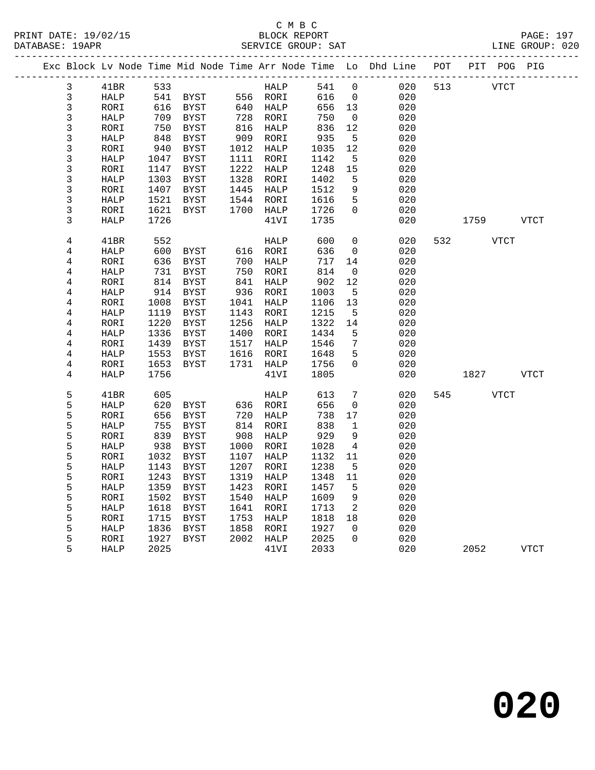C M B C

BLOCK REPORT

SERVICE GROUP: SAT

PRINT DATE: 19/02/15
DATABASE: 19APR
LINE GROUP: 020

| Exc | Block | Lv | Node | Time | Mid Node | Time | Arr Node | Time | Lo | Dhd Line | POT | PIT | POG | PIG |
|---|---|---|---|---|---|---|---|---|---|---|---|---|---|---|
| | 3 | | 41BR | 533 | | | HALP | 541 | 0 | 020 | 513 | | VTCT | |
| | 3 | | HALP | 541 | BYST | 556 | RORI | 616 | 0 | 020 | | | | |
| | 3 | | RORI | 616 | BYST | 640 | HALP | 656 | 13 | 020 | | | | |
| | 3 | | HALP | 709 | BYST | 728 | RORI | 750 | 0 | 020 | | | | |
| | 3 | | RORI | 750 | BYST | 816 | HALP | 836 | 12 | 020 | | | | |
| | 3 | | HALP | 848 | BYST | 909 | RORI | 935 | 5 | 020 | | | | |
| | 3 | | RORI | 940 | BYST | 1012 | HALP | 1035 | 12 | 020 | | | | |
| | 3 | | HALP | 1047 | BYST | 1111 | RORI | 1142 | 5 | 020 | | | | |
| | 3 | | RORI | 1147 | BYST | 1222 | HALP | 1248 | 15 | 020 | | | | |
| | 3 | | HALP | 1303 | BYST | 1328 | RORI | 1402 | 5 | 020 | | | | |
| | 3 | | RORI | 1407 | BYST | 1445 | HALP | 1512 | 9 | 020 | | | | |
| | 3 | | HALP | 1521 | BYST | 1544 | RORI | 1616 | 5 | 020 | | | | |
| | 3 | | RORI | 1621 | BYST | 1700 | HALP | 1726 | 0 | 020 | | | | |
| | 3 | | HALP | 1726 | | | 41VI | 1735 | | 020 | | 1759 | | VTCT |
| | 4 | | 41BR | 552 | | | HALP | 600 | 0 | 020 | 532 | | VTCT | |
| | 4 | | HALP | 600 | BYST | 616 | RORI | 636 | 0 | 020 | | | | |
| | 4 | | RORI | 636 | BYST | 700 | HALP | 717 | 14 | 020 | | | | |
| | 4 | | HALP | 731 | BYST | 750 | RORI | 814 | 0 | 020 | | | | |
| | 4 | | RORI | 814 | BYST | 841 | HALP | 902 | 12 | 020 | | | | |
| | 4 | | HALP | 914 | BYST | 936 | RORI | 1003 | 5 | 020 | | | | |
| | 4 | | RORI | 1008 | BYST | 1041 | HALP | 1106 | 13 | 020 | | | | |
| | 4 | | HALP | 1119 | BYST | 1143 | RORI | 1215 | 5 | 020 | | | | |
| | 4 | | RORI | 1220 | BYST | 1256 | HALP | 1322 | 14 | 020 | | | | |
| | 4 | | HALP | 1336 | BYST | 1400 | RORI | 1434 | 5 | 020 | | | | |
| | 4 | | RORI | 1439 | BYST | 1517 | HALP | 1546 | 7 | 020 | | | | |
| | 4 | | HALP | 1553 | BYST | 1616 | RORI | 1648 | 5 | 020 | | | | |
| | 4 | | RORI | 1653 | BYST | 1731 | HALP | 1756 | 0 | 020 | | | | |
| | 4 | | HALP | 1756 | | | 41VI | 1805 | | 020 | | 1827 | | VTCT |
| | 5 | | 41BR | 605 | | | HALP | 613 | 7 | 020 | 545 | | VTCT | |
| | 5 | | HALP | 620 | BYST | 636 | RORI | 656 | 0 | 020 | | | | |
| | 5 | | RORI | 656 | BYST | 720 | HALP | 738 | 17 | 020 | | | | |
| | 5 | | HALP | 755 | BYST | 814 | RORI | 838 | 1 | 020 | | | | |
| | 5 | | RORI | 839 | BYST | 908 | HALP | 929 | 9 | 020 | | | | |
| | 5 | | HALP | 938 | BYST | 1000 | RORI | 1028 | 4 | 020 | | | | |
| | 5 | | RORI | 1032 | BYST | 1107 | HALP | 1132 | 11 | 020 | | | | |
| | 5 | | HALP | 1143 | BYST | 1207 | RORI | 1238 | 5 | 020 | | | | |
| | 5 | | RORI | 1243 | BYST | 1319 | HALP | 1348 | 11 | 020 | | | | |
| | 5 | | HALP | 1359 | BYST | 1423 | RORI | 1457 | 5 | 020 | | | | |
| | 5 | | RORI | 1502 | BYST | 1540 | HALP | 1609 | 9 | 020 | | | | |
| | 5 | | HALP | 1618 | BYST | 1641 | RORI | 1713 | 2 | 020 | | | | |
| | 5 | | RORI | 1715 | BYST | 1753 | HALP | 1818 | 18 | 020 | | | | |
| | 5 | | HALP | 1836 | BYST | 1858 | RORI | 1927 | 0 | 020 | | | | |
| | 5 | | RORI | 1927 | BYST | 2002 | HALP | 2025 | 0 | 020 | | | | |
| | 5 | | HALP | 2025 | | | 41VI | 2033 | | 020 | | 2052 | | VTCT |

**020**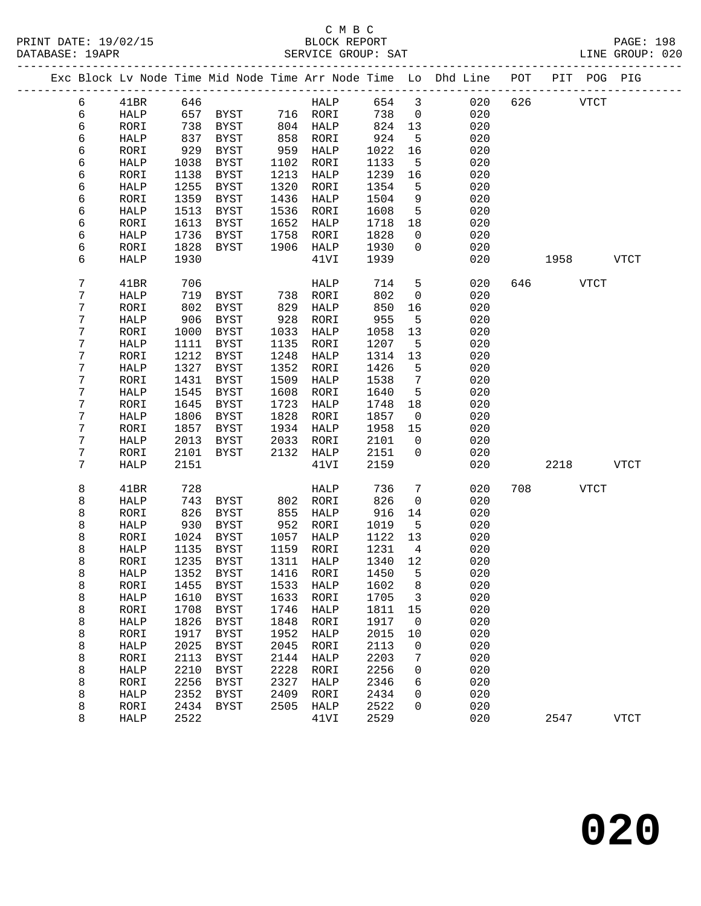C M B C

PRINT DATE: 19/02/15    BLOCK REPORT    PAGE: 198
DATABASE: 19APR    SERVICE GROUP: SAT    LINE GROUP: 020

| Exc | Block | Lv | Node | Time | Mid Node | Time | Arr Node | Time | Lo | Dhd Line | POT | PIT | POG | PIG |
|---|---|---|---|---|---|---|---|---|---|---|---|---|---|---|
| | 6 | | 41BR | 646 | | | HALP | 654 | 3 | 020 | 626 | | VTCT | |
| | 6 | | HALP | 657 | BYST | 716 | RORI | 738 | 0 | 020 | | | | |
| | 6 | | RORI | 738 | BYST | 804 | HALP | 824 | 13 | 020 | | | | |
| | 6 | | HALP | 837 | BYST | 858 | RORI | 924 | 5 | 020 | | | | |
| | 6 | | RORI | 929 | BYST | 959 | HALP | 1022 | 16 | 020 | | | | |
| | 6 | | HALP | 1038 | BYST | 1102 | RORI | 1133 | 5 | 020 | | | | |
| | 6 | | RORI | 1138 | BYST | 1213 | HALP | 1239 | 16 | 020 | | | | |
| | 6 | | HALP | 1255 | BYST | 1320 | RORI | 1354 | 5 | 020 | | | | |
| | 6 | | RORI | 1359 | BYST | 1436 | HALP | 1504 | 9 | 020 | | | | |
| | 6 | | HALP | 1513 | BYST | 1536 | RORI | 1608 | 5 | 020 | | | | |
| | 6 | | RORI | 1613 | BYST | 1652 | HALP | 1718 | 18 | 020 | | | | |
| | 6 | | HALP | 1736 | BYST | 1758 | RORI | 1828 | 0 | 020 | | | | |
| | 6 | | RORI | 1828 | BYST | 1906 | HALP | 1930 | 0 | 020 | | | | |
| | 6 | | HALP | 1930 | | | 41VI | 1939 | | 020 | | 1958 | | VTCT |
| | 7 | | 41BR | 706 | | | HALP | 714 | 5 | 020 | 646 | | VTCT | |
| | 7 | | HALP | 719 | BYST | 738 | RORI | 802 | 0 | 020 | | | | |
| | 7 | | RORI | 802 | BYST | 829 | HALP | 850 | 16 | 020 | | | | |
| | 7 | | HALP | 906 | BYST | 928 | RORI | 955 | 5 | 020 | | | | |
| | 7 | | RORI | 1000 | BYST | 1033 | HALP | 1058 | 13 | 020 | | | | |
| | 7 | | HALP | 1111 | BYST | 1135 | RORI | 1207 | 5 | 020 | | | | |
| | 7 | | RORI | 1212 | BYST | 1248 | HALP | 1314 | 13 | 020 | | | | |
| | 7 | | HALP | 1327 | BYST | 1352 | RORI | 1426 | 5 | 020 | | | | |
| | 7 | | RORI | 1431 | BYST | 1509 | HALP | 1538 | 7 | 020 | | | | |
| | 7 | | HALP | 1545 | BYST | 1608 | RORI | 1640 | 5 | 020 | | | | |
| | 7 | | RORI | 1645 | BYST | 1723 | HALP | 1748 | 18 | 020 | | | | |
| | 7 | | HALP | 1806 | BYST | 1828 | RORI | 1857 | 0 | 020 | | | | |
| | 7 | | RORI | 1857 | BYST | 1934 | HALP | 1958 | 15 | 020 | | | | |
| | 7 | | HALP | 2013 | BYST | 2033 | RORI | 2101 | 0 | 020 | | | | |
| | 7 | | RORI | 2101 | BYST | 2132 | HALP | 2151 | 0 | 020 | | | | |
| | 7 | | HALP | 2151 | | | 41VI | 2159 | | 020 | | 2218 | | VTCT |
| | 8 | | 41BR | 728 | | | HALP | 736 | 7 | 020 | 708 | | VTCT | |
| | 8 | | HALP | 743 | BYST | 802 | RORI | 826 | 0 | 020 | | | | |
| | 8 | | RORI | 826 | BYST | 855 | HALP | 916 | 14 | 020 | | | | |
| | 8 | | HALP | 930 | BYST | 952 | RORI | 1019 | 5 | 020 | | | | |
| | 8 | | RORI | 1024 | BYST | 1057 | HALP | 1122 | 13 | 020 | | | | |
| | 8 | | HALP | 1135 | BYST | 1159 | RORI | 1231 | 4 | 020 | | | | |
| | 8 | | RORI | 1235 | BYST | 1311 | HALP | 1340 | 12 | 020 | | | | |
| | 8 | | HALP | 1352 | BYST | 1416 | RORI | 1450 | 5 | 020 | | | | |
| | 8 | | RORI | 1455 | BYST | 1533 | HALP | 1602 | 8 | 020 | | | | |
| | 8 | | HALP | 1610 | BYST | 1633 | RORI | 1705 | 3 | 020 | | | | |
| | 8 | | RORI | 1708 | BYST | 1746 | HALP | 1811 | 15 | 020 | | | | |
| | 8 | | HALP | 1826 | BYST | 1848 | RORI | 1917 | 0 | 020 | | | | |
| | 8 | | RORI | 1917 | BYST | 1952 | HALP | 2015 | 10 | 020 | | | | |
| | 8 | | HALP | 2025 | BYST | 2045 | RORI | 2113 | 0 | 020 | | | | |
| | 8 | | RORI | 2113 | BYST | 2144 | HALP | 2203 | 7 | 020 | | | | |
| | 8 | | HALP | 2210 | BYST | 2228 | RORI | 2256 | 0 | 020 | | | | |
| | 8 | | RORI | 2256 | BYST | 2327 | HALP | 2346 | 6 | 020 | | | | |
| | 8 | | HALP | 2352 | BYST | 2409 | RORI | 2434 | 0 | 020 | | | | |
| | 8 | | RORI | 2434 | BYST | 2505 | HALP | 2522 | 0 | 020 | | | | |
| | 8 | | HALP | 2522 | | | 41VI | 2529 | | 020 | | 2547 | | VTCT |

**020**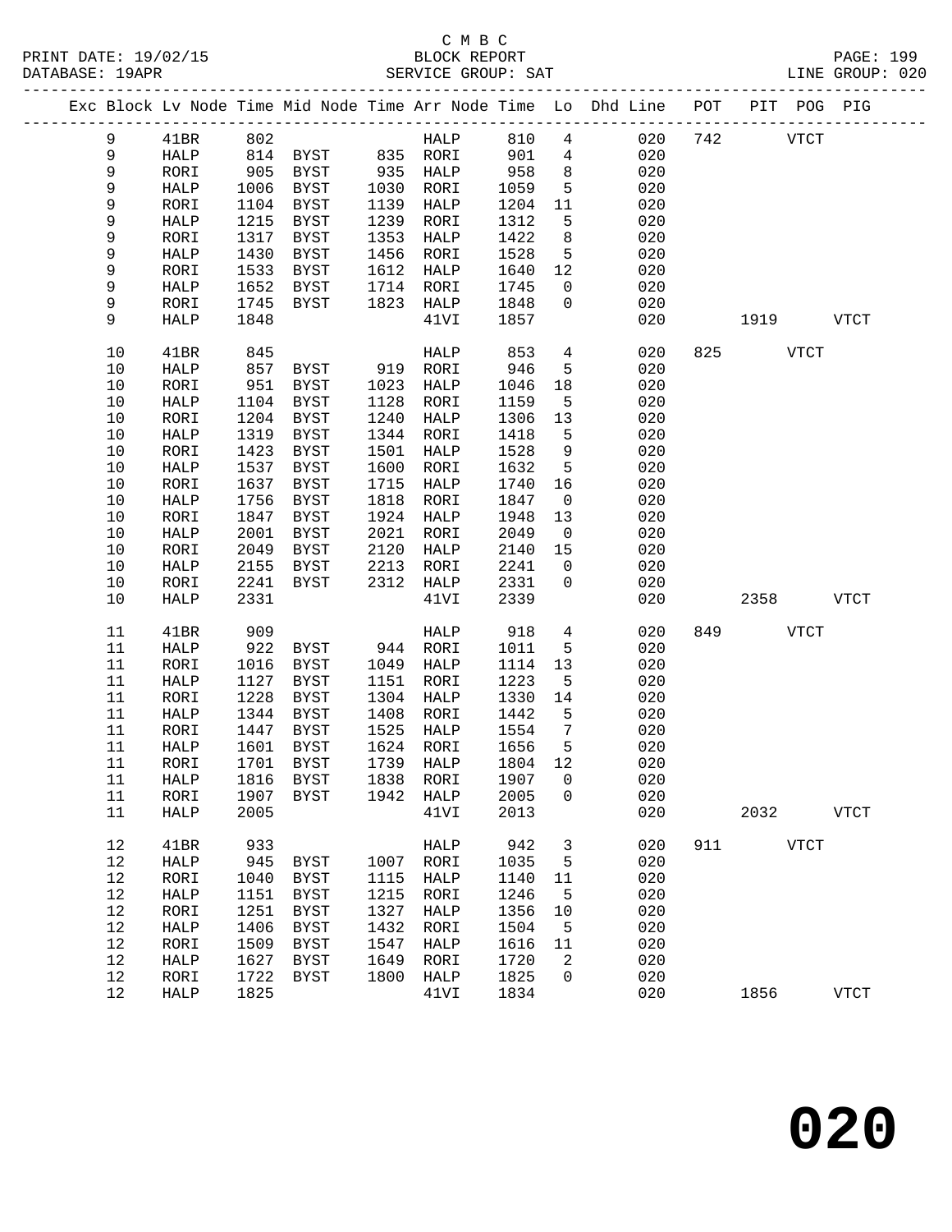C M B C
BLOCK REPORT
SERVICE GROUP: SAT

PRINT DATE: 19/02/15
DATABASE: 19APR
PAGE: 199
LINE GROUP: 020

| Exc | Block | Lv | Node | Time | Mid Node | Time | Arr Node | Time | Lo | Dhd Line | POT | PIT | POG | PIG |
|---|---|---|---|---|---|---|---|---|---|---|---|---|---|---|
| | 9 | | 41BR | 802 | | | HALP | 810 | 4 | 020 | 742 | | VTCT | |
| | 9 | | HALP | 814 | BYST | 835 | RORI | 901 | 4 | 020 | | | | |
| | 9 | | RORI | 905 | BYST | 935 | HALP | 958 | 8 | 020 | | | | |
| | 9 | | HALP | 1006 | BYST | 1030 | RORI | 1059 | 5 | 020 | | | | |
| | 9 | | RORI | 1104 | BYST | 1139 | HALP | 1204 | 11 | 020 | | | | |
| | 9 | | HALP | 1215 | BYST | 1239 | RORI | 1312 | 5 | 020 | | | | |
| | 9 | | RORI | 1317 | BYST | 1353 | HALP | 1422 | 8 | 020 | | | | |
| | 9 | | HALP | 1430 | BYST | 1456 | RORI | 1528 | 5 | 020 | | | | |
| | 9 | | RORI | 1533 | BYST | 1612 | HALP | 1640 | 12 | 020 | | | | |
| | 9 | | HALP | 1652 | BYST | 1714 | RORI | 1745 | 0 | 020 | | | | |
| | 9 | | RORI | 1745 | BYST | 1823 | HALP | 1848 | 0 | 020 | | | | |
| | 9 | | HALP | 1848 | | | 41VI | 1857 | | 020 | | 1919 | | VTCT |
| | 10 | | 41BR | 845 | | | HALP | 853 | 4 | 020 | 825 | | VTCT | |
| | 10 | | HALP | 857 | BYST | 919 | RORI | 946 | 5 | 020 | | | | |
| | 10 | | RORI | 951 | BYST | 1023 | HALP | 1046 | 18 | 020 | | | | |
| | 10 | | HALP | 1104 | BYST | 1128 | RORI | 1159 | 5 | 020 | | | | |
| | 10 | | RORI | 1204 | BYST | 1240 | HALP | 1306 | 13 | 020 | | | | |
| | 10 | | HALP | 1319 | BYST | 1344 | RORI | 1418 | 5 | 020 | | | | |
| | 10 | | RORI | 1423 | BYST | 1501 | HALP | 1528 | 9 | 020 | | | | |
| | 10 | | HALP | 1537 | BYST | 1600 | RORI | 1632 | 5 | 020 | | | | |
| | 10 | | RORI | 1637 | BYST | 1715 | HALP | 1740 | 16 | 020 | | | | |
| | 10 | | HALP | 1756 | BYST | 1818 | RORI | 1847 | 0 | 020 | | | | |
| | 10 | | RORI | 1847 | BYST | 1924 | HALP | 1948 | 13 | 020 | | | | |
| | 10 | | HALP | 2001 | BYST | 2021 | RORI | 2049 | 0 | 020 | | | | |
| | 10 | | RORI | 2049 | BYST | 2120 | HALP | 2140 | 15 | 020 | | | | |
| | 10 | | HALP | 2155 | BYST | 2213 | RORI | 2241 | 0 | 020 | | | | |
| | 10 | | RORI | 2241 | BYST | 2312 | HALP | 2331 | 0 | 020 | | | | |
| | 10 | | HALP | 2331 | | | 41VI | 2339 | | 020 | | 2358 | | VTCT |
| | 11 | | 41BR | 909 | | | HALP | 918 | 4 | 020 | 849 | | VTCT | |
| | 11 | | HALP | 922 | BYST | 944 | RORI | 1011 | 5 | 020 | | | | |
| | 11 | | RORI | 1016 | BYST | 1049 | HALP | 1114 | 13 | 020 | | | | |
| | 11 | | HALP | 1127 | BYST | 1151 | RORI | 1223 | 5 | 020 | | | | |
| | 11 | | RORI | 1228 | BYST | 1304 | HALP | 1330 | 14 | 020 | | | | |
| | 11 | | HALP | 1344 | BYST | 1408 | RORI | 1442 | 5 | 020 | | | | |
| | 11 | | RORI | 1447 | BYST | 1525 | HALP | 1554 | 7 | 020 | | | | |
| | 11 | | HALP | 1601 | BYST | 1624 | RORI | 1656 | 5 | 020 | | | | |
| | 11 | | RORI | 1701 | BYST | 1739 | HALP | 1804 | 12 | 020 | | | | |
| | 11 | | HALP | 1816 | BYST | 1838 | RORI | 1907 | 0 | 020 | | | | |
| | 11 | | RORI | 1907 | BYST | 1942 | HALP | 2005 | 0 | 020 | | | | |
| | 11 | | HALP | 2005 | | | 41VI | 2013 | | 020 | | 2032 | | VTCT |
| | 12 | | 41BR | 933 | | | HALP | 942 | 3 | 020 | 911 | | VTCT | |
| | 12 | | HALP | 945 | BYST | 1007 | RORI | 1035 | 5 | 020 | | | | |
| | 12 | | RORI | 1040 | BYST | 1115 | HALP | 1140 | 11 | 020 | | | | |
| | 12 | | HALP | 1151 | BYST | 1215 | RORI | 1246 | 5 | 020 | | | | |
| | 12 | | RORI | 1251 | BYST | 1327 | HALP | 1356 | 10 | 020 | | | | |
| | 12 | | HALP | 1406 | BYST | 1432 | RORI | 1504 | 5 | 020 | | | | |
| | 12 | | RORI | 1509 | BYST | 1547 | HALP | 1616 | 11 | 020 | | | | |
| | 12 | | HALP | 1627 | BYST | 1649 | RORI | 1720 | 2 | 020 | | | | |
| | 12 | | RORI | 1722 | BYST | 1800 | HALP | 1825 | 0 | 020 | | | | |
| | 12 | | HALP | 1825 | | | 41VI | 1834 | | 020 | | 1856 | | VTCT |

**020**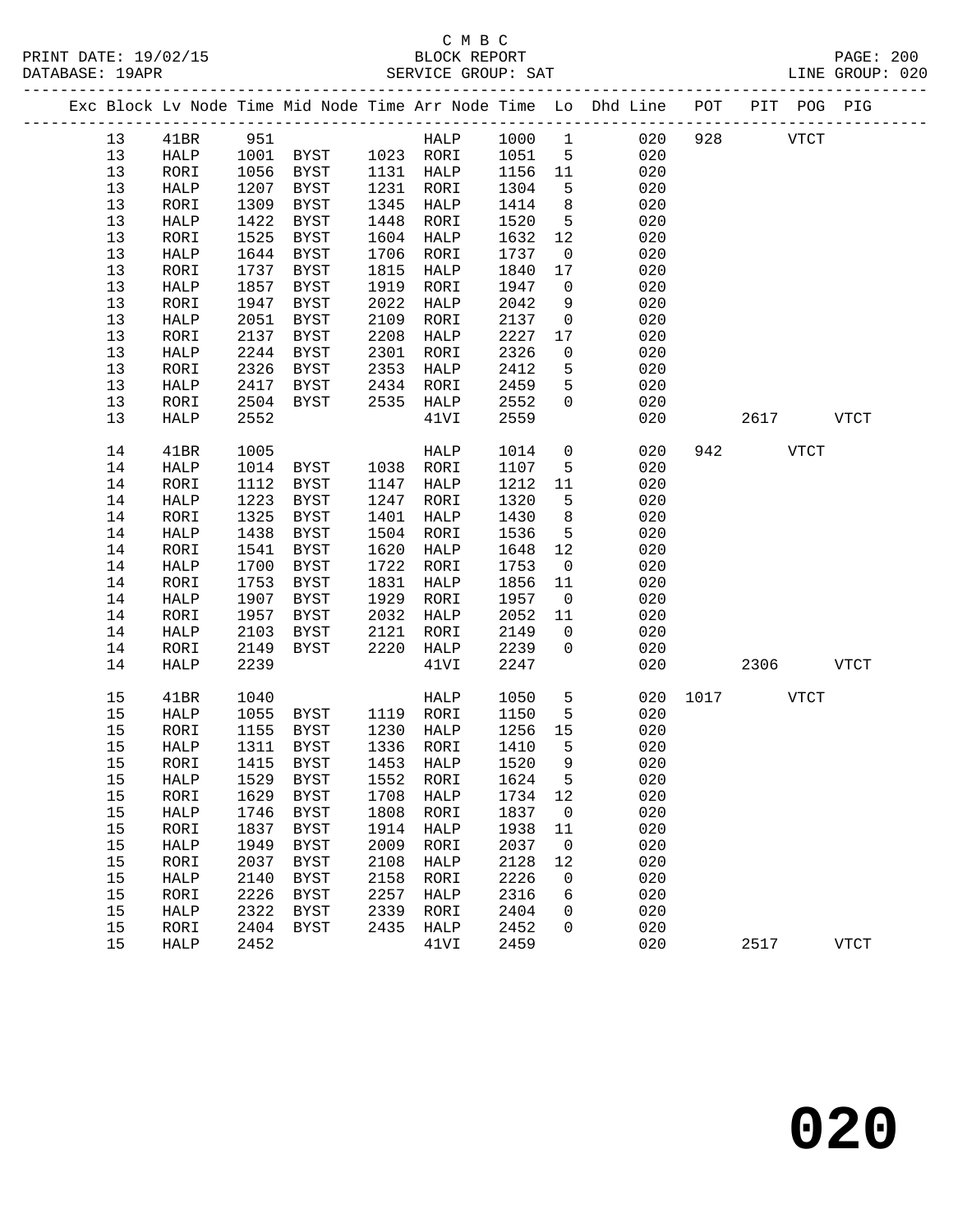C M B C
BLOCK REPORT
SERVICE GROUP: SAT

PRINT DATE: 19/02/15
DATABASE: 19APR
LINE GROUP: 020

| Exc | Block | Lv Node | Time | Mid Node | Time | Arr Node | Time | Lo | Dhd Line | POT | PIT | POG | PIG |
|---|---|---|---|---|---|---|---|---|---|---|---|---|---|
| | 13 | 41BR | 951 | | | HALP | 1000 | 1 | 020 | 928 | | VTCT | |
| | 13 | HALP | 1001 | BYST | 1023 | RORI | 1051 | 5 | 020 | | | | |
| | 13 | RORI | 1056 | BYST | 1131 | HALP | 1156 | 11 | 020 | | | | |
| | 13 | HALP | 1207 | BYST | 1231 | RORI | 1304 | 5 | 020 | | | | |
| | 13 | RORI | 1309 | BYST | 1345 | HALP | 1414 | 8 | 020 | | | | |
| | 13 | HALP | 1422 | BYST | 1448 | RORI | 1520 | 5 | 020 | | | | |
| | 13 | RORI | 1525 | BYST | 1604 | HALP | 1632 | 12 | 020 | | | | |
| | 13 | HALP | 1644 | BYST | 1706 | RORI | 1737 | 0 | 020 | | | | |
| | 13 | RORI | 1737 | BYST | 1815 | HALP | 1840 | 17 | 020 | | | | |
| | 13 | HALP | 1857 | BYST | 1919 | RORI | 1947 | 0 | 020 | | | | |
| | 13 | RORI | 1947 | BYST | 2022 | HALP | 2042 | 9 | 020 | | | | |
| | 13 | HALP | 2051 | BYST | 2109 | RORI | 2137 | 0 | 020 | | | | |
| | 13 | RORI | 2137 | BYST | 2208 | HALP | 2227 | 17 | 020 | | | | |
| | 13 | HALP | 2244 | BYST | 2301 | RORI | 2326 | 0 | 020 | | | | |
| | 13 | RORI | 2326 | BYST | 2353 | HALP | 2412 | 5 | 020 | | | | |
| | 13 | HALP | 2417 | BYST | 2434 | RORI | 2459 | 5 | 020 | | | | |
| | 13 | RORI | 2504 | BYST | 2535 | HALP | 2552 | 0 | 020 | | | | |
| | 13 | HALP | 2552 | | | 41VI | 2559 | | 020 | | 2617 | | VTCT |
| | 14 | 41BR | 1005 | | | HALP | 1014 | 0 | 020 | 942 | | VTCT | |
| | 14 | HALP | 1014 | BYST | 1038 | RORI | 1107 | 5 | 020 | | | | |
| | 14 | RORI | 1112 | BYST | 1147 | HALP | 1212 | 11 | 020 | | | | |
| | 14 | HALP | 1223 | BYST | 1247 | RORI | 1320 | 5 | 020 | | | | |
| | 14 | RORI | 1325 | BYST | 1401 | HALP | 1430 | 8 | 020 | | | | |
| | 14 | HALP | 1438 | BYST | 1504 | RORI | 1536 | 5 | 020 | | | | |
| | 14 | RORI | 1541 | BYST | 1620 | HALP | 1648 | 12 | 020 | | | | |
| | 14 | HALP | 1700 | BYST | 1722 | RORI | 1753 | 0 | 020 | | | | |
| | 14 | RORI | 1753 | BYST | 1831 | HALP | 1856 | 11 | 020 | | | | |
| | 14 | HALP | 1907 | BYST | 1929 | RORI | 1957 | 0 | 020 | | | | |
| | 14 | RORI | 1957 | BYST | 2032 | HALP | 2052 | 11 | 020 | | | | |
| | 14 | HALP | 2103 | BYST | 2121 | RORI | 2149 | 0 | 020 | | | | |
| | 14 | RORI | 2149 | BYST | 2220 | HALP | 2239 | 0 | 020 | | | | |
| | 14 | HALP | 2239 | | | 41VI | 2247 | | 020 | | 2306 | | VTCT |
| | 15 | 41BR | 1040 | | | HALP | 1050 | 5 | 020 | 1017 | | VTCT | |
| | 15 | HALP | 1055 | BYST | 1119 | RORI | 1150 | 5 | 020 | | | | |
| | 15 | RORI | 1155 | BYST | 1230 | HALP | 1256 | 15 | 020 | | | | |
| | 15 | HALP | 1311 | BYST | 1336 | RORI | 1410 | 5 | 020 | | | | |
| | 15 | RORI | 1415 | BYST | 1453 | HALP | 1520 | 9 | 020 | | | | |
| | 15 | HALP | 1529 | BYST | 1552 | RORI | 1624 | 5 | 020 | | | | |
| | 15 | RORI | 1629 | BYST | 1708 | HALP | 1734 | 12 | 020 | | | | |
| | 15 | HALP | 1746 | BYST | 1808 | RORI | 1837 | 0 | 020 | | | | |
| | 15 | RORI | 1837 | BYST | 1914 | HALP | 1938 | 11 | 020 | | | | |
| | 15 | HALP | 1949 | BYST | 2009 | RORI | 2037 | 0 | 020 | | | | |
| | 15 | RORI | 2037 | BYST | 2108 | HALP | 2128 | 12 | 020 | | | | |
| | 15 | HALP | 2140 | BYST | 2158 | RORI | 2226 | 0 | 020 | | | | |
| | 15 | RORI | 2226 | BYST | 2257 | HALP | 2316 | 6 | 020 | | | | |
| | 15 | HALP | 2322 | BYST | 2339 | RORI | 2404 | 0 | 020 | | | | |
| | 15 | RORI | 2404 | BYST | 2435 | HALP | 2452 | 0 | 020 | | | | |
| | 15 | HALP | 2452 | | | 41VI | 2459 | | 020 | | 2517 | | VTCT |

**020**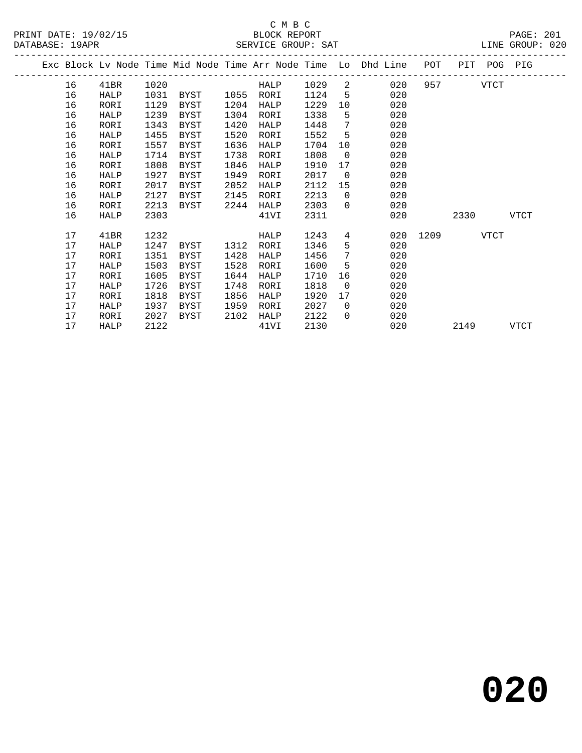C M B C

BLOCK REPORT

SERVICE GROUP: SAT

PRINT DATE: 19/02/15
DATABASE: 19APR
LINE GROUP: 020

| Exc | Block | Lv Node | Time | Mid Node | Time | Arr Node | Time | Lo | Dhd Line | POT | PIT | POG | PIG |
|---|---|---|---|---|---|---|---|---|---|---|---|---|---|
| | 16 | 41BR | 1020 | | | HALP | 1029 | 2 | 020 | 957 | | VTCT | |
| | 16 | HALP | 1031 | BYST | 1055 | RORI | 1124 | 5 | 020 | | | | |
| | 16 | RORI | 1129 | BYST | 1204 | HALP | 1229 | 10 | 020 | | | | |
| | 16 | HALP | 1239 | BYST | 1304 | RORI | 1338 | 5 | 020 | | | | |
| | 16 | RORI | 1343 | BYST | 1420 | HALP | 1448 | 7 | 020 | | | | |
| | 16 | HALP | 1455 | BYST | 1520 | RORI | 1552 | 5 | 020 | | | | |
| | 16 | RORI | 1557 | BYST | 1636 | HALP | 1704 | 10 | 020 | | | | |
| | 16 | HALP | 1714 | BYST | 1738 | RORI | 1808 | 0 | 020 | | | | |
| | 16 | RORI | 1808 | BYST | 1846 | HALP | 1910 | 17 | 020 | | | | |
| | 16 | HALP | 1927 | BYST | 1949 | RORI | 2017 | 0 | 020 | | | | |
| | 16 | RORI | 2017 | BYST | 2052 | HALP | 2112 | 15 | 020 | | | | |
| | 16 | HALP | 2127 | BYST | 2145 | RORI | 2213 | 0 | 020 | | | | |
| | 16 | RORI | 2213 | BYST | 2244 | HALP | 2303 | 0 | 020 | | | | |
| | 16 | HALP | 2303 | | | 41VI | 2311 | | 020 | | 2330 | | VTCT |
| | 17 | 41BR | 1232 | | | HALP | 1243 | 4 | 020 | 1209 | | VTCT | |
| | 17 | HALP | 1247 | BYST | 1312 | RORI | 1346 | 5 | 020 | | | | |
| | 17 | RORI | 1351 | BYST | 1428 | HALP | 1456 | 7 | 020 | | | | |
| | 17 | HALP | 1503 | BYST | 1528 | RORI | 1600 | 5 | 020 | | | | |
| | 17 | RORI | 1605 | BYST | 1644 | HALP | 1710 | 16 | 020 | | | | |
| | 17 | HALP | 1726 | BYST | 1748 | RORI | 1818 | 0 | 020 | | | | |
| | 17 | RORI | 1818 | BYST | 1856 | HALP | 1920 | 17 | 020 | | | | |
| | 17 | HALP | 1937 | BYST | 1959 | RORI | 2027 | 0 | 020 | | | | |
| | 17 | RORI | 2027 | BYST | 2102 | HALP | 2122 | 0 | 020 | | | | |
| | 17 | HALP | 2122 | | | 41VI | 2130 | | 020 | | 2149 | | VTCT |

**020**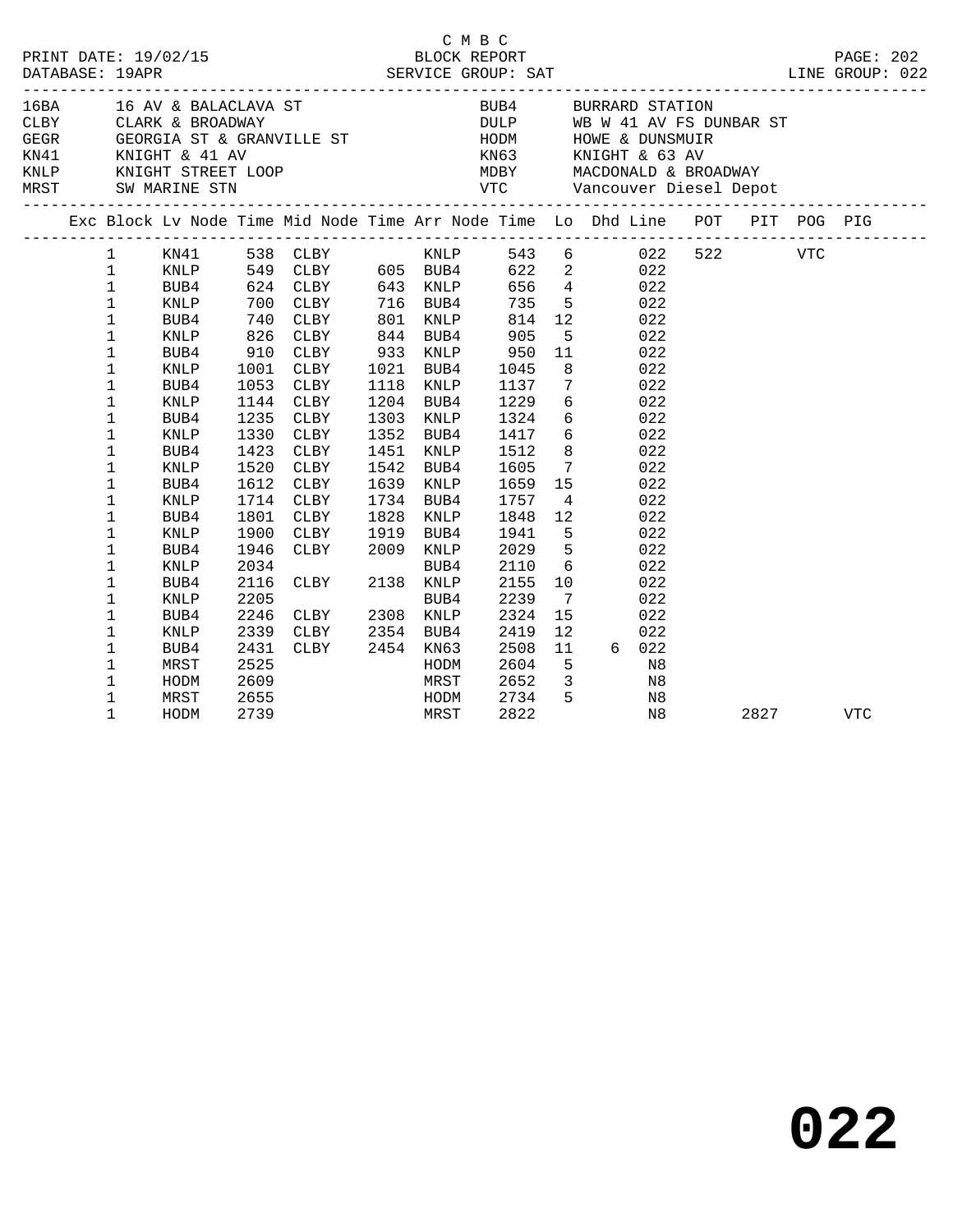C M B C

PRINT DATE: 19/02/15 BLOCK REPORT
DATABASE: 19APR SERVICE GROUP: SAT LINE GROUP: 022

| Code | Description | Code | Description |
|---|---|---|---|
| 16BA | 16 AV & BALACLAVA ST | BUB4 | BURRARD STATION |
| CLBY | CLARK & BROADWAY | DULP | WB W 41 AV FS DUNBAR ST |
| GEGR | GEORGIA ST & GRANVILLE ST | HODM | HOWE & DUNSMUIR |
| KN41 | KNIGHT & 41 AV | KN63 | KNIGHT & 63 AV |
| KNLP | KNIGHT STREET LOOP | MDBY | MACDONALD & BROADWAY |
| MRST | SW MARINE STN | VTC | Vancouver Diesel Depot |

| Exc | Block | Lv Node | Time | Mid Node | Time | Arr Node | Time | Lo | Dhd | Line | POT | PIT | POG | PIG |
|---|---|---|---|---|---|---|---|---|---|---|---|---|---|---|
| | 1 | KN41 | 538 | CLBY | | KNLP | 543 | 6 | | 022 | 522 | | VTC | |
| | 1 | KNLP | 549 | CLBY | 605 | BUB4 | 622 | 2 | | 022 | | | | |
| | 1 | BUB4 | 624 | CLBY | 643 | KNLP | 656 | 4 | | 022 | | | | |
| | 1 | KNLP | 700 | CLBY | 716 | BUB4 | 735 | 5 | | 022 | | | | |
| | 1 | BUB4 | 740 | CLBY | 801 | KNLP | 814 | 12 | | 022 | | | | |
| | 1 | KNLP | 826 | CLBY | 844 | BUB4 | 905 | 5 | | 022 | | | | |
| | 1 | BUB4 | 910 | CLBY | 933 | KNLP | 950 | 11 | | 022 | | | | |
| | 1 | KNLP | 1001 | CLBY | 1021 | BUB4 | 1045 | 8 | | 022 | | | | |
| | 1 | BUB4 | 1053 | CLBY | 1118 | KNLP | 1137 | 7 | | 022 | | | | |
| | 1 | KNLP | 1144 | CLBY | 1204 | BUB4 | 1229 | 6 | | 022 | | | | |
| | 1 | BUB4 | 1235 | CLBY | 1303 | KNLP | 1324 | 6 | | 022 | | | | |
| | 1 | KNLP | 1330 | CLBY | 1352 | BUB4 | 1417 | 6 | | 022 | | | | |
| | 1 | BUB4 | 1423 | CLBY | 1451 | KNLP | 1512 | 8 | | 022 | | | | |
| | 1 | KNLP | 1520 | CLBY | 1542 | BUB4 | 1605 | 7 | | 022 | | | | |
| | 1 | BUB4 | 1612 | CLBY | 1639 | KNLP | 1659 | 15 | | 022 | | | | |
| | 1 | KNLP | 1714 | CLBY | 1734 | BUB4 | 1757 | 4 | | 022 | | | | |
| | 1 | BUB4 | 1801 | CLBY | 1828 | KNLP | 1848 | 12 | | 022 | | | | |
| | 1 | KNLP | 1900 | CLBY | 1919 | BUB4 | 1941 | 5 | | 022 | | | | |
| | 1 | BUB4 | 1946 | CLBY | 2009 | KNLP | 2029 | 5 | | 022 | | | | |
| | 1 | KNLP | 2034 | | | BUB4 | 2110 | 6 | | 022 | | | | |
| | 1 | BUB4 | 2116 | CLBY | 2138 | KNLP | 2155 | 10 | | 022 | | | | |
| | 1 | KNLP | 2205 | | | BUB4 | 2239 | 7 | | 022 | | | | |
| | 1 | BUB4 | 2246 | CLBY | 2308 | KNLP | 2324 | 15 | | 022 | | | | |
| | 1 | KNLP | 2339 | CLBY | 2354 | BUB4 | 2419 | 12 | | 022 | | | | |
| | 1 | BUB4 | 2431 | CLBY | 2454 | KN63 | 2508 | 11 | 6 | 022 | | | | |
| | 1 | MRST | 2525 | | | HODM | 2604 | 5 | | N8 | | | | |
| | 1 | HODM | 2609 | | | MRST | 2652 | 3 | | N8 | | | | |
| | 1 | MRST | 2655 | | | HODM | 2734 | 5 | | N8 | | | | |
| | 1 | HODM | 2739 | | | MRST | 2822 | | | N8 | | 2827 | | VTC |

**022**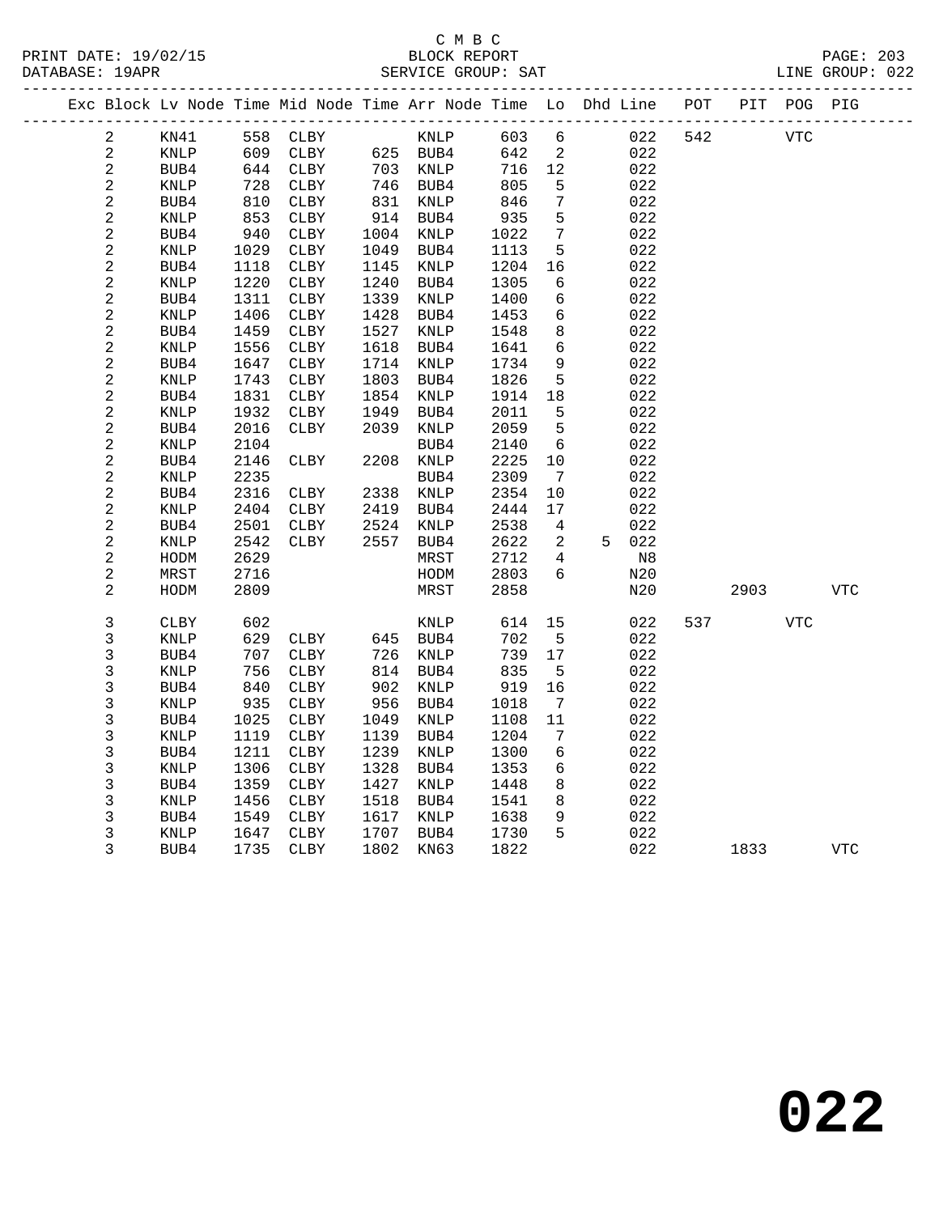C M B C

BLOCK REPORT

SERVICE GROUP: SAT

PRINT DATE: 19/02/15
DATABASE: 19APR
LINE GROUP: 022

| Exc | Block | Lv | Node | Time | Mid Node | Time | Arr Node | Time | Lo | Dhd | Line | POT | PIT | POG | PIG |
|---|---|---|---|---|---|---|---|---|---|---|---|---|---|---|---|
| | 2 | | KN41 | 558 | CLBY | | KNLP | 603 | 6 | | 022 | 542 | | VTC | |
| | 2 | | KNLP | 609 | CLBY | 625 | BUB4 | 642 | 2 | | 022 | | | | |
| | 2 | | BUB4 | 644 | CLBY | 703 | KNLP | 716 | 12 | | 022 | | | | |
| | 2 | | KNLP | 728 | CLBY | 746 | BUB4 | 805 | 5 | | 022 | | | | |
| | 2 | | BUB4 | 810 | CLBY | 831 | KNLP | 846 | 7 | | 022 | | | | |
| | 2 | | KNLP | 853 | CLBY | 914 | BUB4 | 935 | 5 | | 022 | | | | |
| | 2 | | BUB4 | 940 | CLBY | 1004 | KNLP | 1022 | 7 | | 022 | | | | |
| | 2 | | KNLP | 1029 | CLBY | 1049 | BUB4 | 1113 | 5 | | 022 | | | | |
| | 2 | | BUB4 | 1118 | CLBY | 1145 | KNLP | 1204 | 16 | | 022 | | | | |
| | 2 | | KNLP | 1220 | CLBY | 1240 | BUB4 | 1305 | 6 | | 022 | | | | |
| | 2 | | BUB4 | 1311 | CLBY | 1339 | KNLP | 1400 | 6 | | 022 | | | | |
| | 2 | | KNLP | 1406 | CLBY | 1428 | BUB4 | 1453 | 6 | | 022 | | | | |
| | 2 | | BUB4 | 1459 | CLBY | 1527 | KNLP | 1548 | 8 | | 022 | | | | |
| | 2 | | KNLP | 1556 | CLBY | 1618 | BUB4 | 1641 | 6 | | 022 | | | | |
| | 2 | | BUB4 | 1647 | CLBY | 1714 | KNLP | 1734 | 9 | | 022 | | | | |
| | 2 | | KNLP | 1743 | CLBY | 1803 | BUB4 | 1826 | 5 | | 022 | | | | |
| | 2 | | BUB4 | 1831 | CLBY | 1854 | KNLP | 1914 | 18 | | 022 | | | | |
| | 2 | | KNLP | 1932 | CLBY | 1949 | BUB4 | 2011 | 5 | | 022 | | | | |
| | 2 | | BUB4 | 2016 | CLBY | 2039 | KNLP | 2059 | 5 | | 022 | | | | |
| | 2 | | KNLP | 2104 | | | BUB4 | 2140 | 6 | | 022 | | | | |
| | 2 | | BUB4 | 2146 | CLBY | 2208 | KNLP | 2225 | 10 | | 022 | | | | |
| | 2 | | KNLP | 2235 | | | BUB4 | 2309 | 7 | | 022 | | | | |
| | 2 | | BUB4 | 2316 | CLBY | 2338 | KNLP | 2354 | 10 | | 022 | | | | |
| | 2 | | KNLP | 2404 | CLBY | 2419 | BUB4 | 2444 | 17 | | 022 | | | | |
| | 2 | | BUB4 | 2501 | CLBY | 2524 | KNLP | 2538 | 4 | | 022 | | | | |
| | 2 | | KNLP | 2542 | CLBY | 2557 | BUB4 | 2622 | 2 | 5 | 022 | | | | |
| | 2 | | HODM | 2629 | | | MRST | 2712 | 4 | | N8 | | | | |
| | 2 | | MRST | 2716 | | | HODM | 2803 | 6 | | N20 | | | | |
| | 2 | | HODM | 2809 | | | MRST | 2858 | | | N20 | | 2903 | | VTC |
| | 3 | | CLBY | 602 | | | KNLP | 614 | 15 | | 022 | 537 | | VTC | |
| | 3 | | KNLP | 629 | CLBY | 645 | BUB4 | 702 | 5 | | 022 | | | | |
| | 3 | | BUB4 | 707 | CLBY | 726 | KNLP | 739 | 17 | | 022 | | | | |
| | 3 | | KNLP | 756 | CLBY | 814 | BUB4 | 835 | 5 | | 022 | | | | |
| | 3 | | BUB4 | 840 | CLBY | 902 | KNLP | 919 | 16 | | 022 | | | | |
| | 3 | | KNLP | 935 | CLBY | 956 | BUB4 | 1018 | 7 | | 022 | | | | |
| | 3 | | BUB4 | 1025 | CLBY | 1049 | KNLP | 1108 | 11 | | 022 | | | | |
| | 3 | | KNLP | 1119 | CLBY | 1139 | BUB4 | 1204 | 7 | | 022 | | | | |
| | 3 | | BUB4 | 1211 | CLBY | 1239 | KNLP | 1300 | 6 | | 022 | | | | |
| | 3 | | KNLP | 1306 | CLBY | 1328 | BUB4 | 1353 | 6 | | 022 | | | | |
| | 3 | | BUB4 | 1359 | CLBY | 1427 | KNLP | 1448 | 8 | | 022 | | | | |
| | 3 | | KNLP | 1456 | CLBY | 1518 | BUB4 | 1541 | 8 | | 022 | | | | |
| | 3 | | BUB4 | 1549 | CLBY | 1617 | KNLP | 1638 | 9 | | 022 | | | | |
| | 3 | | KNLP | 1647 | CLBY | 1707 | BUB4 | 1730 | 5 | | 022 | | | | |
| | 3 | | BUB4 | 1735 | CLBY | 1802 | KN63 | 1822 | | | 022 | | 1833 | | VTC |

# 022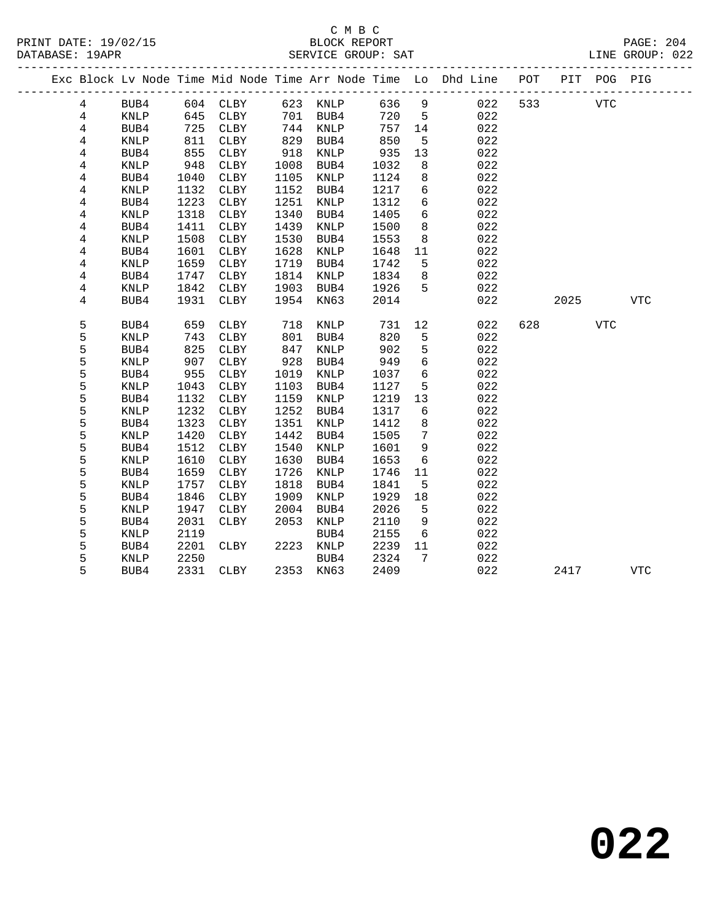C M B C

BLOCK REPORT

PRINT DATE: 19/02/15 DATABASE: 19APR SERVICE GROUP: SAT LINE GROUP: 022

| Exc | Block | Lv Node | Time | Mid Node | Time | Arr Node | Time | Lo | Dhd Line | POT | PIT | POG | PIG |
|---|---|---|---|---|---|---|---|---|---|---|---|---|---|
| | 4 | BUB4 | 604 | CLBY | 623 | KNLP | 636 | 9 | 022 | 533 | | VTC | |
| | 4 | KNLP | 645 | CLBY | 701 | BUB4 | 720 | 5 | 022 | | | | |
| | 4 | BUB4 | 725 | CLBY | 744 | KNLP | 757 | 14 | 022 | | | | |
| | 4 | KNLP | 811 | CLBY | 829 | BUB4 | 850 | 5 | 022 | | | | |
| | 4 | BUB4 | 855 | CLBY | 918 | KNLP | 935 | 13 | 022 | | | | |
| | 4 | KNLP | 948 | CLBY | 1008 | BUB4 | 1032 | 8 | 022 | | | | |
| | 4 | BUB4 | 1040 | CLBY | 1105 | KNLP | 1124 | 8 | 022 | | | | |
| | 4 | KNLP | 1132 | CLBY | 1152 | BUB4 | 1217 | 6 | 022 | | | | |
| | 4 | BUB4 | 1223 | CLBY | 1251 | KNLP | 1312 | 6 | 022 | | | | |
| | 4 | KNLP | 1318 | CLBY | 1340 | BUB4 | 1405 | 6 | 022 | | | | |
| | 4 | BUB4 | 1411 | CLBY | 1439 | KNLP | 1500 | 8 | 022 | | | | |
| | 4 | KNLP | 1508 | CLBY | 1530 | BUB4 | 1553 | 8 | 022 | | | | |
| | 4 | BUB4 | 1601 | CLBY | 1628 | KNLP | 1648 | 11 | 022 | | | | |
| | 4 | KNLP | 1659 | CLBY | 1719 | BUB4 | 1742 | 5 | 022 | | | | |
| | 4 | BUB4 | 1747 | CLBY | 1814 | KNLP | 1834 | 8 | 022 | | | | |
| | 4 | KNLP | 1842 | CLBY | 1903 | BUB4 | 1926 | 5 | 022 | | | | |
| | 4 | BUB4 | 1931 | CLBY | 1954 | KN63 | 2014 | | 022 | | 2025 | | VTC |
| | 5 | BUB4 | 659 | CLBY | 718 | KNLP | 731 | 12 | 022 | 628 | | VTC | |
| | 5 | KNLP | 743 | CLBY | 801 | BUB4 | 820 | 5 | 022 | | | | |
| | 5 | BUB4 | 825 | CLBY | 847 | KNLP | 902 | 5 | 022 | | | | |
| | 5 | KNLP | 907 | CLBY | 928 | BUB4 | 949 | 6 | 022 | | | | |
| | 5 | BUB4 | 955 | CLBY | 1019 | KNLP | 1037 | 6 | 022 | | | | |
| | 5 | KNLP | 1043 | CLBY | 1103 | BUB4 | 1127 | 5 | 022 | | | | |
| | 5 | BUB4 | 1132 | CLBY | 1159 | KNLP | 1219 | 13 | 022 | | | | |
| | 5 | KNLP | 1232 | CLBY | 1252 | BUB4 | 1317 | 6 | 022 | | | | |
| | 5 | BUB4 | 1323 | CLBY | 1351 | KNLP | 1412 | 8 | 022 | | | | |
| | 5 | KNLP | 1420 | CLBY | 1442 | BUB4 | 1505 | 7 | 022 | | | | |
| | 5 | BUB4 | 1512 | CLBY | 1540 | KNLP | 1601 | 9 | 022 | | | | |
| | 5 | KNLP | 1610 | CLBY | 1630 | BUB4 | 1653 | 6 | 022 | | | | |
| | 5 | BUB4 | 1659 | CLBY | 1726 | KNLP | 1746 | 11 | 022 | | | | |
| | 5 | KNLP | 1757 | CLBY | 1818 | BUB4 | 1841 | 5 | 022 | | | | |
| | 5 | BUB4 | 1846 | CLBY | 1909 | KNLP | 1929 | 18 | 022 | | | | |
| | 5 | KNLP | 1947 | CLBY | 2004 | BUB4 | 2026 | 5 | 022 | | | | |
| | 5 | BUB4 | 2031 | CLBY | 2053 | KNLP | 2110 | 9 | 022 | | | | |
| | 5 | KNLP | 2119 | | | BUB4 | 2155 | 6 | 022 | | | | |
| | 5 | BUB4 | 2201 | CLBY | 2223 | KNLP | 2239 | 11 | 022 | | | | |
| | 5 | KNLP | 2250 | | | BUB4 | 2324 | 7 | 022 | | | | |
| | 5 | BUB4 | 2331 | CLBY | 2353 | KN63 | 2409 | | 022 | | 2417 | | VTC |

# 022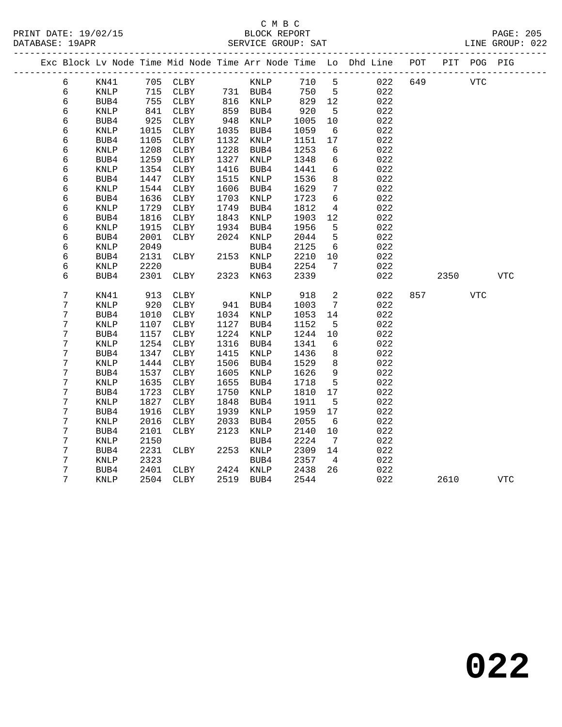C M B C

BLOCK REPORT

SERVICE GROUP: SAT

LINE GROUP: 022

| Exc | Block | Lv Node | Time | Mid Node | Time | Arr Node | Time | Lo | Dhd Line | POT | PIT | POG | PIG |
|---|---|---|---|---|---|---|---|---|---|---|---|---|---|
| | 6 | KN41 | 705 | CLBY | | KNLP | 710 | 5 | 022 | 649 | | VTC | |
| | 6 | KNLP | 715 | CLBY | 731 | BUB4 | 750 | 5 | 022 | | | | |
| | 6 | BUB4 | 755 | CLBY | 816 | KNLP | 829 | 12 | 022 | | | | |
| | 6 | KNLP | 841 | CLBY | 859 | BUB4 | 920 | 5 | 022 | | | | |
| | 6 | BUB4 | 925 | CLBY | 948 | KNLP | 1005 | 10 | 022 | | | | |
| | 6 | KNLP | 1015 | CLBY | 1035 | BUB4 | 1059 | 6 | 022 | | | | |
| | 6 | BUB4 | 1105 | CLBY | 1132 | KNLP | 1151 | 17 | 022 | | | | |
| | 6 | KNLP | 1208 | CLBY | 1228 | BUB4 | 1253 | 6 | 022 | | | | |
| | 6 | BUB4 | 1259 | CLBY | 1327 | KNLP | 1348 | 6 | 022 | | | | |
| | 6 | KNLP | 1354 | CLBY | 1416 | BUB4 | 1441 | 6 | 022 | | | | |
| | 6 | BUB4 | 1447 | CLBY | 1515 | KNLP | 1536 | 8 | 022 | | | | |
| | 6 | KNLP | 1544 | CLBY | 1606 | BUB4 | 1629 | 7 | 022 | | | | |
| | 6 | BUB4 | 1636 | CLBY | 1703 | KNLP | 1723 | 6 | 022 | | | | |
| | 6 | KNLP | 1729 | CLBY | 1749 | BUB4 | 1812 | 4 | 022 | | | | |
| | 6 | BUB4 | 1816 | CLBY | 1843 | KNLP | 1903 | 12 | 022 | | | | |
| | 6 | KNLP | 1915 | CLBY | 1934 | BUB4 | 1956 | 5 | 022 | | | | |
| | 6 | BUB4 | 2001 | CLBY | 2024 | KNLP | 2044 | 5 | 022 | | | | |
| | 6 | KNLP | 2049 | | | BUB4 | 2125 | 6 | 022 | | | | |
| | 6 | BUB4 | 2131 | CLBY | 2153 | KNLP | 2210 | 10 | 022 | | | | |
| | 6 | KNLP | 2220 | | | BUB4 | 2254 | 7 | 022 | | | | |
| | 6 | BUB4 | 2301 | CLBY | 2323 | KN63 | 2339 | | 022 | | 2350 | | VTC |
| | 7 | KN41 | 913 | CLBY | | KNLP | 918 | 2 | 022 | 857 | | VTC | |
| | 7 | KNLP | 920 | CLBY | 941 | BUB4 | 1003 | 7 | 022 | | | | |
| | 7 | BUB4 | 1010 | CLBY | 1034 | KNLP | 1053 | 14 | 022 | | | | |
| | 7 | KNLP | 1107 | CLBY | 1127 | BUB4 | 1152 | 5 | 022 | | | | |
| | 7 | BUB4 | 1157 | CLBY | 1224 | KNLP | 1244 | 10 | 022 | | | | |
| | 7 | KNLP | 1254 | CLBY | 1316 | BUB4 | 1341 | 6 | 022 | | | | |
| | 7 | BUB4 | 1347 | CLBY | 1415 | KNLP | 1436 | 8 | 022 | | | | |
| | 7 | KNLP | 1444 | CLBY | 1506 | BUB4 | 1529 | 8 | 022 | | | | |
| | 7 | BUB4 | 1537 | CLBY | 1605 | KNLP | 1626 | 9 | 022 | | | | |
| | 7 | KNLP | 1635 | CLBY | 1655 | BUB4 | 1718 | 5 | 022 | | | | |
| | 7 | BUB4 | 1723 | CLBY | 1750 | KNLP | 1810 | 17 | 022 | | | | |
| | 7 | KNLP | 1827 | CLBY | 1848 | BUB4 | 1911 | 5 | 022 | | | | |
| | 7 | BUB4 | 1916 | CLBY | 1939 | KNLP | 1959 | 17 | 022 | | | | |
| | 7 | KNLP | 2016 | CLBY | 2033 | BUB4 | 2055 | 6 | 022 | | | | |
| | 7 | BUB4 | 2101 | CLBY | 2123 | KNLP | 2140 | 10 | 022 | | | | |
| | 7 | KNLP | 2150 | | | BUB4 | 2224 | 7 | 022 | | | | |
| | 7 | BUB4 | 2231 | CLBY | 2253 | KNLP | 2309 | 14 | 022 | | | | |
| | 7 | KNLP | 2323 | | | BUB4 | 2357 | 4 | 022 | | | | |
| | 7 | BUB4 | 2401 | CLBY | 2424 | KNLP | 2438 | 26 | 022 | | | | |
| | 7 | KNLP | 2504 | CLBY | 2519 | BUB4 | 2544 | | 022 | | 2610 | | VTC |

**022**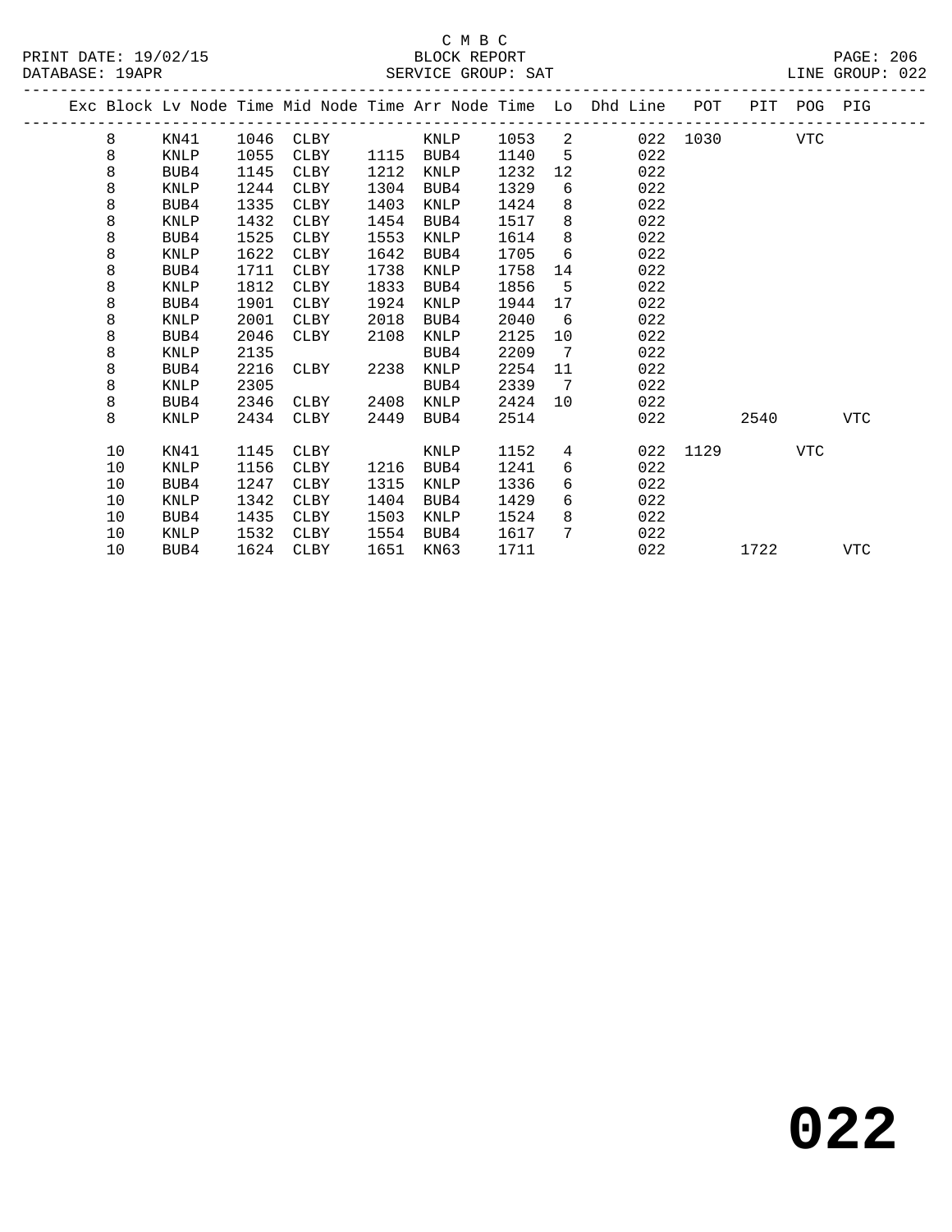C M B C
BLOCK REPORT
SERVICE GROUP: SAT

PRINT DATE: 19/02/15
DATABASE: 19APR
LINE GROUP: 022

| Exc | Block | Lv Node | Time | Mid Node | Time | Arr Node | Time | Lo | Dhd Line | POT | PIT | POG | PIG |
|---|---|---|---|---|---|---|---|---|---|---|---|---|---|
| | 8 | KN41 | 1046 | CLBY | | KNLP | 1053 | 2 | 022 | 1030 | | VTC | |
| | 8 | KNLP | 1055 | CLBY | 1115 | BUB4 | 1140 | 5 | 022 | | | | |
| | 8 | BUB4 | 1145 | CLBY | 1212 | KNLP | 1232 | 12 | 022 | | | | |
| | 8 | KNLP | 1244 | CLBY | 1304 | BUB4 | 1329 | 6 | 022 | | | | |
| | 8 | BUB4 | 1335 | CLBY | 1403 | KNLP | 1424 | 8 | 022 | | | | |
| | 8 | KNLP | 1432 | CLBY | 1454 | BUB4 | 1517 | 8 | 022 | | | | |
| | 8 | BUB4 | 1525 | CLBY | 1553 | KNLP | 1614 | 8 | 022 | | | | |
| | 8 | KNLP | 1622 | CLBY | 1642 | BUB4 | 1705 | 6 | 022 | | | | |
| | 8 | BUB4 | 1711 | CLBY | 1738 | KNLP | 1758 | 14 | 022 | | | | |
| | 8 | KNLP | 1812 | CLBY | 1833 | BUB4 | 1856 | 5 | 022 | | | | |
| | 8 | BUB4 | 1901 | CLBY | 1924 | KNLP | 1944 | 17 | 022 | | | | |
| | 8 | KNLP | 2001 | CLBY | 2018 | BUB4 | 2040 | 6 | 022 | | | | |
| | 8 | BUB4 | 2046 | CLBY | 2108 | KNLP | 2125 | 10 | 022 | | | | |
| | 8 | KNLP | 2135 | | | BUB4 | 2209 | 7 | 022 | | | | |
| | 8 | BUB4 | 2216 | CLBY | 2238 | KNLP | 2254 | 11 | 022 | | | | |
| | 8 | KNLP | 2305 | | | BUB4 | 2339 | 7 | 022 | | | | |
| | 8 | BUB4 | 2346 | CLBY | 2408 | KNLP | 2424 | 10 | 022 | | | | |
| | 8 | KNLP | 2434 | CLBY | 2449 | BUB4 | 2514 | | 022 | | 2540 | | VTC |
| | 10 | KN41 | 1145 | CLBY | | KNLP | 1152 | 4 | 022 | 1129 | | VTC | |
| | 10 | KNLP | 1156 | CLBY | 1216 | BUB4 | 1241 | 6 | 022 | | | | |
| | 10 | BUB4 | 1247 | CLBY | 1315 | KNLP | 1336 | 6 | 022 | | | | |
| | 10 | KNLP | 1342 | CLBY | 1404 | BUB4 | 1429 | 6 | 022 | | | | |
| | 10 | BUB4 | 1435 | CLBY | 1503 | KNLP | 1524 | 8 | 022 | | | | |
| | 10 | KNLP | 1532 | CLBY | 1554 | BUB4 | 1617 | 7 | 022 | | | | |
| | 10 | BUB4 | 1624 | CLBY | 1651 | KN63 | 1711 | | 022 | | 1722 | | VTC |

# 022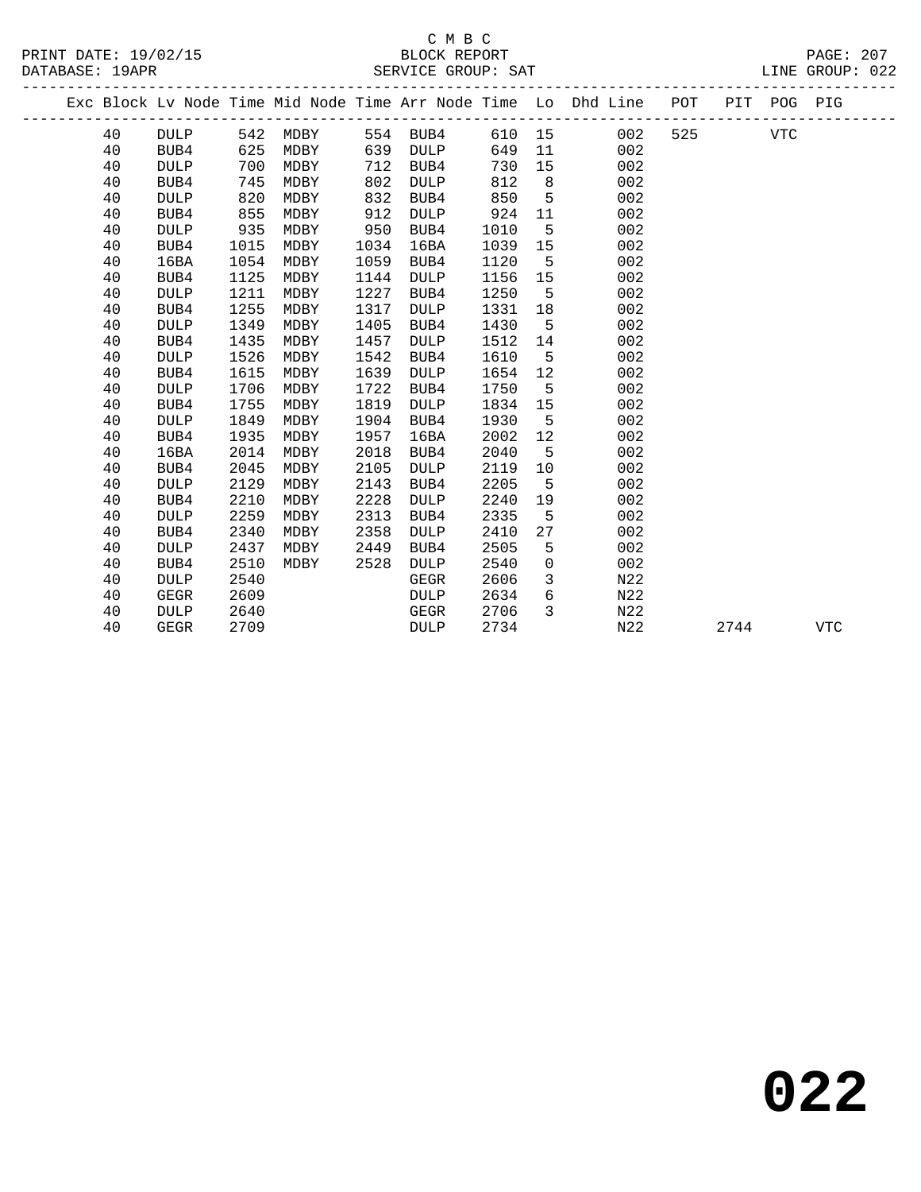C M B C

BLOCK REPORT

SERVICE GROUP: SAT

LINE GROUP: 022

| Exc | Block | Lv Node | Time | Mid Node | Time | Arr Node | Time | Lo | Dhd Line | POT | PIT | POG | PIG |
|---|---|---|---|---|---|---|---|---|---|---|---|---|---|
| | 40 | DULP | 542 | MDBY | 554 | BUB4 | 610 | 15 | 002 | 525 | | VTC | |
| | 40 | BUB4 | 625 | MDBY | 639 | DULP | 649 | 11 | 002 | | | | |
| | 40 | DULP | 700 | MDBY | 712 | BUB4 | 730 | 15 | 002 | | | | |
| | 40 | BUB4 | 745 | MDBY | 802 | DULP | 812 | 8 | 002 | | | | |
| | 40 | DULP | 820 | MDBY | 832 | BUB4 | 850 | 5 | 002 | | | | |
| | 40 | BUB4 | 855 | MDBY | 912 | DULP | 924 | 11 | 002 | | | | |
| | 40 | DULP | 935 | MDBY | 950 | BUB4 | 1010 | 5 | 002 | | | | |
| | 40 | BUB4 | 1015 | MDBY | 1034 | 16BA | 1039 | 15 | 002 | | | | |
| | 40 | 16BA | 1054 | MDBY | 1059 | BUB4 | 1120 | 5 | 002 | | | | |
| | 40 | BUB4 | 1125 | MDBY | 1144 | DULP | 1156 | 15 | 002 | | | | |
| | 40 | DULP | 1211 | MDBY | 1227 | BUB4 | 1250 | 5 | 002 | | | | |
| | 40 | BUB4 | 1255 | MDBY | 1317 | DULP | 1331 | 18 | 002 | | | | |
| | 40 | DULP | 1349 | MDBY | 1405 | BUB4 | 1430 | 5 | 002 | | | | |
| | 40 | BUB4 | 1435 | MDBY | 1457 | DULP | 1512 | 14 | 002 | | | | |
| | 40 | DULP | 1526 | MDBY | 1542 | BUB4 | 1610 | 5 | 002 | | | | |
| | 40 | BUB4 | 1615 | MDBY | 1639 | DULP | 1654 | 12 | 002 | | | | |
| | 40 | DULP | 1706 | MDBY | 1722 | BUB4 | 1750 | 5 | 002 | | | | |
| | 40 | BUB4 | 1755 | MDBY | 1819 | DULP | 1834 | 15 | 002 | | | | |
| | 40 | DULP | 1849 | MDBY | 1904 | BUB4 | 1930 | 5 | 002 | | | | |
| | 40 | BUB4 | 1935 | MDBY | 1957 | 16BA | 2002 | 12 | 002 | | | | |
| | 40 | 16BA | 2014 | MDBY | 2018 | BUB4 | 2040 | 5 | 002 | | | | |
| | 40 | BUB4 | 2045 | MDBY | 2105 | DULP | 2119 | 10 | 002 | | | | |
| | 40 | DULP | 2129 | MDBY | 2143 | BUB4 | 2205 | 5 | 002 | | | | |
| | 40 | BUB4 | 2210 | MDBY | 2228 | DULP | 2240 | 19 | 002 | | | | |
| | 40 | DULP | 2259 | MDBY | 2313 | BUB4 | 2335 | 5 | 002 | | | | |
| | 40 | BUB4 | 2340 | MDBY | 2358 | DULP | 2410 | 27 | 002 | | | | |
| | 40 | DULP | 2437 | MDBY | 2449 | BUB4 | 2505 | 5 | 002 | | | | |
| | 40 | BUB4 | 2510 | MDBY | 2528 | DULP | 2540 | 0 | 002 | | | | |
| | 40 | DULP | 2540 | | | GEGR | 2606 | 3 | N22 | | | | |
| | 40 | GEGR | 2609 | | | DULP | 2634 | 6 | N22 | | | | |
| | 40 | DULP | 2640 | | | GEGR | 2706 | 3 | N22 | | | | |
| | 40 | GEGR | 2709 | | | DULP | 2734 | | N22 | | 2744 | | VTC |

**022**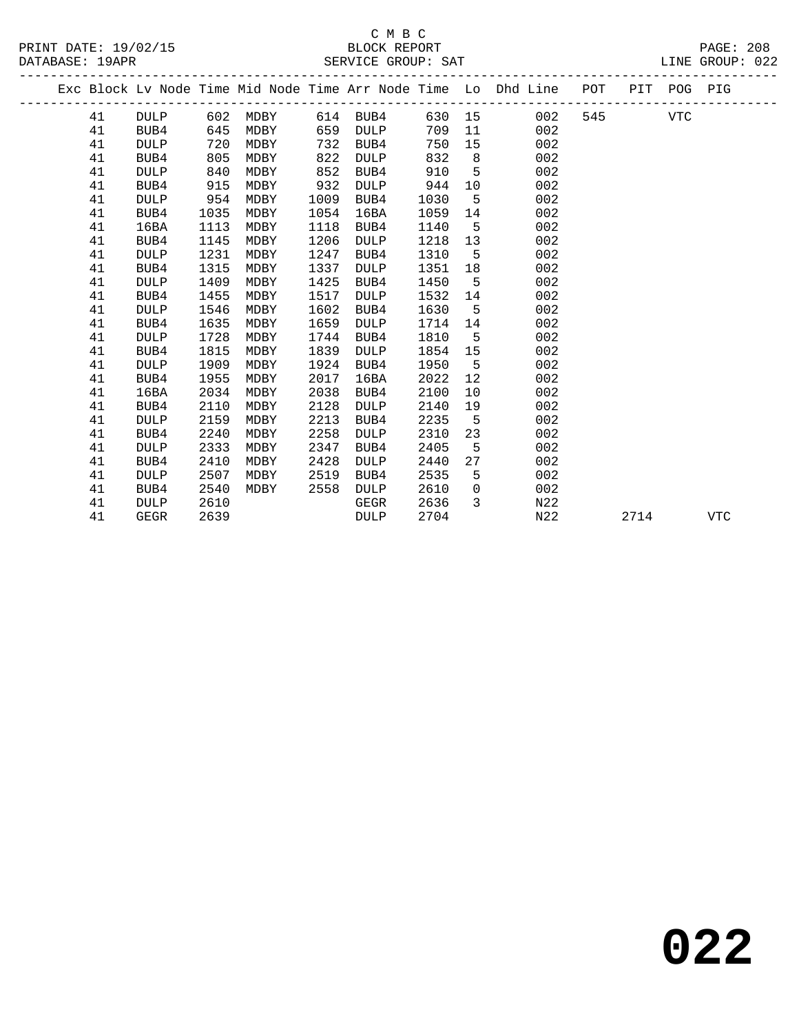C M B C

BLOCK REPORT

SERVICE GROUP: SAT

PRINT DATE: 19/02/15
DATABASE: 19APR
LINE GROUP: 022

| Exc | Block | Lv Node | Time | Mid Node | Time | Arr Node | Time | Lo | Dhd Line | POT | PIT | POG | PIG |
|---|---|---|---|---|---|---|---|---|---|---|---|---|---|
| | 41 | DULP | 602 | MDBY | 614 | BUB4 | 630 | 15 | 002 | 545 | | VTC | |
| | 41 | BUB4 | 645 | MDBY | 659 | DULP | 709 | 11 | 002 | | | | |
| | 41 | DULP | 720 | MDBY | 732 | BUB4 | 750 | 15 | 002 | | | | |
| | 41 | BUB4 | 805 | MDBY | 822 | DULP | 832 | 8 | 002 | | | | |
| | 41 | DULP | 840 | MDBY | 852 | BUB4 | 910 | 5 | 002 | | | | |
| | 41 | BUB4 | 915 | MDBY | 932 | DULP | 944 | 10 | 002 | | | | |
| | 41 | DULP | 954 | MDBY | 1009 | BUB4 | 1030 | 5 | 002 | | | | |
| | 41 | BUB4 | 1035 | MDBY | 1054 | 16BA | 1059 | 14 | 002 | | | | |
| | 41 | 16BA | 1113 | MDBY | 1118 | BUB4 | 1140 | 5 | 002 | | | | |
| | 41 | BUB4 | 1145 | MDBY | 1206 | DULP | 1218 | 13 | 002 | | | | |
| | 41 | DULP | 1231 | MDBY | 1247 | BUB4 | 1310 | 5 | 002 | | | | |
| | 41 | BUB4 | 1315 | MDBY | 1337 | DULP | 1351 | 18 | 002 | | | | |
| | 41 | DULP | 1409 | MDBY | 1425 | BUB4 | 1450 | 5 | 002 | | | | |
| | 41 | BUB4 | 1455 | MDBY | 1517 | DULP | 1532 | 14 | 002 | | | | |
| | 41 | DULP | 1546 | MDBY | 1602 | BUB4 | 1630 | 5 | 002 | | | | |
| | 41 | BUB4 | 1635 | MDBY | 1659 | DULP | 1714 | 14 | 002 | | | | |
| | 41 | DULP | 1728 | MDBY | 1744 | BUB4 | 1810 | 5 | 002 | | | | |
| | 41 | BUB4 | 1815 | MDBY | 1839 | DULP | 1854 | 15 | 002 | | | | |
| | 41 | DULP | 1909 | MDBY | 1924 | BUB4 | 1950 | 5 | 002 | | | | |
| | 41 | BUB4 | 1955 | MDBY | 2017 | 16BA | 2022 | 12 | 002 | | | | |
| | 41 | 16BA | 2034 | MDBY | 2038 | BUB4 | 2100 | 10 | 002 | | | | |
| | 41 | BUB4 | 2110 | MDBY | 2128 | DULP | 2140 | 19 | 002 | | | | |
| | 41 | DULP | 2159 | MDBY | 2213 | BUB4 | 2235 | 5 | 002 | | | | |
| | 41 | BUB4 | 2240 | MDBY | 2258 | DULP | 2310 | 23 | 002 | | | | |
| | 41 | DULP | 2333 | MDBY | 2347 | BUB4 | 2405 | 5 | 002 | | | | |
| | 41 | BUB4 | 2410 | MDBY | 2428 | DULP | 2440 | 27 | 002 | | | | |
| | 41 | DULP | 2507 | MDBY | 2519 | BUB4 | 2535 | 5 | 002 | | | | |
| | 41 | BUB4 | 2540 | MDBY | 2558 | DULP | 2610 | 0 | 002 | | | | |
| | 41 | DULP | 2610 | | | GEGR | 2636 | 3 | N22 | | | | |
| | 41 | GEGR | 2639 | | | DULP | 2704 | | N22 | | 2714 | | VTC |

**022**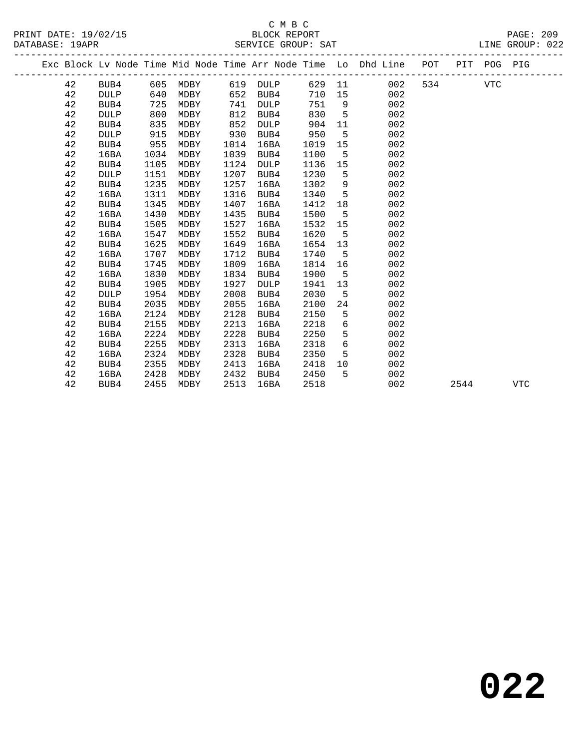C M B C
BLOCK REPORT
SERVICE GROUP: SAT

PRINT DATE: 19/02/15
DATABASE: 19APR
LINE GROUP: 022

| Exc | Block | Lv | Node | Time | Mid Node | Time | Arr Node | Time | Lo | Dhd Line | POT | PIT | POG | PIG |
|---|---|---|---|---|---|---|---|---|---|---|---|---|---|---|
| | 42 | | BUB4 | 605 | MDBY | 619 | DULP | 629 | 11 | 002 | 534 | | VTC | |
| | 42 | | DULP | 640 | MDBY | 652 | BUB4 | 710 | 15 | 002 | | | | |
| | 42 | | BUB4 | 725 | MDBY | 741 | DULP | 751 | 9 | 002 | | | | |
| | 42 | | DULP | 800 | MDBY | 812 | BUB4 | 830 | 5 | 002 | | | | |
| | 42 | | BUB4 | 835 | MDBY | 852 | DULP | 904 | 11 | 002 | | | | |
| | 42 | | DULP | 915 | MDBY | 930 | BUB4 | 950 | 5 | 002 | | | | |
| | 42 | | BUB4 | 955 | MDBY | 1014 | 16BA | 1019 | 15 | 002 | | | | |
| | 42 | | 16BA | 1034 | MDBY | 1039 | BUB4 | 1100 | 5 | 002 | | | | |
| | 42 | | BUB4 | 1105 | MDBY | 1124 | DULP | 1136 | 15 | 002 | | | | |
| | 42 | | DULP | 1151 | MDBY | 1207 | BUB4 | 1230 | 5 | 002 | | | | |
| | 42 | | BUB4 | 1235 | MDBY | 1257 | 16BA | 1302 | 9 | 002 | | | | |
| | 42 | | 16BA | 1311 | MDBY | 1316 | BUB4 | 1340 | 5 | 002 | | | | |
| | 42 | | BUB4 | 1345 | MDBY | 1407 | 16BA | 1412 | 18 | 002 | | | | |
| | 42 | | 16BA | 1430 | MDBY | 1435 | BUB4 | 1500 | 5 | 002 | | | | |
| | 42 | | BUB4 | 1505 | MDBY | 1527 | 16BA | 1532 | 15 | 002 | | | | |
| | 42 | | 16BA | 1547 | MDBY | 1552 | BUB4 | 1620 | 5 | 002 | | | | |
| | 42 | | BUB4 | 1625 | MDBY | 1649 | 16BA | 1654 | 13 | 002 | | | | |
| | 42 | | 16BA | 1707 | MDBY | 1712 | BUB4 | 1740 | 5 | 002 | | | | |
| | 42 | | BUB4 | 1745 | MDBY | 1809 | 16BA | 1814 | 16 | 002 | | | | |
| | 42 | | 16BA | 1830 | MDBY | 1834 | BUB4 | 1900 | 5 | 002 | | | | |
| | 42 | | BUB4 | 1905 | MDBY | 1927 | DULP | 1941 | 13 | 002 | | | | |
| | 42 | | DULP | 1954 | MDBY | 2008 | BUB4 | 2030 | 5 | 002 | | | | |
| | 42 | | BUB4 | 2035 | MDBY | 2055 | 16BA | 2100 | 24 | 002 | | | | |
| | 42 | | 16BA | 2124 | MDBY | 2128 | BUB4 | 2150 | 5 | 002 | | | | |
| | 42 | | BUB4 | 2155 | MDBY | 2213 | 16BA | 2218 | 6 | 002 | | | | |
| | 42 | | 16BA | 2224 | MDBY | 2228 | BUB4 | 2250 | 5 | 002 | | | | |
| | 42 | | BUB4 | 2255 | MDBY | 2313 | 16BA | 2318 | 6 | 002 | | | | |
| | 42 | | 16BA | 2324 | MDBY | 2328 | BUB4 | 2350 | 5 | 002 | | | | |
| | 42 | | BUB4 | 2355 | MDBY | 2413 | 16BA | 2418 | 10 | 002 | | | | |
| | 42 | | 16BA | 2428 | MDBY | 2432 | BUB4 | 2450 | 5 | 002 | | | | |
| | 42 | | BUB4 | 2455 | MDBY | 2513 | 16BA | 2518 | | 002 | | 2544 | | VTC |

**022**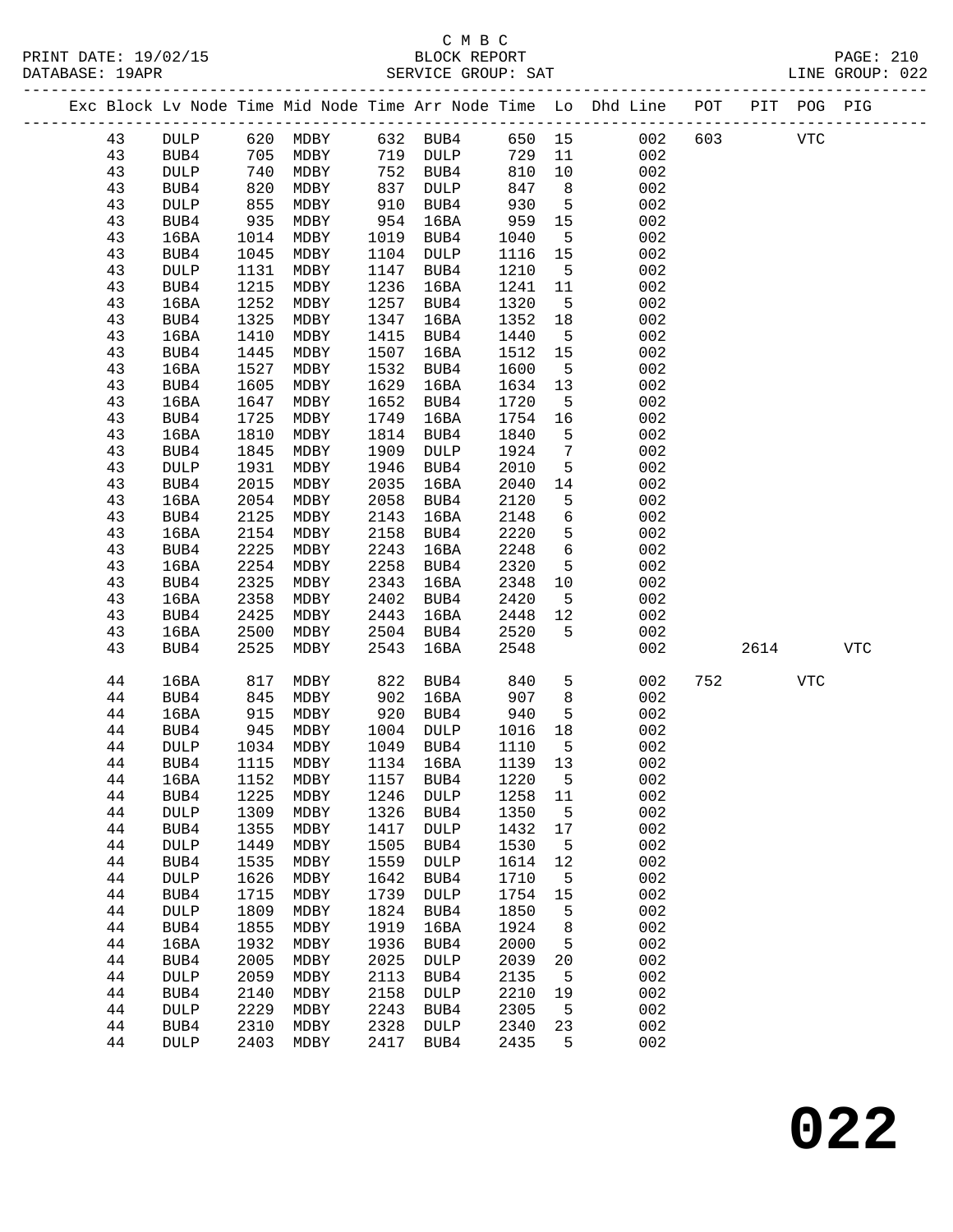C M B C
PRINT DATE: 19/02/15 BLOCK REPORT
DATABASE: 19APR SERVICE GROUP: SAT LINE GROUP: 022

| Exc | Block | Lv Node | Time | Mid Node | Time | Arr Node | Time | Lo | Dhd Line | POT | PIT | POG | PIG |
|---|---|---|---|---|---|---|---|---|---|---|---|---|---|
| | 43 | DULP | 620 | MDBY | 632 | BUB4 | 650 | 15 | 002 | 603 | | VTC | |
| | 43 | BUB4 | 705 | MDBY | 719 | DULP | 729 | 11 | 002 | | | | |
| | 43 | DULP | 740 | MDBY | 752 | BUB4 | 810 | 10 | 002 | | | | |
| | 43 | BUB4 | 820 | MDBY | 837 | DULP | 847 | 8 | 002 | | | | |
| | 43 | DULP | 855 | MDBY | 910 | BUB4 | 930 | 5 | 002 | | | | |
| | 43 | BUB4 | 935 | MDBY | 954 | 16BA | 959 | 15 | 002 | | | | |
| | 43 | 16BA | 1014 | MDBY | 1019 | BUB4 | 1040 | 5 | 002 | | | | |
| | 43 | BUB4 | 1045 | MDBY | 1104 | DULP | 1116 | 15 | 002 | | | | |
| | 43 | DULP | 1131 | MDBY | 1147 | BUB4 | 1210 | 5 | 002 | | | | |
| | 43 | BUB4 | 1215 | MDBY | 1236 | 16BA | 1241 | 11 | 002 | | | | |
| | 43 | 16BA | 1252 | MDBY | 1257 | BUB4 | 1320 | 5 | 002 | | | | |
| | 43 | BUB4 | 1325 | MDBY | 1347 | 16BA | 1352 | 18 | 002 | | | | |
| | 43 | 16BA | 1410 | MDBY | 1415 | BUB4 | 1440 | 5 | 002 | | | | |
| | 43 | BUB4 | 1445 | MDBY | 1507 | 16BA | 1512 | 15 | 002 | | | | |
| | 43 | 16BA | 1527 | MDBY | 1532 | BUB4 | 1600 | 5 | 002 | | | | |
| | 43 | BUB4 | 1605 | MDBY | 1629 | 16BA | 1634 | 13 | 002 | | | | |
| | 43 | 16BA | 1647 | MDBY | 1652 | BUB4 | 1720 | 5 | 002 | | | | |
| | 43 | BUB4 | 1725 | MDBY | 1749 | 16BA | 1754 | 16 | 002 | | | | |
| | 43 | 16BA | 1810 | MDBY | 1814 | BUB4 | 1840 | 5 | 002 | | | | |
| | 43 | BUB4 | 1845 | MDBY | 1909 | DULP | 1924 | 7 | 002 | | | | |
| | 43 | DULP | 1931 | MDBY | 1946 | BUB4 | 2010 | 5 | 002 | | | | |
| | 43 | BUB4 | 2015 | MDBY | 2035 | 16BA | 2040 | 14 | 002 | | | | |
| | 43 | 16BA | 2054 | MDBY | 2058 | BUB4 | 2120 | 5 | 002 | | | | |
| | 43 | BUB4 | 2125 | MDBY | 2143 | 16BA | 2148 | 6 | 002 | | | | |
| | 43 | 16BA | 2154 | MDBY | 2158 | BUB4 | 2220 | 5 | 002 | | | | |
| | 43 | BUB4 | 2225 | MDBY | 2243 | 16BA | 2248 | 6 | 002 | | | | |
| | 43 | 16BA | 2254 | MDBY | 2258 | BUB4 | 2320 | 5 | 002 | | | | |
| | 43 | BUB4 | 2325 | MDBY | 2343 | 16BA | 2348 | 10 | 002 | | | | |
| | 43 | 16BA | 2358 | MDBY | 2402 | BUB4 | 2420 | 5 | 002 | | | | |
| | 43 | BUB4 | 2425 | MDBY | 2443 | 16BA | 2448 | 12 | 002 | | | | |
| | 43 | 16BA | 2500 | MDBY | 2504 | BUB4 | 2520 | 5 | 002 | | | | |
| | 43 | BUB4 | 2525 | MDBY | 2543 | 16BA | 2548 | | 002 | | 2614 | | VTC |
| | 44 | 16BA | 817 | MDBY | 822 | BUB4 | 840 | 5 | 002 | 752 | | VTC | |
| | 44 | BUB4 | 845 | MDBY | 902 | 16BA | 907 | 8 | 002 | | | | |
| | 44 | 16BA | 915 | MDBY | 920 | BUB4 | 940 | 5 | 002 | | | | |
| | 44 | BUB4 | 945 | MDBY | 1004 | DULP | 1016 | 18 | 002 | | | | |
| | 44 | DULP | 1034 | MDBY | 1049 | BUB4 | 1110 | 5 | 002 | | | | |
| | 44 | BUB4 | 1115 | MDBY | 1134 | 16BA | 1139 | 13 | 002 | | | | |
| | 44 | 16BA | 1152 | MDBY | 1157 | BUB4 | 1220 | 5 | 002 | | | | |
| | 44 | BUB4 | 1225 | MDBY | 1246 | DULP | 1258 | 11 | 002 | | | | |
| | 44 | DULP | 1309 | MDBY | 1326 | BUB4 | 1350 | 5 | 002 | | | | |
| | 44 | BUB4 | 1355 | MDBY | 1417 | DULP | 1432 | 17 | 002 | | | | |
| | 44 | DULP | 1449 | MDBY | 1505 | BUB4 | 1530 | 5 | 002 | | | | |
| | 44 | BUB4 | 1535 | MDBY | 1559 | DULP | 1614 | 12 | 002 | | | | |
| | 44 | DULP | 1626 | MDBY | 1642 | BUB4 | 1710 | 5 | 002 | | | | |
| | 44 | BUB4 | 1715 | MDBY | 1739 | DULP | 1754 | 15 | 002 | | | | |
| | 44 | DULP | 1809 | MDBY | 1824 | BUB4 | 1850 | 5 | 002 | | | | |
| | 44 | BUB4 | 1855 | MDBY | 1919 | 16BA | 1924 | 8 | 002 | | | | |
| | 44 | 16BA | 1932 | MDBY | 1936 | BUB4 | 2000 | 5 | 002 | | | | |
| | 44 | BUB4 | 2005 | MDBY | 2025 | DULP | 2039 | 20 | 002 | | | | |
| | 44 | DULP | 2059 | MDBY | 2113 | BUB4 | 2135 | 5 | 002 | | | | |
| | 44 | BUB4 | 2140 | MDBY | 2158 | DULP | 2210 | 19 | 002 | | | | |
| | 44 | DULP | 2229 | MDBY | 2243 | BUB4 | 2305 | 5 | 002 | | | | |
| | 44 | BUB4 | 2310 | MDBY | 2328 | DULP | 2340 | 23 | 002 | | | | |
| | 44 | DULP | 2403 | MDBY | 2417 | BUB4 | 2435 | 5 | 002 | | | | |

# 022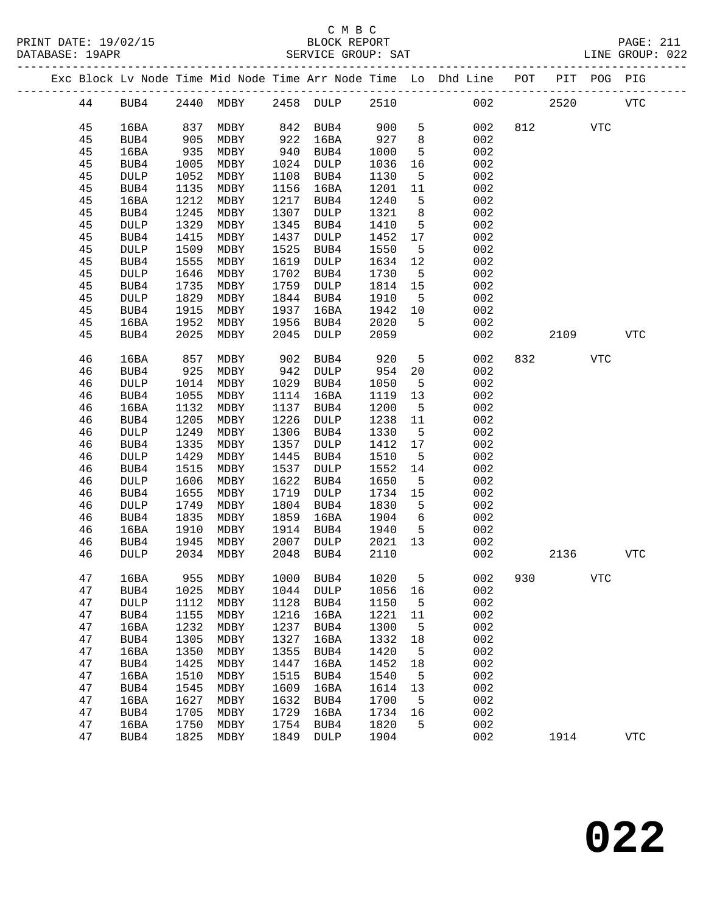C M B C
BLOCK REPORT
SERVICE GROUP: SAT

PRINT DATE: 19/02/15
DATABASE: 19APR
LINE GROUP: 022

| Exc | Block | Lv Node | Time | Mid Node | Time | Arr Node | Time | Lo | Dhd Line | POT | PIT | POG | PIG |
|---|---|---|---|---|---|---|---|---|---|---|---|---|---|
| | 44 | BUB4 | 2440 | MDBY | 2458 | DULP | 2510 | | 002 | | 2520 | | VTC |
| | 45 | 16BA | 837 | MDBY | 842 | BUB4 | 900 | 5 | 002 | 812 | | VTC | |
| | 45 | BUB4 | 905 | MDBY | 922 | 16BA | 927 | 8 | 002 | | | | |
| | 45 | 16BA | 935 | MDBY | 940 | BUB4 | 1000 | 5 | 002 | | | | |
| | 45 | BUB4 | 1005 | MDBY | 1024 | DULP | 1036 | 16 | 002 | | | | |
| | 45 | DULP | 1052 | MDBY | 1108 | BUB4 | 1130 | 5 | 002 | | | | |
| | 45 | BUB4 | 1135 | MDBY | 1156 | 16BA | 1201 | 11 | 002 | | | | |
| | 45 | 16BA | 1212 | MDBY | 1217 | BUB4 | 1240 | 5 | 002 | | | | |
| | 45 | BUB4 | 1245 | MDBY | 1307 | DULP | 1321 | 8 | 002 | | | | |
| | 45 | DULP | 1329 | MDBY | 1345 | BUB4 | 1410 | 5 | 002 | | | | |
| | 45 | BUB4 | 1415 | MDBY | 1437 | DULP | 1452 | 17 | 002 | | | | |
| | 45 | DULP | 1509 | MDBY | 1525 | BUB4 | 1550 | 5 | 002 | | | | |
| | 45 | BUB4 | 1555 | MDBY | 1619 | DULP | 1634 | 12 | 002 | | | | |
| | 45 | DULP | 1646 | MDBY | 1702 | BUB4 | 1730 | 5 | 002 | | | | |
| | 45 | BUB4 | 1735 | MDBY | 1759 | DULP | 1814 | 15 | 002 | | | | |
| | 45 | DULP | 1829 | MDBY | 1844 | BUB4 | 1910 | 5 | 002 | | | | |
| | 45 | BUB4 | 1915 | MDBY | 1937 | 16BA | 1942 | 10 | 002 | | | | |
| | 45 | 16BA | 1952 | MDBY | 1956 | BUB4 | 2020 | 5 | 002 | | | | |
| | 45 | BUB4 | 2025 | MDBY | 2045 | DULP | 2059 | | 002 | | 2109 | | VTC |
| | 46 | 16BA | 857 | MDBY | 902 | BUB4 | 920 | 5 | 002 | 832 | | VTC | |
| | 46 | BUB4 | 925 | MDBY | 942 | DULP | 954 | 20 | 002 | | | | |
| | 46 | DULP | 1014 | MDBY | 1029 | BUB4 | 1050 | 5 | 002 | | | | |
| | 46 | BUB4 | 1055 | MDBY | 1114 | 16BA | 1119 | 13 | 002 | | | | |
| | 46 | 16BA | 1132 | MDBY | 1137 | BUB4 | 1200 | 5 | 002 | | | | |
| | 46 | BUB4 | 1205 | MDBY | 1226 | DULP | 1238 | 11 | 002 | | | | |
| | 46 | DULP | 1249 | MDBY | 1306 | BUB4 | 1330 | 5 | 002 | | | | |
| | 46 | BUB4 | 1335 | MDBY | 1357 | DULP | 1412 | 17 | 002 | | | | |
| | 46 | DULP | 1429 | MDBY | 1445 | BUB4 | 1510 | 5 | 002 | | | | |
| | 46 | BUB4 | 1515 | MDBY | 1537 | DULP | 1552 | 14 | 002 | | | | |
| | 46 | DULP | 1606 | MDBY | 1622 | BUB4 | 1650 | 5 | 002 | | | | |
| | 46 | BUB4 | 1655 | MDBY | 1719 | DULP | 1734 | 15 | 002 | | | | |
| | 46 | DULP | 1749 | MDBY | 1804 | BUB4 | 1830 | 5 | 002 | | | | |
| | 46 | BUB4 | 1835 | MDBY | 1859 | 16BA | 1904 | 6 | 002 | | | | |
| | 46 | 16BA | 1910 | MDBY | 1914 | BUB4 | 1940 | 5 | 002 | | | | |
| | 46 | BUB4 | 1945 | MDBY | 2007 | DULP | 2021 | 13 | 002 | | | | |
| | 46 | DULP | 2034 | MDBY | 2048 | BUB4 | 2110 | | 002 | | 2136 | | VTC |
| | 47 | 16BA | 955 | MDBY | 1000 | BUB4 | 1020 | 5 | 002 | 930 | | VTC | |
| | 47 | BUB4 | 1025 | MDBY | 1044 | DULP | 1056 | 16 | 002 | | | | |
| | 47 | DULP | 1112 | MDBY | 1128 | BUB4 | 1150 | 5 | 002 | | | | |
| | 47 | BUB4 | 1155 | MDBY | 1216 | 16BA | 1221 | 11 | 002 | | | | |
| | 47 | 16BA | 1232 | MDBY | 1237 | BUB4 | 1300 | 5 | 002 | | | | |
| | 47 | BUB4 | 1305 | MDBY | 1327 | 16BA | 1332 | 18 | 002 | | | | |
| | 47 | 16BA | 1350 | MDBY | 1355 | BUB4 | 1420 | 5 | 002 | | | | |
| | 47 | BUB4 | 1425 | MDBY | 1447 | 16BA | 1452 | 18 | 002 | | | | |
| | 47 | 16BA | 1510 | MDBY | 1515 | BUB4 | 1540 | 5 | 002 | | | | |
| | 47 | BUB4 | 1545 | MDBY | 1609 | 16BA | 1614 | 13 | 002 | | | | |
| | 47 | 16BA | 1627 | MDBY | 1632 | BUB4 | 1700 | 5 | 002 | | | | |
| | 47 | BUB4 | 1705 | MDBY | 1729 | 16BA | 1734 | 16 | 002 | | | | |
| | 47 | 16BA | 1750 | MDBY | 1754 | BUB4 | 1820 | 5 | 002 | | | | |
| | 47 | BUB4 | 1825 | MDBY | 1849 | DULP | 1904 | | 002 | | 1914 | | VTC |

**022**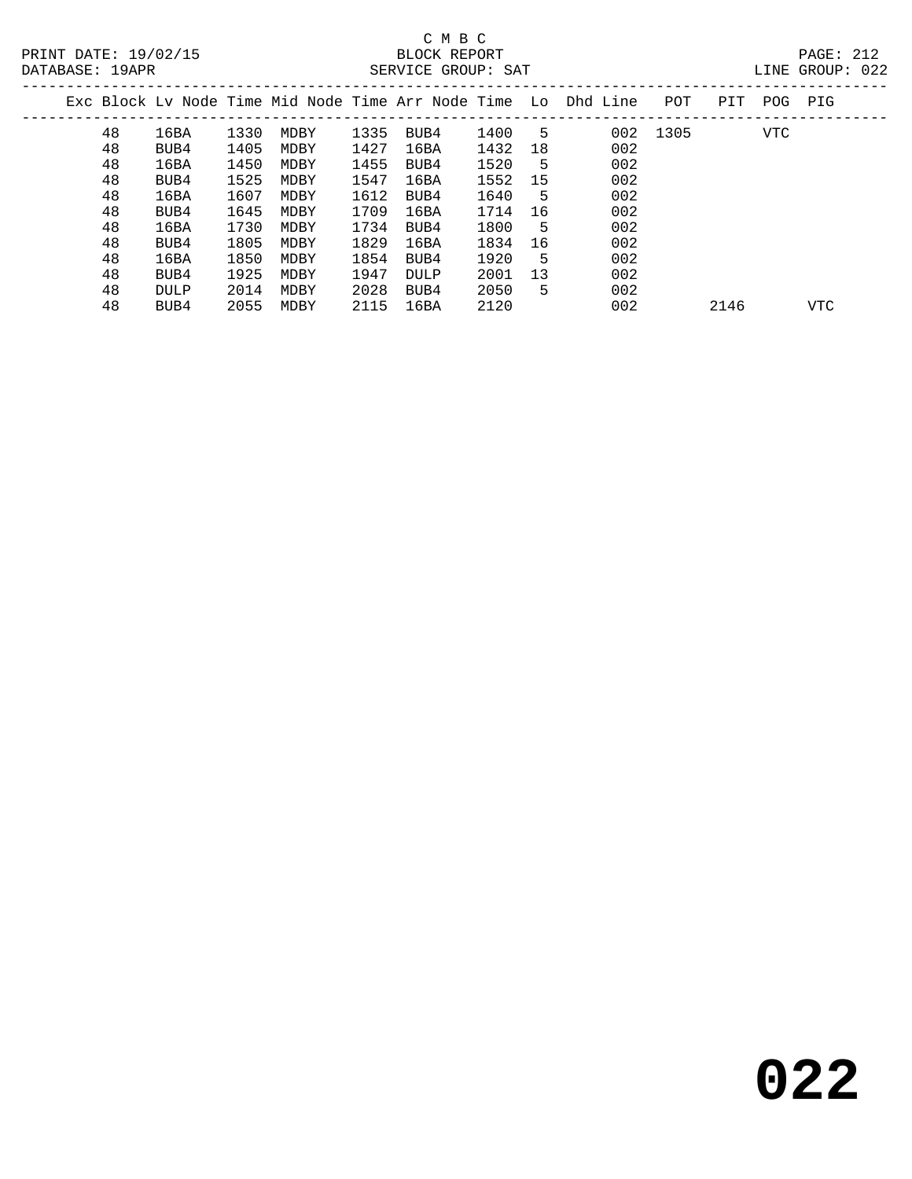C M B C

PRINT DATE: 19/02/15 BLOCK REPORT

DATABASE: 19APR SERVICE GROUP: SAT LINE GROUP: 022

| Exc | Block | Lv Node | Time | Mid Node | Time | Arr Node | Time | Lo | Dhd | Line | POT | PIT | POG | PIG |
|---|---|---|---|---|---|---|---|---|---|---|---|---|---|---|
| | 48 | 16BA | 1330 | MDBY | 1335 | BUB4 | 1400 | 5 | | 002 | 1305 | | VTC | |
| | 48 | BUB4 | 1405 | MDBY | 1427 | 16BA | 1432 | 18 | | 002 | | | | |
| | 48 | 16BA | 1450 | MDBY | 1455 | BUB4 | 1520 | 5 | | 002 | | | | |
| | 48 | BUB4 | 1525 | MDBY | 1547 | 16BA | 1552 | 15 | | 002 | | | | |
| | 48 | 16BA | 1607 | MDBY | 1612 | BUB4 | 1640 | 5 | | 002 | | | | |
| | 48 | BUB4 | 1645 | MDBY | 1709 | 16BA | 1714 | 16 | | 002 | | | | |
| | 48 | 16BA | 1730 | MDBY | 1734 | BUB4 | 1800 | 5 | | 002 | | | | |
| | 48 | BUB4 | 1805 | MDBY | 1829 | 16BA | 1834 | 16 | | 002 | | | | |
| | 48 | 16BA | 1850 | MDBY | 1854 | BUB4 | 1920 | 5 | | 002 | | | | |
| | 48 | BUB4 | 1925 | MDBY | 1947 | DULP | 2001 | 13 | | 002 | | | | |
| | 48 | DULP | 2014 | MDBY | 2028 | BUB4 | 2050 | 5 | | 002 | | | | |
| | 48 | BUB4 | 2055 | MDBY | 2115 | 16BA | 2120 | | | 002 | | 2146 | | VTC |

# 022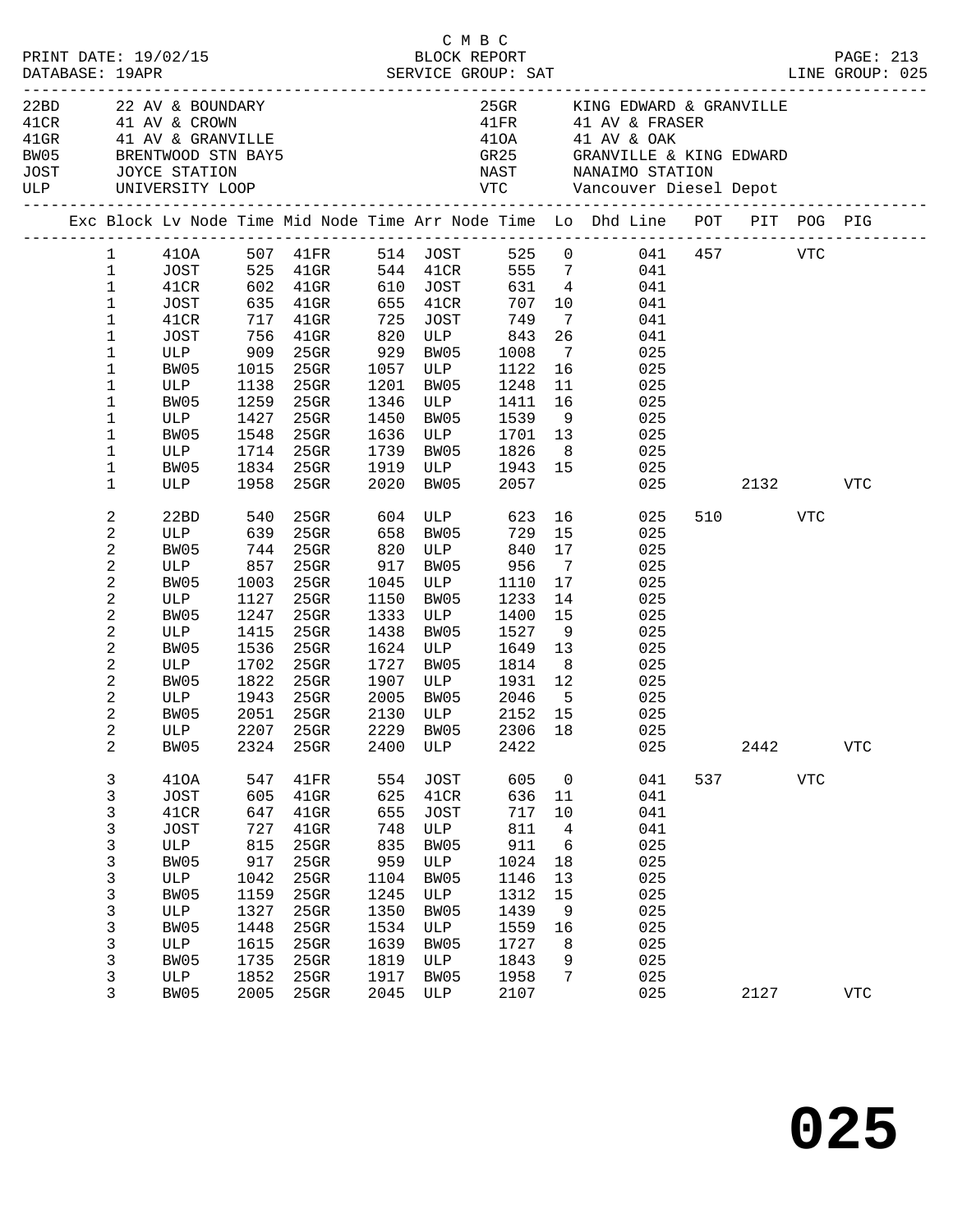C M B C

PRINT DATE: 19/02/15    BLOCK REPORT    PAGE: 213
DATABASE: 19APR    SERVICE GROUP: SAT    LINE GROUP: 025

| Code | Description | Code | Description |
|---|---|---|---|
| 22BD | 22 AV & BOUNDARY | 25GR | KING EDWARD & GRANVILLE |
| 41CR | 41 AV & CROWN | 41FR | 41 AV & FRASER |
| 41GR | 41 AV & GRANVILLE | 41OA | 41 AV & OAK |
| BW05 | BRENTWOOD STN BAY5 | GR25 | GRANVILLE & KING EDWARD |
| JOST | JOYCE STATION | NAST | NANAIMO STATION |
| ULP | UNIVERSITY LOOP | VTC | Vancouver Diesel Depot |

| Exc | Block | Lv Node | Time | Mid Node | Time | Arr Node | Time | Lo | Dhd Line | POT | PIT | POG | PIG |
|---|---|---|---|---|---|---|---|---|---|---|---|---|---|
| | 1 | 41OA | 507 | 41FR | 514 | JOST | 525 | 0 | 041 | 457 | | VTC | |
| | 1 | JOST | 525 | 41GR | 544 | 41CR | 555 | 7 | 041 | | | | |
| | 1 | 41CR | 602 | 41GR | 610 | JOST | 631 | 4 | 041 | | | | |
| | 1 | JOST | 635 | 41GR | 655 | 41CR | 707 | 10 | 041 | | | | |
| | 1 | 41CR | 717 | 41GR | 725 | JOST | 749 | 7 | 041 | | | | |
| | 1 | JOST | 756 | 41GR | 820 | ULP | 843 | 26 | 041 | | | | |
| | 1 | ULP | 909 | 25GR | 929 | BW05 | 1008 | 7 | 025 | | | | |
| | 1 | BW05 | 1015 | 25GR | 1057 | ULP | 1122 | 16 | 025 | | | | |
| | 1 | ULP | 1138 | 25GR | 1201 | BW05 | 1248 | 11 | 025 | | | | |
| | 1 | BW05 | 1259 | 25GR | 1346 | ULP | 1411 | 16 | 025 | | | | |
| | 1 | ULP | 1427 | 25GR | 1450 | BW05 | 1539 | 9 | 025 | | | | |
| | 1 | BW05 | 1548 | 25GR | 1636 | ULP | 1701 | 13 | 025 | | | | |
| | 1 | ULP | 1714 | 25GR | 1739 | BW05 | 1826 | 8 | 025 | | | | |
| | 1 | BW05 | 1834 | 25GR | 1919 | ULP | 1943 | 15 | 025 | | | | |
| | 1 | ULP | 1958 | 25GR | 2020 | BW05 | 2057 | | 025 | | 2132 | | VTC |
| | 2 | 22BD | 540 | 25GR | 604 | ULP | 623 | 16 | 025 | 510 | | VTC | |
| | 2 | ULP | 639 | 25GR | 658 | BW05 | 729 | 15 | 025 | | | | |
| | 2 | BW05 | 744 | 25GR | 820 | ULP | 840 | 17 | 025 | | | | |
| | 2 | ULP | 857 | 25GR | 917 | BW05 | 956 | 7 | 025 | | | | |
| | 2 | BW05 | 1003 | 25GR | 1045 | ULP | 1110 | 17 | 025 | | | | |
| | 2 | ULP | 1127 | 25GR | 1150 | BW05 | 1233 | 14 | 025 | | | | |
| | 2 | BW05 | 1247 | 25GR | 1333 | ULP | 1400 | 15 | 025 | | | | |
| | 2 | ULP | 1415 | 25GR | 1438 | BW05 | 1527 | 9 | 025 | | | | |
| | 2 | BW05 | 1536 | 25GR | 1624 | ULP | 1649 | 13 | 025 | | | | |
| | 2 | ULP | 1702 | 25GR | 1727 | BW05 | 1814 | 8 | 025 | | | | |
| | 2 | BW05 | 1822 | 25GR | 1907 | ULP | 1931 | 12 | 025 | | | | |
| | 2 | ULP | 1943 | 25GR | 2005 | BW05 | 2046 | 5 | 025 | | | | |
| | 2 | BW05 | 2051 | 25GR | 2130 | ULP | 2152 | 15 | 025 | | | | |
| | 2 | ULP | 2207 | 25GR | 2229 | BW05 | 2306 | 18 | 025 | | | | |
| | 2 | BW05 | 2324 | 25GR | 2400 | ULP | 2422 | | 025 | | 2442 | | VTC |
| | 3 | 41OA | 547 | 41FR | 554 | JOST | 605 | 0 | 041 | 537 | | VTC | |
| | 3 | JOST | 605 | 41GR | 625 | 41CR | 636 | 11 | 041 | | | | |
| | 3 | 41CR | 647 | 41GR | 655 | JOST | 717 | 10 | 041 | | | | |
| | 3 | JOST | 727 | 41GR | 748 | ULP | 811 | 4 | 041 | | | | |
| | 3 | ULP | 815 | 25GR | 835 | BW05 | 911 | 6 | 025 | | | | |
| | 3 | BW05 | 917 | 25GR | 959 | ULP | 1024 | 18 | 025 | | | | |
| | 3 | ULP | 1042 | 25GR | 1104 | BW05 | 1146 | 13 | 025 | | | | |
| | 3 | BW05 | 1159 | 25GR | 1245 | ULP | 1312 | 15 | 025 | | | | |
| | 3 | ULP | 1327 | 25GR | 1350 | BW05 | 1439 | 9 | 025 | | | | |
| | 3 | BW05 | 1448 | 25GR | 1534 | ULP | 1559 | 16 | 025 | | | | |
| | 3 | ULP | 1615 | 25GR | 1639 | BW05 | 1727 | 8 | 025 | | | | |
| | 3 | BW05 | 1735 | 25GR | 1819 | ULP | 1843 | 9 | 025 | | | | |
| | 3 | ULP | 1852 | 25GR | 1917 | BW05 | 1958 | 7 | 025 | | | | |
| | 3 | BW05 | 2005 | 25GR | 2045 | ULP | 2107 | | 025 | | 2127 | | VTC |

# 025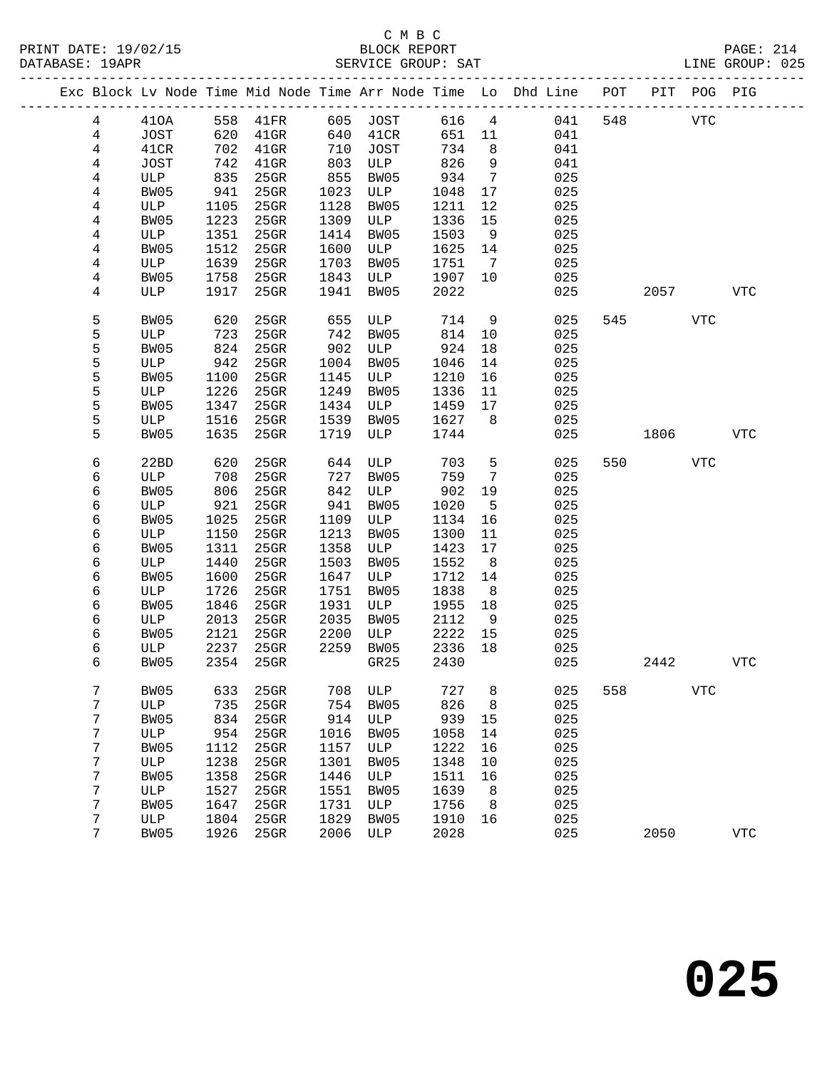C M B C

PRINT DATE: 19/02/15 BLOCK REPORT

DATABASE: 19APR SERVICE GROUP: SAT LINE GROUP: 025

| Exc | Block | Lv | Node | Time | Mid Node | Time | Arr Node | Time | Lo | Dhd Line | POT | PIT | POG | PIG |
|---|---|---|---|---|---|---|---|---|---|---|---|---|---|---|
| | 4 | | 41OA | 558 | 41FR | 605 | JOST | 616 | 4 | 041 | 548 | | VTC | |
| | 4 | | JOST | 620 | 41GR | 640 | 41CR | 651 | 11 | 041 | | | | |
| | 4 | | 41CR | 702 | 41GR | 710 | JOST | 734 | 8 | 041 | | | | |
| | 4 | | JOST | 742 | 41GR | 803 | ULP | 826 | 9 | 041 | | | | |
| | 4 | | ULP | 835 | 25GR | 855 | BW05 | 934 | 7 | 025 | | | | |
| | 4 | | BW05 | 941 | 25GR | 1023 | ULP | 1048 | 17 | 025 | | | | |
| | 4 | | ULP | 1105 | 25GR | 1128 | BW05 | 1211 | 12 | 025 | | | | |
| | 4 | | BW05 | 1223 | 25GR | 1309 | ULP | 1336 | 15 | 025 | | | | |
| | 4 | | ULP | 1351 | 25GR | 1414 | BW05 | 1503 | 9 | 025 | | | | |
| | 4 | | BW05 | 1512 | 25GR | 1600 | ULP | 1625 | 14 | 025 | | | | |
| | 4 | | ULP | 1639 | 25GR | 1703 | BW05 | 1751 | 7 | 025 | | | | |
| | 4 | | BW05 | 1758 | 25GR | 1843 | ULP | 1907 | 10 | 025 | | | | |
| | 4 | | ULP | 1917 | 25GR | 1941 | BW05 | 2022 | | 025 | | 2057 | | VTC |
| | 5 | | BW05 | 620 | 25GR | 655 | ULP | 714 | 9 | 025 | 545 | | VTC | |
| | 5 | | ULP | 723 | 25GR | 742 | BW05 | 814 | 10 | 025 | | | | |
| | 5 | | BW05 | 824 | 25GR | 902 | ULP | 924 | 18 | 025 | | | | |
| | 5 | | ULP | 942 | 25GR | 1004 | BW05 | 1046 | 14 | 025 | | | | |
| | 5 | | BW05 | 1100 | 25GR | 1145 | ULP | 1210 | 16 | 025 | | | | |
| | 5 | | ULP | 1226 | 25GR | 1249 | BW05 | 1336 | 11 | 025 | | | | |
| | 5 | | BW05 | 1347 | 25GR | 1434 | ULP | 1459 | 17 | 025 | | | | |
| | 5 | | ULP | 1516 | 25GR | 1539 | BW05 | 1627 | 8 | 025 | | | | |
| | 5 | | BW05 | 1635 | 25GR | 1719 | ULP | 1744 | | 025 | | 1806 | | VTC |
| | 6 | | 22BD | 620 | 25GR | 644 | ULP | 703 | 5 | 025 | 550 | | VTC | |
| | 6 | | ULP | 708 | 25GR | 727 | BW05 | 759 | 7 | 025 | | | | |
| | 6 | | BW05 | 806 | 25GR | 842 | ULP | 902 | 19 | 025 | | | | |
| | 6 | | ULP | 921 | 25GR | 941 | BW05 | 1020 | 5 | 025 | | | | |
| | 6 | | BW05 | 1025 | 25GR | 1109 | ULP | 1134 | 16 | 025 | | | | |
| | 6 | | ULP | 1150 | 25GR | 1213 | BW05 | 1300 | 11 | 025 | | | | |
| | 6 | | BW05 | 1311 | 25GR | 1358 | ULP | 1423 | 17 | 025 | | | | |
| | 6 | | ULP | 1440 | 25GR | 1503 | BW05 | 1552 | 8 | 025 | | | | |
| | 6 | | BW05 | 1600 | 25GR | 1647 | ULP | 1712 | 14 | 025 | | | | |
| | 6 | | ULP | 1726 | 25GR | 1751 | BW05 | 1838 | 8 | 025 | | | | |
| | 6 | | BW05 | 1846 | 25GR | 1931 | ULP | 1955 | 18 | 025 | | | | |
| | 6 | | ULP | 2013 | 25GR | 2035 | BW05 | 2112 | 9 | 025 | | | | |
| | 6 | | BW05 | 2121 | 25GR | 2200 | ULP | 2222 | 15 | 025 | | | | |
| | 6 | | ULP | 2237 | 25GR | 2259 | BW05 | 2336 | 18 | 025 | | | | |
| | 6 | | BW05 | 2354 | 25GR | | GR25 | 2430 | | 025 | | 2442 | | VTC |
| | 7 | | BW05 | 633 | 25GR | 708 | ULP | 727 | 8 | 025 | 558 | | VTC | |
| | 7 | | ULP | 735 | 25GR | 754 | BW05 | 826 | 8 | 025 | | | | |
| | 7 | | BW05 | 834 | 25GR | 914 | ULP | 939 | 15 | 025 | | | | |
| | 7 | | ULP | 954 | 25GR | 1016 | BW05 | 1058 | 14 | 025 | | | | |
| | 7 | | BW05 | 1112 | 25GR | 1157 | ULP | 1222 | 16 | 025 | | | | |
| | 7 | | ULP | 1238 | 25GR | 1301 | BW05 | 1348 | 10 | 025 | | | | |
| | 7 | | BW05 | 1358 | 25GR | 1446 | ULP | 1511 | 16 | 025 | | | | |
| | 7 | | ULP | 1527 | 25GR | 1551 | BW05 | 1639 | 8 | 025 | | | | |
| | 7 | | BW05 | 1647 | 25GR | 1731 | ULP | 1756 | 8 | 025 | | | | |
| | 7 | | ULP | 1804 | 25GR | 1829 | BW05 | 1910 | 16 | 025 | | | | |
| | 7 | | BW05 | 1926 | 25GR | 2006 | ULP | 2028 | | 025 | | 2050 | | VTC |

# 025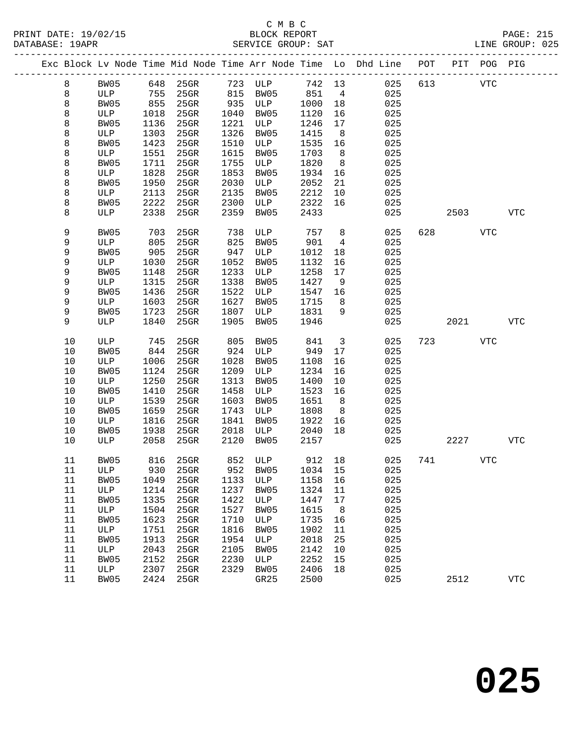C M B C

PRINT DATE: 19/02/15 BLOCK REPORT

DATABASE: 19APR SERVICE GROUP: SAT LINE GROUP: 025

| Exc | Block | Lv Node | Time | Mid Node | Time | Arr Node | Time | Lo | Dhd Line | POT | PIT | POG | PIG |
|---|---|---|---|---|---|---|---|---|---|---|---|---|---|
| | 8 | BW05 | 648 | 25GR | 723 | ULP | 742 | 13 | 025 | 613 | | VTC | |
| | 8 | ULP | 755 | 25GR | 815 | BW05 | 851 | 4 | 025 | | | | |
| | 8 | BW05 | 855 | 25GR | 935 | ULP | 1000 | 18 | 025 | | | | |
| | 8 | ULP | 1018 | 25GR | 1040 | BW05 | 1120 | 16 | 025 | | | | |
| | 8 | BW05 | 1136 | 25GR | 1221 | ULP | 1246 | 17 | 025 | | | | |
| | 8 | ULP | 1303 | 25GR | 1326 | BW05 | 1415 | 8 | 025 | | | | |
| | 8 | BW05 | 1423 | 25GR | 1510 | ULP | 1535 | 16 | 025 | | | | |
| | 8 | ULP | 1551 | 25GR | 1615 | BW05 | 1703 | 8 | 025 | | | | |
| | 8 | BW05 | 1711 | 25GR | 1755 | ULP | 1820 | 8 | 025 | | | | |
| | 8 | ULP | 1828 | 25GR | 1853 | BW05 | 1934 | 16 | 025 | | | | |
| | 8 | BW05 | 1950 | 25GR | 2030 | ULP | 2052 | 21 | 025 | | | | |
| | 8 | ULP | 2113 | 25GR | 2135 | BW05 | 2212 | 10 | 025 | | | | |
| | 8 | BW05 | 2222 | 25GR | 2300 | ULP | 2322 | 16 | 025 | | | | |
| | 8 | ULP | 2338 | 25GR | 2359 | BW05 | 2433 | | 025 | | 2503 | | VTC |
| | 9 | BW05 | 703 | 25GR | 738 | ULP | 757 | 8 | 025 | 628 | | VTC | |
| | 9 | ULP | 805 | 25GR | 825 | BW05 | 901 | 4 | 025 | | | | |
| | 9 | BW05 | 905 | 25GR | 947 | ULP | 1012 | 18 | 025 | | | | |
| | 9 | ULP | 1030 | 25GR | 1052 | BW05 | 1132 | 16 | 025 | | | | |
| | 9 | BW05 | 1148 | 25GR | 1233 | ULP | 1258 | 17 | 025 | | | | |
| | 9 | ULP | 1315 | 25GR | 1338 | BW05 | 1427 | 9 | 025 | | | | |
| | 9 | BW05 | 1436 | 25GR | 1522 | ULP | 1547 | 16 | 025 | | | | |
| | 9 | ULP | 1603 | 25GR | 1627 | BW05 | 1715 | 8 | 025 | | | | |
| | 9 | BW05 | 1723 | 25GR | 1807 | ULP | 1831 | 9 | 025 | | | | |
| | 9 | ULP | 1840 | 25GR | 1905 | BW05 | 1946 | | 025 | | 2021 | | VTC |
| | 10 | ULP | 745 | 25GR | 805 | BW05 | 841 | 3 | 025 | 723 | | VTC | |
| | 10 | BW05 | 844 | 25GR | 924 | ULP | 949 | 17 | 025 | | | | |
| | 10 | ULP | 1006 | 25GR | 1028 | BW05 | 1108 | 16 | 025 | | | | |
| | 10 | BW05 | 1124 | 25GR | 1209 | ULP | 1234 | 16 | 025 | | | | |
| | 10 | ULP | 1250 | 25GR | 1313 | BW05 | 1400 | 10 | 025 | | | | |
| | 10 | BW05 | 1410 | 25GR | 1458 | ULP | 1523 | 16 | 025 | | | | |
| | 10 | ULP | 1539 | 25GR | 1603 | BW05 | 1651 | 8 | 025 | | | | |
| | 10 | BW05 | 1659 | 25GR | 1743 | ULP | 1808 | 8 | 025 | | | | |
| | 10 | ULP | 1816 | 25GR | 1841 | BW05 | 1922 | 16 | 025 | | | | |
| | 10 | BW05 | 1938 | 25GR | 2018 | ULP | 2040 | 18 | 025 | | | | |
| | 10 | ULP | 2058 | 25GR | 2120 | BW05 | 2157 | | 025 | | 2227 | | VTC |
| | 11 | BW05 | 816 | 25GR | 852 | ULP | 912 | 18 | 025 | 741 | | VTC | |
| | 11 | ULP | 930 | 25GR | 952 | BW05 | 1034 | 15 | 025 | | | | |
| | 11 | BW05 | 1049 | 25GR | 1133 | ULP | 1158 | 16 | 025 | | | | |
| | 11 | ULP | 1214 | 25GR | 1237 | BW05 | 1324 | 11 | 025 | | | | |
| | 11 | BW05 | 1335 | 25GR | 1422 | ULP | 1447 | 17 | 025 | | | | |
| | 11 | ULP | 1504 | 25GR | 1527 | BW05 | 1615 | 8 | 025 | | | | |
| | 11 | BW05 | 1623 | 25GR | 1710 | ULP | 1735 | 16 | 025 | | | | |
| | 11 | ULP | 1751 | 25GR | 1816 | BW05 | 1902 | 11 | 025 | | | | |
| | 11 | BW05 | 1913 | 25GR | 1954 | ULP | 2018 | 25 | 025 | | | | |
| | 11 | ULP | 2043 | 25GR | 2105 | BW05 | 2142 | 10 | 025 | | | | |
| | 11 | BW05 | 2152 | 25GR | 2230 | ULP | 2252 | 15 | 025 | | | | |
| | 11 | ULP | 2307 | 25GR | 2329 | BW05 | 2406 | 18 | 025 | | | | |
| | 11 | BW05 | 2424 | 25GR | | GR25 | 2500 | | 025 | | 2512 | | VTC |

# 025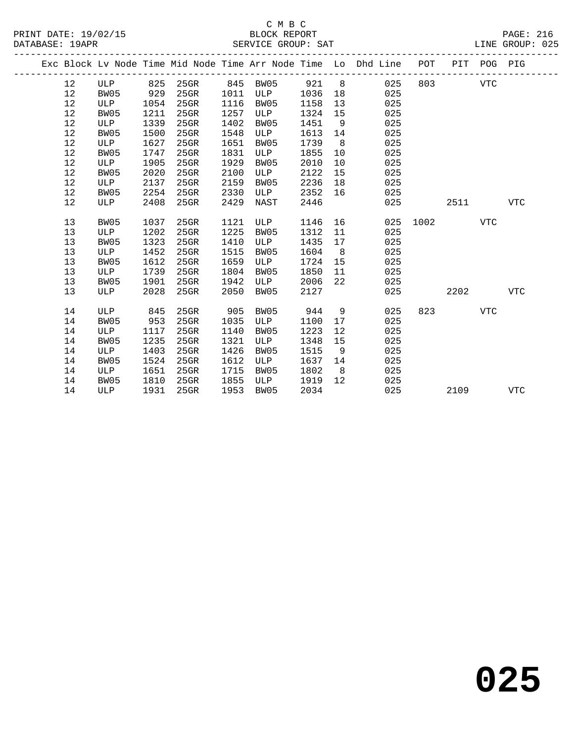C M B C
BLOCK REPORT
SERVICE GROUP: SAT

PRINT DATE: 19/02/15
DATABASE: 19APR
LINE GROUP: 025

| Exc | Block | Lv | Node | Time | Mid Node | Time | Arr Node | Time | Lo | Dhd Line | POT | PIT | POG | PIG |
|---|---|---|---|---|---|---|---|---|---|---|---|---|---|---|
| | 12 | | ULP | 825 | 25GR | 845 | BW05 | 921 | 8 | 025 | 803 | | VTC | |
| | 12 | | BW05 | 929 | 25GR | 1011 | ULP | 1036 | 18 | 025 | | | | |
| | 12 | | ULP | 1054 | 25GR | 1116 | BW05 | 1158 | 13 | 025 | | | | |
| | 12 | | BW05 | 1211 | 25GR | 1257 | ULP | 1324 | 15 | 025 | | | | |
| | 12 | | ULP | 1339 | 25GR | 1402 | BW05 | 1451 | 9 | 025 | | | | |
| | 12 | | BW05 | 1500 | 25GR | 1548 | ULP | 1613 | 14 | 025 | | | | |
| | 12 | | ULP | 1627 | 25GR | 1651 | BW05 | 1739 | 8 | 025 | | | | |
| | 12 | | BW05 | 1747 | 25GR | 1831 | ULP | 1855 | 10 | 025 | | | | |
| | 12 | | ULP | 1905 | 25GR | 1929 | BW05 | 2010 | 10 | 025 | | | | |
| | 12 | | BW05 | 2020 | 25GR | 2100 | ULP | 2122 | 15 | 025 | | | | |
| | 12 | | ULP | 2137 | 25GR | 2159 | BW05 | 2236 | 18 | 025 | | | | |
| | 12 | | BW05 | 2254 | 25GR | 2330 | ULP | 2352 | 16 | 025 | | | | |
| | 12 | | ULP | 2408 | 25GR | 2429 | NAST | 2446 | | 025 | | 2511 | | VTC |
| | 13 | | BW05 | 1037 | 25GR | 1121 | ULP | 1146 | 16 | 025 | 1002 | | VTC | |
| | 13 | | ULP | 1202 | 25GR | 1225 | BW05 | 1312 | 11 | 025 | | | | |
| | 13 | | BW05 | 1323 | 25GR | 1410 | ULP | 1435 | 17 | 025 | | | | |
| | 13 | | ULP | 1452 | 25GR | 1515 | BW05 | 1604 | 8 | 025 | | | | |
| | 13 | | BW05 | 1612 | 25GR | 1659 | ULP | 1724 | 15 | 025 | | | | |
| | 13 | | ULP | 1739 | 25GR | 1804 | BW05 | 1850 | 11 | 025 | | | | |
| | 13 | | BW05 | 1901 | 25GR | 1942 | ULP | 2006 | 22 | 025 | | | | |
| | 13 | | ULP | 2028 | 25GR | 2050 | BW05 | 2127 | | 025 | | 2202 | | VTC |
| | 14 | | ULP | 845 | 25GR | 905 | BW05 | 944 | 9 | 025 | 823 | | VTC | |
| | 14 | | BW05 | 953 | 25GR | 1035 | ULP | 1100 | 17 | 025 | | | | |
| | 14 | | ULP | 1117 | 25GR | 1140 | BW05 | 1223 | 12 | 025 | | | | |
| | 14 | | BW05 | 1235 | 25GR | 1321 | ULP | 1348 | 15 | 025 | | | | |
| | 14 | | ULP | 1403 | 25GR | 1426 | BW05 | 1515 | 9 | 025 | | | | |
| | 14 | | BW05 | 1524 | 25GR | 1612 | ULP | 1637 | 14 | 025 | | | | |
| | 14 | | ULP | 1651 | 25GR | 1715 | BW05 | 1802 | 8 | 025 | | | | |
| | 14 | | BW05 | 1810 | 25GR | 1855 | ULP | 1919 | 12 | 025 | | | | |
| | 14 | | ULP | 1931 | 25GR | 1953 | BW05 | 2034 | | 025 | | 2109 | | VTC |

**025**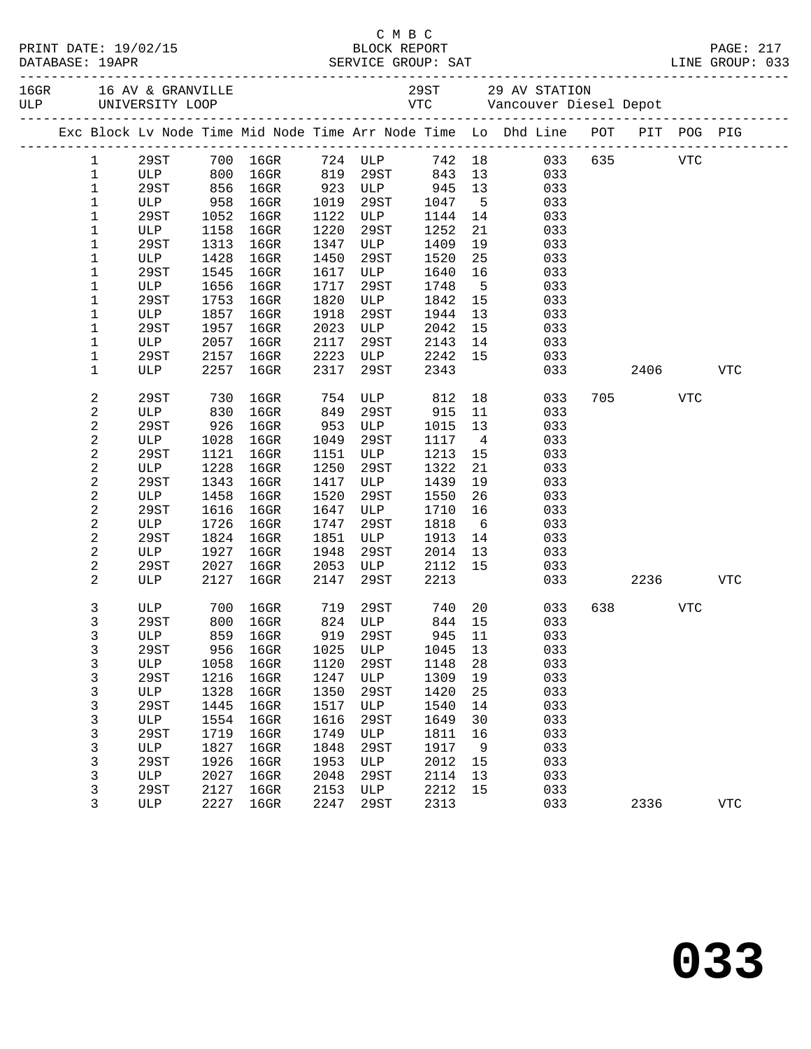C M B C

BLOCK REPORT

SERVICE GROUP: SAT

PRINT DATE: 19/02/15
DATABASE: 19APR

LINE GROUP: 033

| 16GR | 16 AV & GRANVILLE | 29ST | 29 AV STATION |
|---|---|---|---|
| ULP | UNIVERSITY LOOP | VTC | Vancouver Diesel Depot |

| Exc | Block | Lv Node | Time | Mid Node | Time | Arr Node | Time | Lo | Dhd Line | POT | PIT | POG | PIG |
|---|---|---|---|---|---|---|---|---|---|---|---|---|---|
| | 1 | 29ST | 700 | 16GR | 724 | ULP | 742 | 18 | 033 | 635 | | VTC | |
| | 1 | ULP | 800 | 16GR | 819 | 29ST | 843 | 13 | 033 | | | | |
| | 1 | 29ST | 856 | 16GR | 923 | ULP | 945 | 13 | 033 | | | | |
| | 1 | ULP | 958 | 16GR | 1019 | 29ST | 1047 | 5 | 033 | | | | |
| | 1 | 29ST | 1052 | 16GR | 1122 | ULP | 1144 | 14 | 033 | | | | |
| | 1 | ULP | 1158 | 16GR | 1220 | 29ST | 1252 | 21 | 033 | | | | |
| | 1 | 29ST | 1313 | 16GR | 1347 | ULP | 1409 | 19 | 033 | | | | |
| | 1 | ULP | 1428 | 16GR | 1450 | 29ST | 1520 | 25 | 033 | | | | |
| | 1 | 29ST | 1545 | 16GR | 1617 | ULP | 1640 | 16 | 033 | | | | |
| | 1 | ULP | 1656 | 16GR | 1717 | 29ST | 1748 | 5 | 033 | | | | |
| | 1 | 29ST | 1753 | 16GR | 1820 | ULP | 1842 | 15 | 033 | | | | |
| | 1 | ULP | 1857 | 16GR | 1918 | 29ST | 1944 | 13 | 033 | | | | |
| | 1 | 29ST | 1957 | 16GR | 2023 | ULP | 2042 | 15 | 033 | | | | |
| | 1 | ULP | 2057 | 16GR | 2117 | 29ST | 2143 | 14 | 033 | | | | |
| | 1 | 29ST | 2157 | 16GR | 2223 | ULP | 2242 | 15 | 033 | | | | |
| | 1 | ULP | 2257 | 16GR | 2317 | 29ST | 2343 | | 033 | | 2406 | | VTC |
| | 2 | 29ST | 730 | 16GR | 754 | ULP | 812 | 18 | 033 | 705 | | VTC | |
| | 2 | ULP | 830 | 16GR | 849 | 29ST | 915 | 11 | 033 | | | | |
| | 2 | 29ST | 926 | 16GR | 953 | ULP | 1015 | 13 | 033 | | | | |
| | 2 | ULP | 1028 | 16GR | 1049 | 29ST | 1117 | 4 | 033 | | | | |
| | 2 | 29ST | 1121 | 16GR | 1151 | ULP | 1213 | 15 | 033 | | | | |
| | 2 | ULP | 1228 | 16GR | 1250 | 29ST | 1322 | 21 | 033 | | | | |
| | 2 | 29ST | 1343 | 16GR | 1417 | ULP | 1439 | 19 | 033 | | | | |
| | 2 | ULP | 1458 | 16GR | 1520 | 29ST | 1550 | 26 | 033 | | | | |
| | 2 | 29ST | 1616 | 16GR | 1647 | ULP | 1710 | 16 | 033 | | | | |
| | 2 | ULP | 1726 | 16GR | 1747 | 29ST | 1818 | 6 | 033 | | | | |
| | 2 | 29ST | 1824 | 16GR | 1851 | ULP | 1913 | 14 | 033 | | | | |
| | 2 | ULP | 1927 | 16GR | 1948 | 29ST | 2014 | 13 | 033 | | | | |
| | 2 | 29ST | 2027 | 16GR | 2053 | ULP | 2112 | 15 | 033 | | | | |
| | 2 | ULP | 2127 | 16GR | 2147 | 29ST | 2213 | | 033 | | 2236 | | VTC |
| | 3 | ULP | 700 | 16GR | 719 | 29ST | 740 | 20 | 033 | 638 | | VTC | |
| | 3 | 29ST | 800 | 16GR | 824 | ULP | 844 | 15 | 033 | | | | |
| | 3 | ULP | 859 | 16GR | 919 | 29ST | 945 | 11 | 033 | | | | |
| | 3 | 29ST | 956 | 16GR | 1025 | ULP | 1045 | 13 | 033 | | | | |
| | 3 | ULP | 1058 | 16GR | 1120 | 29ST | 1148 | 28 | 033 | | | | |
| | 3 | 29ST | 1216 | 16GR | 1247 | ULP | 1309 | 19 | 033 | | | | |
| | 3 | ULP | 1328 | 16GR | 1350 | 29ST | 1420 | 25 | 033 | | | | |
| | 3 | 29ST | 1445 | 16GR | 1517 | ULP | 1540 | 14 | 033 | | | | |
| | 3 | ULP | 1554 | 16GR | 1616 | 29ST | 1649 | 30 | 033 | | | | |
| | 3 | 29ST | 1719 | 16GR | 1749 | ULP | 1811 | 16 | 033 | | | | |
| | 3 | ULP | 1827 | 16GR | 1848 | 29ST | 1917 | 9 | 033 | | | | |
| | 3 | 29ST | 1926 | 16GR | 1953 | ULP | 2012 | 15 | 033 | | | | |
| | 3 | ULP | 2027 | 16GR | 2048 | 29ST | 2114 | 13 | 033 | | | | |
| | 3 | 29ST | 2127 | 16GR | 2153 | ULP | 2212 | 15 | 033 | | | | |
| | 3 | ULP | 2227 | 16GR | 2247 | 29ST | 2313 | | 033 | | 2336 | | VTC |

**033**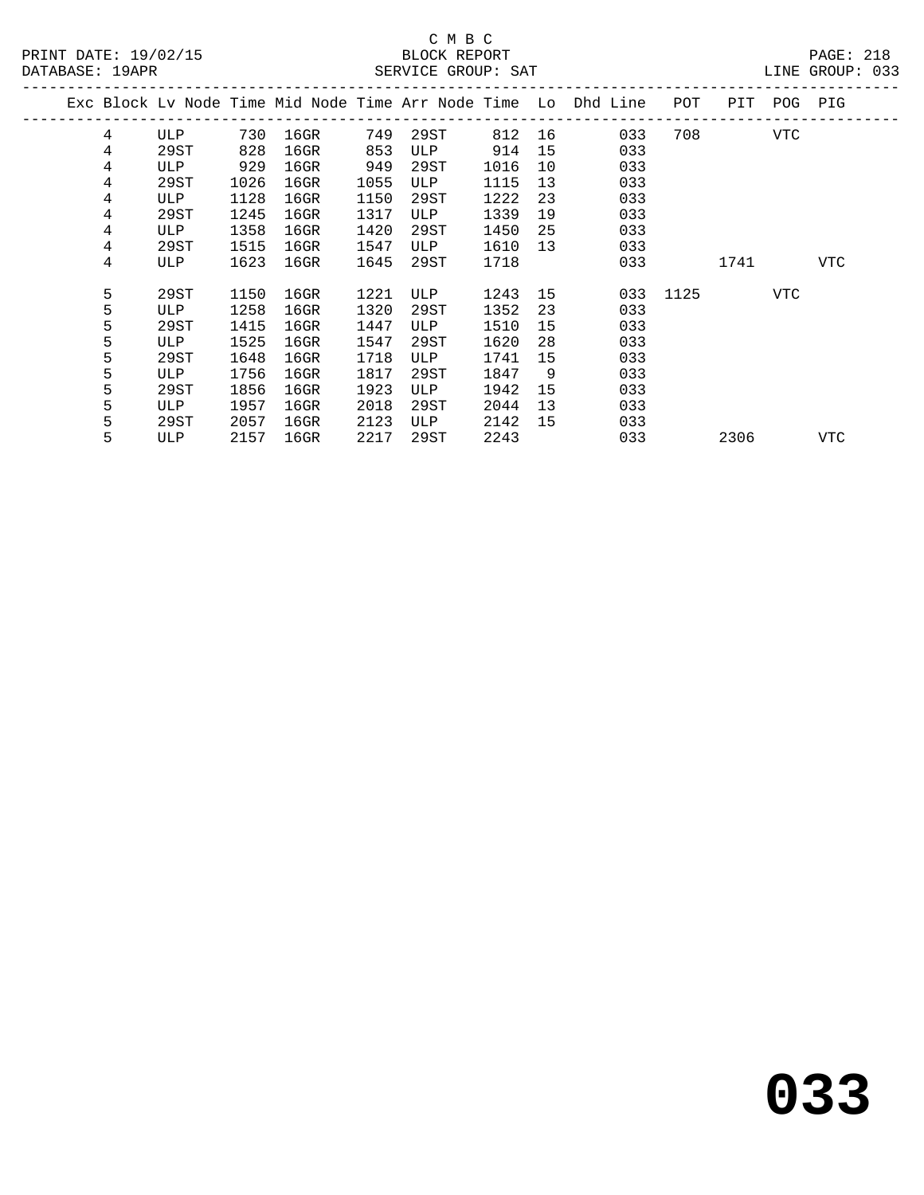C M B C

BLOCK REPORT

PRINT DATE: 19/02/15 DATABASE: 19APR SERVICE GROUP: SAT LINE GROUP: 033

| Exc | Block | Lv | Node | Time | Mid Node | Time | Arr Node | Time | Lo | Dhd Line | POT | PIT | POG | PIG |
|---|---|---|---|---|---|---|---|---|---|---|---|---|---|---|
| | 4 | | ULP | 730 | 16GR | 749 | 29ST | 812 | 16 | 033 | 708 | | VTC | |
| | 4 | | 29ST | 828 | 16GR | 853 | ULP | 914 | 15 | 033 | | | | |
| | 4 | | ULP | 929 | 16GR | 949 | 29ST | 1016 | 10 | 033 | | | | |
| | 4 | | 29ST | 1026 | 16GR | 1055 | ULP | 1115 | 13 | 033 | | | | |
| | 4 | | ULP | 1128 | 16GR | 1150 | 29ST | 1222 | 23 | 033 | | | | |
| | 4 | | 29ST | 1245 | 16GR | 1317 | ULP | 1339 | 19 | 033 | | | | |
| | 4 | | ULP | 1358 | 16GR | 1420 | 29ST | 1450 | 25 | 033 | | | | |
| | 4 | | 29ST | 1515 | 16GR | 1547 | ULP | 1610 | 13 | 033 | | | | |
| | 4 | | ULP | 1623 | 16GR | 1645 | 29ST | 1718 | | 033 | | 1741 | | VTC |
| | 5 | | 29ST | 1150 | 16GR | 1221 | ULP | 1243 | 15 | 033 | 1125 | | VTC | |
| | 5 | | ULP | 1258 | 16GR | 1320 | 29ST | 1352 | 23 | 033 | | | | |
| | 5 | | 29ST | 1415 | 16GR | 1447 | ULP | 1510 | 15 | 033 | | | | |
| | 5 | | ULP | 1525 | 16GR | 1547 | 29ST | 1620 | 28 | 033 | | | | |
| | 5 | | 29ST | 1648 | 16GR | 1718 | ULP | 1741 | 15 | 033 | | | | |
| | 5 | | ULP | 1756 | 16GR | 1817 | 29ST | 1847 | 9 | 033 | | | | |
| | 5 | | 29ST | 1856 | 16GR | 1923 | ULP | 1942 | 15 | 033 | | | | |
| | 5 | | ULP | 1957 | 16GR | 2018 | 29ST | 2044 | 13 | 033 | | | | |
| | 5 | | 29ST | 2057 | 16GR | 2123 | ULP | 2142 | 15 | 033 | | | | |
| | 5 | | ULP | 2157 | 16GR | 2217 | 29ST | 2243 | | 033 | | 2306 | | VTC |

# 033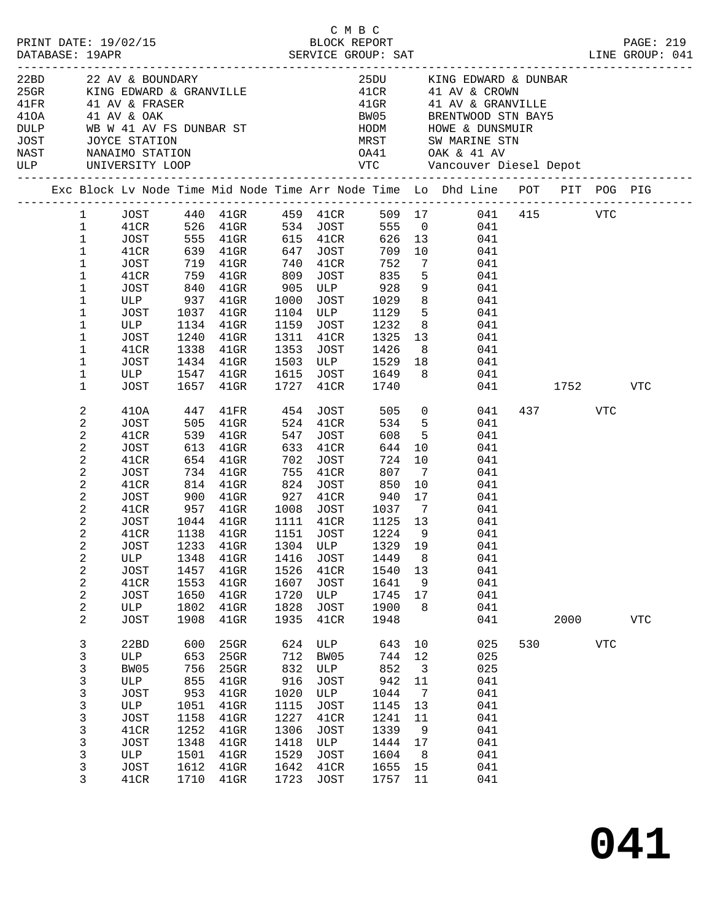C M B C

PRINT DATE: 19/02/15 BLOCK REPORT PAGE: 219
DATABASE: 19APR SERVICE GROUP: SAT LINE GROUP: 041

| Code | Location | Code | Location |
|---|---|---|---|
| 22BD | 22 AV & BOUNDARY | 25DU | KING EDWARD & DUNBAR |
| 25GR | KING EDWARD & GRANVILLE | 41CR | 41 AV & CROWN |
| 41FR | 41 AV & FRASER | 41GR | 41 AV & GRANVILLE |
| 41OA | 41 AV & OAK | BW05 | BRENTWOOD STN BAY5 |
| DULP | WB W 41 AV FS DUNBAR ST | HODM | HOWE & DUNSMUIR |
| JOST | JOYCE STATION | MRST | SW MARINE STN |
| NAST | NANAIMO STATION | OA41 | OAK & 41 AV |
| ULP | UNIVERSITY LOOP | VTC | Vancouver Diesel Depot |

| Exc | Block | Lv Node | Time | Mid Node | Time | Arr Node | Time | Lo | Dhd Line | POT | PIT | POG | PIG |
|---|---|---|---|---|---|---|---|---|---|---|---|---|---|
| | 1 | JOST | 440 | 41GR | 459 | 41CR | 509 | 17 | 041 | 415 | | VTC | |
| | 1 | 41CR | 526 | 41GR | 534 | JOST | 555 | 0 | 041 | | | | |
| | 1 | JOST | 555 | 41GR | 615 | 41CR | 626 | 13 | 041 | | | | |
| | 1 | 41CR | 639 | 41GR | 647 | JOST | 709 | 10 | 041 | | | | |
| | 1 | JOST | 719 | 41GR | 740 | 41CR | 752 | 7 | 041 | | | | |
| | 1 | 41CR | 759 | 41GR | 809 | JOST | 835 | 5 | 041 | | | | |
| | 1 | JOST | 840 | 41GR | 905 | ULP | 928 | 9 | 041 | | | | |
| | 1 | ULP | 937 | 41GR | 1000 | JOST | 1029 | 8 | 041 | | | | |
| | 1 | JOST | 1037 | 41GR | 1104 | ULP | 1129 | 5 | 041 | | | | |
| | 1 | ULP | 1134 | 41GR | 1159 | JOST | 1232 | 8 | 041 | | | | |
| | 1 | JOST | 1240 | 41GR | 1311 | 41CR | 1325 | 13 | 041 | | | | |
| | 1 | 41CR | 1338 | 41GR | 1353 | JOST | 1426 | 8 | 041 | | | | |
| | 1 | JOST | 1434 | 41GR | 1503 | ULP | 1529 | 18 | 041 | | | | |
| | 1 | ULP | 1547 | 41GR | 1615 | JOST | 1649 | 8 | 041 | | | | |
| | 1 | JOST | 1657 | 41GR | 1727 | 41CR | 1740 | | 041 | | 1752 | | VTC |
| | 2 | 41OA | 447 | 41FR | 454 | JOST | 505 | 0 | 041 | 437 | | VTC | |
| | 2 | JOST | 505 | 41GR | 524 | 41CR | 534 | 5 | 041 | | | | |
| | 2 | 41CR | 539 | 41GR | 547 | JOST | 608 | 5 | 041 | | | | |
| | 2 | JOST | 613 | 41GR | 633 | 41CR | 644 | 10 | 041 | | | | |
| | 2 | 41CR | 654 | 41GR | 702 | JOST | 724 | 10 | 041 | | | | |
| | 2 | JOST | 734 | 41GR | 755 | 41CR | 807 | 7 | 041 | | | | |
| | 2 | 41CR | 814 | 41GR | 824 | JOST | 850 | 10 | 041 | | | | |
| | 2 | JOST | 900 | 41GR | 927 | 41CR | 940 | 17 | 041 | | | | |
| | 2 | 41CR | 957 | 41GR | 1008 | JOST | 1037 | 7 | 041 | | | | |
| | 2 | JOST | 1044 | 41GR | 1111 | 41CR | 1125 | 13 | 041 | | | | |
| | 2 | 41CR | 1138 | 41GR | 1151 | JOST | 1224 | 9 | 041 | | | | |
| | 2 | JOST | 1233 | 41GR | 1304 | ULP | 1329 | 19 | 041 | | | | |
| | 2 | ULP | 1348 | 41GR | 1416 | JOST | 1449 | 8 | 041 | | | | |
| | 2 | JOST | 1457 | 41GR | 1526 | 41CR | 1540 | 13 | 041 | | | | |
| | 2 | 41CR | 1553 | 41GR | 1607 | JOST | 1641 | 9 | 041 | | | | |
| | 2 | JOST | 1650 | 41GR | 1720 | ULP | 1745 | 17 | 041 | | | | |
| | 2 | ULP | 1802 | 41GR | 1828 | JOST | 1900 | 8 | 041 | | | | |
| | 2 | JOST | 1908 | 41GR | 1935 | 41CR | 1948 | | 041 | | 2000 | | VTC |
| | 3 | 22BD | 600 | 25GR | 624 | ULP | 643 | 10 | 025 | 530 | | VTC | |
| | 3 | ULP | 653 | 25GR | 712 | BW05 | 744 | 12 | 025 | | | | |
| | 3 | BW05 | 756 | 25GR | 832 | ULP | 852 | 3 | 025 | | | | |
| | 3 | ULP | 855 | 41GR | 916 | JOST | 942 | 11 | 041 | | | | |
| | 3 | JOST | 953 | 41GR | 1020 | ULP | 1044 | 7 | 041 | | | | |
| | 3 | ULP | 1051 | 41GR | 1115 | JOST | 1145 | 13 | 041 | | | | |
| | 3 | JOST | 1158 | 41GR | 1227 | 41CR | 1241 | 11 | 041 | | | | |
| | 3 | 41CR | 1252 | 41GR | 1306 | JOST | 1339 | 9 | 041 | | | | |
| | 3 | JOST | 1348 | 41GR | 1418 | ULP | 1444 | 17 | 041 | | | | |
| | 3 | ULP | 1501 | 41GR | 1529 | JOST | 1604 | 8 | 041 | | | | |
| | 3 | JOST | 1612 | 41GR | 1642 | 41CR | 1655 | 15 | 041 | | | | |
| | 3 | 41CR | 1710 | 41GR | 1723 | JOST | 1757 | 11 | 041 | | | | |

**041**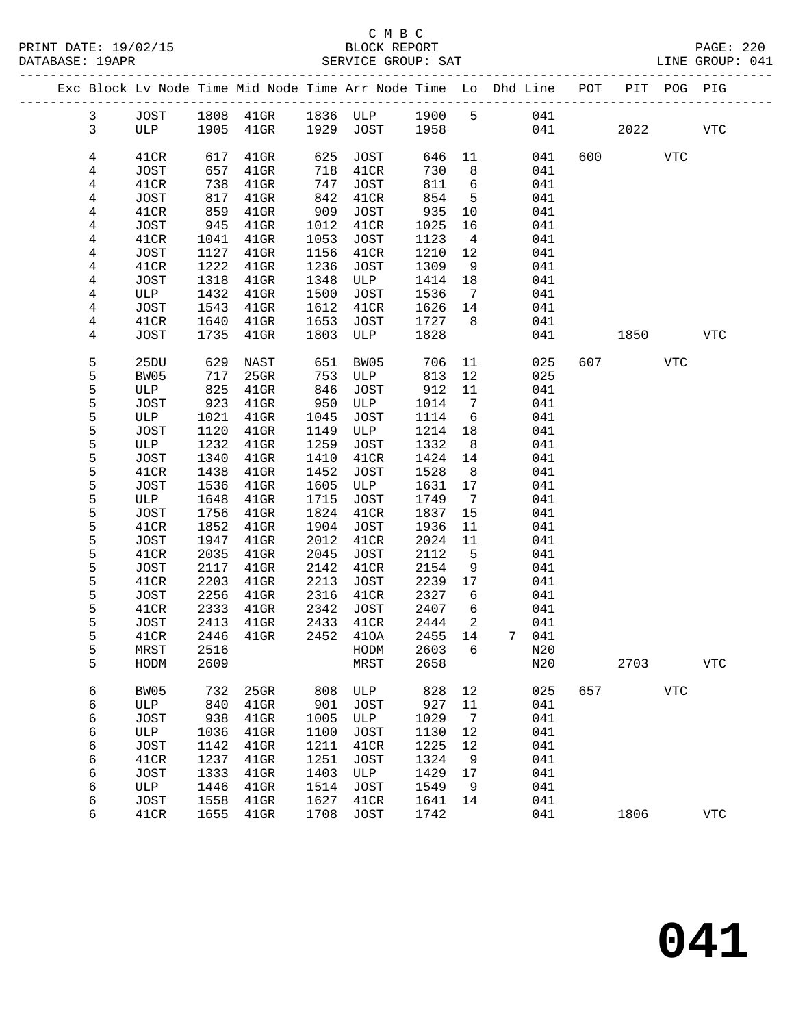C M B C
BLOCK REPORT
SERVICE GROUP: SAT

PRINT DATE: 19/02/15
DATABASE: 19APR
LINE GROUP: 041

| Exc | Block | Lv Node | Time | Mid Node | Time | Arr Node | Time | Lo | Dhd | Line | POT | PIT | POG | PIG |
|---|---|---|---|---|---|---|---|---|---|---|---|---|---|---|
| | 3 | JOST | 1808 | 41GR | 1836 | ULP | 1900 | 5 | | 041 | | | | |
| | 3 | ULP | 1905 | 41GR | 1929 | JOST | 1958 | | | 041 | | 2022 | | VTC |
| | 4 | 41CR | 617 | 41GR | 625 | JOST | 646 | 11 | | 041 | 600 | | VTC | |
| | 4 | JOST | 657 | 41GR | 718 | 41CR | 730 | 8 | | 041 | | | | |
| | 4 | 41CR | 738 | 41GR | 747 | JOST | 811 | 6 | | 041 | | | | |
| | 4 | JOST | 817 | 41GR | 842 | 41CR | 854 | 5 | | 041 | | | | |
| | 4 | 41CR | 859 | 41GR | 909 | JOST | 935 | 10 | | 041 | | | | |
| | 4 | JOST | 945 | 41GR | 1012 | 41CR | 1025 | 16 | | 041 | | | | |
| | 4 | 41CR | 1041 | 41GR | 1053 | JOST | 1123 | 4 | | 041 | | | | |
| | 4 | JOST | 1127 | 41GR | 1156 | 41CR | 1210 | 12 | | 041 | | | | |
| | 4 | 41CR | 1222 | 41GR | 1236 | JOST | 1309 | 9 | | 041 | | | | |
| | 4 | JOST | 1318 | 41GR | 1348 | ULP | 1414 | 18 | | 041 | | | | |
| | 4 | ULP | 1432 | 41GR | 1500 | JOST | 1536 | 7 | | 041 | | | | |
| | 4 | JOST | 1543 | 41GR | 1612 | 41CR | 1626 | 14 | | 041 | | | | |
| | 4 | 41CR | 1640 | 41GR | 1653 | JOST | 1727 | 8 | | 041 | | | | |
| | 4 | JOST | 1735 | 41GR | 1803 | ULP | 1828 | | | 041 | | 1850 | | VTC |
| | 5 | 25DU | 629 | NAST | 651 | BW05 | 706 | 11 | | 025 | 607 | | VTC | |
| | 5 | BW05 | 717 | 25GR | 753 | ULP | 813 | 12 | | 025 | | | | |
| | 5 | ULP | 825 | 41GR | 846 | JOST | 912 | 11 | | 041 | | | | |
| | 5 | JOST | 923 | 41GR | 950 | ULP | 1014 | 7 | | 041 | | | | |
| | 5 | ULP | 1021 | 41GR | 1045 | JOST | 1114 | 6 | | 041 | | | | |
| | 5 | JOST | 1120 | 41GR | 1149 | ULP | 1214 | 18 | | 041 | | | | |
| | 5 | ULP | 1232 | 41GR | 1259 | JOST | 1332 | 8 | | 041 | | | | |
| | 5 | JOST | 1340 | 41GR | 1410 | 41CR | 1424 | 14 | | 041 | | | | |
| | 5 | 41CR | 1438 | 41GR | 1452 | JOST | 1528 | 8 | | 041 | | | | |
| | 5 | JOST | 1536 | 41GR | 1605 | ULP | 1631 | 17 | | 041 | | | | |
| | 5 | ULP | 1648 | 41GR | 1715 | JOST | 1749 | 7 | | 041 | | | | |
| | 5 | JOST | 1756 | 41GR | 1824 | 41CR | 1837 | 15 | | 041 | | | | |
| | 5 | 41CR | 1852 | 41GR | 1904 | JOST | 1936 | 11 | | 041 | | | | |
| | 5 | JOST | 1947 | 41GR | 2012 | 41CR | 2024 | 11 | | 041 | | | | |
| | 5 | 41CR | 2035 | 41GR | 2045 | JOST | 2112 | 5 | | 041 | | | | |
| | 5 | JOST | 2117 | 41GR | 2142 | 41CR | 2154 | 9 | | 041 | | | | |
| | 5 | 41CR | 2203 | 41GR | 2213 | JOST | 2239 | 17 | | 041 | | | | |
| | 5 | JOST | 2256 | 41GR | 2316 | 41CR | 2327 | 6 | | 041 | | | | |
| | 5 | 41CR | 2333 | 41GR | 2342 | JOST | 2407 | 6 | | 041 | | | | |
| | 5 | JOST | 2413 | 41GR | 2433 | 41CR | 2444 | 2 | | 041 | | | | |
| | 5 | 41CR | 2446 | 41GR | 2452 | 41OA | 2455 | 14 | 7 | 041 | | | | |
| | 5 | MRST | 2516 | | | HODM | 2603 | 6 | | N20 | | | | |
| | 5 | HODM | 2609 | | | MRST | 2658 | | | N20 | | 2703 | | VTC |
| | 6 | BW05 | 732 | 25GR | 808 | ULP | 828 | 12 | | 025 | 657 | | VTC | |
| | 6 | ULP | 840 | 41GR | 901 | JOST | 927 | 11 | | 041 | | | | |
| | 6 | JOST | 938 | 41GR | 1005 | ULP | 1029 | 7 | | 041 | | | | |
| | 6 | ULP | 1036 | 41GR | 1100 | JOST | 1130 | 12 | | 041 | | | | |
| | 6 | JOST | 1142 | 41GR | 1211 | 41CR | 1225 | 12 | | 041 | | | | |
| | 6 | 41CR | 1237 | 41GR | 1251 | JOST | 1324 | 9 | | 041 | | | | |
| | 6 | JOST | 1333 | 41GR | 1403 | ULP | 1429 | 17 | | 041 | | | | |
| | 6 | ULP | 1446 | 41GR | 1514 | JOST | 1549 | 9 | | 041 | | | | |
| | 6 | JOST | 1558 | 41GR | 1627 | 41CR | 1641 | 14 | | 041 | | | | |
| | 6 | 41CR | 1655 | 41GR | 1708 | JOST | 1742 | | | 041 | | 1806 | | VTC |

# 041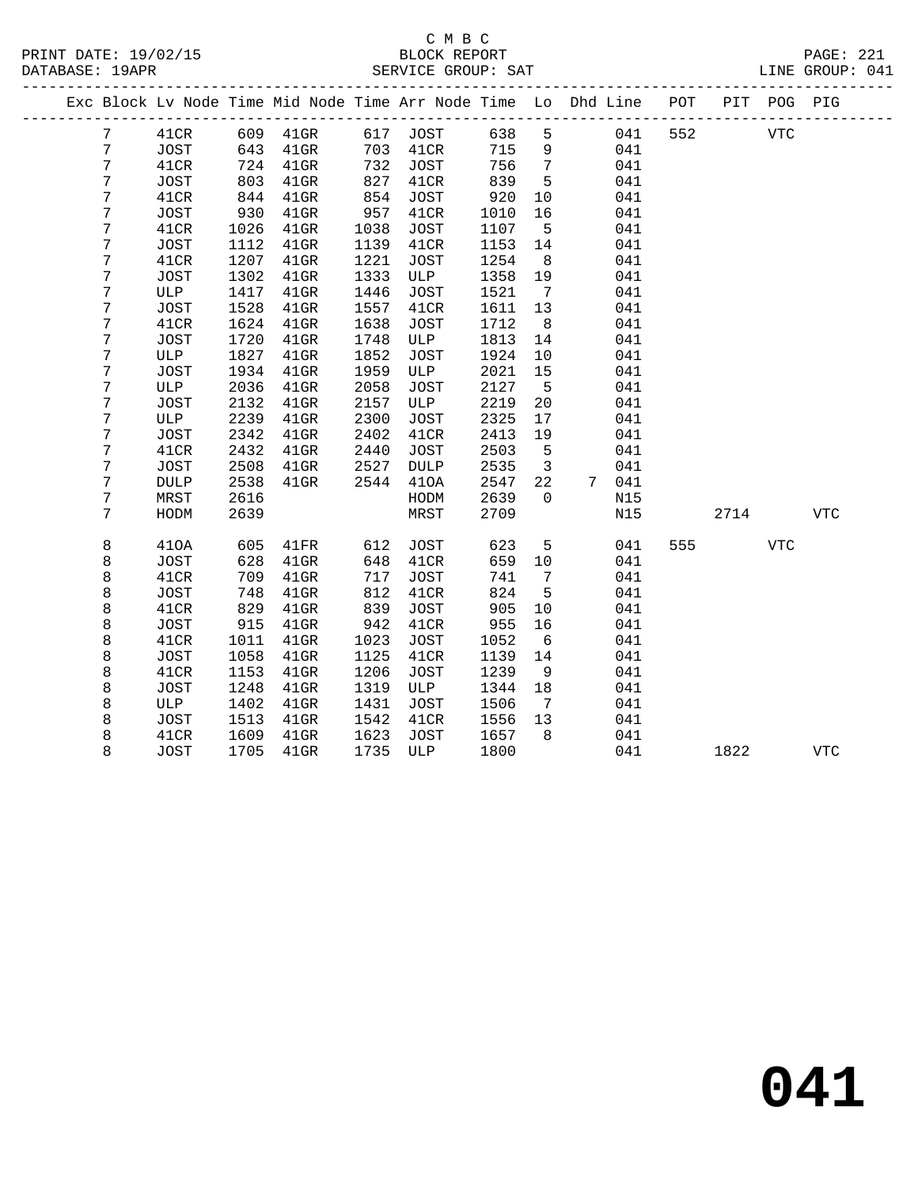C M B C
BLOCK REPORT
SERVICE GROUP: SAT

PRINT DATE: 19/02/15
DATABASE: 19APR
LINE GROUP: 041

| Exc | Block | Lv Node | Time | Mid Node | Time | Arr Node | Time | Lo | Dhd | Line | POT | PIT | POG | PIG |
|---|---|---|---|---|---|---|---|---|---|---|---|---|---|---|
| | 7 | 41CR | 609 | 41GR | 617 | JOST | 638 | 5 | | 041 | 552 | | VTC | |
| | 7 | JOST | 643 | 41GR | 703 | 41CR | 715 | 9 | | 041 | | | | |
| | 7 | 41CR | 724 | 41GR | 732 | JOST | 756 | 7 | | 041 | | | | |
| | 7 | JOST | 803 | 41GR | 827 | 41CR | 839 | 5 | | 041 | | | | |
| | 7 | 41CR | 844 | 41GR | 854 | JOST | 920 | 10 | | 041 | | | | |
| | 7 | JOST | 930 | 41GR | 957 | 41CR | 1010 | 16 | | 041 | | | | |
| | 7 | 41CR | 1026 | 41GR | 1038 | JOST | 1107 | 5 | | 041 | | | | |
| | 7 | JOST | 1112 | 41GR | 1139 | 41CR | 1153 | 14 | | 041 | | | | |
| | 7 | 41CR | 1207 | 41GR | 1221 | JOST | 1254 | 8 | | 041 | | | | |
| | 7 | JOST | 1302 | 41GR | 1333 | ULP | 1358 | 19 | | 041 | | | | |
| | 7 | ULP | 1417 | 41GR | 1446 | JOST | 1521 | 7 | | 041 | | | | |
| | 7 | JOST | 1528 | 41GR | 1557 | 41CR | 1611 | 13 | | 041 | | | | |
| | 7 | 41CR | 1624 | 41GR | 1638 | JOST | 1712 | 8 | | 041 | | | | |
| | 7 | JOST | 1720 | 41GR | 1748 | ULP | 1813 | 14 | | 041 | | | | |
| | 7 | ULP | 1827 | 41GR | 1852 | JOST | 1924 | 10 | | 041 | | | | |
| | 7 | JOST | 1934 | 41GR | 1959 | ULP | 2021 | 15 | | 041 | | | | |
| | 7 | ULP | 2036 | 41GR | 2058 | JOST | 2127 | 5 | | 041 | | | | |
| | 7 | JOST | 2132 | 41GR | 2157 | ULP | 2219 | 20 | | 041 | | | | |
| | 7 | ULP | 2239 | 41GR | 2300 | JOST | 2325 | 17 | | 041 | | | | |
| | 7 | JOST | 2342 | 41GR | 2402 | 41CR | 2413 | 19 | | 041 | | | | |
| | 7 | 41CR | 2432 | 41GR | 2440 | JOST | 2503 | 5 | | 041 | | | | |
| | 7 | JOST | 2508 | 41GR | 2527 | DULP | 2535 | 3 | | 041 | | | | |
| | 7 | DULP | 2538 | 41GR | 2544 | 41OA | 2547 | 22 | 7 | 041 | | | | |
| | 7 | MRST | 2616 | | | HODM | 2639 | 0 | | N15 | | | | |
| | 7 | HODM | 2639 | | | MRST | 2709 | | | N15 | | 2714 | | VTC |
| | 8 | 41OA | 605 | 41FR | 612 | JOST | 623 | 5 | | 041 | 555 | | VTC | |
| | 8 | JOST | 628 | 41GR | 648 | 41CR | 659 | 10 | | 041 | | | | |
| | 8 | 41CR | 709 | 41GR | 717 | JOST | 741 | 7 | | 041 | | | | |
| | 8 | JOST | 748 | 41GR | 812 | 41CR | 824 | 5 | | 041 | | | | |
| | 8 | 41CR | 829 | 41GR | 839 | JOST | 905 | 10 | | 041 | | | | |
| | 8 | JOST | 915 | 41GR | 942 | 41CR | 955 | 16 | | 041 | | | | |
| | 8 | 41CR | 1011 | 41GR | 1023 | JOST | 1052 | 6 | | 041 | | | | |
| | 8 | JOST | 1058 | 41GR | 1125 | 41CR | 1139 | 14 | | 041 | | | | |
| | 8 | 41CR | 1153 | 41GR | 1206 | JOST | 1239 | 9 | | 041 | | | | |
| | 8 | JOST | 1248 | 41GR | 1319 | ULP | 1344 | 18 | | 041 | | | | |
| | 8 | ULP | 1402 | 41GR | 1431 | JOST | 1506 | 7 | | 041 | | | | |
| | 8 | JOST | 1513 | 41GR | 1542 | 41CR | 1556 | 13 | | 041 | | | | |
| | 8 | 41CR | 1609 | 41GR | 1623 | JOST | 1657 | 8 | | 041 | | | | |
| | 8 | JOST | 1705 | 41GR | 1735 | ULP | 1800 | | | 041 | | 1822 | | VTC |

**041**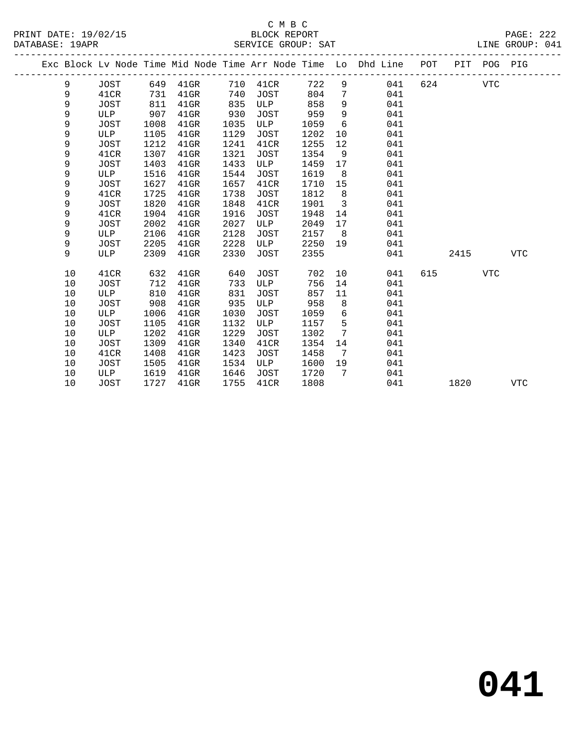C M B C
BLOCK REPORT
SERVICE GROUP: SAT

PRINT DATE: 19/02/15
DATABASE: 19APR
LINE GROUP: 041

| Exc | Block | Lv Node | Time | Mid Node | Time | Arr Node | Time | Lo | Dhd Line | POT | PIT | POG | PIG |
|---|---|---|---|---|---|---|---|---|---|---|---|---|---|
| | 9 | JOST | 649 | 41GR | 710 | 41CR | 722 | 9 | 041 | 624 | | VTC | |
| | 9 | 41CR | 731 | 41GR | 740 | JOST | 804 | 7 | 041 | | | | |
| | 9 | JOST | 811 | 41GR | 835 | ULP | 858 | 9 | 041 | | | | |
| | 9 | ULP | 907 | 41GR | 930 | JOST | 959 | 9 | 041 | | | | |
| | 9 | JOST | 1008 | 41GR | 1035 | ULP | 1059 | 6 | 041 | | | | |
| | 9 | ULP | 1105 | 41GR | 1129 | JOST | 1202 | 10 | 041 | | | | |
| | 9 | JOST | 1212 | 41GR | 1241 | 41CR | 1255 | 12 | 041 | | | | |
| | 9 | 41CR | 1307 | 41GR | 1321 | JOST | 1354 | 9 | 041 | | | | |
| | 9 | JOST | 1403 | 41GR | 1433 | ULP | 1459 | 17 | 041 | | | | |
| | 9 | ULP | 1516 | 41GR | 1544 | JOST | 1619 | 8 | 041 | | | | |
| | 9 | JOST | 1627 | 41GR | 1657 | 41CR | 1710 | 15 | 041 | | | | |
| | 9 | 41CR | 1725 | 41GR | 1738 | JOST | 1812 | 8 | 041 | | | | |
| | 9 | JOST | 1820 | 41GR | 1848 | 41CR | 1901 | 3 | 041 | | | | |
| | 9 | 41CR | 1904 | 41GR | 1916 | JOST | 1948 | 14 | 041 | | | | |
| | 9 | JOST | 2002 | 41GR | 2027 | ULP | 2049 | 17 | 041 | | | | |
| | 9 | ULP | 2106 | 41GR | 2128 | JOST | 2157 | 8 | 041 | | | | |
| | 9 | JOST | 2205 | 41GR | 2228 | ULP | 2250 | 19 | 041 | | | | |
| | 9 | ULP | 2309 | 41GR | 2330 | JOST | 2355 | | 041 | | 2415 | | VTC |
| | 10 | 41CR | 632 | 41GR | 640 | JOST | 702 | 10 | 041 | 615 | | VTC | |
| | 10 | JOST | 712 | 41GR | 733 | ULP | 756 | 14 | 041 | | | | |
| | 10 | ULP | 810 | 41GR | 831 | JOST | 857 | 11 | 041 | | | | |
| | 10 | JOST | 908 | 41GR | 935 | ULP | 958 | 8 | 041 | | | | |
| | 10 | ULP | 1006 | 41GR | 1030 | JOST | 1059 | 6 | 041 | | | | |
| | 10 | JOST | 1105 | 41GR | 1132 | ULP | 1157 | 5 | 041 | | | | |
| | 10 | ULP | 1202 | 41GR | 1229 | JOST | 1302 | 7 | 041 | | | | |
| | 10 | JOST | 1309 | 41GR | 1340 | 41CR | 1354 | 14 | 041 | | | | |
| | 10 | 41CR | 1408 | 41GR | 1423 | JOST | 1458 | 7 | 041 | | | | |
| | 10 | JOST | 1505 | 41GR | 1534 | ULP | 1600 | 19 | 041 | | | | |
| | 10 | ULP | 1619 | 41GR | 1646 | JOST | 1720 | 7 | 041 | | | | |
| | 10 | JOST | 1727 | 41GR | 1755 | 41CR | 1808 | | 041 | | 1820 | | VTC |

# 041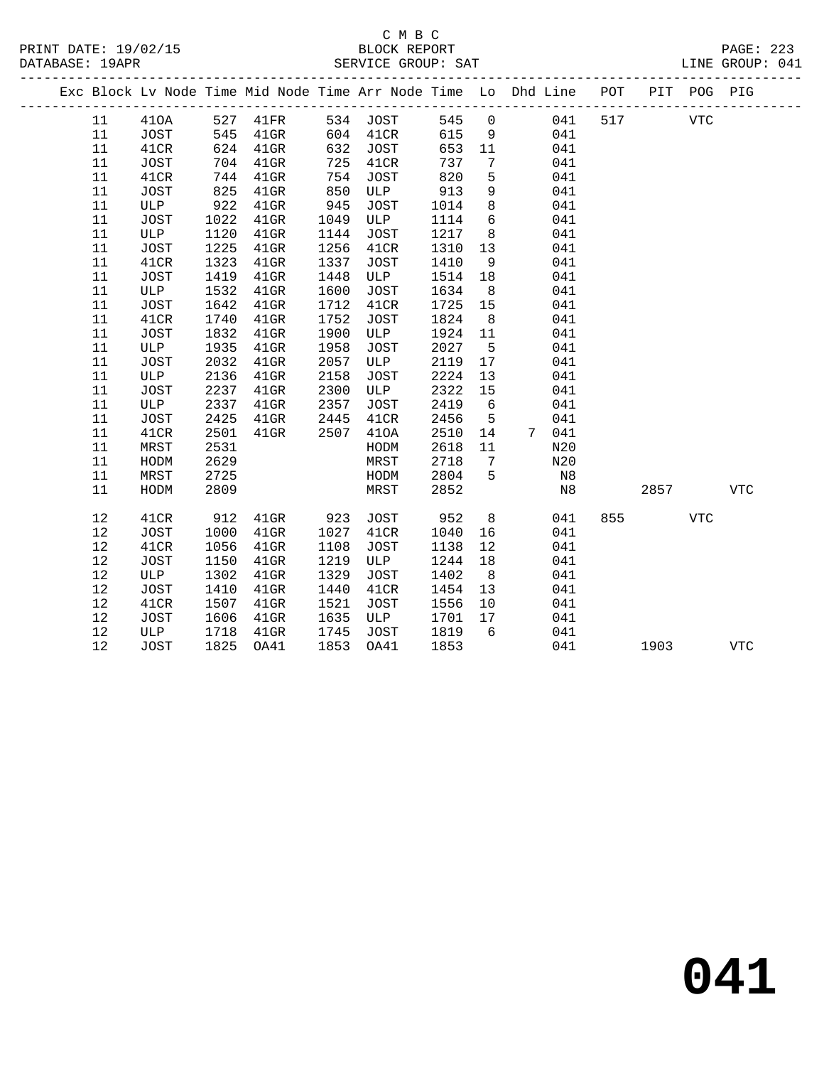C M B C

BLOCK REPORT

SERVICE GROUP: SAT

PRINT DATE: 19/02/15
DATABASE: 19APR
LINE GROUP: 041

| Exc | Block | Lv Node | Time | Mid Node | Time | Arr Node | Time | Lo | Dhd | Line | POT | PIT | POG | PIG |
|---|---|---|---|---|---|---|---|---|---|---|---|---|---|---|
| | 11 | 41OA | 527 | 41FR | 534 | JOST | 545 | 0 | | 041 | 517 | | VTC | |
| | 11 | JOST | 545 | 41GR | 604 | 41CR | 615 | 9 | | 041 | | | | |
| | 11 | 41CR | 624 | 41GR | 632 | JOST | 653 | 11 | | 041 | | | | |
| | 11 | JOST | 704 | 41GR | 725 | 41CR | 737 | 7 | | 041 | | | | |
| | 11 | 41CR | 744 | 41GR | 754 | JOST | 820 | 5 | | 041 | | | | |
| | 11 | JOST | 825 | 41GR | 850 | ULP | 913 | 9 | | 041 | | | | |
| | 11 | ULP | 922 | 41GR | 945 | JOST | 1014 | 8 | | 041 | | | | |
| | 11 | JOST | 1022 | 41GR | 1049 | ULP | 1114 | 6 | | 041 | | | | |
| | 11 | ULP | 1120 | 41GR | 1144 | JOST | 1217 | 8 | | 041 | | | | |
| | 11 | JOST | 1225 | 41GR | 1256 | 41CR | 1310 | 13 | | 041 | | | | |
| | 11 | 41CR | 1323 | 41GR | 1337 | JOST | 1410 | 9 | | 041 | | | | |
| | 11 | JOST | 1419 | 41GR | 1448 | ULP | 1514 | 18 | | 041 | | | | |
| | 11 | ULP | 1532 | 41GR | 1600 | JOST | 1634 | 8 | | 041 | | | | |
| | 11 | JOST | 1642 | 41GR | 1712 | 41CR | 1725 | 15 | | 041 | | | | |
| | 11 | 41CR | 1740 | 41GR | 1752 | JOST | 1824 | 8 | | 041 | | | | |
| | 11 | JOST | 1832 | 41GR | 1900 | ULP | 1924 | 11 | | 041 | | | | |
| | 11 | ULP | 1935 | 41GR | 1958 | JOST | 2027 | 5 | | 041 | | | | |
| | 11 | JOST | 2032 | 41GR | 2057 | ULP | 2119 | 17 | | 041 | | | | |
| | 11 | ULP | 2136 | 41GR | 2158 | JOST | 2224 | 13 | | 041 | | | | |
| | 11 | JOST | 2237 | 41GR | 2300 | ULP | 2322 | 15 | | 041 | | | | |
| | 11 | ULP | 2337 | 41GR | 2357 | JOST | 2419 | 6 | | 041 | | | | |
| | 11 | JOST | 2425 | 41GR | 2445 | 41CR | 2456 | 5 | | 041 | | | | |
| | 11 | 41CR | 2501 | 41GR | 2507 | 41OA | 2510 | 14 | 7 | 041 | | | | |
| | 11 | MRST | 2531 | | | HODM | 2618 | 11 | | N20 | | | | |
| | 11 | HODM | 2629 | | | MRST | 2718 | 7 | | N20 | | | | |
| | 11 | MRST | 2725 | | | HODM | 2804 | 5 | | N8 | | | | |
| | 11 | HODM | 2809 | | | MRST | 2852 | | | N8 | | 2857 | | VTC |
| | 12 | 41CR | 912 | 41GR | 923 | JOST | 952 | 8 | | 041 | 855 | | VTC | |
| | 12 | JOST | 1000 | 41GR | 1027 | 41CR | 1040 | 16 | | 041 | | | | |
| | 12 | 41CR | 1056 | 41GR | 1108 | JOST | 1138 | 12 | | 041 | | | | |
| | 12 | JOST | 1150 | 41GR | 1219 | ULP | 1244 | 18 | | 041 | | | | |
| | 12 | ULP | 1302 | 41GR | 1329 | JOST | 1402 | 8 | | 041 | | | | |
| | 12 | JOST | 1410 | 41GR | 1440 | 41CR | 1454 | 13 | | 041 | | | | |
| | 12 | 41CR | 1507 | 41GR | 1521 | JOST | 1556 | 10 | | 041 | | | | |
| | 12 | JOST | 1606 | 41GR | 1635 | ULP | 1701 | 17 | | 041 | | | | |
| | 12 | ULP | 1718 | 41GR | 1745 | JOST | 1819 | 6 | | 041 | | | | |
| | 12 | JOST | 1825 | OA41 | 1853 | OA41 | 1853 | | | 041 | | 1903 | | VTC |

# 041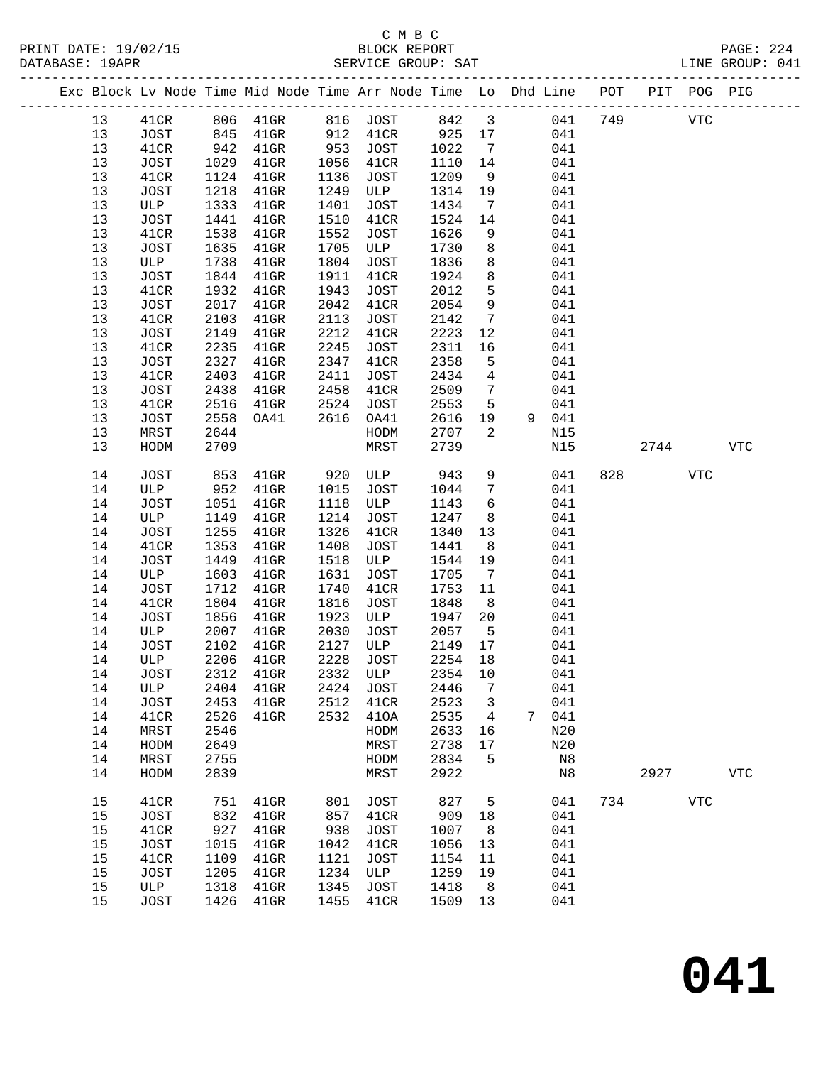C M B C

PRINT DATE: 19/02/15 BLOCK REPORT PAGE: 224
DATABASE: 19APR SERVICE GROUP: SAT LINE GROUP: 041

| Exc | Block | Lv Node | Time | Mid Node | Time | Arr Node | Time | Lo | Dhd | Line | POT | PIT | POG | PIG |
|---|---|---|---|---|---|---|---|---|---|---|---|---|---|---|
| | 13 | 41CR | 806 | 41GR | 816 | JOST | 842 | 3 | | 041 | 749 | | VTC | |
| | 13 | JOST | 845 | 41GR | 912 | 41CR | 925 | 17 | | 041 | | | | |
| | 13 | 41CR | 942 | 41GR | 953 | JOST | 1022 | 7 | | 041 | | | | |
| | 13 | JOST | 1029 | 41GR | 1056 | 41CR | 1110 | 14 | | 041 | | | | |
| | 13 | 41CR | 1124 | 41GR | 1136 | JOST | 1209 | 9 | | 041 | | | | |
| | 13 | JOST | 1218 | 41GR | 1249 | ULP | 1314 | 19 | | 041 | | | | |
| | 13 | ULP | 1333 | 41GR | 1401 | JOST | 1434 | 7 | | 041 | | | | |
| | 13 | JOST | 1441 | 41GR | 1510 | 41CR | 1524 | 14 | | 041 | | | | |
| | 13 | 41CR | 1538 | 41GR | 1552 | JOST | 1626 | 9 | | 041 | | | | |
| | 13 | JOST | 1635 | 41GR | 1705 | ULP | 1730 | 8 | | 041 | | | | |
| | 13 | ULP | 1738 | 41GR | 1804 | JOST | 1836 | 8 | | 041 | | | | |
| | 13 | JOST | 1844 | 41GR | 1911 | 41CR | 1924 | 8 | | 041 | | | | |
| | 13 | 41CR | 1932 | 41GR | 1943 | JOST | 2012 | 5 | | 041 | | | | |
| | 13 | JOST | 2017 | 41GR | 2042 | 41CR | 2054 | 9 | | 041 | | | | |
| | 13 | 41CR | 2103 | 41GR | 2113 | JOST | 2142 | 7 | | 041 | | | | |
| | 13 | JOST | 2149 | 41GR | 2212 | 41CR | 2223 | 12 | | 041 | | | | |
| | 13 | 41CR | 2235 | 41GR | 2245 | JOST | 2311 | 16 | | 041 | | | | |
| | 13 | JOST | 2327 | 41GR | 2347 | 41CR | 2358 | 5 | | 041 | | | | |
| | 13 | 41CR | 2403 | 41GR | 2411 | JOST | 2434 | 4 | | 041 | | | | |
| | 13 | JOST | 2438 | 41GR | 2458 | 41CR | 2509 | 7 | | 041 | | | | |
| | 13 | 41CR | 2516 | 41GR | 2524 | JOST | 2553 | 5 | | 041 | | | | |
| | 13 | JOST | 2558 | OA41 | 2616 | OA41 | 2616 | 19 | 9 | 041 | | | | |
| | 13 | MRST | 2644 | | | HODM | 2707 | 2 | | N15 | | | | |
| | 13 | HODM | 2709 | | | MRST | 2739 | | | N15 | | 2744 | | VTC |
| | 14 | JOST | 853 | 41GR | 920 | ULP | 943 | 9 | | 041 | 828 | | VTC | |
| | 14 | ULP | 952 | 41GR | 1015 | JOST | 1044 | 7 | | 041 | | | | |
| | 14 | JOST | 1051 | 41GR | 1118 | ULP | 1143 | 6 | | 041 | | | | |
| | 14 | ULP | 1149 | 41GR | 1214 | JOST | 1247 | 8 | | 041 | | | | |
| | 14 | JOST | 1255 | 41GR | 1326 | 41CR | 1340 | 13 | | 041 | | | | |
| | 14 | 41CR | 1353 | 41GR | 1408 | JOST | 1441 | 8 | | 041 | | | | |
| | 14 | JOST | 1449 | 41GR | 1518 | ULP | 1544 | 19 | | 041 | | | | |
| | 14 | ULP | 1603 | 41GR | 1631 | JOST | 1705 | 7 | | 041 | | | | |
| | 14 | JOST | 1712 | 41GR | 1740 | 41CR | 1753 | 11 | | 041 | | | | |
| | 14 | 41CR | 1804 | 41GR | 1816 | JOST | 1848 | 8 | | 041 | | | | |
| | 14 | JOST | 1856 | 41GR | 1923 | ULP | 1947 | 20 | | 041 | | | | |
| | 14 | ULP | 2007 | 41GR | 2030 | JOST | 2057 | 5 | | 041 | | | | |
| | 14 | JOST | 2102 | 41GR | 2127 | ULP | 2149 | 17 | | 041 | | | | |
| | 14 | ULP | 2206 | 41GR | 2228 | JOST | 2254 | 18 | | 041 | | | | |
| | 14 | JOST | 2312 | 41GR | 2332 | ULP | 2354 | 10 | | 041 | | | | |
| | 14 | ULP | 2404 | 41GR | 2424 | JOST | 2446 | 7 | | 041 | | | | |
| | 14 | JOST | 2453 | 41GR | 2512 | 41CR | 2523 | 3 | | 041 | | | | |
| | 14 | 41CR | 2526 | 41GR | 2532 | 41OA | 2535 | 4 | 7 | 041 | | | | |
| | 14 | MRST | 2546 | | | HODM | 2633 | 16 | | N20 | | | | |
| | 14 | HODM | 2649 | | | MRST | 2738 | 17 | | N20 | | | | |
| | 14 | MRST | 2755 | | | HODM | 2834 | 5 | | N8 | | | | |
| | 14 | HODM | 2839 | | | MRST | 2922 | | | N8 | | 2927 | | VTC |
| | 15 | 41CR | 751 | 41GR | 801 | JOST | 827 | 5 | | 041 | 734 | | VTC | |
| | 15 | JOST | 832 | 41GR | 857 | 41CR | 909 | 18 | | 041 | | | | |
| | 15 | 41CR | 927 | 41GR | 938 | JOST | 1007 | 8 | | 041 | | | | |
| | 15 | JOST | 1015 | 41GR | 1042 | 41CR | 1056 | 13 | | 041 | | | | |
| | 15 | 41CR | 1109 | 41GR | 1121 | JOST | 1154 | 11 | | 041 | | | | |
| | 15 | JOST | 1205 | 41GR | 1234 | ULP | 1259 | 19 | | 041 | | | | |
| | 15 | ULP | 1318 | 41GR | 1345 | JOST | 1418 | 8 | | 041 | | | | |
| | 15 | JOST | 1426 | 41GR | 1455 | 41CR | 1509 | 13 | | 041 | | | | |

**041**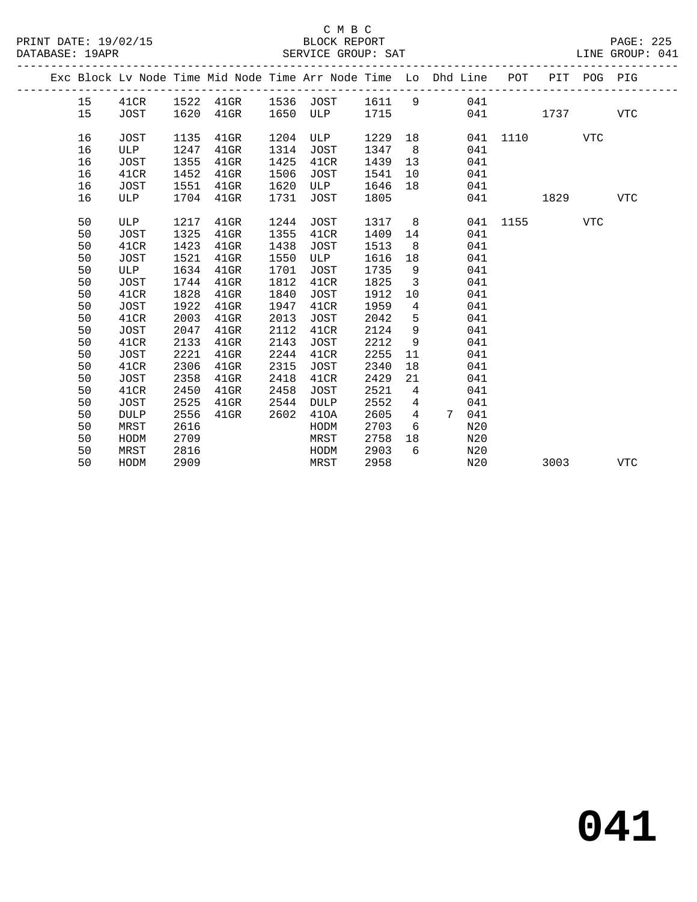C M B C

BLOCK REPORT

SERVICE GROUP: SAT

PRINT DATE: 19/02/15
DATABASE: 19APR

PAGE: 225
LINE GROUP: 041

| Exc | Block | Lv Node | Time | Mid Node | Time | Arr Node | Time | Lo | Dhd | Line | POT | PIT | POG | PIG |
|---|---|---|---|---|---|---|---|---|---|---|---|---|---|---|
| | 15 | 41CR | 1522 | 41GR | 1536 | JOST | 1611 | 9 | | 041 | | | | |
| | 15 | JOST | 1620 | 41GR | 1650 | ULP | 1715 | | | 041 | | 1737 | | VTC |
| | 16 | JOST | 1135 | 41GR | 1204 | ULP | 1229 | 18 | | 041 | 1110 | | VTC | |
| | 16 | ULP | 1247 | 41GR | 1314 | JOST | 1347 | 8 | | 041 | | | | |
| | 16 | JOST | 1355 | 41GR | 1425 | 41CR | 1439 | 13 | | 041 | | | | |
| | 16 | 41CR | 1452 | 41GR | 1506 | JOST | 1541 | 10 | | 041 | | | | |
| | 16 | JOST | 1551 | 41GR | 1620 | ULP | 1646 | 18 | | 041 | | | | |
| | 16 | ULP | 1704 | 41GR | 1731 | JOST | 1805 | | | 041 | | 1829 | | VTC |
| | 50 | ULP | 1217 | 41GR | 1244 | JOST | 1317 | 8 | | 041 | 1155 | | VTC | |
| | 50 | JOST | 1325 | 41GR | 1355 | 41CR | 1409 | 14 | | 041 | | | | |
| | 50 | 41CR | 1423 | 41GR | 1438 | JOST | 1513 | 8 | | 041 | | | | |
| | 50 | JOST | 1521 | 41GR | 1550 | ULP | 1616 | 18 | | 041 | | | | |
| | 50 | ULP | 1634 | 41GR | 1701 | JOST | 1735 | 9 | | 041 | | | | |
| | 50 | JOST | 1744 | 41GR | 1812 | 41CR | 1825 | 3 | | 041 | | | | |
| | 50 | 41CR | 1828 | 41GR | 1840 | JOST | 1912 | 10 | | 041 | | | | |
| | 50 | JOST | 1922 | 41GR | 1947 | 41CR | 1959 | 4 | | 041 | | | | |
| | 50 | 41CR | 2003 | 41GR | 2013 | JOST | 2042 | 5 | | 041 | | | | |
| | 50 | JOST | 2047 | 41GR | 2112 | 41CR | 2124 | 9 | | 041 | | | | |
| | 50 | 41CR | 2133 | 41GR | 2143 | JOST | 2212 | 9 | | 041 | | | | |
| | 50 | JOST | 2221 | 41GR | 2244 | 41CR | 2255 | 11 | | 041 | | | | |
| | 50 | 41CR | 2306 | 41GR | 2315 | JOST | 2340 | 18 | | 041 | | | | |
| | 50 | JOST | 2358 | 41GR | 2418 | 41CR | 2429 | 21 | | 041 | | | | |
| | 50 | 41CR | 2450 | 41GR | 2458 | JOST | 2521 | 4 | | 041 | | | | |
| | 50 | JOST | 2525 | 41GR | 2544 | DULP | 2552 | 4 | | 041 | | | | |
| | 50 | DULP | 2556 | 41GR | 2602 | 41OA | 2605 | 4 | 7 | 041 | | | | |
| | 50 | MRST | 2616 | | | HODM | 2703 | 6 | | N20 | | | | |
| | 50 | HODM | 2709 | | | MRST | 2758 | 18 | | N20 | | | | |
| | 50 | MRST | 2816 | | | HODM | 2903 | 6 | | N20 | | | | |
| | 50 | HODM | 2909 | | | MRST | 2958 | | | N20 | | 3003 | | VTC |

**041**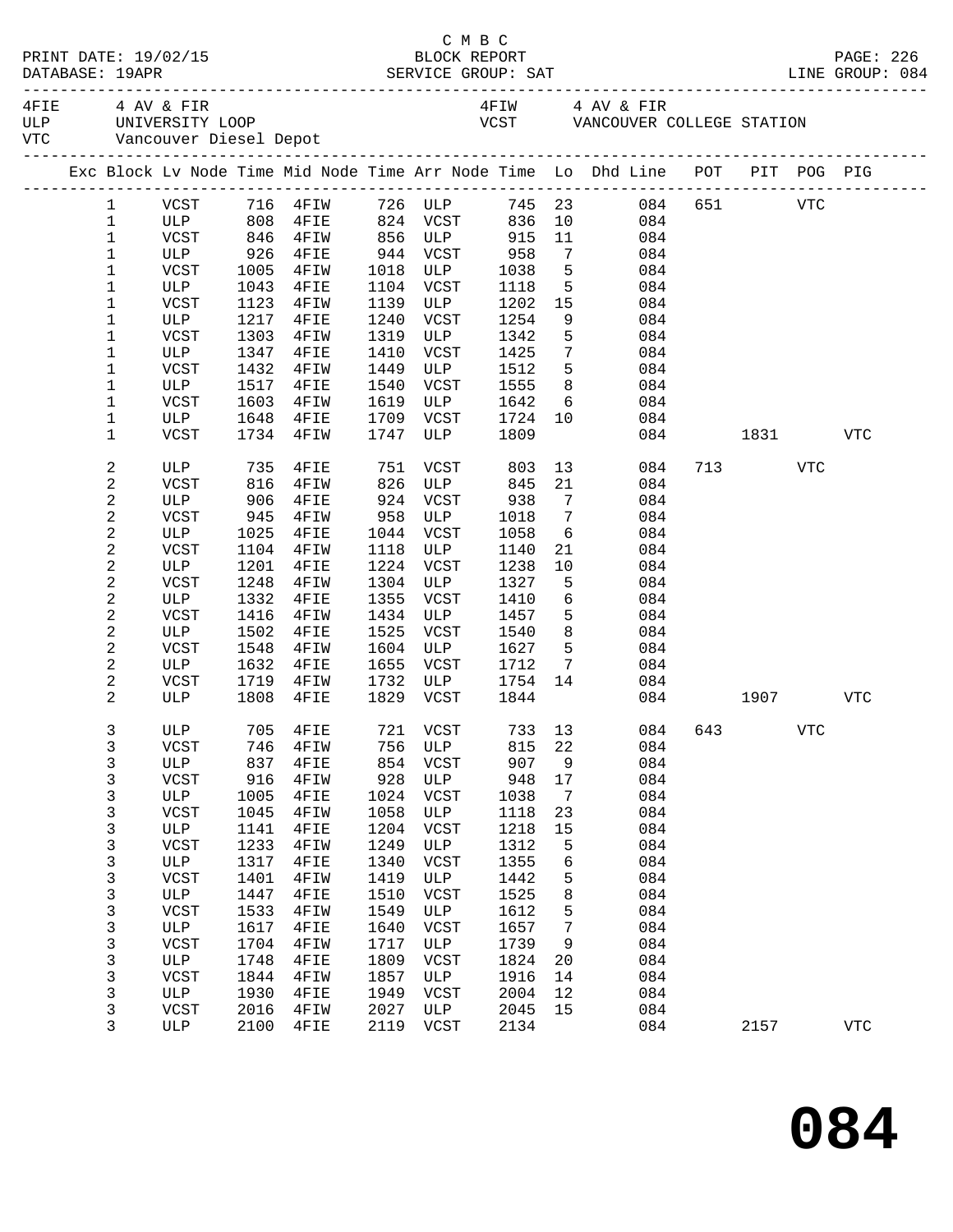C M B C

PRINT DATE: 19/02/15 BLOCK REPORT PAGE: 226
DATABASE: 19APR SERVICE GROUP: SAT LINE GROUP: 084

4FIE 4 AV & FIR 4FIW 4 AV & FIR
ULP UNIVERSITY LOOP VCST VANCOUVER COLLEGE STATION
VTC Vancouver Diesel Depot

| Exc | Block | Lv Node | Time | Mid Node | Time | Arr Node | Time | Lo | Dhd Line | POT | PIT | POG | PIG |
|---|---|---|---|---|---|---|---|---|---|---|---|---|---|
| | 1 | VCST | 716 | 4FIW | 726 | ULP | 745 | 23 | 084 | 651 | | VTC | |
| | 1 | ULP | 808 | 4FIE | 824 | VCST | 836 | 10 | 084 | | | | |
| | 1 | VCST | 846 | 4FIW | 856 | ULP | 915 | 11 | 084 | | | | |
| | 1 | ULP | 926 | 4FIE | 944 | VCST | 958 | 7 | 084 | | | | |
| | 1 | VCST | 1005 | 4FIW | 1018 | ULP | 1038 | 5 | 084 | | | | |
| | 1 | ULP | 1043 | 4FIE | 1104 | VCST | 1118 | 5 | 084 | | | | |
| | 1 | VCST | 1123 | 4FIW | 1139 | ULP | 1202 | 15 | 084 | | | | |
| | 1 | ULP | 1217 | 4FIE | 1240 | VCST | 1254 | 9 | 084 | | | | |
| | 1 | VCST | 1303 | 4FIW | 1319 | ULP | 1342 | 5 | 084 | | | | |
| | 1 | ULP | 1347 | 4FIE | 1410 | VCST | 1425 | 7 | 084 | | | | |
| | 1 | VCST | 1432 | 4FIW | 1449 | ULP | 1512 | 5 | 084 | | | | |
| | 1 | ULP | 1517 | 4FIE | 1540 | VCST | 1555 | 8 | 084 | | | | |
| | 1 | VCST | 1603 | 4FIW | 1619 | ULP | 1642 | 6 | 084 | | | | |
| | 1 | ULP | 1648 | 4FIE | 1709 | VCST | 1724 | 10 | 084 | | | | |
| | 1 | VCST | 1734 | 4FIW | 1747 | ULP | 1809 | | 084 | | 1831 | | VTC |
| | 2 | ULP | 735 | 4FIE | 751 | VCST | 803 | 13 | 084 | 713 | | VTC | |
| | 2 | VCST | 816 | 4FIW | 826 | ULP | 845 | 21 | 084 | | | | |
| | 2 | ULP | 906 | 4FIE | 924 | VCST | 938 | 7 | 084 | | | | |
| | 2 | VCST | 945 | 4FIW | 958 | ULP | 1018 | 7 | 084 | | | | |
| | 2 | ULP | 1025 | 4FIE | 1044 | VCST | 1058 | 6 | 084 | | | | |
| | 2 | VCST | 1104 | 4FIW | 1118 | ULP | 1140 | 21 | 084 | | | | |
| | 2 | ULP | 1201 | 4FIE | 1224 | VCST | 1238 | 10 | 084 | | | | |
| | 2 | VCST | 1248 | 4FIW | 1304 | ULP | 1327 | 5 | 084 | | | | |
| | 2 | ULP | 1332 | 4FIE | 1355 | VCST | 1410 | 6 | 084 | | | | |
| | 2 | VCST | 1416 | 4FIW | 1434 | ULP | 1457 | 5 | 084 | | | | |
| | 2 | ULP | 1502 | 4FIE | 1525 | VCST | 1540 | 8 | 084 | | | | |
| | 2 | VCST | 1548 | 4FIW | 1604 | ULP | 1627 | 5 | 084 | | | | |
| | 2 | ULP | 1632 | 4FIE | 1655 | VCST | 1712 | 7 | 084 | | | | |
| | 2 | VCST | 1719 | 4FIW | 1732 | ULP | 1754 | 14 | 084 | | | | |
| | 2 | ULP | 1808 | 4FIE | 1829 | VCST | 1844 | | 084 | | 1907 | | VTC |
| | 3 | ULP | 705 | 4FIE | 721 | VCST | 733 | 13 | 084 | 643 | | VTC | |
| | 3 | VCST | 746 | 4FIW | 756 | ULP | 815 | 22 | 084 | | | | |
| | 3 | ULP | 837 | 4FIE | 854 | VCST | 907 | 9 | 084 | | | | |
| | 3 | VCST | 916 | 4FIW | 928 | ULP | 948 | 17 | 084 | | | | |
| | 3 | ULP | 1005 | 4FIE | 1024 | VCST | 1038 | 7 | 084 | | | | |
| | 3 | VCST | 1045 | 4FIW | 1058 | ULP | 1118 | 23 | 084 | | | | |
| | 3 | ULP | 1141 | 4FIE | 1204 | VCST | 1218 | 15 | 084 | | | | |
| | 3 | VCST | 1233 | 4FIW | 1249 | ULP | 1312 | 5 | 084 | | | | |
| | 3 | ULP | 1317 | 4FIE | 1340 | VCST | 1355 | 6 | 084 | | | | |
| | 3 | VCST | 1401 | 4FIW | 1419 | ULP | 1442 | 5 | 084 | | | | |
| | 3 | ULP | 1447 | 4FIE | 1510 | VCST | 1525 | 8 | 084 | | | | |
| | 3 | VCST | 1533 | 4FIW | 1549 | ULP | 1612 | 5 | 084 | | | | |
| | 3 | ULP | 1617 | 4FIE | 1640 | VCST | 1657 | 7 | 084 | | | | |
| | 3 | VCST | 1704 | 4FIW | 1717 | ULP | 1739 | 9 | 084 | | | | |
| | 3 | ULP | 1748 | 4FIE | 1809 | VCST | 1824 | 20 | 084 | | | | |
| | 3 | VCST | 1844 | 4FIW | 1857 | ULP | 1916 | 14 | 084 | | | | |
| | 3 | ULP | 1930 | 4FIE | 1949 | VCST | 2004 | 12 | 084 | | | | |
| | 3 | VCST | 2016 | 4FIW | 2027 | ULP | 2045 | 15 | 084 | | | | |
| | 3 | ULP | 2100 | 4FIE | 2119 | VCST | 2134 | | 084 | | 2157 | | VTC |

# 084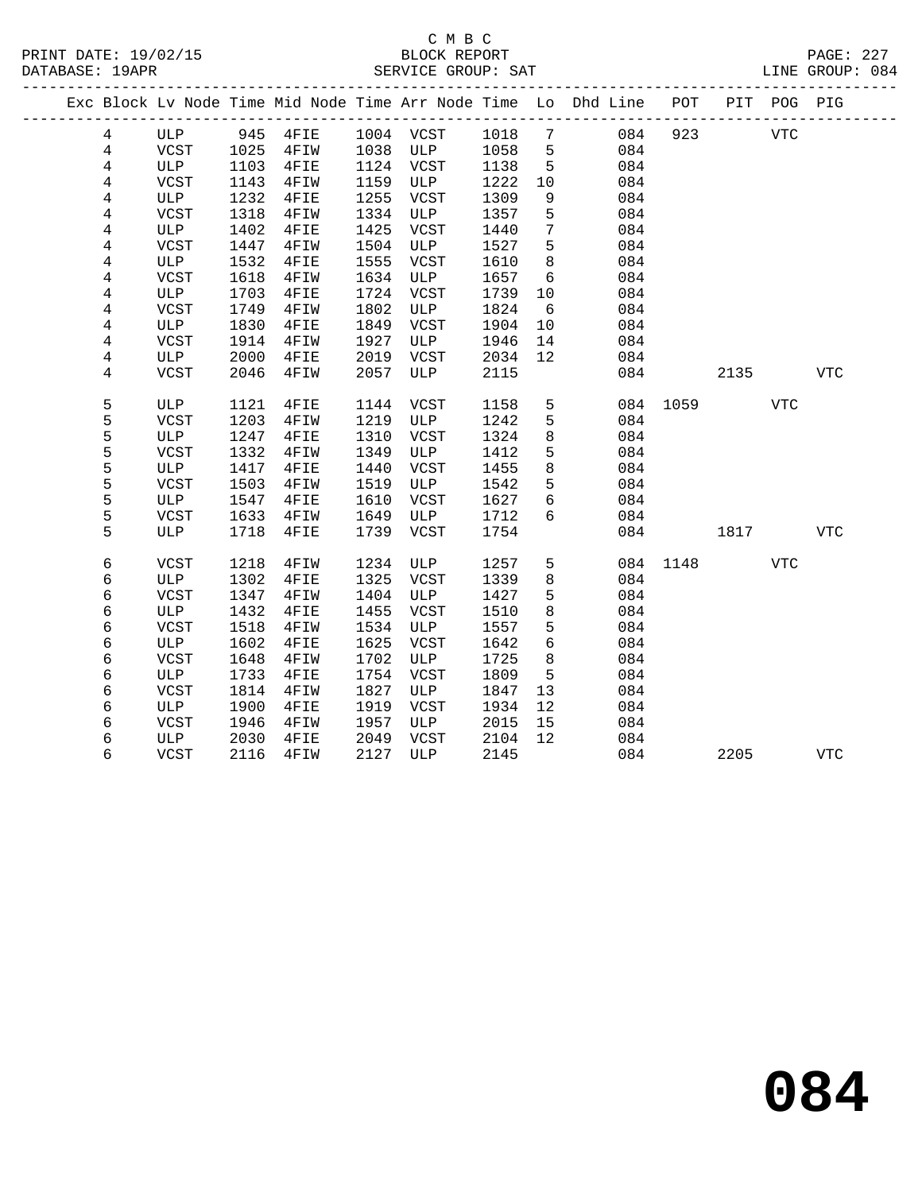C M B C
BLOCK REPORT
SERVICE GROUP: SAT

PRINT DATE: 19/02/15
DATABASE: 19APR
LINE GROUP: 084

| Exc | Block | Lv | Node | Time | Mid Node | Time | Arr Node | Time | Lo | Dhd Line | POT | PIT | POG | PIG |
|---|---|---|---|---|---|---|---|---|---|---|---|---|---|---|
| | 4 | | ULP | 945 | 4FIE | 1004 | VCST | 1018 | 7 | 084 | 923 | | VTC | |
| | 4 | | VCST | 1025 | 4FIW | 1038 | ULP | 1058 | 5 | 084 | | | | |
| | 4 | | ULP | 1103 | 4FIE | 1124 | VCST | 1138 | 5 | 084 | | | | |
| | 4 | | VCST | 1143 | 4FIW | 1159 | ULP | 1222 | 10 | 084 | | | | |
| | 4 | | ULP | 1232 | 4FIE | 1255 | VCST | 1309 | 9 | 084 | | | | |
| | 4 | | VCST | 1318 | 4FIW | 1334 | ULP | 1357 | 5 | 084 | | | | |
| | 4 | | ULP | 1402 | 4FIE | 1425 | VCST | 1440 | 7 | 084 | | | | |
| | 4 | | VCST | 1447 | 4FIW | 1504 | ULP | 1527 | 5 | 084 | | | | |
| | 4 | | ULP | 1532 | 4FIE | 1555 | VCST | 1610 | 8 | 084 | | | | |
| | 4 | | VCST | 1618 | 4FIW | 1634 | ULP | 1657 | 6 | 084 | | | | |
| | 4 | | ULP | 1703 | 4FIE | 1724 | VCST | 1739 | 10 | 084 | | | | |
| | 4 | | VCST | 1749 | 4FIW | 1802 | ULP | 1824 | 6 | 084 | | | | |
| | 4 | | ULP | 1830 | 4FIE | 1849 | VCST | 1904 | 10 | 084 | | | | |
| | 4 | | VCST | 1914 | 4FIW | 1927 | ULP | 1946 | 14 | 084 | | | | |
| | 4 | | ULP | 2000 | 4FIE | 2019 | VCST | 2034 | 12 | 084 | | | | |
| | 4 | | VCST | 2046 | 4FIW | 2057 | ULP | 2115 | | 084 | | 2135 | | VTC |
| | 5 | | ULP | 1121 | 4FIE | 1144 | VCST | 1158 | 5 | 084 | 1059 | | VTC | |
| | 5 | | VCST | 1203 | 4FIW | 1219 | ULP | 1242 | 5 | 084 | | | | |
| | 5 | | ULP | 1247 | 4FIE | 1310 | VCST | 1324 | 8 | 084 | | | | |
| | 5 | | VCST | 1332 | 4FIW | 1349 | ULP | 1412 | 5 | 084 | | | | |
| | 5 | | ULP | 1417 | 4FIE | 1440 | VCST | 1455 | 8 | 084 | | | | |
| | 5 | | VCST | 1503 | 4FIW | 1519 | ULP | 1542 | 5 | 084 | | | | |
| | 5 | | ULP | 1547 | 4FIE | 1610 | VCST | 1627 | 6 | 084 | | | | |
| | 5 | | VCST | 1633 | 4FIW | 1649 | ULP | 1712 | 6 | 084 | | | | |
| | 5 | | ULP | 1718 | 4FIE | 1739 | VCST | 1754 | | 084 | | 1817 | | VTC |
| | 6 | | VCST | 1218 | 4FIW | 1234 | ULP | 1257 | 5 | 084 | 1148 | | VTC | |
| | 6 | | ULP | 1302 | 4FIE | 1325 | VCST | 1339 | 8 | 084 | | | | |
| | 6 | | VCST | 1347 | 4FIW | 1404 | ULP | 1427 | 5 | 084 | | | | |
| | 6 | | ULP | 1432 | 4FIE | 1455 | VCST | 1510 | 8 | 084 | | | | |
| | 6 | | VCST | 1518 | 4FIW | 1534 | ULP | 1557 | 5 | 084 | | | | |
| | 6 | | ULP | 1602 | 4FIE | 1625 | VCST | 1642 | 6 | 084 | | | | |
| | 6 | | VCST | 1648 | 4FIW | 1702 | ULP | 1725 | 8 | 084 | | | | |
| | 6 | | ULP | 1733 | 4FIE | 1754 | VCST | 1809 | 5 | 084 | | | | |
| | 6 | | VCST | 1814 | 4FIW | 1827 | ULP | 1847 | 13 | 084 | | | | |
| | 6 | | ULP | 1900 | 4FIE | 1919 | VCST | 1934 | 12 | 084 | | | | |
| | 6 | | VCST | 1946 | 4FIW | 1957 | ULP | 2015 | 15 | 084 | | | | |
| | 6 | | ULP | 2030 | 4FIE | 2049 | VCST | 2104 | 12 | 084 | | | | |
| | 6 | | VCST | 2116 | 4FIW | 2127 | ULP | 2145 | | 084 | | 2205 | | VTC |

**084**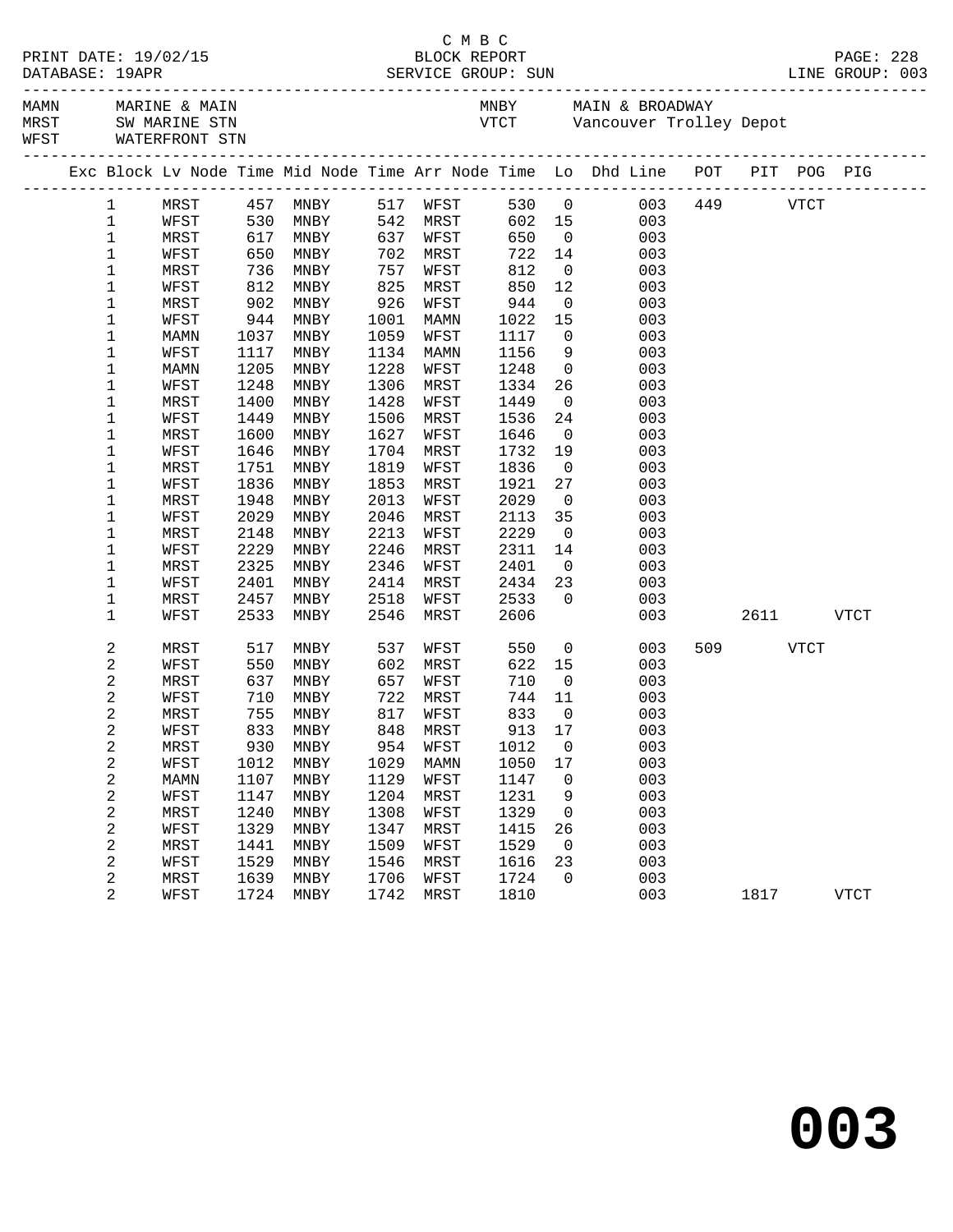C M B C

BLOCK REPORT

SERVICE GROUP: SUN

PRINT DATE: 19/02/15
DATABASE: 19APR

LINE GROUP: 003

MAMN MARINE & MAIN
MRST SW MARINE STN
WFST WATERFRONT STN

MNBY MAIN & BROADWAY
VTCT Vancouver Trolley Depot

| Exc | Block | Lv | Node | Time | Mid Node | Time | Arr Node | Time | Lo | Dhd Line | POT | PIT | POG | PIG |
|---|---|---|---|---|---|---|---|---|---|---|---|---|---|---|
| | 1 | | MRST | 457 | MNBY | 517 | WFST | 530 | 0 | 003 | 449 | | VTCT | |
| | 1 | | WFST | 530 | MNBY | 542 | MRST | 602 | 15 | 003 | | | | |
| | 1 | | MRST | 617 | MNBY | 637 | WFST | 650 | 0 | 003 | | | | |
| | 1 | | WFST | 650 | MNBY | 702 | MRST | 722 | 14 | 003 | | | | |
| | 1 | | MRST | 736 | MNBY | 757 | WFST | 812 | 0 | 003 | | | | |
| | 1 | | WFST | 812 | MNBY | 825 | MRST | 850 | 12 | 003 | | | | |
| | 1 | | MRST | 902 | MNBY | 926 | WFST | 944 | 0 | 003 | | | | |
| | 1 | | WFST | 944 | MNBY | 1001 | MAMN | 1022 | 15 | 003 | | | | |
| | 1 | | MAMN | 1037 | MNBY | 1059 | WFST | 1117 | 0 | 003 | | | | |
| | 1 | | WFST | 1117 | MNBY | 1134 | MAMN | 1156 | 9 | 003 | | | | |
| | 1 | | MAMN | 1205 | MNBY | 1228 | WFST | 1248 | 0 | 003 | | | | |
| | 1 | | WFST | 1248 | MNBY | 1306 | MRST | 1334 | 26 | 003 | | | | |
| | 1 | | MRST | 1400 | MNBY | 1428 | WFST | 1449 | 0 | 003 | | | | |
| | 1 | | WFST | 1449 | MNBY | 1506 | MRST | 1536 | 24 | 003 | | | | |
| | 1 | | MRST | 1600 | MNBY | 1627 | WFST | 1646 | 0 | 003 | | | | |
| | 1 | | WFST | 1646 | MNBY | 1704 | MRST | 1732 | 19 | 003 | | | | |
| | 1 | | MRST | 1751 | MNBY | 1819 | WFST | 1836 | 0 | 003 | | | | |
| | 1 | | WFST | 1836 | MNBY | 1853 | MRST | 1921 | 27 | 003 | | | | |
| | 1 | | MRST | 1948 | MNBY | 2013 | WFST | 2029 | 0 | 003 | | | | |
| | 1 | | WFST | 2029 | MNBY | 2046 | MRST | 2113 | 35 | 003 | | | | |
| | 1 | | MRST | 2148 | MNBY | 2213 | WFST | 2229 | 0 | 003 | | | | |
| | 1 | | WFST | 2229 | MNBY | 2246 | MRST | 2311 | 14 | 003 | | | | |
| | 1 | | MRST | 2325 | MNBY | 2346 | WFST | 2401 | 0 | 003 | | | | |
| | 1 | | WFST | 2401 | MNBY | 2414 | MRST | 2434 | 23 | 003 | | | | |
| | 1 | | MRST | 2457 | MNBY | 2518 | WFST | 2533 | 0 | 003 | | | | |
| | 1 | | WFST | 2533 | MNBY | 2546 | MRST | 2606 | | 003 | | 2611 | | VTCT |
| | 2 | | MRST | 517 | MNBY | 537 | WFST | 550 | 0 | 003 | 509 | | VTCT | |
| | 2 | | WFST | 550 | MNBY | 602 | MRST | 622 | 15 | 003 | | | | |
| | 2 | | MRST | 637 | MNBY | 657 | WFST | 710 | 0 | 003 | | | | |
| | 2 | | WFST | 710 | MNBY | 722 | MRST | 744 | 11 | 003 | | | | |
| | 2 | | MRST | 755 | MNBY | 817 | WFST | 833 | 0 | 003 | | | | |
| | 2 | | WFST | 833 | MNBY | 848 | MRST | 913 | 17 | 003 | | | | |
| | 2 | | MRST | 930 | MNBY | 954 | WFST | 1012 | 0 | 003 | | | | |
| | 2 | | WFST | 1012 | MNBY | 1029 | MAMN | 1050 | 17 | 003 | | | | |
| | 2 | | MAMN | 1107 | MNBY | 1129 | WFST | 1147 | 0 | 003 | | | | |
| | 2 | | WFST | 1147 | MNBY | 1204 | MRST | 1231 | 9 | 003 | | | | |
| | 2 | | MRST | 1240 | MNBY | 1308 | WFST | 1329 | 0 | 003 | | | | |
| | 2 | | WFST | 1329 | MNBY | 1347 | MRST | 1415 | 26 | 003 | | | | |
| | 2 | | MRST | 1441 | MNBY | 1509 | WFST | 1529 | 0 | 003 | | | | |
| | 2 | | WFST | 1529 | MNBY | 1546 | MRST | 1616 | 23 | 003 | | | | |
| | 2 | | MRST | 1639 | MNBY | 1706 | WFST | 1724 | 0 | 003 | | | | |
| | 2 | | WFST | 1724 | MNBY | 1742 | MRST | 1810 | | 003 | | 1817 | | VTCT |

# 003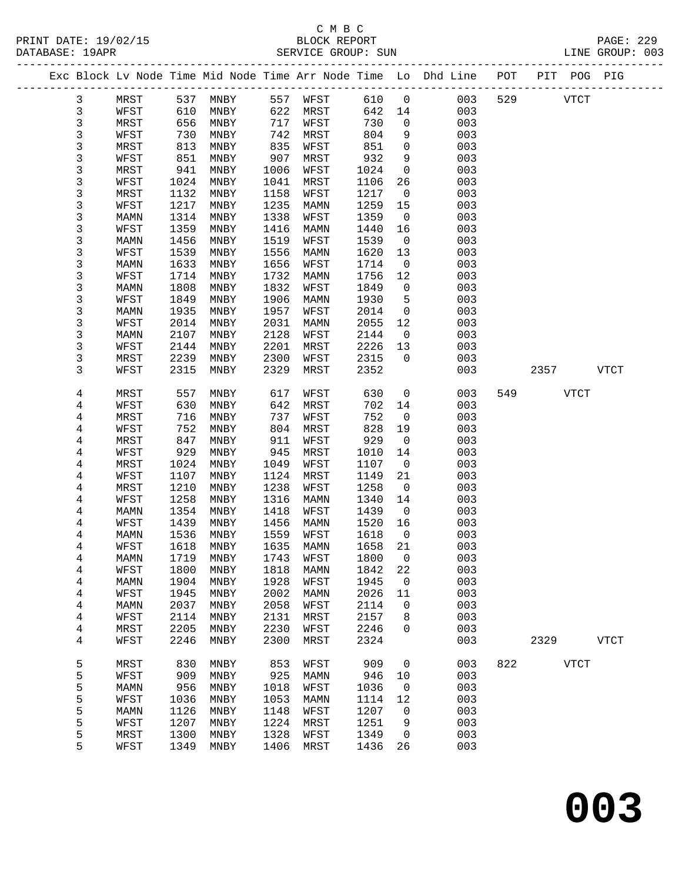C M B C
BLOCK REPORT
SERVICE GROUP: SUN

PRINT DATE: 19/02/15
DATABASE: 19APR
PAGE: 229
LINE GROUP: 003

| Exc | Block | Lv | Node | Time | Mid Node | Time | Arr Node | Time | Lo | Dhd Line | POT | PIT | POG | PIG |
|---|---|---|---|---|---|---|---|---|---|---|---|---|---|---|
| | 3 | | MRST | 537 | MNBY | 557 | WFST | 610 | 0 | 003 | 529 | | VTCT | |
| | 3 | | WFST | 610 | MNBY | 622 | MRST | 642 | 14 | 003 | | | | |
| | 3 | | MRST | 656 | MNBY | 717 | WFST | 730 | 0 | 003 | | | | |
| | 3 | | WFST | 730 | MNBY | 742 | MRST | 804 | 9 | 003 | | | | |
| | 3 | | MRST | 813 | MNBY | 835 | WFST | 851 | 0 | 003 | | | | |
| | 3 | | WFST | 851 | MNBY | 907 | MRST | 932 | 9 | 003 | | | | |
| | 3 | | MRST | 941 | MNBY | 1006 | WFST | 1024 | 0 | 003 | | | | |
| | 3 | | WFST | 1024 | MNBY | 1041 | MRST | 1106 | 26 | 003 | | | | |
| | 3 | | MRST | 1132 | MNBY | 1158 | WFST | 1217 | 0 | 003 | | | | |
| | 3 | | WFST | 1217 | MNBY | 1235 | MAMN | 1259 | 15 | 003 | | | | |
| | 3 | | MAMN | 1314 | MNBY | 1338 | WFST | 1359 | 0 | 003 | | | | |
| | 3 | | WFST | 1359 | MNBY | 1416 | MAMN | 1440 | 16 | 003 | | | | |
| | 3 | | MAMN | 1456 | MNBY | 1519 | WFST | 1539 | 0 | 003 | | | | |
| | 3 | | WFST | 1539 | MNBY | 1556 | MAMN | 1620 | 13 | 003 | | | | |
| | 3 | | MAMN | 1633 | MNBY | 1656 | WFST | 1714 | 0 | 003 | | | | |
| | 3 | | WFST | 1714 | MNBY | 1732 | MAMN | 1756 | 12 | 003 | | | | |
| | 3 | | MAMN | 1808 | MNBY | 1832 | WFST | 1849 | 0 | 003 | | | | |
| | 3 | | WFST | 1849 | MNBY | 1906 | MAMN | 1930 | 5 | 003 | | | | |
| | 3 | | MAMN | 1935 | MNBY | 1957 | WFST | 2014 | 0 | 003 | | | | |
| | 3 | | WFST | 2014 | MNBY | 2031 | MAMN | 2055 | 12 | 003 | | | | |
| | 3 | | MAMN | 2107 | MNBY | 2128 | WFST | 2144 | 0 | 003 | | | | |
| | 3 | | WFST | 2144 | MNBY | 2201 | MRST | 2226 | 13 | 003 | | | | |
| | 3 | | MRST | 2239 | MNBY | 2300 | WFST | 2315 | 0 | 003 | | | | |
| | 3 | | WFST | 2315 | MNBY | 2329 | MRST | 2352 | | 003 | | 2357 | | VTCT |
| | 4 | | MRST | 557 | MNBY | 617 | WFST | 630 | 0 | 003 | 549 | | VTCT | |
| | 4 | | WFST | 630 | MNBY | 642 | MRST | 702 | 14 | 003 | | | | |
| | 4 | | MRST | 716 | MNBY | 737 | WFST | 752 | 0 | 003 | | | | |
| | 4 | | WFST | 752 | MNBY | 804 | MRST | 828 | 19 | 003 | | | | |
| | 4 | | MRST | 847 | MNBY | 911 | WFST | 929 | 0 | 003 | | | | |
| | 4 | | WFST | 929 | MNBY | 945 | MRST | 1010 | 14 | 003 | | | | |
| | 4 | | MRST | 1024 | MNBY | 1049 | WFST | 1107 | 0 | 003 | | | | |
| | 4 | | WFST | 1107 | MNBY | 1124 | MRST | 1149 | 21 | 003 | | | | |
| | 4 | | MRST | 1210 | MNBY | 1238 | WFST | 1258 | 0 | 003 | | | | |
| | 4 | | WFST | 1258 | MNBY | 1316 | MAMN | 1340 | 14 | 003 | | | | |
| | 4 | | MAMN | 1354 | MNBY | 1418 | WFST | 1439 | 0 | 003 | | | | |
| | 4 | | WFST | 1439 | MNBY | 1456 | MAMN | 1520 | 16 | 003 | | | | |
| | 4 | | MAMN | 1536 | MNBY | 1559 | WFST | 1618 | 0 | 003 | | | | |
| | 4 | | WFST | 1618 | MNBY | 1635 | MAMN | 1658 | 21 | 003 | | | | |
| | 4 | | MAMN | 1719 | MNBY | 1743 | WFST | 1800 | 0 | 003 | | | | |
| | 4 | | WFST | 1800 | MNBY | 1818 | MAMN | 1842 | 22 | 003 | | | | |
| | 4 | | MAMN | 1904 | MNBY | 1928 | WFST | 1945 | 0 | 003 | | | | |
| | 4 | | WFST | 1945 | MNBY | 2002 | MAMN | 2026 | 11 | 003 | | | | |
| | 4 | | MAMN | 2037 | MNBY | 2058 | WFST | 2114 | 0 | 003 | | | | |
| | 4 | | WFST | 2114 | MNBY | 2131 | MRST | 2157 | 8 | 003 | | | | |
| | 4 | | MRST | 2205 | MNBY | 2230 | WFST | 2246 | 0 | 003 | | | | |
| | 4 | | WFST | 2246 | MNBY | 2300 | MRST | 2324 | | 003 | | 2329 | | VTCT |
| | 5 | | MRST | 830 | MNBY | 853 | WFST | 909 | 0 | 003 | 822 | | VTCT | |
| | 5 | | WFST | 909 | MNBY | 925 | MAMN | 946 | 10 | 003 | | | | |
| | 5 | | MAMN | 956 | MNBY | 1018 | WFST | 1036 | 0 | 003 | | | | |
| | 5 | | WFST | 1036 | MNBY | 1053 | MAMN | 1114 | 12 | 003 | | | | |
| | 5 | | MAMN | 1126 | MNBY | 1148 | WFST | 1207 | 0 | 003 | | | | |
| | 5 | | WFST | 1207 | MNBY | 1224 | MRST | 1251 | 9 | 003 | | | | |
| | 5 | | MRST | 1300 | MNBY | 1328 | WFST | 1349 | 0 | 003 | | | | |
| | 5 | | WFST | 1349 | MNBY | 1406 | MRST | 1436 | 26 | 003 | | | | |

# 003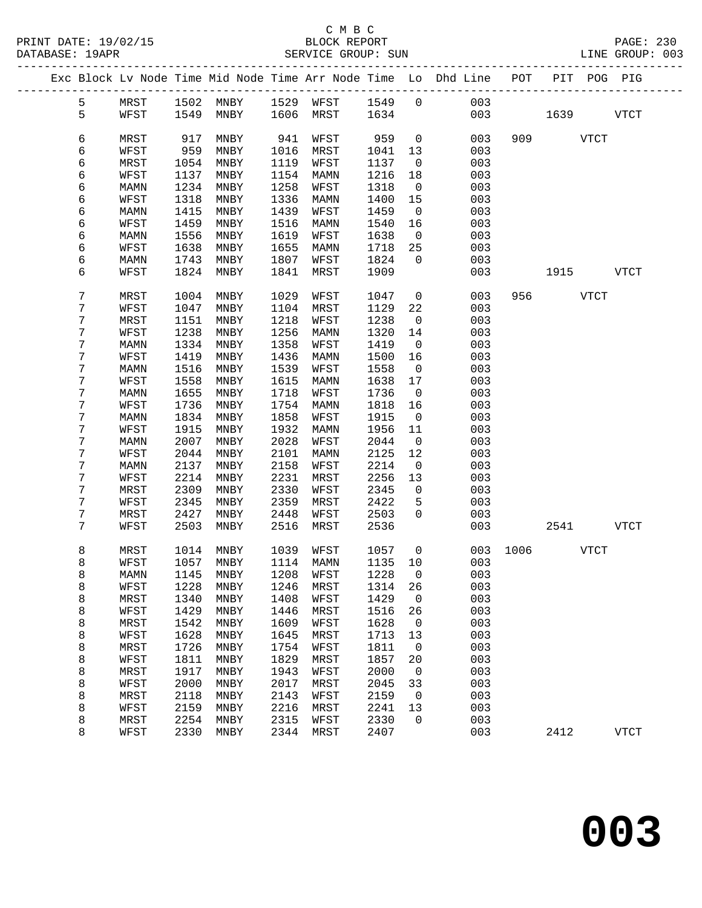C M B C
BLOCK REPORT
SERVICE GROUP: SUN

PRINT DATE: 19/02/15
DATABASE: 19APR

LINE GROUP: 003

| Exc | Block | Lv | Node | Time | Mid Node | Time | Arr Node | Time | Lo | Dhd Line | POT | PIT | POG | PIG |
|---|---|---|---|---|---|---|---|---|---|---|---|---|---|---|
| | 5 | | MRST | 1502 | MNBY | 1529 | WFST | 1549 | 0 | 003 | | | | |
| | 5 | | WFST | 1549 | MNBY | 1606 | MRST | 1634 | | 003 | | 1639 | | VTCT |
| | 6 | | MRST | 917 | MNBY | 941 | WFST | 959 | 0 | 003 | 909 | | VTCT | |
| | 6 | | WFST | 959 | MNBY | 1016 | MRST | 1041 | 13 | 003 | | | | |
| | 6 | | MRST | 1054 | MNBY | 1119 | WFST | 1137 | 0 | 003 | | | | |
| | 6 | | WFST | 1137 | MNBY | 1154 | MAMN | 1216 | 18 | 003 | | | | |
| | 6 | | MAMN | 1234 | MNBY | 1258 | WFST | 1318 | 0 | 003 | | | | |
| | 6 | | WFST | 1318 | MNBY | 1336 | MAMN | 1400 | 15 | 003 | | | | |
| | 6 | | MAMN | 1415 | MNBY | 1439 | WFST | 1459 | 0 | 003 | | | | |
| | 6 | | WFST | 1459 | MNBY | 1516 | MAMN | 1540 | 16 | 003 | | | | |
| | 6 | | MAMN | 1556 | MNBY | 1619 | WFST | 1638 | 0 | 003 | | | | |
| | 6 | | WFST | 1638 | MNBY | 1655 | MAMN | 1718 | 25 | 003 | | | | |
| | 6 | | MAMN | 1743 | MNBY | 1807 | WFST | 1824 | 0 | 003 | | | | |
| | 6 | | WFST | 1824 | MNBY | 1841 | MRST | 1909 | | 003 | | 1915 | | VTCT |
| | 7 | | MRST | 1004 | MNBY | 1029 | WFST | 1047 | 0 | 003 | 956 | | VTCT | |
| | 7 | | WFST | 1047 | MNBY | 1104 | MRST | 1129 | 22 | 003 | | | | |
| | 7 | | MRST | 1151 | MNBY | 1218 | WFST | 1238 | 0 | 003 | | | | |
| | 7 | | WFST | 1238 | MNBY | 1256 | MAMN | 1320 | 14 | 003 | | | | |
| | 7 | | MAMN | 1334 | MNBY | 1358 | WFST | 1419 | 0 | 003 | | | | |
| | 7 | | WFST | 1419 | MNBY | 1436 | MAMN | 1500 | 16 | 003 | | | | |
| | 7 | | MAMN | 1516 | MNBY | 1539 | WFST | 1558 | 0 | 003 | | | | |
| | 7 | | WFST | 1558 | MNBY | 1615 | MAMN | 1638 | 17 | 003 | | | | |
| | 7 | | MAMN | 1655 | MNBY | 1718 | WFST | 1736 | 0 | 003 | | | | |
| | 7 | | WFST | 1736 | MNBY | 1754 | MAMN | 1818 | 16 | 003 | | | | |
| | 7 | | MAMN | 1834 | MNBY | 1858 | WFST | 1915 | 0 | 003 | | | | |
| | 7 | | WFST | 1915 | MNBY | 1932 | MAMN | 1956 | 11 | 003 | | | | |
| | 7 | | MAMN | 2007 | MNBY | 2028 | WFST | 2044 | 0 | 003 | | | | |
| | 7 | | WFST | 2044 | MNBY | 2101 | MAMN | 2125 | 12 | 003 | | | | |
| | 7 | | MAMN | 2137 | MNBY | 2158 | WFST | 2214 | 0 | 003 | | | | |
| | 7 | | WFST | 2214 | MNBY | 2231 | MRST | 2256 | 13 | 003 | | | | |
| | 7 | | MRST | 2309 | MNBY | 2330 | WFST | 2345 | 0 | 003 | | | | |
| | 7 | | WFST | 2345 | MNBY | 2359 | MRST | 2422 | 5 | 003 | | | | |
| | 7 | | MRST | 2427 | MNBY | 2448 | WFST | 2503 | 0 | 003 | | | | |
| | 7 | | WFST | 2503 | MNBY | 2516 | MRST | 2536 | | 003 | | 2541 | | VTCT |
| | 8 | | MRST | 1014 | MNBY | 1039 | WFST | 1057 | 0 | 003 | 1006 | | VTCT | |
| | 8 | | WFST | 1057 | MNBY | 1114 | MAMN | 1135 | 10 | 003 | | | | |
| | 8 | | MAMN | 1145 | MNBY | 1208 | WFST | 1228 | 0 | 003 | | | | |
| | 8 | | WFST | 1228 | MNBY | 1246 | MRST | 1314 | 26 | 003 | | | | |
| | 8 | | MRST | 1340 | MNBY | 1408 | WFST | 1429 | 0 | 003 | | | | |
| | 8 | | WFST | 1429 | MNBY | 1446 | MRST | 1516 | 26 | 003 | | | | |
| | 8 | | MRST | 1542 | MNBY | 1609 | WFST | 1628 | 0 | 003 | | | | |
| | 8 | | WFST | 1628 | MNBY | 1645 | MRST | 1713 | 13 | 003 | | | | |
| | 8 | | MRST | 1726 | MNBY | 1754 | WFST | 1811 | 0 | 003 | | | | |
| | 8 | | WFST | 1811 | MNBY | 1829 | MRST | 1857 | 20 | 003 | | | | |
| | 8 | | MRST | 1917 | MNBY | 1943 | WFST | 2000 | 0 | 003 | | | | |
| | 8 | | WFST | 2000 | MNBY | 2017 | MRST | 2045 | 33 | 003 | | | | |
| | 8 | | MRST | 2118 | MNBY | 2143 | WFST | 2159 | 0 | 003 | | | | |
| | 8 | | WFST | 2159 | MNBY | 2216 | MRST | 2241 | 13 | 003 | | | | |
| | 8 | | MRST | 2254 | MNBY | 2315 | WFST | 2330 | 0 | 003 | | | | |
| | 8 | | WFST | 2330 | MNBY | 2344 | MRST | 2407 | | 003 | | 2412 | | VTCT |

# 003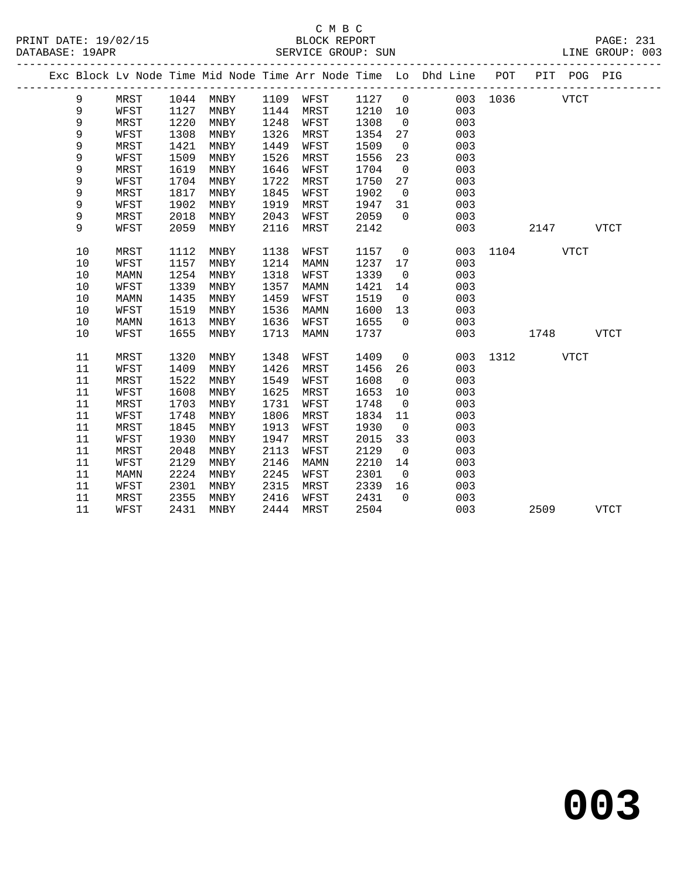C M B C
BLOCK REPORT
SERVICE GROUP: SUN

PRINT DATE: 19/02/15
DATABASE: 19APR
LINE GROUP: 003

| Exc | Block | Lv | Node | Time | Mid Node | Time | Arr Node | Time | Lo | Dhd Line | POT | PIT | POG | PIG |
|---|---|---|---|---|---|---|---|---|---|---|---|---|---|---|
| | 9 | | MRST | 1044 | MNBY | 1109 | WFST | 1127 | 0 | 003 | 1036 | | VTCT | |
| | 9 | | WFST | 1127 | MNBY | 1144 | MRST | 1210 | 10 | 003 | | | | |
| | 9 | | MRST | 1220 | MNBY | 1248 | WFST | 1308 | 0 | 003 | | | | |
| | 9 | | WFST | 1308 | MNBY | 1326 | MRST | 1354 | 27 | 003 | | | | |
| | 9 | | MRST | 1421 | MNBY | 1449 | WFST | 1509 | 0 | 003 | | | | |
| | 9 | | WFST | 1509 | MNBY | 1526 | MRST | 1556 | 23 | 003 | | | | |
| | 9 | | MRST | 1619 | MNBY | 1646 | WFST | 1704 | 0 | 003 | | | | |
| | 9 | | WFST | 1704 | MNBY | 1722 | MRST | 1750 | 27 | 003 | | | | |
| | 9 | | MRST | 1817 | MNBY | 1845 | WFST | 1902 | 0 | 003 | | | | |
| | 9 | | WFST | 1902 | MNBY | 1919 | MRST | 1947 | 31 | 003 | | | | |
| | 9 | | MRST | 2018 | MNBY | 2043 | WFST | 2059 | 0 | 003 | | | | |
| | 9 | | WFST | 2059 | MNBY | 2116 | MRST | 2142 | | 003 | | 2147 | | VTCT |
| | 10 | | MRST | 1112 | MNBY | 1138 | WFST | 1157 | 0 | 003 | 1104 | | VTCT | |
| | 10 | | WFST | 1157 | MNBY | 1214 | MAMN | 1237 | 17 | 003 | | | | |
| | 10 | | MAMN | 1254 | MNBY | 1318 | WFST | 1339 | 0 | 003 | | | | |
| | 10 | | WFST | 1339 | MNBY | 1357 | MAMN | 1421 | 14 | 003 | | | | |
| | 10 | | MAMN | 1435 | MNBY | 1459 | WFST | 1519 | 0 | 003 | | | | |
| | 10 | | WFST | 1519 | MNBY | 1536 | MAMN | 1600 | 13 | 003 | | | | |
| | 10 | | MAMN | 1613 | MNBY | 1636 | WFST | 1655 | 0 | 003 | | | | |
| | 10 | | WFST | 1655 | MNBY | 1713 | MAMN | 1737 | | 003 | | 1748 | | VTCT |
| | 11 | | MRST | 1320 | MNBY | 1348 | WFST | 1409 | 0 | 003 | 1312 | | VTCT | |
| | 11 | | WFST | 1409 | MNBY | 1426 | MRST | 1456 | 26 | 003 | | | | |
| | 11 | | MRST | 1522 | MNBY | 1549 | WFST | 1608 | 0 | 003 | | | | |
| | 11 | | WFST | 1608 | MNBY | 1625 | MRST | 1653 | 10 | 003 | | | | |
| | 11 | | MRST | 1703 | MNBY | 1731 | WFST | 1748 | 0 | 003 | | | | |
| | 11 | | WFST | 1748 | MNBY | 1806 | MRST | 1834 | 11 | 003 | | | | |
| | 11 | | MRST | 1845 | MNBY | 1913 | WFST | 1930 | 0 | 003 | | | | |
| | 11 | | WFST | 1930 | MNBY | 1947 | MRST | 2015 | 33 | 003 | | | | |
| | 11 | | MRST | 2048 | MNBY | 2113 | WFST | 2129 | 0 | 003 | | | | |
| | 11 | | WFST | 2129 | MNBY | 2146 | MAMN | 2210 | 14 | 003 | | | | |
| | 11 | | MAMN | 2224 | MNBY | 2245 | WFST | 2301 | 0 | 003 | | | | |
| | 11 | | WFST | 2301 | MNBY | 2315 | MRST | 2339 | 16 | 003 | | | | |
| | 11 | | MRST | 2355 | MNBY | 2416 | WFST | 2431 | 0 | 003 | | | | |
| | 11 | | WFST | 2431 | MNBY | 2444 | MRST | 2504 | | 003 | | 2509 | | VTCT |

# 003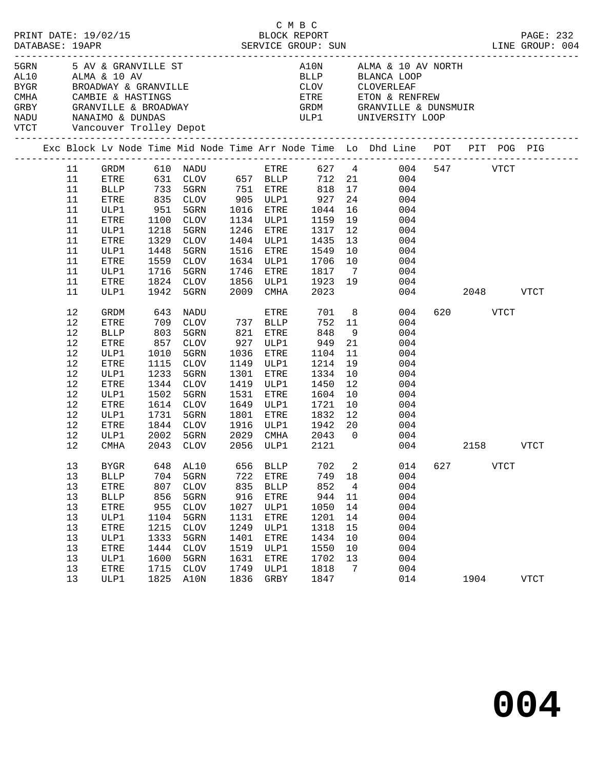C M B C

PRINT DATE: 19/02/15 BLOCK REPORT
DATABASE: 19APR SERVICE GROUP: SUN LINE GROUP: 004

| Code | Description | Code | Description |
|---|---|---|---|
| 5GRN | 5 AV & GRANVILLE ST | A10N | ALMA & 10 AV NORTH |
| AL10 | ALMA & 10 AV | BLLP | BLANCA LOOP |
| BYGR | BROADWAY & GRANVILLE | CLOV | CLOVERLEAF |
| CMHA | CAMBIE & HASTINGS | ETRE | ETON & RENFREW |
| GRBY | GRANVILLE & BROADWAY | GRDM | GRANVILLE & DUNSMUIR |
| NADU | NANAIMO & DUNDAS | ULP1 | UNIVERSITY LOOP |
| VTCT | Vancouver Trolley Depot | | |

| Exc | Block | Lv Node | Time | Mid Node | Time | Arr Node | Time | Lo | Dhd Line | POT | PIT | POG | PIG |
|---|---|---|---|---|---|---|---|---|---|---|---|---|---|
| | 11 | GRDM | 610 | NADU | | ETRE | 627 | 4 | 004 | 547 | | VTCT | |
| | 11 | ETRE | 631 | CLOV | 657 | BLLP | 712 | 21 | 004 | | | | |
| | 11 | BLLP | 733 | 5GRN | 751 | ETRE | 818 | 17 | 004 | | | | |
| | 11 | ETRE | 835 | CLOV | 905 | ULP1 | 927 | 24 | 004 | | | | |
| | 11 | ULP1 | 951 | 5GRN | 1016 | ETRE | 1044 | 16 | 004 | | | | |
| | 11 | ETRE | 1100 | CLOV | 1134 | ULP1 | 1159 | 19 | 004 | | | | |
| | 11 | ULP1 | 1218 | 5GRN | 1246 | ETRE | 1317 | 12 | 004 | | | | |
| | 11 | ETRE | 1329 | CLOV | 1404 | ULP1 | 1435 | 13 | 004 | | | | |
| | 11 | ULP1 | 1448 | 5GRN | 1516 | ETRE | 1549 | 10 | 004 | | | | |
| | 11 | ETRE | 1559 | CLOV | 1634 | ULP1 | 1706 | 10 | 004 | | | | |
| | 11 | ULP1 | 1716 | 5GRN | 1746 | ETRE | 1817 | 7 | 004 | | | | |
| | 11 | ETRE | 1824 | CLOV | 1856 | ULP1 | 1923 | 19 | 004 | | | | |
| | 11 | ULP1 | 1942 | 5GRN | 2009 | CMHA | 2023 | | 004 | | 2048 | | VTCT |
| | 12 | GRDM | 643 | NADU | | ETRE | 701 | 8 | 004 | 620 | | VTCT | |
| | 12 | ETRE | 709 | CLOV | 737 | BLLP | 752 | 11 | 004 | | | | |
| | 12 | BLLP | 803 | 5GRN | 821 | ETRE | 848 | 9 | 004 | | | | |
| | 12 | ETRE | 857 | CLOV | 927 | ULP1 | 949 | 21 | 004 | | | | |
| | 12 | ULP1 | 1010 | 5GRN | 1036 | ETRE | 1104 | 11 | 004 | | | | |
| | 12 | ETRE | 1115 | CLOV | 1149 | ULP1 | 1214 | 19 | 004 | | | | |
| | 12 | ULP1 | 1233 | 5GRN | 1301 | ETRE | 1334 | 10 | 004 | | | | |
| | 12 | ETRE | 1344 | CLOV | 1419 | ULP1 | 1450 | 12 | 004 | | | | |
| | 12 | ULP1 | 1502 | 5GRN | 1531 | ETRE | 1604 | 10 | 004 | | | | |
| | 12 | ETRE | 1614 | CLOV | 1649 | ULP1 | 1721 | 10 | 004 | | | | |
| | 12 | ULP1 | 1731 | 5GRN | 1801 | ETRE | 1832 | 12 | 004 | | | | |
| | 12 | ETRE | 1844 | CLOV | 1916 | ULP1 | 1942 | 20 | 004 | | | | |
| | 12 | ULP1 | 2002 | 5GRN | 2029 | CMHA | 2043 | 0 | 004 | | | | |
| | 12 | CMHA | 2043 | CLOV | 2056 | ULP1 | 2121 | | 004 | | 2158 | | VTCT |
| | 13 | BYGR | 648 | AL10 | 656 | BLLP | 702 | 2 | 014 | 627 | | VTCT | |
| | 13 | BLLP | 704 | 5GRN | 722 | ETRE | 749 | 18 | 004 | | | | |
| | 13 | ETRE | 807 | CLOV | 835 | BLLP | 852 | 4 | 004 | | | | |
| | 13 | BLLP | 856 | 5GRN | 916 | ETRE | 944 | 11 | 004 | | | | |
| | 13 | ETRE | 955 | CLOV | 1027 | ULP1 | 1050 | 14 | 004 | | | | |
| | 13 | ULP1 | 1104 | 5GRN | 1131 | ETRE | 1201 | 14 | 004 | | | | |
| | 13 | ETRE | 1215 | CLOV | 1249 | ULP1 | 1318 | 15 | 004 | | | | |
| | 13 | ULP1 | 1333 | 5GRN | 1401 | ETRE | 1434 | 10 | 004 | | | | |
| | 13 | ETRE | 1444 | CLOV | 1519 | ULP1 | 1550 | 10 | 004 | | | | |
| | 13 | ULP1 | 1600 | 5GRN | 1631 | ETRE | 1702 | 13 | 004 | | | | |
| | 13 | ETRE | 1715 | CLOV | 1749 | ULP1 | 1818 | 7 | 004 | | | | |
| | 13 | ULP1 | 1825 | A10N | 1836 | GRBY | 1847 | | 014 | | 1904 | | VTCT |

**004**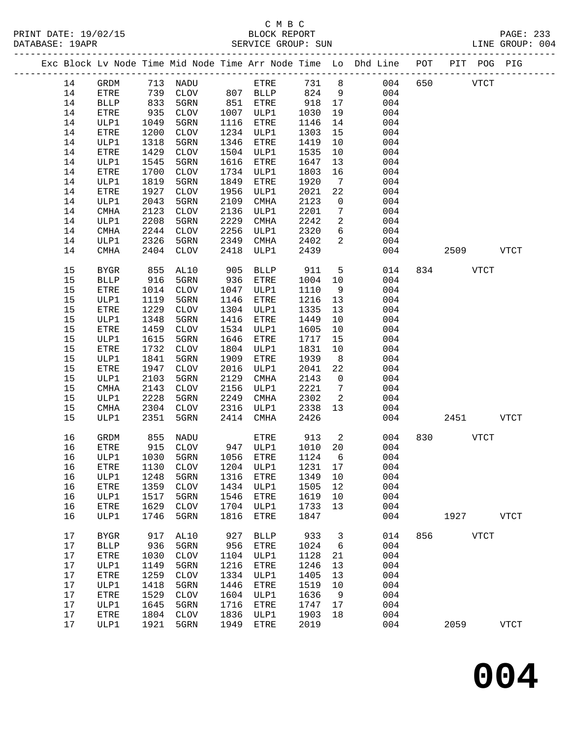C M B C
BLOCK REPORT
SERVICE GROUP: SUN

PRINT DATE: 19/02/15
DATABASE: 19APR
LINE GROUP: 004

| Exc | Block | Lv | Node | Time | Mid Node | Time | Arr Node | Time | Lo | Dhd Line | POT | PIT | POG | PIG |
|---|---|---|---|---|---|---|---|---|---|---|---|---|---|---|
| | 14 | | GRDM | 713 | NADU | | ETRE | 731 | 8 | 004 | 650 | | VTCT | |
| | 14 | | ETRE | 739 | CLOV | 807 | BLLP | 824 | 9 | 004 | | | | |
| | 14 | | BLLP | 833 | 5GRN | 851 | ETRE | 918 | 17 | 004 | | | | |
| | 14 | | ETRE | 935 | CLOV | 1007 | ULP1 | 1030 | 19 | 004 | | | | |
| | 14 | | ULP1 | 1049 | 5GRN | 1116 | ETRE | 1146 | 14 | 004 | | | | |
| | 14 | | ETRE | 1200 | CLOV | 1234 | ULP1 | 1303 | 15 | 004 | | | | |
| | 14 | | ULP1 | 1318 | 5GRN | 1346 | ETRE | 1419 | 10 | 004 | | | | |
| | 14 | | ETRE | 1429 | CLOV | 1504 | ULP1 | 1535 | 10 | 004 | | | | |
| | 14 | | ULP1 | 1545 | 5GRN | 1616 | ETRE | 1647 | 13 | 004 | | | | |
| | 14 | | ETRE | 1700 | CLOV | 1734 | ULP1 | 1803 | 16 | 004 | | | | |
| | 14 | | ULP1 | 1819 | 5GRN | 1849 | ETRE | 1920 | 7 | 004 | | | | |
| | 14 | | ETRE | 1927 | CLOV | 1956 | ULP1 | 2021 | 22 | 004 | | | | |
| | 14 | | ULP1 | 2043 | 5GRN | 2109 | CMHA | 2123 | 0 | 004 | | | | |
| | 14 | | CMHA | 2123 | CLOV | 2136 | ULP1 | 2201 | 7 | 004 | | | | |
| | 14 | | ULP1 | 2208 | 5GRN | 2229 | CMHA | 2242 | 2 | 004 | | | | |
| | 14 | | CMHA | 2244 | CLOV | 2256 | ULP1 | 2320 | 6 | 004 | | | | |
| | 14 | | ULP1 | 2326 | 5GRN | 2349 | CMHA | 2402 | 2 | 004 | | | | |
| | 14 | | CMHA | 2404 | CLOV | 2418 | ULP1 | 2439 | | 004 | | 2509 | | VTCT |
| | 15 | | BYGR | 855 | AL10 | 905 | BLLP | 911 | 5 | 014 | 834 | | VTCT | |
| | 15 | | BLLP | 916 | 5GRN | 936 | ETRE | 1004 | 10 | 004 | | | | |
| | 15 | | ETRE | 1014 | CLOV | 1047 | ULP1 | 1110 | 9 | 004 | | | | |
| | 15 | | ULP1 | 1119 | 5GRN | 1146 | ETRE | 1216 | 13 | 004 | | | | |
| | 15 | | ETRE | 1229 | CLOV | 1304 | ULP1 | 1335 | 13 | 004 | | | | |
| | 15 | | ULP1 | 1348 | 5GRN | 1416 | ETRE | 1449 | 10 | 004 | | | | |
| | 15 | | ETRE | 1459 | CLOV | 1534 | ULP1 | 1605 | 10 | 004 | | | | |
| | 15 | | ULP1 | 1615 | 5GRN | 1646 | ETRE | 1717 | 15 | 004 | | | | |
| | 15 | | ETRE | 1732 | CLOV | 1804 | ULP1 | 1831 | 10 | 004 | | | | |
| | 15 | | ULP1 | 1841 | 5GRN | 1909 | ETRE | 1939 | 8 | 004 | | | | |
| | 15 | | ETRE | 1947 | CLOV | 2016 | ULP1 | 2041 | 22 | 004 | | | | |
| | 15 | | ULP1 | 2103 | 5GRN | 2129 | CMHA | 2143 | 0 | 004 | | | | |
| | 15 | | CMHA | 2143 | CLOV | 2156 | ULP1 | 2221 | 7 | 004 | | | | |
| | 15 | | ULP1 | 2228 | 5GRN | 2249 | CMHA | 2302 | 2 | 004 | | | | |
| | 15 | | CMHA | 2304 | CLOV | 2316 | ULP1 | 2338 | 13 | 004 | | | | |
| | 15 | | ULP1 | 2351 | 5GRN | 2414 | CMHA | 2426 | | 004 | | 2451 | | VTCT |
| | 16 | | GRDM | 855 | NADU | | ETRE | 913 | 2 | 004 | 830 | | VTCT | |
| | 16 | | ETRE | 915 | CLOV | 947 | ULP1 | 1010 | 20 | 004 | | | | |
| | 16 | | ULP1 | 1030 | 5GRN | 1056 | ETRE | 1124 | 6 | 004 | | | | |
| | 16 | | ETRE | 1130 | CLOV | 1204 | ULP1 | 1231 | 17 | 004 | | | | |
| | 16 | | ULP1 | 1248 | 5GRN | 1316 | ETRE | 1349 | 10 | 004 | | | | |
| | 16 | | ETRE | 1359 | CLOV | 1434 | ULP1 | 1505 | 12 | 004 | | | | |
| | 16 | | ULP1 | 1517 | 5GRN | 1546 | ETRE | 1619 | 10 | 004 | | | | |
| | 16 | | ETRE | 1629 | CLOV | 1704 | ULP1 | 1733 | 13 | 004 | | | | |
| | 16 | | ULP1 | 1746 | 5GRN | 1816 | ETRE | 1847 | | 004 | | 1927 | | VTCT |
| | 17 | | BYGR | 917 | AL10 | 927 | BLLP | 933 | 3 | 014 | 856 | | VTCT | |
| | 17 | | BLLP | 936 | 5GRN | 956 | ETRE | 1024 | 6 | 004 | | | | |
| | 17 | | ETRE | 1030 | CLOV | 1104 | ULP1 | 1128 | 21 | 004 | | | | |
| | 17 | | ULP1 | 1149 | 5GRN | 1216 | ETRE | 1246 | 13 | 004 | | | | |
| | 17 | | ETRE | 1259 | CLOV | 1334 | ULP1 | 1405 | 13 | 004 | | | | |
| | 17 | | ULP1 | 1418 | 5GRN | 1446 | ETRE | 1519 | 10 | 004 | | | | |
| | 17 | | ETRE | 1529 | CLOV | 1604 | ULP1 | 1636 | 9 | 004 | | | | |
| | 17 | | ULP1 | 1645 | 5GRN | 1716 | ETRE | 1747 | 17 | 004 | | | | |
| | 17 | | ETRE | 1804 | CLOV | 1836 | ULP1 | 1903 | 18 | 004 | | | | |
| | 17 | | ULP1 | 1921 | 5GRN | 1949 | ETRE | 2019 | | 004 | | 2059 | | VTCT |

# 004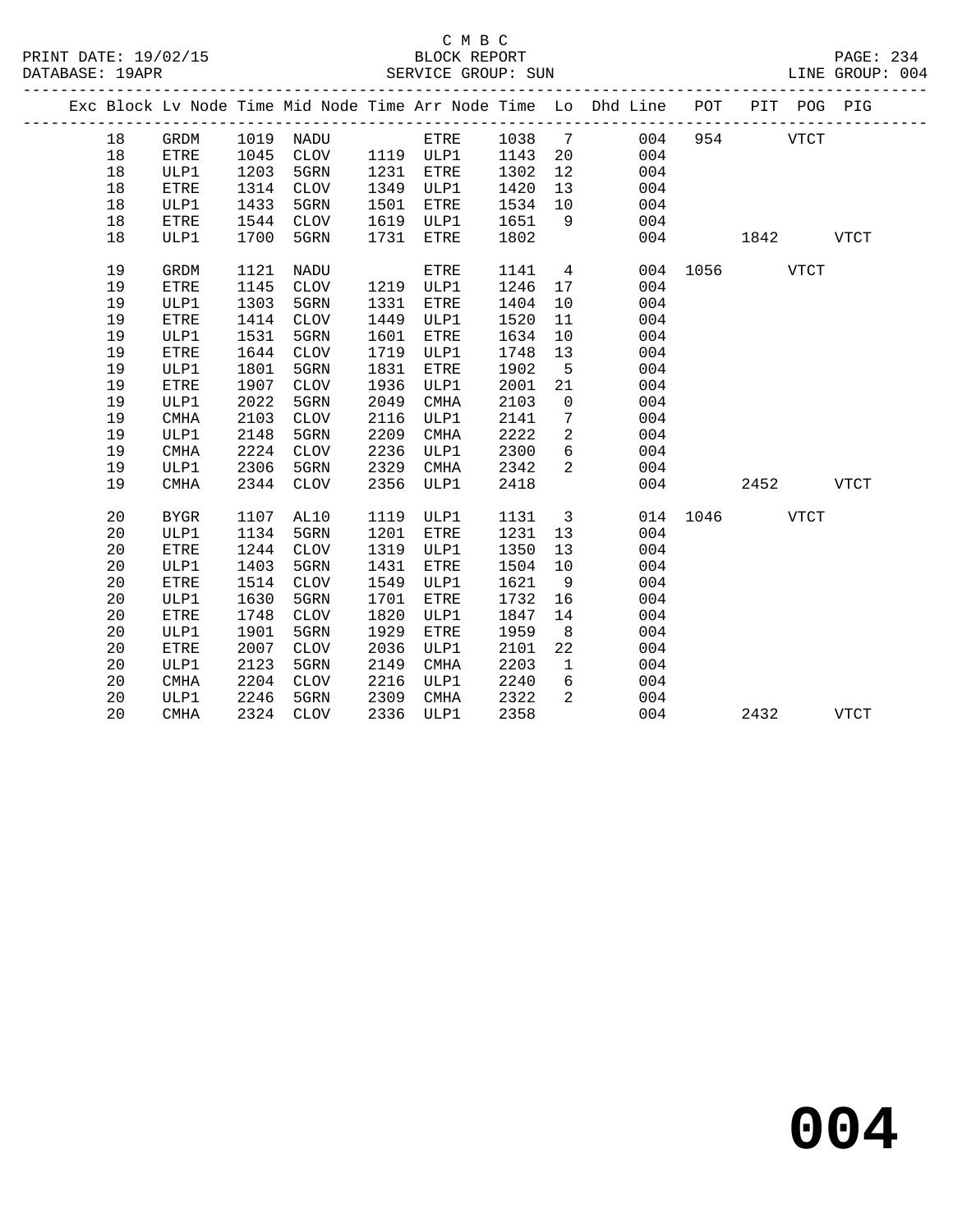C M B C
BLOCK REPORT
SERVICE GROUP: SUN

PRINT DATE: 19/02/15
DATABASE: 19APR
LINE GROUP: 004

| Exc | Block | Lv | Node | Time | Mid Node | Time | Arr Node | Time | Lo | Dhd Line | POT | PIT | POG | PIG |
|---|---|---|---|---|---|---|---|---|---|---|---|---|---|---|
| | 18 | | GRDM | 1019 | NADU | | ETRE | 1038 | 7 | 004 | 954 | | VTCT | |
| | 18 | | ETRE | 1045 | CLOV | 1119 | ULP1 | 1143 | 20 | 004 | | | | |
| | 18 | | ULP1 | 1203 | 5GRN | 1231 | ETRE | 1302 | 12 | 004 | | | | |
| | 18 | | ETRE | 1314 | CLOV | 1349 | ULP1 | 1420 | 13 | 004 | | | | |
| | 18 | | ULP1 | 1433 | 5GRN | 1501 | ETRE | 1534 | 10 | 004 | | | | |
| | 18 | | ETRE | 1544 | CLOV | 1619 | ULP1 | 1651 | 9 | 004 | | | | |
| | 18 | | ULP1 | 1700 | 5GRN | 1731 | ETRE | 1802 | | 004 | | 1842 | | VTCT |
| | 19 | | GRDM | 1121 | NADU | | ETRE | 1141 | 4 | 004 | 1056 | | VTCT | |
| | 19 | | ETRE | 1145 | CLOV | 1219 | ULP1 | 1246 | 17 | 004 | | | | |
| | 19 | | ULP1 | 1303 | 5GRN | 1331 | ETRE | 1404 | 10 | 004 | | | | |
| | 19 | | ETRE | 1414 | CLOV | 1449 | ULP1 | 1520 | 11 | 004 | | | | |
| | 19 | | ULP1 | 1531 | 5GRN | 1601 | ETRE | 1634 | 10 | 004 | | | | |
| | 19 | | ETRE | 1644 | CLOV | 1719 | ULP1 | 1748 | 13 | 004 | | | | |
| | 19 | | ULP1 | 1801 | 5GRN | 1831 | ETRE | 1902 | 5 | 004 | | | | |
| | 19 | | ETRE | 1907 | CLOV | 1936 | ULP1 | 2001 | 21 | 004 | | | | |
| | 19 | | ULP1 | 2022 | 5GRN | 2049 | CMHA | 2103 | 0 | 004 | | | | |
| | 19 | | CMHA | 2103 | CLOV | 2116 | ULP1 | 2141 | 7 | 004 | | | | |
| | 19 | | ULP1 | 2148 | 5GRN | 2209 | CMHA | 2222 | 2 | 004 | | | | |
| | 19 | | CMHA | 2224 | CLOV | 2236 | ULP1 | 2300 | 6 | 004 | | | | |
| | 19 | | ULP1 | 2306 | 5GRN | 2329 | CMHA | 2342 | 2 | 004 | | | | |
| | 19 | | CMHA | 2344 | CLOV | 2356 | ULP1 | 2418 | | 004 | | 2452 | | VTCT |
| | 20 | | BYGR | 1107 | AL10 | 1119 | ULP1 | 1131 | 3 | 014 | 1046 | | VTCT | |
| | 20 | | ULP1 | 1134 | 5GRN | 1201 | ETRE | 1231 | 13 | 004 | | | | |
| | 20 | | ETRE | 1244 | CLOV | 1319 | ULP1 | 1350 | 13 | 004 | | | | |
| | 20 | | ULP1 | 1403 | 5GRN | 1431 | ETRE | 1504 | 10 | 004 | | | | |
| | 20 | | ETRE | 1514 | CLOV | 1549 | ULP1 | 1621 | 9 | 004 | | | | |
| | 20 | | ULP1 | 1630 | 5GRN | 1701 | ETRE | 1732 | 16 | 004 | | | | |
| | 20 | | ETRE | 1748 | CLOV | 1820 | ULP1 | 1847 | 14 | 004 | | | | |
| | 20 | | ULP1 | 1901 | 5GRN | 1929 | ETRE | 1959 | 8 | 004 | | | | |
| | 20 | | ETRE | 2007 | CLOV | 2036 | ULP1 | 2101 | 22 | 004 | | | | |
| | 20 | | ULP1 | 2123 | 5GRN | 2149 | CMHA | 2203 | 1 | 004 | | | | |
| | 20 | | CMHA | 2204 | CLOV | 2216 | ULP1 | 2240 | 6 | 004 | | | | |
| | 20 | | ULP1 | 2246 | 5GRN | 2309 | CMHA | 2322 | 2 | 004 | | | | |
| | 20 | | CMHA | 2324 | CLOV | 2336 | ULP1 | 2358 | | 004 | | 2432 | | VTCT |

# 004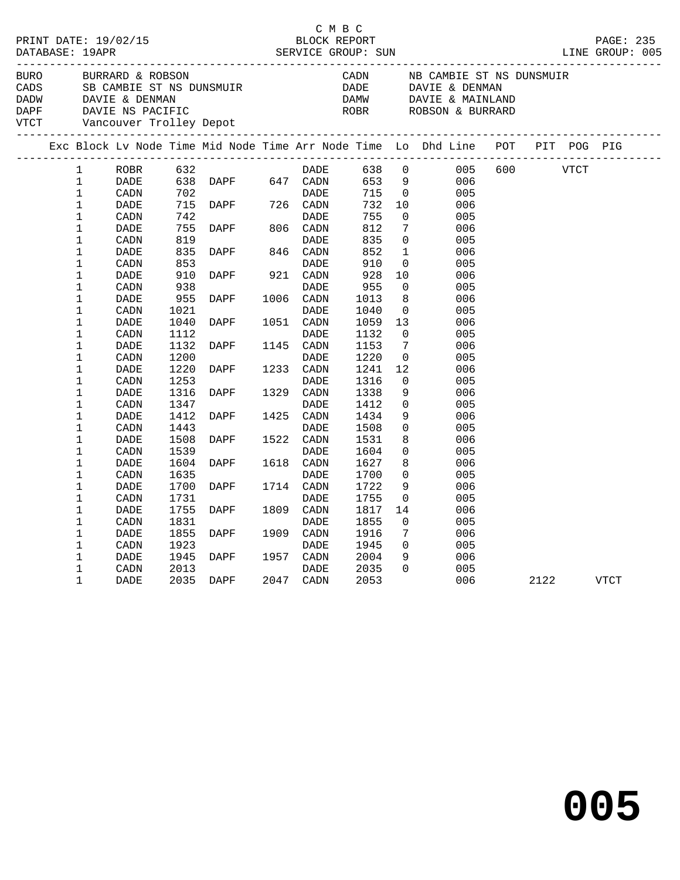C M B C

PRINT DATE: 19/02/15 BLOCK REPORT
DATABASE: 19APR SERVICE GROUP: SUN LINE GROUP: 005

| Code | Description | Code | Description |
|---|---|---|---|
| BURO | BURRARD & ROBSON | CADN | NB CAMBIE ST NS DUNSMUIR |
| CADS | SB CAMBIE ST NS DUNSMUIR | DADE | DAVIE & DENMAN |
| DADW | DAVIE & DENMAN | DAMW | DAVIE & MAINLAND |
| DAPF | DAVIE NS PACIFIC | ROBR | ROBSON & BURRARD |
| VTCT | Vancouver Trolley Depot | | |

| Exc | Block | Lv Node | Time | Mid Node | Time | Arr Node | Time | Lo | Dhd | Line | POT | PIT | POG | PIG |
|---|---|---|---|---|---|---|---|---|---|---|---|---|---|---|
| | 1 | ROBR | 632 | | | DADE | 638 | 0 | | 005 | 600 | | VTCT | |
| | 1 | DADE | 638 | DAPF | 647 | CADN | 653 | 9 | | 006 | | | | |
| | 1 | CADN | 702 | | | DADE | 715 | 0 | | 005 | | | | |
| | 1 | DADE | 715 | DAPF | 726 | CADN | 732 | 10 | | 006 | | | | |
| | 1 | CADN | 742 | | | DADE | 755 | 0 | | 005 | | | | |
| | 1 | DADE | 755 | DAPF | 806 | CADN | 812 | 7 | | 006 | | | | |
| | 1 | CADN | 819 | | | DADE | 835 | 0 | | 005 | | | | |
| | 1 | DADE | 835 | DAPF | 846 | CADN | 852 | 1 | | 006 | | | | |
| | 1 | CADN | 853 | | | DADE | 910 | 0 | | 005 | | | | |
| | 1 | DADE | 910 | DAPF | 921 | CADN | 928 | 10 | | 006 | | | | |
| | 1 | CADN | 938 | | | DADE | 955 | 0 | | 005 | | | | |
| | 1 | DADE | 955 | DAPF | 1006 | CADN | 1013 | 8 | | 006 | | | | |
| | 1 | CADN | 1021 | | | DADE | 1040 | 0 | | 005 | | | | |
| | 1 | DADE | 1040 | DAPF | 1051 | CADN | 1059 | 13 | | 006 | | | | |
| | 1 | CADN | 1112 | | | DADE | 1132 | 0 | | 005 | | | | |
| | 1 | DADE | 1132 | DAPF | 1145 | CADN | 1153 | 7 | | 006 | | | | |
| | 1 | CADN | 1200 | | | DADE | 1220 | 0 | | 005 | | | | |
| | 1 | DADE | 1220 | DAPF | 1233 | CADN | 1241 | 12 | | 006 | | | | |
| | 1 | CADN | 1253 | | | DADE | 1316 | 0 | | 005 | | | | |
| | 1 | DADE | 1316 | DAPF | 1329 | CADN | 1338 | 9 | | 006 | | | | |
| | 1 | CADN | 1347 | | | DADE | 1412 | 0 | | 005 | | | | |
| | 1 | DADE | 1412 | DAPF | 1425 | CADN | 1434 | 9 | | 006 | | | | |
| | 1 | CADN | 1443 | | | DADE | 1508 | 0 | | 005 | | | | |
| | 1 | DADE | 1508 | DAPF | 1522 | CADN | 1531 | 8 | | 006 | | | | |
| | 1 | CADN | 1539 | | | DADE | 1604 | 0 | | 005 | | | | |
| | 1 | DADE | 1604 | DAPF | 1618 | CADN | 1627 | 8 | | 006 | | | | |
| | 1 | CADN | 1635 | | | DADE | 1700 | 0 | | 005 | | | | |
| | 1 | DADE | 1700 | DAPF | 1714 | CADN | 1722 | 9 | | 006 | | | | |
| | 1 | CADN | 1731 | | | DADE | 1755 | 0 | | 005 | | | | |
| | 1 | DADE | 1755 | DAPF | 1809 | CADN | 1817 | 14 | | 006 | | | | |
| | 1 | CADN | 1831 | | | DADE | 1855 | 0 | | 005 | | | | |
| | 1 | DADE | 1855 | DAPF | 1909 | CADN | 1916 | 7 | | 006 | | | | |
| | 1 | CADN | 1923 | | | DADE | 1945 | 0 | | 005 | | | | |
| | 1 | DADE | 1945 | DAPF | 1957 | CADN | 2004 | 9 | | 006 | | | | |
| | 1 | CADN | 2013 | | | DADE | 2035 | 0 | | 005 | | | | |
| | 1 | DADE | 2035 | DAPF | 2047 | CADN | 2053 | | | 006 | | 2122 | | VTCT |

**005**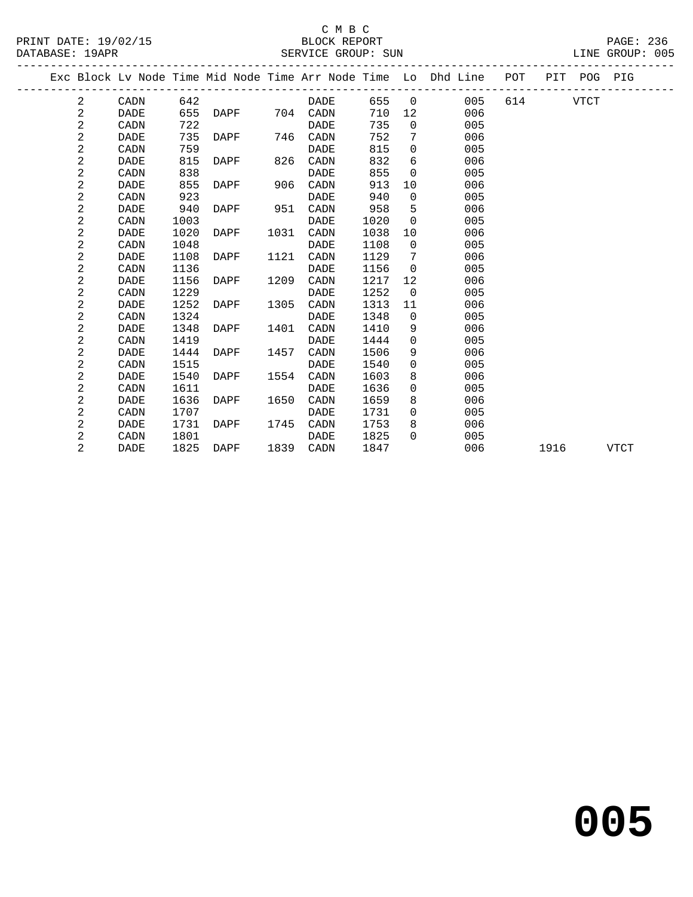C M B C

BLOCK REPORT

SERVICE GROUP: SUN

| Exc | Block | Lv Node | Time | Mid Node | Time | Arr Node | Time | Lo | Dhd Line | POT | PIT | POG | PIG |
|---|---|---|---|---|---|---|---|---|---|---|---|---|---|
| | 2 | CADN | 642 | | | DADE | 655 | 0 | 005 | 614 | | VTCT | |
| | 2 | DADE | 655 | DAPF | 704 | CADN | 710 | 12 | 006 | | | | |
| | 2 | CADN | 722 | | | DADE | 735 | 0 | 005 | | | | |
| | 2 | DADE | 735 | DAPF | 746 | CADN | 752 | 7 | 006 | | | | |
| | 2 | CADN | 759 | | | DADE | 815 | 0 | 005 | | | | |
| | 2 | DADE | 815 | DAPF | 826 | CADN | 832 | 6 | 006 | | | | |
| | 2 | CADN | 838 | | | DADE | 855 | 0 | 005 | | | | |
| | 2 | DADE | 855 | DAPF | 906 | CADN | 913 | 10 | 006 | | | | |
| | 2 | CADN | 923 | | | DADE | 940 | 0 | 005 | | | | |
| | 2 | DADE | 940 | DAPF | 951 | CADN | 958 | 5 | 006 | | | | |
| | 2 | CADN | 1003 | | | DADE | 1020 | 0 | 005 | | | | |
| | 2 | DADE | 1020 | DAPF | 1031 | CADN | 1038 | 10 | 006 | | | | |
| | 2 | CADN | 1048 | | | DADE | 1108 | 0 | 005 | | | | |
| | 2 | DADE | 1108 | DAPF | 1121 | CADN | 1129 | 7 | 006 | | | | |
| | 2 | CADN | 1136 | | | DADE | 1156 | 0 | 005 | | | | |
| | 2 | DADE | 1156 | DAPF | 1209 | CADN | 1217 | 12 | 006 | | | | |
| | 2 | CADN | 1229 | | | DADE | 1252 | 0 | 005 | | | | |
| | 2 | DADE | 1252 | DAPF | 1305 | CADN | 1313 | 11 | 006 | | | | |
| | 2 | CADN | 1324 | | | DADE | 1348 | 0 | 005 | | | | |
| | 2 | DADE | 1348 | DAPF | 1401 | CADN | 1410 | 9 | 006 | | | | |
| | 2 | CADN | 1419 | | | DADE | 1444 | 0 | 005 | | | | |
| | 2 | DADE | 1444 | DAPF | 1457 | CADN | 1506 | 9 | 006 | | | | |
| | 2 | CADN | 1515 | | | DADE | 1540 | 0 | 005 | | | | |
| | 2 | DADE | 1540 | DAPF | 1554 | CADN | 1603 | 8 | 006 | | | | |
| | 2 | CADN | 1611 | | | DADE | 1636 | 0 | 005 | | | | |
| | 2 | DADE | 1636 | DAPF | 1650 | CADN | 1659 | 8 | 006 | | | | |
| | 2 | CADN | 1707 | | | DADE | 1731 | 0 | 005 | | | | |
| | 2 | DADE | 1731 | DAPF | 1745 | CADN | 1753 | 8 | 006 | | | | |
| | 2 | CADN | 1801 | | | DADE | 1825 | 0 | 005 | | | | |
| | 2 | DADE | 1825 | DAPF | 1839 | CADN | 1847 | | 006 | | 1916 | | VTCT |

**005**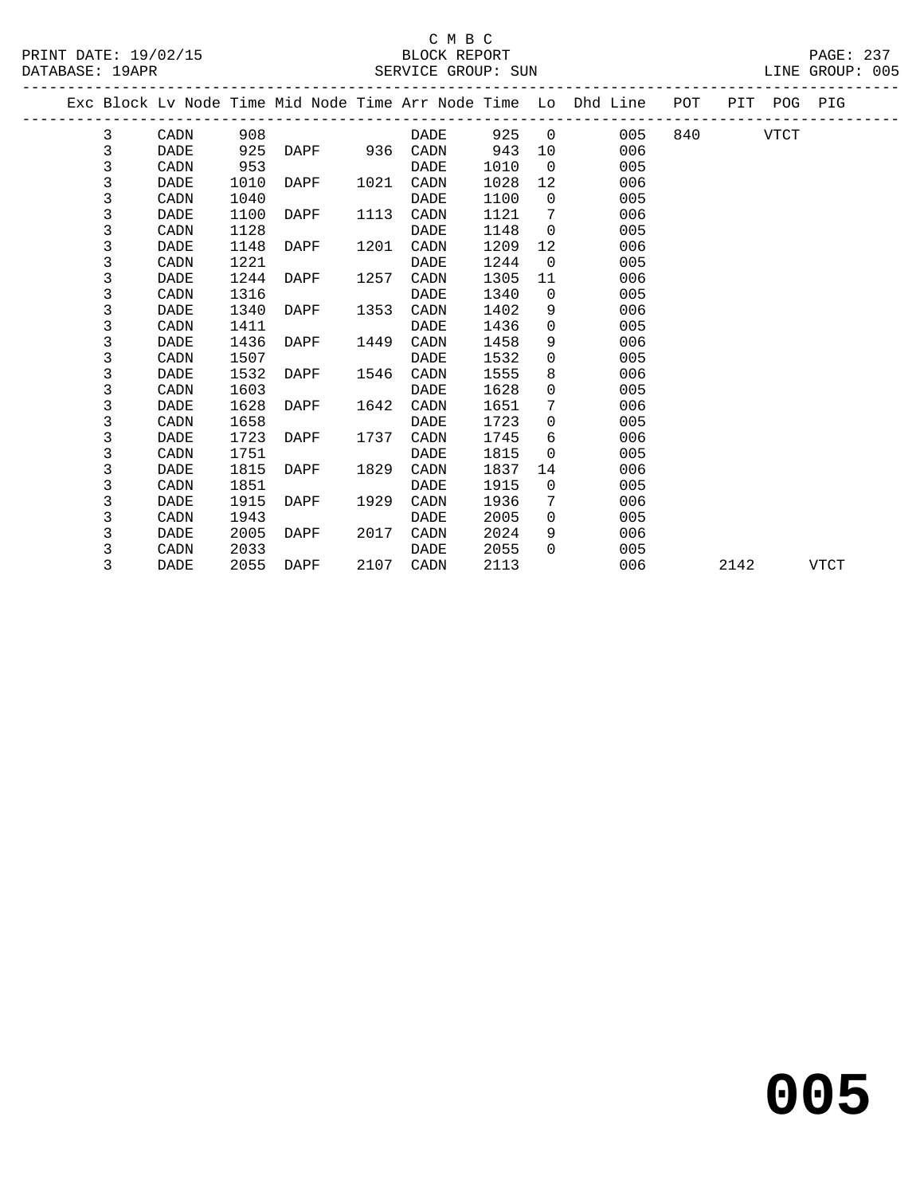C M B C

BLOCK REPORT

SERVICE GROUP: SUN

PRINT DATE: 19/02/15

DATABASE: 19APR

LINE GROUP: 005

| Exc | Block | Lv Node | Time | Mid Node | Time | Arr Node | Time | Lo | Dhd Line | POT | PIT | POG | PIG |
|---|---|---|---|---|---|---|---|---|---|---|---|---|---|
| | 3 | CADN | 908 | | | DADE | 925 | 0 | 005 | 840 | | VTCT | |
| | 3 | DADE | 925 | DAPF | 936 | CADN | 943 | 10 | 006 | | | | |
| | 3 | CADN | 953 | | | DADE | 1010 | 0 | 005 | | | | |
| | 3 | DADE | 1010 | DAPF | 1021 | CADN | 1028 | 12 | 006 | | | | |
| | 3 | CADN | 1040 | | | DADE | 1100 | 0 | 005 | | | | |
| | 3 | DADE | 1100 | DAPF | 1113 | CADN | 1121 | 7 | 006 | | | | |
| | 3 | CADN | 1128 | | | DADE | 1148 | 0 | 005 | | | | |
| | 3 | DADE | 1148 | DAPF | 1201 | CADN | 1209 | 12 | 006 | | | | |
| | 3 | CADN | 1221 | | | DADE | 1244 | 0 | 005 | | | | |
| | 3 | DADE | 1244 | DAPF | 1257 | CADN | 1305 | 11 | 006 | | | | |
| | 3 | CADN | 1316 | | | DADE | 1340 | 0 | 005 | | | | |
| | 3 | DADE | 1340 | DAPF | 1353 | CADN | 1402 | 9 | 006 | | | | |
| | 3 | CADN | 1411 | | | DADE | 1436 | 0 | 005 | | | | |
| | 3 | DADE | 1436 | DAPF | 1449 | CADN | 1458 | 9 | 006 | | | | |
| | 3 | CADN | 1507 | | | DADE | 1532 | 0 | 005 | | | | |
| | 3 | DADE | 1532 | DAPF | 1546 | CADN | 1555 | 8 | 006 | | | | |
| | 3 | CADN | 1603 | | | DADE | 1628 | 0 | 005 | | | | |
| | 3 | DADE | 1628 | DAPF | 1642 | CADN | 1651 | 7 | 006 | | | | |
| | 3 | CADN | 1658 | | | DADE | 1723 | 0 | 005 | | | | |
| | 3 | DADE | 1723 | DAPF | 1737 | CADN | 1745 | 6 | 006 | | | | |
| | 3 | CADN | 1751 | | | DADE | 1815 | 0 | 005 | | | | |
| | 3 | DADE | 1815 | DAPF | 1829 | CADN | 1837 | 14 | 006 | | | | |
| | 3 | CADN | 1851 | | | DADE | 1915 | 0 | 005 | | | | |
| | 3 | DADE | 1915 | DAPF | 1929 | CADN | 1936 | 7 | 006 | | | | |
| | 3 | CADN | 1943 | | | DADE | 2005 | 0 | 005 | | | | |
| | 3 | DADE | 2005 | DAPF | 2017 | CADN | 2024 | 9 | 006 | | | | |
| | 3 | CADN | 2033 | | | DADE | 2055 | 0 | 005 | | | | |
| | 3 | DADE | 2055 | DAPF | 2107 | CADN | 2113 | | 006 | | 2142 | | VTCT |

**005**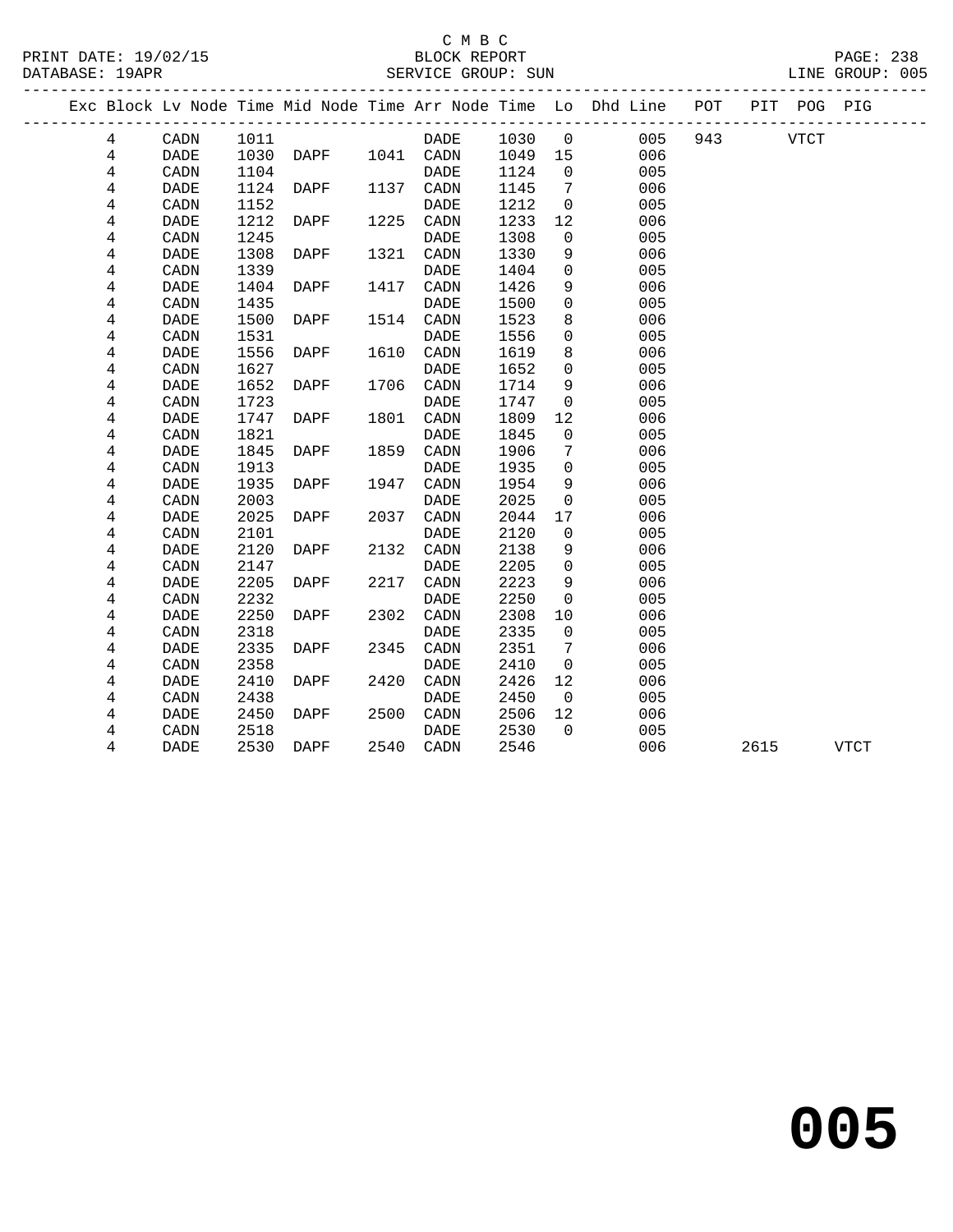C M B C
BLOCK REPORT
SERVICE GROUP: SUN

| Exc | Block | Lv Node | Time | Mid Node | Time | Arr Node | Time | Lo | Dhd Line | POT | PIT | POG | PIG |
|---|---|---|---|---|---|---|---|---|---|---|---|---|---|
| | 4 | CADN | 1011 | | | DADE | 1030 | 0 | 005 | 943 | | VTCT | |
| | 4 | DADE | 1030 | DAPF | 1041 | CADN | 1049 | 15 | 006 | | | | |
| | 4 | CADN | 1104 | | | DADE | 1124 | 0 | 005 | | | | |
| | 4 | DADE | 1124 | DAPF | 1137 | CADN | 1145 | 7 | 006 | | | | |
| | 4 | CADN | 1152 | | | DADE | 1212 | 0 | 005 | | | | |
| | 4 | DADE | 1212 | DAPF | 1225 | CADN | 1233 | 12 | 006 | | | | |
| | 4 | CADN | 1245 | | | DADE | 1308 | 0 | 005 | | | | |
| | 4 | DADE | 1308 | DAPF | 1321 | CADN | 1330 | 9 | 006 | | | | |
| | 4 | CADN | 1339 | | | DADE | 1404 | 0 | 005 | | | | |
| | 4 | DADE | 1404 | DAPF | 1417 | CADN | 1426 | 9 | 006 | | | | |
| | 4 | CADN | 1435 | | | DADE | 1500 | 0 | 005 | | | | |
| | 4 | DADE | 1500 | DAPF | 1514 | CADN | 1523 | 8 | 006 | | | | |
| | 4 | CADN | 1531 | | | DADE | 1556 | 0 | 005 | | | | |
| | 4 | DADE | 1556 | DAPF | 1610 | CADN | 1619 | 8 | 006 | | | | |
| | 4 | CADN | 1627 | | | DADE | 1652 | 0 | 005 | | | | |
| | 4 | DADE | 1652 | DAPF | 1706 | CADN | 1714 | 9 | 006 | | | | |
| | 4 | CADN | 1723 | | | DADE | 1747 | 0 | 005 | | | | |
| | 4 | DADE | 1747 | DAPF | 1801 | CADN | 1809 | 12 | 006 | | | | |
| | 4 | CADN | 1821 | | | DADE | 1845 | 0 | 005 | | | | |
| | 4 | DADE | 1845 | DAPF | 1859 | CADN | 1906 | 7 | 006 | | | | |
| | 4 | CADN | 1913 | | | DADE | 1935 | 0 | 005 | | | | |
| | 4 | DADE | 1935 | DAPF | 1947 | CADN | 1954 | 9 | 006 | | | | |
| | 4 | CADN | 2003 | | | DADE | 2025 | 0 | 005 | | | | |
| | 4 | DADE | 2025 | DAPF | 2037 | CADN | 2044 | 17 | 006 | | | | |
| | 4 | CADN | 2101 | | | DADE | 2120 | 0 | 005 | | | | |
| | 4 | DADE | 2120 | DAPF | 2132 | CADN | 2138 | 9 | 006 | | | | |
| | 4 | CADN | 2147 | | | DADE | 2205 | 0 | 005 | | | | |
| | 4 | DADE | 2205 | DAPF | 2217 | CADN | 2223 | 9 | 006 | | | | |
| | 4 | CADN | 2232 | | | DADE | 2250 | 0 | 005 | | | | |
| | 4 | DADE | 2250 | DAPF | 2302 | CADN | 2308 | 10 | 006 | | | | |
| | 4 | CADN | 2318 | | | DADE | 2335 | 0 | 005 | | | | |
| | 4 | DADE | 2335 | DAPF | 2345 | CADN | 2351 | 7 | 006 | | | | |
| | 4 | CADN | 2358 | | | DADE | 2410 | 0 | 005 | | | | |
| | 4 | DADE | 2410 | DAPF | 2420 | CADN | 2426 | 12 | 006 | | | | |
| | 4 | CADN | 2438 | | | DADE | 2450 | 0 | 005 | | | | |
| | 4 | DADE | 2450 | DAPF | 2500 | CADN | 2506 | 12 | 006 | | | | |
| | 4 | CADN | 2518 | | | DADE | 2530 | 0 | 005 | | | | |
| | 4 | DADE | 2530 | DAPF | 2540 | CADN | 2546 | | 006 | | 2615 | | VTCT |

**005**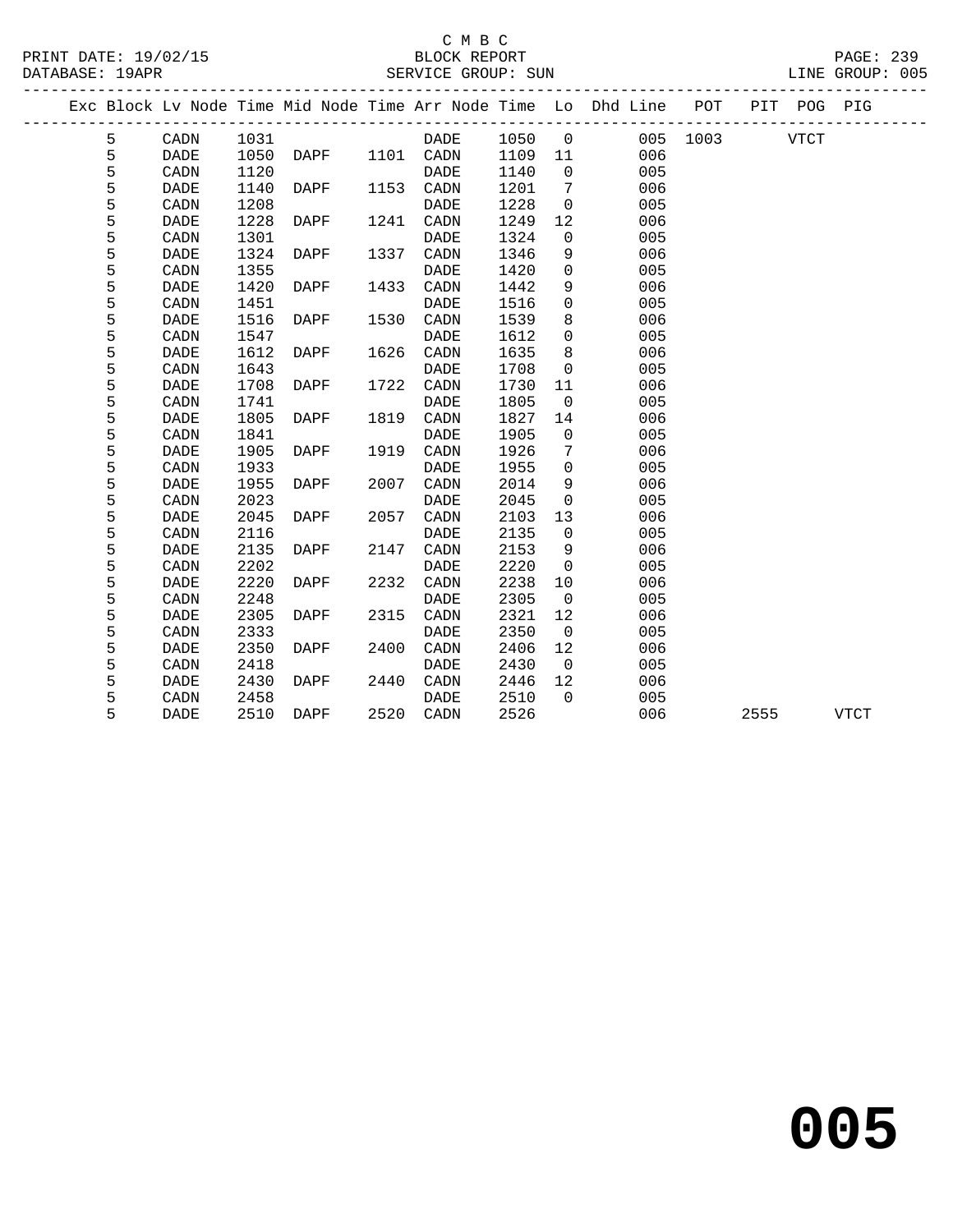C M B C

BLOCK REPORT

SERVICE GROUP: SUN

PRINT DATE: 19/02/15
DATABASE: 19APR

LINE GROUP: 005

| Exc | Block | Lv Node | Time | Mid Node | Time | Arr Node | Time | Lo | Dhd Line | POT | PIT | POG | PIG |
|---|---|---|---|---|---|---|---|---|---|---|---|---|---|
| | 5 | CADN | 1031 | | | DADE | 1050 | 0 | 005 | 1003 | | VTCT | |
| | 5 | DADE | 1050 | DAPF | 1101 | CADN | 1109 | 11 | 006 | | | | |
| | 5 | CADN | 1120 | | | DADE | 1140 | 0 | 005 | | | | |
| | 5 | DADE | 1140 | DAPF | 1153 | CADN | 1201 | 7 | 006 | | | | |
| | 5 | CADN | 1208 | | | DADE | 1228 | 0 | 005 | | | | |
| | 5 | DADE | 1228 | DAPF | 1241 | CADN | 1249 | 12 | 006 | | | | |
| | 5 | CADN | 1301 | | | DADE | 1324 | 0 | 005 | | | | |
| | 5 | DADE | 1324 | DAPF | 1337 | CADN | 1346 | 9 | 006 | | | | |
| | 5 | CADN | 1355 | | | DADE | 1420 | 0 | 005 | | | | |
| | 5 | DADE | 1420 | DAPF | 1433 | CADN | 1442 | 9 | 006 | | | | |
| | 5 | CADN | 1451 | | | DADE | 1516 | 0 | 005 | | | | |
| | 5 | DADE | 1516 | DAPF | 1530 | CADN | 1539 | 8 | 006 | | | | |
| | 5 | CADN | 1547 | | | DADE | 1612 | 0 | 005 | | | | |
| | 5 | DADE | 1612 | DAPF | 1626 | CADN | 1635 | 8 | 006 | | | | |
| | 5 | CADN | 1643 | | | DADE | 1708 | 0 | 005 | | | | |
| | 5 | DADE | 1708 | DAPF | 1722 | CADN | 1730 | 11 | 006 | | | | |
| | 5 | CADN | 1741 | | | DADE | 1805 | 0 | 005 | | | | |
| | 5 | DADE | 1805 | DAPF | 1819 | CADN | 1827 | 14 | 006 | | | | |
| | 5 | CADN | 1841 | | | DADE | 1905 | 0 | 005 | | | | |
| | 5 | DADE | 1905 | DAPF | 1919 | CADN | 1926 | 7 | 006 | | | | |
| | 5 | CADN | 1933 | | | DADE | 1955 | 0 | 005 | | | | |
| | 5 | DADE | 1955 | DAPF | 2007 | CADN | 2014 | 9 | 006 | | | | |
| | 5 | CADN | 2023 | | | DADE | 2045 | 0 | 005 | | | | |
| | 5 | DADE | 2045 | DAPF | 2057 | CADN | 2103 | 13 | 006 | | | | |
| | 5 | CADN | 2116 | | | DADE | 2135 | 0 | 005 | | | | |
| | 5 | DADE | 2135 | DAPF | 2147 | CADN | 2153 | 9 | 006 | | | | |
| | 5 | CADN | 2202 | | | DADE | 2220 | 0 | 005 | | | | |
| | 5 | DADE | 2220 | DAPF | 2232 | CADN | 2238 | 10 | 006 | | | | |
| | 5 | CADN | 2248 | | | DADE | 2305 | 0 | 005 | | | | |
| | 5 | DADE | 2305 | DAPF | 2315 | CADN | 2321 | 12 | 006 | | | | |
| | 5 | CADN | 2333 | | | DADE | 2350 | 0 | 005 | | | | |
| | 5 | DADE | 2350 | DAPF | 2400 | CADN | 2406 | 12 | 006 | | | | |
| | 5 | CADN | 2418 | | | DADE | 2430 | 0 | 005 | | | | |
| | 5 | DADE | 2430 | DAPF | 2440 | CADN | 2446 | 12 | 006 | | | | |
| | 5 | CADN | 2458 | | | DADE | 2510 | 0 | 005 | | | | |
| | 5 | DADE | 2510 | DAPF | 2520 | CADN | 2526 | | 006 | | 2555 | | VTCT |

# 005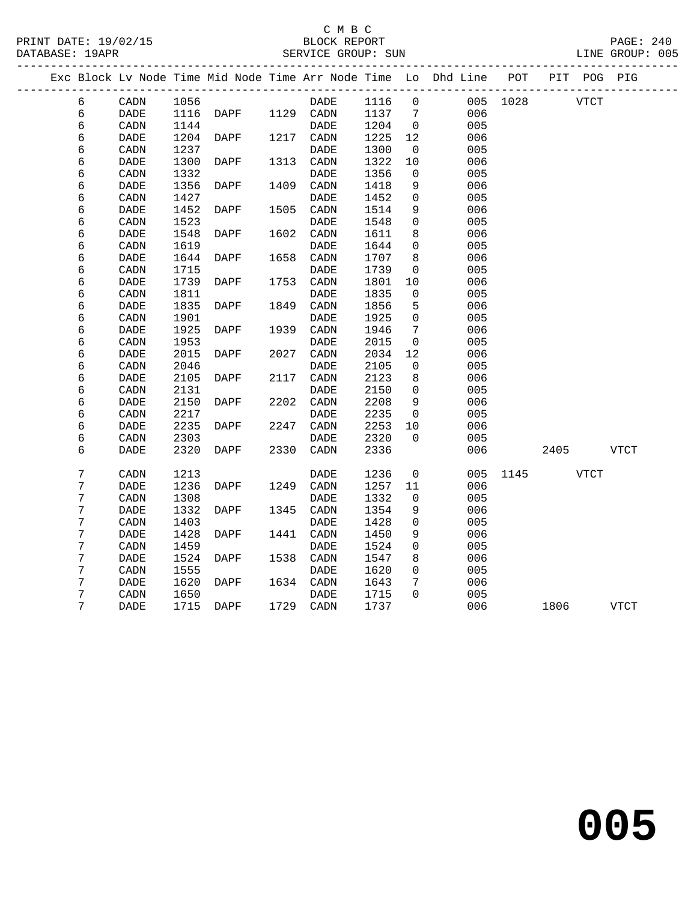C M B C
BLOCK REPORT
SERVICE GROUP: SUN

PRINT DATE: 19/02/15
DATABASE: 19APR
LINE GROUP: 005

| Exc | Block | Lv Node | Time | Mid Node | Time | Arr Node | Time | Lo | Dhd Line | POT | PIT | POG | PIG |
|---|---|---|---|---|---|---|---|---|---|---|---|---|---|
| | 6 | CADN | 1056 | | | DADE | 1116 | 0 | 005 | 1028 | | VTCT | |
| | 6 | DADE | 1116 | DAPF | 1129 | CADN | 1137 | 7 | 006 | | | | |
| | 6 | CADN | 1144 | | | DADE | 1204 | 0 | 005 | | | | |
| | 6 | DADE | 1204 | DAPF | 1217 | CADN | 1225 | 12 | 006 | | | | |
| | 6 | CADN | 1237 | | | DADE | 1300 | 0 | 005 | | | | |
| | 6 | DADE | 1300 | DAPF | 1313 | CADN | 1322 | 10 | 006 | | | | |
| | 6 | CADN | 1332 | | | DADE | 1356 | 0 | 005 | | | | |
| | 6 | DADE | 1356 | DAPF | 1409 | CADN | 1418 | 9 | 006 | | | | |
| | 6 | CADN | 1427 | | | DADE | 1452 | 0 | 005 | | | | |
| | 6 | DADE | 1452 | DAPF | 1505 | CADN | 1514 | 9 | 006 | | | | |
| | 6 | CADN | 1523 | | | DADE | 1548 | 0 | 005 | | | | |
| | 6 | DADE | 1548 | DAPF | 1602 | CADN | 1611 | 8 | 006 | | | | |
| | 6 | CADN | 1619 | | | DADE | 1644 | 0 | 005 | | | | |
| | 6 | DADE | 1644 | DAPF | 1658 | CADN | 1707 | 8 | 006 | | | | |
| | 6 | CADN | 1715 | | | DADE | 1739 | 0 | 005 | | | | |
| | 6 | DADE | 1739 | DAPF | 1753 | CADN | 1801 | 10 | 006 | | | | |
| | 6 | CADN | 1811 | | | DADE | 1835 | 0 | 005 | | | | |
| | 6 | DADE | 1835 | DAPF | 1849 | CADN | 1856 | 5 | 006 | | | | |
| | 6 | CADN | 1901 | | | DADE | 1925 | 0 | 005 | | | | |
| | 6 | DADE | 1925 | DAPF | 1939 | CADN | 1946 | 7 | 006 | | | | |
| | 6 | CADN | 1953 | | | DADE | 2015 | 0 | 005 | | | | |
| | 6 | DADE | 2015 | DAPF | 2027 | CADN | 2034 | 12 | 006 | | | | |
| | 6 | CADN | 2046 | | | DADE | 2105 | 0 | 005 | | | | |
| | 6 | DADE | 2105 | DAPF | 2117 | CADN | 2123 | 8 | 006 | | | | |
| | 6 | CADN | 2131 | | | DADE | 2150 | 0 | 005 | | | | |
| | 6 | DADE | 2150 | DAPF | 2202 | CADN | 2208 | 9 | 006 | | | | |
| | 6 | CADN | 2217 | | | DADE | 2235 | 0 | 005 | | | | |
| | 6 | DADE | 2235 | DAPF | 2247 | CADN | 2253 | 10 | 006 | | | | |
| | 6 | CADN | 2303 | | | DADE | 2320 | 0 | 005 | | | | |
| | 6 | DADE | 2320 | DAPF | 2330 | CADN | 2336 | | 006 | | 2405 | | VTCT |
| | 7 | CADN | 1213 | | | DADE | 1236 | 0 | 005 | 1145 | | VTCT | |
| | 7 | DADE | 1236 | DAPF | 1249 | CADN | 1257 | 11 | 006 | | | | |
| | 7 | CADN | 1308 | | | DADE | 1332 | 0 | 005 | | | | |
| | 7 | DADE | 1332 | DAPF | 1345 | CADN | 1354 | 9 | 006 | | | | |
| | 7 | CADN | 1403 | | | DADE | 1428 | 0 | 005 | | | | |
| | 7 | DADE | 1428 | DAPF | 1441 | CADN | 1450 | 9 | 006 | | | | |
| | 7 | CADN | 1459 | | | DADE | 1524 | 0 | 005 | | | | |
| | 7 | DADE | 1524 | DAPF | 1538 | CADN | 1547 | 8 | 006 | | | | |
| | 7 | CADN | 1555 | | | DADE | 1620 | 0 | 005 | | | | |
| | 7 | DADE | 1620 | DAPF | 1634 | CADN | 1643 | 7 | 006 | | | | |
| | 7 | CADN | 1650 | | | DADE | 1715 | 0 | 005 | | | | |
| | 7 | DADE | 1715 | DAPF | 1729 | CADN | 1737 | | 006 | | 1806 | | VTCT |

# 005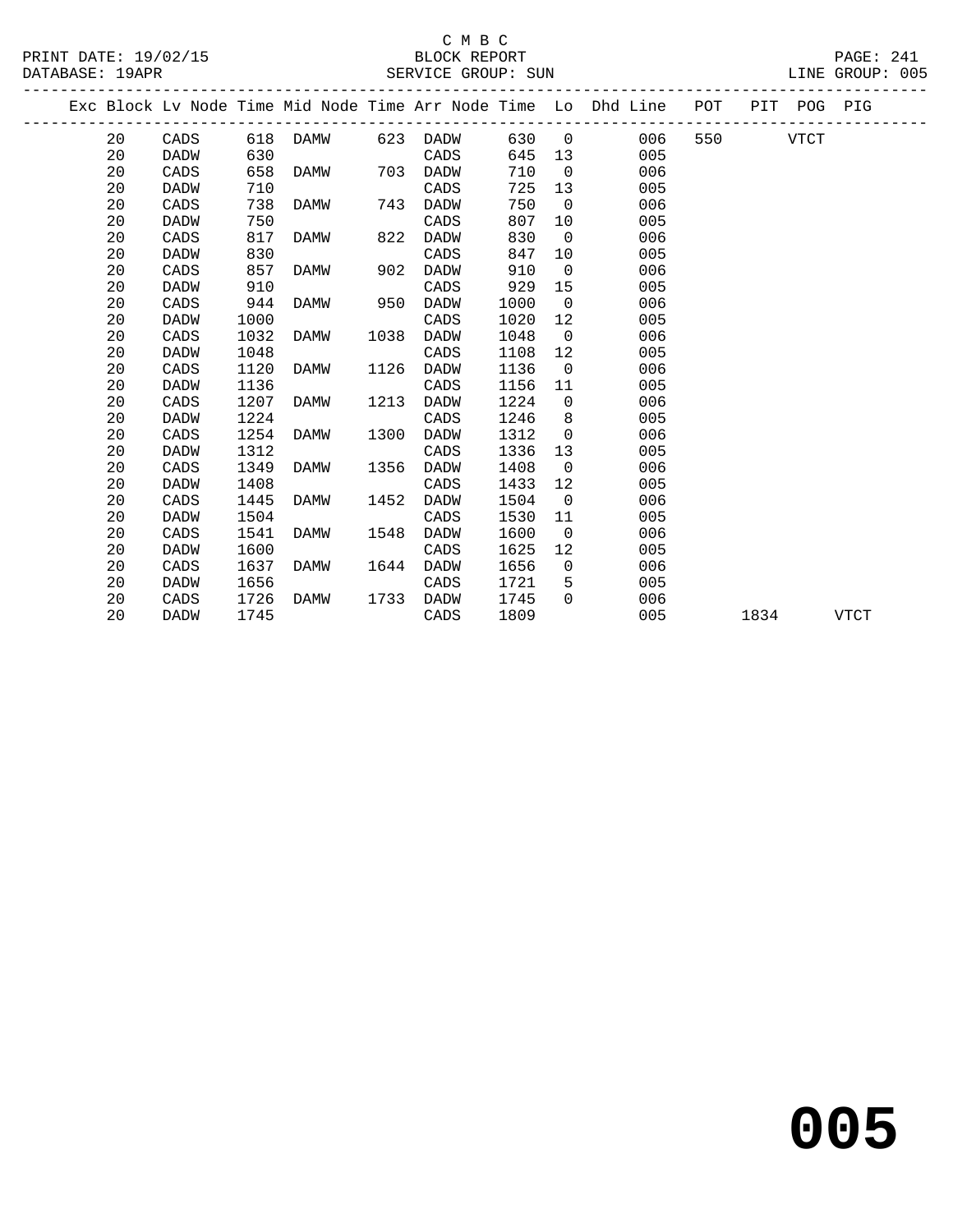C M B C
PRINT DATE: 19/02/15 BLOCK REPORT
DATABASE: 19APR SERVICE GROUP: SUN LINE GROUP: 005

| Exc | Block | Lv Node | Time | Mid Node | Time | Arr Node | Time | Lo | Dhd Line | POT | PIT | POG | PIG |
|---|---|---|---|---|---|---|---|---|---|---|---|---|---|
| | 20 | CADS | 618 | DAMW | 623 | DADW | 630 | 0 | 006 | 550 | | VTCT | |
| | 20 | DADW | 630 | | | CADS | 645 | 13 | 005 | | | | |
| | 20 | CADS | 658 | DAMW | 703 | DADW | 710 | 0 | 006 | | | | |
| | 20 | DADW | 710 | | | CADS | 725 | 13 | 005 | | | | |
| | 20 | CADS | 738 | DAMW | 743 | DADW | 750 | 0 | 006 | | | | |
| | 20 | DADW | 750 | | | CADS | 807 | 10 | 005 | | | | |
| | 20 | CADS | 817 | DAMW | 822 | DADW | 830 | 0 | 006 | | | | |
| | 20 | DADW | 830 | | | CADS | 847 | 10 | 005 | | | | |
| | 20 | CADS | 857 | DAMW | 902 | DADW | 910 | 0 | 006 | | | | |
| | 20 | DADW | 910 | | | CADS | 929 | 15 | 005 | | | | |
| | 20 | CADS | 944 | DAMW | 950 | DADW | 1000 | 0 | 006 | | | | |
| | 20 | DADW | 1000 | | | CADS | 1020 | 12 | 005 | | | | |
| | 20 | CADS | 1032 | DAMW | 1038 | DADW | 1048 | 0 | 006 | | | | |
| | 20 | DADW | 1048 | | | CADS | 1108 | 12 | 005 | | | | |
| | 20 | CADS | 1120 | DAMW | 1126 | DADW | 1136 | 0 | 006 | | | | |
| | 20 | DADW | 1136 | | | CADS | 1156 | 11 | 005 | | | | |
| | 20 | CADS | 1207 | DAMW | 1213 | DADW | 1224 | 0 | 006 | | | | |
| | 20 | DADW | 1224 | | | CADS | 1246 | 8 | 005 | | | | |
| | 20 | CADS | 1254 | DAMW | 1300 | DADW | 1312 | 0 | 006 | | | | |
| | 20 | DADW | 1312 | | | CADS | 1336 | 13 | 005 | | | | |
| | 20 | CADS | 1349 | DAMW | 1356 | DADW | 1408 | 0 | 006 | | | | |
| | 20 | DADW | 1408 | | | CADS | 1433 | 12 | 005 | | | | |
| | 20 | CADS | 1445 | DAMW | 1452 | DADW | 1504 | 0 | 006 | | | | |
| | 20 | DADW | 1504 | | | CADS | 1530 | 11 | 005 | | | | |
| | 20 | CADS | 1541 | DAMW | 1548 | DADW | 1600 | 0 | 006 | | | | |
| | 20 | DADW | 1600 | | | CADS | 1625 | 12 | 005 | | | | |
| | 20 | CADS | 1637 | DAMW | 1644 | DADW | 1656 | 0 | 006 | | | | |
| | 20 | DADW | 1656 | | | CADS | 1721 | 5 | 005 | | | | |
| | 20 | CADS | 1726 | DAMW | 1733 | DADW | 1745 | 0 | 006 | | | | |
| | 20 | DADW | 1745 | | | CADS | 1809 | | 005 | | 1834 | | VTCT |

**005**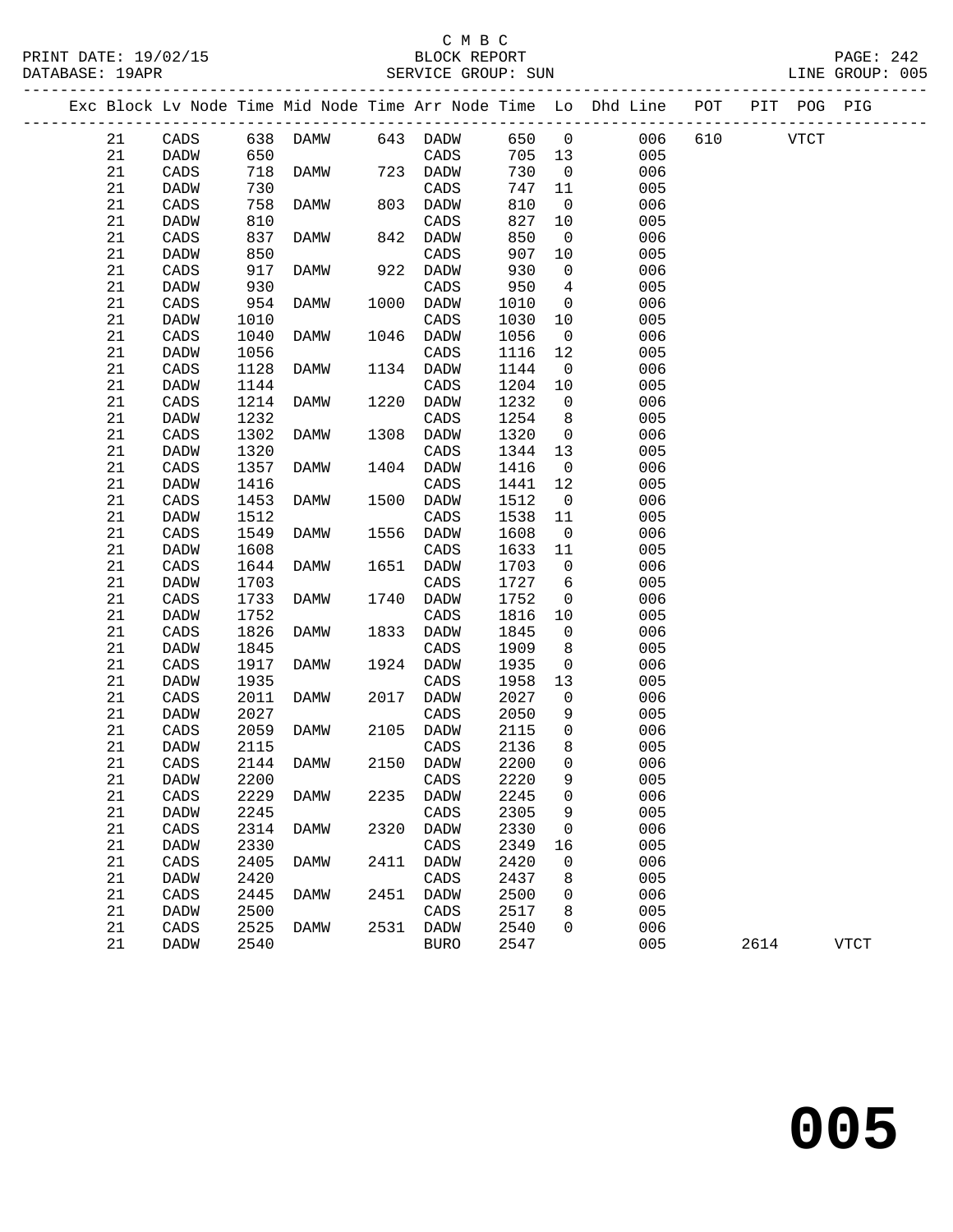C M B C
BLOCK REPORT
SERVICE GROUP: SUN

PRINT DATE: 19/02/15
DATABASE: 19APR
LINE GROUP: 005

| Exc | Block | Lv | Node | Time | Mid Node | Time | Arr Node | Time | Lo | Dhd Line | POT | PIT | POG | PIG |
|---|---|---|---|---|---|---|---|---|---|---|---|---|---|---|
| | 21 | | CADS | 638 | DAMW | 643 | DADW | 650 | 0 | 006 | 610 | | VTCT | |
| | 21 | | DADW | 650 | | | CADS | 705 | 13 | 005 | | | | |
| | 21 | | CADS | 718 | DAMW | 723 | DADW | 730 | 0 | 006 | | | | |
| | 21 | | DADW | 730 | | | CADS | 747 | 11 | 005 | | | | |
| | 21 | | CADS | 758 | DAMW | 803 | DADW | 810 | 0 | 006 | | | | |
| | 21 | | DADW | 810 | | | CADS | 827 | 10 | 005 | | | | |
| | 21 | | CADS | 837 | DAMW | 842 | DADW | 850 | 0 | 006 | | | | |
| | 21 | | DADW | 850 | | | CADS | 907 | 10 | 005 | | | | |
| | 21 | | CADS | 917 | DAMW | 922 | DADW | 930 | 0 | 006 | | | | |
| | 21 | | DADW | 930 | | | CADS | 950 | 4 | 005 | | | | |
| | 21 | | CADS | 954 | DAMW | 1000 | DADW | 1010 | 0 | 006 | | | | |
| | 21 | | DADW | 1010 | | | CADS | 1030 | 10 | 005 | | | | |
| | 21 | | CADS | 1040 | DAMW | 1046 | DADW | 1056 | 0 | 006 | | | | |
| | 21 | | DADW | 1056 | | | CADS | 1116 | 12 | 005 | | | | |
| | 21 | | CADS | 1128 | DAMW | 1134 | DADW | 1144 | 0 | 006 | | | | |
| | 21 | | DADW | 1144 | | | CADS | 1204 | 10 | 005 | | | | |
| | 21 | | CADS | 1214 | DAMW | 1220 | DADW | 1232 | 0 | 006 | | | | |
| | 21 | | DADW | 1232 | | | CADS | 1254 | 8 | 005 | | | | |
| | 21 | | CADS | 1302 | DAMW | 1308 | DADW | 1320 | 0 | 006 | | | | |
| | 21 | | DADW | 1320 | | | CADS | 1344 | 13 | 005 | | | | |
| | 21 | | CADS | 1357 | DAMW | 1404 | DADW | 1416 | 0 | 006 | | | | |
| | 21 | | DADW | 1416 | | | CADS | 1441 | 12 | 005 | | | | |
| | 21 | | CADS | 1453 | DAMW | 1500 | DADW | 1512 | 0 | 006 | | | | |
| | 21 | | DADW | 1512 | | | CADS | 1538 | 11 | 005 | | | | |
| | 21 | | CADS | 1549 | DAMW | 1556 | DADW | 1608 | 0 | 006 | | | | |
| | 21 | | DADW | 1608 | | | CADS | 1633 | 11 | 005 | | | | |
| | 21 | | CADS | 1644 | DAMW | 1651 | DADW | 1703 | 0 | 006 | | | | |
| | 21 | | DADW | 1703 | | | CADS | 1727 | 6 | 005 | | | | |
| | 21 | | CADS | 1733 | DAMW | 1740 | DADW | 1752 | 0 | 006 | | | | |
| | 21 | | DADW | 1752 | | | CADS | 1816 | 10 | 005 | | | | |
| | 21 | | CADS | 1826 | DAMW | 1833 | DADW | 1845 | 0 | 006 | | | | |
| | 21 | | DADW | 1845 | | | CADS | 1909 | 8 | 005 | | | | |
| | 21 | | CADS | 1917 | DAMW | 1924 | DADW | 1935 | 0 | 006 | | | | |
| | 21 | | DADW | 1935 | | | CADS | 1958 | 13 | 005 | | | | |
| | 21 | | CADS | 2011 | DAMW | 2017 | DADW | 2027 | 0 | 006 | | | | |
| | 21 | | DADW | 2027 | | | CADS | 2050 | 9 | 005 | | | | |
| | 21 | | CADS | 2059 | DAMW | 2105 | DADW | 2115 | 0 | 006 | | | | |
| | 21 | | DADW | 2115 | | | CADS | 2136 | 8 | 005 | | | | |
| | 21 | | CADS | 2144 | DAMW | 2150 | DADW | 2200 | 0 | 006 | | | | |
| | 21 | | DADW | 2200 | | | CADS | 2220 | 9 | 005 | | | | |
| | 21 | | CADS | 2229 | DAMW | 2235 | DADW | 2245 | 0 | 006 | | | | |
| | 21 | | DADW | 2245 | | | CADS | 2305 | 9 | 005 | | | | |
| | 21 | | CADS | 2314 | DAMW | 2320 | DADW | 2330 | 0 | 006 | | | | |
| | 21 | | DADW | 2330 | | | CADS | 2349 | 16 | 005 | | | | |
| | 21 | | CADS | 2405 | DAMW | 2411 | DADW | 2420 | 0 | 006 | | | | |
| | 21 | | DADW | 2420 | | | CADS | 2437 | 8 | 005 | | | | |
| | 21 | | CADS | 2445 | DAMW | 2451 | DADW | 2500 | 0 | 006 | | | | |
| | 21 | | DADW | 2500 | | | CADS | 2517 | 8 | 005 | | | | |
| | 21 | | CADS | 2525 | DAMW | 2531 | DADW | 2540 | 0 | 006 | | | | |
| | 21 | | DADW | 2540 | | | BURO | 2547 | | 005 | | 2614 | | VTCT |

# 005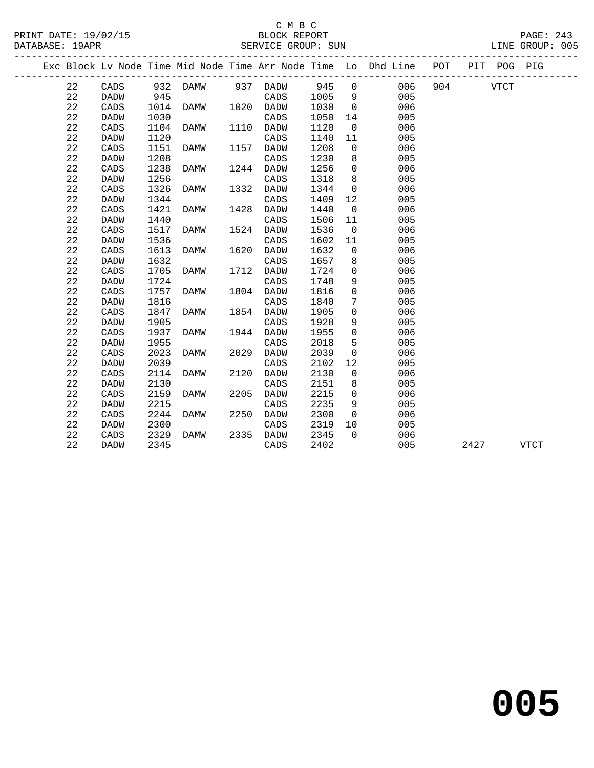C M B C
BLOCK REPORT
SERVICE GROUP: SUN

PRINT DATE: 19/02/15
DATABASE: 19APR
LINE GROUP: 005

| Exc | Block | Lv | Node | Time | Mid Node | Time | Arr Node | Time | Lo | Dhd Line | POT | PIT | POG | PIG |
|---|---|---|---|---|---|---|---|---|---|---|---|---|---|---|
| | 22 | | CADS | 932 | DAMW | 937 | DADW | 945 | 0 | 006 | 904 | | VTCT | |
| | 22 | | DADW | 945 | | | CADS | 1005 | 9 | 005 | | | | |
| | 22 | | CADS | 1014 | DAMW | 1020 | DADW | 1030 | 0 | 006 | | | | |
| | 22 | | DADW | 1030 | | | CADS | 1050 | 14 | 005 | | | | |
| | 22 | | CADS | 1104 | DAMW | 1110 | DADW | 1120 | 0 | 006 | | | | |
| | 22 | | DADW | 1120 | | | CADS | 1140 | 11 | 005 | | | | |
| | 22 | | CADS | 1151 | DAMW | 1157 | DADW | 1208 | 0 | 006 | | | | |
| | 22 | | DADW | 1208 | | | CADS | 1230 | 8 | 005 | | | | |
| | 22 | | CADS | 1238 | DAMW | 1244 | DADW | 1256 | 0 | 006 | | | | |
| | 22 | | DADW | 1256 | | | CADS | 1318 | 8 | 005 | | | | |
| | 22 | | CADS | 1326 | DAMW | 1332 | DADW | 1344 | 0 | 006 | | | | |
| | 22 | | DADW | 1344 | | | CADS | 1409 | 12 | 005 | | | | |
| | 22 | | CADS | 1421 | DAMW | 1428 | DADW | 1440 | 0 | 006 | | | | |
| | 22 | | DADW | 1440 | | | CADS | 1506 | 11 | 005 | | | | |
| | 22 | | CADS | 1517 | DAMW | 1524 | DADW | 1536 | 0 | 006 | | | | |
| | 22 | | DADW | 1536 | | | CADS | 1602 | 11 | 005 | | | | |
| | 22 | | CADS | 1613 | DAMW | 1620 | DADW | 1632 | 0 | 006 | | | | |
| | 22 | | DADW | 1632 | | | CADS | 1657 | 8 | 005 | | | | |
| | 22 | | CADS | 1705 | DAMW | 1712 | DADW | 1724 | 0 | 006 | | | | |
| | 22 | | DADW | 1724 | | | CADS | 1748 | 9 | 005 | | | | |
| | 22 | | CADS | 1757 | DAMW | 1804 | DADW | 1816 | 0 | 006 | | | | |
| | 22 | | DADW | 1816 | | | CADS | 1840 | 7 | 005 | | | | |
| | 22 | | CADS | 1847 | DAMW | 1854 | DADW | 1905 | 0 | 006 | | | | |
| | 22 | | DADW | 1905 | | | CADS | 1928 | 9 | 005 | | | | |
| | 22 | | CADS | 1937 | DAMW | 1944 | DADW | 1955 | 0 | 006 | | | | |
| | 22 | | DADW | 1955 | | | CADS | 2018 | 5 | 005 | | | | |
| | 22 | | CADS | 2023 | DAMW | 2029 | DADW | 2039 | 0 | 006 | | | | |
| | 22 | | DADW | 2039 | | | CADS | 2102 | 12 | 005 | | | | |
| | 22 | | CADS | 2114 | DAMW | 2120 | DADW | 2130 | 0 | 006 | | | | |
| | 22 | | DADW | 2130 | | | CADS | 2151 | 8 | 005 | | | | |
| | 22 | | CADS | 2159 | DAMW | 2205 | DADW | 2215 | 0 | 006 | | | | |
| | 22 | | DADW | 2215 | | | CADS | 2235 | 9 | 005 | | | | |
| | 22 | | CADS | 2244 | DAMW | 2250 | DADW | 2300 | 0 | 006 | | | | |
| | 22 | | DADW | 2300 | | | CADS | 2319 | 10 | 005 | | | | |
| | 22 | | CADS | 2329 | DAMW | 2335 | DADW | 2345 | 0 | 006 | | | | |
| | 22 | | DADW | 2345 | | | CADS | 2402 | | 005 | | 2427 | | VTCT |

# 005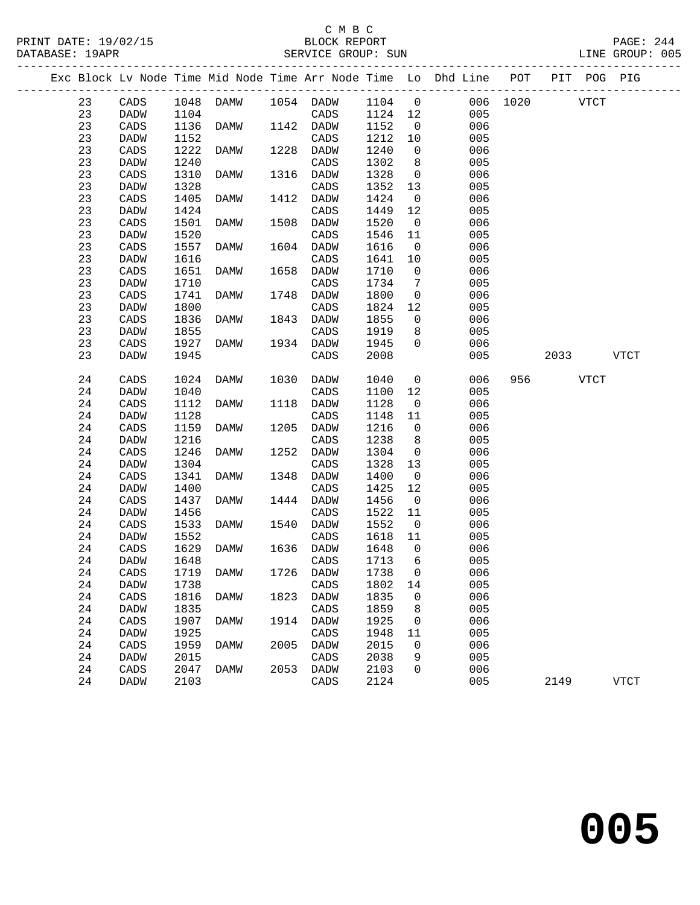C M B C

BLOCK REPORT

SERVICE GROUP: SUN

PRINT DATE: 19/02/15
DATABASE: 19APR
LINE GROUP: 005

| Exc | Block | Lv | Node | Time | Mid Node | Time | Arr Node | Time | Lo | Dhd Line | POT | PIT | POG | PIG |
|---|---|---|---|---|---|---|---|---|---|---|---|---|---|---|
| | 23 | | CADS | 1048 | DAMW | 1054 | DADW | 1104 | 0 | 006 | 1020 | | VTCT | |
| | 23 | | DADW | 1104 | | | CADS | 1124 | 12 | 005 | | | | |
| | 23 | | CADS | 1136 | DAMW | 1142 | DADW | 1152 | 0 | 006 | | | | |
| | 23 | | DADW | 1152 | | | CADS | 1212 | 10 | 005 | | | | |
| | 23 | | CADS | 1222 | DAMW | 1228 | DADW | 1240 | 0 | 006 | | | | |
| | 23 | | DADW | 1240 | | | CADS | 1302 | 8 | 005 | | | | |
| | 23 | | CADS | 1310 | DAMW | 1316 | DADW | 1328 | 0 | 006 | | | | |
| | 23 | | DADW | 1328 | | | CADS | 1352 | 13 | 005 | | | | |
| | 23 | | CADS | 1405 | DAMW | 1412 | DADW | 1424 | 0 | 006 | | | | |
| | 23 | | DADW | 1424 | | | CADS | 1449 | 12 | 005 | | | | |
| | 23 | | CADS | 1501 | DAMW | 1508 | DADW | 1520 | 0 | 006 | | | | |
| | 23 | | DADW | 1520 | | | CADS | 1546 | 11 | 005 | | | | |
| | 23 | | CADS | 1557 | DAMW | 1604 | DADW | 1616 | 0 | 006 | | | | |
| | 23 | | DADW | 1616 | | | CADS | 1641 | 10 | 005 | | | | |
| | 23 | | CADS | 1651 | DAMW | 1658 | DADW | 1710 | 0 | 006 | | | | |
| | 23 | | DADW | 1710 | | | CADS | 1734 | 7 | 005 | | | | |
| | 23 | | CADS | 1741 | DAMW | 1748 | DADW | 1800 | 0 | 006 | | | | |
| | 23 | | DADW | 1800 | | | CADS | 1824 | 12 | 005 | | | | |
| | 23 | | CADS | 1836 | DAMW | 1843 | DADW | 1855 | 0 | 006 | | | | |
| | 23 | | DADW | 1855 | | | CADS | 1919 | 8 | 005 | | | | |
| | 23 | | CADS | 1927 | DAMW | 1934 | DADW | 1945 | 0 | 006 | | | | |
| | 23 | | DADW | 1945 | | | CADS | 2008 | | 005 | | 2033 | | VTCT |
| | 24 | | CADS | 1024 | DAMW | 1030 | DADW | 1040 | 0 | 006 | 956 | | VTCT | |
| | 24 | | DADW | 1040 | | | CADS | 1100 | 12 | 005 | | | | |
| | 24 | | CADS | 1112 | DAMW | 1118 | DADW | 1128 | 0 | 006 | | | | |
| | 24 | | DADW | 1128 | | | CADS | 1148 | 11 | 005 | | | | |
| | 24 | | CADS | 1159 | DAMW | 1205 | DADW | 1216 | 0 | 006 | | | | |
| | 24 | | DADW | 1216 | | | CADS | 1238 | 8 | 005 | | | | |
| | 24 | | CADS | 1246 | DAMW | 1252 | DADW | 1304 | 0 | 006 | | | | |
| | 24 | | DADW | 1304 | | | CADS | 1328 | 13 | 005 | | | | |
| | 24 | | CADS | 1341 | DAMW | 1348 | DADW | 1400 | 0 | 006 | | | | |
| | 24 | | DADW | 1400 | | | CADS | 1425 | 12 | 005 | | | | |
| | 24 | | CADS | 1437 | DAMW | 1444 | DADW | 1456 | 0 | 006 | | | | |
| | 24 | | DADW | 1456 | | | CADS | 1522 | 11 | 005 | | | | |
| | 24 | | CADS | 1533 | DAMW | 1540 | DADW | 1552 | 0 | 006 | | | | |
| | 24 | | DADW | 1552 | | | CADS | 1618 | 11 | 005 | | | | |
| | 24 | | CADS | 1629 | DAMW | 1636 | DADW | 1648 | 0 | 006 | | | | |
| | 24 | | DADW | 1648 | | | CADS | 1713 | 6 | 005 | | | | |
| | 24 | | CADS | 1719 | DAMW | 1726 | DADW | 1738 | 0 | 006 | | | | |
| | 24 | | DADW | 1738 | | | CADS | 1802 | 14 | 005 | | | | |
| | 24 | | CADS | 1816 | DAMW | 1823 | DADW | 1835 | 0 | 006 | | | | |
| | 24 | | DADW | 1835 | | | CADS | 1859 | 8 | 005 | | | | |
| | 24 | | CADS | 1907 | DAMW | 1914 | DADW | 1925 | 0 | 006 | | | | |
| | 24 | | DADW | 1925 | | | CADS | 1948 | 11 | 005 | | | | |
| | 24 | | CADS | 1959 | DAMW | 2005 | DADW | 2015 | 0 | 006 | | | | |
| | 24 | | DADW | 2015 | | | CADS | 2038 | 9 | 005 | | | | |
| | 24 | | CADS | 2047 | DAMW | 2053 | DADW | 2103 | 0 | 006 | | | | |
| | 24 | | DADW | 2103 | | | CADS | 2124 | | 005 | | 2149 | | VTCT |

# 005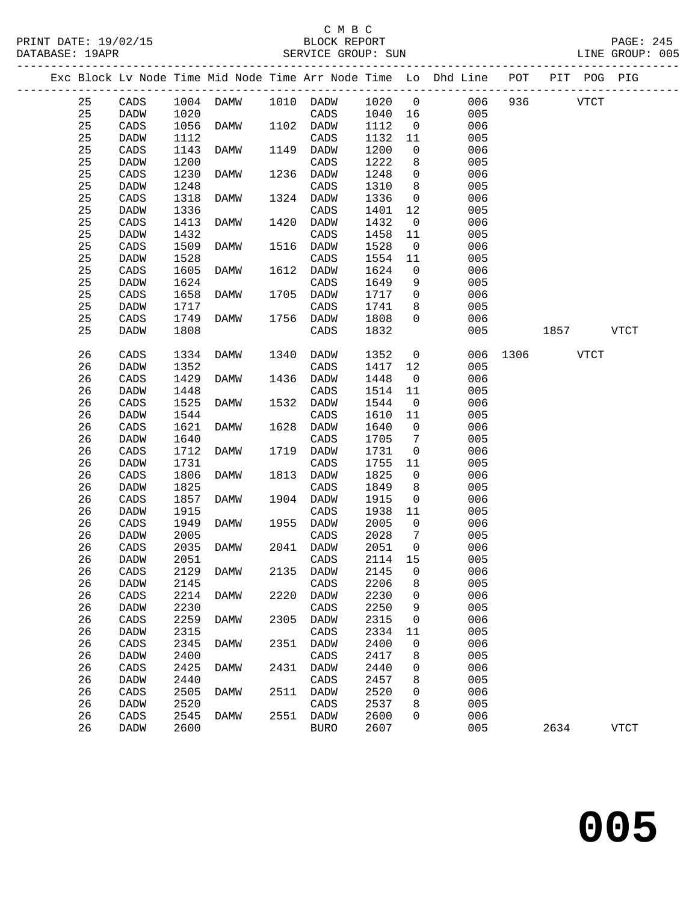C M B C

BLOCK REPORT

SERVICE GROUP: SUN

LINE GROUP: 005

| Exc | Block | Lv | Node | Time | Mid Node | Time | Arr Node | Time | Lo | Dhd Line | POT | PIT | POG | PIG |
|---|---|---|---|---|---|---|---|---|---|---|---|---|---|---|
| | 25 | | CADS | 1004 | DAMW | 1010 | DADW | 1020 | 0 | 006 | 936 | | VTCT | |
| | 25 | | DADW | 1020 | | | CADS | 1040 | 16 | 005 | | | | |
| | 25 | | CADS | 1056 | DAMW | 1102 | DADW | 1112 | 0 | 006 | | | | |
| | 25 | | DADW | 1112 | | | CADS | 1132 | 11 | 005 | | | | |
| | 25 | | CADS | 1143 | DAMW | 1149 | DADW | 1200 | 0 | 006 | | | | |
| | 25 | | DADW | 1200 | | | CADS | 1222 | 8 | 005 | | | | |
| | 25 | | CADS | 1230 | DAMW | 1236 | DADW | 1248 | 0 | 006 | | | | |
| | 25 | | DADW | 1248 | | | CADS | 1310 | 8 | 005 | | | | |
| | 25 | | CADS | 1318 | DAMW | 1324 | DADW | 1336 | 0 | 006 | | | | |
| | 25 | | DADW | 1336 | | | CADS | 1401 | 12 | 005 | | | | |
| | 25 | | CADS | 1413 | DAMW | 1420 | DADW | 1432 | 0 | 006 | | | | |
| | 25 | | DADW | 1432 | | | CADS | 1458 | 11 | 005 | | | | |
| | 25 | | CADS | 1509 | DAMW | 1516 | DADW | 1528 | 0 | 006 | | | | |
| | 25 | | DADW | 1528 | | | CADS | 1554 | 11 | 005 | | | | |
| | 25 | | CADS | 1605 | DAMW | 1612 | DADW | 1624 | 0 | 006 | | | | |
| | 25 | | DADW | 1624 | | | CADS | 1649 | 9 | 005 | | | | |
| | 25 | | CADS | 1658 | DAMW | 1705 | DADW | 1717 | 0 | 006 | | | | |
| | 25 | | DADW | 1717 | | | CADS | 1741 | 8 | 005 | | | | |
| | 25 | | CADS | 1749 | DAMW | 1756 | DADW | 1808 | 0 | 006 | | | | |
| | 25 | | DADW | 1808 | | | CADS | 1832 | | 005 | | 1857 | | VTCT |
| | 26 | | CADS | 1334 | DAMW | 1340 | DADW | 1352 | 0 | 006 | 1306 | | VTCT | |
| | 26 | | DADW | 1352 | | | CADS | 1417 | 12 | 005 | | | | |
| | 26 | | CADS | 1429 | DAMW | 1436 | DADW | 1448 | 0 | 006 | | | | |
| | 26 | | DADW | 1448 | | | CADS | 1514 | 11 | 005 | | | | |
| | 26 | | CADS | 1525 | DAMW | 1532 | DADW | 1544 | 0 | 006 | | | | |
| | 26 | | DADW | 1544 | | | CADS | 1610 | 11 | 005 | | | | |
| | 26 | | CADS | 1621 | DAMW | 1628 | DADW | 1640 | 0 | 006 | | | | |
| | 26 | | DADW | 1640 | | | CADS | 1705 | 7 | 005 | | | | |
| | 26 | | CADS | 1712 | DAMW | 1719 | DADW | 1731 | 0 | 006 | | | | |
| | 26 | | DADW | 1731 | | | CADS | 1755 | 11 | 005 | | | | |
| | 26 | | CADS | 1806 | DAMW | 1813 | DADW | 1825 | 0 | 006 | | | | |
| | 26 | | DADW | 1825 | | | CADS | 1849 | 8 | 005 | | | | |
| | 26 | | CADS | 1857 | DAMW | 1904 | DADW | 1915 | 0 | 006 | | | | |
| | 26 | | DADW | 1915 | | | CADS | 1938 | 11 | 005 | | | | |
| | 26 | | CADS | 1949 | DAMW | 1955 | DADW | 2005 | 0 | 006 | | | | |
| | 26 | | DADW | 2005 | | | CADS | 2028 | 7 | 005 | | | | |
| | 26 | | CADS | 2035 | DAMW | 2041 | DADW | 2051 | 0 | 006 | | | | |
| | 26 | | DADW | 2051 | | | CADS | 2114 | 15 | 005 | | | | |
| | 26 | | CADS | 2129 | DAMW | 2135 | DADW | 2145 | 0 | 006 | | | | |
| | 26 | | DADW | 2145 | | | CADS | 2206 | 8 | 005 | | | | |
| | 26 | | CADS | 2214 | DAMW | 2220 | DADW | 2230 | 0 | 006 | | | | |
| | 26 | | DADW | 2230 | | | CADS | 2250 | 9 | 005 | | | | |
| | 26 | | CADS | 2259 | DAMW | 2305 | DADW | 2315 | 0 | 006 | | | | |
| | 26 | | DADW | 2315 | | | CADS | 2334 | 11 | 005 | | | | |
| | 26 | | CADS | 2345 | DAMW | 2351 | DADW | 2400 | 0 | 006 | | | | |
| | 26 | | DADW | 2400 | | | CADS | 2417 | 8 | 005 | | | | |
| | 26 | | CADS | 2425 | DAMW | 2431 | DADW | 2440 | 0 | 006 | | | | |
| | 26 | | DADW | 2440 | | | CADS | 2457 | 8 | 005 | | | | |
| | 26 | | CADS | 2505 | DAMW | 2511 | DADW | 2520 | 0 | 006 | | | | |
| | 26 | | DADW | 2520 | | | CADS | 2537 | 8 | 005 | | | | |
| | 26 | | CADS | 2545 | DAMW | 2551 | DADW | 2600 | 0 | 006 | | | | |
| | 26 | | DADW | 2600 | | | BURO | 2607 | | 005 | | 2634 | | VTCT |

# 005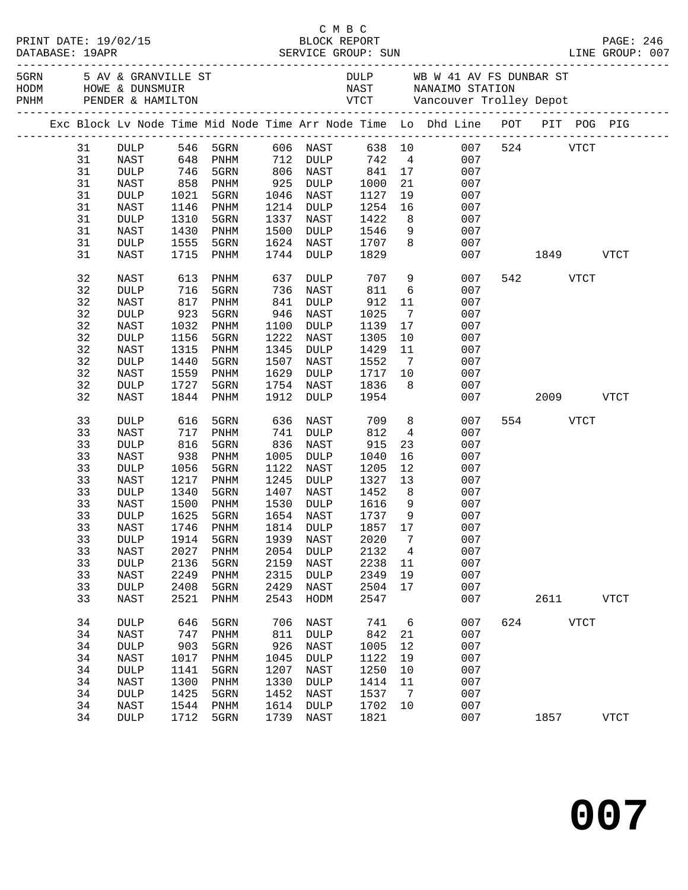C M B C

PRINT DATE: 19/02/15 BLOCK REPORT PAGE: 246
DATABASE: 19APR SERVICE GROUP: SUN LINE GROUP: 007

| 5GRN | 5 AV & GRANVILLE ST | DULP | WB W 41 AV FS DUNBAR ST |
|---|---|---|---|
| HODM | HOWE & DUNSMUIR | NAST | NANAIMO STATION |
| PNHM | PENDER & HAMILTON | VTCT | Vancouver Trolley Depot |

| Exc | Block | Lv Node | Time | Mid Node | Time | Arr Node | Time | Lo | Dhd Line | POT | PIT | POG | PIG |
|---|---|---|---|---|---|---|---|---|---|---|---|---|---|
| | 31 | DULP | 546 | 5GRN | 606 | NAST | 638 | 10 | 007 | 524 | | VTCT | |
| | 31 | NAST | 648 | PNHM | 712 | DULP | 742 | 4 | 007 | | | | |
| | 31 | DULP | 746 | 5GRN | 806 | NAST | 841 | 17 | 007 | | | | |
| | 31 | NAST | 858 | PNHM | 925 | DULP | 1000 | 21 | 007 | | | | |
| | 31 | DULP | 1021 | 5GRN | 1046 | NAST | 1127 | 19 | 007 | | | | |
| | 31 | NAST | 1146 | PNHM | 1214 | DULP | 1254 | 16 | 007 | | | | |
| | 31 | DULP | 1310 | 5GRN | 1337 | NAST | 1422 | 8 | 007 | | | | |
| | 31 | NAST | 1430 | PNHM | 1500 | DULP | 1546 | 9 | 007 | | | | |
| | 31 | DULP | 1555 | 5GRN | 1624 | NAST | 1707 | 8 | 007 | | | | |
| | 31 | NAST | 1715 | PNHM | 1744 | DULP | 1829 | | 007 | | 1849 | | VTCT |
| | 32 | NAST | 613 | PNHM | 637 | DULP | 707 | 9 | 007 | 542 | | VTCT | |
| | 32 | DULP | 716 | 5GRN | 736 | NAST | 811 | 6 | 007 | | | | |
| | 32 | NAST | 817 | PNHM | 841 | DULP | 912 | 11 | 007 | | | | |
| | 32 | DULP | 923 | 5GRN | 946 | NAST | 1025 | 7 | 007 | | | | |
| | 32 | NAST | 1032 | PNHM | 1100 | DULP | 1139 | 17 | 007 | | | | |
| | 32 | DULP | 1156 | 5GRN | 1222 | NAST | 1305 | 10 | 007 | | | | |
| | 32 | NAST | 1315 | PNHM | 1345 | DULP | 1429 | 11 | 007 | | | | |
| | 32 | DULP | 1440 | 5GRN | 1507 | NAST | 1552 | 7 | 007 | | | | |
| | 32 | NAST | 1559 | PNHM | 1629 | DULP | 1717 | 10 | 007 | | | | |
| | 32 | DULP | 1727 | 5GRN | 1754 | NAST | 1836 | 8 | 007 | | | | |
| | 32 | NAST | 1844 | PNHM | 1912 | DULP | 1954 | | 007 | | 2009 | | VTCT |
| | 33 | DULP | 616 | 5GRN | 636 | NAST | 709 | 8 | 007 | 554 | | VTCT | |
| | 33 | NAST | 717 | PNHM | 741 | DULP | 812 | 4 | 007 | | | | |
| | 33 | DULP | 816 | 5GRN | 836 | NAST | 915 | 23 | 007 | | | | |
| | 33 | NAST | 938 | PNHM | 1005 | DULP | 1040 | 16 | 007 | | | | |
| | 33 | DULP | 1056 | 5GRN | 1122 | NAST | 1205 | 12 | 007 | | | | |
| | 33 | NAST | 1217 | PNHM | 1245 | DULP | 1327 | 13 | 007 | | | | |
| | 33 | DULP | 1340 | 5GRN | 1407 | NAST | 1452 | 8 | 007 | | | | |
| | 33 | NAST | 1500 | PNHM | 1530 | DULP | 1616 | 9 | 007 | | | | |
| | 33 | DULP | 1625 | 5GRN | 1654 | NAST | 1737 | 9 | 007 | | | | |
| | 33 | NAST | 1746 | PNHM | 1814 | DULP | 1857 | 17 | 007 | | | | |
| | 33 | DULP | 1914 | 5GRN | 1939 | NAST | 2020 | 7 | 007 | | | | |
| | 33 | NAST | 2027 | PNHM | 2054 | DULP | 2132 | 4 | 007 | | | | |
| | 33 | DULP | 2136 | 5GRN | 2159 | NAST | 2238 | 11 | 007 | | | | |
| | 33 | NAST | 2249 | PNHM | 2315 | DULP | 2349 | 19 | 007 | | | | |
| | 33 | DULP | 2408 | 5GRN | 2429 | NAST | 2504 | 17 | 007 | | | | |
| | 33 | NAST | 2521 | PNHM | 2543 | HODM | 2547 | | 007 | | 2611 | | VTCT |
| | 34 | DULP | 646 | 5GRN | 706 | NAST | 741 | 6 | 007 | 624 | | VTCT | |
| | 34 | NAST | 747 | PNHM | 811 | DULP | 842 | 21 | 007 | | | | |
| | 34 | DULP | 903 | 5GRN | 926 | NAST | 1005 | 12 | 007 | | | | |
| | 34 | NAST | 1017 | PNHM | 1045 | DULP | 1122 | 19 | 007 | | | | |
| | 34 | DULP | 1141 | 5GRN | 1207 | NAST | 1250 | 10 | 007 | | | | |
| | 34 | NAST | 1300 | PNHM | 1330 | DULP | 1414 | 11 | 007 | | | | |
| | 34 | DULP | 1425 | 5GRN | 1452 | NAST | 1537 | 7 | 007 | | | | |
| | 34 | NAST | 1544 | PNHM | 1614 | DULP | 1702 | 10 | 007 | | | | |
| | 34 | DULP | 1712 | 5GRN | 1739 | NAST | 1821 | | 007 | | 1857 | | VTCT |

# 007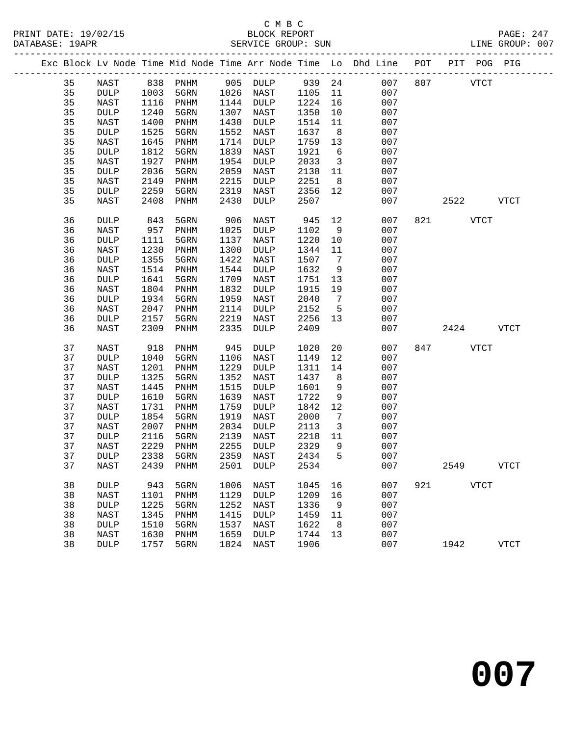C M B C
BLOCK REPORT
SERVICE GROUP: SUN

PRINT DATE: 19/02/15
DATABASE: 19APR
LINE GROUP: 007

| Exc | Block | Lv Node | Time | Mid Node | Time | Arr Node | Time | Lo | Dhd Line | POT | PIT | POG | PIG |
|---|---|---|---|---|---|---|---|---|---|---|---|---|---|
| | 35 | NAST | 838 | PNHM | 905 | DULP | 939 | 24 | 007 | 807 | | VTCT | |
| | 35 | DULP | 1003 | 5GRN | 1026 | NAST | 1105 | 11 | 007 | | | | |
| | 35 | NAST | 1116 | PNHM | 1144 | DULP | 1224 | 16 | 007 | | | | |
| | 35 | DULP | 1240 | 5GRN | 1307 | NAST | 1350 | 10 | 007 | | | | |
| | 35 | NAST | 1400 | PNHM | 1430 | DULP | 1514 | 11 | 007 | | | | |
| | 35 | DULP | 1525 | 5GRN | 1552 | NAST | 1637 | 8 | 007 | | | | |
| | 35 | NAST | 1645 | PNHM | 1714 | DULP | 1759 | 13 | 007 | | | | |
| | 35 | DULP | 1812 | 5GRN | 1839 | NAST | 1921 | 6 | 007 | | | | |
| | 35 | NAST | 1927 | PNHM | 1954 | DULP | 2033 | 3 | 007 | | | | |
| | 35 | DULP | 2036 | 5GRN | 2059 | NAST | 2138 | 11 | 007 | | | | |
| | 35 | NAST | 2149 | PNHM | 2215 | DULP | 2251 | 8 | 007 | | | | |
| | 35 | DULP | 2259 | 5GRN | 2319 | NAST | 2356 | 12 | 007 | | | | |
| | 35 | NAST | 2408 | PNHM | 2430 | DULP | 2507 | | 007 | | 2522 | | VTCT |
| | 36 | DULP | 843 | 5GRN | 906 | NAST | 945 | 12 | 007 | 821 | | VTCT | |
| | 36 | NAST | 957 | PNHM | 1025 | DULP | 1102 | 9 | 007 | | | | |
| | 36 | DULP | 1111 | 5GRN | 1137 | NAST | 1220 | 10 | 007 | | | | |
| | 36 | NAST | 1230 | PNHM | 1300 | DULP | 1344 | 11 | 007 | | | | |
| | 36 | DULP | 1355 | 5GRN | 1422 | NAST | 1507 | 7 | 007 | | | | |
| | 36 | NAST | 1514 | PNHM | 1544 | DULP | 1632 | 9 | 007 | | | | |
| | 36 | DULP | 1641 | 5GRN | 1709 | NAST | 1751 | 13 | 007 | | | | |
| | 36 | NAST | 1804 | PNHM | 1832 | DULP | 1915 | 19 | 007 | | | | |
| | 36 | DULP | 1934 | 5GRN | 1959 | NAST | 2040 | 7 | 007 | | | | |
| | 36 | NAST | 2047 | PNHM | 2114 | DULP | 2152 | 5 | 007 | | | | |
| | 36 | DULP | 2157 | 5GRN | 2219 | NAST | 2256 | 13 | 007 | | | | |
| | 36 | NAST | 2309 | PNHM | 2335 | DULP | 2409 | | 007 | | 2424 | | VTCT |
| | 37 | NAST | 918 | PNHM | 945 | DULP | 1020 | 20 | 007 | 847 | | VTCT | |
| | 37 | DULP | 1040 | 5GRN | 1106 | NAST | 1149 | 12 | 007 | | | | |
| | 37 | NAST | 1201 | PNHM | 1229 | DULP | 1311 | 14 | 007 | | | | |
| | 37 | DULP | 1325 | 5GRN | 1352 | NAST | 1437 | 8 | 007 | | | | |
| | 37 | NAST | 1445 | PNHM | 1515 | DULP | 1601 | 9 | 007 | | | | |
| | 37 | DULP | 1610 | 5GRN | 1639 | NAST | 1722 | 9 | 007 | | | | |
| | 37 | NAST | 1731 | PNHM | 1759 | DULP | 1842 | 12 | 007 | | | | |
| | 37 | DULP | 1854 | 5GRN | 1919 | NAST | 2000 | 7 | 007 | | | | |
| | 37 | NAST | 2007 | PNHM | 2034 | DULP | 2113 | 3 | 007 | | | | |
| | 37 | DULP | 2116 | 5GRN | 2139 | NAST | 2218 | 11 | 007 | | | | |
| | 37 | NAST | 2229 | PNHM | 2255 | DULP | 2329 | 9 | 007 | | | | |
| | 37 | DULP | 2338 | 5GRN | 2359 | NAST | 2434 | 5 | 007 | | | | |
| | 37 | NAST | 2439 | PNHM | 2501 | DULP | 2534 | | 007 | | 2549 | | VTCT |
| | 38 | DULP | 943 | 5GRN | 1006 | NAST | 1045 | 16 | 007 | 921 | | VTCT | |
| | 38 | NAST | 1101 | PNHM | 1129 | DULP | 1209 | 16 | 007 | | | | |
| | 38 | DULP | 1225 | 5GRN | 1252 | NAST | 1336 | 9 | 007 | | | | |
| | 38 | NAST | 1345 | PNHM | 1415 | DULP | 1459 | 11 | 007 | | | | |
| | 38 | DULP | 1510 | 5GRN | 1537 | NAST | 1622 | 8 | 007 | | | | |
| | 38 | NAST | 1630 | PNHM | 1659 | DULP | 1744 | 13 | 007 | | | | |
| | 38 | DULP | 1757 | 5GRN | 1824 | NAST | 1906 | | 007 | | 1942 | | VTCT |

**007**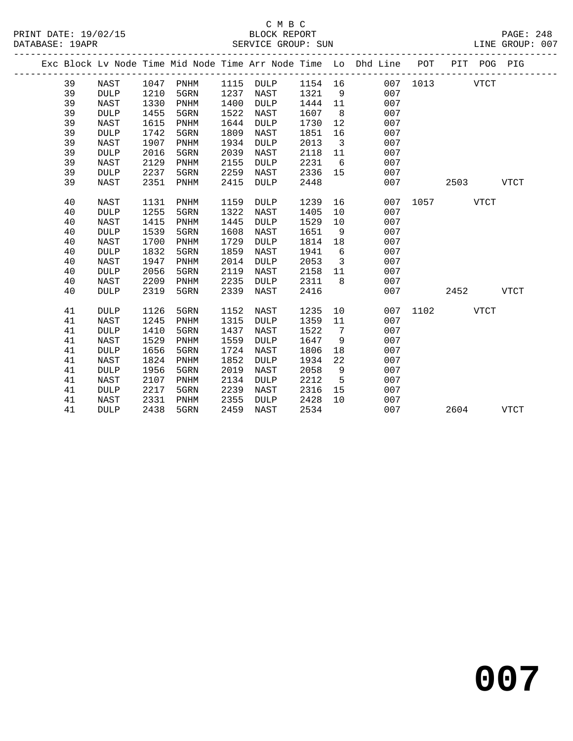C M B C

BLOCK REPORT

PRINT DATE: 19/02/15 DATABASE: 19APR SERVICE GROUP: SUN LINE GROUP: 007

| Exc | Block | Lv | Node | Time | Mid Node | Time | Arr Node | Time | Lo | Dhd Line | POT | PIT | POG | PIG |
|---|---|---|---|---|---|---|---|---|---|---|---|---|---|---|
| | 39 | | NAST | 1047 | PNHM | 1115 | DULP | 1154 | 16 | 007 | 1013 | | VTCT | |
| | 39 | | DULP | 1210 | 5GRN | 1237 | NAST | 1321 | 9 | 007 | | | | |
| | 39 | | NAST | 1330 | PNHM | 1400 | DULP | 1444 | 11 | 007 | | | | |
| | 39 | | DULP | 1455 | 5GRN | 1522 | NAST | 1607 | 8 | 007 | | | | |
| | 39 | | NAST | 1615 | PNHM | 1644 | DULP | 1730 | 12 | 007 | | | | |
| | 39 | | DULP | 1742 | 5GRN | 1809 | NAST | 1851 | 16 | 007 | | | | |
| | 39 | | NAST | 1907 | PNHM | 1934 | DULP | 2013 | 3 | 007 | | | | |
| | 39 | | DULP | 2016 | 5GRN | 2039 | NAST | 2118 | 11 | 007 | | | | |
| | 39 | | NAST | 2129 | PNHM | 2155 | DULP | 2231 | 6 | 007 | | | | |
| | 39 | | DULP | 2237 | 5GRN | 2259 | NAST | 2336 | 15 | 007 | | | | |
| | 39 | | NAST | 2351 | PNHM | 2415 | DULP | 2448 | | 007 | | 2503 | | VTCT |
| | 40 | | NAST | 1131 | PNHM | 1159 | DULP | 1239 | 16 | 007 | 1057 | | VTCT | |
| | 40 | | DULP | 1255 | 5GRN | 1322 | NAST | 1405 | 10 | 007 | | | | |
| | 40 | | NAST | 1415 | PNHM | 1445 | DULP | 1529 | 10 | 007 | | | | |
| | 40 | | DULP | 1539 | 5GRN | 1608 | NAST | 1651 | 9 | 007 | | | | |
| | 40 | | NAST | 1700 | PNHM | 1729 | DULP | 1814 | 18 | 007 | | | | |
| | 40 | | DULP | 1832 | 5GRN | 1859 | NAST | 1941 | 6 | 007 | | | | |
| | 40 | | NAST | 1947 | PNHM | 2014 | DULP | 2053 | 3 | 007 | | | | |
| | 40 | | DULP | 2056 | 5GRN | 2119 | NAST | 2158 | 11 | 007 | | | | |
| | 40 | | NAST | 2209 | PNHM | 2235 | DULP | 2311 | 8 | 007 | | | | |
| | 40 | | DULP | 2319 | 5GRN | 2339 | NAST | 2416 | | 007 | | 2452 | | VTCT |
| | 41 | | DULP | 1126 | 5GRN | 1152 | NAST | 1235 | 10 | 007 | 1102 | | VTCT | |
| | 41 | | NAST | 1245 | PNHM | 1315 | DULP | 1359 | 11 | 007 | | | | |
| | 41 | | DULP | 1410 | 5GRN | 1437 | NAST | 1522 | 7 | 007 | | | | |
| | 41 | | NAST | 1529 | PNHM | 1559 | DULP | 1647 | 9 | 007 | | | | |
| | 41 | | DULP | 1656 | 5GRN | 1724 | NAST | 1806 | 18 | 007 | | | | |
| | 41 | | NAST | 1824 | PNHM | 1852 | DULP | 1934 | 22 | 007 | | | | |
| | 41 | | DULP | 1956 | 5GRN | 2019 | NAST | 2058 | 9 | 007 | | | | |
| | 41 | | NAST | 2107 | PNHM | 2134 | DULP | 2212 | 5 | 007 | | | | |
| | 41 | | DULP | 2217 | 5GRN | 2239 | NAST | 2316 | 15 | 007 | | | | |
| | 41 | | NAST | 2331 | PNHM | 2355 | DULP | 2428 | 10 | 007 | | | | |
| | 41 | | DULP | 2438 | 5GRN | 2459 | NAST | 2534 | | 007 | | 2604 | | VTCT |

**007**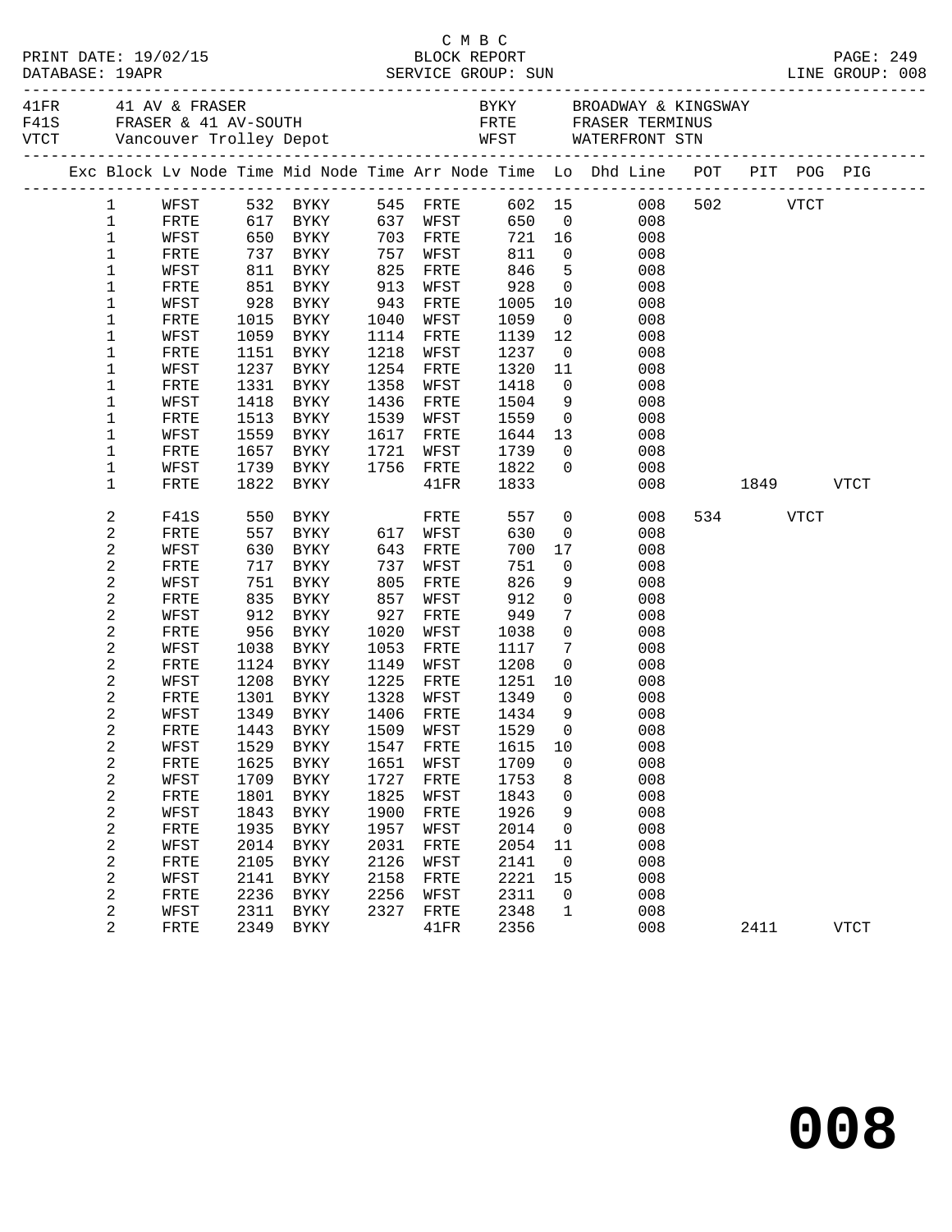C M B C

PRINT DATE: 19/02/15 BLOCK REPORT PAGE: 249
DATABASE: 19APR SERVICE GROUP: SUN LINE GROUP: 008

| | | | |
|---|---|---|---|
| 41FR | 41 AV & FRASER | BYKY | BROADWAY & KINGSWAY |
| F41S | FRASER & 41 AV-SOUTH | FRTE | FRASER TERMINUS |
| VTCT | Vancouver Trolley Depot | WFST | WATERFRONT STN |

| Exc | Block | Lv Node | Time | Mid Node | Time | Arr Node | Time | Lo | Dhd Line | POT | PIT | POG | PIG |
|---|---|---|---|---|---|---|---|---|---|---|---|---|---|
| | 1 | WFST | 532 | BYKY | 545 | FRTE | 602 | 15 | 008 | 502 | | VTCT | |
| | 1 | FRTE | 617 | BYKY | 637 | WFST | 650 | 0 | 008 | | | | |
| | 1 | WFST | 650 | BYKY | 703 | FRTE | 721 | 16 | 008 | | | | |
| | 1 | FRTE | 737 | BYKY | 757 | WFST | 811 | 0 | 008 | | | | |
| | 1 | WFST | 811 | BYKY | 825 | FRTE | 846 | 5 | 008 | | | | |
| | 1 | FRTE | 851 | BYKY | 913 | WFST | 928 | 0 | 008 | | | | |
| | 1 | WFST | 928 | BYKY | 943 | FRTE | 1005 | 10 | 008 | | | | |
| | 1 | FRTE | 1015 | BYKY | 1040 | WFST | 1059 | 0 | 008 | | | | |
| | 1 | WFST | 1059 | BYKY | 1114 | FRTE | 1139 | 12 | 008 | | | | |
| | 1 | FRTE | 1151 | BYKY | 1218 | WFST | 1237 | 0 | 008 | | | | |
| | 1 | WFST | 1237 | BYKY | 1254 | FRTE | 1320 | 11 | 008 | | | | |
| | 1 | FRTE | 1331 | BYKY | 1358 | WFST | 1418 | 0 | 008 | | | | |
| | 1 | WFST | 1418 | BYKY | 1436 | FRTE | 1504 | 9 | 008 | | | | |
| | 1 | FRTE | 1513 | BYKY | 1539 | WFST | 1559 | 0 | 008 | | | | |
| | 1 | WFST | 1559 | BYKY | 1617 | FRTE | 1644 | 13 | 008 | | | | |
| | 1 | FRTE | 1657 | BYKY | 1721 | WFST | 1739 | 0 | 008 | | | | |
| | 1 | WFST | 1739 | BYKY | 1756 | FRTE | 1822 | 0 | 008 | | | | |
| | 1 | FRTE | 1822 | BYKY | | 41FR | 1833 | | 008 | | 1849 | | VTCT |
| | 2 | F41S | 550 | BYKY | | FRTE | 557 | 0 | 008 | 534 | | VTCT | |
| | 2 | FRTE | 557 | BYKY | 617 | WFST | 630 | 0 | 008 | | | | |
| | 2 | WFST | 630 | BYKY | 643 | FRTE | 700 | 17 | 008 | | | | |
| | 2 | FRTE | 717 | BYKY | 737 | WFST | 751 | 0 | 008 | | | | |
| | 2 | WFST | 751 | BYKY | 805 | FRTE | 826 | 9 | 008 | | | | |
| | 2 | FRTE | 835 | BYKY | 857 | WFST | 912 | 0 | 008 | | | | |
| | 2 | WFST | 912 | BYKY | 927 | FRTE | 949 | 7 | 008 | | | | |
| | 2 | FRTE | 956 | BYKY | 1020 | WFST | 1038 | 0 | 008 | | | | |
| | 2 | WFST | 1038 | BYKY | 1053 | FRTE | 1117 | 7 | 008 | | | | |
| | 2 | FRTE | 1124 | BYKY | 1149 | WFST | 1208 | 0 | 008 | | | | |
| | 2 | WFST | 1208 | BYKY | 1225 | FRTE | 1251 | 10 | 008 | | | | |
| | 2 | FRTE | 1301 | BYKY | 1328 | WFST | 1349 | 0 | 008 | | | | |
| | 2 | WFST | 1349 | BYKY | 1406 | FRTE | 1434 | 9 | 008 | | | | |
| | 2 | FRTE | 1443 | BYKY | 1509 | WFST | 1529 | 0 | 008 | | | | |
| | 2 | WFST | 1529 | BYKY | 1547 | FRTE | 1615 | 10 | 008 | | | | |
| | 2 | FRTE | 1625 | BYKY | 1651 | WFST | 1709 | 0 | 008 | | | | |
| | 2 | WFST | 1709 | BYKY | 1727 | FRTE | 1753 | 8 | 008 | | | | |
| | 2 | FRTE | 1801 | BYKY | 1825 | WFST | 1843 | 0 | 008 | | | | |
| | 2 | WFST | 1843 | BYKY | 1900 | FRTE | 1926 | 9 | 008 | | | | |
| | 2 | FRTE | 1935 | BYKY | 1957 | WFST | 2014 | 0 | 008 | | | | |
| | 2 | WFST | 2014 | BYKY | 2031 | FRTE | 2054 | 11 | 008 | | | | |
| | 2 | FRTE | 2105 | BYKY | 2126 | WFST | 2141 | 0 | 008 | | | | |
| | 2 | WFST | 2141 | BYKY | 2158 | FRTE | 2221 | 15 | 008 | | | | |
| | 2 | FRTE | 2236 | BYKY | 2256 | WFST | 2311 | 0 | 008 | | | | |
| | 2 | WFST | 2311 | BYKY | 2327 | FRTE | 2348 | 1 | 008 | | | | |
| | 2 | FRTE | 2349 | BYKY | | 41FR | 2356 | | 008 | | 2411 | | VTCT |

# 008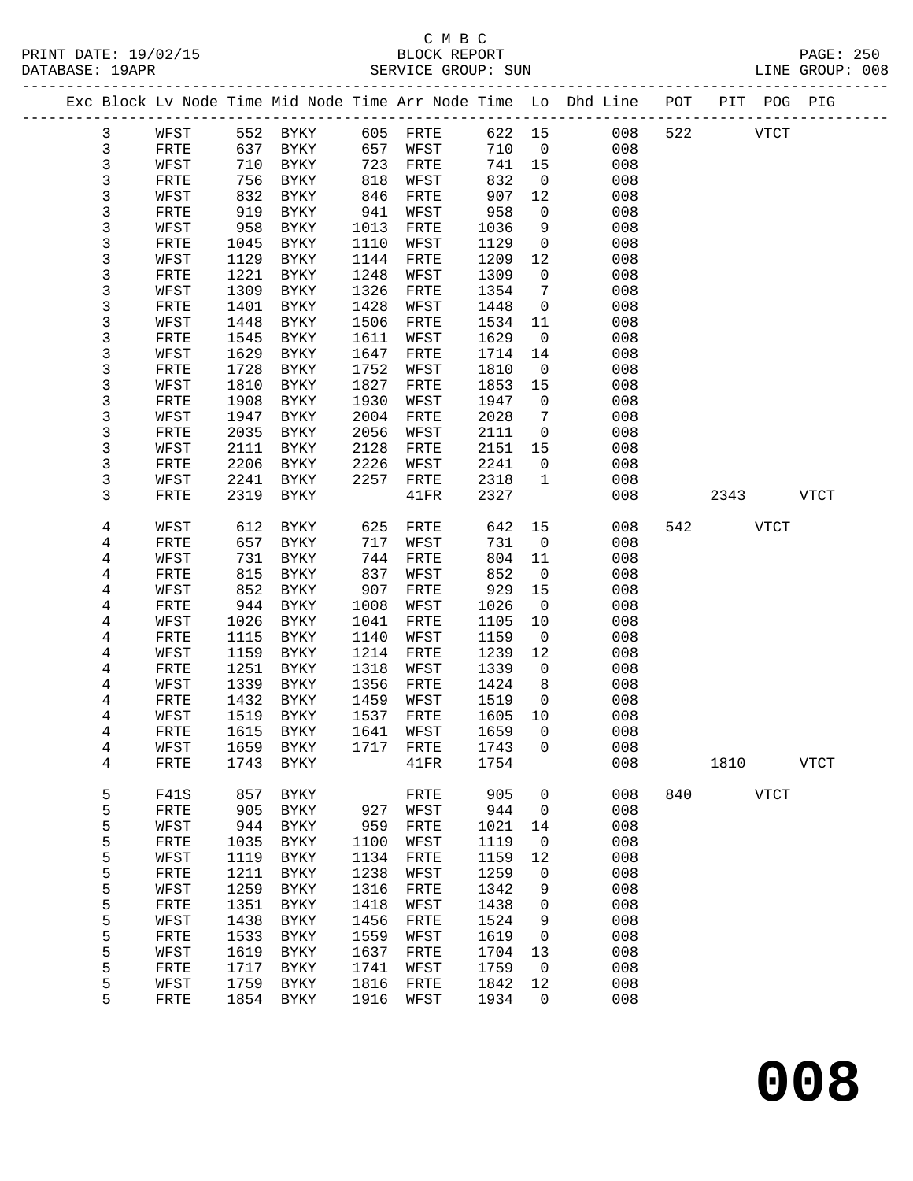C M B C
BLOCK REPORT
SERVICE GROUP: SUN

PRINT DATE: 19/02/15
DATABASE: 19APR
LINE GROUP: 008

| Exc | Block | Lv Node | Time | Mid Node | Time | Arr Node | Time | Lo | Dhd Line | POT | PIT | POG | PIG |
|---|---|---|---|---|---|---|---|---|---|---|---|---|---|
| | 3 | WFST | 552 | BYKY | 605 | FRTE | 622 | 15 | 008 | 522 | | VTCT | |
| | 3 | FRTE | 637 | BYKY | 657 | WFST | 710 | 0 | 008 | | | | |
| | 3 | WFST | 710 | BYKY | 723 | FRTE | 741 | 15 | 008 | | | | |
| | 3 | FRTE | 756 | BYKY | 818 | WFST | 832 | 0 | 008 | | | | |
| | 3 | WFST | 832 | BYKY | 846 | FRTE | 907 | 12 | 008 | | | | |
| | 3 | FRTE | 919 | BYKY | 941 | WFST | 958 | 0 | 008 | | | | |
| | 3 | WFST | 958 | BYKY | 1013 | FRTE | 1036 | 9 | 008 | | | | |
| | 3 | FRTE | 1045 | BYKY | 1110 | WFST | 1129 | 0 | 008 | | | | |
| | 3 | WFST | 1129 | BYKY | 1144 | FRTE | 1209 | 12 | 008 | | | | |
| | 3 | FRTE | 1221 | BYKY | 1248 | WFST | 1309 | 0 | 008 | | | | |
| | 3 | WFST | 1309 | BYKY | 1326 | FRTE | 1354 | 7 | 008 | | | | |
| | 3 | FRTE | 1401 | BYKY | 1428 | WFST | 1448 | 0 | 008 | | | | |
| | 3 | WFST | 1448 | BYKY | 1506 | FRTE | 1534 | 11 | 008 | | | | |
| | 3 | FRTE | 1545 | BYKY | 1611 | WFST | 1629 | 0 | 008 | | | | |
| | 3 | WFST | 1629 | BYKY | 1647 | FRTE | 1714 | 14 | 008 | | | | |
| | 3 | FRTE | 1728 | BYKY | 1752 | WFST | 1810 | 0 | 008 | | | | |
| | 3 | WFST | 1810 | BYKY | 1827 | FRTE | 1853 | 15 | 008 | | | | |
| | 3 | FRTE | 1908 | BYKY | 1930 | WFST | 1947 | 0 | 008 | | | | |
| | 3 | WFST | 1947 | BYKY | 2004 | FRTE | 2028 | 7 | 008 | | | | |
| | 3 | FRTE | 2035 | BYKY | 2056 | WFST | 2111 | 0 | 008 | | | | |
| | 3 | WFST | 2111 | BYKY | 2128 | FRTE | 2151 | 15 | 008 | | | | |
| | 3 | FRTE | 2206 | BYKY | 2226 | WFST | 2241 | 0 | 008 | | | | |
| | 3 | WFST | 2241 | BYKY | 2257 | FRTE | 2318 | 1 | 008 | | | | |
| | 3 | FRTE | 2319 | BYKY | | 41FR | 2327 | | 008 | | 2343 | | VTCT |
| | 4 | WFST | 612 | BYKY | 625 | FRTE | 642 | 15 | 008 | 542 | | VTCT | |
| | 4 | FRTE | 657 | BYKY | 717 | WFST | 731 | 0 | 008 | | | | |
| | 4 | WFST | 731 | BYKY | 744 | FRTE | 804 | 11 | 008 | | | | |
| | 4 | FRTE | 815 | BYKY | 837 | WFST | 852 | 0 | 008 | | | | |
| | 4 | WFST | 852 | BYKY | 907 | FRTE | 929 | 15 | 008 | | | | |
| | 4 | FRTE | 944 | BYKY | 1008 | WFST | 1026 | 0 | 008 | | | | |
| | 4 | WFST | 1026 | BYKY | 1041 | FRTE | 1105 | 10 | 008 | | | | |
| | 4 | FRTE | 1115 | BYKY | 1140 | WFST | 1159 | 0 | 008 | | | | |
| | 4 | WFST | 1159 | BYKY | 1214 | FRTE | 1239 | 12 | 008 | | | | |
| | 4 | FRTE | 1251 | BYKY | 1318 | WFST | 1339 | 0 | 008 | | | | |
| | 4 | WFST | 1339 | BYKY | 1356 | FRTE | 1424 | 8 | 008 | | | | |
| | 4 | FRTE | 1432 | BYKY | 1459 | WFST | 1519 | 0 | 008 | | | | |
| | 4 | WFST | 1519 | BYKY | 1537 | FRTE | 1605 | 10 | 008 | | | | |
| | 4 | FRTE | 1615 | BYKY | 1641 | WFST | 1659 | 0 | 008 | | | | |
| | 4 | WFST | 1659 | BYKY | 1717 | FRTE | 1743 | 0 | 008 | | | | |
| | 4 | FRTE | 1743 | BYKY | | 41FR | 1754 | | 008 | | 1810 | | VTCT |
| | 5 | F41S | 857 | BYKY | | FRTE | 905 | 0 | 008 | 840 | | VTCT | |
| | 5 | FRTE | 905 | BYKY | 927 | WFST | 944 | 0 | 008 | | | | |
| | 5 | WFST | 944 | BYKY | 959 | FRTE | 1021 | 14 | 008 | | | | |
| | 5 | FRTE | 1035 | BYKY | 1100 | WFST | 1119 | 0 | 008 | | | | |
| | 5 | WFST | 1119 | BYKY | 1134 | FRTE | 1159 | 12 | 008 | | | | |
| | 5 | FRTE | 1211 | BYKY | 1238 | WFST | 1259 | 0 | 008 | | | | |
| | 5 | WFST | 1259 | BYKY | 1316 | FRTE | 1342 | 9 | 008 | | | | |
| | 5 | FRTE | 1351 | BYKY | 1418 | WFST | 1438 | 0 | 008 | | | | |
| | 5 | WFST | 1438 | BYKY | 1456 | FRTE | 1524 | 9 | 008 | | | | |
| | 5 | FRTE | 1533 | BYKY | 1559 | WFST | 1619 | 0 | 008 | | | | |
| | 5 | WFST | 1619 | BYKY | 1637 | FRTE | 1704 | 13 | 008 | | | | |
| | 5 | FRTE | 1717 | BYKY | 1741 | WFST | 1759 | 0 | 008 | | | | |
| | 5 | WFST | 1759 | BYKY | 1816 | FRTE | 1842 | 12 | 008 | | | | |
| | 5 | FRTE | 1854 | BYKY | 1916 | WFST | 1934 | 0 | 008 | | | | |

**008**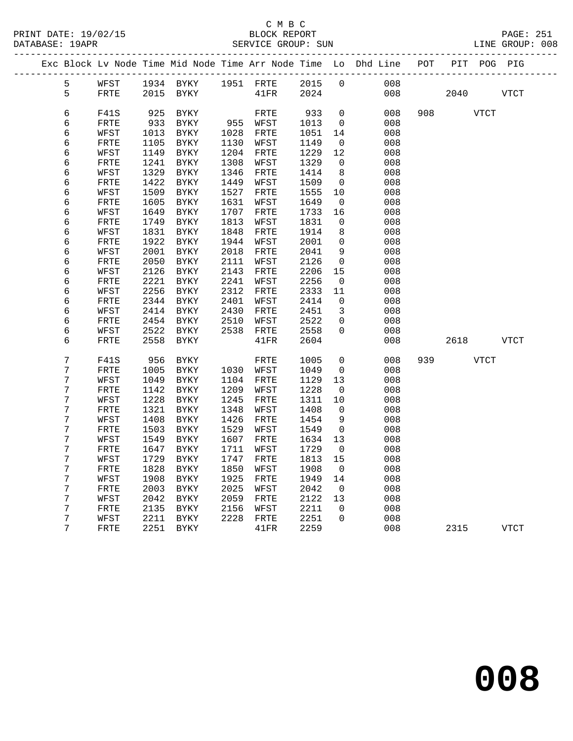C M B C
BLOCK REPORT
SERVICE GROUP: SUN

PRINT DATE: 19/02/15
DATABASE: 19APR
LINE GROUP: 008

| Exc | Block | Lv | Node | Time | Mid Node | Time | Arr Node | Time | Lo | Dhd Line | POT | PIT | POG | PIG |
|---|---|---|---|---|---|---|---|---|---|---|---|---|---|---|
| | 5 | | WFST | 1934 | BYKY | 1951 | FRTE | 2015 | 0 | 008 | | | | |
| | 5 | | FRTE | 2015 | BYKY | | 41FR | 2024 | | 008 | | 2040 | | VTCT |
| | 6 | | F41S | 925 | BYKY | | FRTE | 933 | 0 | 008 | 908 | | VTCT | |
| | 6 | | FRTE | 933 | BYKY | 955 | WFST | 1013 | 0 | 008 | | | | |
| | 6 | | WFST | 1013 | BYKY | 1028 | FRTE | 1051 | 14 | 008 | | | | |
| | 6 | | FRTE | 1105 | BYKY | 1130 | WFST | 1149 | 0 | 008 | | | | |
| | 6 | | WFST | 1149 | BYKY | 1204 | FRTE | 1229 | 12 | 008 | | | | |
| | 6 | | FRTE | 1241 | BYKY | 1308 | WFST | 1329 | 0 | 008 | | | | |
| | 6 | | WFST | 1329 | BYKY | 1346 | FRTE | 1414 | 8 | 008 | | | | |
| | 6 | | FRTE | 1422 | BYKY | 1449 | WFST | 1509 | 0 | 008 | | | | |
| | 6 | | WFST | 1509 | BYKY | 1527 | FRTE | 1555 | 10 | 008 | | | | |
| | 6 | | FRTE | 1605 | BYKY | 1631 | WFST | 1649 | 0 | 008 | | | | |
| | 6 | | WFST | 1649 | BYKY | 1707 | FRTE | 1733 | 16 | 008 | | | | |
| | 6 | | FRTE | 1749 | BYKY | 1813 | WFST | 1831 | 0 | 008 | | | | |
| | 6 | | WFST | 1831 | BYKY | 1848 | FRTE | 1914 | 8 | 008 | | | | |
| | 6 | | FRTE | 1922 | BYKY | 1944 | WFST | 2001 | 0 | 008 | | | | |
| | 6 | | WFST | 2001 | BYKY | 2018 | FRTE | 2041 | 9 | 008 | | | | |
| | 6 | | FRTE | 2050 | BYKY | 2111 | WFST | 2126 | 0 | 008 | | | | |
| | 6 | | WFST | 2126 | BYKY | 2143 | FRTE | 2206 | 15 | 008 | | | | |
| | 6 | | FRTE | 2221 | BYKY | 2241 | WFST | 2256 | 0 | 008 | | | | |
| | 6 | | WFST | 2256 | BYKY | 2312 | FRTE | 2333 | 11 | 008 | | | | |
| | 6 | | FRTE | 2344 | BYKY | 2401 | WFST | 2414 | 0 | 008 | | | | |
| | 6 | | WFST | 2414 | BYKY | 2430 | FRTE | 2451 | 3 | 008 | | | | |
| | 6 | | FRTE | 2454 | BYKY | 2510 | WFST | 2522 | 0 | 008 | | | | |
| | 6 | | WFST | 2522 | BYKY | 2538 | FRTE | 2558 | 0 | 008 | | | | |
| | 6 | | FRTE | 2558 | BYKY | | 41FR | 2604 | | 008 | | 2618 | | VTCT |
| | 7 | | F41S | 956 | BYKY | | FRTE | 1005 | 0 | 008 | 939 | | VTCT | |
| | 7 | | FRTE | 1005 | BYKY | 1030 | WFST | 1049 | 0 | 008 | | | | |
| | 7 | | WFST | 1049 | BYKY | 1104 | FRTE | 1129 | 13 | 008 | | | | |
| | 7 | | FRTE | 1142 | BYKY | 1209 | WFST | 1228 | 0 | 008 | | | | |
| | 7 | | WFST | 1228 | BYKY | 1245 | FRTE | 1311 | 10 | 008 | | | | |
| | 7 | | FRTE | 1321 | BYKY | 1348 | WFST | 1408 | 0 | 008 | | | | |
| | 7 | | WFST | 1408 | BYKY | 1426 | FRTE | 1454 | 9 | 008 | | | | |
| | 7 | | FRTE | 1503 | BYKY | 1529 | WFST | 1549 | 0 | 008 | | | | |
| | 7 | | WFST | 1549 | BYKY | 1607 | FRTE | 1634 | 13 | 008 | | | | |
| | 7 | | FRTE | 1647 | BYKY | 1711 | WFST | 1729 | 0 | 008 | | | | |
| | 7 | | WFST | 1729 | BYKY | 1747 | FRTE | 1813 | 15 | 008 | | | | |
| | 7 | | FRTE | 1828 | BYKY | 1850 | WFST | 1908 | 0 | 008 | | | | |
| | 7 | | WFST | 1908 | BYKY | 1925 | FRTE | 1949 | 14 | 008 | | | | |
| | 7 | | FRTE | 2003 | BYKY | 2025 | WFST | 2042 | 0 | 008 | | | | |
| | 7 | | WFST | 2042 | BYKY | 2059 | FRTE | 2122 | 13 | 008 | | | | |
| | 7 | | FRTE | 2135 | BYKY | 2156 | WFST | 2211 | 0 | 008 | | | | |
| | 7 | | WFST | 2211 | BYKY | 2228 | FRTE | 2251 | 0 | 008 | | | | |
| | 7 | | FRTE | 2251 | BYKY | | 41FR | 2259 | | 008 | | 2315 | | VTCT |

**008**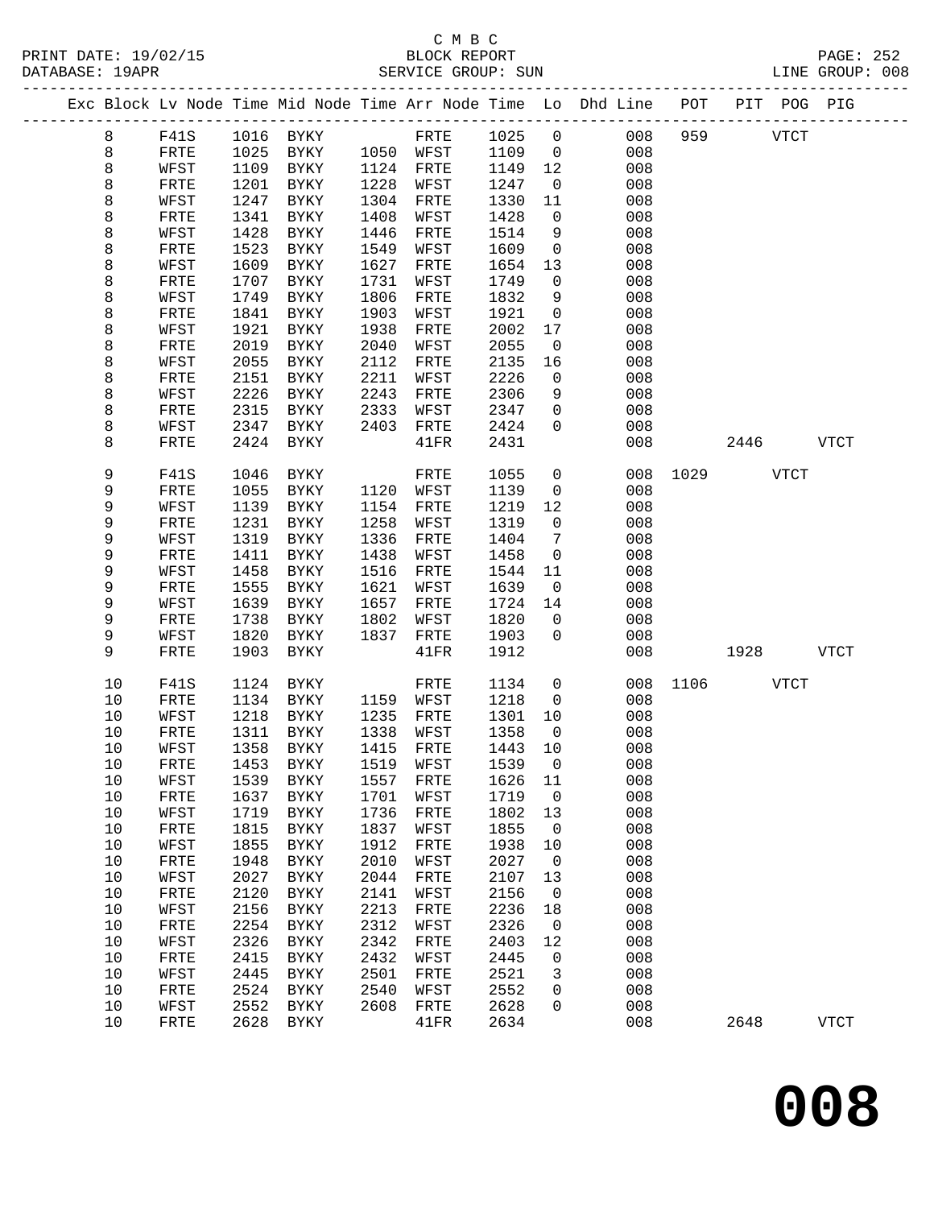C M B C

PRINT DATE: 19/02/15 BLOCK REPORT PAGE: 252
DATABASE: 19APR SERVICE GROUP: SUN LINE GROUP: 008

| Exc | Block | Lv Node | Time | Mid Node | Time | Arr Node | Time | Lo | Dhd Line | POT | PIT | POG | PIG |
|---|---|---|---|---|---|---|---|---|---|---|---|---|---|
| | 8 | F41S | 1016 | BYKY | | FRTE | 1025 | 0 | 008 | 959 | | VTCT | |
| | 8 | FRTE | 1025 | BYKY | 1050 | WFST | 1109 | 0 | 008 | | | | |
| | 8 | WFST | 1109 | BYKY | 1124 | FRTE | 1149 | 12 | 008 | | | | |
| | 8 | FRTE | 1201 | BYKY | 1228 | WFST | 1247 | 0 | 008 | | | | |
| | 8 | WFST | 1247 | BYKY | 1304 | FRTE | 1330 | 11 | 008 | | | | |
| | 8 | FRTE | 1341 | BYKY | 1408 | WFST | 1428 | 0 | 008 | | | | |
| | 8 | WFST | 1428 | BYKY | 1446 | FRTE | 1514 | 9 | 008 | | | | |
| | 8 | FRTE | 1523 | BYKY | 1549 | WFST | 1609 | 0 | 008 | | | | |
| | 8 | WFST | 1609 | BYKY | 1627 | FRTE | 1654 | 13 | 008 | | | | |
| | 8 | FRTE | 1707 | BYKY | 1731 | WFST | 1749 | 0 | 008 | | | | |
| | 8 | WFST | 1749 | BYKY | 1806 | FRTE | 1832 | 9 | 008 | | | | |
| | 8 | FRTE | 1841 | BYKY | 1903 | WFST | 1921 | 0 | 008 | | | | |
| | 8 | WFST | 1921 | BYKY | 1938 | FRTE | 2002 | 17 | 008 | | | | |
| | 8 | FRTE | 2019 | BYKY | 2040 | WFST | 2055 | 0 | 008 | | | | |
| | 8 | WFST | 2055 | BYKY | 2112 | FRTE | 2135 | 16 | 008 | | | | |
| | 8 | FRTE | 2151 | BYKY | 2211 | WFST | 2226 | 0 | 008 | | | | |
| | 8 | WFST | 2226 | BYKY | 2243 | FRTE | 2306 | 9 | 008 | | | | |
| | 8 | FRTE | 2315 | BYKY | 2333 | WFST | 2347 | 0 | 008 | | | | |
| | 8 | WFST | 2347 | BYKY | 2403 | FRTE | 2424 | 0 | 008 | | | | |
| | 8 | FRTE | 2424 | BYKY | | 41FR | 2431 | | 008 | | 2446 | | VTCT |
| | 9 | F41S | 1046 | BYKY | | FRTE | 1055 | 0 | 008 | 1029 | | VTCT | |
| | 9 | FRTE | 1055 | BYKY | 1120 | WFST | 1139 | 0 | 008 | | | | |
| | 9 | WFST | 1139 | BYKY | 1154 | FRTE | 1219 | 12 | 008 | | | | |
| | 9 | FRTE | 1231 | BYKY | 1258 | WFST | 1319 | 0 | 008 | | | | |
| | 9 | WFST | 1319 | BYKY | 1336 | FRTE | 1404 | 7 | 008 | | | | |
| | 9 | FRTE | 1411 | BYKY | 1438 | WFST | 1458 | 0 | 008 | | | | |
| | 9 | WFST | 1458 | BYKY | 1516 | FRTE | 1544 | 11 | 008 | | | | |
| | 9 | FRTE | 1555 | BYKY | 1621 | WFST | 1639 | 0 | 008 | | | | |
| | 9 | WFST | 1639 | BYKY | 1657 | FRTE | 1724 | 14 | 008 | | | | |
| | 9 | FRTE | 1738 | BYKY | 1802 | WFST | 1820 | 0 | 008 | | | | |
| | 9 | WFST | 1820 | BYKY | 1837 | FRTE | 1903 | 0 | 008 | | | | |
| | 9 | FRTE | 1903 | BYKY | | 41FR | 1912 | | 008 | | 1928 | | VTCT |
| | 10 | F41S | 1124 | BYKY | | FRTE | 1134 | 0 | 008 | 1106 | | VTCT | |
| | 10 | FRTE | 1134 | BYKY | 1159 | WFST | 1218 | 0 | 008 | | | | |
| | 10 | WFST | 1218 | BYKY | 1235 | FRTE | 1301 | 10 | 008 | | | | |
| | 10 | FRTE | 1311 | BYKY | 1338 | WFST | 1358 | 0 | 008 | | | | |
| | 10 | WFST | 1358 | BYKY | 1415 | FRTE | 1443 | 10 | 008 | | | | |
| | 10 | FRTE | 1453 | BYKY | 1519 | WFST | 1539 | 0 | 008 | | | | |
| | 10 | WFST | 1539 | BYKY | 1557 | FRTE | 1626 | 11 | 008 | | | | |
| | 10 | FRTE | 1637 | BYKY | 1701 | WFST | 1719 | 0 | 008 | | | | |
| | 10 | WFST | 1719 | BYKY | 1736 | FRTE | 1802 | 13 | 008 | | | | |
| | 10 | FRTE | 1815 | BYKY | 1837 | WFST | 1855 | 0 | 008 | | | | |
| | 10 | WFST | 1855 | BYKY | 1912 | FRTE | 1938 | 10 | 008 | | | | |
| | 10 | FRTE | 1948 | BYKY | 2010 | WFST | 2027 | 0 | 008 | | | | |
| | 10 | WFST | 2027 | BYKY | 2044 | FRTE | 2107 | 13 | 008 | | | | |
| | 10 | FRTE | 2120 | BYKY | 2141 | WFST | 2156 | 0 | 008 | | | | |
| | 10 | WFST | 2156 | BYKY | 2213 | FRTE | 2236 | 18 | 008 | | | | |
| | 10 | FRTE | 2254 | BYKY | 2312 | WFST | 2326 | 0 | 008 | | | | |
| | 10 | WFST | 2326 | BYKY | 2342 | FRTE | 2403 | 12 | 008 | | | | |
| | 10 | FRTE | 2415 | BYKY | 2432 | WFST | 2445 | 0 | 008 | | | | |
| | 10 | WFST | 2445 | BYKY | 2501 | FRTE | 2521 | 3 | 008 | | | | |
| | 10 | FRTE | 2524 | BYKY | 2540 | WFST | 2552 | 0 | 008 | | | | |
| | 10 | WFST | 2552 | BYKY | 2608 | FRTE | 2628 | 0 | 008 | | | | |
| | 10 | FRTE | 2628 | BYKY | | 41FR | 2634 | | 008 | | 2648 | | VTCT |

**008**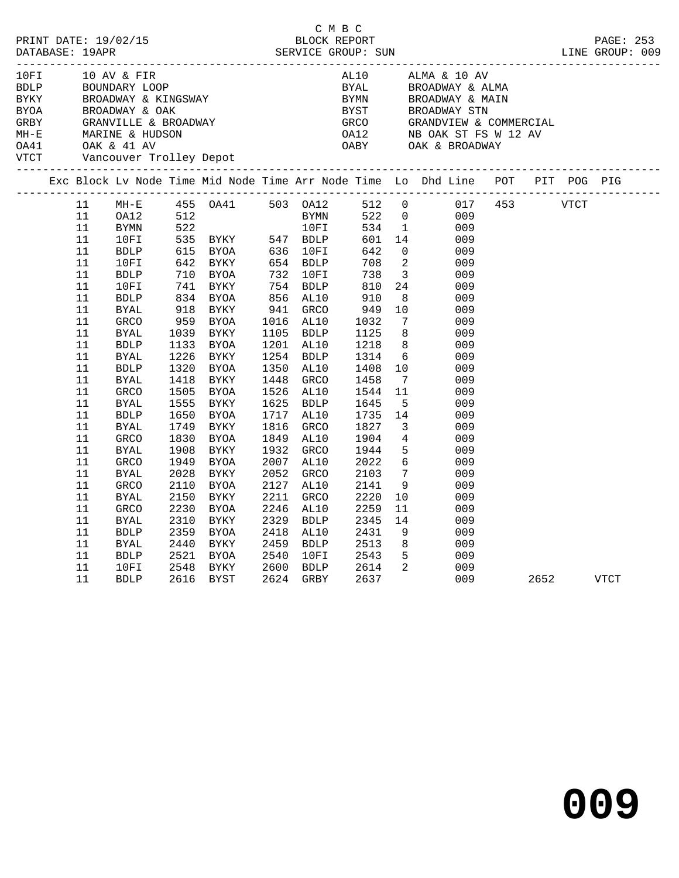C M B C

PRINT DATE: 19/02/15 BLOCK REPORT PAGE: 253
DATABASE: 19APR SERVICE GROUP: SUN LINE GROUP: 009

| Code | Description | Code | Description |
|---|---|---|---|
| 10FI | 10 AV & FIR | AL10 | ALMA & 10 AV |
| BDLP | BOUNDARY LOOP | BYAL | BROADWAY & ALMA |
| BYKY | BROADWAY & KINGSWAY | BYMN | BROADWAY & MAIN |
| BYOA | BROADWAY & OAK | BYST | BROADWAY STN |
| GRBY | GRANVILLE & BROADWAY | GRCO | GRANDVIEW & COMMERCIAL |
| MH-E | MARINE & HUDSON | OA12 | NB OAK ST FS W 12 AV |
| OA41 | OAK & 41 AV | OABY | OAK & BROADWAY |
| VTCT | Vancouver Trolley Depot | | |

| Exc | Block | Lv Node | Time | Mid Node | Time | Arr Node | Time | Lo | Dhd Line | POT | PIT | POG | PIG |
|---|---|---|---|---|---|---|---|---|---|---|---|---|---|
| | 11 | MH-E | 455 | OA41 | 503 | OA12 | 512 | 0 | 017 | 453 | | VTCT | |
| | 11 | OA12 | 512 | | | BYMN | 522 | 0 | 009 | | | | |
| | 11 | BYMN | 522 | | | 10FI | 534 | 1 | 009 | | | | |
| | 11 | 10FI | 535 | BYKY | 547 | BDLP | 601 | 14 | 009 | | | | |
| | 11 | BDLP | 615 | BYOA | 636 | 10FI | 642 | 0 | 009 | | | | |
| | 11 | 10FI | 642 | BYKY | 654 | BDLP | 708 | 2 | 009 | | | | |
| | 11 | BDLP | 710 | BYOA | 732 | 10FI | 738 | 3 | 009 | | | | |
| | 11 | 10FI | 741 | BYKY | 754 | BDLP | 810 | 24 | 009 | | | | |
| | 11 | BDLP | 834 | BYOA | 856 | AL10 | 910 | 8 | 009 | | | | |
| | 11 | BYAL | 918 | BYKY | 941 | GRCO | 949 | 10 | 009 | | | | |
| | 11 | GRCO | 959 | BYOA | 1016 | AL10 | 1032 | 7 | 009 | | | | |
| | 11 | BYAL | 1039 | BYKY | 1105 | BDLP | 1125 | 8 | 009 | | | | |
| | 11 | BDLP | 1133 | BYOA | 1201 | AL10 | 1218 | 8 | 009 | | | | |
| | 11 | BYAL | 1226 | BYKY | 1254 | BDLP | 1314 | 6 | 009 | | | | |
| | 11 | BDLP | 1320 | BYOA | 1350 | AL10 | 1408 | 10 | 009 | | | | |
| | 11 | BYAL | 1418 | BYKY | 1448 | GRCO | 1458 | 7 | 009 | | | | |
| | 11 | GRCO | 1505 | BYOA | 1526 | AL10 | 1544 | 11 | 009 | | | | |
| | 11 | BYAL | 1555 | BYKY | 1625 | BDLP | 1645 | 5 | 009 | | | | |
| | 11 | BDLP | 1650 | BYOA | 1717 | AL10 | 1735 | 14 | 009 | | | | |
| | 11 | BYAL | 1749 | BYKY | 1816 | GRCO | 1827 | 3 | 009 | | | | |
| | 11 | GRCO | 1830 | BYOA | 1849 | AL10 | 1904 | 4 | 009 | | | | |
| | 11 | BYAL | 1908 | BYKY | 1932 | GRCO | 1944 | 5 | 009 | | | | |
| | 11 | GRCO | 1949 | BYOA | 2007 | AL10 | 2022 | 6 | 009 | | | | |
| | 11 | BYAL | 2028 | BYKY | 2052 | GRCO | 2103 | 7 | 009 | | | | |
| | 11 | GRCO | 2110 | BYOA | 2127 | AL10 | 2141 | 9 | 009 | | | | |
| | 11 | BYAL | 2150 | BYKY | 2211 | GRCO | 2220 | 10 | 009 | | | | |
| | 11 | GRCO | 2230 | BYOA | 2246 | AL10 | 2259 | 11 | 009 | | | | |
| | 11 | BYAL | 2310 | BYKY | 2329 | BDLP | 2345 | 14 | 009 | | | | |
| | 11 | BDLP | 2359 | BYOA | 2418 | AL10 | 2431 | 9 | 009 | | | | |
| | 11 | BYAL | 2440 | BYKY | 2459 | BDLP | 2513 | 8 | 009 | | | | |
| | 11 | BDLP | 2521 | BYOA | 2540 | 10FI | 2543 | 5 | 009 | | | | |
| | 11 | 10FI | 2548 | BYKY | 2600 | BDLP | 2614 | 2 | 009 | | | | |
| | 11 | BDLP | 2616 | BYST | 2624 | GRBY | 2637 | | 009 | | 2652 | | VTCT |

**009**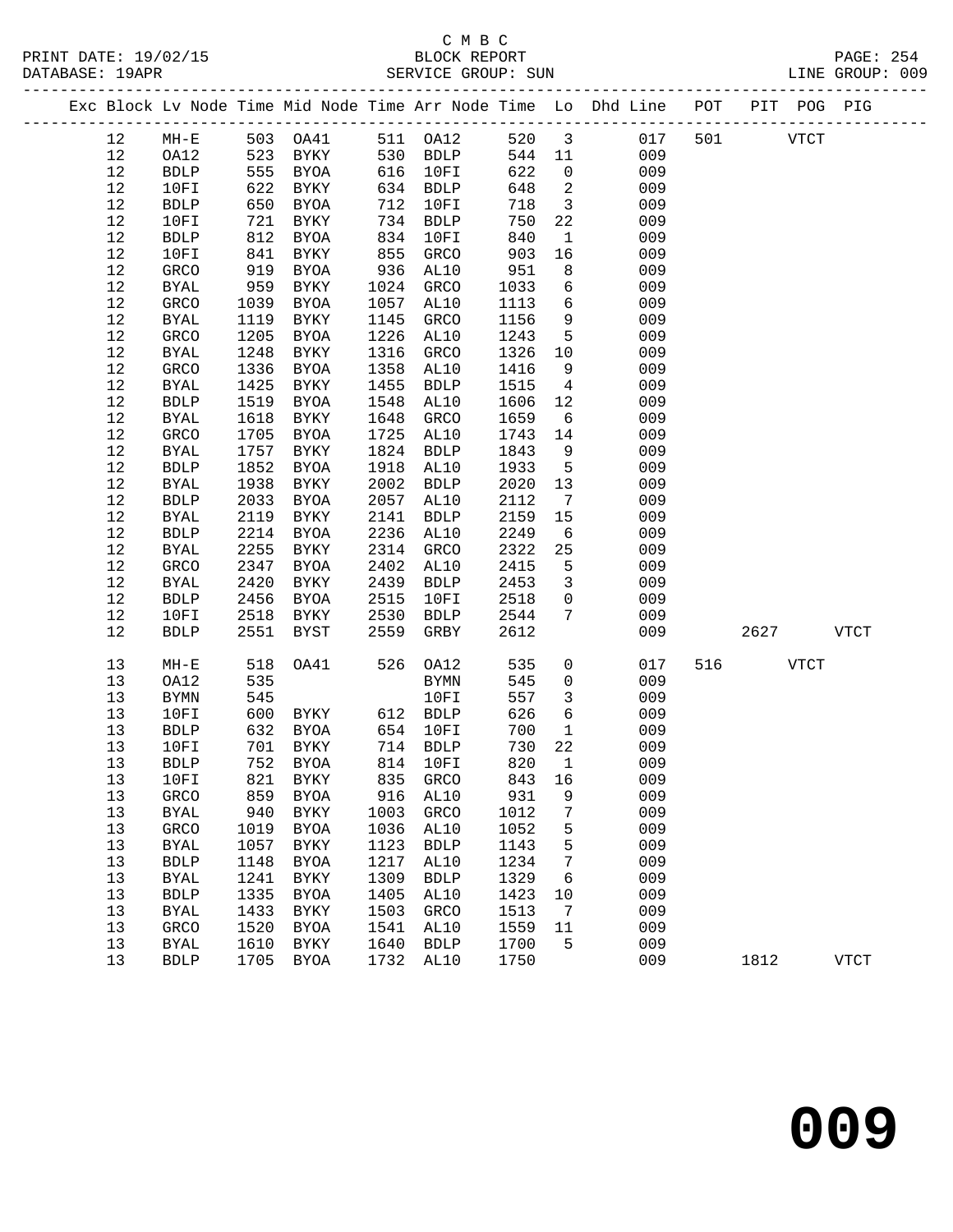C M B C
BLOCK REPORT
SERVICE GROUP: SUN

PRINT DATE: 19/02/15
DATABASE: 19APR
LINE GROUP: 009

| Exc | Block | Lv | Node | Time | Mid Node | Time | Arr Node | Time | Lo | Dhd Line | POT | PIT | POG | PIG |
|---|---|---|---|---|---|---|---|---|---|---|---|---|---|---|
| | 12 | | MH-E | 503 | OA41 | 511 | OA12 | 520 | 3 | 017 | 501 | | VTCT | |
| | 12 | | OA12 | 523 | BYKY | 530 | BDLP | 544 | 11 | 009 | | | | |
| | 12 | | BDLP | 555 | BYOA | 616 | 10FI | 622 | 0 | 009 | | | | |
| | 12 | | 10FI | 622 | BYKY | 634 | BDLP | 648 | 2 | 009 | | | | |
| | 12 | | BDLP | 650 | BYOA | 712 | 10FI | 718 | 3 | 009 | | | | |
| | 12 | | 10FI | 721 | BYKY | 734 | BDLP | 750 | 22 | 009 | | | | |
| | 12 | | BDLP | 812 | BYOA | 834 | 10FI | 840 | 1 | 009 | | | | |
| | 12 | | 10FI | 841 | BYKY | 855 | GRCO | 903 | 16 | 009 | | | | |
| | 12 | | GRCO | 919 | BYOA | 936 | AL10 | 951 | 8 | 009 | | | | |
| | 12 | | BYAL | 959 | BYKY | 1024 | GRCO | 1033 | 6 | 009 | | | | |
| | 12 | | GRCO | 1039 | BYOA | 1057 | AL10 | 1113 | 6 | 009 | | | | |
| | 12 | | BYAL | 1119 | BYKY | 1145 | GRCO | 1156 | 9 | 009 | | | | |
| | 12 | | GRCO | 1205 | BYOA | 1226 | AL10 | 1243 | 5 | 009 | | | | |
| | 12 | | BYAL | 1248 | BYKY | 1316 | GRCO | 1326 | 10 | 009 | | | | |
| | 12 | | GRCO | 1336 | BYOA | 1358 | AL10 | 1416 | 9 | 009 | | | | |
| | 12 | | BYAL | 1425 | BYKY | 1455 | BDLP | 1515 | 4 | 009 | | | | |
| | 12 | | BDLP | 1519 | BYOA | 1548 | AL10 | 1606 | 12 | 009 | | | | |
| | 12 | | BYAL | 1618 | BYKY | 1648 | GRCO | 1659 | 6 | 009 | | | | |
| | 12 | | GRCO | 1705 | BYOA | 1725 | AL10 | 1743 | 14 | 009 | | | | |
| | 12 | | BYAL | 1757 | BYKY | 1824 | BDLP | 1843 | 9 | 009 | | | | |
| | 12 | | BDLP | 1852 | BYOA | 1918 | AL10 | 1933 | 5 | 009 | | | | |
| | 12 | | BYAL | 1938 | BYKY | 2002 | BDLP | 2020 | 13 | 009 | | | | |
| | 12 | | BDLP | 2033 | BYOA | 2057 | AL10 | 2112 | 7 | 009 | | | | |
| | 12 | | BYAL | 2119 | BYKY | 2141 | BDLP | 2159 | 15 | 009 | | | | |
| | 12 | | BDLP | 2214 | BYOA | 2236 | AL10 | 2249 | 6 | 009 | | | | |
| | 12 | | BYAL | 2255 | BYKY | 2314 | GRCO | 2322 | 25 | 009 | | | | |
| | 12 | | GRCO | 2347 | BYOA | 2402 | AL10 | 2415 | 5 | 009 | | | | |
| | 12 | | BYAL | 2420 | BYKY | 2439 | BDLP | 2453 | 3 | 009 | | | | |
| | 12 | | BDLP | 2456 | BYOA | 2515 | 10FI | 2518 | 0 | 009 | | | | |
| | 12 | | 10FI | 2518 | BYKY | 2530 | BDLP | 2544 | 7 | 009 | | | | |
| | 12 | | BDLP | 2551 | BYST | 2559 | GRBY | 2612 | | 009 | | 2627 | | VTCT |
| | 13 | | MH-E | 518 | OA41 | 526 | OA12 | 535 | 0 | 017 | 516 | | VTCT | |
| | 13 | | OA12 | 535 | | | BYMN | 545 | 0 | 009 | | | | |
| | 13 | | BYMN | 545 | | | 10FI | 557 | 3 | 009 | | | | |
| | 13 | | 10FI | 600 | BYKY | 612 | BDLP | 626 | 6 | 009 | | | | |
| | 13 | | BDLP | 632 | BYOA | 654 | 10FI | 700 | 1 | 009 | | | | |
| | 13 | | 10FI | 701 | BYKY | 714 | BDLP | 730 | 22 | 009 | | | | |
| | 13 | | BDLP | 752 | BYOA | 814 | 10FI | 820 | 1 | 009 | | | | |
| | 13 | | 10FI | 821 | BYKY | 835 | GRCO | 843 | 16 | 009 | | | | |
| | 13 | | GRCO | 859 | BYOA | 916 | AL10 | 931 | 9 | 009 | | | | |
| | 13 | | BYAL | 940 | BYKY | 1003 | GRCO | 1012 | 7 | 009 | | | | |
| | 13 | | GRCO | 1019 | BYOA | 1036 | AL10 | 1052 | 5 | 009 | | | | |
| | 13 | | BYAL | 1057 | BYKY | 1123 | BDLP | 1143 | 5 | 009 | | | | |
| | 13 | | BDLP | 1148 | BYOA | 1217 | AL10 | 1234 | 7 | 009 | | | | |
| | 13 | | BYAL | 1241 | BYKY | 1309 | BDLP | 1329 | 6 | 009 | | | | |
| | 13 | | BDLP | 1335 | BYOA | 1405 | AL10 | 1423 | 10 | 009 | | | | |
| | 13 | | BYAL | 1433 | BYKY | 1503 | GRCO | 1513 | 7 | 009 | | | | |
| | 13 | | GRCO | 1520 | BYOA | 1541 | AL10 | 1559 | 11 | 009 | | | | |
| | 13 | | BYAL | 1610 | BYKY | 1640 | BDLP | 1700 | 5 | 009 | | | | |
| | 13 | | BDLP | 1705 | BYOA | 1732 | AL10 | 1750 | | 009 | | 1812 | | VTCT |

# 009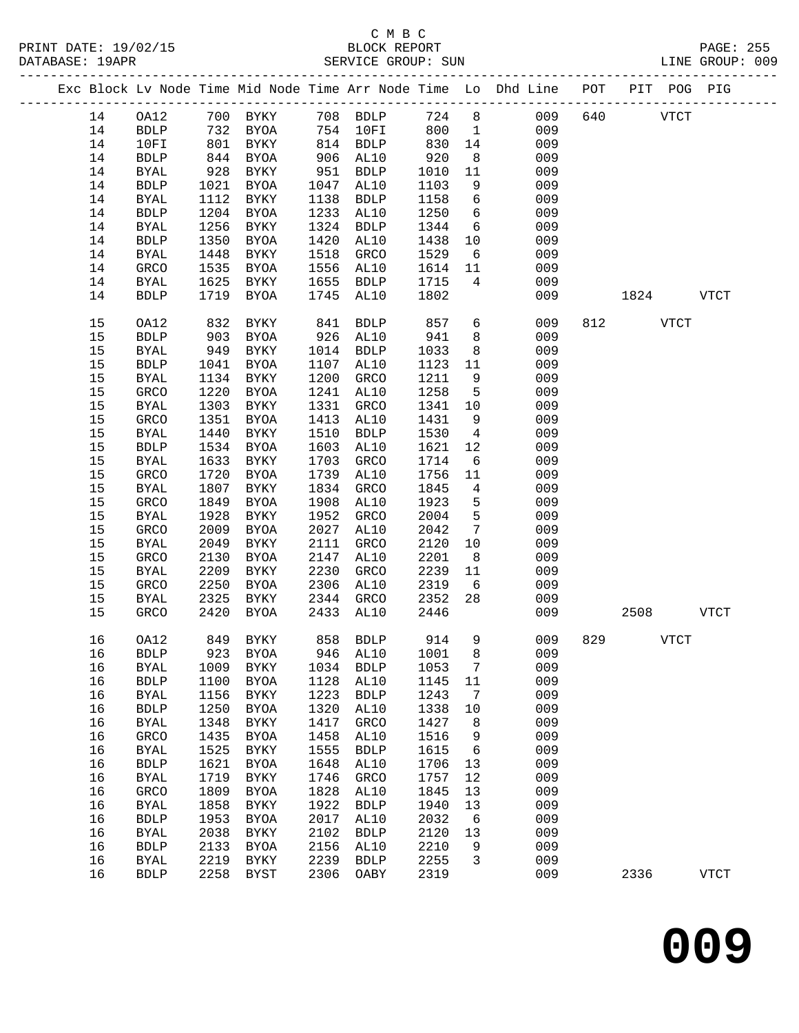C M B C
PRINT DATE: 19/02/15 BLOCK REPORT
DATABASE: 19APR SERVICE GROUP: SUN LINE GROUP: 009

| Exc | Block | Lv | Node | Time | Mid Node | Time | Arr Node | Time | Lo | Dhd Line | POT | PIT | POG | PIG |
|---|---|---|---|---|---|---|---|---|---|---|---|---|---|---|
| | 14 | | OA12 | 700 | BYKY | 708 | BDLP | 724 | 8 | 009 | 640 | | VTCT | |
| | 14 | | BDLP | 732 | BYOA | 754 | 10FI | 800 | 1 | 009 | | | | |
| | 14 | | 10FI | 801 | BYKY | 814 | BDLP | 830 | 14 | 009 | | | | |
| | 14 | | BDLP | 844 | BYOA | 906 | AL10 | 920 | 8 | 009 | | | | |
| | 14 | | BYAL | 928 | BYKY | 951 | BDLP | 1010 | 11 | 009 | | | | |
| | 14 | | BDLP | 1021 | BYOA | 1047 | AL10 | 1103 | 9 | 009 | | | | |
| | 14 | | BYAL | 1112 | BYKY | 1138 | BDLP | 1158 | 6 | 009 | | | | |
| | 14 | | BDLP | 1204 | BYOA | 1233 | AL10 | 1250 | 6 | 009 | | | | |
| | 14 | | BYAL | 1256 | BYKY | 1324 | BDLP | 1344 | 6 | 009 | | | | |
| | 14 | | BDLP | 1350 | BYOA | 1420 | AL10 | 1438 | 10 | 009 | | | | |
| | 14 | | BYAL | 1448 | BYKY | 1518 | GRCO | 1529 | 6 | 009 | | | | |
| | 14 | | GRCO | 1535 | BYOA | 1556 | AL10 | 1614 | 11 | 009 | | | | |
| | 14 | | BYAL | 1625 | BYKY | 1655 | BDLP | 1715 | 4 | 009 | | | | |
| | 14 | | BDLP | 1719 | BYOA | 1745 | AL10 | 1802 | | 009 | | 1824 | | VTCT |
| | 15 | | OA12 | 832 | BYKY | 841 | BDLP | 857 | 6 | 009 | 812 | | VTCT | |
| | 15 | | BDLP | 903 | BYOA | 926 | AL10 | 941 | 8 | 009 | | | | |
| | 15 | | BYAL | 949 | BYKY | 1014 | BDLP | 1033 | 8 | 009 | | | | |
| | 15 | | BDLP | 1041 | BYOA | 1107 | AL10 | 1123 | 11 | 009 | | | | |
| | 15 | | BYAL | 1134 | BYKY | 1200 | GRCO | 1211 | 9 | 009 | | | | |
| | 15 | | GRCO | 1220 | BYOA | 1241 | AL10 | 1258 | 5 | 009 | | | | |
| | 15 | | BYAL | 1303 | BYKY | 1331 | GRCO | 1341 | 10 | 009 | | | | |
| | 15 | | GRCO | 1351 | BYOA | 1413 | AL10 | 1431 | 9 | 009 | | | | |
| | 15 | | BYAL | 1440 | BYKY | 1510 | BDLP | 1530 | 4 | 009 | | | | |
| | 15 | | BDLP | 1534 | BYOA | 1603 | AL10 | 1621 | 12 | 009 | | | | |
| | 15 | | BYAL | 1633 | BYKY | 1703 | GRCO | 1714 | 6 | 009 | | | | |
| | 15 | | GRCO | 1720 | BYOA | 1739 | AL10 | 1756 | 11 | 009 | | | | |
| | 15 | | BYAL | 1807 | BYKY | 1834 | GRCO | 1845 | 4 | 009 | | | | |
| | 15 | | GRCO | 1849 | BYOA | 1908 | AL10 | 1923 | 5 | 009 | | | | |
| | 15 | | BYAL | 1928 | BYKY | 1952 | GRCO | 2004 | 5 | 009 | | | | |
| | 15 | | GRCO | 2009 | BYOA | 2027 | AL10 | 2042 | 7 | 009 | | | | |
| | 15 | | BYAL | 2049 | BYKY | 2111 | GRCO | 2120 | 10 | 009 | | | | |
| | 15 | | GRCO | 2130 | BYOA | 2147 | AL10 | 2201 | 8 | 009 | | | | |
| | 15 | | BYAL | 2209 | BYKY | 2230 | GRCO | 2239 | 11 | 009 | | | | |
| | 15 | | GRCO | 2250 | BYOA | 2306 | AL10 | 2319 | 6 | 009 | | | | |
| | 15 | | BYAL | 2325 | BYKY | 2344 | GRCO | 2352 | 28 | 009 | | | | |
| | 15 | | GRCO | 2420 | BYOA | 2433 | AL10 | 2446 | | 009 | | 2508 | | VTCT |
| | 16 | | OA12 | 849 | BYKY | 858 | BDLP | 914 | 9 | 009 | 829 | | VTCT | |
| | 16 | | BDLP | 923 | BYOA | 946 | AL10 | 1001 | 8 | 009 | | | | |
| | 16 | | BYAL | 1009 | BYKY | 1034 | BDLP | 1053 | 7 | 009 | | | | |
| | 16 | | BDLP | 1100 | BYOA | 1128 | AL10 | 1145 | 11 | 009 | | | | |
| | 16 | | BYAL | 1156 | BYKY | 1223 | BDLP | 1243 | 7 | 009 | | | | |
| | 16 | | BDLP | 1250 | BYOA | 1320 | AL10 | 1338 | 10 | 009 | | | | |
| | 16 | | BYAL | 1348 | BYKY | 1417 | GRCO | 1427 | 8 | 009 | | | | |
| | 16 | | GRCO | 1435 | BYOA | 1458 | AL10 | 1516 | 9 | 009 | | | | |
| | 16 | | BYAL | 1525 | BYKY | 1555 | BDLP | 1615 | 6 | 009 | | | | |
| | 16 | | BDLP | 1621 | BYOA | 1648 | AL10 | 1706 | 13 | 009 | | | | |
| | 16 | | BYAL | 1719 | BYKY | 1746 | GRCO | 1757 | 12 | 009 | | | | |
| | 16 | | GRCO | 1809 | BYOA | 1828 | AL10 | 1845 | 13 | 009 | | | | |
| | 16 | | BYAL | 1858 | BYKY | 1922 | BDLP | 1940 | 13 | 009 | | | | |
| | 16 | | BDLP | 1953 | BYOA | 2017 | AL10 | 2032 | 6 | 009 | | | | |
| | 16 | | BYAL | 2038 | BYKY | 2102 | BDLP | 2120 | 13 | 009 | | | | |
| | 16 | | BDLP | 2133 | BYOA | 2156 | AL10 | 2210 | 9 | 009 | | | | |
| | 16 | | BYAL | 2219 | BYKY | 2239 | BDLP | 2255 | 3 | 009 | | | | |
| | 16 | | BDLP | 2258 | BYST | 2306 | OABY | 2319 | | 009 | | 2336 | | VTCT |

# 009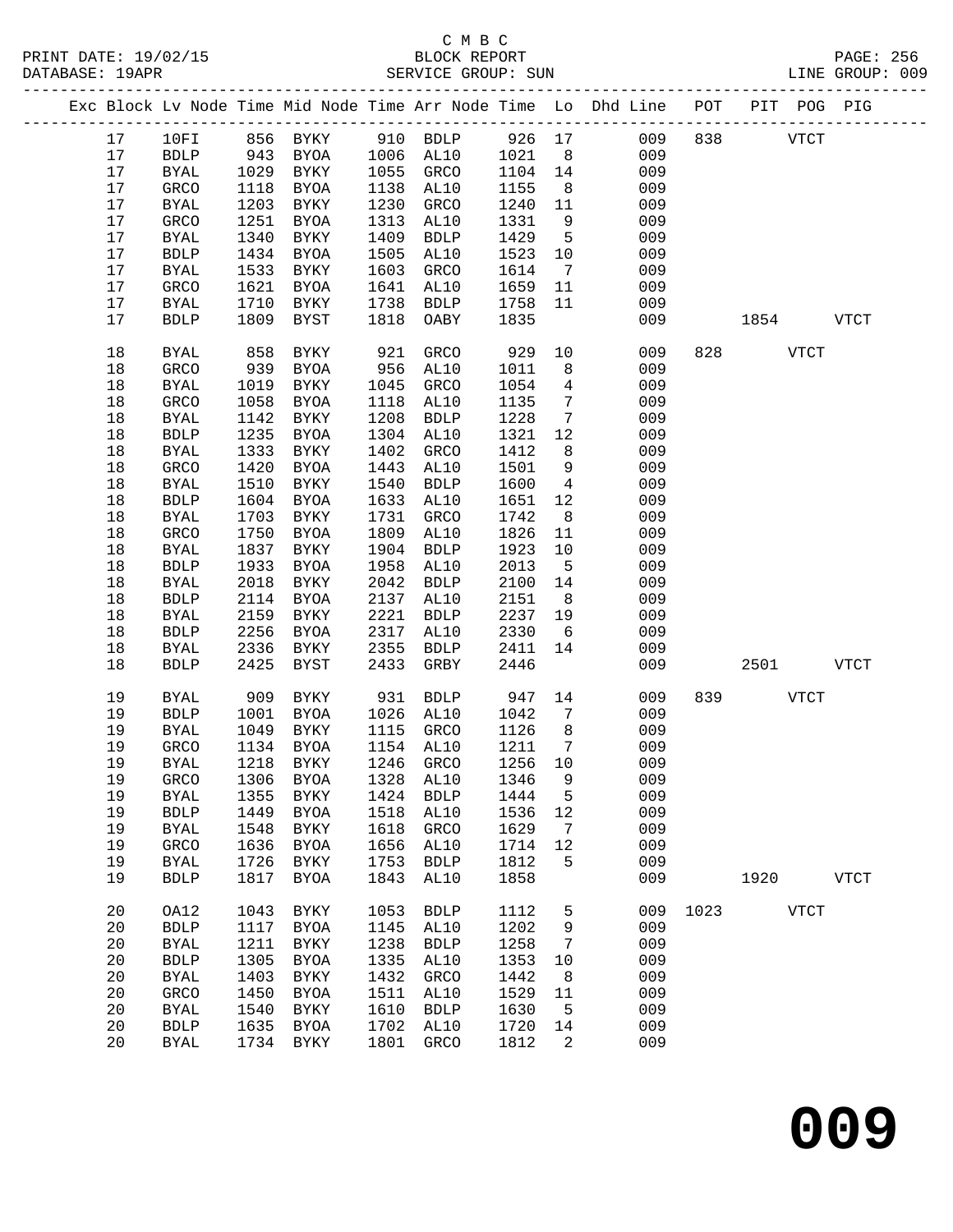C M B C
BLOCK REPORT
SERVICE GROUP: SUN

PRINT DATE: 19/02/15
DATABASE: 19APR
LINE GROUP: 009

| Exc | Block | Lv | Node | Time | Mid Node | Time | Arr Node | Time | Lo | Dhd Line | POT | PIT | POG | PIG |
|---|---|---|---|---|---|---|---|---|---|---|---|---|---|---|
| | 17 | | 10FI | 856 | BYKY | 910 | BDLP | 926 | 17 | 009 | 838 | | VTCT | |
| | 17 | | BDLP | 943 | BYOA | 1006 | AL10 | 1021 | 8 | 009 | | | | |
| | 17 | | BYAL | 1029 | BYKY | 1055 | GRCO | 1104 | 14 | 009 | | | | |
| | 17 | | GRCO | 1118 | BYOA | 1138 | AL10 | 1155 | 8 | 009 | | | | |
| | 17 | | BYAL | 1203 | BYKY | 1230 | GRCO | 1240 | 11 | 009 | | | | |
| | 17 | | GRCO | 1251 | BYOA | 1313 | AL10 | 1331 | 9 | 009 | | | | |
| | 17 | | BYAL | 1340 | BYKY | 1409 | BDLP | 1429 | 5 | 009 | | | | |
| | 17 | | BDLP | 1434 | BYOA | 1505 | AL10 | 1523 | 10 | 009 | | | | |
| | 17 | | BYAL | 1533 | BYKY | 1603 | GRCO | 1614 | 7 | 009 | | | | |
| | 17 | | GRCO | 1621 | BYOA | 1641 | AL10 | 1659 | 11 | 009 | | | | |
| | 17 | | BYAL | 1710 | BYKY | 1738 | BDLP | 1758 | 11 | 009 | | | | |
| | 17 | | BDLP | 1809 | BYST | 1818 | OABY | 1835 | | 009 | | 1854 | | VTCT |
| | 18 | | BYAL | 858 | BYKY | 921 | GRCO | 929 | 10 | 009 | 828 | | VTCT | |
| | 18 | | GRCO | 939 | BYOA | 956 | AL10 | 1011 | 8 | 009 | | | | |
| | 18 | | BYAL | 1019 | BYKY | 1045 | GRCO | 1054 | 4 | 009 | | | | |
| | 18 | | GRCO | 1058 | BYOA | 1118 | AL10 | 1135 | 7 | 009 | | | | |
| | 18 | | BYAL | 1142 | BYKY | 1208 | BDLP | 1228 | 7 | 009 | | | | |
| | 18 | | BDLP | 1235 | BYOA | 1304 | AL10 | 1321 | 12 | 009 | | | | |
| | 18 | | BYAL | 1333 | BYKY | 1402 | GRCO | 1412 | 8 | 009 | | | | |
| | 18 | | GRCO | 1420 | BYOA | 1443 | AL10 | 1501 | 9 | 009 | | | | |
| | 18 | | BYAL | 1510 | BYKY | 1540 | BDLP | 1600 | 4 | 009 | | | | |
| | 18 | | BDLP | 1604 | BYOA | 1633 | AL10 | 1651 | 12 | 009 | | | | |
| | 18 | | BYAL | 1703 | BYKY | 1731 | GRCO | 1742 | 8 | 009 | | | | |
| | 18 | | GRCO | 1750 | BYOA | 1809 | AL10 | 1826 | 11 | 009 | | | | |
| | 18 | | BYAL | 1837 | BYKY | 1904 | BDLP | 1923 | 10 | 009 | | | | |
| | 18 | | BDLP | 1933 | BYOA | 1958 | AL10 | 2013 | 5 | 009 | | | | |
| | 18 | | BYAL | 2018 | BYKY | 2042 | BDLP | 2100 | 14 | 009 | | | | |
| | 18 | | BDLP | 2114 | BYOA | 2137 | AL10 | 2151 | 8 | 009 | | | | |
| | 18 | | BYAL | 2159 | BYKY | 2221 | BDLP | 2237 | 19 | 009 | | | | |
| | 18 | | BDLP | 2256 | BYOA | 2317 | AL10 | 2330 | 6 | 009 | | | | |
| | 18 | | BYAL | 2336 | BYKY | 2355 | BDLP | 2411 | 14 | 009 | | | | |
| | 18 | | BDLP | 2425 | BYST | 2433 | GRBY | 2446 | | 009 | | 2501 | | VTCT |
| | 19 | | BYAL | 909 | BYKY | 931 | BDLP | 947 | 14 | 009 | 839 | | VTCT | |
| | 19 | | BDLP | 1001 | BYOA | 1026 | AL10 | 1042 | 7 | 009 | | | | |
| | 19 | | BYAL | 1049 | BYKY | 1115 | GRCO | 1126 | 8 | 009 | | | | |
| | 19 | | GRCO | 1134 | BYOA | 1154 | AL10 | 1211 | 7 | 009 | | | | |
| | 19 | | BYAL | 1218 | BYKY | 1246 | GRCO | 1256 | 10 | 009 | | | | |
| | 19 | | GRCO | 1306 | BYOA | 1328 | AL10 | 1346 | 9 | 009 | | | | |
| | 19 | | BYAL | 1355 | BYKY | 1424 | BDLP | 1444 | 5 | 009 | | | | |
| | 19 | | BDLP | 1449 | BYOA | 1518 | AL10 | 1536 | 12 | 009 | | | | |
| | 19 | | BYAL | 1548 | BYKY | 1618 | GRCO | 1629 | 7 | 009 | | | | |
| | 19 | | GRCO | 1636 | BYOA | 1656 | AL10 | 1714 | 12 | 009 | | | | |
| | 19 | | BYAL | 1726 | BYKY | 1753 | BDLP | 1812 | 5 | 009 | | | | |
| | 19 | | BDLP | 1817 | BYOA | 1843 | AL10 | 1858 | | 009 | | 1920 | | VTCT |
| | 20 | | OA12 | 1043 | BYKY | 1053 | BDLP | 1112 | 5 | 009 | 1023 | | VTCT | |
| | 20 | | BDLP | 1117 | BYOA | 1145 | AL10 | 1202 | 9 | 009 | | | | |
| | 20 | | BYAL | 1211 | BYKY | 1238 | BDLP | 1258 | 7 | 009 | | | | |
| | 20 | | BDLP | 1305 | BYOA | 1335 | AL10 | 1353 | 10 | 009 | | | | |
| | 20 | | BYAL | 1403 | BYKY | 1432 | GRCO | 1442 | 8 | 009 | | | | |
| | 20 | | GRCO | 1450 | BYOA | 1511 | AL10 | 1529 | 11 | 009 | | | | |
| | 20 | | BYAL | 1540 | BYKY | 1610 | BDLP | 1630 | 5 | 009 | | | | |
| | 20 | | BDLP | 1635 | BYOA | 1702 | AL10 | 1720 | 14 | 009 | | | | |
| | 20 | | BYAL | 1734 | BYKY | 1801 | GRCO | 1812 | 2 | 009 | | | | |

# 009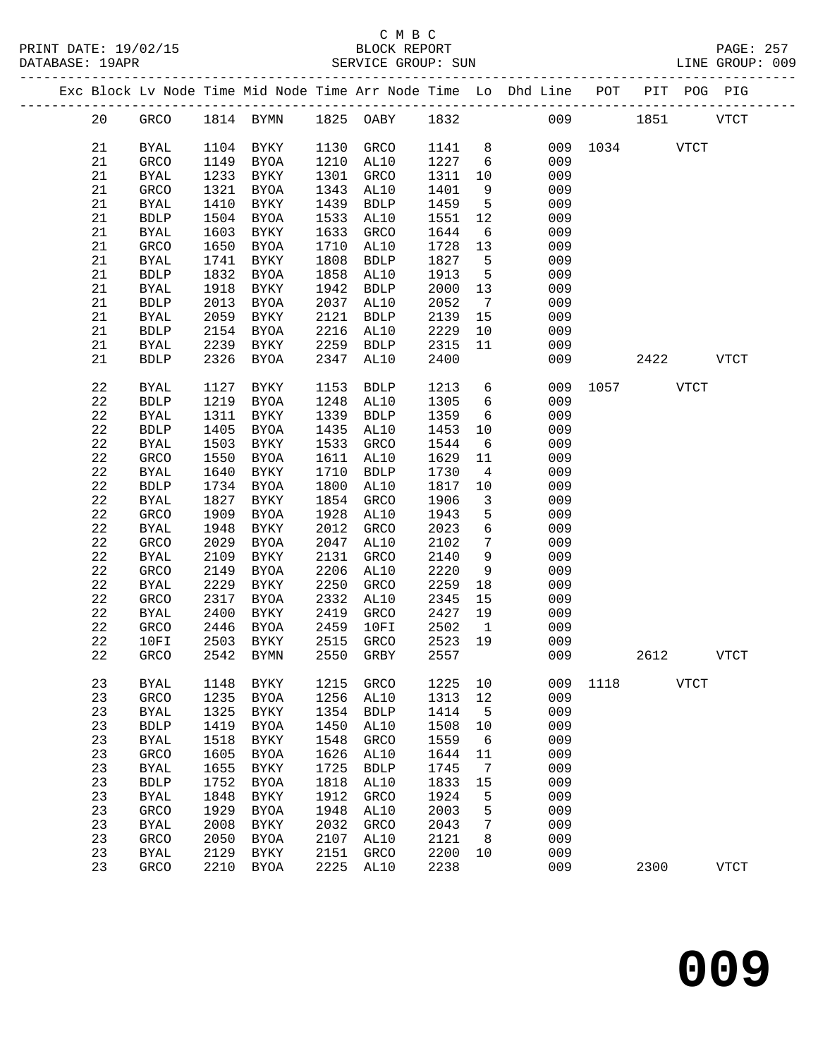C M B C

BLOCK REPORT

SERVICE GROUP: SUN

PRINT DATE: 19/02/15
DATABASE: 19APR
LINE GROUP: 009

| Exc | Block | Lv | Node | Time | Mid Node | Time | Arr Node | Time | Lo | Dhd Line | POT | PIT | POG | PIG |
|---|---|---|---|---|---|---|---|---|---|---|---|---|---|---|
| | 20 | | GRCO | 1814 | BYMN | 1825 | OABY | 1832 | | 009 | | 1851 | | VTCT |
| | 21 | | BYAL | 1104 | BYKY | 1130 | GRCO | 1141 | 8 | 009 | 1034 | | VTCT | |
| | 21 | | GRCO | 1149 | BYOA | 1210 | AL10 | 1227 | 6 | 009 | | | | |
| | 21 | | BYAL | 1233 | BYKY | 1301 | GRCO | 1311 | 10 | 009 | | | | |
| | 21 | | GRCO | 1321 | BYOA | 1343 | AL10 | 1401 | 9 | 009 | | | | |
| | 21 | | BYAL | 1410 | BYKY | 1439 | BDLP | 1459 | 5 | 009 | | | | |
| | 21 | | BDLP | 1504 | BYOA | 1533 | AL10 | 1551 | 12 | 009 | | | | |
| | 21 | | BYAL | 1603 | BYKY | 1633 | GRCO | 1644 | 6 | 009 | | | | |
| | 21 | | GRCO | 1650 | BYOA | 1710 | AL10 | 1728 | 13 | 009 | | | | |
| | 21 | | BYAL | 1741 | BYKY | 1808 | BDLP | 1827 | 5 | 009 | | | | |
| | 21 | | BDLP | 1832 | BYOA | 1858 | AL10 | 1913 | 5 | 009 | | | | |
| | 21 | | BYAL | 1918 | BYKY | 1942 | BDLP | 2000 | 13 | 009 | | | | |
| | 21 | | BDLP | 2013 | BYOA | 2037 | AL10 | 2052 | 7 | 009 | | | | |
| | 21 | | BYAL | 2059 | BYKY | 2121 | BDLP | 2139 | 15 | 009 | | | | |
| | 21 | | BDLP | 2154 | BYOA | 2216 | AL10 | 2229 | 10 | 009 | | | | |
| | 21 | | BYAL | 2239 | BYKY | 2259 | BDLP | 2315 | 11 | 009 | | | | |
| | 21 | | BDLP | 2326 | BYOA | 2347 | AL10 | 2400 | | 009 | | 2422 | | VTCT |
| | 22 | | BYAL | 1127 | BYKY | 1153 | BDLP | 1213 | 6 | 009 | 1057 | | VTCT | |
| | 22 | | BDLP | 1219 | BYOA | 1248 | AL10 | 1305 | 6 | 009 | | | | |
| | 22 | | BYAL | 1311 | BYKY | 1339 | BDLP | 1359 | 6 | 009 | | | | |
| | 22 | | BDLP | 1405 | BYOA | 1435 | AL10 | 1453 | 10 | 009 | | | | |
| | 22 | | BYAL | 1503 | BYKY | 1533 | GRCO | 1544 | 6 | 009 | | | | |
| | 22 | | GRCO | 1550 | BYOA | 1611 | AL10 | 1629 | 11 | 009 | | | | |
| | 22 | | BYAL | 1640 | BYKY | 1710 | BDLP | 1730 | 4 | 009 | | | | |
| | 22 | | BDLP | 1734 | BYOA | 1800 | AL10 | 1817 | 10 | 009 | | | | |
| | 22 | | BYAL | 1827 | BYKY | 1854 | GRCO | 1906 | 3 | 009 | | | | |
| | 22 | | GRCO | 1909 | BYOA | 1928 | AL10 | 1943 | 5 | 009 | | | | |
| | 22 | | BYAL | 1948 | BYKY | 2012 | GRCO | 2023 | 6 | 009 | | | | |
| | 22 | | GRCO | 2029 | BYOA | 2047 | AL10 | 2102 | 7 | 009 | | | | |
| | 22 | | BYAL | 2109 | BYKY | 2131 | GRCO | 2140 | 9 | 009 | | | | |
| | 22 | | GRCO | 2149 | BYOA | 2206 | AL10 | 2220 | 9 | 009 | | | | |
| | 22 | | BYAL | 2229 | BYKY | 2250 | GRCO | 2259 | 18 | 009 | | | | |
| | 22 | | GRCO | 2317 | BYOA | 2332 | AL10 | 2345 | 15 | 009 | | | | |
| | 22 | | BYAL | 2400 | BYKY | 2419 | GRCO | 2427 | 19 | 009 | | | | |
| | 22 | | GRCO | 2446 | BYOA | 2459 | 10FI | 2502 | 1 | 009 | | | | |
| | 22 | | 10FI | 2503 | BYKY | 2515 | GRCO | 2523 | 19 | 009 | | | | |
| | 22 | | GRCO | 2542 | BYMN | 2550 | GRBY | 2557 | | 009 | | 2612 | | VTCT |
| | 23 | | BYAL | 1148 | BYKY | 1215 | GRCO | 1225 | 10 | 009 | 1118 | | VTCT | |
| | 23 | | GRCO | 1235 | BYOA | 1256 | AL10 | 1313 | 12 | 009 | | | | |
| | 23 | | BYAL | 1325 | BYKY | 1354 | BDLP | 1414 | 5 | 009 | | | | |
| | 23 | | BDLP | 1419 | BYOA | 1450 | AL10 | 1508 | 10 | 009 | | | | |
| | 23 | | BYAL | 1518 | BYKY | 1548 | GRCO | 1559 | 6 | 009 | | | | |
| | 23 | | GRCO | 1605 | BYOA | 1626 | AL10 | 1644 | 11 | 009 | | | | |
| | 23 | | BYAL | 1655 | BYKY | 1725 | BDLP | 1745 | 7 | 009 | | | | |
| | 23 | | BDLP | 1752 | BYOA | 1818 | AL10 | 1833 | 15 | 009 | | | | |
| | 23 | | BYAL | 1848 | BYKY | 1912 | GRCO | 1924 | 5 | 009 | | | | |
| | 23 | | GRCO | 1929 | BYOA | 1948 | AL10 | 2003 | 5 | 009 | | | | |
| | 23 | | BYAL | 2008 | BYKY | 2032 | GRCO | 2043 | 7 | 009 | | | | |
| | 23 | | GRCO | 2050 | BYOA | 2107 | AL10 | 2121 | 8 | 009 | | | | |
| | 23 | | BYAL | 2129 | BYKY | 2151 | GRCO | 2200 | 10 | 009 | | | | |
| | 23 | | GRCO | 2210 | BYOA | 2225 | AL10 | 2238 | | 009 | | 2300 | | VTCT |

# 009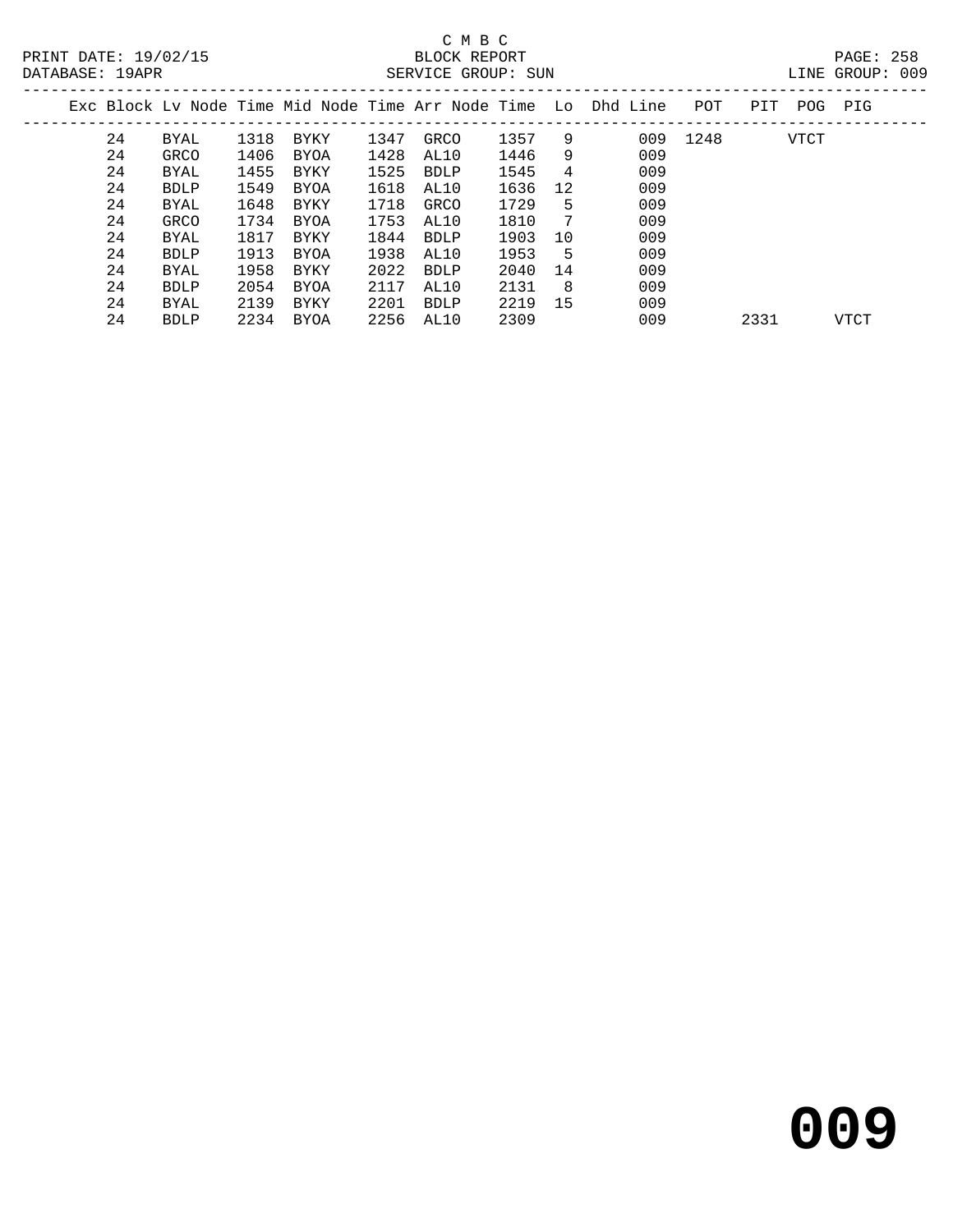C M B C

BLOCK REPORT

SERVICE GROUP: SUN

LINE GROUP: 009

| Exc | Block | Lv | Node | Time | Mid Node | Time | Arr Node | Time | Lo | Dhd Line | POT | PIT | POG | PIG |
|---|---|---|---|---|---|---|---|---|---|---|---|---|---|---|
| | 24 | | BYAL | 1318 | BYKY | 1347 | GRCO | 1357 | 9 | 009 | 1248 | | VTCT | |
| | 24 | | GRCO | 1406 | BYOA | 1428 | AL10 | 1446 | 9 | 009 | | | | |
| | 24 | | BYAL | 1455 | BYKY | 1525 | BDLP | 1545 | 4 | 009 | | | | |
| | 24 | | BDLP | 1549 | BYOA | 1618 | AL10 | 1636 | 12 | 009 | | | | |
| | 24 | | BYAL | 1648 | BYKY | 1718 | GRCO | 1729 | 5 | 009 | | | | |
| | 24 | | GRCO | 1734 | BYOA | 1753 | AL10 | 1810 | 7 | 009 | | | | |
| | 24 | | BYAL | 1817 | BYKY | 1844 | BDLP | 1903 | 10 | 009 | | | | |
| | 24 | | BDLP | 1913 | BYOA | 1938 | AL10 | 1953 | 5 | 009 | | | | |
| | 24 | | BYAL | 1958 | BYKY | 2022 | BDLP | 2040 | 14 | 009 | | | | |
| | 24 | | BDLP | 2054 | BYOA | 2117 | AL10 | 2131 | 8 | 009 | | | | |
| | 24 | | BYAL | 2139 | BYKY | 2201 | BDLP | 2219 | 15 | 009 | | | | |
| | 24 | | BDLP | 2234 | BYOA | 2256 | AL10 | 2309 | | 009 | | 2331 | | VTCT |

# 009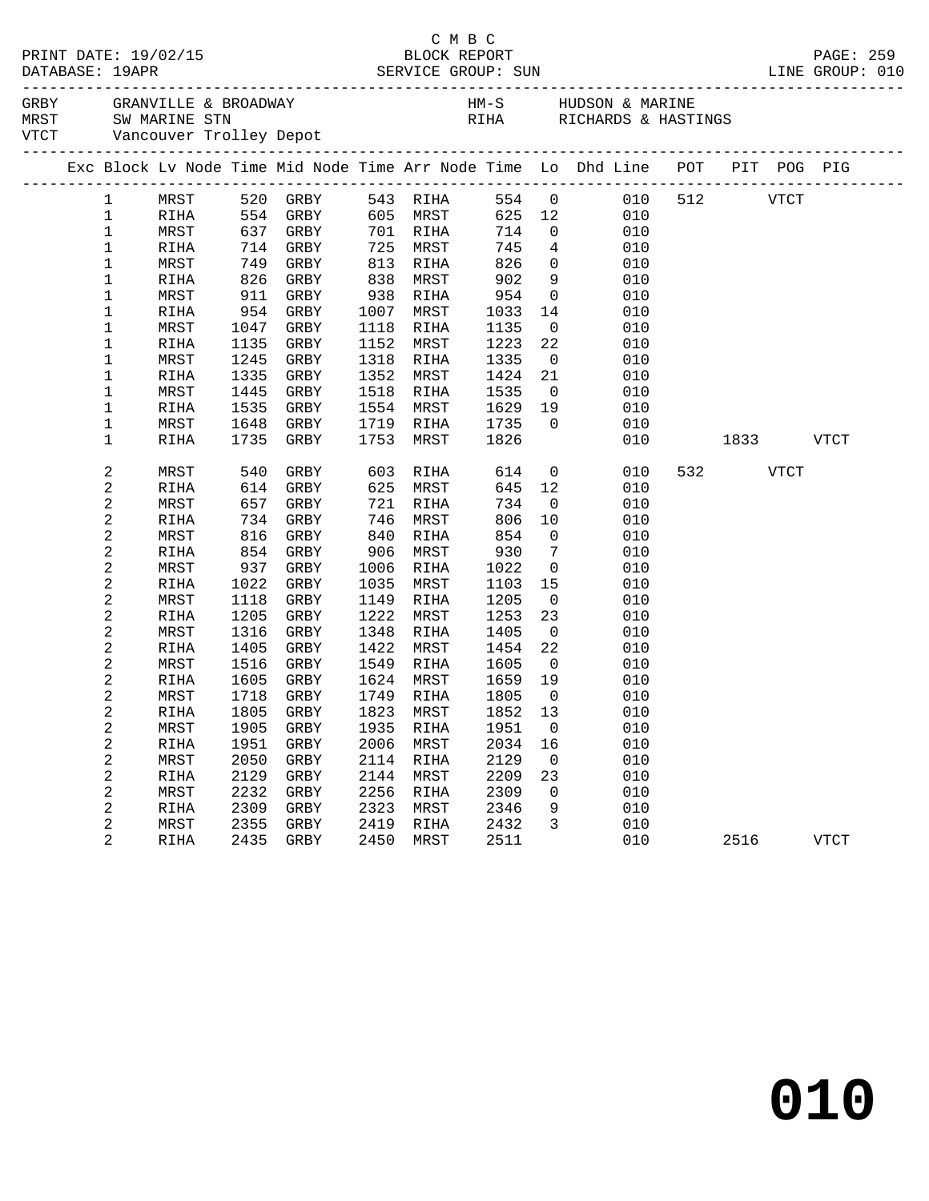C M B C

PRINT DATE: 19/02/15 BLOCK REPORT PAGE: 259
DATABASE: 19APR SERVICE GROUP: SUN LINE GROUP: 010

GRBY GRANVILLE & BROADWAY HM-S HUDSON & MARINE
MRST SW MARINE STN RIHA RICHARDS & HASTINGS
VTCT Vancouver Trolley Depot

| Exc | Block | Lv Node | Time | Mid Node | Time | Arr Node | Time | Lo | Dhd Line | POT | PIT | POG | PIG |
|---|---|---|---|---|---|---|---|---|---|---|---|---|---|
| | 1 | MRST | 520 | GRBY | 543 | RIHA | 554 | 0 | 010 | 512 | | VTCT | |
| | 1 | RIHA | 554 | GRBY | 605 | MRST | 625 | 12 | 010 | | | | |
| | 1 | MRST | 637 | GRBY | 701 | RIHA | 714 | 0 | 010 | | | | |
| | 1 | RIHA | 714 | GRBY | 725 | MRST | 745 | 4 | 010 | | | | |
| | 1 | MRST | 749 | GRBY | 813 | RIHA | 826 | 0 | 010 | | | | |
| | 1 | RIHA | 826 | GRBY | 838 | MRST | 902 | 9 | 010 | | | | |
| | 1 | MRST | 911 | GRBY | 938 | RIHA | 954 | 0 | 010 | | | | |
| | 1 | RIHA | 954 | GRBY | 1007 | MRST | 1033 | 14 | 010 | | | | |
| | 1 | MRST | 1047 | GRBY | 1118 | RIHA | 1135 | 0 | 010 | | | | |
| | 1 | RIHA | 1135 | GRBY | 1152 | MRST | 1223 | 22 | 010 | | | | |
| | 1 | MRST | 1245 | GRBY | 1318 | RIHA | 1335 | 0 | 010 | | | | |
| | 1 | RIHA | 1335 | GRBY | 1352 | MRST | 1424 | 21 | 010 | | | | |
| | 1 | MRST | 1445 | GRBY | 1518 | RIHA | 1535 | 0 | 010 | | | | |
| | 1 | RIHA | 1535 | GRBY | 1554 | MRST | 1629 | 19 | 010 | | | | |
| | 1 | MRST | 1648 | GRBY | 1719 | RIHA | 1735 | 0 | 010 | | | | |
| | 1 | RIHA | 1735 | GRBY | 1753 | MRST | 1826 | | 010 | | 1833 | | VTCT |
| | 2 | MRST | 540 | GRBY | 603 | RIHA | 614 | 0 | 010 | 532 | | VTCT | |
| | 2 | RIHA | 614 | GRBY | 625 | MRST | 645 | 12 | 010 | | | | |
| | 2 | MRST | 657 | GRBY | 721 | RIHA | 734 | 0 | 010 | | | | |
| | 2 | RIHA | 734 | GRBY | 746 | MRST | 806 | 10 | 010 | | | | |
| | 2 | MRST | 816 | GRBY | 840 | RIHA | 854 | 0 | 010 | | | | |
| | 2 | RIHA | 854 | GRBY | 906 | MRST | 930 | 7 | 010 | | | | |
| | 2 | MRST | 937 | GRBY | 1006 | RIHA | 1022 | 0 | 010 | | | | |
| | 2 | RIHA | 1022 | GRBY | 1035 | MRST | 1103 | 15 | 010 | | | | |
| | 2 | MRST | 1118 | GRBY | 1149 | RIHA | 1205 | 0 | 010 | | | | |
| | 2 | RIHA | 1205 | GRBY | 1222 | MRST | 1253 | 23 | 010 | | | | |
| | 2 | MRST | 1316 | GRBY | 1348 | RIHA | 1405 | 0 | 010 | | | | |
| | 2 | RIHA | 1405 | GRBY | 1422 | MRST | 1454 | 22 | 010 | | | | |
| | 2 | MRST | 1516 | GRBY | 1549 | RIHA | 1605 | 0 | 010 | | | | |
| | 2 | RIHA | 1605 | GRBY | 1624 | MRST | 1659 | 19 | 010 | | | | |
| | 2 | MRST | 1718 | GRBY | 1749 | RIHA | 1805 | 0 | 010 | | | | |
| | 2 | RIHA | 1805 | GRBY | 1823 | MRST | 1852 | 13 | 010 | | | | |
| | 2 | MRST | 1905 | GRBY | 1935 | RIHA | 1951 | 0 | 010 | | | | |
| | 2 | RIHA | 1951 | GRBY | 2006 | MRST | 2034 | 16 | 010 | | | | |
| | 2 | MRST | 2050 | GRBY | 2114 | RIHA | 2129 | 0 | 010 | | | | |
| | 2 | RIHA | 2129 | GRBY | 2144 | MRST | 2209 | 23 | 010 | | | | |
| | 2 | MRST | 2232 | GRBY | 2256 | RIHA | 2309 | 0 | 010 | | | | |
| | 2 | RIHA | 2309 | GRBY | 2323 | MRST | 2346 | 9 | 010 | | | | |
| | 2 | MRST | 2355 | GRBY | 2419 | RIHA | 2432 | 3 | 010 | | | | |
| | 2 | RIHA | 2435 | GRBY | 2450 | MRST | 2511 | | 010 | | 2516 | | VTCT |

# 010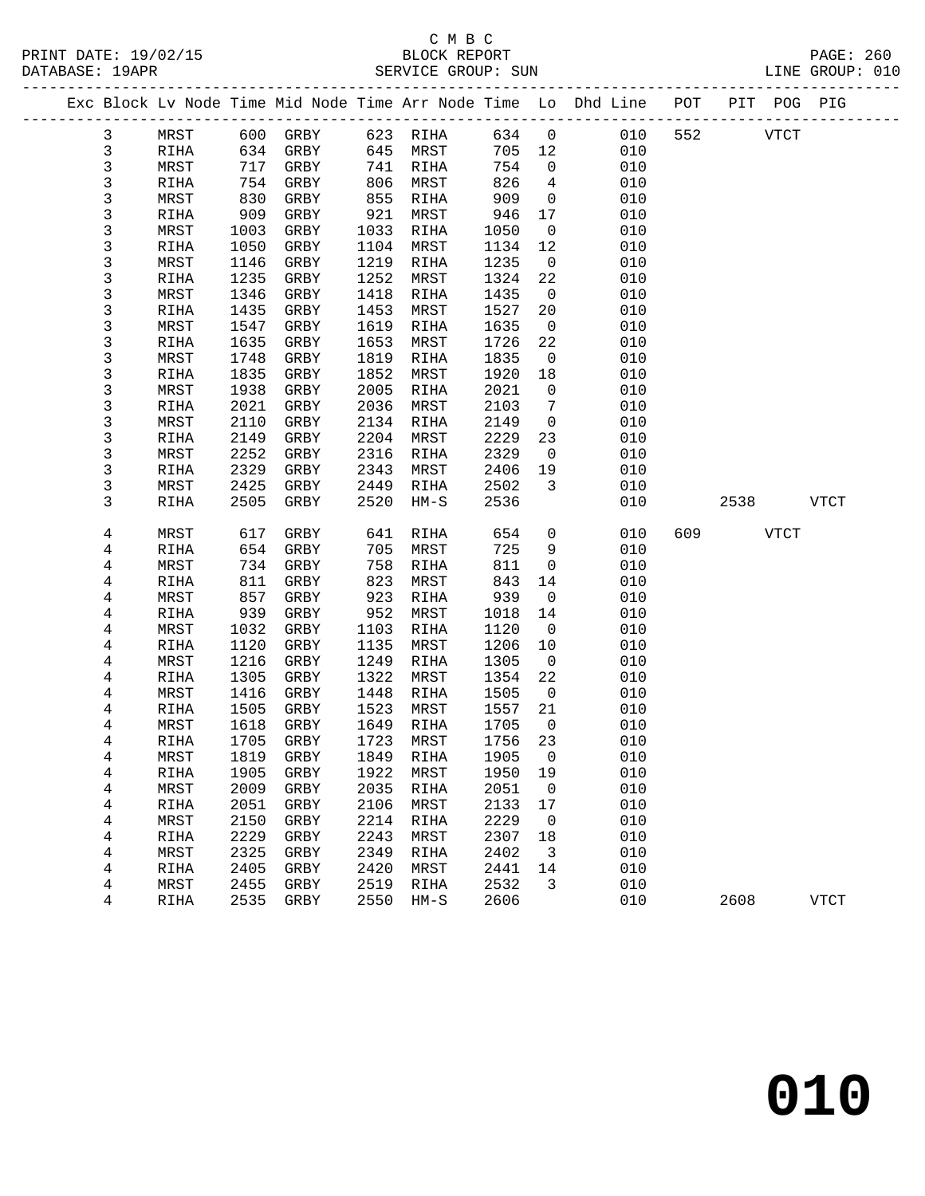C M B C

BLOCK REPORT

SERVICE GROUP: SUN

LINE GROUP: 010

| Exc | Block | Lv Node | Time | Mid Node | Time | Arr Node | Time | Lo | Dhd Line | POT | PIT | POG | PIG |
|---|---|---|---|---|---|---|---|---|---|---|---|---|---|
| | 3 | MRST | 600 | GRBY | 623 | RIHA | 634 | 0 | 010 | 552 | | VTCT | |
| | 3 | RIHA | 634 | GRBY | 645 | MRST | 705 | 12 | 010 | | | | |
| | 3 | MRST | 717 | GRBY | 741 | RIHA | 754 | 0 | 010 | | | | |
| | 3 | RIHA | 754 | GRBY | 806 | MRST | 826 | 4 | 010 | | | | |
| | 3 | MRST | 830 | GRBY | 855 | RIHA | 909 | 0 | 010 | | | | |
| | 3 | RIHA | 909 | GRBY | 921 | MRST | 946 | 17 | 010 | | | | |
| | 3 | MRST | 1003 | GRBY | 1033 | RIHA | 1050 | 0 | 010 | | | | |
| | 3 | RIHA | 1050 | GRBY | 1104 | MRST | 1134 | 12 | 010 | | | | |
| | 3 | MRST | 1146 | GRBY | 1219 | RIHA | 1235 | 0 | 010 | | | | |
| | 3 | RIHA | 1235 | GRBY | 1252 | MRST | 1324 | 22 | 010 | | | | |
| | 3 | MRST | 1346 | GRBY | 1418 | RIHA | 1435 | 0 | 010 | | | | |
| | 3 | RIHA | 1435 | GRBY | 1453 | MRST | 1527 | 20 | 010 | | | | |
| | 3 | MRST | 1547 | GRBY | 1619 | RIHA | 1635 | 0 | 010 | | | | |
| | 3 | RIHA | 1635 | GRBY | 1653 | MRST | 1726 | 22 | 010 | | | | |
| | 3 | MRST | 1748 | GRBY | 1819 | RIHA | 1835 | 0 | 010 | | | | |
| | 3 | RIHA | 1835 | GRBY | 1852 | MRST | 1920 | 18 | 010 | | | | |
| | 3 | MRST | 1938 | GRBY | 2005 | RIHA | 2021 | 0 | 010 | | | | |
| | 3 | RIHA | 2021 | GRBY | 2036 | MRST | 2103 | 7 | 010 | | | | |
| | 3 | MRST | 2110 | GRBY | 2134 | RIHA | 2149 | 0 | 010 | | | | |
| | 3 | RIHA | 2149 | GRBY | 2204 | MRST | 2229 | 23 | 010 | | | | |
| | 3 | MRST | 2252 | GRBY | 2316 | RIHA | 2329 | 0 | 010 | | | | |
| | 3 | RIHA | 2329 | GRBY | 2343 | MRST | 2406 | 19 | 010 | | | | |
| | 3 | MRST | 2425 | GRBY | 2449 | RIHA | 2502 | 3 | 010 | | | | |
| | 3 | RIHA | 2505 | GRBY | 2520 | HM-S | 2536 | | 010 | | 2538 | | VTCT |
| | 4 | MRST | 617 | GRBY | 641 | RIHA | 654 | 0 | 010 | 609 | | VTCT | |
| | 4 | RIHA | 654 | GRBY | 705 | MRST | 725 | 9 | 010 | | | | |
| | 4 | MRST | 734 | GRBY | 758 | RIHA | 811 | 0 | 010 | | | | |
| | 4 | RIHA | 811 | GRBY | 823 | MRST | 843 | 14 | 010 | | | | |
| | 4 | MRST | 857 | GRBY | 923 | RIHA | 939 | 0 | 010 | | | | |
| | 4 | RIHA | 939 | GRBY | 952 | MRST | 1018 | 14 | 010 | | | | |
| | 4 | MRST | 1032 | GRBY | 1103 | RIHA | 1120 | 0 | 010 | | | | |
| | 4 | RIHA | 1120 | GRBY | 1135 | MRST | 1206 | 10 | 010 | | | | |
| | 4 | MRST | 1216 | GRBY | 1249 | RIHA | 1305 | 0 | 010 | | | | |
| | 4 | RIHA | 1305 | GRBY | 1322 | MRST | 1354 | 22 | 010 | | | | |
| | 4 | MRST | 1416 | GRBY | 1448 | RIHA | 1505 | 0 | 010 | | | | |
| | 4 | RIHA | 1505 | GRBY | 1523 | MRST | 1557 | 21 | 010 | | | | |
| | 4 | MRST | 1618 | GRBY | 1649 | RIHA | 1705 | 0 | 010 | | | | |
| | 4 | RIHA | 1705 | GRBY | 1723 | MRST | 1756 | 23 | 010 | | | | |
| | 4 | MRST | 1819 | GRBY | 1849 | RIHA | 1905 | 0 | 010 | | | | |
| | 4 | RIHA | 1905 | GRBY | 1922 | MRST | 1950 | 19 | 010 | | | | |
| | 4 | MRST | 2009 | GRBY | 2035 | RIHA | 2051 | 0 | 010 | | | | |
| | 4 | RIHA | 2051 | GRBY | 2106 | MRST | 2133 | 17 | 010 | | | | |
| | 4 | MRST | 2150 | GRBY | 2214 | RIHA | 2229 | 0 | 010 | | | | |
| | 4 | RIHA | 2229 | GRBY | 2243 | MRST | 2307 | 18 | 010 | | | | |
| | 4 | MRST | 2325 | GRBY | 2349 | RIHA | 2402 | 3 | 010 | | | | |
| | 4 | RIHA | 2405 | GRBY | 2420 | MRST | 2441 | 14 | 010 | | | | |
| | 4 | MRST | 2455 | GRBY | 2519 | RIHA | 2532 | 3 | 010 | | | | |
| | 4 | RIHA | 2535 | GRBY | 2550 | HM-S | 2606 | | 010 | | 2608 | | VTCT |

# 010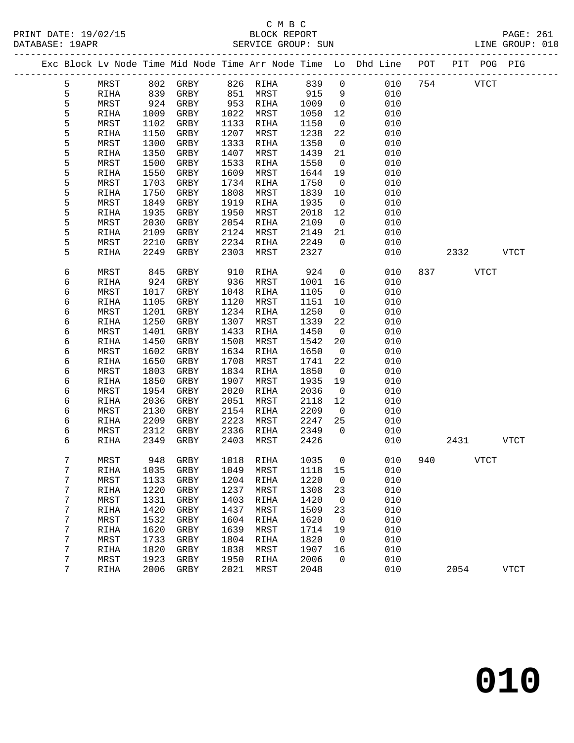C M B C

BLOCK REPORT

SERVICE GROUP: SUN

LINE GROUP: 010

| Exc | Block | Lv | Node | Time | Mid Node | Time | Arr Node | Time | Lo | Dhd Line | POT | PIT | POG | PIG |
|---|---|---|---|---|---|---|---|---|---|---|---|---|---|---|
| | 5 | | MRST | 802 | GRBY | 826 | RIHA | 839 | 0 | 010 | 754 | | VTCT | |
| | 5 | | RIHA | 839 | GRBY | 851 | MRST | 915 | 9 | 010 | | | | |
| | 5 | | MRST | 924 | GRBY | 953 | RIHA | 1009 | 0 | 010 | | | | |
| | 5 | | RIHA | 1009 | GRBY | 1022 | MRST | 1050 | 12 | 010 | | | | |
| | 5 | | MRST | 1102 | GRBY | 1133 | RIHA | 1150 | 0 | 010 | | | | |
| | 5 | | RIHA | 1150 | GRBY | 1207 | MRST | 1238 | 22 | 010 | | | | |
| | 5 | | MRST | 1300 | GRBY | 1333 | RIHA | 1350 | 0 | 010 | | | | |
| | 5 | | RIHA | 1350 | GRBY | 1407 | MRST | 1439 | 21 | 010 | | | | |
| | 5 | | MRST | 1500 | GRBY | 1533 | RIHA | 1550 | 0 | 010 | | | | |
| | 5 | | RIHA | 1550 | GRBY | 1609 | MRST | 1644 | 19 | 010 | | | | |
| | 5 | | MRST | 1703 | GRBY | 1734 | RIHA | 1750 | 0 | 010 | | | | |
| | 5 | | RIHA | 1750 | GRBY | 1808 | MRST | 1839 | 10 | 010 | | | | |
| | 5 | | MRST | 1849 | GRBY | 1919 | RIHA | 1935 | 0 | 010 | | | | |
| | 5 | | RIHA | 1935 | GRBY | 1950 | MRST | 2018 | 12 | 010 | | | | |
| | 5 | | MRST | 2030 | GRBY | 2054 | RIHA | 2109 | 0 | 010 | | | | |
| | 5 | | RIHA | 2109 | GRBY | 2124 | MRST | 2149 | 21 | 010 | | | | |
| | 5 | | MRST | 2210 | GRBY | 2234 | RIHA | 2249 | 0 | 010 | | | | |
| | 5 | | RIHA | 2249 | GRBY | 2303 | MRST | 2327 | | 010 | | 2332 | | VTCT |
| | 6 | | MRST | 845 | GRBY | 910 | RIHA | 924 | 0 | 010 | 837 | | VTCT | |
| | 6 | | RIHA | 924 | GRBY | 936 | MRST | 1001 | 16 | 010 | | | | |
| | 6 | | MRST | 1017 | GRBY | 1048 | RIHA | 1105 | 0 | 010 | | | | |
| | 6 | | RIHA | 1105 | GRBY | 1120 | MRST | 1151 | 10 | 010 | | | | |
| | 6 | | MRST | 1201 | GRBY | 1234 | RIHA | 1250 | 0 | 010 | | | | |
| | 6 | | RIHA | 1250 | GRBY | 1307 | MRST | 1339 | 22 | 010 | | | | |
| | 6 | | MRST | 1401 | GRBY | 1433 | RIHA | 1450 | 0 | 010 | | | | |
| | 6 | | RIHA | 1450 | GRBY | 1508 | MRST | 1542 | 20 | 010 | | | | |
| | 6 | | MRST | 1602 | GRBY | 1634 | RIHA | 1650 | 0 | 010 | | | | |
| | 6 | | RIHA | 1650 | GRBY | 1708 | MRST | 1741 | 22 | 010 | | | | |
| | 6 | | MRST | 1803 | GRBY | 1834 | RIHA | 1850 | 0 | 010 | | | | |
| | 6 | | RIHA | 1850 | GRBY | 1907 | MRST | 1935 | 19 | 010 | | | | |
| | 6 | | MRST | 1954 | GRBY | 2020 | RIHA | 2036 | 0 | 010 | | | | |
| | 6 | | RIHA | 2036 | GRBY | 2051 | MRST | 2118 | 12 | 010 | | | | |
| | 6 | | MRST | 2130 | GRBY | 2154 | RIHA | 2209 | 0 | 010 | | | | |
| | 6 | | RIHA | 2209 | GRBY | 2223 | MRST | 2247 | 25 | 010 | | | | |
| | 6 | | MRST | 2312 | GRBY | 2336 | RIHA | 2349 | 0 | 010 | | | | |
| | 6 | | RIHA | 2349 | GRBY | 2403 | MRST | 2426 | | 010 | | 2431 | | VTCT |
| | 7 | | MRST | 948 | GRBY | 1018 | RIHA | 1035 | 0 | 010 | 940 | | VTCT | |
| | 7 | | RIHA | 1035 | GRBY | 1049 | MRST | 1118 | 15 | 010 | | | | |
| | 7 | | MRST | 1133 | GRBY | 1204 | RIHA | 1220 | 0 | 010 | | | | |
| | 7 | | RIHA | 1220 | GRBY | 1237 | MRST | 1308 | 23 | 010 | | | | |
| | 7 | | MRST | 1331 | GRBY | 1403 | RIHA | 1420 | 0 | 010 | | | | |
| | 7 | | RIHA | 1420 | GRBY | 1437 | MRST | 1509 | 23 | 010 | | | | |
| | 7 | | MRST | 1532 | GRBY | 1604 | RIHA | 1620 | 0 | 010 | | | | |
| | 7 | | RIHA | 1620 | GRBY | 1639 | MRST | 1714 | 19 | 010 | | | | |
| | 7 | | MRST | 1733 | GRBY | 1804 | RIHA | 1820 | 0 | 010 | | | | |
| | 7 | | RIHA | 1820 | GRBY | 1838 | MRST | 1907 | 16 | 010 | | | | |
| | 7 | | MRST | 1923 | GRBY | 1950 | RIHA | 2006 | 0 | 010 | | | | |
| | 7 | | RIHA | 2006 | GRBY | 2021 | MRST | 2048 | | 010 | | 2054 | | VTCT |

**010**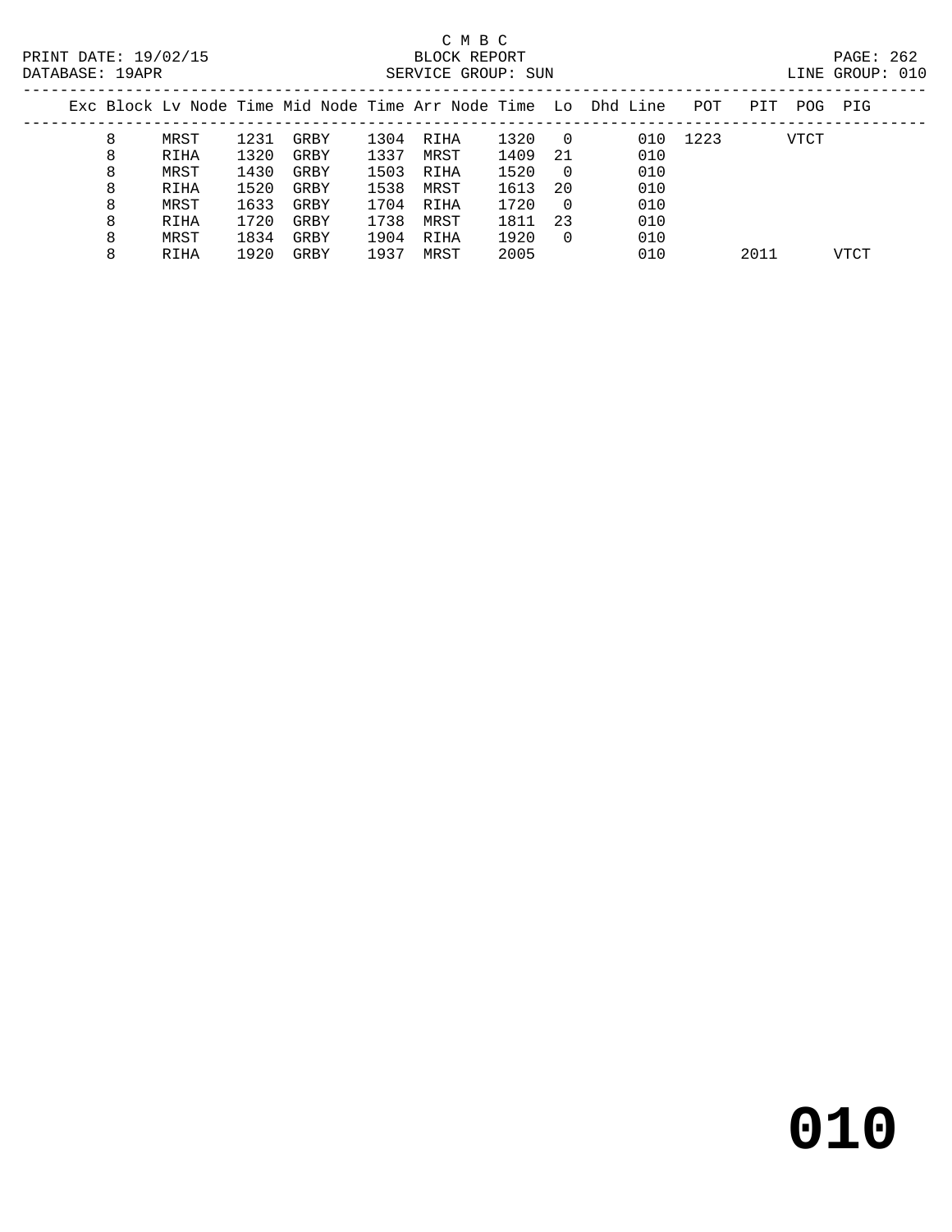C M B C
BLOCK REPORT
SERVICE GROUP: SUN

PRINT DATE: 19/02/15
DATABASE: 19APR

LINE GROUP: 010

| Exc | Block | Lv | Node | Time | Mid Node | Time | Arr Node | Time | Lo | Dhd | Line | POT | PIT | POG | PIG |
|---|---|---|---|---|---|---|---|---|---|---|---|---|---|---|---|
| | 8 | | MRST | 1231 | GRBY | 1304 | RIHA | 1320 | 0 | | 010 | 1223 | | VTCT | |
| | 8 | | RIHA | 1320 | GRBY | 1337 | MRST | 1409 | 21 | | 010 | | | | |
| | 8 | | MRST | 1430 | GRBY | 1503 | RIHA | 1520 | 0 | | 010 | | | | |
| | 8 | | RIHA | 1520 | GRBY | 1538 | MRST | 1613 | 20 | | 010 | | | | |
| | 8 | | MRST | 1633 | GRBY | 1704 | RIHA | 1720 | 0 | | 010 | | | | |
| | 8 | | RIHA | 1720 | GRBY | 1738 | MRST | 1811 | 23 | | 010 | | | | |
| | 8 | | MRST | 1834 | GRBY | 1904 | RIHA | 1920 | 0 | | 010 | | | | |
| | 8 | | RIHA | 1920 | GRBY | 1937 | MRST | 2005 | | | 010 | | 2011 | | VTCT |

**010**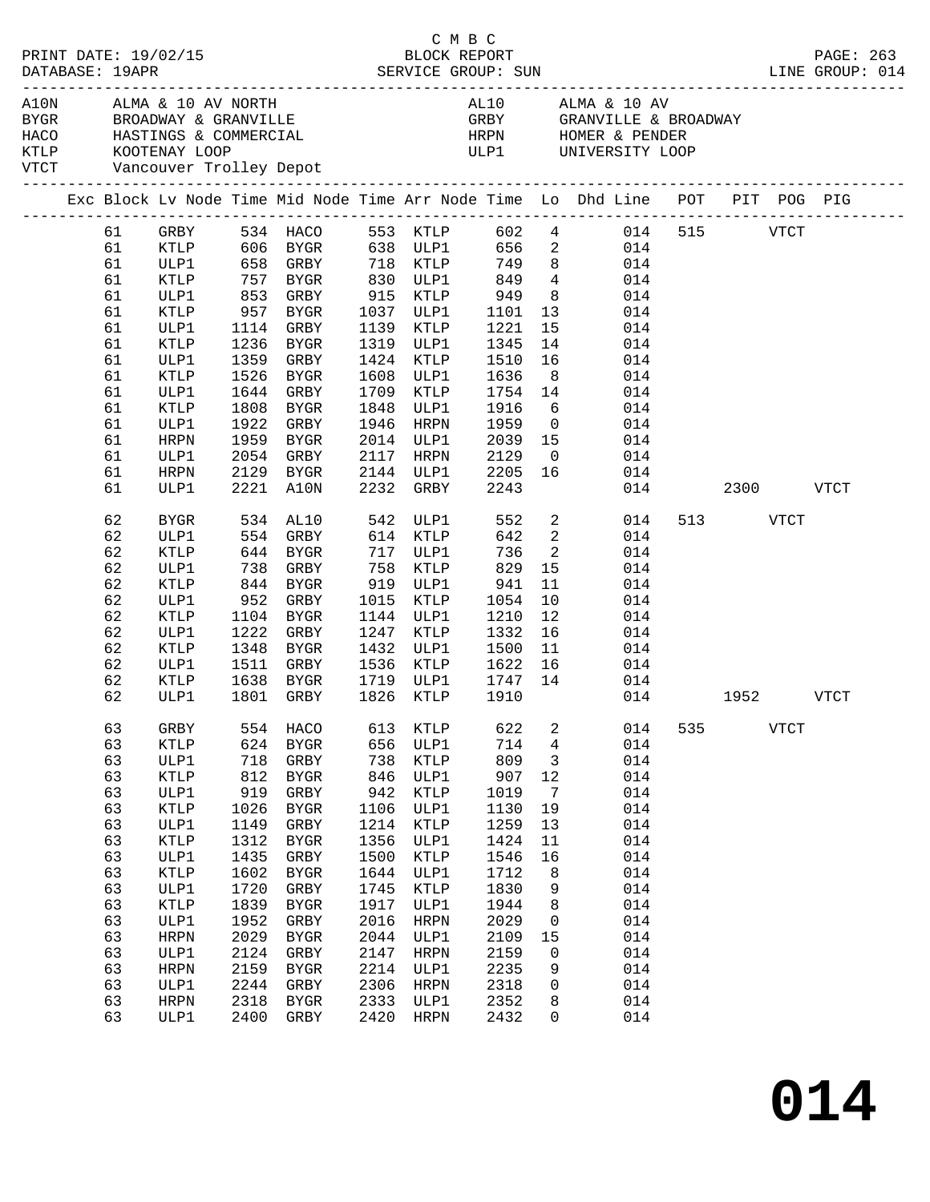C M B C

PRINT DATE: 19/02/15 BLOCK REPORT

DATABASE: 19APR SERVICE GROUP: SUN LINE GROUP: 014

| Code | Name | Code | Name |
|---|---|---|---|
| A10N | ALMA & 10 AV NORTH | AL10 | ALMA & 10 AV |
| BYGR | BROADWAY & GRANVILLE | GRBY | GRANVILLE & BROADWAY |
| HACO | HASTINGS & COMMERCIAL | HRPN | HOMER & PENDER |
| KTLP | KOOTENAY LOOP | ULP1 | UNIVERSITY LOOP |
| VTCT | Vancouver Trolley Depot | | |

| Exc | Block | Lv Node | Time | Mid Node | Time | Arr Node | Time | Lo | Dhd Line | POT | PIT | POG | PIG |
|---|---|---|---|---|---|---|---|---|---|---|---|---|---|
| | 61 | GRBY | 534 | HACO | 553 | KTLP | 602 | 4 | 014 | 515 | | VTCT | |
| | 61 | KTLP | 606 | BYGR | 638 | ULP1 | 656 | 2 | 014 | | | | |
| | 61 | ULP1 | 658 | GRBY | 718 | KTLP | 749 | 8 | 014 | | | | |
| | 61 | KTLP | 757 | BYGR | 830 | ULP1 | 849 | 4 | 014 | | | | |
| | 61 | ULP1 | 853 | GRBY | 915 | KTLP | 949 | 8 | 014 | | | | |
| | 61 | KTLP | 957 | BYGR | 1037 | ULP1 | 1101 | 13 | 014 | | | | |
| | 61 | ULP1 | 1114 | GRBY | 1139 | KTLP | 1221 | 15 | 014 | | | | |
| | 61 | KTLP | 1236 | BYGR | 1319 | ULP1 | 1345 | 14 | 014 | | | | |
| | 61 | ULP1 | 1359 | GRBY | 1424 | KTLP | 1510 | 16 | 014 | | | | |
| | 61 | KTLP | 1526 | BYGR | 1608 | ULP1 | 1636 | 8 | 014 | | | | |
| | 61 | ULP1 | 1644 | GRBY | 1709 | KTLP | 1754 | 14 | 014 | | | | |
| | 61 | KTLP | 1808 | BYGR | 1848 | ULP1 | 1916 | 6 | 014 | | | | |
| | 61 | ULP1 | 1922 | GRBY | 1946 | HRPN | 1959 | 0 | 014 | | | | |
| | 61 | HRPN | 1959 | BYGR | 2014 | ULP1 | 2039 | 15 | 014 | | | | |
| | 61 | ULP1 | 2054 | GRBY | 2117 | HRPN | 2129 | 0 | 014 | | | | |
| | 61 | HRPN | 2129 | BYGR | 2144 | ULP1 | 2205 | 16 | 014 | | | | |
| | 61 | ULP1 | 2221 | A10N | 2232 | GRBY | 2243 | | 014 | | 2300 | | VTCT |
| | 62 | BYGR | 534 | AL10 | 542 | ULP1 | 552 | 2 | 014 | 513 | | VTCT | |
| | 62 | ULP1 | 554 | GRBY | 614 | KTLP | 642 | 2 | 014 | | | | |
| | 62 | KTLP | 644 | BYGR | 717 | ULP1 | 736 | 2 | 014 | | | | |
| | 62 | ULP1 | 738 | GRBY | 758 | KTLP | 829 | 15 | 014 | | | | |
| | 62 | KTLP | 844 | BYGR | 919 | ULP1 | 941 | 11 | 014 | | | | |
| | 62 | ULP1 | 952 | GRBY | 1015 | KTLP | 1054 | 10 | 014 | | | | |
| | 62 | KTLP | 1104 | BYGR | 1144 | ULP1 | 1210 | 12 | 014 | | | | |
| | 62 | ULP1 | 1222 | GRBY | 1247 | KTLP | 1332 | 16 | 014 | | | | |
| | 62 | KTLP | 1348 | BYGR | 1432 | ULP1 | 1500 | 11 | 014 | | | | |
| | 62 | ULP1 | 1511 | GRBY | 1536 | KTLP | 1622 | 16 | 014 | | | | |
| | 62 | KTLP | 1638 | BYGR | 1719 | ULP1 | 1747 | 14 | 014 | | | | |
| | 62 | ULP1 | 1801 | GRBY | 1826 | KTLP | 1910 | | 014 | | 1952 | | VTCT |
| | 63 | GRBY | 554 | HACO | 613 | KTLP | 622 | 2 | 014 | 535 | | VTCT | |
| | 63 | KTLP | 624 | BYGR | 656 | ULP1 | 714 | 4 | 014 | | | | |
| | 63 | ULP1 | 718 | GRBY | 738 | KTLP | 809 | 3 | 014 | | | | |
| | 63 | KTLP | 812 | BYGR | 846 | ULP1 | 907 | 12 | 014 | | | | |
| | 63 | ULP1 | 919 | GRBY | 942 | KTLP | 1019 | 7 | 014 | | | | |
| | 63 | KTLP | 1026 | BYGR | 1106 | ULP1 | 1130 | 19 | 014 | | | | |
| | 63 | ULP1 | 1149 | GRBY | 1214 | KTLP | 1259 | 13 | 014 | | | | |
| | 63 | KTLP | 1312 | BYGR | 1356 | ULP1 | 1424 | 11 | 014 | | | | |
| | 63 | ULP1 | 1435 | GRBY | 1500 | KTLP | 1546 | 16 | 014 | | | | |
| | 63 | KTLP | 1602 | BYGR | 1644 | ULP1 | 1712 | 8 | 014 | | | | |
| | 63 | ULP1 | 1720 | GRBY | 1745 | KTLP | 1830 | 9 | 014 | | | | |
| | 63 | KTLP | 1839 | BYGR | 1917 | ULP1 | 1944 | 8 | 014 | | | | |
| | 63 | ULP1 | 1952 | GRBY | 2016 | HRPN | 2029 | 0 | 014 | | | | |
| | 63 | HRPN | 2029 | BYGR | 2044 | ULP1 | 2109 | 15 | 014 | | | | |
| | 63 | ULP1 | 2124 | GRBY | 2147 | HRPN | 2159 | 0 | 014 | | | | |
| | 63 | HRPN | 2159 | BYGR | 2214 | ULP1 | 2235 | 9 | 014 | | | | |
| | 63 | ULP1 | 2244 | GRBY | 2306 | HRPN | 2318 | 0 | 014 | | | | |
| | 63 | HRPN | 2318 | BYGR | 2333 | ULP1 | 2352 | 8 | 014 | | | | |
| | 63 | ULP1 | 2400 | GRBY | 2420 | HRPN | 2432 | 0 | 014 | | | | |

# 014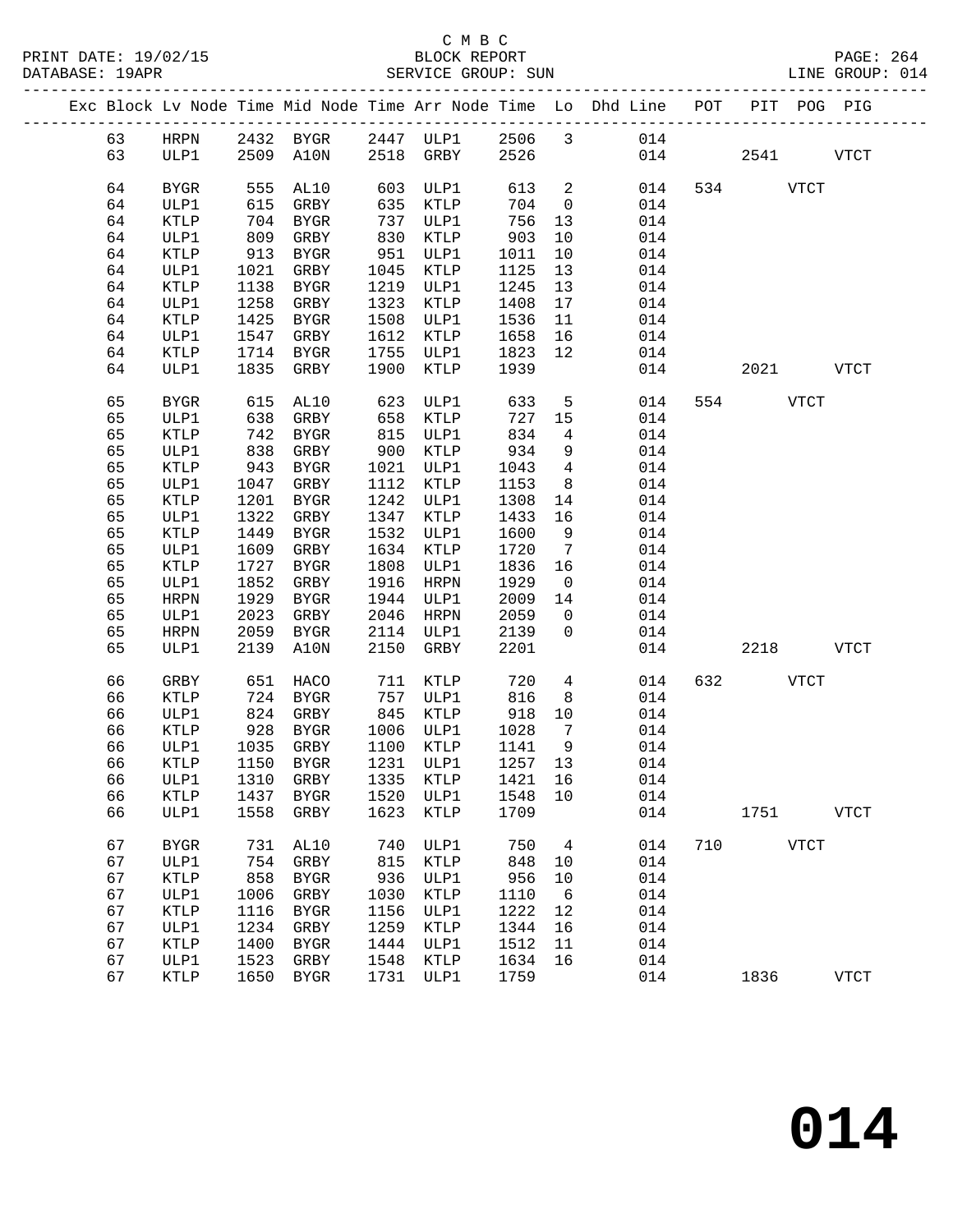C M B C

BLOCK REPORT

SERVICE GROUP: SUN

PRINT DATE: 19/02/15
DATABASE: 19APR

LINE GROUP: 014

| Exc | Block | Lv | Node | Time | Mid Node | Time | Arr Node | Time | Lo | Dhd Line | POT | PIT | POG | PIG |
|---|---|---|---|---|---|---|---|---|---|---|---|---|---|---|
| | 63 | | HRPN | 2432 | BYGR | 2447 | ULP1 | 2506 | 3 | 014 | | | | |
| | 63 | | ULP1 | 2509 | A10N | 2518 | GRBY | 2526 | | 014 | | 2541 | | VTCT |
| | 64 | | BYGR | 555 | AL10 | 603 | ULP1 | 613 | 2 | 014 | 534 | | VTCT | |
| | 64 | | ULP1 | 615 | GRBY | 635 | KTLP | 704 | 0 | 014 | | | | |
| | 64 | | KTLP | 704 | BYGR | 737 | ULP1 | 756 | 13 | 014 | | | | |
| | 64 | | ULP1 | 809 | GRBY | 830 | KTLP | 903 | 10 | 014 | | | | |
| | 64 | | KTLP | 913 | BYGR | 951 | ULP1 | 1011 | 10 | 014 | | | | |
| | 64 | | ULP1 | 1021 | GRBY | 1045 | KTLP | 1125 | 13 | 014 | | | | |
| | 64 | | KTLP | 1138 | BYGR | 1219 | ULP1 | 1245 | 13 | 014 | | | | |
| | 64 | | ULP1 | 1258 | GRBY | 1323 | KTLP | 1408 | 17 | 014 | | | | |
| | 64 | | KTLP | 1425 | BYGR | 1508 | ULP1 | 1536 | 11 | 014 | | | | |
| | 64 | | ULP1 | 1547 | GRBY | 1612 | KTLP | 1658 | 16 | 014 | | | | |
| | 64 | | KTLP | 1714 | BYGR | 1755 | ULP1 | 1823 | 12 | 014 | | | | |
| | 64 | | ULP1 | 1835 | GRBY | 1900 | KTLP | 1939 | | 014 | | 2021 | | VTCT |
| | 65 | | BYGR | 615 | AL10 | 623 | ULP1 | 633 | 5 | 014 | 554 | | VTCT | |
| | 65 | | ULP1 | 638 | GRBY | 658 | KTLP | 727 | 15 | 014 | | | | |
| | 65 | | KTLP | 742 | BYGR | 815 | ULP1 | 834 | 4 | 014 | | | | |
| | 65 | | ULP1 | 838 | GRBY | 900 | KTLP | 934 | 9 | 014 | | | | |
| | 65 | | KTLP | 943 | BYGR | 1021 | ULP1 | 1043 | 4 | 014 | | | | |
| | 65 | | ULP1 | 1047 | GRBY | 1112 | KTLP | 1153 | 8 | 014 | | | | |
| | 65 | | KTLP | 1201 | BYGR | 1242 | ULP1 | 1308 | 14 | 014 | | | | |
| | 65 | | ULP1 | 1322 | GRBY | 1347 | KTLP | 1433 | 16 | 014 | | | | |
| | 65 | | KTLP | 1449 | BYGR | 1532 | ULP1 | 1600 | 9 | 014 | | | | |
| | 65 | | ULP1 | 1609 | GRBY | 1634 | KTLP | 1720 | 7 | 014 | | | | |
| | 65 | | KTLP | 1727 | BYGR | 1808 | ULP1 | 1836 | 16 | 014 | | | | |
| | 65 | | ULP1 | 1852 | GRBY | 1916 | HRPN | 1929 | 0 | 014 | | | | |
| | 65 | | HRPN | 1929 | BYGR | 1944 | ULP1 | 2009 | 14 | 014 | | | | |
| | 65 | | ULP1 | 2023 | GRBY | 2046 | HRPN | 2059 | 0 | 014 | | | | |
| | 65 | | HRPN | 2059 | BYGR | 2114 | ULP1 | 2139 | 0 | 014 | | | | |
| | 65 | | ULP1 | 2139 | A10N | 2150 | GRBY | 2201 | | 014 | | 2218 | | VTCT |
| | 66 | | GRBY | 651 | HACO | 711 | KTLP | 720 | 4 | 014 | 632 | | VTCT | |
| | 66 | | KTLP | 724 | BYGR | 757 | ULP1 | 816 | 8 | 014 | | | | |
| | 66 | | ULP1 | 824 | GRBY | 845 | KTLP | 918 | 10 | 014 | | | | |
| | 66 | | KTLP | 928 | BYGR | 1006 | ULP1 | 1028 | 7 | 014 | | | | |
| | 66 | | ULP1 | 1035 | GRBY | 1100 | KTLP | 1141 | 9 | 014 | | | | |
| | 66 | | KTLP | 1150 | BYGR | 1231 | ULP1 | 1257 | 13 | 014 | | | | |
| | 66 | | ULP1 | 1310 | GRBY | 1335 | KTLP | 1421 | 16 | 014 | | | | |
| | 66 | | KTLP | 1437 | BYGR | 1520 | ULP1 | 1548 | 10 | 014 | | | | |
| | 66 | | ULP1 | 1558 | GRBY | 1623 | KTLP | 1709 | | 014 | | 1751 | | VTCT |
| | 67 | | BYGR | 731 | AL10 | 740 | ULP1 | 750 | 4 | 014 | 710 | | VTCT | |
| | 67 | | ULP1 | 754 | GRBY | 815 | KTLP | 848 | 10 | 014 | | | | |
| | 67 | | KTLP | 858 | BYGR | 936 | ULP1 | 956 | 10 | 014 | | | | |
| | 67 | | ULP1 | 1006 | GRBY | 1030 | KTLP | 1110 | 6 | 014 | | | | |
| | 67 | | KTLP | 1116 | BYGR | 1156 | ULP1 | 1222 | 12 | 014 | | | | |
| | 67 | | ULP1 | 1234 | GRBY | 1259 | KTLP | 1344 | 16 | 014 | | | | |
| | 67 | | KTLP | 1400 | BYGR | 1444 | ULP1 | 1512 | 11 | 014 | | | | |
| | 67 | | ULP1 | 1523 | GRBY | 1548 | KTLP | 1634 | 16 | 014 | | | | |
| | 67 | | KTLP | 1650 | BYGR | 1731 | ULP1 | 1759 | | 014 | | 1836 | | VTCT |

# 014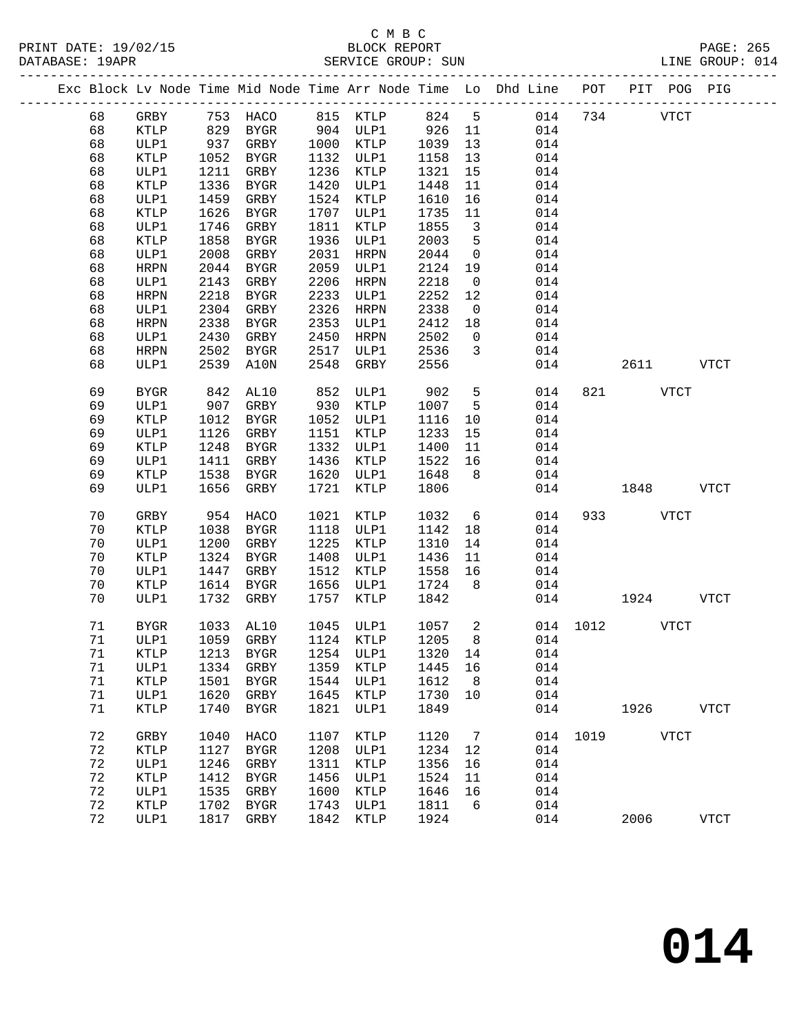C M B C

PRINT DATE: 19/02/15 BLOCK REPORT
DATABASE: 19APR SERVICE GROUP: SUN LINE GROUP: 014

| Exc | Block | Lv | Node | Time | Mid Node | Time | Arr Node | Time | Lo | Dhd Line | POT | PIT | POG | PIG |
|---|---|---|---|---|---|---|---|---|---|---|---|---|---|---|
| | 68 | | GRBY | 753 | HACO | 815 | KTLP | 824 | 5 | 014 | 734 | | VTCT | |
| | 68 | | KTLP | 829 | BYGR | 904 | ULP1 | 926 | 11 | 014 | | | | |
| | 68 | | ULP1 | 937 | GRBY | 1000 | KTLP | 1039 | 13 | 014 | | | | |
| | 68 | | KTLP | 1052 | BYGR | 1132 | ULP1 | 1158 | 13 | 014 | | | | |
| | 68 | | ULP1 | 1211 | GRBY | 1236 | KTLP | 1321 | 15 | 014 | | | | |
| | 68 | | KTLP | 1336 | BYGR | 1420 | ULP1 | 1448 | 11 | 014 | | | | |
| | 68 | | ULP1 | 1459 | GRBY | 1524 | KTLP | 1610 | 16 | 014 | | | | |
| | 68 | | KTLP | 1626 | BYGR | 1707 | ULP1 | 1735 | 11 | 014 | | | | |
| | 68 | | ULP1 | 1746 | GRBY | 1811 | KTLP | 1855 | 3 | 014 | | | | |
| | 68 | | KTLP | 1858 | BYGR | 1936 | ULP1 | 2003 | 5 | 014 | | | | |
| | 68 | | ULP1 | 2008 | GRBY | 2031 | HRPN | 2044 | 0 | 014 | | | | |
| | 68 | | HRPN | 2044 | BYGR | 2059 | ULP1 | 2124 | 19 | 014 | | | | |
| | 68 | | ULP1 | 2143 | GRBY | 2206 | HRPN | 2218 | 0 | 014 | | | | |
| | 68 | | HRPN | 2218 | BYGR | 2233 | ULP1 | 2252 | 12 | 014 | | | | |
| | 68 | | ULP1 | 2304 | GRBY | 2326 | HRPN | 2338 | 0 | 014 | | | | |
| | 68 | | HRPN | 2338 | BYGR | 2353 | ULP1 | 2412 | 18 | 014 | | | | |
| | 68 | | ULP1 | 2430 | GRBY | 2450 | HRPN | 2502 | 0 | 014 | | | | |
| | 68 | | HRPN | 2502 | BYGR | 2517 | ULP1 | 2536 | 3 | 014 | | | | |
| | 68 | | ULP1 | 2539 | A10N | 2548 | GRBY | 2556 | | 014 | | 2611 | | VTCT |
| | 69 | | BYGR | 842 | AL10 | 852 | ULP1 | 902 | 5 | 014 | 821 | | VTCT | |
| | 69 | | ULP1 | 907 | GRBY | 930 | KTLP | 1007 | 5 | 014 | | | | |
| | 69 | | KTLP | 1012 | BYGR | 1052 | ULP1 | 1116 | 10 | 014 | | | | |
| | 69 | | ULP1 | 1126 | GRBY | 1151 | KTLP | 1233 | 15 | 014 | | | | |
| | 69 | | KTLP | 1248 | BYGR | 1332 | ULP1 | 1400 | 11 | 014 | | | | |
| | 69 | | ULP1 | 1411 | GRBY | 1436 | KTLP | 1522 | 16 | 014 | | | | |
| | 69 | | KTLP | 1538 | BYGR | 1620 | ULP1 | 1648 | 8 | 014 | | | | |
| | 69 | | ULP1 | 1656 | GRBY | 1721 | KTLP | 1806 | | 014 | | 1848 | | VTCT |
| | 70 | | GRBY | 954 | HACO | 1021 | KTLP | 1032 | 6 | 014 | 933 | | VTCT | |
| | 70 | | KTLP | 1038 | BYGR | 1118 | ULP1 | 1142 | 18 | 014 | | | | |
| | 70 | | ULP1 | 1200 | GRBY | 1225 | KTLP | 1310 | 14 | 014 | | | | |
| | 70 | | KTLP | 1324 | BYGR | 1408 | ULP1 | 1436 | 11 | 014 | | | | |
| | 70 | | ULP1 | 1447 | GRBY | 1512 | KTLP | 1558 | 16 | 014 | | | | |
| | 70 | | KTLP | 1614 | BYGR | 1656 | ULP1 | 1724 | 8 | 014 | | | | |
| | 70 | | ULP1 | 1732 | GRBY | 1757 | KTLP | 1842 | | 014 | | 1924 | | VTCT |
| | 71 | | BYGR | 1033 | AL10 | 1045 | ULP1 | 1057 | 2 | 014 | 1012 | | VTCT | |
| | 71 | | ULP1 | 1059 | GRBY | 1124 | KTLP | 1205 | 8 | 014 | | | | |
| | 71 | | KTLP | 1213 | BYGR | 1254 | ULP1 | 1320 | 14 | 014 | | | | |
| | 71 | | ULP1 | 1334 | GRBY | 1359 | KTLP | 1445 | 16 | 014 | | | | |
| | 71 | | KTLP | 1501 | BYGR | 1544 | ULP1 | 1612 | 8 | 014 | | | | |
| | 71 | | ULP1 | 1620 | GRBY | 1645 | KTLP | 1730 | 10 | 014 | | | | |
| | 71 | | KTLP | 1740 | BYGR | 1821 | ULP1 | 1849 | | 014 | | 1926 | | VTCT |
| | 72 | | GRBY | 1040 | HACO | 1107 | KTLP | 1120 | 7 | 014 | 1019 | | VTCT | |
| | 72 | | KTLP | 1127 | BYGR | 1208 | ULP1 | 1234 | 12 | 014 | | | | |
| | 72 | | ULP1 | 1246 | GRBY | 1311 | KTLP | 1356 | 16 | 014 | | | | |
| | 72 | | KTLP | 1412 | BYGR | 1456 | ULP1 | 1524 | 11 | 014 | | | | |
| | 72 | | ULP1 | 1535 | GRBY | 1600 | KTLP | 1646 | 16 | 014 | | | | |
| | 72 | | KTLP | 1702 | BYGR | 1743 | ULP1 | 1811 | 6 | 014 | | | | |
| | 72 | | ULP1 | 1817 | GRBY | 1842 | KTLP | 1924 | | 014 | | 2006 | | VTCT |

# 014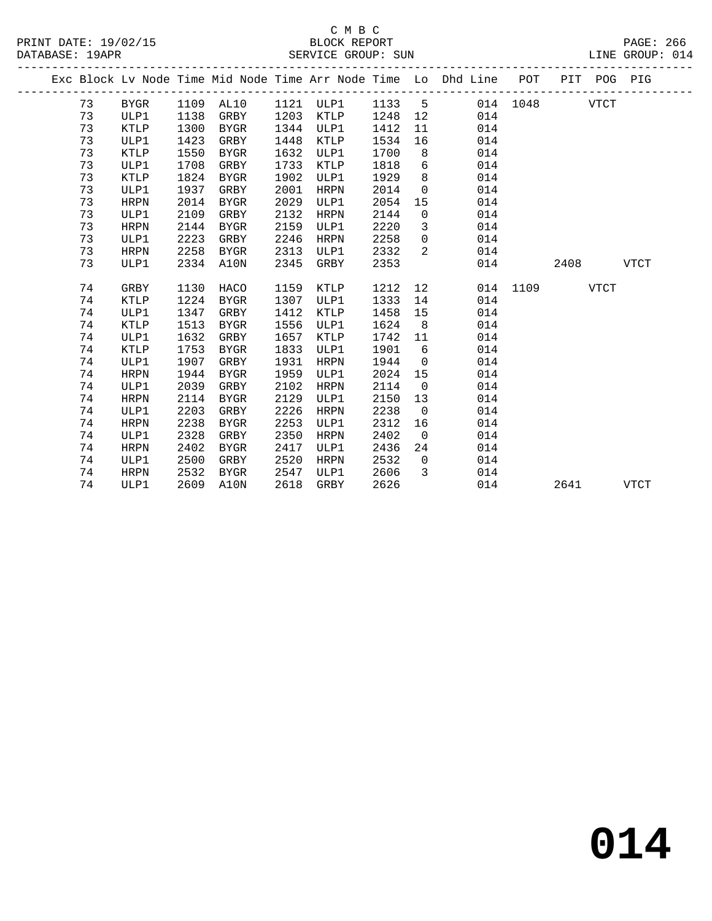C M B C

BLOCK REPORT

SERVICE GROUP: SUN

PRINT DATE: 19/02/15
DATABASE: 19APR
LINE GROUP: 014

| Exc | Block | Lv Node | Time | Mid Node | Time | Arr Node | Time | Lo | Dhd Line | POT | PIT | POG | PIG |
|---|---|---|---|---|---|---|---|---|---|---|---|---|---|
| | 73 | BYGR | 1109 | AL10 | 1121 | ULP1 | 1133 | 5 | 014 | 1048 | | VTCT | |
| | 73 | ULP1 | 1138 | GRBY | 1203 | KTLP | 1248 | 12 | 014 | | | | |
| | 73 | KTLP | 1300 | BYGR | 1344 | ULP1 | 1412 | 11 | 014 | | | | |
| | 73 | ULP1 | 1423 | GRBY | 1448 | KTLP | 1534 | 16 | 014 | | | | |
| | 73 | KTLP | 1550 | BYGR | 1632 | ULP1 | 1700 | 8 | 014 | | | | |
| | 73 | ULP1 | 1708 | GRBY | 1733 | KTLP | 1818 | 6 | 014 | | | | |
| | 73 | KTLP | 1824 | BYGR | 1902 | ULP1 | 1929 | 8 | 014 | | | | |
| | 73 | ULP1 | 1937 | GRBY | 2001 | HRPN | 2014 | 0 | 014 | | | | |
| | 73 | HRPN | 2014 | BYGR | 2029 | ULP1 | 2054 | 15 | 014 | | | | |
| | 73 | ULP1 | 2109 | GRBY | 2132 | HRPN | 2144 | 0 | 014 | | | | |
| | 73 | HRPN | 2144 | BYGR | 2159 | ULP1 | 2220 | 3 | 014 | | | | |
| | 73 | ULP1 | 2223 | GRBY | 2246 | HRPN | 2258 | 0 | 014 | | | | |
| | 73 | HRPN | 2258 | BYGR | 2313 | ULP1 | 2332 | 2 | 014 | | | | |
| | 73 | ULP1 | 2334 | A10N | 2345 | GRBY | 2353 | | 014 | | 2408 | | VTCT |
| | 74 | GRBY | 1130 | HACO | 1159 | KTLP | 1212 | 12 | 014 | 1109 | | VTCT | |
| | 74 | KTLP | 1224 | BYGR | 1307 | ULP1 | 1333 | 14 | 014 | | | | |
| | 74 | ULP1 | 1347 | GRBY | 1412 | KTLP | 1458 | 15 | 014 | | | | |
| | 74 | KTLP | 1513 | BYGR | 1556 | ULP1 | 1624 | 8 | 014 | | | | |
| | 74 | ULP1 | 1632 | GRBY | 1657 | KTLP | 1742 | 11 | 014 | | | | |
| | 74 | KTLP | 1753 | BYGR | 1833 | ULP1 | 1901 | 6 | 014 | | | | |
| | 74 | ULP1 | 1907 | GRBY | 1931 | HRPN | 1944 | 0 | 014 | | | | |
| | 74 | HRPN | 1944 | BYGR | 1959 | ULP1 | 2024 | 15 | 014 | | | | |
| | 74 | ULP1 | 2039 | GRBY | 2102 | HRPN | 2114 | 0 | 014 | | | | |
| | 74 | HRPN | 2114 | BYGR | 2129 | ULP1 | 2150 | 13 | 014 | | | | |
| | 74 | ULP1 | 2203 | GRBY | 2226 | HRPN | 2238 | 0 | 014 | | | | |
| | 74 | HRPN | 2238 | BYGR | 2253 | ULP1 | 2312 | 16 | 014 | | | | |
| | 74 | ULP1 | 2328 | GRBY | 2350 | HRPN | 2402 | 0 | 014 | | | | |
| | 74 | HRPN | 2402 | BYGR | 2417 | ULP1 | 2436 | 24 | 014 | | | | |
| | 74 | ULP1 | 2500 | GRBY | 2520 | HRPN | 2532 | 0 | 014 | | | | |
| | 74 | HRPN | 2532 | BYGR | 2547 | ULP1 | 2606 | 3 | 014 | | | | |
| | 74 | ULP1 | 2609 | A10N | 2618 | GRBY | 2626 | | 014 | | 2641 | | VTCT |

**014**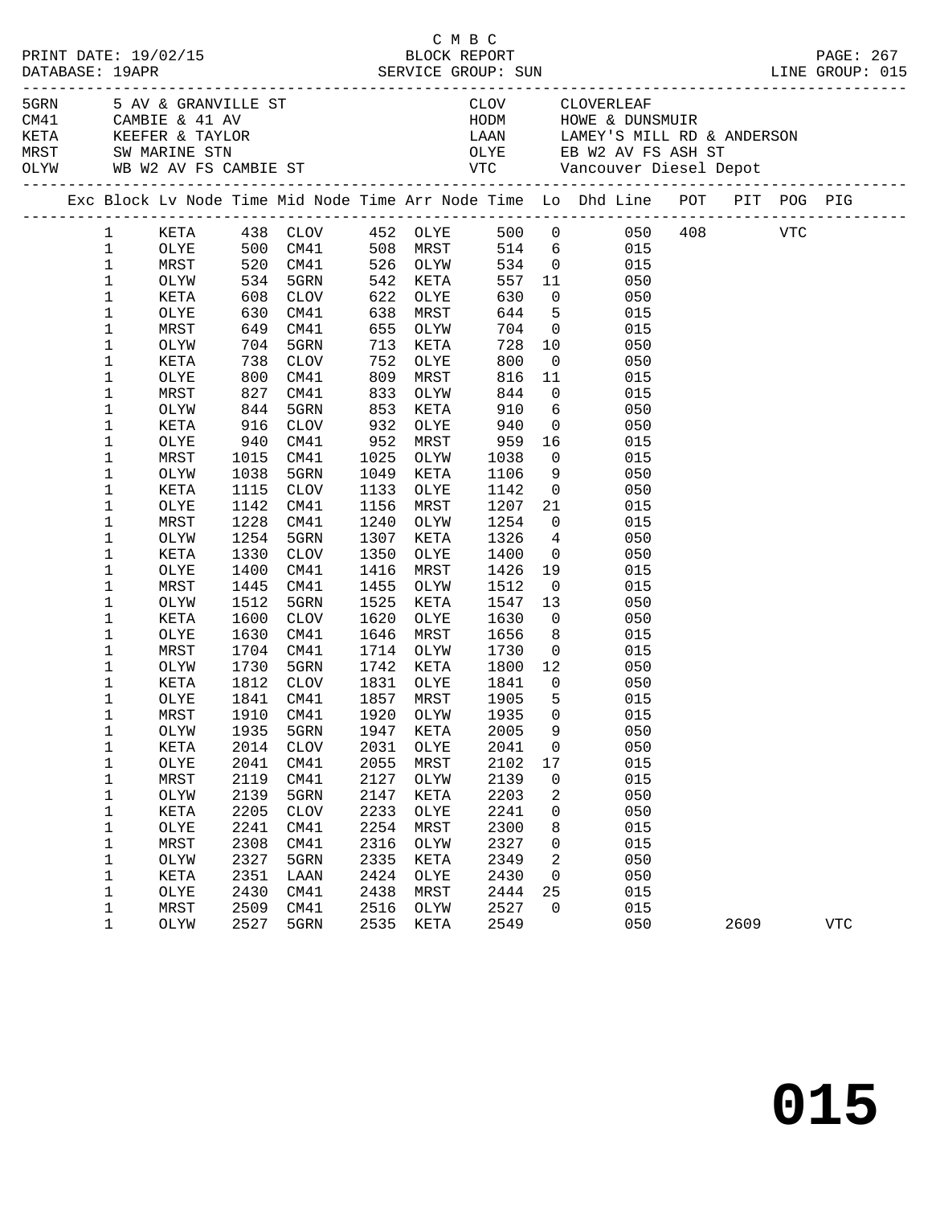C M B C

BLOCK REPORT

PRINT DATE: 19/02/15
DATABASE: 19APR
SERVICE GROUP: SUN
LINE GROUP: 015

| Code | Description | Code | Description |
|---|---|---|---|
| 5GRN | 5 AV & GRANVILLE ST | CLOV | CLOVERLEAF |
| CM41 | CAMBIE & 41 AV | HODM | HOWE & DUNSMUIR |
| KETA | KEEFER & TAYLOR | LAAN | LAMEY'S MILL RD & ANDERSON |
| MRST | SW MARINE STN | OLYE | EB W2 AV FS ASH ST |
| OLYW | WB W2 AV FS CAMBIE ST | VTC | Vancouver Diesel Depot |

| Exc | Block | Lv Node | Time | Mid Node | Time | Arr Node | Time | Lo | Dhd Line | POT | PIT | POG | PIG |
|---|---|---|---|---|---|---|---|---|---|---|---|---|---|
| | 1 | KETA | 438 | CLOV | 452 | OLYE | 500 | 0 | 050 | 408 | | VTC | |
| | 1 | OLYE | 500 | CM41 | 508 | MRST | 514 | 6 | 015 | | | | |
| | 1 | MRST | 520 | CM41 | 526 | OLYW | 534 | 0 | 015 | | | | |
| | 1 | OLYW | 534 | 5GRN | 542 | KETA | 557 | 11 | 050 | | | | |
| | 1 | KETA | 608 | CLOV | 622 | OLYE | 630 | 0 | 050 | | | | |
| | 1 | OLYE | 630 | CM41 | 638 | MRST | 644 | 5 | 015 | | | | |
| | 1 | MRST | 649 | CM41 | 655 | OLYW | 704 | 0 | 015 | | | | |
| | 1 | OLYW | 704 | 5GRN | 713 | KETA | 728 | 10 | 050 | | | | |
| | 1 | KETA | 738 | CLOV | 752 | OLYE | 800 | 0 | 050 | | | | |
| | 1 | OLYE | 800 | CM41 | 809 | MRST | 816 | 11 | 015 | | | | |
| | 1 | MRST | 827 | CM41 | 833 | OLYW | 844 | 0 | 015 | | | | |
| | 1 | OLYW | 844 | 5GRN | 853 | KETA | 910 | 6 | 050 | | | | |
| | 1 | KETA | 916 | CLOV | 932 | OLYE | 940 | 0 | 050 | | | | |
| | 1 | OLYE | 940 | CM41 | 952 | MRST | 959 | 16 | 015 | | | | |
| | 1 | MRST | 1015 | CM41 | 1025 | OLYW | 1038 | 0 | 015 | | | | |
| | 1 | OLYW | 1038 | 5GRN | 1049 | KETA | 1106 | 9 | 050 | | | | |
| | 1 | KETA | 1115 | CLOV | 1133 | OLYE | 1142 | 0 | 050 | | | | |
| | 1 | OLYE | 1142 | CM41 | 1156 | MRST | 1207 | 21 | 015 | | | | |
| | 1 | MRST | 1228 | CM41 | 1240 | OLYW | 1254 | 0 | 015 | | | | |
| | 1 | OLYW | 1254 | 5GRN | 1307 | KETA | 1326 | 4 | 050 | | | | |
| | 1 | KETA | 1330 | CLOV | 1350 | OLYE | 1400 | 0 | 050 | | | | |
| | 1 | OLYE | 1400 | CM41 | 1416 | MRST | 1426 | 19 | 015 | | | | |
| | 1 | MRST | 1445 | CM41 | 1455 | OLYW | 1512 | 0 | 015 | | | | |
| | 1 | OLYW | 1512 | 5GRN | 1525 | KETA | 1547 | 13 | 050 | | | | |
| | 1 | KETA | 1600 | CLOV | 1620 | OLYE | 1630 | 0 | 050 | | | | |
| | 1 | OLYE | 1630 | CM41 | 1646 | MRST | 1656 | 8 | 015 | | | | |
| | 1 | MRST | 1704 | CM41 | 1714 | OLYW | 1730 | 0 | 015 | | | | |
| | 1 | OLYW | 1730 | 5GRN | 1742 | KETA | 1800 | 12 | 050 | | | | |
| | 1 | KETA | 1812 | CLOV | 1831 | OLYE | 1841 | 0 | 050 | | | | |
| | 1 | OLYE | 1841 | CM41 | 1857 | MRST | 1905 | 5 | 015 | | | | |
| | 1 | MRST | 1910 | CM41 | 1920 | OLYW | 1935 | 0 | 015 | | | | |
| | 1 | OLYW | 1935 | 5GRN | 1947 | KETA | 2005 | 9 | 050 | | | | |
| | 1 | KETA | 2014 | CLOV | 2031 | OLYE | 2041 | 0 | 050 | | | | |
| | 1 | OLYE | 2041 | CM41 | 2055 | MRST | 2102 | 17 | 015 | | | | |
| | 1 | MRST | 2119 | CM41 | 2127 | OLYW | 2139 | 0 | 015 | | | | |
| | 1 | OLYW | 2139 | 5GRN | 2147 | KETA | 2203 | 2 | 050 | | | | |
| | 1 | KETA | 2205 | CLOV | 2233 | OLYE | 2241 | 0 | 050 | | | | |
| | 1 | OLYE | 2241 | CM41 | 2254 | MRST | 2300 | 8 | 015 | | | | |
| | 1 | MRST | 2308 | CM41 | 2316 | OLYW | 2327 | 0 | 015 | | | | |
| | 1 | OLYW | 2327 | 5GRN | 2335 | KETA | 2349 | 2 | 050 | | | | |
| | 1 | KETA | 2351 | LAAN | 2424 | OLYE | 2430 | 0 | 050 | | | | |
| | 1 | OLYE | 2430 | CM41 | 2438 | MRST | 2444 | 25 | 015 | | | | |
| | 1 | MRST | 2509 | CM41 | 2516 | OLYW | 2527 | 0 | 015 | | | | |
| | 1 | OLYW | 2527 | 5GRN | 2535 | KETA | 2549 | | 050 | | 2609 | | VTC |

# 015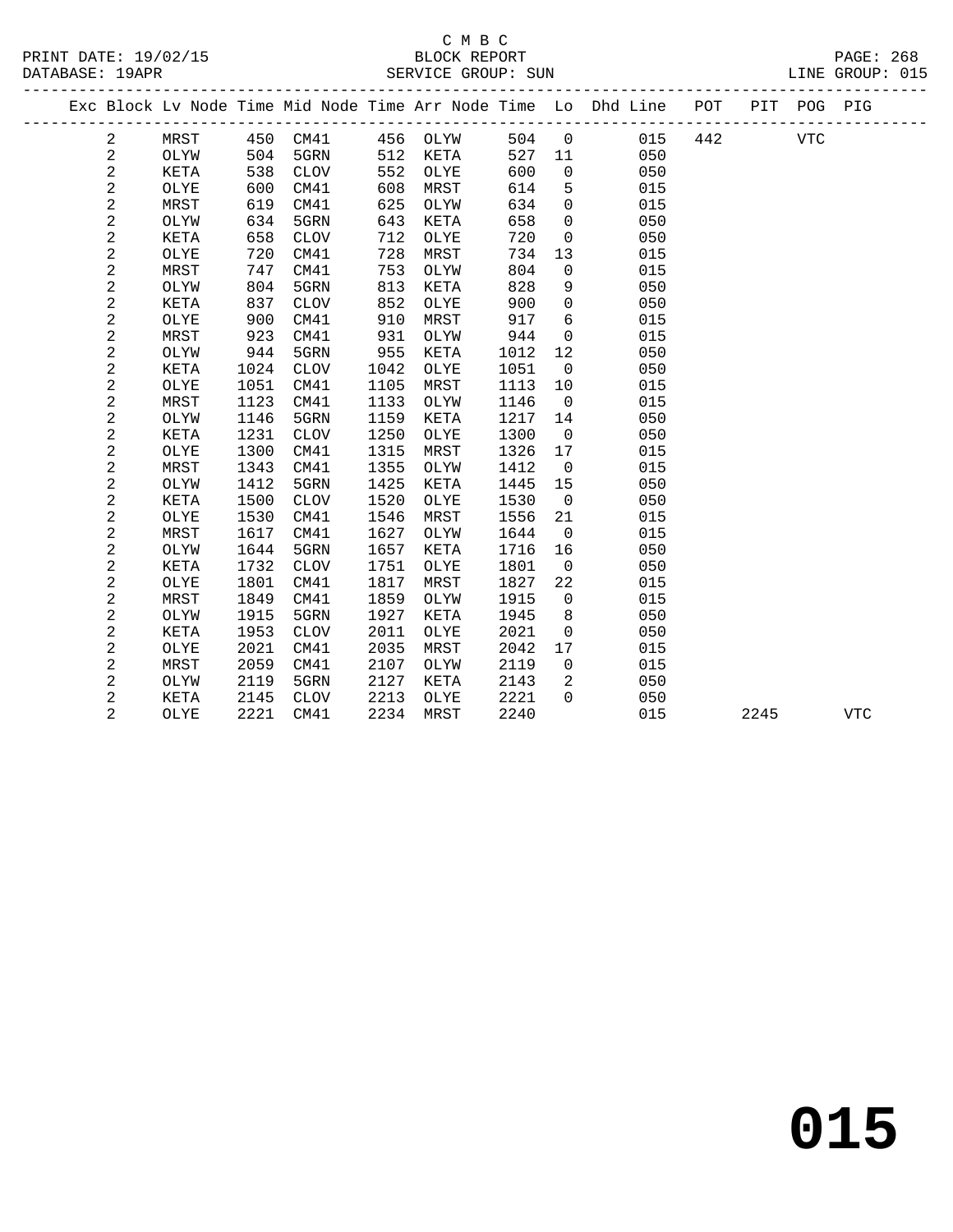C M B C

BLOCK REPORT

SERVICE GROUP: SUN

PRINT DATE: 19/02/15
DATABASE: 19APR
LINE GROUP: 015

| Exc | Block | Lv | Node | Time | Mid Node | Time | Arr Node | Time | Lo | Dhd Line | POT | PIT | POG | PIG |
|---|---|---|---|---|---|---|---|---|---|---|---|---|---|---|
| | 2 | | MRST | 450 | CM41 | 456 | OLYW | 504 | 0 | 015 | 442 | | VTC | |
| | 2 | | OLYW | 504 | 5GRN | 512 | KETA | 527 | 11 | 050 | | | | |
| | 2 | | KETA | 538 | CLOV | 552 | OLYE | 600 | 0 | 050 | | | | |
| | 2 | | OLYE | 600 | CM41 | 608 | MRST | 614 | 5 | 015 | | | | |
| | 2 | | MRST | 619 | CM41 | 625 | OLYW | 634 | 0 | 015 | | | | |
| | 2 | | OLYW | 634 | 5GRN | 643 | KETA | 658 | 0 | 050 | | | | |
| | 2 | | KETA | 658 | CLOV | 712 | OLYE | 720 | 0 | 050 | | | | |
| | 2 | | OLYE | 720 | CM41 | 728 | MRST | 734 | 13 | 015 | | | | |
| | 2 | | MRST | 747 | CM41 | 753 | OLYW | 804 | 0 | 015 | | | | |
| | 2 | | OLYW | 804 | 5GRN | 813 | KETA | 828 | 9 | 050 | | | | |
| | 2 | | KETA | 837 | CLOV | 852 | OLYE | 900 | 0 | 050 | | | | |
| | 2 | | OLYE | 900 | CM41 | 910 | MRST | 917 | 6 | 015 | | | | |
| | 2 | | MRST | 923 | CM41 | 931 | OLYW | 944 | 0 | 015 | | | | |
| | 2 | | OLYW | 944 | 5GRN | 955 | KETA | 1012 | 12 | 050 | | | | |
| | 2 | | KETA | 1024 | CLOV | 1042 | OLYE | 1051 | 0 | 050 | | | | |
| | 2 | | OLYE | 1051 | CM41 | 1105 | MRST | 1113 | 10 | 015 | | | | |
| | 2 | | MRST | 1123 | CM41 | 1133 | OLYW | 1146 | 0 | 015 | | | | |
| | 2 | | OLYW | 1146 | 5GRN | 1159 | KETA | 1217 | 14 | 050 | | | | |
| | 2 | | KETA | 1231 | CLOV | 1250 | OLYE | 1300 | 0 | 050 | | | | |
| | 2 | | OLYE | 1300 | CM41 | 1315 | MRST | 1326 | 17 | 015 | | | | |
| | 2 | | MRST | 1343 | CM41 | 1355 | OLYW | 1412 | 0 | 015 | | | | |
| | 2 | | OLYW | 1412 | 5GRN | 1425 | KETA | 1445 | 15 | 050 | | | | |
| | 2 | | KETA | 1500 | CLOV | 1520 | OLYE | 1530 | 0 | 050 | | | | |
| | 2 | | OLYE | 1530 | CM41 | 1546 | MRST | 1556 | 21 | 015 | | | | |
| | 2 | | MRST | 1617 | CM41 | 1627 | OLYW | 1644 | 0 | 015 | | | | |
| | 2 | | OLYW | 1644 | 5GRN | 1657 | KETA | 1716 | 16 | 050 | | | | |
| | 2 | | KETA | 1732 | CLOV | 1751 | OLYE | 1801 | 0 | 050 | | | | |
| | 2 | | OLYE | 1801 | CM41 | 1817 | MRST | 1827 | 22 | 015 | | | | |
| | 2 | | MRST | 1849 | CM41 | 1859 | OLYW | 1915 | 0 | 015 | | | | |
| | 2 | | OLYW | 1915 | 5GRN | 1927 | KETA | 1945 | 8 | 050 | | | | |
| | 2 | | KETA | 1953 | CLOV | 2011 | OLYE | 2021 | 0 | 050 | | | | |
| | 2 | | OLYE | 2021 | CM41 | 2035 | MRST | 2042 | 17 | 015 | | | | |
| | 2 | | MRST | 2059 | CM41 | 2107 | OLYW | 2119 | 0 | 015 | | | | |
| | 2 | | OLYW | 2119 | 5GRN | 2127 | KETA | 2143 | 2 | 050 | | | | |
| | 2 | | KETA | 2145 | CLOV | 2213 | OLYE | 2221 | 0 | 050 | | | | |
| | 2 | | OLYE | 2221 | CM41 | 2234 | MRST | 2240 | | 015 | | 2245 | | VTC |

# 015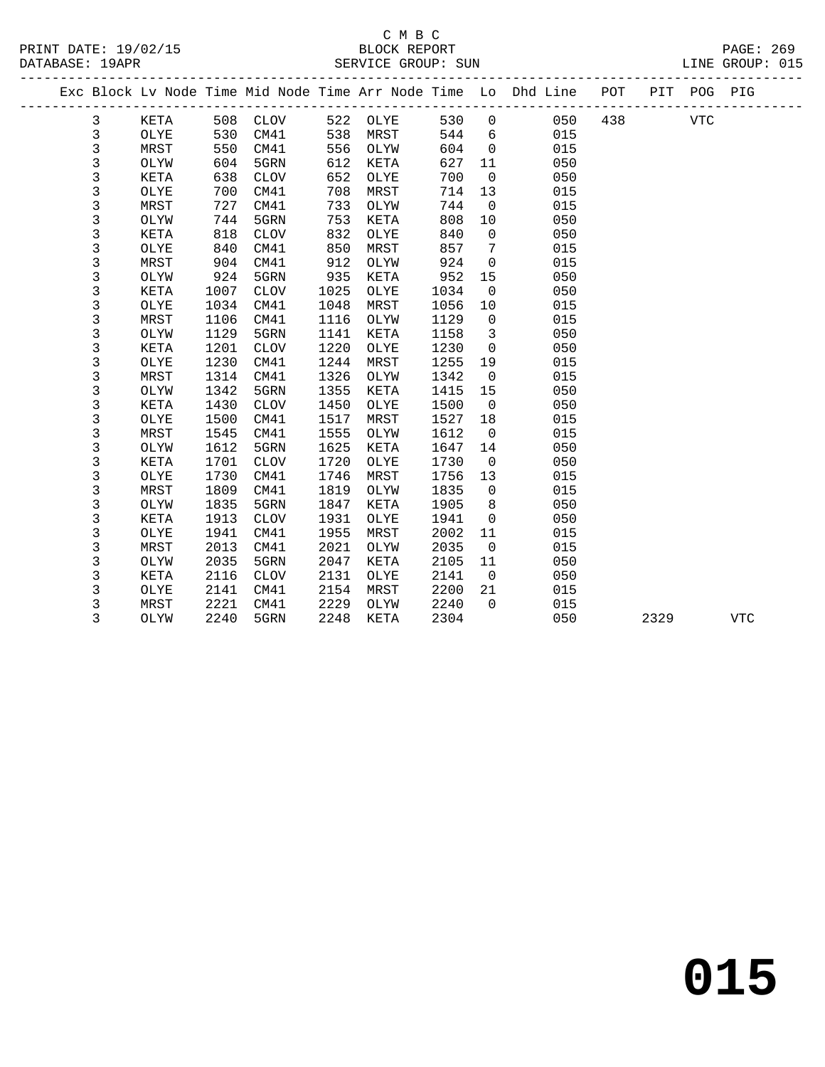C M B C

BLOCK REPORT

SERVICE GROUP: SUN

| Exc | Block | Lv | Node | Time | Mid Node | Time | Arr Node | Time | Lo | Dhd Line | POT | PIT | POG | PIG |
|---|---|---|---|---|---|---|---|---|---|---|---|---|---|---|
| | 3 | | KETA | 508 | CLOV | 522 | OLYE | 530 | 0 | 050 | 438 | | VTC | |
| | 3 | | OLYE | 530 | CM41 | 538 | MRST | 544 | 6 | 015 | | | | |
| | 3 | | MRST | 550 | CM41 | 556 | OLYW | 604 | 0 | 015 | | | | |
| | 3 | | OLYW | 604 | 5GRN | 612 | KETA | 627 | 11 | 050 | | | | |
| | 3 | | KETA | 638 | CLOV | 652 | OLYE | 700 | 0 | 050 | | | | |
| | 3 | | OLYE | 700 | CM41 | 708 | MRST | 714 | 13 | 015 | | | | |
| | 3 | | MRST | 727 | CM41 | 733 | OLYW | 744 | 0 | 015 | | | | |
| | 3 | | OLYW | 744 | 5GRN | 753 | KETA | 808 | 10 | 050 | | | | |
| | 3 | | KETA | 818 | CLOV | 832 | OLYE | 840 | 0 | 050 | | | | |
| | 3 | | OLYE | 840 | CM41 | 850 | MRST | 857 | 7 | 015 | | | | |
| | 3 | | MRST | 904 | CM41 | 912 | OLYW | 924 | 0 | 015 | | | | |
| | 3 | | OLYW | 924 | 5GRN | 935 | KETA | 952 | 15 | 050 | | | | |
| | 3 | | KETA | 1007 | CLOV | 1025 | OLYE | 1034 | 0 | 050 | | | | |
| | 3 | | OLYE | 1034 | CM41 | 1048 | MRST | 1056 | 10 | 015 | | | | |
| | 3 | | MRST | 1106 | CM41 | 1116 | OLYW | 1129 | 0 | 015 | | | | |
| | 3 | | OLYW | 1129 | 5GRN | 1141 | KETA | 1158 | 3 | 050 | | | | |
| | 3 | | KETA | 1201 | CLOV | 1220 | OLYE | 1230 | 0 | 050 | | | | |
| | 3 | | OLYE | 1230 | CM41 | 1244 | MRST | 1255 | 19 | 015 | | | | |
| | 3 | | MRST | 1314 | CM41 | 1326 | OLYW | 1342 | 0 | 015 | | | | |
| | 3 | | OLYW | 1342 | 5GRN | 1355 | KETA | 1415 | 15 | 050 | | | | |
| | 3 | | KETA | 1430 | CLOV | 1450 | OLYE | 1500 | 0 | 050 | | | | |
| | 3 | | OLYE | 1500 | CM41 | 1517 | MRST | 1527 | 18 | 015 | | | | |
| | 3 | | MRST | 1545 | CM41 | 1555 | OLYW | 1612 | 0 | 015 | | | | |
| | 3 | | OLYW | 1612 | 5GRN | 1625 | KETA | 1647 | 14 | 050 | | | | |
| | 3 | | KETA | 1701 | CLOV | 1720 | OLYE | 1730 | 0 | 050 | | | | |
| | 3 | | OLYE | 1730 | CM41 | 1746 | MRST | 1756 | 13 | 015 | | | | |
| | 3 | | MRST | 1809 | CM41 | 1819 | OLYW | 1835 | 0 | 015 | | | | |
| | 3 | | OLYW | 1835 | 5GRN | 1847 | KETA | 1905 | 8 | 050 | | | | |
| | 3 | | KETA | 1913 | CLOV | 1931 | OLYE | 1941 | 0 | 050 | | | | |
| | 3 | | OLYE | 1941 | CM41 | 1955 | MRST | 2002 | 11 | 015 | | | | |
| | 3 | | MRST | 2013 | CM41 | 2021 | OLYW | 2035 | 0 | 015 | | | | |
| | 3 | | OLYW | 2035 | 5GRN | 2047 | KETA | 2105 | 11 | 050 | | | | |
| | 3 | | KETA | 2116 | CLOV | 2131 | OLYE | 2141 | 0 | 050 | | | | |
| | 3 | | OLYE | 2141 | CM41 | 2154 | MRST | 2200 | 21 | 015 | | | | |
| | 3 | | MRST | 2221 | CM41 | 2229 | OLYW | 2240 | 0 | 015 | | | | |
| | 3 | | OLYW | 2240 | 5GRN | 2248 | KETA | 2304 | | 050 | | 2329 | | VTC |

# 015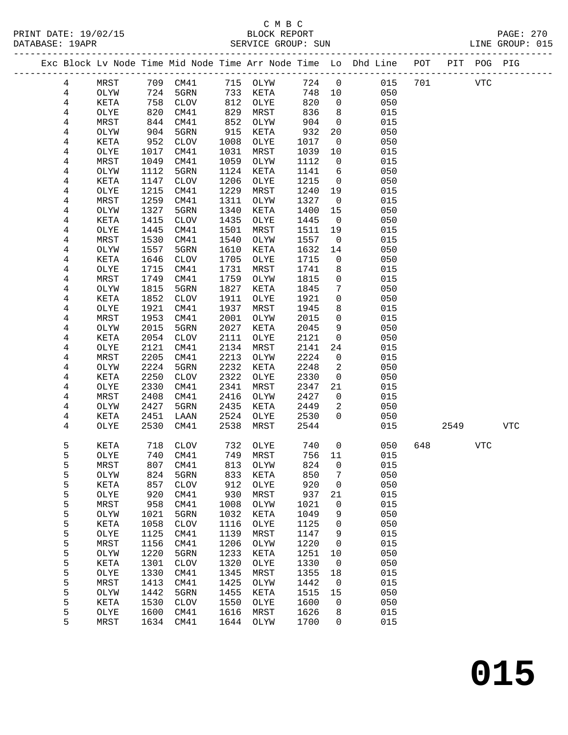C M B C

BLOCK REPORT

SERVICE GROUP: SUN

PRINT DATE: 19/02/15
DATABASE: 19APR
LINE GROUP: 015

| Exc | Block | Lv Node | Time | Mid Node | Time | Arr Node | Time | Lo | Dhd Line | POT | PIT | POG | PIG |
|---|---|---|---|---|---|---|---|---|---|---|---|---|---|
| | 4 | MRST | 709 | CM41 | 715 | OLYW | 724 | 0 | 015 | 701 | | VTC | |
| | 4 | OLYW | 724 | 5GRN | 733 | KETA | 748 | 10 | 050 | | | | |
| | 4 | KETA | 758 | CLOV | 812 | OLYE | 820 | 0 | 050 | | | | |
| | 4 | OLYE | 820 | CM41 | 829 | MRST | 836 | 8 | 015 | | | | |
| | 4 | MRST | 844 | CM41 | 852 | OLYW | 904 | 0 | 015 | | | | |
| | 4 | OLYW | 904 | 5GRN | 915 | KETA | 932 | 20 | 050 | | | | |
| | 4 | KETA | 952 | CLOV | 1008 | OLYE | 1017 | 0 | 050 | | | | |
| | 4 | OLYE | 1017 | CM41 | 1031 | MRST | 1039 | 10 | 015 | | | | |
| | 4 | MRST | 1049 | CM41 | 1059 | OLYW | 1112 | 0 | 015 | | | | |
| | 4 | OLYW | 1112 | 5GRN | 1124 | KETA | 1141 | 6 | 050 | | | | |
| | 4 | KETA | 1147 | CLOV | 1206 | OLYE | 1215 | 0 | 050 | | | | |
| | 4 | OLYE | 1215 | CM41 | 1229 | MRST | 1240 | 19 | 015 | | | | |
| | 4 | MRST | 1259 | CM41 | 1311 | OLYW | 1327 | 0 | 015 | | | | |
| | 4 | OLYW | 1327 | 5GRN | 1340 | KETA | 1400 | 15 | 050 | | | | |
| | 4 | KETA | 1415 | CLOV | 1435 | OLYE | 1445 | 0 | 050 | | | | |
| | 4 | OLYE | 1445 | CM41 | 1501 | MRST | 1511 | 19 | 015 | | | | |
| | 4 | MRST | 1530 | CM41 | 1540 | OLYW | 1557 | 0 | 015 | | | | |
| | 4 | OLYW | 1557 | 5GRN | 1610 | KETA | 1632 | 14 | 050 | | | | |
| | 4 | KETA | 1646 | CLOV | 1705 | OLYE | 1715 | 0 | 050 | | | | |
| | 4 | OLYE | 1715 | CM41 | 1731 | MRST | 1741 | 8 | 015 | | | | |
| | 4 | MRST | 1749 | CM41 | 1759 | OLYW | 1815 | 0 | 015 | | | | |
| | 4 | OLYW | 1815 | 5GRN | 1827 | KETA | 1845 | 7 | 050 | | | | |
| | 4 | KETA | 1852 | CLOV | 1911 | OLYE | 1921 | 0 | 050 | | | | |
| | 4 | OLYE | 1921 | CM41 | 1937 | MRST | 1945 | 8 | 015 | | | | |
| | 4 | MRST | 1953 | CM41 | 2001 | OLYW | 2015 | 0 | 015 | | | | |
| | 4 | OLYW | 2015 | 5GRN | 2027 | KETA | 2045 | 9 | 050 | | | | |
| | 4 | KETA | 2054 | CLOV | 2111 | OLYE | 2121 | 0 | 050 | | | | |
| | 4 | OLYE | 2121 | CM41 | 2134 | MRST | 2141 | 24 | 015 | | | | |
| | 4 | MRST | 2205 | CM41 | 2213 | OLYW | 2224 | 0 | 015 | | | | |
| | 4 | OLYW | 2224 | 5GRN | 2232 | KETA | 2248 | 2 | 050 | | | | |
| | 4 | KETA | 2250 | CLOV | 2322 | OLYE | 2330 | 0 | 050 | | | | |
| | 4 | OLYE | 2330 | CM41 | 2341 | MRST | 2347 | 21 | 015 | | | | |
| | 4 | MRST | 2408 | CM41 | 2416 | OLYW | 2427 | 0 | 015 | | | | |
| | 4 | OLYW | 2427 | 5GRN | 2435 | KETA | 2449 | 2 | 050 | | | | |
| | 4 | KETA | 2451 | LAAN | 2524 | OLYE | 2530 | 0 | 050 | | | | |
| | 4 | OLYE | 2530 | CM41 | 2538 | MRST | 2544 | | 015 | | 2549 | | VTC |
| | 5 | KETA | 718 | CLOV | 732 | OLYE | 740 | 0 | 050 | 648 | | VTC | |
| | 5 | OLYE | 740 | CM41 | 749 | MRST | 756 | 11 | 015 | | | | |
| | 5 | MRST | 807 | CM41 | 813 | OLYW | 824 | 0 | 015 | | | | |
| | 5 | OLYW | 824 | 5GRN | 833 | KETA | 850 | 7 | 050 | | | | |
| | 5 | KETA | 857 | CLOV | 912 | OLYE | 920 | 0 | 050 | | | | |
| | 5 | OLYE | 920 | CM41 | 930 | MRST | 937 | 21 | 015 | | | | |
| | 5 | MRST | 958 | CM41 | 1008 | OLYW | 1021 | 0 | 015 | | | | |
| | 5 | OLYW | 1021 | 5GRN | 1032 | KETA | 1049 | 9 | 050 | | | | |
| | 5 | KETA | 1058 | CLOV | 1116 | OLYE | 1125 | 0 | 050 | | | | |
| | 5 | OLYE | 1125 | CM41 | 1139 | MRST | 1147 | 9 | 015 | | | | |
| | 5 | MRST | 1156 | CM41 | 1206 | OLYW | 1220 | 0 | 015 | | | | |
| | 5 | OLYW | 1220 | 5GRN | 1233 | KETA | 1251 | 10 | 050 | | | | |
| | 5 | KETA | 1301 | CLOV | 1320 | OLYE | 1330 | 0 | 050 | | | | |
| | 5 | OLYE | 1330 | CM41 | 1345 | MRST | 1355 | 18 | 015 | | | | |
| | 5 | MRST | 1413 | CM41 | 1425 | OLYW | 1442 | 0 | 015 | | | | |
| | 5 | OLYW | 1442 | 5GRN | 1455 | KETA | 1515 | 15 | 050 | | | | |
| | 5 | KETA | 1530 | CLOV | 1550 | OLYE | 1600 | 0 | 050 | | | | |
| | 5 | OLYE | 1600 | CM41 | 1616 | MRST | 1626 | 8 | 015 | | | | |
| | 5 | MRST | 1634 | CM41 | 1644 | OLYW | 1700 | 0 | 015 | | | | |

# 015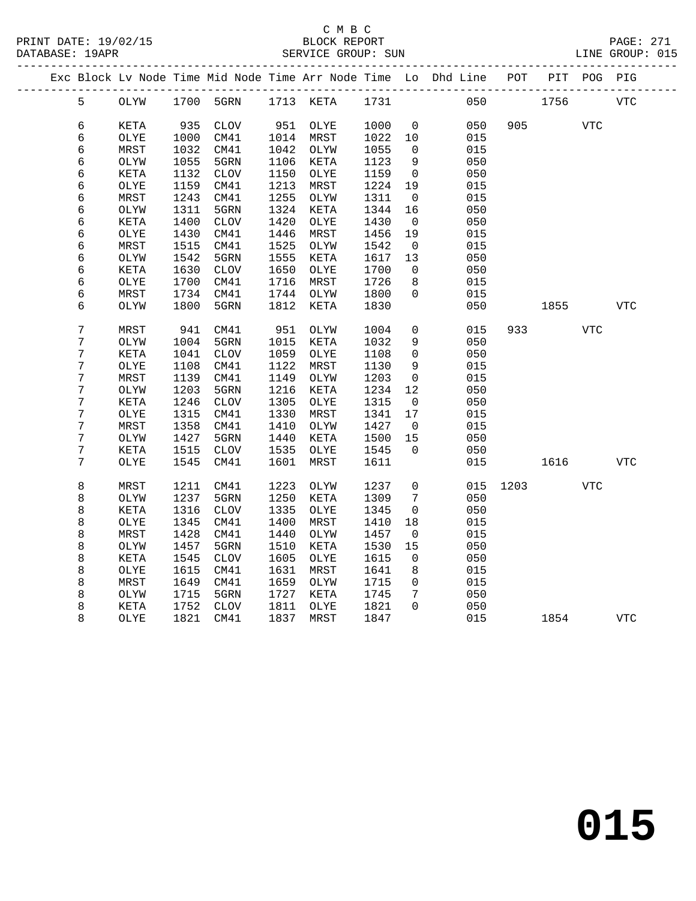C M B C

BLOCK REPORT

SERVICE GROUP: SUN

PRINT DATE: 19/02/15
DATABASE: 19APR
LINE GROUP: 015

| Exc | Block | Lv | Node | Time | Mid Node | Time | Arr Node | Time | Lo | Dhd Line | POT | PIT | POG | PIG |
|---|---|---|---|---|---|---|---|---|---|---|---|---|---|---|
| | 5 | | OLYW | 1700 | 5GRN | 1713 | KETA | 1731 | | 050 | | 1756 | | VTC |
| | 6 | | KETA | 935 | CLOV | 951 | OLYE | 1000 | 0 | 050 | 905 | | VTC | |
| | 6 | | OLYE | 1000 | CM41 | 1014 | MRST | 1022 | 10 | 015 | | | | |
| | 6 | | MRST | 1032 | CM41 | 1042 | OLYW | 1055 | 0 | 015 | | | | |
| | 6 | | OLYW | 1055 | 5GRN | 1106 | KETA | 1123 | 9 | 050 | | | | |
| | 6 | | KETA | 1132 | CLOV | 1150 | OLYE | 1159 | 0 | 050 | | | | |
| | 6 | | OLYE | 1159 | CM41 | 1213 | MRST | 1224 | 19 | 015 | | | | |
| | 6 | | MRST | 1243 | CM41 | 1255 | OLYW | 1311 | 0 | 015 | | | | |
| | 6 | | OLYW | 1311 | 5GRN | 1324 | KETA | 1344 | 16 | 050 | | | | |
| | 6 | | KETA | 1400 | CLOV | 1420 | OLYE | 1430 | 0 | 050 | | | | |
| | 6 | | OLYE | 1430 | CM41 | 1446 | MRST | 1456 | 19 | 015 | | | | |
| | 6 | | MRST | 1515 | CM41 | 1525 | OLYW | 1542 | 0 | 015 | | | | |
| | 6 | | OLYW | 1542 | 5GRN | 1555 | KETA | 1617 | 13 | 050 | | | | |
| | 6 | | KETA | 1630 | CLOV | 1650 | OLYE | 1700 | 0 | 050 | | | | |
| | 6 | | OLYE | 1700 | CM41 | 1716 | MRST | 1726 | 8 | 015 | | | | |
| | 6 | | MRST | 1734 | CM41 | 1744 | OLYW | 1800 | 0 | 015 | | | | |
| | 6 | | OLYW | 1800 | 5GRN | 1812 | KETA | 1830 | | 050 | | 1855 | | VTC |
| | 7 | | MRST | 941 | CM41 | 951 | OLYW | 1004 | 0 | 015 | 933 | | VTC | |
| | 7 | | OLYW | 1004 | 5GRN | 1015 | KETA | 1032 | 9 | 050 | | | | |
| | 7 | | KETA | 1041 | CLOV | 1059 | OLYE | 1108 | 0 | 050 | | | | |
| | 7 | | OLYE | 1108 | CM41 | 1122 | MRST | 1130 | 9 | 015 | | | | |
| | 7 | | MRST | 1139 | CM41 | 1149 | OLYW | 1203 | 0 | 015 | | | | |
| | 7 | | OLYW | 1203 | 5GRN | 1216 | KETA | 1234 | 12 | 050 | | | | |
| | 7 | | KETA | 1246 | CLOV | 1305 | OLYE | 1315 | 0 | 050 | | | | |
| | 7 | | OLYE | 1315 | CM41 | 1330 | MRST | 1341 | 17 | 015 | | | | |
| | 7 | | MRST | 1358 | CM41 | 1410 | OLYW | 1427 | 0 | 015 | | | | |
| | 7 | | OLYW | 1427 | 5GRN | 1440 | KETA | 1500 | 15 | 050 | | | | |
| | 7 | | KETA | 1515 | CLOV | 1535 | OLYE | 1545 | 0 | 050 | | | | |
| | 7 | | OLYE | 1545 | CM41 | 1601 | MRST | 1611 | | 015 | | 1616 | | VTC |
| | 8 | | MRST | 1211 | CM41 | 1223 | OLYW | 1237 | 0 | 015 | 1203 | | VTC | |
| | 8 | | OLYW | 1237 | 5GRN | 1250 | KETA | 1309 | 7 | 050 | | | | |
| | 8 | | KETA | 1316 | CLOV | 1335 | OLYE | 1345 | 0 | 050 | | | | |
| | 8 | | OLYE | 1345 | CM41 | 1400 | MRST | 1410 | 18 | 015 | | | | |
| | 8 | | MRST | 1428 | CM41 | 1440 | OLYW | 1457 | 0 | 015 | | | | |
| | 8 | | OLYW | 1457 | 5GRN | 1510 | KETA | 1530 | 15 | 050 | | | | |
| | 8 | | KETA | 1545 | CLOV | 1605 | OLYE | 1615 | 0 | 050 | | | | |
| | 8 | | OLYE | 1615 | CM41 | 1631 | MRST | 1641 | 8 | 015 | | | | |
| | 8 | | MRST | 1649 | CM41 | 1659 | OLYW | 1715 | 0 | 015 | | | | |
| | 8 | | OLYW | 1715 | 5GRN | 1727 | KETA | 1745 | 7 | 050 | | | | |
| | 8 | | KETA | 1752 | CLOV | 1811 | OLYE | 1821 | 0 | 050 | | | | |
| | 8 | | OLYE | 1821 | CM41 | 1837 | MRST | 1847 | | 015 | | 1854 | | VTC |

# 015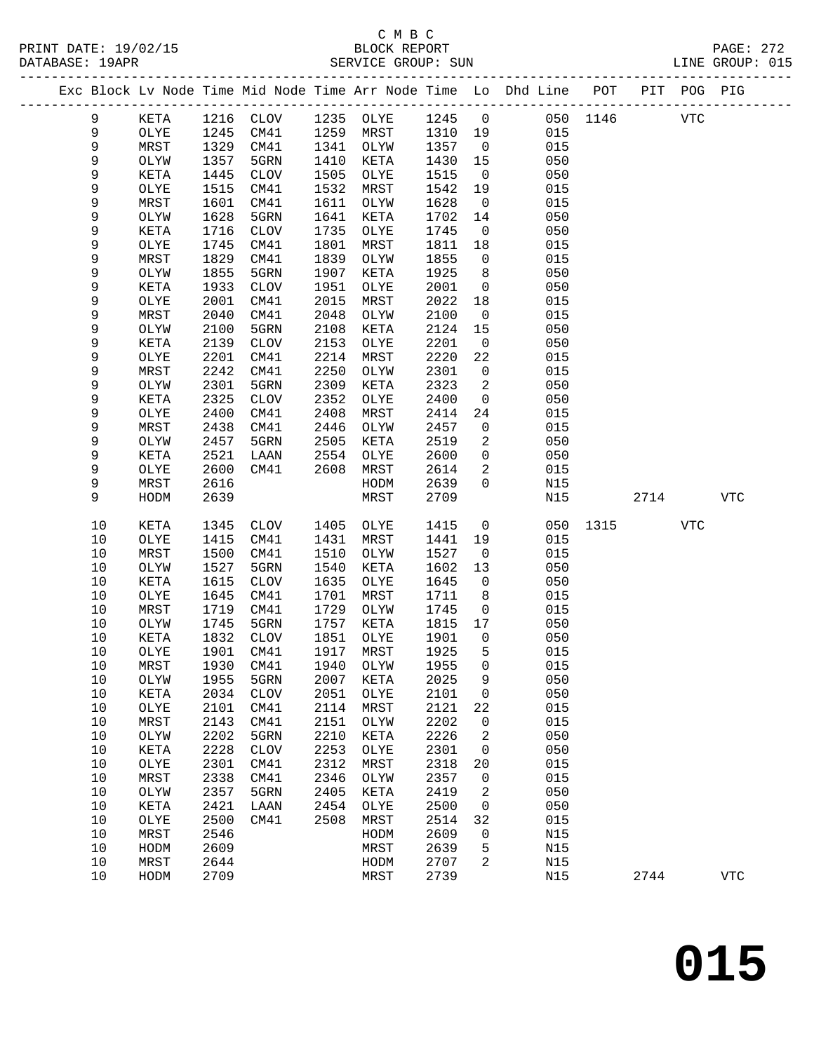C M B C
BLOCK REPORT
SERVICE GROUP: SUN

PRINT DATE: 19/02/15
DATABASE: 19APR
LINE GROUP: 015

| Exc | Block | Lv Node | Time | Mid Node | Time | Arr Node | Time | Lo | Dhd Line | POT | PIT | POG | PIG |
|---|---|---|---|---|---|---|---|---|---|---|---|---|---|
| | 9 | KETA | 1216 | CLOV | 1235 | OLYE | 1245 | 0 | 050 | 1146 | | VTC | |
| | 9 | OLYE | 1245 | CM41 | 1259 | MRST | 1310 | 19 | 015 | | | | |
| | 9 | MRST | 1329 | CM41 | 1341 | OLYW | 1357 | 0 | 015 | | | | |
| | 9 | OLYW | 1357 | 5GRN | 1410 | KETA | 1430 | 15 | 050 | | | | |
| | 9 | KETA | 1445 | CLOV | 1505 | OLYE | 1515 | 0 | 050 | | | | |
| | 9 | OLYE | 1515 | CM41 | 1532 | MRST | 1542 | 19 | 015 | | | | |
| | 9 | MRST | 1601 | CM41 | 1611 | OLYW | 1628 | 0 | 015 | | | | |
| | 9 | OLYW | 1628 | 5GRN | 1641 | KETA | 1702 | 14 | 050 | | | | |
| | 9 | KETA | 1716 | CLOV | 1735 | OLYE | 1745 | 0 | 050 | | | | |
| | 9 | OLYE | 1745 | CM41 | 1801 | MRST | 1811 | 18 | 015 | | | | |
| | 9 | MRST | 1829 | CM41 | 1839 | OLYW | 1855 | 0 | 015 | | | | |
| | 9 | OLYW | 1855 | 5GRN | 1907 | KETA | 1925 | 8 | 050 | | | | |
| | 9 | KETA | 1933 | CLOV | 1951 | OLYE | 2001 | 0 | 050 | | | | |
| | 9 | OLYE | 2001 | CM41 | 2015 | MRST | 2022 | 18 | 015 | | | | |
| | 9 | MRST | 2040 | CM41 | 2048 | OLYW | 2100 | 0 | 015 | | | | |
| | 9 | OLYW | 2100 | 5GRN | 2108 | KETA | 2124 | 15 | 050 | | | | |
| | 9 | KETA | 2139 | CLOV | 2153 | OLYE | 2201 | 0 | 050 | | | | |
| | 9 | OLYE | 2201 | CM41 | 2214 | MRST | 2220 | 22 | 015 | | | | |
| | 9 | MRST | 2242 | CM41 | 2250 | OLYW | 2301 | 0 | 015 | | | | |
| | 9 | OLYW | 2301 | 5GRN | 2309 | KETA | 2323 | 2 | 050 | | | | |
| | 9 | KETA | 2325 | CLOV | 2352 | OLYE | 2400 | 0 | 050 | | | | |
| | 9 | OLYE | 2400 | CM41 | 2408 | MRST | 2414 | 24 | 015 | | | | |
| | 9 | MRST | 2438 | CM41 | 2446 | OLYW | 2457 | 0 | 015 | | | | |
| | 9 | OLYW | 2457 | 5GRN | 2505 | KETA | 2519 | 2 | 050 | | | | |
| | 9 | KETA | 2521 | LAAN | 2554 | OLYE | 2600 | 0 | 050 | | | | |
| | 9 | OLYE | 2600 | CM41 | 2608 | MRST | 2614 | 2 | 015 | | | | |
| | 9 | MRST | 2616 | | | HODM | 2639 | 0 | N15 | | | | |
| | 9 | HODM | 2639 | | | MRST | 2709 | | N15 | | 2714 | | VTC |
| | 10 | KETA | 1345 | CLOV | 1405 | OLYE | 1415 | 0 | 050 | 1315 | | VTC | |
| | 10 | OLYE | 1415 | CM41 | 1431 | MRST | 1441 | 19 | 015 | | | | |
| | 10 | MRST | 1500 | CM41 | 1510 | OLYW | 1527 | 0 | 015 | | | | |
| | 10 | OLYW | 1527 | 5GRN | 1540 | KETA | 1602 | 13 | 050 | | | | |
| | 10 | KETA | 1615 | CLOV | 1635 | OLYE | 1645 | 0 | 050 | | | | |
| | 10 | OLYE | 1645 | CM41 | 1701 | MRST | 1711 | 8 | 015 | | | | |
| | 10 | MRST | 1719 | CM41 | 1729 | OLYW | 1745 | 0 | 015 | | | | |
| | 10 | OLYW | 1745 | 5GRN | 1757 | KETA | 1815 | 17 | 050 | | | | |
| | 10 | KETA | 1832 | CLOV | 1851 | OLYE | 1901 | 0 | 050 | | | | |
| | 10 | OLYE | 1901 | CM41 | 1917 | MRST | 1925 | 5 | 015 | | | | |
| | 10 | MRST | 1930 | CM41 | 1940 | OLYW | 1955 | 0 | 015 | | | | |
| | 10 | OLYW | 1955 | 5GRN | 2007 | KETA | 2025 | 9 | 050 | | | | |
| | 10 | KETA | 2034 | CLOV | 2051 | OLYE | 2101 | 0 | 050 | | | | |
| | 10 | OLYE | 2101 | CM41 | 2114 | MRST | 2121 | 22 | 015 | | | | |
| | 10 | MRST | 2143 | CM41 | 2151 | OLYW | 2202 | 0 | 015 | | | | |
| | 10 | OLYW | 2202 | 5GRN | 2210 | KETA | 2226 | 2 | 050 | | | | |
| | 10 | KETA | 2228 | CLOV | 2253 | OLYE | 2301 | 0 | 050 | | | | |
| | 10 | OLYE | 2301 | CM41 | 2312 | MRST | 2318 | 20 | 015 | | | | |
| | 10 | MRST | 2338 | CM41 | 2346 | OLYW | 2357 | 0 | 015 | | | | |
| | 10 | OLYW | 2357 | 5GRN | 2405 | KETA | 2419 | 2 | 050 | | | | |
| | 10 | KETA | 2421 | LAAN | 2454 | OLYE | 2500 | 0 | 050 | | | | |
| | 10 | OLYE | 2500 | CM41 | 2508 | MRST | 2514 | 32 | 015 | | | | |
| | 10 | MRST | 2546 | | | HODM | 2609 | 0 | N15 | | | | |
| | 10 | HODM | 2609 | | | MRST | 2639 | 5 | N15 | | | | |
| | 10 | MRST | 2644 | | | HODM | 2707 | 2 | N15 | | | | |
| | 10 | HODM | 2709 | | | MRST | 2739 | | N15 | | 2744 | | VTC |

# 015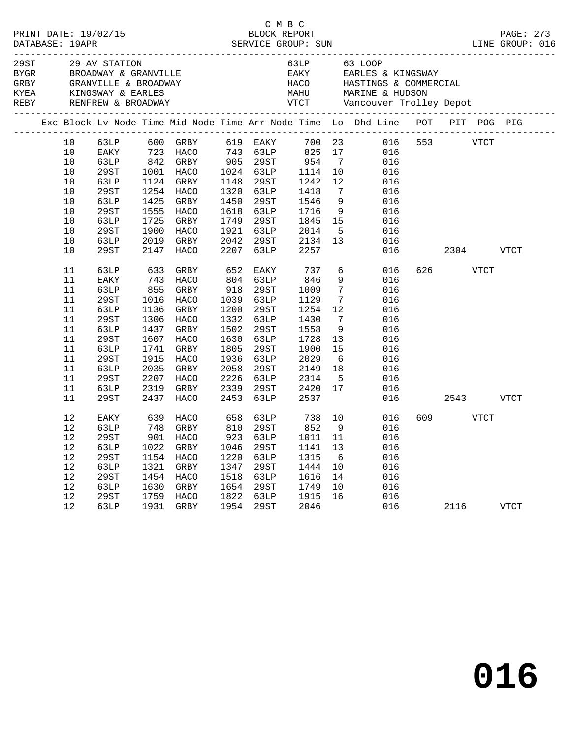C M B C

PRINT DATE: 19/02/15 BLOCK REPORT
DATABASE: 19APR SERVICE GROUP: SUN LINE GROUP: 016

| Code | Description | Code | Description |
|---|---|---|---|
| 29ST | 29 AV STATION | 63LP | 63 LOOP |
| BYGR | BROADWAY & GRANVILLE | EAKY | EARLES & KINGSWAY |
| GRBY | GRANVILLE & BROADWAY | HACO | HASTINGS & COMMERCIAL |
| KYEA | KINGSWAY & EARLES | MAHU | MARINE & HUDSON |
| REBY | RENFREW & BROADWAY | VTCT | Vancouver Trolley Depot |

| Exc | Block | Lv Node | Time | Mid Node | Time | Arr Node | Time | Lo | Dhd Line | POT | PIT | POG | PIG |
|---|---|---|---|---|---|---|---|---|---|---|---|---|---|
| | 10 | 63LP | 600 | GRBY | 619 | EAKY | 700 | 23 | 016 | 553 | | VTCT | |
| | 10 | EAKY | 723 | HACO | 743 | 63LP | 825 | 17 | 016 | | | | |
| | 10 | 63LP | 842 | GRBY | 905 | 29ST | 954 | 7 | 016 | | | | |
| | 10 | 29ST | 1001 | HACO | 1024 | 63LP | 1114 | 10 | 016 | | | | |
| | 10 | 63LP | 1124 | GRBY | 1148 | 29ST | 1242 | 12 | 016 | | | | |
| | 10 | 29ST | 1254 | HACO | 1320 | 63LP | 1418 | 7 | 016 | | | | |
| | 10 | 63LP | 1425 | GRBY | 1450 | 29ST | 1546 | 9 | 016 | | | | |
| | 10 | 29ST | 1555 | HACO | 1618 | 63LP | 1716 | 9 | 016 | | | | |
| | 10 | 63LP | 1725 | GRBY | 1749 | 29ST | 1845 | 15 | 016 | | | | |
| | 10 | 29ST | 1900 | HACO | 1921 | 63LP | 2014 | 5 | 016 | | | | |
| | 10 | 63LP | 2019 | GRBY | 2042 | 29ST | 2134 | 13 | 016 | | | | |
| | 10 | 29ST | 2147 | HACO | 2207 | 63LP | 2257 | | 016 | | 2304 | | VTCT |
| | 11 | 63LP | 633 | GRBY | 652 | EAKY | 737 | 6 | 016 | 626 | | VTCT | |
| | 11 | EAKY | 743 | HACO | 804 | 63LP | 846 | 9 | 016 | | | | |
| | 11 | 63LP | 855 | GRBY | 918 | 29ST | 1009 | 7 | 016 | | | | |
| | 11 | 29ST | 1016 | HACO | 1039 | 63LP | 1129 | 7 | 016 | | | | |
| | 11 | 63LP | 1136 | GRBY | 1200 | 29ST | 1254 | 12 | 016 | | | | |
| | 11 | 29ST | 1306 | HACO | 1332 | 63LP | 1430 | 7 | 016 | | | | |
| | 11 | 63LP | 1437 | GRBY | 1502 | 29ST | 1558 | 9 | 016 | | | | |
| | 11 | 29ST | 1607 | HACO | 1630 | 63LP | 1728 | 13 | 016 | | | | |
| | 11 | 63LP | 1741 | GRBY | 1805 | 29ST | 1900 | 15 | 016 | | | | |
| | 11 | 29ST | 1915 | HACO | 1936 | 63LP | 2029 | 6 | 016 | | | | |
| | 11 | 63LP | 2035 | GRBY | 2058 | 29ST | 2149 | 18 | 016 | | | | |
| | 11 | 29ST | 2207 | HACO | 2226 | 63LP | 2314 | 5 | 016 | | | | |
| | 11 | 63LP | 2319 | GRBY | 2339 | 29ST | 2420 | 17 | 016 | | | | |
| | 11 | 29ST | 2437 | HACO | 2453 | 63LP | 2537 | | 016 | | 2543 | | VTCT |
| | 12 | EAKY | 639 | HACO | 658 | 63LP | 738 | 10 | 016 | 609 | | VTCT | |
| | 12 | 63LP | 748 | GRBY | 810 | 29ST | 852 | 9 | 016 | | | | |
| | 12 | 29ST | 901 | HACO | 923 | 63LP | 1011 | 11 | 016 | | | | |
| | 12 | 63LP | 1022 | GRBY | 1046 | 29ST | 1141 | 13 | 016 | | | | |
| | 12 | 29ST | 1154 | HACO | 1220 | 63LP | 1315 | 6 | 016 | | | | |
| | 12 | 63LP | 1321 | GRBY | 1347 | 29ST | 1444 | 10 | 016 | | | | |
| | 12 | 29ST | 1454 | HACO | 1518 | 63LP | 1616 | 14 | 016 | | | | |
| | 12 | 63LP | 1630 | GRBY | 1654 | 29ST | 1749 | 10 | 016 | | | | |
| | 12 | 29ST | 1759 | HACO | 1822 | 63LP | 1915 | 16 | 016 | | | | |
| | 12 | 63LP | 1931 | GRBY | 1954 | 29ST | 2046 | | 016 | | 2116 | | VTCT |

**016**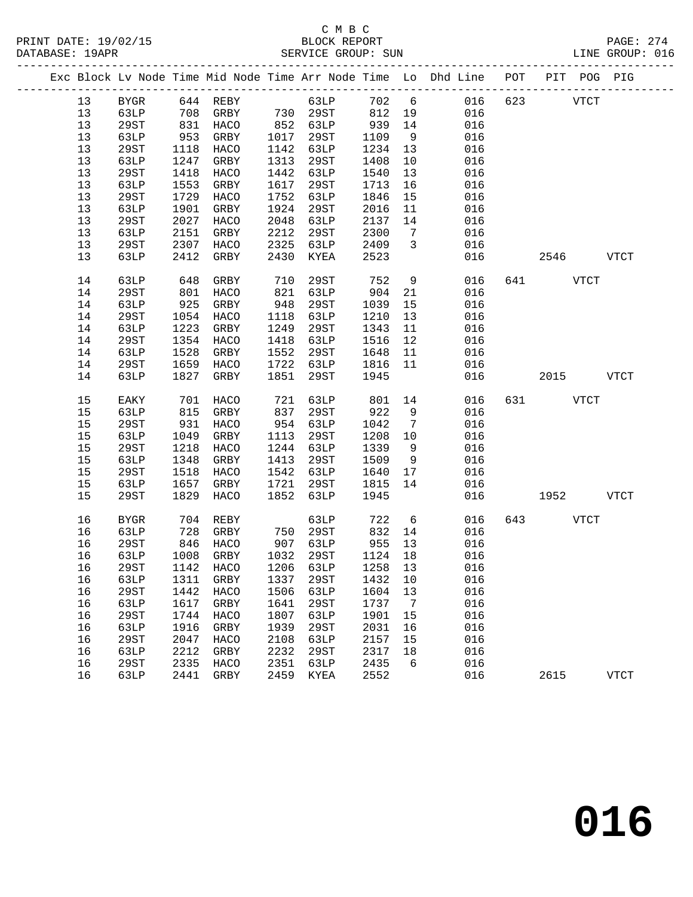C M B C
BLOCK REPORT
SERVICE GROUP: SUN

PRINT DATE: 19/02/15
DATABASE: 19APR
LINE GROUP: 016

| Exc | Block | Lv | Node | Time | Mid Node | Time | Arr Node | Time | Lo | Dhd Line | POT | PIT | POG | PIG |
|---|---|---|---|---|---|---|---|---|---|---|---|---|---|---|
| | 13 | | BYGR | 644 | REBY | | 63LP | 702 | 6 | 016 | 623 | | VTCT | |
| | 13 | | 63LP | 708 | GRBY | 730 | 29ST | 812 | 19 | 016 | | | | |
| | 13 | | 29ST | 831 | HACO | 852 | 63LP | 939 | 14 | 016 | | | | |
| | 13 | | 63LP | 953 | GRBY | 1017 | 29ST | 1109 | 9 | 016 | | | | |
| | 13 | | 29ST | 1118 | HACO | 1142 | 63LP | 1234 | 13 | 016 | | | | |
| | 13 | | 63LP | 1247 | GRBY | 1313 | 29ST | 1408 | 10 | 016 | | | | |
| | 13 | | 29ST | 1418 | HACO | 1442 | 63LP | 1540 | 13 | 016 | | | | |
| | 13 | | 63LP | 1553 | GRBY | 1617 | 29ST | 1713 | 16 | 016 | | | | |
| | 13 | | 29ST | 1729 | HACO | 1752 | 63LP | 1846 | 15 | 016 | | | | |
| | 13 | | 63LP | 1901 | GRBY | 1924 | 29ST | 2016 | 11 | 016 | | | | |
| | 13 | | 29ST | 2027 | HACO | 2048 | 63LP | 2137 | 14 | 016 | | | | |
| | 13 | | 63LP | 2151 | GRBY | 2212 | 29ST | 2300 | 7 | 016 | | | | |
| | 13 | | 29ST | 2307 | HACO | 2325 | 63LP | 2409 | 3 | 016 | | | | |
| | 13 | | 63LP | 2412 | GRBY | 2430 | KYEA | 2523 | | 016 | | 2546 | | VTCT |
| | 14 | | 63LP | 648 | GRBY | 710 | 29ST | 752 | 9 | 016 | 641 | | VTCT | |
| | 14 | | 29ST | 801 | HACO | 821 | 63LP | 904 | 21 | 016 | | | | |
| | 14 | | 63LP | 925 | GRBY | 948 | 29ST | 1039 | 15 | 016 | | | | |
| | 14 | | 29ST | 1054 | HACO | 1118 | 63LP | 1210 | 13 | 016 | | | | |
| | 14 | | 63LP | 1223 | GRBY | 1249 | 29ST | 1343 | 11 | 016 | | | | |
| | 14 | | 29ST | 1354 | HACO | 1418 | 63LP | 1516 | 12 | 016 | | | | |
| | 14 | | 63LP | 1528 | GRBY | 1552 | 29ST | 1648 | 11 | 016 | | | | |
| | 14 | | 29ST | 1659 | HACO | 1722 | 63LP | 1816 | 11 | 016 | | | | |
| | 14 | | 63LP | 1827 | GRBY | 1851 | 29ST | 1945 | | 016 | | 2015 | | VTCT |
| | 15 | | EAKY | 701 | HACO | 721 | 63LP | 801 | 14 | 016 | 631 | | VTCT | |
| | 15 | | 63LP | 815 | GRBY | 837 | 29ST | 922 | 9 | 016 | | | | |
| | 15 | | 29ST | 931 | HACO | 954 | 63LP | 1042 | 7 | 016 | | | | |
| | 15 | | 63LP | 1049 | GRBY | 1113 | 29ST | 1208 | 10 | 016 | | | | |
| | 15 | | 29ST | 1218 | HACO | 1244 | 63LP | 1339 | 9 | 016 | | | | |
| | 15 | | 63LP | 1348 | GRBY | 1413 | 29ST | 1509 | 9 | 016 | | | | |
| | 15 | | 29ST | 1518 | HACO | 1542 | 63LP | 1640 | 17 | 016 | | | | |
| | 15 | | 63LP | 1657 | GRBY | 1721 | 29ST | 1815 | 14 | 016 | | | | |
| | 15 | | 29ST | 1829 | HACO | 1852 | 63LP | 1945 | | 016 | | 1952 | | VTCT |
| | 16 | | BYGR | 704 | REBY | | 63LP | 722 | 6 | 016 | 643 | | VTCT | |
| | 16 | | 63LP | 728 | GRBY | 750 | 29ST | 832 | 14 | 016 | | | | |
| | 16 | | 29ST | 846 | HACO | 907 | 63LP | 955 | 13 | 016 | | | | |
| | 16 | | 63LP | 1008 | GRBY | 1032 | 29ST | 1124 | 18 | 016 | | | | |
| | 16 | | 29ST | 1142 | HACO | 1206 | 63LP | 1258 | 13 | 016 | | | | |
| | 16 | | 63LP | 1311 | GRBY | 1337 | 29ST | 1432 | 10 | 016 | | | | |
| | 16 | | 29ST | 1442 | HACO | 1506 | 63LP | 1604 | 13 | 016 | | | | |
| | 16 | | 63LP | 1617 | GRBY | 1641 | 29ST | 1737 | 7 | 016 | | | | |
| | 16 | | 29ST | 1744 | HACO | 1807 | 63LP | 1901 | 15 | 016 | | | | |
| | 16 | | 63LP | 1916 | GRBY | 1939 | 29ST | 2031 | 16 | 016 | | | | |
| | 16 | | 29ST | 2047 | HACO | 2108 | 63LP | 2157 | 15 | 016 | | | | |
| | 16 | | 63LP | 2212 | GRBY | 2232 | 29ST | 2317 | 18 | 016 | | | | |
| | 16 | | 29ST | 2335 | HACO | 2351 | 63LP | 2435 | 6 | 016 | | | | |
| | 16 | | 63LP | 2441 | GRBY | 2459 | KYEA | 2552 | | 016 | | 2615 | | VTCT |

# 016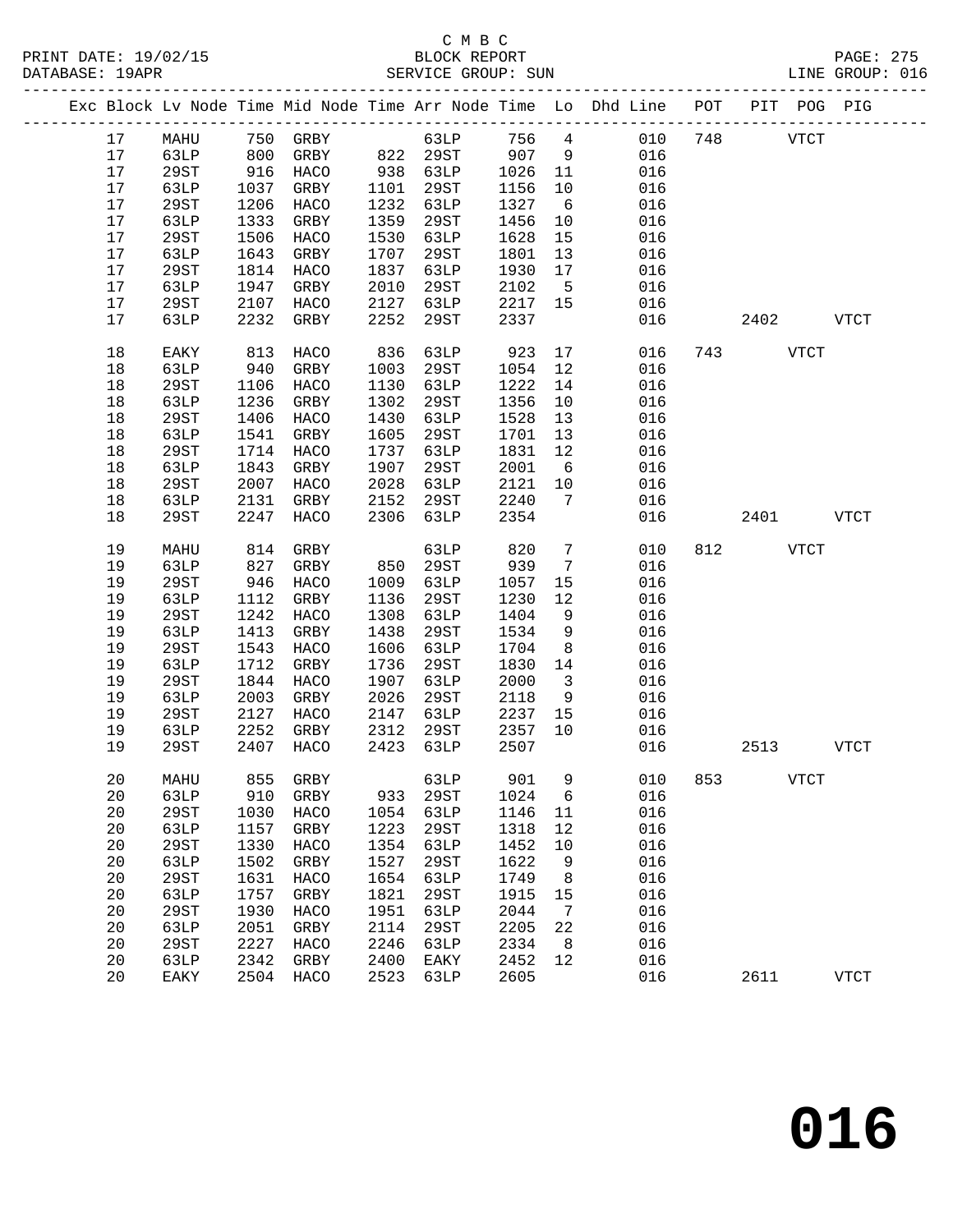C M B C
PRINT DATE: 19/02/15 BLOCK REPORT
DATABASE: 19APR SERVICE GROUP: SUN LINE GROUP: 016

| Exc | Block | Lv | Node | Time | Mid Node | Time | Arr Node | Time | Lo | Dhd Line | POT | PIT | POG | PIG |
|---|---|---|---|---|---|---|---|---|---|---|---|---|---|---|
| | 17 | | MAHU | 750 | GRBY | | 63LP | 756 | 4 | 010 | 748 | | VTCT | |
| | 17 | | 63LP | 800 | GRBY | 822 | 29ST | 907 | 9 | 016 | | | | |
| | 17 | | 29ST | 916 | HACO | 938 | 63LP | 1026 | 11 | 016 | | | | |
| | 17 | | 63LP | 1037 | GRBY | 1101 | 29ST | 1156 | 10 | 016 | | | | |
| | 17 | | 29ST | 1206 | HACO | 1232 | 63LP | 1327 | 6 | 016 | | | | |
| | 17 | | 63LP | 1333 | GRBY | 1359 | 29ST | 1456 | 10 | 016 | | | | |
| | 17 | | 29ST | 1506 | HACO | 1530 | 63LP | 1628 | 15 | 016 | | | | |
| | 17 | | 63LP | 1643 | GRBY | 1707 | 29ST | 1801 | 13 | 016 | | | | |
| | 17 | | 29ST | 1814 | HACO | 1837 | 63LP | 1930 | 17 | 016 | | | | |
| | 17 | | 63LP | 1947 | GRBY | 2010 | 29ST | 2102 | 5 | 016 | | | | |
| | 17 | | 29ST | 2107 | HACO | 2127 | 63LP | 2217 | 15 | 016 | | | | |
| | 17 | | 63LP | 2232 | GRBY | 2252 | 29ST | 2337 | | 016 | | 2402 | | VTCT |
| | 18 | | EAKY | 813 | HACO | 836 | 63LP | 923 | 17 | 016 | 743 | | VTCT | |
| | 18 | | 63LP | 940 | GRBY | 1003 | 29ST | 1054 | 12 | 016 | | | | |
| | 18 | | 29ST | 1106 | HACO | 1130 | 63LP | 1222 | 14 | 016 | | | | |
| | 18 | | 63LP | 1236 | GRBY | 1302 | 29ST | 1356 | 10 | 016 | | | | |
| | 18 | | 29ST | 1406 | HACO | 1430 | 63LP | 1528 | 13 | 016 | | | | |
| | 18 | | 63LP | 1541 | GRBY | 1605 | 29ST | 1701 | 13 | 016 | | | | |
| | 18 | | 29ST | 1714 | HACO | 1737 | 63LP | 1831 | 12 | 016 | | | | |
| | 18 | | 63LP | 1843 | GRBY | 1907 | 29ST | 2001 | 6 | 016 | | | | |
| | 18 | | 29ST | 2007 | HACO | 2028 | 63LP | 2121 | 10 | 016 | | | | |
| | 18 | | 63LP | 2131 | GRBY | 2152 | 29ST | 2240 | 7 | 016 | | | | |
| | 18 | | 29ST | 2247 | HACO | 2306 | 63LP | 2354 | | 016 | | 2401 | | VTCT |
| | 19 | | MAHU | 814 | GRBY | | 63LP | 820 | 7 | 010 | 812 | | VTCT | |
| | 19 | | 63LP | 827 | GRBY | 850 | 29ST | 939 | 7 | 016 | | | | |
| | 19 | | 29ST | 946 | HACO | 1009 | 63LP | 1057 | 15 | 016 | | | | |
| | 19 | | 63LP | 1112 | GRBY | 1136 | 29ST | 1230 | 12 | 016 | | | | |
| | 19 | | 29ST | 1242 | HACO | 1308 | 63LP | 1404 | 9 | 016 | | | | |
| | 19 | | 63LP | 1413 | GRBY | 1438 | 29ST | 1534 | 9 | 016 | | | | |
| | 19 | | 29ST | 1543 | HACO | 1606 | 63LP | 1704 | 8 | 016 | | | | |
| | 19 | | 63LP | 1712 | GRBY | 1736 | 29ST | 1830 | 14 | 016 | | | | |
| | 19 | | 29ST | 1844 | HACO | 1907 | 63LP | 2000 | 3 | 016 | | | | |
| | 19 | | 63LP | 2003 | GRBY | 2026 | 29ST | 2118 | 9 | 016 | | | | |
| | 19 | | 29ST | 2127 | HACO | 2147 | 63LP | 2237 | 15 | 016 | | | | |
| | 19 | | 63LP | 2252 | GRBY | 2312 | 29ST | 2357 | 10 | 016 | | | | |
| | 19 | | 29ST | 2407 | HACO | 2423 | 63LP | 2507 | | 016 | | 2513 | | VTCT |
| | 20 | | MAHU | 855 | GRBY | | 63LP | 901 | 9 | 010 | 853 | | VTCT | |
| | 20 | | 63LP | 910 | GRBY | 933 | 29ST | 1024 | 6 | 016 | | | | |
| | 20 | | 29ST | 1030 | HACO | 1054 | 63LP | 1146 | 11 | 016 | | | | |
| | 20 | | 63LP | 1157 | GRBY | 1223 | 29ST | 1318 | 12 | 016 | | | | |
| | 20 | | 29ST | 1330 | HACO | 1354 | 63LP | 1452 | 10 | 016 | | | | |
| | 20 | | 63LP | 1502 | GRBY | 1527 | 29ST | 1622 | 9 | 016 | | | | |
| | 20 | | 29ST | 1631 | HACO | 1654 | 63LP | 1749 | 8 | 016 | | | | |
| | 20 | | 63LP | 1757 | GRBY | 1821 | 29ST | 1915 | 15 | 016 | | | | |
| | 20 | | 29ST | 1930 | HACO | 1951 | 63LP | 2044 | 7 | 016 | | | | |
| | 20 | | 63LP | 2051 | GRBY | 2114 | 29ST | 2205 | 22 | 016 | | | | |
| | 20 | | 29ST | 2227 | HACO | 2246 | 63LP | 2334 | 8 | 016 | | | | |
| | 20 | | 63LP | 2342 | GRBY | 2400 | EAKY | 2452 | 12 | 016 | | | | |
| | 20 | | EAKY | 2504 | HACO | 2523 | 63LP | 2605 | | 016 | | 2611 | | VTCT |

**016**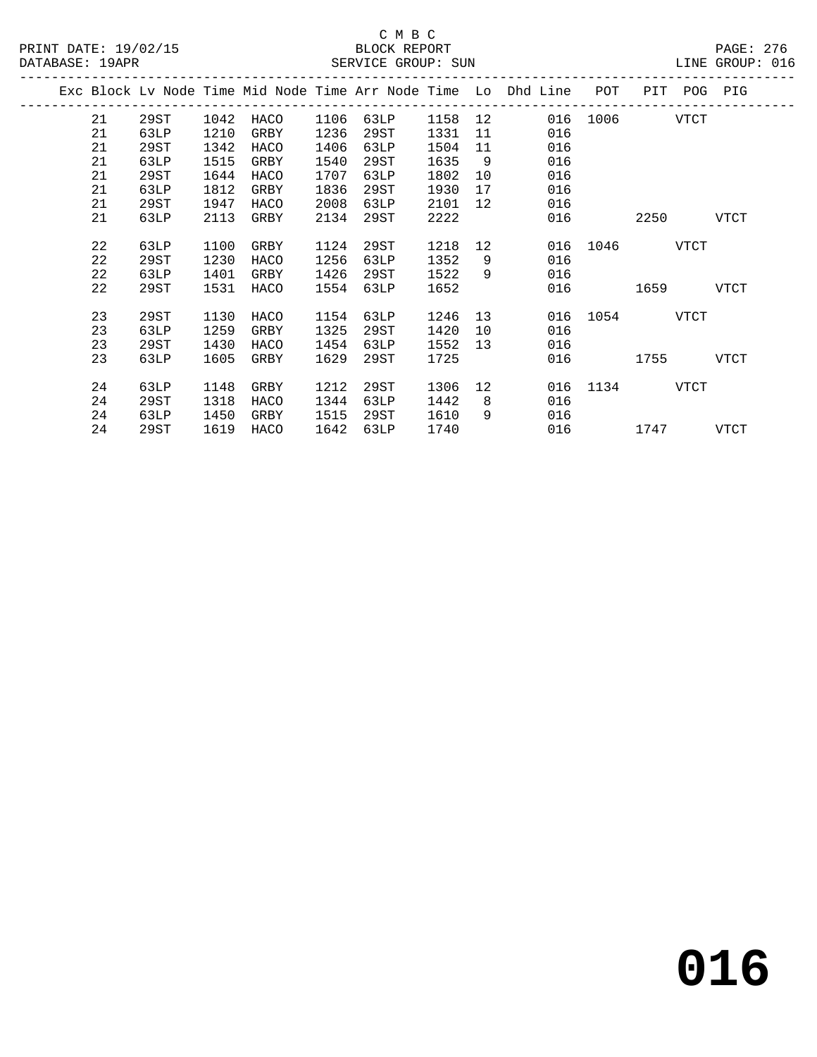C M B C

BLOCK REPORT

PRINT DATE: 19/02/15 DATABASE: 19APR SERVICE GROUP: SUN LINE GROUP: 016

| Exc | Block | Lv Node | Time | Mid Node | Time | Arr Node | Time | Lo | Dhd Line | POT | PIT | POG | PIG |
|---|---|---|---|---|---|---|---|---|---|---|---|---|---|
| | 21 | 29ST | 1042 | HACO | 1106 | 63LP | 1158 | 12 | 016 | 1006 | | VTCT | |
| | 21 | 63LP | 1210 | GRBY | 1236 | 29ST | 1331 | 11 | 016 | | | | |
| | 21 | 29ST | 1342 | HACO | 1406 | 63LP | 1504 | 11 | 016 | | | | |
| | 21 | 63LP | 1515 | GRBY | 1540 | 29ST | 1635 | 9 | 016 | | | | |
| | 21 | 29ST | 1644 | HACO | 1707 | 63LP | 1802 | 10 | 016 | | | | |
| | 21 | 63LP | 1812 | GRBY | 1836 | 29ST | 1930 | 17 | 016 | | | | |
| | 21 | 29ST | 1947 | HACO | 2008 | 63LP | 2101 | 12 | 016 | | | | |
| | 21 | 63LP | 2113 | GRBY | 2134 | 29ST | 2222 | | 016 | | 2250 | | VTCT |
| | 22 | 63LP | 1100 | GRBY | 1124 | 29ST | 1218 | 12 | 016 | 1046 | | VTCT | |
| | 22 | 29ST | 1230 | HACO | 1256 | 63LP | 1352 | 9 | 016 | | | | |
| | 22 | 63LP | 1401 | GRBY | 1426 | 29ST | 1522 | 9 | 016 | | | | |
| | 22 | 29ST | 1531 | HACO | 1554 | 63LP | 1652 | | 016 | | 1659 | | VTCT |
| | 23 | 29ST | 1130 | HACO | 1154 | 63LP | 1246 | 13 | 016 | 1054 | | VTCT | |
| | 23 | 63LP | 1259 | GRBY | 1325 | 29ST | 1420 | 10 | 016 | | | | |
| | 23 | 29ST | 1430 | HACO | 1454 | 63LP | 1552 | 13 | 016 | | | | |
| | 23 | 63LP | 1605 | GRBY | 1629 | 29ST | 1725 | | 016 | | 1755 | | VTCT |
| | 24 | 63LP | 1148 | GRBY | 1212 | 29ST | 1306 | 12 | 016 | 1134 | | VTCT | |
| | 24 | 29ST | 1318 | HACO | 1344 | 63LP | 1442 | 8 | 016 | | | | |
| | 24 | 63LP | 1450 | GRBY | 1515 | 29ST | 1610 | 9 | 016 | | | | |
| | 24 | 29ST | 1619 | HACO | 1642 | 63LP | 1740 | | 016 | | 1747 | | VTCT |

# 016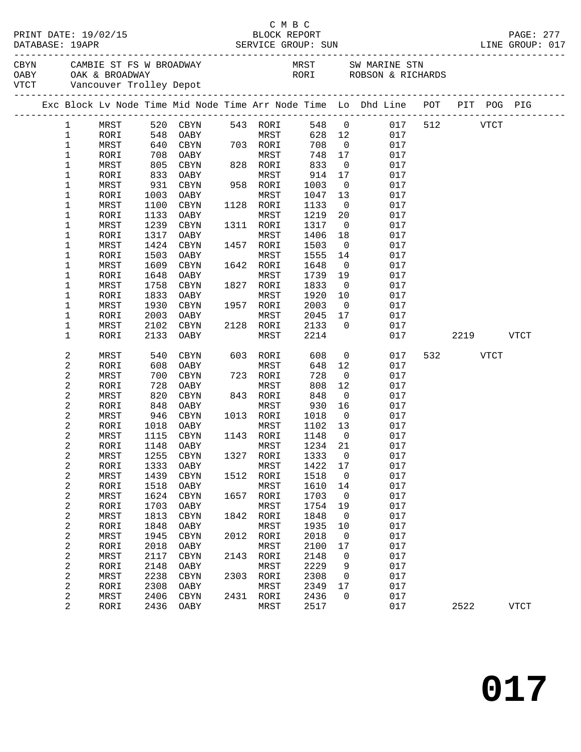C M B C

PRINT DATE: 19/02/15 BLOCK REPORT PAGE: 277
DATABASE: 19APR SERVICE GROUP: SUN LINE GROUP: 017

CBYN CAMBIE ST FS W BROADWAY MRST SW MARINE STN
OABY OAK & BROADWAY RORI ROBSON & RICHARDS
VTCT Vancouver Trolley Depot

| Exc | Block | Lv Node | Time | Mid Node | Time | Arr Node | Time | Lo | Dhd Line | POT | PIT | POG | PIG |
|---|---|---|---|---|---|---|---|---|---|---|---|---|---|
| | 1 | MRST | 520 | CBYN | 543 | RORI | 548 | 0 | 017 | 512 | | VTCT | |
| | 1 | RORI | 548 | OABY | | MRST | 628 | 12 | 017 | | | | |
| | 1 | MRST | 640 | CBYN | 703 | RORI | 708 | 0 | 017 | | | | |
| | 1 | RORI | 708 | OABY | | MRST | 748 | 17 | 017 | | | | |
| | 1 | MRST | 805 | CBYN | 828 | RORI | 833 | 0 | 017 | | | | |
| | 1 | RORI | 833 | OABY | | MRST | 914 | 17 | 017 | | | | |
| | 1 | MRST | 931 | CBYN | 958 | RORI | 1003 | 0 | 017 | | | | |
| | 1 | RORI | 1003 | OABY | | MRST | 1047 | 13 | 017 | | | | |
| | 1 | MRST | 1100 | CBYN | 1128 | RORI | 1133 | 0 | 017 | | | | |
| | 1 | RORI | 1133 | OABY | | MRST | 1219 | 20 | 017 | | | | |
| | 1 | MRST | 1239 | CBYN | 1311 | RORI | 1317 | 0 | 017 | | | | |
| | 1 | RORI | 1317 | OABY | | MRST | 1406 | 18 | 017 | | | | |
| | 1 | MRST | 1424 | CBYN | 1457 | RORI | 1503 | 0 | 017 | | | | |
| | 1 | RORI | 1503 | OABY | | MRST | 1555 | 14 | 017 | | | | |
| | 1 | MRST | 1609 | CBYN | 1642 | RORI | 1648 | 0 | 017 | | | | |
| | 1 | RORI | 1648 | OABY | | MRST | 1739 | 19 | 017 | | | | |
| | 1 | MRST | 1758 | CBYN | 1827 | RORI | 1833 | 0 | 017 | | | | |
| | 1 | RORI | 1833 | OABY | | MRST | 1920 | 10 | 017 | | | | |
| | 1 | MRST | 1930 | CBYN | 1957 | RORI | 2003 | 0 | 017 | | | | |
| | 1 | RORI | 2003 | OABY | | MRST | 2045 | 17 | 017 | | | | |
| | 1 | MRST | 2102 | CBYN | 2128 | RORI | 2133 | 0 | 017 | | | | |
| | 1 | RORI | 2133 | OABY | | MRST | 2214 | | 017 | | 2219 | | VTCT |
| | 2 | MRST | 540 | CBYN | 603 | RORI | 608 | 0 | 017 | 532 | | VTCT | |
| | 2 | RORI | 608 | OABY | | MRST | 648 | 12 | 017 | | | | |
| | 2 | MRST | 700 | CBYN | 723 | RORI | 728 | 0 | 017 | | | | |
| | 2 | RORI | 728 | OABY | | MRST | 808 | 12 | 017 | | | | |
| | 2 | MRST | 820 | CBYN | 843 | RORI | 848 | 0 | 017 | | | | |
| | 2 | RORI | 848 | OABY | | MRST | 930 | 16 | 017 | | | | |
| | 2 | MRST | 946 | CBYN | 1013 | RORI | 1018 | 0 | 017 | | | | |
| | 2 | RORI | 1018 | OABY | | MRST | 1102 | 13 | 017 | | | | |
| | 2 | MRST | 1115 | CBYN | 1143 | RORI | 1148 | 0 | 017 | | | | |
| | 2 | RORI | 1148 | OABY | | MRST | 1234 | 21 | 017 | | | | |
| | 2 | MRST | 1255 | CBYN | 1327 | RORI | 1333 | 0 | 017 | | | | |
| | 2 | RORI | 1333 | OABY | | MRST | 1422 | 17 | 017 | | | | |
| | 2 | MRST | 1439 | CBYN | 1512 | RORI | 1518 | 0 | 017 | | | | |
| | 2 | RORI | 1518 | OABY | | MRST | 1610 | 14 | 017 | | | | |
| | 2 | MRST | 1624 | CBYN | 1657 | RORI | 1703 | 0 | 017 | | | | |
| | 2 | RORI | 1703 | OABY | | MRST | 1754 | 19 | 017 | | | | |
| | 2 | MRST | 1813 | CBYN | 1842 | RORI | 1848 | 0 | 017 | | | | |
| | 2 | RORI | 1848 | OABY | | MRST | 1935 | 10 | 017 | | | | |
| | 2 | MRST | 1945 | CBYN | 2012 | RORI | 2018 | 0 | 017 | | | | |
| | 2 | RORI | 2018 | OABY | | MRST | 2100 | 17 | 017 | | | | |
| | 2 | MRST | 2117 | CBYN | 2143 | RORI | 2148 | 0 | 017 | | | | |
| | 2 | RORI | 2148 | OABY | | MRST | 2229 | 9 | 017 | | | | |
| | 2 | MRST | 2238 | CBYN | 2303 | RORI | 2308 | 0 | 017 | | | | |
| | 2 | RORI | 2308 | OABY | | MRST | 2349 | 17 | 017 | | | | |
| | 2 | MRST | 2406 | CBYN | 2431 | RORI | 2436 | 0 | 017 | | | | |
| | 2 | RORI | 2436 | OABY | | MRST | 2517 | | 017 | | 2522 | | VTCT |

# 017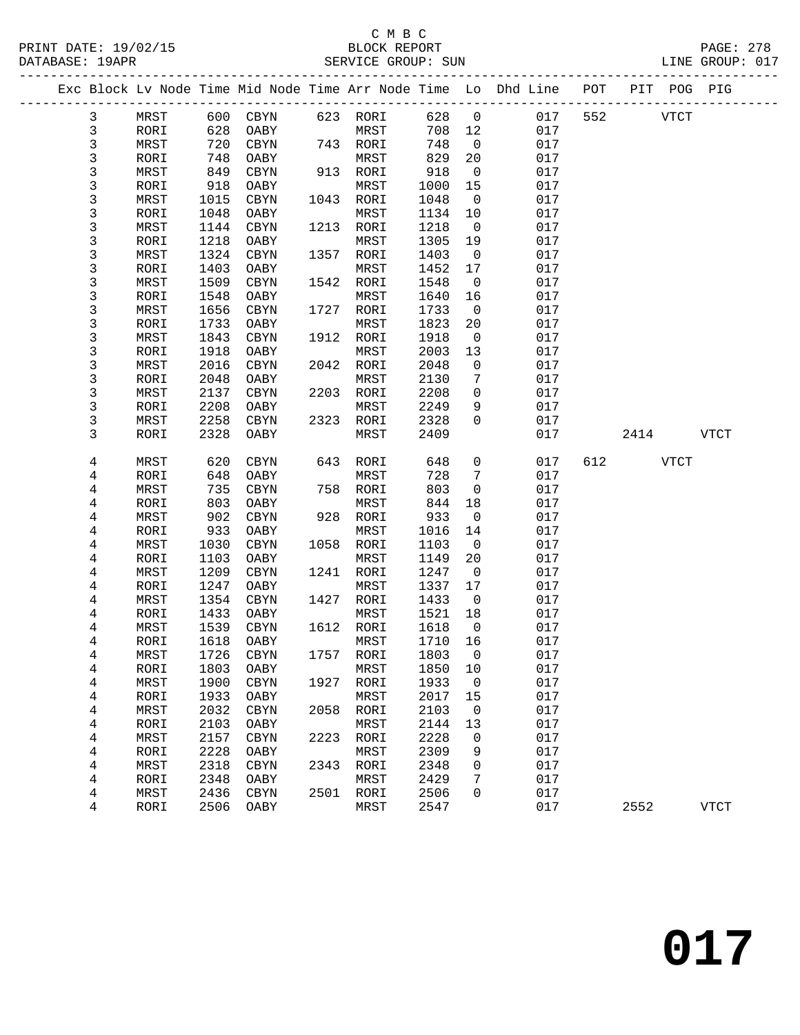C M B C

BLOCK REPORT

SERVICE GROUP: SUN

PRINT DATE: 19/02/15
DATABASE: 19APR
LINE GROUP: 017

| Exc | Block | Lv Node | Time | Mid Node | Time | Arr Node | Time | Lo | Dhd Line | POT | PIT | POG | PIG |
|---|---|---|---|---|---|---|---|---|---|---|---|---|---|
| | 3 | MRST | 600 | CBYN | 623 | RORI | 628 | 0 | 017 | 552 | | VTCT | |
| | 3 | RORI | 628 | OABY | | MRST | 708 | 12 | 017 | | | | |
| | 3 | MRST | 720 | CBYN | 743 | RORI | 748 | 0 | 017 | | | | |
| | 3 | RORI | 748 | OABY | | MRST | 829 | 20 | 017 | | | | |
| | 3 | MRST | 849 | CBYN | 913 | RORI | 918 | 0 | 017 | | | | |
| | 3 | RORI | 918 | OABY | | MRST | 1000 | 15 | 017 | | | | |
| | 3 | MRST | 1015 | CBYN | 1043 | RORI | 1048 | 0 | 017 | | | | |
| | 3 | RORI | 1048 | OABY | | MRST | 1134 | 10 | 017 | | | | |
| | 3 | MRST | 1144 | CBYN | 1213 | RORI | 1218 | 0 | 017 | | | | |
| | 3 | RORI | 1218 | OABY | | MRST | 1305 | 19 | 017 | | | | |
| | 3 | MRST | 1324 | CBYN | 1357 | RORI | 1403 | 0 | 017 | | | | |
| | 3 | RORI | 1403 | OABY | | MRST | 1452 | 17 | 017 | | | | |
| | 3 | MRST | 1509 | CBYN | 1542 | RORI | 1548 | 0 | 017 | | | | |
| | 3 | RORI | 1548 | OABY | | MRST | 1640 | 16 | 017 | | | | |
| | 3 | MRST | 1656 | CBYN | 1727 | RORI | 1733 | 0 | 017 | | | | |
| | 3 | RORI | 1733 | OABY | | MRST | 1823 | 20 | 017 | | | | |
| | 3 | MRST | 1843 | CBYN | 1912 | RORI | 1918 | 0 | 017 | | | | |
| | 3 | RORI | 1918 | OABY | | MRST | 2003 | 13 | 017 | | | | |
| | 3 | MRST | 2016 | CBYN | 2042 | RORI | 2048 | 0 | 017 | | | | |
| | 3 | RORI | 2048 | OABY | | MRST | 2130 | 7 | 017 | | | | |
| | 3 | MRST | 2137 | CBYN | 2203 | RORI | 2208 | 0 | 017 | | | | |
| | 3 | RORI | 2208 | OABY | | MRST | 2249 | 9 | 017 | | | | |
| | 3 | MRST | 2258 | CBYN | 2323 | RORI | 2328 | 0 | 017 | | | | |
| | 3 | RORI | 2328 | OABY | | MRST | 2409 | | 017 | | 2414 | | VTCT |
| | 4 | MRST | 620 | CBYN | 643 | RORI | 648 | 0 | 017 | 612 | | VTCT | |
| | 4 | RORI | 648 | OABY | | MRST | 728 | 7 | 017 | | | | |
| | 4 | MRST | 735 | CBYN | 758 | RORI | 803 | 0 | 017 | | | | |
| | 4 | RORI | 803 | OABY | | MRST | 844 | 18 | 017 | | | | |
| | 4 | MRST | 902 | CBYN | 928 | RORI | 933 | 0 | 017 | | | | |
| | 4 | RORI | 933 | OABY | | MRST | 1016 | 14 | 017 | | | | |
| | 4 | MRST | 1030 | CBYN | 1058 | RORI | 1103 | 0 | 017 | | | | |
| | 4 | RORI | 1103 | OABY | | MRST | 1149 | 20 | 017 | | | | |
| | 4 | MRST | 1209 | CBYN | 1241 | RORI | 1247 | 0 | 017 | | | | |
| | 4 | RORI | 1247 | OABY | | MRST | 1337 | 17 | 017 | | | | |
| | 4 | MRST | 1354 | CBYN | 1427 | RORI | 1433 | 0 | 017 | | | | |
| | 4 | RORI | 1433 | OABY | | MRST | 1521 | 18 | 017 | | | | |
| | 4 | MRST | 1539 | CBYN | 1612 | RORI | 1618 | 0 | 017 | | | | |
| | 4 | RORI | 1618 | OABY | | MRST | 1710 | 16 | 017 | | | | |
| | 4 | MRST | 1726 | CBYN | 1757 | RORI | 1803 | 0 | 017 | | | | |
| | 4 | RORI | 1803 | OABY | | MRST | 1850 | 10 | 017 | | | | |
| | 4 | MRST | 1900 | CBYN | 1927 | RORI | 1933 | 0 | 017 | | | | |
| | 4 | RORI | 1933 | OABY | | MRST | 2017 | 15 | 017 | | | | |
| | 4 | MRST | 2032 | CBYN | 2058 | RORI | 2103 | 0 | 017 | | | | |
| | 4 | RORI | 2103 | OABY | | MRST | 2144 | 13 | 017 | | | | |
| | 4 | MRST | 2157 | CBYN | 2223 | RORI | 2228 | 0 | 017 | | | | |
| | 4 | RORI | 2228 | OABY | | MRST | 2309 | 9 | 017 | | | | |
| | 4 | MRST | 2318 | CBYN | 2343 | RORI | 2348 | 0 | 017 | | | | |
| | 4 | RORI | 2348 | OABY | | MRST | 2429 | 7 | 017 | | | | |
| | 4 | MRST | 2436 | CBYN | 2501 | RORI | 2506 | 0 | 017 | | | | |
| | 4 | RORI | 2506 | OABY | | MRST | 2547 | | 017 | | 2552 | | VTCT |

# 017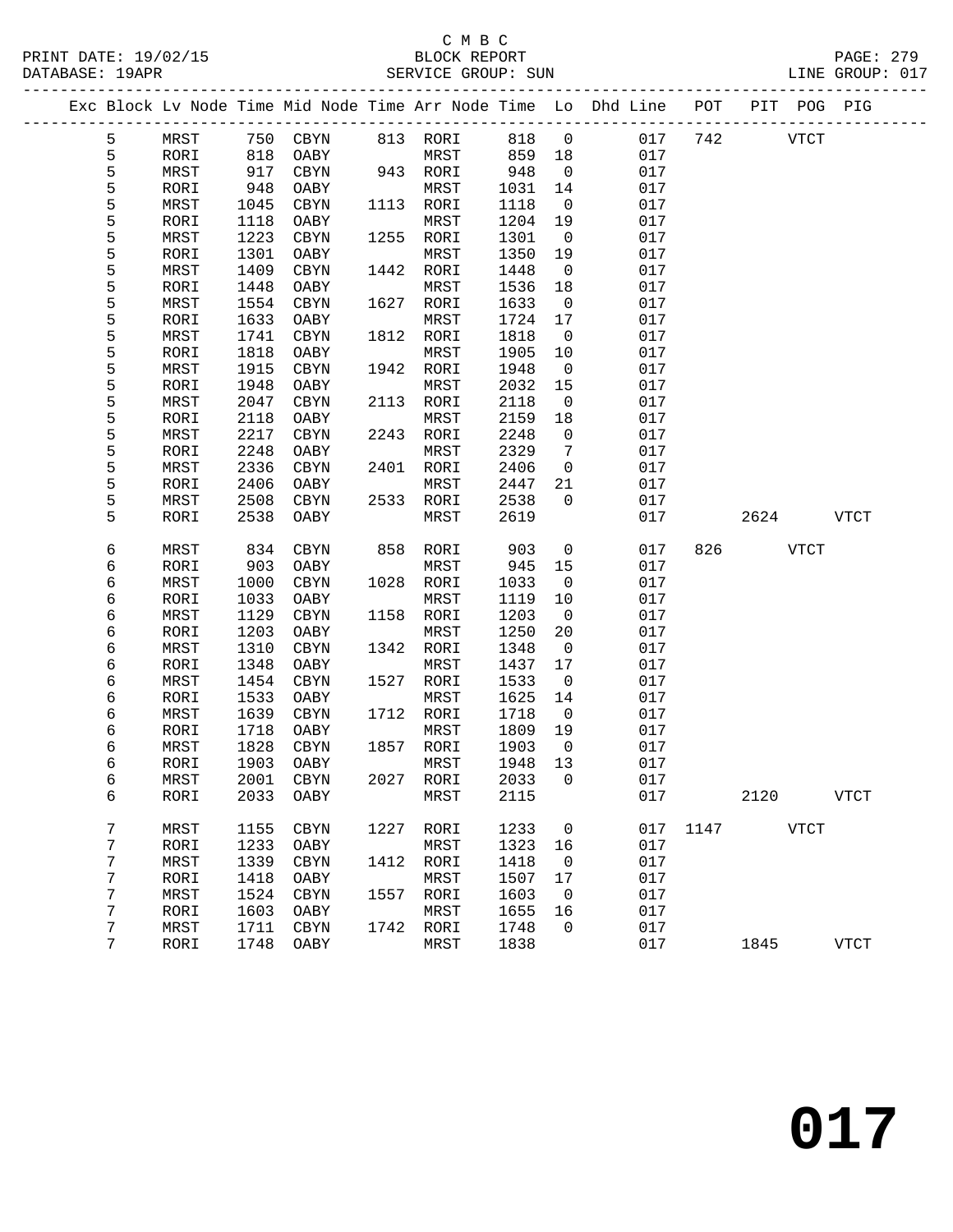C M B C
BLOCK REPORT
SERVICE GROUP: SUN

PRINT DATE: 19/02/15
DATABASE: 19APR
LINE GROUP: 017

| Exc | Block | Lv | Node | Time | Mid Node | Time | Arr Node | Time | Lo | Dhd Line | POT | PIT | POG | PIG |
|---|---|---|---|---|---|---|---|---|---|---|---|---|---|---|
| | 5 | | MRST | 750 | CBYN | 813 | RORI | 818 | 0 | 017 | 742 | | VTCT | |
| | 5 | | RORI | 818 | OABY | | MRST | 859 | 18 | 017 | | | | |
| | 5 | | MRST | 917 | CBYN | 943 | RORI | 948 | 0 | 017 | | | | |
| | 5 | | RORI | 948 | OABY | | MRST | 1031 | 14 | 017 | | | | |
| | 5 | | MRST | 1045 | CBYN | 1113 | RORI | 1118 | 0 | 017 | | | | |
| | 5 | | RORI | 1118 | OABY | | MRST | 1204 | 19 | 017 | | | | |
| | 5 | | MRST | 1223 | CBYN | 1255 | RORI | 1301 | 0 | 017 | | | | |
| | 5 | | RORI | 1301 | OABY | | MRST | 1350 | 19 | 017 | | | | |
| | 5 | | MRST | 1409 | CBYN | 1442 | RORI | 1448 | 0 | 017 | | | | |
| | 5 | | RORI | 1448 | OABY | | MRST | 1536 | 18 | 017 | | | | |
| | 5 | | MRST | 1554 | CBYN | 1627 | RORI | 1633 | 0 | 017 | | | | |
| | 5 | | RORI | 1633 | OABY | | MRST | 1724 | 17 | 017 | | | | |
| | 5 | | MRST | 1741 | CBYN | 1812 | RORI | 1818 | 0 | 017 | | | | |
| | 5 | | RORI | 1818 | OABY | | MRST | 1905 | 10 | 017 | | | | |
| | 5 | | MRST | 1915 | CBYN | 1942 | RORI | 1948 | 0 | 017 | | | | |
| | 5 | | RORI | 1948 | OABY | | MRST | 2032 | 15 | 017 | | | | |
| | 5 | | MRST | 2047 | CBYN | 2113 | RORI | 2118 | 0 | 017 | | | | |
| | 5 | | RORI | 2118 | OABY | | MRST | 2159 | 18 | 017 | | | | |
| | 5 | | MRST | 2217 | CBYN | 2243 | RORI | 2248 | 0 | 017 | | | | |
| | 5 | | RORI | 2248 | OABY | | MRST | 2329 | 7 | 017 | | | | |
| | 5 | | MRST | 2336 | CBYN | 2401 | RORI | 2406 | 0 | 017 | | | | |
| | 5 | | RORI | 2406 | OABY | | MRST | 2447 | 21 | 017 | | | | |
| | 5 | | MRST | 2508 | CBYN | 2533 | RORI | 2538 | 0 | 017 | | | | |
| | 5 | | RORI | 2538 | OABY | | MRST | 2619 | | 017 | | 2624 | | VTCT |
| | 6 | | MRST | 834 | CBYN | 858 | RORI | 903 | 0 | 017 | 826 | | VTCT | |
| | 6 | | RORI | 903 | OABY | | MRST | 945 | 15 | 017 | | | | |
| | 6 | | MRST | 1000 | CBYN | 1028 | RORI | 1033 | 0 | 017 | | | | |
| | 6 | | RORI | 1033 | OABY | | MRST | 1119 | 10 | 017 | | | | |
| | 6 | | MRST | 1129 | CBYN | 1158 | RORI | 1203 | 0 | 017 | | | | |
| | 6 | | RORI | 1203 | OABY | | MRST | 1250 | 20 | 017 | | | | |
| | 6 | | MRST | 1310 | CBYN | 1342 | RORI | 1348 | 0 | 017 | | | | |
| | 6 | | RORI | 1348 | OABY | | MRST | 1437 | 17 | 017 | | | | |
| | 6 | | MRST | 1454 | CBYN | 1527 | RORI | 1533 | 0 | 017 | | | | |
| | 6 | | RORI | 1533 | OABY | | MRST | 1625 | 14 | 017 | | | | |
| | 6 | | MRST | 1639 | CBYN | 1712 | RORI | 1718 | 0 | 017 | | | | |
| | 6 | | RORI | 1718 | OABY | | MRST | 1809 | 19 | 017 | | | | |
| | 6 | | MRST | 1828 | CBYN | 1857 | RORI | 1903 | 0 | 017 | | | | |
| | 6 | | RORI | 1903 | OABY | | MRST | 1948 | 13 | 017 | | | | |
| | 6 | | MRST | 2001 | CBYN | 2027 | RORI | 2033 | 0 | 017 | | | | |
| | 6 | | RORI | 2033 | OABY | | MRST | 2115 | | 017 | | 2120 | | VTCT |
| | 7 | | MRST | 1155 | CBYN | 1227 | RORI | 1233 | 0 | 017 | 1147 | | VTCT | |
| | 7 | | RORI | 1233 | OABY | | MRST | 1323 | 16 | 017 | | | | |
| | 7 | | MRST | 1339 | CBYN | 1412 | RORI | 1418 | 0 | 017 | | | | |
| | 7 | | RORI | 1418 | OABY | | MRST | 1507 | 17 | 017 | | | | |
| | 7 | | MRST | 1524 | CBYN | 1557 | RORI | 1603 | 0 | 017 | | | | |
| | 7 | | RORI | 1603 | OABY | | MRST | 1655 | 16 | 017 | | | | |
| | 7 | | MRST | 1711 | CBYN | 1742 | RORI | 1748 | 0 | 017 | | | | |
| | 7 | | RORI | 1748 | OABY | | MRST | 1838 | | 017 | | 1845 | | VTCT |

# 017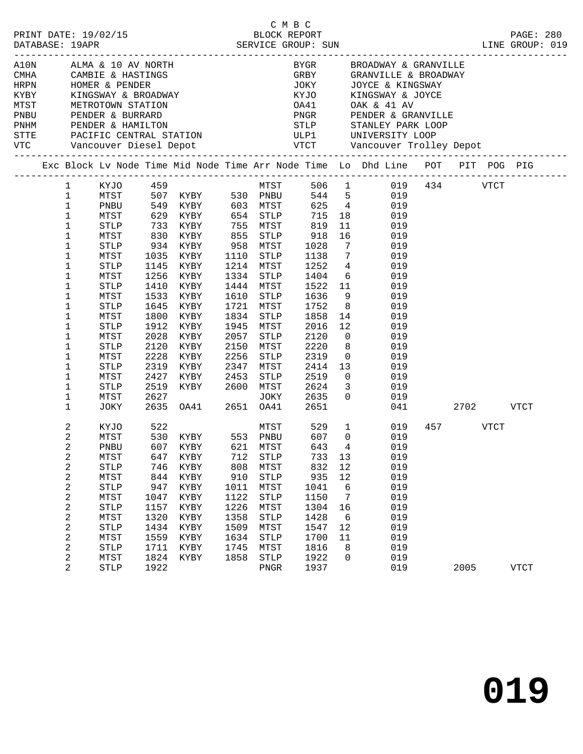C M B C

PRINT DATE: 19/02/15 BLOCK REPORT PAGE: 280
DATABASE: 19APR SERVICE GROUP: SUN LINE GROUP: 019

| Code | Description | Code | Description |
|---|---|---|---|
| A10N | ALMA & 10 AV NORTH | BYGR | BROADWAY & GRANVILLE |
| CMHA | CAMBIE & HASTINGS | GRBY | GRANVILLE & BROADWAY |
| HRPN | HOMER & PENDER | JOKY | JOYCE & KINGSWAY |
| KYBY | KINGSWAY & BROADWAY | KYJO | KINGSWAY & JOYCE |
| MTST | METROTOWN STATION | OA41 | OAK & 41 AV |
| PNBU | PENDER & BURRARD | PNGR | PENDER & GRANVILLE |
| PNHM | PENDER & HAMILTON | STLP | STANLEY PARK LOOP |
| STTE | PACIFIC CENTRAL STATION | ULP1 | UNIVERSITY LOOP |
| VTC | Vancouver Diesel Depot | VTCT | Vancouver Trolley Depot |

| Exc | Block | Lv Node | Time | Mid Node | Time | Arr Node | Time | Lo | Dhd Line | POT | PIT | POG | PIG |
|---|---|---|---|---|---|---|---|---|---|---|---|---|---|
| | 1 | KYJO | 459 | | | MTST | 506 | 1 | 019 | 434 | | VTCT | |
| | 1 | MTST | 507 | KYBY | 530 | PNBU | 544 | 5 | 019 | | | | |
| | 1 | PNBU | 549 | KYBY | 603 | MTST | 625 | 4 | 019 | | | | |
| | 1 | MTST | 629 | KYBY | 654 | STLP | 715 | 18 | 019 | | | | |
| | 1 | STLP | 733 | KYBY | 755 | MTST | 819 | 11 | 019 | | | | |
| | 1 | MTST | 830 | KYBY | 855 | STLP | 918 | 16 | 019 | | | | |
| | 1 | STLP | 934 | KYBY | 958 | MTST | 1028 | 7 | 019 | | | | |
| | 1 | MTST | 1035 | KYBY | 1110 | STLP | 1138 | 7 | 019 | | | | |
| | 1 | STLP | 1145 | KYBY | 1214 | MTST | 1252 | 4 | 019 | | | | |
| | 1 | MTST | 1256 | KYBY | 1334 | STLP | 1404 | 6 | 019 | | | | |
| | 1 | STLP | 1410 | KYBY | 1444 | MTST | 1522 | 11 | 019 | | | | |
| | 1 | MTST | 1533 | KYBY | 1610 | STLP | 1636 | 9 | 019 | | | | |
| | 1 | STLP | 1645 | KYBY | 1721 | MTST | 1752 | 8 | 019 | | | | |
| | 1 | MTST | 1800 | KYBY | 1834 | STLP | 1858 | 14 | 019 | | | | |
| | 1 | STLP | 1912 | KYBY | 1945 | MTST | 2016 | 12 | 019 | | | | |
| | 1 | MTST | 2028 | KYBY | 2057 | STLP | 2120 | 0 | 019 | | | | |
| | 1 | STLP | 2120 | KYBY | 2150 | MTST | 2220 | 8 | 019 | | | | |
| | 1 | MTST | 2228 | KYBY | 2256 | STLP | 2319 | 0 | 019 | | | | |
| | 1 | STLP | 2319 | KYBY | 2347 | MTST | 2414 | 13 | 019 | | | | |
| | 1 | MTST | 2427 | KYBY | 2453 | STLP | 2519 | 0 | 019 | | | | |
| | 1 | STLP | 2519 | KYBY | 2600 | MTST | 2624 | 3 | 019 | | | | |
| | 1 | MTST | 2627 | | | JOKY | 2635 | 0 | 019 | | | | |
| | 1 | JOKY | 2635 | OA41 | 2651 | OA41 | 2651 | | 041 | | 2702 | | VTCT |
| | 2 | KYJO | 522 | | | MTST | 529 | 1 | 019 | 457 | | VTCT | |
| | 2 | MTST | 530 | KYBY | 553 | PNBU | 607 | 0 | 019 | | | | |
| | 2 | PNBU | 607 | KYBY | 621 | MTST | 643 | 4 | 019 | | | | |
| | 2 | MTST | 647 | KYBY | 712 | STLP | 733 | 13 | 019 | | | | |
| | 2 | STLP | 746 | KYBY | 808 | MTST | 832 | 12 | 019 | | | | |
| | 2 | MTST | 844 | KYBY | 910 | STLP | 935 | 12 | 019 | | | | |
| | 2 | STLP | 947 | KYBY | 1011 | MTST | 1041 | 6 | 019 | | | | |
| | 2 | MTST | 1047 | KYBY | 1122 | STLP | 1150 | 7 | 019 | | | | |
| | 2 | STLP | 1157 | KYBY | 1226 | MTST | 1304 | 16 | 019 | | | | |
| | 2 | MTST | 1320 | KYBY | 1358 | STLP | 1428 | 6 | 019 | | | | |
| | 2 | STLP | 1434 | KYBY | 1509 | MTST | 1547 | 12 | 019 | | | | |
| | 2 | MTST | 1559 | KYBY | 1634 | STLP | 1700 | 11 | 019 | | | | |
| | 2 | STLP | 1711 | KYBY | 1745 | MTST | 1816 | 8 | 019 | | | | |
| | 2 | MTST | 1824 | KYBY | 1858 | STLP | 1922 | 0 | 019 | | | | |
| | 2 | STLP | 1922 | | | PNGR | 1937 | | 019 | | 2005 | | VTCT |

# 019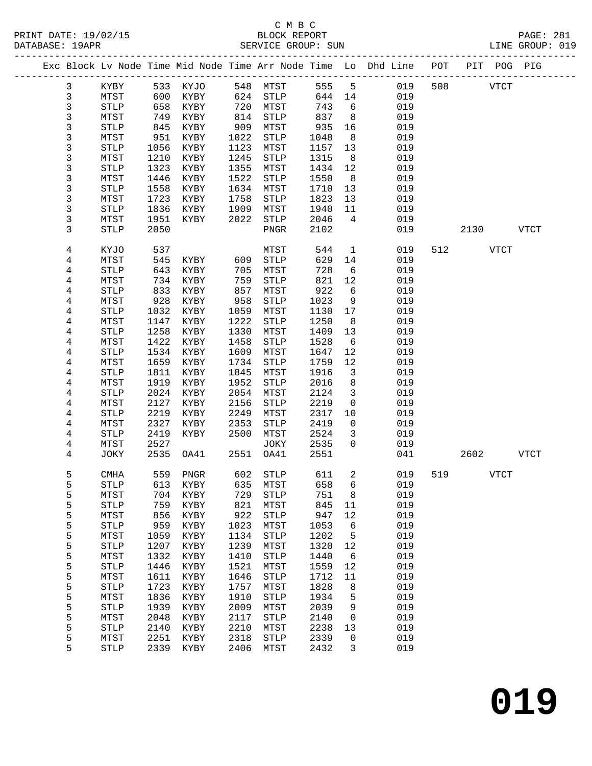C M B C
BLOCK REPORT
SERVICE GROUP: SUN

PRINT DATE: 19/02/15
DATABASE: 19APR

LINE GROUP: 019

| Exc | Block | Lv | Node | Time | Mid Node | Time | Arr Node | Time | Lo | Dhd Line | POT | PIT | POG | PIG |
|---|---|---|---|---|---|---|---|---|---|---|---|---|---|---|
| | 3 | | KYBY | 533 | KYJO | 548 | MTST | 555 | 5 | 019 | 508 | | VTCT | |
| | 3 | | MTST | 600 | KYBY | 624 | STLP | 644 | 14 | 019 | | | | |
| | 3 | | STLP | 658 | KYBY | 720 | MTST | 743 | 6 | 019 | | | | |
| | 3 | | MTST | 749 | KYBY | 814 | STLP | 837 | 8 | 019 | | | | |
| | 3 | | STLP | 845 | KYBY | 909 | MTST | 935 | 16 | 019 | | | | |
| | 3 | | MTST | 951 | KYBY | 1022 | STLP | 1048 | 8 | 019 | | | | |
| | 3 | | STLP | 1056 | KYBY | 1123 | MTST | 1157 | 13 | 019 | | | | |
| | 3 | | MTST | 1210 | KYBY | 1245 | STLP | 1315 | 8 | 019 | | | | |
| | 3 | | STLP | 1323 | KYBY | 1355 | MTST | 1434 | 12 | 019 | | | | |
| | 3 | | MTST | 1446 | KYBY | 1522 | STLP | 1550 | 8 | 019 | | | | |
| | 3 | | STLP | 1558 | KYBY | 1634 | MTST | 1710 | 13 | 019 | | | | |
| | 3 | | MTST | 1723 | KYBY | 1758 | STLP | 1823 | 13 | 019 | | | | |
| | 3 | | STLP | 1836 | KYBY | 1909 | MTST | 1940 | 11 | 019 | | | | |
| | 3 | | MTST | 1951 | KYBY | 2022 | STLP | 2046 | 4 | 019 | | | | |
| | 3 | | STLP | 2050 | | | PNGR | 2102 | | 019 | | 2130 | | VTCT |
| | 4 | | KYJO | 537 | | | MTST | 544 | 1 | 019 | 512 | | VTCT | |
| | 4 | | MTST | 545 | KYBY | 609 | STLP | 629 | 14 | 019 | | | | |
| | 4 | | STLP | 643 | KYBY | 705 | MTST | 728 | 6 | 019 | | | | |
| | 4 | | MTST | 734 | KYBY | 759 | STLP | 821 | 12 | 019 | | | | |
| | 4 | | STLP | 833 | KYBY | 857 | MTST | 922 | 6 | 019 | | | | |
| | 4 | | MTST | 928 | KYBY | 958 | STLP | 1023 | 9 | 019 | | | | |
| | 4 | | STLP | 1032 | KYBY | 1059 | MTST | 1130 | 17 | 019 | | | | |
| | 4 | | MTST | 1147 | KYBY | 1222 | STLP | 1250 | 8 | 019 | | | | |
| | 4 | | STLP | 1258 | KYBY | 1330 | MTST | 1409 | 13 | 019 | | | | |
| | 4 | | MTST | 1422 | KYBY | 1458 | STLP | 1528 | 6 | 019 | | | | |
| | 4 | | STLP | 1534 | KYBY | 1609 | MTST | 1647 | 12 | 019 | | | | |
| | 4 | | MTST | 1659 | KYBY | 1734 | STLP | 1759 | 12 | 019 | | | | |
| | 4 | | STLP | 1811 | KYBY | 1845 | MTST | 1916 | 3 | 019 | | | | |
| | 4 | | MTST | 1919 | KYBY | 1952 | STLP | 2016 | 8 | 019 | | | | |
| | 4 | | STLP | 2024 | KYBY | 2054 | MTST | 2124 | 3 | 019 | | | | |
| | 4 | | MTST | 2127 | KYBY | 2156 | STLP | 2219 | 0 | 019 | | | | |
| | 4 | | STLP | 2219 | KYBY | 2249 | MTST | 2317 | 10 | 019 | | | | |
| | 4 | | MTST | 2327 | KYBY | 2353 | STLP | 2419 | 0 | 019 | | | | |
| | 4 | | STLP | 2419 | KYBY | 2500 | MTST | 2524 | 3 | 019 | | | | |
| | 4 | | MTST | 2527 | | | JOKY | 2535 | 0 | 019 | | | | |
| | 4 | | JOKY | 2535 | OA41 | 2551 | OA41 | 2551 | | 041 | | 2602 | | VTCT |
| | 5 | | CMHA | 559 | PNGR | 602 | STLP | 611 | 2 | 019 | 519 | | VTCT | |
| | 5 | | STLP | 613 | KYBY | 635 | MTST | 658 | 6 | 019 | | | | |
| | 5 | | MTST | 704 | KYBY | 729 | STLP | 751 | 8 | 019 | | | | |
| | 5 | | STLP | 759 | KYBY | 821 | MTST | 845 | 11 | 019 | | | | |
| | 5 | | MTST | 856 | KYBY | 922 | STLP | 947 | 12 | 019 | | | | |
| | 5 | | STLP | 959 | KYBY | 1023 | MTST | 1053 | 6 | 019 | | | | |
| | 5 | | MTST | 1059 | KYBY | 1134 | STLP | 1202 | 5 | 019 | | | | |
| | 5 | | STLP | 1207 | KYBY | 1239 | MTST | 1320 | 12 | 019 | | | | |
| | 5 | | MTST | 1332 | KYBY | 1410 | STLP | 1440 | 6 | 019 | | | | |
| | 5 | | STLP | 1446 | KYBY | 1521 | MTST | 1559 | 12 | 019 | | | | |
| | 5 | | MTST | 1611 | KYBY | 1646 | STLP | 1712 | 11 | 019 | | | | |
| | 5 | | STLP | 1723 | KYBY | 1757 | MTST | 1828 | 8 | 019 | | | | |
| | 5 | | MTST | 1836 | KYBY | 1910 | STLP | 1934 | 5 | 019 | | | | |
| | 5 | | STLP | 1939 | KYBY | 2009 | MTST | 2039 | 9 | 019 | | | | |
| | 5 | | MTST | 2048 | KYBY | 2117 | STLP | 2140 | 0 | 019 | | | | |
| | 5 | | STLP | 2140 | KYBY | 2210 | MTST | 2238 | 13 | 019 | | | | |
| | 5 | | MTST | 2251 | KYBY | 2318 | STLP | 2339 | 0 | 019 | | | | |
| | 5 | | STLP | 2339 | KYBY | 2406 | MTST | 2432 | 3 | 019 | | | | |

**019**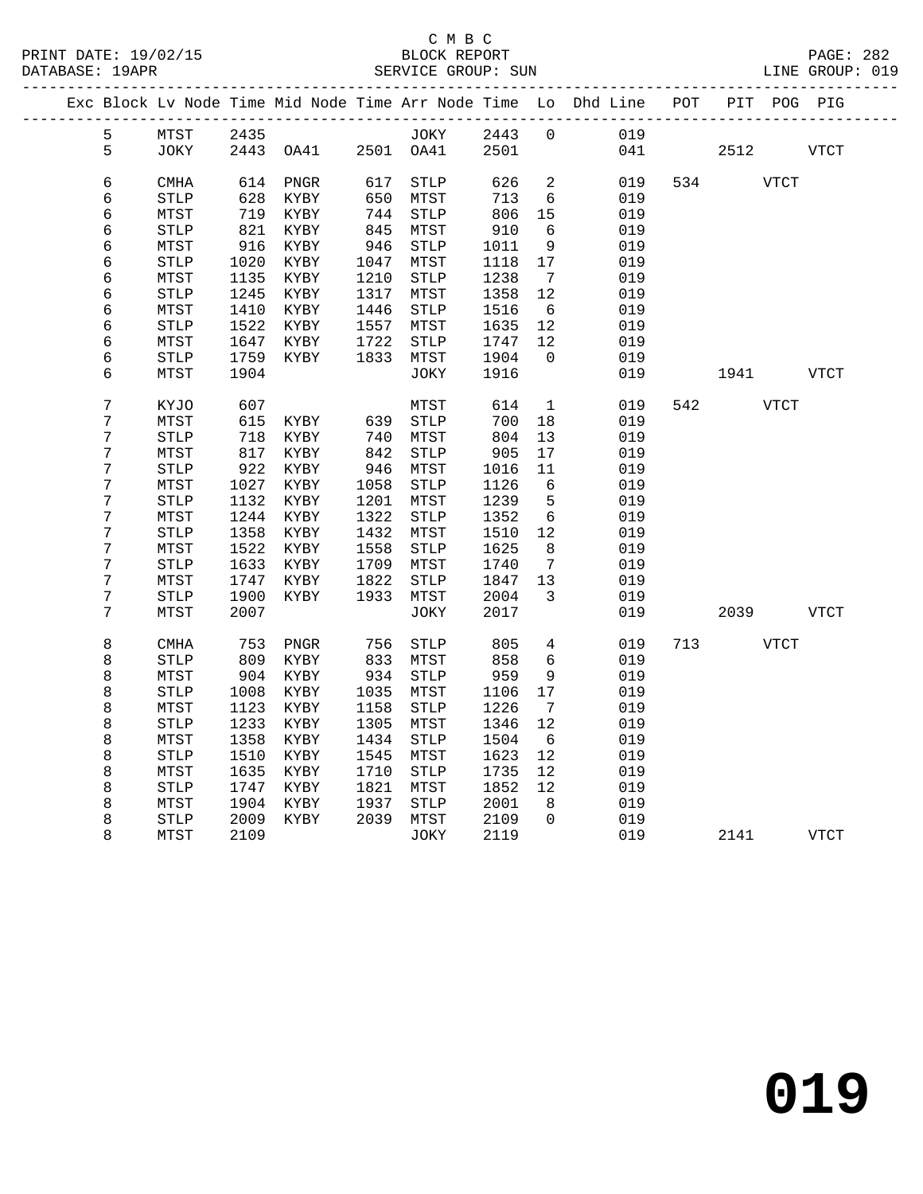C M B C
PRINT DATE: 19/02/15 BLOCK REPORT PAGE: 282
DATABASE: 19APR SERVICE GROUP: SUN LINE GROUP: 019

| Exc | Block | Lv | Node | Time | Mid Node | Time | Arr Node | Time | Lo | Dhd Line | POT | PIT | POG | PIG |
|---|---|---|---|---|---|---|---|---|---|---|---|---|---|---|
| | 5 | | MTST | 2435 | | | JOKY | 2443 | 0 | 019 | | | | |
| | 5 | | JOKY | 2443 | OA41 | 2501 | OA41 | 2501 | | 041 | | 2512 | | VTCT |
| | 6 | | CMHA | 614 | PNGR | 617 | STLP | 626 | 2 | 019 | 534 | | VTCT | |
| | 6 | | STLP | 628 | KYBY | 650 | MTST | 713 | 6 | 019 | | | | |
| | 6 | | MTST | 719 | KYBY | 744 | STLP | 806 | 15 | 019 | | | | |
| | 6 | | STLP | 821 | KYBY | 845 | MTST | 910 | 6 | 019 | | | | |
| | 6 | | MTST | 916 | KYBY | 946 | STLP | 1011 | 9 | 019 | | | | |
| | 6 | | STLP | 1020 | KYBY | 1047 | MTST | 1118 | 17 | 019 | | | | |
| | 6 | | MTST | 1135 | KYBY | 1210 | STLP | 1238 | 7 | 019 | | | | |
| | 6 | | STLP | 1245 | KYBY | 1317 | MTST | 1358 | 12 | 019 | | | | |
| | 6 | | MTST | 1410 | KYBY | 1446 | STLP | 1516 | 6 | 019 | | | | |
| | 6 | | STLP | 1522 | KYBY | 1557 | MTST | 1635 | 12 | 019 | | | | |
| | 6 | | MTST | 1647 | KYBY | 1722 | STLP | 1747 | 12 | 019 | | | | |
| | 6 | | STLP | 1759 | KYBY | 1833 | MTST | 1904 | 0 | 019 | | | | |
| | 6 | | MTST | 1904 | | | JOKY | 1916 | | 019 | | 1941 | | VTCT |
| | 7 | | KYJO | 607 | | | MTST | 614 | 1 | 019 | 542 | | VTCT | |
| | 7 | | MTST | 615 | KYBY | 639 | STLP | 700 | 18 | 019 | | | | |
| | 7 | | STLP | 718 | KYBY | 740 | MTST | 804 | 13 | 019 | | | | |
| | 7 | | MTST | 817 | KYBY | 842 | STLP | 905 | 17 | 019 | | | | |
| | 7 | | STLP | 922 | KYBY | 946 | MTST | 1016 | 11 | 019 | | | | |
| | 7 | | MTST | 1027 | KYBY | 1058 | STLP | 1126 | 6 | 019 | | | | |
| | 7 | | STLP | 1132 | KYBY | 1201 | MTST | 1239 | 5 | 019 | | | | |
| | 7 | | MTST | 1244 | KYBY | 1322 | STLP | 1352 | 6 | 019 | | | | |
| | 7 | | STLP | 1358 | KYBY | 1432 | MTST | 1510 | 12 | 019 | | | | |
| | 7 | | MTST | 1522 | KYBY | 1558 | STLP | 1625 | 8 | 019 | | | | |
| | 7 | | STLP | 1633 | KYBY | 1709 | MTST | 1740 | 7 | 019 | | | | |
| | 7 | | MTST | 1747 | KYBY | 1822 | STLP | 1847 | 13 | 019 | | | | |
| | 7 | | STLP | 1900 | KYBY | 1933 | MTST | 2004 | 3 | 019 | | | | |
| | 7 | | MTST | 2007 | | | JOKY | 2017 | | 019 | | 2039 | | VTCT |
| | 8 | | CMHA | 753 | PNGR | 756 | STLP | 805 | 4 | 019 | 713 | | VTCT | |
| | 8 | | STLP | 809 | KYBY | 833 | MTST | 858 | 6 | 019 | | | | |
| | 8 | | MTST | 904 | KYBY | 934 | STLP | 959 | 9 | 019 | | | | |
| | 8 | | STLP | 1008 | KYBY | 1035 | MTST | 1106 | 17 | 019 | | | | |
| | 8 | | MTST | 1123 | KYBY | 1158 | STLP | 1226 | 7 | 019 | | | | |
| | 8 | | STLP | 1233 | KYBY | 1305 | MTST | 1346 | 12 | 019 | | | | |
| | 8 | | MTST | 1358 | KYBY | 1434 | STLP | 1504 | 6 | 019 | | | | |
| | 8 | | STLP | 1510 | KYBY | 1545 | MTST | 1623 | 12 | 019 | | | | |
| | 8 | | MTST | 1635 | KYBY | 1710 | STLP | 1735 | 12 | 019 | | | | |
| | 8 | | STLP | 1747 | KYBY | 1821 | MTST | 1852 | 12 | 019 | | | | |
| | 8 | | MTST | 1904 | KYBY | 1937 | STLP | 2001 | 8 | 019 | | | | |
| | 8 | | STLP | 2009 | KYBY | 2039 | MTST | 2109 | 0 | 019 | | | | |
| | 8 | | MTST | 2109 | | | JOKY | 2119 | | 019 | | 2141 | | VTCT |

019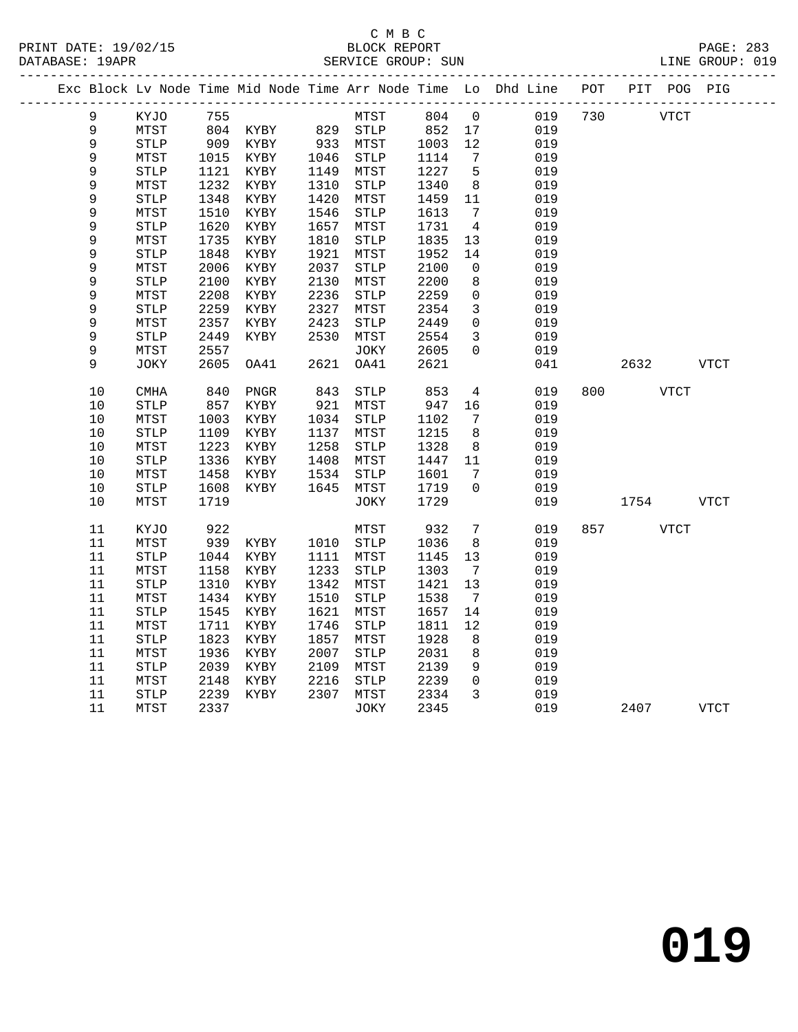C M B C
BLOCK REPORT
SERVICE GROUP: SUN

PRINT DATE: 19/02/15
DATABASE: 19APR
LINE GROUP: 019

| Exc | Block | Lv | Node | Time | Mid Node | Time | Arr Node | Time | Lo | Dhd Line | POT | PIT | POG | PIG |
|---|---|---|---|---|---|---|---|---|---|---|---|---|---|---|
| | 9 | | KYJO | 755 | | | MTST | 804 | 0 | 019 | 730 | | VTCT | |
| | 9 | | MTST | 804 | KYBY | 829 | STLP | 852 | 17 | 019 | | | | |
| | 9 | | STLP | 909 | KYBY | 933 | MTST | 1003 | 12 | 019 | | | | |
| | 9 | | MTST | 1015 | KYBY | 1046 | STLP | 1114 | 7 | 019 | | | | |
| | 9 | | STLP | 1121 | KYBY | 1149 | MTST | 1227 | 5 | 019 | | | | |
| | 9 | | MTST | 1232 | KYBY | 1310 | STLP | 1340 | 8 | 019 | | | | |
| | 9 | | STLP | 1348 | KYBY | 1420 | MTST | 1459 | 11 | 019 | | | | |
| | 9 | | MTST | 1510 | KYBY | 1546 | STLP | 1613 | 7 | 019 | | | | |
| | 9 | | STLP | 1620 | KYBY | 1657 | MTST | 1731 | 4 | 019 | | | | |
| | 9 | | MTST | 1735 | KYBY | 1810 | STLP | 1835 | 13 | 019 | | | | |
| | 9 | | STLP | 1848 | KYBY | 1921 | MTST | 1952 | 14 | 019 | | | | |
| | 9 | | MTST | 2006 | KYBY | 2037 | STLP | 2100 | 0 | 019 | | | | |
| | 9 | | STLP | 2100 | KYBY | 2130 | MTST | 2200 | 8 | 019 | | | | |
| | 9 | | MTST | 2208 | KYBY | 2236 | STLP | 2259 | 0 | 019 | | | | |
| | 9 | | STLP | 2259 | KYBY | 2327 | MTST | 2354 | 3 | 019 | | | | |
| | 9 | | MTST | 2357 | KYBY | 2423 | STLP | 2449 | 0 | 019 | | | | |
| | 9 | | STLP | 2449 | KYBY | 2530 | MTST | 2554 | 3 | 019 | | | | |
| | 9 | | MTST | 2557 | | | JOKY | 2605 | 0 | 019 | | | | |
| | 9 | | JOKY | 2605 | OA41 | 2621 | OA41 | 2621 | | 041 | | 2632 | | VTCT |
| | 10 | | CMHA | 840 | PNGR | 843 | STLP | 853 | 4 | 019 | 800 | | VTCT | |
| | 10 | | STLP | 857 | KYBY | 921 | MTST | 947 | 16 | 019 | | | | |
| | 10 | | MTST | 1003 | KYBY | 1034 | STLP | 1102 | 7 | 019 | | | | |
| | 10 | | STLP | 1109 | KYBY | 1137 | MTST | 1215 | 8 | 019 | | | | |
| | 10 | | MTST | 1223 | KYBY | 1258 | STLP | 1328 | 8 | 019 | | | | |
| | 10 | | STLP | 1336 | KYBY | 1408 | MTST | 1447 | 11 | 019 | | | | |
| | 10 | | MTST | 1458 | KYBY | 1534 | STLP | 1601 | 7 | 019 | | | | |
| | 10 | | STLP | 1608 | KYBY | 1645 | MTST | 1719 | 0 | 019 | | | | |
| | 10 | | MTST | 1719 | | | JOKY | 1729 | | 019 | | 1754 | | VTCT |
| | 11 | | KYJO | 922 | | | MTST | 932 | 7 | 019 | 857 | | VTCT | |
| | 11 | | MTST | 939 | KYBY | 1010 | STLP | 1036 | 8 | 019 | | | | |
| | 11 | | STLP | 1044 | KYBY | 1111 | MTST | 1145 | 13 | 019 | | | | |
| | 11 | | MTST | 1158 | KYBY | 1233 | STLP | 1303 | 7 | 019 | | | | |
| | 11 | | STLP | 1310 | KYBY | 1342 | MTST | 1421 | 13 | 019 | | | | |
| | 11 | | MTST | 1434 | KYBY | 1510 | STLP | 1538 | 7 | 019 | | | | |
| | 11 | | STLP | 1545 | KYBY | 1621 | MTST | 1657 | 14 | 019 | | | | |
| | 11 | | MTST | 1711 | KYBY | 1746 | STLP | 1811 | 12 | 019 | | | | |
| | 11 | | STLP | 1823 | KYBY | 1857 | MTST | 1928 | 8 | 019 | | | | |
| | 11 | | MTST | 1936 | KYBY | 2007 | STLP | 2031 | 8 | 019 | | | | |
| | 11 | | STLP | 2039 | KYBY | 2109 | MTST | 2139 | 9 | 019 | | | | |
| | 11 | | MTST | 2148 | KYBY | 2216 | STLP | 2239 | 0 | 019 | | | | |
| | 11 | | STLP | 2239 | KYBY | 2307 | MTST | 2334 | 3 | 019 | | | | |
| | 11 | | MTST | 2337 | | | JOKY | 2345 | | 019 | | 2407 | | VTCT |

**019**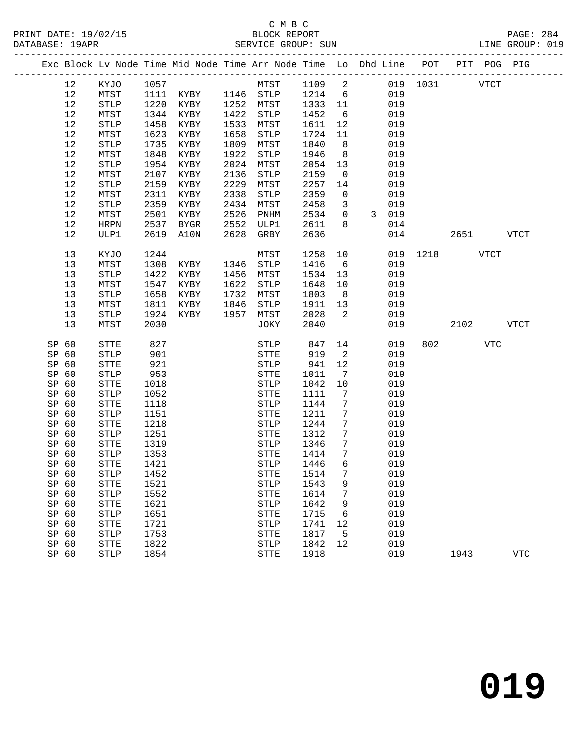C M B C
BLOCK REPORT
SERVICE GROUP: SUN

PRINT DATE: 19/02/15
DATABASE: 19APR
LINE GROUP: 019

| Exc | Block | Lv Node | Time | Mid Node | Time | Arr Node | Time | Lo | Dhd | Line | POT | PIT | POG | PIG |
|---|---|---|---|---|---|---|---|---|---|---|---|---|---|---|
| | 12 | KYJO | 1057 | | | MTST | 1109 | 2 | | 019 | 1031 | | VTCT | |
| | 12 | MTST | 1111 | KYBY | 1146 | STLP | 1214 | 6 | | 019 | | | | |
| | 12 | STLP | 1220 | KYBY | 1252 | MTST | 1333 | 11 | | 019 | | | | |
| | 12 | MTST | 1344 | KYBY | 1422 | STLP | 1452 | 6 | | 019 | | | | |
| | 12 | STLP | 1458 | KYBY | 1533 | MTST | 1611 | 12 | | 019 | | | | |
| | 12 | MTST | 1623 | KYBY | 1658 | STLP | 1724 | 11 | | 019 | | | | |
| | 12 | STLP | 1735 | KYBY | 1809 | MTST | 1840 | 8 | | 019 | | | | |
| | 12 | MTST | 1848 | KYBY | 1922 | STLP | 1946 | 8 | | 019 | | | | |
| | 12 | STLP | 1954 | KYBY | 2024 | MTST | 2054 | 13 | | 019 | | | | |
| | 12 | MTST | 2107 | KYBY | 2136 | STLP | 2159 | 0 | | 019 | | | | |
| | 12 | STLP | 2159 | KYBY | 2229 | MTST | 2257 | 14 | | 019 | | | | |
| | 12 | MTST | 2311 | KYBY | 2338 | STLP | 2359 | 0 | | 019 | | | | |
| | 12 | STLP | 2359 | KYBY | 2434 | MTST | 2458 | 3 | | 019 | | | | |
| | 12 | MTST | 2501 | KYBY | 2526 | PNHM | 2534 | 0 | 3 | 019 | | | | |
| | 12 | HRPN | 2537 | BYGR | 2552 | ULP1 | 2611 | 8 | | 014 | | | | |
| | 12 | ULP1 | 2619 | A10N | 2628 | GRBY | 2636 | | | 014 | | 2651 | | VTCT |
| | 13 | KYJO | 1244 | | | MTST | 1258 | 10 | | 019 | 1218 | | VTCT | |
| | 13 | MTST | 1308 | KYBY | 1346 | STLP | 1416 | 6 | | 019 | | | | |
| | 13 | STLP | 1422 | KYBY | 1456 | MTST | 1534 | 13 | | 019 | | | | |
| | 13 | MTST | 1547 | KYBY | 1622 | STLP | 1648 | 10 | | 019 | | | | |
| | 13 | STLP | 1658 | KYBY | 1732 | MTST | 1803 | 8 | | 019 | | | | |
| | 13 | MTST | 1811 | KYBY | 1846 | STLP | 1911 | 13 | | 019 | | | | |
| | 13 | STLP | 1924 | KYBY | 1957 | MTST | 2028 | 2 | | 019 | | | | |
| | 13 | MTST | 2030 | | | JOKY | 2040 | | | 019 | | 2102 | | VTCT |
| SP | 60 | STTE | 827 | | | STLP | 847 | 14 | | 019 | 802 | | VTC | |
| SP | 60 | STLP | 901 | | | STTE | 919 | 2 | | 019 | | | | |
| SP | 60 | STTE | 921 | | | STLP | 941 | 12 | | 019 | | | | |
| SP | 60 | STLP | 953 | | | STTE | 1011 | 7 | | 019 | | | | |
| SP | 60 | STTE | 1018 | | | STLP | 1042 | 10 | | 019 | | | | |
| SP | 60 | STLP | 1052 | | | STTE | 1111 | 7 | | 019 | | | | |
| SP | 60 | STTE | 1118 | | | STLP | 1144 | 7 | | 019 | | | | |
| SP | 60 | STLP | 1151 | | | STTE | 1211 | 7 | | 019 | | | | |
| SP | 60 | STTE | 1218 | | | STLP | 1244 | 7 | | 019 | | | | |
| SP | 60 | STLP | 1251 | | | STTE | 1312 | 7 | | 019 | | | | |
| SP | 60 | STTE | 1319 | | | STLP | 1346 | 7 | | 019 | | | | |
| SP | 60 | STLP | 1353 | | | STTE | 1414 | 7 | | 019 | | | | |
| SP | 60 | STTE | 1421 | | | STLP | 1446 | 6 | | 019 | | | | |
| SP | 60 | STLP | 1452 | | | STTE | 1514 | 7 | | 019 | | | | |
| SP | 60 | STTE | 1521 | | | STLP | 1543 | 9 | | 019 | | | | |
| SP | 60 | STLP | 1552 | | | STTE | 1614 | 7 | | 019 | | | | |
| SP | 60 | STTE | 1621 | | | STLP | 1642 | 9 | | 019 | | | | |
| SP | 60 | STLP | 1651 | | | STTE | 1715 | 6 | | 019 | | | | |
| SP | 60 | STTE | 1721 | | | STLP | 1741 | 12 | | 019 | | | | |
| SP | 60 | STLP | 1753 | | | STTE | 1817 | 5 | | 019 | | | | |
| SP | 60 | STTE | 1822 | | | STLP | 1842 | 12 | | 019 | | | | |
| SP | 60 | STLP | 1854 | | | STTE | 1918 | | | 019 | | 1943 | | VTC |

# 019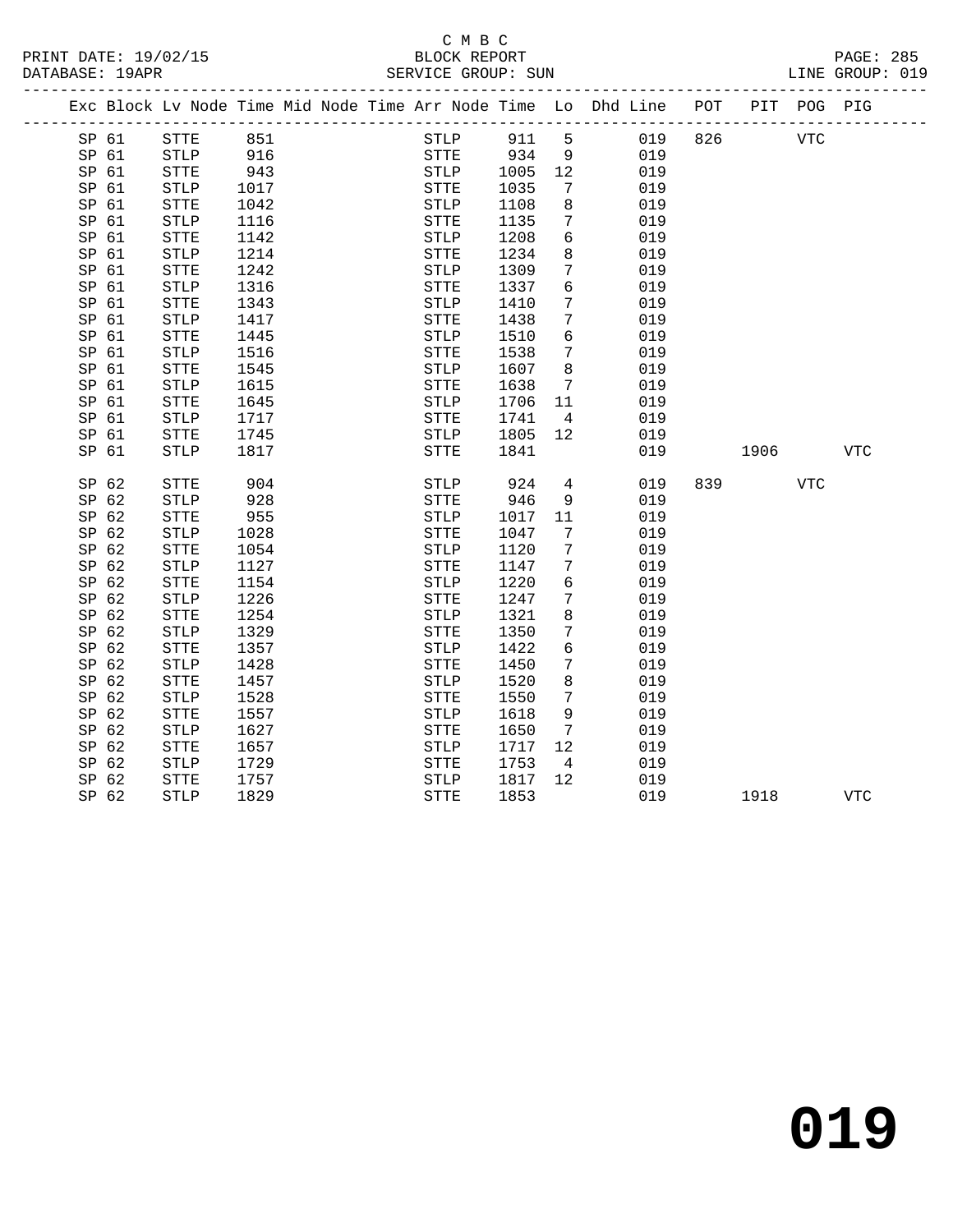C M B C

BLOCK REPORT

PRINT DATE: 19/02/15 &nbsp;&nbsp;&nbsp;&nbsp;&nbsp;&nbsp;&nbsp;&nbsp;&nbsp;&nbsp;&nbsp;&nbsp; SERVICE GROUP: SUN

DATABASE: 19APR &nbsp;&nbsp;&nbsp;&nbsp;&nbsp;&nbsp;&nbsp;&nbsp;&nbsp;&nbsp;&nbsp;&nbsp; LINE GROUP: 019

| Exc | Block | Lv | Node | Time | Mid Node | Time | Arr Node | Time | Lo | Dhd Line | POT | PIT | POG | PIG |
|---|---|---|---|---|---|---|---|---|---|---|---|---|---|---|
| SP | 61 | | STTE | 851 | | | STLP | 911 | 5 | 019 | 826 | | VTC | |
| SP | 61 | | STLP | 916 | | | STTE | 934 | 9 | 019 | | | | |
| SP | 61 | | STTE | 943 | | | STLP | 1005 | 12 | 019 | | | | |
| SP | 61 | | STLP | 1017 | | | STTE | 1035 | 7 | 019 | | | | |
| SP | 61 | | STTE | 1042 | | | STLP | 1108 | 8 | 019 | | | | |
| SP | 61 | | STLP | 1116 | | | STTE | 1135 | 7 | 019 | | | | |
| SP | 61 | | STTE | 1142 | | | STLP | 1208 | 6 | 019 | | | | |
| SP | 61 | | STLP | 1214 | | | STTE | 1234 | 8 | 019 | | | | |
| SP | 61 | | STTE | 1242 | | | STLP | 1309 | 7 | 019 | | | | |
| SP | 61 | | STLP | 1316 | | | STTE | 1337 | 6 | 019 | | | | |
| SP | 61 | | STTE | 1343 | | | STLP | 1410 | 7 | 019 | | | | |
| SP | 61 | | STLP | 1417 | | | STTE | 1438 | 7 | 019 | | | | |
| SP | 61 | | STTE | 1445 | | | STLP | 1510 | 6 | 019 | | | | |
| SP | 61 | | STLP | 1516 | | | STTE | 1538 | 7 | 019 | | | | |
| SP | 61 | | STTE | 1545 | | | STLP | 1607 | 8 | 019 | | | | |
| SP | 61 | | STLP | 1615 | | | STTE | 1638 | 7 | 019 | | | | |
| SP | 61 | | STTE | 1645 | | | STLP | 1706 | 11 | 019 | | | | |
| SP | 61 | | STLP | 1717 | | | STTE | 1741 | 4 | 019 | | | | |
| SP | 61 | | STTE | 1745 | | | STLP | 1805 | 12 | 019 | | | | |
| SP | 61 | | STLP | 1817 | | | STTE | 1841 | | 019 | | 1906 | | VTC |
| SP | 62 | | STTE | 904 | | | STLP | 924 | 4 | 019 | 839 | | VTC | |
| SP | 62 | | STLP | 928 | | | STTE | 946 | 9 | 019 | | | | |
| SP | 62 | | STTE | 955 | | | STLP | 1017 | 11 | 019 | | | | |
| SP | 62 | | STLP | 1028 | | | STTE | 1047 | 7 | 019 | | | | |
| SP | 62 | | STTE | 1054 | | | STLP | 1120 | 7 | 019 | | | | |
| SP | 62 | | STLP | 1127 | | | STTE | 1147 | 7 | 019 | | | | |
| SP | 62 | | STTE | 1154 | | | STLP | 1220 | 6 | 019 | | | | |
| SP | 62 | | STLP | 1226 | | | STTE | 1247 | 7 | 019 | | | | |
| SP | 62 | | STTE | 1254 | | | STLP | 1321 | 8 | 019 | | | | |
| SP | 62 | | STLP | 1329 | | | STTE | 1350 | 7 | 019 | | | | |
| SP | 62 | | STTE | 1357 | | | STLP | 1422 | 6 | 019 | | | | |
| SP | 62 | | STLP | 1428 | | | STTE | 1450 | 7 | 019 | | | | |
| SP | 62 | | STTE | 1457 | | | STLP | 1520 | 8 | 019 | | | | |
| SP | 62 | | STLP | 1528 | | | STTE | 1550 | 7 | 019 | | | | |
| SP | 62 | | STTE | 1557 | | | STLP | 1618 | 9 | 019 | | | | |
| SP | 62 | | STLP | 1627 | | | STTE | 1650 | 7 | 019 | | | | |
| SP | 62 | | STTE | 1657 | | | STLP | 1717 | 12 | 019 | | | | |
| SP | 62 | | STLP | 1729 | | | STTE | 1753 | 4 | 019 | | | | |
| SP | 62 | | STTE | 1757 | | | STLP | 1817 | 12 | 019 | | | | |
| SP | 62 | | STLP | 1829 | | | STTE | 1853 | | 019 | | 1918 | | VTC |

**019**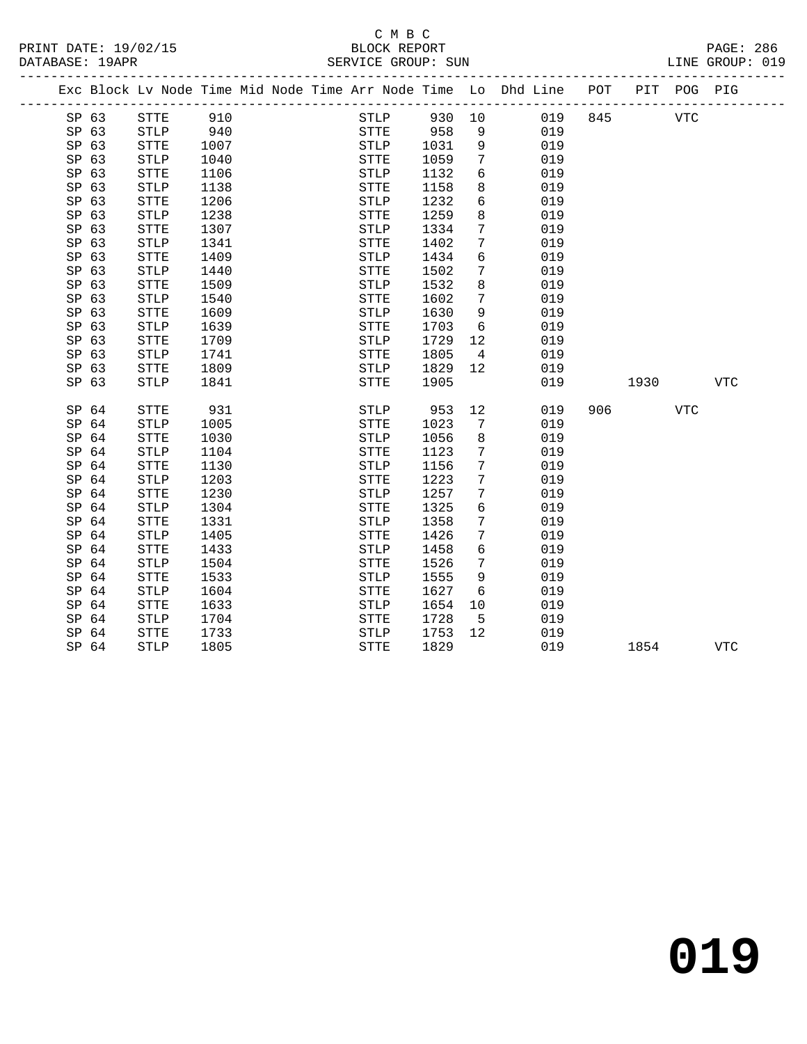C M B C

BLOCK REPORT

SERVICE GROUP: SUN

PRINT DATE: 19/02/15
DATABASE: 19APR
LINE GROUP: 019

| Exc | Block | Lv | Node | Time | Mid Node | Time | Arr Node | Time | Lo | Dhd Line | POT | PIT | POG | PIG |
|---|---|---|---|---|---|---|---|---|---|---|---|---|---|---|
| SP | 63 | | STTE | 910 | | | STLP | 930 | 10 | 019 | 845 | | VTC | |
| SP | 63 | | STLP | 940 | | | STTE | 958 | 9 | 019 | | | | |
| SP | 63 | | STTE | 1007 | | | STLP | 1031 | 9 | 019 | | | | |
| SP | 63 | | STLP | 1040 | | | STTE | 1059 | 7 | 019 | | | | |
| SP | 63 | | STTE | 1106 | | | STLP | 1132 | 6 | 019 | | | | |
| SP | 63 | | STLP | 1138 | | | STTE | 1158 | 8 | 019 | | | | |
| SP | 63 | | STTE | 1206 | | | STLP | 1232 | 6 | 019 | | | | |
| SP | 63 | | STLP | 1238 | | | STTE | 1259 | 8 | 019 | | | | |
| SP | 63 | | STTE | 1307 | | | STLP | 1334 | 7 | 019 | | | | |
| SP | 63 | | STLP | 1341 | | | STTE | 1402 | 7 | 019 | | | | |
| SP | 63 | | STTE | 1409 | | | STLP | 1434 | 6 | 019 | | | | |
| SP | 63 | | STLP | 1440 | | | STTE | 1502 | 7 | 019 | | | | |
| SP | 63 | | STTE | 1509 | | | STLP | 1532 | 8 | 019 | | | | |
| SP | 63 | | STLP | 1540 | | | STTE | 1602 | 7 | 019 | | | | |
| SP | 63 | | STTE | 1609 | | | STLP | 1630 | 9 | 019 | | | | |
| SP | 63 | | STLP | 1639 | | | STTE | 1703 | 6 | 019 | | | | |
| SP | 63 | | STTE | 1709 | | | STLP | 1729 | 12 | 019 | | | | |
| SP | 63 | | STLP | 1741 | | | STTE | 1805 | 4 | 019 | | | | |
| SP | 63 | | STTE | 1809 | | | STLP | 1829 | 12 | 019 | | | | |
| SP | 63 | | STLP | 1841 | | | STTE | 1905 | | 019 | | 1930 | | VTC |
| SP | 64 | | STTE | 931 | | | STLP | 953 | 12 | 019 | 906 | | VTC | |
| SP | 64 | | STLP | 1005 | | | STTE | 1023 | 7 | 019 | | | | |
| SP | 64 | | STTE | 1030 | | | STLP | 1056 | 8 | 019 | | | | |
| SP | 64 | | STLP | 1104 | | | STTE | 1123 | 7 | 019 | | | | |
| SP | 64 | | STTE | 1130 | | | STLP | 1156 | 7 | 019 | | | | |
| SP | 64 | | STLP | 1203 | | | STTE | 1223 | 7 | 019 | | | | |
| SP | 64 | | STTE | 1230 | | | STLP | 1257 | 7 | 019 | | | | |
| SP | 64 | | STLP | 1304 | | | STTE | 1325 | 6 | 019 | | | | |
| SP | 64 | | STTE | 1331 | | | STLP | 1358 | 7 | 019 | | | | |
| SP | 64 | | STLP | 1405 | | | STTE | 1426 | 7 | 019 | | | | |
| SP | 64 | | STTE | 1433 | | | STLP | 1458 | 6 | 019 | | | | |
| SP | 64 | | STLP | 1504 | | | STTE | 1526 | 7 | 019 | | | | |
| SP | 64 | | STTE | 1533 | | | STLP | 1555 | 9 | 019 | | | | |
| SP | 64 | | STLP | 1604 | | | STTE | 1627 | 6 | 019 | | | | |
| SP | 64 | | STTE | 1633 | | | STLP | 1654 | 10 | 019 | | | | |
| SP | 64 | | STLP | 1704 | | | STTE | 1728 | 5 | 019 | | | | |
| SP | 64 | | STTE | 1733 | | | STLP | 1753 | 12 | 019 | | | | |
| SP | 64 | | STLP | 1805 | | | STTE | 1829 | | 019 | | 1854 | | VTC |

# 019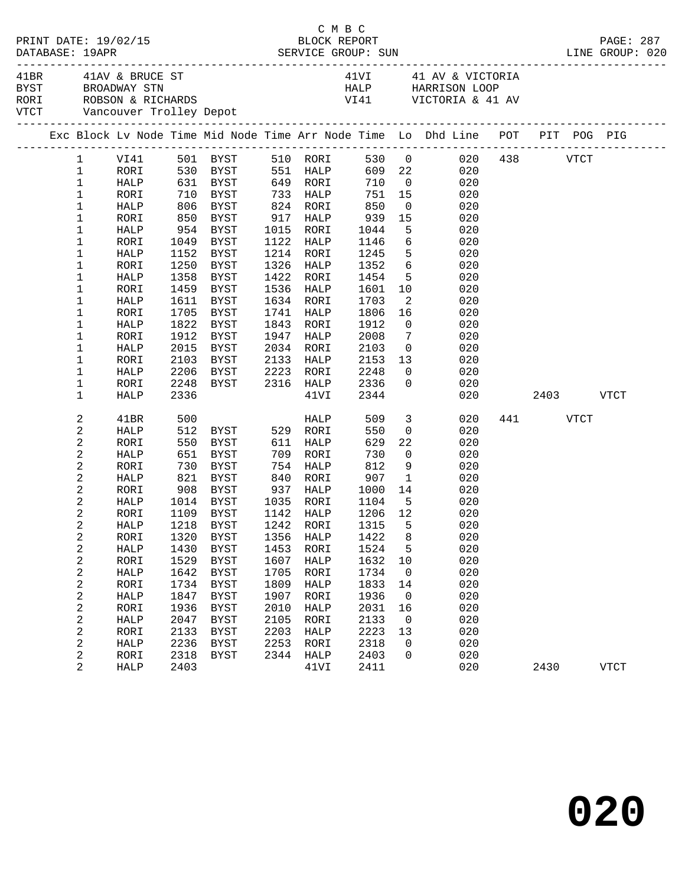C M B C

PRINT DATE: 19/02/15 BLOCK REPORT PAGE: 287
DATABASE: 19APR SERVICE GROUP: SUN LINE GROUP: 020

| Code | Description | Code | Description |
|---|---|---|---|
| 41BR | 41AV & BRUCE ST | 41VI | 41 AV & VICTORIA |
| BYST | BROADWAY STN | HALP | HARRISON LOOP |
| RORI | ROBSON & RICHARDS | VI41 | VICTORIA & 41 AV |
| VTCT | Vancouver Trolley Depot | | |

| Exc | Block | Lv Node | Time | Mid Node | Time | Arr Node | Time | Lo | Dhd Line | POT | PIT | POG | PIG |
|---|---|---|---|---|---|---|---|---|---|---|---|---|---|
| | 1 | VI41 | 501 | BYST | 510 | RORI | 530 | 0 | 020 | 438 | | VTCT | |
| | 1 | RORI | 530 | BYST | 551 | HALP | 609 | 22 | 020 | | | | |
| | 1 | HALP | 631 | BYST | 649 | RORI | 710 | 0 | 020 | | | | |
| | 1 | RORI | 710 | BYST | 733 | HALP | 751 | 15 | 020 | | | | |
| | 1 | HALP | 806 | BYST | 824 | RORI | 850 | 0 | 020 | | | | |
| | 1 | RORI | 850 | BYST | 917 | HALP | 939 | 15 | 020 | | | | |
| | 1 | HALP | 954 | BYST | 1015 | RORI | 1044 | 5 | 020 | | | | |
| | 1 | RORI | 1049 | BYST | 1122 | HALP | 1146 | 6 | 020 | | | | |
| | 1 | HALP | 1152 | BYST | 1214 | RORI | 1245 | 5 | 020 | | | | |
| | 1 | RORI | 1250 | BYST | 1326 | HALP | 1352 | 6 | 020 | | | | |
| | 1 | HALP | 1358 | BYST | 1422 | RORI | 1454 | 5 | 020 | | | | |
| | 1 | RORI | 1459 | BYST | 1536 | HALP | 1601 | 10 | 020 | | | | |
| | 1 | HALP | 1611 | BYST | 1634 | RORI | 1703 | 2 | 020 | | | | |
| | 1 | RORI | 1705 | BYST | 1741 | HALP | 1806 | 16 | 020 | | | | |
| | 1 | HALP | 1822 | BYST | 1843 | RORI | 1912 | 0 | 020 | | | | |
| | 1 | RORI | 1912 | BYST | 1947 | HALP | 2008 | 7 | 020 | | | | |
| | 1 | HALP | 2015 | BYST | 2034 | RORI | 2103 | 0 | 020 | | | | |
| | 1 | RORI | 2103 | BYST | 2133 | HALP | 2153 | 13 | 020 | | | | |
| | 1 | HALP | 2206 | BYST | 2223 | RORI | 2248 | 0 | 020 | | | | |
| | 1 | RORI | 2248 | BYST | 2316 | HALP | 2336 | 0 | 020 | | | | |
| | 1 | HALP | 2336 | | | 41VI | 2344 | | 020 | | 2403 | | VTCT |
| | 2 | 41BR | 500 | | | HALP | 509 | 3 | 020 | 441 | | VTCT | |
| | 2 | HALP | 512 | BYST | 529 | RORI | 550 | 0 | 020 | | | | |
| | 2 | RORI | 550 | BYST | 611 | HALP | 629 | 22 | 020 | | | | |
| | 2 | HALP | 651 | BYST | 709 | RORI | 730 | 0 | 020 | | | | |
| | 2 | RORI | 730 | BYST | 754 | HALP | 812 | 9 | 020 | | | | |
| | 2 | HALP | 821 | BYST | 840 | RORI | 907 | 1 | 020 | | | | |
| | 2 | RORI | 908 | BYST | 937 | HALP | 1000 | 14 | 020 | | | | |
| | 2 | HALP | 1014 | BYST | 1035 | RORI | 1104 | 5 | 020 | | | | |
| | 2 | RORI | 1109 | BYST | 1142 | HALP | 1206 | 12 | 020 | | | | |
| | 2 | HALP | 1218 | BYST | 1242 | RORI | 1315 | 5 | 020 | | | | |
| | 2 | RORI | 1320 | BYST | 1356 | HALP | 1422 | 8 | 020 | | | | |
| | 2 | HALP | 1430 | BYST | 1453 | RORI | 1524 | 5 | 020 | | | | |
| | 2 | RORI | 1529 | BYST | 1607 | HALP | 1632 | 10 | 020 | | | | |
| | 2 | HALP | 1642 | BYST | 1705 | RORI | 1734 | 0 | 020 | | | | |
| | 2 | RORI | 1734 | BYST | 1809 | HALP | 1833 | 14 | 020 | | | | |
| | 2 | HALP | 1847 | BYST | 1907 | RORI | 1936 | 0 | 020 | | | | |
| | 2 | RORI | 1936 | BYST | 2010 | HALP | 2031 | 16 | 020 | | | | |
| | 2 | HALP | 2047 | BYST | 2105 | RORI | 2133 | 0 | 020 | | | | |
| | 2 | RORI | 2133 | BYST | 2203 | HALP | 2223 | 13 | 020 | | | | |
| | 2 | HALP | 2236 | BYST | 2253 | RORI | 2318 | 0 | 020 | | | | |
| | 2 | RORI | 2318 | BYST | 2344 | HALP | 2403 | 0 | 020 | | | | |
| | 2 | HALP | 2403 | | | 41VI | 2411 | | 020 | | 2430 | | VTCT |

020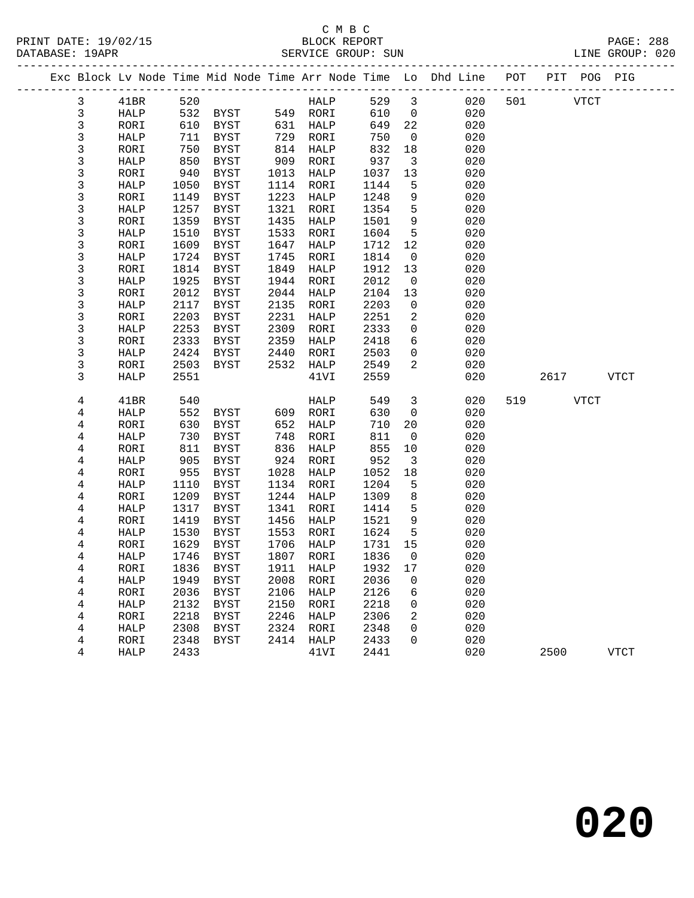C M B C
BLOCK REPORT
SERVICE GROUP: SUN

PRINT DATE: 19/02/15
DATABASE: 19APR
LINE GROUP: 020

| Exc | Block | Lv | Node | Time | Mid Node | Time | Arr Node | Time | Lo | Dhd Line | POT | PIT | POG | PIG |
|---|---|---|---|---|---|---|---|---|---|---|---|---|---|---|
| | 3 | | 41BR | 520 | | | HALP | 529 | 3 | 020 | 501 | | VTCT | |
| | 3 | | HALP | 532 | BYST | 549 | RORI | 610 | 0 | 020 | | | | |
| | 3 | | RORI | 610 | BYST | 631 | HALP | 649 | 22 | 020 | | | | |
| | 3 | | HALP | 711 | BYST | 729 | RORI | 750 | 0 | 020 | | | | |
| | 3 | | RORI | 750 | BYST | 814 | HALP | 832 | 18 | 020 | | | | |
| | 3 | | HALP | 850 | BYST | 909 | RORI | 937 | 3 | 020 | | | | |
| | 3 | | RORI | 940 | BYST | 1013 | HALP | 1037 | 13 | 020 | | | | |
| | 3 | | HALP | 1050 | BYST | 1114 | RORI | 1144 | 5 | 020 | | | | |
| | 3 | | RORI | 1149 | BYST | 1223 | HALP | 1248 | 9 | 020 | | | | |
| | 3 | | HALP | 1257 | BYST | 1321 | RORI | 1354 | 5 | 020 | | | | |
| | 3 | | RORI | 1359 | BYST | 1435 | HALP | 1501 | 9 | 020 | | | | |
| | 3 | | HALP | 1510 | BYST | 1533 | RORI | 1604 | 5 | 020 | | | | |
| | 3 | | RORI | 1609 | BYST | 1647 | HALP | 1712 | 12 | 020 | | | | |
| | 3 | | HALP | 1724 | BYST | 1745 | RORI | 1814 | 0 | 020 | | | | |
| | 3 | | RORI | 1814 | BYST | 1849 | HALP | 1912 | 13 | 020 | | | | |
| | 3 | | HALP | 1925 | BYST | 1944 | RORI | 2012 | 0 | 020 | | | | |
| | 3 | | RORI | 2012 | BYST | 2044 | HALP | 2104 | 13 | 020 | | | | |
| | 3 | | HALP | 2117 | BYST | 2135 | RORI | 2203 | 0 | 020 | | | | |
| | 3 | | RORI | 2203 | BYST | 2231 | HALP | 2251 | 2 | 020 | | | | |
| | 3 | | HALP | 2253 | BYST | 2309 | RORI | 2333 | 0 | 020 | | | | |
| | 3 | | RORI | 2333 | BYST | 2359 | HALP | 2418 | 6 | 020 | | | | |
| | 3 | | HALP | 2424 | BYST | 2440 | RORI | 2503 | 0 | 020 | | | | |
| | 3 | | RORI | 2503 | BYST | 2532 | HALP | 2549 | 2 | 020 | | | | |
| | 3 | | HALP | 2551 | | | 41VI | 2559 | | 020 | | 2617 | | VTCT |
| | 4 | | 41BR | 540 | | | HALP | 549 | 3 | 020 | 519 | | VTCT | |
| | 4 | | HALP | 552 | BYST | 609 | RORI | 630 | 0 | 020 | | | | |
| | 4 | | RORI | 630 | BYST | 652 | HALP | 710 | 20 | 020 | | | | |
| | 4 | | HALP | 730 | BYST | 748 | RORI | 811 | 0 | 020 | | | | |
| | 4 | | RORI | 811 | BYST | 836 | HALP | 855 | 10 | 020 | | | | |
| | 4 | | HALP | 905 | BYST | 924 | RORI | 952 | 3 | 020 | | | | |
| | 4 | | RORI | 955 | BYST | 1028 | HALP | 1052 | 18 | 020 | | | | |
| | 4 | | HALP | 1110 | BYST | 1134 | RORI | 1204 | 5 | 020 | | | | |
| | 4 | | RORI | 1209 | BYST | 1244 | HALP | 1309 | 8 | 020 | | | | |
| | 4 | | HALP | 1317 | BYST | 1341 | RORI | 1414 | 5 | 020 | | | | |
| | 4 | | RORI | 1419 | BYST | 1456 | HALP | 1521 | 9 | 020 | | | | |
| | 4 | | HALP | 1530 | BYST | 1553 | RORI | 1624 | 5 | 020 | | | | |
| | 4 | | RORI | 1629 | BYST | 1706 | HALP | 1731 | 15 | 020 | | | | |
| | 4 | | HALP | 1746 | BYST | 1807 | RORI | 1836 | 0 | 020 | | | | |
| | 4 | | RORI | 1836 | BYST | 1911 | HALP | 1932 | 17 | 020 | | | | |
| | 4 | | HALP | 1949 | BYST | 2008 | RORI | 2036 | 0 | 020 | | | | |
| | 4 | | RORI | 2036 | BYST | 2106 | HALP | 2126 | 6 | 020 | | | | |
| | 4 | | HALP | 2132 | BYST | 2150 | RORI | 2218 | 0 | 020 | | | | |
| | 4 | | RORI | 2218 | BYST | 2246 | HALP | 2306 | 2 | 020 | | | | |
| | 4 | | HALP | 2308 | BYST | 2324 | RORI | 2348 | 0 | 020 | | | | |
| | 4 | | RORI | 2348 | BYST | 2414 | HALP | 2433 | 0 | 020 | | | | |
| | 4 | | HALP | 2433 | | | 41VI | 2441 | | 020 | | 2500 | | VTCT |

# 020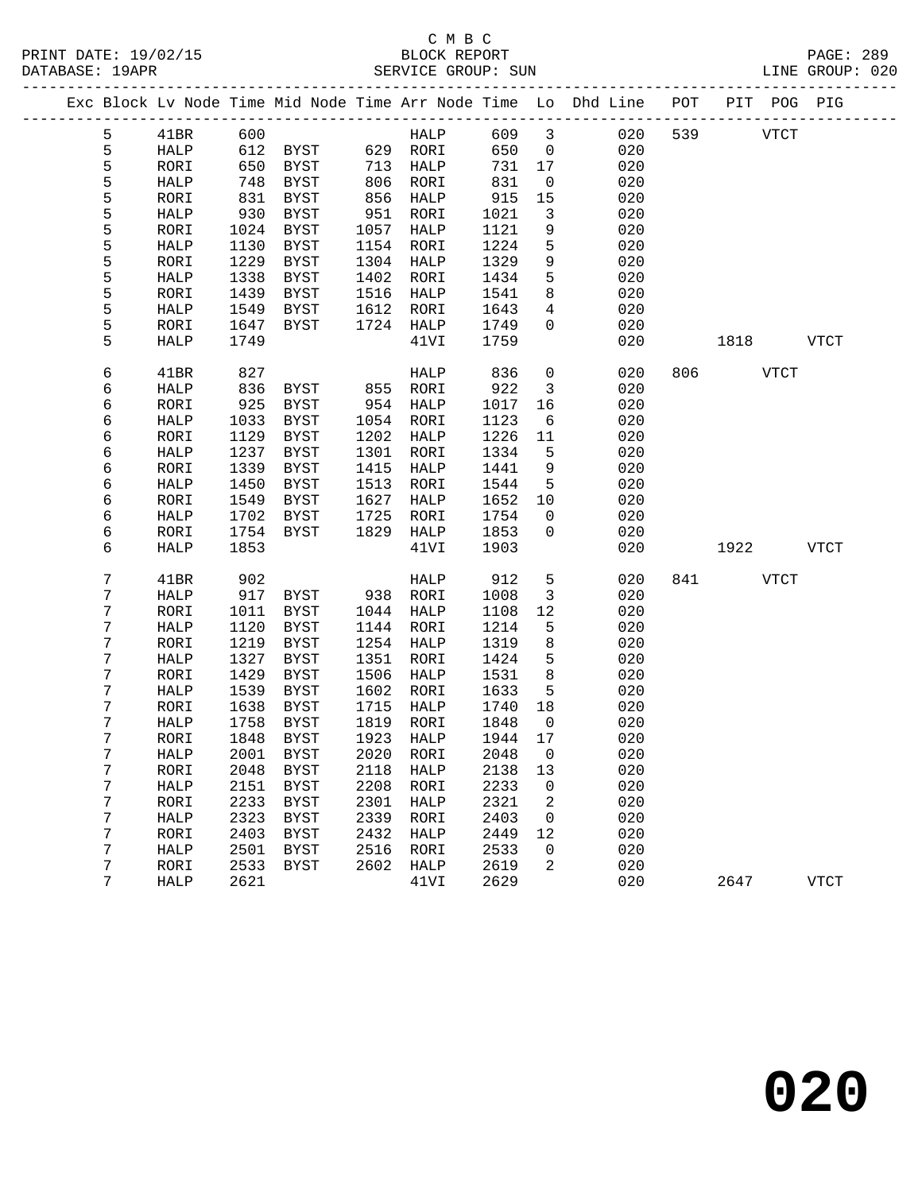C M B C

BLOCK REPORT

SERVICE GROUP: SUN

LINE GROUP: 020

| Exc | Block | Lv | Node | Time | Mid Node | Time | Arr Node | Time | Lo | Dhd Line | POT | PIT | POG | PIG |
|---|---|---|---|---|---|---|---|---|---|---|---|---|---|---|
| | 5 | | 41BR | 600 | | | HALP | 609 | 3 | 020 | 539 | | VTCT | |
| | 5 | | HALP | 612 | BYST | 629 | RORI | 650 | 0 | 020 | | | | |
| | 5 | | RORI | 650 | BYST | 713 | HALP | 731 | 17 | 020 | | | | |
| | 5 | | HALP | 748 | BYST | 806 | RORI | 831 | 0 | 020 | | | | |
| | 5 | | RORI | 831 | BYST | 856 | HALP | 915 | 15 | 020 | | | | |
| | 5 | | HALP | 930 | BYST | 951 | RORI | 1021 | 3 | 020 | | | | |
| | 5 | | RORI | 1024 | BYST | 1057 | HALP | 1121 | 9 | 020 | | | | |
| | 5 | | HALP | 1130 | BYST | 1154 | RORI | 1224 | 5 | 020 | | | | |
| | 5 | | RORI | 1229 | BYST | 1304 | HALP | 1329 | 9 | 020 | | | | |
| | 5 | | HALP | 1338 | BYST | 1402 | RORI | 1434 | 5 | 020 | | | | |
| | 5 | | RORI | 1439 | BYST | 1516 | HALP | 1541 | 8 | 020 | | | | |
| | 5 | | HALP | 1549 | BYST | 1612 | RORI | 1643 | 4 | 020 | | | | |
| | 5 | | RORI | 1647 | BYST | 1724 | HALP | 1749 | 0 | 020 | | | | |
| | 5 | | HALP | 1749 | | | 41VI | 1759 | | 020 | | 1818 | | VTCT |
| | 6 | | 41BR | 827 | | | HALP | 836 | 0 | 020 | 806 | | VTCT | |
| | 6 | | HALP | 836 | BYST | 855 | RORI | 922 | 3 | 020 | | | | |
| | 6 | | RORI | 925 | BYST | 954 | HALP | 1017 | 16 | 020 | | | | |
| | 6 | | HALP | 1033 | BYST | 1054 | RORI | 1123 | 6 | 020 | | | | |
| | 6 | | RORI | 1129 | BYST | 1202 | HALP | 1226 | 11 | 020 | | | | |
| | 6 | | HALP | 1237 | BYST | 1301 | RORI | 1334 | 5 | 020 | | | | |
| | 6 | | RORI | 1339 | BYST | 1415 | HALP | 1441 | 9 | 020 | | | | |
| | 6 | | HALP | 1450 | BYST | 1513 | RORI | 1544 | 5 | 020 | | | | |
| | 6 | | RORI | 1549 | BYST | 1627 | HALP | 1652 | 10 | 020 | | | | |
| | 6 | | HALP | 1702 | BYST | 1725 | RORI | 1754 | 0 | 020 | | | | |
| | 6 | | RORI | 1754 | BYST | 1829 | HALP | 1853 | 0 | 020 | | | | |
| | 6 | | HALP | 1853 | | | 41VI | 1903 | | 020 | | 1922 | | VTCT |
| | 7 | | 41BR | 902 | | | HALP | 912 | 5 | 020 | 841 | | VTCT | |
| | 7 | | HALP | 917 | BYST | 938 | RORI | 1008 | 3 | 020 | | | | |
| | 7 | | RORI | 1011 | BYST | 1044 | HALP | 1108 | 12 | 020 | | | | |
| | 7 | | HALP | 1120 | BYST | 1144 | RORI | 1214 | 5 | 020 | | | | |
| | 7 | | RORI | 1219 | BYST | 1254 | HALP | 1319 | 8 | 020 | | | | |
| | 7 | | HALP | 1327 | BYST | 1351 | RORI | 1424 | 5 | 020 | | | | |
| | 7 | | RORI | 1429 | BYST | 1506 | HALP | 1531 | 8 | 020 | | | | |
| | 7 | | HALP | 1539 | BYST | 1602 | RORI | 1633 | 5 | 020 | | | | |
| | 7 | | RORI | 1638 | BYST | 1715 | HALP | 1740 | 18 | 020 | | | | |
| | 7 | | HALP | 1758 | BYST | 1819 | RORI | 1848 | 0 | 020 | | | | |
| | 7 | | RORI | 1848 | BYST | 1923 | HALP | 1944 | 17 | 020 | | | | |
| | 7 | | HALP | 2001 | BYST | 2020 | RORI | 2048 | 0 | 020 | | | | |
| | 7 | | RORI | 2048 | BYST | 2118 | HALP | 2138 | 13 | 020 | | | | |
| | 7 | | HALP | 2151 | BYST | 2208 | RORI | 2233 | 0 | 020 | | | | |
| | 7 | | RORI | 2233 | BYST | 2301 | HALP | 2321 | 2 | 020 | | | | |
| | 7 | | HALP | 2323 | BYST | 2339 | RORI | 2403 | 0 | 020 | | | | |
| | 7 | | RORI | 2403 | BYST | 2432 | HALP | 2449 | 12 | 020 | | | | |
| | 7 | | HALP | 2501 | BYST | 2516 | RORI | 2533 | 0 | 020 | | | | |
| | 7 | | RORI | 2533 | BYST | 2602 | HALP | 2619 | 2 | 020 | | | | |
| | 7 | | HALP | 2621 | | | 41VI | 2629 | | 020 | | 2647 | | VTCT |

**020**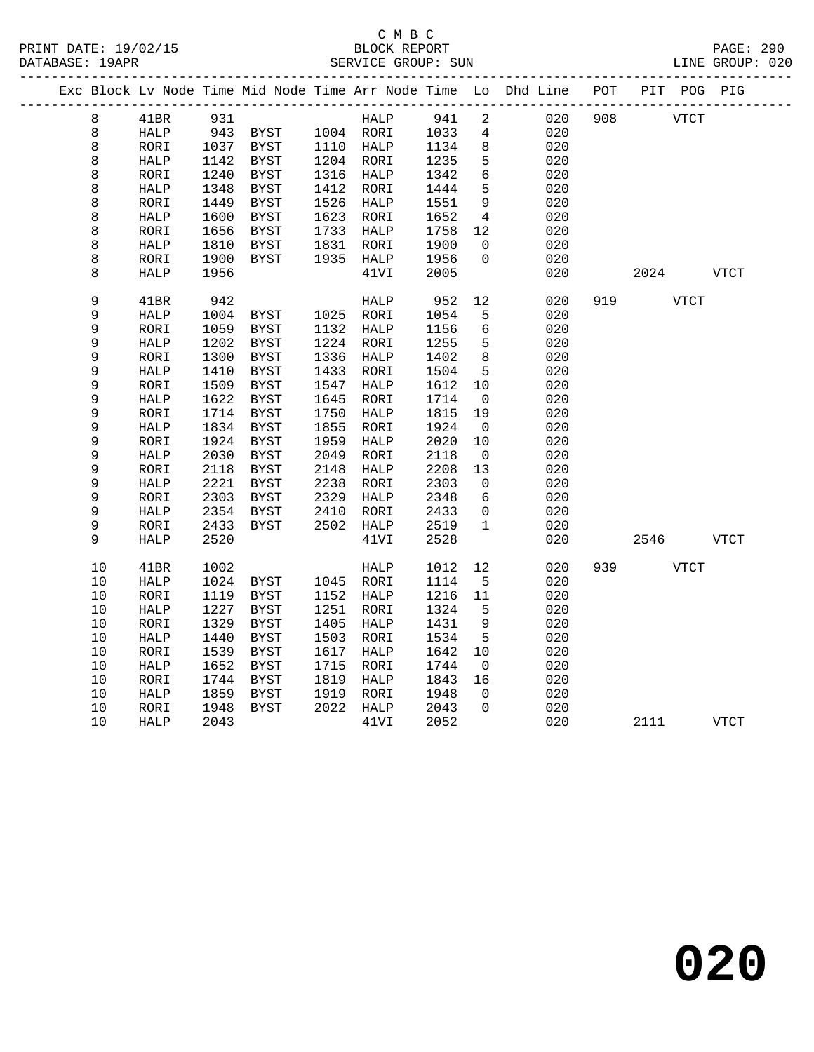C M B C
BLOCK REPORT
SERVICE GROUP: SUN

PRINT DATE: 19/02/15
DATABASE: 19APR
LINE GROUP: 020

| Exc | Block | Lv Node | Time | Mid Node | Time | Arr Node | Time | Lo | Dhd Line | POT | PIT | POG | PIG |
|---|---|---|---|---|---|---|---|---|---|---|---|---|---|
| | 8 | 41BR | 931 | | | HALP | 941 | 2 | 020 | 908 | | VTCT | |
| | 8 | HALP | 943 | BYST | 1004 | RORI | 1033 | 4 | 020 | | | | |
| | 8 | RORI | 1037 | BYST | 1110 | HALP | 1134 | 8 | 020 | | | | |
| | 8 | HALP | 1142 | BYST | 1204 | RORI | 1235 | 5 | 020 | | | | |
| | 8 | RORI | 1240 | BYST | 1316 | HALP | 1342 | 6 | 020 | | | | |
| | 8 | HALP | 1348 | BYST | 1412 | RORI | 1444 | 5 | 020 | | | | |
| | 8 | RORI | 1449 | BYST | 1526 | HALP | 1551 | 9 | 020 | | | | |
| | 8 | HALP | 1600 | BYST | 1623 | RORI | 1652 | 4 | 020 | | | | |
| | 8 | RORI | 1656 | BYST | 1733 | HALP | 1758 | 12 | 020 | | | | |
| | 8 | HALP | 1810 | BYST | 1831 | RORI | 1900 | 0 | 020 | | | | |
| | 8 | RORI | 1900 | BYST | 1935 | HALP | 1956 | 0 | 020 | | | | |
| | 8 | HALP | 1956 | | | 41VI | 2005 | | 020 | | 2024 | | VTCT |
| | 9 | 41BR | 942 | | | HALP | 952 | 12 | 020 | 919 | | VTCT | |
| | 9 | HALP | 1004 | BYST | 1025 | RORI | 1054 | 5 | 020 | | | | |
| | 9 | RORI | 1059 | BYST | 1132 | HALP | 1156 | 6 | 020 | | | | |
| | 9 | HALP | 1202 | BYST | 1224 | RORI | 1255 | 5 | 020 | | | | |
| | 9 | RORI | 1300 | BYST | 1336 | HALP | 1402 | 8 | 020 | | | | |
| | 9 | HALP | 1410 | BYST | 1433 | RORI | 1504 | 5 | 020 | | | | |
| | 9 | RORI | 1509 | BYST | 1547 | HALP | 1612 | 10 | 020 | | | | |
| | 9 | HALP | 1622 | BYST | 1645 | RORI | 1714 | 0 | 020 | | | | |
| | 9 | RORI | 1714 | BYST | 1750 | HALP | 1815 | 19 | 020 | | | | |
| | 9 | HALP | 1834 | BYST | 1855 | RORI | 1924 | 0 | 020 | | | | |
| | 9 | RORI | 1924 | BYST | 1959 | HALP | 2020 | 10 | 020 | | | | |
| | 9 | HALP | 2030 | BYST | 2049 | RORI | 2118 | 0 | 020 | | | | |
| | 9 | RORI | 2118 | BYST | 2148 | HALP | 2208 | 13 | 020 | | | | |
| | 9 | HALP | 2221 | BYST | 2238 | RORI | 2303 | 0 | 020 | | | | |
| | 9 | RORI | 2303 | BYST | 2329 | HALP | 2348 | 6 | 020 | | | | |
| | 9 | HALP | 2354 | BYST | 2410 | RORI | 2433 | 0 | 020 | | | | |
| | 9 | RORI | 2433 | BYST | 2502 | HALP | 2519 | 1 | 020 | | | | |
| | 9 | HALP | 2520 | | | 41VI | 2528 | | 020 | | 2546 | | VTCT |
| | 10 | 41BR | 1002 | | | HALP | 1012 | 12 | 020 | 939 | | VTCT | |
| | 10 | HALP | 1024 | BYST | 1045 | RORI | 1114 | 5 | 020 | | | | |
| | 10 | RORI | 1119 | BYST | 1152 | HALP | 1216 | 11 | 020 | | | | |
| | 10 | HALP | 1227 | BYST | 1251 | RORI | 1324 | 5 | 020 | | | | |
| | 10 | RORI | 1329 | BYST | 1405 | HALP | 1431 | 9 | 020 | | | | |
| | 10 | HALP | 1440 | BYST | 1503 | RORI | 1534 | 5 | 020 | | | | |
| | 10 | RORI | 1539 | BYST | 1617 | HALP | 1642 | 10 | 020 | | | | |
| | 10 | HALP | 1652 | BYST | 1715 | RORI | 1744 | 0 | 020 | | | | |
| | 10 | RORI | 1744 | BYST | 1819 | HALP | 1843 | 16 | 020 | | | | |
| | 10 | HALP | 1859 | BYST | 1919 | RORI | 1948 | 0 | 020 | | | | |
| | 10 | RORI | 1948 | BYST | 2022 | HALP | 2043 | 0 | 020 | | | | |
| | 10 | HALP | 2043 | | | 41VI | 2052 | | 020 | | 2111 | | VTCT |

**020**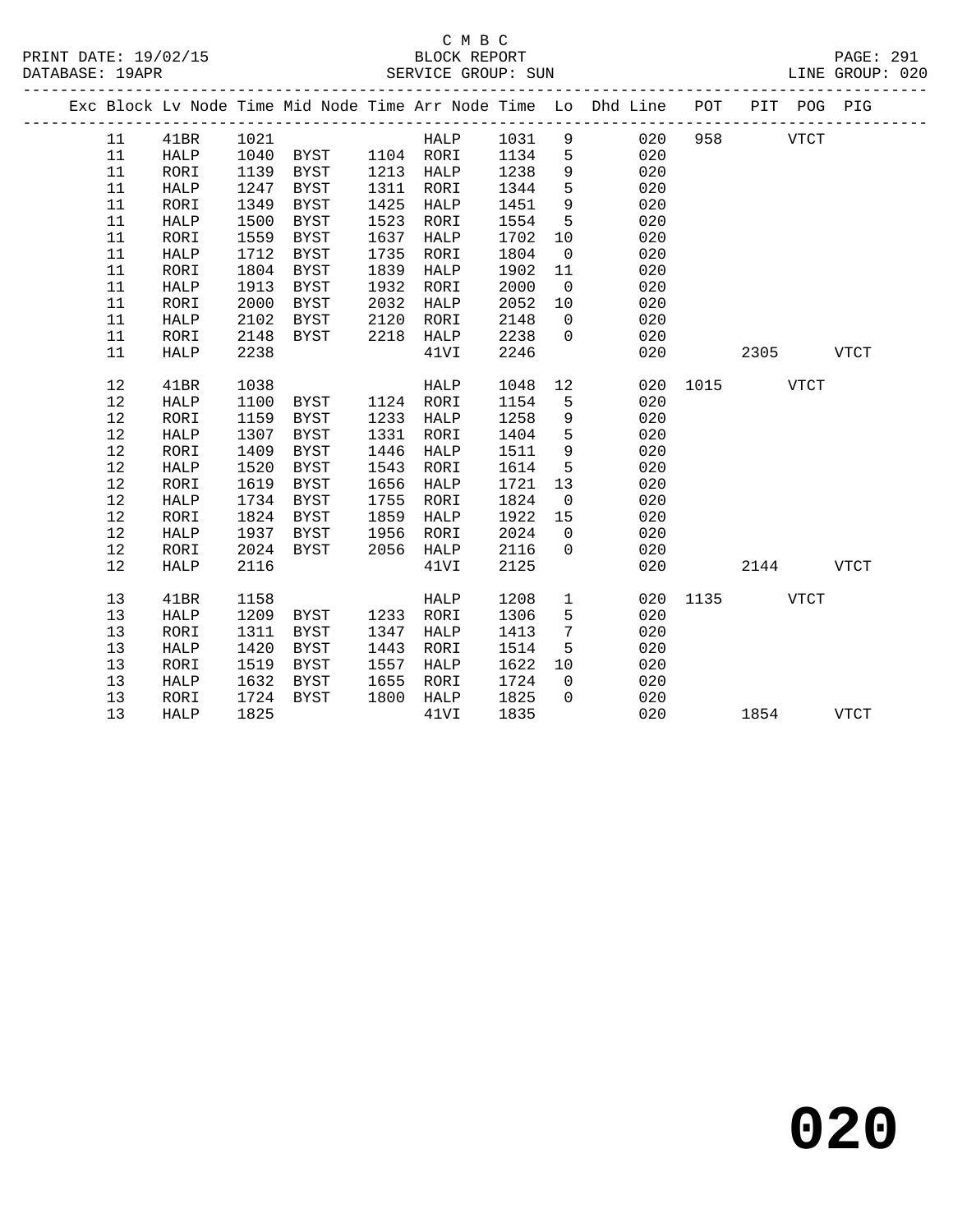C M B C
BLOCK REPORT
SERVICE GROUP: SUN

PRINT DATE: 19/02/15
DATABASE: 19APR
LINE GROUP: 020

| Exc | Block | Lv Node | Time | Mid Node | Time | Arr Node | Time | Lo | Dhd Line | POT | PIT | POG | PIG |
|---|---|---|---|---|---|---|---|---|---|---|---|---|---|
| | 11 | 41BR | 1021 | | | HALP | 1031 | 9 | 020 | 958 | | VTCT | |
| | 11 | HALP | 1040 | BYST | 1104 | RORI | 1134 | 5 | 020 | | | | |
| | 11 | RORI | 1139 | BYST | 1213 | HALP | 1238 | 9 | 020 | | | | |
| | 11 | HALP | 1247 | BYST | 1311 | RORI | 1344 | 5 | 020 | | | | |
| | 11 | RORI | 1349 | BYST | 1425 | HALP | 1451 | 9 | 020 | | | | |
| | 11 | HALP | 1500 | BYST | 1523 | RORI | 1554 | 5 | 020 | | | | |
| | 11 | RORI | 1559 | BYST | 1637 | HALP | 1702 | 10 | 020 | | | | |
| | 11 | HALP | 1712 | BYST | 1735 | RORI | 1804 | 0 | 020 | | | | |
| | 11 | RORI | 1804 | BYST | 1839 | HALP | 1902 | 11 | 020 | | | | |
| | 11 | HALP | 1913 | BYST | 1932 | RORI | 2000 | 0 | 020 | | | | |
| | 11 | RORI | 2000 | BYST | 2032 | HALP | 2052 | 10 | 020 | | | | |
| | 11 | HALP | 2102 | BYST | 2120 | RORI | 2148 | 0 | 020 | | | | |
| | 11 | RORI | 2148 | BYST | 2218 | HALP | 2238 | 0 | 020 | | | | |
| | 11 | HALP | 2238 | | | 41VI | 2246 | | 020 | | 2305 | | VTCT |
| | 12 | 41BR | 1038 | | | HALP | 1048 | 12 | 020 | 1015 | | VTCT | |
| | 12 | HALP | 1100 | BYST | 1124 | RORI | 1154 | 5 | 020 | | | | |
| | 12 | RORI | 1159 | BYST | 1233 | HALP | 1258 | 9 | 020 | | | | |
| | 12 | HALP | 1307 | BYST | 1331 | RORI | 1404 | 5 | 020 | | | | |
| | 12 | RORI | 1409 | BYST | 1446 | HALP | 1511 | 9 | 020 | | | | |
| | 12 | HALP | 1520 | BYST | 1543 | RORI | 1614 | 5 | 020 | | | | |
| | 12 | RORI | 1619 | BYST | 1656 | HALP | 1721 | 13 | 020 | | | | |
| | 12 | HALP | 1734 | BYST | 1755 | RORI | 1824 | 0 | 020 | | | | |
| | 12 | RORI | 1824 | BYST | 1859 | HALP | 1922 | 15 | 020 | | | | |
| | 12 | HALP | 1937 | BYST | 1956 | RORI | 2024 | 0 | 020 | | | | |
| | 12 | RORI | 2024 | BYST | 2056 | HALP | 2116 | 0 | 020 | | | | |
| | 12 | HALP | 2116 | | | 41VI | 2125 | | 020 | | 2144 | | VTCT |
| | 13 | 41BR | 1158 | | | HALP | 1208 | 1 | 020 | 1135 | | VTCT | |
| | 13 | HALP | 1209 | BYST | 1233 | RORI | 1306 | 5 | 020 | | | | |
| | 13 | RORI | 1311 | BYST | 1347 | HALP | 1413 | 7 | 020 | | | | |
| | 13 | HALP | 1420 | BYST | 1443 | RORI | 1514 | 5 | 020 | | | | |
| | 13 | RORI | 1519 | BYST | 1557 | HALP | 1622 | 10 | 020 | | | | |
| | 13 | HALP | 1632 | BYST | 1655 | RORI | 1724 | 0 | 020 | | | | |
| | 13 | RORI | 1724 | BYST | 1800 | HALP | 1825 | 0 | 020 | | | | |
| | 13 | HALP | 1825 | | | 41VI | 1835 | | 020 | | 1854 | | VTCT |

**020**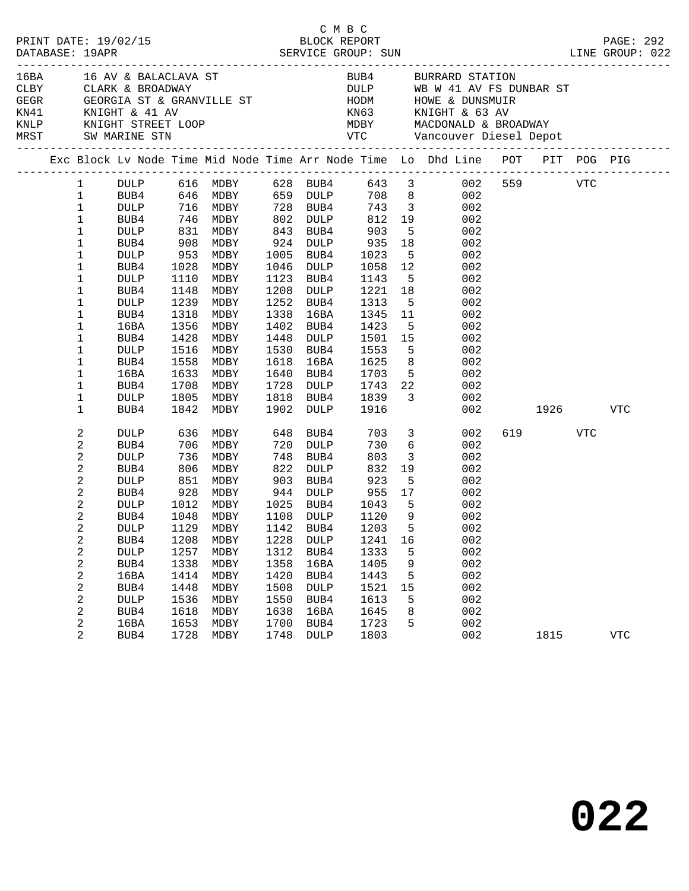C M B C

PRINT DATE: 19/02/15 BLOCK REPORT PAGE: 292
DATABASE: 19APR SERVICE GROUP: SUN LINE GROUP: 022

| Code | Description | Code | Description |
|---|---|---|---|
| 16BA | 16 AV & BALACLAVA ST | BUB4 | BURRARD STATION |
| CLBY | CLARK & BROADWAY | DULP | WB W 41 AV FS DUNBAR ST |
| GEGR | GEORGIA ST & GRANVILLE ST | HODM | HOWE & DUNSMUIR |
| KN41 | KNIGHT & 41 AV | KN63 | KNIGHT & 63 AV |
| KNLP | KNIGHT STREET LOOP | MDBY | MACDONALD & BROADWAY |
| MRST | SW MARINE STN | VTC | Vancouver Diesel Depot |

| Exc | Block | Lv Node | Time | Mid Node | Time | Arr Node | Time | Lo | Dhd Line | POT | PIT | POG | PIG |
|---|---|---|---|---|---|---|---|---|---|---|---|---|---|
| | 1 | DULP | 616 | MDBY | 628 | BUB4 | 643 | 3 | 002 | 559 | | VTC | |
| | 1 | BUB4 | 646 | MDBY | 659 | DULP | 708 | 8 | 002 | | | | |
| | 1 | DULP | 716 | MDBY | 728 | BUB4 | 743 | 3 | 002 | | | | |
| | 1 | BUB4 | 746 | MDBY | 802 | DULP | 812 | 19 | 002 | | | | |
| | 1 | DULP | 831 | MDBY | 843 | BUB4 | 903 | 5 | 002 | | | | |
| | 1 | BUB4 | 908 | MDBY | 924 | DULP | 935 | 18 | 002 | | | | |
| | 1 | DULP | 953 | MDBY | 1005 | BUB4 | 1023 | 5 | 002 | | | | |
| | 1 | BUB4 | 1028 | MDBY | 1046 | DULP | 1058 | 12 | 002 | | | | |
| | 1 | DULP | 1110 | MDBY | 1123 | BUB4 | 1143 | 5 | 002 | | | | |
| | 1 | BUB4 | 1148 | MDBY | 1208 | DULP | 1221 | 18 | 002 | | | | |
| | 1 | DULP | 1239 | MDBY | 1252 | BUB4 | 1313 | 5 | 002 | | | | |
| | 1 | BUB4 | 1318 | MDBY | 1338 | 16BA | 1345 | 11 | 002 | | | | |
| | 1 | 16BA | 1356 | MDBY | 1402 | BUB4 | 1423 | 5 | 002 | | | | |
| | 1 | BUB4 | 1428 | MDBY | 1448 | DULP | 1501 | 15 | 002 | | | | |
| | 1 | DULP | 1516 | MDBY | 1530 | BUB4 | 1553 | 5 | 002 | | | | |
| | 1 | BUB4 | 1558 | MDBY | 1618 | 16BA | 1625 | 8 | 002 | | | | |
| | 1 | 16BA | 1633 | MDBY | 1640 | BUB4 | 1703 | 5 | 002 | | | | |
| | 1 | BUB4 | 1708 | MDBY | 1728 | DULP | 1743 | 22 | 002 | | | | |
| | 1 | DULP | 1805 | MDBY | 1818 | BUB4 | 1839 | 3 | 002 | | | | |
| | 1 | BUB4 | 1842 | MDBY | 1902 | DULP | 1916 | | 002 | | 1926 | | VTC |
| | 2 | DULP | 636 | MDBY | 648 | BUB4 | 703 | 3 | 002 | 619 | | VTC | |
| | 2 | BUB4 | 706 | MDBY | 720 | DULP | 730 | 6 | 002 | | | | |
| | 2 | DULP | 736 | MDBY | 748 | BUB4 | 803 | 3 | 002 | | | | |
| | 2 | BUB4 | 806 | MDBY | 822 | DULP | 832 | 19 | 002 | | | | |
| | 2 | DULP | 851 | MDBY | 903 | BUB4 | 923 | 5 | 002 | | | | |
| | 2 | BUB4 | 928 | MDBY | 944 | DULP | 955 | 17 | 002 | | | | |
| | 2 | DULP | 1012 | MDBY | 1025 | BUB4 | 1043 | 5 | 002 | | | | |
| | 2 | BUB4 | 1048 | MDBY | 1108 | DULP | 1120 | 9 | 002 | | | | |
| | 2 | DULP | 1129 | MDBY | 1142 | BUB4 | 1203 | 5 | 002 | | | | |
| | 2 | BUB4 | 1208 | MDBY | 1228 | DULP | 1241 | 16 | 002 | | | | |
| | 2 | DULP | 1257 | MDBY | 1312 | BUB4 | 1333 | 5 | 002 | | | | |
| | 2 | BUB4 | 1338 | MDBY | 1358 | 16BA | 1405 | 9 | 002 | | | | |
| | 2 | 16BA | 1414 | MDBY | 1420 | BUB4 | 1443 | 5 | 002 | | | | |
| | 2 | BUB4 | 1448 | MDBY | 1508 | DULP | 1521 | 15 | 002 | | | | |
| | 2 | DULP | 1536 | MDBY | 1550 | BUB4 | 1613 | 5 | 002 | | | | |
| | 2 | BUB4 | 1618 | MDBY | 1638 | 16BA | 1645 | 8 | 002 | | | | |
| | 2 | 16BA | 1653 | MDBY | 1700 | BUB4 | 1723 | 5 | 002 | | | | |
| | 2 | BUB4 | 1728 | MDBY | 1748 | DULP | 1803 | | 002 | | 1815 | | VTC |

022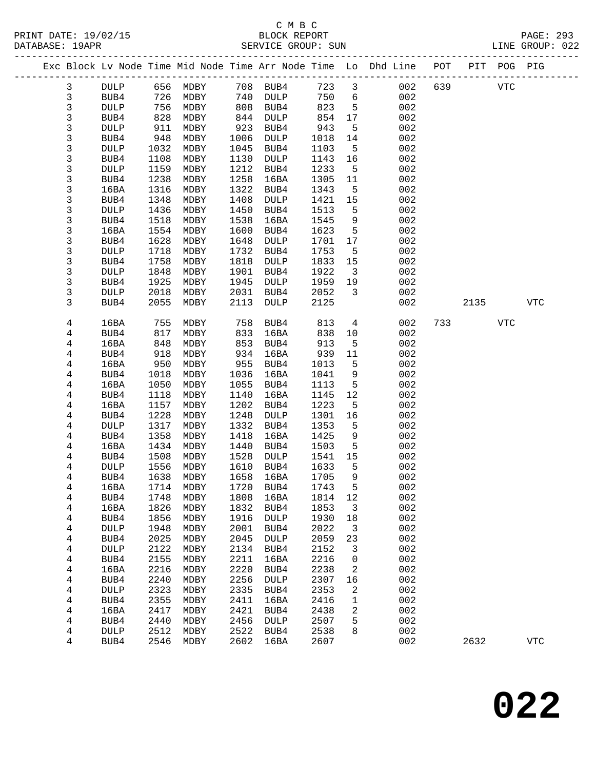C M B C
BLOCK REPORT
SERVICE GROUP: SUN

PRINT DATE: 19/02/15
DATABASE: 19APR
LINE GROUP: 022

| Exc | Block | Lv | Node | Time | Mid Node | Time | Arr Node | Time | Lo | Dhd Line | POT | PIT | POG | PIG |
|---|---|---|---|---|---|---|---|---|---|---|---|---|---|---|
| | 3 | | DULP | 656 | MDBY | 708 | BUB4 | 723 | 3 | 002 | 639 | | VTC | |
| | 3 | | BUB4 | 726 | MDBY | 740 | DULP | 750 | 6 | 002 | | | | |
| | 3 | | DULP | 756 | MDBY | 808 | BUB4 | 823 | 5 | 002 | | | | |
| | 3 | | BUB4 | 828 | MDBY | 844 | DULP | 854 | 17 | 002 | | | | |
| | 3 | | DULP | 911 | MDBY | 923 | BUB4 | 943 | 5 | 002 | | | | |
| | 3 | | BUB4 | 948 | MDBY | 1006 | DULP | 1018 | 14 | 002 | | | | |
| | 3 | | DULP | 1032 | MDBY | 1045 | BUB4 | 1103 | 5 | 002 | | | | |
| | 3 | | BUB4 | 1108 | MDBY | 1130 | DULP | 1143 | 16 | 002 | | | | |
| | 3 | | DULP | 1159 | MDBY | 1212 | BUB4 | 1233 | 5 | 002 | | | | |
| | 3 | | BUB4 | 1238 | MDBY | 1258 | 16BA | 1305 | 11 | 002 | | | | |
| | 3 | | 16BA | 1316 | MDBY | 1322 | BUB4 | 1343 | 5 | 002 | | | | |
| | 3 | | BUB4 | 1348 | MDBY | 1408 | DULP | 1421 | 15 | 002 | | | | |
| | 3 | | DULP | 1436 | MDBY | 1450 | BUB4 | 1513 | 5 | 002 | | | | |
| | 3 | | BUB4 | 1518 | MDBY | 1538 | 16BA | 1545 | 9 | 002 | | | | |
| | 3 | | 16BA | 1554 | MDBY | 1600 | BUB4 | 1623 | 5 | 002 | | | | |
| | 3 | | BUB4 | 1628 | MDBY | 1648 | DULP | 1701 | 17 | 002 | | | | |
| | 3 | | DULP | 1718 | MDBY | 1732 | BUB4 | 1753 | 5 | 002 | | | | |
| | 3 | | BUB4 | 1758 | MDBY | 1818 | DULP | 1833 | 15 | 002 | | | | |
| | 3 | | DULP | 1848 | MDBY | 1901 | BUB4 | 1922 | 3 | 002 | | | | |
| | 3 | | BUB4 | 1925 | MDBY | 1945 | DULP | 1959 | 19 | 002 | | | | |
| | 3 | | DULP | 2018 | MDBY | 2031 | BUB4 | 2052 | 3 | 002 | | | | |
| | 3 | | BUB4 | 2055 | MDBY | 2113 | DULP | 2125 | | 002 | | 2135 | | VTC |
| | 4 | | 16BA | 755 | MDBY | 758 | BUB4 | 813 | 4 | 002 | 733 | | VTC | |
| | 4 | | BUB4 | 817 | MDBY | 833 | 16BA | 838 | 10 | 002 | | | | |
| | 4 | | 16BA | 848 | MDBY | 853 | BUB4 | 913 | 5 | 002 | | | | |
| | 4 | | BUB4 | 918 | MDBY | 934 | 16BA | 939 | 11 | 002 | | | | |
| | 4 | | 16BA | 950 | MDBY | 955 | BUB4 | 1013 | 5 | 002 | | | | |
| | 4 | | BUB4 | 1018 | MDBY | 1036 | 16BA | 1041 | 9 | 002 | | | | |
| | 4 | | 16BA | 1050 | MDBY | 1055 | BUB4 | 1113 | 5 | 002 | | | | |
| | 4 | | BUB4 | 1118 | MDBY | 1140 | 16BA | 1145 | 12 | 002 | | | | |
| | 4 | | 16BA | 1157 | MDBY | 1202 | BUB4 | 1223 | 5 | 002 | | | | |
| | 4 | | BUB4 | 1228 | MDBY | 1248 | DULP | 1301 | 16 | 002 | | | | |
| | 4 | | DULP | 1317 | MDBY | 1332 | BUB4 | 1353 | 5 | 002 | | | | |
| | 4 | | BUB4 | 1358 | MDBY | 1418 | 16BA | 1425 | 9 | 002 | | | | |
| | 4 | | 16BA | 1434 | MDBY | 1440 | BUB4 | 1503 | 5 | 002 | | | | |
| | 4 | | BUB4 | 1508 | MDBY | 1528 | DULP | 1541 | 15 | 002 | | | | |
| | 4 | | DULP | 1556 | MDBY | 1610 | BUB4 | 1633 | 5 | 002 | | | | |
| | 4 | | BUB4 | 1638 | MDBY | 1658 | 16BA | 1705 | 9 | 002 | | | | |
| | 4 | | 16BA | 1714 | MDBY | 1720 | BUB4 | 1743 | 5 | 002 | | | | |
| | 4 | | BUB4 | 1748 | MDBY | 1808 | 16BA | 1814 | 12 | 002 | | | | |
| | 4 | | 16BA | 1826 | MDBY | 1832 | BUB4 | 1853 | 3 | 002 | | | | |
| | 4 | | BUB4 | 1856 | MDBY | 1916 | DULP | 1930 | 18 | 002 | | | | |
| | 4 | | DULP | 1948 | MDBY | 2001 | BUB4 | 2022 | 3 | 002 | | | | |
| | 4 | | BUB4 | 2025 | MDBY | 2045 | DULP | 2059 | 23 | 002 | | | | |
| | 4 | | DULP | 2122 | MDBY | 2134 | BUB4 | 2152 | 3 | 002 | | | | |
| | 4 | | BUB4 | 2155 | MDBY | 2211 | 16BA | 2216 | 0 | 002 | | | | |
| | 4 | | 16BA | 2216 | MDBY | 2220 | BUB4 | 2238 | 2 | 002 | | | | |
| | 4 | | BUB4 | 2240 | MDBY | 2256 | DULP | 2307 | 16 | 002 | | | | |
| | 4 | | DULP | 2323 | MDBY | 2335 | BUB4 | 2353 | 2 | 002 | | | | |
| | 4 | | BUB4 | 2355 | MDBY | 2411 | 16BA | 2416 | 1 | 002 | | | | |
| | 4 | | 16BA | 2417 | MDBY | 2421 | BUB4 | 2438 | 2 | 002 | | | | |
| | 4 | | BUB4 | 2440 | MDBY | 2456 | DULP | 2507 | 5 | 002 | | | | |
| | 4 | | DULP | 2512 | MDBY | 2522 | BUB4 | 2538 | 8 | 002 | | | | |
| | 4 | | BUB4 | 2546 | MDBY | 2602 | 16BA | 2607 | | 002 | | 2632 | | VTC |

# 022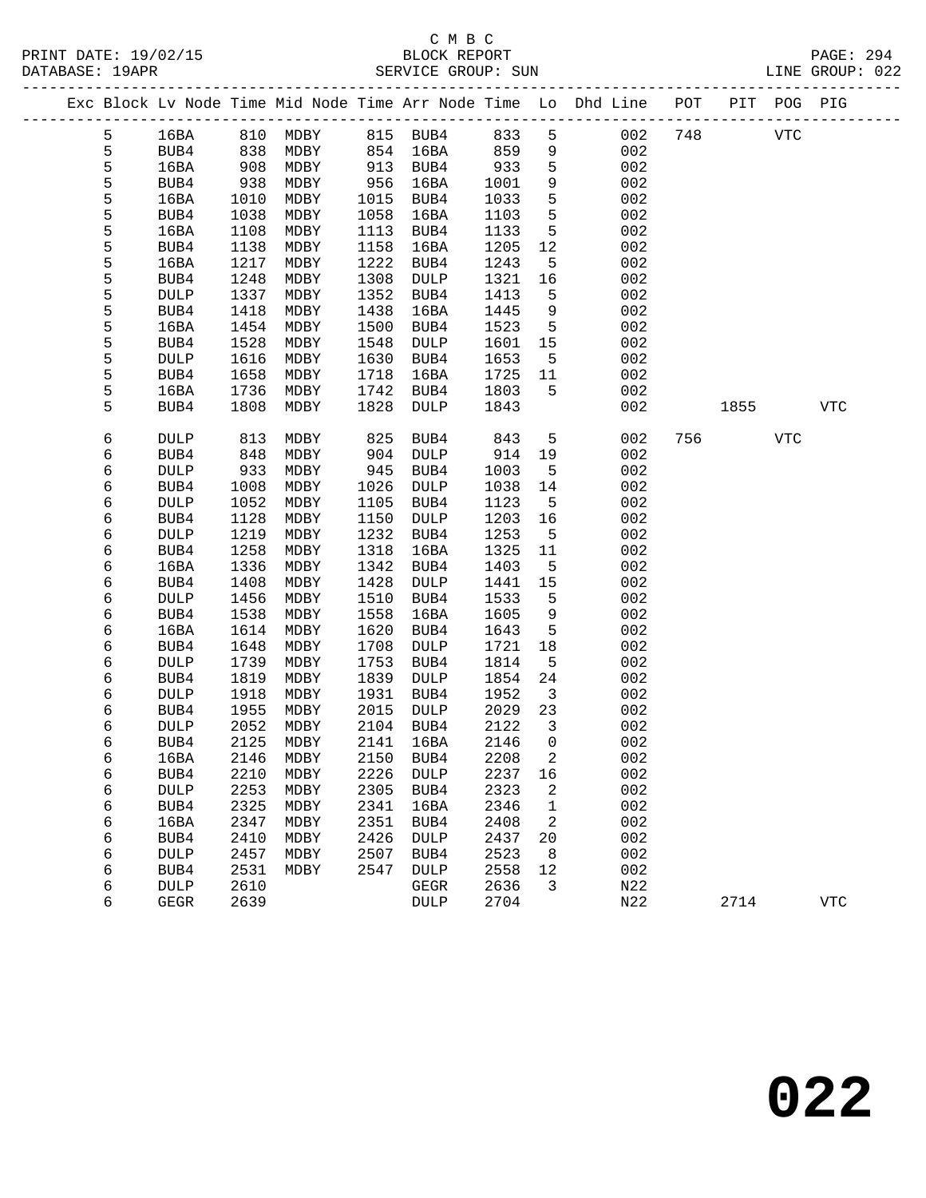C M B C
BLOCK REPORT
SERVICE GROUP: SUN

PRINT DATE: 19/02/15
DATABASE: 19APR
PAGE: 294
LINE GROUP: 022

| Exc | Block | Lv Node | Time | Mid Node | Time | Arr Node | Time | Lo | Dhd Line | POT | PIT | POG | PIG |
|---|---|---|---|---|---|---|---|---|---|---|---|---|---|
| | 5 | 16BA | 810 | MDBY | 815 | BUB4 | 833 | 5 | 002 | 748 | | VTC | |
| | 5 | BUB4 | 838 | MDBY | 854 | 16BA | 859 | 9 | 002 | | | | |
| | 5 | 16BA | 908 | MDBY | 913 | BUB4 | 933 | 5 | 002 | | | | |
| | 5 | BUB4 | 938 | MDBY | 956 | 16BA | 1001 | 9 | 002 | | | | |
| | 5 | 16BA | 1010 | MDBY | 1015 | BUB4 | 1033 | 5 | 002 | | | | |
| | 5 | BUB4 | 1038 | MDBY | 1058 | 16BA | 1103 | 5 | 002 | | | | |
| | 5 | 16BA | 1108 | MDBY | 1113 | BUB4 | 1133 | 5 | 002 | | | | |
| | 5 | BUB4 | 1138 | MDBY | 1158 | 16BA | 1205 | 12 | 002 | | | | |
| | 5 | 16BA | 1217 | MDBY | 1222 | BUB4 | 1243 | 5 | 002 | | | | |
| | 5 | BUB4 | 1248 | MDBY | 1308 | DULP | 1321 | 16 | 002 | | | | |
| | 5 | DULP | 1337 | MDBY | 1352 | BUB4 | 1413 | 5 | 002 | | | | |
| | 5 | BUB4 | 1418 | MDBY | 1438 | 16BA | 1445 | 9 | 002 | | | | |
| | 5 | 16BA | 1454 | MDBY | 1500 | BUB4 | 1523 | 5 | 002 | | | | |
| | 5 | BUB4 | 1528 | MDBY | 1548 | DULP | 1601 | 15 | 002 | | | | |
| | 5 | DULP | 1616 | MDBY | 1630 | BUB4 | 1653 | 5 | 002 | | | | |
| | 5 | BUB4 | 1658 | MDBY | 1718 | 16BA | 1725 | 11 | 002 | | | | |
| | 5 | 16BA | 1736 | MDBY | 1742 | BUB4 | 1803 | 5 | 002 | | | | |
| | 5 | BUB4 | 1808 | MDBY | 1828 | DULP | 1843 | | 002 | | 1855 | | VTC |
| | 6 | DULP | 813 | MDBY | 825 | BUB4 | 843 | 5 | 002 | 756 | | VTC | |
| | 6 | BUB4 | 848 | MDBY | 904 | DULP | 914 | 19 | 002 | | | | |
| | 6 | DULP | 933 | MDBY | 945 | BUB4 | 1003 | 5 | 002 | | | | |
| | 6 | BUB4 | 1008 | MDBY | 1026 | DULP | 1038 | 14 | 002 | | | | |
| | 6 | DULP | 1052 | MDBY | 1105 | BUB4 | 1123 | 5 | 002 | | | | |
| | 6 | BUB4 | 1128 | MDBY | 1150 | DULP | 1203 | 16 | 002 | | | | |
| | 6 | DULP | 1219 | MDBY | 1232 | BUB4 | 1253 | 5 | 002 | | | | |
| | 6 | BUB4 | 1258 | MDBY | 1318 | 16BA | 1325 | 11 | 002 | | | | |
| | 6 | 16BA | 1336 | MDBY | 1342 | BUB4 | 1403 | 5 | 002 | | | | |
| | 6 | BUB4 | 1408 | MDBY | 1428 | DULP | 1441 | 15 | 002 | | | | |
| | 6 | DULP | 1456 | MDBY | 1510 | BUB4 | 1533 | 5 | 002 | | | | |
| | 6 | BUB4 | 1538 | MDBY | 1558 | 16BA | 1605 | 9 | 002 | | | | |
| | 6 | 16BA | 1614 | MDBY | 1620 | BUB4 | 1643 | 5 | 002 | | | | |
| | 6 | BUB4 | 1648 | MDBY | 1708 | DULP | 1721 | 18 | 002 | | | | |
| | 6 | DULP | 1739 | MDBY | 1753 | BUB4 | 1814 | 5 | 002 | | | | |
| | 6 | BUB4 | 1819 | MDBY | 1839 | DULP | 1854 | 24 | 002 | | | | |
| | 6 | DULP | 1918 | MDBY | 1931 | BUB4 | 1952 | 3 | 002 | | | | |
| | 6 | BUB4 | 1955 | MDBY | 2015 | DULP | 2029 | 23 | 002 | | | | |
| | 6 | DULP | 2052 | MDBY | 2104 | BUB4 | 2122 | 3 | 002 | | | | |
| | 6 | BUB4 | 2125 | MDBY | 2141 | 16BA | 2146 | 0 | 002 | | | | |
| | 6 | 16BA | 2146 | MDBY | 2150 | BUB4 | 2208 | 2 | 002 | | | | |
| | 6 | BUB4 | 2210 | MDBY | 2226 | DULP | 2237 | 16 | 002 | | | | |
| | 6 | DULP | 2253 | MDBY | 2305 | BUB4 | 2323 | 2 | 002 | | | | |
| | 6 | BUB4 | 2325 | MDBY | 2341 | 16BA | 2346 | 1 | 002 | | | | |
| | 6 | 16BA | 2347 | MDBY | 2351 | BUB4 | 2408 | 2 | 002 | | | | |
| | 6 | BUB4 | 2410 | MDBY | 2426 | DULP | 2437 | 20 | 002 | | | | |
| | 6 | DULP | 2457 | MDBY | 2507 | BUB4 | 2523 | 8 | 002 | | | | |
| | 6 | BUB4 | 2531 | MDBY | 2547 | DULP | 2558 | 12 | 002 | | | | |
| | 6 | DULP | 2610 | | | GEGR | 2636 | 3 | N22 | | | | |
| | 6 | GEGR | 2639 | | | DULP | 2704 | | N22 | | 2714 | | VTC |

# 022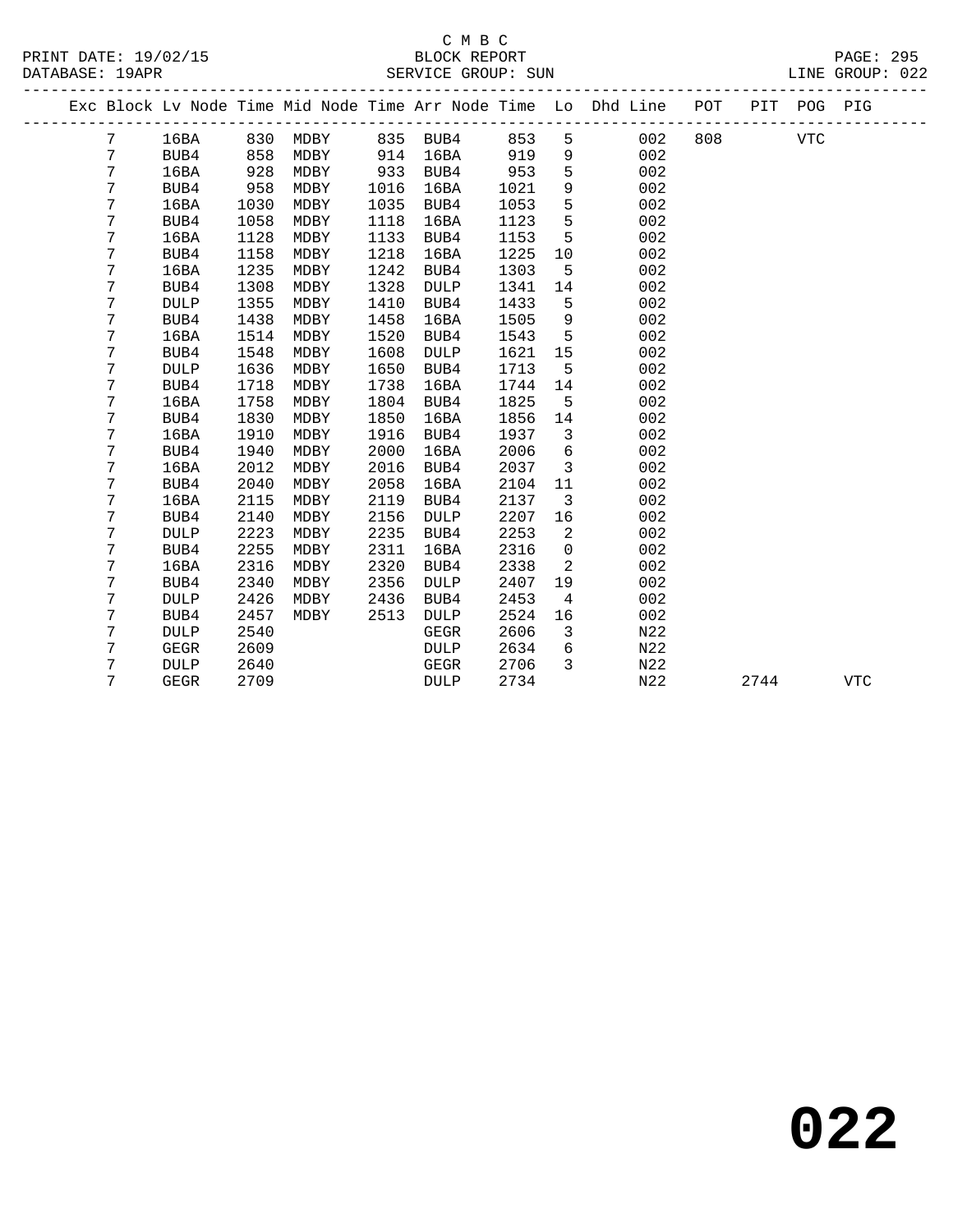C M B C

BLOCK REPORT

SERVICE GROUP: SUN

PRINT DATE: 19/02/15

DATABASE: 19APR

LINE GROUP: 022

| Exc | Block | Lv | Node | Time | Mid Node | Time | Arr Node | Time | Lo | Dhd Line | POT | PIT | POG | PIG |
|---|---|---|---|---|---|---|---|---|---|---|---|---|---|---|
| | 7 | | 16BA | 830 | MDBY | 835 | BUB4 | 853 | 5 | 002 | 808 | | VTC | |
| | 7 | | BUB4 | 858 | MDBY | 914 | 16BA | 919 | 9 | 002 | | | | |
| | 7 | | 16BA | 928 | MDBY | 933 | BUB4 | 953 | 5 | 002 | | | | |
| | 7 | | BUB4 | 958 | MDBY | 1016 | 16BA | 1021 | 9 | 002 | | | | |
| | 7 | | 16BA | 1030 | MDBY | 1035 | BUB4 | 1053 | 5 | 002 | | | | |
| | 7 | | BUB4 | 1058 | MDBY | 1118 | 16BA | 1123 | 5 | 002 | | | | |
| | 7 | | 16BA | 1128 | MDBY | 1133 | BUB4 | 1153 | 5 | 002 | | | | |
| | 7 | | BUB4 | 1158 | MDBY | 1218 | 16BA | 1225 | 10 | 002 | | | | |
| | 7 | | 16BA | 1235 | MDBY | 1242 | BUB4 | 1303 | 5 | 002 | | | | |
| | 7 | | BUB4 | 1308 | MDBY | 1328 | DULP | 1341 | 14 | 002 | | | | |
| | 7 | | DULP | 1355 | MDBY | 1410 | BUB4 | 1433 | 5 | 002 | | | | |
| | 7 | | BUB4 | 1438 | MDBY | 1458 | 16BA | 1505 | 9 | 002 | | | | |
| | 7 | | 16BA | 1514 | MDBY | 1520 | BUB4 | 1543 | 5 | 002 | | | | |
| | 7 | | BUB4 | 1548 | MDBY | 1608 | DULP | 1621 | 15 | 002 | | | | |
| | 7 | | DULP | 1636 | MDBY | 1650 | BUB4 | 1713 | 5 | 002 | | | | |
| | 7 | | BUB4 | 1718 | MDBY | 1738 | 16BA | 1744 | 14 | 002 | | | | |
| | 7 | | 16BA | 1758 | MDBY | 1804 | BUB4 | 1825 | 5 | 002 | | | | |
| | 7 | | BUB4 | 1830 | MDBY | 1850 | 16BA | 1856 | 14 | 002 | | | | |
| | 7 | | 16BA | 1910 | MDBY | 1916 | BUB4 | 1937 | 3 | 002 | | | | |
| | 7 | | BUB4 | 1940 | MDBY | 2000 | 16BA | 2006 | 6 | 002 | | | | |
| | 7 | | 16BA | 2012 | MDBY | 2016 | BUB4 | 2037 | 3 | 002 | | | | |
| | 7 | | BUB4 | 2040 | MDBY | 2058 | 16BA | 2104 | 11 | 002 | | | | |
| | 7 | | 16BA | 2115 | MDBY | 2119 | BUB4 | 2137 | 3 | 002 | | | | |
| | 7 | | BUB4 | 2140 | MDBY | 2156 | DULP | 2207 | 16 | 002 | | | | |
| | 7 | | DULP | 2223 | MDBY | 2235 | BUB4 | 2253 | 2 | 002 | | | | |
| | 7 | | BUB4 | 2255 | MDBY | 2311 | 16BA | 2316 | 0 | 002 | | | | |
| | 7 | | 16BA | 2316 | MDBY | 2320 | BUB4 | 2338 | 2 | 002 | | | | |
| | 7 | | BUB4 | 2340 | MDBY | 2356 | DULP | 2407 | 19 | 002 | | | | |
| | 7 | | DULP | 2426 | MDBY | 2436 | BUB4 | 2453 | 4 | 002 | | | | |
| | 7 | | BUB4 | 2457 | MDBY | 2513 | DULP | 2524 | 16 | 002 | | | | |
| | 7 | | DULP | 2540 | | | GEGR | 2606 | 3 | N22 | | | | |
| | 7 | | GEGR | 2609 | | | DULP | 2634 | 6 | N22 | | | | |
| | 7 | | DULP | 2640 | | | GEGR | 2706 | 3 | N22 | | | | |
| | 7 | | GEGR | 2709 | | | DULP | 2734 | | N22 | | 2744 | | VTC |

**022**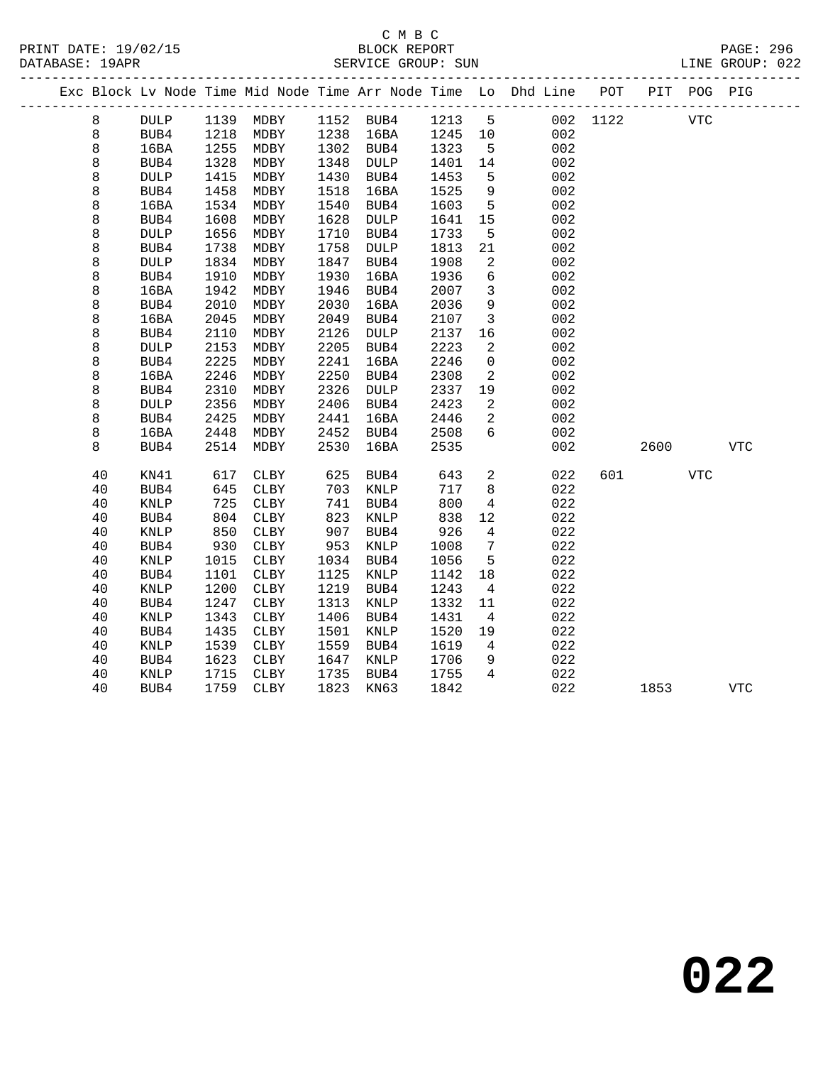C M B C

BLOCK REPORT

SERVICE GROUP: SUN

| Exc | Block | Lv | Node | Time | Mid Node | Time | Arr Node | Time | Lo | Dhd Line | POT | PIT | POG | PIG |
|---|---|---|---|---|---|---|---|---|---|---|---|---|---|---|
| | 8 | | DULP | 1139 | MDBY | 1152 | BUB4 | 1213 | 5 | 002 | 1122 | | VTC | |
| | 8 | | BUB4 | 1218 | MDBY | 1238 | 16BA | 1245 | 10 | 002 | | | | |
| | 8 | | 16BA | 1255 | MDBY | 1302 | BUB4 | 1323 | 5 | 002 | | | | |
| | 8 | | BUB4 | 1328 | MDBY | 1348 | DULP | 1401 | 14 | 002 | | | | |
| | 8 | | DULP | 1415 | MDBY | 1430 | BUB4 | 1453 | 5 | 002 | | | | |
| | 8 | | BUB4 | 1458 | MDBY | 1518 | 16BA | 1525 | 9 | 002 | | | | |
| | 8 | | 16BA | 1534 | MDBY | 1540 | BUB4 | 1603 | 5 | 002 | | | | |
| | 8 | | BUB4 | 1608 | MDBY | 1628 | DULP | 1641 | 15 | 002 | | | | |
| | 8 | | DULP | 1656 | MDBY | 1710 | BUB4 | 1733 | 5 | 002 | | | | |
| | 8 | | BUB4 | 1738 | MDBY | 1758 | DULP | 1813 | 21 | 002 | | | | |
| | 8 | | DULP | 1834 | MDBY | 1847 | BUB4 | 1908 | 2 | 002 | | | | |
| | 8 | | BUB4 | 1910 | MDBY | 1930 | 16BA | 1936 | 6 | 002 | | | | |
| | 8 | | 16BA | 1942 | MDBY | 1946 | BUB4 | 2007 | 3 | 002 | | | | |
| | 8 | | BUB4 | 2010 | MDBY | 2030 | 16BA | 2036 | 9 | 002 | | | | |
| | 8 | | 16BA | 2045 | MDBY | 2049 | BUB4 | 2107 | 3 | 002 | | | | |
| | 8 | | BUB4 | 2110 | MDBY | 2126 | DULP | 2137 | 16 | 002 | | | | |
| | 8 | | DULP | 2153 | MDBY | 2205 | BUB4 | 2223 | 2 | 002 | | | | |
| | 8 | | BUB4 | 2225 | MDBY | 2241 | 16BA | 2246 | 0 | 002 | | | | |
| | 8 | | 16BA | 2246 | MDBY | 2250 | BUB4 | 2308 | 2 | 002 | | | | |
| | 8 | | BUB4 | 2310 | MDBY | 2326 | DULP | 2337 | 19 | 002 | | | | |
| | 8 | | DULP | 2356 | MDBY | 2406 | BUB4 | 2423 | 2 | 002 | | | | |
| | 8 | | BUB4 | 2425 | MDBY | 2441 | 16BA | 2446 | 2 | 002 | | | | |
| | 8 | | 16BA | 2448 | MDBY | 2452 | BUB4 | 2508 | 6 | 002 | | | | |
| | 8 | | BUB4 | 2514 | MDBY | 2530 | 16BA | 2535 | | 002 | | 2600 | | VTC |
| | 40 | | KN41 | 617 | CLBY | 625 | BUB4 | 643 | 2 | 022 | 601 | | VTC | |
| | 40 | | BUB4 | 645 | CLBY | 703 | KNLP | 717 | 8 | 022 | | | | |
| | 40 | | KNLP | 725 | CLBY | 741 | BUB4 | 800 | 4 | 022 | | | | |
| | 40 | | BUB4 | 804 | CLBY | 823 | KNLP | 838 | 12 | 022 | | | | |
| | 40 | | KNLP | 850 | CLBY | 907 | BUB4 | 926 | 4 | 022 | | | | |
| | 40 | | BUB4 | 930 | CLBY | 953 | KNLP | 1008 | 7 | 022 | | | | |
| | 40 | | KNLP | 1015 | CLBY | 1034 | BUB4 | 1056 | 5 | 022 | | | | |
| | 40 | | BUB4 | 1101 | CLBY | 1125 | KNLP | 1142 | 18 | 022 | | | | |
| | 40 | | KNLP | 1200 | CLBY | 1219 | BUB4 | 1243 | 4 | 022 | | | | |
| | 40 | | BUB4 | 1247 | CLBY | 1313 | KNLP | 1332 | 11 | 022 | | | | |
| | 40 | | KNLP | 1343 | CLBY | 1406 | BUB4 | 1431 | 4 | 022 | | | | |
| | 40 | | BUB4 | 1435 | CLBY | 1501 | KNLP | 1520 | 19 | 022 | | | | |
| | 40 | | KNLP | 1539 | CLBY | 1559 | BUB4 | 1619 | 4 | 022 | | | | |
| | 40 | | BUB4 | 1623 | CLBY | 1647 | KNLP | 1706 | 9 | 022 | | | | |
| | 40 | | KNLP | 1715 | CLBY | 1735 | BUB4 | 1755 | 4 | 022 | | | | |
| | 40 | | BUB4 | 1759 | CLBY | 1823 | KN63 | 1842 | | 022 | | 1853 | | VTC |

# 022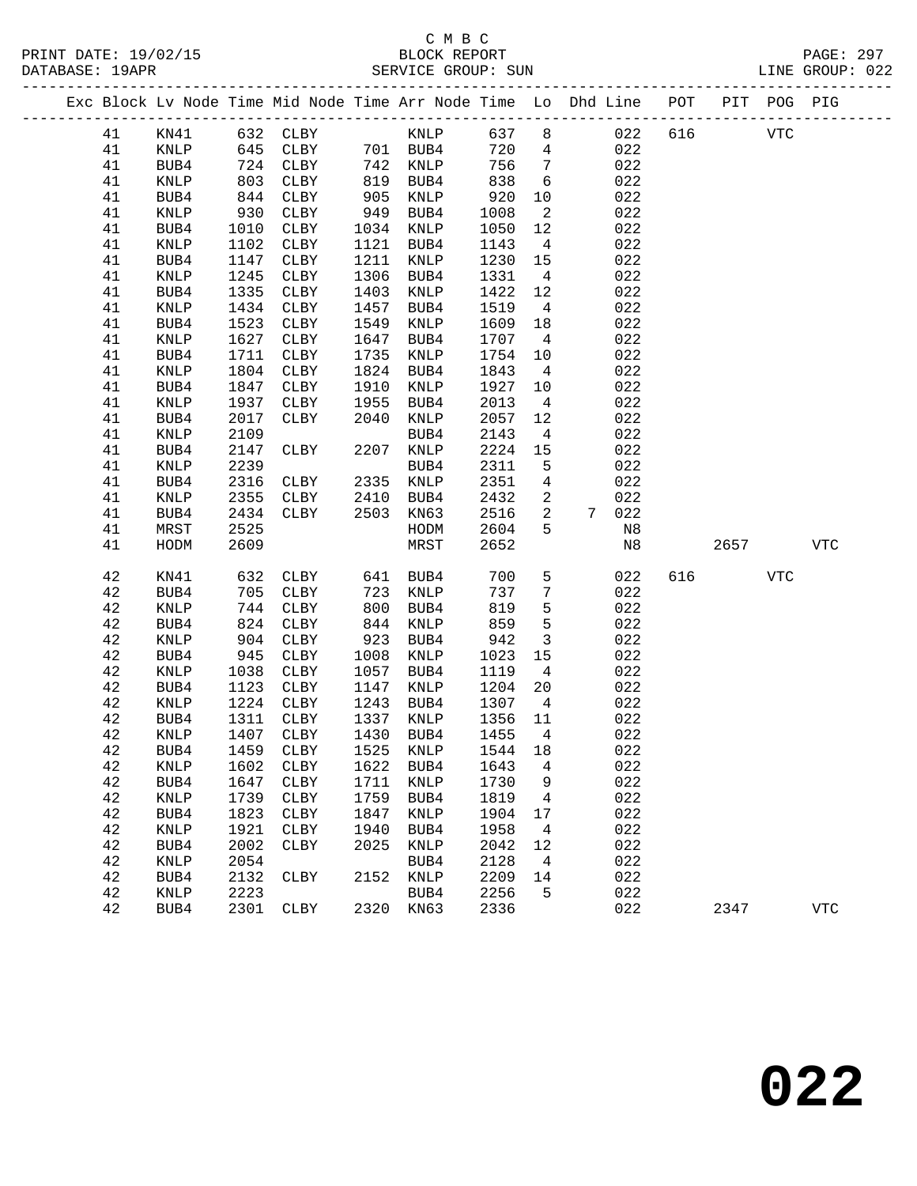C M B C
BLOCK REPORT
SERVICE GROUP: SUN

PRINT DATE: 19/02/15
DATABASE: 19APR
LINE GROUP: 022

| Exc | Block | Lv | Node | Time | Mid Node | Time | Arr Node | Time | Lo | Dhd | Line | POT | PIT | POG | PIG |
|---|---|---|---|---|---|---|---|---|---|---|---|---|---|---|---|
| | 41 | | KN41 | 632 | CLBY | | KNLP | 637 | 8 | | 022 | 616 | | VTC | |
| | 41 | | KNLP | 645 | CLBY | 701 | BUB4 | 720 | 4 | | 022 | | | | |
| | 41 | | BUB4 | 724 | CLBY | 742 | KNLP | 756 | 7 | | 022 | | | | |
| | 41 | | KNLP | 803 | CLBY | 819 | BUB4 | 838 | 6 | | 022 | | | | |
| | 41 | | BUB4 | 844 | CLBY | 905 | KNLP | 920 | 10 | | 022 | | | | |
| | 41 | | KNLP | 930 | CLBY | 949 | BUB4 | 1008 | 2 | | 022 | | | | |
| | 41 | | BUB4 | 1010 | CLBY | 1034 | KNLP | 1050 | 12 | | 022 | | | | |
| | 41 | | KNLP | 1102 | CLBY | 1121 | BUB4 | 1143 | 4 | | 022 | | | | |
| | 41 | | BUB4 | 1147 | CLBY | 1211 | KNLP | 1230 | 15 | | 022 | | | | |
| | 41 | | KNLP | 1245 | CLBY | 1306 | BUB4 | 1331 | 4 | | 022 | | | | |
| | 41 | | BUB4 | 1335 | CLBY | 1403 | KNLP | 1422 | 12 | | 022 | | | | |
| | 41 | | KNLP | 1434 | CLBY | 1457 | BUB4 | 1519 | 4 | | 022 | | | | |
| | 41 | | BUB4 | 1523 | CLBY | 1549 | KNLP | 1609 | 18 | | 022 | | | | |
| | 41 | | KNLP | 1627 | CLBY | 1647 | BUB4 | 1707 | 4 | | 022 | | | | |
| | 41 | | BUB4 | 1711 | CLBY | 1735 | KNLP | 1754 | 10 | | 022 | | | | |
| | 41 | | KNLP | 1804 | CLBY | 1824 | BUB4 | 1843 | 4 | | 022 | | | | |
| | 41 | | BUB4 | 1847 | CLBY | 1910 | KNLP | 1927 | 10 | | 022 | | | | |
| | 41 | | KNLP | 1937 | CLBY | 1955 | BUB4 | 2013 | 4 | | 022 | | | | |
| | 41 | | BUB4 | 2017 | CLBY | 2040 | KNLP | 2057 | 12 | | 022 | | | | |
| | 41 | | KNLP | 2109 | | | BUB4 | 2143 | 4 | | 022 | | | | |
| | 41 | | BUB4 | 2147 | CLBY | 2207 | KNLP | 2224 | 15 | | 022 | | | | |
| | 41 | | KNLP | 2239 | | | BUB4 | 2311 | 5 | | 022 | | | | |
| | 41 | | BUB4 | 2316 | CLBY | 2335 | KNLP | 2351 | 4 | | 022 | | | | |
| | 41 | | KNLP | 2355 | CLBY | 2410 | BUB4 | 2432 | 2 | | 022 | | | | |
| | 41 | | BUB4 | 2434 | CLBY | 2503 | KN63 | 2516 | 2 | 7 | 022 | | | | |
| | 41 | | MRST | 2525 | | | HODM | 2604 | 5 | | N8 | | | | |
| | 41 | | HODM | 2609 | | | MRST | 2652 | | | N8 | | 2657 | | VTC |
| | 42 | | KN41 | 632 | CLBY | 641 | BUB4 | 700 | 5 | | 022 | 616 | | VTC | |
| | 42 | | BUB4 | 705 | CLBY | 723 | KNLP | 737 | 7 | | 022 | | | | |
| | 42 | | KNLP | 744 | CLBY | 800 | BUB4 | 819 | 5 | | 022 | | | | |
| | 42 | | BUB4 | 824 | CLBY | 844 | KNLP | 859 | 5 | | 022 | | | | |
| | 42 | | KNLP | 904 | CLBY | 923 | BUB4 | 942 | 3 | | 022 | | | | |
| | 42 | | BUB4 | 945 | CLBY | 1008 | KNLP | 1023 | 15 | | 022 | | | | |
| | 42 | | KNLP | 1038 | CLBY | 1057 | BUB4 | 1119 | 4 | | 022 | | | | |
| | 42 | | BUB4 | 1123 | CLBY | 1147 | KNLP | 1204 | 20 | | 022 | | | | |
| | 42 | | KNLP | 1224 | CLBY | 1243 | BUB4 | 1307 | 4 | | 022 | | | | |
| | 42 | | BUB4 | 1311 | CLBY | 1337 | KNLP | 1356 | 11 | | 022 | | | | |
| | 42 | | KNLP | 1407 | CLBY | 1430 | BUB4 | 1455 | 4 | | 022 | | | | |
| | 42 | | BUB4 | 1459 | CLBY | 1525 | KNLP | 1544 | 18 | | 022 | | | | |
| | 42 | | KNLP | 1602 | CLBY | 1622 | BUB4 | 1643 | 4 | | 022 | | | | |
| | 42 | | BUB4 | 1647 | CLBY | 1711 | KNLP | 1730 | 9 | | 022 | | | | |
| | 42 | | KNLP | 1739 | CLBY | 1759 | BUB4 | 1819 | 4 | | 022 | | | | |
| | 42 | | BUB4 | 1823 | CLBY | 1847 | KNLP | 1904 | 17 | | 022 | | | | |
| | 42 | | KNLP | 1921 | CLBY | 1940 | BUB4 | 1958 | 4 | | 022 | | | | |
| | 42 | | BUB4 | 2002 | CLBY | 2025 | KNLP | 2042 | 12 | | 022 | | | | |
| | 42 | | KNLP | 2054 | | | BUB4 | 2128 | 4 | | 022 | | | | |
| | 42 | | BUB4 | 2132 | CLBY | 2152 | KNLP | 2209 | 14 | | 022 | | | | |
| | 42 | | KNLP | 2223 | | | BUB4 | 2256 | 5 | | 022 | | | | |
| | 42 | | BUB4 | 2301 | CLBY | 2320 | KN63 | 2336 | | | 022 | | 2347 | | VTC |

# 022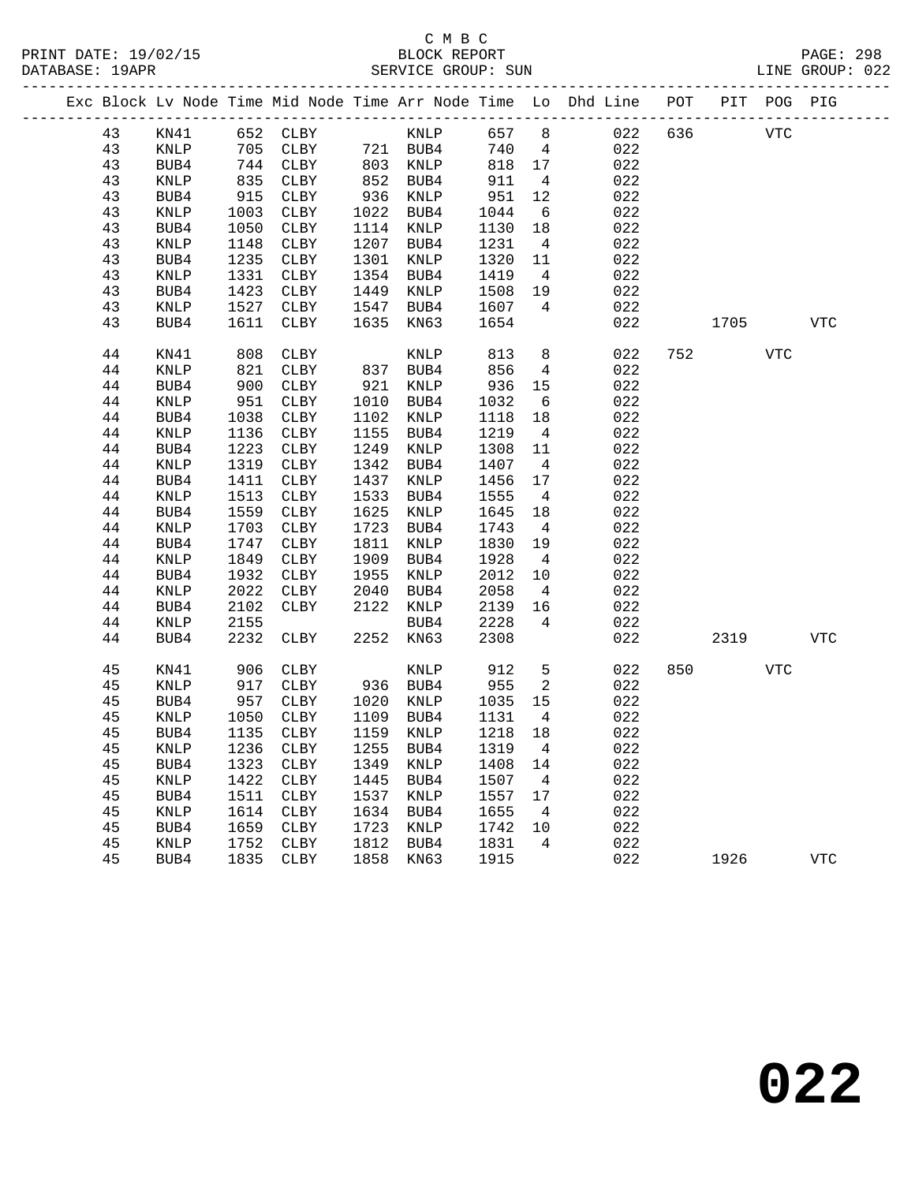C M B C
BLOCK REPORT
SERVICE GROUP: SUN

PRINT DATE: 19/02/15
DATABASE: 19APR
LINE GROUP: 022

| Exc | Block | Lv | Node | Time | Mid Node | Time | Arr Node | Time | Lo | Dhd Line | POT | PIT | POG | PIG |
|---|---|---|---|---|---|---|---|---|---|---|---|---|---|---|
| | 43 | | KN41 | 652 | CLBY | | KNLP | 657 | 8 | 022 | 636 | | VTC | |
| | 43 | | KNLP | 705 | CLBY | 721 | BUB4 | 740 | 4 | 022 | | | | |
| | 43 | | BUB4 | 744 | CLBY | 803 | KNLP | 818 | 17 | 022 | | | | |
| | 43 | | KNLP | 835 | CLBY | 852 | BUB4 | 911 | 4 | 022 | | | | |
| | 43 | | BUB4 | 915 | CLBY | 936 | KNLP | 951 | 12 | 022 | | | | |
| | 43 | | KNLP | 1003 | CLBY | 1022 | BUB4 | 1044 | 6 | 022 | | | | |
| | 43 | | BUB4 | 1050 | CLBY | 1114 | KNLP | 1130 | 18 | 022 | | | | |
| | 43 | | KNLP | 1148 | CLBY | 1207 | BUB4 | 1231 | 4 | 022 | | | | |
| | 43 | | BUB4 | 1235 | CLBY | 1301 | KNLP | 1320 | 11 | 022 | | | | |
| | 43 | | KNLP | 1331 | CLBY | 1354 | BUB4 | 1419 | 4 | 022 | | | | |
| | 43 | | BUB4 | 1423 | CLBY | 1449 | KNLP | 1508 | 19 | 022 | | | | |
| | 43 | | KNLP | 1527 | CLBY | 1547 | BUB4 | 1607 | 4 | 022 | | | | |
| | 43 | | BUB4 | 1611 | CLBY | 1635 | KN63 | 1654 | | 022 | | 1705 | | VTC |
| | 44 | | KN41 | 808 | CLBY | | KNLP | 813 | 8 | 022 | 752 | | VTC | |
| | 44 | | KNLP | 821 | CLBY | 837 | BUB4 | 856 | 4 | 022 | | | | |
| | 44 | | BUB4 | 900 | CLBY | 921 | KNLP | 936 | 15 | 022 | | | | |
| | 44 | | KNLP | 951 | CLBY | 1010 | BUB4 | 1032 | 6 | 022 | | | | |
| | 44 | | BUB4 | 1038 | CLBY | 1102 | KNLP | 1118 | 18 | 022 | | | | |
| | 44 | | KNLP | 1136 | CLBY | 1155 | BUB4 | 1219 | 4 | 022 | | | | |
| | 44 | | BUB4 | 1223 | CLBY | 1249 | KNLP | 1308 | 11 | 022 | | | | |
| | 44 | | KNLP | 1319 | CLBY | 1342 | BUB4 | 1407 | 4 | 022 | | | | |
| | 44 | | BUB4 | 1411 | CLBY | 1437 | KNLP | 1456 | 17 | 022 | | | | |
| | 44 | | KNLP | 1513 | CLBY | 1533 | BUB4 | 1555 | 4 | 022 | | | | |
| | 44 | | BUB4 | 1559 | CLBY | 1625 | KNLP | 1645 | 18 | 022 | | | | |
| | 44 | | KNLP | 1703 | CLBY | 1723 | BUB4 | 1743 | 4 | 022 | | | | |
| | 44 | | BUB4 | 1747 | CLBY | 1811 | KNLP | 1830 | 19 | 022 | | | | |
| | 44 | | KNLP | 1849 | CLBY | 1909 | BUB4 | 1928 | 4 | 022 | | | | |
| | 44 | | BUB4 | 1932 | CLBY | 1955 | KNLP | 2012 | 10 | 022 | | | | |
| | 44 | | KNLP | 2022 | CLBY | 2040 | BUB4 | 2058 | 4 | 022 | | | | |
| | 44 | | BUB4 | 2102 | CLBY | 2122 | KNLP | 2139 | 16 | 022 | | | | |
| | 44 | | KNLP | 2155 | | | BUB4 | 2228 | 4 | 022 | | | | |
| | 44 | | BUB4 | 2232 | CLBY | 2252 | KN63 | 2308 | | 022 | | 2319 | | VTC |
| | 45 | | KN41 | 906 | CLBY | | KNLP | 912 | 5 | 022 | 850 | | VTC | |
| | 45 | | KNLP | 917 | CLBY | 936 | BUB4 | 955 | 2 | 022 | | | | |
| | 45 | | BUB4 | 957 | CLBY | 1020 | KNLP | 1035 | 15 | 022 | | | | |
| | 45 | | KNLP | 1050 | CLBY | 1109 | BUB4 | 1131 | 4 | 022 | | | | |
| | 45 | | BUB4 | 1135 | CLBY | 1159 | KNLP | 1218 | 18 | 022 | | | | |
| | 45 | | KNLP | 1236 | CLBY | 1255 | BUB4 | 1319 | 4 | 022 | | | | |
| | 45 | | BUB4 | 1323 | CLBY | 1349 | KNLP | 1408 | 14 | 022 | | | | |
| | 45 | | KNLP | 1422 | CLBY | 1445 | BUB4 | 1507 | 4 | 022 | | | | |
| | 45 | | BUB4 | 1511 | CLBY | 1537 | KNLP | 1557 | 17 | 022 | | | | |
| | 45 | | KNLP | 1614 | CLBY | 1634 | BUB4 | 1655 | 4 | 022 | | | | |
| | 45 | | BUB4 | 1659 | CLBY | 1723 | KNLP | 1742 | 10 | 022 | | | | |
| | 45 | | KNLP | 1752 | CLBY | 1812 | BUB4 | 1831 | 4 | 022 | | | | |
| | 45 | | BUB4 | 1835 | CLBY | 1858 | KN63 | 1915 | | 022 | | 1926 | | VTC |

# 022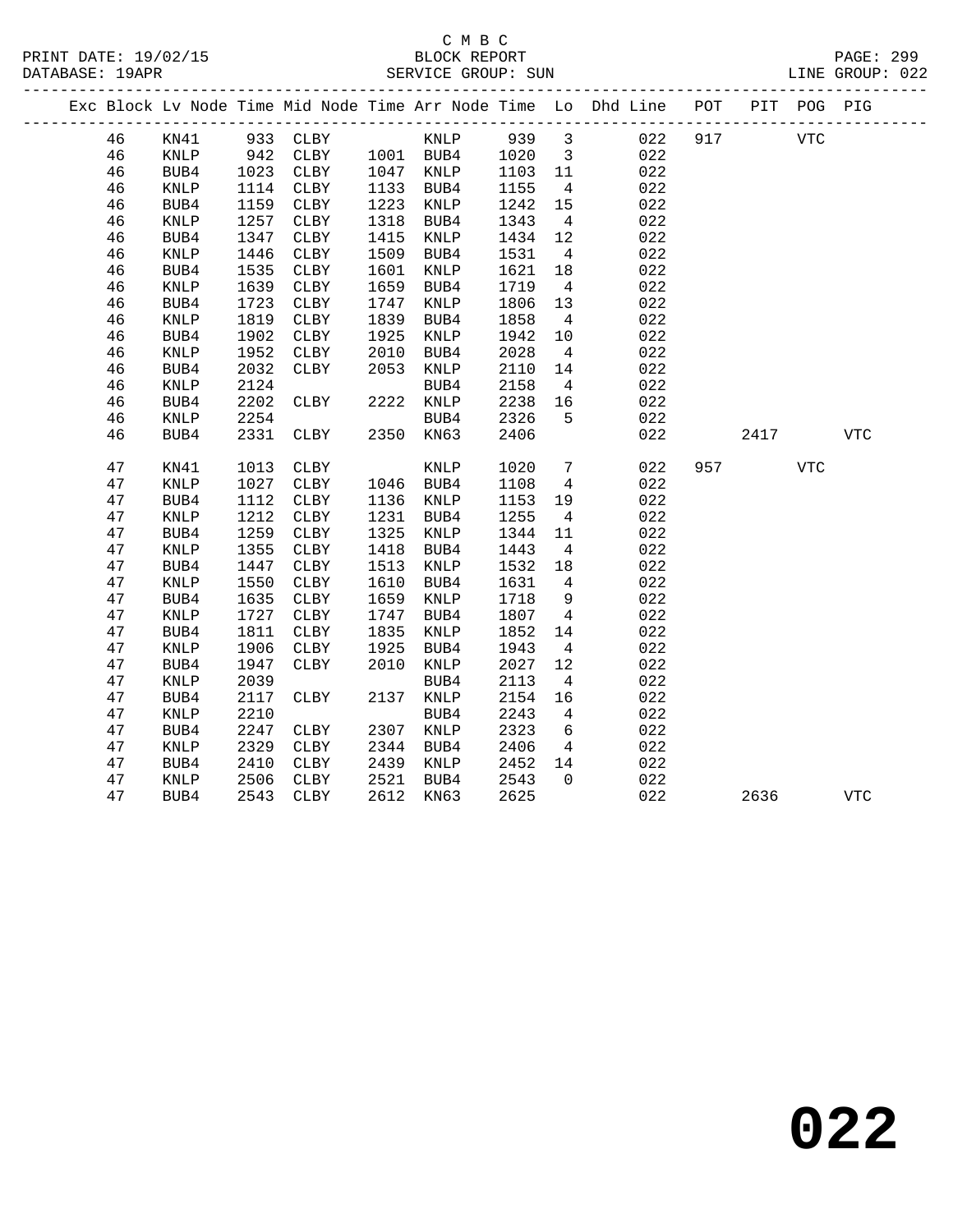C M B C
BLOCK REPORT
SERVICE GROUP: SUN

PRINT DATE: 19/02/15
DATABASE: 19APR
PAGE: 299
LINE GROUP: 022

| Exc | Block | Lv | Node | Time | Mid Node | Time | Arr Node | Time | Lo | Dhd Line | POT | PIT | POG | PIG |
|---|---|---|---|---|---|---|---|---|---|---|---|---|---|---|
| | 46 | | KN41 | 933 | CLBY | | KNLP | 939 | 3 | 022 | 917 | | VTC | |
| | 46 | | KNLP | 942 | CLBY | 1001 | BUB4 | 1020 | 3 | 022 | | | | |
| | 46 | | BUB4 | 1023 | CLBY | 1047 | KNLP | 1103 | 11 | 022 | | | | |
| | 46 | | KNLP | 1114 | CLBY | 1133 | BUB4 | 1155 | 4 | 022 | | | | |
| | 46 | | BUB4 | 1159 | CLBY | 1223 | KNLP | 1242 | 15 | 022 | | | | |
| | 46 | | KNLP | 1257 | CLBY | 1318 | BUB4 | 1343 | 4 | 022 | | | | |
| | 46 | | BUB4 | 1347 | CLBY | 1415 | KNLP | 1434 | 12 | 022 | | | | |
| | 46 | | KNLP | 1446 | CLBY | 1509 | BUB4 | 1531 | 4 | 022 | | | | |
| | 46 | | BUB4 | 1535 | CLBY | 1601 | KNLP | 1621 | 18 | 022 | | | | |
| | 46 | | KNLP | 1639 | CLBY | 1659 | BUB4 | 1719 | 4 | 022 | | | | |
| | 46 | | BUB4 | 1723 | CLBY | 1747 | KNLP | 1806 | 13 | 022 | | | | |
| | 46 | | KNLP | 1819 | CLBY | 1839 | BUB4 | 1858 | 4 | 022 | | | | |
| | 46 | | BUB4 | 1902 | CLBY | 1925 | KNLP | 1942 | 10 | 022 | | | | |
| | 46 | | KNLP | 1952 | CLBY | 2010 | BUB4 | 2028 | 4 | 022 | | | | |
| | 46 | | BUB4 | 2032 | CLBY | 2053 | KNLP | 2110 | 14 | 022 | | | | |
| | 46 | | KNLP | 2124 | | | BUB4 | 2158 | 4 | 022 | | | | |
| | 46 | | BUB4 | 2202 | CLBY | 2222 | KNLP | 2238 | 16 | 022 | | | | |
| | 46 | | KNLP | 2254 | | | BUB4 | 2326 | 5 | 022 | | | | |
| | 46 | | BUB4 | 2331 | CLBY | 2350 | KN63 | 2406 | | 022 | | 2417 | | VTC |
| | 47 | | KN41 | 1013 | CLBY | | KNLP | 1020 | 7 | 022 | 957 | | VTC | |
| | 47 | | KNLP | 1027 | CLBY | 1046 | BUB4 | 1108 | 4 | 022 | | | | |
| | 47 | | BUB4 | 1112 | CLBY | 1136 | KNLP | 1153 | 19 | 022 | | | | |
| | 47 | | KNLP | 1212 | CLBY | 1231 | BUB4 | 1255 | 4 | 022 | | | | |
| | 47 | | BUB4 | 1259 | CLBY | 1325 | KNLP | 1344 | 11 | 022 | | | | |
| | 47 | | KNLP | 1355 | CLBY | 1418 | BUB4 | 1443 | 4 | 022 | | | | |
| | 47 | | BUB4 | 1447 | CLBY | 1513 | KNLP | 1532 | 18 | 022 | | | | |
| | 47 | | KNLP | 1550 | CLBY | 1610 | BUB4 | 1631 | 4 | 022 | | | | |
| | 47 | | BUB4 | 1635 | CLBY | 1659 | KNLP | 1718 | 9 | 022 | | | | |
| | 47 | | KNLP | 1727 | CLBY | 1747 | BUB4 | 1807 | 4 | 022 | | | | |
| | 47 | | BUB4 | 1811 | CLBY | 1835 | KNLP | 1852 | 14 | 022 | | | | |
| | 47 | | KNLP | 1906 | CLBY | 1925 | BUB4 | 1943 | 4 | 022 | | | | |
| | 47 | | BUB4 | 1947 | CLBY | 2010 | KNLP | 2027 | 12 | 022 | | | | |
| | 47 | | KNLP | 2039 | | | BUB4 | 2113 | 4 | 022 | | | | |
| | 47 | | BUB4 | 2117 | CLBY | 2137 | KNLP | 2154 | 16 | 022 | | | | |
| | 47 | | KNLP | 2210 | | | BUB4 | 2243 | 4 | 022 | | | | |
| | 47 | | BUB4 | 2247 | CLBY | 2307 | KNLP | 2323 | 6 | 022 | | | | |
| | 47 | | KNLP | 2329 | CLBY | 2344 | BUB4 | 2406 | 4 | 022 | | | | |
| | 47 | | BUB4 | 2410 | CLBY | 2439 | KNLP | 2452 | 14 | 022 | | | | |
| | 47 | | KNLP | 2506 | CLBY | 2521 | BUB4 | 2543 | 0 | 022 | | | | |
| | 47 | | BUB4 | 2543 | CLBY | 2612 | KN63 | 2625 | | 022 | | 2636 | | VTC |

# 022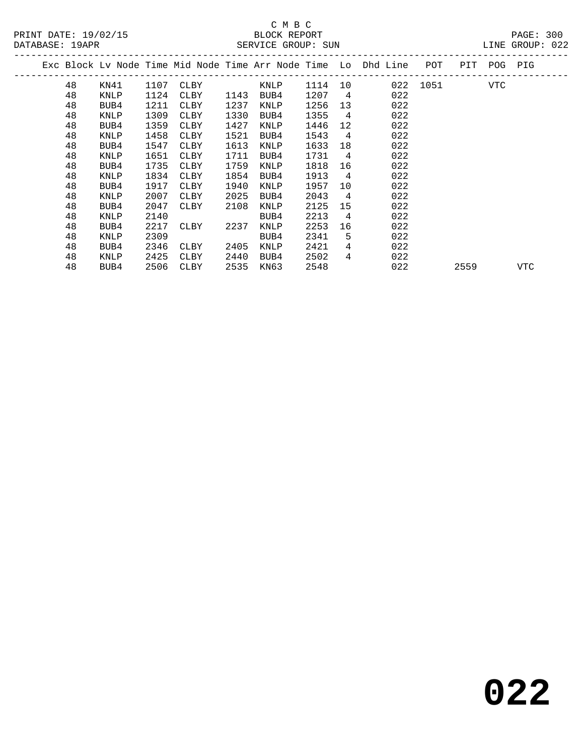C M B C
BLOCK REPORT
SERVICE GROUP: SUN

PRINT DATE: 19/02/15
DATABASE: 19APR
LINE GROUP: 022

| Exc | Block | Lv | Node | Time | Mid Node | Time | Arr Node | Time | Lo | Dhd Line | POT | PIT | POG | PIG |
|---|---|---|---|---|---|---|---|---|---|---|---|---|---|---|
| | 48 | | KN41 | 1107 | CLBY | | KNLP | 1114 | 10 | 022 | 1051 | | VTC | |
| | 48 | | KNLP | 1124 | CLBY | 1143 | BUB4 | 1207 | 4 | 022 | | | | |
| | 48 | | BUB4 | 1211 | CLBY | 1237 | KNLP | 1256 | 13 | 022 | | | | |
| | 48 | | KNLP | 1309 | CLBY | 1330 | BUB4 | 1355 | 4 | 022 | | | | |
| | 48 | | BUB4 | 1359 | CLBY | 1427 | KNLP | 1446 | 12 | 022 | | | | |
| | 48 | | KNLP | 1458 | CLBY | 1521 | BUB4 | 1543 | 4 | 022 | | | | |
| | 48 | | BUB4 | 1547 | CLBY | 1613 | KNLP | 1633 | 18 | 022 | | | | |
| | 48 | | KNLP | 1651 | CLBY | 1711 | BUB4 | 1731 | 4 | 022 | | | | |
| | 48 | | BUB4 | 1735 | CLBY | 1759 | KNLP | 1818 | 16 | 022 | | | | |
| | 48 | | KNLP | 1834 | CLBY | 1854 | BUB4 | 1913 | 4 | 022 | | | | |
| | 48 | | BUB4 | 1917 | CLBY | 1940 | KNLP | 1957 | 10 | 022 | | | | |
| | 48 | | KNLP | 2007 | CLBY | 2025 | BUB4 | 2043 | 4 | 022 | | | | |
| | 48 | | BUB4 | 2047 | CLBY | 2108 | KNLP | 2125 | 15 | 022 | | | | |
| | 48 | | KNLP | 2140 | | | BUB4 | 2213 | 4 | 022 | | | | |
| | 48 | | BUB4 | 2217 | CLBY | 2237 | KNLP | 2253 | 16 | 022 | | | | |
| | 48 | | KNLP | 2309 | | | BUB4 | 2341 | 5 | 022 | | | | |
| | 48 | | BUB4 | 2346 | CLBY | 2405 | KNLP | 2421 | 4 | 022 | | | | |
| | 48 | | KNLP | 2425 | CLBY | 2440 | BUB4 | 2502 | 4 | 022 | | | | |
| | 48 | | BUB4 | 2506 | CLBY | 2535 | KN63 | 2548 | | 022 | | 2559 | | VTC |

**022**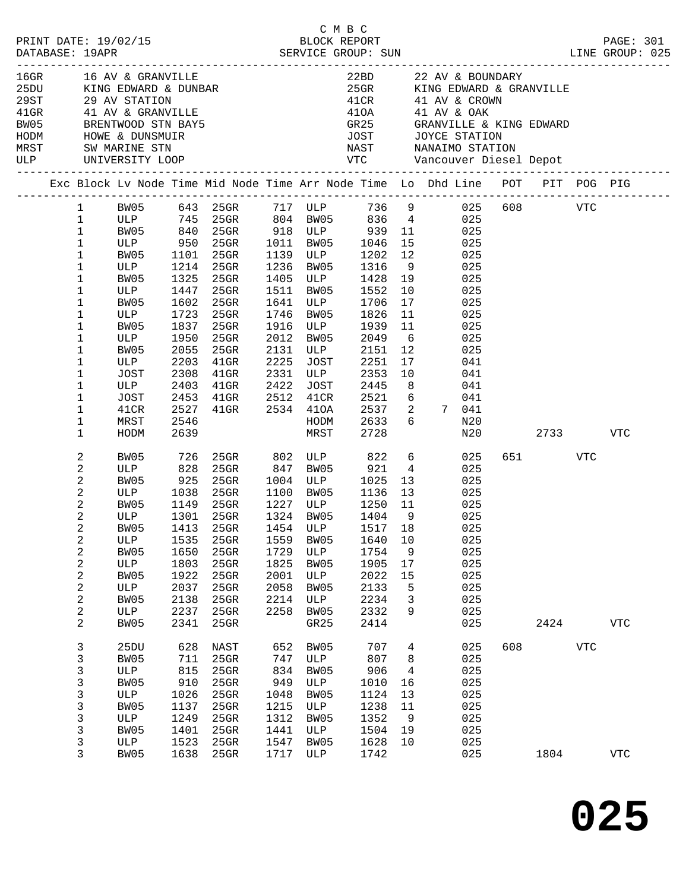C M B C
PRINT DATE: 19/02/15 BLOCK REPORT
DATABASE: 19APR SERVICE GROUP: SUN LINE GROUP: 025

| Code | Name | Code | Name |
|---|---|---|---|
| 16GR | 16 AV & GRANVILLE | 22BD | 22 AV & BOUNDARY |
| 25DU | KING EDWARD & DUNBAR | 25GR | KING EDWARD & GRANVILLE |
| 29ST | 29 AV STATION | 41CR | 41 AV & CROWN |
| 41GR | 41 AV & GRANVILLE | 41OA | 41 AV & OAK |
| BW05 | BRENTWOOD STN BAY5 | GR25 | GRANVILLE & KING EDWARD |
| HODM | HOWE & DUNSMUIR | JOST | JOYCE STATION |
| MRST | SW MARINE STN | NAST | NANAIMO STATION |
| ULP | UNIVERSITY LOOP | VTC | Vancouver Diesel Depot |

| Exc | Block | Lv Node | Time | Mid Node | Time | Arr Node | Time | Lo | Dhd | Line | POT | PIT | POG | PIG |
|---|---|---|---|---|---|---|---|---|---|---|---|---|---|---|
| | 1 | BW05 | 643 | 25GR | 717 | ULP | 736 | 9 | | 025 | 608 | | VTC | |
| | 1 | ULP | 745 | 25GR | 804 | BW05 | 836 | 4 | | 025 | | | | |
| | 1 | BW05 | 840 | 25GR | 918 | ULP | 939 | 11 | | 025 | | | | |
| | 1 | ULP | 950 | 25GR | 1011 | BW05 | 1046 | 15 | | 025 | | | | |
| | 1 | BW05 | 1101 | 25GR | 1139 | ULP | 1202 | 12 | | 025 | | | | |
| | 1 | ULP | 1214 | 25GR | 1236 | BW05 | 1316 | 9 | | 025 | | | | |
| | 1 | BW05 | 1325 | 25GR | 1405 | ULP | 1428 | 19 | | 025 | | | | |
| | 1 | ULP | 1447 | 25GR | 1511 | BW05 | 1552 | 10 | | 025 | | | | |
| | 1 | BW05 | 1602 | 25GR | 1641 | ULP | 1706 | 17 | | 025 | | | | |
| | 1 | ULP | 1723 | 25GR | 1746 | BW05 | 1826 | 11 | | 025 | | | | |
| | 1 | BW05 | 1837 | 25GR | 1916 | ULP | 1939 | 11 | | 025 | | | | |
| | 1 | ULP | 1950 | 25GR | 2012 | BW05 | 2049 | 6 | | 025 | | | | |
| | 1 | BW05 | 2055 | 25GR | 2131 | ULP | 2151 | 12 | | 025 | | | | |
| | 1 | ULP | 2203 | 41GR | 2225 | JOST | 2251 | 17 | | 041 | | | | |
| | 1 | JOST | 2308 | 41GR | 2331 | ULP | 2353 | 10 | | 041 | | | | |
| | 1 | ULP | 2403 | 41GR | 2422 | JOST | 2445 | 8 | | 041 | | | | |
| | 1 | JOST | 2453 | 41GR | 2512 | 41CR | 2521 | 6 | | 041 | | | | |
| | 1 | 41CR | 2527 | 41GR | 2534 | 41OA | 2537 | 2 | 7 | 041 | | | | |
| | 1 | MRST | 2546 | | | HODM | 2633 | 6 | | N20 | | | | |
| | 1 | HODM | 2639 | | | MRST | 2728 | | | N20 | | 2733 | | VTC |
| | 2 | BW05 | 726 | 25GR | 802 | ULP | 822 | 6 | | 025 | 651 | | VTC | |
| | 2 | ULP | 828 | 25GR | 847 | BW05 | 921 | 4 | | 025 | | | | |
| | 2 | BW05 | 925 | 25GR | 1004 | ULP | 1025 | 13 | | 025 | | | | |
| | 2 | ULP | 1038 | 25GR | 1100 | BW05 | 1136 | 13 | | 025 | | | | |
| | 2 | BW05 | 1149 | 25GR | 1227 | ULP | 1250 | 11 | | 025 | | | | |
| | 2 | ULP | 1301 | 25GR | 1324 | BW05 | 1404 | 9 | | 025 | | | | |
| | 2 | BW05 | 1413 | 25GR | 1454 | ULP | 1517 | 18 | | 025 | | | | |
| | 2 | ULP | 1535 | 25GR | 1559 | BW05 | 1640 | 10 | | 025 | | | | |
| | 2 | BW05 | 1650 | 25GR | 1729 | ULP | 1754 | 9 | | 025 | | | | |
| | 2 | ULP | 1803 | 25GR | 1825 | BW05 | 1905 | 17 | | 025 | | | | |
| | 2 | BW05 | 1922 | 25GR | 2001 | ULP | 2022 | 15 | | 025 | | | | |
| | 2 | ULP | 2037 | 25GR | 2058 | BW05 | 2133 | 5 | | 025 | | | | |
| | 2 | BW05 | 2138 | 25GR | 2214 | ULP | 2234 | 3 | | 025 | | | | |
| | 2 | ULP | 2237 | 25GR | 2258 | BW05 | 2332 | 9 | | 025 | | | | |
| | 2 | BW05 | 2341 | 25GR | | GR25 | 2414 | | | 025 | | 2424 | | VTC |
| | 3 | 25DU | 628 | NAST | 652 | BW05 | 707 | 4 | | 025 | 608 | | VTC | |
| | 3 | BW05 | 711 | 25GR | 747 | ULP | 807 | 8 | | 025 | | | | |
| | 3 | ULP | 815 | 25GR | 834 | BW05 | 906 | 4 | | 025 | | | | |
| | 3 | BW05 | 910 | 25GR | 949 | ULP | 1010 | 16 | | 025 | | | | |
| | 3 | ULP | 1026 | 25GR | 1048 | BW05 | 1124 | 13 | | 025 | | | | |
| | 3 | BW05 | 1137 | 25GR | 1215 | ULP | 1238 | 11 | | 025 | | | | |
| | 3 | ULP | 1249 | 25GR | 1312 | BW05 | 1352 | 9 | | 025 | | | | |
| | 3 | BW05 | 1401 | 25GR | 1441 | ULP | 1504 | 19 | | 025 | | | | |
| | 3 | ULP | 1523 | 25GR | 1547 | BW05 | 1628 | 10 | | 025 | | | | |
| | 3 | BW05 | 1638 | 25GR | 1717 | ULP | 1742 | | | 025 | | 1804 | | VTC |

**025**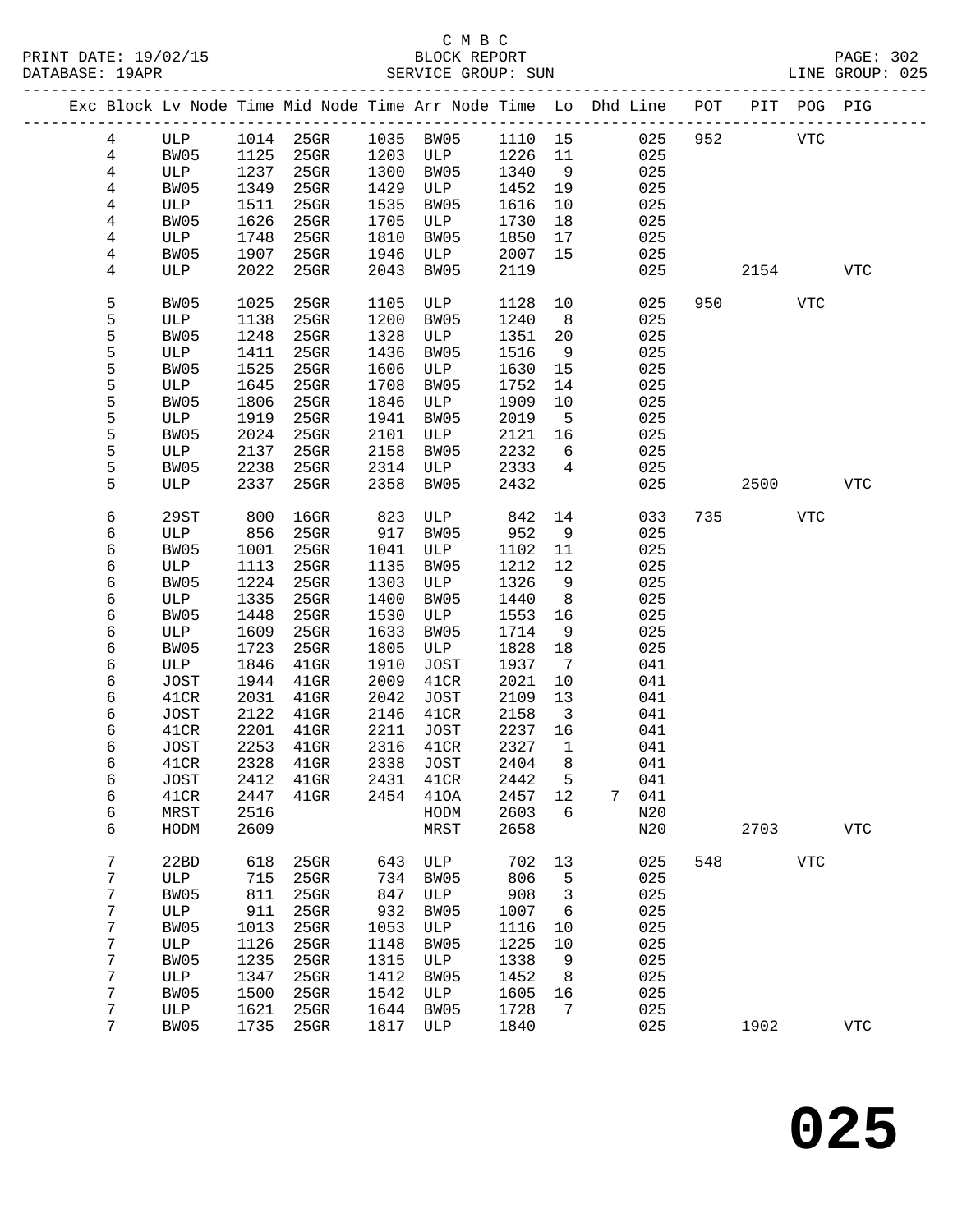C M B C
BLOCK REPORT
SERVICE GROUP: SUN

PRINT DATE: 19/02/15
DATABASE: 19APR
LINE GROUP: 025

| Exc | Block | Lv Node | Time | Mid Node | Time | Arr Node | Time | Lo | Dhd Line | POT | PIT | POG | PIG |
|---|---|---|---|---|---|---|---|---|---|---|---|---|---|
| | 4 | ULP | 1014 | 25GR | 1035 | BW05 | 1110 | 15 | 025 | 952 | | VTC | |
| | 4 | BW05 | 1125 | 25GR | 1203 | ULP | 1226 | 11 | 025 | | | | |
| | 4 | ULP | 1237 | 25GR | 1300 | BW05 | 1340 | 9 | 025 | | | | |
| | 4 | BW05 | 1349 | 25GR | 1429 | ULP | 1452 | 19 | 025 | | | | |
| | 4 | ULP | 1511 | 25GR | 1535 | BW05 | 1616 | 10 | 025 | | | | |
| | 4 | BW05 | 1626 | 25GR | 1705 | ULP | 1730 | 18 | 025 | | | | |
| | 4 | ULP | 1748 | 25GR | 1810 | BW05 | 1850 | 17 | 025 | | | | |
| | 4 | BW05 | 1907 | 25GR | 1946 | ULP | 2007 | 15 | 025 | | | | |
| | 4 | ULP | 2022 | 25GR | 2043 | BW05 | 2119 | | 025 | | 2154 | | VTC |
| | 5 | BW05 | 1025 | 25GR | 1105 | ULP | 1128 | 10 | 025 | 950 | | VTC | |
| | 5 | ULP | 1138 | 25GR | 1200 | BW05 | 1240 | 8 | 025 | | | | |
| | 5 | BW05 | 1248 | 25GR | 1328 | ULP | 1351 | 20 | 025 | | | | |
| | 5 | ULP | 1411 | 25GR | 1436 | BW05 | 1516 | 9 | 025 | | | | |
| | 5 | BW05 | 1525 | 25GR | 1606 | ULP | 1630 | 15 | 025 | | | | |
| | 5 | ULP | 1645 | 25GR | 1708 | BW05 | 1752 | 14 | 025 | | | | |
| | 5 | BW05 | 1806 | 25GR | 1846 | ULP | 1909 | 10 | 025 | | | | |
| | 5 | ULP | 1919 | 25GR | 1941 | BW05 | 2019 | 5 | 025 | | | | |
| | 5 | BW05 | 2024 | 25GR | 2101 | ULP | 2121 | 16 | 025 | | | | |
| | 5 | ULP | 2137 | 25GR | 2158 | BW05 | 2232 | 6 | 025 | | | | |
| | 5 | BW05 | 2238 | 25GR | 2314 | ULP | 2333 | 4 | 025 | | | | |
| | 5 | ULP | 2337 | 25GR | 2358 | BW05 | 2432 | | 025 | | 2500 | | VTC |
| | 6 | 29ST | 800 | 16GR | 823 | ULP | 842 | 14 | 033 | 735 | | VTC | |
| | 6 | ULP | 856 | 25GR | 917 | BW05 | 952 | 9 | 025 | | | | |
| | 6 | BW05 | 1001 | 25GR | 1041 | ULP | 1102 | 11 | 025 | | | | |
| | 6 | ULP | 1113 | 25GR | 1135 | BW05 | 1212 | 12 | 025 | | | | |
| | 6 | BW05 | 1224 | 25GR | 1303 | ULP | 1326 | 9 | 025 | | | | |
| | 6 | ULP | 1335 | 25GR | 1400 | BW05 | 1440 | 8 | 025 | | | | |
| | 6 | BW05 | 1448 | 25GR | 1530 | ULP | 1553 | 16 | 025 | | | | |
| | 6 | ULP | 1609 | 25GR | 1633 | BW05 | 1714 | 9 | 025 | | | | |
| | 6 | BW05 | 1723 | 25GR | 1805 | ULP | 1828 | 18 | 025 | | | | |
| | 6 | ULP | 1846 | 41GR | 1910 | JOST | 1937 | 7 | 041 | | | | |
| | 6 | JOST | 1944 | 41GR | 2009 | 41CR | 2021 | 10 | 041 | | | | |
| | 6 | 41CR | 2031 | 41GR | 2042 | JOST | 2109 | 13 | 041 | | | | |
| | 6 | JOST | 2122 | 41GR | 2146 | 41CR | 2158 | 3 | 041 | | | | |
| | 6 | 41CR | 2201 | 41GR | 2211 | JOST | 2237 | 16 | 041 | | | | |
| | 6 | JOST | 2253 | 41GR | 2316 | 41CR | 2327 | 1 | 041 | | | | |
| | 6 | 41CR | 2328 | 41GR | 2338 | JOST | 2404 | 8 | 041 | | | | |
| | 6 | JOST | 2412 | 41GR | 2431 | 41CR | 2442 | 5 | 041 | | | | |
| | 6 | 41CR | 2447 | 41GR | 2454 | 41OA | 2457 | 12 | 7 041 | | | | |
| | 6 | MRST | 2516 | | | HODM | 2603 | 6 | N20 | | | | |
| | 6 | HODM | 2609 | | | MRST | 2658 | | N20 | | 2703 | | VTC |
| | 7 | 22BD | 618 | 25GR | 643 | ULP | 702 | 13 | 025 | 548 | | VTC | |
| | 7 | ULP | 715 | 25GR | 734 | BW05 | 806 | 5 | 025 | | | | |
| | 7 | BW05 | 811 | 25GR | 847 | ULP | 908 | 3 | 025 | | | | |
| | 7 | ULP | 911 | 25GR | 932 | BW05 | 1007 | 6 | 025 | | | | |
| | 7 | BW05 | 1013 | 25GR | 1053 | ULP | 1116 | 10 | 025 | | | | |
| | 7 | ULP | 1126 | 25GR | 1148 | BW05 | 1225 | 10 | 025 | | | | |
| | 7 | BW05 | 1235 | 25GR | 1315 | ULP | 1338 | 9 | 025 | | | | |
| | 7 | ULP | 1347 | 25GR | 1412 | BW05 | 1452 | 8 | 025 | | | | |
| | 7 | BW05 | 1500 | 25GR | 1542 | ULP | 1605 | 16 | 025 | | | | |
| | 7 | ULP | 1621 | 25GR | 1644 | BW05 | 1728 | 7 | 025 | | | | |
| | 7 | BW05 | 1735 | 25GR | 1817 | ULP | 1840 | | 025 | | 1902 | | VTC |

# 025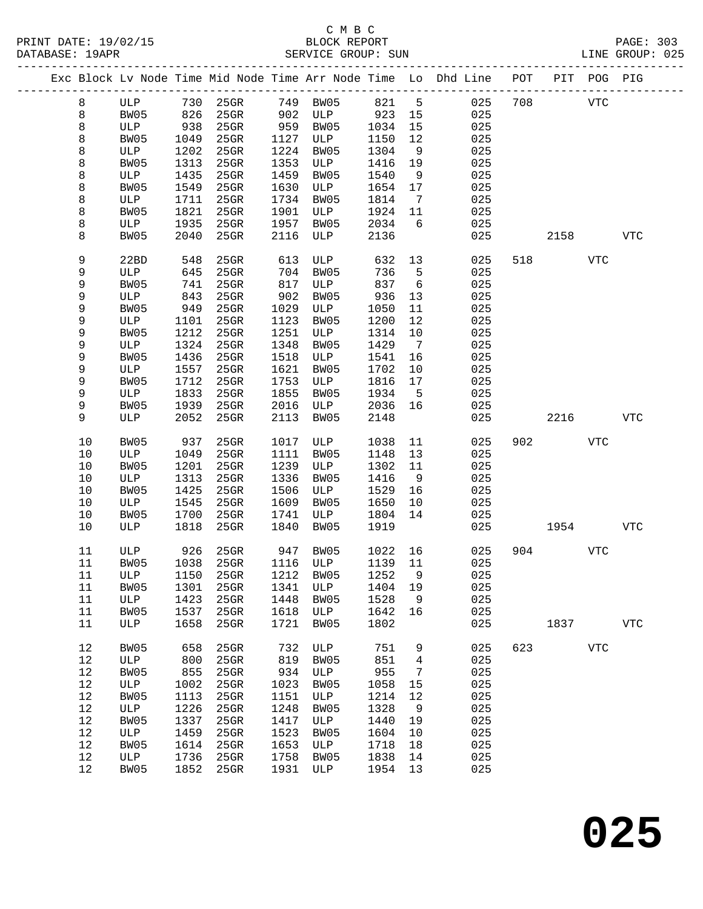C M B C
BLOCK REPORT
SERVICE GROUP: SUN

PRINT DATE: 19/02/15
DATABASE: 19APR

LINE GROUP: 025

| Exc | Block | Lv | Node | Time | Mid | Node | Time | Arr | Node | Time | Lo | Dhd | Line | POT | PIT | POG | PIG |
|---|---|---|---|---|---|---|---|---|---|---|---|---|---|---|---|---|---|
| | 8 | | ULP | 730 | | 25GR | 749 | | BW05 | 821 | 5 | | 025 | 708 | | VTC | |
| | 8 | | BW05 | 826 | | 25GR | 902 | | ULP | 923 | 15 | | 025 | | | | |
| | 8 | | ULP | 938 | | 25GR | 959 | | BW05 | 1034 | 15 | | 025 | | | | |
| | 8 | | BW05 | 1049 | | 25GR | 1127 | | ULP | 1150 | 12 | | 025 | | | | |
| | 8 | | ULP | 1202 | | 25GR | 1224 | | BW05 | 1304 | 9 | | 025 | | | | |
| | 8 | | BW05 | 1313 | | 25GR | 1353 | | ULP | 1416 | 19 | | 025 | | | | |
| | 8 | | ULP | 1435 | | 25GR | 1459 | | BW05 | 1540 | 9 | | 025 | | | | |
| | 8 | | BW05 | 1549 | | 25GR | 1630 | | ULP | 1654 | 17 | | 025 | | | | |
| | 8 | | ULP | 1711 | | 25GR | 1734 | | BW05 | 1814 | 7 | | 025 | | | | |
| | 8 | | BW05 | 1821 | | 25GR | 1901 | | ULP | 1924 | 11 | | 025 | | | | |
| | 8 | | ULP | 1935 | | 25GR | 1957 | | BW05 | 2034 | 6 | | 025 | | | | |
| | 8 | | BW05 | 2040 | | 25GR | 2116 | | ULP | 2136 | | | 025 | | 2158 | | VTC |
| | 9 | | 22BD | 548 | | 25GR | 613 | | ULP | 632 | 13 | | 025 | 518 | | VTC | |
| | 9 | | ULP | 645 | | 25GR | 704 | | BW05 | 736 | 5 | | 025 | | | | |
| | 9 | | BW05 | 741 | | 25GR | 817 | | ULP | 837 | 6 | | 025 | | | | |
| | 9 | | ULP | 843 | | 25GR | 902 | | BW05 | 936 | 13 | | 025 | | | | |
| | 9 | | BW05 | 949 | | 25GR | 1029 | | ULP | 1050 | 11 | | 025 | | | | |
| | 9 | | ULP | 1101 | | 25GR | 1123 | | BW05 | 1200 | 12 | | 025 | | | | |
| | 9 | | BW05 | 1212 | | 25GR | 1251 | | ULP | 1314 | 10 | | 025 | | | | |
| | 9 | | ULP | 1324 | | 25GR | 1348 | | BW05 | 1429 | 7 | | 025 | | | | |
| | 9 | | BW05 | 1436 | | 25GR | 1518 | | ULP | 1541 | 16 | | 025 | | | | |
| | 9 | | ULP | 1557 | | 25GR | 1621 | | BW05 | 1702 | 10 | | 025 | | | | |
| | 9 | | BW05 | 1712 | | 25GR | 1753 | | ULP | 1816 | 17 | | 025 | | | | |
| | 9 | | ULP | 1833 | | 25GR | 1855 | | BW05 | 1934 | 5 | | 025 | | | | |
| | 9 | | BW05 | 1939 | | 25GR | 2016 | | ULP | 2036 | 16 | | 025 | | | | |
| | 9 | | ULP | 2052 | | 25GR | 2113 | | BW05 | 2148 | | | 025 | | 2216 | | VTC |
| | 10 | | BW05 | 937 | | 25GR | 1017 | | ULP | 1038 | 11 | | 025 | 902 | | VTC | |
| | 10 | | ULP | 1049 | | 25GR | 1111 | | BW05 | 1148 | 13 | | 025 | | | | |
| | 10 | | BW05 | 1201 | | 25GR | 1239 | | ULP | 1302 | 11 | | 025 | | | | |
| | 10 | | ULP | 1313 | | 25GR | 1336 | | BW05 | 1416 | 9 | | 025 | | | | |
| | 10 | | BW05 | 1425 | | 25GR | 1506 | | ULP | 1529 | 16 | | 025 | | | | |
| | 10 | | ULP | 1545 | | 25GR | 1609 | | BW05 | 1650 | 10 | | 025 | | | | |
| | 10 | | BW05 | 1700 | | 25GR | 1741 | | ULP | 1804 | 14 | | 025 | | | | |
| | 10 | | ULP | 1818 | | 25GR | 1840 | | BW05 | 1919 | | | 025 | | 1954 | | VTC |
| | 11 | | ULP | 926 | | 25GR | 947 | | BW05 | 1022 | 16 | | 025 | 904 | | VTC | |
| | 11 | | BW05 | 1038 | | 25GR | 1116 | | ULP | 1139 | 11 | | 025 | | | | |
| | 11 | | ULP | 1150 | | 25GR | 1212 | | BW05 | 1252 | 9 | | 025 | | | | |
| | 11 | | BW05 | 1301 | | 25GR | 1341 | | ULP | 1404 | 19 | | 025 | | | | |
| | 11 | | ULP | 1423 | | 25GR | 1448 | | BW05 | 1528 | 9 | | 025 | | | | |
| | 11 | | BW05 | 1537 | | 25GR | 1618 | | ULP | 1642 | 16 | | 025 | | | | |
| | 11 | | ULP | 1658 | | 25GR | 1721 | | BW05 | 1802 | | | 025 | | 1837 | | VTC |
| | 12 | | BW05 | 658 | | 25GR | 732 | | ULP | 751 | 9 | | 025 | 623 | | VTC | |
| | 12 | | ULP | 800 | | 25GR | 819 | | BW05 | 851 | 4 | | 025 | | | | |
| | 12 | | BW05 | 855 | | 25GR | 934 | | ULP | 955 | 7 | | 025 | | | | |
| | 12 | | ULP | 1002 | | 25GR | 1023 | | BW05 | 1058 | 15 | | 025 | | | | |
| | 12 | | BW05 | 1113 | | 25GR | 1151 | | ULP | 1214 | 12 | | 025 | | | | |
| | 12 | | ULP | 1226 | | 25GR | 1248 | | BW05 | 1328 | 9 | | 025 | | | | |
| | 12 | | BW05 | 1337 | | 25GR | 1417 | | ULP | 1440 | 19 | | 025 | | | | |
| | 12 | | ULP | 1459 | | 25GR | 1523 | | BW05 | 1604 | 10 | | 025 | | | | |
| | 12 | | BW05 | 1614 | | 25GR | 1653 | | ULP | 1718 | 18 | | 025 | | | | |
| | 12 | | ULP | 1736 | | 25GR | 1758 | | BW05 | 1838 | 14 | | 025 | | | | |
| | 12 | | BW05 | 1852 | | 25GR | 1931 | | ULP | 1954 | 13 | | 025 | | | | |

# 025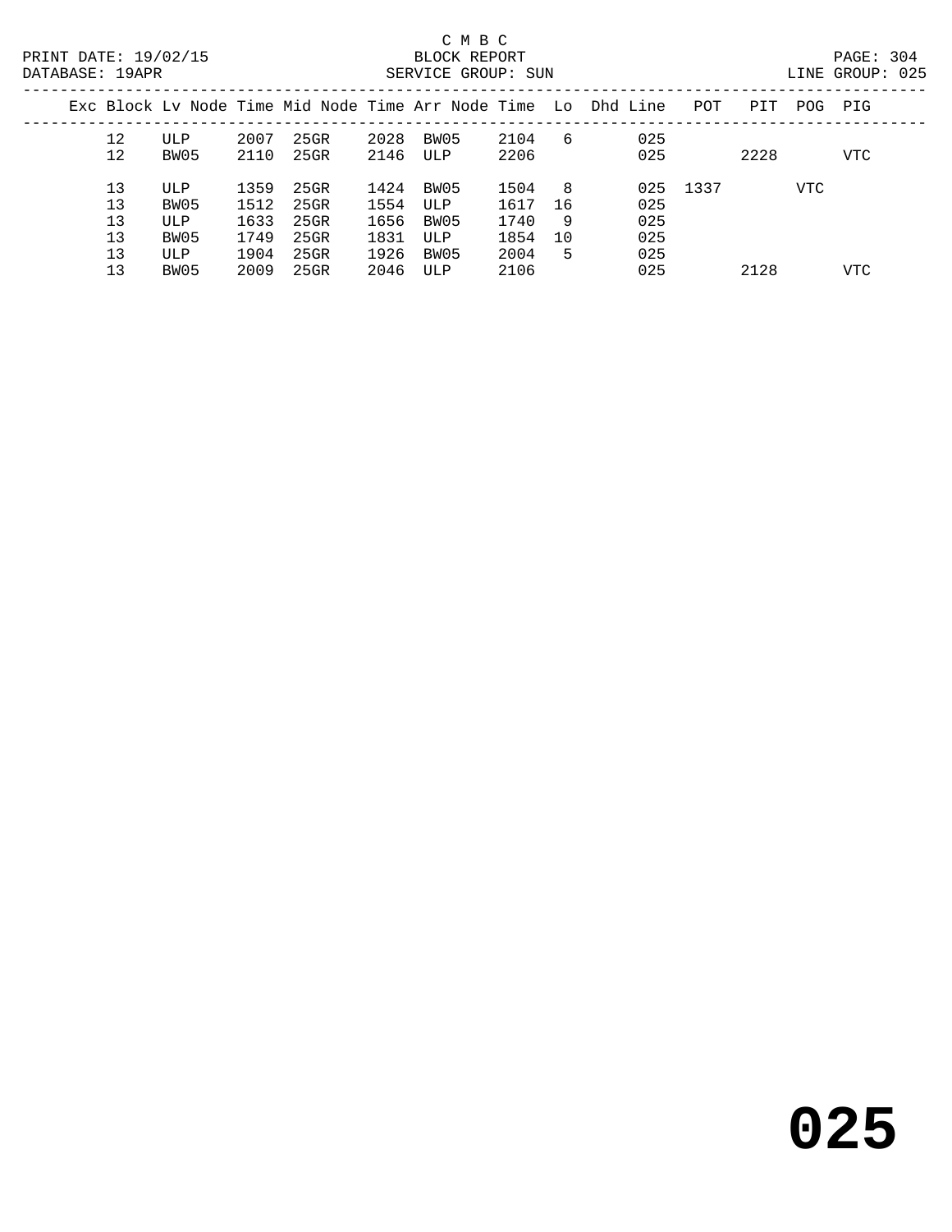C M B C

BLOCK REPORT

SERVICE GROUP: SUN

PRINT DATE: 19/02/15

DATABASE: 19APR

LINE GROUP: 025

| Exc | Block | Lv Node | Time | Mid Node | Time | Arr Node | Time | Lo | Dhd | Line | POT | PIT | POG | PIG |
|---|---|---|---|---|---|---|---|---|---|---|---|---|---|---|
| | 12 | ULP | 2007 | 25GR | 2028 | BW05 | 2104 | 6 | | 025 | | | | |
| | 12 | BW05 | 2110 | 25GR | 2146 | ULP | 2206 | | | 025 | | 2228 | | VTC |
| | 13 | ULP | 1359 | 25GR | 1424 | BW05 | 1504 | 8 | | 025 | 1337 | | VTC | |
| | 13 | BW05 | 1512 | 25GR | 1554 | ULP | 1617 | 16 | | 025 | | | | |
| | 13 | ULP | 1633 | 25GR | 1656 | BW05 | 1740 | 9 | | 025 | | | | |
| | 13 | BW05 | 1749 | 25GR | 1831 | ULP | 1854 | 10 | | 025 | | | | |
| | 13 | ULP | 1904 | 25GR | 1926 | BW05 | 2004 | 5 | | 025 | | | | |
| | 13 | BW05 | 2009 | 25GR | 2046 | ULP | 2106 | | | 025 | | 2128 | | VTC |

**025**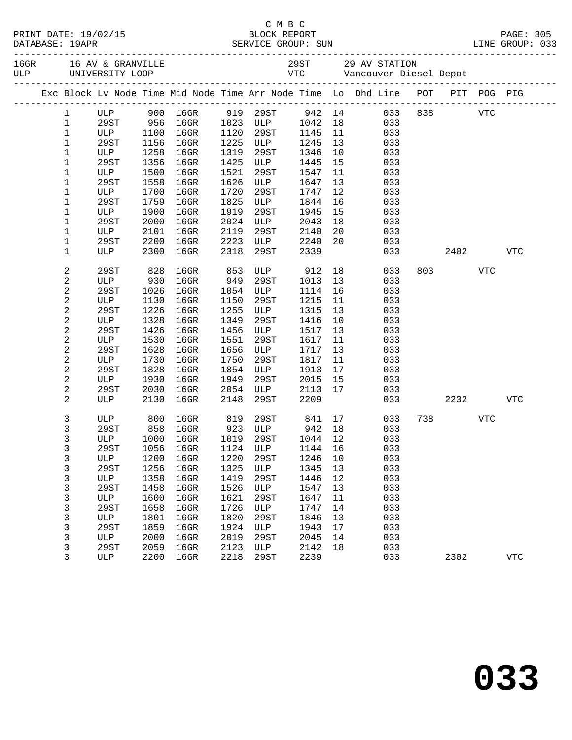C M B C

BLOCK REPORT

DATABASE: 19APR — SERVICE GROUP: SUN — LINE GROUP: 033

PRINT DATE: 19/02/15

| | | | |
|---|---|---|---|
| 16GR | 16 AV & GRANVILLE | 29ST | 29 AV STATION |
| ULP | UNIVERSITY LOOP | VTC | Vancouver Diesel Depot |

| Exc | Block | Lv Node | Time | Mid Node | Time | Arr Node | Time | Lo | Dhd Line | POT | PIT | POG | PIG |
|---|---|---|---|---|---|---|---|---|---|---|---|---|---|
| | 1 | ULP | 900 | 16GR | 919 | 29ST | 942 | 14 | 033 | 838 | | VTC | |
| | 1 | 29ST | 956 | 16GR | 1023 | ULP | 1042 | 18 | 033 | | | | |
| | 1 | ULP | 1100 | 16GR | 1120 | 29ST | 1145 | 11 | 033 | | | | |
| | 1 | 29ST | 1156 | 16GR | 1225 | ULP | 1245 | 13 | 033 | | | | |
| | 1 | ULP | 1258 | 16GR | 1319 | 29ST | 1346 | 10 | 033 | | | | |
| | 1 | 29ST | 1356 | 16GR | 1425 | ULP | 1445 | 15 | 033 | | | | |
| | 1 | ULP | 1500 | 16GR | 1521 | 29ST | 1547 | 11 | 033 | | | | |
| | 1 | 29ST | 1558 | 16GR | 1626 | ULP | 1647 | 13 | 033 | | | | |
| | 1 | ULP | 1700 | 16GR | 1720 | 29ST | 1747 | 12 | 033 | | | | |
| | 1 | 29ST | 1759 | 16GR | 1825 | ULP | 1844 | 16 | 033 | | | | |
| | 1 | ULP | 1900 | 16GR | 1919 | 29ST | 1945 | 15 | 033 | | | | |
| | 1 | 29ST | 2000 | 16GR | 2024 | ULP | 2043 | 18 | 033 | | | | |
| | 1 | ULP | 2101 | 16GR | 2119 | 29ST | 2140 | 20 | 033 | | | | |
| | 1 | 29ST | 2200 | 16GR | 2223 | ULP | 2240 | 20 | 033 | | | | |
| | 1 | ULP | 2300 | 16GR | 2318 | 29ST | 2339 | | 033 | | 2402 | | VTC |
| | 2 | 29ST | 828 | 16GR | 853 | ULP | 912 | 18 | 033 | 803 | | VTC | |
| | 2 | ULP | 930 | 16GR | 949 | 29ST | 1013 | 13 | 033 | | | | |
| | 2 | 29ST | 1026 | 16GR | 1054 | ULP | 1114 | 16 | 033 | | | | |
| | 2 | ULP | 1130 | 16GR | 1150 | 29ST | 1215 | 11 | 033 | | | | |
| | 2 | 29ST | 1226 | 16GR | 1255 | ULP | 1315 | 13 | 033 | | | | |
| | 2 | ULP | 1328 | 16GR | 1349 | 29ST | 1416 | 10 | 033 | | | | |
| | 2 | 29ST | 1426 | 16GR | 1456 | ULP | 1517 | 13 | 033 | | | | |
| | 2 | ULP | 1530 | 16GR | 1551 | 29ST | 1617 | 11 | 033 | | | | |
| | 2 | 29ST | 1628 | 16GR | 1656 | ULP | 1717 | 13 | 033 | | | | |
| | 2 | ULP | 1730 | 16GR | 1750 | 29ST | 1817 | 11 | 033 | | | | |
| | 2 | 29ST | 1828 | 16GR | 1854 | ULP | 1913 | 17 | 033 | | | | |
| | 2 | ULP | 1930 | 16GR | 1949 | 29ST | 2015 | 15 | 033 | | | | |
| | 2 | 29ST | 2030 | 16GR | 2054 | ULP | 2113 | 17 | 033 | | | | |
| | 2 | ULP | 2130 | 16GR | 2148 | 29ST | 2209 | | 033 | | 2232 | | VTC |
| | 3 | ULP | 800 | 16GR | 819 | 29ST | 841 | 17 | 033 | 738 | | VTC | |
| | 3 | 29ST | 858 | 16GR | 923 | ULP | 942 | 18 | 033 | | | | |
| | 3 | ULP | 1000 | 16GR | 1019 | 29ST | 1044 | 12 | 033 | | | | |
| | 3 | 29ST | 1056 | 16GR | 1124 | ULP | 1144 | 16 | 033 | | | | |
| | 3 | ULP | 1200 | 16GR | 1220 | 29ST | 1246 | 10 | 033 | | | | |
| | 3 | 29ST | 1256 | 16GR | 1325 | ULP | 1345 | 13 | 033 | | | | |
| | 3 | ULP | 1358 | 16GR | 1419 | 29ST | 1446 | 12 | 033 | | | | |
| | 3 | 29ST | 1458 | 16GR | 1526 | ULP | 1547 | 13 | 033 | | | | |
| | 3 | ULP | 1600 | 16GR | 1621 | 29ST | 1647 | 11 | 033 | | | | |
| | 3 | 29ST | 1658 | 16GR | 1726 | ULP | 1747 | 14 | 033 | | | | |
| | 3 | ULP | 1801 | 16GR | 1820 | 29ST | 1846 | 13 | 033 | | | | |
| | 3 | 29ST | 1859 | 16GR | 1924 | ULP | 1943 | 17 | 033 | | | | |
| | 3 | ULP | 2000 | 16GR | 2019 | 29ST | 2045 | 14 | 033 | | | | |
| | 3 | 29ST | 2059 | 16GR | 2123 | ULP | 2142 | 18 | 033 | | | | |
| | 3 | ULP | 2200 | 16GR | 2218 | 29ST | 2239 | | 033 | | 2302 | | VTC |

**033**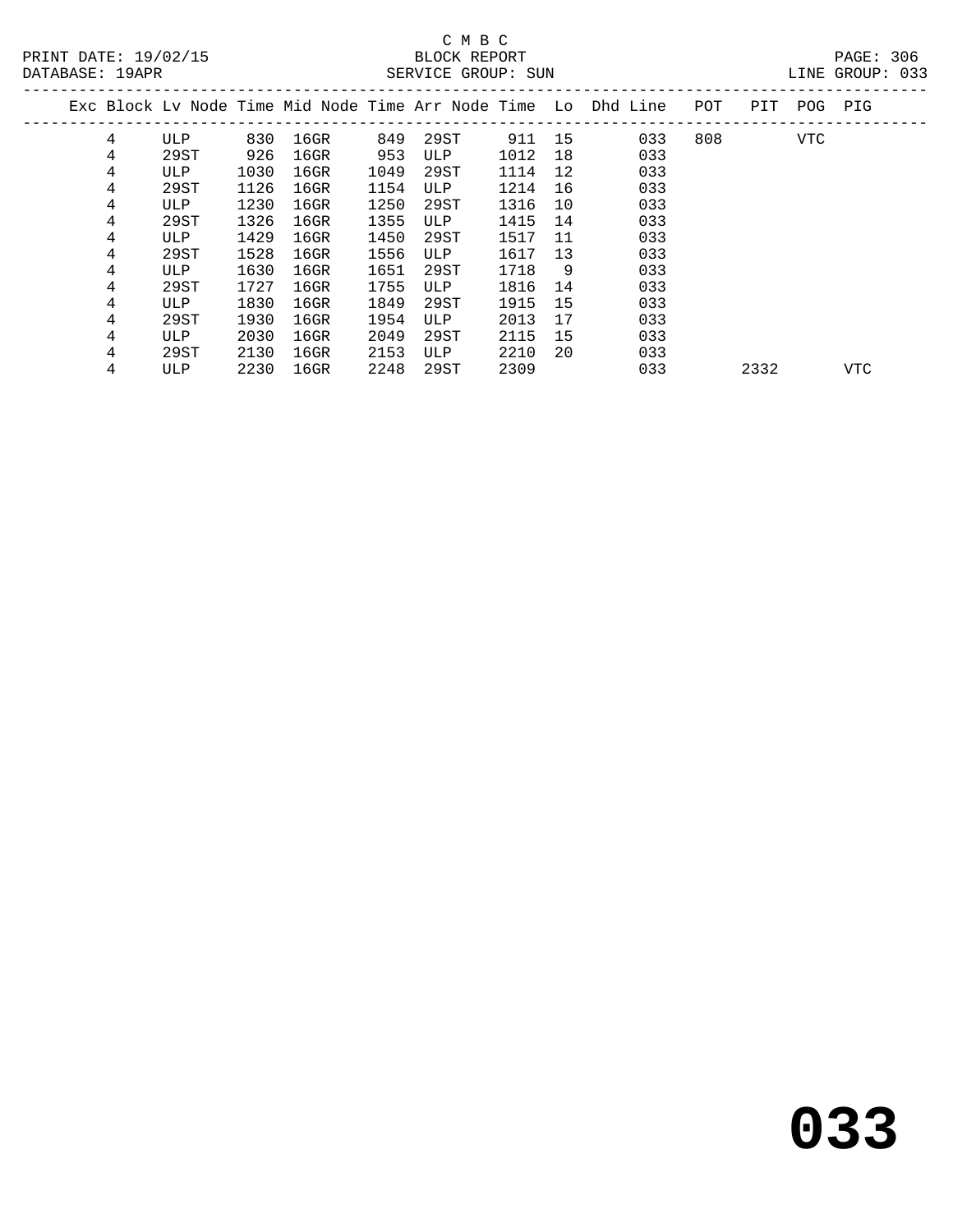C M B C

BLOCK REPORT

PRINT DATE: 19/02/15 DATABASE: 19APR SERVICE GROUP: SUN LINE GROUP: 033

| Exc | Block | Lv Node | Time | Mid Node | Time | Arr Node | Time | Lo | Dhd | Line | POT | PIT | POG | PIG |
|---|---|---|---|---|---|---|---|---|---|---|---|---|---|---|
| | 4 | ULP | 830 | 16GR | 849 | 29ST | 911 | 15 | | 033 | 808 | | VTC | |
| | 4 | 29ST | 926 | 16GR | 953 | ULP | 1012 | 18 | | 033 | | | | |
| | 4 | ULP | 1030 | 16GR | 1049 | 29ST | 1114 | 12 | | 033 | | | | |
| | 4 | 29ST | 1126 | 16GR | 1154 | ULP | 1214 | 16 | | 033 | | | | |
| | 4 | ULP | 1230 | 16GR | 1250 | 29ST | 1316 | 10 | | 033 | | | | |
| | 4 | 29ST | 1326 | 16GR | 1355 | ULP | 1415 | 14 | | 033 | | | | |
| | 4 | ULP | 1429 | 16GR | 1450 | 29ST | 1517 | 11 | | 033 | | | | |
| | 4 | 29ST | 1528 | 16GR | 1556 | ULP | 1617 | 13 | | 033 | | | | |
| | 4 | ULP | 1630 | 16GR | 1651 | 29ST | 1718 | 9 | | 033 | | | | |
| | 4 | 29ST | 1727 | 16GR | 1755 | ULP | 1816 | 14 | | 033 | | | | |
| | 4 | ULP | 1830 | 16GR | 1849 | 29ST | 1915 | 15 | | 033 | | | | |
| | 4 | 29ST | 1930 | 16GR | 1954 | ULP | 2013 | 17 | | 033 | | | | |
| | 4 | ULP | 2030 | 16GR | 2049 | 29ST | 2115 | 15 | | 033 | | | | |
| | 4 | 29ST | 2130 | 16GR | 2153 | ULP | 2210 | 20 | | 033 | | | | |
| | 4 | ULP | 2230 | 16GR | 2248 | 29ST | 2309 | | | 033 | | 2332 | | VTC |

**033**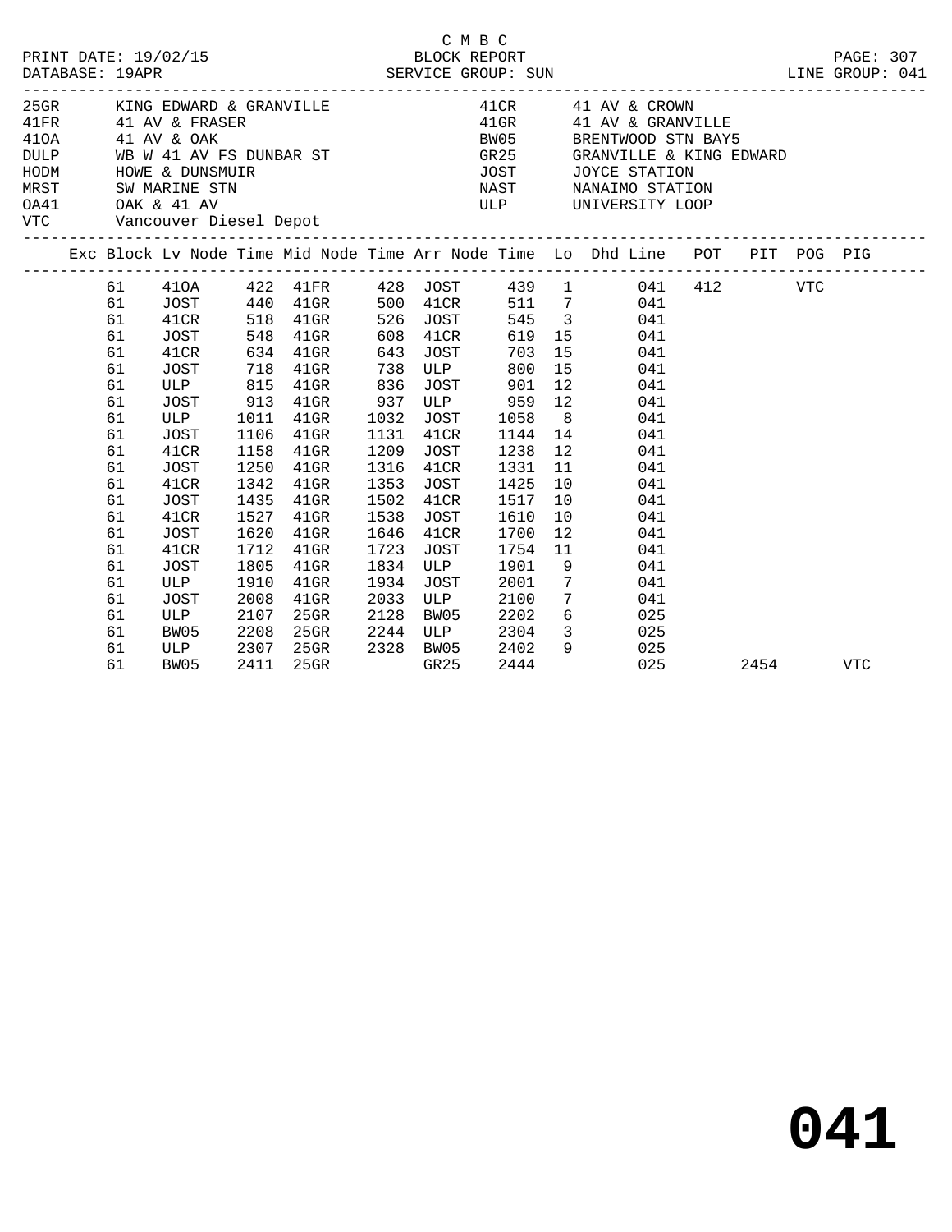C M B C

PRINT DATE: 19/02/15 BLOCK REPORT PAGE: 307
DATABASE: 19APR SERVICE GROUP: SUN LINE GROUP: 041

| Code | Description | Code | Description |
|---|---|---|---|
| 25GR | KING EDWARD & GRANVILLE | 41CR | 41 AV & CROWN |
| 41FR | 41 AV & FRASER | 41GR | 41 AV & GRANVILLE |
| 41OA | 41 AV & OAK | BW05 | BRENTWOOD STN BAY5 |
| DULP | WB W 41 AV FS DUNBAR ST | GR25 | GRANVILLE & KING EDWARD |
| HODM | HOWE & DUNSMUIR | JOST | JOYCE STATION |
| MRST | SW MARINE STN | NAST | NANAIMO STATION |
| OA41 | OAK & 41 AV | ULP | UNIVERSITY LOOP |
| VTC | Vancouver Diesel Depot | | |

| Exc | Block | Lv Node | Time | Mid Node | Time | Arr Node | Time | Lo | Dhd Line | POT | PIT | POG | PIG |
|---|---|---|---|---|---|---|---|---|---|---|---|---|---|
| | 61 | 41OA | 422 | 41FR | 428 | JOST | 439 | 1 | 041 | 412 | | VTC | |
| | 61 | JOST | 440 | 41GR | 500 | 41CR | 511 | 7 | 041 | | | | |
| | 61 | 41CR | 518 | 41GR | 526 | JOST | 545 | 3 | 041 | | | | |
| | 61 | JOST | 548 | 41GR | 608 | 41CR | 619 | 15 | 041 | | | | |
| | 61 | 41CR | 634 | 41GR | 643 | JOST | 703 | 15 | 041 | | | | |
| | 61 | JOST | 718 | 41GR | 738 | ULP | 800 | 15 | 041 | | | | |
| | 61 | ULP | 815 | 41GR | 836 | JOST | 901 | 12 | 041 | | | | |
| | 61 | JOST | 913 | 41GR | 937 | ULP | 959 | 12 | 041 | | | | |
| | 61 | ULP | 1011 | 41GR | 1032 | JOST | 1058 | 8 | 041 | | | | |
| | 61 | JOST | 1106 | 41GR | 1131 | 41CR | 1144 | 14 | 041 | | | | |
| | 61 | 41CR | 1158 | 41GR | 1209 | JOST | 1238 | 12 | 041 | | | | |
| | 61 | JOST | 1250 | 41GR | 1316 | 41CR | 1331 | 11 | 041 | | | | |
| | 61 | 41CR | 1342 | 41GR | 1353 | JOST | 1425 | 10 | 041 | | | | |
| | 61 | JOST | 1435 | 41GR | 1502 | 41CR | 1517 | 10 | 041 | | | | |
| | 61 | 41CR | 1527 | 41GR | 1538 | JOST | 1610 | 10 | 041 | | | | |
| | 61 | JOST | 1620 | 41GR | 1646 | 41CR | 1700 | 12 | 041 | | | | |
| | 61 | 41CR | 1712 | 41GR | 1723 | JOST | 1754 | 11 | 041 | | | | |
| | 61 | JOST | 1805 | 41GR | 1834 | ULP | 1901 | 9 | 041 | | | | |
| | 61 | ULP | 1910 | 41GR | 1934 | JOST | 2001 | 7 | 041 | | | | |
| | 61 | JOST | 2008 | 41GR | 2033 | ULP | 2100 | 7 | 041 | | | | |
| | 61 | ULP | 2107 | 25GR | 2128 | BW05 | 2202 | 6 | 025 | | | | |
| | 61 | BW05 | 2208 | 25GR | 2244 | ULP | 2304 | 3 | 025 | | | | |
| | 61 | ULP | 2307 | 25GR | 2328 | BW05 | 2402 | 9 | 025 | | | | |
| | 61 | BW05 | 2411 | 25GR | | GR25 | 2444 | | 025 | | 2454 | | VTC |

# 041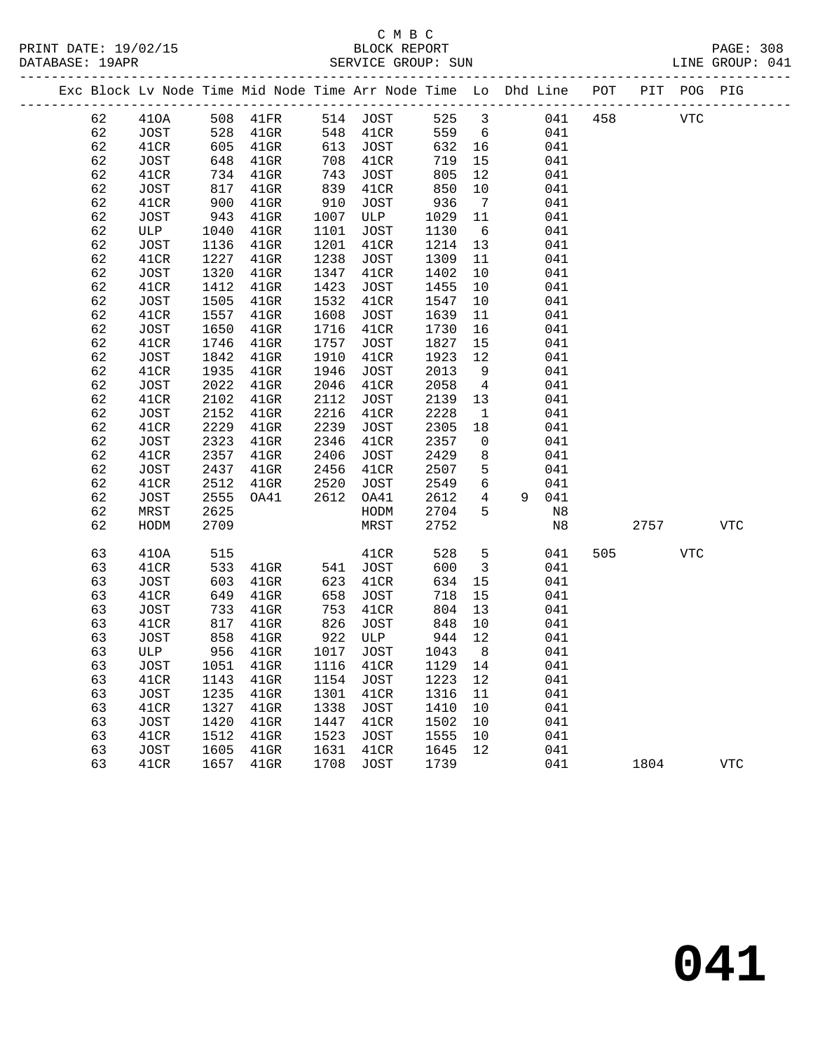C M B C
BLOCK REPORT
SERVICE GROUP: SUN

PRINT DATE: 19/02/15
DATABASE: 19APR
LINE GROUP: 041

| Exc | Block | Lv Node | Time | Mid Node | Time | Arr Node | Time | Lo | Dhd | Line | POT | PIT | POG | PIG |
|---|---|---|---|---|---|---|---|---|---|---|---|---|---|---|
| | 62 | 41OA | 508 | 41FR | 514 | JOST | 525 | 3 | | 041 | 458 | | VTC | |
| | 62 | JOST | 528 | 41GR | 548 | 41CR | 559 | 6 | | 041 | | | | |
| | 62 | 41CR | 605 | 41GR | 613 | JOST | 632 | 16 | | 041 | | | | |
| | 62 | JOST | 648 | 41GR | 708 | 41CR | 719 | 15 | | 041 | | | | |
| | 62 | 41CR | 734 | 41GR | 743 | JOST | 805 | 12 | | 041 | | | | |
| | 62 | JOST | 817 | 41GR | 839 | 41CR | 850 | 10 | | 041 | | | | |
| | 62 | 41CR | 900 | 41GR | 910 | JOST | 936 | 7 | | 041 | | | | |
| | 62 | JOST | 943 | 41GR | 1007 | ULP | 1029 | 11 | | 041 | | | | |
| | 62 | ULP | 1040 | 41GR | 1101 | JOST | 1130 | 6 | | 041 | | | | |
| | 62 | JOST | 1136 | 41GR | 1201 | 41CR | 1214 | 13 | | 041 | | | | |
| | 62 | 41CR | 1227 | 41GR | 1238 | JOST | 1309 | 11 | | 041 | | | | |
| | 62 | JOST | 1320 | 41GR | 1347 | 41CR | 1402 | 10 | | 041 | | | | |
| | 62 | 41CR | 1412 | 41GR | 1423 | JOST | 1455 | 10 | | 041 | | | | |
| | 62 | JOST | 1505 | 41GR | 1532 | 41CR | 1547 | 10 | | 041 | | | | |
| | 62 | 41CR | 1557 | 41GR | 1608 | JOST | 1639 | 11 | | 041 | | | | |
| | 62 | JOST | 1650 | 41GR | 1716 | 41CR | 1730 | 16 | | 041 | | | | |
| | 62 | 41CR | 1746 | 41GR | 1757 | JOST | 1827 | 15 | | 041 | | | | |
| | 62 | JOST | 1842 | 41GR | 1910 | 41CR | 1923 | 12 | | 041 | | | | |
| | 62 | 41CR | 1935 | 41GR | 1946 | JOST | 2013 | 9 | | 041 | | | | |
| | 62 | JOST | 2022 | 41GR | 2046 | 41CR | 2058 | 4 | | 041 | | | | |
| | 62 | 41CR | 2102 | 41GR | 2112 | JOST | 2139 | 13 | | 041 | | | | |
| | 62 | JOST | 2152 | 41GR | 2216 | 41CR | 2228 | 1 | | 041 | | | | |
| | 62 | 41CR | 2229 | 41GR | 2239 | JOST | 2305 | 18 | | 041 | | | | |
| | 62 | JOST | 2323 | 41GR | 2346 | 41CR | 2357 | 0 | | 041 | | | | |
| | 62 | 41CR | 2357 | 41GR | 2406 | JOST | 2429 | 8 | | 041 | | | | |
| | 62 | JOST | 2437 | 41GR | 2456 | 41CR | 2507 | 5 | | 041 | | | | |
| | 62 | 41CR | 2512 | 41GR | 2520 | JOST | 2549 | 6 | | 041 | | | | |
| | 62 | JOST | 2555 | OA41 | 2612 | OA41 | 2612 | 4 | 9 | 041 | | | | |
| | 62 | MRST | 2625 | | | HODM | 2704 | 5 | | N8 | | | | |
| | 62 | HODM | 2709 | | | MRST | 2752 | | | N8 | | 2757 | | VTC |
| | 63 | 41OA | 515 | | | 41CR | 528 | 5 | | 041 | 505 | | VTC | |
| | 63 | 41CR | 533 | 41GR | 541 | JOST | 600 | 3 | | 041 | | | | |
| | 63 | JOST | 603 | 41GR | 623 | 41CR | 634 | 15 | | 041 | | | | |
| | 63 | 41CR | 649 | 41GR | 658 | JOST | 718 | 15 | | 041 | | | | |
| | 63 | JOST | 733 | 41GR | 753 | 41CR | 804 | 13 | | 041 | | | | |
| | 63 | 41CR | 817 | 41GR | 826 | JOST | 848 | 10 | | 041 | | | | |
| | 63 | JOST | 858 | 41GR | 922 | ULP | 944 | 12 | | 041 | | | | |
| | 63 | ULP | 956 | 41GR | 1017 | JOST | 1043 | 8 | | 041 | | | | |
| | 63 | JOST | 1051 | 41GR | 1116 | 41CR | 1129 | 14 | | 041 | | | | |
| | 63 | 41CR | 1143 | 41GR | 1154 | JOST | 1223 | 12 | | 041 | | | | |
| | 63 | JOST | 1235 | 41GR | 1301 | 41CR | 1316 | 11 | | 041 | | | | |
| | 63 | 41CR | 1327 | 41GR | 1338 | JOST | 1410 | 10 | | 041 | | | | |
| | 63 | JOST | 1420 | 41GR | 1447 | 41CR | 1502 | 10 | | 041 | | | | |
| | 63 | 41CR | 1512 | 41GR | 1523 | JOST | 1555 | 10 | | 041 | | | | |
| | 63 | JOST | 1605 | 41GR | 1631 | 41CR | 1645 | 12 | | 041 | | | | |
| | 63 | 41CR | 1657 | 41GR | 1708 | JOST | 1739 | | | 041 | | 1804 | | VTC |

# 041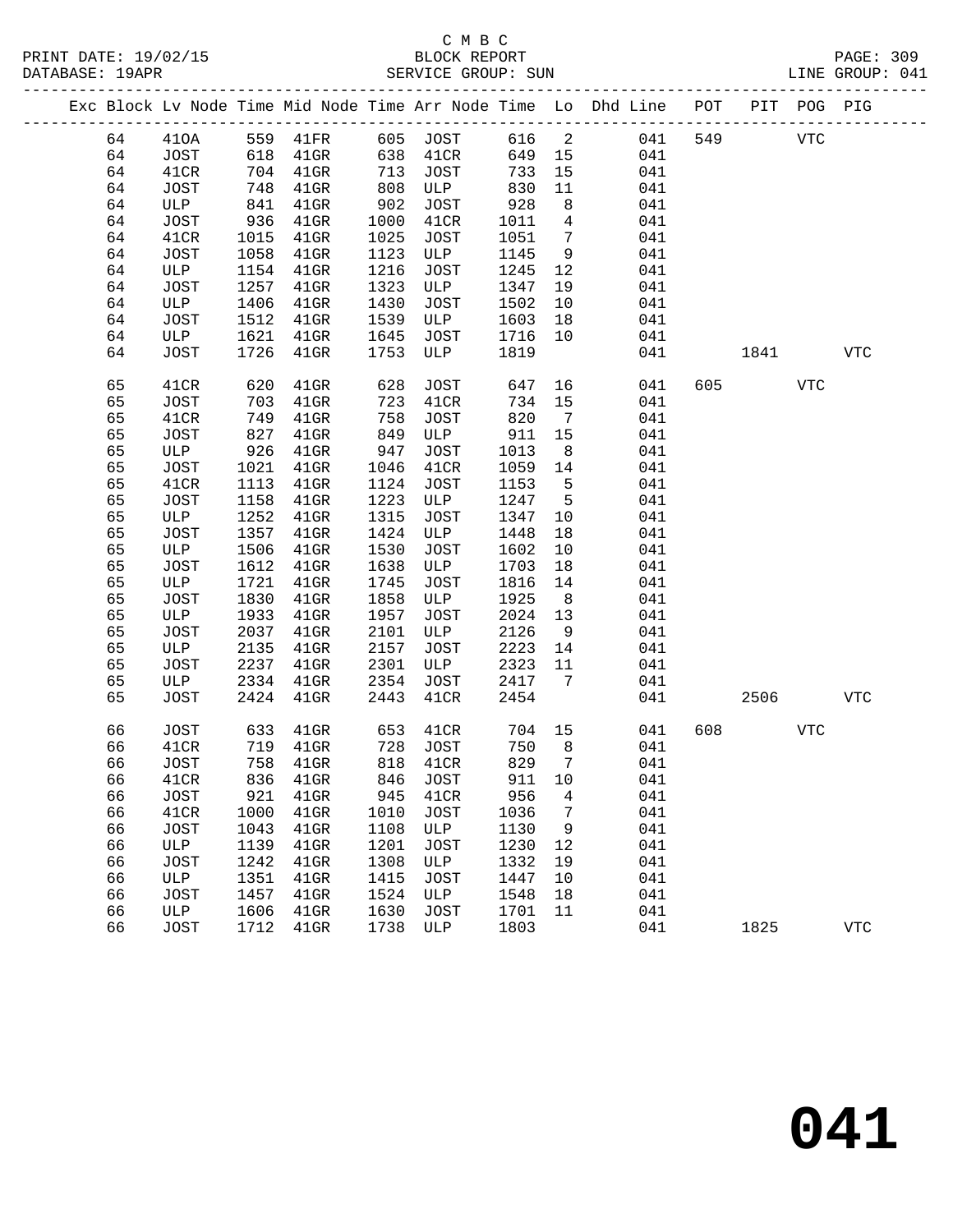C M B C

BLOCK REPORT

SERVICE GROUP: SUN

PRINT DATE: 19/02/15
DATABASE: 19APR

LINE GROUP: 041

| Exc | Block | Lv | Node | Time | Mid Node | Time | Arr Node | Time | Lo | Dhd Line | POT | PIT | POG | PIG |
|---|---|---|---|---|---|---|---|---|---|---|---|---|---|---|
| | 64 | | 41OA | 559 | 41FR | 605 | JOST | 616 | 2 | 041 | 549 | | VTC | |
| | 64 | | JOST | 618 | 41GR | 638 | 41CR | 649 | 15 | 041 | | | | |
| | 64 | | 41CR | 704 | 41GR | 713 | JOST | 733 | 15 | 041 | | | | |
| | 64 | | JOST | 748 | 41GR | 808 | ULP | 830 | 11 | 041 | | | | |
| | 64 | | ULP | 841 | 41GR | 902 | JOST | 928 | 8 | 041 | | | | |
| | 64 | | JOST | 936 | 41GR | 1000 | 41CR | 1011 | 4 | 041 | | | | |
| | 64 | | 41CR | 1015 | 41GR | 1025 | JOST | 1051 | 7 | 041 | | | | |
| | 64 | | JOST | 1058 | 41GR | 1123 | ULP | 1145 | 9 | 041 | | | | |
| | 64 | | ULP | 1154 | 41GR | 1216 | JOST | 1245 | 12 | 041 | | | | |
| | 64 | | JOST | 1257 | 41GR | 1323 | ULP | 1347 | 19 | 041 | | | | |
| | 64 | | ULP | 1406 | 41GR | 1430 | JOST | 1502 | 10 | 041 | | | | |
| | 64 | | JOST | 1512 | 41GR | 1539 | ULP | 1603 | 18 | 041 | | | | |
| | 64 | | ULP | 1621 | 41GR | 1645 | JOST | 1716 | 10 | 041 | | | | |
| | 64 | | JOST | 1726 | 41GR | 1753 | ULP | 1819 | | 041 | | 1841 | | VTC |
| | 65 | | 41CR | 620 | 41GR | 628 | JOST | 647 | 16 | 041 | 605 | | VTC | |
| | 65 | | JOST | 703 | 41GR | 723 | 41CR | 734 | 15 | 041 | | | | |
| | 65 | | 41CR | 749 | 41GR | 758 | JOST | 820 | 7 | 041 | | | | |
| | 65 | | JOST | 827 | 41GR | 849 | ULP | 911 | 15 | 041 | | | | |
| | 65 | | ULP | 926 | 41GR | 947 | JOST | 1013 | 8 | 041 | | | | |
| | 65 | | JOST | 1021 | 41GR | 1046 | 41CR | 1059 | 14 | 041 | | | | |
| | 65 | | 41CR | 1113 | 41GR | 1124 | JOST | 1153 | 5 | 041 | | | | |
| | 65 | | JOST | 1158 | 41GR | 1223 | ULP | 1247 | 5 | 041 | | | | |
| | 65 | | ULP | 1252 | 41GR | 1315 | JOST | 1347 | 10 | 041 | | | | |
| | 65 | | JOST | 1357 | 41GR | 1424 | ULP | 1448 | 18 | 041 | | | | |
| | 65 | | ULP | 1506 | 41GR | 1530 | JOST | 1602 | 10 | 041 | | | | |
| | 65 | | JOST | 1612 | 41GR | 1638 | ULP | 1703 | 18 | 041 | | | | |
| | 65 | | ULP | 1721 | 41GR | 1745 | JOST | 1816 | 14 | 041 | | | | |
| | 65 | | JOST | 1830 | 41GR | 1858 | ULP | 1925 | 8 | 041 | | | | |
| | 65 | | ULP | 1933 | 41GR | 1957 | JOST | 2024 | 13 | 041 | | | | |
| | 65 | | JOST | 2037 | 41GR | 2101 | ULP | 2126 | 9 | 041 | | | | |
| | 65 | | ULP | 2135 | 41GR | 2157 | JOST | 2223 | 14 | 041 | | | | |
| | 65 | | JOST | 2237 | 41GR | 2301 | ULP | 2323 | 11 | 041 | | | | |
| | 65 | | ULP | 2334 | 41GR | 2354 | JOST | 2417 | 7 | 041 | | | | |
| | 65 | | JOST | 2424 | 41GR | 2443 | 41CR | 2454 | | 041 | | 2506 | | VTC |
| | 66 | | JOST | 633 | 41GR | 653 | 41CR | 704 | 15 | 041 | 608 | | VTC | |
| | 66 | | 41CR | 719 | 41GR | 728 | JOST | 750 | 8 | 041 | | | | |
| | 66 | | JOST | 758 | 41GR | 818 | 41CR | 829 | 7 | 041 | | | | |
| | 66 | | 41CR | 836 | 41GR | 846 | JOST | 911 | 10 | 041 | | | | |
| | 66 | | JOST | 921 | 41GR | 945 | 41CR | 956 | 4 | 041 | | | | |
| | 66 | | 41CR | 1000 | 41GR | 1010 | JOST | 1036 | 7 | 041 | | | | |
| | 66 | | JOST | 1043 | 41GR | 1108 | ULP | 1130 | 9 | 041 | | | | |
| | 66 | | ULP | 1139 | 41GR | 1201 | JOST | 1230 | 12 | 041 | | | | |
| | 66 | | JOST | 1242 | 41GR | 1308 | ULP | 1332 | 19 | 041 | | | | |
| | 66 | | ULP | 1351 | 41GR | 1415 | JOST | 1447 | 10 | 041 | | | | |
| | 66 | | JOST | 1457 | 41GR | 1524 | ULP | 1548 | 18 | 041 | | | | |
| | 66 | | ULP | 1606 | 41GR | 1630 | JOST | 1701 | 11 | 041 | | | | |
| | 66 | | JOST | 1712 | 41GR | 1738 | ULP | 1803 | | 041 | | 1825 | | VTC |

# 041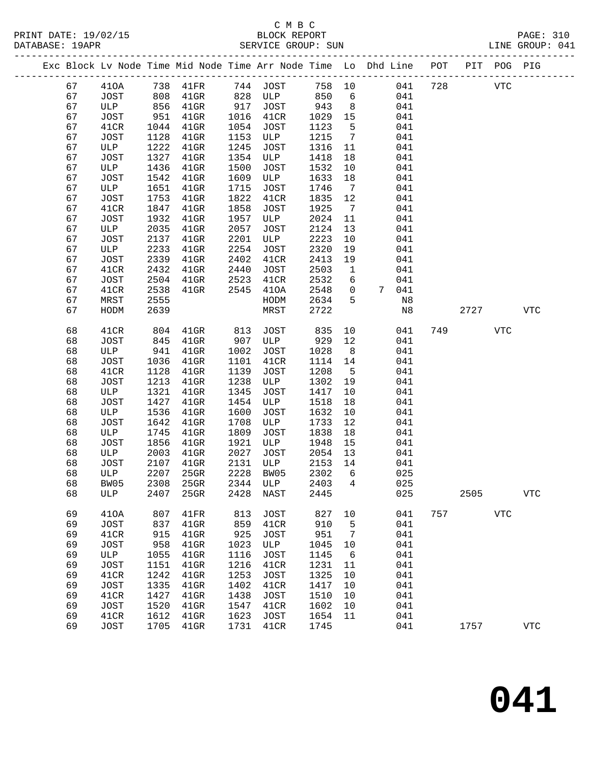C M B C
BLOCK REPORT
SERVICE GROUP: SUN

PRINT DATE: 19/02/15
DATABASE: 19APR
LINE GROUP: 041

| Exc | Block | Lv Node | Time | Mid Node | Time | Arr Node | Time | Lo | Dhd | Line | POT | PIT | POG | PIG |
|---|---|---|---|---|---|---|---|---|---|---|---|---|---|---|
| | 67 | 41OA | 738 | 41FR | 744 | JOST | 758 | 10 | | 041 | 728 | | VTC | |
| | 67 | JOST | 808 | 41GR | 828 | ULP | 850 | 6 | | 041 | | | | |
| | 67 | ULP | 856 | 41GR | 917 | JOST | 943 | 8 | | 041 | | | | |
| | 67 | JOST | 951 | 41GR | 1016 | 41CR | 1029 | 15 | | 041 | | | | |
| | 67 | 41CR | 1044 | 41GR | 1054 | JOST | 1123 | 5 | | 041 | | | | |
| | 67 | JOST | 1128 | 41GR | 1153 | ULP | 1215 | 7 | | 041 | | | | |
| | 67 | ULP | 1222 | 41GR | 1245 | JOST | 1316 | 11 | | 041 | | | | |
| | 67 | JOST | 1327 | 41GR | 1354 | ULP | 1418 | 18 | | 041 | | | | |
| | 67 | ULP | 1436 | 41GR | 1500 | JOST | 1532 | 10 | | 041 | | | | |
| | 67 | JOST | 1542 | 41GR | 1609 | ULP | 1633 | 18 | | 041 | | | | |
| | 67 | ULP | 1651 | 41GR | 1715 | JOST | 1746 | 7 | | 041 | | | | |
| | 67 | JOST | 1753 | 41GR | 1822 | 41CR | 1835 | 12 | | 041 | | | | |
| | 67 | 41CR | 1847 | 41GR | 1858 | JOST | 1925 | 7 | | 041 | | | | |
| | 67 | JOST | 1932 | 41GR | 1957 | ULP | 2024 | 11 | | 041 | | | | |
| | 67 | ULP | 2035 | 41GR | 2057 | JOST | 2124 | 13 | | 041 | | | | |
| | 67 | JOST | 2137 | 41GR | 2201 | ULP | 2223 | 10 | | 041 | | | | |
| | 67 | ULP | 2233 | 41GR | 2254 | JOST | 2320 | 19 | | 041 | | | | |
| | 67 | JOST | 2339 | 41GR | 2402 | 41CR | 2413 | 19 | | 041 | | | | |
| | 67 | 41CR | 2432 | 41GR | 2440 | JOST | 2503 | 1 | | 041 | | | | |
| | 67 | JOST | 2504 | 41GR | 2523 | 41CR | 2532 | 6 | | 041 | | | | |
| | 67 | 41CR | 2538 | 41GR | 2545 | 41OA | 2548 | 0 | 7 | 041 | | | | |
| | 67 | MRST | 2555 | | | HODM | 2634 | 5 | | N8 | | | | |
| | 67 | HODM | 2639 | | | MRST | 2722 | | | N8 | | 2727 | | VTC |
| | 68 | 41CR | 804 | 41GR | 813 | JOST | 835 | 10 | | 041 | 749 | | VTC | |
| | 68 | JOST | 845 | 41GR | 907 | ULP | 929 | 12 | | 041 | | | | |
| | 68 | ULP | 941 | 41GR | 1002 | JOST | 1028 | 8 | | 041 | | | | |
| | 68 | JOST | 1036 | 41GR | 1101 | 41CR | 1114 | 14 | | 041 | | | | |
| | 68 | 41CR | 1128 | 41GR | 1139 | JOST | 1208 | 5 | | 041 | | | | |
| | 68 | JOST | 1213 | 41GR | 1238 | ULP | 1302 | 19 | | 041 | | | | |
| | 68 | ULP | 1321 | 41GR | 1345 | JOST | 1417 | 10 | | 041 | | | | |
| | 68 | JOST | 1427 | 41GR | 1454 | ULP | 1518 | 18 | | 041 | | | | |
| | 68 | ULP | 1536 | 41GR | 1600 | JOST | 1632 | 10 | | 041 | | | | |
| | 68 | JOST | 1642 | 41GR | 1708 | ULP | 1733 | 12 | | 041 | | | | |
| | 68 | ULP | 1745 | 41GR | 1809 | JOST | 1838 | 18 | | 041 | | | | |
| | 68 | JOST | 1856 | 41GR | 1921 | ULP | 1948 | 15 | | 041 | | | | |
| | 68 | ULP | 2003 | 41GR | 2027 | JOST | 2054 | 13 | | 041 | | | | |
| | 68 | JOST | 2107 | 41GR | 2131 | ULP | 2153 | 14 | | 041 | | | | |
| | 68 | ULP | 2207 | 25GR | 2228 | BW05 | 2302 | 6 | | 025 | | | | |
| | 68 | BW05 | 2308 | 25GR | 2344 | ULP | 2403 | 4 | | 025 | | | | |
| | 68 | ULP | 2407 | 25GR | 2428 | NAST | 2445 | | | 025 | | 2505 | | VTC |
| | 69 | 41OA | 807 | 41FR | 813 | JOST | 827 | 10 | | 041 | 757 | | VTC | |
| | 69 | JOST | 837 | 41GR | 859 | 41CR | 910 | 5 | | 041 | | | | |
| | 69 | 41CR | 915 | 41GR | 925 | JOST | 951 | 7 | | 041 | | | | |
| | 69 | JOST | 958 | 41GR | 1023 | ULP | 1045 | 10 | | 041 | | | | |
| | 69 | ULP | 1055 | 41GR | 1116 | JOST | 1145 | 6 | | 041 | | | | |
| | 69 | JOST | 1151 | 41GR | 1216 | 41CR | 1231 | 11 | | 041 | | | | |
| | 69 | 41CR | 1242 | 41GR | 1253 | JOST | 1325 | 10 | | 041 | | | | |
| | 69 | JOST | 1335 | 41GR | 1402 | 41CR | 1417 | 10 | | 041 | | | | |
| | 69 | 41CR | 1427 | 41GR | 1438 | JOST | 1510 | 10 | | 041 | | | | |
| | 69 | JOST | 1520 | 41GR | 1547 | 41CR | 1602 | 10 | | 041 | | | | |
| | 69 | 41CR | 1612 | 41GR | 1623 | JOST | 1654 | 11 | | 041 | | | | |
| | 69 | JOST | 1705 | 41GR | 1731 | 41CR | 1745 | | | 041 | | 1757 | | VTC |

# 041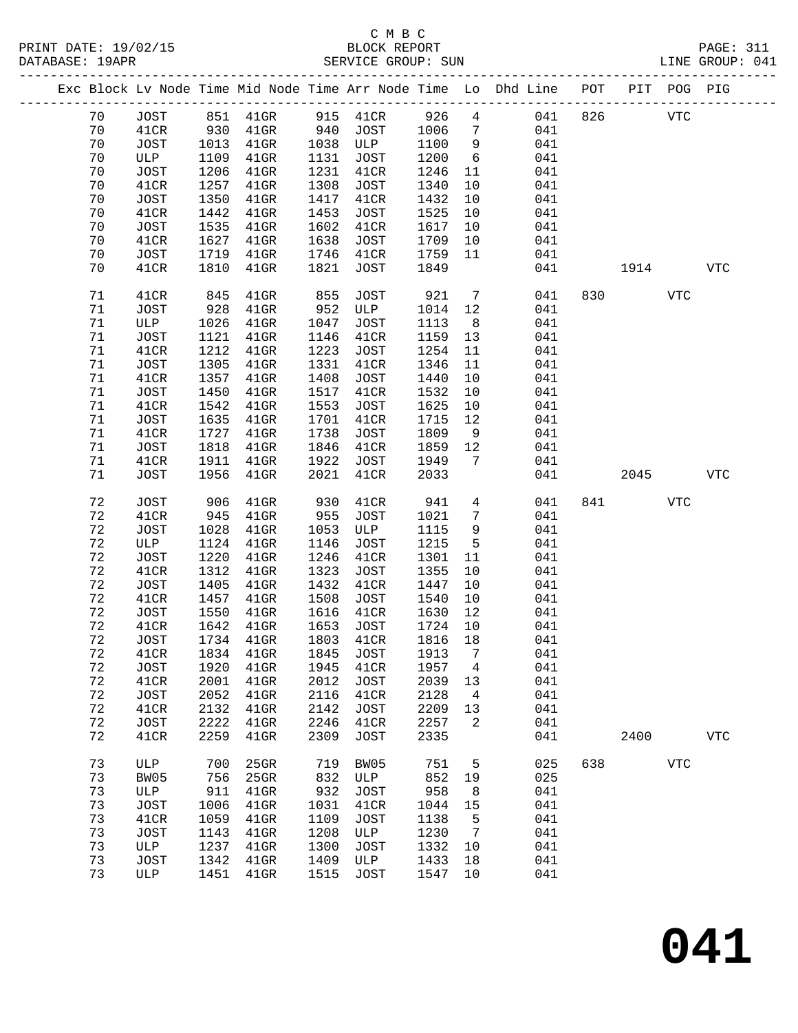C M B C

PRINT DATE: 19/02/15 BLOCK REPORT

DATABASE: 19APR SERVICE GROUP: SUN LINE GROUP: 041

| Exc | Block | Lv Node | Time | Mid Node | Time | Arr Node | Time | Lo | Dhd Line | POT | PIT | POG | PIG |
|---|---|---|---|---|---|---|---|---|---|---|---|---|---|
| | 70 | JOST | 851 | 41GR | 915 | 41CR | 926 | 4 | 041 | 826 | | VTC | |
| | 70 | 41CR | 930 | 41GR | 940 | JOST | 1006 | 7 | 041 | | | | |
| | 70 | JOST | 1013 | 41GR | 1038 | ULP | 1100 | 9 | 041 | | | | |
| | 70 | ULP | 1109 | 41GR | 1131 | JOST | 1200 | 6 | 041 | | | | |
| | 70 | JOST | 1206 | 41GR | 1231 | 41CR | 1246 | 11 | 041 | | | | |
| | 70 | 41CR | 1257 | 41GR | 1308 | JOST | 1340 | 10 | 041 | | | | |
| | 70 | JOST | 1350 | 41GR | 1417 | 41CR | 1432 | 10 | 041 | | | | |
| | 70 | 41CR | 1442 | 41GR | 1453 | JOST | 1525 | 10 | 041 | | | | |
| | 70 | JOST | 1535 | 41GR | 1602 | 41CR | 1617 | 10 | 041 | | | | |
| | 70 | 41CR | 1627 | 41GR | 1638 | JOST | 1709 | 10 | 041 | | | | |
| | 70 | JOST | 1719 | 41GR | 1746 | 41CR | 1759 | 11 | 041 | | | | |
| | 70 | 41CR | 1810 | 41GR | 1821 | JOST | 1849 | | 041 | | 1914 | | VTC |
| | 71 | 41CR | 845 | 41GR | 855 | JOST | 921 | 7 | 041 | 830 | | VTC | |
| | 71 | JOST | 928 | 41GR | 952 | ULP | 1014 | 12 | 041 | | | | |
| | 71 | ULP | 1026 | 41GR | 1047 | JOST | 1113 | 8 | 041 | | | | |
| | 71 | JOST | 1121 | 41GR | 1146 | 41CR | 1159 | 13 | 041 | | | | |
| | 71 | 41CR | 1212 | 41GR | 1223 | JOST | 1254 | 11 | 041 | | | | |
| | 71 | JOST | 1305 | 41GR | 1331 | 41CR | 1346 | 11 | 041 | | | | |
| | 71 | 41CR | 1357 | 41GR | 1408 | JOST | 1440 | 10 | 041 | | | | |
| | 71 | JOST | 1450 | 41GR | 1517 | 41CR | 1532 | 10 | 041 | | | | |
| | 71 | 41CR | 1542 | 41GR | 1553 | JOST | 1625 | 10 | 041 | | | | |
| | 71 | JOST | 1635 | 41GR | 1701 | 41CR | 1715 | 12 | 041 | | | | |
| | 71 | 41CR | 1727 | 41GR | 1738 | JOST | 1809 | 9 | 041 | | | | |
| | 71 | JOST | 1818 | 41GR | 1846 | 41CR | 1859 | 12 | 041 | | | | |
| | 71 | 41CR | 1911 | 41GR | 1922 | JOST | 1949 | 7 | 041 | | | | |
| | 71 | JOST | 1956 | 41GR | 2021 | 41CR | 2033 | | 041 | | 2045 | | VTC |
| | 72 | JOST | 906 | 41GR | 930 | 41CR | 941 | 4 | 041 | 841 | | VTC | |
| | 72 | 41CR | 945 | 41GR | 955 | JOST | 1021 | 7 | 041 | | | | |
| | 72 | JOST | 1028 | 41GR | 1053 | ULP | 1115 | 9 | 041 | | | | |
| | 72 | ULP | 1124 | 41GR | 1146 | JOST | 1215 | 5 | 041 | | | | |
| | 72 | JOST | 1220 | 41GR | 1246 | 41CR | 1301 | 11 | 041 | | | | |
| | 72 | 41CR | 1312 | 41GR | 1323 | JOST | 1355 | 10 | 041 | | | | |
| | 72 | JOST | 1405 | 41GR | 1432 | 41CR | 1447 | 10 | 041 | | | | |
| | 72 | 41CR | 1457 | 41GR | 1508 | JOST | 1540 | 10 | 041 | | | | |
| | 72 | JOST | 1550 | 41GR | 1616 | 41CR | 1630 | 12 | 041 | | | | |
| | 72 | 41CR | 1642 | 41GR | 1653 | JOST | 1724 | 10 | 041 | | | | |
| | 72 | JOST | 1734 | 41GR | 1803 | 41CR | 1816 | 18 | 041 | | | | |
| | 72 | 41CR | 1834 | 41GR | 1845 | JOST | 1913 | 7 | 041 | | | | |
| | 72 | JOST | 1920 | 41GR | 1945 | 41CR | 1957 | 4 | 041 | | | | |
| | 72 | 41CR | 2001 | 41GR | 2012 | JOST | 2039 | 13 | 041 | | | | |
| | 72 | JOST | 2052 | 41GR | 2116 | 41CR | 2128 | 4 | 041 | | | | |
| | 72 | 41CR | 2132 | 41GR | 2142 | JOST | 2209 | 13 | 041 | | | | |
| | 72 | JOST | 2222 | 41GR | 2246 | 41CR | 2257 | 2 | 041 | | | | |
| | 72 | 41CR | 2259 | 41GR | 2309 | JOST | 2335 | | 041 | | 2400 | | VTC |
| | 73 | ULP | 700 | 25GR | 719 | BW05 | 751 | 5 | 025 | 638 | | VTC | |
| | 73 | BW05 | 756 | 25GR | 832 | ULP | 852 | 19 | 025 | | | | |
| | 73 | ULP | 911 | 41GR | 932 | JOST | 958 | 8 | 041 | | | | |
| | 73 | JOST | 1006 | 41GR | 1031 | 41CR | 1044 | 15 | 041 | | | | |
| | 73 | 41CR | 1059 | 41GR | 1109 | JOST | 1138 | 5 | 041 | | | | |
| | 73 | JOST | 1143 | 41GR | 1208 | ULP | 1230 | 7 | 041 | | | | |
| | 73 | ULP | 1237 | 41GR | 1300 | JOST | 1332 | 10 | 041 | | | | |
| | 73 | JOST | 1342 | 41GR | 1409 | ULP | 1433 | 18 | 041 | | | | |
| | 73 | ULP | 1451 | 41GR | 1515 | JOST | 1547 | 10 | 041 | | | | |

# 041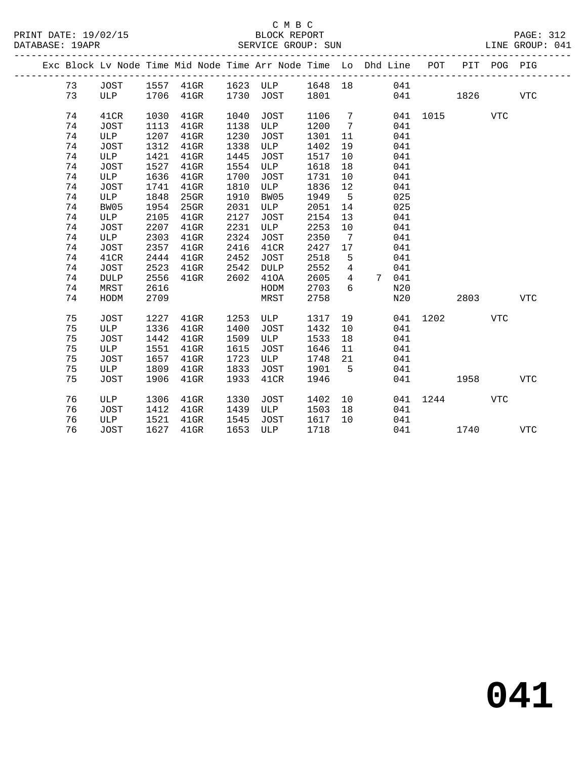C M B C
BLOCK REPORT
SERVICE GROUP: SUN

PRINT DATE: 19/02/15
DATABASE: 19APR
LINE GROUP: 041

| Exc | Block | Lv | Node | Time | Mid Node | Time | Arr Node | Time | Lo | Dhd | Line | POT | PIT | POG | PIG |
|---|---|---|---|---|---|---|---|---|---|---|---|---|---|---|---|
| | 73 | | JOST | 1557 | 41GR | 1623 | ULP | 1648 | 18 | | 041 | | | | |
| | 73 | | ULP | 1706 | 41GR | 1730 | JOST | 1801 | | | 041 | | 1826 | | VTC |
| | 74 | | 41CR | 1030 | 41GR | 1040 | JOST | 1106 | 7 | | 041 | 1015 | | VTC | |
| | 74 | | JOST | 1113 | 41GR | 1138 | ULP | 1200 | 7 | | 041 | | | | |
| | 74 | | ULP | 1207 | 41GR | 1230 | JOST | 1301 | 11 | | 041 | | | | |
| | 74 | | JOST | 1312 | 41GR | 1338 | ULP | 1402 | 19 | | 041 | | | | |
| | 74 | | ULP | 1421 | 41GR | 1445 | JOST | 1517 | 10 | | 041 | | | | |
| | 74 | | JOST | 1527 | 41GR | 1554 | ULP | 1618 | 18 | | 041 | | | | |
| | 74 | | ULP | 1636 | 41GR | 1700 | JOST | 1731 | 10 | | 041 | | | | |
| | 74 | | JOST | 1741 | 41GR | 1810 | ULP | 1836 | 12 | | 041 | | | | |
| | 74 | | ULP | 1848 | 25GR | 1910 | BW05 | 1949 | 5 | | 025 | | | | |
| | 74 | | BW05 | 1954 | 25GR | 2031 | ULP | 2051 | 14 | | 025 | | | | |
| | 74 | | ULP | 2105 | 41GR | 2127 | JOST | 2154 | 13 | | 041 | | | | |
| | 74 | | JOST | 2207 | 41GR | 2231 | ULP | 2253 | 10 | | 041 | | | | |
| | 74 | | ULP | 2303 | 41GR | 2324 | JOST | 2350 | 7 | | 041 | | | | |
| | 74 | | JOST | 2357 | 41GR | 2416 | 41CR | 2427 | 17 | | 041 | | | | |
| | 74 | | 41CR | 2444 | 41GR | 2452 | JOST | 2518 | 5 | | 041 | | | | |
| | 74 | | JOST | 2523 | 41GR | 2542 | DULP | 2552 | 4 | | 041 | | | | |
| | 74 | | DULP | 2556 | 41GR | 2602 | 41OA | 2605 | 4 | 7 | 041 | | | | |
| | 74 | | MRST | 2616 | | | HODM | 2703 | 6 | | N20 | | | | |
| | 74 | | HODM | 2709 | | | MRST | 2758 | | | N20 | | 2803 | | VTC |
| | 75 | | JOST | 1227 | 41GR | 1253 | ULP | 1317 | 19 | | 041 | 1202 | | VTC | |
| | 75 | | ULP | 1336 | 41GR | 1400 | JOST | 1432 | 10 | | 041 | | | | |
| | 75 | | JOST | 1442 | 41GR | 1509 | ULP | 1533 | 18 | | 041 | | | | |
| | 75 | | ULP | 1551 | 41GR | 1615 | JOST | 1646 | 11 | | 041 | | | | |
| | 75 | | JOST | 1657 | 41GR | 1723 | ULP | 1748 | 21 | | 041 | | | | |
| | 75 | | ULP | 1809 | 41GR | 1833 | JOST | 1901 | 5 | | 041 | | | | |
| | 75 | | JOST | 1906 | 41GR | 1933 | 41CR | 1946 | | | 041 | | 1958 | | VTC |
| | 76 | | ULP | 1306 | 41GR | 1330 | JOST | 1402 | 10 | | 041 | 1244 | | VTC | |
| | 76 | | JOST | 1412 | 41GR | 1439 | ULP | 1503 | 18 | | 041 | | | | |
| | 76 | | ULP | 1521 | 41GR | 1545 | JOST | 1617 | 10 | | 041 | | | | |
| | 76 | | JOST | 1627 | 41GR | 1653 | ULP | 1718 | | | 041 | | 1740 | | VTC |

**041**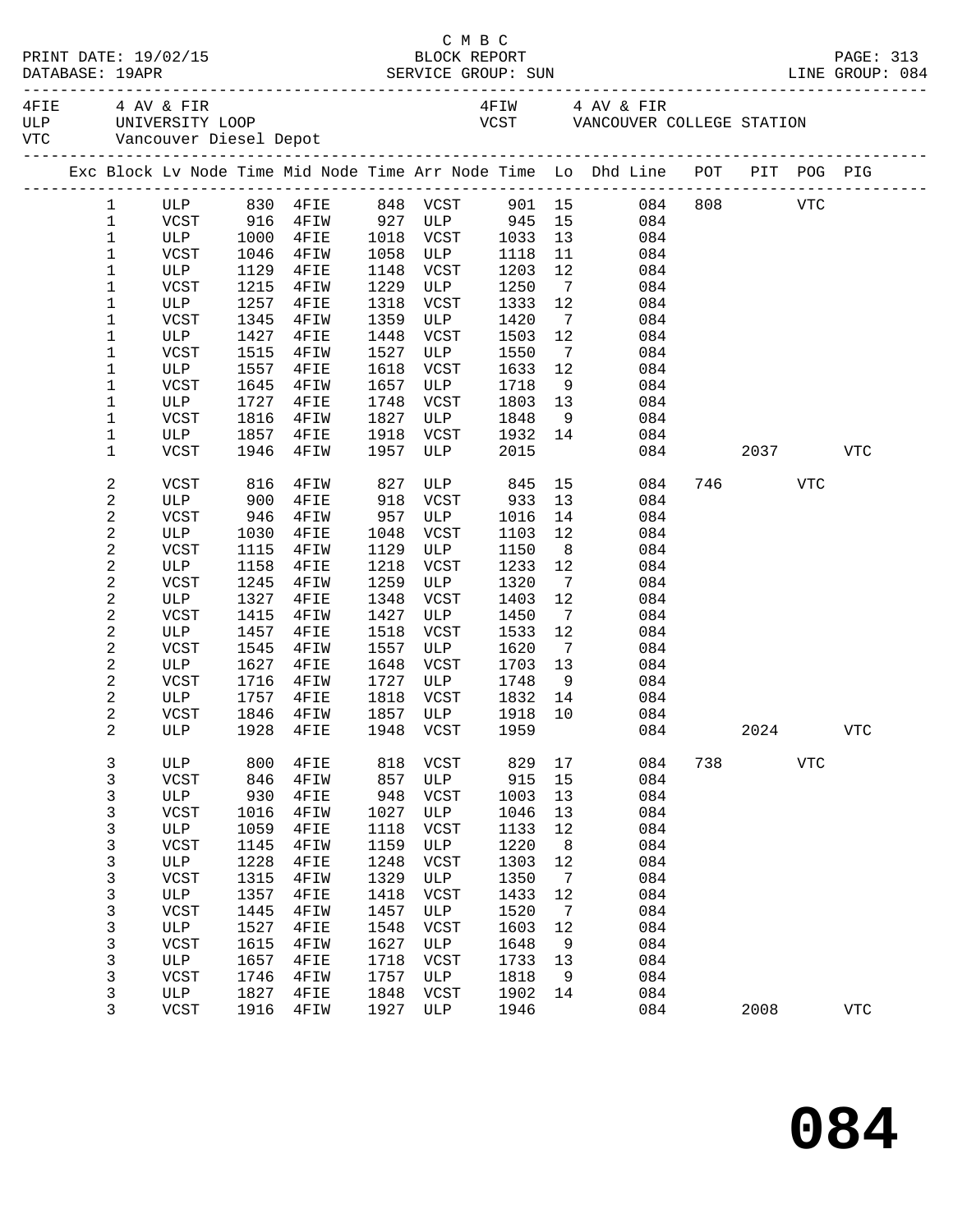C M B C
BLOCK REPORT
SERVICE GROUP: SUN

PRINT DATE: 19/02/15
DATABASE: 19APR
LINE GROUP: 084

4FIE 4 AV & FIR
ULP UNIVERSITY LOOP
VTC Vancouver Diesel Depot

4FIW 4 AV & FIR
VCST VANCOUVER COLLEGE STATION

| Exc | Block | Lv Node | Time | Mid Node | Time | Arr Node | Time | Lo | Dhd Line | POT | PIT | POG | PIG |
|---|---|---|---|---|---|---|---|---|---|---|---|---|---|
| | 1 | ULP | 830 | 4FIE | 848 | VCST | 901 | 15 | 084 | 808 | | VTC | |
| | 1 | VCST | 916 | 4FIW | 927 | ULP | 945 | 15 | 084 | | | | |
| | 1 | ULP | 1000 | 4FIE | 1018 | VCST | 1033 | 13 | 084 | | | | |
| | 1 | VCST | 1046 | 4FIW | 1058 | ULP | 1118 | 11 | 084 | | | | |
| | 1 | ULP | 1129 | 4FIE | 1148 | VCST | 1203 | 12 | 084 | | | | |
| | 1 | VCST | 1215 | 4FIW | 1229 | ULP | 1250 | 7 | 084 | | | | |
| | 1 | ULP | 1257 | 4FIE | 1318 | VCST | 1333 | 12 | 084 | | | | |
| | 1 | VCST | 1345 | 4FIW | 1359 | ULP | 1420 | 7 | 084 | | | | |
| | 1 | ULP | 1427 | 4FIE | 1448 | VCST | 1503 | 12 | 084 | | | | |
| | 1 | VCST | 1515 | 4FIW | 1527 | ULP | 1550 | 7 | 084 | | | | |
| | 1 | ULP | 1557 | 4FIE | 1618 | VCST | 1633 | 12 | 084 | | | | |
| | 1 | VCST | 1645 | 4FIW | 1657 | ULP | 1718 | 9 | 084 | | | | |
| | 1 | ULP | 1727 | 4FIE | 1748 | VCST | 1803 | 13 | 084 | | | | |
| | 1 | VCST | 1816 | 4FIW | 1827 | ULP | 1848 | 9 | 084 | | | | |
| | 1 | ULP | 1857 | 4FIE | 1918 | VCST | 1932 | 14 | 084 | | | | |
| | 1 | VCST | 1946 | 4FIW | 1957 | ULP | 2015 | | 084 | | 2037 | | VTC |
| | 2 | VCST | 816 | 4FIW | 827 | ULP | 845 | 15 | 084 | 746 | | VTC | |
| | 2 | ULP | 900 | 4FIE | 918 | VCST | 933 | 13 | 084 | | | | |
| | 2 | VCST | 946 | 4FIW | 957 | ULP | 1016 | 14 | 084 | | | | |
| | 2 | ULP | 1030 | 4FIE | 1048 | VCST | 1103 | 12 | 084 | | | | |
| | 2 | VCST | 1115 | 4FIW | 1129 | ULP | 1150 | 8 | 084 | | | | |
| | 2 | ULP | 1158 | 4FIE | 1218 | VCST | 1233 | 12 | 084 | | | | |
| | 2 | VCST | 1245 | 4FIW | 1259 | ULP | 1320 | 7 | 084 | | | | |
| | 2 | ULP | 1327 | 4FIE | 1348 | VCST | 1403 | 12 | 084 | | | | |
| | 2 | VCST | 1415 | 4FIW | 1427 | ULP | 1450 | 7 | 084 | | | | |
| | 2 | ULP | 1457 | 4FIE | 1518 | VCST | 1533 | 12 | 084 | | | | |
| | 2 | VCST | 1545 | 4FIW | 1557 | ULP | 1620 | 7 | 084 | | | | |
| | 2 | ULP | 1627 | 4FIE | 1648 | VCST | 1703 | 13 | 084 | | | | |
| | 2 | VCST | 1716 | 4FIW | 1727 | ULP | 1748 | 9 | 084 | | | | |
| | 2 | ULP | 1757 | 4FIE | 1818 | VCST | 1832 | 14 | 084 | | | | |
| | 2 | VCST | 1846 | 4FIW | 1857 | ULP | 1918 | 10 | 084 | | | | |
| | 2 | ULP | 1928 | 4FIE | 1948 | VCST | 1959 | | 084 | | 2024 | | VTC |
| | 3 | ULP | 800 | 4FIE | 818 | VCST | 829 | 17 | 084 | 738 | | VTC | |
| | 3 | VCST | 846 | 4FIW | 857 | ULP | 915 | 15 | 084 | | | | |
| | 3 | ULP | 930 | 4FIE | 948 | VCST | 1003 | 13 | 084 | | | | |
| | 3 | VCST | 1016 | 4FIW | 1027 | ULP | 1046 | 13 | 084 | | | | |
| | 3 | ULP | 1059 | 4FIE | 1118 | VCST | 1133 | 12 | 084 | | | | |
| | 3 | VCST | 1145 | 4FIW | 1159 | ULP | 1220 | 8 | 084 | | | | |
| | 3 | ULP | 1228 | 4FIE | 1248 | VCST | 1303 | 12 | 084 | | | | |
| | 3 | VCST | 1315 | 4FIW | 1329 | ULP | 1350 | 7 | 084 | | | | |
| | 3 | ULP | 1357 | 4FIE | 1418 | VCST | 1433 | 12 | 084 | | | | |
| | 3 | VCST | 1445 | 4FIW | 1457 | ULP | 1520 | 7 | 084 | | | | |
| | 3 | ULP | 1527 | 4FIE | 1548 | VCST | 1603 | 12 | 084 | | | | |
| | 3 | VCST | 1615 | 4FIW | 1627 | ULP | 1648 | 9 | 084 | | | | |
| | 3 | ULP | 1657 | 4FIE | 1718 | VCST | 1733 | 13 | 084 | | | | |
| | 3 | VCST | 1746 | 4FIW | 1757 | ULP | 1818 | 9 | 084 | | | | |
| | 3 | ULP | 1827 | 4FIE | 1848 | VCST | 1902 | 14 | 084 | | | | |
| | 3 | VCST | 1916 | 4FIW | 1927 | ULP | 1946 | | 084 | | 2008 | | VTC |

# 084